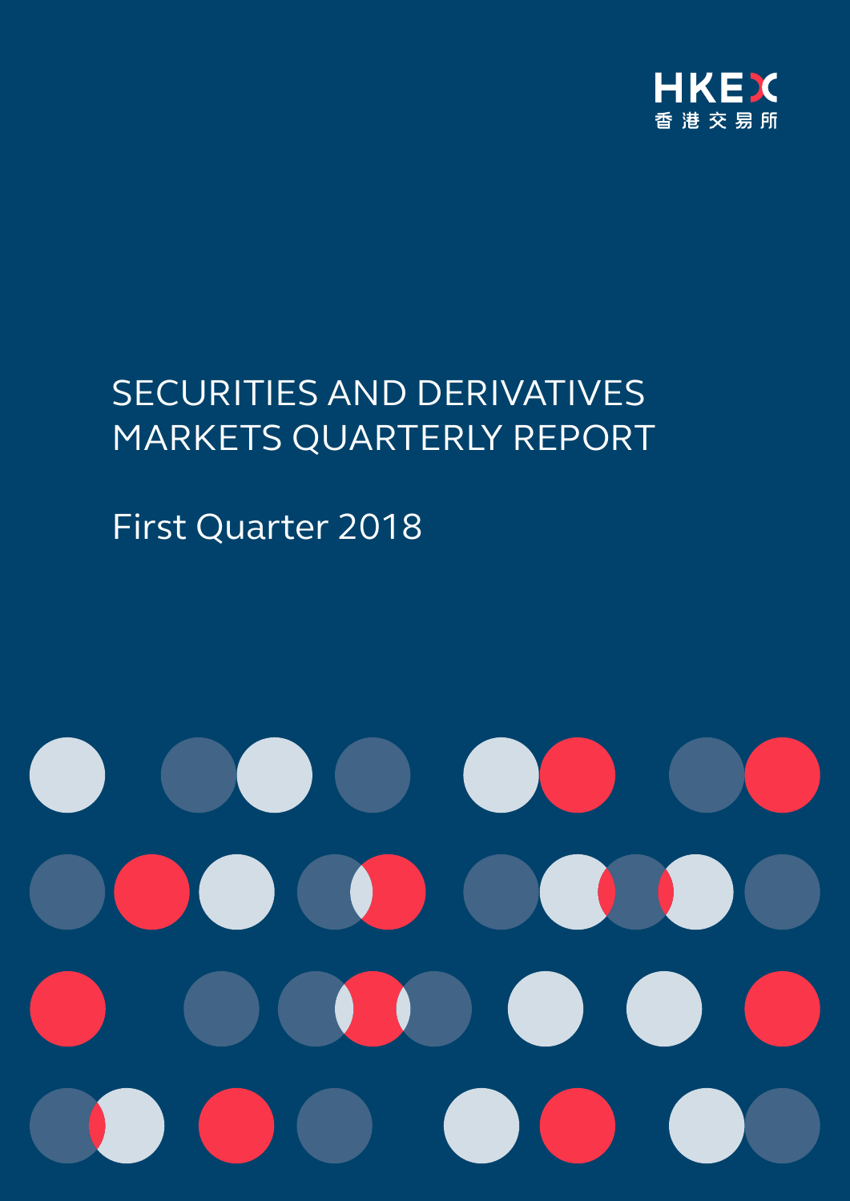HKEX
香港交易所

# SECURITIES AND DERIVATIVES MARKETS QUARTERLY REPORT

## First Quarter 2018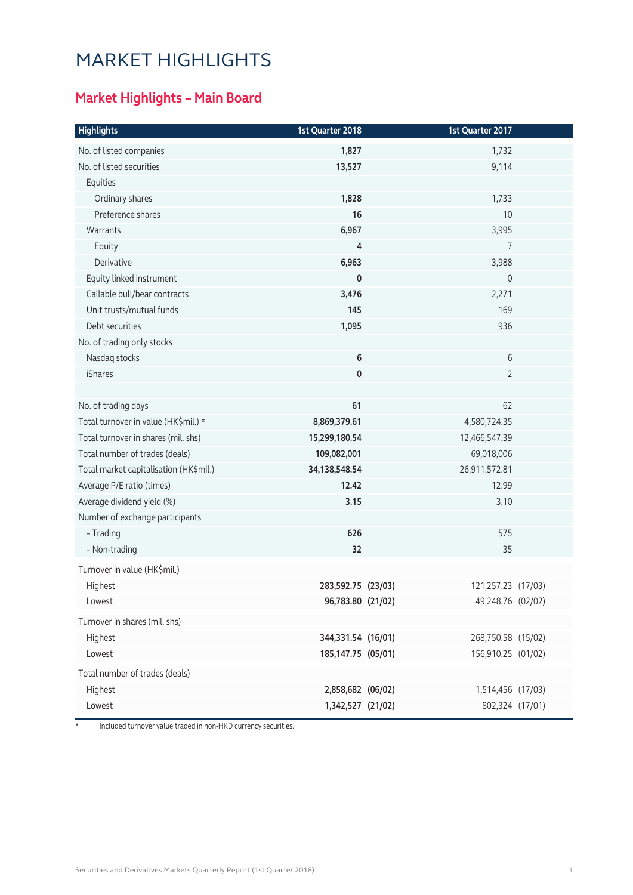# MARKET HIGHLIGHTS

## Market Highlights – Main Board

| Highlights | 1st Quarter 2018 | | 1st Quarter 2017 | |
|---|---|---|---|---|
| No. of listed companies | **1,827** | | 1,732 | |
| No. of listed securities | **13,527** | | 9,114 | |
| Equities | | | | |
| Ordinary shares | **1,828** | | 1,733 | |
| Preference shares | **16** | | 10 | |
| Warrants | **6,967** | | 3,995 | |
| Equity | **4** | | 7 | |
| Derivative | **6,963** | | 3,988 | |
| Equity linked instrument | **0** | | 0 | |
| Callable bull/bear contracts | **3,476** | | 2,271 | |
| Unit trusts/mutual funds | **145** | | 169 | |
| Debt securities | **1,095** | | 936 | |
| No. of trading only stocks | | | | |
| Nasdaq stocks | **6** | | 6 | |
| iShares | **0** | | 2 | |
| | | | | |
| No. of trading days | **61** | | 62 | |
| Total turnover in value (HK$mil.) * | **8,869,379.61** | | 4,580,724.35 | |
| Total turnover in shares (mil. shs) | **15,299,180.54** | | 12,466,547.39 | |
| Total number of trades (deals) | **109,082,001** | | 69,018,006 | |
| Total market capitalisation (HK$mil.) | **34,138,548.54** | | 26,911,572.81 | |
| Average P/E ratio (times) | **12.42** | | 12.99 | |
| Average dividend yield (%) | **3.15** | | 3.10 | |
| Number of exchange participants | | | | |
| – Trading | **626** | | 575 | |
| – Non-trading | **32** | | 35 | |
| Turnover in value (HK$mil.) | | | | |
| Highest | **283,592.75** | **(23/03)** | 121,257.23 | (17/03) |
| Lowest | **96,783.80** | **(21/02)** | 49,248.76 | (02/02) |
| Turnover in shares (mil. shs) | | | | |
| Highest | **344,331.54** | **(16/01)** | 268,750.58 | (15/02) |
| Lowest | **185,147.75** | **(05/01)** | 156,910.25 | (01/02) |
| Total number of trades (deals) | | | | |
| Highest | **2,858,682** | **(06/02)** | 1,514,456 | (17/03) |
| Lowest | **1,342,527** | **(21/02)** | 802,324 | (17/01) |

\* Included turnover value traded in non-HKD currency securities.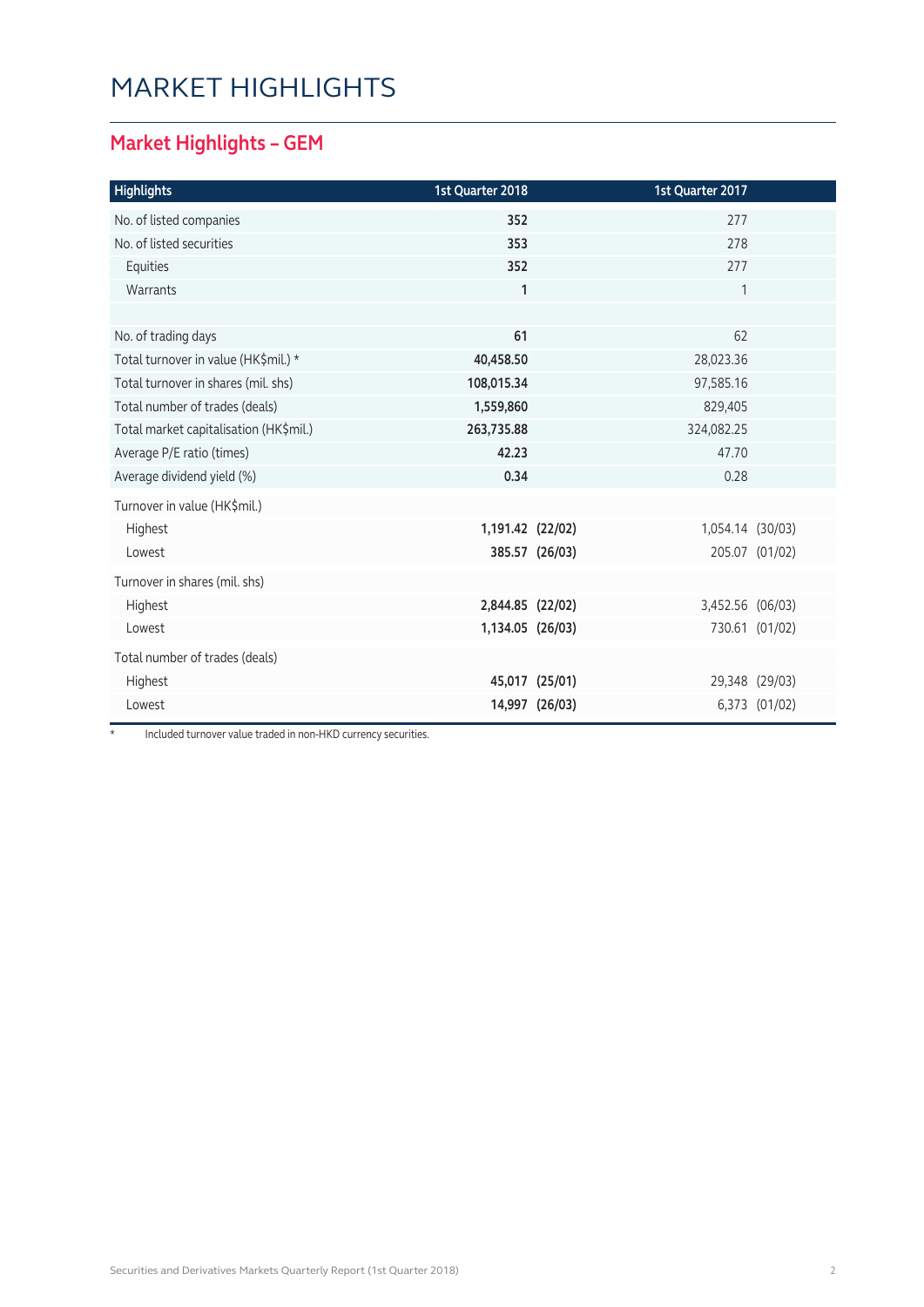# MARKET HIGHLIGHTS

## Market Highlights – GEM

| Highlights | 1st Quarter 2018 | | 1st Quarter 2017 | |
|---|---|---|---|---|
| No. of listed companies | **352** | | 277 | |
| No. of listed securities | **353** | | 278 | |
| Equities | **352** | | 277 | |
| Warrants | **1** | | 1 | |
| | | | | |
| No. of trading days | **61** | | 62 | |
| Total turnover in value (HK$mil.) * | **40,458.50** | | 28,023.36 | |
| Total turnover in shares (mil. shs) | **108,015.34** | | 97,585.16 | |
| Total number of trades (deals) | **1,559,860** | | 829,405 | |
| Total market capitalisation (HK$mil.) | **263,735.88** | | 324,082.25 | |
| Average P/E ratio (times) | **42.23** | | 47.70 | |
| Average dividend yield (%) | **0.34** | | 0.28 | |
| Turnover in value (HK$mil.) | | | | |
| Highest | **1,191.42** | **(22/02)** | 1,054.14 | (30/03) |
| Lowest | **385.57** | **(26/03)** | 205.07 | (01/02) |
| Turnover in shares (mil. shs) | | | | |
| Highest | **2,844.85** | **(22/02)** | 3,452.56 | (06/03) |
| Lowest | **1,134.05** | **(26/03)** | 730.61 | (01/02) |
| Total number of trades (deals) | | | | |
| Highest | **45,017** | **(25/01)** | 29,348 | (29/03) |
| Lowest | **14,997** | **(26/03)** | 6,373 | (01/02) |

* Included turnover value traded in non-HKD currency securities.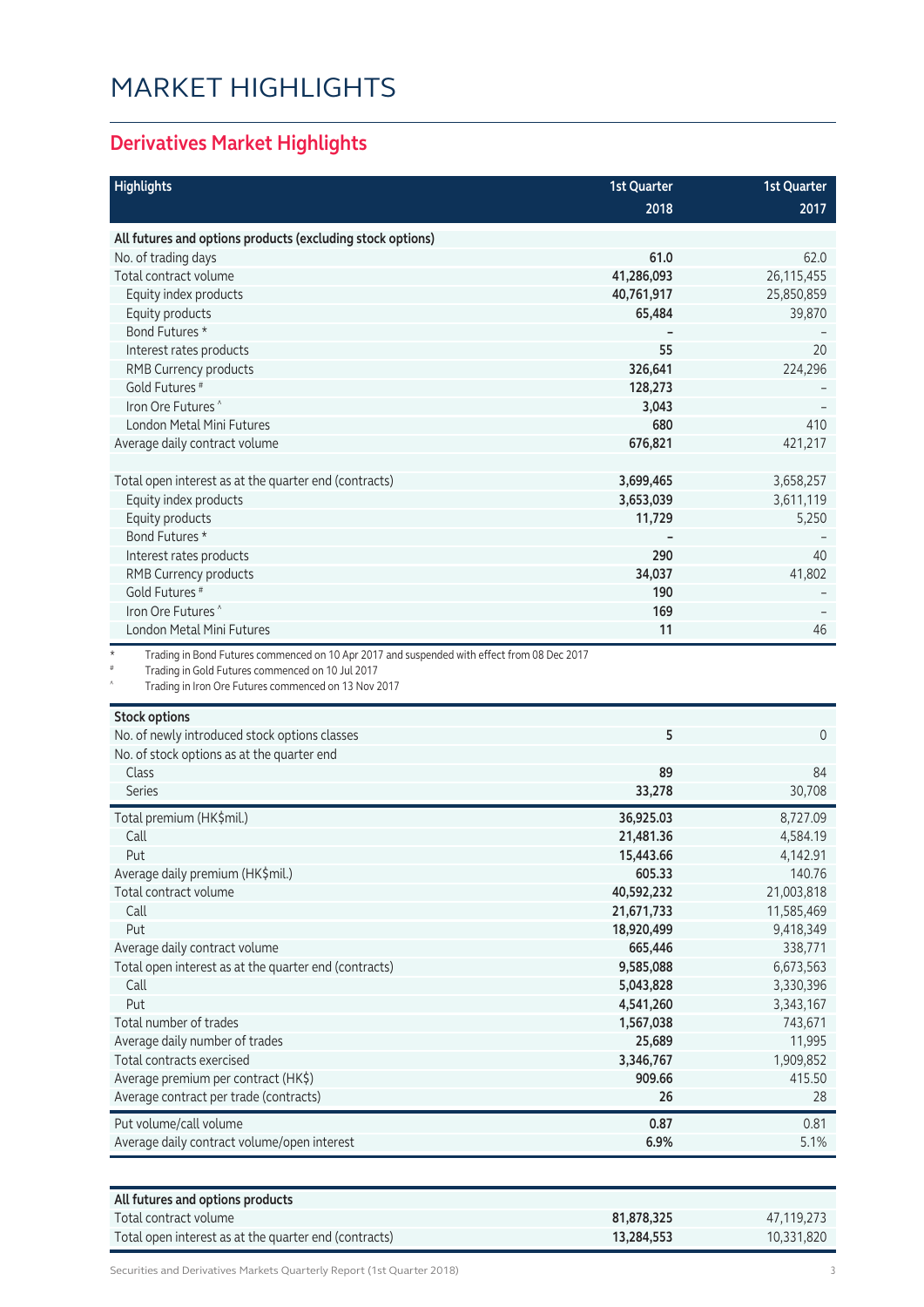# MARKET HIGHLIGHTS

## Derivatives Market Highlights

| Highlights | 1st Quarter 2018 | 1st Quarter 2017 |
|---|---|---|
| **All futures and options products (excluding stock options)** | | |
| No. of trading days | **61.0** | 62.0 |
| Total contract volume | **41,286,093** | 26,115,455 |
| Equity index products | **40,761,917** | 25,850,859 |
| Equity products | **65,484** | 39,870 |
| Bond Futures * | **–** | – |
| Interest rates products | **55** | 20 |
| RMB Currency products | **326,641** | 224,296 |
| Gold Futures # | **128,273** | – |
| Iron Ore Futures ^ | **3,043** | – |
| London Metal Mini Futures | **680** | 410 |
| Average daily contract volume | **676,821** | 421,217 |
| | | |
| Total open interest as at the quarter end (contracts) | **3,699,465** | 3,658,257 |
| Equity index products | **3,653,039** | 3,611,119 |
| Equity products | **11,729** | 5,250 |
| Bond Futures * | **–** | – |
| Interest rates products | **290** | 40 |
| RMB Currency products | **34,037** | 41,802 |
| Gold Futures # | **190** | – |
| Iron Ore Futures ^ | **169** | – |
| London Metal Mini Futures | **11** | 46 |

\* Trading in Bond Futures commenced on 10 Apr 2017 and suspended with effect from 08 Dec 2017

\# Trading in Gold Futures commenced on 10 Jul 2017

^ Trading in Iron Ore Futures commenced on 13 Nov 2017

| Stock options | 1st Quarter 2018 | 1st Quarter 2017 |
|---|---|---|
| No. of newly introduced stock options classes | **5** | 0 |
| No. of stock options as at the quarter end | | |
| Class | **89** | 84 |
| Series | **33,278** | 30,708 |
| Total premium (HK$mil.) | **36,925.03** | 8,727.09 |
| Call | **21,481.36** | 4,584.19 |
| Put | **15,443.66** | 4,142.91 |
| Average daily premium (HK$mil.) | **605.33** | 140.76 |
| Total contract volume | **40,592,232** | 21,003,818 |
| Call | **21,671,733** | 11,585,469 |
| Put | **18,920,499** | 9,418,349 |
| Average daily contract volume | **665,446** | 338,771 |
| Total open interest as at the quarter end (contracts) | **9,585,088** | 6,673,563 |
| Call | **5,043,828** | 3,330,396 |
| Put | **4,541,260** | 3,343,167 |
| Total number of trades | **1,567,038** | 743,671 |
| Average daily number of trades | **25,689** | 11,995 |
| Total contracts exercised | **3,346,767** | 1,909,852 |
| Average premium per contract (HK$) | **909.66** | 415.50 |
| Average contract per trade (contracts) | **26** | 28 |
| Put volume/call volume | **0.87** | 0.81 |
| Average daily contract volume/open interest | **6.9%** | 5.1% |

| All futures and options products | 1st Quarter 2018 | 1st Quarter 2017 |
|---|---|---|
| Total contract volume | **81,878,325** | 47,119,273 |
| Total open interest as at the quarter end (contracts) | **13,284,553** | 10,331,820 |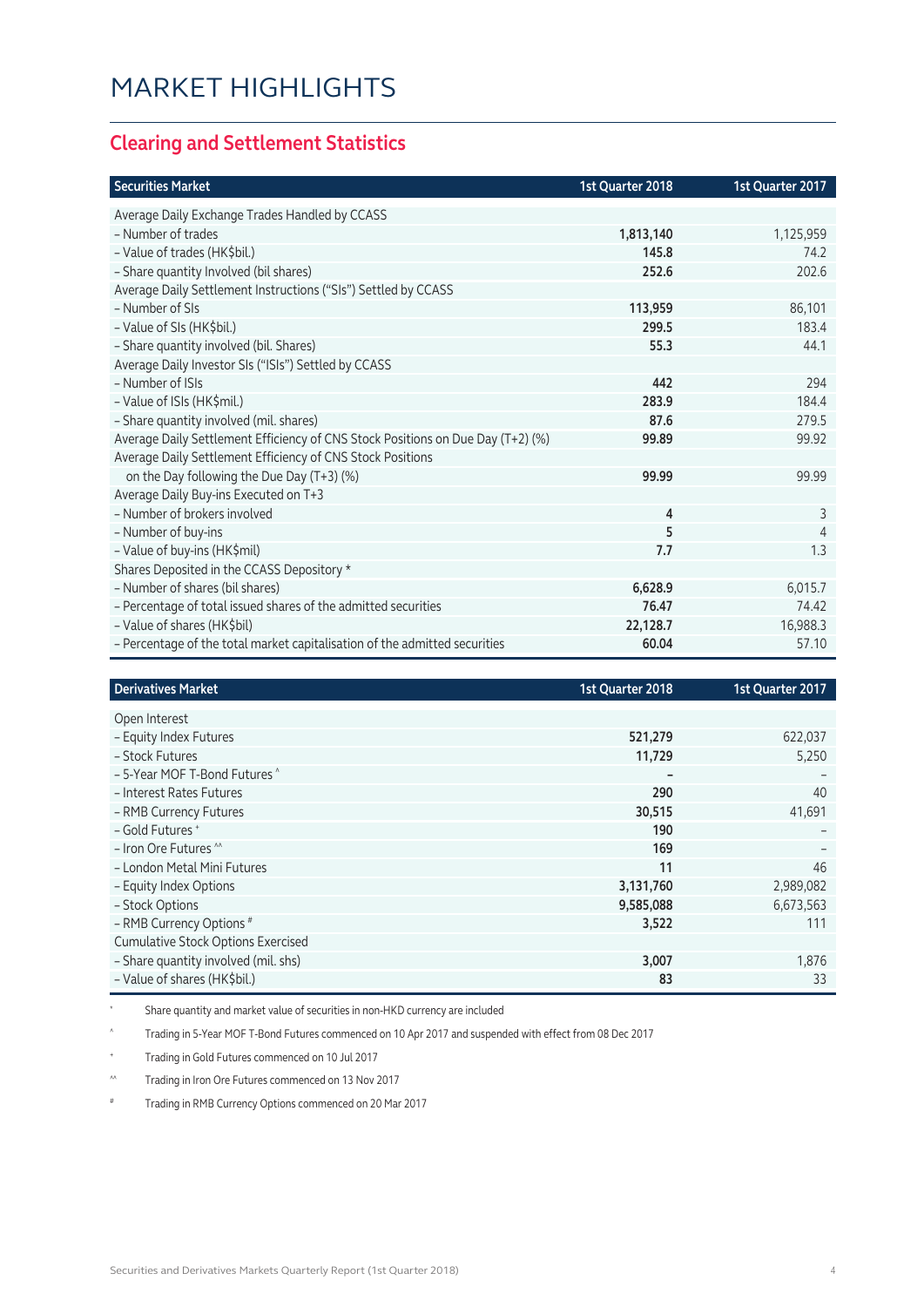# MARKET HIGHLIGHTS

## Clearing and Settlement Statistics

| Securities Market | 1st Quarter 2018 | 1st Quarter 2017 |
|---|---|---|
| Average Daily Exchange Trades Handled by CCASS | | |
| – Number of trades | **1,813,140** | 1,125,959 |
| – Value of trades (HK$bil.) | **145.8** | 74.2 |
| – Share quantity Involved (bil shares) | **252.6** | 202.6 |
| Average Daily Settlement Instructions ("SIs") Settled by CCASS | | |
| – Number of SIs | **113,959** | 86,101 |
| – Value of SIs (HK$bil.) | **299.5** | 183.4 |
| – Share quantity involved (bil. Shares) | **55.3** | 44.1 |
| Average Daily Investor SIs ("ISIs") Settled by CCASS | | |
| – Number of ISIs | **442** | 294 |
| – Value of ISIs (HK$mil.) | **283.9** | 184.4 |
| – Share quantity involved (mil. shares) | **87.6** | 279.5 |
| Average Daily Settlement Efficiency of CNS Stock Positions on Due Day (T+2) (%) | **99.89** | 99.92 |
| Average Daily Settlement Efficiency of CNS Stock Positions on the Day following the Due Day (T+3) (%) | **99.99** | 99.99 |
| Average Daily Buy-ins Executed on T+3 | | |
| – Number of brokers involved | **4** | 3 |
| – Number of buy-ins | **5** | 4 |
| – Value of buy-ins (HK$mil) | **7.7** | 1.3 |
| Shares Deposited in the CCASS Depository * | | |
| – Number of shares (bil shares) | **6,628.9** | 6,015.7 |
| – Percentage of total issued shares of the admitted securities | **76.47** | 74.42 |
| – Value of shares (HK$bil) | **22,128.7** | 16,988.3 |
| – Percentage of the total market capitalisation of the admitted securities | **60.04** | 57.10 |

| Derivatives Market | 1st Quarter 2018 | 1st Quarter 2017 |
|---|---|---|
| Open Interest | | |
| – Equity Index Futures | **521,279** | 622,037 |
| – Stock Futures | **11,729** | 5,250 |
| – 5-Year MOF T-Bond Futures ^ | **–** | – |
| – Interest Rates Futures | **290** | 40 |
| – RMB Currency Futures | **30,515** | 41,691 |
| – Gold Futures + | **190** | – |
| – Iron Ore Futures ^^ | **169** | – |
| – London Metal Mini Futures | **11** | 46 |
| – Equity Index Options | **3,131,760** | 2,989,082 |
| – Stock Options | **9,585,088** | 6,673,563 |
| – RMB Currency Options # | **3,522** | 111 |
| Cumulative Stock Options Exercised | | |
| – Share quantity involved (mil. shs) | **3,007** | 1,876 |
| – Value of shares (HK$bil.) | **83** | 33 |

\* Share quantity and market value of securities in non-HKD currency are included

^ Trading in 5-Year MOF T-Bond Futures commenced on 10 Apr 2017 and suspended with effect from 08 Dec 2017

\+ Trading in Gold Futures commenced on 10 Jul 2017

^^ Trading in Iron Ore Futures commenced on 13 Nov 2017

\# Trading in RMB Currency Options commenced on 20 Mar 2017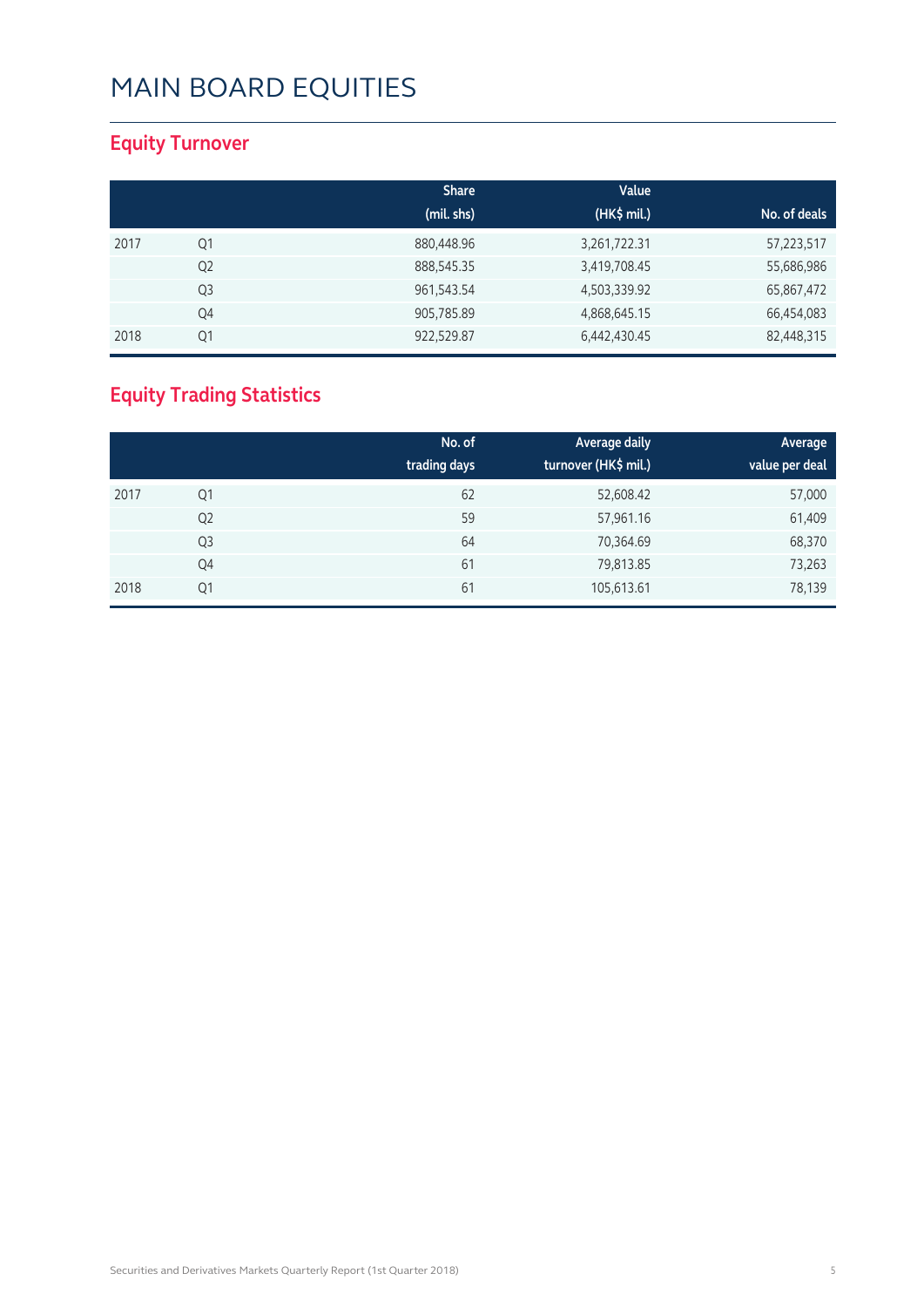# MAIN BOARD EQUITIES

## Equity Turnover

| | | Share (mil. shs) | Value (HK$ mil.) | No. of deals |
|---|---|---|---|---|
| 2017 | Q1 | 880,448.96 | 3,261,722.31 | 57,223,517 |
| | Q2 | 888,545.35 | 3,419,708.45 | 55,686,986 |
| | Q3 | 961,543.54 | 4,503,339.92 | 65,867,472 |
| | Q4 | 905,785.89 | 4,868,645.15 | 66,454,083 |
| 2018 | Q1 | 922,529.87 | 6,442,430.45 | 82,448,315 |

## Equity Trading Statistics

| | | No. of trading days | Average daily turnover (HK$ mil.) | Average value per deal |
|---|---|---|---|---|
| 2017 | Q1 | 62 | 52,608.42 | 57,000 |
| | Q2 | 59 | 57,961.16 | 61,409 |
| | Q3 | 64 | 70,364.69 | 68,370 |
| | Q4 | 61 | 79,813.85 | 73,263 |
| 2018 | Q1 | 61 | 105,613.61 | 78,139 |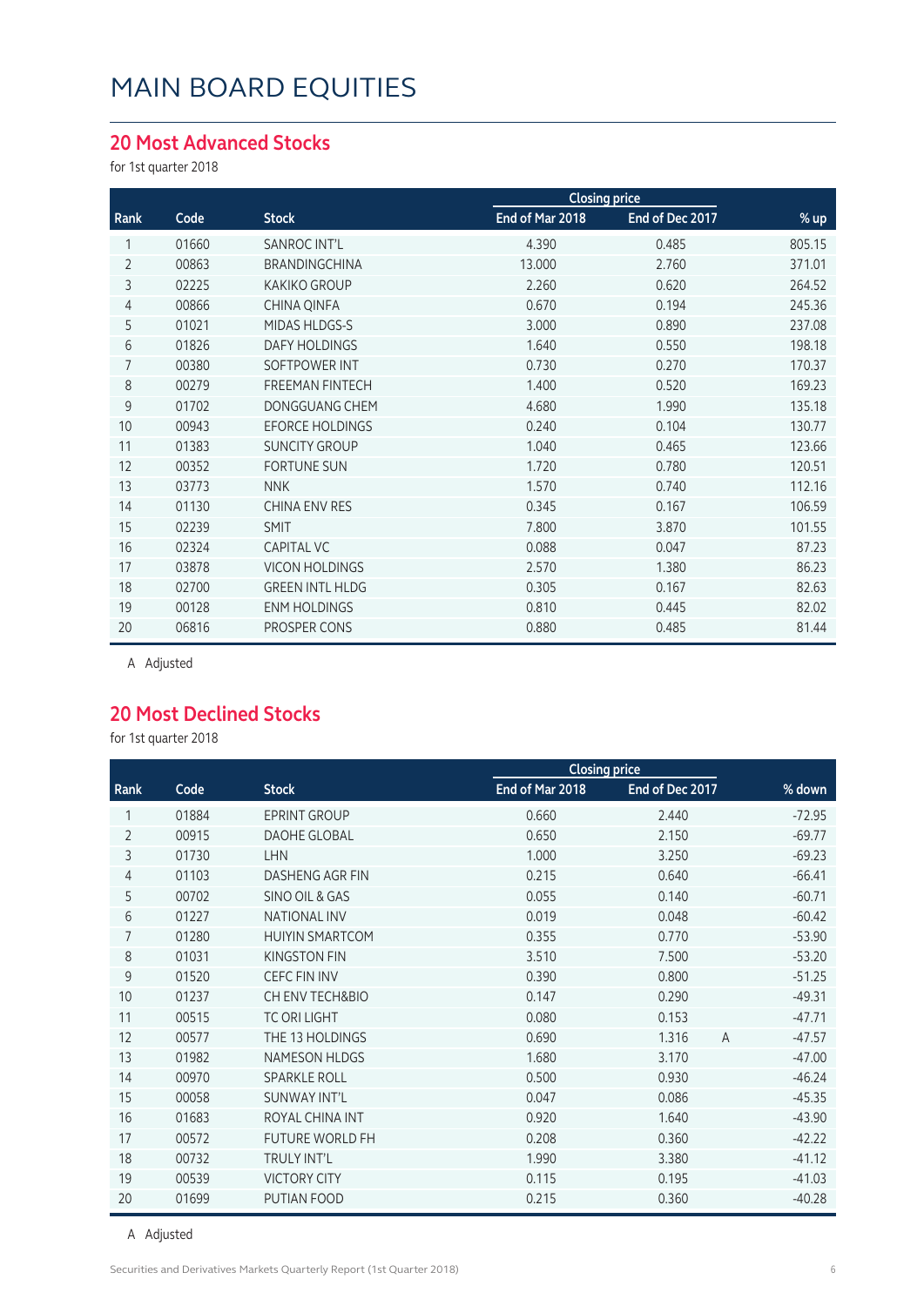# MAIN BOARD EQUITIES

## 20 Most Advanced Stocks

for 1st quarter 2018

| Rank | Code | Stock | Closing price | | % up |
|---|---|---|---|---|---|
| | | | End of Mar 2018 | End of Dec 2017 | |
| 1 | 01660 | SANROC INT'L | 4.390 | 0.485 | 805.15 |
| 2 | 00863 | BRANDINGCHINA | 13.000 | 2.760 | 371.01 |
| 3 | 02225 | KAKIKO GROUP | 2.260 | 0.620 | 264.52 |
| 4 | 00866 | CHINA QINFA | 0.670 | 0.194 | 245.36 |
| 5 | 01021 | MIDAS HLDGS-S | 3.000 | 0.890 | 237.08 |
| 6 | 01826 | DAFY HOLDINGS | 1.640 | 0.550 | 198.18 |
| 7 | 00380 | SOFTPOWER INT | 0.730 | 0.270 | 170.37 |
| 8 | 00279 | FREEMAN FINTECH | 1.400 | 0.520 | 169.23 |
| 9 | 01702 | DONGGUANG CHEM | 4.680 | 1.990 | 135.18 |
| 10 | 00943 | EFORCE HOLDINGS | 0.240 | 0.104 | 130.77 |
| 11 | 01383 | SUNCITY GROUP | 1.040 | 0.465 | 123.66 |
| 12 | 00352 | FORTUNE SUN | 1.720 | 0.780 | 120.51 |
| 13 | 03773 | NNK | 1.570 | 0.740 | 112.16 |
| 14 | 01130 | CHINA ENV RES | 0.345 | 0.167 | 106.59 |
| 15 | 02239 | SMIT | 7.800 | 3.870 | 101.55 |
| 16 | 02324 | CAPITAL VC | 0.088 | 0.047 | 87.23 |
| 17 | 03878 | VICON HOLDINGS | 2.570 | 1.380 | 86.23 |
| 18 | 02700 | GREEN INTL HLDG | 0.305 | 0.167 | 82.63 |
| 19 | 00128 | ENM HOLDINGS | 0.810 | 0.445 | 82.02 |
| 20 | 06816 | PROSPER CONS | 0.880 | 0.485 | 81.44 |

A Adjusted

## 20 Most Declined Stocks

for 1st quarter 2018

| Rank | Code | Stock | Closing price | | % down |
|---|---|---|---|---|---|
| | | | End of Mar 2018 | End of Dec 2017 | |
| 1 | 01884 | EPRINT GROUP | 0.660 | 2.440 | -72.95 |
| 2 | 00915 | DAOHE GLOBAL | 0.650 | 2.150 | -69.77 |
| 3 | 01730 | LHN | 1.000 | 3.250 | -69.23 |
| 4 | 01103 | DASHENG AGR FIN | 0.215 | 0.640 | -66.41 |
| 5 | 00702 | SINO OIL & GAS | 0.055 | 0.140 | -60.71 |
| 6 | 01227 | NATIONAL INV | 0.019 | 0.048 | -60.42 |
| 7 | 01280 | HUIYIN SMARTCOM | 0.355 | 0.770 | -53.90 |
| 8 | 01031 | KINGSTON FIN | 3.510 | 7.500 | -53.20 |
| 9 | 01520 | CEFC FIN INV | 0.390 | 0.800 | -51.25 |
| 10 | 01237 | CH ENV TECH&BIO | 0.147 | 0.290 | -49.31 |
| 11 | 00515 | TC ORI LIGHT | 0.080 | 0.153 | -47.71 |
| 12 | 00577 | THE 13 HOLDINGS | 0.690 | 1.316 A | -47.57 |
| 13 | 01982 | NAMESON HLDGS | 1.680 | 3.170 | -47.00 |
| 14 | 00970 | SPARKLE ROLL | 0.500 | 0.930 | -46.24 |
| 15 | 00058 | SUNWAY INT'L | 0.047 | 0.086 | -45.35 |
| 16 | 01683 | ROYAL CHINA INT | 0.920 | 1.640 | -43.90 |
| 17 | 00572 | FUTURE WORLD FH | 0.208 | 0.360 | -42.22 |
| 18 | 00732 | TRULY INT'L | 1.990 | 3.380 | -41.12 |
| 19 | 00539 | VICTORY CITY | 0.115 | 0.195 | -41.03 |
| 20 | 01699 | PUTIAN FOOD | 0.215 | 0.360 | -40.28 |

A Adjusted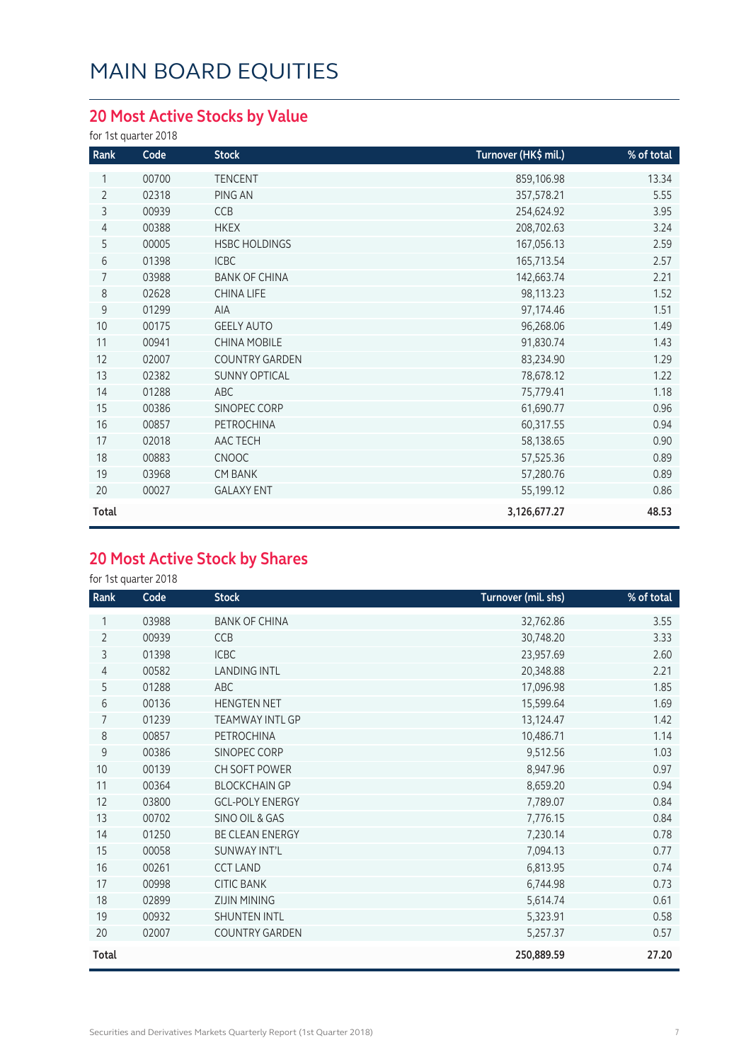# MAIN BOARD EQUITIES

## 20 Most Active Stocks by Value

for 1st quarter 2018

| Rank | Code | Stock | Turnover (HK$ mil.) | % of total |
|---|---|---|---|---|
| 1 | 00700 | TENCENT | 859,106.98 | 13.34 |
| 2 | 02318 | PING AN | 357,578.21 | 5.55 |
| 3 | 00939 | CCB | 254,624.92 | 3.95 |
| 4 | 00388 | HKEX | 208,702.63 | 3.24 |
| 5 | 00005 | HSBC HOLDINGS | 167,056.13 | 2.59 |
| 6 | 01398 | ICBC | 165,713.54 | 2.57 |
| 7 | 03988 | BANK OF CHINA | 142,663.74 | 2.21 |
| 8 | 02628 | CHINA LIFE | 98,113.23 | 1.52 |
| 9 | 01299 | AIA | 97,174.46 | 1.51 |
| 10 | 00175 | GEELY AUTO | 96,268.06 | 1.49 |
| 11 | 00941 | CHINA MOBILE | 91,830.74 | 1.43 |
| 12 | 02007 | COUNTRY GARDEN | 83,234.90 | 1.29 |
| 13 | 02382 | SUNNY OPTICAL | 78,678.12 | 1.22 |
| 14 | 01288 | ABC | 75,779.41 | 1.18 |
| 15 | 00386 | SINOPEC CORP | 61,690.77 | 0.96 |
| 16 | 00857 | PETROCHINA | 60,317.55 | 0.94 |
| 17 | 02018 | AAC TECH | 58,138.65 | 0.90 |
| 18 | 00883 | CNOOC | 57,525.36 | 0.89 |
| 19 | 03968 | CM BANK | 57,280.76 | 0.89 |
| 20 | 00027 | GALAXY ENT | 55,199.12 | 0.86 |
| **Total** | | | **3,126,677.27** | **48.53** |

## 20 Most Active Stock by Shares

for 1st quarter 2018

| Rank | Code | Stock | Turnover (mil. shs) | % of total |
|---|---|---|---|---|
| 1 | 03988 | BANK OF CHINA | 32,762.86 | 3.55 |
| 2 | 00939 | CCB | 30,748.20 | 3.33 |
| 3 | 01398 | ICBC | 23,957.69 | 2.60 |
| 4 | 00582 | LANDING INTL | 20,348.88 | 2.21 |
| 5 | 01288 | ABC | 17,096.98 | 1.85 |
| 6 | 00136 | HENGTEN NET | 15,599.64 | 1.69 |
| 7 | 01239 | TEAMWAY INTL GP | 13,124.47 | 1.42 |
| 8 | 00857 | PETROCHINA | 10,486.71 | 1.14 |
| 9 | 00386 | SINOPEC CORP | 9,512.56 | 1.03 |
| 10 | 00139 | CH SOFT POWER | 8,947.96 | 0.97 |
| 11 | 00364 | BLOCKCHAIN GP | 8,659.20 | 0.94 |
| 12 | 03800 | GCL-POLY ENERGY | 7,789.07 | 0.84 |
| 13 | 00702 | SINO OIL & GAS | 7,776.15 | 0.84 |
| 14 | 01250 | BE CLEAN ENERGY | 7,230.14 | 0.78 |
| 15 | 00058 | SUNWAY INT'L | 7,094.13 | 0.77 |
| 16 | 00261 | CCT LAND | 6,813.95 | 0.74 |
| 17 | 00998 | CITIC BANK | 6,744.98 | 0.73 |
| 18 | 02899 | ZIJIN MINING | 5,614.74 | 0.61 |
| 19 | 00932 | SHUNTEN INTL | 5,323.91 | 0.58 |
| 20 | 02007 | COUNTRY GARDEN | 5,257.37 | 0.57 |
| **Total** | | | **250,889.59** | **27.20** |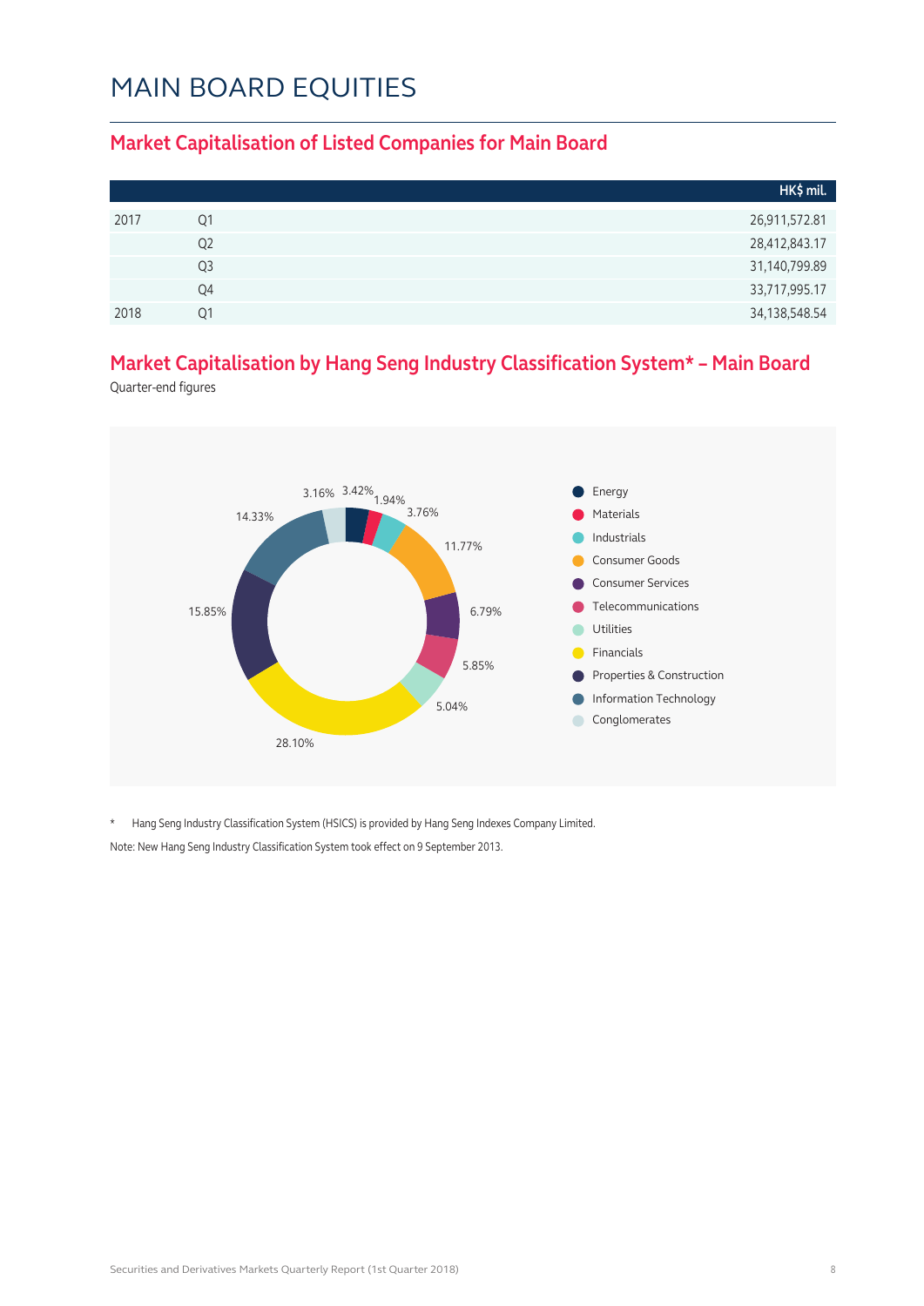# MAIN BOARD EQUITIES

## Market Capitalisation of Listed Companies for Main Board

| | | HK$ mil. |
|---|---|---|
| 2017 | Q1 | 26,911,572.81 |
| | Q2 | 28,412,843.17 |
| | Q3 | 31,140,799.89 |
| | Q4 | 33,717,995.17 |
| 2018 | Q1 | 34,138,548.54 |

## Market Capitalisation by Hang Seng Industry Classification System* – Main Board

Quarter-end figures

| Industry | % |
|---|---|
| Energy | 3.42% |
| Materials | 1.94% |
| Industrials | 3.76% |
| Consumer Goods | 11.77% |
| Consumer Services | 6.79% |
| Telecommunications | 5.85% |
| Utilities | 5.04% |
| Financials | 28.10% |
| Properties & Construction | 15.85% |
| Information Technology | 14.33% |
| Conglomerates | 3.16% |

\* Hang Seng Industry Classification System (HSICS) is provided by Hang Seng Indexes Company Limited.

Note: New Hang Seng Industry Classification System took effect on 9 September 2013.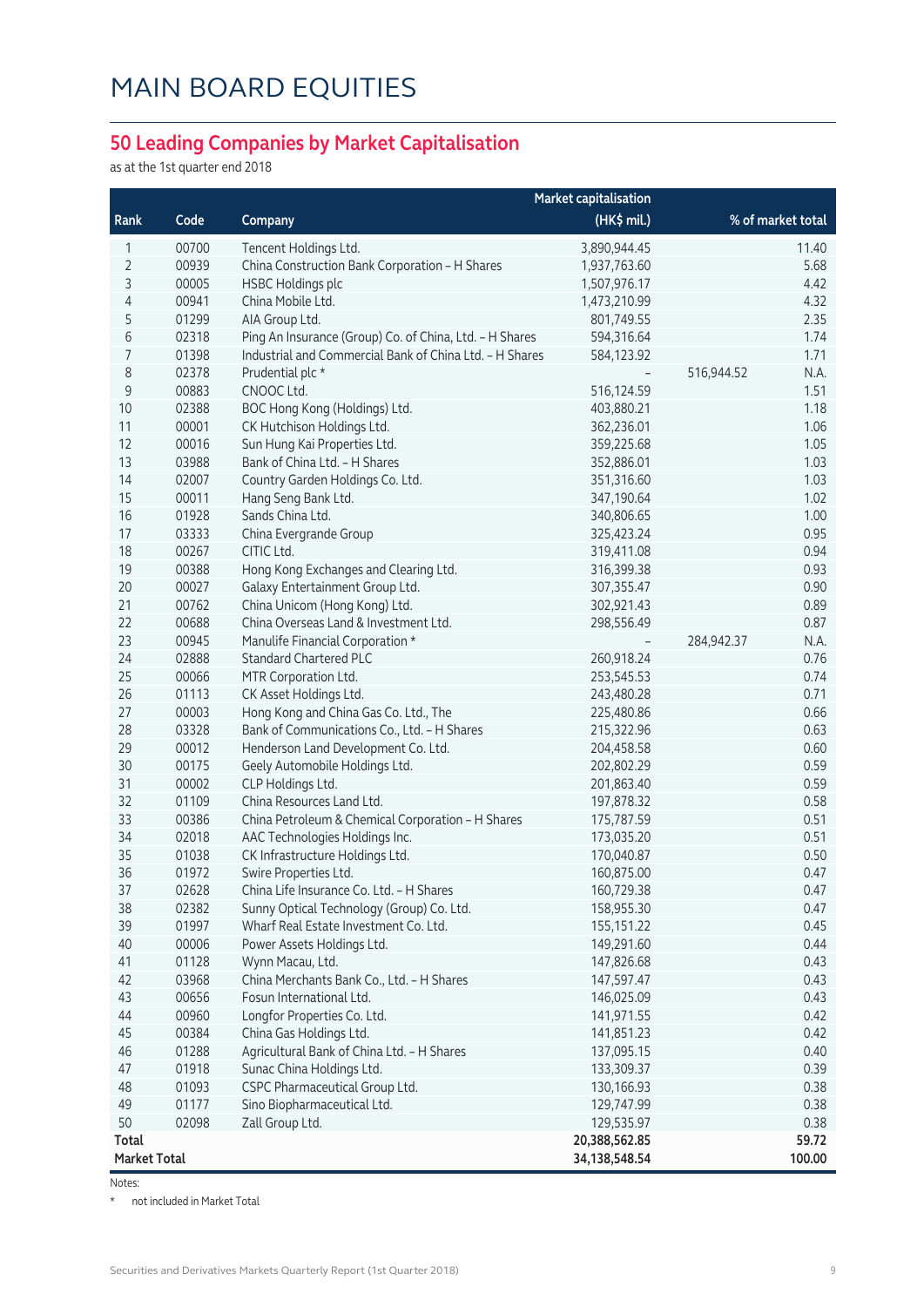# MAIN BOARD EQUITIES

## 50 Leading Companies by Market Capitalisation

as at the 1st quarter end 2018

| Rank | Code | Company | Market capitalisation (HK$ mil.) | | % of market total |
|---|---|---|---|---|---|
| 1 | 00700 | Tencent Holdings Ltd. | 3,890,944.45 | | 11.40 |
| 2 | 00939 | China Construction Bank Corporation – H Shares | 1,937,763.60 | | 5.68 |
| 3 | 00005 | HSBC Holdings plc | 1,507,976.17 | | 4.42 |
| 4 | 00941 | China Mobile Ltd. | 1,473,210.99 | | 4.32 |
| 5 | 01299 | AIA Group Ltd. | 801,749.55 | | 2.35 |
| 6 | 02318 | Ping An Insurance (Group) Co. of China, Ltd. – H Shares | 594,316.64 | | 1.74 |
| 7 | 01398 | Industrial and Commercial Bank of China Ltd. – H Shares | 584,123.92 | | 1.71 |
| 8 | 02378 | Prudential plc * | – | 516,944.52 | N.A. |
| 9 | 00883 | CNOOC Ltd. | 516,124.59 | | 1.51 |
| 10 | 02388 | BOC Hong Kong (Holdings) Ltd. | 403,880.21 | | 1.18 |
| 11 | 00001 | CK Hutchison Holdings Ltd. | 362,236.01 | | 1.06 |
| 12 | 00016 | Sun Hung Kai Properties Ltd. | 359,225.68 | | 1.05 |
| 13 | 03988 | Bank of China Ltd. – H Shares | 352,886.01 | | 1.03 |
| 14 | 02007 | Country Garden Holdings Co. Ltd. | 351,316.60 | | 1.03 |
| 15 | 00011 | Hang Seng Bank Ltd. | 347,190.64 | | 1.02 |
| 16 | 01928 | Sands China Ltd. | 340,806.65 | | 1.00 |
| 17 | 03333 | China Evergrande Group | 325,423.24 | | 0.95 |
| 18 | 00267 | CITIC Ltd. | 319,411.08 | | 0.94 |
| 19 | 00388 | Hong Kong Exchanges and Clearing Ltd. | 316,399.38 | | 0.93 |
| 20 | 00027 | Galaxy Entertainment Group Ltd. | 307,355.47 | | 0.90 |
| 21 | 00762 | China Unicom (Hong Kong) Ltd. | 302,921.43 | | 0.89 |
| 22 | 00688 | China Overseas Land & Investment Ltd. | 298,556.49 | | 0.87 |
| 23 | 00945 | Manulife Financial Corporation * | – | 284,942.37 | N.A. |
| 24 | 02888 | Standard Chartered PLC | 260,918.24 | | 0.76 |
| 25 | 00066 | MTR Corporation Ltd. | 253,545.53 | | 0.74 |
| 26 | 01113 | CK Asset Holdings Ltd. | 243,480.28 | | 0.71 |
| 27 | 00003 | Hong Kong and China Gas Co. Ltd., The | 225,480.86 | | 0.66 |
| 28 | 03328 | Bank of Communications Co., Ltd. – H Shares | 215,322.96 | | 0.63 |
| 29 | 00012 | Henderson Land Development Co. Ltd. | 204,458.58 | | 0.60 |
| 30 | 00175 | Geely Automobile Holdings Ltd. | 202,802.29 | | 0.59 |
| 31 | 00002 | CLP Holdings Ltd. | 201,863.40 | | 0.59 |
| 32 | 01109 | China Resources Land Ltd. | 197,878.32 | | 0.58 |
| 33 | 00386 | China Petroleum & Chemical Corporation – H Shares | 175,787.59 | | 0.51 |
| 34 | 02018 | AAC Technologies Holdings Inc. | 173,035.20 | | 0.51 |
| 35 | 01038 | CK Infrastructure Holdings Ltd. | 170,040.87 | | 0.50 |
| 36 | 01972 | Swire Properties Ltd. | 160,875.00 | | 0.47 |
| 37 | 02628 | China Life Insurance Co. Ltd. – H Shares | 160,729.38 | | 0.47 |
| 38 | 02382 | Sunny Optical Technology (Group) Co. Ltd. | 158,955.30 | | 0.47 |
| 39 | 01997 | Wharf Real Estate Investment Co. Ltd. | 155,151.22 | | 0.45 |
| 40 | 00006 | Power Assets Holdings Ltd. | 149,291.60 | | 0.44 |
| 41 | 01128 | Wynn Macau, Ltd. | 147,826.68 | | 0.43 |
| 42 | 03968 | China Merchants Bank Co., Ltd. – H Shares | 147,597.47 | | 0.43 |
| 43 | 00656 | Fosun International Ltd. | 146,025.09 | | 0.43 |
| 44 | 00960 | Longfor Properties Co. Ltd. | 141,971.55 | | 0.42 |
| 45 | 00384 | China Gas Holdings Ltd. | 141,851.23 | | 0.42 |
| 46 | 01288 | Agricultural Bank of China Ltd. – H Shares | 137,095.15 | | 0.40 |
| 47 | 01918 | Sunac China Holdings Ltd. | 133,309.37 | | 0.39 |
| 48 | 01093 | CSPC Pharmaceutical Group Ltd. | 130,166.93 | | 0.38 |
| 49 | 01177 | Sino Biopharmaceutical Ltd. | 129,747.99 | | 0.38 |
| 50 | 02098 | Zall Group Ltd. | 129,535.97 | | 0.38 |
| **Total** | | | **20,388,562.85** | | **59.72** |
| **Market Total** | | | **34,138,548.54** | | **100.00** |

Notes:

\* not included in Market Total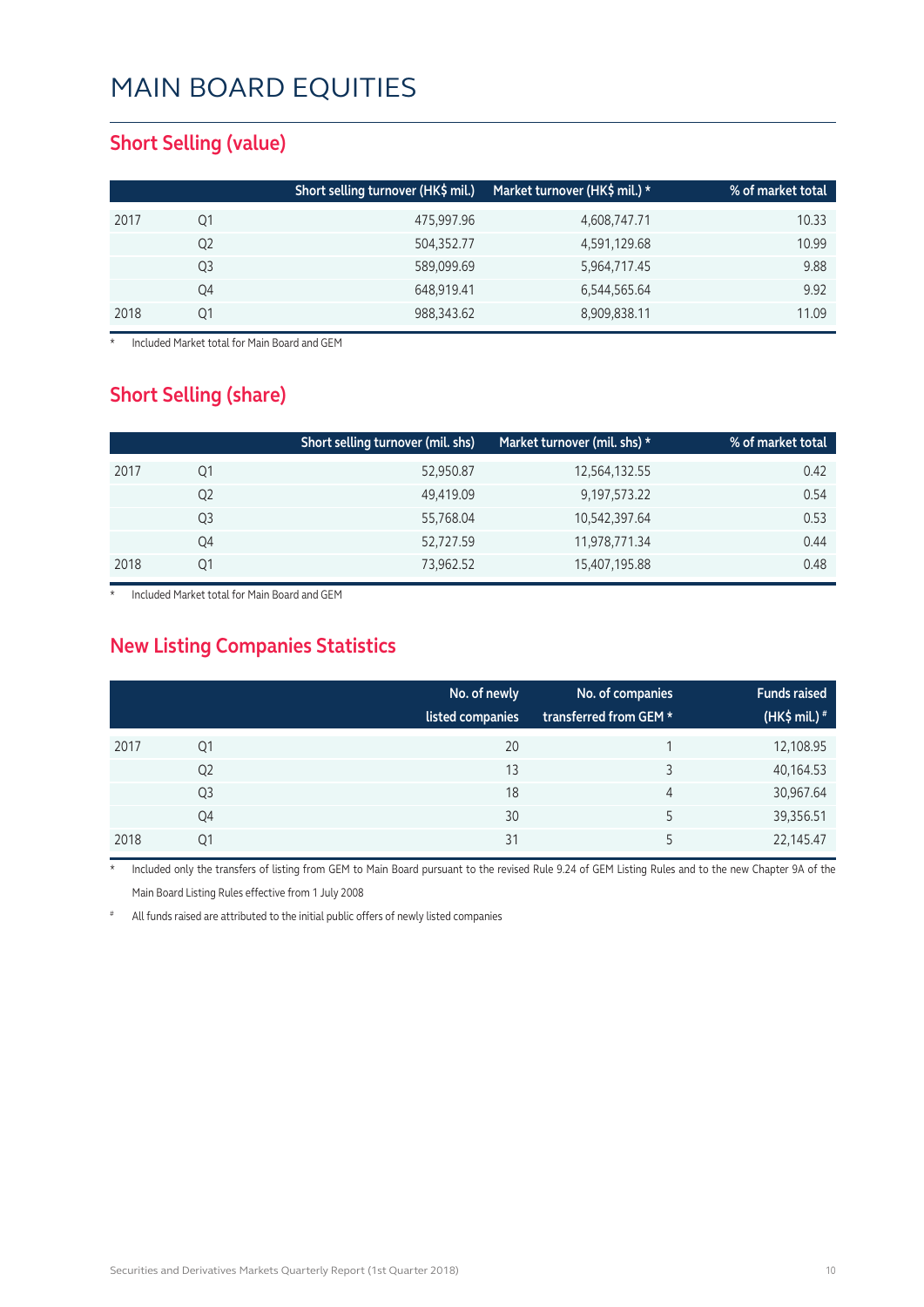# MAIN BOARD EQUITIES

## Short Selling (value)

| | | Short selling turnover (HK$ mil.) | Market turnover (HK$ mil.) * | % of market total |
|---|---|---|---|---|
| 2017 | Q1 | 475,997.96 | 4,608,747.71 | 10.33 |
| | Q2 | 504,352.77 | 4,591,129.68 | 10.99 |
| | Q3 | 589,099.69 | 5,964,717.45 | 9.88 |
| | Q4 | 648,919.41 | 6,544,565.64 | 9.92 |
| 2018 | Q1 | 988,343.62 | 8,909,838.11 | 11.09 |

\* Included Market total for Main Board and GEM

## Short Selling (share)

| | | Short selling turnover (mil. shs) | Market turnover (mil. shs) * | % of market total |
|---|---|---|---|---|
| 2017 | Q1 | 52,950.87 | 12,564,132.55 | 0.42 |
| | Q2 | 49,419.09 | 9,197,573.22 | 0.54 |
| | Q3 | 55,768.04 | 10,542,397.64 | 0.53 |
| | Q4 | 52,727.59 | 11,978,771.34 | 0.44 |
| 2018 | Q1 | 73,962.52 | 15,407,195.88 | 0.48 |

\* Included Market total for Main Board and GEM

## New Listing Companies Statistics

| | | No. of newly listed companies | No. of companies transferred from GEM * | Funds raised (HK$ mil.) # |
|---|---|---|---|---|
| 2017 | Q1 | 20 | 1 | 12,108.95 |
| | Q2 | 13 | 3 | 40,164.53 |
| | Q3 | 18 | 4 | 30,967.64 |
| | Q4 | 30 | 5 | 39,356.51 |
| 2018 | Q1 | 31 | 5 | 22,145.47 |

\* Included only the transfers of listing from GEM to Main Board pursuant to the revised Rule 9.24 of GEM Listing Rules and to the new Chapter 9A of the Main Board Listing Rules effective from 1 July 2008

\# All funds raised are attributed to the initial public offers of newly listed companies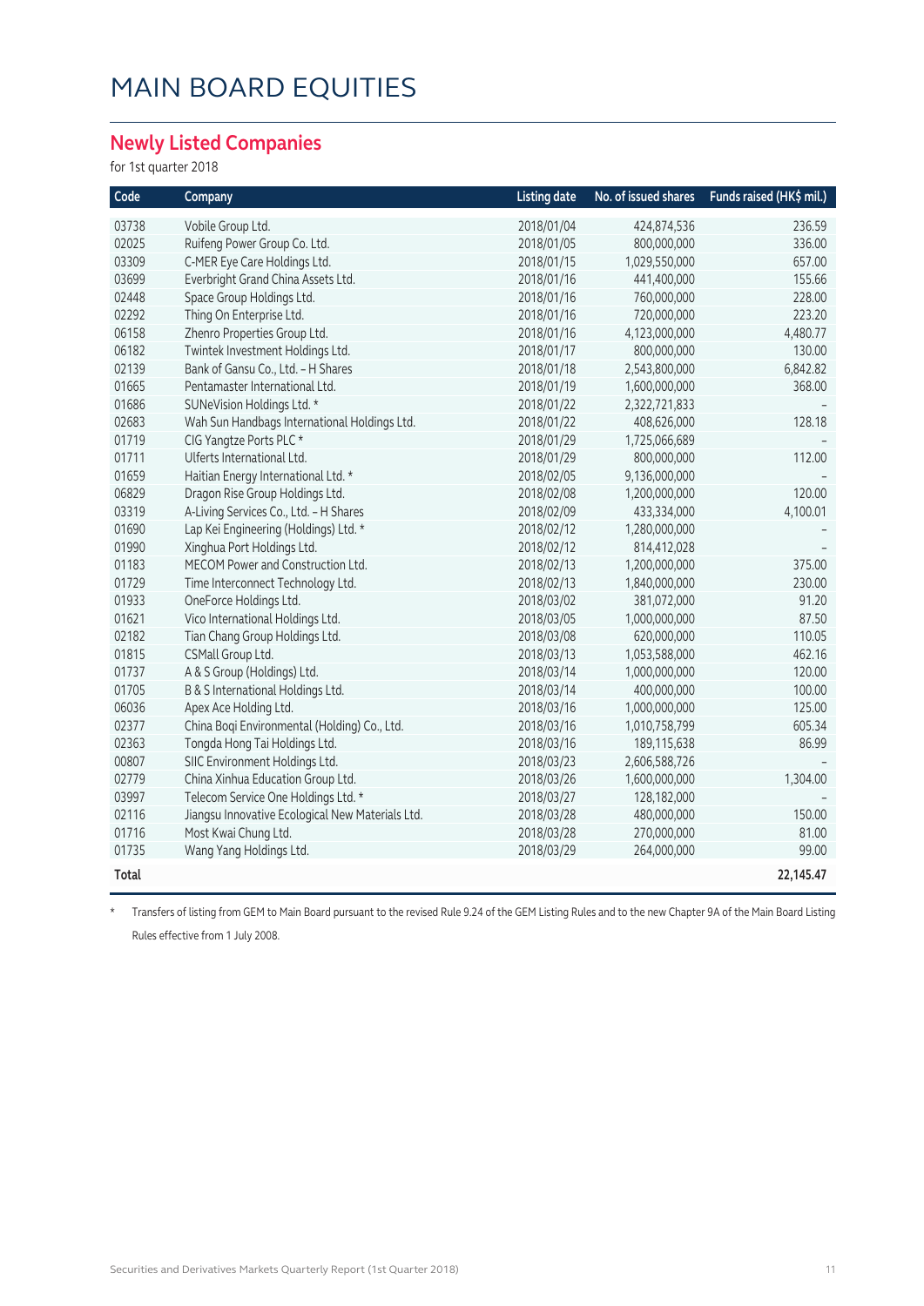# MAIN BOARD EQUITIES

## Newly Listed Companies

for 1st quarter 2018

| Code | Company | Listing date | No. of issued shares | Funds raised (HK$ mil.) |
|---|---|---|---|---|
| 03738 | Vobile Group Ltd. | 2018/01/04 | 424,874,536 | 236.59 |
| 02025 | Ruifeng Power Group Co. Ltd. | 2018/01/05 | 800,000,000 | 336.00 |
| 03309 | C-MER Eye Care Holdings Ltd. | 2018/01/15 | 1,029,550,000 | 657.00 |
| 03699 | Everbright Grand China Assets Ltd. | 2018/01/16 | 441,400,000 | 155.66 |
| 02448 | Space Group Holdings Ltd. | 2018/01/16 | 760,000,000 | 228.00 |
| 02292 | Thing On Enterprise Ltd. | 2018/01/16 | 720,000,000 | 223.20 |
| 06158 | Zhenro Properties Group Ltd. | 2018/01/16 | 4,123,000,000 | 4,480.77 |
| 06182 | Twintek Investment Holdings Ltd. | 2018/01/17 | 800,000,000 | 130.00 |
| 02139 | Bank of Gansu Co., Ltd. - H Shares | 2018/01/18 | 2,543,800,000 | 6,842.82 |
| 01665 | Pentamaster International Ltd. | 2018/01/19 | 1,600,000,000 | 368.00 |
| 01686 | SUNeVision Holdings Ltd. * | 2018/01/22 | 2,322,721,833 | - |
| 02683 | Wah Sun Handbags International Holdings Ltd. | 2018/01/22 | 408,626,000 | 128.18 |
| 01719 | CIG Yangtze Ports PLC * | 2018/01/29 | 1,725,066,689 | - |
| 01711 | Ulferts International Ltd. | 2018/01/29 | 800,000,000 | 112.00 |
| 01659 | Haitian Energy International Ltd. * | 2018/02/05 | 9,136,000,000 | - |
| 06829 | Dragon Rise Group Holdings Ltd. | 2018/02/08 | 1,200,000,000 | 120.00 |
| 03319 | A-Living Services Co., Ltd. - H Shares | 2018/02/09 | 433,334,000 | 4,100.01 |
| 01690 | Lap Kei Engineering (Holdings) Ltd. * | 2018/02/12 | 1,280,000,000 | - |
| 01990 | Xinghua Port Holdings Ltd. | 2018/02/12 | 814,412,028 | - |
| 01183 | MECOM Power and Construction Ltd. | 2018/02/13 | 1,200,000,000 | 375.00 |
| 01729 | Time Interconnect Technology Ltd. | 2018/02/13 | 1,840,000,000 | 230.00 |
| 01933 | OneForce Holdings Ltd. | 2018/03/02 | 381,072,000 | 91.20 |
| 01621 | Vico International Holdings Ltd. | 2018/03/05 | 1,000,000,000 | 87.50 |
| 02182 | Tian Chang Group Holdings Ltd. | 2018/03/08 | 620,000,000 | 110.05 |
| 01815 | CSMall Group Ltd. | 2018/03/13 | 1,053,588,000 | 462.16 |
| 01737 | A & S Group (Holdings) Ltd. | 2018/03/14 | 1,000,000,000 | 120.00 |
| 01705 | B & S International Holdings Ltd. | 2018/03/14 | 400,000,000 | 100.00 |
| 06036 | Apex Ace Holding Ltd. | 2018/03/16 | 1,000,000,000 | 125.00 |
| 02377 | China Boqi Environmental (Holding) Co., Ltd. | 2018/03/16 | 1,010,758,799 | 605.34 |
| 02363 | Tongda Hong Tai Holdings Ltd. | 2018/03/16 | 189,115,638 | 86.99 |
| 00807 | SIIC Environment Holdings Ltd. | 2018/03/23 | 2,606,588,726 | - |
| 02779 | China Xinhua Education Group Ltd. | 2018/03/26 | 1,600,000,000 | 1,304.00 |
| 03997 | Telecom Service One Holdings Ltd. * | 2018/03/27 | 128,182,000 | - |
| 02116 | Jiangsu Innovative Ecological New Materials Ltd. | 2018/03/28 | 480,000,000 | 150.00 |
| 01716 | Most Kwai Chung Ltd. | 2018/03/28 | 270,000,000 | 81.00 |
| 01735 | Wang Yang Holdings Ltd. | 2018/03/29 | 264,000,000 | 99.00 |
| **Total** | | | | **22,145.47** |

\* Transfers of listing from GEM to Main Board pursuant to the revised Rule 9.24 of the GEM Listing Rules and to the new Chapter 9A of the Main Board Listing Rules effective from 1 July 2008.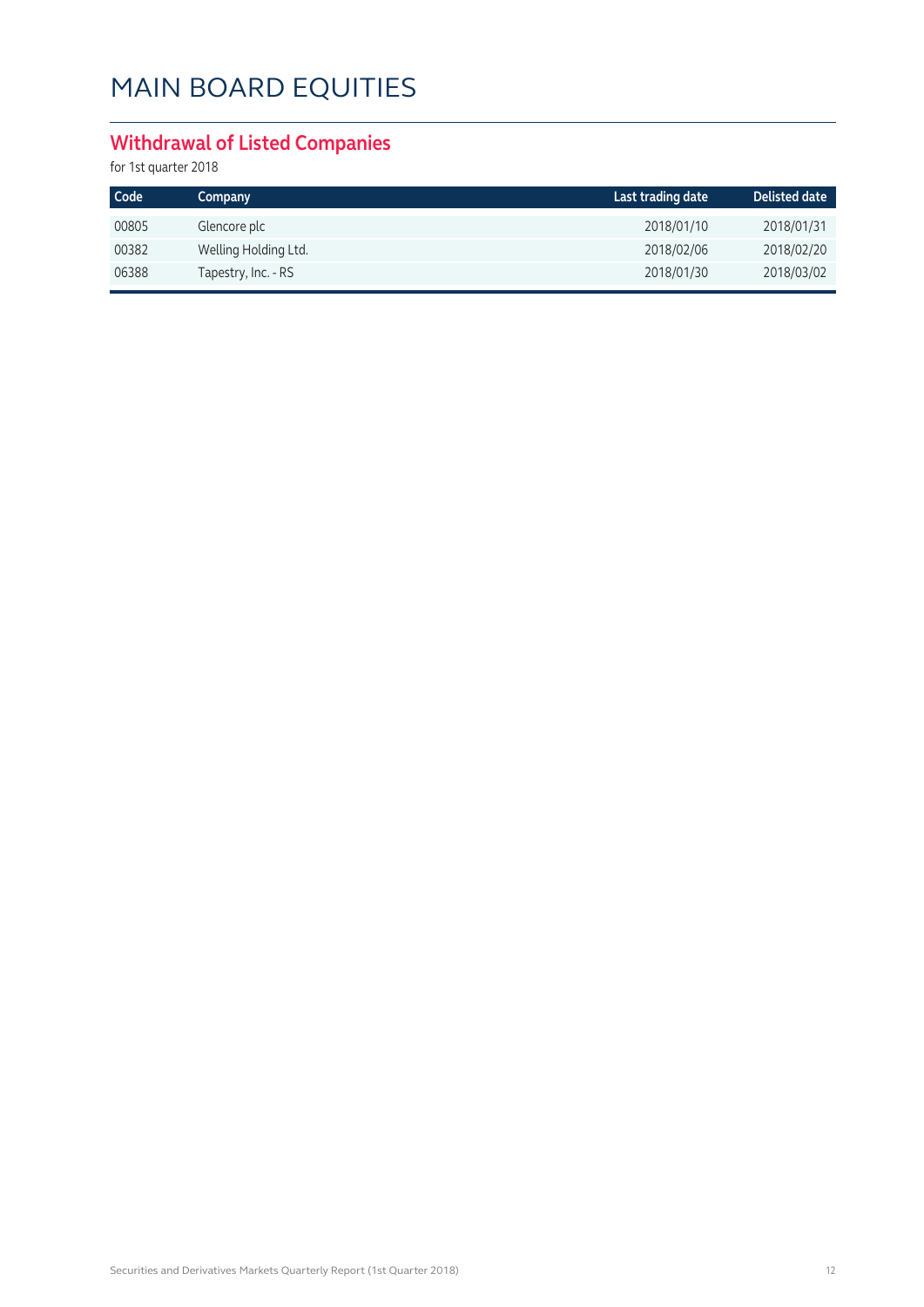# MAIN BOARD EQUITIES

## Withdrawal of Listed Companies

for 1st quarter 2018

| Code | Company | Last trading date | Delisted date |
|---|---|---|---|
| 00805 | Glencore plc | 2018/01/10 | 2018/01/31 |
| 00382 | Welling Holding Ltd. | 2018/02/06 | 2018/02/20 |
| 06388 | Tapestry, Inc. - RS | 2018/01/30 | 2018/03/02 |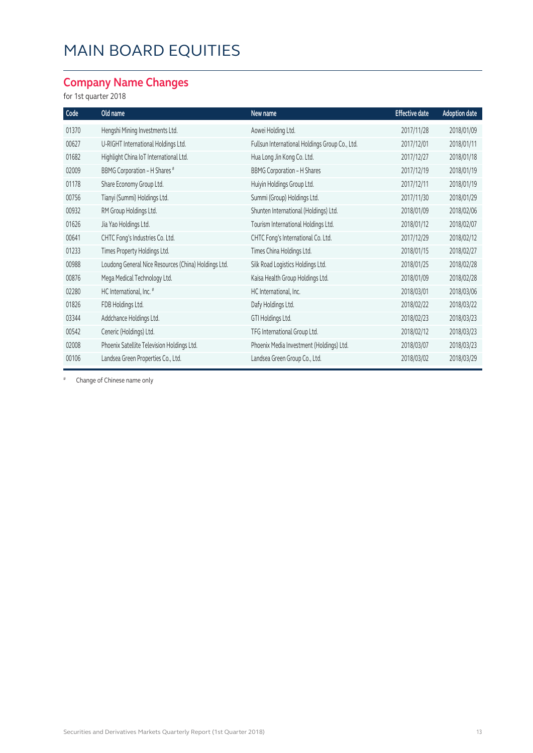# MAIN BOARD EQUITIES

## Company Name Changes

for 1st quarter 2018

| Code | Old name | New name | Effective date | Adoption date |
|---|---|---|---|---|
| 01370 | Hengshi Mining Investments Ltd. | Aowei Holding Ltd. | 2017/11/28 | 2018/01/09 |
| 00627 | U-RIGHT International Holdings Ltd. | Fullsun International Holdings Group Co., Ltd. | 2017/12/01 | 2018/01/11 |
| 01682 | Highlight China IoT International Ltd. | Hua Long Jin Kong Co. Ltd. | 2017/12/27 | 2018/01/18 |
| 02009 | BBMG Corporation - H Shares # | BBMG Corporation - H Shares | 2017/12/19 | 2018/01/19 |
| 01178 | Share Economy Group Ltd. | Huiyin Holdings Group Ltd. | 2017/12/11 | 2018/01/19 |
| 00756 | Tianyi (Summi) Holdings Ltd. | Summi (Group) Holdings Ltd. | 2017/11/30 | 2018/01/29 |
| 00932 | RM Group Holdings Ltd. | Shunten International (Holdings) Ltd. | 2018/01/09 | 2018/02/06 |
| 01626 | Jia Yao Holdings Ltd. | Tourism International Holdings Ltd. | 2018/01/12 | 2018/02/07 |
| 00641 | CHTC Fong's Industries Co. Ltd. | CHTC Fong's International Co. Ltd. | 2017/12/29 | 2018/02/12 |
| 01233 | Times Property Holdings Ltd. | Times China Holdings Ltd. | 2018/01/15 | 2018/02/27 |
| 00988 | Loudong General Nice Resources (China) Holdings Ltd. | Silk Road Logistics Holdings Ltd. | 2018/01/25 | 2018/02/28 |
| 00876 | Mega Medical Technology Ltd. | Kaisa Health Group Holdings Ltd. | 2018/01/09 | 2018/02/28 |
| 02280 | HC International, Inc. # | HC International, Inc. | 2018/03/01 | 2018/03/06 |
| 01826 | FDB Holdings Ltd. | Dafy Holdings Ltd. | 2018/02/22 | 2018/03/22 |
| 03344 | Addchance Holdings Ltd. | GTI Holdings Ltd. | 2018/02/23 | 2018/03/23 |
| 00542 | Ceneric (Holdings) Ltd. | TFG International Group Ltd. | 2018/02/12 | 2018/03/23 |
| 02008 | Phoenix Satellite Television Holdings Ltd. | Phoenix Media Investment (Holdings) Ltd. | 2018/03/07 | 2018/03/23 |
| 00106 | Landsea Green Properties Co., Ltd. | Landsea Green Group Co., Ltd. | 2018/03/02 | 2018/03/29 |

# Change of Chinese name only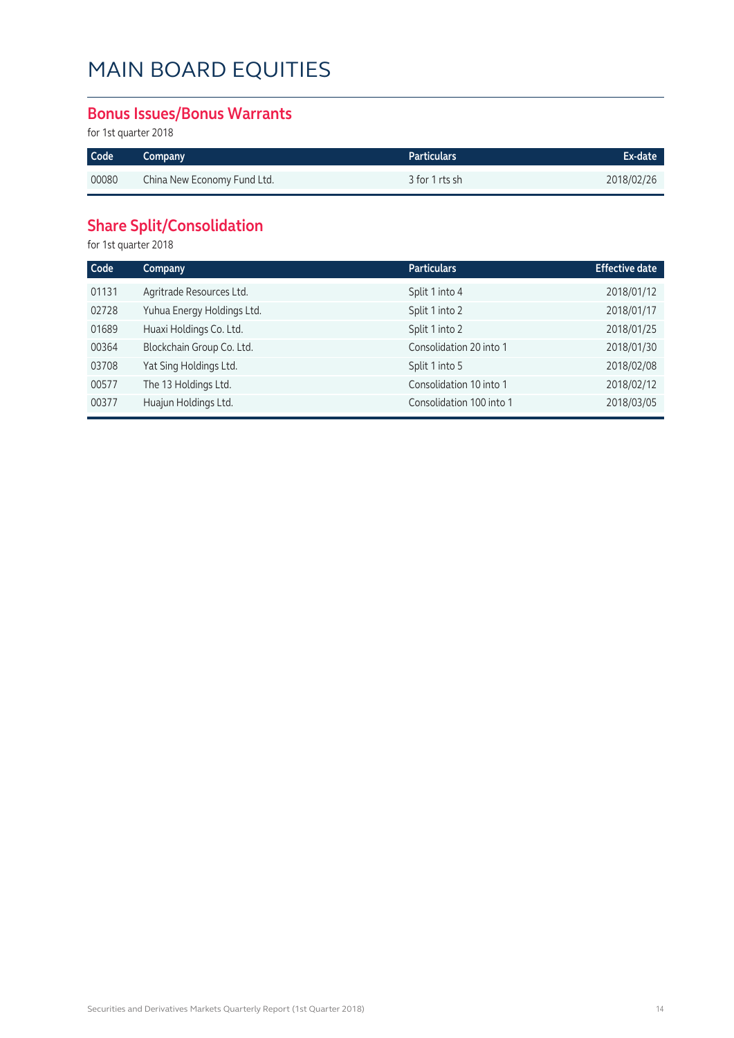# MAIN BOARD EQUITIES

## Bonus Issues/Bonus Warrants

for 1st quarter 2018

| Code | Company | Particulars | Ex-date |
|---|---|---|---|
| 00080 | China New Economy Fund Ltd. | 3 for 1 rts sh | 2018/02/26 |

## Share Split/Consolidation

for 1st quarter 2018

| Code | Company | Particulars | Effective date |
|---|---|---|---|
| 01131 | Agritrade Resources Ltd. | Split 1 into 4 | 2018/01/12 |
| 02728 | Yuhua Energy Holdings Ltd. | Split 1 into 2 | 2018/01/17 |
| 01689 | Huaxi Holdings Co. Ltd. | Split 1 into 2 | 2018/01/25 |
| 00364 | Blockchain Group Co. Ltd. | Consolidation 20 into 1 | 2018/01/30 |
| 03708 | Yat Sing Holdings Ltd. | Split 1 into 5 | 2018/02/08 |
| 00577 | The 13 Holdings Ltd. | Consolidation 10 into 1 | 2018/02/12 |
| 00377 | Huajun Holdings Ltd. | Consolidation 100 into 1 | 2018/03/05 |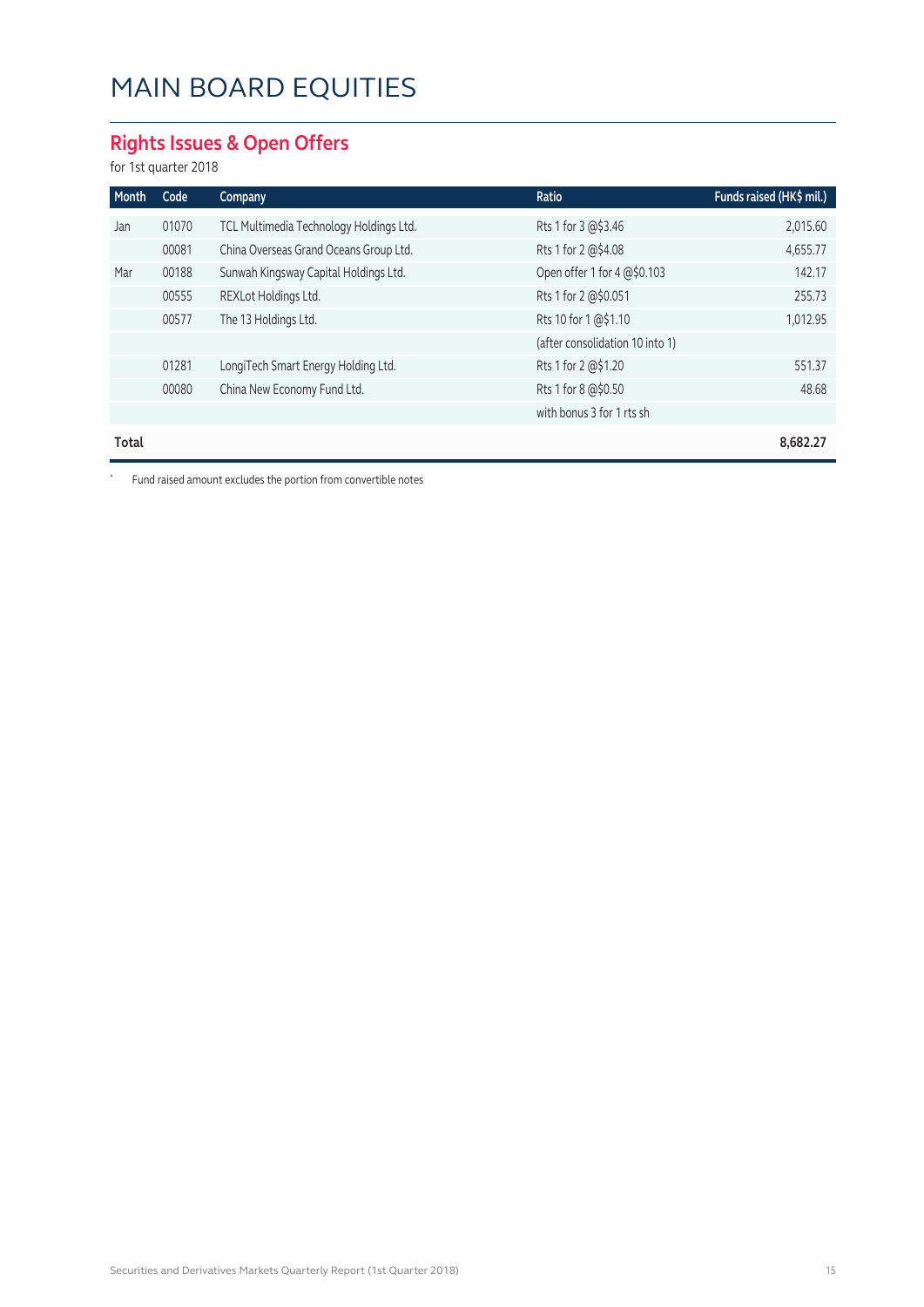# MAIN BOARD EQUITIES

## Rights Issues & Open Offers

for 1st quarter 2018

| Month | Code | Company | Ratio | Funds raised (HK$ mil.) |
|---|---|---|---|---|
| Jan | 01070 | TCL Multimedia Technology Holdings Ltd. | Rts 1 for 3 @$3.46 | 2,015.60 |
| | 00081 | China Overseas Grand Oceans Group Ltd. | Rts 1 for 2 @$4.08 | 4,655.77 |
| Mar | 00188 | Sunwah Kingsway Capital Holdings Ltd. | Open offer 1 for 4 @$0.103 | 142.17 |
| | 00555 | REXLot Holdings Ltd. | Rts 1 for 2 @$0.051 | 255.73 |
| | 00577 | The 13 Holdings Ltd. | Rts 10 for 1 @$1.10 | 1,012.95 |
| | | | (after consolidation 10 into 1) | |
| | 01281 | LongiTech Smart Energy Holding Ltd. | Rts 1 for 2 @$1.20 | 551.37 |
| | 00080 | China New Economy Fund Ltd. | Rts 1 for 8 @$0.50 | 48.68 |
| | | | with bonus 3 for 1 rts sh | |
| **Total** | | | | **8,682.27** |

* Fund raised amount excludes the portion from convertible notes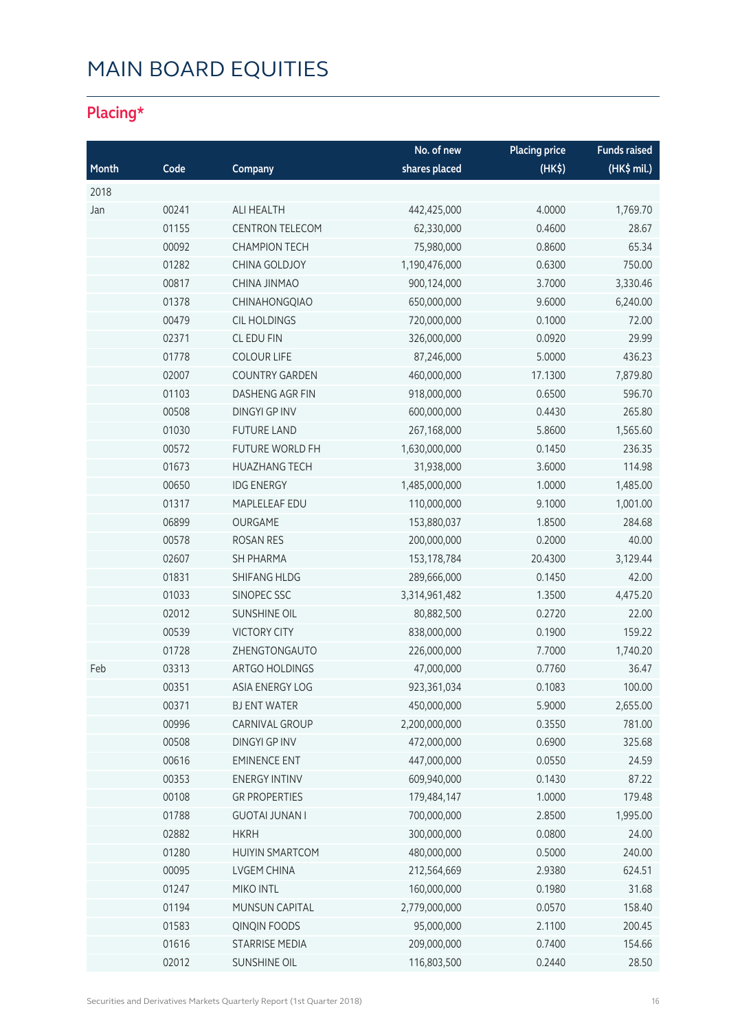# MAIN BOARD EQUITIES

## Placing*

| Month | Code | Company | No. of new shares placed | Placing price (HK$) | Funds raised (HK$ mil.) |
|---|---|---|---|---|---|
| 2018 | | | | | |
| Jan | 00241 | ALI HEALTH | 442,425,000 | 4.0000 | 1,769.70 |
| | 01155 | CENTRON TELECOM | 62,330,000 | 0.4600 | 28.67 |
| | 00092 | CHAMPION TECH | 75,980,000 | 0.8600 | 65.34 |
| | 01282 | CHINA GOLDJOY | 1,190,476,000 | 0.6300 | 750.00 |
| | 00817 | CHINA JINMAO | 900,124,000 | 3.7000 | 3,330.46 |
| | 01378 | CHINAHONGQIAO | 650,000,000 | 9.6000 | 6,240.00 |
| | 00479 | CIL HOLDINGS | 720,000,000 | 0.1000 | 72.00 |
| | 02371 | CL EDU FIN | 326,000,000 | 0.0920 | 29.99 |
| | 01778 | COLOUR LIFE | 87,246,000 | 5.0000 | 436.23 |
| | 02007 | COUNTRY GARDEN | 460,000,000 | 17.1300 | 7,879.80 |
| | 01103 | DASHENG AGR FIN | 918,000,000 | 0.6500 | 596.70 |
| | 00508 | DINGYI GP INV | 600,000,000 | 0.4430 | 265.80 |
| | 01030 | FUTURE LAND | 267,168,000 | 5.8600 | 1,565.60 |
| | 00572 | FUTURE WORLD FH | 1,630,000,000 | 0.1450 | 236.35 |
| | 01673 | HUAZHANG TECH | 31,938,000 | 3.6000 | 114.98 |
| | 00650 | IDG ENERGY | 1,485,000,000 | 1.0000 | 1,485.00 |
| | 01317 | MAPLELEAF EDU | 110,000,000 | 9.1000 | 1,001.00 |
| | 06899 | OURGAME | 153,880,037 | 1.8500 | 284.68 |
| | 00578 | ROSAN RES | 200,000,000 | 0.2000 | 40.00 |
| | 02607 | SH PHARMA | 153,178,784 | 20.4300 | 3,129.44 |
| | 01831 | SHIFANG HLDG | 289,666,000 | 0.1450 | 42.00 |
| | 01033 | SINOPEC SSC | 3,314,961,482 | 1.3500 | 4,475.20 |
| | 02012 | SUNSHINE OIL | 80,882,500 | 0.2720 | 22.00 |
| | 00539 | VICTORY CITY | 838,000,000 | 0.1900 | 159.22 |
| | 01728 | ZHENGTONGAUTO | 226,000,000 | 7.7000 | 1,740.20 |
| Feb | 03313 | ARTGO HOLDINGS | 47,000,000 | 0.7760 | 36.47 |
| | 00351 | ASIA ENERGY LOG | 923,361,034 | 0.1083 | 100.00 |
| | 00371 | BJ ENT WATER | 450,000,000 | 5.9000 | 2,655.00 |
| | 00996 | CARNIVAL GROUP | 2,200,000,000 | 0.3550 | 781.00 |
| | 00508 | DINGYI GP INV | 472,000,000 | 0.6900 | 325.68 |
| | 00616 | EMINENCE ENT | 447,000,000 | 0.0550 | 24.59 |
| | 00353 | ENERGY INTINV | 609,940,000 | 0.1430 | 87.22 |
| | 00108 | GR PROPERTIES | 179,484,147 | 1.0000 | 179.48 |
| | 01788 | GUOTAI JUNAN I | 700,000,000 | 2.8500 | 1,995.00 |
| | 02882 | HKRH | 300,000,000 | 0.0800 | 24.00 |
| | 01280 | HUIYIN SMARTCOM | 480,000,000 | 0.5000 | 240.00 |
| | 00095 | LVGEM CHINA | 212,564,669 | 2.9380 | 624.51 |
| | 01247 | MIKO INTL | 160,000,000 | 0.1980 | 31.68 |
| | 01194 | MUNSUN CAPITAL | 2,779,000,000 | 0.0570 | 158.40 |
| | 01583 | QINQIN FOODS | 95,000,000 | 2.1100 | 200.45 |
| | 01616 | STARRISE MEDIA | 209,000,000 | 0.7400 | 154.66 |
| | 02012 | SUNSHINE OIL | 116,803,500 | 0.2440 | 28.50 |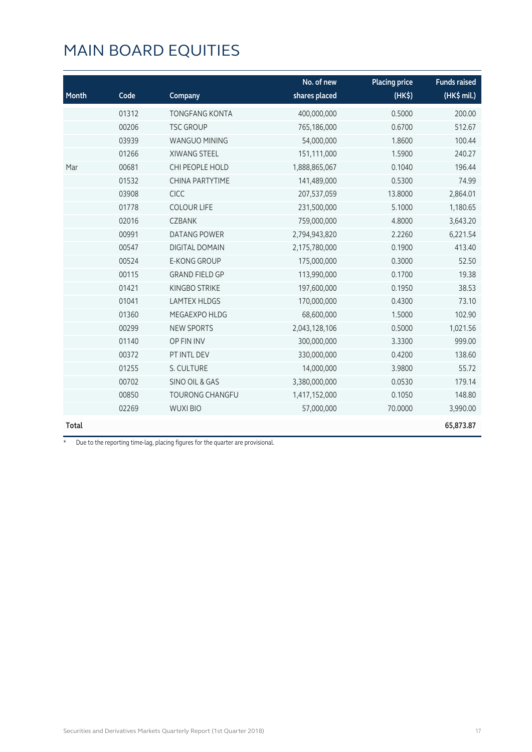# MAIN BOARD EQUITIES

| Month | Code | Company | No. of new shares placed | Placing price (HK$) | Funds raised (HK$ mil.) |
|---|---|---|---|---|---|
| | 01312 | TONGFANG KONTA | 400,000,000 | 0.5000 | 200.00 |
| | 00206 | TSC GROUP | 765,186,000 | 0.6700 | 512.67 |
| | 03939 | WANGUO MINING | 54,000,000 | 1.8600 | 100.44 |
| | 01266 | XIWANG STEEL | 151,111,000 | 1.5900 | 240.27 |
| Mar | 00681 | CHI PEOPLE HOLD | 1,888,865,067 | 0.1040 | 196.44 |
| | 01532 | CHINA PARTYTIME | 141,489,000 | 0.5300 | 74.99 |
| | 03908 | CICC | 207,537,059 | 13.8000 | 2,864.01 |
| | 01778 | COLOUR LIFE | 231,500,000 | 5.1000 | 1,180.65 |
| | 02016 | CZBANK | 759,000,000 | 4.8000 | 3,643.20 |
| | 00991 | DATANG POWER | 2,794,943,820 | 2.2260 | 6,221.54 |
| | 00547 | DIGITAL DOMAIN | 2,175,780,000 | 0.1900 | 413.40 |
| | 00524 | E-KONG GROUP | 175,000,000 | 0.3000 | 52.50 |
| | 00115 | GRAND FIELD GP | 113,990,000 | 0.1700 | 19.38 |
| | 01421 | KINGBO STRIKE | 197,600,000 | 0.1950 | 38.53 |
| | 01041 | LAMTEX HLDGS | 170,000,000 | 0.4300 | 73.10 |
| | 01360 | MEGAEXPO HLDG | 68,600,000 | 1.5000 | 102.90 |
| | 00299 | NEW SPORTS | 2,043,128,106 | 0.5000 | 1,021.56 |
| | 01140 | OP FIN INV | 300,000,000 | 3.3300 | 999.00 |
| | 00372 | PT INTL DEV | 330,000,000 | 0.4200 | 138.60 |
| | 01255 | S. CULTURE | 14,000,000 | 3.9800 | 55.72 |
| | 00702 | SINO OIL & GAS | 3,380,000,000 | 0.0530 | 179.14 |
| | 00850 | TOURONG CHANGFU | 1,417,152,000 | 0.1050 | 148.80 |
| | 02269 | WUXI BIO | 57,000,000 | 70.0000 | 3,990.00 |
| **Total** | | | | | **65,873.87** |

* Due to the reporting time-lag, placing figures for the quarter are provisional.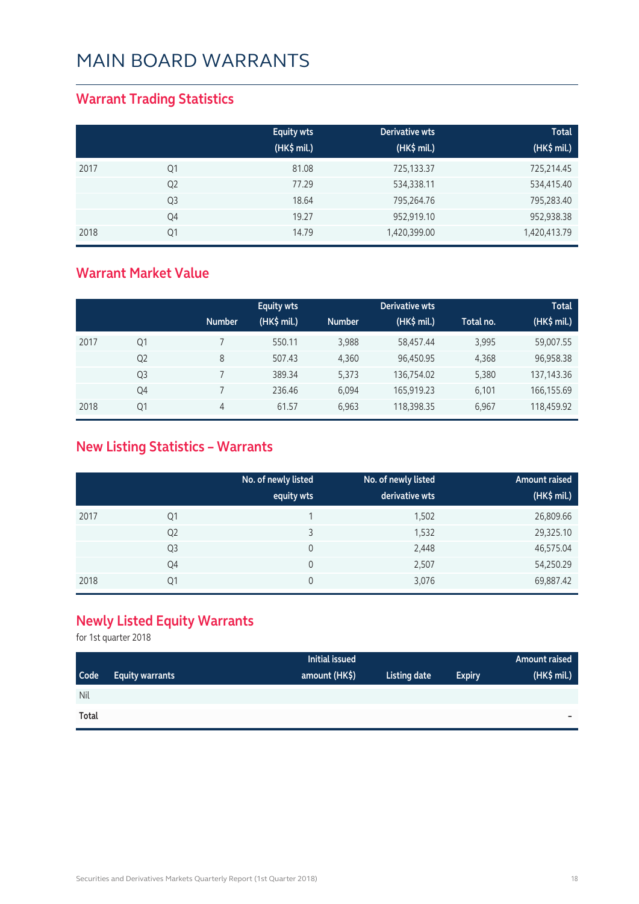# MAIN BOARD WARRANTS

## Warrant Trading Statistics

| | | Equity wts (HK$ mil.) | Derivative wts (HK$ mil.) | Total (HK$ mil.) |
|---|---|---|---|---|
| 2017 | Q1 | 81.08 | 725,133.37 | 725,214.45 |
| | Q2 | 77.29 | 534,338.11 | 534,415.40 |
| | Q3 | 18.64 | 795,264.76 | 795,283.40 |
| | Q4 | 19.27 | 952,919.10 | 952,938.38 |
| 2018 | Q1 | 14.79 | 1,420,399.00 | 1,420,413.79 |

## Warrant Market Value

| | | Equity wts | | Derivative wts | | | Total |
|---|---|---|---|---|---|---|---|
| | | Number | (HK$ mil.) | Number | (HK$ mil.) | Total no. | (HK$ mil.) |
| 2017 | Q1 | 7 | 550.11 | 3,988 | 58,457.44 | 3,995 | 59,007.55 |
| | Q2 | 8 | 507.43 | 4,360 | 96,450.95 | 4,368 | 96,958.38 |
| | Q3 | 7 | 389.34 | 5,373 | 136,754.02 | 5,380 | 137,143.36 |
| | Q4 | 7 | 236.46 | 6,094 | 165,919.23 | 6,101 | 166,155.69 |
| 2018 | Q1 | 4 | 61.57 | 6,963 | 118,398.35 | 6,967 | 118,459.92 |

## New Listing Statistics – Warrants

| | | No. of newly listed equity wts | No. of newly listed derivative wts | Amount raised (HK$ mil.) |
|---|---|---|---|---|
| 2017 | Q1 | 1 | 1,502 | 26,809.66 |
| | Q2 | 3 | 1,532 | 29,325.10 |
| | Q3 | 0 | 2,448 | 46,575.04 |
| | Q4 | 0 | 2,507 | 54,250.29 |
| 2018 | Q1 | 0 | 3,076 | 69,887.42 |

## Newly Listed Equity Warrants

for 1st quarter 2018

| Code | Equity warrants | Initial issued amount (HK$) | Listing date | Expiry | Amount raised (HK$ mil.) |
|---|---|---|---|---|---|
| Nil | | | | | |
| **Total** | | | | | - |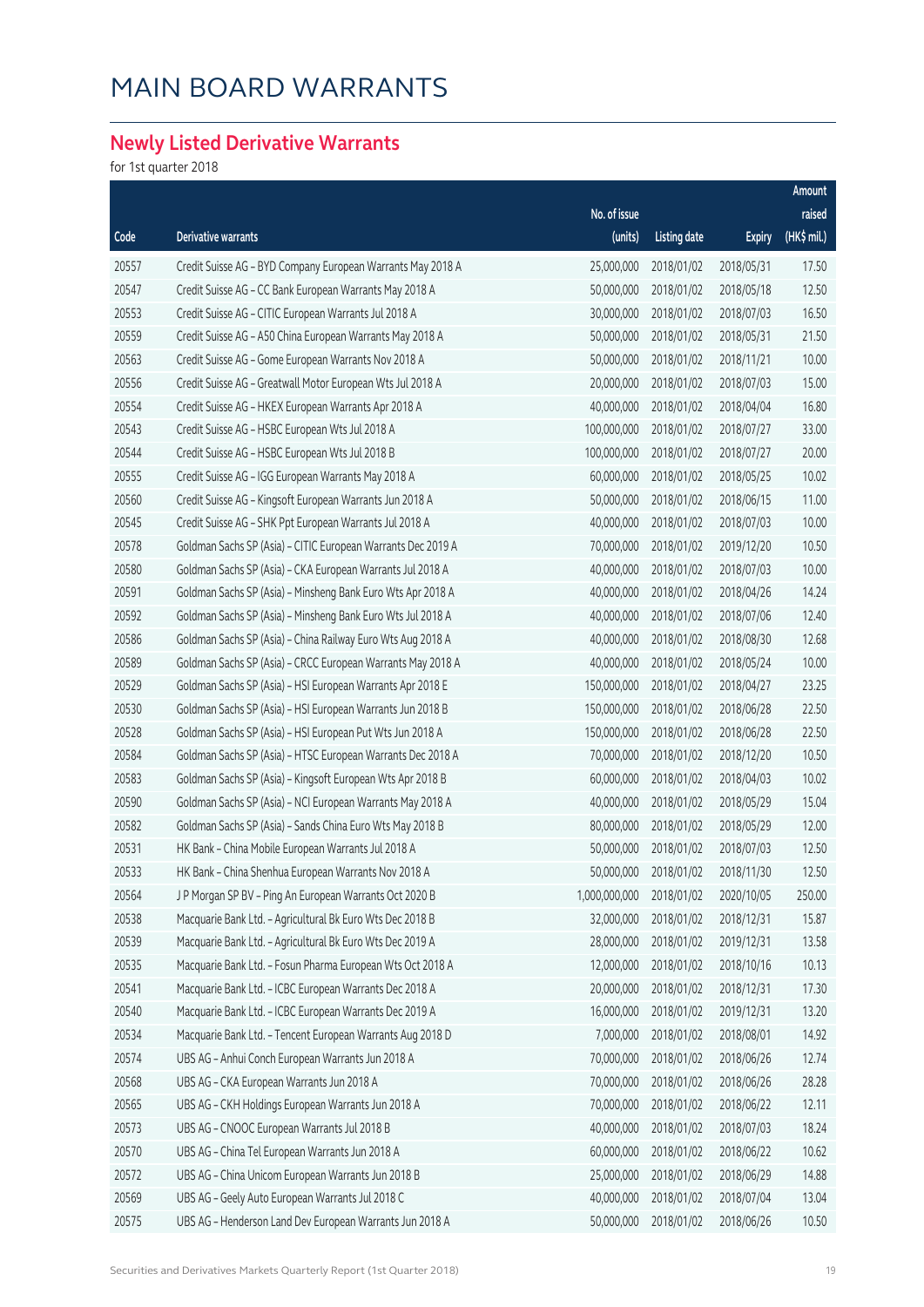# MAIN BOARD WARRANTS

## Newly Listed Derivative Warrants

for 1st quarter 2018

| Code | Derivative warrants | No. of issue (units) | Listing date | Expiry | Amount raised (HK$ mil.) |
|---|---|---|---|---|---|
| 20557 | Credit Suisse AG - BYD Company European Warrants May 2018 A | 25,000,000 | 2018/01/02 | 2018/05/31 | 17.50 |
| 20547 | Credit Suisse AG - CC Bank European Warrants May 2018 A | 50,000,000 | 2018/01/02 | 2018/05/18 | 12.50 |
| 20553 | Credit Suisse AG - CITIC European Warrants Jul 2018 A | 30,000,000 | 2018/01/02 | 2018/07/03 | 16.50 |
| 20559 | Credit Suisse AG - A50 China European Warrants May 2018 A | 50,000,000 | 2018/01/02 | 2018/05/31 | 21.50 |
| 20563 | Credit Suisse AG - Gome European Warrants Nov 2018 A | 50,000,000 | 2018/01/02 | 2018/11/21 | 10.00 |
| 20556 | Credit Suisse AG - Greatwall Motor European Wts Jul 2018 A | 20,000,000 | 2018/01/02 | 2018/07/03 | 15.00 |
| 20554 | Credit Suisse AG - HKEX European Warrants Apr 2018 A | 40,000,000 | 2018/01/02 | 2018/04/04 | 16.80 |
| 20543 | Credit Suisse AG - HSBC European Wts Jul 2018 A | 100,000,000 | 2018/01/02 | 2018/07/27 | 33.00 |
| 20544 | Credit Suisse AG - HSBC European Wts Jul 2018 B | 100,000,000 | 2018/01/02 | 2018/07/27 | 20.00 |
| 20555 | Credit Suisse AG - IGG European Warrants May 2018 A | 60,000,000 | 2018/01/02 | 2018/05/25 | 10.02 |
| 20560 | Credit Suisse AG - Kingsoft European Warrants Jun 2018 A | 50,000,000 | 2018/01/02 | 2018/06/15 | 11.00 |
| 20545 | Credit Suisse AG - SHK Ppt European Warrants Jul 2018 A | 40,000,000 | 2018/01/02 | 2018/07/03 | 10.00 |
| 20578 | Goldman Sachs SP (Asia) - CITIC European Warrants Dec 2019 A | 70,000,000 | 2018/01/02 | 2019/12/20 | 10.50 |
| 20580 | Goldman Sachs SP (Asia) - CKA European Warrants Jul 2018 A | 40,000,000 | 2018/01/02 | 2018/07/03 | 10.00 |
| 20591 | Goldman Sachs SP (Asia) - Minsheng Bank Euro Wts Apr 2018 A | 40,000,000 | 2018/01/02 | 2018/04/26 | 14.24 |
| 20592 | Goldman Sachs SP (Asia) - Minsheng Bank Euro Wts Jul 2018 A | 40,000,000 | 2018/01/02 | 2018/07/06 | 12.40 |
| 20586 | Goldman Sachs SP (Asia) - China Railway Euro Wts Aug 2018 A | 40,000,000 | 2018/01/02 | 2018/08/30 | 12.68 |
| 20589 | Goldman Sachs SP (Asia) - CRCC European Warrants May 2018 A | 40,000,000 | 2018/01/02 | 2018/05/24 | 10.00 |
| 20529 | Goldman Sachs SP (Asia) - HSI European Warrants Apr 2018 E | 150,000,000 | 2018/01/02 | 2018/04/27 | 23.25 |
| 20530 | Goldman Sachs SP (Asia) - HSI European Warrants Jun 2018 B | 150,000,000 | 2018/01/02 | 2018/06/28 | 22.50 |
| 20528 | Goldman Sachs SP (Asia) - HSI European Put Wts Jun 2018 A | 150,000,000 | 2018/01/02 | 2018/06/28 | 22.50 |
| 20584 | Goldman Sachs SP (Asia) - HTSC European Warrants Dec 2018 A | 70,000,000 | 2018/01/02 | 2018/12/20 | 10.50 |
| 20583 | Goldman Sachs SP (Asia) - Kingsoft European Wts Apr 2018 B | 60,000,000 | 2018/01/02 | 2018/04/03 | 10.02 |
| 20590 | Goldman Sachs SP (Asia) - NCI European Warrants May 2018 A | 40,000,000 | 2018/01/02 | 2018/05/29 | 15.04 |
| 20582 | Goldman Sachs SP (Asia) - Sands China Euro Wts May 2018 B | 80,000,000 | 2018/01/02 | 2018/05/29 | 12.00 |
| 20531 | HK Bank - China Mobile European Warrants Jul 2018 A | 50,000,000 | 2018/01/02 | 2018/07/03 | 12.50 |
| 20533 | HK Bank - China Shenhua European Warrants Nov 2018 A | 50,000,000 | 2018/01/02 | 2018/11/30 | 12.50 |
| 20564 | J P Morgan SP BV - Ping An European Warrants Oct 2020 B | 1,000,000,000 | 2018/01/02 | 2020/10/05 | 250.00 |
| 20538 | Macquarie Bank Ltd. - Agricultural Bk Euro Wts Dec 2018 B | 32,000,000 | 2018/01/02 | 2018/12/31 | 15.87 |
| 20539 | Macquarie Bank Ltd. - Agricultural Bk Euro Wts Dec 2019 A | 28,000,000 | 2018/01/02 | 2019/12/31 | 13.58 |
| 20535 | Macquarie Bank Ltd. - Fosun Pharma European Wts Oct 2018 A | 12,000,000 | 2018/01/02 | 2018/10/16 | 10.13 |
| 20541 | Macquarie Bank Ltd. - ICBC European Warrants Dec 2018 A | 20,000,000 | 2018/01/02 | 2018/12/31 | 17.30 |
| 20540 | Macquarie Bank Ltd. - ICBC European Warrants Dec 2019 A | 16,000,000 | 2018/01/02 | 2019/12/31 | 13.20 |
| 20534 | Macquarie Bank Ltd. - Tencent European Warrants Aug 2018 D | 7,000,000 | 2018/01/02 | 2018/08/01 | 14.92 |
| 20574 | UBS AG - Anhui Conch European Warrants Jun 2018 A | 70,000,000 | 2018/01/02 | 2018/06/26 | 12.74 |
| 20568 | UBS AG - CKA European Warrants Jun 2018 A | 70,000,000 | 2018/01/02 | 2018/06/26 | 28.28 |
| 20565 | UBS AG - CKH Holdings European Warrants Jun 2018 A | 70,000,000 | 2018/01/02 | 2018/06/22 | 12.11 |
| 20573 | UBS AG - CNOOC European Warrants Jul 2018 B | 40,000,000 | 2018/01/02 | 2018/07/03 | 18.24 |
| 20570 | UBS AG - China Tel European Warrants Jun 2018 A | 60,000,000 | 2018/01/02 | 2018/06/22 | 10.62 |
| 20572 | UBS AG - China Unicom European Warrants Jun 2018 B | 25,000,000 | 2018/01/02 | 2018/06/29 | 14.88 |
| 20569 | UBS AG - Geely Auto European Warrants Jul 2018 C | 40,000,000 | 2018/01/02 | 2018/07/04 | 13.04 |
| 20575 | UBS AG - Henderson Land Dev European Warrants Jun 2018 A | 50,000,000 | 2018/01/02 | 2018/06/26 | 10.50 |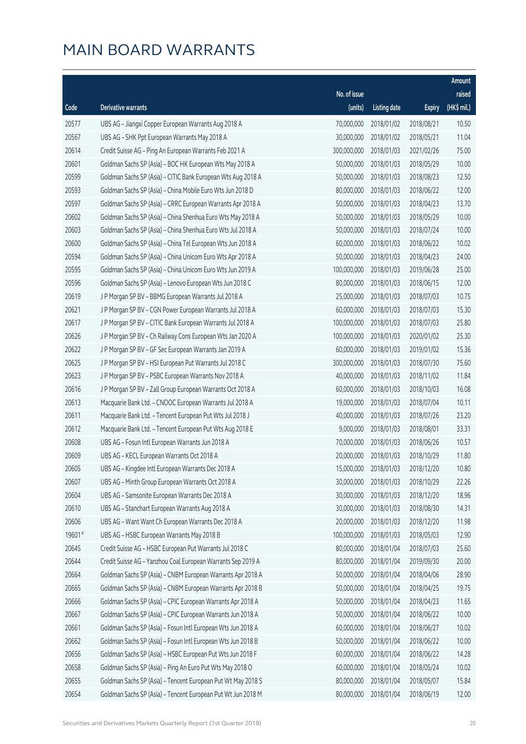# MAIN BOARD WARRANTS

| Code | Derivative warrants | No. of issue (units) | Listing date | Expiry | Amount raised (HK$ mil.) |
|---|---|---|---|---|---|
| 20577 | UBS AG - Jiangxi Copper European Warrants Aug 2018 A | 70,000,000 | 2018/01/02 | 2018/08/21 | 10.50 |
| 20567 | UBS AG - SHK Ppt European Warrants May 2018 A | 30,000,000 | 2018/01/02 | 2018/05/21 | 11.04 |
| 20614 | Credit Suisse AG - Ping An European Warrants Feb 2021 A | 300,000,000 | 2018/01/03 | 2021/02/26 | 75.00 |
| 20601 | Goldman Sachs SP (Asia) - BOC HK European Wts May 2018 A | 50,000,000 | 2018/01/03 | 2018/05/29 | 10.00 |
| 20599 | Goldman Sachs SP (Asia) - CITIC Bank European Wts Aug 2018 A | 50,000,000 | 2018/01/03 | 2018/08/23 | 12.50 |
| 20593 | Goldman Sachs SP (Asia) - China Mobile Euro Wts Jun 2018 D | 80,000,000 | 2018/01/03 | 2018/06/22 | 12.00 |
| 20597 | Goldman Sachs SP (Asia) - CRRC European Warrants Apr 2018 A | 50,000,000 | 2018/01/03 | 2018/04/23 | 13.70 |
| 20602 | Goldman Sachs SP (Asia) - China Shenhua Euro Wts May 2018 A | 50,000,000 | 2018/01/03 | 2018/05/29 | 10.00 |
| 20603 | Goldman Sachs SP (Asia) - China Shenhua Euro Wts Jul 2018 A | 50,000,000 | 2018/01/03 | 2018/07/24 | 10.00 |
| 20600 | Goldman Sachs SP (Asia) - China Tel European Wts Jun 2018 A | 60,000,000 | 2018/01/03 | 2018/06/22 | 10.02 |
| 20594 | Goldman Sachs SP (Asia) - China Unicom Euro Wts Apr 2018 A | 50,000,000 | 2018/01/03 | 2018/04/23 | 24.00 |
| 20595 | Goldman Sachs SP (Asia) - China Unicom Euro Wts Jun 2019 A | 100,000,000 | 2018/01/03 | 2019/06/28 | 25.00 |
| 20596 | Goldman Sachs SP (Asia) - Lenovo European Wts Jun 2018 C | 80,000,000 | 2018/01/03 | 2018/06/15 | 12.00 |
| 20619 | J P Morgan SP BV - BBMG European Warrants Jul 2018 A | 25,000,000 | 2018/01/03 | 2018/07/03 | 10.75 |
| 20621 | J P Morgan SP BV - CGN Power European Warrants Jul 2018 A | 60,000,000 | 2018/01/03 | 2018/07/03 | 15.30 |
| 20617 | J P Morgan SP BV - CITIC Bank European Warrants Jul 2018 A | 100,000,000 | 2018/01/03 | 2018/07/03 | 25.80 |
| 20626 | J P Morgan SP BV - Ch Railway Cons European Wts Jan 2020 A | 100,000,000 | 2018/01/03 | 2020/01/02 | 25.30 |
| 20622 | J P Morgan SP BV - GF Sec European Warrants Jan 2019 A | 60,000,000 | 2018/01/03 | 2019/01/02 | 15.36 |
| 20625 | J P Morgan SP BV - HSI European Put Warrants Jul 2018 C | 300,000,000 | 2018/01/03 | 2018/07/30 | 75.60 |
| 20623 | J P Morgan SP BV - PSBC European Warrants Nov 2018 A | 40,000,000 | 2018/01/03 | 2018/11/02 | 11.84 |
| 20616 | J P Morgan SP BV - Zall Group European Warrants Oct 2018 A | 60,000,000 | 2018/01/03 | 2018/10/03 | 16.08 |
| 20613 | Macquarie Bank Ltd. - CNOOC European Warrants Jul 2018 A | 19,000,000 | 2018/01/03 | 2018/07/04 | 10.11 |
| 20611 | Macquarie Bank Ltd. - Tencent European Put Wts Jul 2018 J | 40,000,000 | 2018/01/03 | 2018/07/26 | 23.20 |
| 20612 | Macquarie Bank Ltd. - Tencent European Put Wts Aug 2018 E | 9,000,000 | 2018/01/03 | 2018/08/01 | 33.31 |
| 20608 | UBS AG - Fosun Intl European Warrants Jun 2018 A | 70,000,000 | 2018/01/03 | 2018/06/26 | 10.57 |
| 20609 | UBS AG - KECL European Warrants Oct 2018 A | 20,000,000 | 2018/01/03 | 2018/10/29 | 11.80 |
| 20605 | UBS AG - Kingdee Intl European Warrants Dec 2018 A | 15,000,000 | 2018/01/03 | 2018/12/20 | 10.80 |
| 20607 | UBS AG - Minth Group European Warrants Oct 2018 A | 30,000,000 | 2018/01/03 | 2018/10/29 | 22.26 |
| 20604 | UBS AG - Samsonite European Warrants Dec 2018 A | 30,000,000 | 2018/01/03 | 2018/12/20 | 18.96 |
| 20610 | UBS AG - Stanchart European Warrants Aug 2018 A | 30,000,000 | 2018/01/03 | 2018/08/30 | 14.31 |
| 20606 | UBS AG - Want Want Ch European Warrants Dec 2018 A | 20,000,000 | 2018/01/03 | 2018/12/20 | 11.98 |
| 19601# | UBS AG - HSBC European Warrants May 2018 B | 100,000,000 | 2018/01/03 | 2018/05/03 | 12.90 |
| 20645 | Credit Suisse AG - HSBC European Put Warrants Jul 2018 C | 80,000,000 | 2018/01/04 | 2018/07/03 | 25.60 |
| 20644 | Credit Suisse AG - Yanzhou Coal European Warrants Sep 2019 A | 80,000,000 | 2018/01/04 | 2019/09/30 | 20.00 |
| 20664 | Goldman Sachs SP (Asia) - CNBM European Warrants Apr 2018 A | 50,000,000 | 2018/01/04 | 2018/04/06 | 28.90 |
| 20665 | Goldman Sachs SP (Asia) - CNBM European Warrants Apr 2018 B | 50,000,000 | 2018/01/04 | 2018/04/25 | 19.75 |
| 20666 | Goldman Sachs SP (Asia) - CPIC European Warrants Apr 2018 A | 50,000,000 | 2018/01/04 | 2018/04/23 | 11.65 |
| 20667 | Goldman Sachs SP (Asia) - CPIC European Warrants Jun 2018 A | 50,000,000 | 2018/01/04 | 2018/06/22 | 10.00 |
| 20661 | Goldman Sachs SP (Asia) - Fosun Intl European Wts Jun 2018 A | 60,000,000 | 2018/01/04 | 2018/06/27 | 10.02 |
| 20662 | Goldman Sachs SP (Asia) - Fosun Intl European Wts Jun 2018 B | 50,000,000 | 2018/01/04 | 2018/06/22 | 10.00 |
| 20656 | Goldman Sachs SP (Asia) - HSBC European Put Wts Jun 2018 F | 60,000,000 | 2018/01/04 | 2018/06/22 | 14.28 |
| 20658 | Goldman Sachs SP (Asia) - Ping An Euro Put Wts May 2018 O | 60,000,000 | 2018/01/04 | 2018/05/24 | 10.02 |
| 20655 | Goldman Sachs SP (Asia) - Tencent European Put Wt May 2018 S | 80,000,000 | 2018/01/04 | 2018/05/07 | 15.84 |
| 20654 | Goldman Sachs SP (Asia) - Tencent European Put Wt Jun 2018 M | 80,000,000 | 2018/01/04 | 2018/06/19 | 12.00 |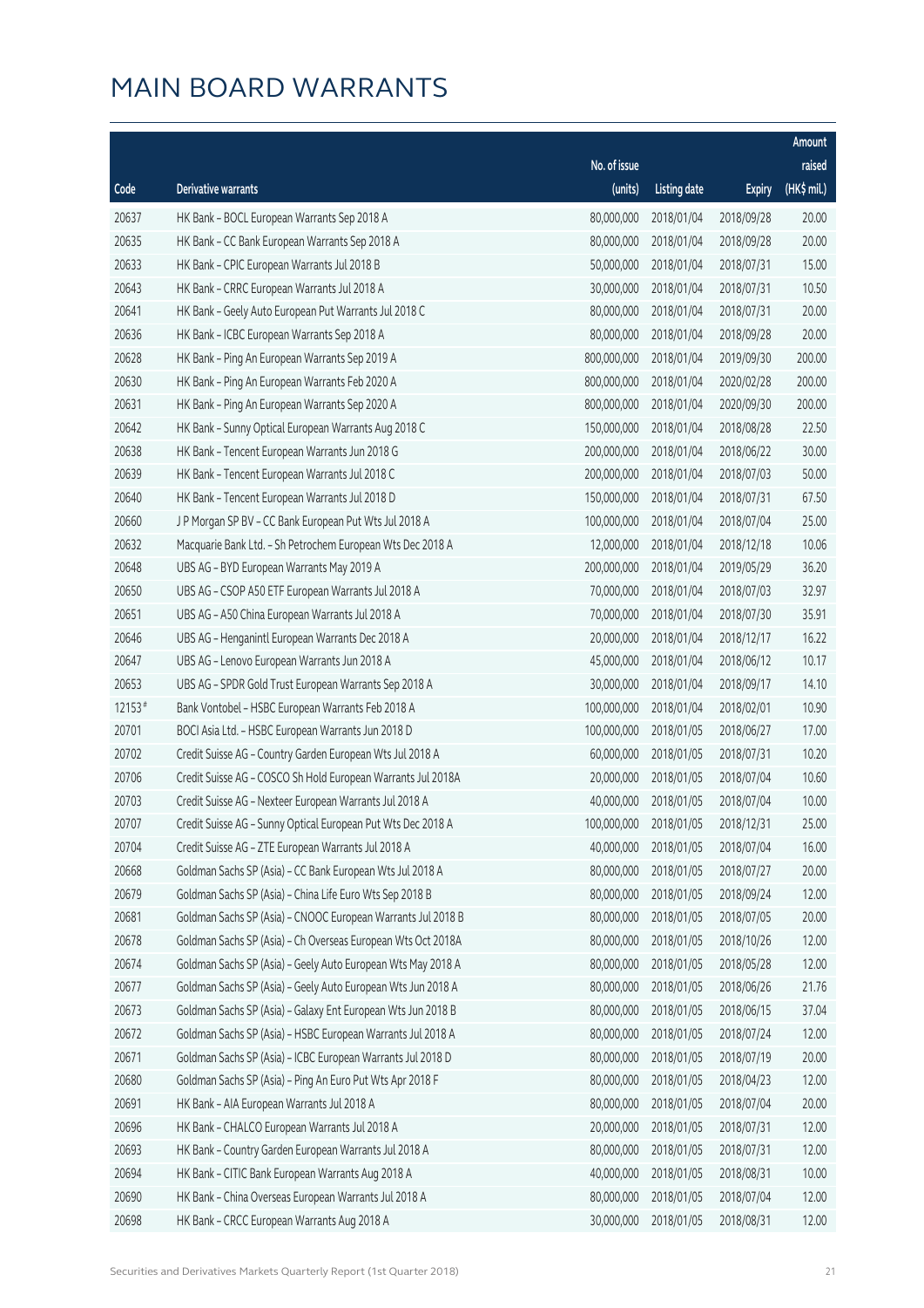# MAIN BOARD WARRANTS

| Code | Derivative warrants | No. of issue (units) | Listing date | Expiry | Amount raised (HK$ mil.) |
|---|---|---|---|---|---|
| 20637 | HK Bank – BOCL European Warrants Sep 2018 A | 80,000,000 | 2018/01/04 | 2018/09/28 | 20.00 |
| 20635 | HK Bank – CC Bank European Warrants Sep 2018 A | 80,000,000 | 2018/01/04 | 2018/09/28 | 20.00 |
| 20633 | HK Bank – CPIC European Warrants Jul 2018 B | 50,000,000 | 2018/01/04 | 2018/07/31 | 15.00 |
| 20643 | HK Bank – CRRC European Warrants Jul 2018 A | 30,000,000 | 2018/01/04 | 2018/07/31 | 10.50 |
| 20641 | HK Bank – Geely Auto European Put Warrants Jul 2018 C | 80,000,000 | 2018/01/04 | 2018/07/31 | 20.00 |
| 20636 | HK Bank – ICBC European Warrants Sep 2018 A | 80,000,000 | 2018/01/04 | 2018/09/28 | 20.00 |
| 20628 | HK Bank – Ping An European Warrants Sep 2019 A | 800,000,000 | 2018/01/04 | 2019/09/30 | 200.00 |
| 20630 | HK Bank – Ping An European Warrants Feb 2020 A | 800,000,000 | 2018/01/04 | 2020/02/28 | 200.00 |
| 20631 | HK Bank – Ping An European Warrants Sep 2020 A | 800,000,000 | 2018/01/04 | 2020/09/30 | 200.00 |
| 20642 | HK Bank – Sunny Optical European Warrants Aug 2018 C | 150,000,000 | 2018/01/04 | 2018/08/28 | 22.50 |
| 20638 | HK Bank – Tencent European Warrants Jun 2018 G | 200,000,000 | 2018/01/04 | 2018/06/22 | 30.00 |
| 20639 | HK Bank – Tencent European Warrants Jul 2018 C | 200,000,000 | 2018/01/04 | 2018/07/03 | 50.00 |
| 20640 | HK Bank – Tencent European Warrants Jul 2018 D | 150,000,000 | 2018/01/04 | 2018/07/31 | 67.50 |
| 20660 | J P Morgan SP BV – CC Bank European Put Wts Jul 2018 A | 100,000,000 | 2018/01/04 | 2018/07/04 | 25.00 |
| 20632 | Macquarie Bank Ltd. – Sh Petrochem European Wts Dec 2018 A | 12,000,000 | 2018/01/04 | 2018/12/18 | 10.06 |
| 20648 | UBS AG – BYD European Warrants May 2019 A | 200,000,000 | 2018/01/04 | 2019/05/29 | 36.20 |
| 20650 | UBS AG – CSOP A50 ETF European Warrants Jul 2018 A | 70,000,000 | 2018/01/04 | 2018/07/03 | 32.97 |
| 20651 | UBS AG – A50 China European Warrants Jul 2018 A | 70,000,000 | 2018/01/04 | 2018/07/30 | 35.91 |
| 20646 | UBS AG – Henganintl European Warrants Dec 2018 A | 20,000,000 | 2018/01/04 | 2018/12/17 | 16.22 |
| 20647 | UBS AG – Lenovo European Warrants Jun 2018 A | 45,000,000 | 2018/01/04 | 2018/06/12 | 10.17 |
| 20653 | UBS AG – SPDR Gold Trust European Warrants Sep 2018 A | 30,000,000 | 2018/01/04 | 2018/09/17 | 14.10 |
| 12153# | Bank Vontobel – HSBC European Warrants Feb 2018 A | 100,000,000 | 2018/01/04 | 2018/02/01 | 10.90 |
| 20701 | BOCI Asia Ltd. – HSBC European Warrants Jun 2018 D | 100,000,000 | 2018/01/05 | 2018/06/27 | 17.00 |
| 20702 | Credit Suisse AG – Country Garden European Wts Jul 2018 A | 60,000,000 | 2018/01/05 | 2018/07/31 | 10.20 |
| 20706 | Credit Suisse AG – COSCO Sh Hold European Warrants Jul 2018A | 20,000,000 | 2018/01/05 | 2018/07/04 | 10.60 |
| 20703 | Credit Suisse AG – Nexteer European Warrants Jul 2018 A | 40,000,000 | 2018/01/05 | 2018/07/04 | 10.00 |
| 20707 | Credit Suisse AG – Sunny Optical European Put Wts Dec 2018 A | 100,000,000 | 2018/01/05 | 2018/12/31 | 25.00 |
| 20704 | Credit Suisse AG – ZTE European Warrants Jul 2018 A | 40,000,000 | 2018/01/05 | 2018/07/04 | 16.00 |
| 20668 | Goldman Sachs SP (Asia) – CC Bank European Wts Jul 2018 A | 80,000,000 | 2018/01/05 | 2018/07/27 | 20.00 |
| 20679 | Goldman Sachs SP (Asia) – China Life Euro Wts Sep 2018 B | 80,000,000 | 2018/01/05 | 2018/09/24 | 12.00 |
| 20681 | Goldman Sachs SP (Asia) – CNOOC European Warrants Jul 2018 B | 80,000,000 | 2018/01/05 | 2018/07/05 | 20.00 |
| 20678 | Goldman Sachs SP (Asia) – Ch Overseas European Wts Oct 2018A | 80,000,000 | 2018/01/05 | 2018/10/26 | 12.00 |
| 20674 | Goldman Sachs SP (Asia) – Geely Auto European Wts May 2018 A | 80,000,000 | 2018/01/05 | 2018/05/28 | 12.00 |
| 20677 | Goldman Sachs SP (Asia) – Geely Auto European Wts Jun 2018 A | 80,000,000 | 2018/01/05 | 2018/06/26 | 21.76 |
| 20673 | Goldman Sachs SP (Asia) – Galaxy Ent European Wts Jun 2018 B | 80,000,000 | 2018/01/05 | 2018/06/15 | 37.04 |
| 20672 | Goldman Sachs SP (Asia) – HSBC European Warrants Jul 2018 A | 80,000,000 | 2018/01/05 | 2018/07/24 | 12.00 |
| 20671 | Goldman Sachs SP (Asia) – ICBC European Warrants Jul 2018 D | 80,000,000 | 2018/01/05 | 2018/07/19 | 20.00 |
| 20680 | Goldman Sachs SP (Asia) – Ping An Euro Put Wts Apr 2018 F | 80,000,000 | 2018/01/05 | 2018/04/23 | 12.00 |
| 20691 | HK Bank – AIA European Warrants Jul 2018 A | 80,000,000 | 2018/01/05 | 2018/07/04 | 20.00 |
| 20696 | HK Bank – CHALCO European Warrants Jul 2018 A | 20,000,000 | 2018/01/05 | 2018/07/31 | 12.00 |
| 20693 | HK Bank – Country Garden European Warrants Jul 2018 A | 80,000,000 | 2018/01/05 | 2018/07/31 | 12.00 |
| 20694 | HK Bank – CITIC Bank European Warrants Aug 2018 A | 40,000,000 | 2018/01/05 | 2018/08/31 | 10.00 |
| 20690 | HK Bank – China Overseas European Warrants Jul 2018 A | 80,000,000 | 2018/01/05 | 2018/07/04 | 12.00 |
| 20698 | HK Bank – CRCC European Warrants Aug 2018 A | 30,000,000 | 2018/01/05 | 2018/08/31 | 12.00 |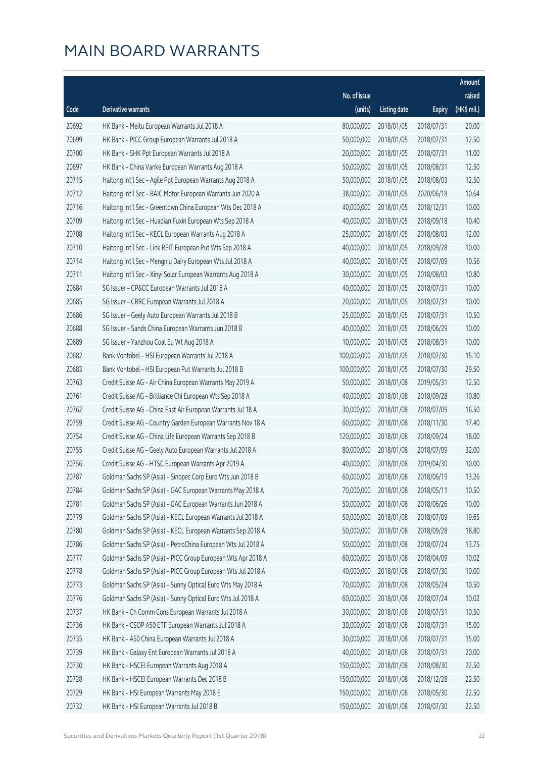# MAIN BOARD WARRANTS

| Code | Derivative warrants | No. of issue (units) | Listing date | Expiry | Amount raised (HK$ mil.) |
|---|---|---|---|---|---|
| 20692 | HK Bank – Meitu European Warrants Jul 2018 A | 80,000,000 | 2018/01/05 | 2018/07/31 | 20.00 |
| 20699 | HK Bank – PICC Group European Warrants Jul 2018 A | 50,000,000 | 2018/01/05 | 2018/07/31 | 12.50 |
| 20700 | HK Bank – SHK Ppt European Warrants Jul 2018 A | 20,000,000 | 2018/01/05 | 2018/07/31 | 11.00 |
| 20697 | HK Bank – China Vanke European Warrants Aug 2018 A | 50,000,000 | 2018/01/05 | 2018/08/31 | 12.50 |
| 20715 | Haitong Int'l Sec – Agile Ppt European Warrants Aug 2018 A | 50,000,000 | 2018/01/05 | 2018/08/03 | 12.50 |
| 20712 | Haitong Int'l Sec – BAIC Motor European Warrants Jun 2020 A | 38,000,000 | 2018/01/05 | 2020/06/18 | 10.64 |
| 20716 | Haitong Int'l Sec – Greentown China European Wts Dec 2018 A | 40,000,000 | 2018/01/05 | 2018/12/31 | 10.00 |
| 20709 | Haitong Int'l Sec – Huadian Fuxin European Wts Sep 2018 A | 40,000,000 | 2018/01/05 | 2018/09/18 | 10.40 |
| 20708 | Haitong Int'l Sec – KECL European Warrants Aug 2018 A | 25,000,000 | 2018/01/05 | 2018/08/03 | 12.00 |
| 20710 | Haitong Int'l Sec – Link REIT European Put Wts Sep 2018 A | 40,000,000 | 2018/01/05 | 2018/09/28 | 10.00 |
| 20714 | Haitong Int'l Sec – Mengniu Dairy European Wts Jul 2018 A | 40,000,000 | 2018/01/05 | 2018/07/09 | 10.56 |
| 20711 | Haitong Int'l Sec – Xinyi Solar European Warrants Aug 2018 A | 30,000,000 | 2018/01/05 | 2018/08/03 | 10.80 |
| 20684 | SG Issuer – CP&CC European Warrants Jul 2018 A | 40,000,000 | 2018/01/05 | 2018/07/31 | 10.00 |
| 20685 | SG Issuer – CRRC European Warrants Jul 2018 A | 20,000,000 | 2018/01/05 | 2018/07/31 | 10.00 |
| 20686 | SG Issuer – Geely Auto European Warrants Jul 2018 B | 25,000,000 | 2018/01/05 | 2018/07/31 | 10.50 |
| 20688 | SG Issuer – Sands China European Warrants Jun 2018 B | 40,000,000 | 2018/01/05 | 2018/06/29 | 10.00 |
| 20689 | SG Issuer – Yanzhou Coal Eu Wt Aug 2018 A | 10,000,000 | 2018/01/05 | 2018/08/31 | 10.00 |
| 20682 | Bank Vontobel – HSI European Warrants Jul 2018 A | 100,000,000 | 2018/01/05 | 2018/07/30 | 15.10 |
| 20683 | Bank Vontobel – HSI European Put Warrants Jul 2018 B | 100,000,000 | 2018/01/05 | 2018/07/30 | 29.50 |
| 20763 | Credit Suisse AG – Air China European Warrants May 2019 A | 50,000,000 | 2018/01/08 | 2019/05/31 | 12.50 |
| 20761 | Credit Suisse AG – Brilliance Chi European Wts Sep 2018 A | 40,000,000 | 2018/01/08 | 2018/09/28 | 10.80 |
| 20762 | Credit Suisse AG – China East Air European Warrants Jul 18 A | 30,000,000 | 2018/01/08 | 2018/07/09 | 16.50 |
| 20759 | Credit Suisse AG – Country Garden European Warrants Nov 18 A | 60,000,000 | 2018/01/08 | 2018/11/30 | 17.40 |
| 20754 | Credit Suisse AG – China Life European Warrants Sep 2018 B | 120,000,000 | 2018/01/08 | 2018/09/24 | 18.00 |
| 20755 | Credit Suisse AG – Geely Auto European Warrants Jul 2018 A | 80,000,000 | 2018/01/08 | 2018/07/09 | 32.00 |
| 20756 | Credit Suisse AG – HTSC European Warrants Apr 2019 A | 40,000,000 | 2018/01/08 | 2019/04/30 | 10.00 |
| 20787 | Goldman Sachs SP (Asia) – Sinopec Corp Euro Wts Jun 2018 B | 60,000,000 | 2018/01/08 | 2018/06/19 | 13.26 |
| 20784 | Goldman Sachs SP (Asia) – GAC European Warrants May 2018 A | 70,000,000 | 2018/01/08 | 2018/05/11 | 10.50 |
| 20781 | Goldman Sachs SP (Asia) – GAC European Warrants Jun 2018 A | 50,000,000 | 2018/01/08 | 2018/06/26 | 10.00 |
| 20779 | Goldman Sachs SP (Asia) – KECL European Warrants Jul 2018 A | 50,000,000 | 2018/01/08 | 2018/07/09 | 19.65 |
| 20780 | Goldman Sachs SP (Asia) – KECL European Warrants Sep 2018 A | 50,000,000 | 2018/01/08 | 2018/09/28 | 18.80 |
| 20786 | Goldman Sachs SP (Asia) – PetroChina European Wts Jul 2018 A | 50,000,000 | 2018/01/08 | 2018/07/24 | 13.75 |
| 20777 | Goldman Sachs SP (Asia) – PICC Group European Wts Apr 2018 A | 60,000,000 | 2018/01/08 | 2018/04/09 | 10.02 |
| 20778 | Goldman Sachs SP (Asia) – PICC Group European Wts Jul 2018 A | 40,000,000 | 2018/01/08 | 2018/07/30 | 10.00 |
| 20773 | Goldman Sachs SP (Asia) – Sunny Optical Euro Wts May 2018 A | 70,000,000 | 2018/01/08 | 2018/05/24 | 10.50 |
| 20776 | Goldman Sachs SP (Asia) – Sunny Optical Euro Wts Jul 2018 A | 60,000,000 | 2018/01/08 | 2018/07/24 | 10.02 |
| 20737 | HK Bank – Ch Comm Cons European Warrants Jul 2018 A | 30,000,000 | 2018/01/08 | 2018/07/31 | 10.50 |
| 20736 | HK Bank – CSOP A50 ETF European Warrants Jul 2018 A | 30,000,000 | 2018/01/08 | 2018/07/31 | 15.00 |
| 20735 | HK Bank – A50 China European Warrants Jul 2018 A | 30,000,000 | 2018/01/08 | 2018/07/31 | 15.00 |
| 20739 | HK Bank – Galaxy Ent European Warrants Jul 2018 A | 40,000,000 | 2018/01/08 | 2018/07/31 | 20.00 |
| 20730 | HK Bank – HSCEI European Warrants Aug 2018 A | 150,000,000 | 2018/01/08 | 2018/08/30 | 22.50 |
| 20728 | HK Bank – HSCEI European Warrants Dec 2018 B | 150,000,000 | 2018/01/08 | 2018/12/28 | 22.50 |
| 20729 | HK Bank – HSI European Warrants May 2018 E | 150,000,000 | 2018/01/08 | 2018/05/30 | 22.50 |
| 20732 | HK Bank – HSI European Warrants Jul 2018 B | 150,000,000 | 2018/01/08 | 2018/07/30 | 22.50 |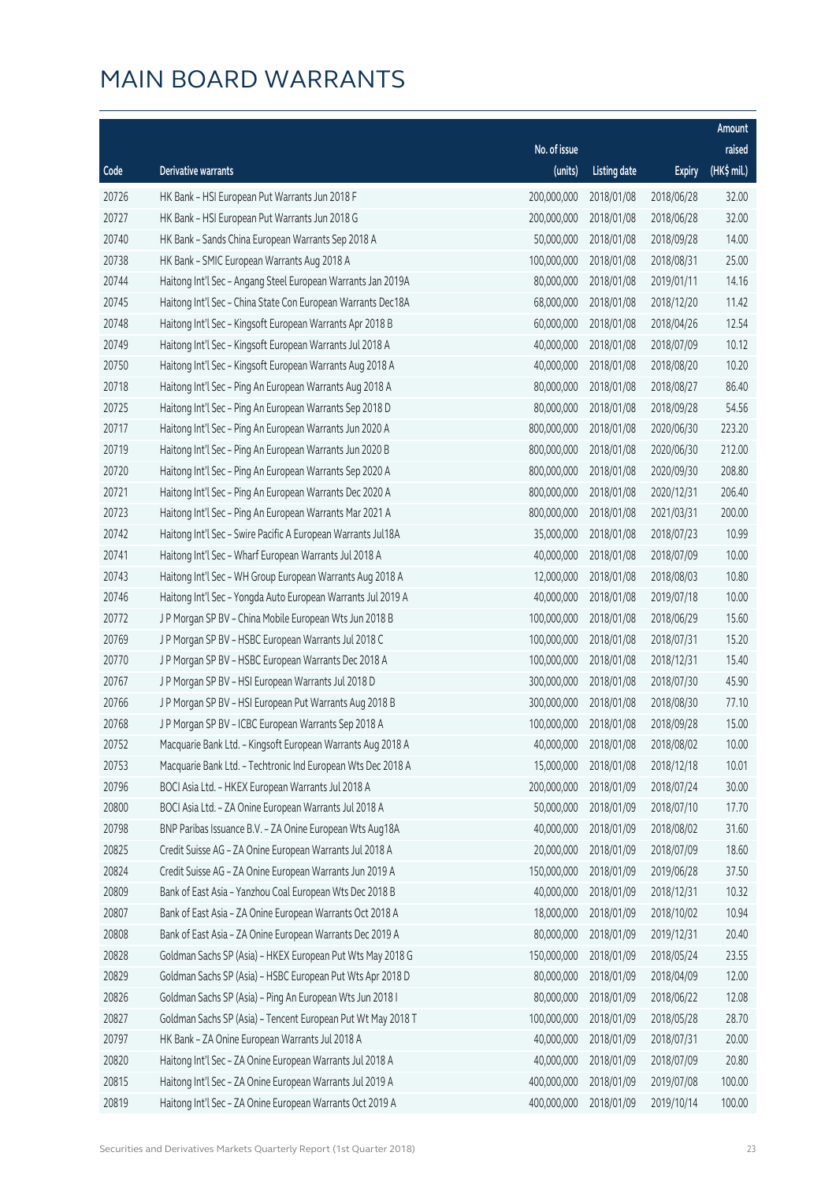# MAIN BOARD WARRANTS

| Code | Derivative warrants | No. of issue (units) | Listing date | Expiry | Amount raised (HK$ mil.) |
|---|---|---|---|---|---|
| 20726 | HK Bank – HSI European Put Warrants Jun 2018 F | 200,000,000 | 2018/01/08 | 2018/06/28 | 32.00 |
| 20727 | HK Bank – HSI European Put Warrants Jun 2018 G | 200,000,000 | 2018/01/08 | 2018/06/28 | 32.00 |
| 20740 | HK Bank – Sands China European Warrants Sep 2018 A | 50,000,000 | 2018/01/08 | 2018/09/28 | 14.00 |
| 20738 | HK Bank – SMIC European Warrants Aug 2018 A | 100,000,000 | 2018/01/08 | 2018/08/31 | 25.00 |
| 20744 | Haitong Int'l Sec – Angang Steel European Warrants Jan 2019A | 80,000,000 | 2018/01/08 | 2019/01/11 | 14.16 |
| 20745 | Haitong Int'l Sec – China State Con European Warrants Dec18A | 68,000,000 | 2018/01/08 | 2018/12/20 | 11.42 |
| 20748 | Haitong Int'l Sec – Kingsoft European Warrants Apr 2018 B | 60,000,000 | 2018/01/08 | 2018/04/26 | 12.54 |
| 20749 | Haitong Int'l Sec – Kingsoft European Warrants Jul 2018 A | 40,000,000 | 2018/01/08 | 2018/07/09 | 10.12 |
| 20750 | Haitong Int'l Sec – Kingsoft European Warrants Aug 2018 A | 40,000,000 | 2018/01/08 | 2018/08/20 | 10.20 |
| 20718 | Haitong Int'l Sec – Ping An European Warrants Aug 2018 A | 80,000,000 | 2018/01/08 | 2018/08/27 | 86.40 |
| 20725 | Haitong Int'l Sec – Ping An European Warrants Sep 2018 D | 80,000,000 | 2018/01/08 | 2018/09/28 | 54.56 |
| 20717 | Haitong Int'l Sec – Ping An European Warrants Jun 2020 A | 800,000,000 | 2018/01/08 | 2020/06/30 | 223.20 |
| 20719 | Haitong Int'l Sec – Ping An European Warrants Jun 2020 B | 800,000,000 | 2018/01/08 | 2020/06/30 | 212.00 |
| 20720 | Haitong Int'l Sec – Ping An European Warrants Sep 2020 A | 800,000,000 | 2018/01/08 | 2020/09/30 | 208.80 |
| 20721 | Haitong Int'l Sec – Ping An European Warrants Dec 2020 A | 800,000,000 | 2018/01/08 | 2020/12/31 | 206.40 |
| 20723 | Haitong Int'l Sec – Ping An European Warrants Mar 2021 A | 800,000,000 | 2018/01/08 | 2021/03/31 | 200.00 |
| 20742 | Haitong Int'l Sec – Swire Pacific A European Warrants Jul18A | 35,000,000 | 2018/01/08 | 2018/07/23 | 10.99 |
| 20741 | Haitong Int'l Sec – Wharf European Warrants Jul 2018 A | 40,000,000 | 2018/01/08 | 2018/07/09 | 10.00 |
| 20743 | Haitong Int'l Sec – WH Group European Warrants Aug 2018 A | 12,000,000 | 2018/01/08 | 2018/08/03 | 10.80 |
| 20746 | Haitong Int'l Sec – Yongda Auto European Warrants Jul 2019 A | 40,000,000 | 2018/01/08 | 2019/07/18 | 10.00 |
| 20772 | J P Morgan SP BV – China Mobile European Wts Jun 2018 B | 100,000,000 | 2018/01/08 | 2018/06/29 | 15.60 |
| 20769 | J P Morgan SP BV – HSBC European Warrants Jul 2018 C | 100,000,000 | 2018/01/08 | 2018/07/31 | 15.20 |
| 20770 | J P Morgan SP BV – HSBC European Warrants Dec 2018 A | 100,000,000 | 2018/01/08 | 2018/12/31 | 15.40 |
| 20767 | J P Morgan SP BV – HSI European Warrants Jul 2018 D | 300,000,000 | 2018/01/08 | 2018/07/30 | 45.90 |
| 20766 | J P Morgan SP BV – HSI European Put Warrants Aug 2018 B | 300,000,000 | 2018/01/08 | 2018/08/30 | 77.10 |
| 20768 | J P Morgan SP BV – ICBC European Warrants Sep 2018 A | 100,000,000 | 2018/01/08 | 2018/09/28 | 15.00 |
| 20752 | Macquarie Bank Ltd. – Kingsoft European Warrants Aug 2018 A | 40,000,000 | 2018/01/08 | 2018/08/02 | 10.00 |
| 20753 | Macquarie Bank Ltd. – Techtronic Ind European Wts Dec 2018 A | 15,000,000 | 2018/01/08 | 2018/12/18 | 10.01 |
| 20796 | BOCI Asia Ltd. – HKEX European Warrants Jul 2018 A | 200,000,000 | 2018/01/09 | 2018/07/24 | 30.00 |
| 20800 | BOCI Asia Ltd. – ZA Onine European Warrants Jul 2018 A | 50,000,000 | 2018/01/09 | 2018/07/10 | 17.70 |
| 20798 | BNP Paribas Issuance B.V. – ZA Onine European Wts Aug18A | 40,000,000 | 2018/01/09 | 2018/08/02 | 31.60 |
| 20825 | Credit Suisse AG – ZA Onine European Warrants Jul 2018 A | 20,000,000 | 2018/01/09 | 2018/07/09 | 18.60 |
| 20824 | Credit Suisse AG – ZA Onine European Warrants Jun 2019 A | 150,000,000 | 2018/01/09 | 2019/06/28 | 37.50 |
| 20809 | Bank of East Asia – Yanzhou Coal European Wts Dec 2018 B | 40,000,000 | 2018/01/09 | 2018/12/31 | 10.32 |
| 20807 | Bank of East Asia – ZA Onine European Warrants Oct 2018 A | 18,000,000 | 2018/01/09 | 2018/10/02 | 10.94 |
| 20808 | Bank of East Asia – ZA Onine European Warrants Dec 2019 A | 80,000,000 | 2018/01/09 | 2019/12/31 | 20.40 |
| 20828 | Goldman Sachs SP (Asia) – HKEX European Put Wts May 2018 G | 150,000,000 | 2018/01/09 | 2018/05/24 | 23.55 |
| 20829 | Goldman Sachs SP (Asia) – HSBC European Put Wts Apr 2018 D | 80,000,000 | 2018/01/09 | 2018/04/09 | 12.00 |
| 20826 | Goldman Sachs SP (Asia) – Ping An European Wts Jun 2018 I | 80,000,000 | 2018/01/09 | 2018/06/22 | 12.08 |
| 20827 | Goldman Sachs SP (Asia) – Tencent European Put Wt May 2018 T | 100,000,000 | 2018/01/09 | 2018/05/28 | 28.70 |
| 20797 | HK Bank – ZA Onine European Warrants Jul 2018 A | 40,000,000 | 2018/01/09 | 2018/07/31 | 20.00 |
| 20820 | Haitong Int'l Sec – ZA Onine European Warrants Jul 2018 A | 40,000,000 | 2018/01/09 | 2018/07/09 | 20.80 |
| 20815 | Haitong Int'l Sec – ZA Onine European Warrants Jul 2019 A | 400,000,000 | 2018/01/09 | 2019/07/08 | 100.00 |
| 20819 | Haitong Int'l Sec – ZA Onine European Warrants Oct 2019 A | 400,000,000 | 2018/01/09 | 2019/10/14 | 100.00 |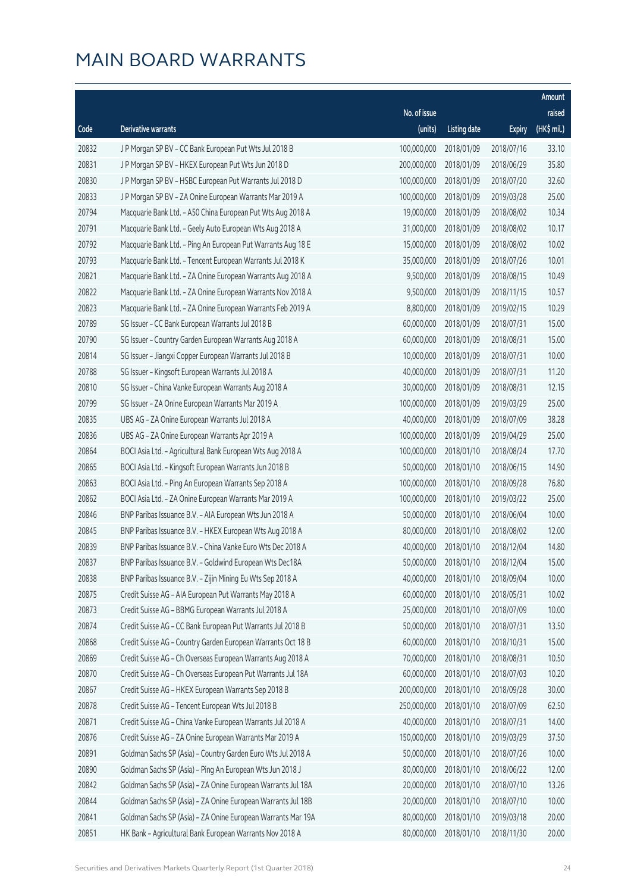# MAIN BOARD WARRANTS

| Code | Derivative warrants | No. of issue (units) | Listing date | Expiry | Amount raised (HK$ mil.) |
|---|---|---|---|---|---|
| 20832 | J P Morgan SP BV – CC Bank European Put Wts Jul 2018 B | 100,000,000 | 2018/01/09 | 2018/07/16 | 33.10 |
| 20831 | J P Morgan SP BV – HKEX European Put Wts Jun 2018 D | 200,000,000 | 2018/01/09 | 2018/06/29 | 35.80 |
| 20830 | J P Morgan SP BV – HSBC European Put Warrants Jul 2018 D | 100,000,000 | 2018/01/09 | 2018/07/20 | 32.60 |
| 20833 | J P Morgan SP BV – ZA Onine European Warrants Mar 2019 A | 100,000,000 | 2018/01/09 | 2019/03/28 | 25.00 |
| 20794 | Macquarie Bank Ltd. – A50 China European Put Wts Aug 2018 A | 19,000,000 | 2018/01/09 | 2018/08/02 | 10.34 |
| 20791 | Macquarie Bank Ltd. – Geely Auto European Wts Aug 2018 A | 31,000,000 | 2018/01/09 | 2018/08/02 | 10.17 |
| 20792 | Macquarie Bank Ltd. – Ping An European Put Warrants Aug 18 E | 15,000,000 | 2018/01/09 | 2018/08/02 | 10.02 |
| 20793 | Macquarie Bank Ltd. – Tencent European Warrants Jul 2018 K | 35,000,000 | 2018/01/09 | 2018/07/26 | 10.01 |
| 20821 | Macquarie Bank Ltd. – ZA Onine European Warrants Aug 2018 A | 9,500,000 | 2018/01/09 | 2018/08/15 | 10.49 |
| 20822 | Macquarie Bank Ltd. – ZA Onine European Warrants Nov 2018 A | 9,500,000 | 2018/01/09 | 2018/11/15 | 10.57 |
| 20823 | Macquarie Bank Ltd. – ZA Onine European Warrants Feb 2019 A | 8,800,000 | 2018/01/09 | 2019/02/15 | 10.29 |
| 20789 | SG Issuer – CC Bank European Warrants Jul 2018 B | 60,000,000 | 2018/01/09 | 2018/07/31 | 15.00 |
| 20790 | SG Issuer – Country Garden European Warrants Aug 2018 A | 60,000,000 | 2018/01/09 | 2018/08/31 | 15.00 |
| 20814 | SG Issuer – Jiangxi Copper European Warrants Jul 2018 B | 10,000,000 | 2018/01/09 | 2018/07/31 | 10.00 |
| 20788 | SG Issuer – Kingsoft European Warrants Jul 2018 A | 40,000,000 | 2018/01/09 | 2018/07/31 | 11.20 |
| 20810 | SG Issuer – China Vanke European Warrants Aug 2018 A | 30,000,000 | 2018/01/09 | 2018/08/31 | 12.15 |
| 20799 | SG Issuer – ZA Onine European Warrants Mar 2019 A | 100,000,000 | 2018/01/09 | 2019/03/29 | 25.00 |
| 20835 | UBS AG – ZA Onine European Warrants Jul 2018 A | 40,000,000 | 2018/01/09 | 2018/07/09 | 38.28 |
| 20836 | UBS AG – ZA Onine European Warrants Apr 2019 A | 100,000,000 | 2018/01/09 | 2019/04/29 | 25.00 |
| 20864 | BOCI Asia Ltd. – Agricultural Bank European Wts Aug 2018 A | 100,000,000 | 2018/01/10 | 2018/08/24 | 17.70 |
| 20865 | BOCI Asia Ltd. – Kingsoft European Warrants Jun 2018 B | 50,000,000 | 2018/01/10 | 2018/06/15 | 14.90 |
| 20863 | BOCI Asia Ltd. – Ping An European Warrants Sep 2018 A | 100,000,000 | 2018/01/10 | 2018/09/28 | 76.80 |
| 20862 | BOCI Asia Ltd. – ZA Onine European Warrants Mar 2019 A | 100,000,000 | 2018/01/10 | 2019/03/22 | 25.00 |
| 20846 | BNP Paribas Issuance B.V. – AIA European Wts Jun 2018 A | 50,000,000 | 2018/01/10 | 2018/06/04 | 10.00 |
| 20845 | BNP Paribas Issuance B.V. – HKEX European Wts Aug 2018 A | 80,000,000 | 2018/01/10 | 2018/08/02 | 12.00 |
| 20839 | BNP Paribas Issuance B.V. – China Vanke Euro Wts Dec 2018 A | 40,000,000 | 2018/01/10 | 2018/12/04 | 14.80 |
| 20837 | BNP Paribas Issuance B.V. – Goldwind European Wts Dec18A | 50,000,000 | 2018/01/10 | 2018/12/04 | 15.00 |
| 20838 | BNP Paribas Issuance B.V. – Zijin Mining Eu Wts Sep 2018 A | 40,000,000 | 2018/01/10 | 2018/09/04 | 10.00 |
| 20875 | Credit Suisse AG – AIA European Put Warrants May 2018 A | 60,000,000 | 2018/01/10 | 2018/05/31 | 10.02 |
| 20873 | Credit Suisse AG – BBMG European Warrants Jul 2018 A | 25,000,000 | 2018/01/10 | 2018/07/09 | 10.00 |
| 20874 | Credit Suisse AG – CC Bank European Put Warrants Jul 2018 B | 50,000,000 | 2018/01/10 | 2018/07/31 | 13.50 |
| 20868 | Credit Suisse AG – Country Garden European Warrants Oct 18 B | 60,000,000 | 2018/01/10 | 2018/10/31 | 15.00 |
| 20869 | Credit Suisse AG – Ch Overseas European Warrants Aug 2018 A | 70,000,000 | 2018/01/10 | 2018/08/31 | 10.50 |
| 20870 | Credit Suisse AG – Ch Overseas European Put Warrants Jul 18A | 60,000,000 | 2018/01/10 | 2018/07/03 | 10.20 |
| 20867 | Credit Suisse AG – HKEX European Warrants Sep 2018 B | 200,000,000 | 2018/01/10 | 2018/09/28 | 30.00 |
| 20878 | Credit Suisse AG – Tencent European Wts Jul 2018 B | 250,000,000 | 2018/01/10 | 2018/07/09 | 62.50 |
| 20871 | Credit Suisse AG – China Vanke European Warrants Jul 2018 A | 40,000,000 | 2018/01/10 | 2018/07/31 | 14.00 |
| 20876 | Credit Suisse AG – ZA Onine European Warrants Mar 2019 A | 150,000,000 | 2018/01/10 | 2019/03/29 | 37.50 |
| 20891 | Goldman Sachs SP (Asia) – Country Garden Euro Wts Jul 2018 A | 50,000,000 | 2018/01/10 | 2018/07/26 | 10.00 |
| 20890 | Goldman Sachs SP (Asia) – Ping An European Wts Jun 2018 J | 80,000,000 | 2018/01/10 | 2018/06/22 | 12.00 |
| 20842 | Goldman Sachs SP (Asia) – ZA Onine European Warrants Jul 18A | 20,000,000 | 2018/01/10 | 2018/07/10 | 13.26 |
| 20844 | Goldman Sachs SP (Asia) – ZA Onine European Warrants Jul 18B | 20,000,000 | 2018/01/10 | 2018/07/10 | 10.00 |
| 20841 | Goldman Sachs SP (Asia) – ZA Onine European Warrants Mar 19A | 80,000,000 | 2018/01/10 | 2019/03/18 | 20.00 |
| 20851 | HK Bank – Agricultural Bank European Warrants Nov 2018 A | 80,000,000 | 2018/01/10 | 2018/11/30 | 20.00 |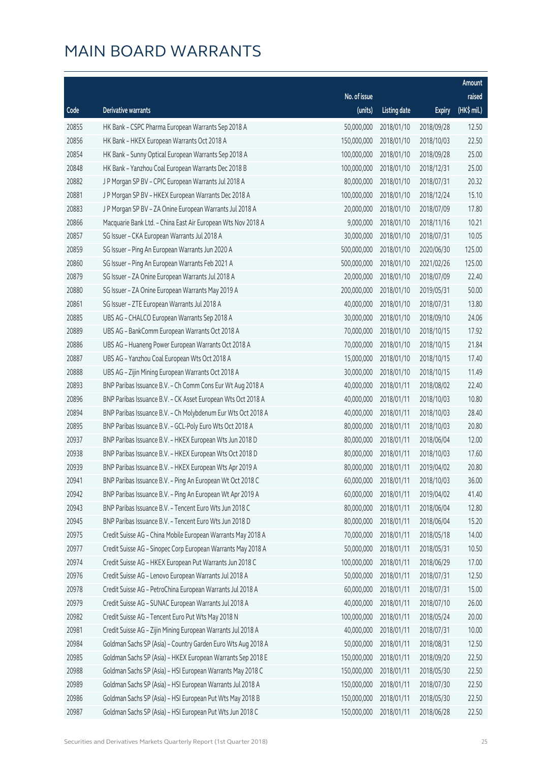# MAIN BOARD WARRANTS

| Code | Derivative warrants | No. of issue (units) | Listing date | Expiry | Amount raised (HK$ mil.) |
|---|---|---|---|---|---|
| 20855 | HK Bank – CSPC Pharma European Warrants Sep 2018 A | 50,000,000 | 2018/01/10 | 2018/09/28 | 12.50 |
| 20856 | HK Bank – HKEX European Warrants Oct 2018 A | 150,000,000 | 2018/01/10 | 2018/10/03 | 22.50 |
| 20854 | HK Bank – Sunny Optical European Warrants Sep 2018 A | 100,000,000 | 2018/01/10 | 2018/09/28 | 25.00 |
| 20848 | HK Bank – Yanzhou Coal European Warrants Dec 2018 B | 100,000,000 | 2018/01/10 | 2018/12/31 | 25.00 |
| 20882 | J P Morgan SP BV – CPIC European Warrants Jul 2018 A | 80,000,000 | 2018/01/10 | 2018/07/31 | 20.32 |
| 20881 | J P Morgan SP BV – HKEX European Warrants Dec 2018 A | 100,000,000 | 2018/01/10 | 2018/12/24 | 15.10 |
| 20883 | J P Morgan SP BV – ZA Onine European Warrants Jul 2018 A | 20,000,000 | 2018/01/10 | 2018/07/09 | 17.80 |
| 20866 | Macquarie Bank Ltd. – China East Air European Wts Nov 2018 A | 9,000,000 | 2018/01/10 | 2018/11/16 | 10.21 |
| 20857 | SG Issuer – CKA European Warrants Jul 2018 A | 30,000,000 | 2018/01/10 | 2018/07/31 | 10.05 |
| 20859 | SG Issuer – Ping An European Warrants Jun 2020 A | 500,000,000 | 2018/01/10 | 2020/06/30 | 125.00 |
| 20860 | SG Issuer – Ping An European Warrants Feb 2021 A | 500,000,000 | 2018/01/10 | 2021/02/26 | 125.00 |
| 20879 | SG Issuer – ZA Onine European Warrants Jul 2018 A | 20,000,000 | 2018/01/10 | 2018/07/09 | 22.40 |
| 20880 | SG Issuer – ZA Onine European Warrants May 2019 A | 200,000,000 | 2018/01/10 | 2019/05/31 | 50.00 |
| 20861 | SG Issuer – ZTE European Warrants Jul 2018 A | 40,000,000 | 2018/01/10 | 2018/07/31 | 13.80 |
| 20885 | UBS AG – CHALCO European Warrants Sep 2018 A | 30,000,000 | 2018/01/10 | 2018/09/10 | 24.06 |
| 20889 | UBS AG – BankComm European Warrants Oct 2018 A | 70,000,000 | 2018/01/10 | 2018/10/15 | 17.92 |
| 20886 | UBS AG – Huaneng Power European Warrants Oct 2018 A | 70,000,000 | 2018/01/10 | 2018/10/15 | 21.84 |
| 20887 | UBS AG – Yanzhou Coal European Wts Oct 2018 A | 15,000,000 | 2018/01/10 | 2018/10/15 | 17.40 |
| 20888 | UBS AG – Zijin Mining European Warrants Oct 2018 A | 30,000,000 | 2018/01/10 | 2018/10/15 | 11.49 |
| 20893 | BNP Paribas Issuance B.V. – Ch Comm Cons Eur Wt Aug 2018 A | 40,000,000 | 2018/01/11 | 2018/08/02 | 22.40 |
| 20896 | BNP Paribas Issuance B.V. – CK Asset European Wts Oct 2018 A | 40,000,000 | 2018/01/11 | 2018/10/03 | 10.80 |
| 20894 | BNP Paribas Issuance B.V. – Ch Molybdenum Eur Wts Oct 2018 A | 40,000,000 | 2018/01/11 | 2018/10/03 | 28.40 |
| 20895 | BNP Paribas Issuance B.V. – GCL-Poly Euro Wts Oct 2018 A | 80,000,000 | 2018/01/11 | 2018/10/03 | 20.80 |
| 20937 | BNP Paribas Issuance B.V. – HKEX European Wts Jun 2018 D | 80,000,000 | 2018/01/11 | 2018/06/04 | 12.00 |
| 20938 | BNP Paribas Issuance B.V. – HKEX European Wts Oct 2018 D | 80,000,000 | 2018/01/11 | 2018/10/03 | 17.60 |
| 20939 | BNP Paribas Issuance B.V. – HKEX European Wts Apr 2019 A | 80,000,000 | 2018/01/11 | 2019/04/02 | 20.80 |
| 20941 | BNP Paribas Issuance B.V. – Ping An European Wt Oct 2018 C | 60,000,000 | 2018/01/11 | 2018/10/03 | 36.00 |
| 20942 | BNP Paribas Issuance B.V. – Ping An European Wt Apr 2019 A | 60,000,000 | 2018/01/11 | 2019/04/02 | 41.40 |
| 20943 | BNP Paribas Issuance B.V. – Tencent Euro Wts Jun 2018 C | 80,000,000 | 2018/01/11 | 2018/06/04 | 12.80 |
| 20945 | BNP Paribas Issuance B.V. – Tencent Euro Wts Jun 2018 D | 80,000,000 | 2018/01/11 | 2018/06/04 | 15.20 |
| 20975 | Credit Suisse AG – China Mobile European Warrants May 2018 A | 70,000,000 | 2018/01/11 | 2018/05/18 | 14.00 |
| 20977 | Credit Suisse AG – Sinopec Corp European Warrants May 2018 A | 50,000,000 | 2018/01/11 | 2018/05/31 | 10.50 |
| 20974 | Credit Suisse AG – HKEX European Put Warrants Jun 2018 C | 100,000,000 | 2018/01/11 | 2018/06/29 | 17.00 |
| 20976 | Credit Suisse AG – Lenovo European Warrants Jul 2018 A | 50,000,000 | 2018/01/11 | 2018/07/31 | 12.50 |
| 20978 | Credit Suisse AG – PetroChina European Warrants Jul 2018 A | 60,000,000 | 2018/01/11 | 2018/07/31 | 15.00 |
| 20979 | Credit Suisse AG – SUNAC European Warrants Jul 2018 A | 40,000,000 | 2018/01/11 | 2018/07/10 | 26.00 |
| 20982 | Credit Suisse AG – Tencent Euro Put Wts May 2018 N | 100,000,000 | 2018/01/11 | 2018/05/24 | 20.00 |
| 20981 | Credit Suisse AG – Zijin Mining European Warrants Jul 2018 A | 40,000,000 | 2018/01/11 | 2018/07/31 | 10.00 |
| 20984 | Goldman Sachs SP (Asia) – Country Garden Euro Wts Aug 2018 A | 50,000,000 | 2018/01/11 | 2018/08/31 | 12.50 |
| 20985 | Goldman Sachs SP (Asia) – HKEX European Warrants Sep 2018 E | 150,000,000 | 2018/01/11 | 2018/09/20 | 22.50 |
| 20988 | Goldman Sachs SP (Asia) – HSI European Warrants May 2018 C | 150,000,000 | 2018/01/11 | 2018/05/30 | 22.50 |
| 20989 | Goldman Sachs SP (Asia) – HSI European Warrants Jul 2018 A | 150,000,000 | 2018/01/11 | 2018/07/30 | 22.50 |
| 20986 | Goldman Sachs SP (Asia) – HSI European Put Wts May 2018 B | 150,000,000 | 2018/01/11 | 2018/05/30 | 22.50 |
| 20987 | Goldman Sachs SP (Asia) – HSI European Put Wts Jun 2018 C | 150,000,000 | 2018/01/11 | 2018/06/28 | 22.50 |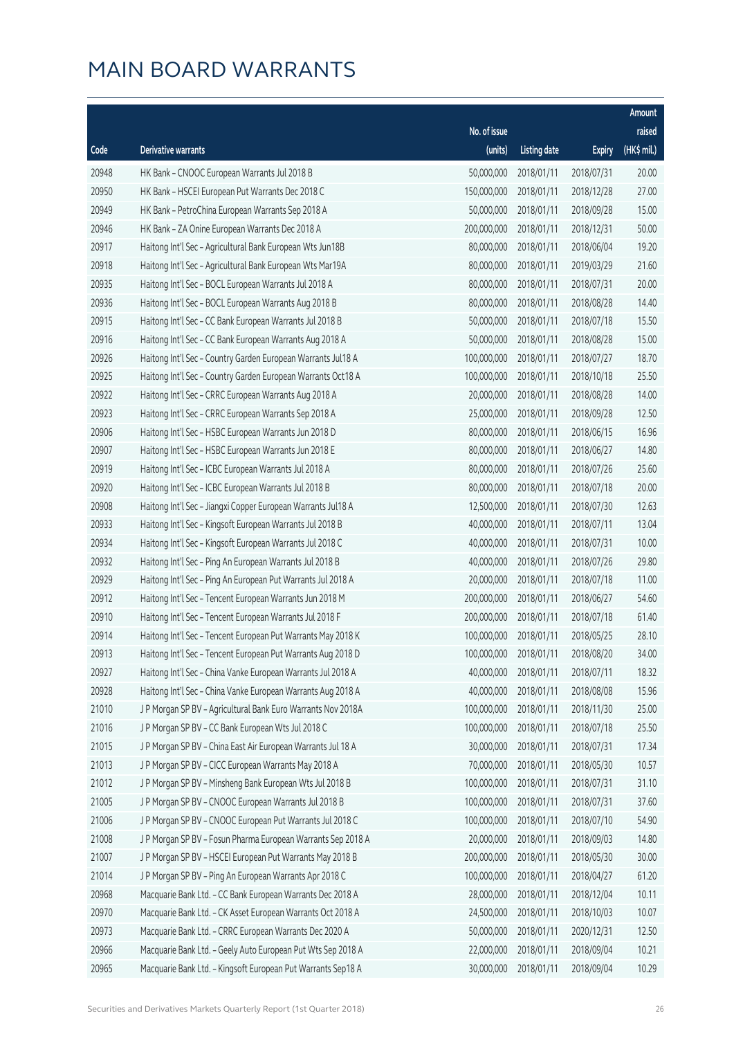# MAIN BOARD WARRANTS

| Code | Derivative warrants | No. of issue (units) | Listing date | Expiry | Amount raised (HK$ mil.) |
|---|---|---|---|---|---|
| 20948 | HK Bank – CNOOC European Warrants Jul 2018 B | 50,000,000 | 2018/01/11 | 2018/07/31 | 20.00 |
| 20950 | HK Bank – HSCEI European Put Warrants Dec 2018 C | 150,000,000 | 2018/01/11 | 2018/12/28 | 27.00 |
| 20949 | HK Bank – PetroChina European Warrants Sep 2018 A | 50,000,000 | 2018/01/11 | 2018/09/28 | 15.00 |
| 20946 | HK Bank – ZA Onine European Warrants Dec 2018 A | 200,000,000 | 2018/01/11 | 2018/12/31 | 50.00 |
| 20917 | Haitong Int'l Sec – Agricultural Bank European Wts Jun18B | 80,000,000 | 2018/01/11 | 2018/06/04 | 19.20 |
| 20918 | Haitong Int'l Sec – Agricultural Bank European Wts Mar19A | 80,000,000 | 2018/01/11 | 2019/03/29 | 21.60 |
| 20935 | Haitong Int'l Sec – BOCL European Warrants Jul 2018 A | 80,000,000 | 2018/01/11 | 2018/07/31 | 20.00 |
| 20936 | Haitong Int'l Sec – BOCL European Warrants Aug 2018 B | 80,000,000 | 2018/01/11 | 2018/08/28 | 14.40 |
| 20915 | Haitong Int'l Sec – CC Bank European Warrants Jul 2018 B | 50,000,000 | 2018/01/11 | 2018/07/18 | 15.50 |
| 20916 | Haitong Int'l Sec – CC Bank European Warrants Aug 2018 A | 50,000,000 | 2018/01/11 | 2018/08/28 | 15.00 |
| 20926 | Haitong Int'l Sec – Country Garden European Warrants Jul18 A | 100,000,000 | 2018/01/11 | 2018/07/27 | 18.70 |
| 20925 | Haitong Int'l Sec – Country Garden European Warrants Oct18 A | 100,000,000 | 2018/01/11 | 2018/10/18 | 25.50 |
| 20922 | Haitong Int'l Sec – CRRC European Warrants Aug 2018 A | 20,000,000 | 2018/01/11 | 2018/08/28 | 14.00 |
| 20923 | Haitong Int'l Sec – CRRC European Warrants Sep 2018 A | 25,000,000 | 2018/01/11 | 2018/09/28 | 12.50 |
| 20906 | Haitong Int'l Sec – HSBC European Warrants Jun 2018 D | 80,000,000 | 2018/01/11 | 2018/06/15 | 16.96 |
| 20907 | Haitong Int'l Sec – HSBC European Warrants Jun 2018 E | 80,000,000 | 2018/01/11 | 2018/06/27 | 14.80 |
| 20919 | Haitong Int'l Sec – ICBC European Warrants Jul 2018 A | 80,000,000 | 2018/01/11 | 2018/07/26 | 25.60 |
| 20920 | Haitong Int'l Sec – ICBC European Warrants Jul 2018 B | 80,000,000 | 2018/01/11 | 2018/07/18 | 20.00 |
| 20908 | Haitong Int'l Sec – Jiangxi Copper European Warrants Jul18 A | 12,500,000 | 2018/01/11 | 2018/07/30 | 12.63 |
| 20933 | Haitong Int'l Sec – Kingsoft European Warrants Jul 2018 B | 40,000,000 | 2018/01/11 | 2018/07/11 | 13.04 |
| 20934 | Haitong Int'l Sec – Kingsoft European Warrants Jul 2018 C | 40,000,000 | 2018/01/11 | 2018/07/31 | 10.00 |
| 20932 | Haitong Int'l Sec – Ping An European Warrants Jul 2018 B | 40,000,000 | 2018/01/11 | 2018/07/26 | 29.80 |
| 20929 | Haitong Int'l Sec – Ping An European Put Warrants Jul 2018 A | 20,000,000 | 2018/01/11 | 2018/07/18 | 11.00 |
| 20912 | Haitong Int'l Sec – Tencent European Warrants Jun 2018 M | 200,000,000 | 2018/01/11 | 2018/06/27 | 54.60 |
| 20910 | Haitong Int'l Sec – Tencent European Warrants Jul 2018 F | 200,000,000 | 2018/01/11 | 2018/07/18 | 61.40 |
| 20914 | Haitong Int'l Sec – Tencent European Put Warrants May 2018 K | 100,000,000 | 2018/01/11 | 2018/05/25 | 28.10 |
| 20913 | Haitong Int'l Sec – Tencent European Put Warrants Aug 2018 D | 100,000,000 | 2018/01/11 | 2018/08/20 | 34.00 |
| 20927 | Haitong Int'l Sec – China Vanke European Warrants Jul 2018 A | 40,000,000 | 2018/01/11 | 2018/07/11 | 18.32 |
| 20928 | Haitong Int'l Sec – China Vanke European Warrants Aug 2018 A | 40,000,000 | 2018/01/11 | 2018/08/08 | 15.96 |
| 21010 | J P Morgan SP BV – Agricultural Bank Euro Warrants Nov 2018A | 100,000,000 | 2018/01/11 | 2018/11/30 | 25.00 |
| 21016 | J P Morgan SP BV – CC Bank European Wts Jul 2018 C | 100,000,000 | 2018/01/11 | 2018/07/18 | 25.50 |
| 21015 | J P Morgan SP BV – China East Air European Warrants Jul 18 A | 30,000,000 | 2018/01/11 | 2018/07/31 | 17.34 |
| 21013 | J P Morgan SP BV – CICC European Warrants May 2018 A | 70,000,000 | 2018/01/11 | 2018/05/30 | 10.57 |
| 21012 | J P Morgan SP BV – Minsheng Bank European Wts Jul 2018 B | 100,000,000 | 2018/01/11 | 2018/07/31 | 31.10 |
| 21005 | J P Morgan SP BV – CNOOC European Warrants Jul 2018 B | 100,000,000 | 2018/01/11 | 2018/07/31 | 37.60 |
| 21006 | J P Morgan SP BV – CNOOC European Put Warrants Jul 2018 C | 100,000,000 | 2018/01/11 | 2018/07/10 | 54.90 |
| 21008 | J P Morgan SP BV – Fosun Pharma European Warrants Sep 2018 A | 20,000,000 | 2018/01/11 | 2018/09/03 | 14.80 |
| 21007 | J P Morgan SP BV – HSCEI European Put Warrants May 2018 B | 200,000,000 | 2018/01/11 | 2018/05/30 | 30.00 |
| 21014 | J P Morgan SP BV – Ping An European Warrants Apr 2018 C | 100,000,000 | 2018/01/11 | 2018/04/27 | 61.20 |
| 20968 | Macquarie Bank Ltd. – CC Bank European Warrants Dec 2018 A | 28,000,000 | 2018/01/11 | 2018/12/04 | 10.11 |
| 20970 | Macquarie Bank Ltd. – CK Asset European Warrants Oct 2018 A | 24,500,000 | 2018/01/11 | 2018/10/03 | 10.07 |
| 20973 | Macquarie Bank Ltd. – CRRC European Warrants Dec 2020 A | 50,000,000 | 2018/01/11 | 2020/12/31 | 12.50 |
| 20966 | Macquarie Bank Ltd. – Geely Auto European Put Wts Sep 2018 A | 22,000,000 | 2018/01/11 | 2018/09/04 | 10.21 |
| 20965 | Macquarie Bank Ltd. – Kingsoft European Put Warrants Sep18 A | 30,000,000 | 2018/01/11 | 2018/09/04 | 10.29 |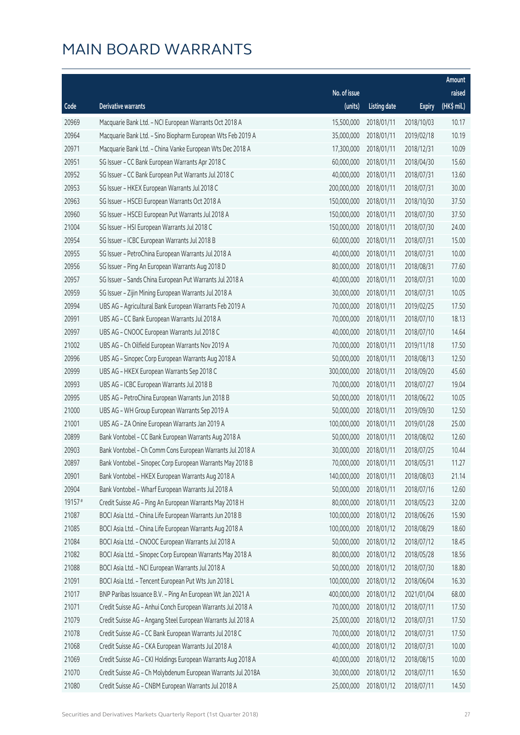# MAIN BOARD WARRANTS

| Code | Derivative warrants | No. of issue (units) | Listing date | Expiry | Amount raised (HK$ mil.) |
|---|---|---|---|---|---|
| 20969 | Macquarie Bank Ltd. - NCI European Warrants Oct 2018 A | 15,500,000 | 2018/01/11 | 2018/10/03 | 10.17 |
| 20964 | Macquarie Bank Ltd. - Sino Biopharm European Wts Feb 2019 A | 35,000,000 | 2018/01/11 | 2019/02/18 | 10.19 |
| 20971 | Macquarie Bank Ltd. - China Vanke European Wts Dec 2018 A | 17,300,000 | 2018/01/11 | 2018/12/31 | 10.09 |
| 20951 | SG Issuer - CC Bank European Warrants Apr 2018 C | 60,000,000 | 2018/01/11 | 2018/04/30 | 15.60 |
| 20952 | SG Issuer - CC Bank European Put Warrants Jul 2018 C | 40,000,000 | 2018/01/11 | 2018/07/31 | 13.60 |
| 20953 | SG Issuer - HKEX European Warrants Jul 2018 C | 200,000,000 | 2018/01/11 | 2018/07/31 | 30.00 |
| 20963 | SG Issuer - HSCEI European Warrants Oct 2018 A | 150,000,000 | 2018/01/11 | 2018/10/30 | 37.50 |
| 20960 | SG Issuer - HSCEI European Put Warrants Jul 2018 A | 150,000,000 | 2018/01/11 | 2018/07/30 | 37.50 |
| 21004 | SG Issuer - HSI European Warrants Jul 2018 C | 150,000,000 | 2018/01/11 | 2018/07/30 | 24.00 |
| 20954 | SG Issuer - ICBC European Warrants Jul 2018 B | 60,000,000 | 2018/01/11 | 2018/07/31 | 15.00 |
| 20955 | SG Issuer - PetroChina European Warrants Jul 2018 A | 40,000,000 | 2018/01/11 | 2018/07/31 | 10.00 |
| 20956 | SG Issuer - Ping An European Warrants Aug 2018 D | 80,000,000 | 2018/01/11 | 2018/08/31 | 77.60 |
| 20957 | SG Issuer - Sands China European Put Warrants Jul 2018 A | 40,000,000 | 2018/01/11 | 2018/07/31 | 10.00 |
| 20959 | SG Issuer - Zijin Mining European Warrants Jul 2018 A | 30,000,000 | 2018/01/11 | 2018/07/31 | 10.05 |
| 20994 | UBS AG - Agricultural Bank European Warrants Feb 2019 A | 70,000,000 | 2018/01/11 | 2019/02/25 | 17.50 |
| 20991 | UBS AG - CC Bank European Warrants Jul 2018 A | 70,000,000 | 2018/01/11 | 2018/07/10 | 18.13 |
| 20997 | UBS AG - CNOOC European Warrants Jul 2018 C | 40,000,000 | 2018/01/11 | 2018/07/10 | 14.64 |
| 21002 | UBS AG - Ch Oilfield European Warrants Nov 2019 A | 70,000,000 | 2018/01/11 | 2019/11/18 | 17.50 |
| 20996 | UBS AG - Sinopec Corp European Warrants Aug 2018 A | 50,000,000 | 2018/01/11 | 2018/08/13 | 12.50 |
| 20999 | UBS AG - HKEX European Warrants Sep 2018 C | 300,000,000 | 2018/01/11 | 2018/09/20 | 45.60 |
| 20993 | UBS AG - ICBC European Warrants Jul 2018 B | 70,000,000 | 2018/01/11 | 2018/07/27 | 19.04 |
| 20995 | UBS AG - PetroChina European Warrants Jun 2018 B | 50,000,000 | 2018/01/11 | 2018/06/22 | 10.05 |
| 21000 | UBS AG - WH Group European Warrants Sep 2019 A | 50,000,000 | 2018/01/11 | 2019/09/30 | 12.50 |
| 21001 | UBS AG - ZA Onine European Warrants Jan 2019 A | 100,000,000 | 2018/01/11 | 2019/01/28 | 25.00 |
| 20899 | Bank Vontobel - CC Bank European Warrants Aug 2018 A | 50,000,000 | 2018/01/11 | 2018/08/02 | 12.60 |
| 20903 | Bank Vontobel - Ch Comm Cons European Warrants Jul 2018 A | 30,000,000 | 2018/01/11 | 2018/07/25 | 10.44 |
| 20897 | Bank Vontobel - Sinopec Corp European Warrants May 2018 B | 70,000,000 | 2018/01/11 | 2018/05/31 | 11.27 |
| 20901 | Bank Vontobel - HKEX European Warrants Aug 2018 A | 140,000,000 | 2018/01/11 | 2018/08/03 | 21.14 |
| 20904 | Bank Vontobel - Wharf European Warrants Jul 2018 A | 50,000,000 | 2018/01/11 | 2018/07/16 | 12.60 |
| 19157# | Credit Suisse AG - Ping An European Warrants May 2018 H | 80,000,000 | 2018/01/11 | 2018/05/23 | 32.00 |
| 21087 | BOCI Asia Ltd. - China Life European Warrants Jun 2018 B | 100,000,000 | 2018/01/12 | 2018/06/26 | 15.90 |
| 21085 | BOCI Asia Ltd. - China Life European Warrants Aug 2018 A | 100,000,000 | 2018/01/12 | 2018/08/29 | 18.60 |
| 21084 | BOCI Asia Ltd. - CNOOC European Warrants Jul 2018 A | 50,000,000 | 2018/01/12 | 2018/07/12 | 18.45 |
| 21082 | BOCI Asia Ltd. - Sinopec Corp European Warrants May 2018 A | 80,000,000 | 2018/01/12 | 2018/05/28 | 18.56 |
| 21088 | BOCI Asia Ltd. - NCI European Warrants Jul 2018 A | 50,000,000 | 2018/01/12 | 2018/07/30 | 18.80 |
| 21091 | BOCI Asia Ltd. - Tencent European Put Wts Jun 2018 L | 100,000,000 | 2018/01/12 | 2018/06/04 | 16.30 |
| 21017 | BNP Paribas Issuance B.V. - Ping An European Wt Jan 2021 A | 400,000,000 | 2018/01/12 | 2021/01/04 | 68.00 |
| 21071 | Credit Suisse AG - Anhui Conch European Warrants Jul 2018 A | 70,000,000 | 2018/01/12 | 2018/07/11 | 17.50 |
| 21079 | Credit Suisse AG - Angang Steel European Warrants Jul 2018 A | 25,000,000 | 2018/01/12 | 2018/07/31 | 17.50 |
| 21078 | Credit Suisse AG - CC Bank European Warrants Jul 2018 C | 70,000,000 | 2018/01/12 | 2018/07/31 | 17.50 |
| 21068 | Credit Suisse AG - CKA European Warrants Jul 2018 A | 40,000,000 | 2018/01/12 | 2018/07/31 | 10.00 |
| 21069 | Credit Suisse AG - CKI Holdings European Warrants Aug 2018 A | 40,000,000 | 2018/01/12 | 2018/08/15 | 10.00 |
| 21070 | Credit Suisse AG - Ch Molybdenum European Warrants Jul 2018A | 30,000,000 | 2018/01/12 | 2018/07/11 | 16.50 |
| 21080 | Credit Suisse AG - CNBM European Warrants Jul 2018 A | 25,000,000 | 2018/01/12 | 2018/07/11 | 14.50 |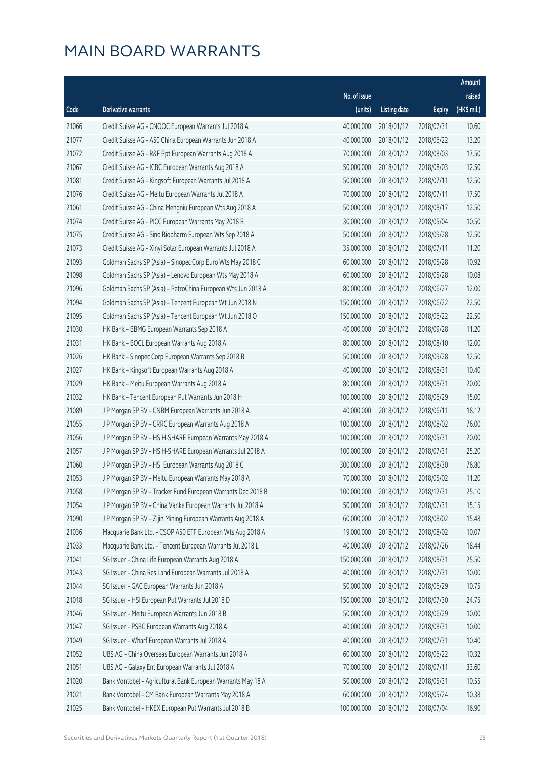# MAIN BOARD WARRANTS

| Code | Derivative warrants | No. of issue (units) | Listing date | Expiry | Amount raised (HK$ mil.) |
|---|---|---|---|---|---|
| 21066 | Credit Suisse AG – CNOOC European Warrants Jul 2018 A | 40,000,000 | 2018/01/12 | 2018/07/31 | 10.60 |
| 21077 | Credit Suisse AG – A50 China European Warrants Jun 2018 A | 40,000,000 | 2018/01/12 | 2018/06/22 | 13.20 |
| 21072 | Credit Suisse AG – R&F Ppt European Warrants Aug 2018 A | 70,000,000 | 2018/01/12 | 2018/08/03 | 17.50 |
| 21067 | Credit Suisse AG – ICBC European Warrants Aug 2018 A | 50,000,000 | 2018/01/12 | 2018/08/03 | 12.50 |
| 21081 | Credit Suisse AG – Kingsoft European Warrants Jul 2018 A | 50,000,000 | 2018/01/12 | 2018/07/11 | 12.50 |
| 21076 | Credit Suisse AG – Meitu European Warrants Jul 2018 A | 70,000,000 | 2018/01/12 | 2018/07/11 | 17.50 |
| 21061 | Credit Suisse AG – China Mengniu European Wts Aug 2018 A | 50,000,000 | 2018/01/12 | 2018/08/17 | 12.50 |
| 21074 | Credit Suisse AG – PICC European Warrants May 2018 B | 30,000,000 | 2018/01/12 | 2018/05/04 | 10.50 |
| 21075 | Credit Suisse AG – Sino Biopharm European Wts Sep 2018 A | 50,000,000 | 2018/01/12 | 2018/09/28 | 12.50 |
| 21073 | Credit Suisse AG – Xinyi Solar European Warrants Jul 2018 A | 35,000,000 | 2018/01/12 | 2018/07/11 | 11.20 |
| 21093 | Goldman Sachs SP (Asia) – Sinopec Corp Euro Wts May 2018 C | 60,000,000 | 2018/01/12 | 2018/05/28 | 10.92 |
| 21098 | Goldman Sachs SP (Asia) – Lenovo European Wts May 2018 A | 60,000,000 | 2018/01/12 | 2018/05/28 | 10.08 |
| 21096 | Goldman Sachs SP (Asia) – PetroChina European Wts Jun 2018 A | 80,000,000 | 2018/01/12 | 2018/06/27 | 12.00 |
| 21094 | Goldman Sachs SP (Asia) – Tencent European Wt Jun 2018 N | 150,000,000 | 2018/01/12 | 2018/06/22 | 22.50 |
| 21095 | Goldman Sachs SP (Asia) – Tencent European Wt Jun 2018 O | 150,000,000 | 2018/01/12 | 2018/06/22 | 22.50 |
| 21030 | HK Bank – BBMG European Warrants Sep 2018 A | 40,000,000 | 2018/01/12 | 2018/09/28 | 11.20 |
| 21031 | HK Bank – BOCL European Warrants Aug 2018 A | 80,000,000 | 2018/01/12 | 2018/08/10 | 12.00 |
| 21026 | HK Bank – Sinopec Corp European Warrants Sep 2018 B | 50,000,000 | 2018/01/12 | 2018/09/28 | 12.50 |
| 21027 | HK Bank – Kingsoft European Warrants Aug 2018 A | 40,000,000 | 2018/01/12 | 2018/08/31 | 10.40 |
| 21029 | HK Bank – Meitu European Warrants Aug 2018 A | 80,000,000 | 2018/01/12 | 2018/08/31 | 20.00 |
| 21032 | HK Bank – Tencent European Put Warrants Jun 2018 H | 100,000,000 | 2018/01/12 | 2018/06/29 | 15.00 |
| 21089 | J P Morgan SP BV – CNBM European Warrants Jun 2018 A | 40,000,000 | 2018/01/12 | 2018/06/11 | 18.12 |
| 21055 | J P Morgan SP BV – CRRC European Warrants Aug 2018 A | 100,000,000 | 2018/01/12 | 2018/08/02 | 76.00 |
| 21056 | J P Morgan SP BV – HS H-SHARE European Warrants May 2018 A | 100,000,000 | 2018/01/12 | 2018/05/31 | 20.00 |
| 21057 | J P Morgan SP BV – HS H-SHARE European Warrants Jul 2018 A | 100,000,000 | 2018/01/12 | 2018/07/31 | 25.20 |
| 21060 | J P Morgan SP BV – HSI European Warrants Aug 2018 C | 300,000,000 | 2018/01/12 | 2018/08/30 | 76.80 |
| 21053 | J P Morgan SP BV – Meitu European Warrants May 2018 A | 70,000,000 | 2018/01/12 | 2018/05/02 | 11.20 |
| 21058 | J P Morgan SP BV – Tracker Fund European Warrants Dec 2018 B | 100,000,000 | 2018/01/12 | 2018/12/31 | 25.10 |
| 21054 | J P Morgan SP BV – China Vanke European Warrants Jul 2018 A | 50,000,000 | 2018/01/12 | 2018/07/31 | 15.15 |
| 21090 | J P Morgan SP BV – Zijin Mining European Warrants Aug 2018 A | 60,000,000 | 2018/01/12 | 2018/08/02 | 15.48 |
| 21036 | Macquarie Bank Ltd. – CSOP A50 ETF European Wts Aug 2018 A | 19,000,000 | 2018/01/12 | 2018/08/02 | 10.07 |
| 21033 | Macquarie Bank Ltd. – Tencent European Warrants Jul 2018 L | 40,000,000 | 2018/01/12 | 2018/07/26 | 18.44 |
| 21041 | SG Issuer – China Life European Warrants Aug 2018 A | 150,000,000 | 2018/01/12 | 2018/08/31 | 25.50 |
| 21043 | SG Issuer – China Res Land European Warrants Jul 2018 A | 40,000,000 | 2018/01/12 | 2018/07/31 | 10.00 |
| 21044 | SG Issuer – GAC European Warrants Jun 2018 A | 50,000,000 | 2018/01/12 | 2018/06/29 | 10.75 |
| 21018 | SG Issuer – HSI European Put Warrants Jul 2018 D | 150,000,000 | 2018/01/12 | 2018/07/30 | 24.75 |
| 21046 | SG Issuer – Meitu European Warrants Jun 2018 B | 50,000,000 | 2018/01/12 | 2018/06/29 | 10.00 |
| 21047 | SG Issuer – PSBC European Warrants Aug 2018 A | 40,000,000 | 2018/01/12 | 2018/08/31 | 10.00 |
| 21049 | SG Issuer – Wharf European Warrants Jul 2018 A | 40,000,000 | 2018/01/12 | 2018/07/31 | 10.40 |
| 21052 | UBS AG – China Overseas European Warrants Jun 2018 A | 60,000,000 | 2018/01/12 | 2018/06/22 | 10.32 |
| 21051 | UBS AG – Galaxy Ent European Warrants Jul 2018 A | 70,000,000 | 2018/01/12 | 2018/07/11 | 33.60 |
| 21020 | Bank Vontobel – Agricultural Bank European Warrants May 18 A | 50,000,000 | 2018/01/12 | 2018/05/31 | 10.55 |
| 21021 | Bank Vontobel – CM Bank European Warrants May 2018 A | 60,000,000 | 2018/01/12 | 2018/05/24 | 10.38 |
| 21025 | Bank Vontobel – HKEX European Put Warrants Jul 2018 B | 100,000,000 | 2018/01/12 | 2018/07/04 | 16.90 |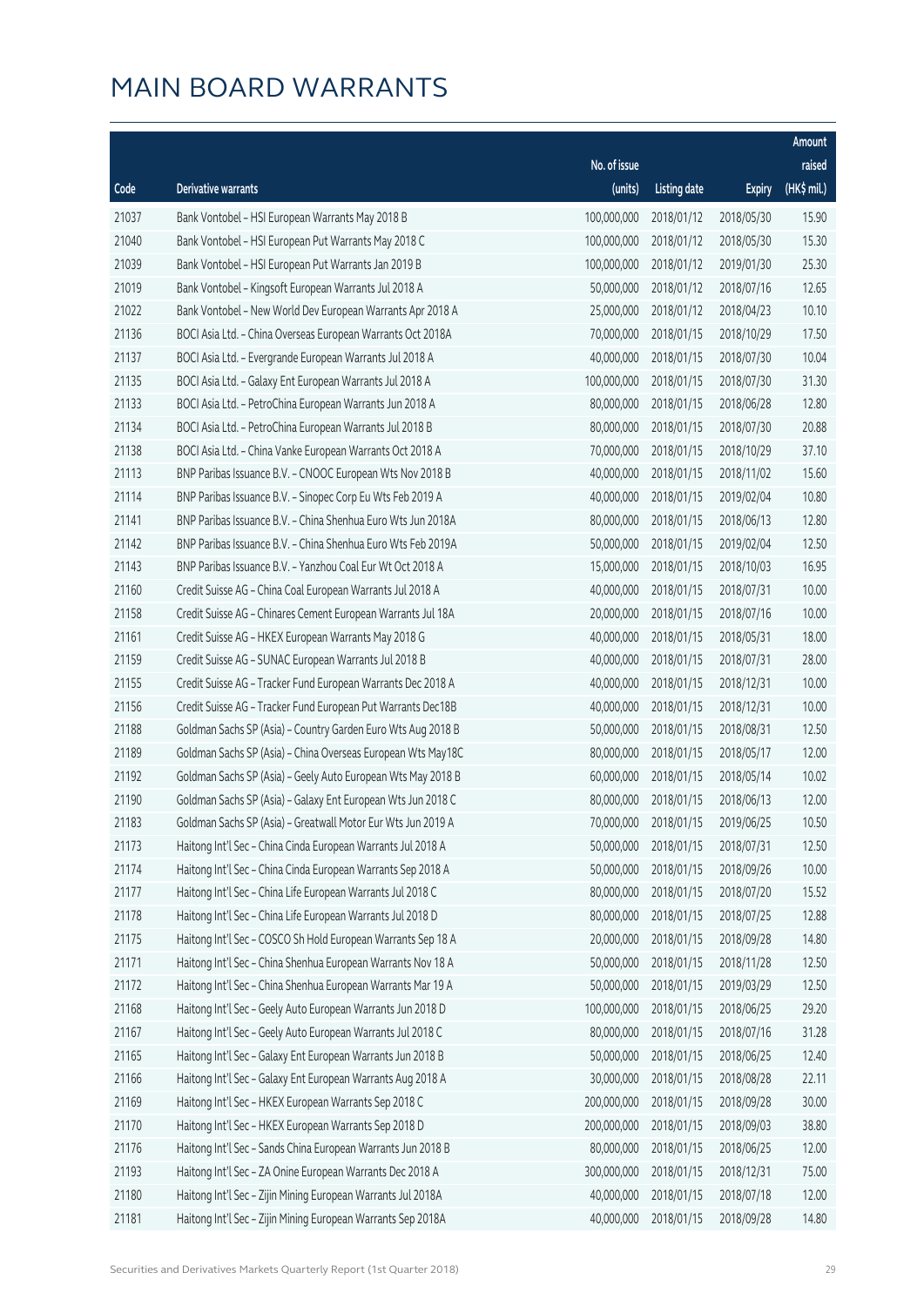# MAIN BOARD WARRANTS

| Code | Derivative warrants | No. of issue (units) | Listing date | Expiry | Amount raised (HK$ mil.) |
|---|---|---|---|---|---|
| 21037 | Bank Vontobel – HSI European Warrants May 2018 B | 100,000,000 | 2018/01/12 | 2018/05/30 | 15.90 |
| 21040 | Bank Vontobel – HSI European Put Warrants May 2018 C | 100,000,000 | 2018/01/12 | 2018/05/30 | 15.30 |
| 21039 | Bank Vontobel – HSI European Put Warrants Jan 2019 B | 100,000,000 | 2018/01/12 | 2019/01/30 | 25.30 |
| 21019 | Bank Vontobel – Kingsoft European Warrants Jul 2018 A | 50,000,000 | 2018/01/12 | 2018/07/16 | 12.65 |
| 21022 | Bank Vontobel – New World Dev European Warrants Apr 2018 A | 25,000,000 | 2018/01/12 | 2018/04/23 | 10.10 |
| 21136 | BOCI Asia Ltd. – China Overseas European Warrants Oct 2018A | 70,000,000 | 2018/01/15 | 2018/10/29 | 17.50 |
| 21137 | BOCI Asia Ltd. – Evergrande European Warrants Jul 2018 A | 40,000,000 | 2018/01/15 | 2018/07/30 | 10.04 |
| 21135 | BOCI Asia Ltd. – Galaxy Ent European Warrants Jul 2018 A | 100,000,000 | 2018/01/15 | 2018/07/30 | 31.30 |
| 21133 | BOCI Asia Ltd. – PetroChina European Warrants Jun 2018 A | 80,000,000 | 2018/01/15 | 2018/06/28 | 12.80 |
| 21134 | BOCI Asia Ltd. – PetroChina European Warrants Jul 2018 B | 80,000,000 | 2018/01/15 | 2018/07/30 | 20.88 |
| 21138 | BOCI Asia Ltd. – China Vanke European Warrants Oct 2018 A | 70,000,000 | 2018/01/15 | 2018/10/29 | 37.10 |
| 21113 | BNP Paribas Issuance B.V. – CNOOC European Wts Nov 2018 B | 40,000,000 | 2018/01/15 | 2018/11/02 | 15.60 |
| 21114 | BNP Paribas Issuance B.V. – Sinopec Corp Eu Wts Feb 2019 A | 40,000,000 | 2018/01/15 | 2019/02/04 | 10.80 |
| 21141 | BNP Paribas Issuance B.V. – China Shenhua Euro Wts Jun 2018A | 80,000,000 | 2018/01/15 | 2018/06/13 | 12.80 |
| 21142 | BNP Paribas Issuance B.V. – China Shenhua Euro Wts Feb 2019A | 50,000,000 | 2018/01/15 | 2019/02/04 | 12.50 |
| 21143 | BNP Paribas Issuance B.V. – Yanzhou Coal Eur Wt Oct 2018 A | 15,000,000 | 2018/01/15 | 2018/10/03 | 16.95 |
| 21160 | Credit Suisse AG – China Coal European Warrants Jul 2018 A | 40,000,000 | 2018/01/15 | 2018/07/31 | 10.00 |
| 21158 | Credit Suisse AG – Chinares Cement European Warrants Jul 18A | 20,000,000 | 2018/01/15 | 2018/07/16 | 10.00 |
| 21161 | Credit Suisse AG – HKEX European Warrants May 2018 G | 40,000,000 | 2018/01/15 | 2018/05/31 | 18.00 |
| 21159 | Credit Suisse AG – SUNAC European Warrants Jul 2018 B | 40,000,000 | 2018/01/15 | 2018/07/31 | 28.00 |
| 21155 | Credit Suisse AG – Tracker Fund European Warrants Dec 2018 A | 40,000,000 | 2018/01/15 | 2018/12/31 | 10.00 |
| 21156 | Credit Suisse AG – Tracker Fund European Put Warrants Dec18B | 40,000,000 | 2018/01/15 | 2018/12/31 | 10.00 |
| 21188 | Goldman Sachs SP (Asia) – Country Garden Euro Wts Aug 2018 B | 50,000,000 | 2018/01/15 | 2018/08/31 | 12.50 |
| 21189 | Goldman Sachs SP (Asia) – China Overseas European Wts May18C | 80,000,000 | 2018/01/15 | 2018/05/17 | 12.00 |
| 21192 | Goldman Sachs SP (Asia) – Geely Auto European Wts May 2018 B | 60,000,000 | 2018/01/15 | 2018/05/14 | 10.02 |
| 21190 | Goldman Sachs SP (Asia) – Galaxy Ent European Wts Jun 2018 C | 80,000,000 | 2018/01/15 | 2018/06/13 | 12.00 |
| 21183 | Goldman Sachs SP (Asia) – Greatwall Motor Eur Wts Jun 2019 A | 70,000,000 | 2018/01/15 | 2019/06/25 | 10.50 |
| 21173 | Haitong Int'l Sec – China Cinda European Warrants Jul 2018 A | 50,000,000 | 2018/01/15 | 2018/07/31 | 12.50 |
| 21174 | Haitong Int'l Sec – China Cinda European Warrants Sep 2018 A | 50,000,000 | 2018/01/15 | 2018/09/26 | 10.00 |
| 21177 | Haitong Int'l Sec – China Life European Warrants Jul 2018 C | 80,000,000 | 2018/01/15 | 2018/07/20 | 15.52 |
| 21178 | Haitong Int'l Sec – China Life European Warrants Jul 2018 D | 80,000,000 | 2018/01/15 | 2018/07/25 | 12.88 |
| 21175 | Haitong Int'l Sec – COSCO Sh Hold European Warrants Sep 18 A | 20,000,000 | 2018/01/15 | 2018/09/28 | 14.80 |
| 21171 | Haitong Int'l Sec – China Shenhua European Warrants Nov 18 A | 50,000,000 | 2018/01/15 | 2018/11/28 | 12.50 |
| 21172 | Haitong Int'l Sec – China Shenhua European Warrants Mar 19 A | 50,000,000 | 2018/01/15 | 2019/03/29 | 12.50 |
| 21168 | Haitong Int'l Sec – Geely Auto European Warrants Jun 2018 D | 100,000,000 | 2018/01/15 | 2018/06/25 | 29.20 |
| 21167 | Haitong Int'l Sec – Geely Auto European Warrants Jul 2018 C | 80,000,000 | 2018/01/15 | 2018/07/16 | 31.28 |
| 21165 | Haitong Int'l Sec – Galaxy Ent European Warrants Jun 2018 B | 50,000,000 | 2018/01/15 | 2018/06/25 | 12.40 |
| 21166 | Haitong Int'l Sec – Galaxy Ent European Warrants Aug 2018 A | 30,000,000 | 2018/01/15 | 2018/08/28 | 22.11 |
| 21169 | Haitong Int'l Sec – HKEX European Warrants Sep 2018 C | 200,000,000 | 2018/01/15 | 2018/09/28 | 30.00 |
| 21170 | Haitong Int'l Sec – HKEX European Warrants Sep 2018 D | 200,000,000 | 2018/01/15 | 2018/09/03 | 38.80 |
| 21176 | Haitong Int'l Sec – Sands China European Warrants Jun 2018 B | 80,000,000 | 2018/01/15 | 2018/06/25 | 12.00 |
| 21193 | Haitong Int'l Sec – ZA Onine European Warrants Dec 2018 A | 300,000,000 | 2018/01/15 | 2018/12/31 | 75.00 |
| 21180 | Haitong Int'l Sec – Zijin Mining European Warrants Jul 2018A | 40,000,000 | 2018/01/15 | 2018/07/18 | 12.00 |
| 21181 | Haitong Int'l Sec – Zijin Mining European Warrants Sep 2018A | 40,000,000 | 2018/01/15 | 2018/09/28 | 14.80 |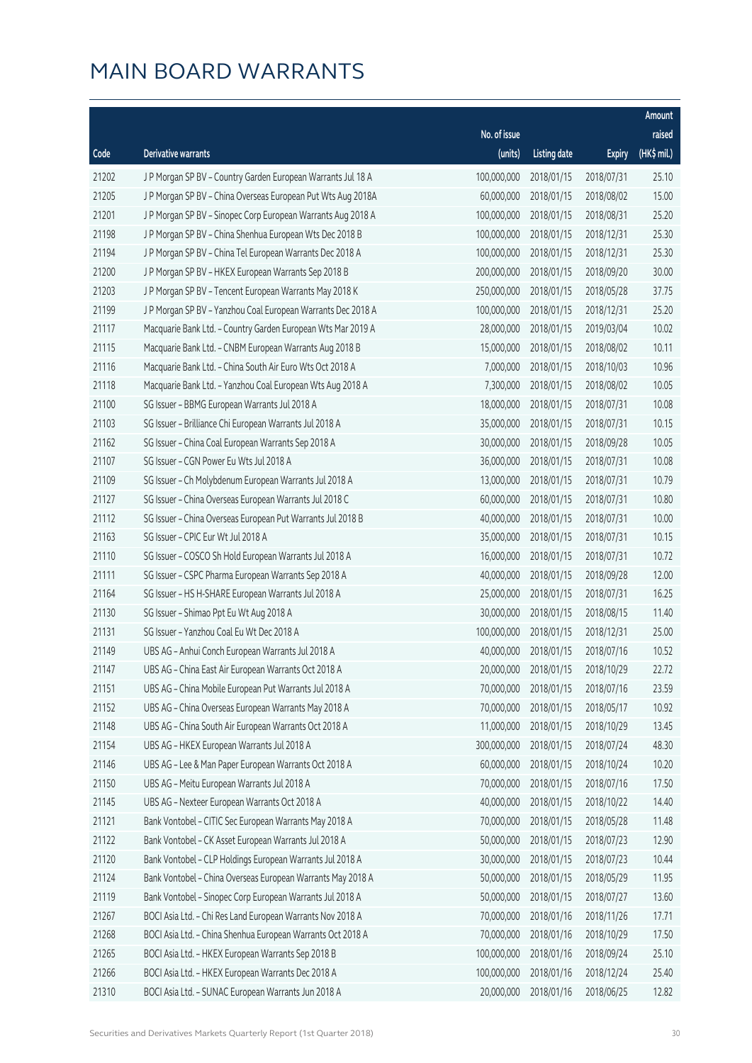# MAIN BOARD WARRANTS

| Code | Derivative warrants | No. of issue (units) | Listing date | Expiry | Amount raised (HK$ mil.) |
|---|---|---|---|---|---|
| 21202 | J P Morgan SP BV - Country Garden European Warrants Jul 18 A | 100,000,000 | 2018/01/15 | 2018/07/31 | 25.10 |
| 21205 | J P Morgan SP BV - China Overseas European Put Wts Aug 2018A | 60,000,000 | 2018/01/15 | 2018/08/02 | 15.00 |
| 21201 | J P Morgan SP BV - Sinopec Corp European Warrants Aug 2018 A | 100,000,000 | 2018/01/15 | 2018/08/31 | 25.20 |
| 21198 | J P Morgan SP BV - China Shenhua European Wts Dec 2018 B | 100,000,000 | 2018/01/15 | 2018/12/31 | 25.30 |
| 21194 | J P Morgan SP BV - China Tel European Warrants Dec 2018 A | 100,000,000 | 2018/01/15 | 2018/12/31 | 25.30 |
| 21200 | J P Morgan SP BV - HKEX European Warrants Sep 2018 B | 200,000,000 | 2018/01/15 | 2018/09/20 | 30.00 |
| 21203 | J P Morgan SP BV - Tencent European Warrants May 2018 K | 250,000,000 | 2018/01/15 | 2018/05/28 | 37.75 |
| 21199 | J P Morgan SP BV - Yanzhou Coal European Warrants Dec 2018 A | 100,000,000 | 2018/01/15 | 2018/12/31 | 25.20 |
| 21117 | Macquarie Bank Ltd. - Country Garden European Wts Mar 2019 A | 28,000,000 | 2018/01/15 | 2019/03/04 | 10.02 |
| 21115 | Macquarie Bank Ltd. - CNBM European Warrants Aug 2018 B | 15,000,000 | 2018/01/15 | 2018/08/02 | 10.11 |
| 21116 | Macquarie Bank Ltd. - China South Air Euro Wts Oct 2018 A | 7,000,000 | 2018/01/15 | 2018/10/03 | 10.96 |
| 21118 | Macquarie Bank Ltd. - Yanzhou Coal European Wts Aug 2018 A | 7,300,000 | 2018/01/15 | 2018/08/02 | 10.05 |
| 21100 | SG Issuer - BBMG European Warrants Jul 2018 A | 18,000,000 | 2018/01/15 | 2018/07/31 | 10.08 |
| 21103 | SG Issuer - Brilliance Chi European Warrants Jul 2018 A | 35,000,000 | 2018/01/15 | 2018/07/31 | 10.15 |
| 21162 | SG Issuer - China Coal European Warrants Sep 2018 A | 30,000,000 | 2018/01/15 | 2018/09/28 | 10.05 |
| 21107 | SG Issuer - CGN Power Eu Wts Jul 2018 A | 36,000,000 | 2018/01/15 | 2018/07/31 | 10.08 |
| 21109 | SG Issuer - Ch Molybdenum European Warrants Jul 2018 A | 13,000,000 | 2018/01/15 | 2018/07/31 | 10.79 |
| 21127 | SG Issuer - China Overseas European Warrants Jul 2018 C | 60,000,000 | 2018/01/15 | 2018/07/31 | 10.80 |
| 21112 | SG Issuer - China Overseas European Put Warrants Jul 2018 B | 40,000,000 | 2018/01/15 | 2018/07/31 | 10.00 |
| 21163 | SG Issuer - CPIC Eur Wt Jul 2018 A | 35,000,000 | 2018/01/15 | 2018/07/31 | 10.15 |
| 21110 | SG Issuer - COSCO Sh Hold European Warrants Jul 2018 A | 16,000,000 | 2018/01/15 | 2018/07/31 | 10.72 |
| 21111 | SG Issuer - CSPC Pharma European Warrants Sep 2018 A | 40,000,000 | 2018/01/15 | 2018/09/28 | 12.00 |
| 21164 | SG Issuer - HS H-SHARE European Warrants Jul 2018 A | 25,000,000 | 2018/01/15 | 2018/07/31 | 16.25 |
| 21130 | SG Issuer - Shimao Ppt Eu Wt Aug 2018 A | 30,000,000 | 2018/01/15 | 2018/08/15 | 11.40 |
| 21131 | SG Issuer - Yanzhou Coal Eu Wt Dec 2018 A | 100,000,000 | 2018/01/15 | 2018/12/31 | 25.00 |
| 21149 | UBS AG - Anhui Conch European Warrants Jul 2018 A | 40,000,000 | 2018/01/15 | 2018/07/16 | 10.52 |
| 21147 | UBS AG - China East Air European Warrants Oct 2018 A | 20,000,000 | 2018/01/15 | 2018/10/29 | 22.72 |
| 21151 | UBS AG - China Mobile European Put Warrants Jul 2018 A | 70,000,000 | 2018/01/15 | 2018/07/16 | 23.59 |
| 21152 | UBS AG - China Overseas European Warrants May 2018 A | 70,000,000 | 2018/01/15 | 2018/05/17 | 10.92 |
| 21148 | UBS AG - China South Air European Warrants Oct 2018 A | 11,000,000 | 2018/01/15 | 2018/10/29 | 13.45 |
| 21154 | UBS AG - HKEX European Warrants Jul 2018 A | 300,000,000 | 2018/01/15 | 2018/07/24 | 48.30 |
| 21146 | UBS AG - Lee & Man Paper European Warrants Oct 2018 A | 60,000,000 | 2018/01/15 | 2018/10/24 | 10.20 |
| 21150 | UBS AG - Meitu European Warrants Jul 2018 A | 70,000,000 | 2018/01/15 | 2018/07/16 | 17.50 |
| 21145 | UBS AG - Nexteer European Warrants Oct 2018 A | 40,000,000 | 2018/01/15 | 2018/10/22 | 14.40 |
| 21121 | Bank Vontobel - CITIC Sec European Warrants May 2018 A | 70,000,000 | 2018/01/15 | 2018/05/28 | 11.48 |
| 21122 | Bank Vontobel - CK Asset European Warrants Jul 2018 A | 50,000,000 | 2018/01/15 | 2018/07/23 | 12.90 |
| 21120 | Bank Vontobel - CLP Holdings European Warrants Jul 2018 A | 30,000,000 | 2018/01/15 | 2018/07/23 | 10.44 |
| 21124 | Bank Vontobel - China Overseas European Warrants May 2018 A | 50,000,000 | 2018/01/15 | 2018/05/29 | 11.95 |
| 21119 | Bank Vontobel - Sinopec Corp European Warrants Jul 2018 A | 50,000,000 | 2018/01/15 | 2018/07/27 | 13.60 |
| 21267 | BOCI Asia Ltd. - Chi Res Land European Warrants Nov 2018 A | 70,000,000 | 2018/01/16 | 2018/11/26 | 17.71 |
| 21268 | BOCI Asia Ltd. - China Shenhua European Warrants Oct 2018 A | 70,000,000 | 2018/01/16 | 2018/10/29 | 17.50 |
| 21265 | BOCI Asia Ltd. - HKEX European Warrants Sep 2018 B | 100,000,000 | 2018/01/16 | 2018/09/24 | 25.10 |
| 21266 | BOCI Asia Ltd. - HKEX European Warrants Dec 2018 A | 100,000,000 | 2018/01/16 | 2018/12/24 | 25.40 |
| 21310 | BOCI Asia Ltd. - SUNAC European Warrants Jun 2018 A | 20,000,000 | 2018/01/16 | 2018/06/25 | 12.82 |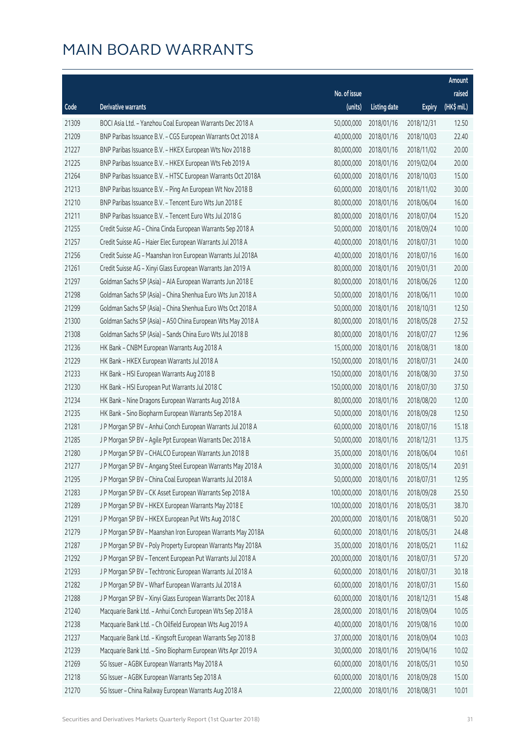# MAIN BOARD WARRANTS

| Code | Derivative warrants | No. of issue (units) | Listing date | Expiry | Amount raised (HK$ mil.) |
|---|---|---|---|---|---|
| 21309 | BOCI Asia Ltd. – Yanzhou Coal European Warrants Dec 2018 A | 50,000,000 | 2018/01/16 | 2018/12/31 | 12.50 |
| 21209 | BNP Paribas Issuance B.V. – CGS European Warrants Oct 2018 A | 40,000,000 | 2018/01/16 | 2018/10/03 | 22.40 |
| 21227 | BNP Paribas Issuance B.V. – HKEX European Wts Nov 2018 B | 80,000,000 | 2018/01/16 | 2018/11/02 | 20.00 |
| 21225 | BNP Paribas Issuance B.V. – HKEX European Wts Feb 2019 A | 80,000,000 | 2018/01/16 | 2019/02/04 | 20.00 |
| 21264 | BNP Paribas Issuance B.V. – HTSC European Warrants Oct 2018A | 60,000,000 | 2018/01/16 | 2018/10/03 | 15.00 |
| 21213 | BNP Paribas Issuance B.V. – Ping An European Wt Nov 2018 B | 60,000,000 | 2018/01/16 | 2018/11/02 | 30.00 |
| 21210 | BNP Paribas Issuance B.V. – Tencent Euro Wts Jun 2018 E | 80,000,000 | 2018/01/16 | 2018/06/04 | 16.00 |
| 21211 | BNP Paribas Issuance B.V. – Tencent Euro Wts Jul 2018 G | 80,000,000 | 2018/01/16 | 2018/07/04 | 15.20 |
| 21255 | Credit Suisse AG – China Cinda European Warrants Sep 2018 A | 50,000,000 | 2018/01/16 | 2018/09/24 | 10.00 |
| 21257 | Credit Suisse AG – Haier Elec European Warrants Jul 2018 A | 40,000,000 | 2018/01/16 | 2018/07/31 | 10.00 |
| 21256 | Credit Suisse AG – Maanshan Iron European Warrants Jul 2018A | 40,000,000 | 2018/01/16 | 2018/07/16 | 16.00 |
| 21261 | Credit Suisse AG – Xinyi Glass European Warrants Jan 2019 A | 80,000,000 | 2018/01/16 | 2019/01/31 | 20.00 |
| 21297 | Goldman Sachs SP (Asia) – AIA European Warrants Jun 2018 E | 80,000,000 | 2018/01/16 | 2018/06/26 | 12.00 |
| 21298 | Goldman Sachs SP (Asia) – China Shenhua Euro Wts Jun 2018 A | 50,000,000 | 2018/01/16 | 2018/06/11 | 10.00 |
| 21299 | Goldman Sachs SP (Asia) – China Shenhua Euro Wts Oct 2018 A | 50,000,000 | 2018/01/16 | 2018/10/31 | 12.50 |
| 21300 | Goldman Sachs SP (Asia) – A50 China European Wts May 2018 A | 80,000,000 | 2018/01/16 | 2018/05/28 | 27.52 |
| 21308 | Goldman Sachs SP (Asia) – Sands China Euro Wts Jul 2018 B | 80,000,000 | 2018/01/16 | 2018/07/27 | 12.96 |
| 21236 | HK Bank – CNBM European Warrants Aug 2018 A | 15,000,000 | 2018/01/16 | 2018/08/31 | 18.00 |
| 21229 | HK Bank – HKEX European Warrants Jul 2018 A | 150,000,000 | 2018/01/16 | 2018/07/31 | 24.00 |
| 21233 | HK Bank – HSI European Warrants Aug 2018 B | 150,000,000 | 2018/01/16 | 2018/08/30 | 37.50 |
| 21230 | HK Bank – HSI European Put Warrants Jul 2018 C | 150,000,000 | 2018/01/16 | 2018/07/30 | 37.50 |
| 21234 | HK Bank – Nine Dragons European Warrants Aug 2018 A | 80,000,000 | 2018/01/16 | 2018/08/20 | 12.00 |
| 21235 | HK Bank – Sino Biopharm European Warrants Sep 2018 A | 50,000,000 | 2018/01/16 | 2018/09/28 | 12.50 |
| 21281 | J P Morgan SP BV – Anhui Conch European Warrants Jul 2018 A | 60,000,000 | 2018/01/16 | 2018/07/16 | 15.18 |
| 21285 | J P Morgan SP BV – Agile Ppt European Warrants Dec 2018 A | 50,000,000 | 2018/01/16 | 2018/12/31 | 13.75 |
| 21280 | J P Morgan SP BV – CHALCO European Warrants Jun 2018 B | 35,000,000 | 2018/01/16 | 2018/06/04 | 10.61 |
| 21277 | J P Morgan SP BV – Angang Steel European Warrants May 2018 A | 30,000,000 | 2018/01/16 | 2018/05/14 | 20.91 |
| 21295 | J P Morgan SP BV – China Coal European Warrants Jul 2018 A | 50,000,000 | 2018/01/16 | 2018/07/31 | 12.95 |
| 21283 | J P Morgan SP BV – CK Asset European Warrants Sep 2018 A | 100,000,000 | 2018/01/16 | 2018/09/28 | 25.50 |
| 21289 | J P Morgan SP BV – HKEX European Warrants May 2018 E | 100,000,000 | 2018/01/16 | 2018/05/31 | 38.70 |
| 21291 | J P Morgan SP BV – HKEX European Put Wts Aug 2018 C | 200,000,000 | 2018/01/16 | 2018/08/31 | 50.20 |
| 21279 | J P Morgan SP BV – Maanshan Iron European Warrants May 2018A | 60,000,000 | 2018/01/16 | 2018/05/31 | 24.48 |
| 21287 | J P Morgan SP BV – Poly Property European Warrants May 2018A | 35,000,000 | 2018/01/16 | 2018/05/21 | 11.62 |
| 21292 | J P Morgan SP BV – Tencent European Put Warrants Jul 2018 A | 200,000,000 | 2018/01/16 | 2018/07/31 | 57.20 |
| 21293 | J P Morgan SP BV – Techtronic European Warrants Jul 2018 A | 60,000,000 | 2018/01/16 | 2018/07/31 | 30.18 |
| 21282 | J P Morgan SP BV – Wharf European Warrants Jul 2018 A | 60,000,000 | 2018/01/16 | 2018/07/31 | 15.60 |
| 21288 | J P Morgan SP BV – Xinyi Glass European Warrants Dec 2018 A | 60,000,000 | 2018/01/16 | 2018/12/31 | 15.48 |
| 21240 | Macquarie Bank Ltd. – Anhui Conch European Wts Sep 2018 A | 28,000,000 | 2018/01/16 | 2018/09/04 | 10.05 |
| 21238 | Macquarie Bank Ltd. – Ch Oilfield European Wts Aug 2019 A | 40,000,000 | 2018/01/16 | 2019/08/16 | 10.00 |
| 21237 | Macquarie Bank Ltd. – Kingsoft European Warrants Sep 2018 B | 37,000,000 | 2018/01/16 | 2018/09/04 | 10.03 |
| 21239 | Macquarie Bank Ltd. – Sino Biopharm European Wts Apr 2019 A | 30,000,000 | 2018/01/16 | 2019/04/16 | 10.02 |
| 21269 | SG Issuer – AGBK European Warrants May 2018 A | 60,000,000 | 2018/01/16 | 2018/05/31 | 10.50 |
| 21218 | SG Issuer – AGBK European Warrants Sep 2018 A | 60,000,000 | 2018/01/16 | 2018/09/28 | 15.00 |
| 21270 | SG Issuer – China Railway European Warrants Aug 2018 A | 22,000,000 | 2018/01/16 | 2018/08/31 | 10.01 |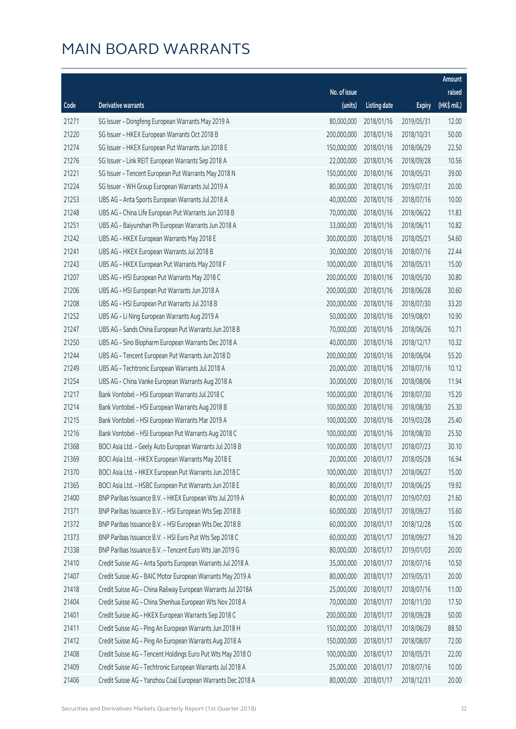# MAIN BOARD WARRANTS

| Code | Derivative warrants | No. of issue (units) | Listing date | Expiry | Amount raised (HK$ mil.) |
|---|---|---|---|---|---|
| 21271 | SG Issuer – Dongfeng European Warrants May 2019 A | 80,000,000 | 2018/01/16 | 2019/05/31 | 12.00 |
| 21220 | SG Issuer – HKEX European Warrants Oct 2018 B | 200,000,000 | 2018/01/16 | 2018/10/31 | 50.00 |
| 21274 | SG Issuer – HKEX European Put Warrants Jun 2018 E | 150,000,000 | 2018/01/16 | 2018/06/29 | 22.50 |
| 21276 | SG Issuer – Link REIT European Warrants Sep 2018 A | 22,000,000 | 2018/01/16 | 2018/09/28 | 10.56 |
| 21221 | SG Issuer – Tencent European Put Warrants May 2018 N | 150,000,000 | 2018/01/16 | 2018/05/31 | 39.00 |
| 21224 | SG Issuer – WH Group European Warrants Jul 2019 A | 80,000,000 | 2018/01/16 | 2019/07/31 | 20.00 |
| 21253 | UBS AG – Anta Sports European Warrants Jul 2018 A | 40,000,000 | 2018/01/16 | 2018/07/16 | 10.00 |
| 21248 | UBS AG – China Life European Put Warrants Jun 2018 B | 70,000,000 | 2018/01/16 | 2018/06/22 | 11.83 |
| 21251 | UBS AG – Baiyunshan Ph European Warrants Jun 2018 A | 33,000,000 | 2018/01/16 | 2018/06/11 | 10.82 |
| 21242 | UBS AG – HKEX European Warrants May 2018 E | 300,000,000 | 2018/01/16 | 2018/05/21 | 54.60 |
| 21241 | UBS AG – HKEX European Warrants Jul 2018 B | 30,000,000 | 2018/01/16 | 2018/07/16 | 22.44 |
| 21243 | UBS AG – HKEX European Put Warrants May 2018 F | 100,000,000 | 2018/01/16 | 2018/05/31 | 15.00 |
| 21207 | UBS AG – HSI European Put Warrants May 2018 C | 200,000,000 | 2018/01/16 | 2018/05/30 | 30.80 |
| 21206 | UBS AG – HSI European Put Warrants Jun 2018 A | 200,000,000 | 2018/01/16 | 2018/06/28 | 30.60 |
| 21208 | UBS AG – HSI European Put Warrants Jul 2018 B | 200,000,000 | 2018/01/16 | 2018/07/30 | 33.20 |
| 21252 | UBS AG – Li Ning European Warrants Aug 2019 A | 50,000,000 | 2018/01/16 | 2019/08/01 | 10.90 |
| 21247 | UBS AG – Sands China European Put Warrants Jun 2018 B | 70,000,000 | 2018/01/16 | 2018/06/26 | 10.71 |
| 21250 | UBS AG – Sino Biopharm European Warrants Dec 2018 A | 40,000,000 | 2018/01/16 | 2018/12/17 | 10.32 |
| 21244 | UBS AG – Tencent European Put Warrants Jun 2018 D | 200,000,000 | 2018/01/16 | 2018/06/04 | 55.20 |
| 21249 | UBS AG – Techtronic European Warrants Jul 2018 A | 20,000,000 | 2018/01/16 | 2018/07/16 | 10.12 |
| 21254 | UBS AG – China Vanke European Warrants Aug 2018 A | 30,000,000 | 2018/01/16 | 2018/08/06 | 11.94 |
| 21217 | Bank Vontobel – HSI European Warrants Jul 2018 C | 100,000,000 | 2018/01/16 | 2018/07/30 | 15.20 |
| 21214 | Bank Vontobel – HSI European Warrants Aug 2018 B | 100,000,000 | 2018/01/16 | 2018/08/30 | 25.30 |
| 21215 | Bank Vontobel – HSI European Warrants Mar 2019 A | 100,000,000 | 2018/01/16 | 2019/03/28 | 25.40 |
| 21216 | Bank Vontobel – HSI European Put Warrants Aug 2018 C | 100,000,000 | 2018/01/16 | 2018/08/30 | 25.50 |
| 21368 | BOCI Asia Ltd. – Geely Auto European Warrants Jul 2018 B | 100,000,000 | 2018/01/17 | 2018/07/23 | 30.10 |
| 21369 | BOCI Asia Ltd. – HKEX European Warrants May 2018 E | 20,000,000 | 2018/01/17 | 2018/05/28 | 16.94 |
| 21370 | BOCI Asia Ltd. – HKEX European Put Warrants Jun 2018 C | 100,000,000 | 2018/01/17 | 2018/06/27 | 15.00 |
| 21365 | BOCI Asia Ltd. – HSBC European Put Warrants Jun 2018 E | 80,000,000 | 2018/01/17 | 2018/06/25 | 19.92 |
| 21400 | BNP Paribas Issuance B.V. – HKEX European Wts Jul 2019 A | 80,000,000 | 2018/01/17 | 2019/07/03 | 21.60 |
| 21371 | BNP Paribas Issuance B.V. – HSI European Wts Sep 2018 B | 60,000,000 | 2018/01/17 | 2018/09/27 | 15.60 |
| 21372 | BNP Paribas Issuance B.V. – HSI European Wts Dec 2018 B | 60,000,000 | 2018/01/17 | 2018/12/28 | 15.00 |
| 21373 | BNP Paribas Issuance B.V. – HSI Euro Put Wts Sep 2018 C | 60,000,000 | 2018/01/17 | 2018/09/27 | 16.20 |
| 21338 | BNP Paribas Issuance B.V. – Tencent Euro Wts Jan 2019 G | 80,000,000 | 2018/01/17 | 2019/01/03 | 20.00 |
| 21410 | Credit Suisse AG – Anta Sports European Warrants Jul 2018 A | 35,000,000 | 2018/01/17 | 2018/07/16 | 10.50 |
| 21407 | Credit Suisse AG – BAIC Motor European Warrants May 2019 A | 80,000,000 | 2018/01/17 | 2019/05/31 | 20.00 |
| 21418 | Credit Suisse AG – China Railway European Warrants Jul 2018A | 25,000,000 | 2018/01/17 | 2018/07/16 | 11.00 |
| 21404 | Credit Suisse AG – China Shenhua European Wts Nov 2018 A | 70,000,000 | 2018/01/17 | 2018/11/30 | 17.50 |
| 21401 | Credit Suisse AG – HKEX European Warrants Sep 2018 C | 200,000,000 | 2018/01/17 | 2018/09/28 | 50.00 |
| 21411 | Credit Suisse AG – Ping An European Warrants Jun 2018 H | 150,000,000 | 2018/01/17 | 2018/06/29 | 88.50 |
| 21412 | Credit Suisse AG – Ping An European Warrants Aug 2018 A | 150,000,000 | 2018/01/17 | 2018/08/07 | 72.00 |
| 21408 | Credit Suisse AG – Tencent Holdings Euro Put Wts May 2018 O | 100,000,000 | 2018/01/17 | 2018/05/31 | 22.00 |
| 21409 | Credit Suisse AG – Techtronic European Warrants Jul 2018 A | 25,000,000 | 2018/01/17 | 2018/07/16 | 10.00 |
| 21406 | Credit Suisse AG – Yanzhou Coal European Warrants Dec 2018 A | 80,000,000 | 2018/01/17 | 2018/12/31 | 20.00 |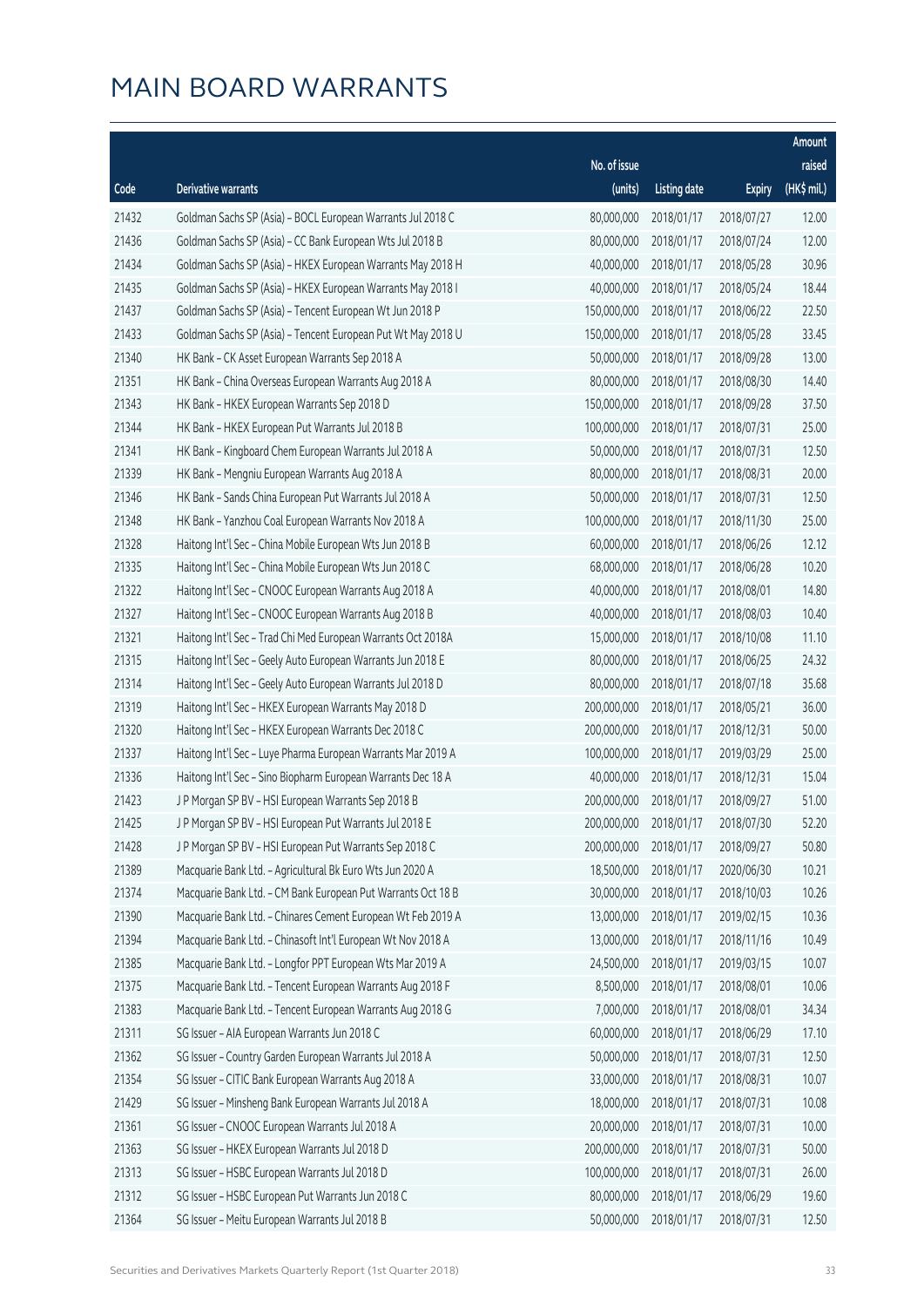# MAIN BOARD WARRANTS

| Code | Derivative warrants | No. of issue (units) | Listing date | Expiry | Amount raised (HK$ mil.) |
|---|---|---|---|---|---|
| 21432 | Goldman Sachs SP (Asia) - BOCL European Warrants Jul 2018 C | 80,000,000 | 2018/01/17 | 2018/07/27 | 12.00 |
| 21436 | Goldman Sachs SP (Asia) - CC Bank European Wts Jul 2018 B | 80,000,000 | 2018/01/17 | 2018/07/24 | 12.00 |
| 21434 | Goldman Sachs SP (Asia) - HKEX European Warrants May 2018 H | 40,000,000 | 2018/01/17 | 2018/05/28 | 30.96 |
| 21435 | Goldman Sachs SP (Asia) - HKEX European Warrants May 2018 I | 40,000,000 | 2018/01/17 | 2018/05/24 | 18.44 |
| 21437 | Goldman Sachs SP (Asia) - Tencent European Wt Jun 2018 P | 150,000,000 | 2018/01/17 | 2018/06/22 | 22.50 |
| 21433 | Goldman Sachs SP (Asia) - Tencent European Put Wt May 2018 U | 150,000,000 | 2018/01/17 | 2018/05/28 | 33.45 |
| 21340 | HK Bank - CK Asset European Warrants Sep 2018 A | 50,000,000 | 2018/01/17 | 2018/09/28 | 13.00 |
| 21351 | HK Bank - China Overseas European Warrants Aug 2018 A | 80,000,000 | 2018/01/17 | 2018/08/30 | 14.40 |
| 21343 | HK Bank - HKEX European Warrants Sep 2018 D | 150,000,000 | 2018/01/17 | 2018/09/28 | 37.50 |
| 21344 | HK Bank - HKEX European Put Warrants Jul 2018 B | 100,000,000 | 2018/01/17 | 2018/07/31 | 25.00 |
| 21341 | HK Bank - Kingboard Chem European Warrants Jul 2018 A | 50,000,000 | 2018/01/17 | 2018/07/31 | 12.50 |
| 21339 | HK Bank - Mengniu European Warrants Aug 2018 A | 80,000,000 | 2018/01/17 | 2018/08/31 | 20.00 |
| 21346 | HK Bank - Sands China European Put Warrants Jul 2018 A | 50,000,000 | 2018/01/17 | 2018/07/31 | 12.50 |
| 21348 | HK Bank - Yanzhou Coal European Warrants Nov 2018 A | 100,000,000 | 2018/01/17 | 2018/11/30 | 25.00 |
| 21328 | Haitong Int'l Sec - China Mobile European Wts Jun 2018 B | 60,000,000 | 2018/01/17 | 2018/06/26 | 12.12 |
| 21335 | Haitong Int'l Sec - China Mobile European Wts Jun 2018 C | 68,000,000 | 2018/01/17 | 2018/06/28 | 10.20 |
| 21322 | Haitong Int'l Sec - CNOOC European Warrants Aug 2018 A | 40,000,000 | 2018/01/17 | 2018/08/01 | 14.80 |
| 21327 | Haitong Int'l Sec - CNOOC European Warrants Aug 2018 B | 40,000,000 | 2018/01/17 | 2018/08/03 | 10.40 |
| 21321 | Haitong Int'l Sec - Trad Chi Med European Warrants Oct 2018A | 15,000,000 | 2018/01/17 | 2018/10/08 | 11.10 |
| 21315 | Haitong Int'l Sec - Geely Auto European Warrants Jun 2018 E | 80,000,000 | 2018/01/17 | 2018/06/25 | 24.32 |
| 21314 | Haitong Int'l Sec - Geely Auto European Warrants Jul 2018 D | 80,000,000 | 2018/01/17 | 2018/07/18 | 35.68 |
| 21319 | Haitong Int'l Sec - HKEX European Warrants May 2018 D | 200,000,000 | 2018/01/17 | 2018/05/21 | 36.00 |
| 21320 | Haitong Int'l Sec - HKEX European Warrants Dec 2018 C | 200,000,000 | 2018/01/17 | 2018/12/31 | 50.00 |
| 21337 | Haitong Int'l Sec - Luye Pharma European Warrants Mar 2019 A | 100,000,000 | 2018/01/17 | 2019/03/29 | 25.00 |
| 21336 | Haitong Int'l Sec - Sino Biopharm European Warrants Dec 18 A | 40,000,000 | 2018/01/17 | 2018/12/31 | 15.04 |
| 21423 | J P Morgan SP BV - HSI European Warrants Sep 2018 B | 200,000,000 | 2018/01/17 | 2018/09/27 | 51.00 |
| 21425 | J P Morgan SP BV - HSI European Put Warrants Jul 2018 E | 200,000,000 | 2018/01/17 | 2018/07/30 | 52.20 |
| 21428 | J P Morgan SP BV - HSI European Put Warrants Sep 2018 C | 200,000,000 | 2018/01/17 | 2018/09/27 | 50.80 |
| 21389 | Macquarie Bank Ltd. - Agricultural Bk Euro Wts Jun 2020 A | 18,500,000 | 2018/01/17 | 2020/06/30 | 10.21 |
| 21374 | Macquarie Bank Ltd. - CM Bank European Put Warrants Oct 18 B | 30,000,000 | 2018/01/17 | 2018/10/03 | 10.26 |
| 21390 | Macquarie Bank Ltd. - Chinares Cement European Wt Feb 2019 A | 13,000,000 | 2018/01/17 | 2019/02/15 | 10.36 |
| 21394 | Macquarie Bank Ltd. - Chinasoft Int'l European Wt Nov 2018 A | 13,000,000 | 2018/01/17 | 2018/11/16 | 10.49 |
| 21385 | Macquarie Bank Ltd. - Longfor PPT European Wts Mar 2019 A | 24,500,000 | 2018/01/17 | 2019/03/15 | 10.07 |
| 21375 | Macquarie Bank Ltd. - Tencent European Warrants Aug 2018 F | 8,500,000 | 2018/01/17 | 2018/08/01 | 10.06 |
| 21383 | Macquarie Bank Ltd. - Tencent European Warrants Aug 2018 G | 7,000,000 | 2018/01/17 | 2018/08/01 | 34.34 |
| 21311 | SG Issuer - AIA European Warrants Jun 2018 C | 60,000,000 | 2018/01/17 | 2018/06/29 | 17.10 |
| 21362 | SG Issuer - Country Garden European Warrants Jul 2018 A | 50,000,000 | 2018/01/17 | 2018/07/31 | 12.50 |
| 21354 | SG Issuer - CITIC Bank European Warrants Aug 2018 A | 33,000,000 | 2018/01/17 | 2018/08/31 | 10.07 |
| 21429 | SG Issuer - Minsheng Bank European Warrants Jul 2018 A | 18,000,000 | 2018/01/17 | 2018/07/31 | 10.08 |
| 21361 | SG Issuer - CNOOC European Warrants Jul 2018 A | 20,000,000 | 2018/01/17 | 2018/07/31 | 10.00 |
| 21363 | SG Issuer - HKEX European Warrants Jul 2018 D | 200,000,000 | 2018/01/17 | 2018/07/31 | 50.00 |
| 21313 | SG Issuer - HSBC European Warrants Jul 2018 D | 100,000,000 | 2018/01/17 | 2018/07/31 | 26.00 |
| 21312 | SG Issuer - HSBC European Put Warrants Jun 2018 C | 80,000,000 | 2018/01/17 | 2018/06/29 | 19.60 |
| 21364 | SG Issuer - Meitu European Warrants Jul 2018 B | 50,000,000 | 2018/01/17 | 2018/07/31 | 12.50 |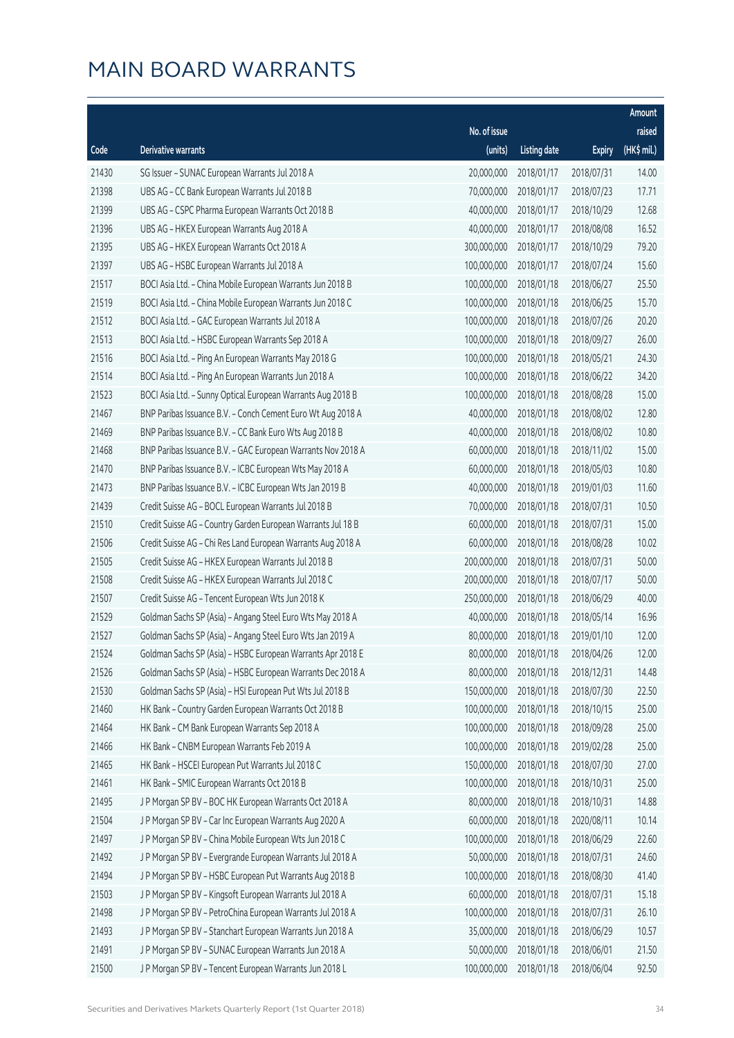# MAIN BOARD WARRANTS

| Code | Derivative warrants | No. of issue (units) | Listing date | Expiry | Amount raised (HK$ mil.) |
|---|---|---|---|---|---|
| 21430 | SG Issuer - SUNAC European Warrants Jul 2018 A | 20,000,000 | 2018/01/17 | 2018/07/31 | 14.00 |
| 21398 | UBS AG - CC Bank European Warrants Jul 2018 B | 70,000,000 | 2018/01/17 | 2018/07/23 | 17.71 |
| 21399 | UBS AG - CSPC Pharma European Warrants Oct 2018 B | 40,000,000 | 2018/01/17 | 2018/10/29 | 12.68 |
| 21396 | UBS AG - HKEX European Warrants Aug 2018 A | 40,000,000 | 2018/01/17 | 2018/08/08 | 16.52 |
| 21395 | UBS AG - HKEX European Warrants Oct 2018 A | 300,000,000 | 2018/01/17 | 2018/10/29 | 79.20 |
| 21397 | UBS AG - HSBC European Warrants Jul 2018 A | 100,000,000 | 2018/01/17 | 2018/07/24 | 15.60 |
| 21517 | BOCI Asia Ltd. - China Mobile European Warrants Jun 2018 B | 100,000,000 | 2018/01/18 | 2018/06/27 | 25.50 |
| 21519 | BOCI Asia Ltd. - China Mobile European Warrants Jun 2018 C | 100,000,000 | 2018/01/18 | 2018/06/25 | 15.70 |
| 21512 | BOCI Asia Ltd. - GAC European Warrants Jul 2018 A | 100,000,000 | 2018/01/18 | 2018/07/26 | 20.20 |
| 21513 | BOCI Asia Ltd. - HSBC European Warrants Sep 2018 A | 100,000,000 | 2018/01/18 | 2018/09/27 | 26.00 |
| 21516 | BOCI Asia Ltd. - Ping An European Warrants May 2018 G | 100,000,000 | 2018/01/18 | 2018/05/21 | 24.30 |
| 21514 | BOCI Asia Ltd. - Ping An European Warrants Jun 2018 A | 100,000,000 | 2018/01/18 | 2018/06/22 | 34.20 |
| 21523 | BOCI Asia Ltd. - Sunny Optical European Warrants Aug 2018 B | 100,000,000 | 2018/01/18 | 2018/08/28 | 15.00 |
| 21467 | BNP Paribas Issuance B.V. - Conch Cement Euro Wt Aug 2018 A | 40,000,000 | 2018/01/18 | 2018/08/02 | 12.80 |
| 21469 | BNP Paribas Issuance B.V. - CC Bank Euro Wts Aug 2018 B | 40,000,000 | 2018/01/18 | 2018/08/02 | 10.80 |
| 21468 | BNP Paribas Issuance B.V. - GAC European Warrants Nov 2018 A | 60,000,000 | 2018/01/18 | 2018/11/02 | 15.00 |
| 21470 | BNP Paribas Issuance B.V. - ICBC European Wts May 2018 A | 60,000,000 | 2018/01/18 | 2018/05/03 | 10.80 |
| 21473 | BNP Paribas Issuance B.V. - ICBC European Wts Jan 2019 B | 40,000,000 | 2018/01/18 | 2019/01/03 | 11.60 |
| 21439 | Credit Suisse AG - BOCL European Warrants Jul 2018 B | 70,000,000 | 2018/01/18 | 2018/07/31 | 10.50 |
| 21510 | Credit Suisse AG - Country Garden European Warrants Jul 18 B | 60,000,000 | 2018/01/18 | 2018/07/31 | 15.00 |
| 21506 | Credit Suisse AG - Chi Res Land European Warrants Aug 2018 A | 60,000,000 | 2018/01/18 | 2018/08/28 | 10.02 |
| 21505 | Credit Suisse AG - HKEX European Warrants Jul 2018 B | 200,000,000 | 2018/01/18 | 2018/07/31 | 50.00 |
| 21508 | Credit Suisse AG - HKEX European Warrants Jul 2018 C | 200,000,000 | 2018/01/18 | 2018/07/17 | 50.00 |
| 21507 | Credit Suisse AG - Tencent European Wts Jun 2018 K | 250,000,000 | 2018/01/18 | 2018/06/29 | 40.00 |
| 21529 | Goldman Sachs SP (Asia) - Angang Steel Euro Wts May 2018 A | 40,000,000 | 2018/01/18 | 2018/05/14 | 16.96 |
| 21527 | Goldman Sachs SP (Asia) - Angang Steel Euro Wts Jan 2019 A | 80,000,000 | 2018/01/18 | 2019/01/10 | 12.00 |
| 21524 | Goldman Sachs SP (Asia) - HSBC European Warrants Apr 2018 E | 80,000,000 | 2018/01/18 | 2018/04/26 | 12.00 |
| 21526 | Goldman Sachs SP (Asia) - HSBC European Warrants Dec 2018 A | 80,000,000 | 2018/01/18 | 2018/12/31 | 14.48 |
| 21530 | Goldman Sachs SP (Asia) - HSI European Put Wts Jul 2018 B | 150,000,000 | 2018/01/18 | 2018/07/30 | 22.50 |
| 21460 | HK Bank - Country Garden European Warrants Oct 2018 B | 100,000,000 | 2018/01/18 | 2018/10/15 | 25.00 |
| 21464 | HK Bank - CM Bank European Warrants Sep 2018 A | 100,000,000 | 2018/01/18 | 2018/09/28 | 25.00 |
| 21466 | HK Bank - CNBM European Warrants Feb 2019 A | 100,000,000 | 2018/01/18 | 2019/02/28 | 25.00 |
| 21465 | HK Bank - HSCEI European Put Warrants Jul 2018 C | 150,000,000 | 2018/01/18 | 2018/07/30 | 27.00 |
| 21461 | HK Bank - SMIC European Warrants Oct 2018 B | 100,000,000 | 2018/01/18 | 2018/10/31 | 25.00 |
| 21495 | J P Morgan SP BV - BOC HK European Warrants Oct 2018 A | 80,000,000 | 2018/01/18 | 2018/10/31 | 14.88 |
| 21504 | J P Morgan SP BV - Car Inc European Warrants Aug 2020 A | 60,000,000 | 2018/01/18 | 2020/08/11 | 10.14 |
| 21497 | J P Morgan SP BV - China Mobile European Wts Jun 2018 C | 100,000,000 | 2018/01/18 | 2018/06/29 | 22.60 |
| 21492 | J P Morgan SP BV - Evergrande European Warrants Jul 2018 A | 50,000,000 | 2018/01/18 | 2018/07/31 | 24.60 |
| 21494 | J P Morgan SP BV - HSBC European Put Warrants Aug 2018 B | 100,000,000 | 2018/01/18 | 2018/08/30 | 41.40 |
| 21503 | J P Morgan SP BV - Kingsoft European Warrants Jul 2018 A | 60,000,000 | 2018/01/18 | 2018/07/31 | 15.18 |
| 21498 | J P Morgan SP BV - PetroChina European Warrants Jul 2018 A | 100,000,000 | 2018/01/18 | 2018/07/31 | 26.10 |
| 21493 | J P Morgan SP BV - Stanchart European Warrants Jun 2018 A | 35,000,000 | 2018/01/18 | 2018/06/29 | 10.57 |
| 21491 | J P Morgan SP BV - SUNAC European Warrants Jun 2018 A | 50,000,000 | 2018/01/18 | 2018/06/01 | 21.50 |
| 21500 | J P Morgan SP BV - Tencent European Warrants Jun 2018 L | 100,000,000 | 2018/01/18 | 2018/06/04 | 92.50 |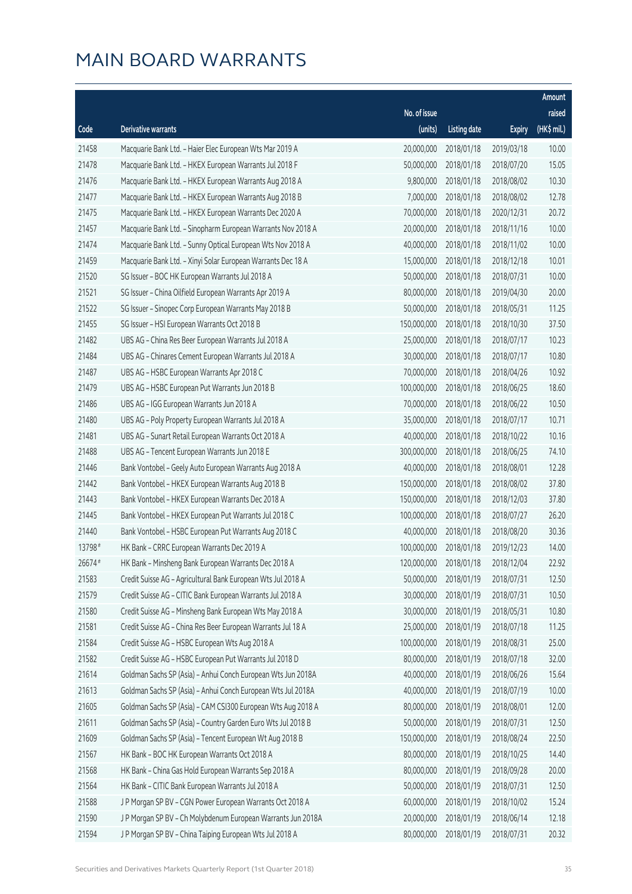# MAIN BOARD WARRANTS

| Code | Derivative warrants | No. of issue (units) | Listing date | Expiry | Amount raised (HK$ mil.) |
|---|---|---|---|---|---|
| 21458 | Macquarie Bank Ltd. – Haier Elec European Wts Mar 2019 A | 20,000,000 | 2018/01/18 | 2019/03/18 | 10.00 |
| 21478 | Macquarie Bank Ltd. – HKEX European Warrants Jul 2018 F | 50,000,000 | 2018/01/18 | 2018/07/20 | 15.05 |
| 21476 | Macquarie Bank Ltd. – HKEX European Warrants Aug 2018 A | 9,800,000 | 2018/01/18 | 2018/08/02 | 10.30 |
| 21477 | Macquarie Bank Ltd. – HKEX European Warrants Aug 2018 B | 7,000,000 | 2018/01/18 | 2018/08/02 | 12.78 |
| 21475 | Macquarie Bank Ltd. – HKEX European Warrants Dec 2020 A | 70,000,000 | 2018/01/18 | 2020/12/31 | 20.72 |
| 21457 | Macquarie Bank Ltd. – Sinopharm European Warrants Nov 2018 A | 20,000,000 | 2018/01/18 | 2018/11/16 | 10.00 |
| 21474 | Macquarie Bank Ltd. – Sunny Optical European Wts Nov 2018 A | 40,000,000 | 2018/01/18 | 2018/11/02 | 10.00 |
| 21459 | Macquarie Bank Ltd. – Xinyi Solar European Warrants Dec 18 A | 15,000,000 | 2018/01/18 | 2018/12/18 | 10.01 |
| 21520 | SG Issuer – BOC HK European Warrants Jul 2018 A | 50,000,000 | 2018/01/18 | 2018/07/31 | 10.00 |
| 21521 | SG Issuer – China Oilfield European Warrants Apr 2019 A | 80,000,000 | 2018/01/18 | 2019/04/30 | 20.00 |
| 21522 | SG Issuer – Sinopec Corp European Warrants May 2018 B | 50,000,000 | 2018/01/18 | 2018/05/31 | 11.25 |
| 21455 | SG Issuer – HSI European Warrants Oct 2018 B | 150,000,000 | 2018/01/18 | 2018/10/30 | 37.50 |
| 21482 | UBS AG – China Res Beer European Warrants Jul 2018 A | 25,000,000 | 2018/01/18 | 2018/07/17 | 10.23 |
| 21484 | UBS AG – Chinares Cement European Warrants Jul 2018 A | 30,000,000 | 2018/01/18 | 2018/07/17 | 10.80 |
| 21487 | UBS AG – HSBC European Warrants Apr 2018 C | 70,000,000 | 2018/01/18 | 2018/04/26 | 10.92 |
| 21479 | UBS AG – HSBC European Put Warrants Jun 2018 B | 100,000,000 | 2018/01/18 | 2018/06/25 | 18.60 |
| 21486 | UBS AG – IGG European Warrants Jun 2018 A | 70,000,000 | 2018/01/18 | 2018/06/22 | 10.50 |
| 21480 | UBS AG – Poly Property European Warrants Jul 2018 A | 35,000,000 | 2018/01/18 | 2018/07/17 | 10.71 |
| 21481 | UBS AG – Sunart Retail European Warrants Oct 2018 A | 40,000,000 | 2018/01/18 | 2018/10/22 | 10.16 |
| 21488 | UBS AG – Tencent European Warrants Jun 2018 E | 300,000,000 | 2018/01/18 | 2018/06/25 | 74.10 |
| 21446 | Bank Vontobel – Geely Auto European Warrants Aug 2018 A | 40,000,000 | 2018/01/18 | 2018/08/01 | 12.28 |
| 21442 | Bank Vontobel – HKEX European Warrants Aug 2018 B | 150,000,000 | 2018/01/18 | 2018/08/02 | 37.80 |
| 21443 | Bank Vontobel – HKEX European Warrants Dec 2018 A | 150,000,000 | 2018/01/18 | 2018/12/03 | 37.80 |
| 21445 | Bank Vontobel – HKEX European Put Warrants Jul 2018 C | 100,000,000 | 2018/01/18 | 2018/07/27 | 26.20 |
| 21440 | Bank Vontobel – HSBC European Put Warrants Aug 2018 C | 40,000,000 | 2018/01/18 | 2018/08/20 | 30.36 |
| 13798# | HK Bank – CRRC European Warrants Dec 2019 A | 100,000,000 | 2018/01/18 | 2019/12/23 | 14.00 |
| 26674# | HK Bank – Minsheng Bank European Warrants Dec 2018 A | 120,000,000 | 2018/01/18 | 2018/12/04 | 22.92 |
| 21583 | Credit Suisse AG – Agricultural Bank European Wts Jul 2018 A | 50,000,000 | 2018/01/19 | 2018/07/31 | 12.50 |
| 21579 | Credit Suisse AG – CITIC Bank European Warrants Jul 2018 A | 30,000,000 | 2018/01/19 | 2018/07/31 | 10.50 |
| 21580 | Credit Suisse AG – Minsheng Bank European Wts May 2018 A | 30,000,000 | 2018/01/19 | 2018/05/31 | 10.80 |
| 21581 | Credit Suisse AG – China Res Beer European Warrants Jul 18 A | 25,000,000 | 2018/01/19 | 2018/07/18 | 11.25 |
| 21584 | Credit Suisse AG – HSBC European Wts Aug 2018 A | 100,000,000 | 2018/01/19 | 2018/08/31 | 25.00 |
| 21582 | Credit Suisse AG – HSBC European Put Warrants Jul 2018 D | 80,000,000 | 2018/01/19 | 2018/07/18 | 32.00 |
| 21614 | Goldman Sachs SP (Asia) – Anhui Conch European Wts Jun 2018A | 40,000,000 | 2018/01/19 | 2018/06/26 | 15.64 |
| 21613 | Goldman Sachs SP (Asia) – Anhui Conch European Wts Jul 2018A | 40,000,000 | 2018/01/19 | 2018/07/19 | 10.00 |
| 21605 | Goldman Sachs SP (Asia) – CAM CSI300 European Wts Aug 2018 A | 80,000,000 | 2018/01/19 | 2018/08/01 | 12.00 |
| 21611 | Goldman Sachs SP (Asia) – Country Garden Euro Wts Jul 2018 B | 50,000,000 | 2018/01/19 | 2018/07/31 | 12.50 |
| 21609 | Goldman Sachs SP (Asia) – Tencent European Wt Aug 2018 B | 150,000,000 | 2018/01/19 | 2018/08/24 | 22.50 |
| 21567 | HK Bank – BOC HK European Warrants Oct 2018 A | 80,000,000 | 2018/01/19 | 2018/10/25 | 14.40 |
| 21568 | HK Bank – China Gas Hold European Warrants Sep 2018 A | 80,000,000 | 2018/01/19 | 2018/09/28 | 20.00 |
| 21564 | HK Bank – CITIC Bank European Warrants Jul 2018 A | 50,000,000 | 2018/01/19 | 2018/07/31 | 12.50 |
| 21588 | J P Morgan SP BV – CGN Power European Warrants Oct 2018 A | 60,000,000 | 2018/01/19 | 2018/10/02 | 15.24 |
| 21590 | J P Morgan SP BV – Ch Molybdenum European Warrants Jun 2018A | 20,000,000 | 2018/01/19 | 2018/06/14 | 12.18 |
| 21594 | J P Morgan SP BV – China Taiping European Wts Jul 2018 A | 80,000,000 | 2018/01/19 | 2018/07/31 | 20.32 |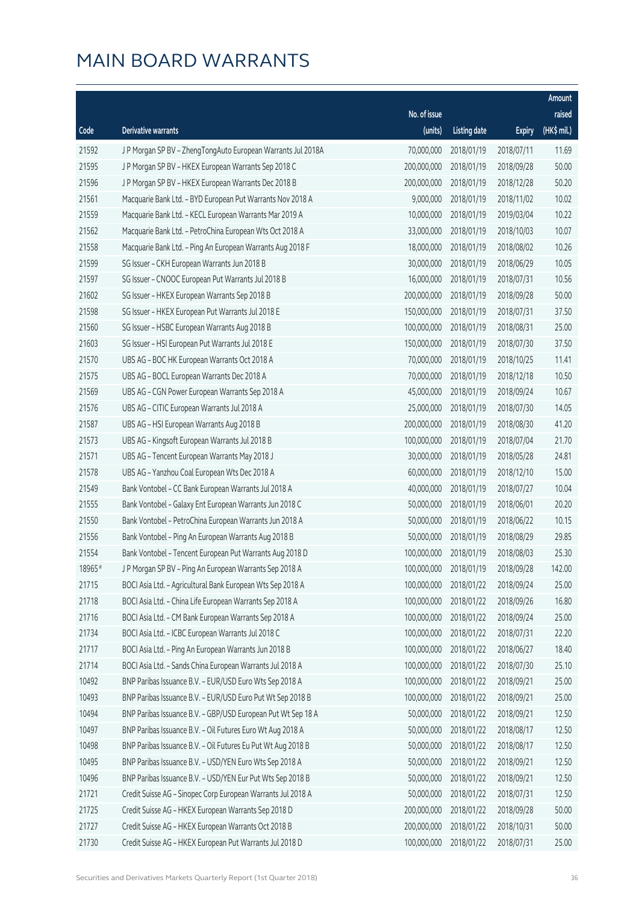# MAIN BOARD WARRANTS

| Code | Derivative warrants | No. of issue (units) | Listing date | Expiry | Amount raised (HK$ mil.) |
|---|---|---|---|---|---|
| 21592 | J P Morgan SP BV – ZhengTongAuto European Warrants Jul 2018A | 70,000,000 | 2018/01/19 | 2018/07/11 | 11.69 |
| 21595 | J P Morgan SP BV – HKEX European Warrants Sep 2018 C | 200,000,000 | 2018/01/19 | 2018/09/28 | 50.00 |
| 21596 | J P Morgan SP BV – HKEX European Warrants Dec 2018 B | 200,000,000 | 2018/01/19 | 2018/12/28 | 50.20 |
| 21561 | Macquarie Bank Ltd. – BYD European Put Warrants Nov 2018 A | 9,000,000 | 2018/01/19 | 2018/11/02 | 10.02 |
| 21559 | Macquarie Bank Ltd. – KECL European Warrants Mar 2019 A | 10,000,000 | 2018/01/19 | 2019/03/04 | 10.22 |
| 21562 | Macquarie Bank Ltd. – PetroChina European Wts Oct 2018 A | 33,000,000 | 2018/01/19 | 2018/10/03 | 10.07 |
| 21558 | Macquarie Bank Ltd. – Ping An European Warrants Aug 2018 F | 18,000,000 | 2018/01/19 | 2018/08/02 | 10.26 |
| 21599 | SG Issuer – CKH European Warrants Jun 2018 B | 30,000,000 | 2018/01/19 | 2018/06/29 | 10.05 |
| 21597 | SG Issuer – CNOOC European Put Warrants Jul 2018 B | 16,000,000 | 2018/01/19 | 2018/07/31 | 10.56 |
| 21602 | SG Issuer – HKEX European Warrants Sep 2018 B | 200,000,000 | 2018/01/19 | 2018/09/28 | 50.00 |
| 21598 | SG Issuer – HKEX European Put Warrants Jul 2018 E | 150,000,000 | 2018/01/19 | 2018/07/31 | 37.50 |
| 21560 | SG Issuer – HSBC European Warrants Aug 2018 B | 100,000,000 | 2018/01/19 | 2018/08/31 | 25.00 |
| 21603 | SG Issuer – HSI European Put Warrants Jul 2018 E | 150,000,000 | 2018/01/19 | 2018/07/30 | 37.50 |
| 21570 | UBS AG – BOC HK European Warrants Oct 2018 A | 70,000,000 | 2018/01/19 | 2018/10/25 | 11.41 |
| 21575 | UBS AG – BOCL European Warrants Dec 2018 A | 70,000,000 | 2018/01/19 | 2018/12/18 | 10.50 |
| 21569 | UBS AG – CGN Power European Warrants Sep 2018 A | 45,000,000 | 2018/01/19 | 2018/09/24 | 10.67 |
| 21576 | UBS AG – CITIC European Warrants Jul 2018 A | 25,000,000 | 2018/01/19 | 2018/07/30 | 14.05 |
| 21587 | UBS AG – HSI European Warrants Aug 2018 B | 200,000,000 | 2018/01/19 | 2018/08/30 | 41.20 |
| 21573 | UBS AG – Kingsoft European Warrants Jul 2018 B | 100,000,000 | 2018/01/19 | 2018/07/04 | 21.70 |
| 21571 | UBS AG – Tencent European Warrants May 2018 J | 30,000,000 | 2018/01/19 | 2018/05/28 | 24.81 |
| 21578 | UBS AG – Yanzhou Coal European Wts Dec 2018 A | 60,000,000 | 2018/01/19 | 2018/12/10 | 15.00 |
| 21549 | Bank Vontobel – CC Bank European Warrants Jul 2018 A | 40,000,000 | 2018/01/19 | 2018/07/27 | 10.04 |
| 21555 | Bank Vontobel – Galaxy Ent European Warrants Jun 2018 C | 50,000,000 | 2018/01/19 | 2018/06/01 | 20.20 |
| 21550 | Bank Vontobel – PetroChina European Warrants Jun 2018 A | 50,000,000 | 2018/01/19 | 2018/06/22 | 10.15 |
| 21556 | Bank Vontobel – Ping An European Warrants Aug 2018 B | 50,000,000 | 2018/01/19 | 2018/08/29 | 29.85 |
| 21554 | Bank Vontobel – Tencent European Put Warrants Aug 2018 D | 100,000,000 | 2018/01/19 | 2018/08/03 | 25.30 |
| 18965 # | J P Morgan SP BV – Ping An European Warrants Sep 2018 A | 100,000,000 | 2018/01/19 | 2018/09/28 | 142.00 |
| 21715 | BOCI Asia Ltd. – Agricultural Bank European Wts Sep 2018 A | 100,000,000 | 2018/01/22 | 2018/09/24 | 25.00 |
| 21718 | BOCI Asia Ltd. – China Life European Warrants Sep 2018 A | 100,000,000 | 2018/01/22 | 2018/09/26 | 16.80 |
| 21716 | BOCI Asia Ltd. – CM Bank European Warrants Sep 2018 A | 100,000,000 | 2018/01/22 | 2018/09/24 | 25.00 |
| 21734 | BOCI Asia Ltd. – ICBC European Warrants Jul 2018 C | 100,000,000 | 2018/01/22 | 2018/07/31 | 22.20 |
| 21717 | BOCI Asia Ltd. – Ping An European Warrants Jun 2018 B | 100,000,000 | 2018/01/22 | 2018/06/27 | 18.40 |
| 21714 | BOCI Asia Ltd. – Sands China European Warrants Jul 2018 A | 100,000,000 | 2018/01/22 | 2018/07/30 | 25.10 |
| 10492 | BNP Paribas Issuance B.V. – EUR/USD Euro Wts Sep 2018 A | 100,000,000 | 2018/01/22 | 2018/09/21 | 25.00 |
| 10493 | BNP Paribas Issuance B.V. – EUR/USD Euro Put Wt Sep 2018 B | 100,000,000 | 2018/01/22 | 2018/09/21 | 25.00 |
| 10494 | BNP Paribas Issuance B.V. – GBP/USD European Put Wt Sep 18 A | 50,000,000 | 2018/01/22 | 2018/09/21 | 12.50 |
| 10497 | BNP Paribas Issuance B.V. – Oil Futures Euro Wt Aug 2018 A | 50,000,000 | 2018/01/22 | 2018/08/17 | 12.50 |
| 10498 | BNP Paribas Issuance B.V. – Oil Futures Eu Put Wt Aug 2018 B | 50,000,000 | 2018/01/22 | 2018/08/17 | 12.50 |
| 10495 | BNP Paribas Issuance B.V. – USD/YEN Euro Wts Sep 2018 A | 50,000,000 | 2018/01/22 | 2018/09/21 | 12.50 |
| 10496 | BNP Paribas Issuance B.V. – USD/YEN Eur Put Wts Sep 2018 B | 50,000,000 | 2018/01/22 | 2018/09/21 | 12.50 |
| 21721 | Credit Suisse AG – Sinopec Corp European Warrants Jul 2018 A | 50,000,000 | 2018/01/22 | 2018/07/31 | 12.50 |
| 21725 | Credit Suisse AG – HKEX European Warrants Sep 2018 D | 200,000,000 | 2018/01/22 | 2018/09/28 | 50.00 |
| 21727 | Credit Suisse AG – HKEX European Warrants Oct 2018 B | 200,000,000 | 2018/01/22 | 2018/10/31 | 50.00 |
| 21730 | Credit Suisse AG – HKEX European Put Warrants Jul 2018 D | 100,000,000 | 2018/01/22 | 2018/07/31 | 25.00 |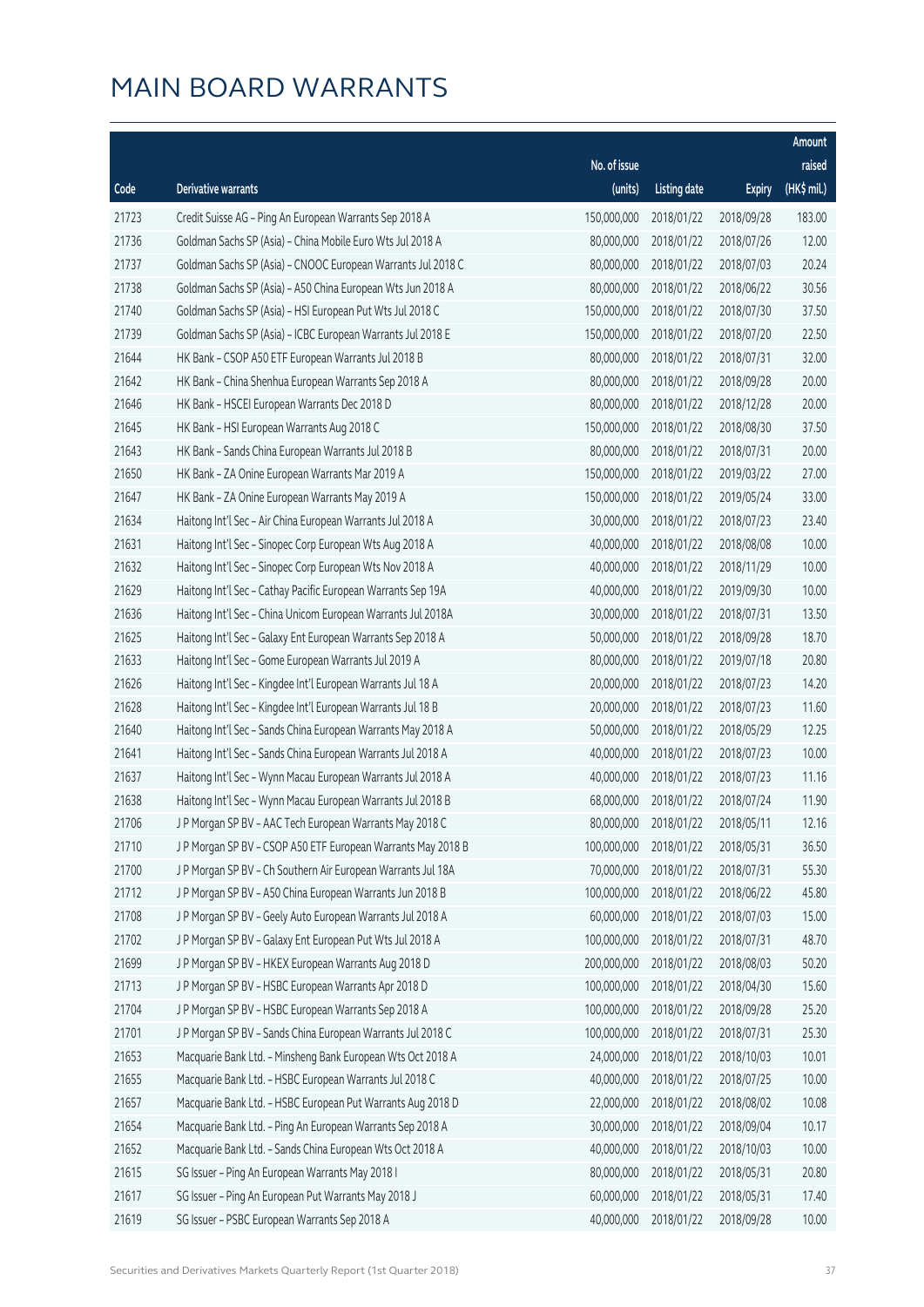# MAIN BOARD WARRANTS

| Code | Derivative warrants | No. of issue (units) | Listing date | Expiry | Amount raised (HK$ mil.) |
|---|---|---|---|---|---|
| 21723 | Credit Suisse AG – Ping An European Warrants Sep 2018 A | 150,000,000 | 2018/01/22 | 2018/09/28 | 183.00 |
| 21736 | Goldman Sachs SP (Asia) – China Mobile Euro Wts Jul 2018 A | 80,000,000 | 2018/01/22 | 2018/07/26 | 12.00 |
| 21737 | Goldman Sachs SP (Asia) – CNOOC European Warrants Jul 2018 C | 80,000,000 | 2018/01/22 | 2018/07/03 | 20.24 |
| 21738 | Goldman Sachs SP (Asia) – A50 China European Wts Jun 2018 A | 80,000,000 | 2018/01/22 | 2018/06/22 | 30.56 |
| 21740 | Goldman Sachs SP (Asia) – HSI European Put Wts Jul 2018 C | 150,000,000 | 2018/01/22 | 2018/07/30 | 37.50 |
| 21739 | Goldman Sachs SP (Asia) – ICBC European Warrants Jul 2018 E | 150,000,000 | 2018/01/22 | 2018/07/20 | 22.50 |
| 21644 | HK Bank – CSOP A50 ETF European Warrants Jul 2018 B | 80,000,000 | 2018/01/22 | 2018/07/31 | 32.00 |
| 21642 | HK Bank – China Shenhua European Warrants Sep 2018 A | 80,000,000 | 2018/01/22 | 2018/09/28 | 20.00 |
| 21646 | HK Bank – HSCEI European Warrants Dec 2018 D | 80,000,000 | 2018/01/22 | 2018/12/28 | 20.00 |
| 21645 | HK Bank – HSI European Warrants Aug 2018 C | 150,000,000 | 2018/01/22 | 2018/08/30 | 37.50 |
| 21643 | HK Bank – Sands China European Warrants Jul 2018 B | 80,000,000 | 2018/01/22 | 2018/07/31 | 20.00 |
| 21650 | HK Bank – ZA Onine European Warrants Mar 2019 A | 150,000,000 | 2018/01/22 | 2019/03/22 | 27.00 |
| 21647 | HK Bank – ZA Onine European Warrants May 2019 A | 150,000,000 | 2018/01/22 | 2019/05/24 | 33.00 |
| 21634 | Haitong Int'l Sec – Air China European Warrants Jul 2018 A | 30,000,000 | 2018/01/22 | 2018/07/23 | 23.40 |
| 21631 | Haitong Int'l Sec – Sinopec Corp European Wts Aug 2018 A | 40,000,000 | 2018/01/22 | 2018/08/08 | 10.00 |
| 21632 | Haitong Int'l Sec – Sinopec Corp European Wts Nov 2018 A | 40,000,000 | 2018/01/22 | 2018/11/29 | 10.00 |
| 21629 | Haitong Int'l Sec – Cathay Pacific European Warrants Sep 19A | 40,000,000 | 2018/01/22 | 2019/09/30 | 10.00 |
| 21636 | Haitong Int'l Sec – China Unicom European Warrants Jul 2018A | 30,000,000 | 2018/01/22 | 2018/07/31 | 13.50 |
| 21625 | Haitong Int'l Sec – Galaxy Ent European Warrants Sep 2018 A | 50,000,000 | 2018/01/22 | 2018/09/28 | 18.70 |
| 21633 | Haitong Int'l Sec – Gome European Warrants Jul 2019 A | 80,000,000 | 2018/01/22 | 2019/07/18 | 20.80 |
| 21626 | Haitong Int'l Sec – Kingdee Int'l European Warrants Jul 18 A | 20,000,000 | 2018/01/22 | 2018/07/23 | 14.20 |
| 21628 | Haitong Int'l Sec – Kingdee Int'l European Warrants Jul 18 B | 20,000,000 | 2018/01/22 | 2018/07/23 | 11.60 |
| 21640 | Haitong Int'l Sec – Sands China European Warrants May 2018 A | 50,000,000 | 2018/01/22 | 2018/05/29 | 12.25 |
| 21641 | Haitong Int'l Sec – Sands China European Warrants Jul 2018 A | 40,000,000 | 2018/01/22 | 2018/07/23 | 10.00 |
| 21637 | Haitong Int'l Sec – Wynn Macau European Warrants Jul 2018 A | 40,000,000 | 2018/01/22 | 2018/07/23 | 11.16 |
| 21638 | Haitong Int'l Sec – Wynn Macau European Warrants Jul 2018 B | 68,000,000 | 2018/01/22 | 2018/07/24 | 11.90 |
| 21706 | J P Morgan SP BV – AAC Tech European Warrants May 2018 C | 80,000,000 | 2018/01/22 | 2018/05/11 | 12.16 |
| 21710 | J P Morgan SP BV – CSOP A50 ETF European Warrants May 2018 B | 100,000,000 | 2018/01/22 | 2018/05/31 | 36.50 |
| 21700 | J P Morgan SP BV – Ch Southern Air European Warrants Jul 18A | 70,000,000 | 2018/01/22 | 2018/07/31 | 55.30 |
| 21712 | J P Morgan SP BV – A50 China European Warrants Jun 2018 B | 100,000,000 | 2018/01/22 | 2018/06/22 | 45.80 |
| 21708 | J P Morgan SP BV – Geely Auto European Warrants Jul 2018 A | 60,000,000 | 2018/01/22 | 2018/07/03 | 15.00 |
| 21702 | J P Morgan SP BV – Galaxy Ent European Put Wts Jul 2018 A | 100,000,000 | 2018/01/22 | 2018/07/31 | 48.70 |
| 21699 | J P Morgan SP BV – HKEX European Warrants Aug 2018 D | 200,000,000 | 2018/01/22 | 2018/08/03 | 50.20 |
| 21713 | J P Morgan SP BV – HSBC European Warrants Apr 2018 D | 100,000,000 | 2018/01/22 | 2018/04/30 | 15.60 |
| 21704 | J P Morgan SP BV – HSBC European Warrants Sep 2018 A | 100,000,000 | 2018/01/22 | 2018/09/28 | 25.20 |
| 21701 | J P Morgan SP BV – Sands China European Warrants Jul 2018 C | 100,000,000 | 2018/01/22 | 2018/07/31 | 25.30 |
| 21653 | Macquarie Bank Ltd. – Minsheng Bank European Wts Oct 2018 A | 24,000,000 | 2018/01/22 | 2018/10/03 | 10.01 |
| 21655 | Macquarie Bank Ltd. – HSBC European Warrants Jul 2018 C | 40,000,000 | 2018/01/22 | 2018/07/25 | 10.00 |
| 21657 | Macquarie Bank Ltd. – HSBC European Put Warrants Aug 2018 D | 22,000,000 | 2018/01/22 | 2018/08/02 | 10.08 |
| 21654 | Macquarie Bank Ltd. – Ping An European Warrants Sep 2018 A | 30,000,000 | 2018/01/22 | 2018/09/04 | 10.17 |
| 21652 | Macquarie Bank Ltd. – Sands China European Wts Oct 2018 A | 40,000,000 | 2018/01/22 | 2018/10/03 | 10.00 |
| 21615 | SG Issuer – Ping An European Warrants May 2018 I | 80,000,000 | 2018/01/22 | 2018/05/31 | 20.80 |
| 21617 | SG Issuer – Ping An European Put Warrants May 2018 J | 60,000,000 | 2018/01/22 | 2018/05/31 | 17.40 |
| 21619 | SG Issuer – PSBC European Warrants Sep 2018 A | 40,000,000 | 2018/01/22 | 2018/09/28 | 10.00 |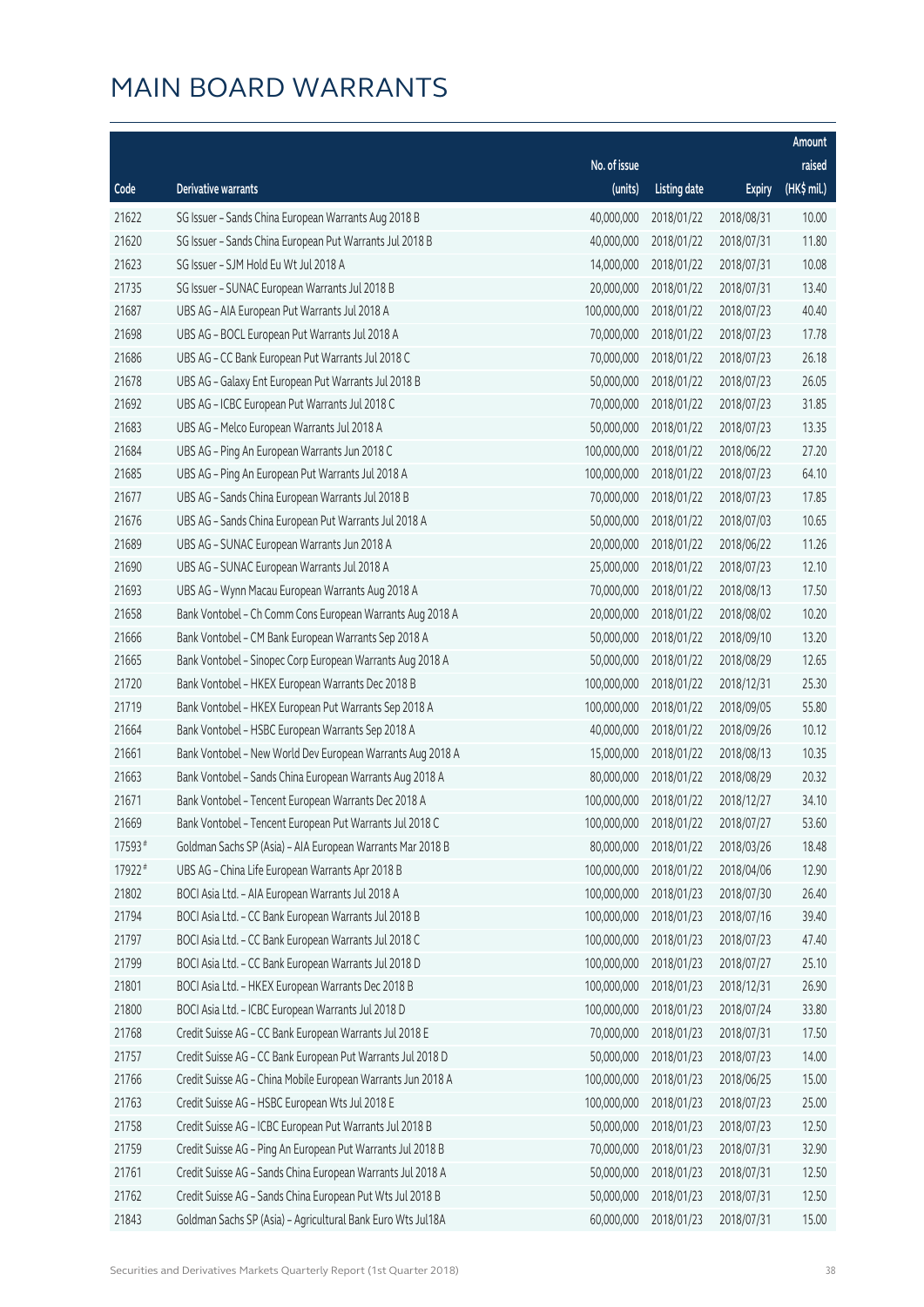# MAIN BOARD WARRANTS

| Code | Derivative warrants | No. of issue (units) | Listing date | Expiry | Amount raised (HK$ mil.) |
|---|---|---|---|---|---|
| 21622 | SG Issuer - Sands China European Warrants Aug 2018 B | 40,000,000 | 2018/01/22 | 2018/08/31 | 10.00 |
| 21620 | SG Issuer - Sands China European Put Warrants Jul 2018 B | 40,000,000 | 2018/01/22 | 2018/07/31 | 11.80 |
| 21623 | SG Issuer - SJM Hold Eu Wt Jul 2018 A | 14,000,000 | 2018/01/22 | 2018/07/31 | 10.08 |
| 21735 | SG Issuer - SUNAC European Warrants Jul 2018 B | 20,000,000 | 2018/01/22 | 2018/07/31 | 13.40 |
| 21687 | UBS AG - AIA European Put Warrants Jul 2018 A | 100,000,000 | 2018/01/22 | 2018/07/23 | 40.40 |
| 21698 | UBS AG - BOCL European Put Warrants Jul 2018 A | 70,000,000 | 2018/01/22 | 2018/07/23 | 17.78 |
| 21686 | UBS AG - CC Bank European Put Warrants Jul 2018 C | 70,000,000 | 2018/01/22 | 2018/07/23 | 26.18 |
| 21678 | UBS AG - Galaxy Ent European Put Warrants Jul 2018 B | 50,000,000 | 2018/01/22 | 2018/07/23 | 26.05 |
| 21692 | UBS AG - ICBC European Put Warrants Jul 2018 C | 70,000,000 | 2018/01/22 | 2018/07/23 | 31.85 |
| 21683 | UBS AG - Melco European Warrants Jul 2018 A | 50,000,000 | 2018/01/22 | 2018/07/23 | 13.35 |
| 21684 | UBS AG - Ping An European Warrants Jun 2018 C | 100,000,000 | 2018/01/22 | 2018/06/22 | 27.20 |
| 21685 | UBS AG - Ping An European Put Warrants Jul 2018 A | 100,000,000 | 2018/01/22 | 2018/07/23 | 64.10 |
| 21677 | UBS AG - Sands China European Warrants Jul 2018 B | 70,000,000 | 2018/01/22 | 2018/07/23 | 17.85 |
| 21676 | UBS AG - Sands China European Put Warrants Jul 2018 A | 50,000,000 | 2018/01/22 | 2018/07/03 | 10.65 |
| 21689 | UBS AG - SUNAC European Warrants Jun 2018 A | 20,000,000 | 2018/01/22 | 2018/06/22 | 11.26 |
| 21690 | UBS AG - SUNAC European Warrants Jul 2018 A | 25,000,000 | 2018/01/22 | 2018/07/23 | 12.10 |
| 21693 | UBS AG - Wynn Macau European Warrants Aug 2018 A | 70,000,000 | 2018/01/22 | 2018/08/13 | 17.50 |
| 21658 | Bank Vontobel - Ch Comm Cons European Warrants Aug 2018 A | 20,000,000 | 2018/01/22 | 2018/08/02 | 10.20 |
| 21666 | Bank Vontobel - CM Bank European Warrants Sep 2018 A | 50,000,000 | 2018/01/22 | 2018/09/10 | 13.20 |
| 21665 | Bank Vontobel - Sinopec Corp European Warrants Aug 2018 A | 50,000,000 | 2018/01/22 | 2018/08/29 | 12.65 |
| 21720 | Bank Vontobel - HKEX European Warrants Dec 2018 B | 100,000,000 | 2018/01/22 | 2018/12/31 | 25.30 |
| 21719 | Bank Vontobel - HKEX European Put Warrants Sep 2018 A | 100,000,000 | 2018/01/22 | 2018/09/05 | 55.80 |
| 21664 | Bank Vontobel - HSBC European Warrants Sep 2018 A | 40,000,000 | 2018/01/22 | 2018/09/26 | 10.12 |
| 21661 | Bank Vontobel - New World Dev European Warrants Aug 2018 A | 15,000,000 | 2018/01/22 | 2018/08/13 | 10.35 |
| 21663 | Bank Vontobel - Sands China European Warrants Aug 2018 A | 80,000,000 | 2018/01/22 | 2018/08/29 | 20.32 |
| 21671 | Bank Vontobel - Tencent European Warrants Dec 2018 A | 100,000,000 | 2018/01/22 | 2018/12/27 | 34.10 |
| 21669 | Bank Vontobel - Tencent European Put Warrants Jul 2018 C | 100,000,000 | 2018/01/22 | 2018/07/27 | 53.60 |
| 17593# | Goldman Sachs SP (Asia) - AIA European Warrants Mar 2018 B | 80,000,000 | 2018/01/22 | 2018/03/26 | 18.48 |
| 17922# | UBS AG - China Life European Warrants Apr 2018 B | 100,000,000 | 2018/01/22 | 2018/04/06 | 12.90 |
| 21802 | BOCI Asia Ltd. - AIA European Warrants Jul 2018 A | 100,000,000 | 2018/01/23 | 2018/07/30 | 26.40 |
| 21794 | BOCI Asia Ltd. - CC Bank European Warrants Jul 2018 B | 100,000,000 | 2018/01/23 | 2018/07/16 | 39.40 |
| 21797 | BOCI Asia Ltd. - CC Bank European Warrants Jul 2018 C | 100,000,000 | 2018/01/23 | 2018/07/23 | 47.40 |
| 21799 | BOCI Asia Ltd. - CC Bank European Warrants Jul 2018 D | 100,000,000 | 2018/01/23 | 2018/07/27 | 25.10 |
| 21801 | BOCI Asia Ltd. - HKEX European Warrants Dec 2018 B | 100,000,000 | 2018/01/23 | 2018/12/31 | 26.90 |
| 21800 | BOCI Asia Ltd. - ICBC European Warrants Jul 2018 D | 100,000,000 | 2018/01/23 | 2018/07/24 | 33.80 |
| 21768 | Credit Suisse AG - CC Bank European Warrants Jul 2018 E | 70,000,000 | 2018/01/23 | 2018/07/31 | 17.50 |
| 21757 | Credit Suisse AG - CC Bank European Put Warrants Jul 2018 D | 50,000,000 | 2018/01/23 | 2018/07/23 | 14.00 |
| 21766 | Credit Suisse AG - China Mobile European Warrants Jun 2018 A | 100,000,000 | 2018/01/23 | 2018/06/25 | 15.00 |
| 21763 | Credit Suisse AG - HSBC European Wts Jul 2018 E | 100,000,000 | 2018/01/23 | 2018/07/23 | 25.00 |
| 21758 | Credit Suisse AG - ICBC European Put Warrants Jul 2018 B | 50,000,000 | 2018/01/23 | 2018/07/23 | 12.50 |
| 21759 | Credit Suisse AG - Ping An European Put Warrants Jul 2018 B | 70,000,000 | 2018/01/23 | 2018/07/31 | 32.90 |
| 21761 | Credit Suisse AG - Sands China European Warrants Jul 2018 A | 50,000,000 | 2018/01/23 | 2018/07/31 | 12.50 |
| 21762 | Credit Suisse AG - Sands China European Put Wts Jul 2018 B | 50,000,000 | 2018/01/23 | 2018/07/31 | 12.50 |
| 21843 | Goldman Sachs SP (Asia) - Agricultural Bank Euro Wts Jul18A | 60,000,000 | 2018/01/23 | 2018/07/31 | 15.00 |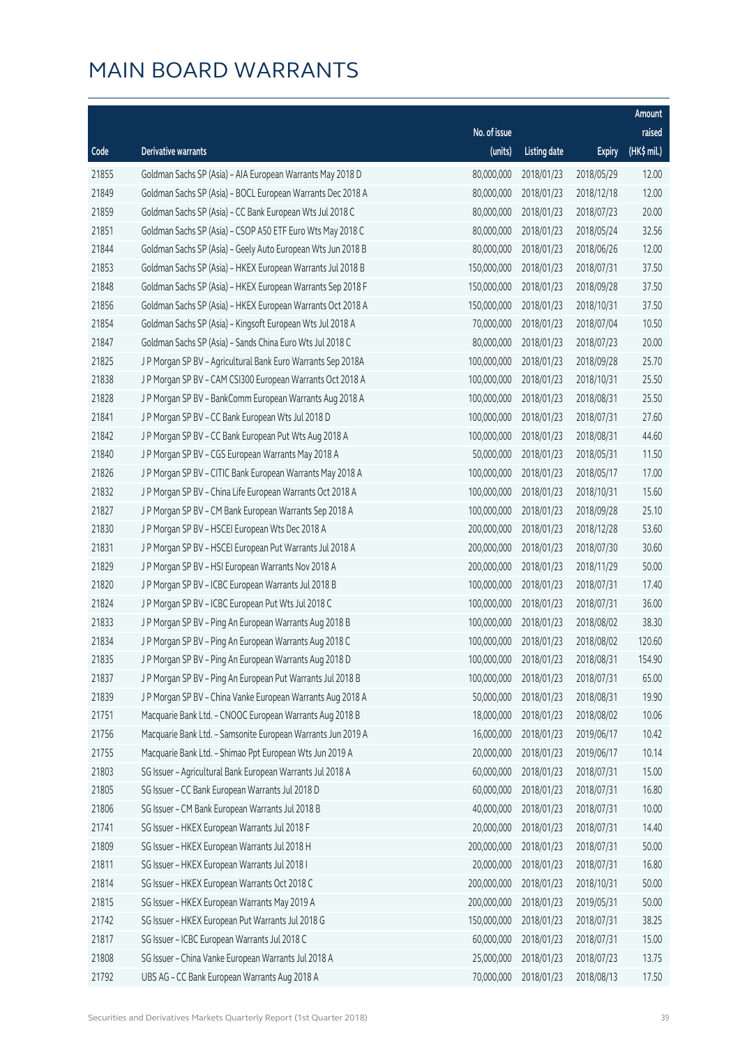# MAIN BOARD WARRANTS

| Code | Derivative warrants | No. of issue (units) | Listing date | Expiry | Amount raised (HK$ mil.) |
|---|---|---|---|---|---|
| 21855 | Goldman Sachs SP (Asia) – AIA European Warrants May 2018 D | 80,000,000 | 2018/01/23 | 2018/05/29 | 12.00 |
| 21849 | Goldman Sachs SP (Asia) – BOCL European Warrants Dec 2018 A | 80,000,000 | 2018/01/23 | 2018/12/18 | 12.00 |
| 21859 | Goldman Sachs SP (Asia) – CC Bank European Wts Jul 2018 C | 80,000,000 | 2018/01/23 | 2018/07/23 | 20.00 |
| 21851 | Goldman Sachs SP (Asia) – CSOP A50 ETF Euro Wts May 2018 C | 80,000,000 | 2018/01/23 | 2018/05/24 | 32.56 |
| 21844 | Goldman Sachs SP (Asia) – Geely Auto European Wts Jun 2018 B | 80,000,000 | 2018/01/23 | 2018/06/26 | 12.00 |
| 21853 | Goldman Sachs SP (Asia) – HKEX European Warrants Jul 2018 B | 150,000,000 | 2018/01/23 | 2018/07/31 | 37.50 |
| 21848 | Goldman Sachs SP (Asia) – HKEX European Warrants Sep 2018 F | 150,000,000 | 2018/01/23 | 2018/09/28 | 37.50 |
| 21856 | Goldman Sachs SP (Asia) – HKEX European Warrants Oct 2018 A | 150,000,000 | 2018/01/23 | 2018/10/31 | 37.50 |
| 21854 | Goldman Sachs SP (Asia) – Kingsoft European Wts Jul 2018 A | 70,000,000 | 2018/01/23 | 2018/07/04 | 10.50 |
| 21847 | Goldman Sachs SP (Asia) – Sands China Euro Wts Jul 2018 C | 80,000,000 | 2018/01/23 | 2018/07/23 | 20.00 |
| 21825 | J P Morgan SP BV – Agricultural Bank Euro Wts Sep 2018A | 100,000,000 | 2018/01/23 | 2018/09/28 | 25.70 |
| 21838 | J P Morgan SP BV – CAM CSI300 European Warrants Oct 2018 A | 100,000,000 | 2018/01/23 | 2018/10/31 | 25.50 |
| 21828 | J P Morgan SP BV – BankComm European Warrants Aug 2018 A | 100,000,000 | 2018/01/23 | 2018/08/31 | 25.50 |
| 21841 | J P Morgan SP BV – CC Bank European Wts Jul 2018 D | 100,000,000 | 2018/01/23 | 2018/07/31 | 27.60 |
| 21842 | J P Morgan SP BV – CC Bank European Put Wts Aug 2018 A | 100,000,000 | 2018/01/23 | 2018/08/31 | 44.60 |
| 21840 | J P Morgan SP BV – CGS European Warrants May 2018 A | 50,000,000 | 2018/01/23 | 2018/05/31 | 11.50 |
| 21826 | J P Morgan SP BV – CITIC Bank European Warrants May 2018 A | 100,000,000 | 2018/01/23 | 2018/05/17 | 17.00 |
| 21832 | J P Morgan SP BV – China Life European Warrants Oct 2018 A | 100,000,000 | 2018/01/23 | 2018/10/31 | 15.60 |
| 21827 | J P Morgan SP BV – CM Bank European Warrants Sep 2018 A | 100,000,000 | 2018/01/23 | 2018/09/28 | 25.10 |
| 21830 | J P Morgan SP BV – HSCEI European Wts Dec 2018 A | 200,000,000 | 2018/01/23 | 2018/12/28 | 53.60 |
| 21831 | J P Morgan SP BV – HSCEI European Put Warrants Jul 2018 A | 200,000,000 | 2018/01/23 | 2018/07/30 | 30.60 |
| 21829 | J P Morgan SP BV – HSI European Warrants Nov 2018 A | 200,000,000 | 2018/01/23 | 2018/11/29 | 50.00 |
| 21820 | J P Morgan SP BV – ICBC European Warrants Jul 2018 B | 100,000,000 | 2018/01/23 | 2018/07/31 | 17.40 |
| 21824 | J P Morgan SP BV – ICBC European Put Wts Jul 2018 C | 100,000,000 | 2018/01/23 | 2018/07/31 | 36.00 |
| 21833 | J P Morgan SP BV – Ping An European Warrants Aug 2018 B | 100,000,000 | 2018/01/23 | 2018/08/02 | 38.30 |
| 21834 | J P Morgan SP BV – Ping An European Warrants Aug 2018 C | 100,000,000 | 2018/01/23 | 2018/08/02 | 120.60 |
| 21835 | J P Morgan SP BV – Ping An European Warrants Aug 2018 D | 100,000,000 | 2018/01/23 | 2018/08/31 | 154.90 |
| 21837 | J P Morgan SP BV – Ping An European Put Warrants Jul 2018 B | 100,000,000 | 2018/01/23 | 2018/07/31 | 65.00 |
| 21839 | J P Morgan SP BV – China Vanke European Warrants Aug 2018 A | 50,000,000 | 2018/01/23 | 2018/08/31 | 19.90 |
| 21751 | Macquarie Bank Ltd. – CNOOC European Warrants Aug 2018 B | 18,000,000 | 2018/01/23 | 2018/08/02 | 10.06 |
| 21756 | Macquarie Bank Ltd. – Samsonite European Warrants Jun 2019 A | 16,000,000 | 2018/01/23 | 2019/06/17 | 10.42 |
| 21755 | Macquarie Bank Ltd. – Shimao Ppt European Wts Jun 2019 A | 20,000,000 | 2018/01/23 | 2019/06/17 | 10.14 |
| 21803 | SG Issuer – Agricultural Bank European Warrants Jul 2018 A | 60,000,000 | 2018/01/23 | 2018/07/31 | 15.00 |
| 21805 | SG Issuer – CC Bank European Warrants Jul 2018 D | 60,000,000 | 2018/01/23 | 2018/07/31 | 16.80 |
| 21806 | SG Issuer – CM Bank European Warrants Jul 2018 B | 40,000,000 | 2018/01/23 | 2018/07/31 | 10.00 |
| 21741 | SG Issuer – HKEX European Warrants Jul 2018 F | 20,000,000 | 2018/01/23 | 2018/07/31 | 14.40 |
| 21809 | SG Issuer – HKEX European Warrants Jul 2018 H | 200,000,000 | 2018/01/23 | 2018/07/31 | 50.00 |
| 21811 | SG Issuer – HKEX European Warrants Jul 2018 I | 20,000,000 | 2018/01/23 | 2018/07/31 | 16.80 |
| 21814 | SG Issuer – HKEX European Warrants Oct 2018 C | 200,000,000 | 2018/01/23 | 2018/10/31 | 50.00 |
| 21815 | SG Issuer – HKEX European Warrants May 2019 A | 200,000,000 | 2018/01/23 | 2019/05/31 | 50.00 |
| 21742 | SG Issuer – HKEX European Put Warrants Jul 2018 G | 150,000,000 | 2018/01/23 | 2018/07/31 | 38.25 |
| 21817 | SG Issuer – ICBC European Warrants Jul 2018 C | 60,000,000 | 2018/01/23 | 2018/07/31 | 15.00 |
| 21808 | SG Issuer – China Vanke European Warrants Jul 2018 A | 25,000,000 | 2018/01/23 | 2018/07/23 | 13.75 |
| 21792 | UBS AG – CC Bank European Warrants Aug 2018 A | 70,000,000 | 2018/01/23 | 2018/08/13 | 17.50 |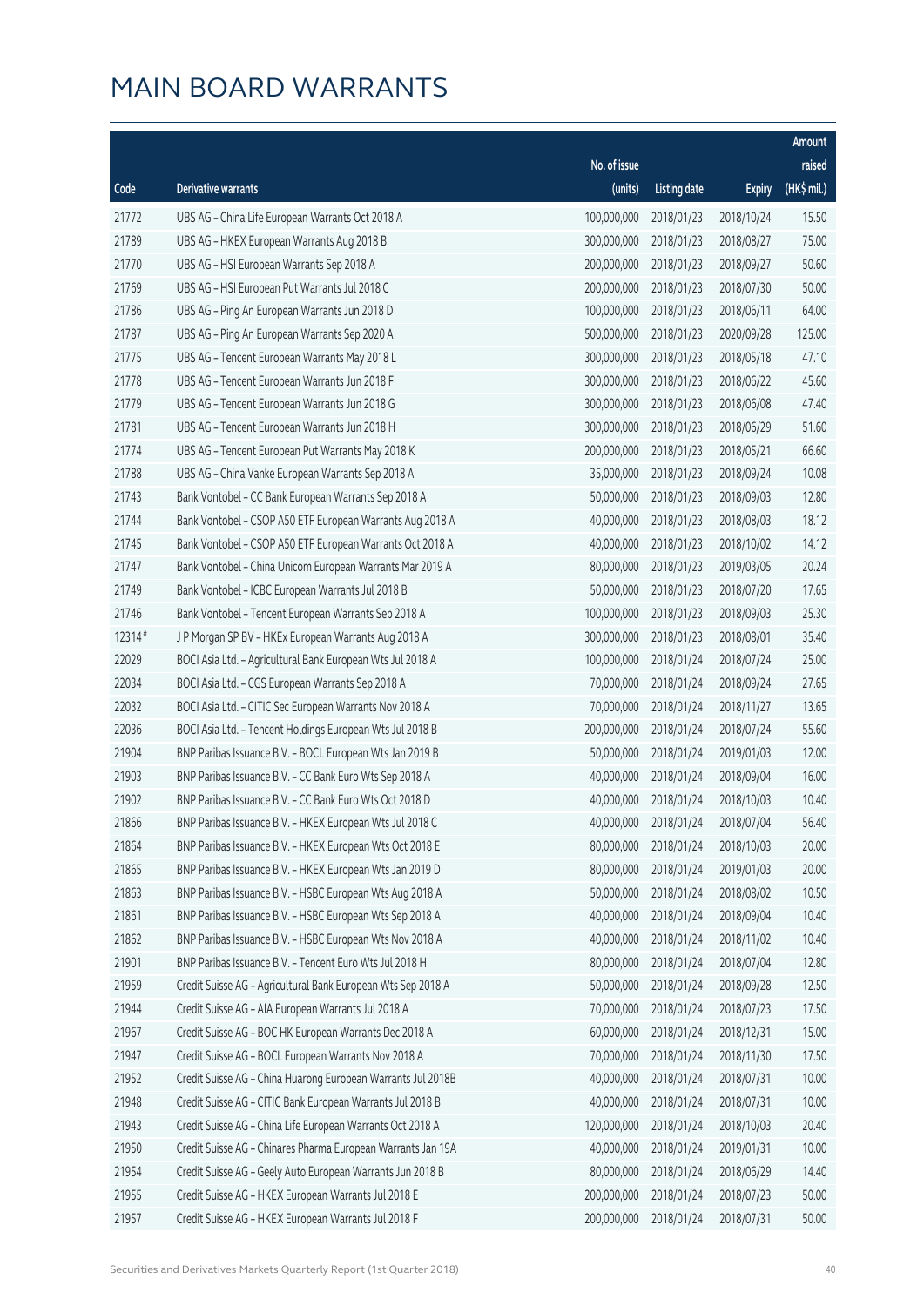# MAIN BOARD WARRANTS

| Code | Derivative warrants | No. of issue (units) | Listing date | Expiry | Amount raised (HK$ mil.) |
|---|---|---|---|---|---|
| 21772 | UBS AG - China Life European Warrants Oct 2018 A | 100,000,000 | 2018/01/23 | 2018/10/24 | 15.50 |
| 21789 | UBS AG - HKEX European Warrants Aug 2018 B | 300,000,000 | 2018/01/23 | 2018/08/27 | 75.00 |
| 21770 | UBS AG - HSI European Warrants Sep 2018 A | 200,000,000 | 2018/01/23 | 2018/09/27 | 50.60 |
| 21769 | UBS AG - HSI European Put Warrants Jul 2018 C | 200,000,000 | 2018/01/23 | 2018/07/30 | 50.00 |
| 21786 | UBS AG - Ping An European Warrants Jun 2018 D | 100,000,000 | 2018/01/23 | 2018/06/11 | 64.00 |
| 21787 | UBS AG - Ping An European Warrants Sep 2020 A | 500,000,000 | 2018/01/23 | 2020/09/28 | 125.00 |
| 21775 | UBS AG - Tencent European Warrants May 2018 L | 300,000,000 | 2018/01/23 | 2018/05/18 | 47.10 |
| 21778 | UBS AG - Tencent European Warrants Jun 2018 F | 300,000,000 | 2018/01/23 | 2018/06/22 | 45.60 |
| 21779 | UBS AG - Tencent European Warrants Jun 2018 G | 300,000,000 | 2018/01/23 | 2018/06/08 | 47.40 |
| 21781 | UBS AG - Tencent European Warrants Jun 2018 H | 300,000,000 | 2018/01/23 | 2018/06/29 | 51.60 |
| 21774 | UBS AG - Tencent European Put Warrants May 2018 K | 200,000,000 | 2018/01/23 | 2018/05/21 | 66.60 |
| 21788 | UBS AG - China Vanke European Warrants Sep 2018 A | 35,000,000 | 2018/01/23 | 2018/09/24 | 10.08 |
| 21743 | Bank Vontobel - CC Bank European Warrants Sep 2018 A | 50,000,000 | 2018/01/23 | 2018/09/03 | 12.80 |
| 21744 | Bank Vontobel - CSOP A50 ETF European Warrants Aug 2018 A | 40,000,000 | 2018/01/23 | 2018/08/03 | 18.12 |
| 21745 | Bank Vontobel - CSOP A50 ETF European Warrants Oct 2018 A | 40,000,000 | 2018/01/23 | 2018/10/02 | 14.12 |
| 21747 | Bank Vontobel - China Unicom European Warrants Mar 2019 A | 80,000,000 | 2018/01/23 | 2019/03/05 | 20.24 |
| 21749 | Bank Vontobel - ICBC European Warrants Jul 2018 B | 50,000,000 | 2018/01/23 | 2018/07/20 | 17.65 |
| 21746 | Bank Vontobel - Tencent European Warrants Sep 2018 A | 100,000,000 | 2018/01/23 | 2018/09/03 | 25.30 |
| 12314# | J P Morgan SP BV - HKEx European Warrants Aug 2018 A | 300,000,000 | 2018/01/23 | 2018/08/01 | 35.40 |
| 22029 | BOCI Asia Ltd. - Agricultural Bank European Wts Jul 2018 A | 100,000,000 | 2018/01/24 | 2018/07/24 | 25.00 |
| 22034 | BOCI Asia Ltd. - CGS European Warrants Sep 2018 A | 70,000,000 | 2018/01/24 | 2018/09/24 | 27.65 |
| 22032 | BOCI Asia Ltd. - CITIC Sec European Warrants Nov 2018 A | 70,000,000 | 2018/01/24 | 2018/11/27 | 13.65 |
| 22036 | BOCI Asia Ltd. - Tencent Holdings European Wts Jul 2018 B | 200,000,000 | 2018/01/24 | 2018/07/24 | 55.60 |
| 21904 | BNP Paribas Issuance B.V. - BOCL European Wts Jan 2019 B | 50,000,000 | 2018/01/24 | 2019/01/03 | 12.00 |
| 21903 | BNP Paribas Issuance B.V. - CC Bank Euro Wts Sep 2018 A | 40,000,000 | 2018/01/24 | 2018/09/04 | 16.00 |
| 21902 | BNP Paribas Issuance B.V. - CC Bank Euro Wts Oct 2018 D | 40,000,000 | 2018/01/24 | 2018/10/03 | 10.40 |
| 21866 | BNP Paribas Issuance B.V. - HKEX European Wts Jul 2018 C | 40,000,000 | 2018/01/24 | 2018/07/04 | 56.40 |
| 21864 | BNP Paribas Issuance B.V. - HKEX European Wts Oct 2018 E | 80,000,000 | 2018/01/24 | 2018/10/03 | 20.00 |
| 21865 | BNP Paribas Issuance B.V. - HKEX European Wts Jan 2019 D | 80,000,000 | 2018/01/24 | 2019/01/03 | 20.00 |
| 21863 | BNP Paribas Issuance B.V. - HSBC European Wts Aug 2018 A | 50,000,000 | 2018/01/24 | 2018/08/02 | 10.50 |
| 21861 | BNP Paribas Issuance B.V. - HSBC European Wts Sep 2018 A | 40,000,000 | 2018/01/24 | 2018/09/04 | 10.40 |
| 21862 | BNP Paribas Issuance B.V. - HSBC European Wts Nov 2018 A | 40,000,000 | 2018/01/24 | 2018/11/02 | 10.40 |
| 21901 | BNP Paribas Issuance B.V. - Tencent Euro Wts Jul 2018 H | 80,000,000 | 2018/01/24 | 2018/07/04 | 12.80 |
| 21959 | Credit Suisse AG - Agricultural Bank European Wts Sep 2018 A | 50,000,000 | 2018/01/24 | 2018/09/28 | 12.50 |
| 21944 | Credit Suisse AG - AIA European Warrants Jul 2018 A | 70,000,000 | 2018/01/24 | 2018/07/23 | 17.50 |
| 21967 | Credit Suisse AG - BOC HK European Warrants Dec 2018 A | 60,000,000 | 2018/01/24 | 2018/12/31 | 15.00 |
| 21947 | Credit Suisse AG - BOCL European Warrants Nov 2018 A | 70,000,000 | 2018/01/24 | 2018/11/30 | 17.50 |
| 21952 | Credit Suisse AG - China Huarong European Warrants Jul 2018B | 40,000,000 | 2018/01/24 | 2018/07/31 | 10.00 |
| 21948 | Credit Suisse AG - CITIC Bank European Warrants Jul 2018 B | 40,000,000 | 2018/01/24 | 2018/07/31 | 10.00 |
| 21943 | Credit Suisse AG - China Life European Warrants Oct 2018 A | 120,000,000 | 2018/01/24 | 2018/10/03 | 20.40 |
| 21950 | Credit Suisse AG - Chinares Pharma European Warrants Jan 19A | 40,000,000 | 2018/01/24 | 2019/01/31 | 10.00 |
| 21954 | Credit Suisse AG - Geely Auto European Warrants Jun 2018 B | 80,000,000 | 2018/01/24 | 2018/06/29 | 14.40 |
| 21955 | Credit Suisse AG - HKEX European Warrants Jul 2018 E | 200,000,000 | 2018/01/24 | 2018/07/23 | 50.00 |
| 21957 | Credit Suisse AG - HKEX European Warrants Jul 2018 F | 200,000,000 | 2018/01/24 | 2018/07/31 | 50.00 |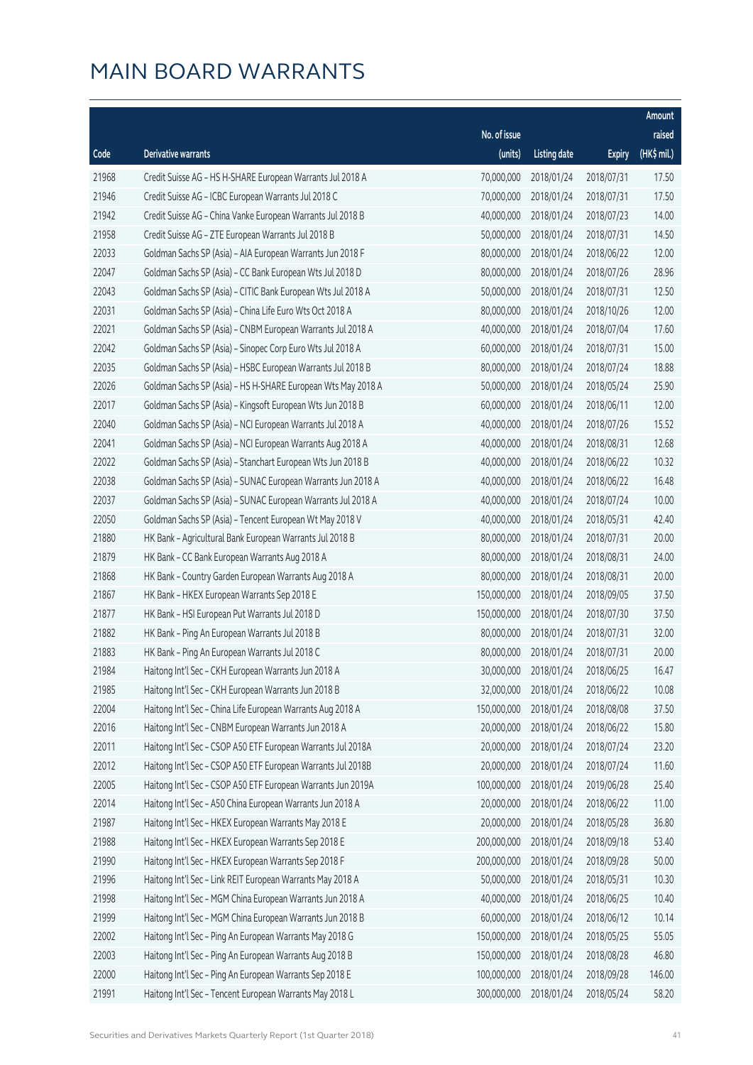# MAIN BOARD WARRANTS

| Code | Derivative warrants | No. of issue (units) | Listing date | Expiry | Amount raised (HK$ mil.) |
|---|---|---|---|---|---|
| 21968 | Credit Suisse AG - HS H-SHARE European Warrants Jul 2018 A | 70,000,000 | 2018/01/24 | 2018/07/31 | 17.50 |
| 21946 | Credit Suisse AG - ICBC European Warrants Jul 2018 C | 70,000,000 | 2018/01/24 | 2018/07/31 | 17.50 |
| 21942 | Credit Suisse AG - China Vanke European Warrants Jul 2018 B | 40,000,000 | 2018/01/24 | 2018/07/23 | 14.00 |
| 21958 | Credit Suisse AG - ZTE European Warrants Jul 2018 B | 50,000,000 | 2018/01/24 | 2018/07/31 | 14.50 |
| 22033 | Goldman Sachs SP (Asia) - AIA European Warrants Jun 2018 F | 80,000,000 | 2018/01/24 | 2018/06/22 | 12.00 |
| 22047 | Goldman Sachs SP (Asia) - CC Bank European Wts Jul 2018 D | 80,000,000 | 2018/01/24 | 2018/07/26 | 28.96 |
| 22043 | Goldman Sachs SP (Asia) - CITIC Bank European Wts Jul 2018 A | 50,000,000 | 2018/01/24 | 2018/07/31 | 12.50 |
| 22031 | Goldman Sachs SP (Asia) - China Life Euro Wts Oct 2018 A | 80,000,000 | 2018/01/24 | 2018/10/26 | 12.00 |
| 22021 | Goldman Sachs SP (Asia) - CNBM European Warrants Jul 2018 A | 40,000,000 | 2018/01/24 | 2018/07/04 | 17.60 |
| 22042 | Goldman Sachs SP (Asia) - Sinopec Corp Euro Wts Jul 2018 A | 60,000,000 | 2018/01/24 | 2018/07/31 | 15.00 |
| 22035 | Goldman Sachs SP (Asia) - HSBC European Warrants Jul 2018 B | 80,000,000 | 2018/01/24 | 2018/07/24 | 18.88 |
| 22026 | Goldman Sachs SP (Asia) - HS H-SHARE European Wts May 2018 A | 50,000,000 | 2018/01/24 | 2018/05/24 | 25.90 |
| 22017 | Goldman Sachs SP (Asia) - Kingsoft European Wts Jun 2018 B | 60,000,000 | 2018/01/24 | 2018/06/11 | 12.00 |
| 22040 | Goldman Sachs SP (Asia) - NCI European Warrants Jul 2018 A | 40,000,000 | 2018/01/24 | 2018/07/26 | 15.52 |
| 22041 | Goldman Sachs SP (Asia) - NCI European Warrants Aug 2018 A | 40,000,000 | 2018/01/24 | 2018/08/31 | 12.68 |
| 22022 | Goldman Sachs SP (Asia) - Stanchart European Wts Jun 2018 B | 40,000,000 | 2018/01/24 | 2018/06/22 | 10.32 |
| 22038 | Goldman Sachs SP (Asia) - SUNAC European Warrants Jun 2018 A | 40,000,000 | 2018/01/24 | 2018/06/22 | 16.48 |
| 22037 | Goldman Sachs SP (Asia) - SUNAC European Warrants Jul 2018 A | 40,000,000 | 2018/01/24 | 2018/07/24 | 10.00 |
| 22050 | Goldman Sachs SP (Asia) - Tencent European Wt May 2018 V | 40,000,000 | 2018/01/24 | 2018/05/31 | 42.40 |
| 21880 | HK Bank - Agricultural Bank European Warrants Jul 2018 B | 80,000,000 | 2018/01/24 | 2018/07/31 | 20.00 |
| 21879 | HK Bank - CC Bank European Warrants Aug 2018 A | 80,000,000 | 2018/01/24 | 2018/08/31 | 24.00 |
| 21868 | HK Bank - Country Garden European Warrants Aug 2018 A | 80,000,000 | 2018/01/24 | 2018/08/31 | 20.00 |
| 21867 | HK Bank - HKEX European Warrants Sep 2018 E | 150,000,000 | 2018/01/24 | 2018/09/05 | 37.50 |
| 21877 | HK Bank - HSI European Put Warrants Jul 2018 D | 150,000,000 | 2018/01/24 | 2018/07/30 | 37.50 |
| 21882 | HK Bank - Ping An European Warrants Jul 2018 B | 80,000,000 | 2018/01/24 | 2018/07/31 | 32.00 |
| 21883 | HK Bank - Ping An European Warrants Jul 2018 C | 80,000,000 | 2018/01/24 | 2018/07/31 | 20.00 |
| 21984 | Haitong Int'l Sec - CKH European Warrants Jun 2018 A | 30,000,000 | 2018/01/24 | 2018/06/25 | 16.47 |
| 21985 | Haitong Int'l Sec - CKH European Warrants Jun 2018 B | 32,000,000 | 2018/01/24 | 2018/06/22 | 10.08 |
| 22004 | Haitong Int'l Sec - China Life European Warrants Aug 2018 A | 150,000,000 | 2018/01/24 | 2018/08/08 | 37.50 |
| 22016 | Haitong Int'l Sec - CNBM European Warrants Jun 2018 A | 20,000,000 | 2018/01/24 | 2018/06/22 | 15.80 |
| 22011 | Haitong Int'l Sec - CSOP A50 ETF European Warrants Jul 2018A | 20,000,000 | 2018/01/24 | 2018/07/24 | 23.20 |
| 22012 | Haitong Int'l Sec - CSOP A50 ETF European Warrants Jul 2018B | 20,000,000 | 2018/01/24 | 2018/07/24 | 11.60 |
| 22005 | Haitong Int'l Sec - CSOP A50 ETF European Warrants Jun 2019A | 100,000,000 | 2018/01/24 | 2019/06/28 | 25.40 |
| 22014 | Haitong Int'l Sec - A50 China European Warrants Jun 2018 A | 20,000,000 | 2018/01/24 | 2018/06/22 | 11.00 |
| 21987 | Haitong Int'l Sec - HKEX European Warrants May 2018 E | 20,000,000 | 2018/01/24 | 2018/05/28 | 36.80 |
| 21988 | Haitong Int'l Sec - HKEX European Warrants Sep 2018 E | 200,000,000 | 2018/01/24 | 2018/09/18 | 53.40 |
| 21990 | Haitong Int'l Sec - HKEX European Warrants Sep 2018 F | 200,000,000 | 2018/01/24 | 2018/09/28 | 50.00 |
| 21996 | Haitong Int'l Sec - Link REIT European Warrants May 2018 A | 50,000,000 | 2018/01/24 | 2018/05/31 | 10.30 |
| 21998 | Haitong Int'l Sec - MGM China European Warrants Jun 2018 A | 40,000,000 | 2018/01/24 | 2018/06/25 | 10.40 |
| 21999 | Haitong Int'l Sec - MGM China European Warrants Jun 2018 B | 60,000,000 | 2018/01/24 | 2018/06/12 | 10.14 |
| 22002 | Haitong Int'l Sec - Ping An European Warrants May 2018 G | 150,000,000 | 2018/01/24 | 2018/05/25 | 55.05 |
| 22003 | Haitong Int'l Sec - Ping An European Warrants Aug 2018 B | 150,000,000 | 2018/01/24 | 2018/08/28 | 46.80 |
| 22000 | Haitong Int'l Sec - Ping An European Warrants Sep 2018 E | 100,000,000 | 2018/01/24 | 2018/09/28 | 146.00 |
| 21991 | Haitong Int'l Sec - Tencent European Warrants May 2018 L | 300,000,000 | 2018/01/24 | 2018/05/24 | 58.20 |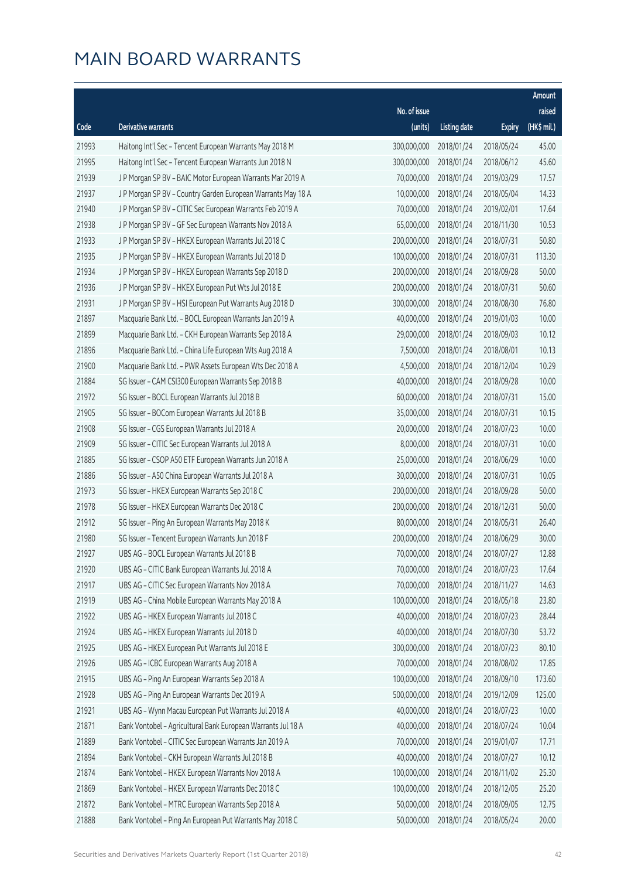# MAIN BOARD WARRANTS

| Code | Derivative warrants | No. of issue (units) | Listing date | Expiry | Amount raised (HK$ mil.) |
|---|---|---|---|---|---|
| 21993 | Haitong Int'l Sec - Tencent European Warrants May 2018 M | 300,000,000 | 2018/01/24 | 2018/05/24 | 45.00 |
| 21995 | Haitong Int'l Sec - Tencent European Warrants Jun 2018 N | 300,000,000 | 2018/01/24 | 2018/06/12 | 45.60 |
| 21939 | J P Morgan SP BV - BAIC Motor European Warrants Mar 2019 A | 70,000,000 | 2018/01/24 | 2019/03/29 | 17.57 |
| 21937 | J P Morgan SP BV - Country Garden European Warrants May 18 A | 10,000,000 | 2018/01/24 | 2018/05/04 | 14.33 |
| 21940 | J P Morgan SP BV - CITIC Sec European Warrants Feb 2019 A | 70,000,000 | 2018/01/24 | 2019/02/01 | 17.64 |
| 21938 | J P Morgan SP BV - GF Sec European Warrants Nov 2018 A | 65,000,000 | 2018/01/24 | 2018/11/30 | 10.53 |
| 21933 | J P Morgan SP BV - HKEX European Warrants Jul 2018 C | 200,000,000 | 2018/01/24 | 2018/07/31 | 50.80 |
| 21935 | J P Morgan SP BV - HKEX European Warrants Jul 2018 D | 100,000,000 | 2018/01/24 | 2018/07/31 | 113.30 |
| 21934 | J P Morgan SP BV - HKEX European Warrants Sep 2018 D | 200,000,000 | 2018/01/24 | 2018/09/28 | 50.00 |
| 21936 | J P Morgan SP BV - HKEX European Put Wts Jul 2018 E | 200,000,000 | 2018/01/24 | 2018/07/31 | 50.60 |
| 21931 | J P Morgan SP BV - HSI European Put Warrants Aug 2018 D | 300,000,000 | 2018/01/24 | 2018/08/30 | 76.80 |
| 21897 | Macquarie Bank Ltd. - BOCL European Warrants Jan 2019 A | 40,000,000 | 2018/01/24 | 2019/01/03 | 10.00 |
| 21899 | Macquarie Bank Ltd. - CKH European Warrants Sep 2018 A | 29,000,000 | 2018/01/24 | 2018/09/03 | 10.12 |
| 21896 | Macquarie Bank Ltd. - China Life European Wts Aug 2018 A | 7,500,000 | 2018/01/24 | 2018/08/01 | 10.13 |
| 21900 | Macquarie Bank Ltd. - PWR Assets European Wts Dec 2018 A | 4,500,000 | 2018/01/24 | 2018/12/04 | 10.29 |
| 21884 | SG Issuer - CAM CSI300 European Warrants Sep 2018 B | 40,000,000 | 2018/01/24 | 2018/09/28 | 10.00 |
| 21972 | SG Issuer - BOCL European Warrants Jul 2018 B | 60,000,000 | 2018/01/24 | 2018/07/31 | 15.00 |
| 21905 | SG Issuer - BOCom European Warrants Jul 2018 B | 35,000,000 | 2018/01/24 | 2018/07/31 | 10.15 |
| 21908 | SG Issuer - CGS European Warrants Jul 2018 A | 20,000,000 | 2018/01/24 | 2018/07/23 | 10.00 |
| 21909 | SG Issuer - CITIC Sec European Warrants Jul 2018 A | 8,000,000 | 2018/01/24 | 2018/07/31 | 10.00 |
| 21885 | SG Issuer - CSOP A50 ETF European Warrants Jun 2018 A | 25,000,000 | 2018/01/24 | 2018/06/29 | 10.00 |
| 21886 | SG Issuer - A50 China European Warrants Jul 2018 A | 30,000,000 | 2018/01/24 | 2018/07/31 | 10.05 |
| 21973 | SG Issuer - HKEX European Warrants Sep 2018 C | 200,000,000 | 2018/01/24 | 2018/09/28 | 50.00 |
| 21978 | SG Issuer - HKEX European Warrants Dec 2018 C | 200,000,000 | 2018/01/24 | 2018/12/31 | 50.00 |
| 21912 | SG Issuer - Ping An European Warrants May 2018 K | 80,000,000 | 2018/01/24 | 2018/05/31 | 26.40 |
| 21980 | SG Issuer - Tencent European Warrants Jun 2018 F | 200,000,000 | 2018/01/24 | 2018/06/29 | 30.00 |
| 21927 | UBS AG - BOCL European Warrants Jul 2018 B | 70,000,000 | 2018/01/24 | 2018/07/27 | 12.88 |
| 21920 | UBS AG - CITIC Bank European Warrants Jul 2018 A | 70,000,000 | 2018/01/24 | 2018/07/23 | 17.64 |
| 21917 | UBS AG - CITIC Sec European Warrants Nov 2018 A | 70,000,000 | 2018/01/24 | 2018/11/27 | 14.63 |
| 21919 | UBS AG - China Mobile European Warrants May 2018 A | 100,000,000 | 2018/01/24 | 2018/05/18 | 23.80 |
| 21922 | UBS AG - HKEX European Warrants Jul 2018 C | 40,000,000 | 2018/01/24 | 2018/07/23 | 28.44 |
| 21924 | UBS AG - HKEX European Warrants Jul 2018 D | 40,000,000 | 2018/01/24 | 2018/07/30 | 53.72 |
| 21925 | UBS AG - HKEX European Put Warrants Jul 2018 E | 300,000,000 | 2018/01/24 | 2018/07/23 | 80.10 |
| 21926 | UBS AG - ICBC European Warrants Aug 2018 A | 70,000,000 | 2018/01/24 | 2018/08/02 | 17.85 |
| 21915 | UBS AG - Ping An European Warrants Sep 2018 A | 100,000,000 | 2018/01/24 | 2018/09/10 | 173.60 |
| 21928 | UBS AG - Ping An European Warrants Dec 2019 A | 500,000,000 | 2018/01/24 | 2019/12/09 | 125.00 |
| 21921 | UBS AG - Wynn Macau European Put Warrants Jul 2018 A | 40,000,000 | 2018/01/24 | 2018/07/23 | 10.00 |
| 21871 | Bank Vontobel - Agricultural Bank European Warrants Jul 18 A | 40,000,000 | 2018/01/24 | 2018/07/24 | 10.04 |
| 21889 | Bank Vontobel - CITIC Sec European Warrants Jan 2019 A | 70,000,000 | 2018/01/24 | 2019/01/07 | 17.71 |
| 21894 | Bank Vontobel - CKH European Warrants Jul 2018 B | 40,000,000 | 2018/01/24 | 2018/07/27 | 10.12 |
| 21874 | Bank Vontobel - HKEX European Warrants Nov 2018 A | 100,000,000 | 2018/01/24 | 2018/11/02 | 25.30 |
| 21869 | Bank Vontobel - HKEX European Warrants Dec 2018 C | 100,000,000 | 2018/01/24 | 2018/12/05 | 25.20 |
| 21872 | Bank Vontobel - MTRC European Warrants Sep 2018 A | 50,000,000 | 2018/01/24 | 2018/09/05 | 12.75 |
| 21888 | Bank Vontobel - Ping An European Put Warrants May 2018 C | 50,000,000 | 2018/01/24 | 2018/05/24 | 20.00 |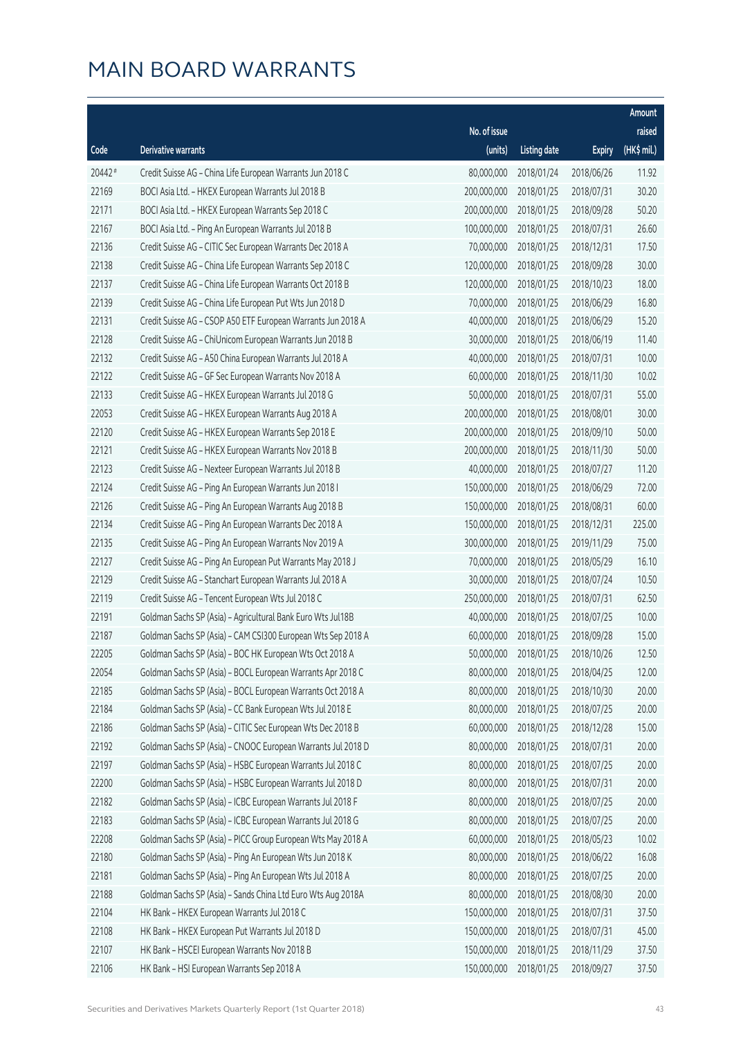# MAIN BOARD WARRANTS

| Code | Derivative warrants | No. of issue (units) | Listing date | Expiry | Amount raised (HK$ mil.) |
|---|---|---|---|---|---|
| 20442 # | Credit Suisse AG – China Life European Warrants Jun 2018 C | 80,000,000 | 2018/01/24 | 2018/06/26 | 11.92 |
| 22169 | BOCI Asia Ltd. – HKEX European Warrants Jul 2018 B | 200,000,000 | 2018/01/25 | 2018/07/31 | 30.20 |
| 22171 | BOCI Asia Ltd. – HKEX European Warrants Sep 2018 C | 200,000,000 | 2018/01/25 | 2018/09/28 | 50.20 |
| 22167 | BOCI Asia Ltd. – Ping An European Warrants Jul 2018 B | 100,000,000 | 2018/01/25 | 2018/07/31 | 26.60 |
| 22136 | Credit Suisse AG – CITIC Sec European Warrants Dec 2018 A | 70,000,000 | 2018/01/25 | 2018/12/31 | 17.50 |
| 22138 | Credit Suisse AG – China Life European Warrants Sep 2018 C | 120,000,000 | 2018/01/25 | 2018/09/28 | 30.00 |
| 22137 | Credit Suisse AG – China Life European Warrants Oct 2018 B | 120,000,000 | 2018/01/25 | 2018/10/23 | 18.00 |
| 22139 | Credit Suisse AG – China Life European Put Wts Jun 2018 D | 70,000,000 | 2018/01/25 | 2018/06/29 | 16.80 |
| 22131 | Credit Suisse AG – CSOP A50 ETF European Warrants Jun 2018 A | 40,000,000 | 2018/01/25 | 2018/06/29 | 15.20 |
| 22128 | Credit Suisse AG – ChiUnicom European Warrants Jun 2018 B | 30,000,000 | 2018/01/25 | 2018/06/19 | 11.40 |
| 22132 | Credit Suisse AG – A50 China European Warrants Jul 2018 A | 40,000,000 | 2018/01/25 | 2018/07/31 | 10.00 |
| 22122 | Credit Suisse AG – GF Sec European Warrants Nov 2018 A | 60,000,000 | 2018/01/25 | 2018/11/30 | 10.02 |
| 22133 | Credit Suisse AG – HKEX European Warrants Jul 2018 G | 50,000,000 | 2018/01/25 | 2018/07/31 | 55.00 |
| 22053 | Credit Suisse AG – HKEX European Warrants Aug 2018 A | 200,000,000 | 2018/01/25 | 2018/08/01 | 30.00 |
| 22120 | Credit Suisse AG – HKEX European Warrants Sep 2018 E | 200,000,000 | 2018/01/25 | 2018/09/10 | 50.00 |
| 22121 | Credit Suisse AG – HKEX European Warrants Nov 2018 B | 200,000,000 | 2018/01/25 | 2018/11/30 | 50.00 |
| 22123 | Credit Suisse AG – Nexteer European Warrants Jul 2018 B | 40,000,000 | 2018/01/25 | 2018/07/27 | 11.20 |
| 22124 | Credit Suisse AG – Ping An European Warrants Jun 2018 I | 150,000,000 | 2018/01/25 | 2018/06/29 | 72.00 |
| 22126 | Credit Suisse AG – Ping An European Warrants Aug 2018 B | 150,000,000 | 2018/01/25 | 2018/08/31 | 60.00 |
| 22134 | Credit Suisse AG – Ping An European Warrants Dec 2018 A | 150,000,000 | 2018/01/25 | 2018/12/31 | 225.00 |
| 22135 | Credit Suisse AG – Ping An European Warrants Nov 2019 A | 300,000,000 | 2018/01/25 | 2019/11/29 | 75.00 |
| 22127 | Credit Suisse AG – Ping An European Put Warrants May 2018 J | 70,000,000 | 2018/01/25 | 2018/05/29 | 16.10 |
| 22129 | Credit Suisse AG – Stanchart European Warrants Jul 2018 A | 30,000,000 | 2018/01/25 | 2018/07/24 | 10.50 |
| 22119 | Credit Suisse AG – Tencent European Wts Jul 2018 C | 250,000,000 | 2018/01/25 | 2018/07/31 | 62.50 |
| 22191 | Goldman Sachs SP (Asia) – Agricultural Bank Euro Wts Jul18B | 40,000,000 | 2018/01/25 | 2018/07/25 | 10.00 |
| 22187 | Goldman Sachs SP (Asia) – CAM CSI300 European Wts Sep 2018 A | 60,000,000 | 2018/01/25 | 2018/09/28 | 15.00 |
| 22205 | Goldman Sachs SP (Asia) – BOC HK European Wts Oct 2018 A | 50,000,000 | 2018/01/25 | 2018/10/26 | 12.50 |
| 22054 | Goldman Sachs SP (Asia) – BOCL European Warrants Apr 2018 C | 80,000,000 | 2018/01/25 | 2018/04/25 | 12.00 |
| 22185 | Goldman Sachs SP (Asia) – BOCL European Warrants Oct 2018 A | 80,000,000 | 2018/01/25 | 2018/10/30 | 20.00 |
| 22184 | Goldman Sachs SP (Asia) – CC Bank European Wts Jul 2018 E | 80,000,000 | 2018/01/25 | 2018/07/25 | 20.00 |
| 22186 | Goldman Sachs SP (Asia) – CITIC Sec European Wts Dec 2018 B | 60,000,000 | 2018/01/25 | 2018/12/28 | 15.00 |
| 22192 | Goldman Sachs SP (Asia) – CNOOC European Warrants Jul 2018 D | 80,000,000 | 2018/01/25 | 2018/07/31 | 20.00 |
| 22197 | Goldman Sachs SP (Asia) – HSBC European Warrants Jul 2018 C | 80,000,000 | 2018/01/25 | 2018/07/25 | 20.00 |
| 22200 | Goldman Sachs SP (Asia) – HSBC European Warrants Jul 2018 D | 80,000,000 | 2018/01/25 | 2018/07/31 | 20.00 |
| 22182 | Goldman Sachs SP (Asia) – ICBC European Warrants Jul 2018 F | 80,000,000 | 2018/01/25 | 2018/07/25 | 20.00 |
| 22183 | Goldman Sachs SP (Asia) – ICBC European Warrants Jul 2018 G | 80,000,000 | 2018/01/25 | 2018/07/25 | 20.00 |
| 22208 | Goldman Sachs SP (Asia) – PICC Group European Wts May 2018 A | 60,000,000 | 2018/01/25 | 2018/05/23 | 10.02 |
| 22180 | Goldman Sachs SP (Asia) – Ping An European Wts Jun 2018 K | 80,000,000 | 2018/01/25 | 2018/06/22 | 16.08 |
| 22181 | Goldman Sachs SP (Asia) – Ping An European Wts Jul 2018 A | 80,000,000 | 2018/01/25 | 2018/07/25 | 20.00 |
| 22188 | Goldman Sachs SP (Asia) – Sands China Ltd Euro Wts Aug 2018A | 80,000,000 | 2018/01/25 | 2018/08/30 | 20.00 |
| 22104 | HK Bank – HKEX European Warrants Jul 2018 C | 150,000,000 | 2018/01/25 | 2018/07/31 | 37.50 |
| 22108 | HK Bank – HKEX European Put Warrants Jul 2018 D | 150,000,000 | 2018/01/25 | 2018/07/31 | 45.00 |
| 22107 | HK Bank – HSCEI European Warrants Nov 2018 B | 150,000,000 | 2018/01/25 | 2018/11/29 | 37.50 |
| 22106 | HK Bank – HSI European Warrants Sep 2018 A | 150,000,000 | 2018/01/25 | 2018/09/27 | 37.50 |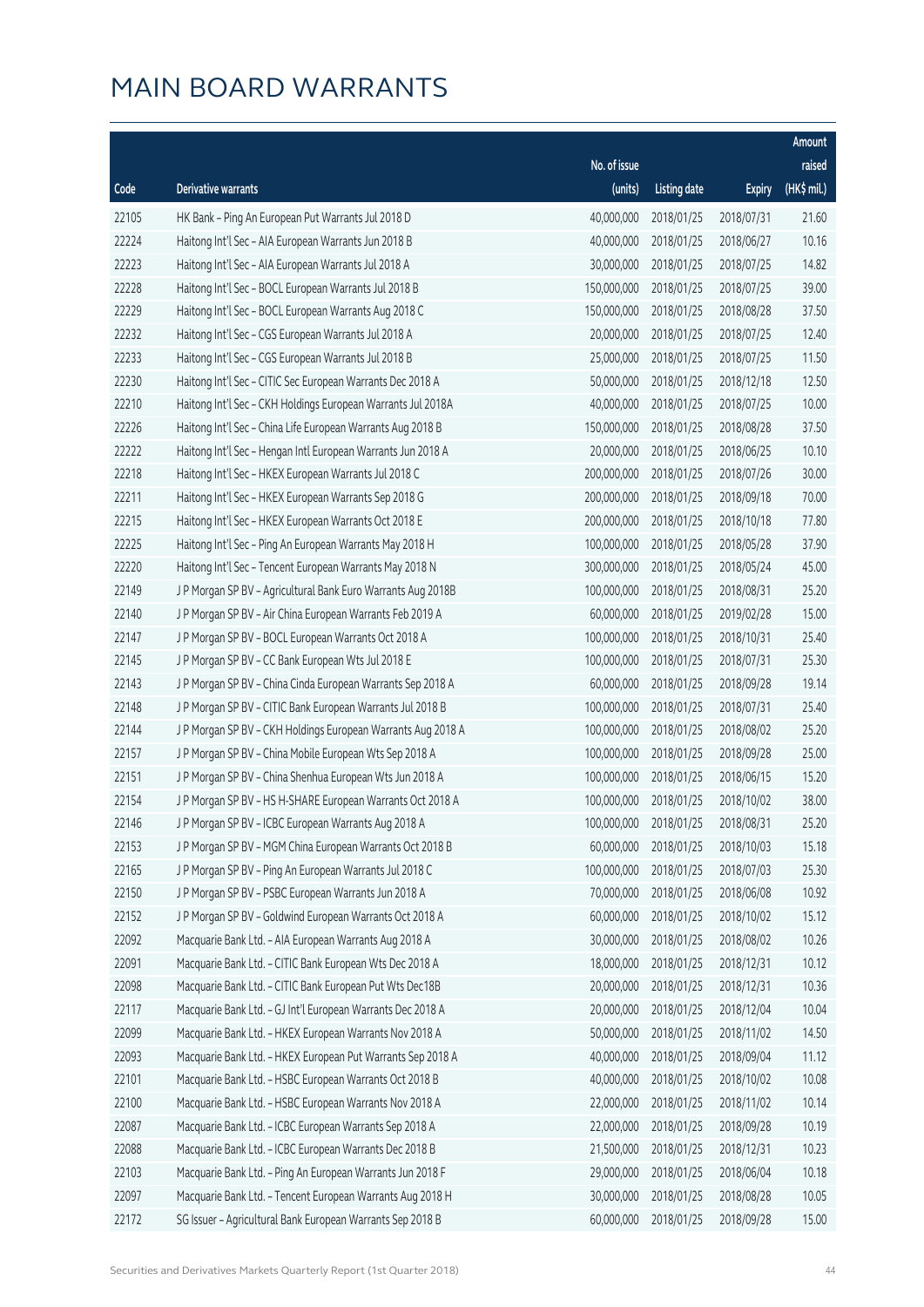# MAIN BOARD WARRANTS

| Code | Derivative warrants | No. of issue (units) | Listing date | Expiry | Amount raised (HK$ mil.) |
|---|---|---|---|---|---|
| 22105 | HK Bank – Ping An European Put Warrants Jul 2018 D | 40,000,000 | 2018/01/25 | 2018/07/31 | 21.60 |
| 22224 | Haitong Int'l Sec – AIA European Warrants Jun 2018 B | 40,000,000 | 2018/01/25 | 2018/06/27 | 10.16 |
| 22223 | Haitong Int'l Sec – AIA European Warrants Jul 2018 A | 30,000,000 | 2018/01/25 | 2018/07/25 | 14.82 |
| 22228 | Haitong Int'l Sec – BOCL European Warrants Jul 2018 B | 150,000,000 | 2018/01/25 | 2018/07/25 | 39.00 |
| 22229 | Haitong Int'l Sec – BOCL European Warrants Aug 2018 C | 150,000,000 | 2018/01/25 | 2018/08/28 | 37.50 |
| 22232 | Haitong Int'l Sec – CGS European Warrants Jul 2018 A | 20,000,000 | 2018/01/25 | 2018/07/25 | 12.40 |
| 22233 | Haitong Int'l Sec – CGS European Warrants Jul 2018 B | 25,000,000 | 2018/01/25 | 2018/07/25 | 11.50 |
| 22230 | Haitong Int'l Sec – CITIC Sec European Warrants Dec 2018 A | 50,000,000 | 2018/01/25 | 2018/12/18 | 12.50 |
| 22210 | Haitong Int'l Sec – CKH Holdings European Warrants Jul 2018A | 40,000,000 | 2018/01/25 | 2018/07/25 | 10.00 |
| 22226 | Haitong Int'l Sec – China Life European Warrants Aug 2018 B | 150,000,000 | 2018/01/25 | 2018/08/28 | 37.50 |
| 22222 | Haitong Int'l Sec – Hengan Intl European Warrants Jun 2018 A | 20,000,000 | 2018/01/25 | 2018/06/25 | 10.10 |
| 22218 | Haitong Int'l Sec – HKEX European Warrants Jul 2018 C | 200,000,000 | 2018/01/25 | 2018/07/26 | 30.00 |
| 22211 | Haitong Int'l Sec – HKEX European Warrants Sep 2018 G | 200,000,000 | 2018/01/25 | 2018/09/18 | 70.00 |
| 22215 | Haitong Int'l Sec – HKEX European Warrants Oct 2018 E | 200,000,000 | 2018/01/25 | 2018/10/18 | 77.80 |
| 22225 | Haitong Int'l Sec – Ping An European Warrants May 2018 H | 100,000,000 | 2018/01/25 | 2018/05/28 | 37.90 |
| 22220 | Haitong Int'l Sec – Tencent European Warrants May 2018 N | 300,000,000 | 2018/01/25 | 2018/05/24 | 45.00 |
| 22149 | J P Morgan SP BV – Agricultural Bank Euro Warrants Aug 2018B | 100,000,000 | 2018/01/25 | 2018/08/31 | 25.20 |
| 22140 | J P Morgan SP BV – Air China European Warrants Feb 2019 A | 60,000,000 | 2018/01/25 | 2019/02/28 | 15.00 |
| 22147 | J P Morgan SP BV – BOCL European Warrants Oct 2018 A | 100,000,000 | 2018/01/25 | 2018/10/31 | 25.40 |
| 22145 | J P Morgan SP BV – CC Bank European Wts Jul 2018 E | 100,000,000 | 2018/01/25 | 2018/07/31 | 25.30 |
| 22143 | J P Morgan SP BV – China Cinda European Warrants Sep 2018 A | 60,000,000 | 2018/01/25 | 2018/09/28 | 19.14 |
| 22148 | J P Morgan SP BV – CITIC Bank European Warrants Jul 2018 B | 100,000,000 | 2018/01/25 | 2018/07/31 | 25.40 |
| 22144 | J P Morgan SP BV – CKH Holdings European Warrants Aug 2018 A | 100,000,000 | 2018/01/25 | 2018/08/02 | 25.20 |
| 22157 | J P Morgan SP BV – China Mobile European Wts Sep 2018 A | 100,000,000 | 2018/01/25 | 2018/09/28 | 25.00 |
| 22151 | J P Morgan SP BV – China Shenhua European Wts Jun 2018 A | 100,000,000 | 2018/01/25 | 2018/06/15 | 15.20 |
| 22154 | J P Morgan SP BV – HS H-SHARE European Warrants Oct 2018 A | 100,000,000 | 2018/01/25 | 2018/10/02 | 38.00 |
| 22146 | J P Morgan SP BV – ICBC European Warrants Aug 2018 A | 100,000,000 | 2018/01/25 | 2018/08/31 | 25.20 |
| 22153 | J P Morgan SP BV – MGM China European Warrants Oct 2018 B | 60,000,000 | 2018/01/25 | 2018/10/03 | 15.18 |
| 22165 | J P Morgan SP BV – Ping An European Warrants Jul 2018 C | 100,000,000 | 2018/01/25 | 2018/07/03 | 25.30 |
| 22150 | J P Morgan SP BV – PSBC European Warrants Jun 2018 A | 70,000,000 | 2018/01/25 | 2018/06/08 | 10.92 |
| 22152 | J P Morgan SP BV – Goldwind European Warrants Oct 2018 A | 60,000,000 | 2018/01/25 | 2018/10/02 | 15.12 |
| 22092 | Macquarie Bank Ltd. – AIA European Warrants Aug 2018 A | 30,000,000 | 2018/01/25 | 2018/08/02 | 10.26 |
| 22091 | Macquarie Bank Ltd. – CITIC Bank European Wts Dec 2018 A | 18,000,000 | 2018/01/25 | 2018/12/31 | 10.12 |
| 22098 | Macquarie Bank Ltd. – CITIC Bank European Put Wts Dec18B | 20,000,000 | 2018/01/25 | 2018/12/31 | 10.36 |
| 22117 | Macquarie Bank Ltd. – GJ Int'l European Warrants Dec 2018 A | 20,000,000 | 2018/01/25 | 2018/12/04 | 10.04 |
| 22099 | Macquarie Bank Ltd. – HKEX European Warrants Nov 2018 A | 50,000,000 | 2018/01/25 | 2018/11/02 | 14.50 |
| 22093 | Macquarie Bank Ltd. – HKEX European Put Warrants Sep 2018 A | 40,000,000 | 2018/01/25 | 2018/09/04 | 11.12 |
| 22101 | Macquarie Bank Ltd. – HSBC European Warrants Oct 2018 B | 40,000,000 | 2018/01/25 | 2018/10/02 | 10.08 |
| 22100 | Macquarie Bank Ltd. – HSBC European Warrants Nov 2018 A | 22,000,000 | 2018/01/25 | 2018/11/02 | 10.14 |
| 22087 | Macquarie Bank Ltd. – ICBC European Warrants Sep 2018 A | 22,000,000 | 2018/01/25 | 2018/09/28 | 10.19 |
| 22088 | Macquarie Bank Ltd. – ICBC European Warrants Dec 2018 B | 21,500,000 | 2018/01/25 | 2018/12/31 | 10.23 |
| 22103 | Macquarie Bank Ltd. – Ping An European Warrants Jun 2018 F | 29,000,000 | 2018/01/25 | 2018/06/04 | 10.18 |
| 22097 | Macquarie Bank Ltd. – Tencent European Warrants Aug 2018 H | 30,000,000 | 2018/01/25 | 2018/08/28 | 10.05 |
| 22172 | SG Issuer – Agricultural Bank European Warrants Sep 2018 B | 60,000,000 | 2018/01/25 | 2018/09/28 | 15.00 |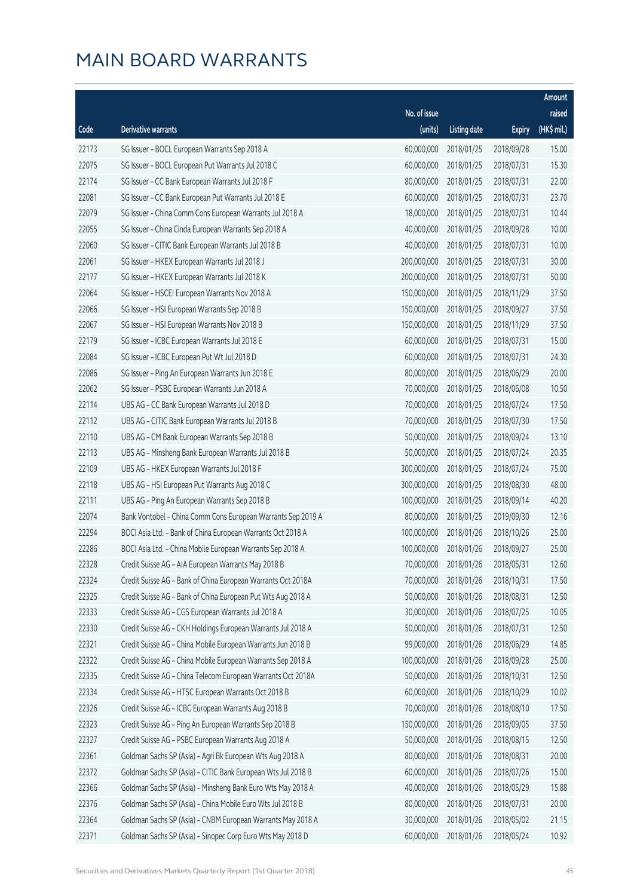# MAIN BOARD WARRANTS

| Code | Derivative warrants | No. of issue (units) | Listing date | Expiry | Amount raised (HK$ mil.) |
|---|---|---|---|---|---|
| 22173 | SG Issuer – BOCL European Warrants Sep 2018 A | 60,000,000 | 2018/01/25 | 2018/09/28 | 15.00 |
| 22075 | SG Issuer – BOCL European Put Warrants Jul 2018 C | 60,000,000 | 2018/01/25 | 2018/07/31 | 15.30 |
| 22174 | SG Issuer – CC Bank European Warrants Jul 2018 F | 80,000,000 | 2018/01/25 | 2018/07/31 | 22.00 |
| 22081 | SG Issuer – CC Bank European Put Warrants Jul 2018 E | 60,000,000 | 2018/01/25 | 2018/07/31 | 23.70 |
| 22079 | SG Issuer – China Comm Cons European Warrants Jul 2018 A | 18,000,000 | 2018/01/25 | 2018/07/31 | 10.44 |
| 22055 | SG Issuer – China Cinda European Warrants Sep 2018 A | 40,000,000 | 2018/01/25 | 2018/09/28 | 10.00 |
| 22060 | SG Issuer – CITIC Bank European Warrants Jul 2018 B | 40,000,000 | 2018/01/25 | 2018/07/31 | 10.00 |
| 22061 | SG Issuer – HKEX European Warrants Jul 2018 J | 200,000,000 | 2018/01/25 | 2018/07/31 | 30.00 |
| 22177 | SG Issuer – HKEX European Warrants Jul 2018 K | 200,000,000 | 2018/01/25 | 2018/07/31 | 50.00 |
| 22064 | SG Issuer – HSCEI European Warrants Nov 2018 A | 150,000,000 | 2018/01/25 | 2018/11/29 | 37.50 |
| 22066 | SG Issuer – HSI European Warrants Sep 2018 B | 150,000,000 | 2018/01/25 | 2018/09/27 | 37.50 |
| 22067 | SG Issuer – HSI European Warrants Nov 2018 B | 150,000,000 | 2018/01/25 | 2018/11/29 | 37.50 |
| 22179 | SG Issuer – ICBC European Warrants Jul 2018 E | 60,000,000 | 2018/01/25 | 2018/07/31 | 15.00 |
| 22084 | SG Issuer – ICBC European Put Wt Jul 2018 D | 60,000,000 | 2018/01/25 | 2018/07/31 | 24.30 |
| 22086 | SG Issuer – Ping An European Warrants Jun 2018 E | 80,000,000 | 2018/01/25 | 2018/06/29 | 20.00 |
| 22062 | SG Issuer – PSBC European Warrants Jun 2018 A | 70,000,000 | 2018/01/25 | 2018/06/08 | 10.50 |
| 22114 | UBS AG – CC Bank European Warrants Jul 2018 D | 70,000,000 | 2018/01/25 | 2018/07/24 | 17.50 |
| 22112 | UBS AG – CITIC Bank European Warrants Jul 2018 B | 70,000,000 | 2018/01/25 | 2018/07/30 | 17.50 |
| 22110 | UBS AG – CM Bank European Warrants Sep 2018 B | 50,000,000 | 2018/01/25 | 2018/09/24 | 13.10 |
| 22113 | UBS AG – Minsheng Bank European Warrants Jul 2018 B | 50,000,000 | 2018/01/25 | 2018/07/24 | 20.35 |
| 22109 | UBS AG – HKEX European Warrants Jul 2018 F | 300,000,000 | 2018/01/25 | 2018/07/24 | 75.00 |
| 22118 | UBS AG – HSI European Put Warrants Aug 2018 C | 300,000,000 | 2018/01/25 | 2018/08/30 | 48.00 |
| 22111 | UBS AG – Ping An European Warrants Sep 2018 B | 100,000,000 | 2018/01/25 | 2018/09/14 | 40.20 |
| 22074 | Bank Vontobel – China Comm Cons European Warrants Sep 2019 A | 80,000,000 | 2018/01/25 | 2019/09/30 | 12.16 |
| 22294 | BOCI Asia Ltd. – Bank of China European Warrants Oct 2018 A | 100,000,000 | 2018/01/26 | 2018/10/26 | 25.00 |
| 22286 | BOCI Asia Ltd. – China Mobile European Warrants Sep 2018 A | 100,000,000 | 2018/01/26 | 2018/09/27 | 25.00 |
| 22328 | Credit Suisse AG – AIA European Warrants May 2018 B | 70,000,000 | 2018/01/26 | 2018/05/31 | 12.60 |
| 22324 | Credit Suisse AG – Bank of China European Warrants Oct 2018A | 70,000,000 | 2018/01/26 | 2018/10/31 | 17.50 |
| 22325 | Credit Suisse AG – Bank of China European Put Wts Aug 2018 A | 50,000,000 | 2018/01/26 | 2018/08/31 | 12.50 |
| 22333 | Credit Suisse AG – CGS European Warrants Jul 2018 A | 30,000,000 | 2018/01/26 | 2018/07/25 | 10.05 |
| 22330 | Credit Suisse AG – CKH Holdings European Warrants Jul 2018 A | 50,000,000 | 2018/01/26 | 2018/07/31 | 12.50 |
| 22321 | Credit Suisse AG – China Mobile European Warrants Jun 2018 B | 99,000,000 | 2018/01/26 | 2018/06/29 | 14.85 |
| 22322 | Credit Suisse AG – China Mobile European Warrants Sep 2018 A | 100,000,000 | 2018/01/26 | 2018/09/28 | 25.00 |
| 22335 | Credit Suisse AG – China Telecom European Warrants Oct 2018A | 50,000,000 | 2018/01/26 | 2018/10/31 | 12.50 |
| 22334 | Credit Suisse AG – HTSC European Warrants Oct 2018 B | 60,000,000 | 2018/01/26 | 2018/10/29 | 10.02 |
| 22326 | Credit Suisse AG – ICBC European Warrants Aug 2018 B | 70,000,000 | 2018/01/26 | 2018/08/10 | 17.50 |
| 22323 | Credit Suisse AG – Ping An European Warrants Sep 2018 B | 150,000,000 | 2018/01/26 | 2018/09/05 | 37.50 |
| 22327 | Credit Suisse AG – PSBC European Warrants Aug 2018 A | 50,000,000 | 2018/01/26 | 2018/08/15 | 12.50 |
| 22361 | Goldman Sachs SP (Asia) – Agri Bk European Wts Aug 2018 A | 80,000,000 | 2018/01/26 | 2018/08/31 | 20.00 |
| 22372 | Goldman Sachs SP (Asia) – CITIC Bank European Wts Jul 2018 B | 60,000,000 | 2018/01/26 | 2018/07/26 | 15.00 |
| 22366 | Goldman Sachs SP (Asia) – Minsheng Bank Euro Wts May 2018 A | 40,000,000 | 2018/01/26 | 2018/05/29 | 15.88 |
| 22376 | Goldman Sachs SP (Asia) – China Mobile Euro Wts Jul 2018 B | 80,000,000 | 2018/01/26 | 2018/07/31 | 20.00 |
| 22364 | Goldman Sachs SP (Asia) – CNBM European Warrants May 2018 A | 30,000,000 | 2018/01/26 | 2018/05/02 | 21.15 |
| 22371 | Goldman Sachs SP (Asia) – Sinopec Corp Euro Wts May 2018 D | 60,000,000 | 2018/01/26 | 2018/05/24 | 10.92 |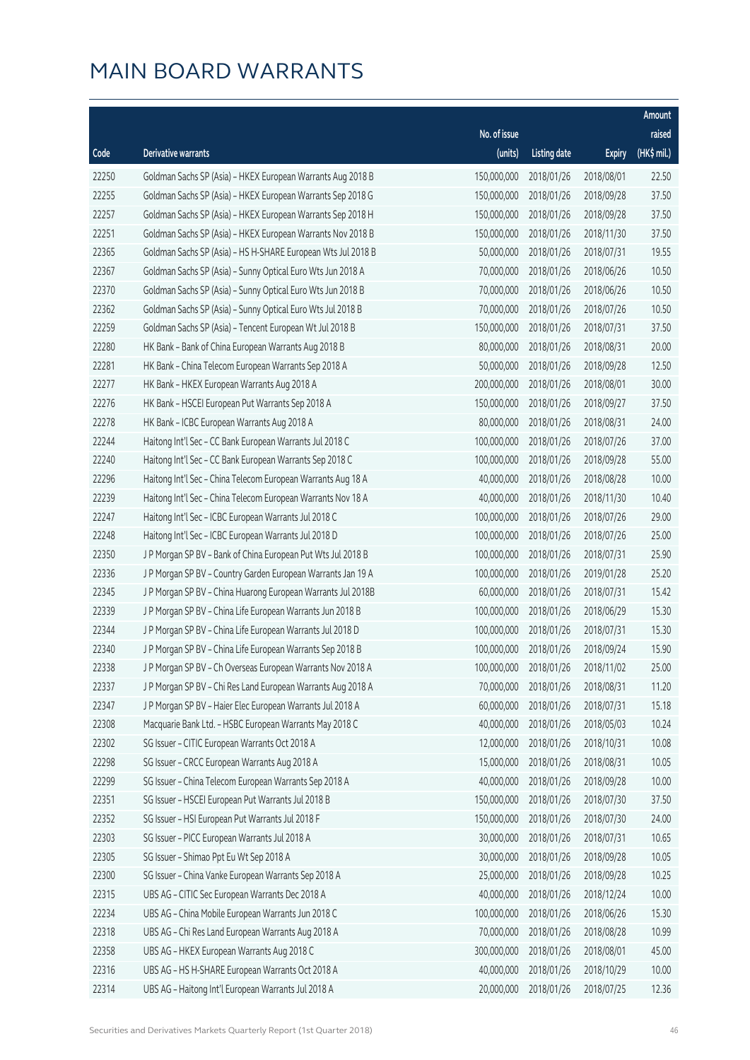# MAIN BOARD WARRANTS

| Code | Derivative warrants | No. of issue (units) | Listing date | Expiry | Amount raised (HK$ mil.) |
|---|---|---|---|---|---|
| 22250 | Goldman Sachs SP (Asia) – HKEX European Warrants Aug 2018 B | 150,000,000 | 2018/01/26 | 2018/08/01 | 22.50 |
| 22255 | Goldman Sachs SP (Asia) – HKEX European Warrants Sep 2018 G | 150,000,000 | 2018/01/26 | 2018/09/28 | 37.50 |
| 22257 | Goldman Sachs SP (Asia) – HKEX European Warrants Sep 2018 H | 150,000,000 | 2018/01/26 | 2018/09/28 | 37.50 |
| 22251 | Goldman Sachs SP (Asia) – HKEX European Warrants Nov 2018 B | 150,000,000 | 2018/01/26 | 2018/11/30 | 37.50 |
| 22365 | Goldman Sachs SP (Asia) – HS H-SHARE European Wts Jul 2018 B | 50,000,000 | 2018/01/26 | 2018/07/31 | 19.55 |
| 22367 | Goldman Sachs SP (Asia) – Sunny Optical Euro Wts Jun 2018 A | 70,000,000 | 2018/01/26 | 2018/06/26 | 10.50 |
| 22370 | Goldman Sachs SP (Asia) – Sunny Optical Euro Wts Jun 2018 B | 70,000,000 | 2018/01/26 | 2018/06/26 | 10.50 |
| 22362 | Goldman Sachs SP (Asia) – Sunny Optical Euro Wts Jul 2018 B | 70,000,000 | 2018/01/26 | 2018/07/26 | 10.50 |
| 22259 | Goldman Sachs SP (Asia) – Tencent European Wt Jul 2018 B | 150,000,000 | 2018/01/26 | 2018/07/31 | 37.50 |
| 22280 | HK Bank – Bank of China European Warrants Aug 2018 B | 80,000,000 | 2018/01/26 | 2018/08/31 | 20.00 |
| 22281 | HK Bank – China Telecom European Warrants Sep 2018 A | 50,000,000 | 2018/01/26 | 2018/09/28 | 12.50 |
| 22277 | HK Bank – HKEX European Warrants Aug 2018 A | 200,000,000 | 2018/01/26 | 2018/08/01 | 30.00 |
| 22276 | HK Bank – HSCEI European Put Warrants Sep 2018 A | 150,000,000 | 2018/01/26 | 2018/09/27 | 37.50 |
| 22278 | HK Bank – ICBC European Warrants Aug 2018 A | 80,000,000 | 2018/01/26 | 2018/08/31 | 24.00 |
| 22244 | Haitong Int'l Sec – CC Bank European Warrants Jul 2018 C | 100,000,000 | 2018/01/26 | 2018/07/26 | 37.00 |
| 22240 | Haitong Int'l Sec – CC Bank European Warrants Sep 2018 C | 100,000,000 | 2018/01/26 | 2018/09/28 | 55.00 |
| 22296 | Haitong Int'l Sec – China Telecom European Warrants Aug 18 A | 40,000,000 | 2018/01/26 | 2018/08/28 | 10.00 |
| 22239 | Haitong Int'l Sec – China Telecom European Warrants Nov 18 A | 40,000,000 | 2018/01/26 | 2018/11/30 | 10.40 |
| 22247 | Haitong Int'l Sec – ICBC European Warrants Jul 2018 C | 100,000,000 | 2018/01/26 | 2018/07/26 | 29.00 |
| 22248 | Haitong Int'l Sec – ICBC European Warrants Jul 2018 D | 100,000,000 | 2018/01/26 | 2018/07/26 | 25.00 |
| 22350 | J P Morgan SP BV – Bank of China European Put Wts Jul 2018 B | 100,000,000 | 2018/01/26 | 2018/07/31 | 25.90 |
| 22336 | J P Morgan SP BV – Country Garden European Warrants Jan 19 A | 100,000,000 | 2018/01/26 | 2019/01/28 | 25.20 |
| 22345 | J P Morgan SP BV – China Huarong European Warrants Jul 2018B | 60,000,000 | 2018/01/26 | 2018/07/31 | 15.42 |
| 22339 | J P Morgan SP BV – China Life European Warrants Jun 2018 B | 100,000,000 | 2018/01/26 | 2018/06/29 | 15.30 |
| 22344 | J P Morgan SP BV – China Life European Warrants Jul 2018 D | 100,000,000 | 2018/01/26 | 2018/07/31 | 15.30 |
| 22340 | J P Morgan SP BV – China Life European Warrants Sep 2018 B | 100,000,000 | 2018/01/26 | 2018/09/24 | 15.90 |
| 22338 | J P Morgan SP BV – Ch Overseas European Warrants Nov 2018 A | 100,000,000 | 2018/01/26 | 2018/11/02 | 25.00 |
| 22337 | J P Morgan SP BV – Chi Res Land European Warrants Aug 2018 A | 70,000,000 | 2018/01/26 | 2018/08/31 | 11.20 |
| 22347 | J P Morgan SP BV – Haier Elec European Warrants Jul 2018 A | 60,000,000 | 2018/01/26 | 2018/07/31 | 15.18 |
| 22308 | Macquarie Bank Ltd. – HSBC European Warrants May 2018 C | 40,000,000 | 2018/01/26 | 2018/05/03 | 10.24 |
| 22302 | SG Issuer – CITIC European Warrants Oct 2018 A | 12,000,000 | 2018/01/26 | 2018/10/31 | 10.08 |
| 22298 | SG Issuer – CRCC European Warrants Aug 2018 A | 15,000,000 | 2018/01/26 | 2018/08/31 | 10.05 |
| 22299 | SG Issuer – China Telecom European Warrants Sep 2018 A | 40,000,000 | 2018/01/26 | 2018/09/28 | 10.00 |
| 22351 | SG Issuer – HSCEI European Put Warrants Jul 2018 B | 150,000,000 | 2018/01/26 | 2018/07/30 | 37.50 |
| 22352 | SG Issuer – HSI European Put Warrants Jul 2018 F | 150,000,000 | 2018/01/26 | 2018/07/30 | 24.00 |
| 22303 | SG Issuer – PICC European Warrants Jul 2018 A | 30,000,000 | 2018/01/26 | 2018/07/31 | 10.65 |
| 22305 | SG Issuer – Shimao Ppt Eu Wt Sep 2018 A | 30,000,000 | 2018/01/26 | 2018/09/28 | 10.05 |
| 22300 | SG Issuer – China Vanke European Warrants Sep 2018 A | 25,000,000 | 2018/01/26 | 2018/09/28 | 10.25 |
| 22315 | UBS AG – CITIC Sec European Warrants Dec 2018 A | 40,000,000 | 2018/01/26 | 2018/12/24 | 10.00 |
| 22234 | UBS AG – China Mobile European Warrants Jun 2018 C | 100,000,000 | 2018/01/26 | 2018/06/26 | 15.30 |
| 22318 | UBS AG – Chi Res Land European Warrants Aug 2018 A | 70,000,000 | 2018/01/26 | 2018/08/28 | 10.99 |
| 22358 | UBS AG – HKEX European Warrants Aug 2018 C | 300,000,000 | 2018/01/26 | 2018/08/01 | 45.00 |
| 22316 | UBS AG – HS H-SHARE European Warrants Oct 2018 A | 40,000,000 | 2018/01/26 | 2018/10/29 | 10.00 |
| 22314 | UBS AG – Haitong Int'l European Warrants Jul 2018 A | 20,000,000 | 2018/01/26 | 2018/07/25 | 12.36 |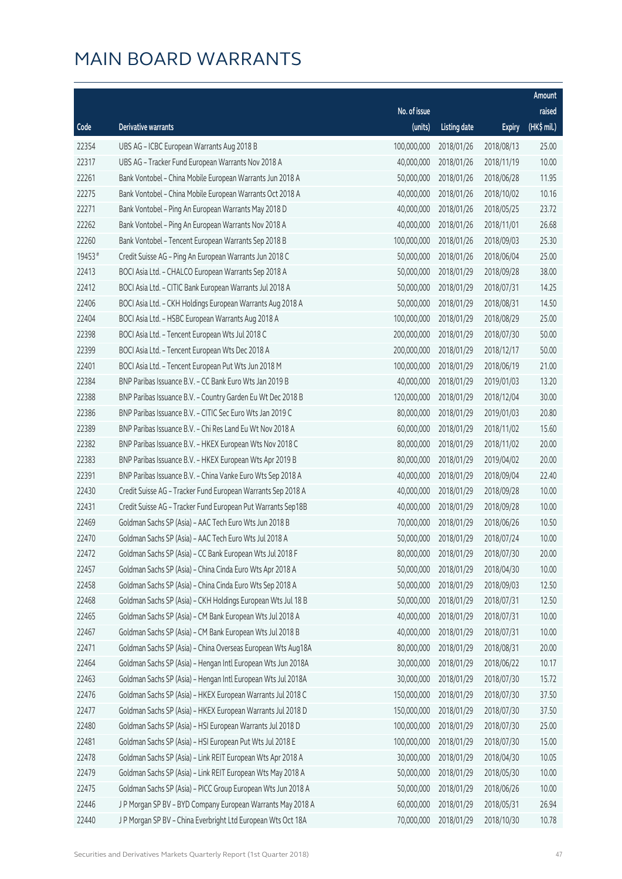# MAIN BOARD WARRANTS

| Code | Derivative warrants | No. of issue (units) | Listing date | Expiry | Amount raised (HK$ mil.) |
|---|---|---|---|---|---|
| 22354 | UBS AG - ICBC European Warrants Aug 2018 B | 100,000,000 | 2018/01/26 | 2018/08/13 | 25.00 |
| 22317 | UBS AG - Tracker Fund European Warrants Nov 2018 A | 40,000,000 | 2018/01/26 | 2018/11/19 | 10.00 |
| 22261 | Bank Vontobel - China Mobile European Warrants Jun 2018 A | 50,000,000 | 2018/01/26 | 2018/06/28 | 11.95 |
| 22275 | Bank Vontobel - China Mobile European Warrants Oct 2018 A | 40,000,000 | 2018/01/26 | 2018/10/02 | 10.16 |
| 22271 | Bank Vontobel - Ping An European Warrants May 2018 D | 40,000,000 | 2018/01/26 | 2018/05/25 | 23.72 |
| 22262 | Bank Vontobel - Ping An European Warrants Nov 2018 A | 40,000,000 | 2018/01/26 | 2018/11/01 | 26.68 |
| 22260 | Bank Vontobel - Tencent European Warrants Sep 2018 B | 100,000,000 | 2018/01/26 | 2018/09/03 | 25.30 |
| 19453 # | Credit Suisse AG - Ping An European Warrants Jun 2018 C | 50,000,000 | 2018/01/26 | 2018/06/04 | 25.00 |
| 22413 | BOCI Asia Ltd. - CHALCO European Warrants Sep 2018 A | 50,000,000 | 2018/01/29 | 2018/09/28 | 38.00 |
| 22412 | BOCI Asia Ltd. - CITIC Bank European Warrants Jul 2018 A | 50,000,000 | 2018/01/29 | 2018/07/31 | 14.25 |
| 22406 | BOCI Asia Ltd. - CKH Holdings European Warrants Aug 2018 A | 50,000,000 | 2018/01/29 | 2018/08/31 | 14.50 |
| 22404 | BOCI Asia Ltd. - HSBC European Warrants Aug 2018 A | 100,000,000 | 2018/01/29 | 2018/08/29 | 25.00 |
| 22398 | BOCI Asia Ltd. - Tencent European Wts Jul 2018 C | 200,000,000 | 2018/01/29 | 2018/07/30 | 50.00 |
| 22399 | BOCI Asia Ltd. - Tencent European Wts Dec 2018 A | 200,000,000 | 2018/01/29 | 2018/12/17 | 50.00 |
| 22401 | BOCI Asia Ltd. - Tencent European Put Wts Jun 2018 M | 100,000,000 | 2018/01/29 | 2018/06/19 | 21.00 |
| 22384 | BNP Paribas Issuance B.V. - CC Bank Euro Wts Jan 2019 B | 40,000,000 | 2018/01/29 | 2019/01/03 | 13.20 |
| 22388 | BNP Paribas Issuance B.V. - Country Garden Eu Wt Dec 2018 B | 120,000,000 | 2018/01/29 | 2018/12/04 | 30.00 |
| 22386 | BNP Paribas Issuance B.V. - CITIC Sec Euro Wts Jan 2019 C | 80,000,000 | 2018/01/29 | 2019/01/03 | 20.80 |
| 22389 | BNP Paribas Issuance B.V. - Chi Res Land Eu Wt Nov 2018 A | 60,000,000 | 2018/01/29 | 2018/11/02 | 15.60 |
| 22382 | BNP Paribas Issuance B.V. - HKEX European Wts Nov 2018 C | 80,000,000 | 2018/01/29 | 2018/11/02 | 20.00 |
| 22383 | BNP Paribas Issuance B.V. - HKEX European Wts Apr 2019 B | 80,000,000 | 2018/01/29 | 2019/04/02 | 20.00 |
| 22391 | BNP Paribas Issuance B.V. - China Vanke Euro Wts Sep 2018 A | 40,000,000 | 2018/01/29 | 2018/09/04 | 22.40 |
| 22430 | Credit Suisse AG - Tracker Fund European Warrants Sep 2018 A | 40,000,000 | 2018/01/29 | 2018/09/28 | 10.00 |
| 22431 | Credit Suisse AG - Tracker Fund European Put Warrants Sep18B | 40,000,000 | 2018/01/29 | 2018/09/28 | 10.00 |
| 22469 | Goldman Sachs SP (Asia) - AAC Tech Euro Wts Jun 2018 B | 70,000,000 | 2018/01/29 | 2018/06/26 | 10.50 |
| 22470 | Goldman Sachs SP (Asia) - AAC Tech Euro Wts Jul 2018 A | 50,000,000 | 2018/01/29 | 2018/07/24 | 10.00 |
| 22472 | Goldman Sachs SP (Asia) - CC Bank European Wts Jul 2018 F | 80,000,000 | 2018/01/29 | 2018/07/30 | 20.00 |
| 22457 | Goldman Sachs SP (Asia) - China Cinda Euro Wts Apr 2018 A | 50,000,000 | 2018/01/29 | 2018/04/30 | 10.00 |
| 22458 | Goldman Sachs SP (Asia) - China Cinda Euro Wts Sep 2018 A | 50,000,000 | 2018/01/29 | 2018/09/03 | 12.50 |
| 22468 | Goldman Sachs SP (Asia) - CKH Holdings European Wts Jul 18 B | 50,000,000 | 2018/01/29 | 2018/07/31 | 12.50 |
| 22465 | Goldman Sachs SP (Asia) - CM Bank European Wts Jul 2018 A | 40,000,000 | 2018/01/29 | 2018/07/31 | 10.00 |
| 22467 | Goldman Sachs SP (Asia) - CM Bank European Wts Jul 2018 B | 40,000,000 | 2018/01/29 | 2018/07/31 | 10.00 |
| 22471 | Goldman Sachs SP (Asia) - China Overseas European Wts Aug18A | 80,000,000 | 2018/01/29 | 2018/08/31 | 20.00 |
| 22464 | Goldman Sachs SP (Asia) - Hengan Intl European Wts Jun 2018A | 30,000,000 | 2018/01/29 | 2018/06/22 | 10.17 |
| 22463 | Goldman Sachs SP (Asia) - Hengan Intl European Wts Jul 2018A | 30,000,000 | 2018/01/29 | 2018/07/30 | 15.72 |
| 22476 | Goldman Sachs SP (Asia) - HKEX European Warrants Jul 2018 C | 150,000,000 | 2018/01/29 | 2018/07/30 | 37.50 |
| 22477 | Goldman Sachs SP (Asia) - HKEX European Warrants Jul 2018 D | 150,000,000 | 2018/01/29 | 2018/07/30 | 37.50 |
| 22480 | Goldman Sachs SP (Asia) - HSI European Warrants Jul 2018 D | 100,000,000 | 2018/01/29 | 2018/07/30 | 25.00 |
| 22481 | Goldman Sachs SP (Asia) - HSI European Put Wts Jul 2018 E | 100,000,000 | 2018/01/29 | 2018/07/30 | 15.00 |
| 22478 | Goldman Sachs SP (Asia) - Link REIT European Wts Apr 2018 A | 30,000,000 | 2018/01/29 | 2018/04/30 | 10.05 |
| 22479 | Goldman Sachs SP (Asia) - Link REIT European Wts May 2018 A | 50,000,000 | 2018/01/29 | 2018/05/30 | 10.00 |
| 22475 | Goldman Sachs SP (Asia) - PICC Group European Wts Jun 2018 A | 50,000,000 | 2018/01/29 | 2018/06/26 | 10.00 |
| 22446 | J P Morgan SP BV - BYD Company European Warrants May 2018 A | 60,000,000 | 2018/01/29 | 2018/05/31 | 26.94 |
| 22440 | J P Morgan SP BV - China Everbright Ltd European Wts Oct 18A | 70,000,000 | 2018/01/29 | 2018/10/30 | 10.78 |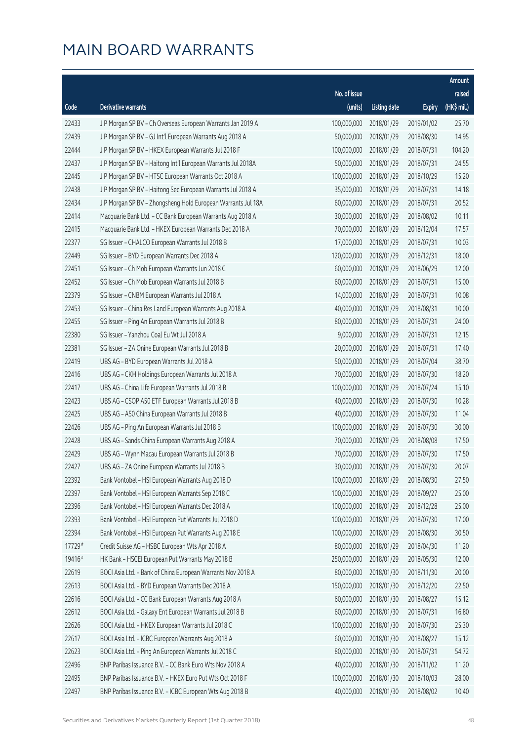# MAIN BOARD WARRANTS

| Code | Derivative warrants | No. of issue (units) | Listing date | Expiry | Amount raised (HK$ mil.) |
|---|---|---|---|---|---|
| 22433 | J P Morgan SP BV – Ch Overseas European Warrants Jan 2019 A | 100,000,000 | 2018/01/29 | 2019/01/02 | 25.70 |
| 22439 | J P Morgan SP BV – GJ Int'l European Warrants Aug 2018 A | 50,000,000 | 2018/01/29 | 2018/08/30 | 14.95 |
| 22444 | J P Morgan SP BV – HKEX European Warrants Jul 2018 F | 100,000,000 | 2018/01/29 | 2018/07/31 | 104.20 |
| 22437 | J P Morgan SP BV – Haitong Int'l European Warrants Jul 2018A | 50,000,000 | 2018/01/29 | 2018/07/31 | 24.55 |
| 22445 | J P Morgan SP BV – HTSC European Warrants Oct 2018 A | 100,000,000 | 2018/01/29 | 2018/10/29 | 15.20 |
| 22438 | J P Morgan SP BV – Haitong Sec European Warrants Jul 2018 A | 35,000,000 | 2018/01/29 | 2018/07/31 | 14.18 |
| 22434 | J P Morgan SP BV – Zhongsheng Hold European Warrants Jul 18A | 60,000,000 | 2018/01/29 | 2018/07/31 | 20.52 |
| 22414 | Macquarie Bank Ltd. – CC Bank European Warrants Aug 2018 A | 30,000,000 | 2018/01/29 | 2018/08/02 | 10.11 |
| 22415 | Macquarie Bank Ltd. – HKEX European Warrants Dec 2018 A | 70,000,000 | 2018/01/29 | 2018/12/04 | 17.57 |
| 22377 | SG Issuer – CHALCO European Warrants Jul 2018 B | 17,000,000 | 2018/01/29 | 2018/07/31 | 10.03 |
| 22449 | SG Issuer – BYD European Warrants Dec 2018 A | 120,000,000 | 2018/01/29 | 2018/12/31 | 18.00 |
| 22451 | SG Issuer – Ch Mob European Warrants Jun 2018 C | 60,000,000 | 2018/01/29 | 2018/06/29 | 12.00 |
| 22452 | SG Issuer – Ch Mob European Warrants Jul 2018 B | 60,000,000 | 2018/01/29 | 2018/07/31 | 15.00 |
| 22379 | SG Issuer – CNBM European Warrants Jul 2018 A | 14,000,000 | 2018/01/29 | 2018/07/31 | 10.08 |
| 22453 | SG Issuer – China Res Land European Warrants Aug 2018 A | 40,000,000 | 2018/01/29 | 2018/08/31 | 10.00 |
| 22455 | SG Issuer – Ping An European Warrants Jul 2018 B | 80,000,000 | 2018/01/29 | 2018/07/31 | 24.00 |
| 22380 | SG Issuer – Yanzhou Coal Eu Wt Jul 2018 A | 9,000,000 | 2018/01/29 | 2018/07/31 | 12.15 |
| 22381 | SG Issuer – ZA Onine European Warrants Jul 2018 B | 20,000,000 | 2018/01/29 | 2018/07/31 | 17.40 |
| 22419 | UBS AG – BYD European Warrants Jul 2018 A | 50,000,000 | 2018/01/29 | 2018/07/04 | 38.70 |
| 22416 | UBS AG – CKH Holdings European Warrants Jul 2018 A | 70,000,000 | 2018/01/29 | 2018/07/30 | 18.20 |
| 22417 | UBS AG – China Life European Warrants Jul 2018 B | 100,000,000 | 2018/01/29 | 2018/07/24 | 15.10 |
| 22423 | UBS AG – CSOP A50 ETF European Warrants Jul 2018 B | 40,000,000 | 2018/01/29 | 2018/07/30 | 10.28 |
| 22425 | UBS AG – A50 China European Warrants Jul 2018 B | 40,000,000 | 2018/01/29 | 2018/07/30 | 11.04 |
| 22426 | UBS AG – Ping An European Warrants Jul 2018 B | 100,000,000 | 2018/01/29 | 2018/07/30 | 30.00 |
| 22428 | UBS AG – Sands China European Warrants Aug 2018 A | 70,000,000 | 2018/01/29 | 2018/08/08 | 17.50 |
| 22429 | UBS AG – Wynn Macau European Warrants Jul 2018 B | 70,000,000 | 2018/01/29 | 2018/07/30 | 17.50 |
| 22427 | UBS AG – ZA Onine European Warrants Jul 2018 B | 30,000,000 | 2018/01/29 | 2018/07/30 | 20.07 |
| 22392 | Bank Vontobel – HSI European Warrants Aug 2018 D | 100,000,000 | 2018/01/29 | 2018/08/30 | 27.50 |
| 22397 | Bank Vontobel – HSI European Warrants Sep 2018 C | 100,000,000 | 2018/01/29 | 2018/09/27 | 25.00 |
| 22396 | Bank Vontobel – HSI European Warrants Dec 2018 A | 100,000,000 | 2018/01/29 | 2018/12/28 | 25.00 |
| 22393 | Bank Vontobel – HSI European Put Warrants Jul 2018 D | 100,000,000 | 2018/01/29 | 2018/07/30 | 17.00 |
| 22394 | Bank Vontobel – HSI European Put Warrants Aug 2018 E | 100,000,000 | 2018/01/29 | 2018/08/30 | 30.50 |
| 17729# | Credit Suisse AG – HSBC European Wts Apr 2018 A | 80,000,000 | 2018/01/29 | 2018/04/30 | 11.20 |
| 19416# | HK Bank – HSCEI European Put Warrants May 2018 B | 250,000,000 | 2018/01/29 | 2018/05/30 | 12.00 |
| 22619 | BOCI Asia Ltd. – Bank of China European Warrants Nov 2018 A | 80,000,000 | 2018/01/30 | 2018/11/30 | 20.00 |
| 22613 | BOCI Asia Ltd. – BYD European Warrants Dec 2018 A | 150,000,000 | 2018/01/30 | 2018/12/20 | 22.50 |
| 22616 | BOCI Asia Ltd. – CC Bank European Warrants Aug 2018 A | 60,000,000 | 2018/01/30 | 2018/08/27 | 15.12 |
| 22612 | BOCI Asia Ltd. – Galaxy Ent European Warrants Jul 2018 B | 60,000,000 | 2018/01/30 | 2018/07/31 | 16.80 |
| 22626 | BOCI Asia Ltd. – HKEX European Warrants Jul 2018 C | 100,000,000 | 2018/01/30 | 2018/07/30 | 25.30 |
| 22617 | BOCI Asia Ltd. – ICBC European Warrants Aug 2018 A | 60,000,000 | 2018/01/30 | 2018/08/27 | 15.12 |
| 22623 | BOCI Asia Ltd. – Ping An European Warrants Jul 2018 C | 80,000,000 | 2018/01/30 | 2018/07/31 | 54.72 |
| 22496 | BNP Paribas Issuance B.V. – CC Bank Euro Wts Nov 2018 A | 40,000,000 | 2018/01/30 | 2018/11/02 | 11.20 |
| 22495 | BNP Paribas Issuance B.V. – HKEX Euro Put Wts Oct 2018 F | 100,000,000 | 2018/01/30 | 2018/10/03 | 28.00 |
| 22497 | BNP Paribas Issuance B.V. – ICBC European Wts Aug 2018 B | 40,000,000 | 2018/01/30 | 2018/08/02 | 10.40 |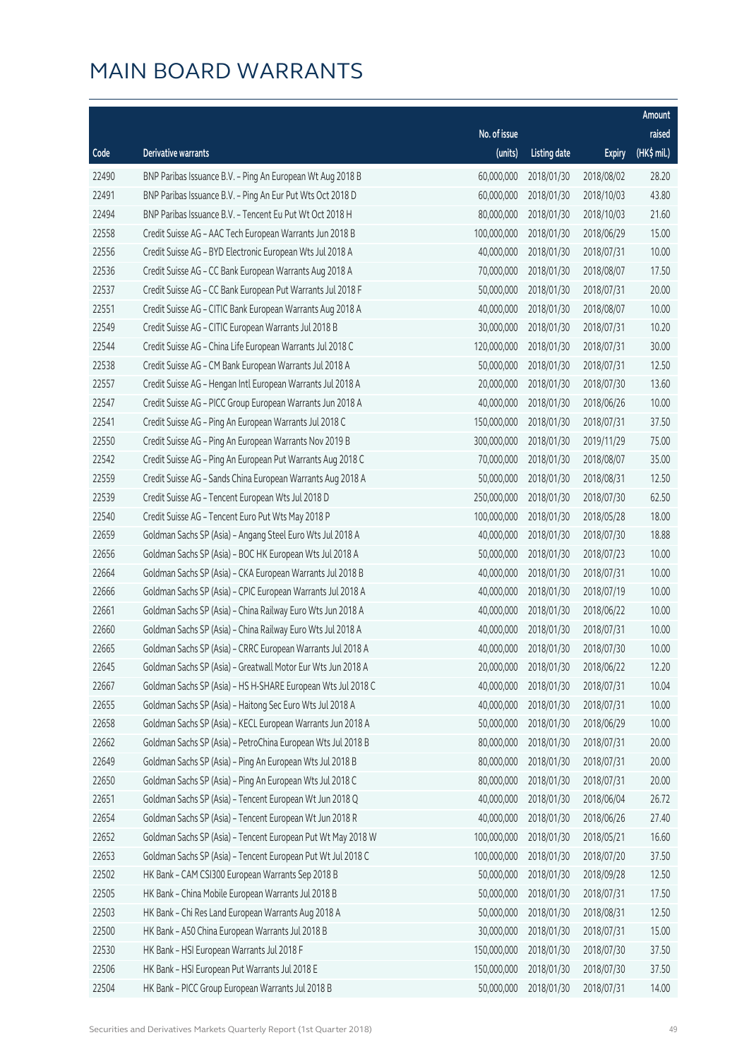# MAIN BOARD WARRANTS

| Code | Derivative warrants | No. of issue (units) | Listing date | Expiry | Amount raised (HK$ mil.) |
|---|---|---|---|---|---|
| 22490 | BNP Paribas Issuance B.V. – Ping An European Wt Aug 2018 B | 60,000,000 | 2018/01/30 | 2018/08/02 | 28.20 |
| 22491 | BNP Paribas Issuance B.V. – Ping An Eur Put Wts Oct 2018 D | 60,000,000 | 2018/01/30 | 2018/10/03 | 43.80 |
| 22494 | BNP Paribas Issuance B.V. – Tencent Eu Put Wt Oct 2018 H | 80,000,000 | 2018/01/30 | 2018/10/03 | 21.60 |
| 22558 | Credit Suisse AG – AAC Tech European Warrants Jun 2018 B | 100,000,000 | 2018/01/30 | 2018/06/29 | 15.00 |
| 22556 | Credit Suisse AG – BYD Electronic European Wts Jul 2018 A | 40,000,000 | 2018/01/30 | 2018/07/31 | 10.00 |
| 22536 | Credit Suisse AG – CC Bank European Warrants Aug 2018 A | 70,000,000 | 2018/01/30 | 2018/08/07 | 17.50 |
| 22537 | Credit Suisse AG – CC Bank European Put Warrants Jul 2018 F | 50,000,000 | 2018/01/30 | 2018/07/31 | 20.00 |
| 22551 | Credit Suisse AG – CITIC Bank European Warrants Aug 2018 A | 40,000,000 | 2018/01/30 | 2018/08/07 | 10.00 |
| 22549 | Credit Suisse AG – CITIC European Warrants Jul 2018 B | 30,000,000 | 2018/01/30 | 2018/07/31 | 10.20 |
| 22544 | Credit Suisse AG – China Life European Warrants Jul 2018 C | 120,000,000 | 2018/01/30 | 2018/07/31 | 30.00 |
| 22538 | Credit Suisse AG – CM Bank European Warrants Jul 2018 A | 50,000,000 | 2018/01/30 | 2018/07/31 | 12.50 |
| 22557 | Credit Suisse AG – Hengan Intl European Warrants Jul 2018 A | 20,000,000 | 2018/01/30 | 2018/07/30 | 13.60 |
| 22547 | Credit Suisse AG – PICC Group European Warrants Jun 2018 A | 40,000,000 | 2018/01/30 | 2018/06/26 | 10.00 |
| 22541 | Credit Suisse AG – Ping An European Warrants Jul 2018 C | 150,000,000 | 2018/01/30 | 2018/07/31 | 37.50 |
| 22550 | Credit Suisse AG – Ping An European Warrants Nov 2019 B | 300,000,000 | 2018/01/30 | 2019/11/29 | 75.00 |
| 22542 | Credit Suisse AG – Ping An European Put Warrants Aug 2018 C | 70,000,000 | 2018/01/30 | 2018/08/07 | 35.00 |
| 22559 | Credit Suisse AG – Sands China European Warrants Aug 2018 A | 50,000,000 | 2018/01/30 | 2018/08/31 | 12.50 |
| 22539 | Credit Suisse AG – Tencent European Wts Jul 2018 D | 250,000,000 | 2018/01/30 | 2018/07/30 | 62.50 |
| 22540 | Credit Suisse AG – Tencent Euro Put Wts May 2018 P | 100,000,000 | 2018/01/30 | 2018/05/28 | 18.00 |
| 22659 | Goldman Sachs SP (Asia) – Angang Steel Euro Wts Jul 2018 A | 40,000,000 | 2018/01/30 | 2018/07/30 | 18.88 |
| 22656 | Goldman Sachs SP (Asia) – BOC HK European Wts Jul 2018 A | 50,000,000 | 2018/01/30 | 2018/07/23 | 10.00 |
| 22664 | Goldman Sachs SP (Asia) – CKA European Warrants Jul 2018 B | 40,000,000 | 2018/01/30 | 2018/07/31 | 10.00 |
| 22666 | Goldman Sachs SP (Asia) – CPIC European Warrants Jul 2018 A | 40,000,000 | 2018/01/30 | 2018/07/19 | 10.00 |
| 22661 | Goldman Sachs SP (Asia) – China Railway Euro Wts Jun 2018 A | 40,000,000 | 2018/01/30 | 2018/06/22 | 10.00 |
| 22660 | Goldman Sachs SP (Asia) – China Railway Euro Wts Jul 2018 A | 40,000,000 | 2018/01/30 | 2018/07/31 | 10.00 |
| 22665 | Goldman Sachs SP (Asia) – CRRC European Warrants Jul 2018 A | 40,000,000 | 2018/01/30 | 2018/07/30 | 10.00 |
| 22645 | Goldman Sachs SP (Asia) – Greatwall Motor Eur Wts Jun 2018 A | 20,000,000 | 2018/01/30 | 2018/06/22 | 12.20 |
| 22667 | Goldman Sachs SP (Asia) – HS H-SHARE European Wts Jul 2018 C | 40,000,000 | 2018/01/30 | 2018/07/31 | 10.04 |
| 22655 | Goldman Sachs SP (Asia) – Haitong Sec Euro Wts Jul 2018 A | 40,000,000 | 2018/01/30 | 2018/07/31 | 10.00 |
| 22658 | Goldman Sachs SP (Asia) – KECL European Warrants Jun 2018 A | 50,000,000 | 2018/01/30 | 2018/06/29 | 10.00 |
| 22662 | Goldman Sachs SP (Asia) – PetroChina European Wts Jul 2018 B | 80,000,000 | 2018/01/30 | 2018/07/31 | 20.00 |
| 22649 | Goldman Sachs SP (Asia) – Ping An European Wts Jul 2018 B | 80,000,000 | 2018/01/30 | 2018/07/31 | 20.00 |
| 22650 | Goldman Sachs SP (Asia) – Ping An European Wts Jul 2018 C | 80,000,000 | 2018/01/30 | 2018/07/31 | 20.00 |
| 22651 | Goldman Sachs SP (Asia) – Tencent European Wt Jun 2018 Q | 40,000,000 | 2018/01/30 | 2018/06/04 | 26.72 |
| 22654 | Goldman Sachs SP (Asia) – Tencent European Wt Jun 2018 R | 40,000,000 | 2018/01/30 | 2018/06/26 | 27.40 |
| 22652 | Goldman Sachs SP (Asia) – Tencent European Put Wt May 2018 W | 100,000,000 | 2018/01/30 | 2018/05/21 | 16.60 |
| 22653 | Goldman Sachs SP (Asia) – Tencent European Put Wt Jul 2018 C | 100,000,000 | 2018/01/30 | 2018/07/20 | 37.50 |
| 22502 | HK Bank – CAM CSI300 European Warrants Sep 2018 B | 50,000,000 | 2018/01/30 | 2018/09/28 | 12.50 |
| 22505 | HK Bank – China Mobile European Warrants Jul 2018 B | 50,000,000 | 2018/01/30 | 2018/07/31 | 17.50 |
| 22503 | HK Bank – Chi Res Land European Warrants Aug 2018 A | 50,000,000 | 2018/01/30 | 2018/08/31 | 12.50 |
| 22500 | HK Bank – A50 China European Warrants Jul 2018 B | 30,000,000 | 2018/01/30 | 2018/07/31 | 15.00 |
| 22530 | HK Bank – HSI European Warrants Jul 2018 F | 150,000,000 | 2018/01/30 | 2018/07/30 | 37.50 |
| 22506 | HK Bank – HSI European Put Warrants Jul 2018 E | 150,000,000 | 2018/01/30 | 2018/07/30 | 37.50 |
| 22504 | HK Bank – PICC Group European Warrants Jul 2018 B | 50,000,000 | 2018/01/30 | 2018/07/31 | 14.00 |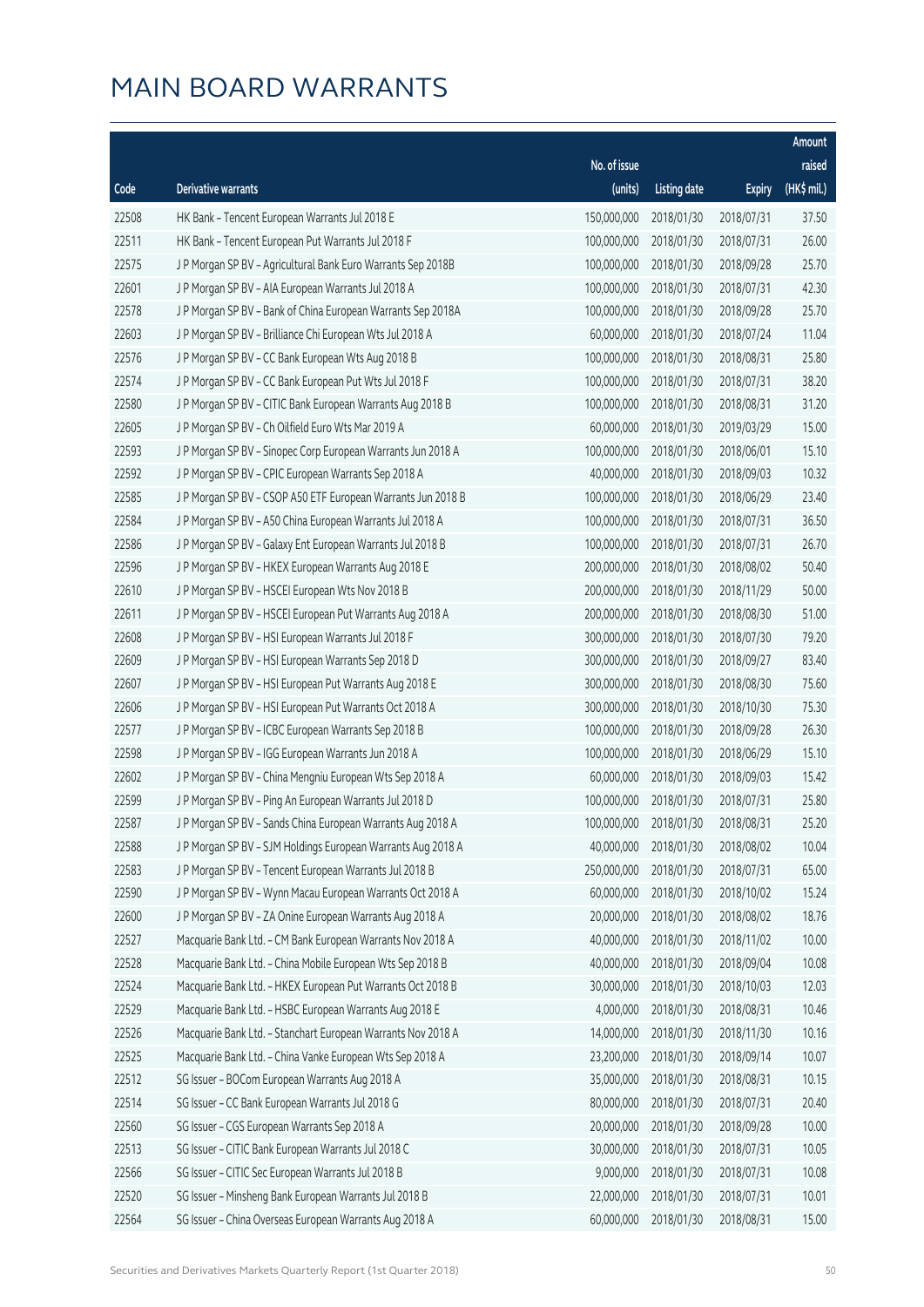# MAIN BOARD WARRANTS

| Code | Derivative warrants | No. of issue (units) | Listing date | Expiry | Amount raised (HK$ mil.) |
|---|---|---|---|---|---|
| 22508 | HK Bank – Tencent European Warrants Jul 2018 E | 150,000,000 | 2018/01/30 | 2018/07/31 | 37.50 |
| 22511 | HK Bank – Tencent European Put Warrants Jul 2018 F | 100,000,000 | 2018/01/30 | 2018/07/31 | 26.00 |
| 22575 | J P Morgan SP BV – Agricultural Bank Euro Warrants Sep 2018B | 100,000,000 | 2018/01/30 | 2018/09/28 | 25.70 |
| 22601 | J P Morgan SP BV – AIA European Warrants Jul 2018 A | 100,000,000 | 2018/01/30 | 2018/07/31 | 42.30 |
| 22578 | J P Morgan SP BV – Bank of China European Warrants Sep 2018A | 100,000,000 | 2018/01/30 | 2018/09/28 | 25.70 |
| 22603 | J P Morgan SP BV – Brilliance Chi European Wts Jul 2018 A | 60,000,000 | 2018/01/30 | 2018/07/24 | 11.04 |
| 22576 | J P Morgan SP BV – CC Bank European Wts Aug 2018 B | 100,000,000 | 2018/01/30 | 2018/08/31 | 25.80 |
| 22574 | J P Morgan SP BV – CC Bank European Put Wts Jul 2018 F | 100,000,000 | 2018/01/30 | 2018/07/31 | 38.20 |
| 22580 | J P Morgan SP BV – CITIC Bank European Warrants Aug 2018 B | 100,000,000 | 2018/01/30 | 2018/08/31 | 31.20 |
| 22605 | J P Morgan SP BV – Ch Oilfield Euro Wts Mar 2019 A | 60,000,000 | 2018/01/30 | 2019/03/29 | 15.00 |
| 22593 | J P Morgan SP BV – Sinopec Corp European Warrants Jun 2018 A | 100,000,000 | 2018/01/30 | 2018/06/01 | 15.10 |
| 22592 | J P Morgan SP BV – CPIC European Warrants Sep 2018 A | 40,000,000 | 2018/01/30 | 2018/09/03 | 10.32 |
| 22585 | J P Morgan SP BV – CSOP A50 ETF European Warrants Jun 2018 B | 100,000,000 | 2018/01/30 | 2018/06/29 | 23.40 |
| 22584 | J P Morgan SP BV – A50 China European Warrants Jul 2018 A | 100,000,000 | 2018/01/30 | 2018/07/31 | 36.50 |
| 22586 | J P Morgan SP BV – Galaxy Ent European Warrants Jul 2018 B | 100,000,000 | 2018/01/30 | 2018/07/31 | 26.70 |
| 22596 | J P Morgan SP BV – HKEX European Warrants Aug 2018 E | 200,000,000 | 2018/01/30 | 2018/08/02 | 50.40 |
| 22610 | J P Morgan SP BV – HSCEI European Wts Nov 2018 B | 200,000,000 | 2018/01/30 | 2018/11/29 | 50.00 |
| 22611 | J P Morgan SP BV – HSCEI European Put Warrants Aug 2018 A | 200,000,000 | 2018/01/30 | 2018/08/30 | 51.00 |
| 22608 | J P Morgan SP BV – HSI European Warrants Jul 2018 F | 300,000,000 | 2018/01/30 | 2018/07/30 | 79.20 |
| 22609 | J P Morgan SP BV – HSI European Warrants Sep 2018 D | 300,000,000 | 2018/01/30 | 2018/09/27 | 83.40 |
| 22607 | J P Morgan SP BV – HSI European Put Warrants Aug 2018 E | 300,000,000 | 2018/01/30 | 2018/08/30 | 75.60 |
| 22606 | J P Morgan SP BV – HSI European Put Warrants Oct 2018 A | 300,000,000 | 2018/01/30 | 2018/10/30 | 75.30 |
| 22577 | J P Morgan SP BV – ICBC European Warrants Sep 2018 B | 100,000,000 | 2018/01/30 | 2018/09/28 | 26.30 |
| 22598 | J P Morgan SP BV – IGG European Warrants Jun 2018 A | 100,000,000 | 2018/01/30 | 2018/06/29 | 15.10 |
| 22602 | J P Morgan SP BV – China Mengniu European Wts Sep 2018 A | 60,000,000 | 2018/01/30 | 2018/09/03 | 15.42 |
| 22599 | J P Morgan SP BV – Ping An European Warrants Jul 2018 D | 100,000,000 | 2018/01/30 | 2018/07/31 | 25.80 |
| 22587 | J P Morgan SP BV – Sands China European Warrants Aug 2018 A | 100,000,000 | 2018/01/30 | 2018/08/31 | 25.20 |
| 22588 | J P Morgan SP BV – SJM Holdings European Warrants Aug 2018 A | 40,000,000 | 2018/01/30 | 2018/08/02 | 10.04 |
| 22583 | J P Morgan SP BV – Tencent European Warrants Jul 2018 B | 250,000,000 | 2018/01/30 | 2018/07/31 | 65.00 |
| 22590 | J P Morgan SP BV – Wynn Macau European Warrants Oct 2018 A | 60,000,000 | 2018/01/30 | 2018/10/02 | 15.24 |
| 22600 | J P Morgan SP BV – ZA Onine European Warrants Aug 2018 A | 20,000,000 | 2018/01/30 | 2018/08/02 | 18.76 |
| 22527 | Macquarie Bank Ltd. – CM Bank European Warrants Nov 2018 A | 40,000,000 | 2018/01/30 | 2018/11/02 | 10.00 |
| 22528 | Macquarie Bank Ltd. – China Mobile European Wts Sep 2018 B | 40,000,000 | 2018/01/30 | 2018/09/04 | 10.08 |
| 22524 | Macquarie Bank Ltd. – HKEX European Put Warrants Oct 2018 B | 30,000,000 | 2018/01/30 | 2018/10/03 | 12.03 |
| 22529 | Macquarie Bank Ltd. – HSBC European Warrants Aug 2018 E | 4,000,000 | 2018/01/30 | 2018/08/31 | 10.46 |
| 22526 | Macquarie Bank Ltd. – Stanchart European Warrants Nov 2018 A | 14,000,000 | 2018/01/30 | 2018/11/30 | 10.16 |
| 22525 | Macquarie Bank Ltd. – China Vanke European Wts Sep 2018 A | 23,200,000 | 2018/01/30 | 2018/09/14 | 10.07 |
| 22512 | SG Issuer – BOCom European Warrants Aug 2018 A | 35,000,000 | 2018/01/30 | 2018/08/31 | 10.15 |
| 22514 | SG Issuer – CC Bank European Warrants Jul 2018 G | 80,000,000 | 2018/01/30 | 2018/07/31 | 20.40 |
| 22560 | SG Issuer – CGS European Warrants Sep 2018 A | 20,000,000 | 2018/01/30 | 2018/09/28 | 10.00 |
| 22513 | SG Issuer – CITIC Bank European Warrants Jul 2018 C | 30,000,000 | 2018/01/30 | 2018/07/31 | 10.05 |
| 22566 | SG Issuer – CITIC Sec European Warrants Jul 2018 B | 9,000,000 | 2018/01/30 | 2018/07/31 | 10.08 |
| 22520 | SG Issuer – Minsheng Bank European Warrants Jul 2018 B | 22,000,000 | 2018/01/30 | 2018/07/31 | 10.01 |
| 22564 | SG Issuer – China Overseas European Warrants Aug 2018 A | 60,000,000 | 2018/01/30 | 2018/08/31 | 15.00 |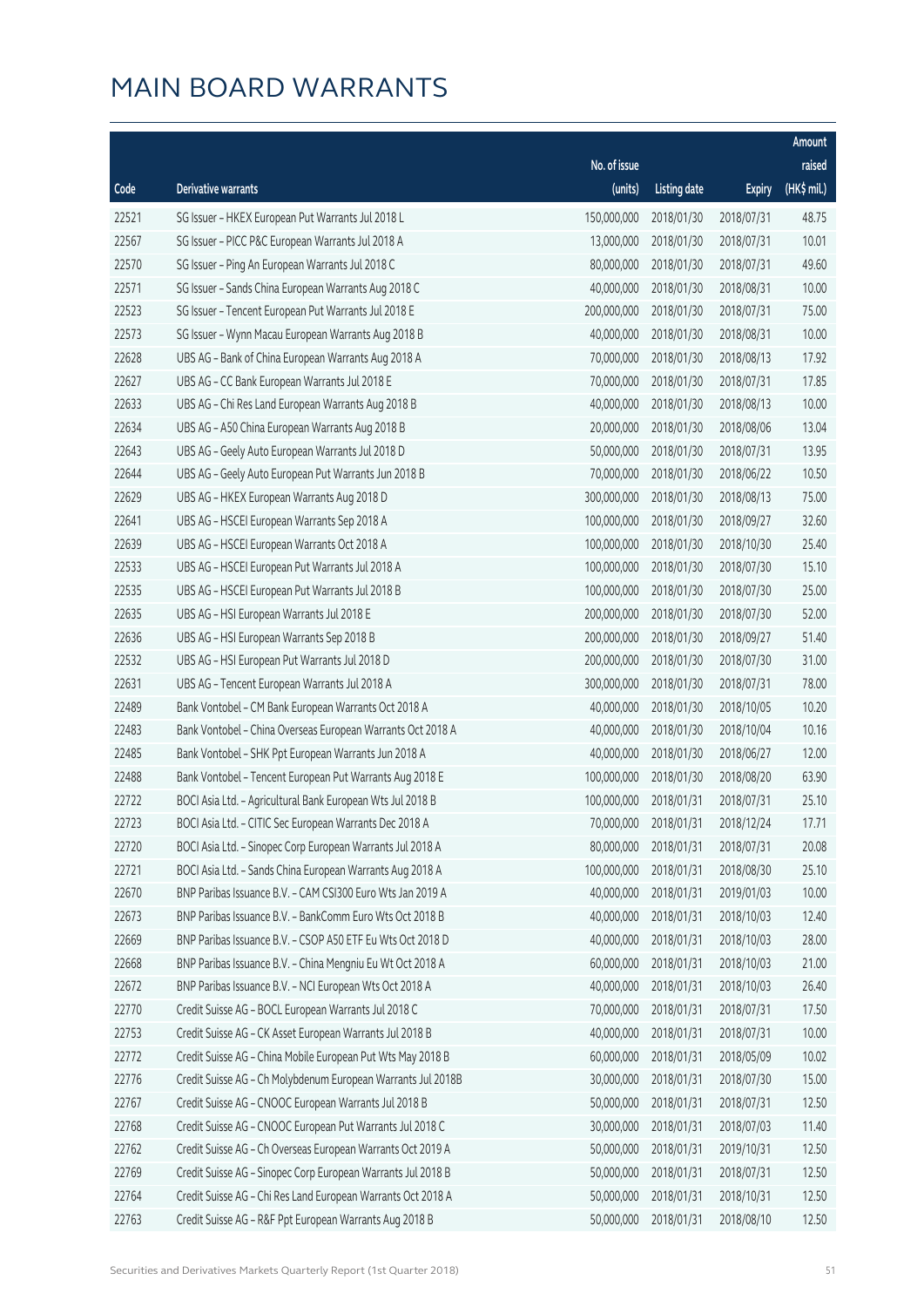# MAIN BOARD WARRANTS

| Code | Derivative warrants | No. of issue (units) | Listing date | Expiry | Amount raised (HK$ mil.) |
|---|---|---|---|---|---|
| 22521 | SG Issuer – HKEX European Put Warrants Jul 2018 L | 150,000,000 | 2018/01/30 | 2018/07/31 | 48.75 |
| 22567 | SG Issuer – PICC P&C European Warrants Jul 2018 A | 13,000,000 | 2018/01/30 | 2018/07/31 | 10.01 |
| 22570 | SG Issuer – Ping An European Warrants Jul 2018 C | 80,000,000 | 2018/01/30 | 2018/07/31 | 49.60 |
| 22571 | SG Issuer – Sands China European Warrants Aug 2018 C | 40,000,000 | 2018/01/30 | 2018/08/31 | 10.00 |
| 22523 | SG Issuer – Tencent European Put Warrants Jul 2018 E | 200,000,000 | 2018/01/30 | 2018/07/31 | 75.00 |
| 22573 | SG Issuer – Wynn Macau European Warrants Aug 2018 B | 40,000,000 | 2018/01/30 | 2018/08/31 | 10.00 |
| 22628 | UBS AG – Bank of China European Warrants Aug 2018 A | 70,000,000 | 2018/01/30 | 2018/08/13 | 17.92 |
| 22627 | UBS AG – CC Bank European Warrants Jul 2018 E | 70,000,000 | 2018/01/30 | 2018/07/31 | 17.85 |
| 22633 | UBS AG – Chi Res Land European Warrants Aug 2018 B | 40,000,000 | 2018/01/30 | 2018/08/13 | 10.00 |
| 22634 | UBS AG – A50 China European Warrants Aug 2018 B | 20,000,000 | 2018/01/30 | 2018/08/06 | 13.04 |
| 22643 | UBS AG – Geely Auto European Warrants Jul 2018 D | 50,000,000 | 2018/01/30 | 2018/07/31 | 13.95 |
| 22644 | UBS AG – Geely Auto European Put Warrants Jun 2018 B | 70,000,000 | 2018/01/30 | 2018/06/22 | 10.50 |
| 22629 | UBS AG – HKEX European Warrants Aug 2018 D | 300,000,000 | 2018/01/30 | 2018/08/13 | 75.00 |
| 22641 | UBS AG – HSCEI European Warrants Sep 2018 A | 100,000,000 | 2018/01/30 | 2018/09/27 | 32.60 |
| 22639 | UBS AG – HSCEI European Warrants Oct 2018 A | 100,000,000 | 2018/01/30 | 2018/10/30 | 25.40 |
| 22533 | UBS AG – HSCEI European Put Warrants Jul 2018 A | 100,000,000 | 2018/01/30 | 2018/07/30 | 15.10 |
| 22535 | UBS AG – HSCEI European Put Warrants Jul 2018 B | 100,000,000 | 2018/01/30 | 2018/07/30 | 25.00 |
| 22635 | UBS AG – HSI European Warrants Jul 2018 E | 200,000,000 | 2018/01/30 | 2018/07/30 | 52.00 |
| 22636 | UBS AG – HSI European Warrants Sep 2018 B | 200,000,000 | 2018/01/30 | 2018/09/27 | 51.40 |
| 22532 | UBS AG – HSI European Put Warrants Jul 2018 D | 200,000,000 | 2018/01/30 | 2018/07/30 | 31.00 |
| 22631 | UBS AG – Tencent European Warrants Jul 2018 A | 300,000,000 | 2018/01/30 | 2018/07/31 | 78.00 |
| 22489 | Bank Vontobel – CM Bank European Warrants Oct 2018 A | 40,000,000 | 2018/01/30 | 2018/10/05 | 10.20 |
| 22483 | Bank Vontobel – China Overseas European Warrants Oct 2018 A | 40,000,000 | 2018/01/30 | 2018/10/04 | 10.16 |
| 22485 | Bank Vontobel – SHK Ppt European Warrants Jun 2018 A | 40,000,000 | 2018/01/30 | 2018/06/27 | 12.00 |
| 22488 | Bank Vontobel – Tencent European Put Warrants Aug 2018 E | 100,000,000 | 2018/01/30 | 2018/08/20 | 63.90 |
| 22722 | BOCI Asia Ltd. – Agricultural Bank European Wts Jul 2018 B | 100,000,000 | 2018/01/31 | 2018/07/31 | 25.10 |
| 22723 | BOCI Asia Ltd. – CITIC Sec European Warrants Dec 2018 A | 70,000,000 | 2018/01/31 | 2018/12/24 | 17.71 |
| 22720 | BOCI Asia Ltd. – Sinopec Corp European Warrants Jul 2018 A | 80,000,000 | 2018/01/31 | 2018/07/31 | 20.08 |
| 22721 | BOCI Asia Ltd. – Sands China European Warrants Aug 2018 A | 100,000,000 | 2018/01/31 | 2018/08/30 | 25.10 |
| 22670 | BNP Paribas Issuance B.V. – CAM CSI300 Euro Wts Jan 2019 A | 40,000,000 | 2018/01/31 | 2019/01/03 | 10.00 |
| 22673 | BNP Paribas Issuance B.V. – BankComm Euro Wts Oct 2018 B | 40,000,000 | 2018/01/31 | 2018/10/03 | 12.40 |
| 22669 | BNP Paribas Issuance B.V. – CSOP A50 ETF Eu Wts Oct 2018 D | 40,000,000 | 2018/01/31 | 2018/10/03 | 28.00 |
| 22668 | BNP Paribas Issuance B.V. – China Mengniu Eu Wt Oct 2018 A | 60,000,000 | 2018/01/31 | 2018/10/03 | 21.00 |
| 22672 | BNP Paribas Issuance B.V. – NCI European Wts Oct 2018 A | 40,000,000 | 2018/01/31 | 2018/10/03 | 26.40 |
| 22770 | Credit Suisse AG – BOCL European Warrants Jul 2018 C | 70,000,000 | 2018/01/31 | 2018/07/31 | 17.50 |
| 22753 | Credit Suisse AG – CK Asset European Warrants Jul 2018 B | 40,000,000 | 2018/01/31 | 2018/07/31 | 10.00 |
| 22772 | Credit Suisse AG – China Mobile European Put Wts May 2018 B | 60,000,000 | 2018/01/31 | 2018/05/09 | 10.02 |
| 22776 | Credit Suisse AG – Ch Molybdenum European Warrants Jul 2018B | 30,000,000 | 2018/01/31 | 2018/07/30 | 15.00 |
| 22767 | Credit Suisse AG – CNOOC European Warrants Jul 2018 B | 50,000,000 | 2018/01/31 | 2018/07/31 | 12.50 |
| 22768 | Credit Suisse AG – CNOOC European Put Warrants Jul 2018 C | 30,000,000 | 2018/01/31 | 2018/07/03 | 11.40 |
| 22762 | Credit Suisse AG – Ch Overseas European Warrants Oct 2019 A | 50,000,000 | 2018/01/31 | 2019/10/31 | 12.50 |
| 22769 | Credit Suisse AG – Sinopec Corp European Warrants Jul 2018 B | 50,000,000 | 2018/01/31 | 2018/07/31 | 12.50 |
| 22764 | Credit Suisse AG – Chi Res Land European Warrants Oct 2018 A | 50,000,000 | 2018/01/31 | 2018/10/31 | 12.50 |
| 22763 | Credit Suisse AG – R&F Ppt European Warrants Aug 2018 B | 50,000,000 | 2018/01/31 | 2018/08/10 | 12.50 |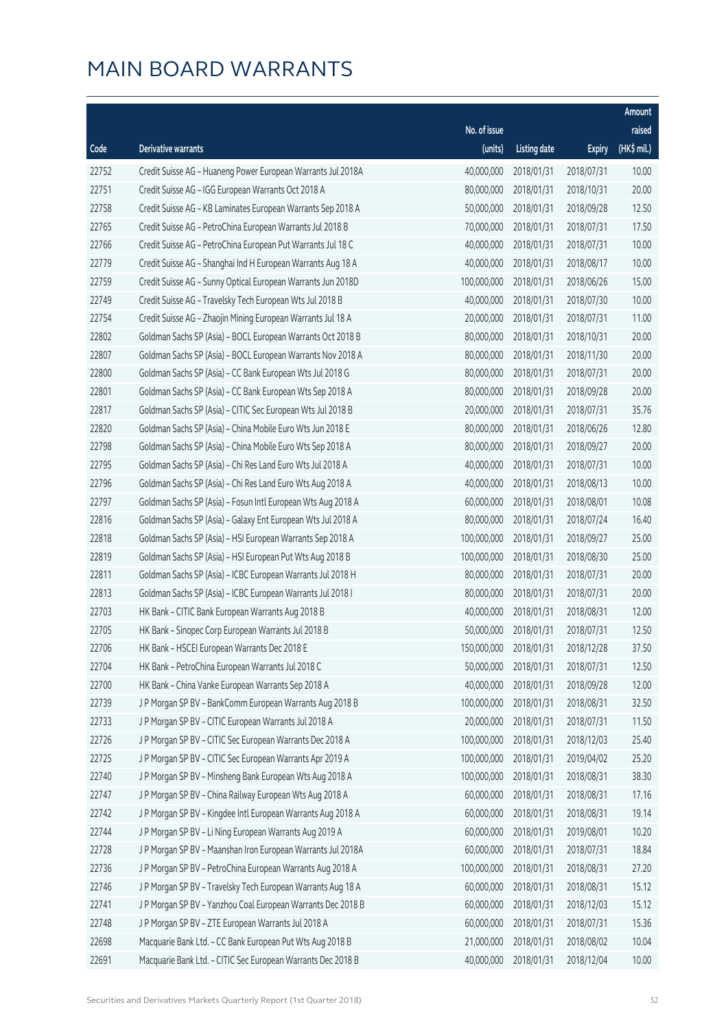# MAIN BOARD WARRANTS

| Code | Derivative warrants | No. of issue (units) | Listing date | Expiry | Amount raised (HK$ mil.) |
|---|---|---|---|---|---|
| 22752 | Credit Suisse AG – Huaneng Power European Warrants Jul 2018A | 40,000,000 | 2018/01/31 | 2018/07/31 | 10.00 |
| 22751 | Credit Suisse AG – IGG European Warrants Oct 2018 A | 80,000,000 | 2018/01/31 | 2018/10/31 | 20.00 |
| 22758 | Credit Suisse AG – KB Laminates European Warrants Sep 2018 A | 50,000,000 | 2018/01/31 | 2018/09/28 | 12.50 |
| 22765 | Credit Suisse AG – PetroChina European Warrants Jul 2018 B | 70,000,000 | 2018/01/31 | 2018/07/31 | 17.50 |
| 22766 | Credit Suisse AG – PetroChina European Put Warrants Jul 18 C | 40,000,000 | 2018/01/31 | 2018/07/31 | 10.00 |
| 22779 | Credit Suisse AG – Shanghai Ind H European Warrants Aug 18 A | 40,000,000 | 2018/01/31 | 2018/08/17 | 10.00 |
| 22759 | Credit Suisse AG – Sunny Optical European Warrants Jun 2018D | 100,000,000 | 2018/01/31 | 2018/06/26 | 15.00 |
| 22749 | Credit Suisse AG – Travelsky Tech European Wts Jul 2018 B | 40,000,000 | 2018/01/31 | 2018/07/30 | 10.00 |
| 22754 | Credit Suisse AG – Zhaojin Mining European Warrants Jul 18 A | 20,000,000 | 2018/01/31 | 2018/07/31 | 11.00 |
| 22802 | Goldman Sachs SP (Asia) – BOCL European Warrants Oct 2018 B | 80,000,000 | 2018/01/31 | 2018/10/31 | 20.00 |
| 22807 | Goldman Sachs SP (Asia) – BOCL European Warrants Nov 2018 A | 80,000,000 | 2018/01/31 | 2018/11/30 | 20.00 |
| 22800 | Goldman Sachs SP (Asia) – CC Bank European Wts Jul 2018 G | 80,000,000 | 2018/01/31 | 2018/07/31 | 20.00 |
| 22801 | Goldman Sachs SP (Asia) – CC Bank European Wts Sep 2018 A | 80,000,000 | 2018/01/31 | 2018/09/28 | 20.00 |
| 22817 | Goldman Sachs SP (Asia) – CITIC Sec European Wts Jul 2018 B | 20,000,000 | 2018/01/31 | 2018/07/31 | 35.76 |
| 22820 | Goldman Sachs SP (Asia) – China Mobile Euro Wts Jun 2018 E | 80,000,000 | 2018/01/31 | 2018/06/26 | 12.80 |
| 22798 | Goldman Sachs SP (Asia) – China Mobile Euro Wts Sep 2018 A | 80,000,000 | 2018/01/31 | 2018/09/27 | 20.00 |
| 22795 | Goldman Sachs SP (Asia) – Chi Res Land Euro Wts Jul 2018 A | 40,000,000 | 2018/01/31 | 2018/07/31 | 10.00 |
| 22796 | Goldman Sachs SP (Asia) – Chi Res Land Euro Wts Aug 2018 A | 40,000,000 | 2018/01/31 | 2018/08/13 | 10.00 |
| 22797 | Goldman Sachs SP (Asia) – Fosun Intl European Wts Aug 2018 A | 60,000,000 | 2018/01/31 | 2018/08/01 | 10.08 |
| 22816 | Goldman Sachs SP (Asia) – Galaxy Ent European Wts Jul 2018 A | 80,000,000 | 2018/01/31 | 2018/07/24 | 16.40 |
| 22818 | Goldman Sachs SP (Asia) – HSI European Warrants Sep 2018 A | 100,000,000 | 2018/01/31 | 2018/09/27 | 25.00 |
| 22819 | Goldman Sachs SP (Asia) – HSI European Put Wts Aug 2018 B | 100,000,000 | 2018/01/31 | 2018/08/30 | 25.00 |
| 22811 | Goldman Sachs SP (Asia) – ICBC European Warrants Jul 2018 H | 80,000,000 | 2018/01/31 | 2018/07/31 | 20.00 |
| 22813 | Goldman Sachs SP (Asia) – ICBC European Warrants Jul 2018 I | 80,000,000 | 2018/01/31 | 2018/07/31 | 20.00 |
| 22703 | HK Bank – CITIC Bank European Warrants Aug 2018 B | 40,000,000 | 2018/01/31 | 2018/08/31 | 12.00 |
| 22705 | HK Bank – Sinopec Corp European Warrants Jul 2018 B | 50,000,000 | 2018/01/31 | 2018/07/31 | 12.50 |
| 22706 | HK Bank – HSCEI European Warrants Dec 2018 E | 150,000,000 | 2018/01/31 | 2018/12/28 | 37.50 |
| 22704 | HK Bank – PetroChina European Warrants Jul 2018 C | 50,000,000 | 2018/01/31 | 2018/07/31 | 12.50 |
| 22700 | HK Bank – China Vanke European Warrants Sep 2018 A | 40,000,000 | 2018/01/31 | 2018/09/28 | 12.00 |
| 22739 | J P Morgan SP BV – BankComm European Warrants Aug 2018 B | 100,000,000 | 2018/01/31 | 2018/08/31 | 32.50 |
| 22733 | J P Morgan SP BV – CITIC European Warrants Jul 2018 A | 20,000,000 | 2018/01/31 | 2018/07/31 | 11.50 |
| 22726 | J P Morgan SP BV – CITIC Sec European Warrants Dec 2018 A | 100,000,000 | 2018/01/31 | 2018/12/03 | 25.40 |
| 22725 | J P Morgan SP BV – CITIC Sec European Warrants Apr 2019 A | 100,000,000 | 2018/01/31 | 2019/04/02 | 25.20 |
| 22740 | J P Morgan SP BV – Minsheng Bank European Wts Aug 2018 A | 100,000,000 | 2018/01/31 | 2018/08/31 | 38.30 |
| 22747 | J P Morgan SP BV – China Railway European Wts Aug 2018 A | 60,000,000 | 2018/01/31 | 2018/08/31 | 17.16 |
| 22742 | J P Morgan SP BV – Kingdee Intl European Warrants Aug 2018 A | 60,000,000 | 2018/01/31 | 2018/08/31 | 19.14 |
| 22744 | J P Morgan SP BV – Li Ning European Warrants Aug 2019 A | 60,000,000 | 2018/01/31 | 2019/08/01 | 10.20 |
| 22728 | J P Morgan SP BV – Maanshan Iron European Warrants Jul 2018A | 60,000,000 | 2018/01/31 | 2018/07/31 | 18.84 |
| 22736 | J P Morgan SP BV – PetroChina European Warrants Aug 2018 A | 100,000,000 | 2018/01/31 | 2018/08/31 | 27.20 |
| 22746 | J P Morgan SP BV – Travelsky Tech European Warrants Aug 18 A | 60,000,000 | 2018/01/31 | 2018/08/31 | 15.12 |
| 22741 | J P Morgan SP BV – Yanzhou Coal European Warrants Dec 2018 B | 60,000,000 | 2018/01/31 | 2018/12/03 | 15.12 |
| 22748 | J P Morgan SP BV – ZTE European Warrants Jul 2018 A | 60,000,000 | 2018/01/31 | 2018/07/31 | 15.36 |
| 22698 | Macquarie Bank Ltd. – CC Bank European Put Wts Aug 2018 B | 21,000,000 | 2018/01/31 | 2018/08/02 | 10.04 |
| 22691 | Macquarie Bank Ltd. – CITIC Sec European Warrants Dec 2018 B | 40,000,000 | 2018/01/31 | 2018/12/04 | 10.00 |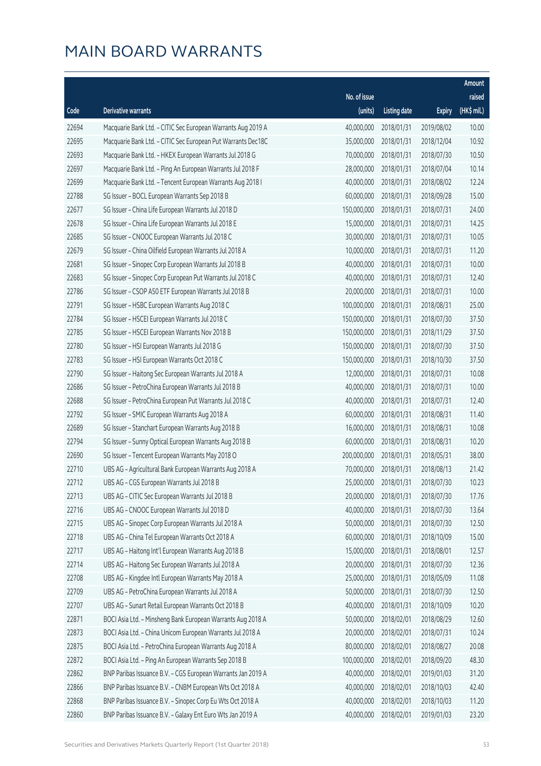# MAIN BOARD WARRANTS

| Code | Derivative warrants | No. of issue (units) | Listing date | Expiry | Amount raised (HK$ mil.) |
|---|---|---|---|---|---|
| 22694 | Macquarie Bank Ltd. - CITIC Sec European Warrants Aug 2019 A | 40,000,000 | 2018/01/31 | 2019/08/02 | 10.00 |
| 22695 | Macquarie Bank Ltd. - CITIC Sec European Put Warrants Dec18C | 35,000,000 | 2018/01/31 | 2018/12/04 | 10.92 |
| 22693 | Macquarie Bank Ltd. - HKEX European Warrants Jul 2018 G | 70,000,000 | 2018/01/31 | 2018/07/30 | 10.50 |
| 22697 | Macquarie Bank Ltd. - Ping An European Warrants Jul 2018 F | 28,000,000 | 2018/01/31 | 2018/07/04 | 10.14 |
| 22699 | Macquarie Bank Ltd. - Tencent European Warrants Aug 2018 I | 40,000,000 | 2018/01/31 | 2018/08/02 | 12.24 |
| 22788 | SG Issuer - BOCL European Warrants Sep 2018 B | 60,000,000 | 2018/01/31 | 2018/09/28 | 15.00 |
| 22677 | SG Issuer - China Life European Warrants Jul 2018 D | 150,000,000 | 2018/01/31 | 2018/07/31 | 24.00 |
| 22678 | SG Issuer - China Life European Warrants Jul 2018 E | 15,000,000 | 2018/01/31 | 2018/07/31 | 14.25 |
| 22685 | SG Issuer - CNOOC European Warrants Jul 2018 C | 30,000,000 | 2018/01/31 | 2018/07/31 | 10.05 |
| 22679 | SG Issuer - China Oilfield European Warrants Jul 2018 A | 10,000,000 | 2018/01/31 | 2018/07/31 | 11.20 |
| 22681 | SG Issuer - Sinopec Corp European Warrants Jul 2018 B | 40,000,000 | 2018/01/31 | 2018/07/31 | 10.00 |
| 22683 | SG Issuer - Sinopec Corp European Put Warrants Jul 2018 C | 40,000,000 | 2018/01/31 | 2018/07/31 | 12.40 |
| 22786 | SG Issuer - CSOP A50 ETF European Warrants Jul 2018 B | 20,000,000 | 2018/01/31 | 2018/07/31 | 10.00 |
| 22791 | SG Issuer - HSBC European Warrants Aug 2018 C | 100,000,000 | 2018/01/31 | 2018/08/31 | 25.00 |
| 22784 | SG Issuer - HSCEI European Warrants Jul 2018 C | 150,000,000 | 2018/01/31 | 2018/07/30 | 37.50 |
| 22785 | SG Issuer - HSCEI European Warrants Nov 2018 B | 150,000,000 | 2018/01/31 | 2018/11/29 | 37.50 |
| 22780 | SG Issuer - HSI European Warrants Jul 2018 G | 150,000,000 | 2018/01/31 | 2018/07/30 | 37.50 |
| 22783 | SG Issuer - HSI European Warrants Oct 2018 C | 150,000,000 | 2018/01/31 | 2018/10/30 | 37.50 |
| 22790 | SG Issuer - Haitong Sec European Warrants Jul 2018 A | 12,000,000 | 2018/01/31 | 2018/07/31 | 10.08 |
| 22686 | SG Issuer - PetroChina European Warrants Jul 2018 B | 40,000,000 | 2018/01/31 | 2018/07/31 | 10.00 |
| 22688 | SG Issuer - PetroChina European Put Warrants Jul 2018 C | 40,000,000 | 2018/01/31 | 2018/07/31 | 12.40 |
| 22792 | SG Issuer - SMIC European Warrants Aug 2018 A | 60,000,000 | 2018/01/31 | 2018/08/31 | 11.40 |
| 22689 | SG Issuer - Stanchart European Warrants Aug 2018 B | 16,000,000 | 2018/01/31 | 2018/08/31 | 10.08 |
| 22794 | SG Issuer - Sunny Optical European Warrants Aug 2018 B | 60,000,000 | 2018/01/31 | 2018/08/31 | 10.20 |
| 22690 | SG Issuer - Tencent European Warrants May 2018 O | 200,000,000 | 2018/01/31 | 2018/05/31 | 38.00 |
| 22710 | UBS AG - Agricultural Bank European Warrants Aug 2018 A | 70,000,000 | 2018/01/31 | 2018/08/13 | 21.42 |
| 22712 | UBS AG - CGS European Warrants Jul 2018 B | 25,000,000 | 2018/01/31 | 2018/07/30 | 10.23 |
| 22713 | UBS AG - CITIC Sec European Warrants Jul 2018 B | 20,000,000 | 2018/01/31 | 2018/07/30 | 17.76 |
| 22716 | UBS AG - CNOOC European Warrants Jul 2018 D | 40,000,000 | 2018/01/31 | 2018/07/30 | 13.64 |
| 22715 | UBS AG - Sinopec Corp European Warrants Jul 2018 A | 50,000,000 | 2018/01/31 | 2018/07/30 | 12.50 |
| 22718 | UBS AG - China Tel European Warrants Oct 2018 A | 60,000,000 | 2018/01/31 | 2018/10/09 | 15.00 |
| 22717 | UBS AG - Haitong Int'l European Warrants Aug 2018 B | 15,000,000 | 2018/01/31 | 2018/08/01 | 12.57 |
| 22714 | UBS AG - Haitong Sec European Warrants Jul 2018 A | 20,000,000 | 2018/01/31 | 2018/07/30 | 12.36 |
| 22708 | UBS AG - Kingdee Intl European Warrants May 2018 A | 25,000,000 | 2018/01/31 | 2018/05/09 | 11.08 |
| 22709 | UBS AG - PetroChina European Warrants Jul 2018 A | 50,000,000 | 2018/01/31 | 2018/07/30 | 12.50 |
| 22707 | UBS AG - Sunart Retail European Warrants Oct 2018 B | 40,000,000 | 2018/01/31 | 2018/10/09 | 10.20 |
| 22871 | BOCI Asia Ltd. - Minsheng Bank European Warrants Aug 2018 A | 50,000,000 | 2018/02/01 | 2018/08/29 | 12.60 |
| 22873 | BOCI Asia Ltd. - China Unicom European Warrants Jul 2018 A | 20,000,000 | 2018/02/01 | 2018/07/31 | 10.24 |
| 22875 | BOCI Asia Ltd. - PetroChina European Warrants Aug 2018 A | 80,000,000 | 2018/02/01 | 2018/08/27 | 20.08 |
| 22872 | BOCI Asia Ltd. - Ping An European Warrants Sep 2018 B | 100,000,000 | 2018/02/01 | 2018/09/20 | 48.30 |
| 22862 | BNP Paribas Issuance B.V. - CGS European Warrants Jan 2019 A | 40,000,000 | 2018/02/01 | 2019/01/03 | 31.20 |
| 22866 | BNP Paribas Issuance B.V. - CNBM European Wts Oct 2018 A | 40,000,000 | 2018/02/01 | 2018/10/03 | 42.40 |
| 22868 | BNP Paribas Issuance B.V. - Sinopec Corp Eu Wts Oct 2018 A | 40,000,000 | 2018/02/01 | 2018/10/03 | 11.20 |
| 22860 | BNP Paribas Issuance B.V. - Galaxy Ent Euro Wts Jan 2019 A | 40,000,000 | 2018/02/01 | 2019/01/03 | 23.20 |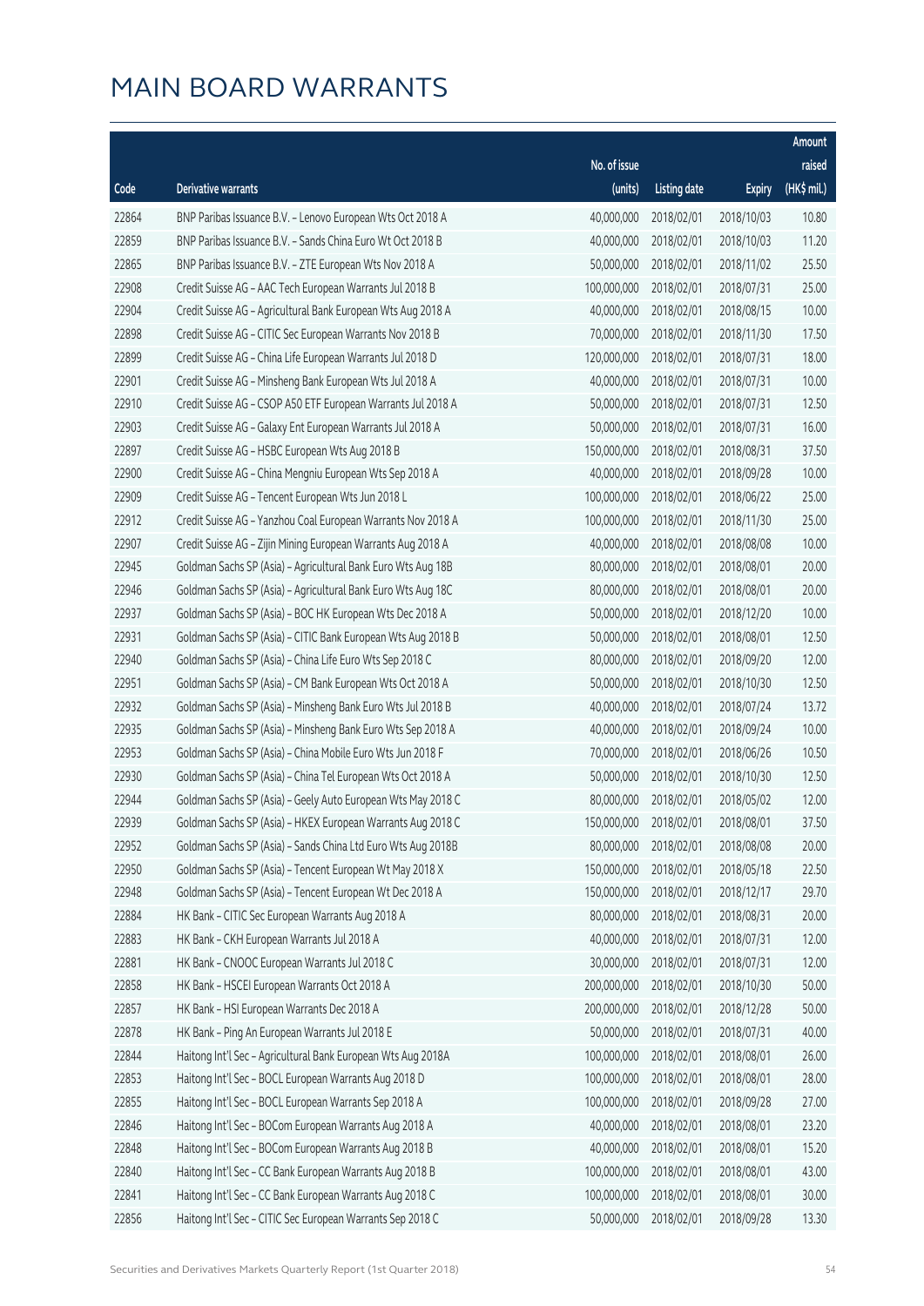# MAIN BOARD WARRANTS

| Code | Derivative warrants | No. of issue (units) | Listing date | Expiry | Amount raised (HK$ mil.) |
|---|---|---|---|---|---|
| 22864 | BNP Paribas Issuance B.V. – Lenovo European Wts Oct 2018 A | 40,000,000 | 2018/02/01 | 2018/10/03 | 10.80 |
| 22859 | BNP Paribas Issuance B.V. – Sands China Euro Wt Oct 2018 B | 40,000,000 | 2018/02/01 | 2018/10/03 | 11.20 |
| 22865 | BNP Paribas Issuance B.V. – ZTE European Wts Nov 2018 A | 50,000,000 | 2018/02/01 | 2018/11/02 | 25.50 |
| 22908 | Credit Suisse AG – AAC Tech European Warrants Jul 2018 B | 100,000,000 | 2018/02/01 | 2018/07/31 | 25.00 |
| 22904 | Credit Suisse AG – Agricultural Bank European Wts Aug 2018 A | 40,000,000 | 2018/02/01 | 2018/08/15 | 10.00 |
| 22898 | Credit Suisse AG – CITIC Sec European Warrants Nov 2018 B | 70,000,000 | 2018/02/01 | 2018/11/30 | 17.50 |
| 22899 | Credit Suisse AG – China Life European Warrants Jul 2018 D | 120,000,000 | 2018/02/01 | 2018/07/31 | 18.00 |
| 22901 | Credit Suisse AG – Minsheng Bank European Wts Jul 2018 A | 40,000,000 | 2018/02/01 | 2018/07/31 | 10.00 |
| 22910 | Credit Suisse AG – CSOP A50 ETF European Warrants Jul 2018 A | 50,000,000 | 2018/02/01 | 2018/07/31 | 12.50 |
| 22903 | Credit Suisse AG – Galaxy Ent European Warrants Jul 2018 A | 50,000,000 | 2018/02/01 | 2018/07/31 | 16.00 |
| 22897 | Credit Suisse AG – HSBC European Wts Aug 2018 B | 150,000,000 | 2018/02/01 | 2018/08/31 | 37.50 |
| 22900 | Credit Suisse AG – China Mengniu European Wts Sep 2018 A | 40,000,000 | 2018/02/01 | 2018/09/28 | 10.00 |
| 22909 | Credit Suisse AG – Tencent European Wts Jun 2018 L | 100,000,000 | 2018/02/01 | 2018/06/22 | 25.00 |
| 22912 | Credit Suisse AG – Yanzhou Coal European Warrants Nov 2018 A | 100,000,000 | 2018/02/01 | 2018/11/30 | 25.00 |
| 22907 | Credit Suisse AG – Zijin Mining European Warrants Aug 2018 A | 40,000,000 | 2018/02/01 | 2018/08/08 | 10.00 |
| 22945 | Goldman Sachs SP (Asia) – Agricultural Bank Euro Wts Aug 18B | 80,000,000 | 2018/02/01 | 2018/08/01 | 20.00 |
| 22946 | Goldman Sachs SP (Asia) – Agricultural Bank Euro Wts Aug 18C | 80,000,000 | 2018/02/01 | 2018/08/01 | 20.00 |
| 22937 | Goldman Sachs SP (Asia) – BOC HK European Wts Dec 2018 A | 50,000,000 | 2018/02/01 | 2018/12/20 | 10.00 |
| 22931 | Goldman Sachs SP (Asia) – CITIC Bank European Wts Aug 2018 B | 50,000,000 | 2018/02/01 | 2018/08/01 | 12.50 |
| 22940 | Goldman Sachs SP (Asia) – China Life Euro Wts Sep 2018 C | 80,000,000 | 2018/02/01 | 2018/09/20 | 12.00 |
| 22951 | Goldman Sachs SP (Asia) – CM Bank European Wts Oct 2018 A | 50,000,000 | 2018/02/01 | 2018/10/30 | 12.50 |
| 22932 | Goldman Sachs SP (Asia) – Minsheng Bank Euro Wts Jul 2018 B | 40,000,000 | 2018/02/01 | 2018/07/24 | 13.72 |
| 22935 | Goldman Sachs SP (Asia) – Minsheng Bank Euro Wts Sep 2018 A | 40,000,000 | 2018/02/01 | 2018/09/24 | 10.00 |
| 22953 | Goldman Sachs SP (Asia) – China Mobile Euro Wts Jun 2018 F | 70,000,000 | 2018/02/01 | 2018/06/26 | 10.50 |
| 22930 | Goldman Sachs SP (Asia) – China Tel European Wts Oct 2018 A | 50,000,000 | 2018/02/01 | 2018/10/30 | 12.50 |
| 22944 | Goldman Sachs SP (Asia) – Geely Auto European Wts May 2018 C | 80,000,000 | 2018/02/01 | 2018/05/02 | 12.00 |
| 22939 | Goldman Sachs SP (Asia) – HKEX European Warrants Aug 2018 C | 150,000,000 | 2018/02/01 | 2018/08/01 | 37.50 |
| 22952 | Goldman Sachs SP (Asia) – Sands China Ltd Euro Wts Aug 2018B | 80,000,000 | 2018/02/01 | 2018/08/08 | 20.00 |
| 22950 | Goldman Sachs SP (Asia) – Tencent European Wt May 2018 X | 150,000,000 | 2018/02/01 | 2018/05/18 | 22.50 |
| 22948 | Goldman Sachs SP (Asia) – Tencent European Wt Dec 2018 A | 150,000,000 | 2018/02/01 | 2018/12/17 | 29.70 |
| 22884 | HK Bank – CITIC Sec European Warrants Aug 2018 A | 80,000,000 | 2018/02/01 | 2018/08/31 | 20.00 |
| 22883 | HK Bank – CKH European Warrants Jul 2018 A | 40,000,000 | 2018/02/01 | 2018/07/31 | 12.00 |
| 22881 | HK Bank – CNOOC European Warrants Jul 2018 C | 30,000,000 | 2018/02/01 | 2018/07/31 | 12.00 |
| 22858 | HK Bank – HSCEI European Warrants Oct 2018 A | 200,000,000 | 2018/02/01 | 2018/10/30 | 50.00 |
| 22857 | HK Bank – HSI European Warrants Dec 2018 A | 200,000,000 | 2018/02/01 | 2018/12/28 | 50.00 |
| 22878 | HK Bank – Ping An European Warrants Jul 2018 E | 50,000,000 | 2018/02/01 | 2018/07/31 | 40.00 |
| 22844 | Haitong Int'l Sec – Agricultural Bank European Wts Aug 2018A | 100,000,000 | 2018/02/01 | 2018/08/01 | 26.00 |
| 22853 | Haitong Int'l Sec – BOCL European Warrants Aug 2018 D | 100,000,000 | 2018/02/01 | 2018/08/01 | 28.00 |
| 22855 | Haitong Int'l Sec – BOCL European Warrants Sep 2018 A | 100,000,000 | 2018/02/01 | 2018/09/28 | 27.00 |
| 22846 | Haitong Int'l Sec – BOCom European Warrants Aug 2018 A | 40,000,000 | 2018/02/01 | 2018/08/01 | 23.20 |
| 22848 | Haitong Int'l Sec – BOCom European Warrants Aug 2018 B | 40,000,000 | 2018/02/01 | 2018/08/01 | 15.20 |
| 22840 | Haitong Int'l Sec – CC Bank European Warrants Aug 2018 B | 100,000,000 | 2018/02/01 | 2018/08/01 | 43.00 |
| 22841 | Haitong Int'l Sec – CC Bank European Warrants Aug 2018 C | 100,000,000 | 2018/02/01 | 2018/08/01 | 30.00 |
| 22856 | Haitong Int'l Sec – CITIC Sec European Warrants Sep 2018 C | 50,000,000 | 2018/02/01 | 2018/09/28 | 13.30 |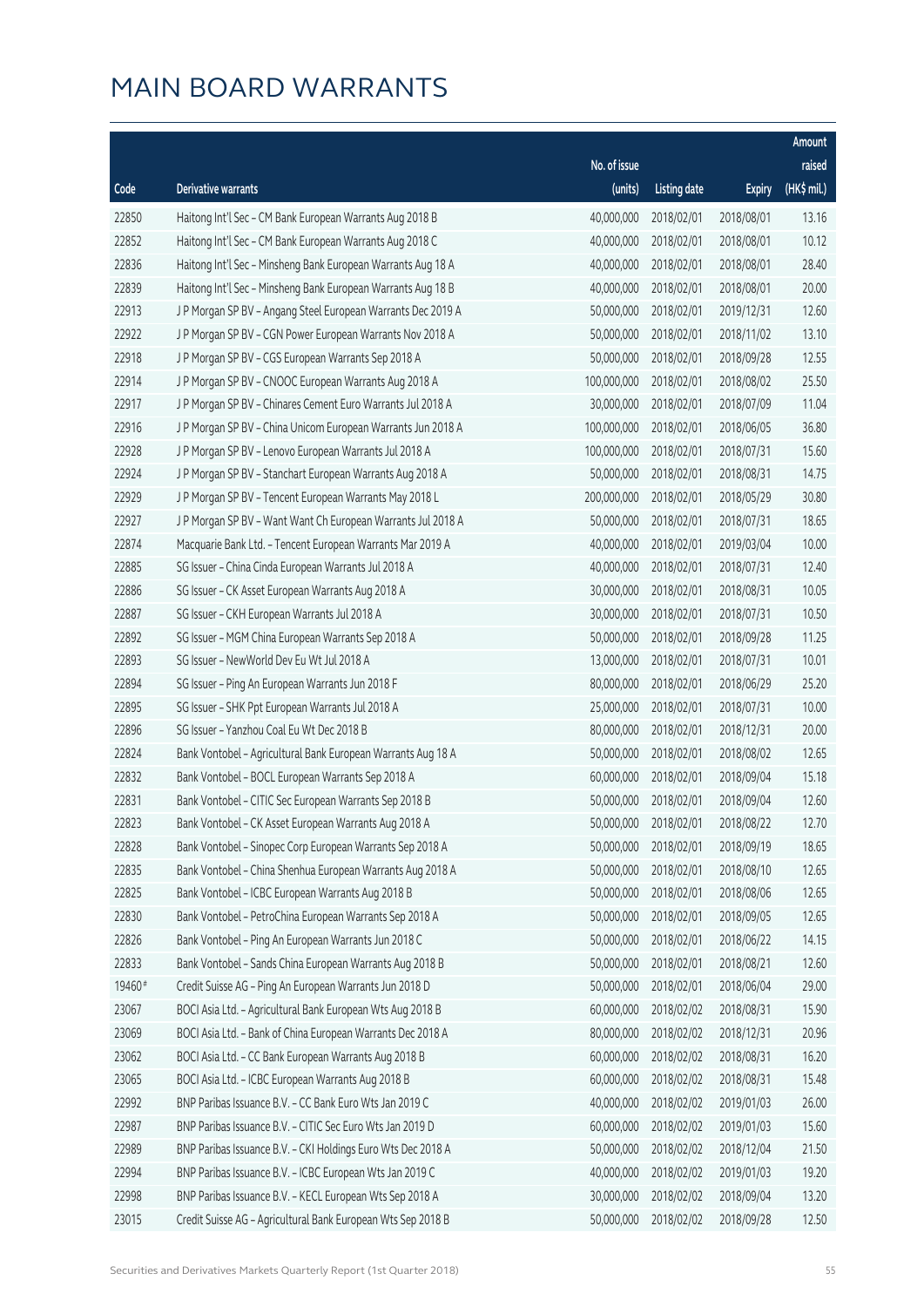# MAIN BOARD WARRANTS

| Code | Derivative warrants | No. of issue (units) | Listing date | Expiry | Amount raised (HK$ mil.) |
|---|---|---|---|---|---|
| 22850 | Haitong Int'l Sec – CM Bank European Warrants Aug 2018 B | 40,000,000 | 2018/02/01 | 2018/08/01 | 13.16 |
| 22852 | Haitong Int'l Sec – CM Bank European Warrants Aug 2018 C | 40,000,000 | 2018/02/01 | 2018/08/01 | 10.12 |
| 22836 | Haitong Int'l Sec – Minsheng Bank European Warrants Aug 18 A | 40,000,000 | 2018/02/01 | 2018/08/01 | 28.40 |
| 22839 | Haitong Int'l Sec – Minsheng Bank European Warrants Aug 18 B | 40,000,000 | 2018/02/01 | 2018/08/01 | 20.00 |
| 22913 | J P Morgan SP BV – Angang Steel European Warrants Dec 2019 A | 50,000,000 | 2018/02/01 | 2019/12/31 | 12.60 |
| 22922 | J P Morgan SP BV – CGN Power European Warrants Nov 2018 A | 50,000,000 | 2018/02/01 | 2018/11/02 | 13.10 |
| 22918 | J P Morgan SP BV – CGS European Warrants Sep 2018 A | 50,000,000 | 2018/02/01 | 2018/09/28 | 12.55 |
| 22914 | J P Morgan SP BV – CNOOC European Warrants Aug 2018 A | 100,000,000 | 2018/02/01 | 2018/08/02 | 25.50 |
| 22917 | J P Morgan SP BV – Chinares Cement Euro Warrants Jul 2018 A | 30,000,000 | 2018/02/01 | 2018/07/09 | 11.04 |
| 22916 | J P Morgan SP BV – China Unicom European Warrants Jun 2018 A | 100,000,000 | 2018/02/01 | 2018/06/05 | 36.80 |
| 22928 | J P Morgan SP BV – Lenovo European Warrants Jul 2018 A | 100,000,000 | 2018/02/01 | 2018/07/31 | 15.60 |
| 22924 | J P Morgan SP BV – Stanchart European Warrants Aug 2018 A | 50,000,000 | 2018/02/01 | 2018/08/31 | 14.75 |
| 22929 | J P Morgan SP BV – Tencent European Warrants May 2018 L | 200,000,000 | 2018/02/01 | 2018/05/29 | 30.80 |
| 22927 | J P Morgan SP BV – Want Want Ch European Warrants Jul 2018 A | 50,000,000 | 2018/02/01 | 2018/07/31 | 18.65 |
| 22874 | Macquarie Bank Ltd. – Tencent European Warrants Mar 2019 A | 40,000,000 | 2018/02/01 | 2019/03/04 | 10.00 |
| 22885 | SG Issuer – China Cinda European Warrants Jul 2018 A | 40,000,000 | 2018/02/01 | 2018/07/31 | 12.40 |
| 22886 | SG Issuer – CK Asset European Warrants Aug 2018 A | 30,000,000 | 2018/02/01 | 2018/08/31 | 10.05 |
| 22887 | SG Issuer – CKH European Warrants Jul 2018 A | 30,000,000 | 2018/02/01 | 2018/07/31 | 10.50 |
| 22892 | SG Issuer – MGM China European Warrants Sep 2018 A | 50,000,000 | 2018/02/01 | 2018/09/28 | 11.25 |
| 22893 | SG Issuer – NewWorld Dev Eu Wt Jul 2018 A | 13,000,000 | 2018/02/01 | 2018/07/31 | 10.01 |
| 22894 | SG Issuer – Ping An European Warrants Jun 2018 F | 80,000,000 | 2018/02/01 | 2018/06/29 | 25.20 |
| 22895 | SG Issuer – SHK Ppt European Warrants Jul 2018 A | 25,000,000 | 2018/02/01 | 2018/07/31 | 10.00 |
| 22896 | SG Issuer – Yanzhou Coal Eu Wt Dec 2018 B | 80,000,000 | 2018/02/01 | 2018/12/31 | 20.00 |
| 22824 | Bank Vontobel – Agricultural Bank European Warrants Aug 18 A | 50,000,000 | 2018/02/01 | 2018/08/02 | 12.65 |
| 22832 | Bank Vontobel – BOCL European Warrants Sep 2018 A | 60,000,000 | 2018/02/01 | 2018/09/04 | 15.18 |
| 22831 | Bank Vontobel – CITIC Sec European Warrants Sep 2018 B | 50,000,000 | 2018/02/01 | 2018/09/04 | 12.60 |
| 22823 | Bank Vontobel – CK Asset European Warrants Aug 2018 A | 50,000,000 | 2018/02/01 | 2018/08/22 | 12.70 |
| 22828 | Bank Vontobel – Sinopec Corp European Warrants Sep 2018 A | 50,000,000 | 2018/02/01 | 2018/09/19 | 18.65 |
| 22835 | Bank Vontobel – China Shenhua European Warrants Aug 2018 A | 50,000,000 | 2018/02/01 | 2018/08/10 | 12.65 |
| 22825 | Bank Vontobel – ICBC European Warrants Aug 2018 B | 50,000,000 | 2018/02/01 | 2018/08/06 | 12.65 |
| 22830 | Bank Vontobel – PetroChina European Warrants Sep 2018 A | 50,000,000 | 2018/02/01 | 2018/09/05 | 12.65 |
| 22826 | Bank Vontobel – Ping An European Warrants Jun 2018 C | 50,000,000 | 2018/02/01 | 2018/06/22 | 14.15 |
| 22833 | Bank Vontobel – Sands China European Warrants Aug 2018 B | 50,000,000 | 2018/02/01 | 2018/08/21 | 12.60 |
| 19460# | Credit Suisse AG – Ping An European Warrants Jun 2018 D | 50,000,000 | 2018/02/01 | 2018/06/04 | 29.00 |
| 23067 | BOCI Asia Ltd. – Agricultural Bank European Wts Aug 2018 B | 60,000,000 | 2018/02/02 | 2018/08/31 | 15.90 |
| 23069 | BOCI Asia Ltd. – Bank of China European Warrants Dec 2018 A | 80,000,000 | 2018/02/02 | 2018/12/31 | 20.96 |
| 23062 | BOCI Asia Ltd. – CC Bank European Warrants Aug 2018 B | 60,000,000 | 2018/02/02 | 2018/08/31 | 16.20 |
| 23065 | BOCI Asia Ltd. – ICBC European Warrants Aug 2018 B | 60,000,000 | 2018/02/02 | 2018/08/31 | 15.48 |
| 22992 | BNP Paribas Issuance B.V. – CC Bank Euro Wts Jan 2019 C | 40,000,000 | 2018/02/02 | 2019/01/03 | 26.00 |
| 22987 | BNP Paribas Issuance B.V. – CITIC Sec Euro Wts Jan 2019 D | 60,000,000 | 2018/02/02 | 2019/01/03 | 15.60 |
| 22989 | BNP Paribas Issuance B.V. – CKI Holdings Euro Wts Dec 2018 A | 50,000,000 | 2018/02/02 | 2018/12/04 | 21.50 |
| 22994 | BNP Paribas Issuance B.V. – ICBC European Wts Jan 2019 C | 40,000,000 | 2018/02/02 | 2019/01/03 | 19.20 |
| 22998 | BNP Paribas Issuance B.V. – KECL European Wts Sep 2018 A | 30,000,000 | 2018/02/02 | 2018/09/04 | 13.20 |
| 23015 | Credit Suisse AG – Agricultural Bank European Wts Sep 2018 B | 50,000,000 | 2018/02/02 | 2018/09/28 | 12.50 |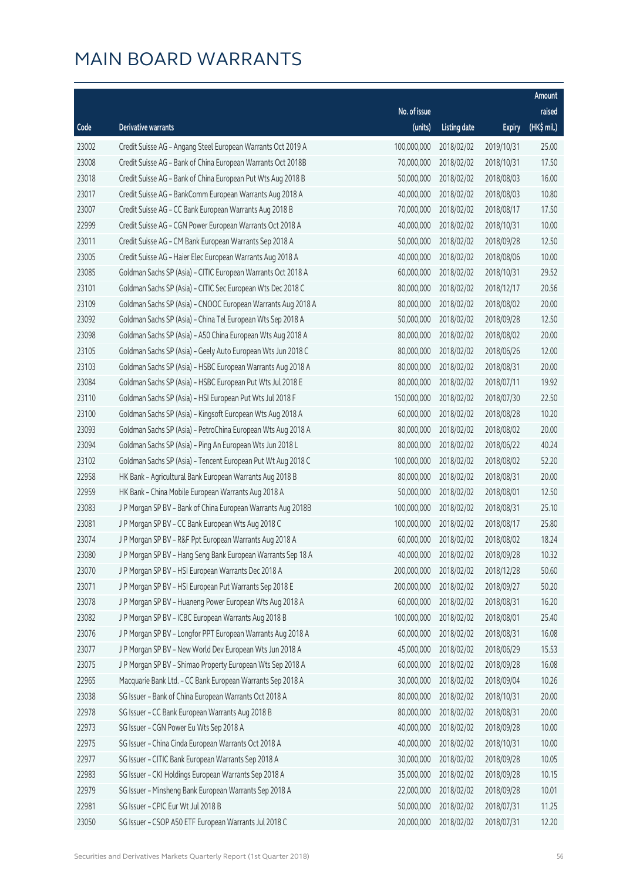# MAIN BOARD WARRANTS

| Code | Derivative warrants | No. of issue (units) | Listing date | Expiry | Amount raised (HK$ mil.) |
|---|---|---|---|---|---|
| 23002 | Credit Suisse AG - Angang Steel European Warrants Oct 2019 A | 100,000,000 | 2018/02/02 | 2019/10/31 | 25.00 |
| 23008 | Credit Suisse AG - Bank of China European Warrants Oct 2018B | 70,000,000 | 2018/02/02 | 2018/10/31 | 17.50 |
| 23018 | Credit Suisse AG - Bank of China European Put Wts Aug 2018 B | 50,000,000 | 2018/02/02 | 2018/08/03 | 16.00 |
| 23017 | Credit Suisse AG - BankComm European Warrants Aug 2018 A | 40,000,000 | 2018/02/02 | 2018/08/03 | 10.80 |
| 23007 | Credit Suisse AG - CC Bank European Warrants Aug 2018 B | 70,000,000 | 2018/02/02 | 2018/08/17 | 17.50 |
| 22999 | Credit Suisse AG - CGN Power European Warrants Oct 2018 A | 40,000,000 | 2018/02/02 | 2018/10/31 | 10.00 |
| 23011 | Credit Suisse AG - CM Bank European Warrants Sep 2018 A | 50,000,000 | 2018/02/02 | 2018/09/28 | 12.50 |
| 23005 | Credit Suisse AG - Haier Elec European Warrants Aug 2018 A | 40,000,000 | 2018/02/02 | 2018/08/06 | 10.00 |
| 23085 | Goldman Sachs SP (Asia) - CITIC European Warrants Oct 2018 A | 60,000,000 | 2018/02/02 | 2018/10/31 | 29.52 |
| 23101 | Goldman Sachs SP (Asia) - CITIC Sec European Wts Dec 2018 C | 80,000,000 | 2018/02/02 | 2018/12/17 | 20.56 |
| 23109 | Goldman Sachs SP (Asia) - CNOOC European Warrants Aug 2018 A | 80,000,000 | 2018/02/02 | 2018/08/02 | 20.00 |
| 23092 | Goldman Sachs SP (Asia) - China Tel European Wts Sep 2018 A | 50,000,000 | 2018/02/02 | 2018/09/28 | 12.50 |
| 23098 | Goldman Sachs SP (Asia) - A50 China European Wts Aug 2018 A | 80,000,000 | 2018/02/02 | 2018/08/02 | 20.00 |
| 23105 | Goldman Sachs SP (Asia) - Geely Auto European Wts Jun 2018 C | 80,000,000 | 2018/02/02 | 2018/06/26 | 12.00 |
| 23103 | Goldman Sachs SP (Asia) - HSBC European Warrants Aug 2018 A | 80,000,000 | 2018/02/02 | 2018/08/31 | 20.00 |
| 23084 | Goldman Sachs SP (Asia) - HSBC European Put Wts Jul 2018 E | 80,000,000 | 2018/02/02 | 2018/07/11 | 19.92 |
| 23110 | Goldman Sachs SP (Asia) - HSI European Put Wts Jul 2018 F | 150,000,000 | 2018/02/02 | 2018/07/30 | 22.50 |
| 23100 | Goldman Sachs SP (Asia) - Kingsoft European Wts Aug 2018 A | 60,000,000 | 2018/02/02 | 2018/08/28 | 10.20 |
| 23093 | Goldman Sachs SP (Asia) - PetroChina European Wts Aug 2018 A | 80,000,000 | 2018/02/02 | 2018/08/02 | 20.00 |
| 23094 | Goldman Sachs SP (Asia) - Ping An European Wts Jun 2018 L | 80,000,000 | 2018/02/02 | 2018/06/22 | 40.24 |
| 23102 | Goldman Sachs SP (Asia) - Tencent European Put Wt Aug 2018 C | 100,000,000 | 2018/02/02 | 2018/08/02 | 52.20 |
| 22958 | HK Bank - Agricultural Bank European Warrants Aug 2018 B | 80,000,000 | 2018/02/02 | 2018/08/31 | 20.00 |
| 22959 | HK Bank - China Mobile European Warrants Aug 2018 A | 50,000,000 | 2018/02/02 | 2018/08/01 | 12.50 |
| 23083 | J P Morgan SP BV - Bank of China European Warrants Aug 2018B | 100,000,000 | 2018/02/02 | 2018/08/31 | 25.10 |
| 23081 | J P Morgan SP BV - CC Bank European Wts Aug 2018 C | 100,000,000 | 2018/02/02 | 2018/08/17 | 25.80 |
| 23074 | J P Morgan SP BV - R&F Ppt European Warrants Aug 2018 A | 60,000,000 | 2018/02/02 | 2018/08/02 | 18.24 |
| 23080 | J P Morgan SP BV - Hang Seng Bank European Warrants Sep 18 A | 40,000,000 | 2018/02/02 | 2018/09/28 | 10.32 |
| 23070 | J P Morgan SP BV - HSI European Warrants Dec 2018 A | 200,000,000 | 2018/02/02 | 2018/12/28 | 50.60 |
| 23071 | J P Morgan SP BV - HSI European Put Warrants Sep 2018 E | 200,000,000 | 2018/02/02 | 2018/09/27 | 50.20 |
| 23078 | J P Morgan SP BV - Huaneng Power European Wts Aug 2018 A | 60,000,000 | 2018/02/02 | 2018/08/31 | 16.20 |
| 23082 | J P Morgan SP BV - ICBC European Warrants Aug 2018 B | 100,000,000 | 2018/02/02 | 2018/08/01 | 25.40 |
| 23076 | J P Morgan SP BV - Longfor PPT European Warrants Aug 2018 A | 60,000,000 | 2018/02/02 | 2018/08/31 | 16.08 |
| 23077 | J P Morgan SP BV - New World Dev European Wts Jun 2018 A | 45,000,000 | 2018/02/02 | 2018/06/29 | 15.53 |
| 23075 | J P Morgan SP BV - Shimao Property European Wts Sep 2018 A | 60,000,000 | 2018/02/02 | 2018/09/28 | 16.08 |
| 22965 | Macquarie Bank Ltd. - CC Bank European Warrants Sep 2018 A | 30,000,000 | 2018/02/02 | 2018/09/04 | 10.26 |
| 23038 | SG Issuer - Bank of China European Warrants Oct 2018 A | 80,000,000 | 2018/02/02 | 2018/10/31 | 20.00 |
| 22978 | SG Issuer - CC Bank European Warrants Aug 2018 B | 80,000,000 | 2018/02/02 | 2018/08/31 | 20.00 |
| 22973 | SG Issuer - CGN Power Eu Wts Sep 2018 A | 40,000,000 | 2018/02/02 | 2018/09/28 | 10.00 |
| 22975 | SG Issuer - China Cinda European Warrants Oct 2018 A | 40,000,000 | 2018/02/02 | 2018/10/31 | 10.00 |
| 22977 | SG Issuer - CITIC Bank European Warrants Sep 2018 A | 30,000,000 | 2018/02/02 | 2018/09/28 | 10.05 |
| 22983 | SG Issuer - CKI Holdings European Warrants Sep 2018 A | 35,000,000 | 2018/02/02 | 2018/09/28 | 10.15 |
| 22979 | SG Issuer - Minsheng Bank European Warrants Sep 2018 A | 22,000,000 | 2018/02/02 | 2018/09/28 | 10.01 |
| 22981 | SG Issuer - CPIC Eur Wt Jul 2018 B | 50,000,000 | 2018/02/02 | 2018/07/31 | 11.25 |
| 23050 | SG Issuer - CSOP A50 ETF European Warrants Jul 2018 C | 20,000,000 | 2018/02/02 | 2018/07/31 | 12.20 |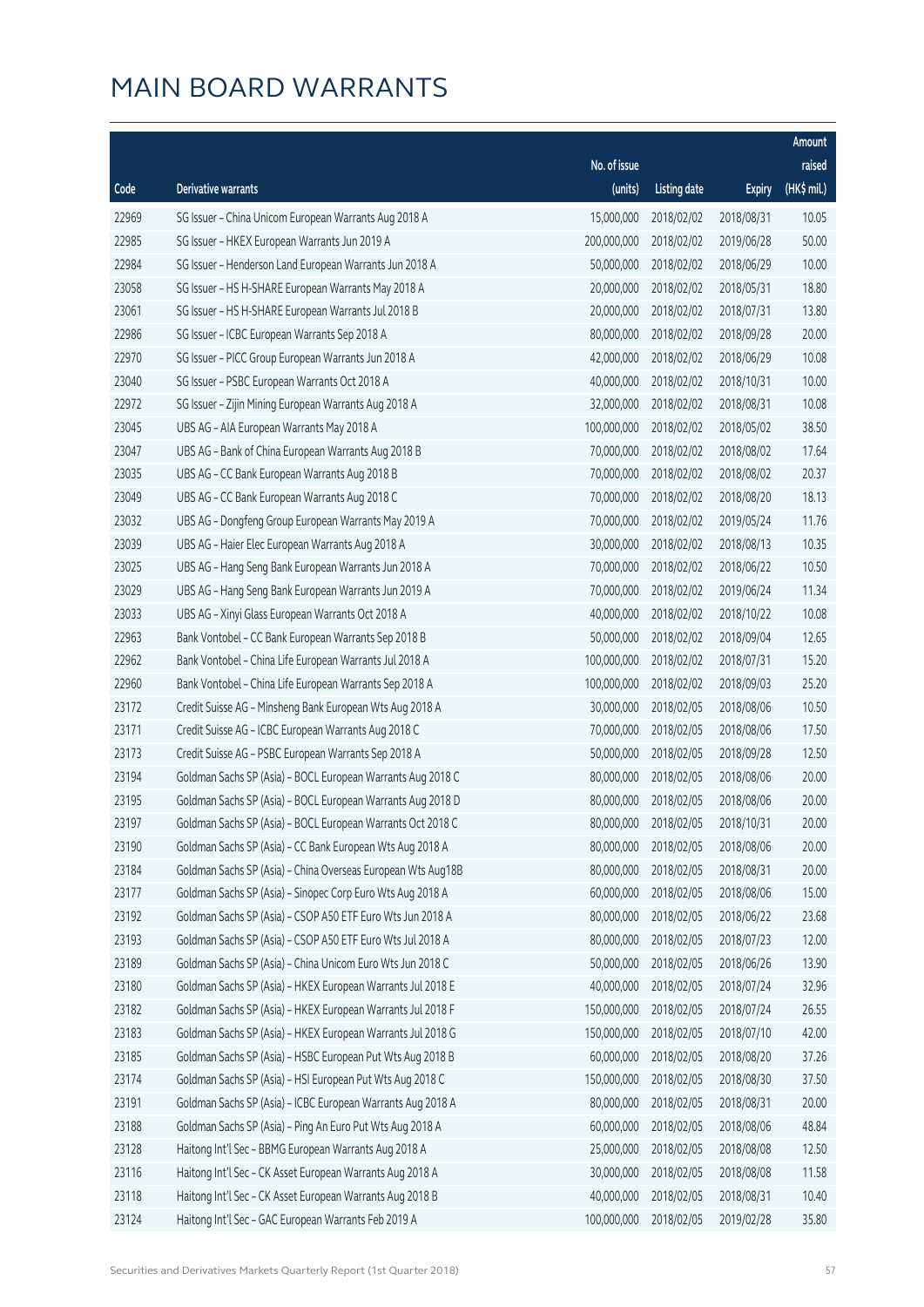# MAIN BOARD WARRANTS

| Code | Derivative warrants | No. of issue (units) | Listing date | Expiry | Amount raised (HK$ mil.) |
|---|---|---|---|---|---|
| 22969 | SG Issuer – China Unicom European Warrants Aug 2018 A | 15,000,000 | 2018/02/02 | 2018/08/31 | 10.05 |
| 22985 | SG Issuer – HKEX European Warrants Jun 2019 A | 200,000,000 | 2018/02/02 | 2019/06/28 | 50.00 |
| 22984 | SG Issuer – Henderson Land European Warrants Jun 2018 A | 50,000,000 | 2018/02/02 | 2018/06/29 | 10.00 |
| 23058 | SG Issuer – HS H-SHARE European Warrants May 2018 A | 20,000,000 | 2018/02/02 | 2018/05/31 | 18.80 |
| 23061 | SG Issuer – HS H-SHARE European Warrants Jul 2018 B | 20,000,000 | 2018/02/02 | 2018/07/31 | 13.80 |
| 22986 | SG Issuer – ICBC European Warrants Sep 2018 A | 80,000,000 | 2018/02/02 | 2018/09/28 | 20.00 |
| 22970 | SG Issuer – PICC Group European Warrants Jun 2018 A | 42,000,000 | 2018/02/02 | 2018/06/29 | 10.08 |
| 23040 | SG Issuer – PSBC European Warrants Oct 2018 A | 40,000,000 | 2018/02/02 | 2018/10/31 | 10.00 |
| 22972 | SG Issuer – Zijin Mining European Warrants Aug 2018 A | 32,000,000 | 2018/02/02 | 2018/08/31 | 10.08 |
| 23045 | UBS AG – AIA European Warrants May 2018 A | 100,000,000 | 2018/02/02 | 2018/05/02 | 38.50 |
| 23047 | UBS AG – Bank of China European Warrants Aug 2018 B | 70,000,000 | 2018/02/02 | 2018/08/02 | 17.64 |
| 23035 | UBS AG – CC Bank European Warrants Aug 2018 B | 70,000,000 | 2018/02/02 | 2018/08/02 | 20.37 |
| 23049 | UBS AG – CC Bank European Warrants Aug 2018 C | 70,000,000 | 2018/02/02 | 2018/08/20 | 18.13 |
| 23032 | UBS AG – Dongfeng Group European Warrants May 2019 A | 70,000,000 | 2018/02/02 | 2019/05/24 | 11.76 |
| 23039 | UBS AG – Haier Elec European Warrants Aug 2018 A | 30,000,000 | 2018/02/02 | 2018/08/13 | 10.35 |
| 23025 | UBS AG – Hang Seng Bank European Warrants Jun 2018 A | 70,000,000 | 2018/02/02 | 2018/06/22 | 10.50 |
| 23029 | UBS AG – Hang Seng Bank European Warrants Jun 2019 A | 70,000,000 | 2018/02/02 | 2019/06/24 | 11.34 |
| 23033 | UBS AG – Xinyi Glass European Warrants Oct 2018 A | 40,000,000 | 2018/02/02 | 2018/10/22 | 10.08 |
| 22963 | Bank Vontobel – CC Bank European Warrants Sep 2018 B | 50,000,000 | 2018/02/02 | 2018/09/04 | 12.65 |
| 22962 | Bank Vontobel – China Life European Warrants Jul 2018 A | 100,000,000 | 2018/02/02 | 2018/07/31 | 15.20 |
| 22960 | Bank Vontobel – China Life European Warrants Sep 2018 A | 100,000,000 | 2018/02/02 | 2018/09/03 | 25.20 |
| 23172 | Credit Suisse AG – Minsheng Bank European Wts Aug 2018 A | 30,000,000 | 2018/02/05 | 2018/08/06 | 10.50 |
| 23171 | Credit Suisse AG – ICBC European Warrants Aug 2018 C | 70,000,000 | 2018/02/05 | 2018/08/06 | 17.50 |
| 23173 | Credit Suisse AG – PSBC European Warrants Sep 2018 A | 50,000,000 | 2018/02/05 | 2018/09/28 | 12.50 |
| 23194 | Goldman Sachs SP (Asia) – BOCL European Warrants Aug 2018 C | 80,000,000 | 2018/02/05 | 2018/08/06 | 20.00 |
| 23195 | Goldman Sachs SP (Asia) – BOCL European Warrants Aug 2018 D | 80,000,000 | 2018/02/05 | 2018/08/06 | 20.00 |
| 23197 | Goldman Sachs SP (Asia) – BOCL European Warrants Oct 2018 C | 80,000,000 | 2018/02/05 | 2018/10/31 | 20.00 |
| 23190 | Goldman Sachs SP (Asia) – CC Bank European Wts Aug 2018 A | 80,000,000 | 2018/02/05 | 2018/08/06 | 20.00 |
| 23184 | Goldman Sachs SP (Asia) – China Overseas European Wts Aug18B | 80,000,000 | 2018/02/05 | 2018/08/31 | 20.00 |
| 23177 | Goldman Sachs SP (Asia) – Sinopec Corp Euro Wts Aug 2018 A | 60,000,000 | 2018/02/05 | 2018/08/06 | 15.00 |
| 23192 | Goldman Sachs SP (Asia) – CSOP A50 ETF Euro Wts Jun 2018 A | 80,000,000 | 2018/02/05 | 2018/06/22 | 23.68 |
| 23193 | Goldman Sachs SP (Asia) – CSOP A50 ETF Euro Wts Jul 2018 A | 80,000,000 | 2018/02/05 | 2018/07/23 | 12.00 |
| 23189 | Goldman Sachs SP (Asia) – China Unicom Euro Wts Jun 2018 C | 50,000,000 | 2018/02/05 | 2018/06/26 | 13.90 |
| 23180 | Goldman Sachs SP (Asia) – HKEX European Warrants Jul 2018 E | 40,000,000 | 2018/02/05 | 2018/07/24 | 32.96 |
| 23182 | Goldman Sachs SP (Asia) – HKEX European Warrants Jul 2018 F | 150,000,000 | 2018/02/05 | 2018/07/24 | 26.55 |
| 23183 | Goldman Sachs SP (Asia) – HKEX European Warrants Jul 2018 G | 150,000,000 | 2018/02/05 | 2018/07/10 | 42.00 |
| 23185 | Goldman Sachs SP (Asia) – HSBC European Put Wts Aug 2018 B | 60,000,000 | 2018/02/05 | 2018/08/20 | 37.26 |
| 23174 | Goldman Sachs SP (Asia) – HSI European Put Wts Aug 2018 C | 150,000,000 | 2018/02/05 | 2018/08/30 | 37.50 |
| 23191 | Goldman Sachs SP (Asia) – ICBC European Warrants Aug 2018 A | 80,000,000 | 2018/02/05 | 2018/08/31 | 20.00 |
| 23188 | Goldman Sachs SP (Asia) – Ping An Euro Put Wts Aug 2018 A | 60,000,000 | 2018/02/05 | 2018/08/06 | 48.84 |
| 23128 | Haitong Int'l Sec – BBMG European Warrants Aug 2018 A | 25,000,000 | 2018/02/05 | 2018/08/08 | 12.50 |
| 23116 | Haitong Int'l Sec – CK Asset European Warrants Aug 2018 A | 30,000,000 | 2018/02/05 | 2018/08/08 | 11.58 |
| 23118 | Haitong Int'l Sec – CK Asset European Warrants Aug 2018 B | 40,000,000 | 2018/02/05 | 2018/08/31 | 10.40 |
| 23124 | Haitong Int'l Sec – GAC European Warrants Feb 2019 A | 100,000,000 | 2018/02/05 | 2019/02/28 | 35.80 |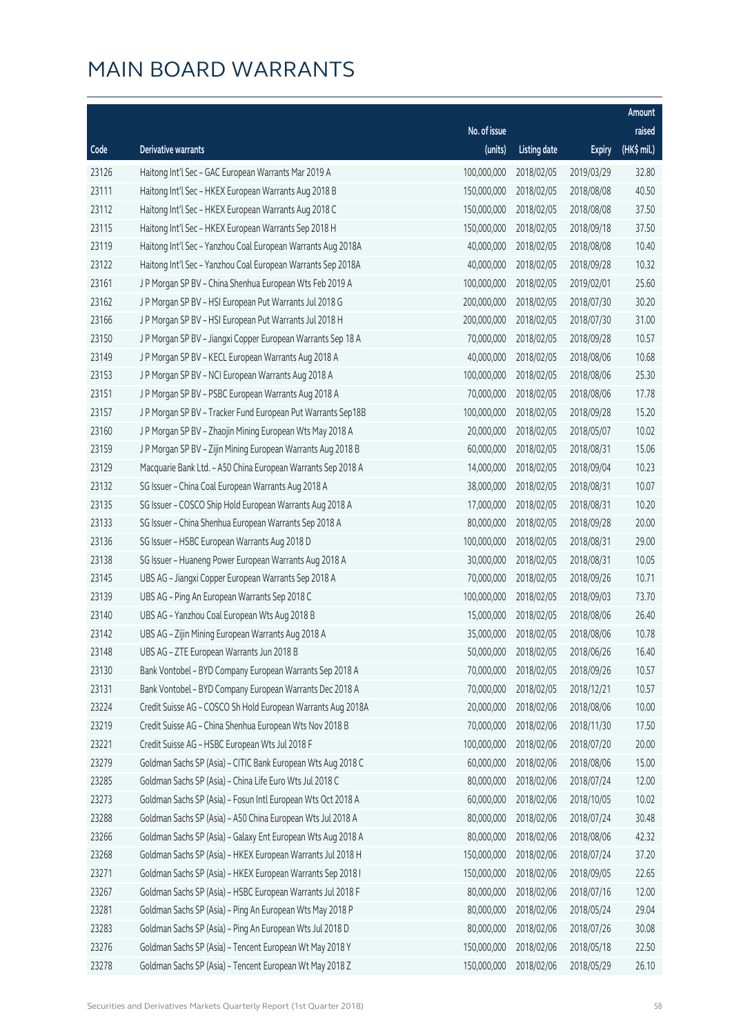# MAIN BOARD WARRANTS

| Code | Derivative warrants | No. of issue (units) | Listing date | Expiry | Amount raised (HK$ mil.) |
|---|---|---|---|---|---|
| 23126 | Haitong Int'l Sec – GAC European Warrants Mar 2019 A | 100,000,000 | 2018/02/05 | 2019/03/29 | 32.80 |
| 23111 | Haitong Int'l Sec – HKEX European Warrants Aug 2018 B | 150,000,000 | 2018/02/05 | 2018/08/08 | 40.50 |
| 23112 | Haitong Int'l Sec – HKEX European Warrants Aug 2018 C | 150,000,000 | 2018/02/05 | 2018/08/08 | 37.50 |
| 23115 | Haitong Int'l Sec – HKEX European Warrants Sep 2018 H | 150,000,000 | 2018/02/05 | 2018/09/18 | 37.50 |
| 23119 | Haitong Int'l Sec – Yanzhou Coal European Warrants Aug 2018A | 40,000,000 | 2018/02/05 | 2018/08/08 | 10.40 |
| 23122 | Haitong Int'l Sec – Yanzhou Coal European Warrants Sep 2018A | 40,000,000 | 2018/02/05 | 2018/09/28 | 10.32 |
| 23161 | J P Morgan SP BV – China Shenhua European Wts Feb 2019 A | 100,000,000 | 2018/02/05 | 2019/02/01 | 25.60 |
| 23162 | J P Morgan SP BV – HSI European Put Warrants Jul 2018 G | 200,000,000 | 2018/02/05 | 2018/07/30 | 30.20 |
| 23166 | J P Morgan SP BV – HSI European Put Warrants Jul 2018 H | 200,000,000 | 2018/02/05 | 2018/07/30 | 31.00 |
| 23150 | J P Morgan SP BV – Jiangxi Copper European Warrants Sep 18 A | 70,000,000 | 2018/02/05 | 2018/09/28 | 10.57 |
| 23149 | J P Morgan SP BV – KECL European Warrants Aug 2018 A | 40,000,000 | 2018/02/05 | 2018/08/06 | 10.68 |
| 23153 | J P Morgan SP BV – NCI European Warrants Aug 2018 A | 100,000,000 | 2018/02/05 | 2018/08/06 | 25.30 |
| 23151 | J P Morgan SP BV – PSBC European Warrants Aug 2018 A | 70,000,000 | 2018/02/05 | 2018/08/06 | 17.78 |
| 23157 | J P Morgan SP BV – Tracker Fund European Put Warrants Sep18B | 100,000,000 | 2018/02/05 | 2018/09/28 | 15.20 |
| 23160 | J P Morgan SP BV – Zhaojin Mining European Wts May 2018 A | 20,000,000 | 2018/02/05 | 2018/05/07 | 10.02 |
| 23159 | J P Morgan SP BV – Zijin Mining European Warrants Aug 2018 B | 60,000,000 | 2018/02/05 | 2018/08/31 | 15.06 |
| 23129 | Macquarie Bank Ltd. – A50 China European Warrants Sep 2018 A | 14,000,000 | 2018/02/05 | 2018/09/04 | 10.23 |
| 23132 | SG Issuer – China Coal European Warrants Aug 2018 A | 38,000,000 | 2018/02/05 | 2018/08/31 | 10.07 |
| 23135 | SG Issuer – COSCO Ship Hold European Warrants Aug 2018 A | 17,000,000 | 2018/02/05 | 2018/08/31 | 10.20 |
| 23133 | SG Issuer – China Shenhua European Warrants Sep 2018 A | 80,000,000 | 2018/02/05 | 2018/09/28 | 20.00 |
| 23136 | SG Issuer – HSBC European Warrants Aug 2018 D | 100,000,000 | 2018/02/05 | 2018/08/31 | 29.00 |
| 23138 | SG Issuer – Huaneng Power European Warrants Aug 2018 A | 30,000,000 | 2018/02/05 | 2018/08/31 | 10.05 |
| 23145 | UBS AG – Jiangxi Copper European Warrants Sep 2018 A | 70,000,000 | 2018/02/05 | 2018/09/26 | 10.71 |
| 23139 | UBS AG – Ping An European Warrants Sep 2018 C | 100,000,000 | 2018/02/05 | 2018/09/03 | 73.70 |
| 23140 | UBS AG – Yanzhou Coal European Wts Aug 2018 B | 15,000,000 | 2018/02/05 | 2018/08/06 | 26.40 |
| 23142 | UBS AG – Zijin Mining European Warrants Aug 2018 A | 35,000,000 | 2018/02/05 | 2018/08/06 | 10.78 |
| 23148 | UBS AG – ZTE European Warrants Jun 2018 B | 50,000,000 | 2018/02/05 | 2018/06/26 | 16.40 |
| 23130 | Bank Vontobel – BYD Company European Warrants Sep 2018 A | 70,000,000 | 2018/02/05 | 2018/09/26 | 10.57 |
| 23131 | Bank Vontobel – BYD Company European Warrants Dec 2018 A | 70,000,000 | 2018/02/05 | 2018/12/21 | 10.57 |
| 23224 | Credit Suisse AG – COSCO Sh Hold European Warrants Aug 2018A | 20,000,000 | 2018/02/06 | 2018/08/06 | 10.00 |
| 23219 | Credit Suisse AG – China Shenhua European Wts Nov 2018 B | 70,000,000 | 2018/02/06 | 2018/11/30 | 17.50 |
| 23221 | Credit Suisse AG – HSBC European Wts Jul 2018 F | 100,000,000 | 2018/02/06 | 2018/07/20 | 20.00 |
| 23279 | Goldman Sachs SP (Asia) – CITIC Bank European Wts Aug 2018 C | 60,000,000 | 2018/02/06 | 2018/08/06 | 15.00 |
| 23285 | Goldman Sachs SP (Asia) – China Life Euro Wts Jul 2018 C | 80,000,000 | 2018/02/06 | 2018/07/24 | 12.00 |
| 23273 | Goldman Sachs SP (Asia) – Fosun Intl European Wts Oct 2018 A | 60,000,000 | 2018/02/06 | 2018/10/05 | 10.02 |
| 23288 | Goldman Sachs SP (Asia) – A50 China European Wts Jul 2018 A | 80,000,000 | 2018/02/06 | 2018/07/24 | 30.48 |
| 23266 | Goldman Sachs SP (Asia) – Galaxy Ent European Wts Aug 2018 A | 80,000,000 | 2018/02/06 | 2018/08/06 | 42.32 |
| 23268 | Goldman Sachs SP (Asia) – HKEX European Warrants Jul 2018 H | 150,000,000 | 2018/02/06 | 2018/07/24 | 37.20 |
| 23271 | Goldman Sachs SP (Asia) – HKEX European Warrants Sep 2018 I | 150,000,000 | 2018/02/06 | 2018/09/05 | 22.65 |
| 23267 | Goldman Sachs SP (Asia) – HSBC European Warrants Jul 2018 F | 80,000,000 | 2018/02/06 | 2018/07/16 | 12.00 |
| 23281 | Goldman Sachs SP (Asia) – Ping An European Wts May 2018 P | 80,000,000 | 2018/02/06 | 2018/05/24 | 29.04 |
| 23283 | Goldman Sachs SP (Asia) – Ping An European Wts Jul 2018 D | 80,000,000 | 2018/02/06 | 2018/07/26 | 30.08 |
| 23276 | Goldman Sachs SP (Asia) – Tencent European Wt May 2018 Y | 150,000,000 | 2018/02/06 | 2018/05/18 | 22.50 |
| 23278 | Goldman Sachs SP (Asia) – Tencent European Wt May 2018 Z | 150,000,000 | 2018/02/06 | 2018/05/29 | 26.10 |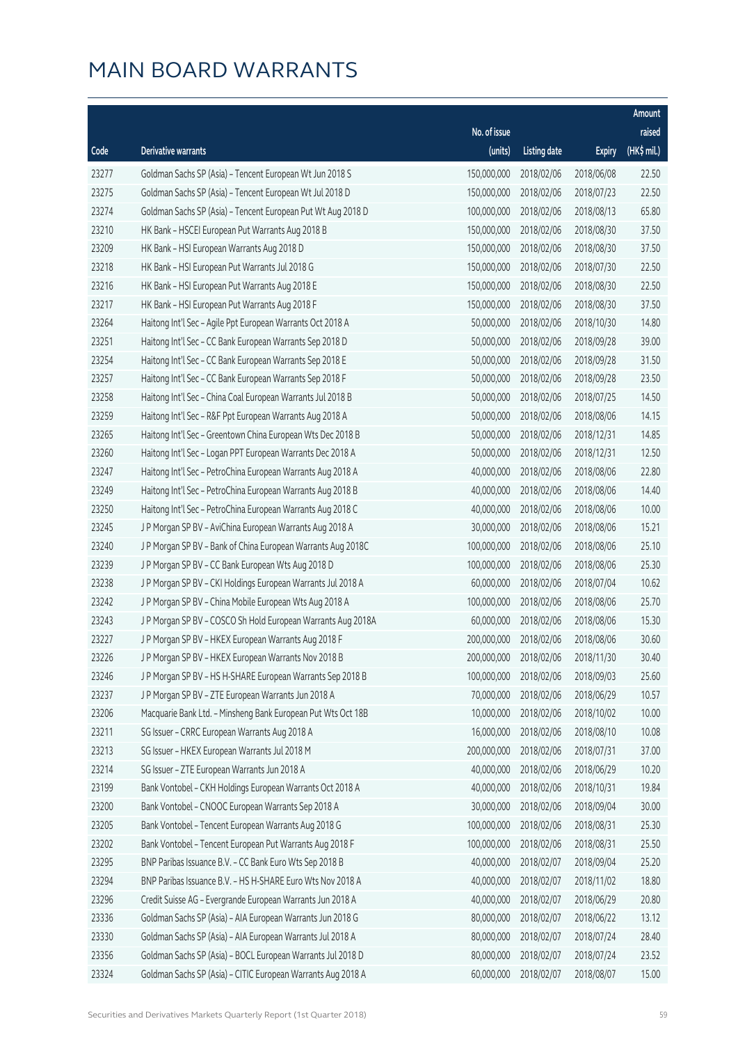# MAIN BOARD WARRANTS

| Code | Derivative warrants | No. of issue (units) | Listing date | Expiry | Amount raised (HK$ mil.) |
|---|---|---|---|---|---|
| 23277 | Goldman Sachs SP (Asia) - Tencent European Wt Jun 2018 S | 150,000,000 | 2018/02/06 | 2018/06/08 | 22.50 |
| 23275 | Goldman Sachs SP (Asia) - Tencent European Wt Jul 2018 D | 150,000,000 | 2018/02/06 | 2018/07/23 | 22.50 |
| 23274 | Goldman Sachs SP (Asia) - Tencent European Put Wt Aug 2018 D | 100,000,000 | 2018/02/06 | 2018/08/13 | 65.80 |
| 23210 | HK Bank - HSCEI European Put Warrants Aug 2018 B | 150,000,000 | 2018/02/06 | 2018/08/30 | 37.50 |
| 23209 | HK Bank - HSI European Warrants Aug 2018 D | 150,000,000 | 2018/02/06 | 2018/08/30 | 37.50 |
| 23218 | HK Bank - HSI European Put Warrants Jul 2018 G | 150,000,000 | 2018/02/06 | 2018/07/30 | 22.50 |
| 23216 | HK Bank - HSI European Put Warrants Aug 2018 E | 150,000,000 | 2018/02/06 | 2018/08/30 | 22.50 |
| 23217 | HK Bank - HSI European Put Warrants Aug 2018 F | 150,000,000 | 2018/02/06 | 2018/08/30 | 37.50 |
| 23264 | Haitong Int'l Sec - Agile Ppt European Warrants Oct 2018 A | 50,000,000 | 2018/02/06 | 2018/10/30 | 14.80 |
| 23251 | Haitong Int'l Sec - CC Bank European Warrants Sep 2018 D | 50,000,000 | 2018/02/06 | 2018/09/28 | 39.00 |
| 23254 | Haitong Int'l Sec - CC Bank European Warrants Sep 2018 E | 50,000,000 | 2018/02/06 | 2018/09/28 | 31.50 |
| 23257 | Haitong Int'l Sec - CC Bank European Warrants Sep 2018 F | 50,000,000 | 2018/02/06 | 2018/09/28 | 23.50 |
| 23258 | Haitong Int'l Sec - China Coal European Warrants Jul 2018 B | 50,000,000 | 2018/02/06 | 2018/07/25 | 14.50 |
| 23259 | Haitong Int'l Sec - R&F Ppt European Warrants Aug 2018 A | 50,000,000 | 2018/02/06 | 2018/08/06 | 14.15 |
| 23265 | Haitong Int'l Sec - Greentown China European Wts Dec 2018 B | 50,000,000 | 2018/02/06 | 2018/12/31 | 14.85 |
| 23260 | Haitong Int'l Sec - Logan PPT European Warrants Dec 2018 A | 50,000,000 | 2018/02/06 | 2018/12/31 | 12.50 |
| 23247 | Haitong Int'l Sec - PetroChina European Warrants Aug 2018 A | 40,000,000 | 2018/02/06 | 2018/08/06 | 22.80 |
| 23249 | Haitong Int'l Sec - PetroChina European Warrants Aug 2018 B | 40,000,000 | 2018/02/06 | 2018/08/06 | 14.40 |
| 23250 | Haitong Int'l Sec - PetroChina European Warrants Aug 2018 C | 40,000,000 | 2018/02/06 | 2018/08/06 | 10.00 |
| 23245 | J P Morgan SP BV - AviChina European Warrants Aug 2018 A | 30,000,000 | 2018/02/06 | 2018/08/06 | 15.21 |
| 23240 | J P Morgan SP BV - Bank of China European Warrants Aug 2018C | 100,000,000 | 2018/02/06 | 2018/08/06 | 25.10 |
| 23239 | J P Morgan SP BV - CC Bank European Wts Aug 2018 D | 100,000,000 | 2018/02/06 | 2018/08/06 | 25.30 |
| 23238 | J P Morgan SP BV - CKI Holdings European Warrants Jul 2018 A | 60,000,000 | 2018/02/06 | 2018/07/04 | 10.62 |
| 23242 | J P Morgan SP BV - China Mobile European Wts Aug 2018 A | 100,000,000 | 2018/02/06 | 2018/08/06 | 25.70 |
| 23243 | J P Morgan SP BV - COSCO Sh Hold European Warrants Aug 2018A | 60,000,000 | 2018/02/06 | 2018/08/06 | 15.30 |
| 23227 | J P Morgan SP BV - HKEX European Warrants Aug 2018 F | 200,000,000 | 2018/02/06 | 2018/08/06 | 30.60 |
| 23226 | J P Morgan SP BV - HKEX European Warrants Nov 2018 B | 200,000,000 | 2018/02/06 | 2018/11/30 | 30.40 |
| 23246 | J P Morgan SP BV - HS H-SHARE European Warrants Sep 2018 B | 100,000,000 | 2018/02/06 | 2018/09/03 | 25.60 |
| 23237 | J P Morgan SP BV - ZTE European Warrants Jun 2018 A | 70,000,000 | 2018/02/06 | 2018/06/29 | 10.57 |
| 23206 | Macquarie Bank Ltd. - Minsheng Bank European Put Wts Oct 18B | 10,000,000 | 2018/02/06 | 2018/10/02 | 10.00 |
| 23211 | SG Issuer - CRRC European Warrants Aug 2018 A | 16,000,000 | 2018/02/06 | 2018/08/10 | 10.08 |
| 23213 | SG Issuer - HKEX European Warrants Jul 2018 M | 200,000,000 | 2018/02/06 | 2018/07/31 | 37.00 |
| 23214 | SG Issuer - ZTE European Warrants Jun 2018 A | 40,000,000 | 2018/02/06 | 2018/06/29 | 10.20 |
| 23199 | Bank Vontobel - CKH Holdings European Warrants Oct 2018 A | 40,000,000 | 2018/02/06 | 2018/10/31 | 19.84 |
| 23200 | Bank Vontobel - CNOOC European Warrants Sep 2018 A | 30,000,000 | 2018/02/06 | 2018/09/04 | 30.00 |
| 23205 | Bank Vontobel - Tencent European Warrants Aug 2018 G | 100,000,000 | 2018/02/06 | 2018/08/31 | 25.30 |
| 23202 | Bank Vontobel - Tencent European Put Warrants Aug 2018 F | 100,000,000 | 2018/02/06 | 2018/08/31 | 25.50 |
| 23295 | BNP Paribas Issuance B.V. - CC Bank Euro Wts Sep 2018 B | 40,000,000 | 2018/02/07 | 2018/09/04 | 25.20 |
| 23294 | BNP Paribas Issuance B.V. - HS H-SHARE Euro Wts Nov 2018 A | 40,000,000 | 2018/02/07 | 2018/11/02 | 18.80 |
| 23296 | Credit Suisse AG - Evergrande European Warrants Jun 2018 A | 40,000,000 | 2018/02/07 | 2018/06/29 | 20.80 |
| 23336 | Goldman Sachs SP (Asia) - AIA European Warrants Jun 2018 G | 80,000,000 | 2018/02/07 | 2018/06/22 | 13.12 |
| 23330 | Goldman Sachs SP (Asia) - AIA European Warrants Jul 2018 A | 80,000,000 | 2018/02/07 | 2018/07/24 | 28.40 |
| 23356 | Goldman Sachs SP (Asia) - BOCL European Warrants Jul 2018 D | 80,000,000 | 2018/02/07 | 2018/07/24 | 23.52 |
| 23324 | Goldman Sachs SP (Asia) - CITIC European Warrants Aug 2018 A | 60,000,000 | 2018/02/07 | 2018/08/07 | 15.00 |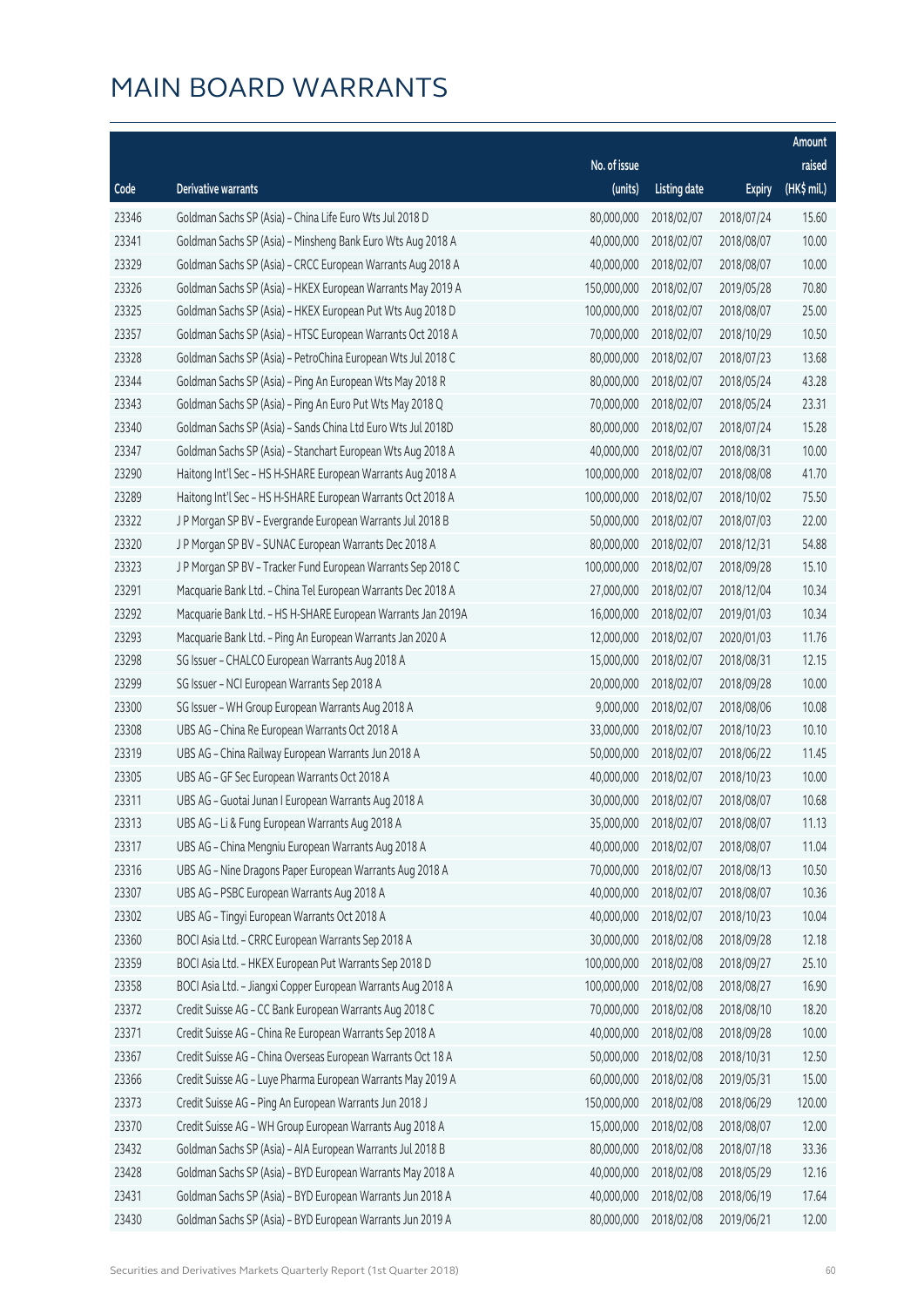# MAIN BOARD WARRANTS

| Code | Derivative warrants | No. of issue (units) | Listing date | Expiry | Amount raised (HK$ mil.) |
|---|---|---|---|---|---|
| 23346 | Goldman Sachs SP (Asia) – China Life Euro Wts Jul 2018 D | 80,000,000 | 2018/02/07 | 2018/07/24 | 15.60 |
| 23341 | Goldman Sachs SP (Asia) – Minsheng Bank Euro Wts Aug 2018 A | 40,000,000 | 2018/02/07 | 2018/08/07 | 10.00 |
| 23329 | Goldman Sachs SP (Asia) – CRCC European Warrants Aug 2018 A | 40,000,000 | 2018/02/07 | 2018/08/07 | 10.00 |
| 23326 | Goldman Sachs SP (Asia) – HKEX European Warrants May 2019 A | 150,000,000 | 2018/02/07 | 2019/05/28 | 70.80 |
| 23325 | Goldman Sachs SP (Asia) – HKEX European Put Wts Aug 2018 D | 100,000,000 | 2018/02/07 | 2018/08/07 | 25.00 |
| 23357 | Goldman Sachs SP (Asia) – HTSC European Warrants Oct 2018 A | 70,000,000 | 2018/02/07 | 2018/10/29 | 10.50 |
| 23328 | Goldman Sachs SP (Asia) – PetroChina European Wts Jul 2018 C | 80,000,000 | 2018/02/07 | 2018/07/23 | 13.68 |
| 23344 | Goldman Sachs SP (Asia) – Ping An European Wts May 2018 R | 80,000,000 | 2018/02/07 | 2018/05/24 | 43.28 |
| 23343 | Goldman Sachs SP (Asia) – Ping An Euro Put Wts May 2018 Q | 70,000,000 | 2018/02/07 | 2018/05/24 | 23.31 |
| 23340 | Goldman Sachs SP (Asia) – Sands China Ltd Euro Wts Jul 2018D | 80,000,000 | 2018/02/07 | 2018/07/24 | 15.28 |
| 23347 | Goldman Sachs SP (Asia) – Stanchart European Wts Aug 2018 A | 40,000,000 | 2018/02/07 | 2018/08/31 | 10.00 |
| 23290 | Haitong Int'l Sec – HS H-SHARE European Warrants Aug 2018 A | 100,000,000 | 2018/02/07 | 2018/08/08 | 41.70 |
| 23289 | Haitong Int'l Sec – HS H-SHARE European Warrants Oct 2018 A | 100,000,000 | 2018/02/07 | 2018/10/02 | 75.50 |
| 23322 | J P Morgan SP BV – Evergrande European Warrants Jul 2018 B | 50,000,000 | 2018/02/07 | 2018/07/03 | 22.00 |
| 23320 | J P Morgan SP BV – SUNAC European Warrants Dec 2018 A | 80,000,000 | 2018/02/07 | 2018/12/31 | 54.88 |
| 23323 | J P Morgan SP BV – Tracker Fund European Warrants Sep 2018 C | 100,000,000 | 2018/02/07 | 2018/09/28 | 15.10 |
| 23291 | Macquarie Bank Ltd. – China Tel European Warrants Dec 2018 A | 27,000,000 | 2018/02/07 | 2018/12/04 | 10.34 |
| 23292 | Macquarie Bank Ltd. – HS H-SHARE European Warrants Jan 2019A | 16,000,000 | 2018/02/07 | 2019/01/03 | 10.34 |
| 23293 | Macquarie Bank Ltd. – Ping An European Warrants Jan 2020 A | 12,000,000 | 2018/02/07 | 2020/01/03 | 11.76 |
| 23298 | SG Issuer – CHALCO European Warrants Aug 2018 A | 15,000,000 | 2018/02/07 | 2018/08/31 | 12.15 |
| 23299 | SG Issuer – NCI European Warrants Sep 2018 A | 20,000,000 | 2018/02/07 | 2018/09/28 | 10.00 |
| 23300 | SG Issuer – WH Group European Warrants Aug 2018 A | 9,000,000 | 2018/02/07 | 2018/08/06 | 10.08 |
| 23308 | UBS AG – China Re European Warrants Oct 2018 A | 33,000,000 | 2018/02/07 | 2018/10/23 | 10.10 |
| 23319 | UBS AG – China Railway European Warrants Jun 2018 A | 50,000,000 | 2018/02/07 | 2018/06/22 | 11.45 |
| 23305 | UBS AG – GF Sec European Warrants Oct 2018 A | 40,000,000 | 2018/02/07 | 2018/10/23 | 10.00 |
| 23311 | UBS AG – Guotai Junan I European Warrants Aug 2018 A | 30,000,000 | 2018/02/07 | 2018/08/07 | 10.68 |
| 23313 | UBS AG – Li & Fung European Warrants Aug 2018 A | 35,000,000 | 2018/02/07 | 2018/08/07 | 11.13 |
| 23317 | UBS AG – China Mengniu European Warrants Aug 2018 A | 40,000,000 | 2018/02/07 | 2018/08/07 | 11.04 |
| 23316 | UBS AG – Nine Dragons Paper European Warrants Aug 2018 A | 70,000,000 | 2018/02/07 | 2018/08/13 | 10.50 |
| 23307 | UBS AG – PSBC European Warrants Aug 2018 A | 40,000,000 | 2018/02/07 | 2018/08/07 | 10.36 |
| 23302 | UBS AG – Tingyi European Warrants Oct 2018 A | 40,000,000 | 2018/02/07 | 2018/10/23 | 10.04 |
| 23360 | BOCI Asia Ltd. – CRRC European Warrants Sep 2018 A | 30,000,000 | 2018/02/08 | 2018/09/28 | 12.18 |
| 23359 | BOCI Asia Ltd. – HKEX European Put Warrants Sep 2018 D | 100,000,000 | 2018/02/08 | 2018/09/27 | 25.10 |
| 23358 | BOCI Asia Ltd. – Jiangxi Copper European Warrants Aug 2018 A | 100,000,000 | 2018/02/08 | 2018/08/27 | 16.90 |
| 23372 | Credit Suisse AG – CC Bank European Warrants Aug 2018 C | 70,000,000 | 2018/02/08 | 2018/08/10 | 18.20 |
| 23371 | Credit Suisse AG – China Re European Warrants Sep 2018 A | 40,000,000 | 2018/02/08 | 2018/09/28 | 10.00 |
| 23367 | Credit Suisse AG – China Overseas European Warrants Oct 18 A | 50,000,000 | 2018/02/08 | 2018/10/31 | 12.50 |
| 23366 | Credit Suisse AG – Luye Pharma European Warrants May 2019 A | 60,000,000 | 2018/02/08 | 2019/05/31 | 15.00 |
| 23373 | Credit Suisse AG – Ping An European Warrants Jun 2018 J | 150,000,000 | 2018/02/08 | 2018/06/29 | 120.00 |
| 23370 | Credit Suisse AG – WH Group European Warrants Aug 2018 A | 15,000,000 | 2018/02/08 | 2018/08/07 | 12.00 |
| 23432 | Goldman Sachs SP (Asia) – AIA European Warrants Jul 2018 B | 80,000,000 | 2018/02/08 | 2018/07/18 | 33.36 |
| 23428 | Goldman Sachs SP (Asia) – BYD European Warrants May 2018 A | 40,000,000 | 2018/02/08 | 2018/05/29 | 12.16 |
| 23431 | Goldman Sachs SP (Asia) – BYD European Warrants Jun 2018 A | 40,000,000 | 2018/02/08 | 2018/06/19 | 17.64 |
| 23430 | Goldman Sachs SP (Asia) – BYD European Warrants Jun 2019 A | 80,000,000 | 2018/02/08 | 2019/06/21 | 12.00 |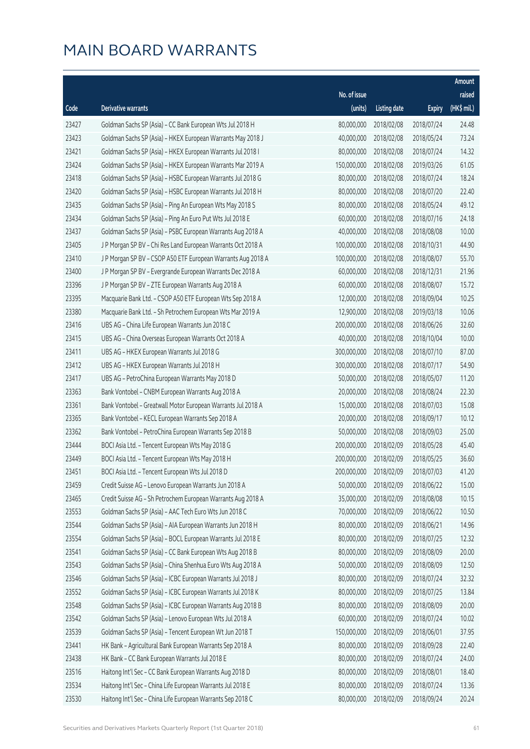# MAIN BOARD WARRANTS

| Code | Derivative warrants | No. of issue (units) | Listing date | Expiry | Amount raised (HK$ mil.) |
|---|---|---|---|---|---|
| 23427 | Goldman Sachs SP (Asia) - CC Bank European Wts Jul 2018 H | 80,000,000 | 2018/02/08 | 2018/07/24 | 24.48 |
| 23423 | Goldman Sachs SP (Asia) - HKEX European Warrants May 2018 J | 40,000,000 | 2018/02/08 | 2018/05/24 | 73.24 |
| 23421 | Goldman Sachs SP (Asia) - HKEX European Warrants Jul 2018 I | 80,000,000 | 2018/02/08 | 2018/07/24 | 14.32 |
| 23424 | Goldman Sachs SP (Asia) - HKEX European Warrants Mar 2019 A | 150,000,000 | 2018/02/08 | 2019/03/26 | 61.05 |
| 23418 | Goldman Sachs SP (Asia) - HSBC European Warrants Jul 2018 G | 80,000,000 | 2018/02/08 | 2018/07/24 | 18.24 |
| 23420 | Goldman Sachs SP (Asia) - HSBC European Warrants Jul 2018 H | 80,000,000 | 2018/02/08 | 2018/07/20 | 22.40 |
| 23435 | Goldman Sachs SP (Asia) - Ping An European Wts May 2018 S | 80,000,000 | 2018/02/08 | 2018/05/24 | 49.12 |
| 23434 | Goldman Sachs SP (Asia) - Ping An Euro Put Wts Jul 2018 E | 60,000,000 | 2018/02/08 | 2018/07/16 | 24.18 |
| 23437 | Goldman Sachs SP (Asia) - PSBC European Warrants Aug 2018 A | 40,000,000 | 2018/02/08 | 2018/08/08 | 10.00 |
| 23405 | J P Morgan SP BV - Chi Res Land European Warrants Oct 2018 A | 100,000,000 | 2018/02/08 | 2018/10/31 | 44.90 |
| 23410 | J P Morgan SP BV - CSOP A50 ETF European Warrants Aug 2018 A | 100,000,000 | 2018/02/08 | 2018/08/07 | 55.70 |
| 23400 | J P Morgan SP BV - Evergrande European Warrants Dec 2018 A | 60,000,000 | 2018/02/08 | 2018/12/31 | 21.96 |
| 23396 | J P Morgan SP BV - ZTE European Warrants Aug 2018 A | 60,000,000 | 2018/02/08 | 2018/08/07 | 15.72 |
| 23395 | Macquarie Bank Ltd. - CSOP A50 ETF European Wts Sep 2018 A | 12,000,000 | 2018/02/08 | 2018/09/04 | 10.25 |
| 23380 | Macquarie Bank Ltd. - Sh Petrochem European Wts Mar 2019 A | 12,900,000 | 2018/02/08 | 2019/03/18 | 10.06 |
| 23416 | UBS AG - China Life European Warrants Jun 2018 C | 200,000,000 | 2018/02/08 | 2018/06/26 | 32.60 |
| 23415 | UBS AG - China Overseas European Warrants Oct 2018 A | 40,000,000 | 2018/02/08 | 2018/10/04 | 10.00 |
| 23411 | UBS AG - HKEX European Warrants Jul 2018 G | 300,000,000 | 2018/02/08 | 2018/07/10 | 87.00 |
| 23412 | UBS AG - HKEX European Warrants Jul 2018 H | 300,000,000 | 2018/02/08 | 2018/07/17 | 54.90 |
| 23417 | UBS AG - PetroChina European Warrants May 2018 D | 50,000,000 | 2018/02/08 | 2018/05/07 | 11.20 |
| 23363 | Bank Vontobel - CNBM European Warrants Aug 2018 A | 20,000,000 | 2018/02/08 | 2018/08/24 | 22.30 |
| 23361 | Bank Vontobel - Greatwall Motor European Warrants Jul 2018 A | 15,000,000 | 2018/02/08 | 2018/07/03 | 15.08 |
| 23365 | Bank Vontobel - KECL European Warrants Sep 2018 A | 20,000,000 | 2018/02/08 | 2018/09/17 | 10.12 |
| 23362 | Bank Vontobel - PetroChina European Warrants Sep 2018 B | 50,000,000 | 2018/02/08 | 2018/09/03 | 25.00 |
| 23444 | BOCI Asia Ltd. - Tencent European Wts May 2018 G | 200,000,000 | 2018/02/09 | 2018/05/28 | 45.40 |
| 23449 | BOCI Asia Ltd. - Tencent European Wts May 2018 H | 200,000,000 | 2018/02/09 | 2018/05/25 | 36.60 |
| 23451 | BOCI Asia Ltd. - Tencent European Wts Jul 2018 D | 200,000,000 | 2018/02/09 | 2018/07/03 | 41.20 |
| 23459 | Credit Suisse AG - Lenovo European Warrants Jun 2018 A | 50,000,000 | 2018/02/09 | 2018/06/22 | 15.00 |
| 23465 | Credit Suisse AG - Sh Petrochem European Warrants Aug 2018 A | 35,000,000 | 2018/02/09 | 2018/08/08 | 10.15 |
| 23553 | Goldman Sachs SP (Asia) - AAC Tech Euro Wts Jun 2018 C | 70,000,000 | 2018/02/09 | 2018/06/22 | 10.50 |
| 23544 | Goldman Sachs SP (Asia) - AIA European Warrants Jun 2018 H | 80,000,000 | 2018/02/09 | 2018/06/21 | 14.96 |
| 23554 | Goldman Sachs SP (Asia) - BOCL European Warrants Jul 2018 E | 80,000,000 | 2018/02/09 | 2018/07/25 | 12.32 |
| 23541 | Goldman Sachs SP (Asia) - CC Bank European Wts Aug 2018 B | 80,000,000 | 2018/02/09 | 2018/08/09 | 20.00 |
| 23543 | Goldman Sachs SP (Asia) - China Shenhua Euro Wts Aug 2018 A | 50,000,000 | 2018/02/09 | 2018/08/09 | 12.50 |
| 23546 | Goldman Sachs SP (Asia) - ICBC European Warrants Jul 2018 J | 80,000,000 | 2018/02/09 | 2018/07/24 | 32.32 |
| 23552 | Goldman Sachs SP (Asia) - ICBC European Warrants Jul 2018 K | 80,000,000 | 2018/02/09 | 2018/07/25 | 13.84 |
| 23548 | Goldman Sachs SP (Asia) - ICBC European Warrants Aug 2018 B | 80,000,000 | 2018/02/09 | 2018/08/09 | 20.00 |
| 23542 | Goldman Sachs SP (Asia) - Lenovo European Wts Jul 2018 A | 60,000,000 | 2018/02/09 | 2018/07/24 | 10.02 |
| 23539 | Goldman Sachs SP (Asia) - Tencent European Wt Jun 2018 T | 150,000,000 | 2018/02/09 | 2018/06/01 | 37.95 |
| 23441 | HK Bank - Agricultural Bank European Warrants Sep 2018 A | 80,000,000 | 2018/02/09 | 2018/09/28 | 22.40 |
| 23438 | HK Bank - CC Bank European Warrants Jul 2018 E | 80,000,000 | 2018/02/09 | 2018/07/24 | 24.00 |
| 23516 | Haitong Int'l Sec - CC Bank European Warrants Aug 2018 D | 80,000,000 | 2018/02/09 | 2018/08/01 | 18.40 |
| 23534 | Haitong Int'l Sec - China Life European Warrants Jul 2018 E | 80,000,000 | 2018/02/09 | 2018/07/24 | 13.36 |
| 23530 | Haitong Int'l Sec - China Life European Warrants Sep 2018 C | 80,000,000 | 2018/02/09 | 2018/09/24 | 20.24 |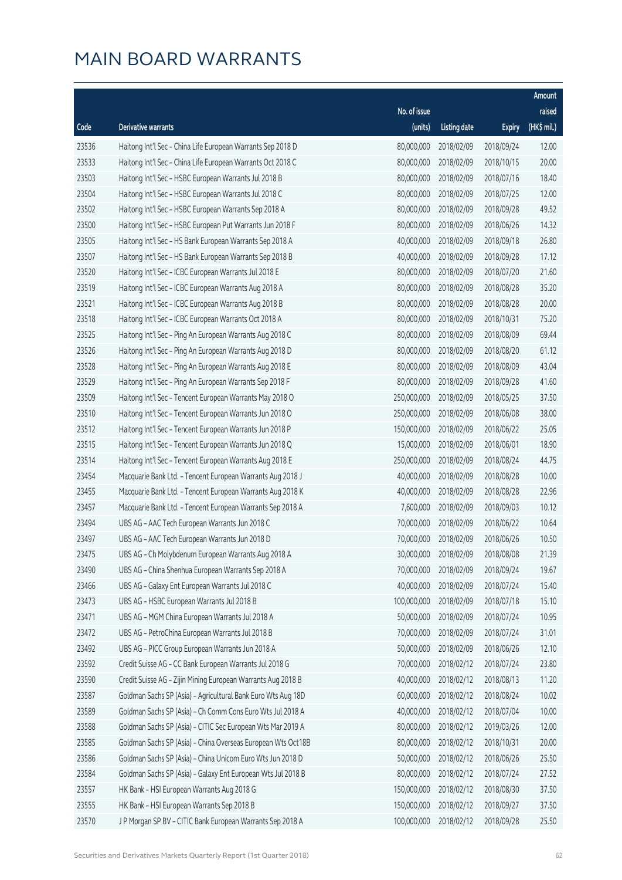# MAIN BOARD WARRANTS

| Code | Derivative warrants | No. of issue (units) | Listing date | Expiry | Amount raised (HK$ mil.) |
|---|---|---|---|---|---|
| 23536 | Haitong Int'l Sec - China Life European Warrants Sep 2018 D | 80,000,000 | 2018/02/09 | 2018/09/24 | 12.00 |
| 23533 | Haitong Int'l Sec - China Life European Warrants Oct 2018 C | 80,000,000 | 2018/02/09 | 2018/10/15 | 20.00 |
| 23503 | Haitong Int'l Sec - HSBC European Warrants Jul 2018 B | 80,000,000 | 2018/02/09 | 2018/07/16 | 18.40 |
| 23504 | Haitong Int'l Sec - HSBC European Warrants Jul 2018 C | 80,000,000 | 2018/02/09 | 2018/07/25 | 12.00 |
| 23502 | Haitong Int'l Sec - HSBC European Warrants Sep 2018 A | 80,000,000 | 2018/02/09 | 2018/09/28 | 49.52 |
| 23500 | Haitong Int'l Sec - HSBC European Put Warrants Jun 2018 F | 80,000,000 | 2018/02/09 | 2018/06/26 | 14.32 |
| 23505 | Haitong Int'l Sec - HS Bank European Warrants Sep 2018 A | 40,000,000 | 2018/02/09 | 2018/09/18 | 26.80 |
| 23507 | Haitong Int'l Sec - HS Bank European Warrants Sep 2018 B | 40,000,000 | 2018/02/09 | 2018/09/28 | 17.12 |
| 23520 | Haitong Int'l Sec - ICBC European Warrants Jul 2018 E | 80,000,000 | 2018/02/09 | 2018/07/20 | 21.60 |
| 23519 | Haitong Int'l Sec - ICBC European Warrants Aug 2018 A | 80,000,000 | 2018/02/09 | 2018/08/28 | 35.20 |
| 23521 | Haitong Int'l Sec - ICBC European Warrants Aug 2018 B | 80,000,000 | 2018/02/09 | 2018/08/28 | 20.00 |
| 23518 | Haitong Int'l Sec - ICBC European Warrants Oct 2018 A | 80,000,000 | 2018/02/09 | 2018/10/31 | 75.20 |
| 23525 | Haitong Int'l Sec - Ping An European Warrants Aug 2018 C | 80,000,000 | 2018/02/09 | 2018/08/09 | 69.44 |
| 23526 | Haitong Int'l Sec - Ping An European Warrants Aug 2018 D | 80,000,000 | 2018/02/09 | 2018/08/20 | 61.12 |
| 23528 | Haitong Int'l Sec - Ping An European Warrants Aug 2018 E | 80,000,000 | 2018/02/09 | 2018/08/09 | 43.04 |
| 23529 | Haitong Int'l Sec - Ping An European Warrants Sep 2018 F | 80,000,000 | 2018/02/09 | 2018/09/28 | 41.60 |
| 23509 | Haitong Int'l Sec - Tencent European Warrants May 2018 O | 250,000,000 | 2018/02/09 | 2018/05/25 | 37.50 |
| 23510 | Haitong Int'l Sec - Tencent European Warrants Jun 2018 O | 250,000,000 | 2018/02/09 | 2018/06/08 | 38.00 |
| 23512 | Haitong Int'l Sec - Tencent European Warrants Jun 2018 P | 150,000,000 | 2018/02/09 | 2018/06/22 | 25.05 |
| 23515 | Haitong Int'l Sec - Tencent European Warrants Jun 2018 Q | 15,000,000 | 2018/02/09 | 2018/06/01 | 18.90 |
| 23514 | Haitong Int'l Sec - Tencent European Warrants Aug 2018 E | 250,000,000 | 2018/02/09 | 2018/08/24 | 44.75 |
| 23454 | Macquarie Bank Ltd. - Tencent European Warrants Aug 2018 J | 40,000,000 | 2018/02/09 | 2018/08/28 | 10.00 |
| 23455 | Macquarie Bank Ltd. - Tencent European Warrants Aug 2018 K | 40,000,000 | 2018/02/09 | 2018/08/28 | 22.96 |
| 23457 | Macquarie Bank Ltd. - Tencent European Warrants Sep 2018 A | 7,600,000 | 2018/02/09 | 2018/09/03 | 10.12 |
| 23494 | UBS AG - AAC Tech European Warrants Jun 2018 C | 70,000,000 | 2018/02/09 | 2018/06/22 | 10.64 |
| 23497 | UBS AG - AAC Tech European Warrants Jun 2018 D | 70,000,000 | 2018/02/09 | 2018/06/26 | 10.50 |
| 23475 | UBS AG - Ch Molybdenum European Warrants Aug 2018 A | 30,000,000 | 2018/02/09 | 2018/08/08 | 21.39 |
| 23490 | UBS AG - China Shenhua European Warrants Sep 2018 A | 70,000,000 | 2018/02/09 | 2018/09/24 | 19.67 |
| 23466 | UBS AG - Galaxy Ent European Warrants Jul 2018 C | 40,000,000 | 2018/02/09 | 2018/07/24 | 15.40 |
| 23473 | UBS AG - HSBC European Warrants Jul 2018 B | 100,000,000 | 2018/02/09 | 2018/07/18 | 15.10 |
| 23471 | UBS AG - MGM China European Warrants Jul 2018 A | 50,000,000 | 2018/02/09 | 2018/07/24 | 10.95 |
| 23472 | UBS AG - PetroChina European Warrants Jul 2018 B | 70,000,000 | 2018/02/09 | 2018/07/24 | 31.01 |
| 23492 | UBS AG - PICC Group European Warrants Jun 2018 A | 50,000,000 | 2018/02/09 | 2018/06/26 | 12.10 |
| 23592 | Credit Suisse AG - CC Bank European Warrants Jul 2018 G | 70,000,000 | 2018/02/12 | 2018/07/24 | 23.80 |
| 23590 | Credit Suisse AG - Zijin Mining European Warrants Aug 2018 B | 40,000,000 | 2018/02/12 | 2018/08/13 | 11.20 |
| 23587 | Goldman Sachs SP (Asia) - Agricultural Bank Euro Wts Aug 18D | 60,000,000 | 2018/02/12 | 2018/08/24 | 10.02 |
| 23589 | Goldman Sachs SP (Asia) - Ch Comm Cons Euro Wts Jul 2018 A | 40,000,000 | 2018/02/12 | 2018/07/04 | 10.00 |
| 23588 | Goldman Sachs SP (Asia) - CITIC Sec European Wts Mar 2019 A | 80,000,000 | 2018/02/12 | 2019/03/26 | 12.00 |
| 23585 | Goldman Sachs SP (Asia) - China Overseas European Wts Oct18B | 80,000,000 | 2018/02/12 | 2018/10/31 | 20.00 |
| 23586 | Goldman Sachs SP (Asia) - China Unicom Euro Wts Jun 2018 D | 50,000,000 | 2018/02/12 | 2018/06/26 | 25.50 |
| 23584 | Goldman Sachs SP (Asia) - Galaxy Ent European Wts Jul 2018 B | 80,000,000 | 2018/02/12 | 2018/07/24 | 27.52 |
| 23557 | HK Bank - HSI European Warrants Aug 2018 G | 150,000,000 | 2018/02/12 | 2018/08/30 | 37.50 |
| 23555 | HK Bank - HSI European Warrants Sep 2018 B | 150,000,000 | 2018/02/12 | 2018/09/27 | 37.50 |
| 23570 | J P Morgan SP BV - CITIC Bank European Warrants Sep 2018 A | 100,000,000 | 2018/02/12 | 2018/09/28 | 25.50 |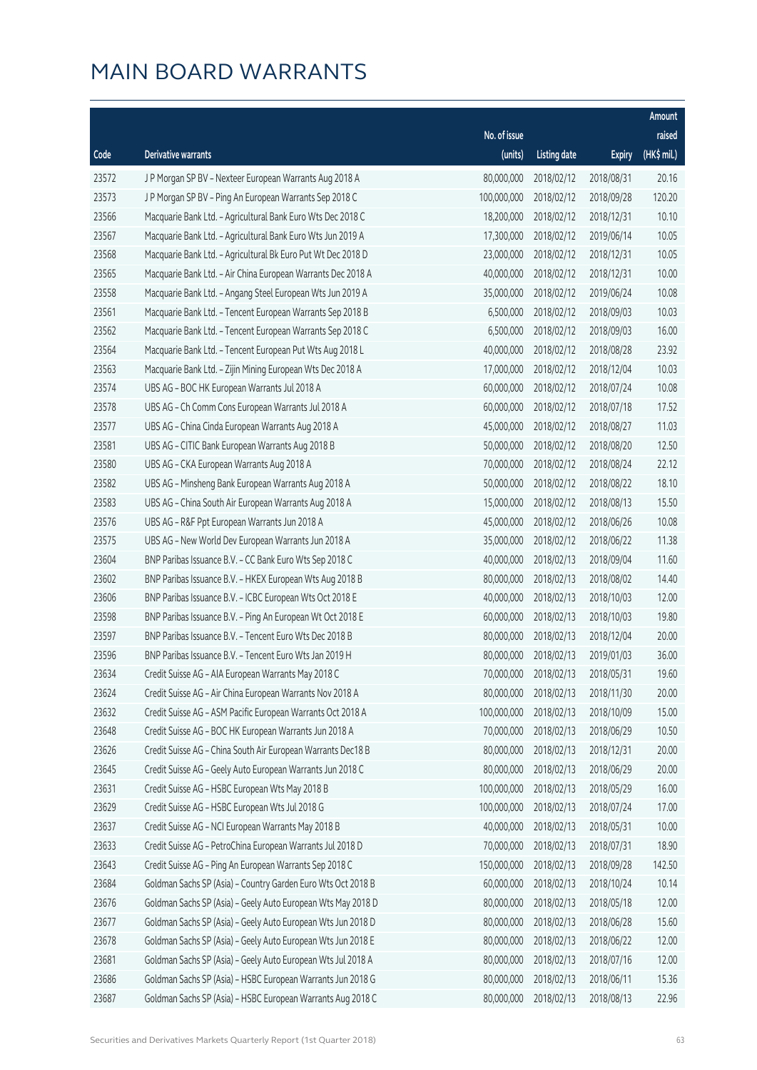# MAIN BOARD WARRANTS

| Code | Derivative warrants | No. of issue (units) | Listing date | Expiry | Amount raised (HK$ mil.) |
|---|---|---|---|---|---|
| 23572 | J P Morgan SP BV - Nexteer European Warrants Aug 2018 A | 80,000,000 | 2018/02/12 | 2018/08/31 | 20.16 |
| 23573 | J P Morgan SP BV - Ping An European Warrants Sep 2018 C | 100,000,000 | 2018/02/12 | 2018/09/28 | 120.20 |
| 23566 | Macquarie Bank Ltd. - Agricultural Bank Euro Wts Dec 2018 C | 18,200,000 | 2018/02/12 | 2018/12/31 | 10.10 |
| 23567 | Macquarie Bank Ltd. - Agricultural Bank Euro Wts Jun 2019 A | 17,300,000 | 2018/02/12 | 2019/06/14 | 10.05 |
| 23568 | Macquarie Bank Ltd. - Agricultural Bk Euro Put Wt Dec 2018 D | 23,000,000 | 2018/02/12 | 2018/12/31 | 10.05 |
| 23565 | Macquarie Bank Ltd. - Air China European Warrants Dec 2018 A | 40,000,000 | 2018/02/12 | 2018/12/31 | 10.00 |
| 23558 | Macquarie Bank Ltd. - Angang Steel European Wts Jun 2019 A | 35,000,000 | 2018/02/12 | 2019/06/24 | 10.08 |
| 23561 | Macquarie Bank Ltd. - Tencent European Warrants Sep 2018 B | 6,500,000 | 2018/02/12 | 2018/09/03 | 10.03 |
| 23562 | Macquarie Bank Ltd. - Tencent European Warrants Sep 2018 C | 6,500,000 | 2018/02/12 | 2018/09/03 | 16.00 |
| 23564 | Macquarie Bank Ltd. - Tencent European Put Wts Aug 2018 L | 40,000,000 | 2018/02/12 | 2018/08/28 | 23.92 |
| 23563 | Macquarie Bank Ltd. - Zijin Mining European Wts Dec 2018 A | 17,000,000 | 2018/02/12 | 2018/12/04 | 10.03 |
| 23574 | UBS AG - BOC HK European Warrants Jul 2018 A | 60,000,000 | 2018/02/12 | 2018/07/24 | 10.08 |
| 23578 | UBS AG - Ch Comm Cons European Warrants Jul 2018 A | 60,000,000 | 2018/02/12 | 2018/07/18 | 17.52 |
| 23577 | UBS AG - China Cinda European Warrants Aug 2018 A | 45,000,000 | 2018/02/12 | 2018/08/27 | 11.03 |
| 23581 | UBS AG - CITIC Bank European Warrants Aug 2018 B | 50,000,000 | 2018/02/12 | 2018/08/20 | 12.50 |
| 23580 | UBS AG - CKA European Warrants Aug 2018 A | 70,000,000 | 2018/02/12 | 2018/08/24 | 22.12 |
| 23582 | UBS AG - Minsheng Bank European Warrants Aug 2018 A | 50,000,000 | 2018/02/12 | 2018/08/22 | 18.10 |
| 23583 | UBS AG - China South Air European Warrants Aug 2018 A | 15,000,000 | 2018/02/12 | 2018/08/13 | 15.50 |
| 23576 | UBS AG - R&F Ppt European Warrants Jun 2018 A | 45,000,000 | 2018/02/12 | 2018/06/26 | 10.08 |
| 23575 | UBS AG - New World Dev European Warrants Jun 2018 A | 35,000,000 | 2018/02/12 | 2018/06/22 | 11.38 |
| 23604 | BNP Paribas Issuance B.V. - CC Bank Euro Wts Sep 2018 C | 40,000,000 | 2018/02/13 | 2018/09/04 | 11.60 |
| 23602 | BNP Paribas Issuance B.V. - HKEX European Wts Aug 2018 B | 80,000,000 | 2018/02/13 | 2018/08/02 | 14.40 |
| 23606 | BNP Paribas Issuance B.V. - ICBC European Wts Oct 2018 E | 40,000,000 | 2018/02/13 | 2018/10/03 | 12.00 |
| 23598 | BNP Paribas Issuance B.V. - Ping An European Wt Oct 2018 E | 60,000,000 | 2018/02/13 | 2018/10/03 | 19.80 |
| 23597 | BNP Paribas Issuance B.V. - Tencent Euro Wts Dec 2018 B | 80,000,000 | 2018/02/13 | 2018/12/04 | 20.00 |
| 23596 | BNP Paribas Issuance B.V. - Tencent Euro Wts Jan 2019 H | 80,000,000 | 2018/02/13 | 2019/01/03 | 36.00 |
| 23634 | Credit Suisse AG - AIA European Warrants May 2018 C | 70,000,000 | 2018/02/13 | 2018/05/31 | 19.60 |
| 23624 | Credit Suisse AG - Air China European Warrants Nov 2018 A | 80,000,000 | 2018/02/13 | 2018/11/30 | 20.00 |
| 23632 | Credit Suisse AG - ASM Pacific European Warrants Oct 2018 A | 100,000,000 | 2018/02/13 | 2018/10/09 | 15.00 |
| 23648 | Credit Suisse AG - BOC HK European Warrants Jun 2018 A | 70,000,000 | 2018/02/13 | 2018/06/29 | 10.50 |
| 23626 | Credit Suisse AG - China South Air European Warrants Dec18 B | 80,000,000 | 2018/02/13 | 2018/12/31 | 20.00 |
| 23645 | Credit Suisse AG - Geely Auto European Warrants Jun 2018 C | 80,000,000 | 2018/02/13 | 2018/06/29 | 20.00 |
| 23631 | Credit Suisse AG - HSBC European Wts May 2018 B | 100,000,000 | 2018/02/13 | 2018/05/29 | 16.00 |
| 23629 | Credit Suisse AG - HSBC European Wts Jul 2018 G | 100,000,000 | 2018/02/13 | 2018/07/24 | 17.00 |
| 23637 | Credit Suisse AG - NCI European Warrants May 2018 B | 40,000,000 | 2018/02/13 | 2018/05/31 | 10.00 |
| 23633 | Credit Suisse AG - PetroChina European Warrants Jul 2018 D | 70,000,000 | 2018/02/13 | 2018/07/31 | 18.90 |
| 23643 | Credit Suisse AG - Ping An European Warrants Sep 2018 C | 150,000,000 | 2018/02/13 | 2018/09/28 | 142.50 |
| 23684 | Goldman Sachs SP (Asia) - Country Garden Euro Wts Oct 2018 B | 60,000,000 | 2018/02/13 | 2018/10/24 | 10.14 |
| 23676 | Goldman Sachs SP (Asia) - Geely Auto European Wts May 2018 D | 80,000,000 | 2018/02/13 | 2018/05/18 | 12.00 |
| 23677 | Goldman Sachs SP (Asia) - Geely Auto European Wts Jun 2018 D | 80,000,000 | 2018/02/13 | 2018/06/28 | 15.60 |
| 23678 | Goldman Sachs SP (Asia) - Geely Auto European Wts Jun 2018 E | 80,000,000 | 2018/02/13 | 2018/06/22 | 12.00 |
| 23681 | Goldman Sachs SP (Asia) - Geely Auto European Wts Jul 2018 A | 80,000,000 | 2018/02/13 | 2018/07/16 | 12.00 |
| 23686 | Goldman Sachs SP (Asia) - HSBC European Warrants Jun 2018 G | 80,000,000 | 2018/02/13 | 2018/06/11 | 15.36 |
| 23687 | Goldman Sachs SP (Asia) - HSBC European Warrants Aug 2018 C | 80,000,000 | 2018/02/13 | 2018/08/13 | 22.96 |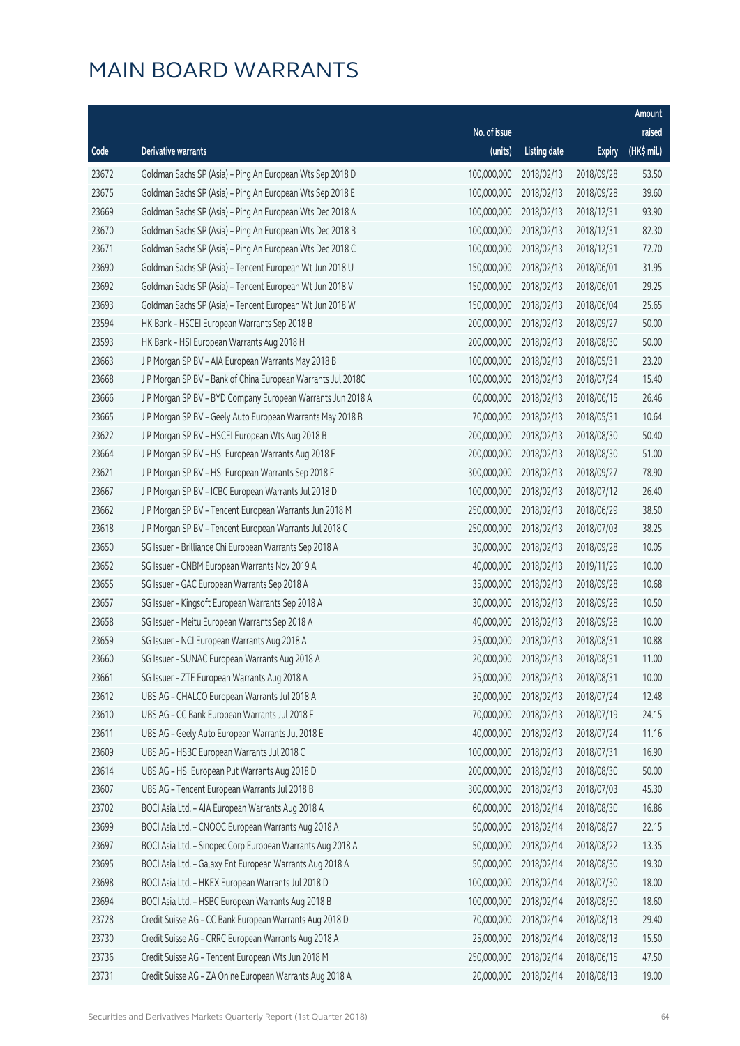# MAIN BOARD WARRANTS

| Code | Derivative warrants | No. of issue (units) | Listing date | Expiry | Amount raised (HK$ mil.) |
|---|---|---|---|---|---|
| 23672 | Goldman Sachs SP (Asia) - Ping An European Wts Sep 2018 D | 100,000,000 | 2018/02/13 | 2018/09/28 | 53.50 |
| 23675 | Goldman Sachs SP (Asia) - Ping An European Wts Sep 2018 E | 100,000,000 | 2018/02/13 | 2018/09/28 | 39.60 |
| 23669 | Goldman Sachs SP (Asia) - Ping An European Wts Dec 2018 A | 100,000,000 | 2018/02/13 | 2018/12/31 | 93.90 |
| 23670 | Goldman Sachs SP (Asia) - Ping An European Wts Dec 2018 B | 100,000,000 | 2018/02/13 | 2018/12/31 | 82.30 |
| 23671 | Goldman Sachs SP (Asia) - Ping An European Wts Dec 2018 C | 100,000,000 | 2018/02/13 | 2018/12/31 | 72.70 |
| 23690 | Goldman Sachs SP (Asia) - Tencent European Wt Jun 2018 U | 150,000,000 | 2018/02/13 | 2018/06/01 | 31.95 |
| 23692 | Goldman Sachs SP (Asia) - Tencent European Wt Jun 2018 V | 150,000,000 | 2018/02/13 | 2018/06/01 | 29.25 |
| 23693 | Goldman Sachs SP (Asia) - Tencent European Wt Jun 2018 W | 150,000,000 | 2018/02/13 | 2018/06/04 | 25.65 |
| 23594 | HK Bank - HSCEI European Warrants Sep 2018 B | 200,000,000 | 2018/02/13 | 2018/09/27 | 50.00 |
| 23593 | HK Bank - HSI European Warrants Aug 2018 H | 200,000,000 | 2018/02/13 | 2018/08/30 | 50.00 |
| 23663 | J P Morgan SP BV - AIA European Warrants May 2018 B | 100,000,000 | 2018/02/13 | 2018/05/31 | 23.20 |
| 23668 | J P Morgan SP BV - Bank of China European Warrants Jul 2018C | 100,000,000 | 2018/02/13 | 2018/07/24 | 15.40 |
| 23666 | J P Morgan SP BV - BYD Company European Warrants Jun 2018 A | 60,000,000 | 2018/02/13 | 2018/06/15 | 26.46 |
| 23665 | J P Morgan SP BV - Geely Auto European Warrants May 2018 B | 70,000,000 | 2018/02/13 | 2018/05/31 | 10.64 |
| 23622 | J P Morgan SP BV - HSCEI European Wts Aug 2018 B | 200,000,000 | 2018/02/13 | 2018/08/30 | 50.40 |
| 23664 | J P Morgan SP BV - HSI European Warrants Aug 2018 F | 200,000,000 | 2018/02/13 | 2018/08/30 | 51.00 |
| 23621 | J P Morgan SP BV - HSI European Warrants Sep 2018 F | 300,000,000 | 2018/02/13 | 2018/09/27 | 78.90 |
| 23667 | J P Morgan SP BV - ICBC European Warrants Jul 2018 D | 100,000,000 | 2018/02/13 | 2018/07/12 | 26.40 |
| 23662 | J P Morgan SP BV - Tencent European Warrants Jun 2018 M | 250,000,000 | 2018/02/13 | 2018/06/29 | 38.50 |
| 23618 | J P Morgan SP BV - Tencent European Warrants Jul 2018 C | 250,000,000 | 2018/02/13 | 2018/07/03 | 38.25 |
| 23650 | SG Issuer - Brilliance Chi European Warrants Sep 2018 A | 30,000,000 | 2018/02/13 | 2018/09/28 | 10.05 |
| 23652 | SG Issuer - CNBM European Warrants Nov 2019 A | 40,000,000 | 2018/02/13 | 2019/11/29 | 10.00 |
| 23655 | SG Issuer - GAC European Warrants Sep 2018 A | 35,000,000 | 2018/02/13 | 2018/09/28 | 10.68 |
| 23657 | SG Issuer - Kingsoft European Warrants Sep 2018 A | 30,000,000 | 2018/02/13 | 2018/09/28 | 10.50 |
| 23658 | SG Issuer - Meitu European Warrants Sep 2018 A | 40,000,000 | 2018/02/13 | 2018/09/28 | 10.00 |
| 23659 | SG Issuer - NCI European Warrants Aug 2018 A | 25,000,000 | 2018/02/13 | 2018/08/31 | 10.88 |
| 23660 | SG Issuer - SUNAC European Warrants Aug 2018 A | 20,000,000 | 2018/02/13 | 2018/08/31 | 11.00 |
| 23661 | SG Issuer - ZTE European Warrants Aug 2018 A | 25,000,000 | 2018/02/13 | 2018/08/31 | 10.00 |
| 23612 | UBS AG - CHALCO European Warrants Jul 2018 A | 30,000,000 | 2018/02/13 | 2018/07/24 | 12.48 |
| 23610 | UBS AG - CC Bank European Warrants Jul 2018 F | 70,000,000 | 2018/02/13 | 2018/07/19 | 24.15 |
| 23611 | UBS AG - Geely Auto European Warrants Jul 2018 E | 40,000,000 | 2018/02/13 | 2018/07/24 | 11.16 |
| 23609 | UBS AG - HSBC European Warrants Jul 2018 C | 100,000,000 | 2018/02/13 | 2018/07/31 | 16.90 |
| 23614 | UBS AG - HSI European Put Warrants Aug 2018 D | 200,000,000 | 2018/02/13 | 2018/08/30 | 50.00 |
| 23607 | UBS AG - Tencent European Warrants Jul 2018 B | 300,000,000 | 2018/02/13 | 2018/07/03 | 45.30 |
| 23702 | BOCI Asia Ltd. - AIA European Warrants Aug 2018 A | 60,000,000 | 2018/02/14 | 2018/08/30 | 16.86 |
| 23699 | BOCI Asia Ltd. - CNOOC European Warrants Aug 2018 A | 50,000,000 | 2018/02/14 | 2018/08/27 | 22.15 |
| 23697 | BOCI Asia Ltd. - Sinopec Corp European Warrants Aug 2018 A | 50,000,000 | 2018/02/14 | 2018/08/22 | 13.35 |
| 23695 | BOCI Asia Ltd. - Galaxy Ent European Warrants Aug 2018 A | 50,000,000 | 2018/02/14 | 2018/08/30 | 19.30 |
| 23698 | BOCI Asia Ltd. - HKEX European Warrants Jul 2018 D | 100,000,000 | 2018/02/14 | 2018/07/30 | 18.00 |
| 23694 | BOCI Asia Ltd. - HSBC European Warrants Aug 2018 B | 100,000,000 | 2018/02/14 | 2018/08/30 | 18.60 |
| 23728 | Credit Suisse AG - CC Bank European Warrants Aug 2018 D | 70,000,000 | 2018/02/14 | 2018/08/13 | 29.40 |
| 23730 | Credit Suisse AG - CRRC European Warrants Aug 2018 A | 25,000,000 | 2018/02/14 | 2018/08/13 | 15.50 |
| 23736 | Credit Suisse AG - Tencent European Wts Jun 2018 M | 250,000,000 | 2018/02/14 | 2018/06/15 | 47.50 |
| 23731 | Credit Suisse AG - ZA Onine European Warrants Aug 2018 A | 20,000,000 | 2018/02/14 | 2018/08/13 | 19.00 |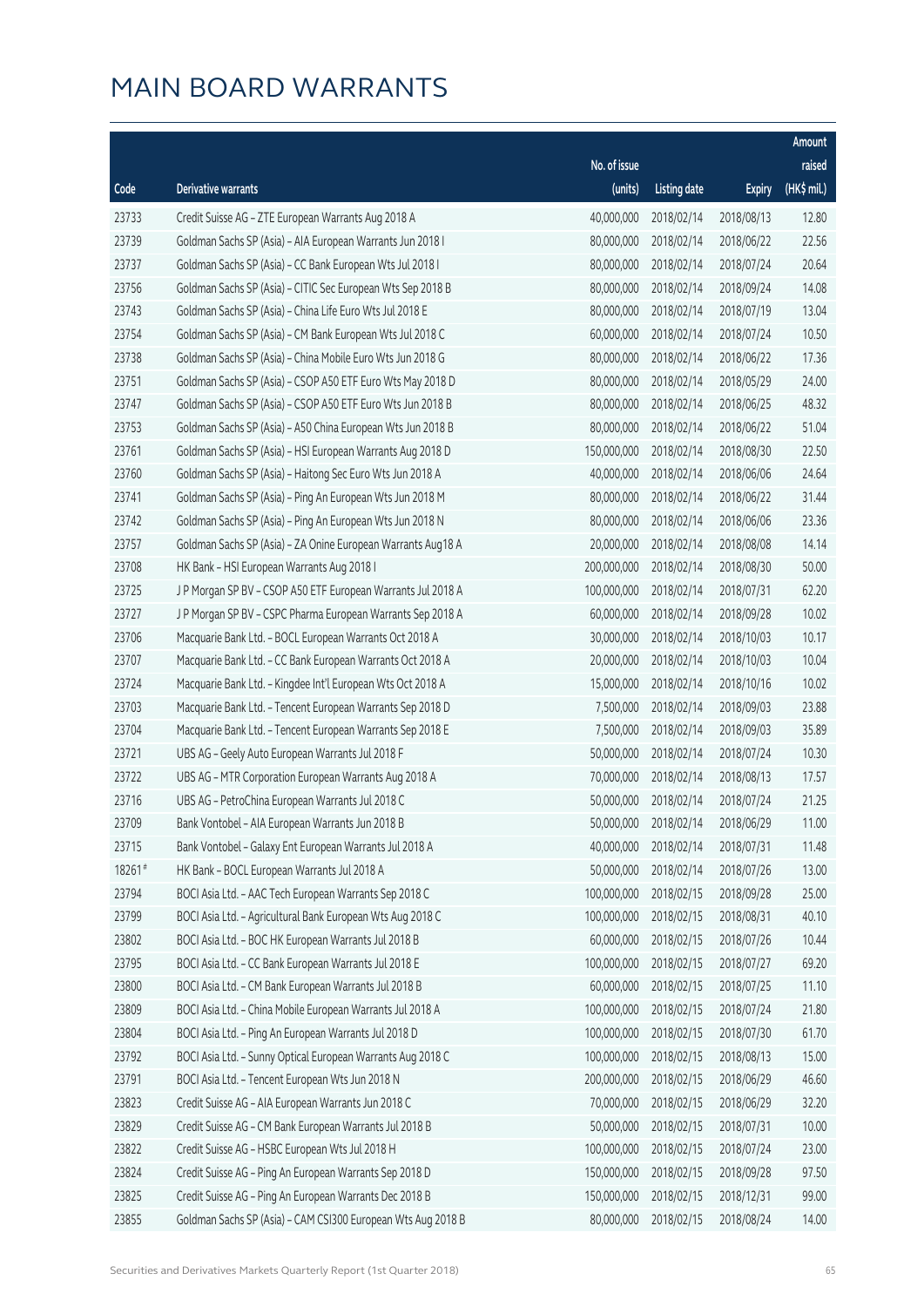# MAIN BOARD WARRANTS

| Code | Derivative warrants | No. of issue (units) | Listing date | Expiry | Amount raised (HK$ mil.) |
|---|---|---|---|---|---|
| 23733 | Credit Suisse AG – ZTE European Warrants Aug 2018 A | 40,000,000 | 2018/02/14 | 2018/08/13 | 12.80 |
| 23739 | Goldman Sachs SP (Asia) – AIA European Warrants Jun 2018 I | 80,000,000 | 2018/02/14 | 2018/06/22 | 22.56 |
| 23737 | Goldman Sachs SP (Asia) – CC Bank European Wts Jul 2018 I | 80,000,000 | 2018/02/14 | 2018/07/24 | 20.64 |
| 23756 | Goldman Sachs SP (Asia) – CITIC Sec European Wts Sep 2018 B | 80,000,000 | 2018/02/14 | 2018/09/24 | 14.08 |
| 23743 | Goldman Sachs SP (Asia) – China Life Euro Wts Jul 2018 E | 80,000,000 | 2018/02/14 | 2018/07/19 | 13.04 |
| 23754 | Goldman Sachs SP (Asia) – CM Bank European Wts Jul 2018 C | 60,000,000 | 2018/02/14 | 2018/07/24 | 10.50 |
| 23738 | Goldman Sachs SP (Asia) – China Mobile Euro Wts Jun 2018 G | 80,000,000 | 2018/02/14 | 2018/06/22 | 17.36 |
| 23751 | Goldman Sachs SP (Asia) – CSOP A50 ETF Euro Wts May 2018 D | 80,000,000 | 2018/02/14 | 2018/05/29 | 24.00 |
| 23747 | Goldman Sachs SP (Asia) – CSOP A50 ETF Euro Wts Jun 2018 B | 80,000,000 | 2018/02/14 | 2018/06/25 | 48.32 |
| 23753 | Goldman Sachs SP (Asia) – A50 China European Wts Jun 2018 B | 80,000,000 | 2018/02/14 | 2018/06/22 | 51.04 |
| 23761 | Goldman Sachs SP (Asia) – HSI European Warrants Aug 2018 D | 150,000,000 | 2018/02/14 | 2018/08/30 | 22.50 |
| 23760 | Goldman Sachs SP (Asia) – Haitong Sec Euro Wts Jun 2018 A | 40,000,000 | 2018/02/14 | 2018/06/06 | 24.64 |
| 23741 | Goldman Sachs SP (Asia) – Ping An European Wts Jun 2018 M | 80,000,000 | 2018/02/14 | 2018/06/22 | 31.44 |
| 23742 | Goldman Sachs SP (Asia) – Ping An European Wts Jun 2018 N | 80,000,000 | 2018/02/14 | 2018/06/06 | 23.36 |
| 23757 | Goldman Sachs SP (Asia) – ZA Onine European Warrants Aug18 A | 20,000,000 | 2018/02/14 | 2018/08/08 | 14.14 |
| 23708 | HK Bank – HSI European Warrants Aug 2018 I | 200,000,000 | 2018/02/14 | 2018/08/30 | 50.00 |
| 23725 | J P Morgan SP BV – CSOP A50 ETF European Warrants Jul 2018 A | 100,000,000 | 2018/02/14 | 2018/07/31 | 62.20 |
| 23727 | J P Morgan SP BV – CSPC Pharma European Warrants Sep 2018 A | 60,000,000 | 2018/02/14 | 2018/09/28 | 10.02 |
| 23706 | Macquarie Bank Ltd. – BOCL European Warrants Oct 2018 A | 30,000,000 | 2018/02/14 | 2018/10/03 | 10.17 |
| 23707 | Macquarie Bank Ltd. – CC Bank European Warrants Oct 2018 A | 20,000,000 | 2018/02/14 | 2018/10/03 | 10.04 |
| 23724 | Macquarie Bank Ltd. – Kingdee Int'l European Wts Oct 2018 A | 15,000,000 | 2018/02/14 | 2018/10/16 | 10.02 |
| 23703 | Macquarie Bank Ltd. – Tencent European Warrants Sep 2018 D | 7,500,000 | 2018/02/14 | 2018/09/03 | 23.88 |
| 23704 | Macquarie Bank Ltd. – Tencent European Warrants Sep 2018 E | 7,500,000 | 2018/02/14 | 2018/09/03 | 35.89 |
| 23721 | UBS AG – Geely Auto European Warrants Jul 2018 F | 50,000,000 | 2018/02/14 | 2018/07/24 | 10.30 |
| 23722 | UBS AG – MTR Corporation European Warrants Aug 2018 A | 70,000,000 | 2018/02/14 | 2018/08/13 | 17.57 |
| 23716 | UBS AG – PetroChina European Warrants Jul 2018 C | 50,000,000 | 2018/02/14 | 2018/07/24 | 21.25 |
| 23709 | Bank Vontobel – AIA European Warrants Jun 2018 B | 50,000,000 | 2018/02/14 | 2018/06/29 | 11.00 |
| 23715 | Bank Vontobel – Galaxy Ent European Warrants Jul 2018 A | 40,000,000 | 2018/02/14 | 2018/07/31 | 11.48 |
| 18261# | HK Bank – BOCL European Warrants Jul 2018 A | 50,000,000 | 2018/02/14 | 2018/07/26 | 13.00 |
| 23794 | BOCI Asia Ltd. – AAC Tech European Warrants Sep 2018 C | 100,000,000 | 2018/02/15 | 2018/09/28 | 25.00 |
| 23799 | BOCI Asia Ltd. – Agricultural Bank European Wts Aug 2018 C | 100,000,000 | 2018/02/15 | 2018/08/31 | 40.10 |
| 23802 | BOCI Asia Ltd. – BOC HK European Warrants Jul 2018 B | 60,000,000 | 2018/02/15 | 2018/07/26 | 10.44 |
| 23795 | BOCI Asia Ltd. – CC Bank European Warrants Jul 2018 E | 100,000,000 | 2018/02/15 | 2018/07/27 | 69.20 |
| 23800 | BOCI Asia Ltd. – CM Bank European Warrants Jul 2018 B | 60,000,000 | 2018/02/15 | 2018/07/25 | 11.10 |
| 23809 | BOCI Asia Ltd. – China Mobile European Warrants Jul 2018 A | 100,000,000 | 2018/02/15 | 2018/07/24 | 21.80 |
| 23804 | BOCI Asia Ltd. – Ping An European Warrants Jul 2018 D | 100,000,000 | 2018/02/15 | 2018/07/30 | 61.70 |
| 23792 | BOCI Asia Ltd. – Sunny Optical European Warrants Aug 2018 C | 100,000,000 | 2018/02/15 | 2018/08/13 | 15.00 |
| 23791 | BOCI Asia Ltd. – Tencent European Wts Jun 2018 N | 200,000,000 | 2018/02/15 | 2018/06/29 | 46.60 |
| 23823 | Credit Suisse AG – AIA European Warrants Jun 2018 C | 70,000,000 | 2018/02/15 | 2018/06/29 | 32.20 |
| 23829 | Credit Suisse AG – CM Bank European Warrants Jul 2018 B | 50,000,000 | 2018/02/15 | 2018/07/31 | 10.00 |
| 23822 | Credit Suisse AG – HSBC European Wts Jul 2018 H | 100,000,000 | 2018/02/15 | 2018/07/24 | 23.00 |
| 23824 | Credit Suisse AG – Ping An European Warrants Sep 2018 D | 150,000,000 | 2018/02/15 | 2018/09/28 | 97.50 |
| 23825 | Credit Suisse AG – Ping An European Warrants Dec 2018 B | 150,000,000 | 2018/02/15 | 2018/12/31 | 99.00 |
| 23855 | Goldman Sachs SP (Asia) – CAM CSI300 European Wts Aug 2018 B | 80,000,000 | 2018/02/15 | 2018/08/24 | 14.00 |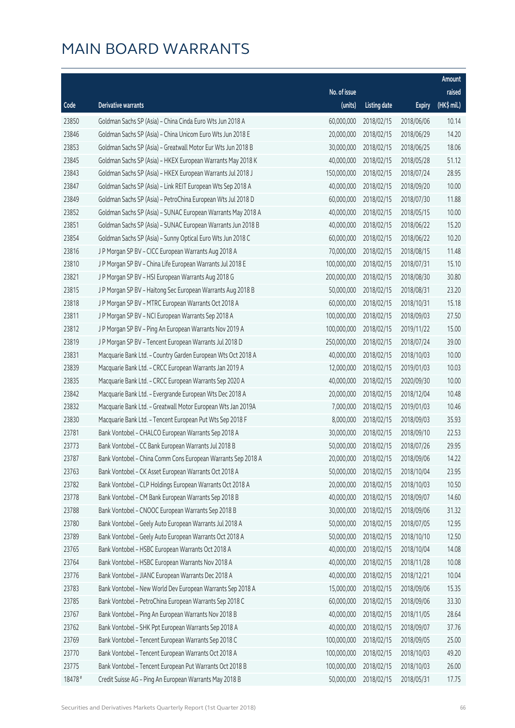# MAIN BOARD WARRANTS

| Code | Derivative warrants | No. of issue (units) | Listing date | Expiry | Amount raised (HK$ mil.) |
|---|---|---|---|---|---|
| 23850 | Goldman Sachs SP (Asia) – China Cinda Euro Wts Jun 2018 A | 60,000,000 | 2018/02/15 | 2018/06/06 | 10.14 |
| 23846 | Goldman Sachs SP (Asia) – China Unicom Euro Wts Jun 2018 E | 20,000,000 | 2018/02/15 | 2018/06/29 | 14.20 |
| 23853 | Goldman Sachs SP (Asia) – Greatwall Motor Eur Wts Jun 2018 B | 30,000,000 | 2018/02/15 | 2018/06/25 | 18.06 |
| 23845 | Goldman Sachs SP (Asia) – HKEX European Warrants May 2018 K | 40,000,000 | 2018/02/15 | 2018/05/28 | 51.12 |
| 23843 | Goldman Sachs SP (Asia) – HKEX European Warrants Jul 2018 J | 150,000,000 | 2018/02/15 | 2018/07/24 | 28.95 |
| 23847 | Goldman Sachs SP (Asia) – Link REIT European Wts Sep 2018 A | 40,000,000 | 2018/02/15 | 2018/09/20 | 10.00 |
| 23849 | Goldman Sachs SP (Asia) – PetroChina European Wts Jul 2018 D | 60,000,000 | 2018/02/15 | 2018/07/30 | 11.88 |
| 23852 | Goldman Sachs SP (Asia) – SUNAC European Warrants May 2018 A | 40,000,000 | 2018/02/15 | 2018/05/15 | 10.00 |
| 23851 | Goldman Sachs SP (Asia) – SUNAC European Warrants Jun 2018 B | 40,000,000 | 2018/02/15 | 2018/06/22 | 15.20 |
| 23854 | Goldman Sachs SP (Asia) – Sunny Optical Euro Wts Jun 2018 C | 60,000,000 | 2018/02/15 | 2018/06/22 | 10.20 |
| 23816 | J P Morgan SP BV – CICC European Warrants Aug 2018 A | 70,000,000 | 2018/02/15 | 2018/08/15 | 11.48 |
| 23810 | J P Morgan SP BV – China Life European Warrants Jul 2018 E | 100,000,000 | 2018/02/15 | 2018/07/31 | 15.10 |
| 23821 | J P Morgan SP BV – HSI European Warrants Aug 2018 G | 200,000,000 | 2018/02/15 | 2018/08/30 | 30.80 |
| 23815 | J P Morgan SP BV – Haitong Sec European Warrants Aug 2018 B | 50,000,000 | 2018/02/15 | 2018/08/31 | 23.20 |
| 23818 | J P Morgan SP BV – MTRC European Warrants Oct 2018 A | 60,000,000 | 2018/02/15 | 2018/10/31 | 15.18 |
| 23811 | J P Morgan SP BV – NCI European Warrants Sep 2018 A | 100,000,000 | 2018/02/15 | 2018/09/03 | 27.50 |
| 23812 | J P Morgan SP BV – Ping An European Warrants Nov 2019 A | 100,000,000 | 2018/02/15 | 2019/11/22 | 15.00 |
| 23819 | J P Morgan SP BV – Tencent European Warrants Jul 2018 D | 250,000,000 | 2018/02/15 | 2018/07/24 | 39.00 |
| 23831 | Macquarie Bank Ltd. – Country Garden European Wts Oct 2018 A | 40,000,000 | 2018/02/15 | 2018/10/03 | 10.00 |
| 23839 | Macquarie Bank Ltd. – CRCC European Warrants Jan 2019 A | 12,000,000 | 2018/02/15 | 2019/01/03 | 10.03 |
| 23835 | Macquarie Bank Ltd. – CRCC European Warrants Sep 2020 A | 40,000,000 | 2018/02/15 | 2020/09/30 | 10.00 |
| 23842 | Macquarie Bank Ltd. – Evergrande European Wts Dec 2018 A | 20,000,000 | 2018/02/15 | 2018/12/04 | 10.48 |
| 23832 | Macquarie Bank Ltd. – Greatwall Motor European Wts Jan 2019A | 7,000,000 | 2018/02/15 | 2019/01/03 | 10.46 |
| 23830 | Macquarie Bank Ltd. – Tencent European Put Wts Sep 2018 F | 8,000,000 | 2018/02/15 | 2018/09/03 | 35.93 |
| 23781 | Bank Vontobel – CHALCO European Warrants Sep 2018 A | 30,000,000 | 2018/02/15 | 2018/09/10 | 22.53 |
| 23773 | Bank Vontobel – CC Bank European Warrants Jul 2018 B | 50,000,000 | 2018/02/15 | 2018/07/26 | 29.95 |
| 23787 | Bank Vontobel – China Comm Cons European Warrants Sep 2018 A | 20,000,000 | 2018/02/15 | 2018/09/06 | 14.22 |
| 23763 | Bank Vontobel – CK Asset European Warrants Oct 2018 A | 50,000,000 | 2018/02/15 | 2018/10/04 | 23.95 |
| 23782 | Bank Vontobel – CLP Holdings European Warrants Oct 2018 A | 20,000,000 | 2018/02/15 | 2018/10/03 | 10.50 |
| 23778 | Bank Vontobel – CM Bank European Warrants Sep 2018 B | 40,000,000 | 2018/02/15 | 2018/09/07 | 14.60 |
| 23788 | Bank Vontobel – CNOOC European Warrants Sep 2018 B | 30,000,000 | 2018/02/15 | 2018/09/06 | 31.32 |
| 23780 | Bank Vontobel – Geely Auto European Warrants Jul 2018 A | 50,000,000 | 2018/02/15 | 2018/07/05 | 12.95 |
| 23789 | Bank Vontobel – Geely Auto European Warrants Oct 2018 A | 50,000,000 | 2018/02/15 | 2018/10/10 | 12.50 |
| 23765 | Bank Vontobel – HSBC European Warrants Oct 2018 A | 40,000,000 | 2018/02/15 | 2018/10/04 | 14.08 |
| 23764 | Bank Vontobel – HSBC European Warrants Nov 2018 A | 40,000,000 | 2018/02/15 | 2018/11/28 | 10.08 |
| 23776 | Bank Vontobel – JIANC European Warrants Dec 2018 A | 40,000,000 | 2018/02/15 | 2018/12/21 | 10.04 |
| 23783 | Bank Vontobel – New World Dev European Warrants Sep 2018 A | 15,000,000 | 2018/02/15 | 2018/09/06 | 15.35 |
| 23785 | Bank Vontobel – PetroChina European Warrants Sep 2018 C | 60,000,000 | 2018/02/15 | 2018/09/06 | 33.30 |
| 23767 | Bank Vontobel – Ping An European Warrants Nov 2018 B | 40,000,000 | 2018/02/15 | 2018/11/05 | 28.64 |
| 23762 | Bank Vontobel – SHK Ppt European Warrants Sep 2018 A | 40,000,000 | 2018/02/15 | 2018/09/07 | 37.76 |
| 23769 | Bank Vontobel – Tencent European Warrants Sep 2018 C | 100,000,000 | 2018/02/15 | 2018/09/05 | 25.00 |
| 23770 | Bank Vontobel – Tencent European Warrants Oct 2018 A | 100,000,000 | 2018/02/15 | 2018/10/03 | 49.20 |
| 23775 | Bank Vontobel – Tencent European Put Warrants Oct 2018 B | 100,000,000 | 2018/02/15 | 2018/10/03 | 26.00 |
| 18478 # | Credit Suisse AG – Ping An European Warrants May 2018 B | 50,000,000 | 2018/02/15 | 2018/05/31 | 17.75 |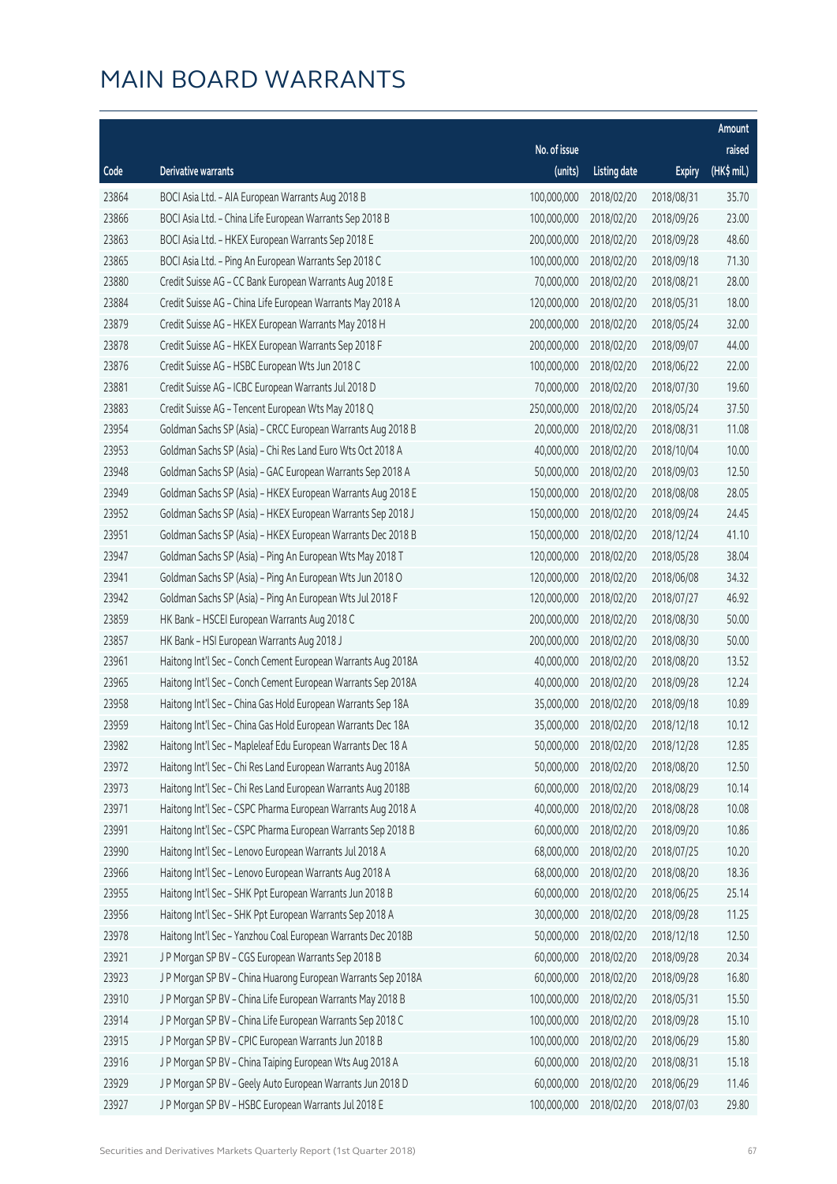# MAIN BOARD WARRANTS

| Code | Derivative warrants | No. of issue (units) | Listing date | Expiry | Amount raised (HK$ mil.) |
|---|---|---|---|---|---|
| 23864 | BOCI Asia Ltd. – AIA European Warrants Aug 2018 B | 100,000,000 | 2018/02/20 | 2018/08/31 | 35.70 |
| 23866 | BOCI Asia Ltd. – China Life European Warrants Sep 2018 B | 100,000,000 | 2018/02/20 | 2018/09/26 | 23.00 |
| 23863 | BOCI Asia Ltd. – HKEX European Warrants Sep 2018 E | 200,000,000 | 2018/02/20 | 2018/09/28 | 48.60 |
| 23865 | BOCI Asia Ltd. – Ping An European Warrants Sep 2018 C | 100,000,000 | 2018/02/20 | 2018/09/18 | 71.30 |
| 23880 | Credit Suisse AG – CC Bank European Warrants Aug 2018 E | 70,000,000 | 2018/02/20 | 2018/08/21 | 28.00 |
| 23884 | Credit Suisse AG – China Life European Warrants May 2018 A | 120,000,000 | 2018/02/20 | 2018/05/31 | 18.00 |
| 23879 | Credit Suisse AG – HKEX European Warrants May 2018 H | 200,000,000 | 2018/02/20 | 2018/05/24 | 32.00 |
| 23878 | Credit Suisse AG – HKEX European Warrants Sep 2018 F | 200,000,000 | 2018/02/20 | 2018/09/07 | 44.00 |
| 23876 | Credit Suisse AG – HSBC European Wts Jun 2018 C | 100,000,000 | 2018/02/20 | 2018/06/22 | 22.00 |
| 23881 | Credit Suisse AG – ICBC European Warrants Jul 2018 D | 70,000,000 | 2018/02/20 | 2018/07/30 | 19.60 |
| 23883 | Credit Suisse AG – Tencent European Wts May 2018 Q | 250,000,000 | 2018/02/20 | 2018/05/24 | 37.50 |
| 23954 | Goldman Sachs SP (Asia) – CRCC European Warrants Aug 2018 B | 20,000,000 | 2018/02/20 | 2018/08/31 | 11.08 |
| 23953 | Goldman Sachs SP (Asia) – Chi Res Land Euro Wts Oct 2018 A | 40,000,000 | 2018/02/20 | 2018/10/04 | 10.00 |
| 23948 | Goldman Sachs SP (Asia) – GAC European Warrants Sep 2018 A | 50,000,000 | 2018/02/20 | 2018/09/03 | 12.50 |
| 23949 | Goldman Sachs SP (Asia) – HKEX European Warrants Aug 2018 E | 150,000,000 | 2018/02/20 | 2018/08/08 | 28.05 |
| 23952 | Goldman Sachs SP (Asia) – HKEX European Warrants Sep 2018 J | 150,000,000 | 2018/02/20 | 2018/09/24 | 24.45 |
| 23951 | Goldman Sachs SP (Asia) – HKEX European Warrants Dec 2018 B | 150,000,000 | 2018/02/20 | 2018/12/24 | 41.10 |
| 23947 | Goldman Sachs SP (Asia) – Ping An European Wts May 2018 T | 120,000,000 | 2018/02/20 | 2018/05/28 | 38.04 |
| 23941 | Goldman Sachs SP (Asia) – Ping An European Wts Jun 2018 O | 120,000,000 | 2018/02/20 | 2018/06/08 | 34.32 |
| 23942 | Goldman Sachs SP (Asia) – Ping An European Wts Jul 2018 F | 120,000,000 | 2018/02/20 | 2018/07/27 | 46.92 |
| 23859 | HK Bank – HSCEI European Warrants Aug 2018 C | 200,000,000 | 2018/02/20 | 2018/08/30 | 50.00 |
| 23857 | HK Bank – HSI European Warrants Aug 2018 J | 200,000,000 | 2018/02/20 | 2018/08/30 | 50.00 |
| 23961 | Haitong Int'l Sec – Conch Cement European Warrants Aug 2018A | 40,000,000 | 2018/02/20 | 2018/08/20 | 13.52 |
| 23965 | Haitong Int'l Sec – Conch Cement European Warrants Sep 2018A | 40,000,000 | 2018/02/20 | 2018/09/28 | 12.24 |
| 23958 | Haitong Int'l Sec – China Gas Hold European Warrants Sep 18A | 35,000,000 | 2018/02/20 | 2018/09/18 | 10.89 |
| 23959 | Haitong Int'l Sec – China Gas Hold European Warrants Dec 18A | 35,000,000 | 2018/02/20 | 2018/12/18 | 10.12 |
| 23982 | Haitong Int'l Sec – Mapleleaf Edu European Warrants Dec 18 A | 50,000,000 | 2018/02/20 | 2018/12/28 | 12.85 |
| 23972 | Haitong Int'l Sec – Chi Res Land European Warrants Aug 2018A | 50,000,000 | 2018/02/20 | 2018/08/20 | 12.50 |
| 23973 | Haitong Int'l Sec – Chi Res Land European Warrants Aug 2018B | 60,000,000 | 2018/02/20 | 2018/08/29 | 10.14 |
| 23971 | Haitong Int'l Sec – CSPC Pharma European Warrants Aug 2018 A | 40,000,000 | 2018/02/20 | 2018/08/28 | 10.08 |
| 23991 | Haitong Int'l Sec – CSPC Pharma European Warrants Sep 2018 B | 60,000,000 | 2018/02/20 | 2018/09/20 | 10.86 |
| 23990 | Haitong Int'l Sec – Lenovo European Warrants Jul 2018 A | 68,000,000 | 2018/02/20 | 2018/07/25 | 10.20 |
| 23966 | Haitong Int'l Sec – Lenovo European Warrants Aug 2018 A | 68,000,000 | 2018/02/20 | 2018/08/20 | 18.36 |
| 23955 | Haitong Int'l Sec – SHK Ppt European Warrants Jun 2018 B | 60,000,000 | 2018/02/20 | 2018/06/25 | 25.14 |
| 23956 | Haitong Int'l Sec – SHK Ppt European Warrants Sep 2018 A | 30,000,000 | 2018/02/20 | 2018/09/28 | 11.25 |
| 23978 | Haitong Int'l Sec – Yanzhou Coal European Warrants Dec 2018B | 50,000,000 | 2018/02/20 | 2018/12/18 | 12.50 |
| 23921 | J P Morgan SP BV – CGS European Warrants Sep 2018 B | 60,000,000 | 2018/02/20 | 2018/09/28 | 20.34 |
| 23923 | J P Morgan SP BV – China Huarong European Warrants Sep 2018A | 60,000,000 | 2018/02/20 | 2018/09/28 | 16.80 |
| 23910 | J P Morgan SP BV – China Life European Warrants May 2018 B | 100,000,000 | 2018/02/20 | 2018/05/31 | 15.50 |
| 23914 | J P Morgan SP BV – China Life European Warrants Sep 2018 C | 100,000,000 | 2018/02/20 | 2018/09/28 | 15.10 |
| 23915 | J P Morgan SP BV – CPIC European Warrants Jun 2018 B | 100,000,000 | 2018/02/20 | 2018/06/29 | 15.80 |
| 23916 | J P Morgan SP BV – China Taiping European Wts Aug 2018 A | 60,000,000 | 2018/02/20 | 2018/08/31 | 15.18 |
| 23929 | J P Morgan SP BV – Geely Auto European Warrants Jun 2018 D | 60,000,000 | 2018/02/20 | 2018/06/29 | 11.46 |
| 23927 | J P Morgan SP BV – HSBC European Warrants Jul 2018 E | 100,000,000 | 2018/02/20 | 2018/07/03 | 29.80 |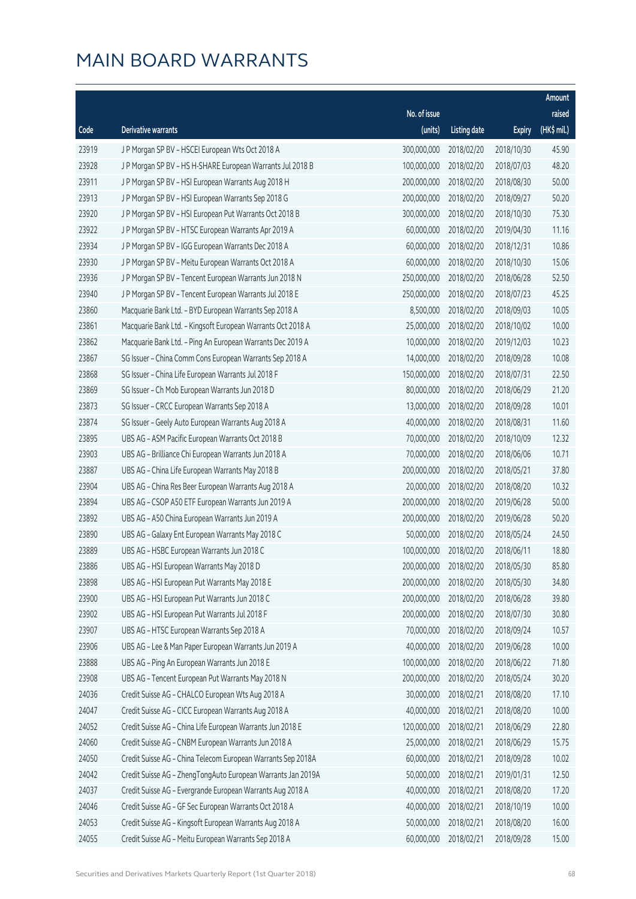# MAIN BOARD WARRANTS

| Code | Derivative warrants | No. of issue (units) | Listing date | Expiry | Amount raised (HK$ mil.) |
|---|---|---|---|---|---|
| 23919 | J P Morgan SP BV – HSCEI European Wts Oct 2018 A | 300,000,000 | 2018/02/20 | 2018/10/30 | 45.90 |
| 23928 | J P Morgan SP BV – HS H-SHARE European Warrants Jul 2018 B | 100,000,000 | 2018/02/20 | 2018/07/03 | 48.20 |
| 23911 | J P Morgan SP BV – HSI European Warrants Aug 2018 H | 200,000,000 | 2018/02/20 | 2018/08/30 | 50.00 |
| 23913 | J P Morgan SP BV – HSI European Warrants Sep 2018 G | 200,000,000 | 2018/02/20 | 2018/09/27 | 50.20 |
| 23920 | J P Morgan SP BV – HSI European Put Warrants Oct 2018 B | 300,000,000 | 2018/02/20 | 2018/10/30 | 75.30 |
| 23922 | J P Morgan SP BV – HTSC European Warrants Apr 2019 A | 60,000,000 | 2018/02/20 | 2019/04/30 | 11.16 |
| 23934 | J P Morgan SP BV – IGG European Warrants Dec 2018 A | 60,000,000 | 2018/02/20 | 2018/12/31 | 10.86 |
| 23930 | J P Morgan SP BV – Meitu European Warrants Oct 2018 A | 60,000,000 | 2018/02/20 | 2018/10/30 | 15.06 |
| 23936 | J P Morgan SP BV – Tencent European Warrants Jun 2018 N | 250,000,000 | 2018/02/20 | 2018/06/28 | 52.50 |
| 23940 | J P Morgan SP BV – Tencent European Warrants Jul 2018 E | 250,000,000 | 2018/02/20 | 2018/07/23 | 45.25 |
| 23860 | Macquarie Bank Ltd. – BYD European Warrants Sep 2018 A | 8,500,000 | 2018/02/20 | 2018/09/03 | 10.05 |
| 23861 | Macquarie Bank Ltd. – Kingsoft European Warrants Oct 2018 A | 25,000,000 | 2018/02/20 | 2018/10/02 | 10.00 |
| 23862 | Macquarie Bank Ltd. – Ping An European Warrants Dec 2019 A | 10,000,000 | 2018/02/20 | 2019/12/03 | 10.23 |
| 23867 | SG Issuer – China Comm Cons European Warrants Sep 2018 A | 14,000,000 | 2018/02/20 | 2018/09/28 | 10.08 |
| 23868 | SG Issuer – China Life European Warrants Jul 2018 F | 150,000,000 | 2018/02/20 | 2018/07/31 | 22.50 |
| 23869 | SG Issuer – Ch Mob European Warrants Jun 2018 D | 80,000,000 | 2018/02/20 | 2018/06/29 | 21.20 |
| 23873 | SG Issuer – CRCC European Warrants Sep 2018 A | 13,000,000 | 2018/02/20 | 2018/09/28 | 10.01 |
| 23874 | SG Issuer – Geely Auto European Warrants Aug 2018 A | 40,000,000 | 2018/02/20 | 2018/08/31 | 11.60 |
| 23895 | UBS AG – ASM Pacific European Warrants Oct 2018 B | 70,000,000 | 2018/02/20 | 2018/10/09 | 12.32 |
| 23903 | UBS AG – Brilliance Chi European Warrants Jun 2018 A | 70,000,000 | 2018/02/20 | 2018/06/06 | 10.71 |
| 23887 | UBS AG – China Life European Warrants May 2018 B | 200,000,000 | 2018/02/20 | 2018/05/21 | 37.80 |
| 23904 | UBS AG – China Res Beer European Warrants Aug 2018 A | 20,000,000 | 2018/02/20 | 2018/08/20 | 10.32 |
| 23894 | UBS AG – CSOP A50 ETF European Warrants Jun 2019 A | 200,000,000 | 2018/02/20 | 2019/06/28 | 50.00 |
| 23892 | UBS AG – A50 China European Warrants Jun 2019 A | 200,000,000 | 2018/02/20 | 2019/06/28 | 50.20 |
| 23890 | UBS AG – Galaxy Ent European Warrants May 2018 C | 50,000,000 | 2018/02/20 | 2018/05/24 | 24.50 |
| 23889 | UBS AG – HSBC European Warrants Jun 2018 C | 100,000,000 | 2018/02/20 | 2018/06/11 | 18.80 |
| 23886 | UBS AG – HSI European Warrants May 2018 D | 200,000,000 | 2018/02/20 | 2018/05/30 | 85.80 |
| 23898 | UBS AG – HSI European Put Warrants May 2018 E | 200,000,000 | 2018/02/20 | 2018/05/30 | 34.80 |
| 23900 | UBS AG – HSI European Put Warrants Jun 2018 C | 200,000,000 | 2018/02/20 | 2018/06/28 | 39.80 |
| 23902 | UBS AG – HSI European Put Warrants Jul 2018 F | 200,000,000 | 2018/02/20 | 2018/07/30 | 30.80 |
| 23907 | UBS AG – HTSC European Warrants Sep 2018 A | 70,000,000 | 2018/02/20 | 2018/09/24 | 10.57 |
| 23906 | UBS AG – Lee & Man Paper European Warrants Jun 2019 A | 40,000,000 | 2018/02/20 | 2019/06/28 | 10.00 |
| 23888 | UBS AG – Ping An European Warrants Jun 2018 E | 100,000,000 | 2018/02/20 | 2018/06/22 | 71.80 |
| 23908 | UBS AG – Tencent European Put Warrants May 2018 N | 200,000,000 | 2018/02/20 | 2018/05/24 | 30.20 |
| 24036 | Credit Suisse AG – CHALCO European Wts Aug 2018 A | 30,000,000 | 2018/02/21 | 2018/08/20 | 17.10 |
| 24047 | Credit Suisse AG – CICC European Warrants Aug 2018 A | 40,000,000 | 2018/02/21 | 2018/08/20 | 10.00 |
| 24052 | Credit Suisse AG – China Life European Warrants Jun 2018 E | 120,000,000 | 2018/02/21 | 2018/06/29 | 22.80 |
| 24060 | Credit Suisse AG – CNBM European Warrants Jun 2018 A | 25,000,000 | 2018/02/21 | 2018/06/29 | 15.75 |
| 24050 | Credit Suisse AG – China Telecom European Warrants Sep 2018A | 60,000,000 | 2018/02/21 | 2018/09/28 | 10.02 |
| 24042 | Credit Suisse AG – ZhengTongAuto European Warrants Jan 2019A | 50,000,000 | 2018/02/21 | 2019/01/31 | 12.50 |
| 24037 | Credit Suisse AG – Evergrande European Warrants Aug 2018 A | 40,000,000 | 2018/02/21 | 2018/08/20 | 17.20 |
| 24046 | Credit Suisse AG – GF Sec European Warrants Oct 2018 A | 40,000,000 | 2018/02/21 | 2018/10/19 | 10.00 |
| 24053 | Credit Suisse AG – Kingsoft European Warrants Aug 2018 A | 50,000,000 | 2018/02/21 | 2018/08/20 | 16.00 |
| 24055 | Credit Suisse AG – Meitu European Warrants Sep 2018 A | 60,000,000 | 2018/02/21 | 2018/09/28 | 15.00 |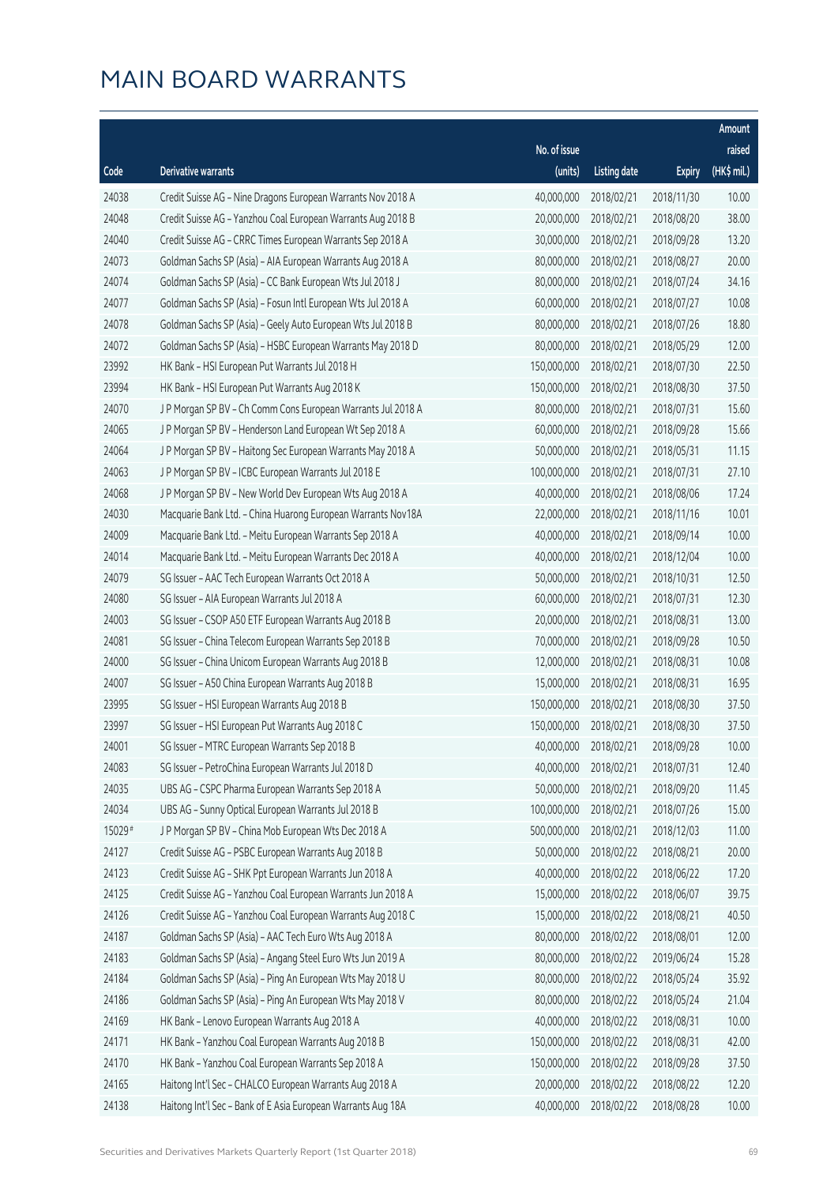# MAIN BOARD WARRANTS

| Code | Derivative warrants | No. of issue (units) | Listing date | Expiry | Amount raised (HK$ mil.) |
|---|---|---|---|---|---|
| 24038 | Credit Suisse AG – Nine Dragons European Warrants Nov 2018 A | 40,000,000 | 2018/02/21 | 2018/11/30 | 10.00 |
| 24048 | Credit Suisse AG – Yanzhou Coal European Warrants Aug 2018 B | 20,000,000 | 2018/02/21 | 2018/08/20 | 38.00 |
| 24040 | Credit Suisse AG – CRRC Times European Warrants Sep 2018 A | 30,000,000 | 2018/02/21 | 2018/09/28 | 13.20 |
| 24073 | Goldman Sachs SP (Asia) – AIA European Warrants Aug 2018 A | 80,000,000 | 2018/02/21 | 2018/08/27 | 20.00 |
| 24074 | Goldman Sachs SP (Asia) – CC Bank European Wts Jul 2018 J | 80,000,000 | 2018/02/21 | 2018/07/24 | 34.16 |
| 24077 | Goldman Sachs SP (Asia) – Fosun Intl European Wts Jul 2018 A | 60,000,000 | 2018/02/21 | 2018/07/27 | 10.08 |
| 24078 | Goldman Sachs SP (Asia) – Geely Auto European Wts Jul 2018 B | 80,000,000 | 2018/02/21 | 2018/07/26 | 18.80 |
| 24072 | Goldman Sachs SP (Asia) – HSBC European Warrants May 2018 D | 80,000,000 | 2018/02/21 | 2018/05/29 | 12.00 |
| 23992 | HK Bank – HSI European Put Warrants Jul 2018 H | 150,000,000 | 2018/02/21 | 2018/07/30 | 22.50 |
| 23994 | HK Bank – HSI European Put Warrants Aug 2018 K | 150,000,000 | 2018/02/21 | 2018/08/30 | 37.50 |
| 24070 | J P Morgan SP BV – Ch Comm Cons European Warrants Jul 2018 A | 80,000,000 | 2018/02/21 | 2018/07/31 | 15.60 |
| 24065 | J P Morgan SP BV – Henderson Land European Wt Sep 2018 A | 60,000,000 | 2018/02/21 | 2018/09/28 | 15.66 |
| 24064 | J P Morgan SP BV – Haitong Sec European Warrants May 2018 A | 50,000,000 | 2018/02/21 | 2018/05/31 | 11.15 |
| 24063 | J P Morgan SP BV – ICBC European Warrants Jul 2018 E | 100,000,000 | 2018/02/21 | 2018/07/31 | 27.10 |
| 24068 | J P Morgan SP BV – New World Dev European Wts Aug 2018 A | 40,000,000 | 2018/02/21 | 2018/08/06 | 17.24 |
| 24030 | Macquarie Bank Ltd. – China Huarong European Warrants Nov18A | 22,000,000 | 2018/02/21 | 2018/11/16 | 10.01 |
| 24009 | Macquarie Bank Ltd. – Meitu European Warrants Sep 2018 A | 40,000,000 | 2018/02/21 | 2018/09/14 | 10.00 |
| 24014 | Macquarie Bank Ltd. – Meitu European Warrants Dec 2018 A | 40,000,000 | 2018/02/21 | 2018/12/04 | 10.00 |
| 24079 | SG Issuer – AAC Tech European Warrants Oct 2018 A | 50,000,000 | 2018/02/21 | 2018/10/31 | 12.50 |
| 24080 | SG Issuer – AIA European Warrants Jul 2018 A | 60,000,000 | 2018/02/21 | 2018/07/31 | 12.30 |
| 24003 | SG Issuer – CSOP A50 ETF European Warrants Aug 2018 B | 20,000,000 | 2018/02/21 | 2018/08/31 | 13.00 |
| 24081 | SG Issuer – China Telecom European Warrants Sep 2018 B | 70,000,000 | 2018/02/21 | 2018/09/28 | 10.50 |
| 24000 | SG Issuer – China Unicom European Warrants Aug 2018 B | 12,000,000 | 2018/02/21 | 2018/08/31 | 10.08 |
| 24007 | SG Issuer – A50 China European Warrants Aug 2018 B | 15,000,000 | 2018/02/21 | 2018/08/31 | 16.95 |
| 23995 | SG Issuer – HSI European Warrants Aug 2018 B | 150,000,000 | 2018/02/21 | 2018/08/30 | 37.50 |
| 23997 | SG Issuer – HSI European Put Warrants Aug 2018 C | 150,000,000 | 2018/02/21 | 2018/08/30 | 37.50 |
| 24001 | SG Issuer – MTRC European Warrants Sep 2018 B | 40,000,000 | 2018/02/21 | 2018/09/28 | 10.00 |
| 24083 | SG Issuer – PetroChina European Warrants Jul 2018 D | 40,000,000 | 2018/02/21 | 2018/07/31 | 12.40 |
| 24035 | UBS AG – CSPC Pharma European Warrants Sep 2018 A | 50,000,000 | 2018/02/21 | 2018/09/20 | 11.45 |
| 24034 | UBS AG – Sunny Optical European Warrants Jul 2018 B | 100,000,000 | 2018/02/21 | 2018/07/26 | 15.00 |
| 15029# | J P Morgan SP BV – China Mob European Wts Dec 2018 A | 500,000,000 | 2018/02/21 | 2018/12/03 | 11.00 |
| 24127 | Credit Suisse AG – PSBC European Warrants Aug 2018 B | 50,000,000 | 2018/02/22 | 2018/08/21 | 20.00 |
| 24123 | Credit Suisse AG – SHK Ppt European Warrants Jun 2018 A | 40,000,000 | 2018/02/22 | 2018/06/22 | 17.20 |
| 24125 | Credit Suisse AG – Yanzhou Coal European Warrants Jun 2018 A | 15,000,000 | 2018/02/22 | 2018/06/07 | 39.75 |
| 24126 | Credit Suisse AG – Yanzhou Coal European Warrants Aug 2018 C | 15,000,000 | 2018/02/22 | 2018/08/21 | 40.50 |
| 24187 | Goldman Sachs SP (Asia) – AAC Tech Euro Wts Aug 2018 A | 80,000,000 | 2018/02/22 | 2018/08/01 | 12.00 |
| 24183 | Goldman Sachs SP (Asia) – Angang Steel Euro Wts Jun 2019 A | 80,000,000 | 2018/02/22 | 2019/06/24 | 15.28 |
| 24184 | Goldman Sachs SP (Asia) – Ping An European Wts May 2018 U | 80,000,000 | 2018/02/22 | 2018/05/24 | 35.92 |
| 24186 | Goldman Sachs SP (Asia) – Ping An European Wts May 2018 V | 80,000,000 | 2018/02/22 | 2018/05/24 | 21.04 |
| 24169 | HK Bank – Lenovo European Warrants Aug 2018 A | 40,000,000 | 2018/02/22 | 2018/08/31 | 10.00 |
| 24171 | HK Bank – Yanzhou Coal European Warrants Aug 2018 B | 150,000,000 | 2018/02/22 | 2018/08/31 | 42.00 |
| 24170 | HK Bank – Yanzhou Coal European Warrants Sep 2018 A | 150,000,000 | 2018/02/22 | 2018/09/28 | 37.50 |
| 24165 | Haitong Int'l Sec – CHALCO European Warrants Aug 2018 A | 20,000,000 | 2018/02/22 | 2018/08/22 | 12.20 |
| 24138 | Haitong Int'l Sec – Bank of E Asia European Warrants Aug 18A | 40,000,000 | 2018/02/22 | 2018/08/28 | 10.00 |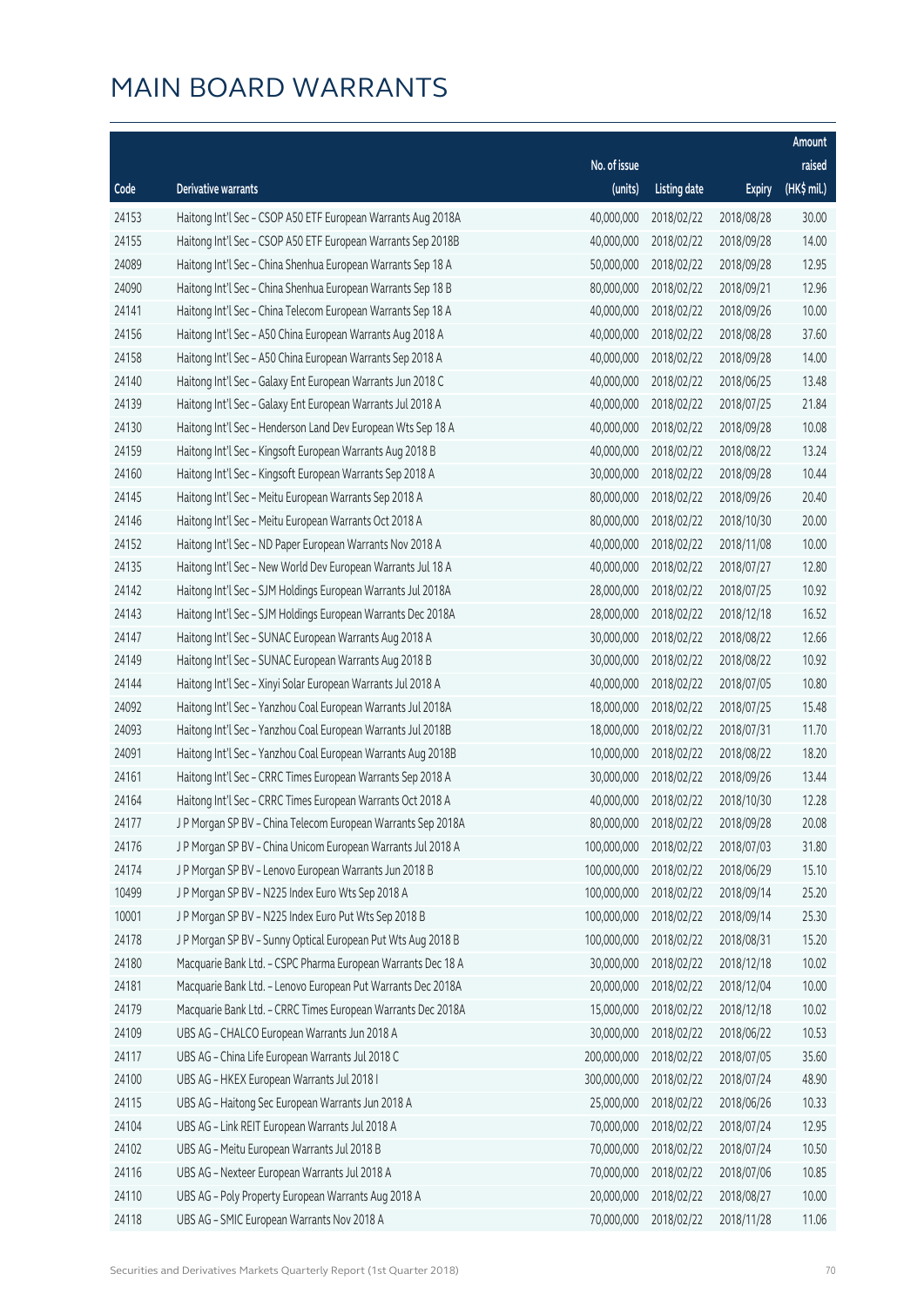# MAIN BOARD WARRANTS

| Code | Derivative warrants | No. of issue (units) | Listing date | Expiry | Amount raised (HK$ mil.) |
|---|---|---|---|---|---|
| 24153 | Haitong Int'l Sec – CSOP A50 ETF European Warrants Aug 2018A | 40,000,000 | 2018/02/22 | 2018/08/28 | 30.00 |
| 24155 | Haitong Int'l Sec – CSOP A50 ETF European Warrants Sep 2018B | 40,000,000 | 2018/02/22 | 2018/09/28 | 14.00 |
| 24089 | Haitong Int'l Sec – China Shenhua European Warrants Sep 18 A | 50,000,000 | 2018/02/22 | 2018/09/28 | 12.95 |
| 24090 | Haitong Int'l Sec – China Shenhua European Warrants Sep 18 B | 80,000,000 | 2018/02/22 | 2018/09/21 | 12.96 |
| 24141 | Haitong Int'l Sec – China Telecom European Warrants Sep 18 A | 40,000,000 | 2018/02/22 | 2018/09/26 | 10.00 |
| 24156 | Haitong Int'l Sec – A50 China European Warrants Aug 2018 A | 40,000,000 | 2018/02/22 | 2018/08/28 | 37.60 |
| 24158 | Haitong Int'l Sec – A50 China European Warrants Sep 2018 A | 40,000,000 | 2018/02/22 | 2018/09/28 | 14.00 |
| 24140 | Haitong Int'l Sec – Galaxy Ent European Warrants Jun 2018 C | 40,000,000 | 2018/02/22 | 2018/06/25 | 13.48 |
| 24139 | Haitong Int'l Sec – Galaxy Ent European Warrants Jul 2018 A | 40,000,000 | 2018/02/22 | 2018/07/25 | 21.84 |
| 24130 | Haitong Int'l Sec – Henderson Land Dev European Wts Sep 18 A | 40,000,000 | 2018/02/22 | 2018/09/28 | 10.08 |
| 24159 | Haitong Int'l Sec – Kingsoft European Warrants Aug 2018 B | 40,000,000 | 2018/02/22 | 2018/08/22 | 13.24 |
| 24160 | Haitong Int'l Sec – Kingsoft European Warrants Sep 2018 A | 30,000,000 | 2018/02/22 | 2018/09/28 | 10.44 |
| 24145 | Haitong Int'l Sec – Meitu European Warrants Sep 2018 A | 80,000,000 | 2018/02/22 | 2018/09/26 | 20.40 |
| 24146 | Haitong Int'l Sec – Meitu European Warrants Oct 2018 A | 80,000,000 | 2018/02/22 | 2018/10/30 | 20.00 |
| 24152 | Haitong Int'l Sec – ND Paper European Warrants Nov 2018 A | 40,000,000 | 2018/02/22 | 2018/11/08 | 10.00 |
| 24135 | Haitong Int'l Sec – New World Dev European Warrants Jul 18 A | 40,000,000 | 2018/02/22 | 2018/07/27 | 12.80 |
| 24142 | Haitong Int'l Sec – SJM Holdings European Warrants Jul 2018A | 28,000,000 | 2018/02/22 | 2018/07/25 | 10.92 |
| 24143 | Haitong Int'l Sec – SJM Holdings European Warrants Dec 2018A | 28,000,000 | 2018/02/22 | 2018/12/18 | 16.52 |
| 24147 | Haitong Int'l Sec – SUNAC European Warrants Aug 2018 A | 30,000,000 | 2018/02/22 | 2018/08/22 | 12.66 |
| 24149 | Haitong Int'l Sec – SUNAC European Warrants Aug 2018 B | 30,000,000 | 2018/02/22 | 2018/08/22 | 10.92 |
| 24144 | Haitong Int'l Sec – Xinyi Solar European Warrants Jul 2018 A | 40,000,000 | 2018/02/22 | 2018/07/05 | 10.80 |
| 24092 | Haitong Int'l Sec – Yanzhou Coal European Warrants Jul 2018A | 18,000,000 | 2018/02/22 | 2018/07/25 | 15.48 |
| 24093 | Haitong Int'l Sec – Yanzhou Coal European Warrants Jul 2018B | 18,000,000 | 2018/02/22 | 2018/07/31 | 11.70 |
| 24091 | Haitong Int'l Sec – Yanzhou Coal European Warrants Aug 2018B | 10,000,000 | 2018/02/22 | 2018/08/22 | 18.20 |
| 24161 | Haitong Int'l Sec – CRRC Times European Warrants Sep 2018 A | 30,000,000 | 2018/02/22 | 2018/09/26 | 13.44 |
| 24164 | Haitong Int'l Sec – CRRC Times European Warrants Oct 2018 A | 40,000,000 | 2018/02/22 | 2018/10/30 | 12.28 |
| 24177 | J P Morgan SP BV – China Telecom European Warrants Sep 2018A | 80,000,000 | 2018/02/22 | 2018/09/28 | 20.08 |
| 24176 | J P Morgan SP BV – China Unicom European Warrants Jul 2018 A | 100,000,000 | 2018/02/22 | 2018/07/03 | 31.80 |
| 24174 | J P Morgan SP BV – Lenovo European Warrants Jun 2018 B | 100,000,000 | 2018/02/22 | 2018/06/29 | 15.10 |
| 10499 | J P Morgan SP BV – N225 Index Euro Wts Sep 2018 A | 100,000,000 | 2018/02/22 | 2018/09/14 | 25.20 |
| 10001 | J P Morgan SP BV – N225 Index Euro Put Wts Sep 2018 B | 100,000,000 | 2018/02/22 | 2018/09/14 | 25.30 |
| 24178 | J P Morgan SP BV – Sunny Optical European Put Wts Aug 2018 B | 100,000,000 | 2018/02/22 | 2018/08/31 | 15.20 |
| 24180 | Macquarie Bank Ltd. – CSPC Pharma European Warrants Dec 18 A | 30,000,000 | 2018/02/22 | 2018/12/18 | 10.02 |
| 24181 | Macquarie Bank Ltd. – Lenovo European Put Warrants Dec 2018A | 20,000,000 | 2018/02/22 | 2018/12/04 | 10.00 |
| 24179 | Macquarie Bank Ltd. – CRRC Times European Warrants Dec 2018A | 15,000,000 | 2018/02/22 | 2018/12/18 | 10.02 |
| 24109 | UBS AG – CHALCO European Warrants Jun 2018 A | 30,000,000 | 2018/02/22 | 2018/06/22 | 10.53 |
| 24117 | UBS AG – China Life European Warrants Jul 2018 C | 200,000,000 | 2018/02/22 | 2018/07/05 | 35.60 |
| 24100 | UBS AG – HKEX European Warrants Jul 2018 I | 300,000,000 | 2018/02/22 | 2018/07/24 | 48.90 |
| 24115 | UBS AG – Haitong Sec European Warrants Jun 2018 A | 25,000,000 | 2018/02/22 | 2018/06/26 | 10.33 |
| 24104 | UBS AG – Link REIT European Warrants Jul 2018 A | 70,000,000 | 2018/02/22 | 2018/07/24 | 12.95 |
| 24102 | UBS AG – Meitu European Warrants Jul 2018 B | 70,000,000 | 2018/02/22 | 2018/07/24 | 10.50 |
| 24116 | UBS AG – Nexteer European Warrants Jul 2018 A | 70,000,000 | 2018/02/22 | 2018/07/06 | 10.85 |
| 24110 | UBS AG – Poly Property European Warrants Aug 2018 A | 20,000,000 | 2018/02/22 | 2018/08/27 | 10.00 |
| 24118 | UBS AG – SMIC European Warrants Nov 2018 A | 70,000,000 | 2018/02/22 | 2018/11/28 | 11.06 |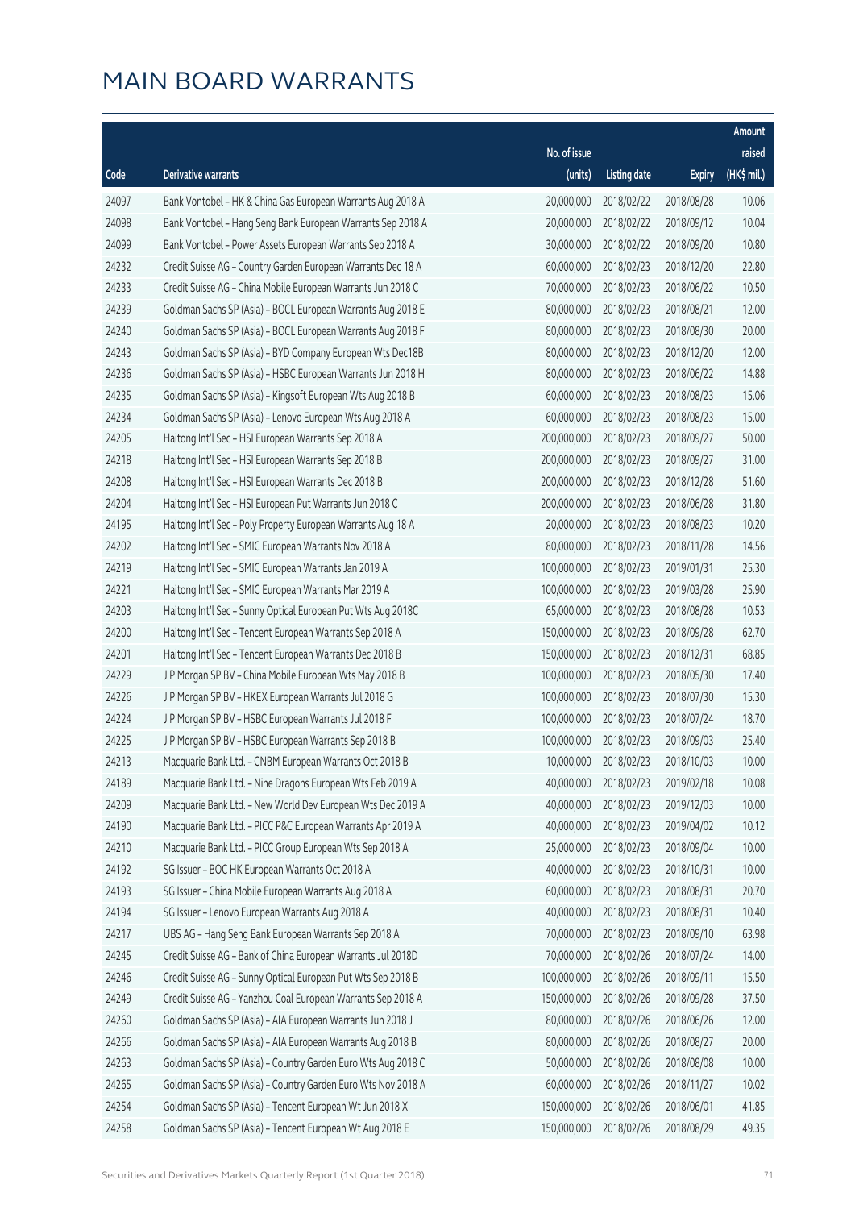# MAIN BOARD WARRANTS

| Code | Derivative warrants | No. of issue (units) | Listing date | Expiry | Amount raised (HK$ mil.) |
|---|---|---|---|---|---|
| 24097 | Bank Vontobel - HK & China Gas European Warrants Aug 2018 A | 20,000,000 | 2018/02/22 | 2018/08/28 | 10.06 |
| 24098 | Bank Vontobel - Hang Seng Bank European Warrants Sep 2018 A | 20,000,000 | 2018/02/22 | 2018/09/12 | 10.04 |
| 24099 | Bank Vontobel - Power Assets European Warrants Sep 2018 A | 30,000,000 | 2018/02/22 | 2018/09/20 | 10.80 |
| 24232 | Credit Suisse AG - Country Garden European Warrants Dec 18 A | 60,000,000 | 2018/02/23 | 2018/12/20 | 22.80 |
| 24233 | Credit Suisse AG - China Mobile European Warrants Jun 2018 C | 70,000,000 | 2018/02/23 | 2018/06/22 | 10.50 |
| 24239 | Goldman Sachs SP (Asia) - BOCL European Warrants Aug 2018 E | 80,000,000 | 2018/02/23 | 2018/08/21 | 12.00 |
| 24240 | Goldman Sachs SP (Asia) - BOCL European Warrants Aug 2018 F | 80,000,000 | 2018/02/23 | 2018/08/30 | 20.00 |
| 24243 | Goldman Sachs SP (Asia) - BYD Company European Wts Dec18B | 80,000,000 | 2018/02/23 | 2018/12/20 | 12.00 |
| 24236 | Goldman Sachs SP (Asia) - HSBC European Warrants Jun 2018 H | 80,000,000 | 2018/02/23 | 2018/06/22 | 14.88 |
| 24235 | Goldman Sachs SP (Asia) - Kingsoft European Wts Aug 2018 B | 60,000,000 | 2018/02/23 | 2018/08/23 | 15.06 |
| 24234 | Goldman Sachs SP (Asia) - Lenovo European Wts Aug 2018 A | 60,000,000 | 2018/02/23 | 2018/08/23 | 15.00 |
| 24205 | Haitong Int'l Sec - HSI European Warrants Sep 2018 A | 200,000,000 | 2018/02/23 | 2018/09/27 | 50.00 |
| 24218 | Haitong Int'l Sec - HSI European Warrants Sep 2018 B | 200,000,000 | 2018/02/23 | 2018/09/27 | 31.00 |
| 24208 | Haitong Int'l Sec - HSI European Warrants Dec 2018 B | 200,000,000 | 2018/02/23 | 2018/12/28 | 51.60 |
| 24204 | Haitong Int'l Sec - HSI European Put Warrants Jun 2018 C | 200,000,000 | 2018/02/23 | 2018/06/28 | 31.80 |
| 24195 | Haitong Int'l Sec - Poly Property European Warrants Aug 18 A | 20,000,000 | 2018/02/23 | 2018/08/23 | 10.20 |
| 24202 | Haitong Int'l Sec - SMIC European Warrants Nov 2018 A | 80,000,000 | 2018/02/23 | 2018/11/28 | 14.56 |
| 24219 | Haitong Int'l Sec - SMIC European Warrants Jan 2019 A | 100,000,000 | 2018/02/23 | 2019/01/31 | 25.30 |
| 24221 | Haitong Int'l Sec - SMIC European Warrants Mar 2019 A | 100,000,000 | 2018/02/23 | 2019/03/28 | 25.90 |
| 24203 | Haitong Int'l Sec - Sunny Optical European Put Wts Aug 2018C | 65,000,000 | 2018/02/23 | 2018/08/28 | 10.53 |
| 24200 | Haitong Int'l Sec - Tencent European Warrants Sep 2018 A | 150,000,000 | 2018/02/23 | 2018/09/28 | 62.70 |
| 24201 | Haitong Int'l Sec - Tencent European Warrants Dec 2018 B | 150,000,000 | 2018/02/23 | 2018/12/31 | 68.85 |
| 24229 | J P Morgan SP BV - China Mobile European Wts May 2018 B | 100,000,000 | 2018/02/23 | 2018/05/30 | 17.40 |
| 24226 | J P Morgan SP BV - HKEX European Warrants Jul 2018 G | 100,000,000 | 2018/02/23 | 2018/07/30 | 15.30 |
| 24224 | J P Morgan SP BV - HSBC European Warrants Jul 2018 F | 100,000,000 | 2018/02/23 | 2018/07/24 | 18.70 |
| 24225 | J P Morgan SP BV - HSBC European Warrants Sep 2018 B | 100,000,000 | 2018/02/23 | 2018/09/03 | 25.40 |
| 24213 | Macquarie Bank Ltd. - CNBM European Warrants Oct 2018 B | 10,000,000 | 2018/02/23 | 2018/10/03 | 10.00 |
| 24189 | Macquarie Bank Ltd. - Nine Dragons European Wts Feb 2019 A | 40,000,000 | 2018/02/23 | 2019/02/18 | 10.08 |
| 24209 | Macquarie Bank Ltd. - New World Dev European Wts Dec 2019 A | 40,000,000 | 2018/02/23 | 2019/12/03 | 10.00 |
| 24190 | Macquarie Bank Ltd. - PICC P&C European Warrants Apr 2019 A | 40,000,000 | 2018/02/23 | 2019/04/02 | 10.12 |
| 24210 | Macquarie Bank Ltd. - PICC Group European Wts Sep 2018 A | 25,000,000 | 2018/02/23 | 2018/09/04 | 10.00 |
| 24192 | SG Issuer - BOC HK European Warrants Oct 2018 A | 40,000,000 | 2018/02/23 | 2018/10/31 | 10.00 |
| 24193 | SG Issuer - China Mobile European Warrants Aug 2018 A | 60,000,000 | 2018/02/23 | 2018/08/31 | 20.70 |
| 24194 | SG Issuer - Lenovo European Warrants Aug 2018 A | 40,000,000 | 2018/02/23 | 2018/08/31 | 10.40 |
| 24217 | UBS AG - Hang Seng Bank European Warrants Sep 2018 A | 70,000,000 | 2018/02/23 | 2018/09/10 | 63.98 |
| 24245 | Credit Suisse AG - Bank of China European Warrants Jul 2018D | 70,000,000 | 2018/02/26 | 2018/07/24 | 14.00 |
| 24246 | Credit Suisse AG - Sunny Optical European Put Wts Sep 2018 B | 100,000,000 | 2018/02/26 | 2018/09/11 | 15.50 |
| 24249 | Credit Suisse AG - Yanzhou Coal European Warrants Sep 2018 A | 150,000,000 | 2018/02/26 | 2018/09/28 | 37.50 |
| 24260 | Goldman Sachs SP (Asia) - AIA European Warrants Jun 2018 J | 80,000,000 | 2018/02/26 | 2018/06/26 | 12.00 |
| 24266 | Goldman Sachs SP (Asia) - AIA European Warrants Aug 2018 B | 80,000,000 | 2018/02/26 | 2018/08/27 | 20.00 |
| 24263 | Goldman Sachs SP (Asia) - Country Garden Euro Wts Aug 2018 C | 50,000,000 | 2018/02/26 | 2018/08/08 | 10.00 |
| 24265 | Goldman Sachs SP (Asia) - Country Garden Euro Wts Nov 2018 A | 60,000,000 | 2018/02/26 | 2018/11/27 | 10.02 |
| 24254 | Goldman Sachs SP (Asia) - Tencent European Wt Jun 2018 X | 150,000,000 | 2018/02/26 | 2018/06/01 | 41.85 |
| 24258 | Goldman Sachs SP (Asia) - Tencent European Wt Aug 2018 E | 150,000,000 | 2018/02/26 | 2018/08/29 | 49.35 |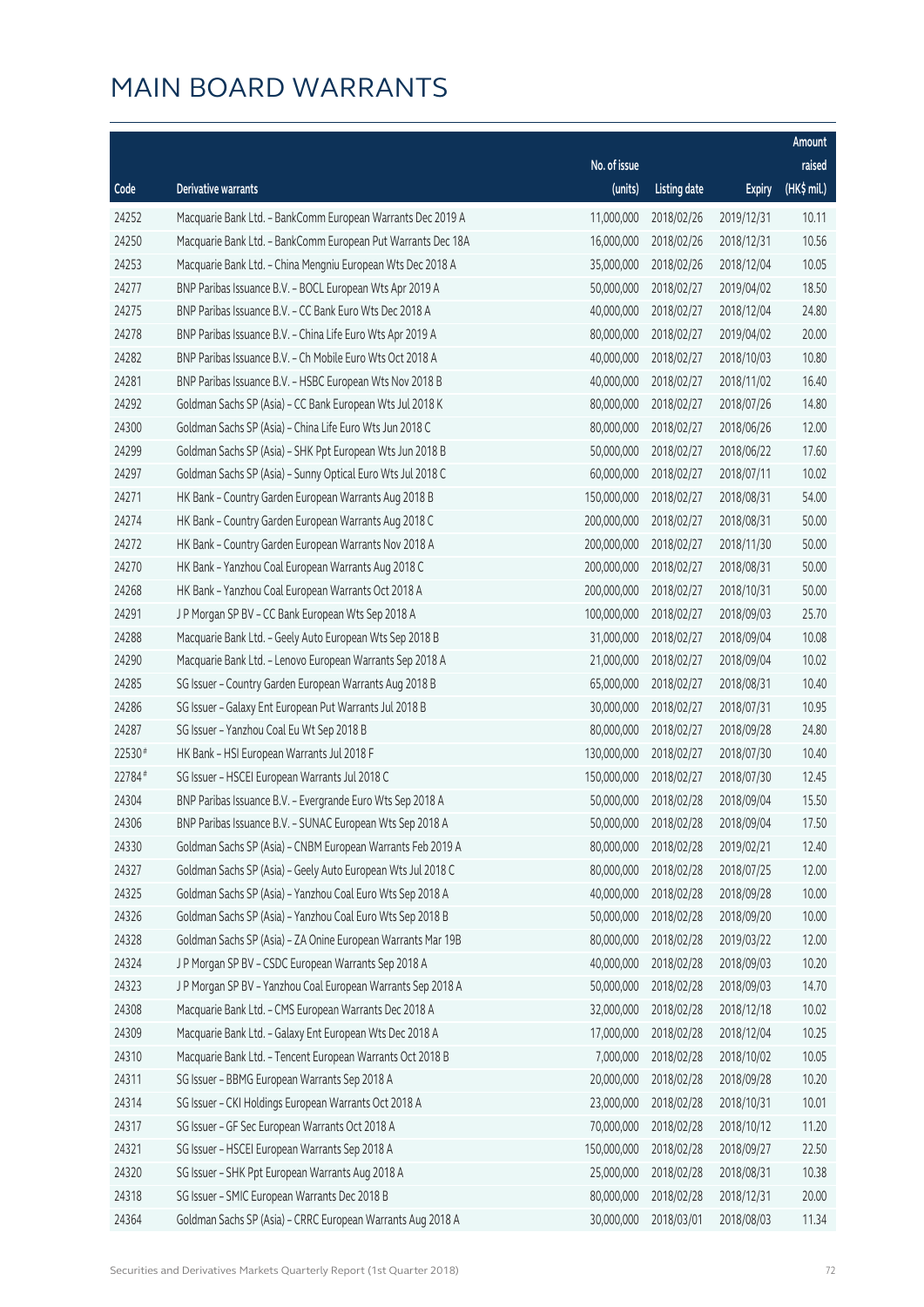# MAIN BOARD WARRANTS

| Code | Derivative warrants | No. of issue (units) | Listing date | Expiry | Amount raised (HK$ mil.) |
|---|---|---|---|---|---|
| 24252 | Macquarie Bank Ltd. - BankComm European Warrants Dec 2019 A | 11,000,000 | 2018/02/26 | 2019/12/31 | 10.11 |
| 24250 | Macquarie Bank Ltd. - BankComm European Put Warrants Dec 18A | 16,000,000 | 2018/02/26 | 2018/12/31 | 10.56 |
| 24253 | Macquarie Bank Ltd. - China Mengniu European Wts Dec 2018 A | 35,000,000 | 2018/02/26 | 2018/12/04 | 10.05 |
| 24277 | BNP Paribas Issuance B.V. - BOCL European Wts Apr 2019 A | 50,000,000 | 2018/02/27 | 2019/04/02 | 18.50 |
| 24275 | BNP Paribas Issuance B.V. - CC Bank Euro Wts Dec 2018 A | 40,000,000 | 2018/02/27 | 2018/12/04 | 24.80 |
| 24278 | BNP Paribas Issuance B.V. - China Life Euro Wts Apr 2019 A | 80,000,000 | 2018/02/27 | 2019/04/02 | 20.00 |
| 24282 | BNP Paribas Issuance B.V. - Ch Mobile Euro Wts Oct 2018 A | 40,000,000 | 2018/02/27 | 2018/10/03 | 10.80 |
| 24281 | BNP Paribas Issuance B.V. - HSBC European Wts Nov 2018 B | 40,000,000 | 2018/02/27 | 2018/11/02 | 16.40 |
| 24292 | Goldman Sachs SP (Asia) - CC Bank European Wts Jul 2018 K | 80,000,000 | 2018/02/27 | 2018/07/26 | 14.80 |
| 24300 | Goldman Sachs SP (Asia) - China Life Euro Wts Jun 2018 C | 80,000,000 | 2018/02/27 | 2018/06/26 | 12.00 |
| 24299 | Goldman Sachs SP (Asia) - SHK Ppt European Wts Jun 2018 B | 50,000,000 | 2018/02/27 | 2018/06/22 | 17.60 |
| 24297 | Goldman Sachs SP (Asia) - Sunny Optical Euro Wts Jul 2018 C | 60,000,000 | 2018/02/27 | 2018/07/11 | 10.02 |
| 24271 | HK Bank - Country Garden European Warrants Aug 2018 B | 150,000,000 | 2018/02/27 | 2018/08/31 | 54.00 |
| 24274 | HK Bank - Country Garden European Warrants Aug 2018 C | 200,000,000 | 2018/02/27 | 2018/08/31 | 50.00 |
| 24272 | HK Bank - Country Garden European Warrants Nov 2018 A | 200,000,000 | 2018/02/27 | 2018/11/30 | 50.00 |
| 24270 | HK Bank - Yanzhou Coal European Warrants Aug 2018 C | 200,000,000 | 2018/02/27 | 2018/08/31 | 50.00 |
| 24268 | HK Bank - Yanzhou Coal European Warrants Oct 2018 A | 200,000,000 | 2018/02/27 | 2018/10/31 | 50.00 |
| 24291 | J P Morgan SP BV - CC Bank European Wts Sep 2018 A | 100,000,000 | 2018/02/27 | 2018/09/03 | 25.70 |
| 24288 | Macquarie Bank Ltd. - Geely Auto European Wts Sep 2018 B | 31,000,000 | 2018/02/27 | 2018/09/04 | 10.08 |
| 24290 | Macquarie Bank Ltd. - Lenovo European Warrants Sep 2018 A | 21,000,000 | 2018/02/27 | 2018/09/04 | 10.02 |
| 24285 | SG Issuer - Country Garden European Warrants Aug 2018 B | 65,000,000 | 2018/02/27 | 2018/08/31 | 10.40 |
| 24286 | SG Issuer - Galaxy Ent European Put Warrants Jul 2018 B | 30,000,000 | 2018/02/27 | 2018/07/31 | 10.95 |
| 24287 | SG Issuer - Yanzhou Coal Eu Wt Sep 2018 B | 80,000,000 | 2018/02/27 | 2018/09/28 | 24.80 |
| 22530# | HK Bank - HSI European Warrants Jul 2018 F | 130,000,000 | 2018/02/27 | 2018/07/30 | 10.40 |
| 22784# | SG Issuer - HSCEI European Warrants Jul 2018 C | 150,000,000 | 2018/02/27 | 2018/07/30 | 12.45 |
| 24304 | BNP Paribas Issuance B.V. - Evergrande Euro Wts Sep 2018 A | 50,000,000 | 2018/02/28 | 2018/09/04 | 15.50 |
| 24306 | BNP Paribas Issuance B.V. - SUNAC European Wts Sep 2018 A | 50,000,000 | 2018/02/28 | 2018/09/04 | 17.50 |
| 24330 | Goldman Sachs SP (Asia) - CNBM European Warrants Feb 2019 A | 80,000,000 | 2018/02/28 | 2019/02/21 | 12.40 |
| 24327 | Goldman Sachs SP (Asia) - Geely Auto European Wts Jul 2018 C | 80,000,000 | 2018/02/28 | 2018/07/25 | 12.00 |
| 24325 | Goldman Sachs SP (Asia) - Yanzhou Coal Euro Wts Sep 2018 A | 40,000,000 | 2018/02/28 | 2018/09/28 | 10.00 |
| 24326 | Goldman Sachs SP (Asia) - Yanzhou Coal Euro Wts Sep 2018 B | 50,000,000 | 2018/02/28 | 2018/09/20 | 10.00 |
| 24328 | Goldman Sachs SP (Asia) - ZA Onine European Warrants Mar 19B | 80,000,000 | 2018/02/28 | 2019/03/22 | 12.00 |
| 24324 | J P Morgan SP BV - CSDC European Warrants Sep 2018 A | 40,000,000 | 2018/02/28 | 2018/09/03 | 10.20 |
| 24323 | J P Morgan SP BV - Yanzhou Coal European Warrants Sep 2018 A | 50,000,000 | 2018/02/28 | 2018/09/03 | 14.70 |
| 24308 | Macquarie Bank Ltd. - CMS European Warrants Dec 2018 A | 32,000,000 | 2018/02/28 | 2018/12/18 | 10.02 |
| 24309 | Macquarie Bank Ltd. - Galaxy Ent European Wts Dec 2018 A | 17,000,000 | 2018/02/28 | 2018/12/04 | 10.25 |
| 24310 | Macquarie Bank Ltd. - Tencent European Warrants Oct 2018 B | 7,000,000 | 2018/02/28 | 2018/10/02 | 10.05 |
| 24311 | SG Issuer - BBMG European Warrants Sep 2018 A | 20,000,000 | 2018/02/28 | 2018/09/28 | 10.20 |
| 24314 | SG Issuer - CKI Holdings European Warrants Oct 2018 A | 23,000,000 | 2018/02/28 | 2018/10/31 | 10.01 |
| 24317 | SG Issuer - GF Sec European Warrants Oct 2018 A | 70,000,000 | 2018/02/28 | 2018/10/12 | 11.20 |
| 24321 | SG Issuer - HSCEI European Warrants Sep 2018 A | 150,000,000 | 2018/02/28 | 2018/09/27 | 22.50 |
| 24320 | SG Issuer - SHK Ppt European Warrants Aug 2018 A | 25,000,000 | 2018/02/28 | 2018/08/31 | 10.38 |
| 24318 | SG Issuer - SMIC European Warrants Dec 2018 B | 80,000,000 | 2018/02/28 | 2018/12/31 | 20.00 |
| 24364 | Goldman Sachs SP (Asia) - CRRC European Warrants Aug 2018 A | 30,000,000 | 2018/03/01 | 2018/08/03 | 11.34 |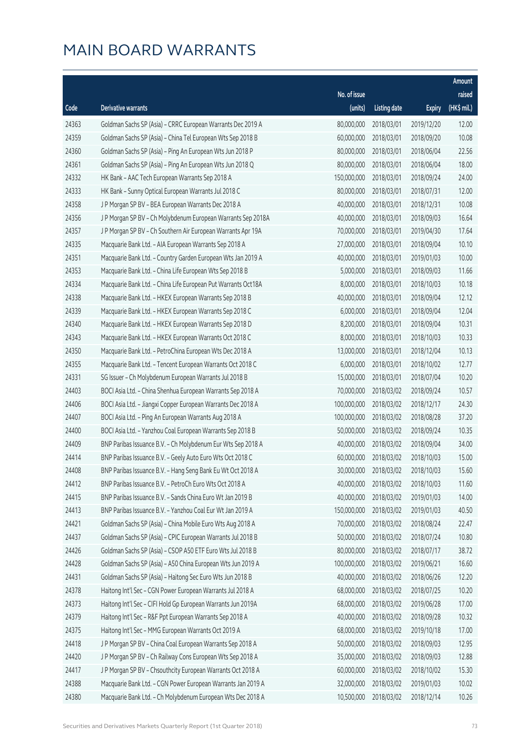# MAIN BOARD WARRANTS

| Code | Derivative warrants | No. of issue (units) | Listing date | Expiry | Amount raised (HK$ mil.) |
|---|---|---|---|---|---|
| 24363 | Goldman Sachs SP (Asia) – CRRC European Warrants Dec 2019 A | 80,000,000 | 2018/03/01 | 2019/12/20 | 12.00 |
| 24359 | Goldman Sachs SP (Asia) – China Tel European Wts Sep 2018 B | 60,000,000 | 2018/03/01 | 2018/09/20 | 10.08 |
| 24360 | Goldman Sachs SP (Asia) – Ping An European Wts Jun 2018 P | 80,000,000 | 2018/03/01 | 2018/06/04 | 22.56 |
| 24361 | Goldman Sachs SP (Asia) – Ping An European Wts Jun 2018 Q | 80,000,000 | 2018/03/01 | 2018/06/04 | 18.00 |
| 24332 | HK Bank – AAC Tech European Warrants Sep 2018 A | 150,000,000 | 2018/03/01 | 2018/09/24 | 24.00 |
| 24333 | HK Bank – Sunny Optical European Warrants Jul 2018 C | 80,000,000 | 2018/03/01 | 2018/07/31 | 12.00 |
| 24358 | J P Morgan SP BV – BEA European Warrants Dec 2018 A | 40,000,000 | 2018/03/01 | 2018/12/31 | 10.08 |
| 24356 | J P Morgan SP BV – Ch Molybdenum European Warrants Sep 2018A | 40,000,000 | 2018/03/01 | 2018/09/03 | 16.64 |
| 24357 | J P Morgan SP BV – Ch Southern Air European Warrants Apr 19A | 70,000,000 | 2018/03/01 | 2019/04/30 | 17.64 |
| 24335 | Macquarie Bank Ltd. – AIA European Warrants Sep 2018 A | 27,000,000 | 2018/03/01 | 2018/09/04 | 10.10 |
| 24351 | Macquarie Bank Ltd. – Country Garden European Wts Jan 2019 A | 40,000,000 | 2018/03/01 | 2019/01/03 | 10.00 |
| 24353 | Macquarie Bank Ltd. – China Life European Wts Sep 2018 B | 5,000,000 | 2018/03/01 | 2018/09/03 | 11.66 |
| 24334 | Macquarie Bank Ltd. – China Life European Put Warrants Oct18A | 8,000,000 | 2018/03/01 | 2018/10/03 | 10.18 |
| 24338 | Macquarie Bank Ltd. – HKEX European Warrants Sep 2018 B | 40,000,000 | 2018/03/01 | 2018/09/04 | 12.12 |
| 24339 | Macquarie Bank Ltd. – HKEX European Warrants Sep 2018 C | 6,000,000 | 2018/03/01 | 2018/09/04 | 12.04 |
| 24340 | Macquarie Bank Ltd. – HKEX European Warrants Sep 2018 D | 8,200,000 | 2018/03/01 | 2018/09/04 | 10.31 |
| 24343 | Macquarie Bank Ltd. – HKEX European Warrants Oct 2018 C | 8,000,000 | 2018/03/01 | 2018/10/03 | 10.33 |
| 24350 | Macquarie Bank Ltd. – PetroChina European Wts Dec 2018 A | 13,000,000 | 2018/03/01 | 2018/12/04 | 10.13 |
| 24355 | Macquarie Bank Ltd. – Tencent European Warrants Oct 2018 C | 6,000,000 | 2018/03/01 | 2018/10/02 | 12.77 |
| 24331 | SG Issuer – Ch Molybdenum European Warrants Jul 2018 B | 15,000,000 | 2018/03/01 | 2018/07/04 | 10.20 |
| 24403 | BOCI Asia Ltd. – China Shenhua European Warrants Sep 2018 A | 70,000,000 | 2018/03/02 | 2018/09/24 | 10.57 |
| 24406 | BOCI Asia Ltd. – Jiangxi Copper European Warrants Dec 2018 A | 100,000,000 | 2018/03/02 | 2018/12/17 | 24.30 |
| 24407 | BOCI Asia Ltd. – Ping An European Warrants Aug 2018 A | 100,000,000 | 2018/03/02 | 2018/08/28 | 37.20 |
| 24400 | BOCI Asia Ltd. – Yanzhou Coal European Warrants Sep 2018 B | 50,000,000 | 2018/03/02 | 2018/09/24 | 10.35 |
| 24409 | BNP Paribas Issuance B.V. – Ch Molybdenum Eur Wts Sep 2018 A | 40,000,000 | 2018/03/02 | 2018/09/04 | 34.00 |
| 24414 | BNP Paribas Issuance B.V. – Geely Auto Euro Wts Oct 2018 C | 60,000,000 | 2018/03/02 | 2018/10/03 | 15.00 |
| 24408 | BNP Paribas Issuance B.V. – Hang Seng Bank Eu Wt Oct 2018 A | 30,000,000 | 2018/03/02 | 2018/10/03 | 15.60 |
| 24412 | BNP Paribas Issuance B.V. – PetroCh Euro Wts Oct 2018 A | 40,000,000 | 2018/03/02 | 2018/10/03 | 11.60 |
| 24415 | BNP Paribas Issuance B.V. – Sands China Euro Wt Jan 2019 B | 40,000,000 | 2018/03/02 | 2019/01/03 | 14.00 |
| 24413 | BNP Paribas Issuance B.V. – Yanzhou Coal Eur Wt Jan 2019 A | 150,000,000 | 2018/03/02 | 2019/01/03 | 40.50 |
| 24421 | Goldman Sachs SP (Asia) – China Mobile Euro Wts Aug 2018 A | 70,000,000 | 2018/03/02 | 2018/08/24 | 22.47 |
| 24437 | Goldman Sachs SP (Asia) – CPIC European Warrants Jul 2018 B | 50,000,000 | 2018/03/02 | 2018/07/24 | 10.80 |
| 24426 | Goldman Sachs SP (Asia) – CSOP A50 ETF Euro Wts Jul 2018 B | 80,000,000 | 2018/03/02 | 2018/07/17 | 38.72 |
| 24428 | Goldman Sachs SP (Asia) – A50 China European Wts Jun 2019 A | 100,000,000 | 2018/03/02 | 2019/06/21 | 16.60 |
| 24431 | Goldman Sachs SP (Asia) – Haitong Sec Euro Wts Jun 2018 B | 40,000,000 | 2018/03/02 | 2018/06/26 | 12.20 |
| 24378 | Haitong Int'l Sec – CGN Power European Warrants Jul 2018 A | 68,000,000 | 2018/03/02 | 2018/07/25 | 10.20 |
| 24373 | Haitong Int'l Sec – CIFI Hold Gp European Warrants Jun 2019A | 68,000,000 | 2018/03/02 | 2019/06/28 | 17.00 |
| 24379 | Haitong Int'l Sec – R&F Ppt European Warrants Sep 2018 A | 40,000,000 | 2018/03/02 | 2018/09/28 | 10.32 |
| 24375 | Haitong Int'l Sec – MMG European Warrants Oct 2019 A | 68,000,000 | 2018/03/02 | 2019/10/18 | 17.00 |
| 24418 | J P Morgan SP BV – China Coal European Warrants Sep 2018 A | 50,000,000 | 2018/03/02 | 2018/09/03 | 12.95 |
| 24420 | J P Morgan SP BV – Ch Railway Cons European Wts Sep 2018 A | 35,000,000 | 2018/03/02 | 2018/09/03 | 12.88 |
| 24417 | J P Morgan SP BV – Chsouthcity European Warrants Oct 2018 A | 60,000,000 | 2018/03/02 | 2018/10/02 | 15.30 |
| 24388 | Macquarie Bank Ltd. – CGN Power European Warrants Jan 2019 A | 32,000,000 | 2018/03/02 | 2019/01/03 | 10.02 |
| 24380 | Macquarie Bank Ltd. – Ch Molybdenum European Wts Dec 2018 A | 10,500,000 | 2018/03/02 | 2018/12/14 | 10.26 |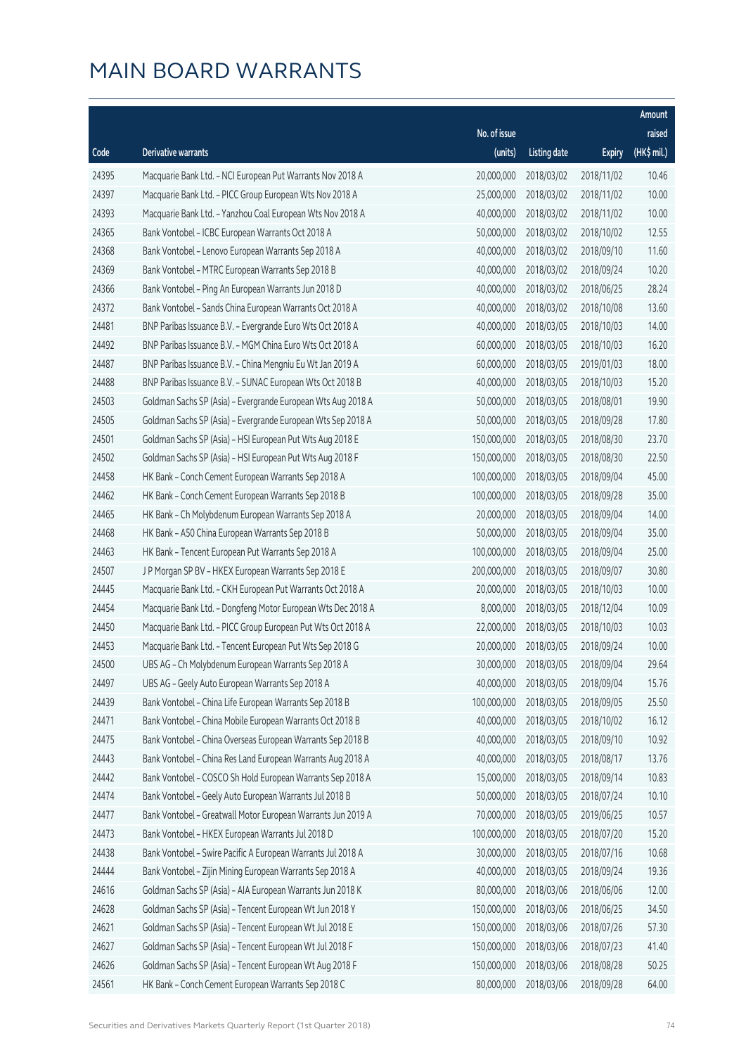# MAIN BOARD WARRANTS

| Code | Derivative warrants | No. of issue (units) | Listing date | Expiry | Amount raised (HK$ mil.) |
|---|---|---|---|---|---|
| 24395 | Macquarie Bank Ltd. - NCI European Put Warrants Nov 2018 A | 20,000,000 | 2018/03/02 | 2018/11/02 | 10.46 |
| 24397 | Macquarie Bank Ltd. - PICC Group European Wts Nov 2018 A | 25,000,000 | 2018/03/02 | 2018/11/02 | 10.00 |
| 24393 | Macquarie Bank Ltd. - Yanzhou Coal European Wts Nov 2018 A | 40,000,000 | 2018/03/02 | 2018/11/02 | 10.00 |
| 24365 | Bank Vontobel - ICBC European Warrants Oct 2018 A | 50,000,000 | 2018/03/02 | 2018/10/02 | 12.55 |
| 24368 | Bank Vontobel - Lenovo European Warrants Sep 2018 A | 40,000,000 | 2018/03/02 | 2018/09/10 | 11.60 |
| 24369 | Bank Vontobel - MTRC European Warrants Sep 2018 B | 40,000,000 | 2018/03/02 | 2018/09/24 | 10.20 |
| 24366 | Bank Vontobel - Ping An European Warrants Jun 2018 D | 40,000,000 | 2018/03/02 | 2018/06/25 | 28.24 |
| 24372 | Bank Vontobel - Sands China European Warrants Oct 2018 A | 40,000,000 | 2018/03/02 | 2018/10/08 | 13.60 |
| 24481 | BNP Paribas Issuance B.V. - Evergrande Euro Wts Oct 2018 A | 40,000,000 | 2018/03/05 | 2018/10/03 | 14.00 |
| 24492 | BNP Paribas Issuance B.V. - MGM China Euro Wts Oct 2018 A | 60,000,000 | 2018/03/05 | 2018/10/03 | 16.20 |
| 24487 | BNP Paribas Issuance B.V. - China Mengniu Eu Wt Jan 2019 A | 60,000,000 | 2018/03/05 | 2019/01/03 | 18.00 |
| 24488 | BNP Paribas Issuance B.V. - SUNAC European Wts Oct 2018 B | 40,000,000 | 2018/03/05 | 2018/10/03 | 15.20 |
| 24503 | Goldman Sachs SP (Asia) - Evergrande European Wts Aug 2018 A | 50,000,000 | 2018/03/05 | 2018/08/01 | 19.90 |
| 24505 | Goldman Sachs SP (Asia) - Evergrande European Wts Sep 2018 A | 50,000,000 | 2018/03/05 | 2018/09/28 | 17.80 |
| 24501 | Goldman Sachs SP (Asia) - HSI European Put Wts Aug 2018 E | 150,000,000 | 2018/03/05 | 2018/08/30 | 23.70 |
| 24502 | Goldman Sachs SP (Asia) - HSI European Put Wts Aug 2018 F | 150,000,000 | 2018/03/05 | 2018/08/30 | 22.50 |
| 24458 | HK Bank - Conch Cement European Warrants Sep 2018 A | 100,000,000 | 2018/03/05 | 2018/09/04 | 45.00 |
| 24462 | HK Bank - Conch Cement European Warrants Sep 2018 B | 100,000,000 | 2018/03/05 | 2018/09/28 | 35.00 |
| 24465 | HK Bank - Ch Molybdenum European Warrants Sep 2018 A | 20,000,000 | 2018/03/05 | 2018/09/04 | 14.00 |
| 24468 | HK Bank - A50 China European Warrants Sep 2018 B | 50,000,000 | 2018/03/05 | 2018/09/04 | 35.00 |
| 24463 | HK Bank - Tencent European Put Warrants Sep 2018 A | 100,000,000 | 2018/03/05 | 2018/09/04 | 25.00 |
| 24507 | J P Morgan SP BV - HKEX European Warrants Sep 2018 E | 200,000,000 | 2018/03/05 | 2018/09/07 | 30.80 |
| 24445 | Macquarie Bank Ltd. - CKH European Put Warrants Oct 2018 A | 20,000,000 | 2018/03/05 | 2018/10/03 | 10.00 |
| 24454 | Macquarie Bank Ltd. - Dongfeng Motor European Wts Dec 2018 A | 8,000,000 | 2018/03/05 | 2018/12/04 | 10.09 |
| 24450 | Macquarie Bank Ltd. - PICC Group European Put Wts Oct 2018 A | 22,000,000 | 2018/03/05 | 2018/10/03 | 10.03 |
| 24453 | Macquarie Bank Ltd. - Tencent European Put Wts Sep 2018 G | 20,000,000 | 2018/03/05 | 2018/09/24 | 10.00 |
| 24500 | UBS AG - Ch Molybdenum European Warrants Sep 2018 A | 30,000,000 | 2018/03/05 | 2018/09/04 | 29.64 |
| 24497 | UBS AG - Geely Auto European Warrants Sep 2018 A | 40,000,000 | 2018/03/05 | 2018/09/04 | 15.76 |
| 24439 | Bank Vontobel - China Life European Warrants Sep 2018 B | 100,000,000 | 2018/03/05 | 2018/09/05 | 25.50 |
| 24471 | Bank Vontobel - China Mobile European Warrants Oct 2018 B | 40,000,000 | 2018/03/05 | 2018/10/02 | 16.12 |
| 24475 | Bank Vontobel - China Overseas European Warrants Sep 2018 B | 40,000,000 | 2018/03/05 | 2018/09/10 | 10.92 |
| 24443 | Bank Vontobel - China Res Land European Warrants Aug 2018 A | 40,000,000 | 2018/03/05 | 2018/08/17 | 13.76 |
| 24442 | Bank Vontobel - COSCO Sh Hold European Warrants Sep 2018 A | 15,000,000 | 2018/03/05 | 2018/09/14 | 10.83 |
| 24474 | Bank Vontobel - Geely Auto European Warrants Jul 2018 B | 50,000,000 | 2018/03/05 | 2018/07/24 | 10.10 |
| 24477 | Bank Vontobel - Greatwall Motor European Warrants Jun 2019 A | 70,000,000 | 2018/03/05 | 2019/06/25 | 10.57 |
| 24473 | Bank Vontobel - HKEX European Warrants Jul 2018 D | 100,000,000 | 2018/03/05 | 2018/07/20 | 15.20 |
| 24438 | Bank Vontobel - Swire Pacific A European Warrants Jul 2018 A | 30,000,000 | 2018/03/05 | 2018/07/16 | 10.68 |
| 24444 | Bank Vontobel - Zijin Mining European Warrants Sep 2018 A | 40,000,000 | 2018/03/05 | 2018/09/24 | 19.36 |
| 24616 | Goldman Sachs SP (Asia) - AIA European Warrants Jun 2018 K | 80,000,000 | 2018/03/06 | 2018/06/06 | 12.00 |
| 24628 | Goldman Sachs SP (Asia) - Tencent European Wt Jun 2018 Y | 150,000,000 | 2018/03/06 | 2018/06/25 | 34.50 |
| 24621 | Goldman Sachs SP (Asia) - Tencent European Wt Jul 2018 E | 150,000,000 | 2018/03/06 | 2018/07/26 | 57.30 |
| 24627 | Goldman Sachs SP (Asia) - Tencent European Wt Jul 2018 F | 150,000,000 | 2018/03/06 | 2018/07/23 | 41.40 |
| 24626 | Goldman Sachs SP (Asia) - Tencent European Wt Aug 2018 F | 150,000,000 | 2018/03/06 | 2018/08/28 | 50.25 |
| 24561 | HK Bank - Conch Cement European Warrants Sep 2018 C | 80,000,000 | 2018/03/06 | 2018/09/28 | 64.00 |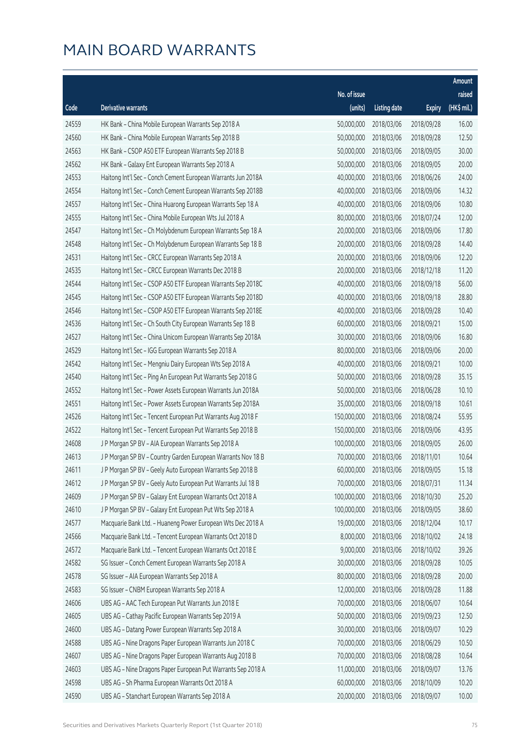# MAIN BOARD WARRANTS

| Code | Derivative warrants | No. of issue (units) | Listing date | Expiry | Amount raised (HK$ mil.) |
|---|---|---|---|---|---|
| 24559 | HK Bank – China Mobile European Warrants Sep 2018 A | 50,000,000 | 2018/03/06 | 2018/09/28 | 16.00 |
| 24560 | HK Bank – China Mobile European Warrants Sep 2018 B | 50,000,000 | 2018/03/06 | 2018/09/28 | 12.50 |
| 24563 | HK Bank – CSOP A50 ETF European Warrants Sep 2018 B | 50,000,000 | 2018/03/06 | 2018/09/05 | 30.00 |
| 24562 | HK Bank – Galaxy Ent European Warrants Sep 2018 A | 50,000,000 | 2018/03/06 | 2018/09/05 | 20.00 |
| 24553 | Haitong Int'l Sec – Conch Cement European Warrants Jun 2018A | 40,000,000 | 2018/03/06 | 2018/06/26 | 24.00 |
| 24554 | Haitong Int'l Sec – Conch Cement European Warrants Sep 2018B | 40,000,000 | 2018/03/06 | 2018/09/06 | 14.32 |
| 24557 | Haitong Int'l Sec – China Huarong European Warrants Sep 18 A | 40,000,000 | 2018/03/06 | 2018/09/06 | 10.80 |
| 24555 | Haitong Int'l Sec – China Mobile European Wts Jul 2018 A | 80,000,000 | 2018/03/06 | 2018/07/24 | 12.00 |
| 24547 | Haitong Int'l Sec – Ch Molybdenum European Warrants Sep 18 A | 20,000,000 | 2018/03/06 | 2018/09/06 | 17.80 |
| 24548 | Haitong Int'l Sec – Ch Molybdenum European Warrants Sep 18 B | 20,000,000 | 2018/03/06 | 2018/09/28 | 14.40 |
| 24531 | Haitong Int'l Sec – CRCC European Warrants Sep 2018 A | 20,000,000 | 2018/03/06 | 2018/09/06 | 12.20 |
| 24535 | Haitong Int'l Sec – CRCC European Warrants Dec 2018 B | 20,000,000 | 2018/03/06 | 2018/12/18 | 11.20 |
| 24544 | Haitong Int'l Sec – CSOP A50 ETF European Warrants Sep 2018C | 40,000,000 | 2018/03/06 | 2018/09/18 | 56.00 |
| 24545 | Haitong Int'l Sec – CSOP A50 ETF European Warrants Sep 2018D | 40,000,000 | 2018/03/06 | 2018/09/18 | 28.80 |
| 24546 | Haitong Int'l Sec – CSOP A50 ETF European Warrants Sep 2018E | 40,000,000 | 2018/03/06 | 2018/09/28 | 10.40 |
| 24536 | Haitong Int'l Sec – Ch South City European Warrants Sep 18 B | 60,000,000 | 2018/03/06 | 2018/09/21 | 15.00 |
| 24527 | Haitong Int'l Sec – China Unicom European Warrants Sep 2018A | 30,000,000 | 2018/03/06 | 2018/09/06 | 16.80 |
| 24529 | Haitong Int'l Sec – IGG European Warrants Sep 2018 A | 80,000,000 | 2018/03/06 | 2018/09/06 | 20.00 |
| 24542 | Haitong Int'l Sec – Mengniu Dairy European Wts Sep 2018 A | 40,000,000 | 2018/03/06 | 2018/09/21 | 10.00 |
| 24540 | Haitong Int'l Sec – Ping An European Put Warrants Sep 2018 G | 50,000,000 | 2018/03/06 | 2018/09/28 | 35.15 |
| 24552 | Haitong Int'l Sec – Power Assets European Warrants Jun 2018A | 50,000,000 | 2018/03/06 | 2018/06/28 | 10.10 |
| 24551 | Haitong Int'l Sec – Power Assets European Warrants Sep 2018A | 35,000,000 | 2018/03/06 | 2018/09/18 | 10.61 |
| 24526 | Haitong Int'l Sec – Tencent European Put Warrants Aug 2018 F | 150,000,000 | 2018/03/06 | 2018/08/24 | 55.95 |
| 24522 | Haitong Int'l Sec – Tencent European Put Warrants Sep 2018 B | 150,000,000 | 2018/03/06 | 2018/09/06 | 43.95 |
| 24608 | J P Morgan SP BV – AIA European Warrants Sep 2018 A | 100,000,000 | 2018/03/06 | 2018/09/05 | 26.00 |
| 24613 | J P Morgan SP BV – Country Garden European Warrants Nov 18 B | 70,000,000 | 2018/03/06 | 2018/11/01 | 10.64 |
| 24611 | J P Morgan SP BV – Geely Auto European Warrants Sep 2018 B | 60,000,000 | 2018/03/06 | 2018/09/05 | 15.18 |
| 24612 | J P Morgan SP BV – Geely Auto European Put Warrants Jul 18 B | 70,000,000 | 2018/03/06 | 2018/07/31 | 11.34 |
| 24609 | J P Morgan SP BV – Galaxy Ent European Warrants Oct 2018 A | 100,000,000 | 2018/03/06 | 2018/10/30 | 25.20 |
| 24610 | J P Morgan SP BV – Galaxy Ent European Put Wts Sep 2018 A | 100,000,000 | 2018/03/06 | 2018/09/05 | 38.60 |
| 24577 | Macquarie Bank Ltd. – Huaneng Power European Wts Dec 2018 A | 19,000,000 | 2018/03/06 | 2018/12/04 | 10.17 |
| 24566 | Macquarie Bank Ltd. – Tencent European Warrants Oct 2018 D | 8,000,000 | 2018/03/06 | 2018/10/02 | 24.18 |
| 24572 | Macquarie Bank Ltd. – Tencent European Warrants Oct 2018 E | 9,000,000 | 2018/03/06 | 2018/10/02 | 39.26 |
| 24582 | SG Issuer – Conch Cement European Warrants Sep 2018 A | 30,000,000 | 2018/03/06 | 2018/09/28 | 10.05 |
| 24578 | SG Issuer – AIA European Warrants Sep 2018 A | 80,000,000 | 2018/03/06 | 2018/09/28 | 20.00 |
| 24583 | SG Issuer – CNBM European Warrants Sep 2018 A | 12,000,000 | 2018/03/06 | 2018/09/28 | 11.88 |
| 24606 | UBS AG – AAC Tech European Put Warrants Jun 2018 E | 70,000,000 | 2018/03/06 | 2018/06/07 | 10.64 |
| 24605 | UBS AG – Cathay Pacific European Warrants Sep 2019 A | 50,000,000 | 2018/03/06 | 2019/09/23 | 12.50 |
| 24600 | UBS AG – Datang Power European Warrants Sep 2018 A | 30,000,000 | 2018/03/06 | 2018/09/07 | 10.29 |
| 24588 | UBS AG – Nine Dragons Paper European Warrants Jun 2018 C | 70,000,000 | 2018/03/06 | 2018/06/29 | 10.50 |
| 24607 | UBS AG – Nine Dragons Paper European Warrants Aug 2018 B | 70,000,000 | 2018/03/06 | 2018/08/28 | 10.64 |
| 24603 | UBS AG – Nine Dragons Paper European Put Warrants Sep 2018 A | 11,000,000 | 2018/03/06 | 2018/09/07 | 13.76 |
| 24598 | UBS AG – Sh Pharma European Warrants Oct 2018 A | 60,000,000 | 2018/03/06 | 2018/10/09 | 10.20 |
| 24590 | UBS AG – Stanchart European Warrants Sep 2018 A | 20,000,000 | 2018/03/06 | 2018/09/07 | 10.00 |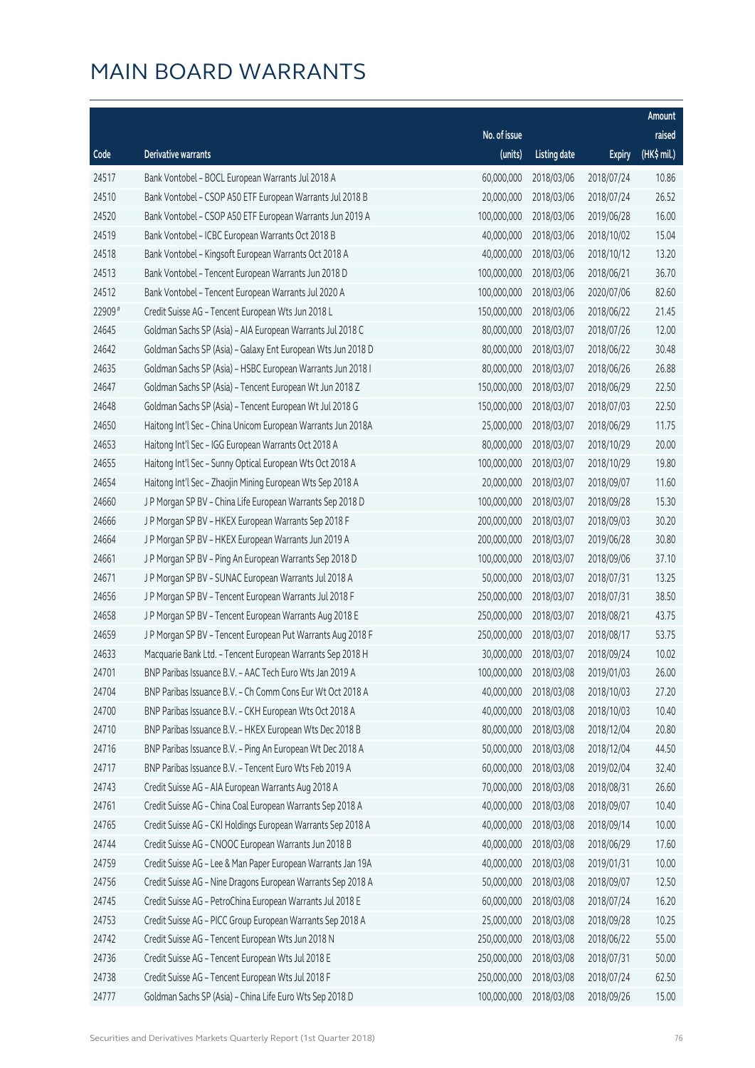# MAIN BOARD WARRANTS

| Code | Derivative warrants | No. of issue (units) | Listing date | Expiry | Amount raised (HK$ mil.) |
|---|---|---|---|---|---|
| 24517 | Bank Vontobel – BOCL European Warrants Jul 2018 A | 60,000,000 | 2018/03/06 | 2018/07/24 | 10.86 |
| 24510 | Bank Vontobel – CSOP A50 ETF European Warrants Jul 2018 B | 20,000,000 | 2018/03/06 | 2018/07/24 | 26.52 |
| 24520 | Bank Vontobel – CSOP A50 ETF European Warrants Jun 2019 A | 100,000,000 | 2018/03/06 | 2019/06/28 | 16.00 |
| 24519 | Bank Vontobel – ICBC European Warrants Oct 2018 B | 40,000,000 | 2018/03/06 | 2018/10/02 | 15.04 |
| 24518 | Bank Vontobel – Kingsoft European Warrants Oct 2018 A | 40,000,000 | 2018/03/06 | 2018/10/12 | 13.20 |
| 24513 | Bank Vontobel – Tencent European Warrants Jun 2018 D | 100,000,000 | 2018/03/06 | 2018/06/21 | 36.70 |
| 24512 | Bank Vontobel – Tencent European Warrants Jul 2020 A | 100,000,000 | 2018/03/06 | 2020/07/06 | 82.60 |
| 22909 # | Credit Suisse AG – Tencent European Wts Jun 2018 L | 150,000,000 | 2018/03/06 | 2018/06/22 | 21.45 |
| 24645 | Goldman Sachs SP (Asia) – AIA European Warrants Jul 2018 C | 80,000,000 | 2018/03/07 | 2018/07/26 | 12.00 |
| 24642 | Goldman Sachs SP (Asia) – Galaxy Ent European Wts Jun 2018 D | 80,000,000 | 2018/03/07 | 2018/06/22 | 30.48 |
| 24635 | Goldman Sachs SP (Asia) – HSBC European Warrants Jun 2018 I | 80,000,000 | 2018/03/07 | 2018/06/26 | 26.88 |
| 24647 | Goldman Sachs SP (Asia) – Tencent European Wt Jun 2018 Z | 150,000,000 | 2018/03/07 | 2018/06/29 | 22.50 |
| 24648 | Goldman Sachs SP (Asia) – Tencent European Wt Jul 2018 G | 150,000,000 | 2018/03/07 | 2018/07/03 | 22.50 |
| 24650 | Haitong Int'l Sec – China Unicom European Warrants Jun 2018A | 25,000,000 | 2018/03/07 | 2018/06/29 | 11.75 |
| 24653 | Haitong Int'l Sec – IGG European Warrants Oct 2018 A | 80,000,000 | 2018/03/07 | 2018/10/29 | 20.00 |
| 24655 | Haitong Int'l Sec – Sunny Optical European Wts Oct 2018 A | 100,000,000 | 2018/03/07 | 2018/10/29 | 19.80 |
| 24654 | Haitong Int'l Sec – Zhaojin Mining European Wts Sep 2018 A | 20,000,000 | 2018/03/07 | 2018/09/07 | 11.60 |
| 24660 | J P Morgan SP BV – China Life European Warrants Sep 2018 D | 100,000,000 | 2018/03/07 | 2018/09/28 | 15.30 |
| 24666 | J P Morgan SP BV – HKEX European Warrants Sep 2018 F | 200,000,000 | 2018/03/07 | 2018/09/03 | 30.20 |
| 24664 | J P Morgan SP BV – HKEX European Warrants Jun 2019 A | 200,000,000 | 2018/03/07 | 2019/06/28 | 30.80 |
| 24661 | J P Morgan SP BV – Ping An European Warrants Sep 2018 D | 100,000,000 | 2018/03/07 | 2018/09/06 | 37.10 |
| 24671 | J P Morgan SP BV – SUNAC European Warrants Jul 2018 A | 50,000,000 | 2018/03/07 | 2018/07/31 | 13.25 |
| 24656 | J P Morgan SP BV – Tencent European Warrants Jul 2018 F | 250,000,000 | 2018/03/07 | 2018/07/31 | 38.50 |
| 24658 | J P Morgan SP BV – Tencent European Warrants Aug 2018 E | 250,000,000 | 2018/03/07 | 2018/08/21 | 43.75 |
| 24659 | J P Morgan SP BV – Tencent European Put Warrants Aug 2018 F | 250,000,000 | 2018/03/07 | 2018/08/17 | 53.75 |
| 24633 | Macquarie Bank Ltd. – Tencent European Warrants Sep 2018 H | 30,000,000 | 2018/03/07 | 2018/09/24 | 10.02 |
| 24701 | BNP Paribas Issuance B.V. – AAC Tech Euro Wts Jan 2019 A | 100,000,000 | 2018/03/08 | 2019/01/03 | 26.00 |
| 24704 | BNP Paribas Issuance B.V. – Ch Comm Cons Eur Wt Oct 2018 A | 40,000,000 | 2018/03/08 | 2018/10/03 | 27.20 |
| 24700 | BNP Paribas Issuance B.V. – CKH European Wts Oct 2018 A | 40,000,000 | 2018/03/08 | 2018/10/03 | 10.40 |
| 24710 | BNP Paribas Issuance B.V. – HKEX European Wts Dec 2018 B | 80,000,000 | 2018/03/08 | 2018/12/04 | 20.80 |
| 24716 | BNP Paribas Issuance B.V. – Ping An European Wt Dec 2018 A | 50,000,000 | 2018/03/08 | 2018/12/04 | 44.50 |
| 24717 | BNP Paribas Issuance B.V. – Tencent Euro Wts Feb 2019 A | 60,000,000 | 2018/03/08 | 2019/02/04 | 32.40 |
| 24743 | Credit Suisse AG – AIA European Warrants Aug 2018 A | 70,000,000 | 2018/03/08 | 2018/08/31 | 26.60 |
| 24761 | Credit Suisse AG – China Coal European Warrants Sep 2018 A | 40,000,000 | 2018/03/08 | 2018/09/07 | 10.40 |
| 24765 | Credit Suisse AG – CKI Holdings European Warrants Sep 2018 A | 40,000,000 | 2018/03/08 | 2018/09/14 | 10.00 |
| 24744 | Credit Suisse AG – CNOOC European Warrants Jun 2018 B | 40,000,000 | 2018/03/08 | 2018/06/29 | 17.60 |
| 24759 | Credit Suisse AG – Lee & Man Paper European Warrants Jan 19A | 40,000,000 | 2018/03/08 | 2019/01/31 | 10.00 |
| 24756 | Credit Suisse AG – Nine Dragons European Warrants Sep 2018 A | 50,000,000 | 2018/03/08 | 2018/09/07 | 12.50 |
| 24745 | Credit Suisse AG – PetroChina European Warrants Jul 2018 E | 60,000,000 | 2018/03/08 | 2018/07/24 | 16.20 |
| 24753 | Credit Suisse AG – PICC Group European Warrants Sep 2018 A | 25,000,000 | 2018/03/08 | 2018/09/28 | 10.25 |
| 24742 | Credit Suisse AG – Tencent European Wts Jun 2018 N | 250,000,000 | 2018/03/08 | 2018/06/22 | 55.00 |
| 24736 | Credit Suisse AG – Tencent European Wts Jul 2018 E | 250,000,000 | 2018/03/08 | 2018/07/31 | 50.00 |
| 24738 | Credit Suisse AG – Tencent European Wts Jul 2018 F | 250,000,000 | 2018/03/08 | 2018/07/24 | 62.50 |
| 24777 | Goldman Sachs SP (Asia) – China Life Euro Wts Sep 2018 D | 100,000,000 | 2018/03/08 | 2018/09/26 | 15.00 |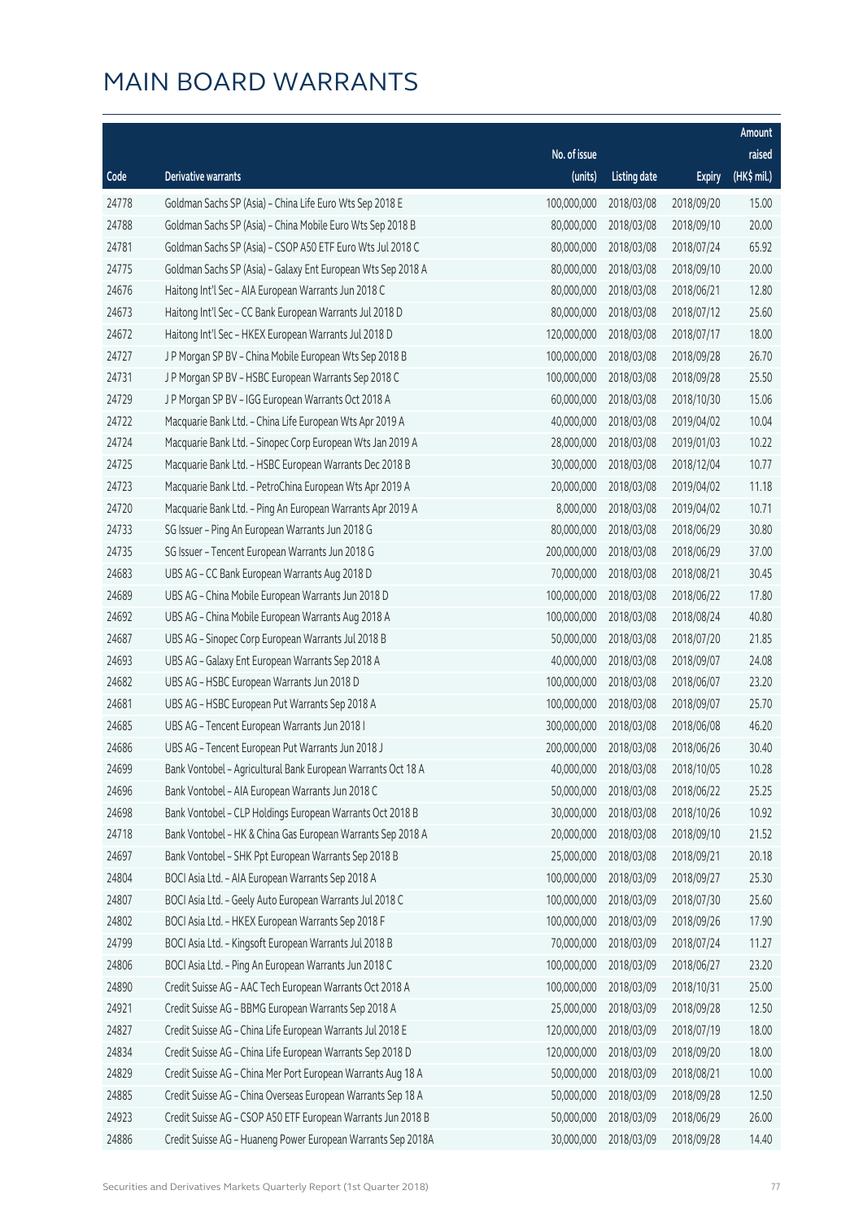# MAIN BOARD WARRANTS

| Code | Derivative warrants | No. of issue (units) | Listing date | Expiry | Amount raised (HK$ mil.) |
|---|---|---|---|---|---|
| 24778 | Goldman Sachs SP (Asia) – China Life Euro Wts Sep 2018 E | 100,000,000 | 2018/03/08 | 2018/09/20 | 15.00 |
| 24788 | Goldman Sachs SP (Asia) – China Mobile Euro Wts Sep 2018 B | 80,000,000 | 2018/03/08 | 2018/09/10 | 20.00 |
| 24781 | Goldman Sachs SP (Asia) – CSOP A50 ETF Euro Wts Jul 2018 C | 80,000,000 | 2018/03/08 | 2018/07/24 | 65.92 |
| 24775 | Goldman Sachs SP (Asia) – Galaxy Ent European Wts Sep 2018 A | 80,000,000 | 2018/03/08 | 2018/09/10 | 20.00 |
| 24676 | Haitong Int'l Sec – AIA European Warrants Jun 2018 C | 80,000,000 | 2018/03/08 | 2018/06/21 | 12.80 |
| 24673 | Haitong Int'l Sec – CC Bank European Warrants Jul 2018 D | 80,000,000 | 2018/03/08 | 2018/07/12 | 25.60 |
| 24672 | Haitong Int'l Sec – HKEX European Warrants Jul 2018 D | 120,000,000 | 2018/03/08 | 2018/07/17 | 18.00 |
| 24727 | J P Morgan SP BV – China Mobile European Wts Sep 2018 B | 100,000,000 | 2018/03/08 | 2018/09/28 | 26.70 |
| 24731 | J P Morgan SP BV – HSBC European Warrants Sep 2018 C | 100,000,000 | 2018/03/08 | 2018/09/28 | 25.50 |
| 24729 | J P Morgan SP BV – IGG European Warrants Oct 2018 A | 60,000,000 | 2018/03/08 | 2018/10/30 | 15.06 |
| 24722 | Macquarie Bank Ltd. – China Life European Wts Apr 2019 A | 40,000,000 | 2018/03/08 | 2019/04/02 | 10.04 |
| 24724 | Macquarie Bank Ltd. – Sinopec Corp European Wts Jan 2019 A | 28,000,000 | 2018/03/08 | 2019/01/03 | 10.22 |
| 24725 | Macquarie Bank Ltd. – HSBC European Warrants Dec 2018 B | 30,000,000 | 2018/03/08 | 2018/12/04 | 10.77 |
| 24723 | Macquarie Bank Ltd. – PetroChina European Wts Apr 2019 A | 20,000,000 | 2018/03/08 | 2019/04/02 | 11.18 |
| 24720 | Macquarie Bank Ltd. – Ping An European Warrants Apr 2019 A | 8,000,000 | 2018/03/08 | 2019/04/02 | 10.71 |
| 24733 | SG Issuer – Ping An European Warrants Jun 2018 G | 80,000,000 | 2018/03/08 | 2018/06/29 | 30.80 |
| 24735 | SG Issuer – Tencent European Warrants Jun 2018 G | 200,000,000 | 2018/03/08 | 2018/06/29 | 37.00 |
| 24683 | UBS AG – CC Bank European Warrants Aug 2018 D | 70,000,000 | 2018/03/08 | 2018/08/21 | 30.45 |
| 24689 | UBS AG – China Mobile European Warrants Jun 2018 D | 100,000,000 | 2018/03/08 | 2018/06/22 | 17.80 |
| 24692 | UBS AG – China Mobile European Warrants Aug 2018 A | 100,000,000 | 2018/03/08 | 2018/08/24 | 40.80 |
| 24687 | UBS AG – Sinopec Corp European Warrants Jul 2018 B | 50,000,000 | 2018/03/08 | 2018/07/20 | 21.85 |
| 24693 | UBS AG – Galaxy Ent European Warrants Sep 2018 A | 40,000,000 | 2018/03/08 | 2018/09/07 | 24.08 |
| 24682 | UBS AG – HSBC European Warrants Jun 2018 D | 100,000,000 | 2018/03/08 | 2018/06/07 | 23.20 |
| 24681 | UBS AG – HSBC European Put Warrants Sep 2018 A | 100,000,000 | 2018/03/08 | 2018/09/07 | 25.70 |
| 24685 | UBS AG – Tencent European Warrants Jun 2018 I | 300,000,000 | 2018/03/08 | 2018/06/08 | 46.20 |
| 24686 | UBS AG – Tencent European Put Warrants Jun 2018 J | 200,000,000 | 2018/03/08 | 2018/06/26 | 30.40 |
| 24699 | Bank Vontobel – Agricultural Bank European Warrants Oct 18 A | 40,000,000 | 2018/03/08 | 2018/10/05 | 10.28 |
| 24696 | Bank Vontobel – AIA European Warrants Jun 2018 C | 50,000,000 | 2018/03/08 | 2018/06/22 | 25.25 |
| 24698 | Bank Vontobel – CLP Holdings European Warrants Oct 2018 B | 30,000,000 | 2018/03/08 | 2018/10/26 | 10.92 |
| 24718 | Bank Vontobel – HK & China Gas European Warrants Sep 2018 A | 20,000,000 | 2018/03/08 | 2018/09/10 | 21.52 |
| 24697 | Bank Vontobel – SHK Ppt European Warrants Sep 2018 B | 25,000,000 | 2018/03/08 | 2018/09/21 | 20.18 |
| 24804 | BOCI Asia Ltd. – AIA European Warrants Sep 2018 A | 100,000,000 | 2018/03/09 | 2018/09/27 | 25.30 |
| 24807 | BOCI Asia Ltd. – Geely Auto European Warrants Jul 2018 C | 100,000,000 | 2018/03/09 | 2018/07/30 | 25.60 |
| 24802 | BOCI Asia Ltd. – HKEX European Warrants Sep 2018 F | 100,000,000 | 2018/03/09 | 2018/09/26 | 17.90 |
| 24799 | BOCI Asia Ltd. – Kingsoft European Warrants Jul 2018 B | 70,000,000 | 2018/03/09 | 2018/07/24 | 11.27 |
| 24806 | BOCI Asia Ltd. – Ping An European Warrants Jun 2018 C | 100,000,000 | 2018/03/09 | 2018/06/27 | 23.20 |
| 24890 | Credit Suisse AG – AAC Tech European Warrants Oct 2018 A | 100,000,000 | 2018/03/09 | 2018/10/31 | 25.00 |
| 24921 | Credit Suisse AG – BBMG European Warrants Sep 2018 A | 25,000,000 | 2018/03/09 | 2018/09/28 | 12.50 |
| 24827 | Credit Suisse AG – China Life European Warrants Jul 2018 E | 120,000,000 | 2018/03/09 | 2018/07/19 | 18.00 |
| 24834 | Credit Suisse AG – China Life European Warrants Sep 2018 D | 120,000,000 | 2018/03/09 | 2018/09/20 | 18.00 |
| 24829 | Credit Suisse AG – China Mer Port European Warrants Aug 18 A | 50,000,000 | 2018/03/09 | 2018/08/21 | 10.00 |
| 24885 | Credit Suisse AG – China Overseas European Warrants Sep 18 A | 50,000,000 | 2018/03/09 | 2018/09/28 | 12.50 |
| 24923 | Credit Suisse AG – CSOP A50 ETF European Warrants Jun 2018 B | 50,000,000 | 2018/03/09 | 2018/06/29 | 26.00 |
| 24886 | Credit Suisse AG – Huaneng Power European Warrants Sep 2018A | 30,000,000 | 2018/03/09 | 2018/09/28 | 14.40 |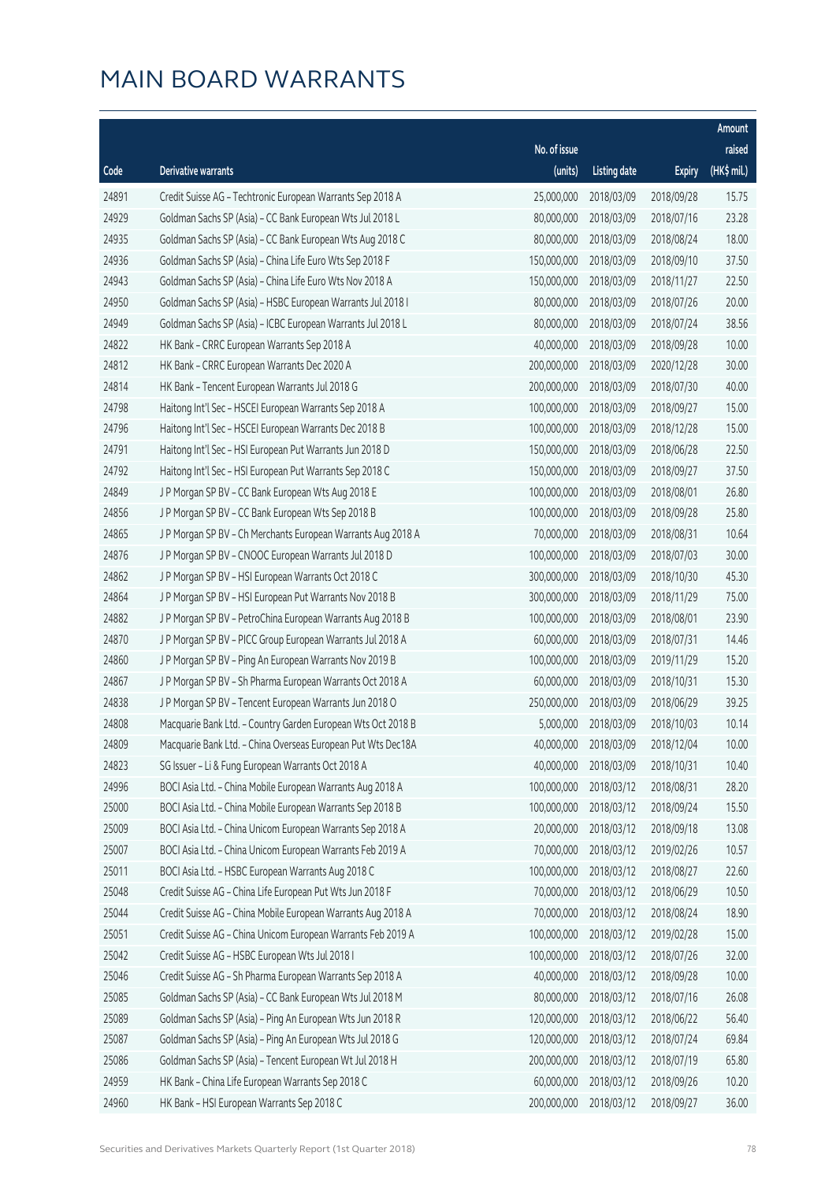# MAIN BOARD WARRANTS

| Code | Derivative warrants | No. of issue (units) | Listing date | Expiry | Amount raised (HK$ mil.) |
|---|---|---|---|---|---|
| 24891 | Credit Suisse AG - Techtronic European Warrants Sep 2018 A | 25,000,000 | 2018/03/09 | 2018/09/28 | 15.75 |
| 24929 | Goldman Sachs SP (Asia) - CC Bank European Wts Jul 2018 L | 80,000,000 | 2018/03/09 | 2018/07/16 | 23.28 |
| 24935 | Goldman Sachs SP (Asia) - CC Bank European Wts Aug 2018 C | 80,000,000 | 2018/03/09 | 2018/08/24 | 18.00 |
| 24936 | Goldman Sachs SP (Asia) - China Life Euro Wts Sep 2018 F | 150,000,000 | 2018/03/09 | 2018/09/10 | 37.50 |
| 24943 | Goldman Sachs SP (Asia) - China Life Euro Wts Nov 2018 A | 150,000,000 | 2018/03/09 | 2018/11/27 | 22.50 |
| 24950 | Goldman Sachs SP (Asia) - HSBC European Warrants Jul 2018 I | 80,000,000 | 2018/03/09 | 2018/07/26 | 20.00 |
| 24949 | Goldman Sachs SP (Asia) - ICBC European Warrants Jul 2018 L | 80,000,000 | 2018/03/09 | 2018/07/24 | 38.56 |
| 24822 | HK Bank - CRRC European Warrants Sep 2018 A | 40,000,000 | 2018/03/09 | 2018/09/28 | 10.00 |
| 24812 | HK Bank - CRRC European Warrants Dec 2020 A | 200,000,000 | 2018/03/09 | 2020/12/28 | 30.00 |
| 24814 | HK Bank - Tencent European Warrants Jul 2018 G | 200,000,000 | 2018/03/09 | 2018/07/30 | 40.00 |
| 24798 | Haitong Int'l Sec - HSCEI European Warrants Sep 2018 A | 100,000,000 | 2018/03/09 | 2018/09/27 | 15.00 |
| 24796 | Haitong Int'l Sec - HSCEI European Warrants Dec 2018 B | 100,000,000 | 2018/03/09 | 2018/12/28 | 15.00 |
| 24791 | Haitong Int'l Sec - HSI European Put Warrants Jun 2018 D | 150,000,000 | 2018/03/09 | 2018/06/28 | 22.50 |
| 24792 | Haitong Int'l Sec - HSI European Put Warrants Sep 2018 C | 150,000,000 | 2018/03/09 | 2018/09/27 | 37.50 |
| 24849 | J P Morgan SP BV - CC Bank European Wts Aug 2018 E | 100,000,000 | 2018/03/09 | 2018/08/01 | 26.80 |
| 24856 | J P Morgan SP BV - CC Bank European Wts Sep 2018 B | 100,000,000 | 2018/03/09 | 2018/09/28 | 25.80 |
| 24865 | J P Morgan SP BV - Ch Merchants European Warrants Aug 2018 A | 70,000,000 | 2018/03/09 | 2018/08/31 | 10.64 |
| 24876 | J P Morgan SP BV - CNOOC European Warrants Jul 2018 D | 100,000,000 | 2018/03/09 | 2018/07/03 | 30.00 |
| 24862 | J P Morgan SP BV - HSI European Warrants Oct 2018 C | 300,000,000 | 2018/03/09 | 2018/10/30 | 45.30 |
| 24864 | J P Morgan SP BV - HSI European Put Warrants Nov 2018 B | 300,000,000 | 2018/03/09 | 2018/11/29 | 75.00 |
| 24882 | J P Morgan SP BV - PetroChina European Warrants Aug 2018 B | 100,000,000 | 2018/03/09 | 2018/08/01 | 23.90 |
| 24870 | J P Morgan SP BV - PICC Group European Warrants Jul 2018 A | 60,000,000 | 2018/03/09 | 2018/07/31 | 14.46 |
| 24860 | J P Morgan SP BV - Ping An European Warrants Nov 2019 B | 100,000,000 | 2018/03/09 | 2019/11/29 | 15.20 |
| 24867 | J P Morgan SP BV - Sh Pharma European Warrants Oct 2018 A | 60,000,000 | 2018/03/09 | 2018/10/31 | 15.30 |
| 24838 | J P Morgan SP BV - Tencent European Warrants Jun 2018 O | 250,000,000 | 2018/03/09 | 2018/06/29 | 39.25 |
| 24808 | Macquarie Bank Ltd. - Country Garden European Wts Oct 2018 B | 5,000,000 | 2018/03/09 | 2018/10/03 | 10.14 |
| 24809 | Macquarie Bank Ltd. - China Overseas European Put Wts Dec18A | 40,000,000 | 2018/03/09 | 2018/12/04 | 10.00 |
| 24823 | SG Issuer - Li & Fung European Warrants Oct 2018 A | 40,000,000 | 2018/03/09 | 2018/10/31 | 10.40 |
| 24996 | BOCI Asia Ltd. - China Mobile European Warrants Aug 2018 A | 100,000,000 | 2018/03/12 | 2018/08/31 | 28.20 |
| 25000 | BOCI Asia Ltd. - China Mobile European Warrants Sep 2018 B | 100,000,000 | 2018/03/12 | 2018/09/24 | 15.50 |
| 25009 | BOCI Asia Ltd. - China Unicom European Warrants Sep 2018 A | 20,000,000 | 2018/03/12 | 2018/09/18 | 13.08 |
| 25007 | BOCI Asia Ltd. - China Unicom European Warrants Feb 2019 A | 70,000,000 | 2018/03/12 | 2019/02/26 | 10.57 |
| 25011 | BOCI Asia Ltd. - HSBC European Warrants Aug 2018 C | 100,000,000 | 2018/03/12 | 2018/08/27 | 22.60 |
| 25048 | Credit Suisse AG - China Life European Put Wts Jun 2018 F | 70,000,000 | 2018/03/12 | 2018/06/29 | 10.50 |
| 25044 | Credit Suisse AG - China Mobile European Warrants Aug 2018 A | 70,000,000 | 2018/03/12 | 2018/08/24 | 18.90 |
| 25051 | Credit Suisse AG - China Unicom European Warrants Feb 2019 A | 100,000,000 | 2018/03/12 | 2019/02/28 | 15.00 |
| 25042 | Credit Suisse AG - HSBC European Wts Jul 2018 I | 100,000,000 | 2018/03/12 | 2018/07/26 | 32.00 |
| 25046 | Credit Suisse AG - Sh Pharma European Warrants Sep 2018 A | 40,000,000 | 2018/03/12 | 2018/09/28 | 10.00 |
| 25085 | Goldman Sachs SP (Asia) - CC Bank European Wts Jul 2018 M | 80,000,000 | 2018/03/12 | 2018/07/16 | 26.08 |
| 25089 | Goldman Sachs SP (Asia) - Ping An European Wts Jun 2018 R | 120,000,000 | 2018/03/12 | 2018/06/22 | 56.40 |
| 25087 | Goldman Sachs SP (Asia) - Ping An European Wts Jul 2018 G | 120,000,000 | 2018/03/12 | 2018/07/24 | 69.84 |
| 25086 | Goldman Sachs SP (Asia) - Tencent European Wt Jul 2018 H | 200,000,000 | 2018/03/12 | 2018/07/19 | 65.80 |
| 24959 | HK Bank - China Life European Warrants Sep 2018 C | 60,000,000 | 2018/03/12 | 2018/09/26 | 10.20 |
| 24960 | HK Bank - HSI European Warrants Sep 2018 C | 200,000,000 | 2018/03/12 | 2018/09/27 | 36.00 |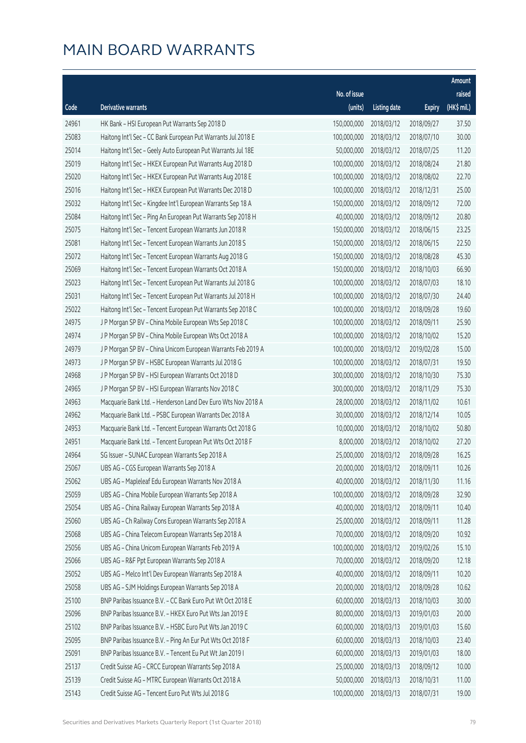# MAIN BOARD WARRANTS

| Code | Derivative warrants | No. of issue (units) | Listing date | Expiry | Amount raised (HK$ mil.) |
|---|---|---|---|---|---|
| 24961 | HK Bank – HSI European Put Warrants Sep 2018 D | 150,000,000 | 2018/03/12 | 2018/09/27 | 37.50 |
| 25083 | Haitong Int'l Sec – CC Bank European Put Warrants Jul 2018 E | 100,000,000 | 2018/03/12 | 2018/07/10 | 30.00 |
| 25014 | Haitong Int'l Sec – Geely Auto European Put Warrants Jul 18E | 50,000,000 | 2018/03/12 | 2018/07/25 | 11.20 |
| 25019 | Haitong Int'l Sec – HKEX European Put Warrants Aug 2018 D | 100,000,000 | 2018/03/12 | 2018/08/24 | 21.80 |
| 25020 | Haitong Int'l Sec – HKEX European Put Warrants Aug 2018 E | 100,000,000 | 2018/03/12 | 2018/08/02 | 22.70 |
| 25016 | Haitong Int'l Sec – HKEX European Put Warrants Dec 2018 D | 100,000,000 | 2018/03/12 | 2018/12/31 | 25.00 |
| 25032 | Haitong Int'l Sec – Kingdee Int'l European Warrants Sep 18 A | 150,000,000 | 2018/03/12 | 2018/09/12 | 72.00 |
| 25084 | Haitong Int'l Sec – Ping An European Put Warrants Sep 2018 H | 40,000,000 | 2018/03/12 | 2018/09/12 | 20.80 |
| 25075 | Haitong Int'l Sec – Tencent European Warrants Jun 2018 R | 150,000,000 | 2018/03/12 | 2018/06/15 | 23.25 |
| 25081 | Haitong Int'l Sec – Tencent European Warrants Jun 2018 S | 150,000,000 | 2018/03/12 | 2018/06/15 | 22.50 |
| 25072 | Haitong Int'l Sec – Tencent European Warrants Aug 2018 G | 150,000,000 | 2018/03/12 | 2018/08/28 | 45.30 |
| 25069 | Haitong Int'l Sec – Tencent European Warrants Oct 2018 A | 150,000,000 | 2018/03/12 | 2018/10/03 | 66.90 |
| 25023 | Haitong Int'l Sec – Tencent European Put Warrants Jul 2018 G | 100,000,000 | 2018/03/12 | 2018/07/03 | 18.10 |
| 25031 | Haitong Int'l Sec – Tencent European Put Warrants Jul 2018 H | 100,000,000 | 2018/03/12 | 2018/07/30 | 24.40 |
| 25022 | Haitong Int'l Sec – Tencent European Put Warrants Sep 2018 C | 100,000,000 | 2018/03/12 | 2018/09/28 | 19.60 |
| 24975 | J P Morgan SP BV – China Mobile European Wts Sep 2018 C | 100,000,000 | 2018/03/12 | 2018/09/11 | 25.90 |
| 24974 | J P Morgan SP BV – China Mobile European Wts Oct 2018 A | 100,000,000 | 2018/03/12 | 2018/10/02 | 15.20 |
| 24979 | J P Morgan SP BV – China Unicom European Warrants Feb 2019 A | 100,000,000 | 2018/03/12 | 2019/02/28 | 15.00 |
| 24973 | J P Morgan SP BV – HSBC European Warrants Jul 2018 G | 100,000,000 | 2018/03/12 | 2018/07/31 | 19.50 |
| 24968 | J P Morgan SP BV – HSI European Warrants Oct 2018 D | 300,000,000 | 2018/03/12 | 2018/10/30 | 75.30 |
| 24965 | J P Morgan SP BV – HSI European Warrants Nov 2018 C | 300,000,000 | 2018/03/12 | 2018/11/29 | 75.30 |
| 24963 | Macquarie Bank Ltd. – Henderson Land Dev Euro Wts Nov 2018 A | 28,000,000 | 2018/03/12 | 2018/11/02 | 10.61 |
| 24962 | Macquarie Bank Ltd. – PSBC European Warrants Dec 2018 A | 30,000,000 | 2018/03/12 | 2018/12/14 | 10.05 |
| 24953 | Macquarie Bank Ltd. – Tencent European Warrants Oct 2018 G | 10,000,000 | 2018/03/12 | 2018/10/02 | 50.80 |
| 24951 | Macquarie Bank Ltd. – Tencent European Put Wts Oct 2018 F | 8,000,000 | 2018/03/12 | 2018/10/02 | 27.20 |
| 24964 | SG Issuer – SUNAC European Warrants Sep 2018 A | 25,000,000 | 2018/03/12 | 2018/09/28 | 16.25 |
| 25067 | UBS AG – CGS European Warrants Sep 2018 A | 20,000,000 | 2018/03/12 | 2018/09/11 | 10.26 |
| 25062 | UBS AG – Mapleleaf Edu European Warrants Nov 2018 A | 40,000,000 | 2018/03/12 | 2018/11/30 | 11.16 |
| 25059 | UBS AG – China Mobile European Warrants Sep 2018 A | 100,000,000 | 2018/03/12 | 2018/09/28 | 32.90 |
| 25054 | UBS AG – China Railway European Warrants Sep 2018 A | 40,000,000 | 2018/03/12 | 2018/09/11 | 10.40 |
| 25060 | UBS AG – Ch Railway Cons European Warrants Sep 2018 A | 25,000,000 | 2018/03/12 | 2018/09/11 | 11.28 |
| 25068 | UBS AG – China Telecom European Warrants Sep 2018 A | 70,000,000 | 2018/03/12 | 2018/09/20 | 10.92 |
| 25056 | UBS AG – China Unicom European Warrants Feb 2019 A | 100,000,000 | 2018/03/12 | 2019/02/26 | 15.10 |
| 25066 | UBS AG – R&F Ppt European Warrants Sep 2018 A | 70,000,000 | 2018/03/12 | 2018/09/20 | 12.18 |
| 25052 | UBS AG – Melco Int'l Dev European Warrants Sep 2018 A | 40,000,000 | 2018/03/12 | 2018/09/11 | 10.20 |
| 25058 | UBS AG – SJM Holdings European Warrants Sep 2018 A | 20,000,000 | 2018/03/12 | 2018/09/28 | 10.62 |
| 25100 | BNP Paribas Issuance B.V. – CC Bank Euro Put Wt Oct 2018 E | 60,000,000 | 2018/03/13 | 2018/10/03 | 30.00 |
| 25096 | BNP Paribas Issuance B.V. – HKEX Euro Put Wts Jan 2019 E | 80,000,000 | 2018/03/13 | 2019/01/03 | 20.00 |
| 25102 | BNP Paribas Issuance B.V. – HSBC Euro Put Wts Jan 2019 C | 60,000,000 | 2018/03/13 | 2019/01/03 | 15.60 |
| 25095 | BNP Paribas Issuance B.V. – Ping An Eur Put Wts Oct 2018 F | 60,000,000 | 2018/03/13 | 2018/10/03 | 23.40 |
| 25091 | BNP Paribas Issuance B.V. – Tencent Eu Put Wt Jan 2019 I | 60,000,000 | 2018/03/13 | 2019/01/03 | 18.00 |
| 25137 | Credit Suisse AG – CRCC European Warrants Sep 2018 A | 25,000,000 | 2018/03/13 | 2018/09/12 | 10.00 |
| 25139 | Credit Suisse AG – MTRC European Warrants Oct 2018 A | 50,000,000 | 2018/03/13 | 2018/10/31 | 11.00 |
| 25143 | Credit Suisse AG – Tencent Euro Put Wts Jul 2018 G | 100,000,000 | 2018/03/13 | 2018/07/31 | 19.00 |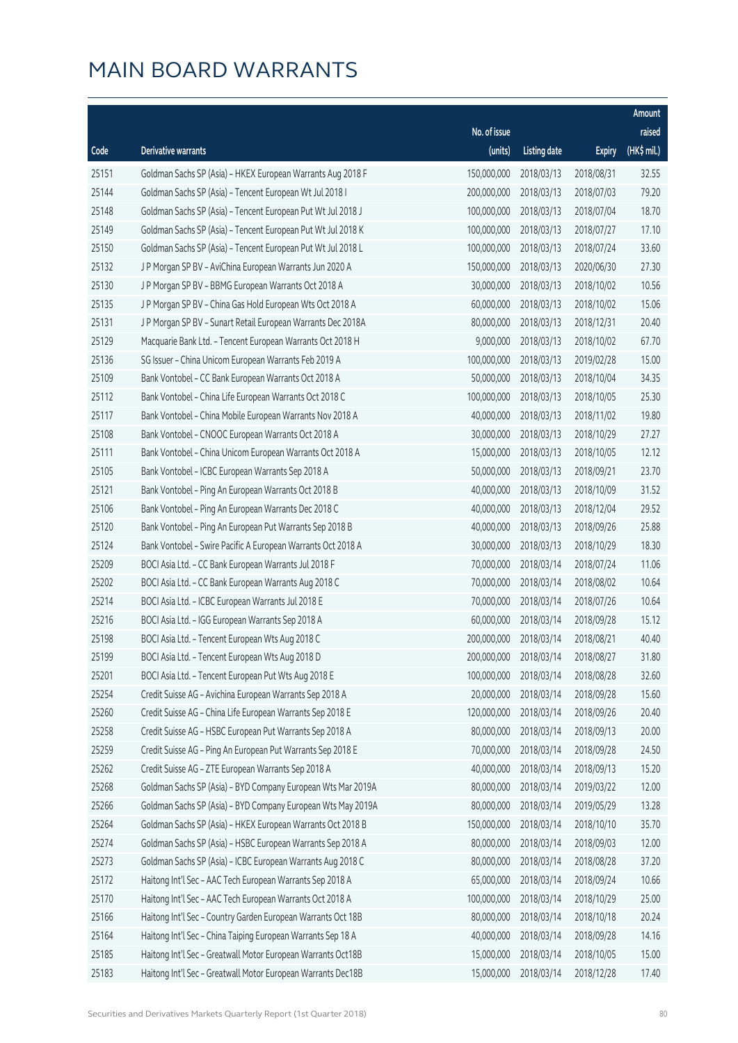# MAIN BOARD WARRANTS

| Code | Derivative warrants | No. of issue (units) | Listing date | Expiry | Amount raised (HK$ mil.) |
|---|---|---|---|---|---|
| 25151 | Goldman Sachs SP (Asia) – HKEX European Warrants Aug 2018 F | 150,000,000 | 2018/03/13 | 2018/08/31 | 32.55 |
| 25144 | Goldman Sachs SP (Asia) – Tencent European Wt Jul 2018 I | 200,000,000 | 2018/03/13 | 2018/07/03 | 79.20 |
| 25148 | Goldman Sachs SP (Asia) – Tencent European Put Wt Jul 2018 J | 100,000,000 | 2018/03/13 | 2018/07/04 | 18.70 |
| 25149 | Goldman Sachs SP (Asia) – Tencent European Put Wt Jul 2018 K | 100,000,000 | 2018/03/13 | 2018/07/27 | 17.10 |
| 25150 | Goldman Sachs SP (Asia) – Tencent European Put Wt Jul 2018 L | 100,000,000 | 2018/03/13 | 2018/07/24 | 33.60 |
| 25132 | J P Morgan SP BV – AviChina European Warrants Jun 2020 A | 150,000,000 | 2018/03/13 | 2020/06/30 | 27.30 |
| 25130 | J P Morgan SP BV – BBMG European Warrants Oct 2018 A | 30,000,000 | 2018/03/13 | 2018/10/02 | 10.56 |
| 25135 | J P Morgan SP BV – China Gas Hold European Wts Oct 2018 A | 60,000,000 | 2018/03/13 | 2018/10/02 | 15.06 |
| 25131 | J P Morgan SP BV – Sunart Retail European Warrants Dec 2018A | 80,000,000 | 2018/03/13 | 2018/12/31 | 20.40 |
| 25129 | Macquarie Bank Ltd. – Tencent European Warrants Oct 2018 H | 9,000,000 | 2018/03/13 | 2018/10/02 | 67.70 |
| 25136 | SG Issuer – China Unicom European Warrants Feb 2019 A | 100,000,000 | 2018/03/13 | 2019/02/28 | 15.00 |
| 25109 | Bank Vontobel – CC Bank European Warrants Oct 2018 A | 50,000,000 | 2018/03/13 | 2018/10/04 | 34.35 |
| 25112 | Bank Vontobel – China Life European Warrants Oct 2018 C | 100,000,000 | 2018/03/13 | 2018/10/05 | 25.30 |
| 25117 | Bank Vontobel – China Mobile European Warrants Nov 2018 A | 40,000,000 | 2018/03/13 | 2018/11/02 | 19.80 |
| 25108 | Bank Vontobel – CNOOC European Warrants Oct 2018 A | 30,000,000 | 2018/03/13 | 2018/10/29 | 27.27 |
| 25111 | Bank Vontobel – China Unicom European Warrants Oct 2018 A | 15,000,000 | 2018/03/13 | 2018/10/05 | 12.12 |
| 25105 | Bank Vontobel – ICBC European Warrants Sep 2018 A | 50,000,000 | 2018/03/13 | 2018/09/21 | 23.70 |
| 25121 | Bank Vontobel – Ping An European Warrants Oct 2018 B | 40,000,000 | 2018/03/13 | 2018/10/09 | 31.52 |
| 25106 | Bank Vontobel – Ping An European Warrants Dec 2018 C | 40,000,000 | 2018/03/13 | 2018/12/04 | 29.52 |
| 25120 | Bank Vontobel – Ping An European Put Warrants Sep 2018 B | 40,000,000 | 2018/03/13 | 2018/09/26 | 25.88 |
| 25124 | Bank Vontobel – Swire Pacific A European Warrants Oct 2018 A | 30,000,000 | 2018/03/13 | 2018/10/29 | 18.30 |
| 25209 | BOCI Asia Ltd. – CC Bank European Warrants Jul 2018 F | 70,000,000 | 2018/03/14 | 2018/07/24 | 11.06 |
| 25202 | BOCI Asia Ltd. – CC Bank European Warrants Aug 2018 C | 70,000,000 | 2018/03/14 | 2018/08/02 | 10.64 |
| 25214 | BOCI Asia Ltd. – ICBC European Warrants Jul 2018 E | 70,000,000 | 2018/03/14 | 2018/07/26 | 10.64 |
| 25216 | BOCI Asia Ltd. – IGG European Warrants Sep 2018 A | 60,000,000 | 2018/03/14 | 2018/09/28 | 15.12 |
| 25198 | BOCI Asia Ltd. – Tencent European Wts Aug 2018 C | 200,000,000 | 2018/03/14 | 2018/08/21 | 40.40 |
| 25199 | BOCI Asia Ltd. – Tencent European Wts Aug 2018 D | 200,000,000 | 2018/03/14 | 2018/08/27 | 31.80 |
| 25201 | BOCI Asia Ltd. – Tencent European Put Wts Aug 2018 E | 100,000,000 | 2018/03/14 | 2018/08/28 | 32.60 |
| 25254 | Credit Suisse AG – Avichina European Warrants Sep 2018 A | 20,000,000 | 2018/03/14 | 2018/09/28 | 15.60 |
| 25260 | Credit Suisse AG – China Life European Warrants Sep 2018 E | 120,000,000 | 2018/03/14 | 2018/09/26 | 20.40 |
| 25258 | Credit Suisse AG – HSBC European Put Warrants Sep 2018 A | 80,000,000 | 2018/03/14 | 2018/09/13 | 20.00 |
| 25259 | Credit Suisse AG – Ping An European Put Warrants Sep 2018 E | 70,000,000 | 2018/03/14 | 2018/09/28 | 24.50 |
| 25262 | Credit Suisse AG – ZTE European Warrants Sep 2018 A | 40,000,000 | 2018/03/14 | 2018/09/13 | 15.20 |
| 25268 | Goldman Sachs SP (Asia) – BYD Company European Wts Mar 2019A | 80,000,000 | 2018/03/14 | 2019/03/22 | 12.00 |
| 25266 | Goldman Sachs SP (Asia) – BYD Company European Wts May 2019A | 80,000,000 | 2018/03/14 | 2019/05/29 | 13.28 |
| 25264 | Goldman Sachs SP (Asia) – HKEX European Warrants Oct 2018 B | 150,000,000 | 2018/03/14 | 2018/10/10 | 35.70 |
| 25274 | Goldman Sachs SP (Asia) – HSBC European Warrants Sep 2018 A | 80,000,000 | 2018/03/14 | 2018/09/03 | 12.00 |
| 25273 | Goldman Sachs SP (Asia) – ICBC European Warrants Aug 2018 C | 80,000,000 | 2018/03/14 | 2018/08/28 | 37.20 |
| 25172 | Haitong Int'l Sec – AAC Tech European Warrants Sep 2018 A | 65,000,000 | 2018/03/14 | 2018/09/24 | 10.66 |
| 25170 | Haitong Int'l Sec – AAC Tech European Warrants Oct 2018 A | 100,000,000 | 2018/03/14 | 2018/10/29 | 25.00 |
| 25166 | Haitong Int'l Sec – Country Garden European Warrants Oct 18B | 80,000,000 | 2018/03/14 | 2018/10/18 | 20.24 |
| 25164 | Haitong Int'l Sec – China Taiping European Warrants Sep 18 A | 40,000,000 | 2018/03/14 | 2018/09/28 | 14.16 |
| 25185 | Haitong Int'l Sec – Greatwall Motor European Warrants Oct18B | 15,000,000 | 2018/03/14 | 2018/10/05 | 15.00 |
| 25183 | Haitong Int'l Sec – Greatwall Motor European Warrants Dec18B | 15,000,000 | 2018/03/14 | 2018/12/28 | 17.40 |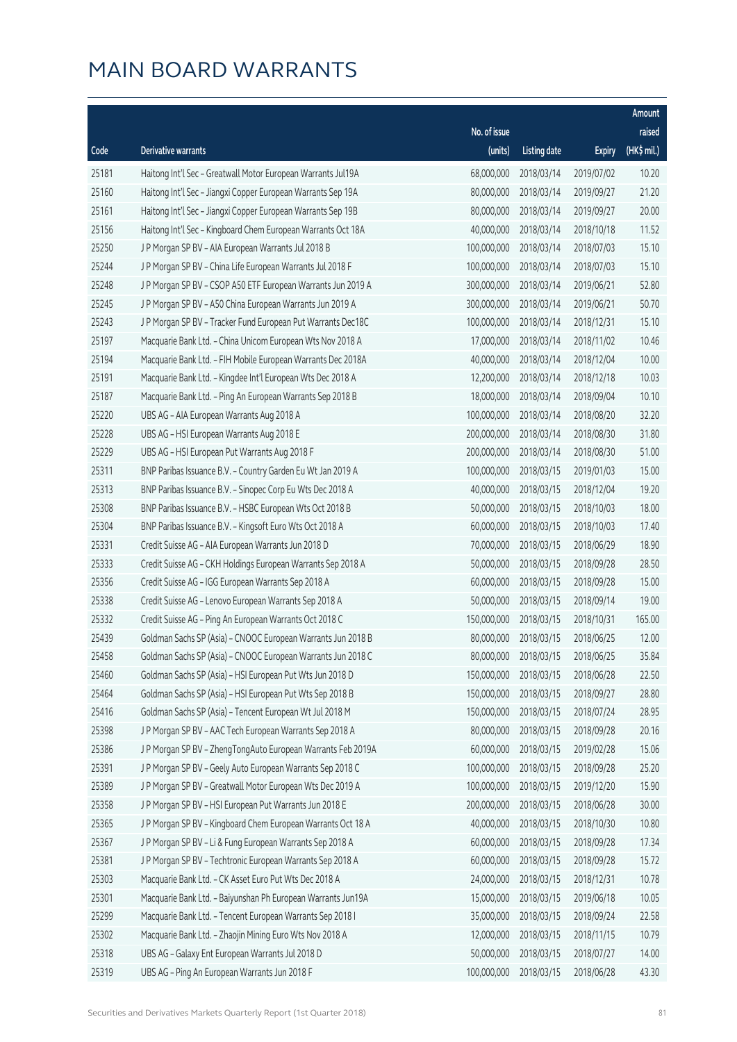# MAIN BOARD WARRANTS

| Code | Derivative warrants | No. of issue (units) | Listing date | Expiry | Amount raised (HK$ mil.) |
|---|---|---|---|---|---|
| 25181 | Haitong Int'l Sec - Greatwall Motor European Warrants Jul19A | 68,000,000 | 2018/03/14 | 2019/07/02 | 10.20 |
| 25160 | Haitong Int'l Sec - Jiangxi Copper European Warrants Sep 19A | 80,000,000 | 2018/03/14 | 2019/09/27 | 21.20 |
| 25161 | Haitong Int'l Sec - Jiangxi Copper European Warrants Sep 19B | 80,000,000 | 2018/03/14 | 2019/09/27 | 20.00 |
| 25156 | Haitong Int'l Sec - Kingboard Chem European Warrants Oct 18A | 40,000,000 | 2018/03/14 | 2018/10/18 | 11.52 |
| 25250 | J P Morgan SP BV - AIA European Warrants Jul 2018 B | 100,000,000 | 2018/03/14 | 2018/07/03 | 15.10 |
| 25244 | J P Morgan SP BV - China Life European Warrants Jul 2018 F | 100,000,000 | 2018/03/14 | 2018/07/03 | 15.10 |
| 25248 | J P Morgan SP BV - CSOP A50 ETF European Warrants Jun 2019 A | 300,000,000 | 2018/03/14 | 2019/06/21 | 52.80 |
| 25245 | J P Morgan SP BV - A50 China European Warrants Jun 2019 A | 300,000,000 | 2018/03/14 | 2019/06/21 | 50.70 |
| 25243 | J P Morgan SP BV - Tracker Fund European Put Warrants Dec18C | 100,000,000 | 2018/03/14 | 2018/12/31 | 15.10 |
| 25197 | Macquarie Bank Ltd. - China Unicom European Wts Nov 2018 A | 17,000,000 | 2018/03/14 | 2018/11/02 | 10.46 |
| 25194 | Macquarie Bank Ltd. - FIH Mobile European Warrants Dec 2018A | 40,000,000 | 2018/03/14 | 2018/12/04 | 10.00 |
| 25191 | Macquarie Bank Ltd. - Kingdee Int'l European Wts Dec 2018 A | 12,200,000 | 2018/03/14 | 2018/12/18 | 10.03 |
| 25187 | Macquarie Bank Ltd. - Ping An European Warrants Sep 2018 B | 18,000,000 | 2018/03/14 | 2018/09/04 | 10.10 |
| 25220 | UBS AG - AIA European Warrants Aug 2018 A | 100,000,000 | 2018/03/14 | 2018/08/20 | 32.20 |
| 25228 | UBS AG - HSI European Warrants Aug 2018 E | 200,000,000 | 2018/03/14 | 2018/08/30 | 31.80 |
| 25229 | UBS AG - HSI European Put Warrants Aug 2018 F | 200,000,000 | 2018/03/14 | 2018/08/30 | 51.00 |
| 25311 | BNP Paribas Issuance B.V. - Country Garden Eu Wt Jan 2019 A | 100,000,000 | 2018/03/15 | 2019/01/03 | 15.00 |
| 25313 | BNP Paribas Issuance B.V. - Sinopec Corp Eu Wts Dec 2018 A | 40,000,000 | 2018/03/15 | 2018/12/04 | 19.20 |
| 25308 | BNP Paribas Issuance B.V. - HSBC European Wts Oct 2018 B | 50,000,000 | 2018/03/15 | 2018/10/03 | 18.00 |
| 25304 | BNP Paribas Issuance B.V. - Kingsoft Euro Wts Oct 2018 A | 60,000,000 | 2018/03/15 | 2018/10/03 | 17.40 |
| 25331 | Credit Suisse AG - AIA European Warrants Jun 2018 D | 70,000,000 | 2018/03/15 | 2018/06/29 | 18.90 |
| 25333 | Credit Suisse AG - CKH Holdings European Warrants Sep 2018 A | 50,000,000 | 2018/03/15 | 2018/09/28 | 28.50 |
| 25356 | Credit Suisse AG - IGG European Warrants Sep 2018 A | 60,000,000 | 2018/03/15 | 2018/09/28 | 15.00 |
| 25338 | Credit Suisse AG - Lenovo European Warrants Sep 2018 A | 50,000,000 | 2018/03/15 | 2018/09/14 | 19.00 |
| 25332 | Credit Suisse AG - Ping An European Warrants Oct 2018 C | 150,000,000 | 2018/03/15 | 2018/10/31 | 165.00 |
| 25439 | Goldman Sachs SP (Asia) - CNOOC European Warrants Jun 2018 B | 80,000,000 | 2018/03/15 | 2018/06/25 | 12.00 |
| 25458 | Goldman Sachs SP (Asia) - CNOOC European Warrants Jun 2018 C | 80,000,000 | 2018/03/15 | 2018/06/25 | 35.84 |
| 25460 | Goldman Sachs SP (Asia) - HSI European Put Wts Jun 2018 D | 150,000,000 | 2018/03/15 | 2018/06/28 | 22.50 |
| 25464 | Goldman Sachs SP (Asia) - HSI European Put Wts Sep 2018 B | 150,000,000 | 2018/03/15 | 2018/09/27 | 28.80 |
| 25416 | Goldman Sachs SP (Asia) - Tencent European Wt Jul 2018 M | 150,000,000 | 2018/03/15 | 2018/07/24 | 28.95 |
| 25398 | J P Morgan SP BV - AAC Tech European Warrants Sep 2018 A | 80,000,000 | 2018/03/15 | 2018/09/28 | 20.16 |
| 25386 | J P Morgan SP BV - ZhengTongAuto European Warrants Feb 2019A | 60,000,000 | 2018/03/15 | 2019/02/28 | 15.06 |
| 25391 | J P Morgan SP BV - Geely Auto European Warrants Sep 2018 C | 100,000,000 | 2018/03/15 | 2018/09/28 | 25.20 |
| 25389 | J P Morgan SP BV - Greatwall Motor European Wts Dec 2019 A | 100,000,000 | 2018/03/15 | 2019/12/20 | 15.90 |
| 25358 | J P Morgan SP BV - HSI European Put Warrants Jun 2018 E | 200,000,000 | 2018/03/15 | 2018/06/28 | 30.00 |
| 25365 | J P Morgan SP BV - Kingboard Chem European Warrants Oct 18 A | 40,000,000 | 2018/03/15 | 2018/10/30 | 10.80 |
| 25367 | J P Morgan SP BV - Li & Fung European Warrants Sep 2018 A | 60,000,000 | 2018/03/15 | 2018/09/28 | 17.34 |
| 25381 | J P Morgan SP BV - Techtronic European Warrants Sep 2018 A | 60,000,000 | 2018/03/15 | 2018/09/28 | 15.72 |
| 25303 | Macquarie Bank Ltd. - CK Asset Euro Put Wts Dec 2018 A | 24,000,000 | 2018/03/15 | 2018/12/31 | 10.78 |
| 25301 | Macquarie Bank Ltd. - Baiyunshan Ph European Warrants Jun19A | 15,000,000 | 2018/03/15 | 2019/06/18 | 10.05 |
| 25299 | Macquarie Bank Ltd. - Tencent European Warrants Sep 2018 I | 35,000,000 | 2018/03/15 | 2018/09/24 | 22.58 |
| 25302 | Macquarie Bank Ltd. - Zhaojin Mining Euro Wts Nov 2018 A | 12,000,000 | 2018/03/15 | 2018/11/15 | 10.79 |
| 25318 | UBS AG - Galaxy Ent European Warrants Jul 2018 D | 50,000,000 | 2018/03/15 | 2018/07/27 | 14.00 |
| 25319 | UBS AG - Ping An European Warrants Jun 2018 F | 100,000,000 | 2018/03/15 | 2018/06/28 | 43.30 |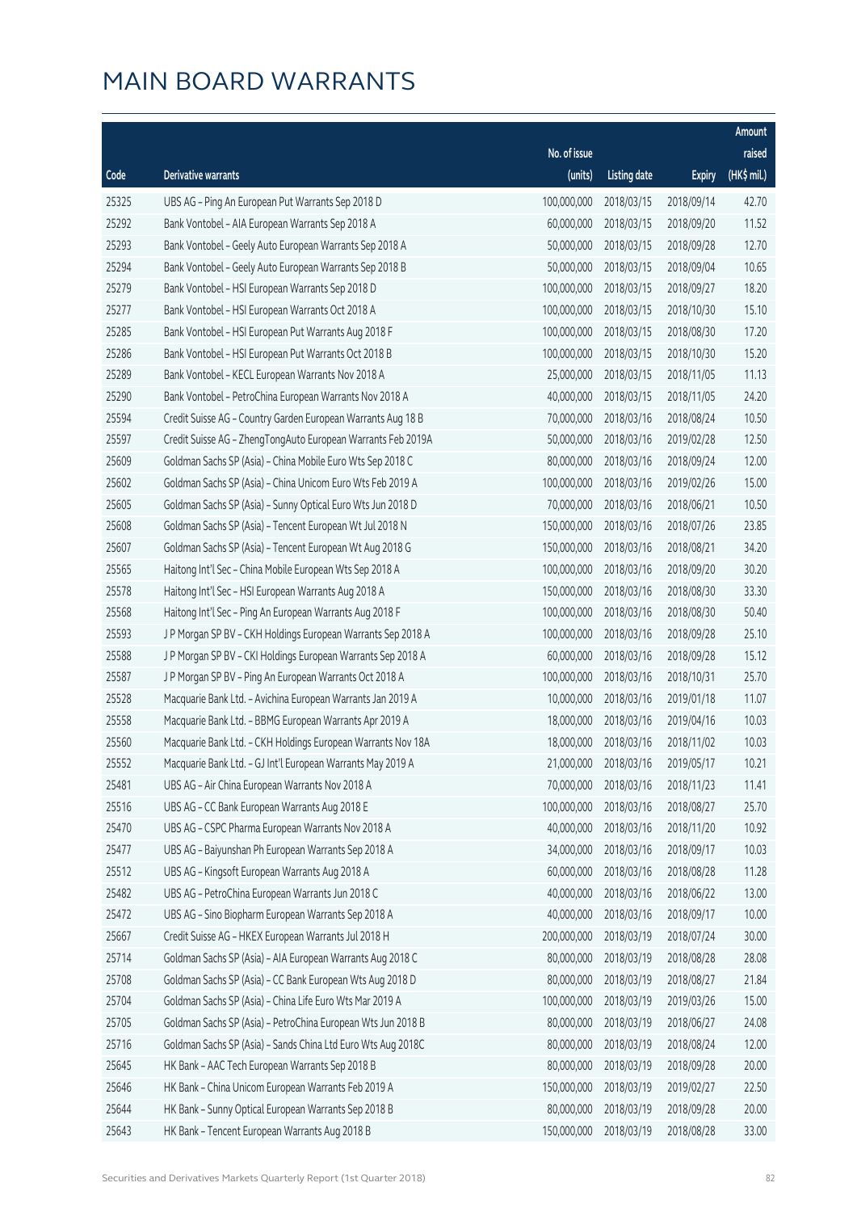# MAIN BOARD WARRANTS

| Code | Derivative warrants | No. of issue (units) | Listing date | Expiry | Amount raised (HK$ mil.) |
|---|---|---|---|---|---|
| 25325 | UBS AG - Ping An European Put Warrants Sep 2018 D | 100,000,000 | 2018/03/15 | 2018/09/14 | 42.70 |
| 25292 | Bank Vontobel - AIA European Warrants Sep 2018 A | 60,000,000 | 2018/03/15 | 2018/09/20 | 11.52 |
| 25293 | Bank Vontobel - Geely Auto European Warrants Sep 2018 A | 50,000,000 | 2018/03/15 | 2018/09/28 | 12.70 |
| 25294 | Bank Vontobel - Geely Auto European Warrants Sep 2018 B | 50,000,000 | 2018/03/15 | 2018/09/04 | 10.65 |
| 25279 | Bank Vontobel - HSI European Warrants Sep 2018 D | 100,000,000 | 2018/03/15 | 2018/09/27 | 18.20 |
| 25277 | Bank Vontobel - HSI European Warrants Oct 2018 A | 100,000,000 | 2018/03/15 | 2018/10/30 | 15.10 |
| 25285 | Bank Vontobel - HSI European Put Warrants Aug 2018 F | 100,000,000 | 2018/03/15 | 2018/08/30 | 17.20 |
| 25286 | Bank Vontobel - HSI European Put Warrants Oct 2018 B | 100,000,000 | 2018/03/15 | 2018/10/30 | 15.20 |
| 25289 | Bank Vontobel - KECL European Warrants Nov 2018 A | 25,000,000 | 2018/03/15 | 2018/11/05 | 11.13 |
| 25290 | Bank Vontobel - PetroChina European Warrants Nov 2018 A | 40,000,000 | 2018/03/15 | 2018/11/05 | 24.20 |
| 25594 | Credit Suisse AG - Country Garden European Warrants Aug 18 B | 70,000,000 | 2018/03/16 | 2018/08/24 | 10.50 |
| 25597 | Credit Suisse AG - ZhengTongAuto European Warrants Feb 2019A | 50,000,000 | 2018/03/16 | 2019/02/28 | 12.50 |
| 25609 | Goldman Sachs SP (Asia) - China Mobile Euro Wts Sep 2018 C | 80,000,000 | 2018/03/16 | 2018/09/24 | 12.00 |
| 25602 | Goldman Sachs SP (Asia) - China Unicom Euro Wts Feb 2019 A | 100,000,000 | 2018/03/16 | 2019/02/26 | 15.00 |
| 25605 | Goldman Sachs SP (Asia) - Sunny Optical Euro Wts Jun 2018 D | 70,000,000 | 2018/03/16 | 2018/06/21 | 10.50 |
| 25608 | Goldman Sachs SP (Asia) - Tencent European Wt Jul 2018 N | 150,000,000 | 2018/03/16 | 2018/07/26 | 23.85 |
| 25607 | Goldman Sachs SP (Asia) - Tencent European Wt Aug 2018 G | 150,000,000 | 2018/03/16 | 2018/08/21 | 34.20 |
| 25565 | Haitong Int'l Sec - China Mobile European Wts Sep 2018 A | 100,000,000 | 2018/03/16 | 2018/09/20 | 30.20 |
| 25578 | Haitong Int'l Sec - HSI European Warrants Aug 2018 A | 150,000,000 | 2018/03/16 | 2018/08/30 | 33.30 |
| 25568 | Haitong Int'l Sec - Ping An European Warrants Aug 2018 F | 100,000,000 | 2018/03/16 | 2018/08/30 | 50.40 |
| 25593 | J P Morgan SP BV - CKH Holdings European Warrants Sep 2018 A | 100,000,000 | 2018/03/16 | 2018/09/28 | 25.10 |
| 25588 | J P Morgan SP BV - CKI Holdings European Warrants Sep 2018 A | 60,000,000 | 2018/03/16 | 2018/09/28 | 15.12 |
| 25587 | J P Morgan SP BV - Ping An European Warrants Oct 2018 A | 100,000,000 | 2018/03/16 | 2018/10/31 | 25.70 |
| 25528 | Macquarie Bank Ltd. - Avichina European Warrants Jan 2019 A | 10,000,000 | 2018/03/16 | 2019/01/18 | 11.07 |
| 25558 | Macquarie Bank Ltd. - BBMG European Warrants Apr 2019 A | 18,000,000 | 2018/03/16 | 2019/04/16 | 10.03 |
| 25560 | Macquarie Bank Ltd. - CKH Holdings European Warrants Nov 18A | 18,000,000 | 2018/03/16 | 2018/11/02 | 10.03 |
| 25552 | Macquarie Bank Ltd. - GJ Int'l European Warrants May 2019 A | 21,000,000 | 2018/03/16 | 2019/05/17 | 10.21 |
| 25481 | UBS AG - Air China European Warrants Nov 2018 A | 70,000,000 | 2018/03/16 | 2018/11/23 | 11.41 |
| 25516 | UBS AG - CC Bank European Warrants Aug 2018 E | 100,000,000 | 2018/03/16 | 2018/08/27 | 25.70 |
| 25470 | UBS AG - CSPC Pharma European Warrants Nov 2018 A | 40,000,000 | 2018/03/16 | 2018/11/20 | 10.92 |
| 25477 | UBS AG - Baiyunshan Ph European Warrants Sep 2018 A | 34,000,000 | 2018/03/16 | 2018/09/17 | 10.03 |
| 25512 | UBS AG - Kingsoft European Warrants Aug 2018 A | 60,000,000 | 2018/03/16 | 2018/08/28 | 11.28 |
| 25482 | UBS AG - PetroChina European Warrants Jun 2018 C | 40,000,000 | 2018/03/16 | 2018/06/22 | 13.00 |
| 25472 | UBS AG - Sino Biopharm European Warrants Sep 2018 A | 40,000,000 | 2018/03/16 | 2018/09/17 | 10.00 |
| 25667 | Credit Suisse AG - HKEX European Warrants Jul 2018 H | 200,000,000 | 2018/03/19 | 2018/07/24 | 30.00 |
| 25714 | Goldman Sachs SP (Asia) - AIA European Warrants Aug 2018 C | 80,000,000 | 2018/03/19 | 2018/08/28 | 28.08 |
| 25708 | Goldman Sachs SP (Asia) - CC Bank European Wts Aug 2018 D | 80,000,000 | 2018/03/19 | 2018/08/27 | 21.84 |
| 25704 | Goldman Sachs SP (Asia) - China Life Euro Wts Mar 2019 A | 100,000,000 | 2018/03/19 | 2019/03/26 | 15.00 |
| 25705 | Goldman Sachs SP (Asia) - PetroChina European Wts Jun 2018 B | 80,000,000 | 2018/03/19 | 2018/06/27 | 24.08 |
| 25716 | Goldman Sachs SP (Asia) - Sands China Ltd Euro Wts Aug 2018C | 80,000,000 | 2018/03/19 | 2018/08/24 | 12.00 |
| 25645 | HK Bank - AAC Tech European Warrants Sep 2018 B | 80,000,000 | 2018/03/19 | 2018/09/28 | 20.00 |
| 25646 | HK Bank - China Unicom European Warrants Feb 2019 A | 150,000,000 | 2018/03/19 | 2019/02/27 | 22.50 |
| 25644 | HK Bank - Sunny Optical European Warrants Sep 2018 B | 80,000,000 | 2018/03/19 | 2018/09/28 | 20.00 |
| 25643 | HK Bank - Tencent European Warrants Aug 2018 B | 150,000,000 | 2018/03/19 | 2018/08/28 | 33.00 |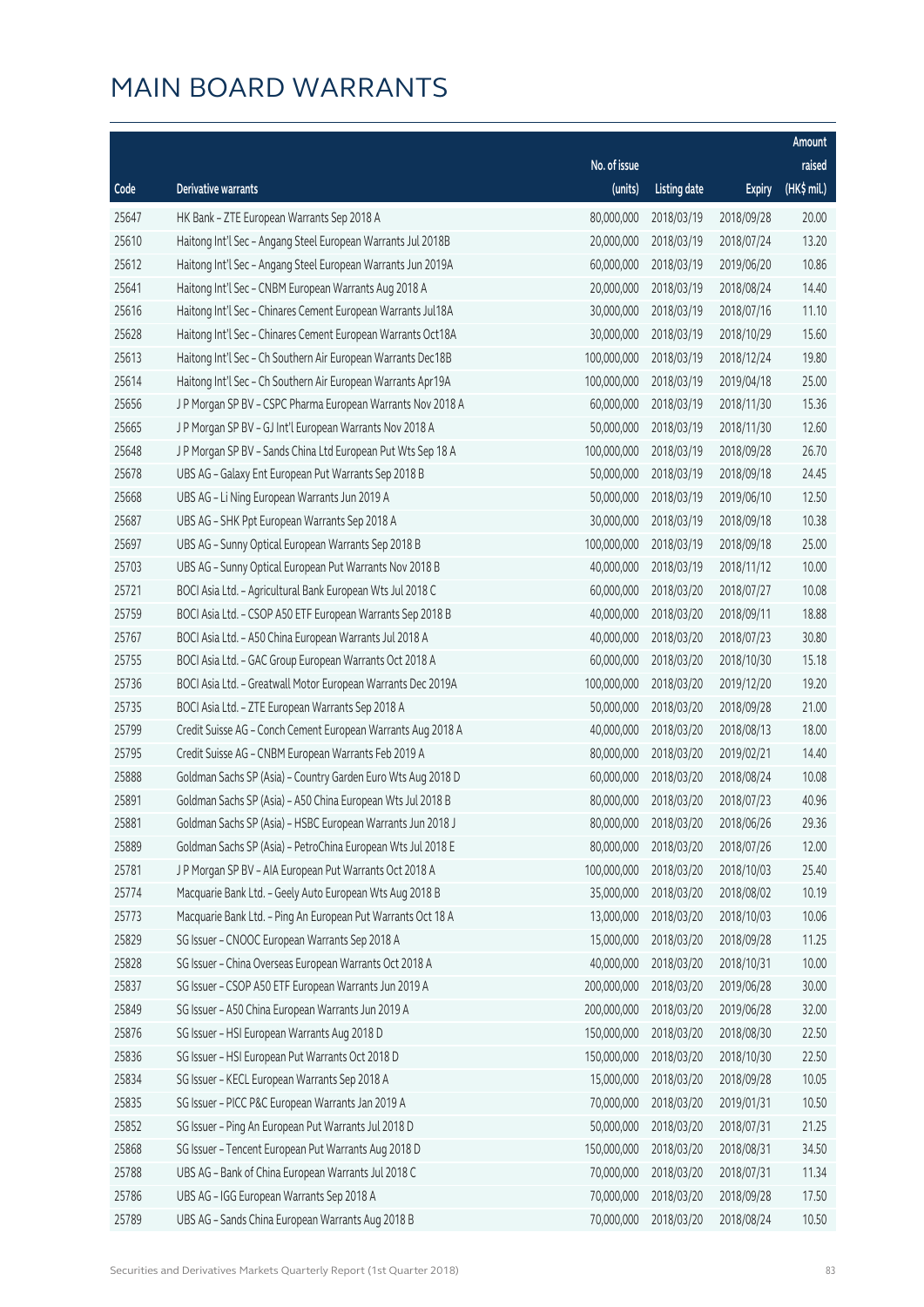# MAIN BOARD WARRANTS

| Code | Derivative warrants | No. of issue (units) | Listing date | Expiry | Amount raised (HK$ mil.) |
|---|---|---|---|---|---|
| 25647 | HK Bank – ZTE European Warrants Sep 2018 A | 80,000,000 | 2018/03/19 | 2018/09/28 | 20.00 |
| 25610 | Haitong Int'l Sec – Angang Steel European Warrants Jul 2018B | 20,000,000 | 2018/03/19 | 2018/07/24 | 13.20 |
| 25612 | Haitong Int'l Sec – Angang Steel European Warrants Jun 2019A | 60,000,000 | 2018/03/19 | 2019/06/20 | 10.86 |
| 25641 | Haitong Int'l Sec – CNBM European Warrants Aug 2018 A | 20,000,000 | 2018/03/19 | 2018/08/24 | 14.40 |
| 25616 | Haitong Int'l Sec – Chinares Cement European Warrants Jul18A | 30,000,000 | 2018/03/19 | 2018/07/16 | 11.10 |
| 25628 | Haitong Int'l Sec – Chinares Cement European Warrants Oct18A | 30,000,000 | 2018/03/19 | 2018/10/29 | 15.60 |
| 25613 | Haitong Int'l Sec – Ch Southern Air European Warrants Dec18B | 100,000,000 | 2018/03/19 | 2018/12/24 | 19.80 |
| 25614 | Haitong Int'l Sec – Ch Southern Air European Warrants Apr19A | 100,000,000 | 2018/03/19 | 2019/04/18 | 25.00 |
| 25656 | J P Morgan SP BV – CSPC Pharma European Warrants Nov 2018 A | 60,000,000 | 2018/03/19 | 2018/11/30 | 15.36 |
| 25665 | J P Morgan SP BV – GJ Int'l European Warrants Nov 2018 A | 50,000,000 | 2018/03/19 | 2018/11/30 | 12.60 |
| 25648 | J P Morgan SP BV – Sands China Ltd European Put Wts Sep 18 A | 100,000,000 | 2018/03/19 | 2018/09/28 | 26.70 |
| 25678 | UBS AG – Galaxy Ent European Put Warrants Sep 2018 B | 50,000,000 | 2018/03/19 | 2018/09/18 | 24.45 |
| 25668 | UBS AG – Li Ning European Warrants Jun 2019 A | 50,000,000 | 2018/03/19 | 2019/06/10 | 12.50 |
| 25687 | UBS AG – SHK Ppt European Warrants Sep 2018 A | 30,000,000 | 2018/03/19 | 2018/09/18 | 10.38 |
| 25697 | UBS AG – Sunny Optical European Warrants Sep 2018 B | 100,000,000 | 2018/03/19 | 2018/09/18 | 25.00 |
| 25703 | UBS AG – Sunny Optical European Put Warrants Nov 2018 B | 40,000,000 | 2018/03/19 | 2018/11/12 | 10.00 |
| 25721 | BOCI Asia Ltd. – Agricultural Bank European Wts Jul 2018 C | 60,000,000 | 2018/03/20 | 2018/07/27 | 10.08 |
| 25759 | BOCI Asia Ltd. – CSOP A50 ETF European Warrants Sep 2018 B | 40,000,000 | 2018/03/20 | 2018/09/11 | 18.88 |
| 25767 | BOCI Asia Ltd. – A50 China European Warrants Jul 2018 A | 40,000,000 | 2018/03/20 | 2018/07/23 | 30.80 |
| 25755 | BOCI Asia Ltd. – GAC Group European Warrants Oct 2018 A | 60,000,000 | 2018/03/20 | 2018/10/30 | 15.18 |
| 25736 | BOCI Asia Ltd. – Greatwall Motor European Warrants Dec 2019A | 100,000,000 | 2018/03/20 | 2019/12/20 | 19.20 |
| 25735 | BOCI Asia Ltd. – ZTE European Warrants Sep 2018 A | 50,000,000 | 2018/03/20 | 2018/09/28 | 21.00 |
| 25799 | Credit Suisse AG – Conch Cement European Warrants Aug 2018 A | 40,000,000 | 2018/03/20 | 2018/08/13 | 18.00 |
| 25795 | Credit Suisse AG – CNBM European Warrants Feb 2019 A | 80,000,000 | 2018/03/20 | 2019/02/21 | 14.40 |
| 25888 | Goldman Sachs SP (Asia) – Country Garden Euro Wts Aug 2018 D | 60,000,000 | 2018/03/20 | 2018/08/24 | 10.08 |
| 25891 | Goldman Sachs SP (Asia) – A50 China European Wts Jul 2018 B | 80,000,000 | 2018/03/20 | 2018/07/23 | 40.96 |
| 25881 | Goldman Sachs SP (Asia) – HSBC European Warrants Jun 2018 J | 80,000,000 | 2018/03/20 | 2018/06/26 | 29.36 |
| 25889 | Goldman Sachs SP (Asia) – PetroChina European Wts Jul 2018 E | 80,000,000 | 2018/03/20 | 2018/07/26 | 12.00 |
| 25781 | J P Morgan SP BV – AIA European Put Warrants Oct 2018 A | 100,000,000 | 2018/03/20 | 2018/10/03 | 25.40 |
| 25774 | Macquarie Bank Ltd. – Geely Auto European Wts Aug 2018 B | 35,000,000 | 2018/03/20 | 2018/08/02 | 10.19 |
| 25773 | Macquarie Bank Ltd. – Ping An European Put Warrants Oct 18 A | 13,000,000 | 2018/03/20 | 2018/10/03 | 10.06 |
| 25829 | SG Issuer – CNOOC European Warrants Sep 2018 A | 15,000,000 | 2018/03/20 | 2018/09/28 | 11.25 |
| 25828 | SG Issuer – China Overseas European Warrants Oct 2018 A | 40,000,000 | 2018/03/20 | 2018/10/31 | 10.00 |
| 25837 | SG Issuer – CSOP A50 ETF European Warrants Jun 2019 A | 200,000,000 | 2018/03/20 | 2019/06/28 | 30.00 |
| 25849 | SG Issuer – A50 China European Warrants Jun 2019 A | 200,000,000 | 2018/03/20 | 2019/06/28 | 32.00 |
| 25876 | SG Issuer – HSI European Warrants Aug 2018 D | 150,000,000 | 2018/03/20 | 2018/08/30 | 22.50 |
| 25836 | SG Issuer – HSI European Put Warrants Oct 2018 D | 150,000,000 | 2018/03/20 | 2018/10/30 | 22.50 |
| 25834 | SG Issuer – KECL European Warrants Sep 2018 A | 15,000,000 | 2018/03/20 | 2018/09/28 | 10.05 |
| 25835 | SG Issuer – PICC P&C European Warrants Jan 2019 A | 70,000,000 | 2018/03/20 | 2019/01/31 | 10.50 |
| 25852 | SG Issuer – Ping An European Put Warrants Jul 2018 D | 50,000,000 | 2018/03/20 | 2018/07/31 | 21.25 |
| 25868 | SG Issuer – Tencent European Put Warrants Aug 2018 D | 150,000,000 | 2018/03/20 | 2018/08/31 | 34.50 |
| 25788 | UBS AG – Bank of China European Warrants Jul 2018 C | 70,000,000 | 2018/03/20 | 2018/07/31 | 11.34 |
| 25786 | UBS AG – IGG European Warrants Sep 2018 A | 70,000,000 | 2018/03/20 | 2018/09/28 | 17.50 |
| 25789 | UBS AG – Sands China European Warrants Aug 2018 B | 70,000,000 | 2018/03/20 | 2018/08/24 | 10.50 |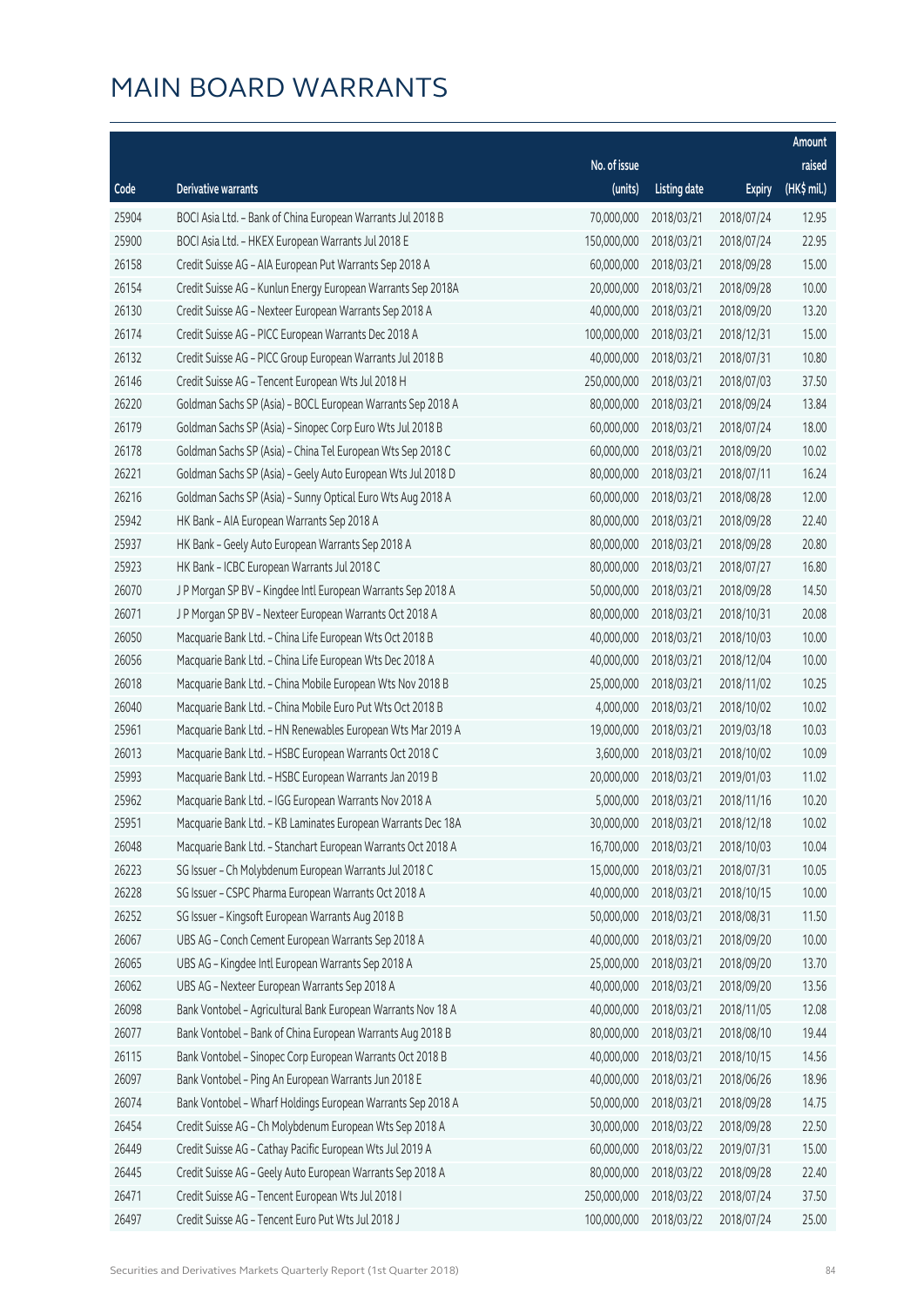# MAIN BOARD WARRANTS

| Code | Derivative warrants | No. of issue (units) | Listing date | Expiry | Amount raised (HK$ mil.) |
|---|---|---|---|---|---|
| 25904 | BOCI Asia Ltd. - Bank of China European Warrants Jul 2018 B | 70,000,000 | 2018/03/21 | 2018/07/24 | 12.95 |
| 25900 | BOCI Asia Ltd. - HKEX European Warrants Jul 2018 E | 150,000,000 | 2018/03/21 | 2018/07/24 | 22.95 |
| 26158 | Credit Suisse AG - AIA European Put Warrants Sep 2018 A | 60,000,000 | 2018/03/21 | 2018/09/28 | 15.00 |
| 26154 | Credit Suisse AG - Kunlun Energy European Warrants Sep 2018A | 20,000,000 | 2018/03/21 | 2018/09/28 | 10.00 |
| 26130 | Credit Suisse AG - Nexteer European Warrants Sep 2018 A | 40,000,000 | 2018/03/21 | 2018/09/20 | 13.20 |
| 26174 | Credit Suisse AG - PICC European Warrants Dec 2018 A | 100,000,000 | 2018/03/21 | 2018/12/31 | 15.00 |
| 26132 | Credit Suisse AG - PICC Group European Warrants Jul 2018 B | 40,000,000 | 2018/03/21 | 2018/07/31 | 10.80 |
| 26146 | Credit Suisse AG - Tencent European Wts Jul 2018 H | 250,000,000 | 2018/03/21 | 2018/07/03 | 37.50 |
| 26220 | Goldman Sachs SP (Asia) - BOCL European Warrants Sep 2018 A | 80,000,000 | 2018/03/21 | 2018/09/24 | 13.84 |
| 26179 | Goldman Sachs SP (Asia) - Sinopec Corp Euro Wts Jul 2018 B | 60,000,000 | 2018/03/21 | 2018/07/24 | 18.00 |
| 26178 | Goldman Sachs SP (Asia) - China Tel European Wts Sep 2018 C | 60,000,000 | 2018/03/21 | 2018/09/20 | 10.02 |
| 26221 | Goldman Sachs SP (Asia) - Geely Auto European Wts Jul 2018 D | 80,000,000 | 2018/03/21 | 2018/07/11 | 16.24 |
| 26216 | Goldman Sachs SP (Asia) - Sunny Optical Euro Wts Aug 2018 A | 60,000,000 | 2018/03/21 | 2018/08/28 | 12.00 |
| 25942 | HK Bank - AIA European Warrants Sep 2018 A | 80,000,000 | 2018/03/21 | 2018/09/28 | 22.40 |
| 25937 | HK Bank - Geely Auto European Warrants Sep 2018 A | 80,000,000 | 2018/03/21 | 2018/09/28 | 20.80 |
| 25923 | HK Bank - ICBC European Warrants Jul 2018 C | 80,000,000 | 2018/03/21 | 2018/07/27 | 16.80 |
| 26070 | J P Morgan SP BV - Kingdee Intl European Warrants Sep 2018 A | 50,000,000 | 2018/03/21 | 2018/09/28 | 14.50 |
| 26071 | J P Morgan SP BV - Nexteer European Warrants Oct 2018 A | 80,000,000 | 2018/03/21 | 2018/10/31 | 20.08 |
| 26050 | Macquarie Bank Ltd. - China Life European Wts Oct 2018 B | 40,000,000 | 2018/03/21 | 2018/10/03 | 10.00 |
| 26056 | Macquarie Bank Ltd. - China Life European Wts Dec 2018 A | 40,000,000 | 2018/03/21 | 2018/12/04 | 10.00 |
| 26018 | Macquarie Bank Ltd. - China Mobile European Wts Nov 2018 B | 25,000,000 | 2018/03/21 | 2018/11/02 | 10.25 |
| 26040 | Macquarie Bank Ltd. - China Mobile Euro Put Wts Oct 2018 B | 4,000,000 | 2018/03/21 | 2018/10/02 | 10.02 |
| 25961 | Macquarie Bank Ltd. - HN Renewables European Wts Mar 2019 A | 19,000,000 | 2018/03/21 | 2019/03/18 | 10.03 |
| 26013 | Macquarie Bank Ltd. - HSBC European Warrants Oct 2018 C | 3,600,000 | 2018/03/21 | 2018/10/02 | 10.09 |
| 25993 | Macquarie Bank Ltd. - HSBC European Warrants Jan 2019 B | 20,000,000 | 2018/03/21 | 2019/01/03 | 11.02 |
| 25962 | Macquarie Bank Ltd. - IGG European Warrants Nov 2018 A | 5,000,000 | 2018/03/21 | 2018/11/16 | 10.20 |
| 25951 | Macquarie Bank Ltd. - KB Laminates European Warrants Dec 18A | 30,000,000 | 2018/03/21 | 2018/12/18 | 10.02 |
| 26048 | Macquarie Bank Ltd. - Stanchart European Warrants Oct 2018 A | 16,700,000 | 2018/03/21 | 2018/10/03 | 10.04 |
| 26223 | SG Issuer - Ch Molybdenum European Warrants Jul 2018 C | 15,000,000 | 2018/03/21 | 2018/07/31 | 10.05 |
| 26228 | SG Issuer - CSPC Pharma European Warrants Oct 2018 A | 40,000,000 | 2018/03/21 | 2018/10/15 | 10.00 |
| 26252 | SG Issuer - Kingsoft European Warrants Aug 2018 B | 50,000,000 | 2018/03/21 | 2018/08/31 | 11.50 |
| 26067 | UBS AG - Conch Cement European Warrants Sep 2018 A | 40,000,000 | 2018/03/21 | 2018/09/20 | 10.00 |
| 26065 | UBS AG - Kingdee Intl European Warrants Sep 2018 A | 25,000,000 | 2018/03/21 | 2018/09/20 | 13.70 |
| 26062 | UBS AG - Nexteer European Warrants Sep 2018 A | 40,000,000 | 2018/03/21 | 2018/09/20 | 13.56 |
| 26098 | Bank Vontobel - Agricultural Bank European Warrants Nov 18 A | 40,000,000 | 2018/03/21 | 2018/11/05 | 12.08 |
| 26077 | Bank Vontobel - Bank of China European Warrants Aug 2018 B | 80,000,000 | 2018/03/21 | 2018/08/10 | 19.44 |
| 26115 | Bank Vontobel - Sinopec Corp European Warrants Oct 2018 B | 40,000,000 | 2018/03/21 | 2018/10/15 | 14.56 |
| 26097 | Bank Vontobel - Ping An European Warrants Jun 2018 E | 40,000,000 | 2018/03/21 | 2018/06/26 | 18.96 |
| 26074 | Bank Vontobel - Wharf Holdings European Warrants Sep 2018 A | 50,000,000 | 2018/03/21 | 2018/09/28 | 14.75 |
| 26454 | Credit Suisse AG - Ch Molybdenum European Wts Sep 2018 A | 30,000,000 | 2018/03/22 | 2018/09/28 | 22.50 |
| 26449 | Credit Suisse AG - Cathay Pacific European Wts Jul 2019 A | 60,000,000 | 2018/03/22 | 2019/07/31 | 15.00 |
| 26445 | Credit Suisse AG - Geely Auto European Warrants Sep 2018 A | 80,000,000 | 2018/03/22 | 2018/09/28 | 22.40 |
| 26471 | Credit Suisse AG - Tencent European Wts Jul 2018 I | 250,000,000 | 2018/03/22 | 2018/07/24 | 37.50 |
| 26497 | Credit Suisse AG - Tencent Euro Put Wts Jul 2018 J | 100,000,000 | 2018/03/22 | 2018/07/24 | 25.00 |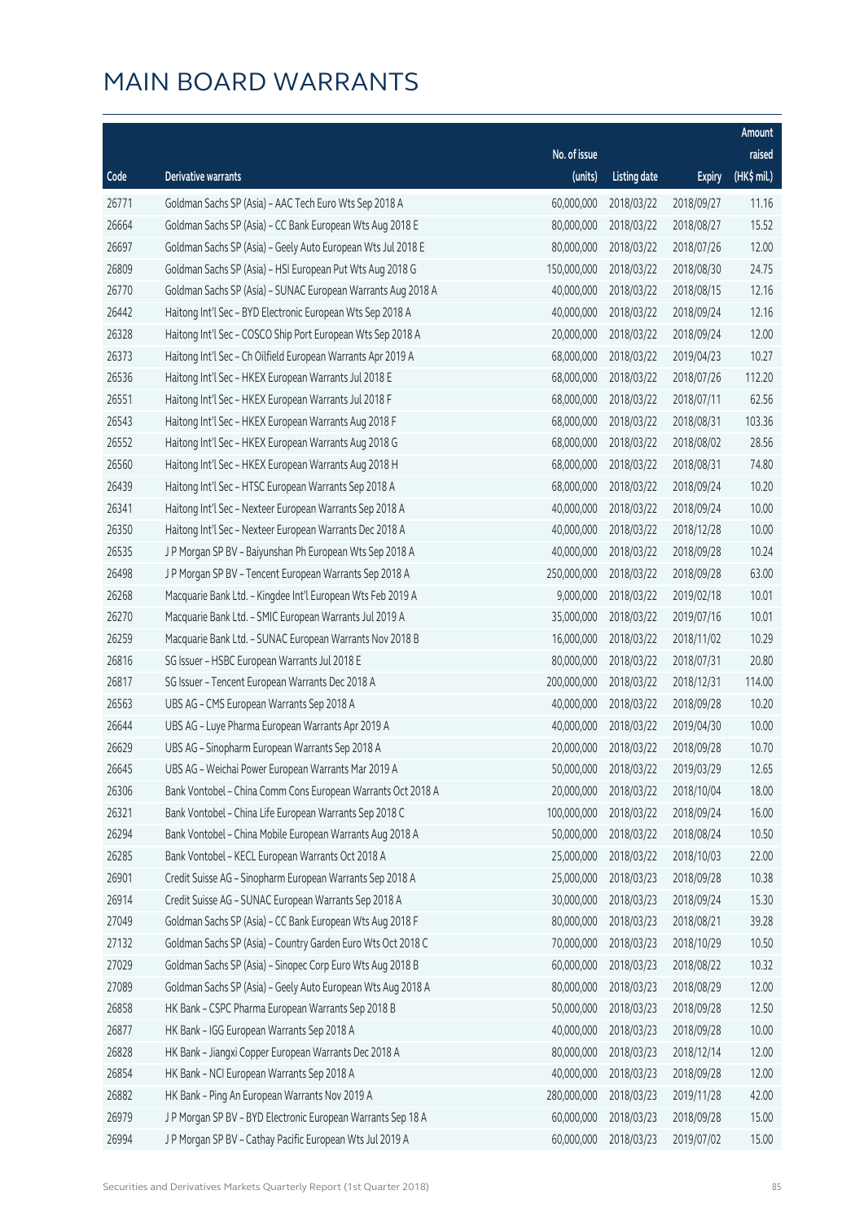# MAIN BOARD WARRANTS

| Code | Derivative warrants | No. of issue (units) | Listing date | Expiry | Amount raised (HK$ mil.) |
|---|---|---|---|---|---|
| 26771 | Goldman Sachs SP (Asia) – AAC Tech Euro Wts Sep 2018 A | 60,000,000 | 2018/03/22 | 2018/09/27 | 11.16 |
| 26664 | Goldman Sachs SP (Asia) – CC Bank European Wts Aug 2018 E | 80,000,000 | 2018/03/22 | 2018/08/27 | 15.52 |
| 26697 | Goldman Sachs SP (Asia) – Geely Auto European Wts Jul 2018 E | 80,000,000 | 2018/03/22 | 2018/07/26 | 12.00 |
| 26809 | Goldman Sachs SP (Asia) – HSI European Put Wts Aug 2018 G | 150,000,000 | 2018/03/22 | 2018/08/30 | 24.75 |
| 26770 | Goldman Sachs SP (Asia) – SUNAC European Warrants Aug 2018 A | 40,000,000 | 2018/03/22 | 2018/08/15 | 12.16 |
| 26442 | Haitong Int'l Sec – BYD Electronic European Wts Sep 2018 A | 40,000,000 | 2018/03/22 | 2018/09/24 | 12.16 |
| 26328 | Haitong Int'l Sec – COSCO Ship Port European Wts Sep 2018 A | 20,000,000 | 2018/03/22 | 2018/09/24 | 12.00 |
| 26373 | Haitong Int'l Sec – Ch Oilfield European Warrants Apr 2019 A | 68,000,000 | 2018/03/22 | 2019/04/23 | 10.27 |
| 26536 | Haitong Int'l Sec – HKEX European Warrants Jul 2018 E | 68,000,000 | 2018/03/22 | 2018/07/26 | 112.20 |
| 26551 | Haitong Int'l Sec – HKEX European Warrants Jul 2018 F | 68,000,000 | 2018/03/22 | 2018/07/11 | 62.56 |
| 26543 | Haitong Int'l Sec – HKEX European Warrants Aug 2018 F | 68,000,000 | 2018/03/22 | 2018/08/31 | 103.36 |
| 26552 | Haitong Int'l Sec – HKEX European Warrants Aug 2018 G | 68,000,000 | 2018/03/22 | 2018/08/02 | 28.56 |
| 26560 | Haitong Int'l Sec – HKEX European Warrants Aug 2018 H | 68,000,000 | 2018/03/22 | 2018/08/31 | 74.80 |
| 26439 | Haitong Int'l Sec – HTSC European Warrants Sep 2018 A | 68,000,000 | 2018/03/22 | 2018/09/24 | 10.20 |
| 26341 | Haitong Int'l Sec – Nexteer European Warrants Sep 2018 A | 40,000,000 | 2018/03/22 | 2018/09/24 | 10.00 |
| 26350 | Haitong Int'l Sec – Nexteer European Warrants Dec 2018 A | 40,000,000 | 2018/03/22 | 2018/12/28 | 10.00 |
| 26535 | J P Morgan SP BV – Baiyunshan Ph European Wts Sep 2018 A | 40,000,000 | 2018/03/22 | 2018/09/28 | 10.24 |
| 26498 | J P Morgan SP BV – Tencent European Warrants Sep 2018 A | 250,000,000 | 2018/03/22 | 2018/09/28 | 63.00 |
| 26268 | Macquarie Bank Ltd. – Kingdee Int'l European Wts Feb 2019 A | 9,000,000 | 2018/03/22 | 2019/02/18 | 10.01 |
| 26270 | Macquarie Bank Ltd. – SMIC European Warrants Jul 2019 A | 35,000,000 | 2018/03/22 | 2019/07/16 | 10.01 |
| 26259 | Macquarie Bank Ltd. – SUNAC European Warrants Nov 2018 B | 16,000,000 | 2018/03/22 | 2018/11/02 | 10.29 |
| 26816 | SG Issuer – HSBC European Warrants Jul 2018 E | 80,000,000 | 2018/03/22 | 2018/07/31 | 20.80 |
| 26817 | SG Issuer – Tencent European Warrants Dec 2018 A | 200,000,000 | 2018/03/22 | 2018/12/31 | 114.00 |
| 26563 | UBS AG – CMS European Warrants Sep 2018 A | 40,000,000 | 2018/03/22 | 2018/09/28 | 10.20 |
| 26644 | UBS AG – Luye Pharma European Warrants Apr 2019 A | 40,000,000 | 2018/03/22 | 2019/04/30 | 10.00 |
| 26629 | UBS AG – Sinopharm European Warrants Sep 2018 A | 20,000,000 | 2018/03/22 | 2018/09/28 | 10.70 |
| 26645 | UBS AG – Weichai Power European Warrants Mar 2019 A | 50,000,000 | 2018/03/22 | 2019/03/29 | 12.65 |
| 26306 | Bank Vontobel – China Comm Cons European Warrants Oct 2018 A | 20,000,000 | 2018/03/22 | 2018/10/04 | 18.00 |
| 26321 | Bank Vontobel – China Life European Warrants Sep 2018 C | 100,000,000 | 2018/03/22 | 2018/09/24 | 16.00 |
| 26294 | Bank Vontobel – China Mobile European Warrants Aug 2018 A | 50,000,000 | 2018/03/22 | 2018/08/24 | 10.50 |
| 26285 | Bank Vontobel – KECL European Warrants Oct 2018 A | 25,000,000 | 2018/03/22 | 2018/10/03 | 22.00 |
| 26901 | Credit Suisse AG – Sinopharm European Warrants Sep 2018 A | 25,000,000 | 2018/03/23 | 2018/09/28 | 10.38 |
| 26914 | Credit Suisse AG – SUNAC European Warrants Sep 2018 A | 30,000,000 | 2018/03/23 | 2018/09/24 | 15.30 |
| 27049 | Goldman Sachs SP (Asia) – CC Bank European Wts Aug 2018 F | 80,000,000 | 2018/03/23 | 2018/08/21 | 39.28 |
| 27132 | Goldman Sachs SP (Asia) – Country Garden Euro Wts Oct 2018 C | 70,000,000 | 2018/03/23 | 2018/10/29 | 10.50 |
| 27029 | Goldman Sachs SP (Asia) – Sinopec Corp Euro Wts Aug 2018 B | 60,000,000 | 2018/03/23 | 2018/08/22 | 10.32 |
| 27089 | Goldman Sachs SP (Asia) – Geely Auto European Wts Aug 2018 A | 80,000,000 | 2018/03/23 | 2018/08/29 | 12.00 |
| 26858 | HK Bank – CSPC Pharma European Warrants Sep 2018 B | 50,000,000 | 2018/03/23 | 2018/09/28 | 12.50 |
| 26877 | HK Bank – IGG European Warrants Sep 2018 A | 40,000,000 | 2018/03/23 | 2018/09/28 | 10.00 |
| 26828 | HK Bank – Jiangxi Copper European Warrants Dec 2018 A | 80,000,000 | 2018/03/23 | 2018/12/14 | 12.00 |
| 26854 | HK Bank – NCI European Warrants Sep 2018 A | 40,000,000 | 2018/03/23 | 2018/09/28 | 12.00 |
| 26882 | HK Bank – Ping An European Warrants Nov 2019 A | 280,000,000 | 2018/03/23 | 2019/11/28 | 42.00 |
| 26979 | J P Morgan SP BV – BYD Electronic European Warrants Sep 18 A | 60,000,000 | 2018/03/23 | 2018/09/28 | 15.00 |
| 26994 | J P Morgan SP BV – Cathay Pacific European Wts Jul 2019 A | 60,000,000 | 2018/03/23 | 2019/07/02 | 15.00 |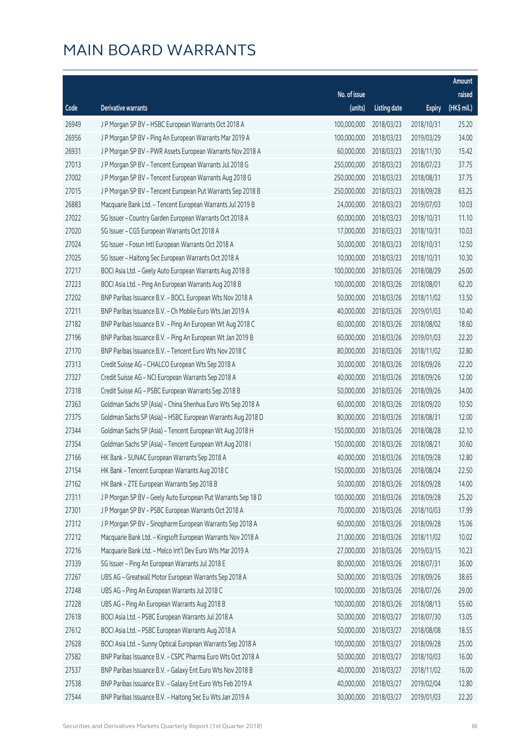# MAIN BOARD WARRANTS

| Code | Derivative warrants | No. of issue (units) | Listing date | Expiry | Amount raised (HK$ mil.) |
|---|---|---|---|---|---|
| 26949 | J P Morgan SP BV – HSBC European Warrants Oct 2018 A | 100,000,000 | 2018/03/23 | 2018/10/31 | 25.20 |
| 26956 | J P Morgan SP BV – Ping An European Warrants Mar 2019 A | 100,000,000 | 2018/03/23 | 2019/03/29 | 34.00 |
| 26931 | J P Morgan SP BV – PWR Assets European Warrants Nov 2018 A | 60,000,000 | 2018/03/23 | 2018/11/30 | 15.42 |
| 27013 | J P Morgan SP BV – Tencent European Warrants Jul 2018 G | 250,000,000 | 2018/03/23 | 2018/07/23 | 37.75 |
| 27002 | J P Morgan SP BV – Tencent European Warrants Aug 2018 G | 250,000,000 | 2018/03/23 | 2018/08/31 | 37.75 |
| 27015 | J P Morgan SP BV – Tencent European Put Warrants Sep 2018 B | 250,000,000 | 2018/03/23 | 2018/09/28 | 63.25 |
| 26883 | Macquarie Bank Ltd. – Tencent European Warrants Jul 2019 B | 24,000,000 | 2018/03/23 | 2019/07/03 | 10.03 |
| 27022 | SG Issuer – Country Garden European Warrants Oct 2018 A | 60,000,000 | 2018/03/23 | 2018/10/31 | 11.10 |
| 27020 | SG Issuer – CGS European Warrants Oct 2018 A | 17,000,000 | 2018/03/23 | 2018/10/31 | 10.03 |
| 27024 | SG Issuer – Fosun Intl European Warrants Oct 2018 A | 50,000,000 | 2018/03/23 | 2018/10/31 | 12.50 |
| 27025 | SG Issuer – Haitong Sec European Warrants Oct 2018 A | 10,000,000 | 2018/03/23 | 2018/10/31 | 10.30 |
| 27217 | BOCI Asia Ltd. – Geely Auto European Warrants Aug 2018 B | 100,000,000 | 2018/03/26 | 2018/08/29 | 26.00 |
| 27223 | BOCI Asia Ltd. – Ping An European Warrants Aug 2018 B | 100,000,000 | 2018/03/26 | 2018/08/01 | 62.20 |
| 27202 | BNP Paribas Issuance B.V. – BOCL European Wts Nov 2018 A | 50,000,000 | 2018/03/26 | 2018/11/02 | 13.50 |
| 27211 | BNP Paribas Issuance B.V. – Ch Mobile Euro Wts Jan 2019 A | 40,000,000 | 2018/03/26 | 2019/01/03 | 10.40 |
| 27182 | BNP Paribas Issuance B.V. – Ping An European Wt Aug 2018 C | 60,000,000 | 2018/03/26 | 2018/08/02 | 18.60 |
| 27196 | BNP Paribas Issuance B.V. – Ping An European Wt Jan 2019 B | 60,000,000 | 2018/03/26 | 2019/01/03 | 22.20 |
| 27170 | BNP Paribas Issuance B.V. – Tencent Euro Wts Nov 2018 C | 80,000,000 | 2018/03/26 | 2018/11/02 | 32.80 |
| 27313 | Credit Suisse AG – CHALCO European Wts Sep 2018 A | 30,000,000 | 2018/03/26 | 2018/09/26 | 22.20 |
| 27327 | Credit Suisse AG – NCI European Warrants Sep 2018 A | 40,000,000 | 2018/03/26 | 2018/09/26 | 12.00 |
| 27318 | Credit Suisse AG – PSBC European Warrants Sep 2018 B | 50,000,000 | 2018/03/26 | 2018/09/26 | 34.00 |
| 27363 | Goldman Sachs SP (Asia) – China Shenhua Euro Wts Sep 2018 A | 60,000,000 | 2018/03/26 | 2018/09/20 | 10.50 |
| 27375 | Goldman Sachs SP (Asia) – HSBC European Warrants Aug 2018 D | 80,000,000 | 2018/03/26 | 2018/08/31 | 12.00 |
| 27344 | Goldman Sachs SP (Asia) – Tencent European Wt Aug 2018 H | 150,000,000 | 2018/03/26 | 2018/08/28 | 32.10 |
| 27354 | Goldman Sachs SP (Asia) – Tencent European Wt Aug 2018 I | 150,000,000 | 2018/03/26 | 2018/08/21 | 30.60 |
| 27166 | HK Bank – SUNAC European Warrants Sep 2018 A | 40,000,000 | 2018/03/26 | 2018/09/28 | 12.80 |
| 27154 | HK Bank – Tencent European Warrants Aug 2018 C | 150,000,000 | 2018/03/26 | 2018/08/24 | 22.50 |
| 27162 | HK Bank – ZTE European Warrants Sep 2018 B | 50,000,000 | 2018/03/26 | 2018/09/28 | 14.00 |
| 27311 | J P Morgan SP BV – Geely Auto European Put Warrants Sep 18 D | 100,000,000 | 2018/03/26 | 2018/09/28 | 25.20 |
| 27301 | J P Morgan SP BV – PSBC European Warrants Oct 2018 A | 70,000,000 | 2018/03/26 | 2018/10/03 | 17.99 |
| 27312 | J P Morgan SP BV – Sinopharm European Warrants Sep 2018 A | 60,000,000 | 2018/03/26 | 2018/09/28 | 15.06 |
| 27212 | Macquarie Bank Ltd. – Kingsoft European Warrants Nov 2018 A | 21,000,000 | 2018/03/26 | 2018/11/02 | 10.02 |
| 27216 | Macquarie Bank Ltd. – Melco Int'l Dev Euro Wts Mar 2019 A | 27,000,000 | 2018/03/26 | 2019/03/15 | 10.23 |
| 27339 | SG Issuer – Ping An European Warrants Jul 2018 E | 80,000,000 | 2018/03/26 | 2018/07/31 | 36.00 |
| 27267 | UBS AG – Greatwall Motor European Warrants Sep 2018 A | 50,000,000 | 2018/03/26 | 2018/09/26 | 38.65 |
| 27248 | UBS AG – Ping An European Warrants Jul 2018 C | 100,000,000 | 2018/03/26 | 2018/07/26 | 29.00 |
| 27228 | UBS AG – Ping An European Warrants Aug 2018 B | 100,000,000 | 2018/03/26 | 2018/08/13 | 55.60 |
| 27618 | BOCI Asia Ltd. – PSBC European Warrants Jul 2018 A | 50,000,000 | 2018/03/27 | 2018/07/30 | 13.05 |
| 27612 | BOCI Asia Ltd. – PSBC European Warrants Aug 2018 A | 50,000,000 | 2018/03/27 | 2018/08/08 | 18.55 |
| 27628 | BOCI Asia Ltd. – Sunny Optical European Warrants Sep 2018 A | 100,000,000 | 2018/03/27 | 2018/09/28 | 25.00 |
| 27582 | BNP Paribas Issuance B.V. – CSPC Pharma Euro Wts Oct 2018 A | 50,000,000 | 2018/03/27 | 2018/10/03 | 16.00 |
| 27537 | BNP Paribas Issuance B.V. – Galaxy Ent Euro Wts Nov 2018 B | 40,000,000 | 2018/03/27 | 2018/11/02 | 16.00 |
| 27538 | BNP Paribas Issuance B.V. – Galaxy Ent Euro Wts Feb 2019 A | 40,000,000 | 2018/03/27 | 2019/02/04 | 12.80 |
| 27544 | BNP Paribas Issuance B.V. – Haitong Sec Eu Wts Jan 2019 A | 30,000,000 | 2018/03/27 | 2019/01/03 | 22.20 |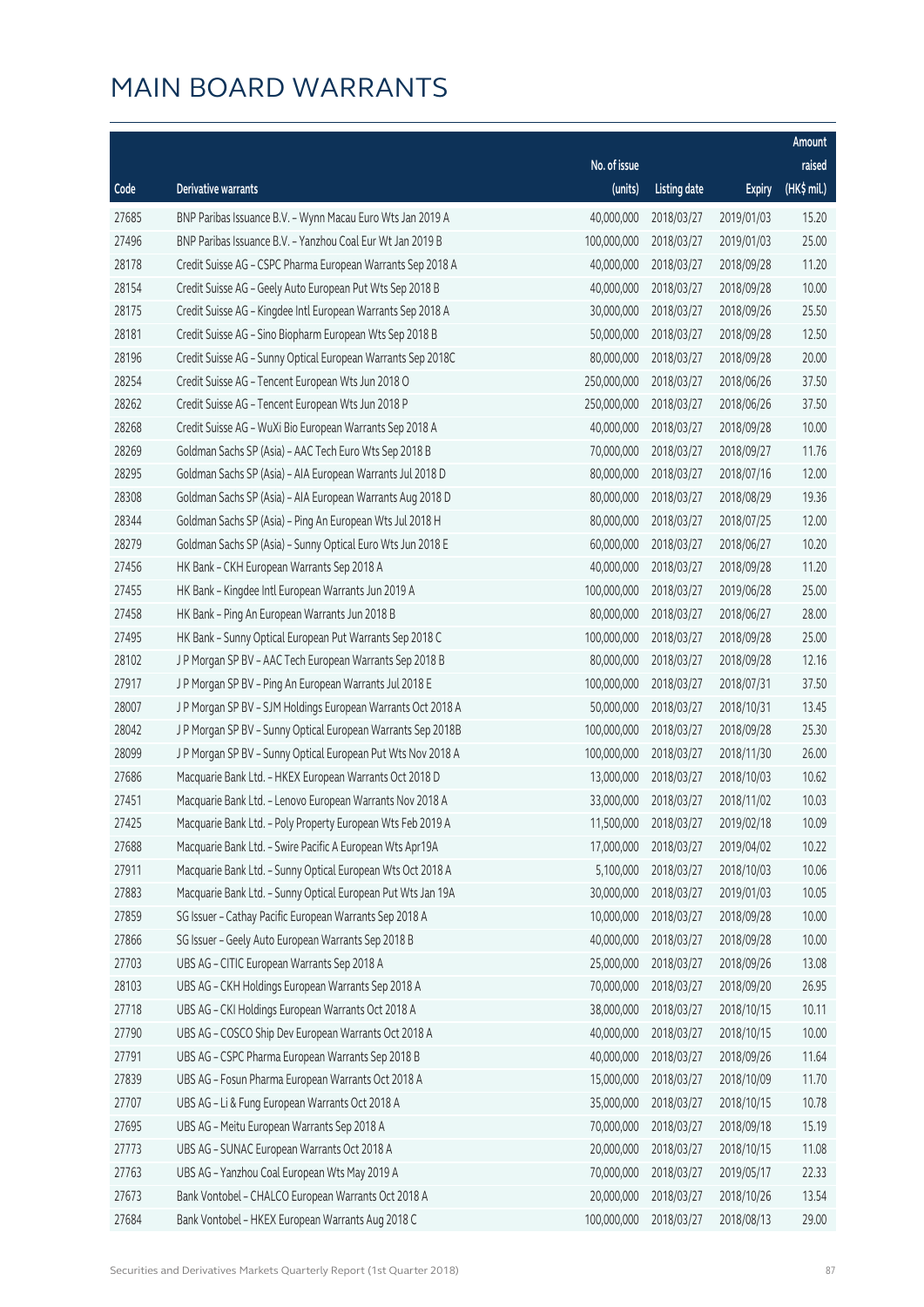# MAIN BOARD WARRANTS

| Code | Derivative warrants | No. of issue (units) | Listing date | Expiry | Amount raised (HK$ mil.) |
|---|---|---|---|---|---|
| 27685 | BNP Paribas Issuance B.V. - Wynn Macau Euro Wts Jan 2019 A | 40,000,000 | 2018/03/27 | 2019/01/03 | 15.20 |
| 27496 | BNP Paribas Issuance B.V. - Yanzhou Coal Eur Wt Jan 2019 B | 100,000,000 | 2018/03/27 | 2019/01/03 | 25.00 |
| 28178 | Credit Suisse AG - CSPC Pharma European Warrants Sep 2018 A | 40,000,000 | 2018/03/27 | 2018/09/28 | 11.20 |
| 28154 | Credit Suisse AG - Geely Auto European Put Wts Sep 2018 B | 40,000,000 | 2018/03/27 | 2018/09/28 | 10.00 |
| 28175 | Credit Suisse AG - Kingdee Intl European Warrants Sep 2018 A | 30,000,000 | 2018/03/27 | 2018/09/26 | 25.50 |
| 28181 | Credit Suisse AG - Sino Biopharm European Wts Sep 2018 B | 50,000,000 | 2018/03/27 | 2018/09/28 | 12.50 |
| 28196 | Credit Suisse AG - Sunny Optical European Warrants Sep 2018C | 80,000,000 | 2018/03/27 | 2018/09/28 | 20.00 |
| 28254 | Credit Suisse AG - Tencent European Wts Jun 2018 O | 250,000,000 | 2018/03/27 | 2018/06/26 | 37.50 |
| 28262 | Credit Suisse AG - Tencent European Wts Jun 2018 P | 250,000,000 | 2018/03/27 | 2018/06/26 | 37.50 |
| 28268 | Credit Suisse AG - WuXi Bio European Warrants Sep 2018 A | 40,000,000 | 2018/03/27 | 2018/09/28 | 10.00 |
| 28269 | Goldman Sachs SP (Asia) - AAC Tech Euro Wts Sep 2018 B | 70,000,000 | 2018/03/27 | 2018/09/27 | 11.76 |
| 28295 | Goldman Sachs SP (Asia) - AIA European Warrants Jul 2018 D | 80,000,000 | 2018/03/27 | 2018/07/16 | 12.00 |
| 28308 | Goldman Sachs SP (Asia) - AIA European Warrants Aug 2018 D | 80,000,000 | 2018/03/27 | 2018/08/29 | 19.36 |
| 28344 | Goldman Sachs SP (Asia) - Ping An European Wts Jul 2018 H | 80,000,000 | 2018/03/27 | 2018/07/25 | 12.00 |
| 28279 | Goldman Sachs SP (Asia) - Sunny Optical Euro Wts Jun 2018 E | 60,000,000 | 2018/03/27 | 2018/06/27 | 10.20 |
| 27456 | HK Bank - CKH European Warrants Sep 2018 A | 40,000,000 | 2018/03/27 | 2018/09/28 | 11.20 |
| 27455 | HK Bank - Kingdee Intl European Warrants Jun 2019 A | 100,000,000 | 2018/03/27 | 2019/06/28 | 25.00 |
| 27458 | HK Bank - Ping An European Warrants Jun 2018 B | 80,000,000 | 2018/03/27 | 2018/06/27 | 28.00 |
| 27495 | HK Bank - Sunny Optical European Put Warrants Sep 2018 C | 100,000,000 | 2018/03/27 | 2018/09/28 | 25.00 |
| 28102 | J P Morgan SP BV - AAC Tech European Warrants Sep 2018 B | 80,000,000 | 2018/03/27 | 2018/09/28 | 12.16 |
| 27917 | J P Morgan SP BV - Ping An European Warrants Jul 2018 E | 100,000,000 | 2018/03/27 | 2018/07/31 | 37.50 |
| 28007 | J P Morgan SP BV - SJM Holdings European Warrants Oct 2018 A | 50,000,000 | 2018/03/27 | 2018/10/31 | 13.45 |
| 28042 | J P Morgan SP BV - Sunny Optical European Warrants Sep 2018B | 100,000,000 | 2018/03/27 | 2018/09/28 | 25.30 |
| 28099 | J P Morgan SP BV - Sunny Optical European Put Wts Nov 2018 A | 100,000,000 | 2018/03/27 | 2018/11/30 | 26.00 |
| 27686 | Macquarie Bank Ltd. - HKEX European Warrants Oct 2018 D | 13,000,000 | 2018/03/27 | 2018/10/03 | 10.62 |
| 27451 | Macquarie Bank Ltd. - Lenovo European Warrants Nov 2018 A | 33,000,000 | 2018/03/27 | 2018/11/02 | 10.03 |
| 27425 | Macquarie Bank Ltd. - Poly Property European Wts Feb 2019 A | 11,500,000 | 2018/03/27 | 2019/02/18 | 10.09 |
| 27688 | Macquarie Bank Ltd. - Swire Pacific A European Wts Apr19A | 17,000,000 | 2018/03/27 | 2019/04/02 | 10.22 |
| 27911 | Macquarie Bank Ltd. - Sunny Optical European Wts Oct 2018 A | 5,100,000 | 2018/03/27 | 2018/10/03 | 10.06 |
| 27883 | Macquarie Bank Ltd. - Sunny Optical European Put Wts Jan 19A | 30,000,000 | 2018/03/27 | 2019/01/03 | 10.05 |
| 27859 | SG Issuer - Cathay Pacific European Warrants Sep 2018 A | 10,000,000 | 2018/03/27 | 2018/09/28 | 10.00 |
| 27866 | SG Issuer - Geely Auto European Warrants Sep 2018 B | 40,000,000 | 2018/03/27 | 2018/09/28 | 10.00 |
| 27703 | UBS AG - CITIC European Warrants Sep 2018 A | 25,000,000 | 2018/03/27 | 2018/09/26 | 13.08 |
| 28103 | UBS AG - CKH Holdings European Warrants Sep 2018 A | 70,000,000 | 2018/03/27 | 2018/09/20 | 26.95 |
| 27718 | UBS AG - CKI Holdings European Warrants Oct 2018 A | 38,000,000 | 2018/03/27 | 2018/10/15 | 10.11 |
| 27790 | UBS AG - COSCO Ship Dev European Warrants Oct 2018 A | 40,000,000 | 2018/03/27 | 2018/10/15 | 10.00 |
| 27791 | UBS AG - CSPC Pharma European Warrants Sep 2018 B | 40,000,000 | 2018/03/27 | 2018/09/26 | 11.64 |
| 27839 | UBS AG - Fosun Pharma European Warrants Oct 2018 A | 15,000,000 | 2018/03/27 | 2018/10/09 | 11.70 |
| 27707 | UBS AG - Li & Fung European Warrants Oct 2018 A | 35,000,000 | 2018/03/27 | 2018/10/15 | 10.78 |
| 27695 | UBS AG - Meitu European Warrants Sep 2018 A | 70,000,000 | 2018/03/27 | 2018/09/18 | 15.19 |
| 27773 | UBS AG - SUNAC European Warrants Oct 2018 A | 20,000,000 | 2018/03/27 | 2018/10/15 | 11.08 |
| 27763 | UBS AG - Yanzhou Coal European Wts May 2019 A | 70,000,000 | 2018/03/27 | 2019/05/17 | 22.33 |
| 27673 | Bank Vontobel - CHALCO European Warrants Oct 2018 A | 20,000,000 | 2018/03/27 | 2018/10/26 | 13.54 |
| 27684 | Bank Vontobel - HKEX European Warrants Aug 2018 C | 100,000,000 | 2018/03/27 | 2018/08/13 | 29.00 |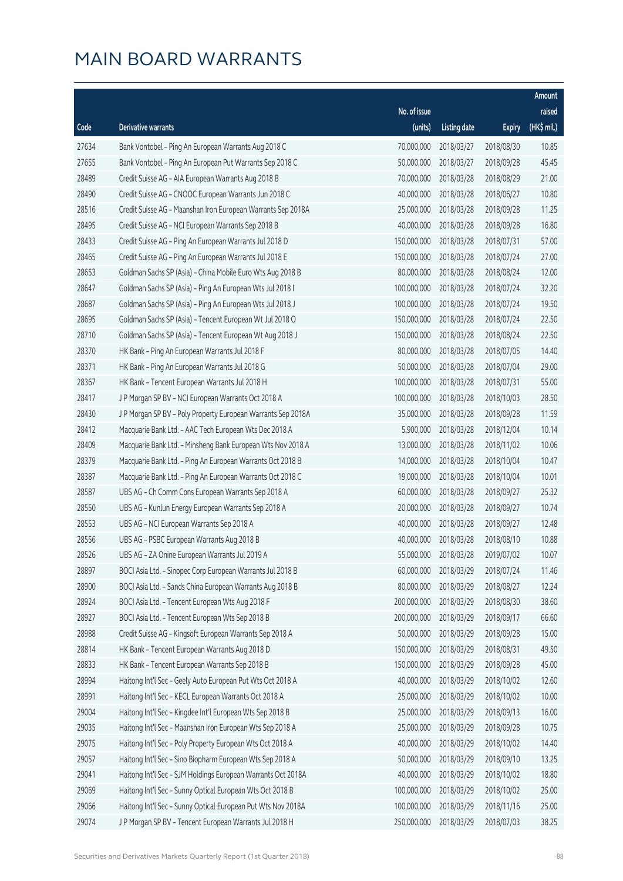# MAIN BOARD WARRANTS

| Code | Derivative warrants | No. of issue (units) | Listing date | Expiry | Amount raised (HK$ mil.) |
|---|---|---|---|---|---|
| 27634 | Bank Vontobel - Ping An European Warrants Aug 2018 C | 70,000,000 | 2018/03/27 | 2018/08/30 | 10.85 |
| 27655 | Bank Vontobel - Ping An European Put Warrants Sep 2018 C | 50,000,000 | 2018/03/27 | 2018/09/28 | 45.45 |
| 28489 | Credit Suisse AG - AIA European Warrants Aug 2018 B | 70,000,000 | 2018/03/28 | 2018/08/29 | 21.00 |
| 28490 | Credit Suisse AG - CNOOC European Warrants Jun 2018 C | 40,000,000 | 2018/03/28 | 2018/06/27 | 10.80 |
| 28516 | Credit Suisse AG - Maanshan Iron European Warrants Sep 2018A | 25,000,000 | 2018/03/28 | 2018/09/28 | 11.25 |
| 28495 | Credit Suisse AG - NCI European Warrants Sep 2018 B | 40,000,000 | 2018/03/28 | 2018/09/28 | 16.80 |
| 28433 | Credit Suisse AG - Ping An European Warrants Jul 2018 D | 150,000,000 | 2018/03/28 | 2018/07/31 | 57.00 |
| 28465 | Credit Suisse AG - Ping An European Warrants Jul 2018 E | 150,000,000 | 2018/03/28 | 2018/07/24 | 27.00 |
| 28653 | Goldman Sachs SP (Asia) - China Mobile Euro Wts Aug 2018 B | 80,000,000 | 2018/03/28 | 2018/08/24 | 12.00 |
| 28647 | Goldman Sachs SP (Asia) - Ping An European Wts Jul 2018 I | 100,000,000 | 2018/03/28 | 2018/07/24 | 32.20 |
| 28687 | Goldman Sachs SP (Asia) - Ping An European Wts Jul 2018 J | 100,000,000 | 2018/03/28 | 2018/07/24 | 19.50 |
| 28695 | Goldman Sachs SP (Asia) - Tencent European Wt Jul 2018 O | 150,000,000 | 2018/03/28 | 2018/07/24 | 22.50 |
| 28710 | Goldman Sachs SP (Asia) - Tencent European Wt Aug 2018 J | 150,000,000 | 2018/03/28 | 2018/08/24 | 22.50 |
| 28370 | HK Bank - Ping An European Warrants Jul 2018 F | 80,000,000 | 2018/03/28 | 2018/07/05 | 14.40 |
| 28371 | HK Bank - Ping An European Warrants Jul 2018 G | 50,000,000 | 2018/03/28 | 2018/07/04 | 29.00 |
| 28367 | HK Bank - Tencent European Warrants Jul 2018 H | 100,000,000 | 2018/03/28 | 2018/07/31 | 55.00 |
| 28417 | J P Morgan SP BV - NCI European Warrants Oct 2018 A | 100,000,000 | 2018/03/28 | 2018/10/03 | 28.50 |
| 28430 | J P Morgan SP BV - Poly Property European Warrants Sep 2018A | 35,000,000 | 2018/03/28 | 2018/09/28 | 11.59 |
| 28412 | Macquarie Bank Ltd. - AAC Tech European Wts Dec 2018 A | 5,900,000 | 2018/03/28 | 2018/12/04 | 10.14 |
| 28409 | Macquarie Bank Ltd. - Minsheng Bank European Wts Nov 2018 A | 13,000,000 | 2018/03/28 | 2018/11/02 | 10.06 |
| 28379 | Macquarie Bank Ltd. - Ping An European Warrants Oct 2018 B | 14,000,000 | 2018/03/28 | 2018/10/04 | 10.47 |
| 28387 | Macquarie Bank Ltd. - Ping An European Warrants Oct 2018 C | 19,000,000 | 2018/03/28 | 2018/10/04 | 10.01 |
| 28587 | UBS AG - Ch Comm Cons European Warrants Sep 2018 A | 60,000,000 | 2018/03/28 | 2018/09/27 | 25.32 |
| 28550 | UBS AG - Kunlun Energy European Warrants Sep 2018 A | 20,000,000 | 2018/03/28 | 2018/09/27 | 10.74 |
| 28553 | UBS AG - NCI European Warrants Sep 2018 A | 40,000,000 | 2018/03/28 | 2018/09/27 | 12.48 |
| 28556 | UBS AG - PSBC European Warrants Aug 2018 B | 40,000,000 | 2018/03/28 | 2018/08/10 | 10.88 |
| 28526 | UBS AG - ZA Onine European Warrants Jul 2019 A | 55,000,000 | 2018/03/28 | 2019/07/02 | 10.07 |
| 28897 | BOCI Asia Ltd. - Sinopec Corp European Warrants Jul 2018 B | 60,000,000 | 2018/03/29 | 2018/07/24 | 11.46 |
| 28900 | BOCI Asia Ltd. - Sands China European Warrants Aug 2018 B | 80,000,000 | 2018/03/29 | 2018/08/27 | 12.24 |
| 28924 | BOCI Asia Ltd. - Tencent European Wts Aug 2018 F | 200,000,000 | 2018/03/29 | 2018/08/30 | 38.60 |
| 28927 | BOCI Asia Ltd. - Tencent European Wts Sep 2018 B | 200,000,000 | 2018/03/29 | 2018/09/17 | 66.60 |
| 28988 | Credit Suisse AG - Kingsoft European Warrants Sep 2018 A | 50,000,000 | 2018/03/29 | 2018/09/28 | 15.00 |
| 28814 | HK Bank - Tencent European Warrants Aug 2018 D | 150,000,000 | 2018/03/29 | 2018/08/31 | 49.50 |
| 28833 | HK Bank - Tencent European Warrants Sep 2018 B | 150,000,000 | 2018/03/29 | 2018/09/28 | 45.00 |
| 28994 | Haitong Int'l Sec - Geely Auto European Put Wts Oct 2018 A | 40,000,000 | 2018/03/29 | 2018/10/02 | 12.60 |
| 28991 | Haitong Int'l Sec - KECL European Warrants Oct 2018 A | 25,000,000 | 2018/03/29 | 2018/10/02 | 10.00 |
| 29004 | Haitong Int'l Sec - Kingdee Int'l European Wts Sep 2018 B | 25,000,000 | 2018/03/29 | 2018/09/13 | 16.00 |
| 29035 | Haitong Int'l Sec - Maanshan Iron European Wts Sep 2018 A | 25,000,000 | 2018/03/29 | 2018/09/28 | 10.75 |
| 29075 | Haitong Int'l Sec - Poly Property European Wts Oct 2018 A | 40,000,000 | 2018/03/29 | 2018/10/02 | 14.40 |
| 29057 | Haitong Int'l Sec - Sino Biopharm European Wts Sep 2018 A | 50,000,000 | 2018/03/29 | 2018/09/10 | 13.25 |
| 29041 | Haitong Int'l Sec - SJM Holdings European Warrants Oct 2018A | 40,000,000 | 2018/03/29 | 2018/10/02 | 18.80 |
| 29069 | Haitong Int'l Sec - Sunny Optical European Wts Oct 2018 B | 100,000,000 | 2018/03/29 | 2018/10/02 | 25.00 |
| 29066 | Haitong Int'l Sec - Sunny Optical European Put Wts Nov 2018A | 100,000,000 | 2018/03/29 | 2018/11/16 | 25.00 |
| 29074 | J P Morgan SP BV - Tencent European Warrants Jul 2018 H | 250,000,000 | 2018/03/29 | 2018/07/03 | 38.25 |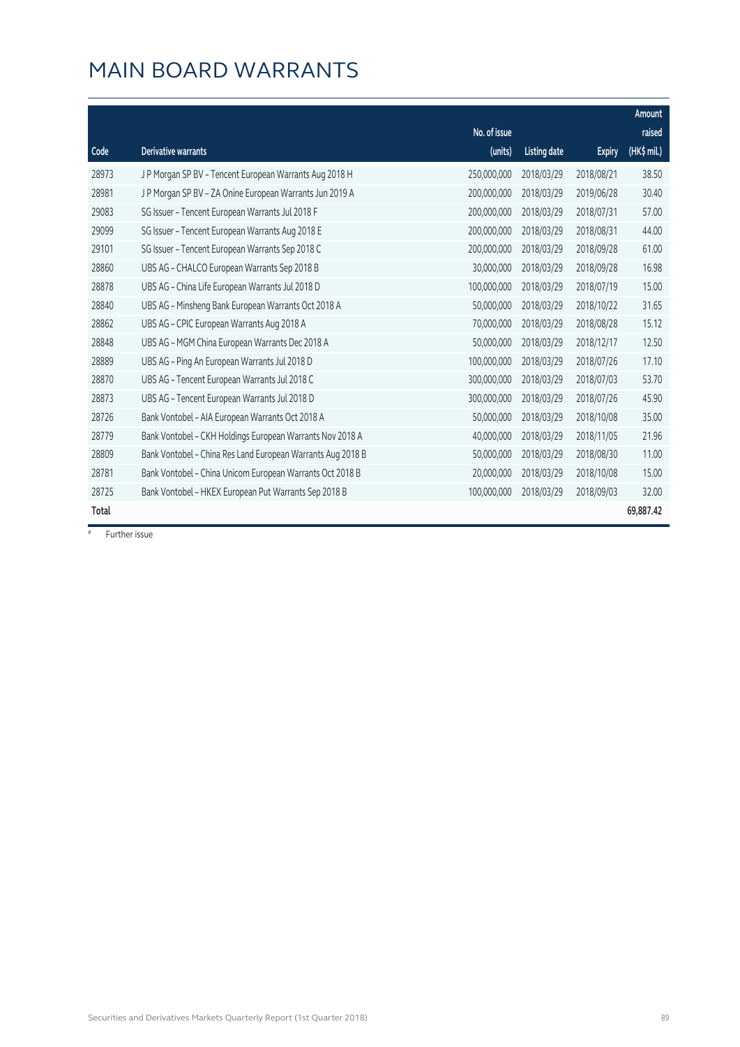# MAIN BOARD WARRANTS

| Code | Derivative warrants | No. of issue (units) | Listing date | Expiry | Amount raised (HK$ mil.) |
|---|---|---|---|---|---|
| 28973 | J P Morgan SP BV - Tencent European Warrants Aug 2018 H | 250,000,000 | 2018/03/29 | 2018/08/21 | 38.50 |
| 28981 | J P Morgan SP BV - ZA Onine European Warrants Jun 2019 A | 200,000,000 | 2018/03/29 | 2019/06/28 | 30.40 |
| 29083 | SG Issuer - Tencent European Warrants Jul 2018 F | 200,000,000 | 2018/03/29 | 2018/07/31 | 57.00 |
| 29099 | SG Issuer - Tencent European Warrants Aug 2018 E | 200,000,000 | 2018/03/29 | 2018/08/31 | 44.00 |
| 29101 | SG Issuer - Tencent European Warrants Sep 2018 C | 200,000,000 | 2018/03/29 | 2018/09/28 | 61.00 |
| 28860 | UBS AG - CHALCO European Warrants Sep 2018 B | 30,000,000 | 2018/03/29 | 2018/09/28 | 16.98 |
| 28878 | UBS AG - China Life European Warrants Jul 2018 D | 100,000,000 | 2018/03/29 | 2018/07/19 | 15.00 |
| 28840 | UBS AG - Minsheng Bank European Warrants Oct 2018 A | 50,000,000 | 2018/03/29 | 2018/10/22 | 31.65 |
| 28862 | UBS AG - CPIC European Warrants Aug 2018 A | 70,000,000 | 2018/03/29 | 2018/08/28 | 15.12 |
| 28848 | UBS AG - MGM China European Warrants Dec 2018 A | 50,000,000 | 2018/03/29 | 2018/12/17 | 12.50 |
| 28889 | UBS AG - Ping An European Warrants Jul 2018 D | 100,000,000 | 2018/03/29 | 2018/07/26 | 17.10 |
| 28870 | UBS AG - Tencent European Warrants Jul 2018 C | 300,000,000 | 2018/03/29 | 2018/07/03 | 53.70 |
| 28873 | UBS AG - Tencent European Warrants Jul 2018 D | 300,000,000 | 2018/03/29 | 2018/07/26 | 45.90 |
| 28726 | Bank Vontobel - AIA European Warrants Oct 2018 A | 50,000,000 | 2018/03/29 | 2018/10/08 | 35.00 |
| 28779 | Bank Vontobel - CKH Holdings European Warrants Nov 2018 A | 40,000,000 | 2018/03/29 | 2018/11/05 | 21.96 |
| 28809 | Bank Vontobel - China Res Land European Warrants Aug 2018 B | 50,000,000 | 2018/03/29 | 2018/08/30 | 11.00 |
| 28781 | Bank Vontobel - China Unicom European Warrants Oct 2018 B | 20,000,000 | 2018/03/29 | 2018/10/08 | 15.00 |
| 28725 | Bank Vontobel - HKEX European Put Warrants Sep 2018 B | 100,000,000 | 2018/03/29 | 2018/09/03 | 32.00 |
| **Total** | | | | | **69,887.42** |

# Further issue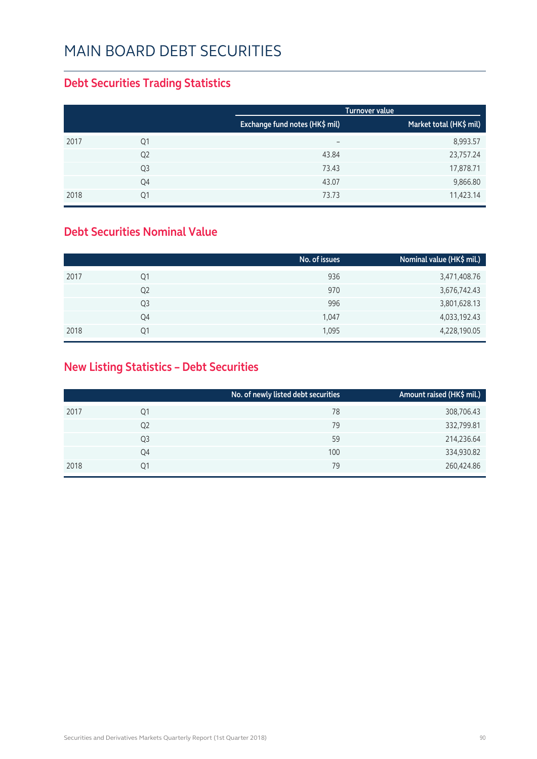# MAIN BOARD DEBT SECURITIES

## Debt Securities Trading Statistics

| | | Turnover value | |
|---|---|---|---|
| | | Exchange fund notes (HK$ mil) | Market total (HK$ mil) |
| 2017 | Q1 | – | 8,993.57 |
| | Q2 | 43.84 | 23,757.24 |
| | Q3 | 73.43 | 17,878.71 |
| | Q4 | 43.07 | 9,866.80 |
| 2018 | Q1 | 73.73 | 11,423.14 |

## Debt Securities Nominal Value

| | | No. of issues | Nominal value (HK$ mil.) |
|---|---|---|---|
| 2017 | Q1 | 936 | 3,471,408.76 |
| | Q2 | 970 | 3,676,742.43 |
| | Q3 | 996 | 3,801,628.13 |
| | Q4 | 1,047 | 4,033,192.43 |
| 2018 | Q1 | 1,095 | 4,228,190.05 |

## New Listing Statistics – Debt Securities

| | | No. of newly listed debt securities | Amount raised (HK$ mil.) |
|---|---|---|---|
| 2017 | Q1 | 78 | 308,706.43 |
| | Q2 | 79 | 332,799.81 |
| | Q3 | 59 | 214,236.64 |
| | Q4 | 100 | 334,930.82 |
| 2018 | Q1 | 79 | 260,424.86 |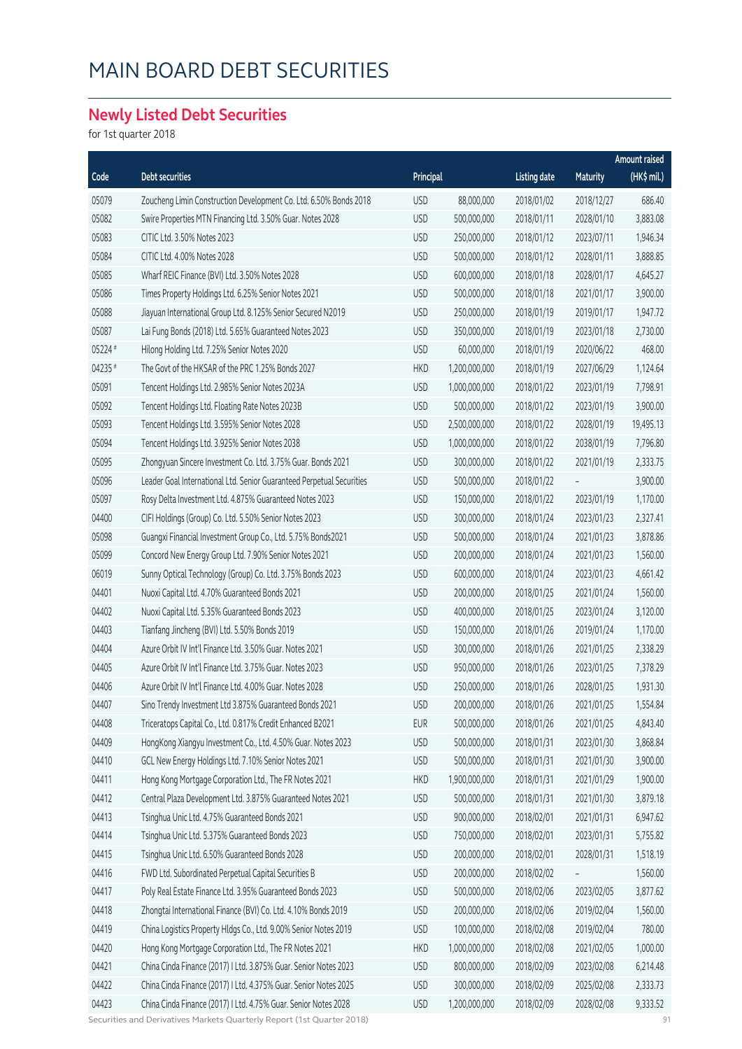# MAIN BOARD DEBT SECURITIES

## Newly Listed Debt Securities

for 1st quarter 2018

| Code | Debt securities | Principal | | Listing date | Maturity | Amount raised (HK$ mil.) |
|---|---|---|---|---|---|---|
| 05079 | Zoucheng Limin Construction Development Co. Ltd. 6.50% Bonds 2018 | USD | 88,000,000 | 2018/01/02 | 2018/12/27 | 686.40 |
| 05082 | Swire Properties MTN Financing Ltd. 3.50% Guar. Notes 2028 | USD | 500,000,000 | 2018/01/11 | 2028/01/10 | 3,883.08 |
| 05083 | CITIC Ltd. 3.50% Notes 2023 | USD | 250,000,000 | 2018/01/12 | 2023/07/11 | 1,946.34 |
| 05084 | CITIC Ltd. 4.00% Notes 2028 | USD | 500,000,000 | 2018/01/12 | 2028/01/11 | 3,888.85 |
| 05085 | Wharf REIC Finance (BVI) Ltd. 3.50% Notes 2028 | USD | 600,000,000 | 2018/01/18 | 2028/01/17 | 4,645.27 |
| 05086 | Times Property Holdings Ltd. 6.25% Senior Notes 2021 | USD | 500,000,000 | 2018/01/18 | 2021/01/17 | 3,900.00 |
| 05088 | Jiayuan International Group Ltd. 8.125% Senior Secured N2019 | USD | 250,000,000 | 2018/01/19 | 2019/01/17 | 1,947.72 |
| 05087 | Lai Fung Bonds (2018) Ltd. 5.65% Guaranteed Notes 2023 | USD | 350,000,000 | 2018/01/19 | 2023/01/18 | 2,730.00 |
| 05224 # | Hilong Holding Ltd. 7.25% Senior Notes 2020 | USD | 60,000,000 | 2018/01/19 | 2020/06/22 | 468.00 |
| 04235 # | The Govt of the HKSAR of the PRC 1.25% Bonds 2027 | HKD | 1,200,000,000 | 2018/01/19 | 2027/06/29 | 1,124.64 |
| 05091 | Tencent Holdings Ltd. 2.985% Senior Notes 2023A | USD | 1,000,000,000 | 2018/01/22 | 2023/01/19 | 7,798.91 |
| 05092 | Tencent Holdings Ltd. Floating Rate Notes 2023B | USD | 500,000,000 | 2018/01/22 | 2023/01/19 | 3,900.00 |
| 05093 | Tencent Holdings Ltd. 3.595% Senior Notes 2028 | USD | 2,500,000,000 | 2018/01/22 | 2028/01/19 | 19,495.13 |
| 05094 | Tencent Holdings Ltd. 3.925% Senior Notes 2038 | USD | 1,000,000,000 | 2018/01/22 | 2038/01/19 | 7,796.80 |
| 05095 | Zhongyuan Sincere Investment Co. Ltd. 3.75% Guar. Bonds 2021 | USD | 300,000,000 | 2018/01/22 | 2021/01/19 | 2,333.75 |
| 05096 | Leader Goal International Ltd. Senior Guaranteed Perpetual Securities | USD | 500,000,000 | 2018/01/22 | – | 3,900.00 |
| 05097 | Rosy Delta Investment Ltd. 4.875% Guaranteed Notes 2023 | USD | 150,000,000 | 2018/01/22 | 2023/01/19 | 1,170.00 |
| 04400 | CIFI Holdings (Group) Co. Ltd. 5.50% Senior Notes 2023 | USD | 300,000,000 | 2018/01/24 | 2023/01/23 | 2,327.41 |
| 05098 | Guangxi Financial Investment Group Co., Ltd. 5.75% Bonds2021 | USD | 500,000,000 | 2018/01/24 | 2021/01/23 | 3,878.86 |
| 05099 | Concord New Energy Group Ltd. 7.90% Senior Notes 2021 | USD | 200,000,000 | 2018/01/24 | 2021/01/23 | 1,560.00 |
| 06019 | Sunny Optical Technology (Group) Co. Ltd. 3.75% Bonds 2023 | USD | 600,000,000 | 2018/01/24 | 2023/01/23 | 4,661.42 |
| 04401 | Nuoxi Capital Ltd. 4.70% Guaranteed Bonds 2021 | USD | 200,000,000 | 2018/01/25 | 2021/01/24 | 1,560.00 |
| 04402 | Nuoxi Capital Ltd. 5.35% Guaranteed Bonds 2023 | USD | 400,000,000 | 2018/01/25 | 2023/01/24 | 3,120.00 |
| 04403 | Tianfang Jincheng (BVI) Ltd. 5.50% Bonds 2019 | USD | 150,000,000 | 2018/01/26 | 2019/01/24 | 1,170.00 |
| 04404 | Azure Orbit IV Int'l Finance Ltd. 3.50% Guar. Notes 2021 | USD | 300,000,000 | 2018/01/26 | 2021/01/25 | 2,338.29 |
| 04405 | Azure Orbit IV Int'l Finance Ltd. 3.75% Guar. Notes 2023 | USD | 950,000,000 | 2018/01/26 | 2023/01/25 | 7,378.29 |
| 04406 | Azure Orbit IV Int'l Finance Ltd. 4.00% Guar. Notes 2028 | USD | 250,000,000 | 2018/01/26 | 2028/01/25 | 1,931.30 |
| 04407 | Sino Trendy Investment Ltd 3.875% Guaranteed Bonds 2021 | USD | 200,000,000 | 2018/01/26 | 2021/01/25 | 1,554.84 |
| 04408 | Triceratops Capital Co., Ltd. 0.817% Credit Enhanced B2021 | EUR | 500,000,000 | 2018/01/26 | 2021/01/25 | 4,843.40 |
| 04409 | HongKong Xiangyu Investment Co., Ltd. 4.50% Guar. Notes 2023 | USD | 500,000,000 | 2018/01/31 | 2023/01/30 | 3,868.84 |
| 04410 | GCL New Energy Holdings Ltd. 7.10% Senior Notes 2021 | USD | 500,000,000 | 2018/01/31 | 2021/01/30 | 3,900.00 |
| 04411 | Hong Kong Mortgage Corporation Ltd., The FR Notes 2021 | HKD | 1,900,000,000 | 2018/01/31 | 2021/01/29 | 1,900.00 |
| 04412 | Central Plaza Development Ltd. 3.875% Guaranteed Notes 2021 | USD | 500,000,000 | 2018/01/31 | 2021/01/30 | 3,879.18 |
| 04413 | Tsinghua Unic Ltd. 4.75% Guaranteed Bonds 2021 | USD | 900,000,000 | 2018/02/01 | 2021/01/31 | 6,947.62 |
| 04414 | Tsinghua Unic Ltd. 5.375% Guaranteed Bonds 2023 | USD | 750,000,000 | 2018/02/01 | 2023/01/31 | 5,755.82 |
| 04415 | Tsinghua Unic Ltd. 6.50% Guaranteed Bonds 2028 | USD | 200,000,000 | 2018/02/01 | 2028/01/31 | 1,518.19 |
| 04416 | FWD Ltd. Subordinated Perpetual Capital Securities B | USD | 200,000,000 | 2018/02/02 | – | 1,560.00 |
| 04417 | Poly Real Estate Finance Ltd. 3.95% Guaranteed Bonds 2023 | USD | 500,000,000 | 2018/02/06 | 2023/02/05 | 3,877.62 |
| 04418 | Zhongtai International Finance (BVI) Co. Ltd. 4.10% Bonds 2019 | USD | 200,000,000 | 2018/02/06 | 2019/02/04 | 1,560.00 |
| 04419 | China Logistics Property Hldgs Co., Ltd. 9.00% Senior Notes 2019 | USD | 100,000,000 | 2018/02/08 | 2019/02/04 | 780.00 |
| 04420 | Hong Kong Mortgage Corporation Ltd., The FR Notes 2021 | HKD | 1,000,000,000 | 2018/02/08 | 2021/02/05 | 1,000.00 |
| 04421 | China Cinda Finance (2017) I Ltd. 3.875% Guar. Senior Notes 2023 | USD | 800,000,000 | 2018/02/09 | 2023/02/08 | 6,214.48 |
| 04422 | China Cinda Finance (2017) I Ltd. 4.375% Guar. Senior Notes 2025 | USD | 300,000,000 | 2018/02/09 | 2025/02/08 | 2,333.73 |
| 04423 | China Cinda Finance (2017) I Ltd. 4.75% Guar. Senior Notes 2028 | USD | 1,200,000,000 | 2018/02/09 | 2028/02/08 | 9,333.52 |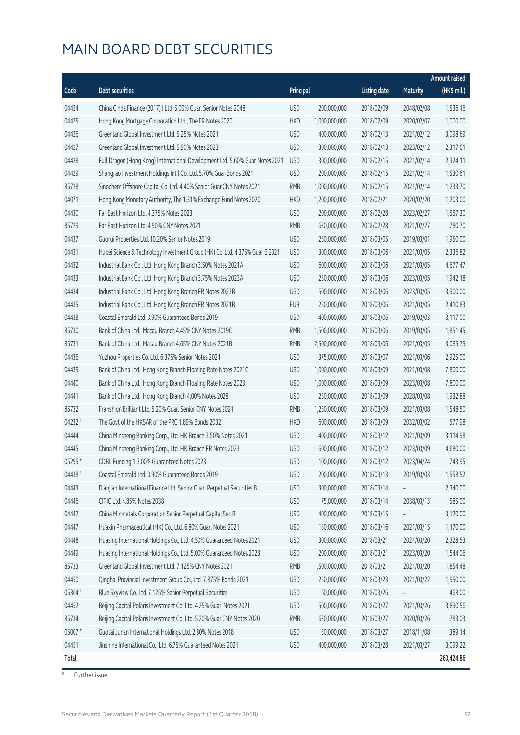# MAIN BOARD DEBT SECURITIES

| Code | Debt securities | Principal | | Listing date | Maturity | Amount raised (HK$ mil.) |
|---|---|---|---|---|---|---|
| 04424 | China Cinda Finance (2017) I Ltd. 5.00% Guar. Senior Notes 2048 | USD | 200,000,000 | 2018/02/09 | 2048/02/08 | 1,536.16 |
| 04425 | Hong Kong Mortgage Corporation Ltd., The FR Notes 2020 | HKD | 1,000,000,000 | 2018/02/09 | 2020/02/07 | 1,000.00 |
| 04426 | Greenland Global Investment Ltd. 5.25% Notes 2021 | USD | 400,000,000 | 2018/02/13 | 2021/02/12 | 3,098.69 |
| 04427 | Greenland Global Investment Ltd. 5.90% Notes 2023 | USD | 300,000,000 | 2018/02/13 | 2023/02/12 | 2,317.61 |
| 04428 | Full Dragon (Hong Kong) International Development Ltd. 5.60% Guar Notes 2021 | USD | 300,000,000 | 2018/02/15 | 2021/02/14 | 2,324.11 |
| 04429 | Shangrao Investment Holdings Int'l Co. Ltd. 5.70% Guar Bonds 2021 | USD | 200,000,000 | 2018/02/15 | 2021/02/14 | 1,530.61 |
| 85728 | Sinochem Offshore Capital Co. Ltd. 4.40% Senior Guar CNY Notes 2021 | RMB | 1,000,000,000 | 2018/02/15 | 2021/02/14 | 1,233.70 |
| 04071 | Hong Kong Monetary Authority, The 1.31% Exchange Fund Notes 2020 | HKD | 1,200,000,000 | 2018/02/21 | 2020/02/20 | 1,203.00 |
| 04430 | Far East Horizon Ltd. 4.375% Notes 2023 | USD | 200,000,000 | 2018/02/28 | 2023/02/27 | 1,557.30 |
| 85729 | Far East Horizon Ltd. 4.90% CNY Notes 2021 | RMB | 630,000,000 | 2018/02/28 | 2021/02/27 | 780.70 |
| 04437 | Guorui Properties Ltd. 10.20% Senior Notes 2019 | USD | 250,000,000 | 2018/03/05 | 2019/03/01 | 1,950.00 |
| 04431 | Hubei Science & Technology Investment Group (HK) Co. Ltd. 4.375% Guar B 2021 | USD | 300,000,000 | 2018/03/06 | 2021/03/05 | 2,336.82 |
| 04432 | Industrial Bank Co., Ltd. Hong Kong Branch 3.50% Notes 2021A | USD | 600,000,000 | 2018/03/06 | 2021/03/05 | 4,677.47 |
| 04433 | Industrial Bank Co., Ltd. Hong Kong Branch 3.75% Notes 2023A | USD | 250,000,000 | 2018/03/06 | 2023/03/05 | 1,942.18 |
| 04434 | Industrial Bank Co., Ltd. Hong Kong Branch FR Notes 2023B | USD | 500,000,000 | 2018/03/06 | 2023/03/05 | 3,900.00 |
| 04435 | Industrial Bank Co., Ltd. Hong Kong Branch FR Notes 2021B | EUR | 250,000,000 | 2018/03/06 | 2021/03/05 | 2,410.83 |
| 04438 | Coastal Emerald Ltd. 3.90% Guaranteed Bonds 2019 | USD | 400,000,000 | 2018/03/06 | 2019/03/03 | 3,117.00 |
| 85730 | Bank of China Ltd., Macau Branch 4.45% CNY Notes 2019C | RMB | 1,500,000,000 | 2018/03/06 | 2019/03/05 | 1,851.45 |
| 85731 | Bank of China Ltd., Macau Branch 4.65% CNY Notes 2021B | RMB | 2,500,000,000 | 2018/03/06 | 2021/03/05 | 3,085.75 |
| 04436 | Yuzhou Properties Co. Ltd. 6.375% Senior Notes 2021 | USD | 375,000,000 | 2018/03/07 | 2021/03/06 | 2,925.00 |
| 04439 | Bank of China Ltd., Hong Kong Branch Floating Rate Notes 2021C | USD | 1,000,000,000 | 2018/03/09 | 2021/03/08 | 7,800.00 |
| 04440 | Bank of China Ltd., Hong Kong Branch Floating Rate Notes 2023 | USD | 1,000,000,000 | 2018/03/09 | 2023/03/08 | 7,800.00 |
| 04441 | Bank of China Ltd., Hong Kong Branch 4.00% Notes 2028 | USD | 250,000,000 | 2018/03/09 | 2028/03/08 | 1,932.88 |
| 85732 | Franshion Brilliant Ltd. 5.20% Guar. Senior CNY Notes 2021 | RMB | 1,250,000,000 | 2018/03/09 | 2021/03/08 | 1,548.50 |
| 04232 # | The Govt of the HKSAR of the PRC 1.89% Bonds 2032 | HKD | 600,000,000 | 2018/03/09 | 2032/03/02 | 577.98 |
| 04444 | China Minsheng Banking Corp., Ltd. HK Branch 3.50% Notes 2021 | USD | 400,000,000 | 2018/03/12 | 2021/03/09 | 3,114.98 |
| 04445 | China Minsheng Banking Corp., Ltd. HK Branch FR Notes 2023 | USD | 600,000,000 | 2018/03/12 | 2023/03/09 | 4,680.00 |
| 05295 # | CDBL Funding 1 3.00% Guaranteed Notes 2023 | USD | 100,000,000 | 2018/03/12 | 2023/04/24 | 743.95 |
| 04438 # | Coastal Emerald Ltd. 3.90% Guaranteed Bonds 2019 | USD | 200,000,000 | 2018/03/13 | 2019/03/03 | 1,558.52 |
| 04443 | Dianjian International Finance Ltd. Senior Guar. Perpetual Securities B | USD | 300,000,000 | 2018/03/14 | - | 2,340.00 |
| 04446 | CITIC Ltd. 4.85% Notes 2038 | USD | 75,000,000 | 2018/03/14 | 2038/03/13 | 585.00 |
| 04442 | China Minmetals Corporation Senior Perpetual Capital Sec B | USD | 400,000,000 | 2018/03/15 | - | 3,120.00 |
| 04447 | Huaxin Pharmaceutical (HK) Co., Ltd. 6.80% Guar. Notes 2021 | USD | 150,000,000 | 2018/03/16 | 2021/03/15 | 1,170.00 |
| 04448 | Huasing International Holdings Co., Ltd. 4.50% Guaranteed Notes 2021 | USD | 300,000,000 | 2018/03/21 | 2021/03/20 | 2,328.53 |
| 04449 | Huasing International Holdings Co., Ltd. 5.00% Guaranteed Notes 2023 | USD | 200,000,000 | 2018/03/21 | 2023/03/20 | 1,544.06 |
| 85733 | Greenland Global Investment Ltd. 7.125% CNY Notes 2021 | RMB | 1,500,000,000 | 2018/03/21 | 2021/03/20 | 1,854.48 |
| 04450 | Qinghai Provincial Investment Group Co., Ltd. 7.875% Bonds 2021 | USD | 250,000,000 | 2018/03/23 | 2021/03/22 | 1,950.00 |
| 05364 # | Blue Skyview Co. Ltd. 7.125% Senior Perpetual Securities | USD | 60,000,000 | 2018/03/26 | - | 468.00 |
| 04452 | Beijing Capital Polaris Investment Co. Ltd. 4.25% Guar. Notes 2021 | USD | 500,000,000 | 2018/03/27 | 2021/03/26 | 3,890.56 |
| 85734 | Beijing Capital Polaris Investment Co. Ltd. 5.20% Guar CNY Notes 2020 | RMB | 630,000,000 | 2018/03/27 | 2020/03/26 | 783.03 |
| 05007 # | Guotai Junan International Holdings Ltd. 2.80% Notes 2018 | USD | 50,000,000 | 2018/03/27 | 2018/11/08 | 389.14 |
| 04451 | Jinshine International Co., Ltd. 6.75% Guaranteed Notes 2021 | USD | 400,000,000 | 2018/03/28 | 2021/03/27 | 3,099.22 |
| **Total** | | | | | | **260,424.86** |

# Further issue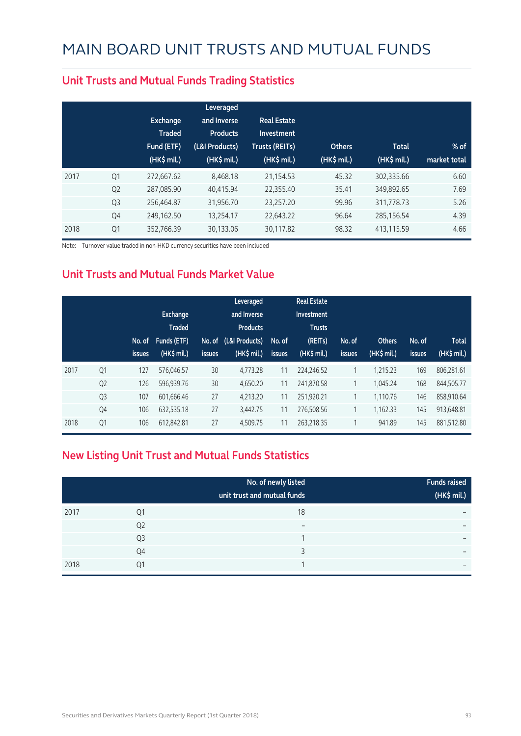# MAIN BOARD UNIT TRUSTS AND MUTUAL FUNDS

## Unit Trusts and Mutual Funds Trading Statistics

| | | Exchange Traded Fund (ETF) (HK$ mil.) | Leveraged and Inverse Products (L&I Products) (HK$ mil.) | Real Estate Investment Trusts (REITs) (HK$ mil.) | Others (HK$ mil.) | Total (HK$ mil.) | % of market total |
|---|---|---|---|---|---|---|---|
| 2017 | Q1 | 272,667.62 | 8,468.18 | 21,154.53 | 45.32 | 302,335.66 | 6.60 |
| | Q2 | 287,085.90 | 40,415.94 | 22,355.40 | 35.41 | 349,892.65 | 7.69 |
| | Q3 | 256,464.87 | 31,956.70 | 23,257.20 | 99.96 | 311,778.73 | 5.26 |
| | Q4 | 249,162.50 | 13,254.17 | 22,643.22 | 96.64 | 285,156.54 | 4.39 |
| 2018 | Q1 | 352,766.39 | 30,133.06 | 30,117.82 | 98.32 | 413,115.59 | 4.66 |

Note: Turnover value traded in non-HKD currency securities have been included

## Unit Trusts and Mutual Funds Market Value

| | | No. of issues | Exchange Traded Funds (ETF) (HK$ mil.) | No. of issues | Leveraged and Inverse Products (L&I Products) (HK$ mil.) | No. of issues | Real Estate Investment Trusts (REITs) (HK$ mil.) | No. of issues | Others (HK$ mil.) | No. of issues | Total (HK$ mil.) |
|---|---|---|---|---|---|---|---|---|---|---|---|
| 2017 | Q1 | 127 | 576,046.57 | 30 | 4,773.28 | 11 | 224,246.52 | 1 | 1,215.23 | 169 | 806,281.61 |
| | Q2 | 126 | 596,939.76 | 30 | 4,650.20 | 11 | 241,870.58 | 1 | 1,045.24 | 168 | 844,505.77 |
| | Q3 | 107 | 601,666.46 | 27 | 4,213.20 | 11 | 251,920.21 | 1 | 1,110.76 | 146 | 858,910.64 |
| | Q4 | 106 | 632,535.18 | 27 | 3,442.75 | 11 | 276,508.56 | 1 | 1,162.33 | 145 | 913,648.81 |
| 2018 | Q1 | 106 | 612,842.81 | 27 | 4,509.75 | 11 | 263,218.35 | 1 | 941.89 | 145 | 881,512.80 |

## New Listing Unit Trust and Mutual Funds Statistics

| | | No. of newly listed unit trust and mutual funds | Funds raised (HK$ mil.) |
|---|---|---|---|
| 2017 | Q1 | 18 | – |
| | Q2 | – | – |
| | Q3 | 1 | – |
| | Q4 | 3 | – |
| 2018 | Q1 | 1 | – |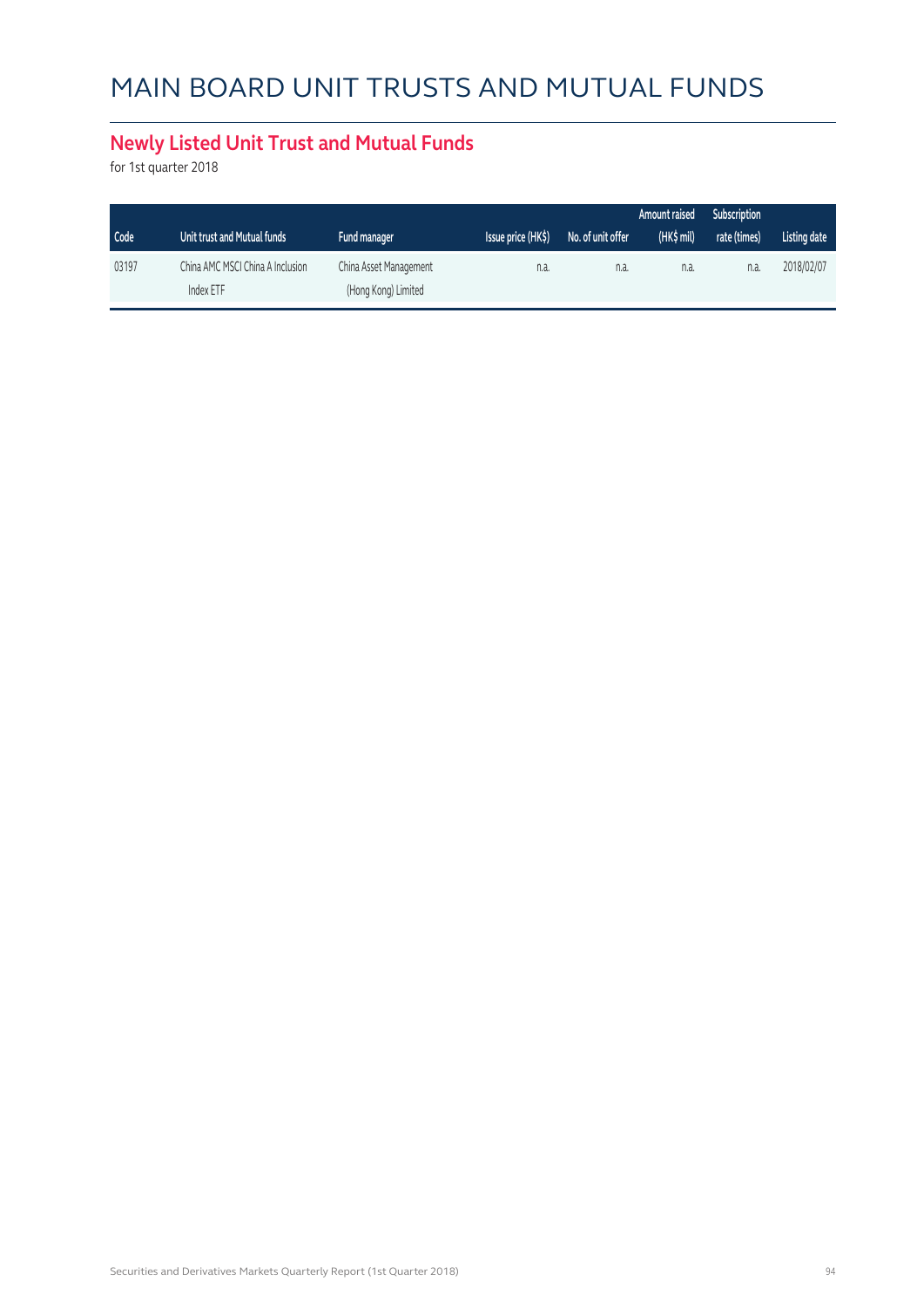# MAIN BOARD UNIT TRUSTS AND MUTUAL FUNDS

## Newly Listed Unit Trust and Mutual Funds

for 1st quarter 2018

| Code | Unit trust and Mutual funds | Fund manager | Issue price (HK$) | No. of unit offer | Amount raised (HK$ mil) | Subscription rate (times) | Listing date |
|---|---|---|---|---|---|---|---|
| 03197 | China AMC MSCI China A Inclusion Index ETF | China Asset Management (Hong Kong) Limited | n.a. | n.a. | n.a. | n.a. | 2018/02/07 |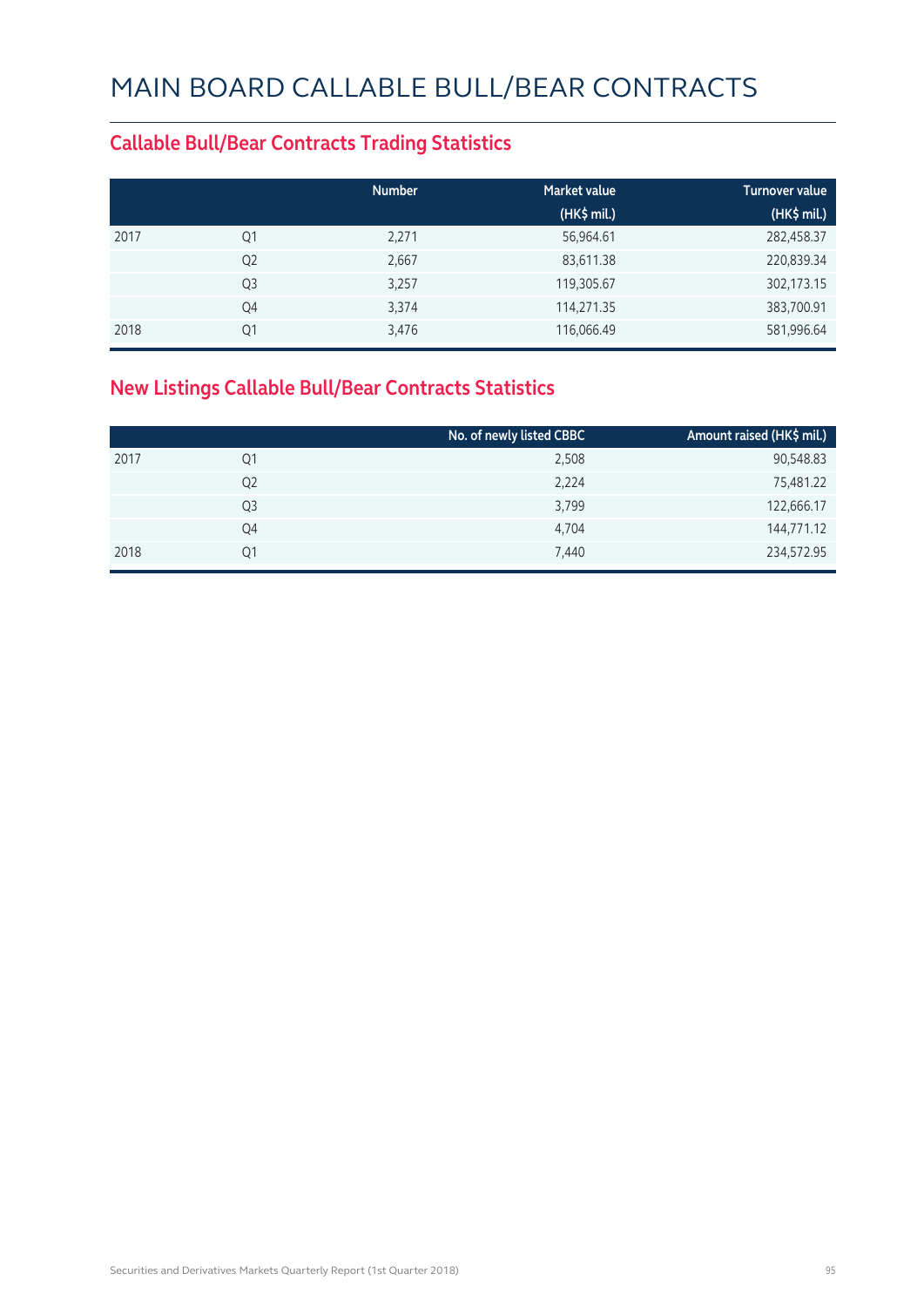# MAIN BOARD CALLABLE BULL/BEAR CONTRACTS

## Callable Bull/Bear Contracts Trading Statistics

| | | Number | Market value (HK$ mil.) | Turnover value (HK$ mil.) |
|---|---|---|---|---|
| 2017 | Q1 | 2,271 | 56,964.61 | 282,458.37 |
| | Q2 | 2,667 | 83,611.38 | 220,839.34 |
| | Q3 | 3,257 | 119,305.67 | 302,173.15 |
| | Q4 | 3,374 | 114,271.35 | 383,700.91 |
| 2018 | Q1 | 3,476 | 116,066.49 | 581,996.64 |

## New Listings Callable Bull/Bear Contracts Statistics

| | | No. of newly listed CBBC | Amount raised (HK$ mil.) |
|---|---|---|---|
| 2017 | Q1 | 2,508 | 90,548.83 |
| | Q2 | 2,224 | 75,481.22 |
| | Q3 | 3,799 | 122,666.17 |
| | Q4 | 4,704 | 144,771.12 |
| 2018 | Q1 | 7,440 | 234,572.95 |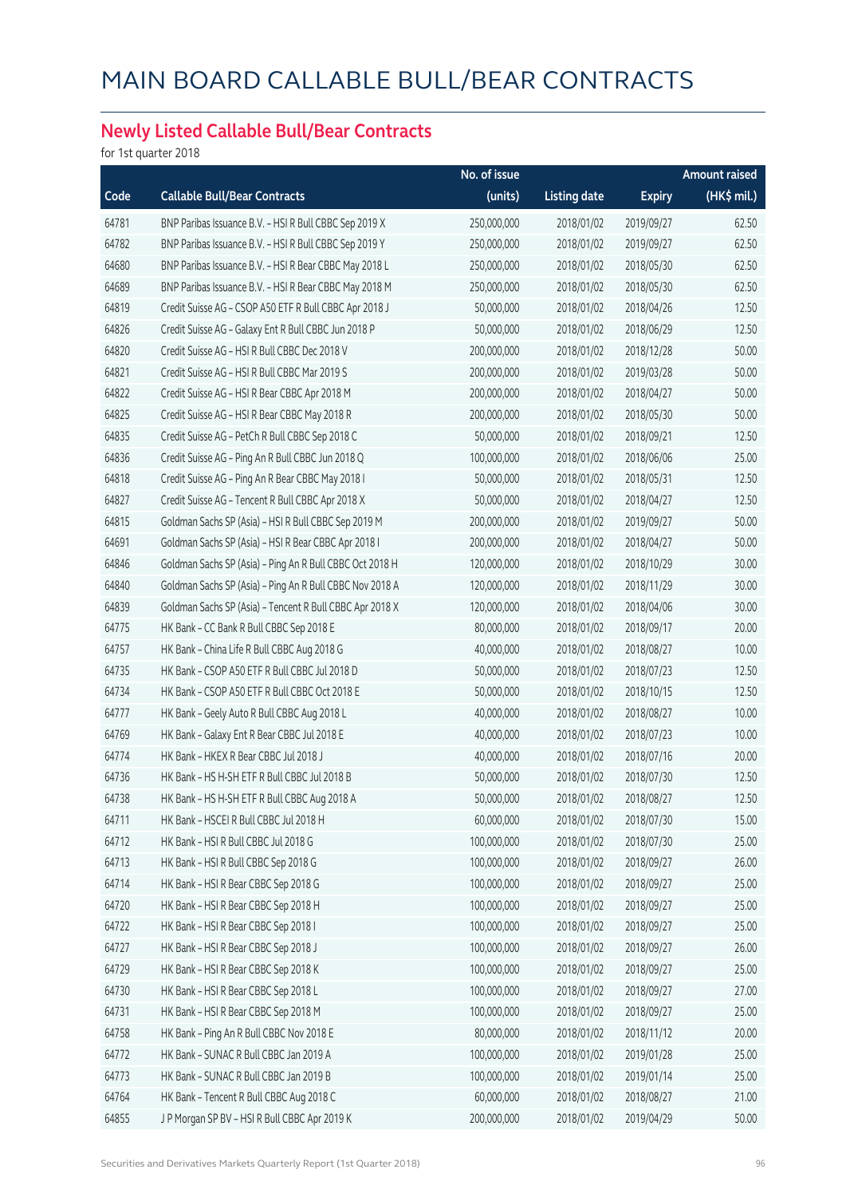# MAIN BOARD CALLABLE BULL/BEAR CONTRACTS

## Newly Listed Callable Bull/Bear Contracts

for 1st quarter 2018

| Code | Callable Bull/Bear Contracts | No. of issue (units) | Listing date | Expiry | Amount raised (HK$ mil.) |
|---|---|---|---|---|---|
| 64781 | BNP Paribas Issuance B.V. - HSI R Bull CBBC Sep 2019 X | 250,000,000 | 2018/01/02 | 2019/09/27 | 62.50 |
| 64782 | BNP Paribas Issuance B.V. - HSI R Bull CBBC Sep 2019 Y | 250,000,000 | 2018/01/02 | 2019/09/27 | 62.50 |
| 64680 | BNP Paribas Issuance B.V. - HSI R Bear CBBC May 2018 L | 250,000,000 | 2018/01/02 | 2018/05/30 | 62.50 |
| 64689 | BNP Paribas Issuance B.V. - HSI R Bear CBBC May 2018 M | 250,000,000 | 2018/01/02 | 2018/05/30 | 62.50 |
| 64819 | Credit Suisse AG - CSOP A50 ETF R Bull CBBC Apr 2018 J | 50,000,000 | 2018/01/02 | 2018/04/26 | 12.50 |
| 64826 | Credit Suisse AG - Galaxy Ent R Bull CBBC Jun 2018 P | 50,000,000 | 2018/01/02 | 2018/06/29 | 12.50 |
| 64820 | Credit Suisse AG - HSI R Bull CBBC Dec 2018 V | 200,000,000 | 2018/01/02 | 2018/12/28 | 50.00 |
| 64821 | Credit Suisse AG - HSI R Bull CBBC Mar 2019 S | 200,000,000 | 2018/01/02 | 2019/03/28 | 50.00 |
| 64822 | Credit Suisse AG - HSI R Bear CBBC Apr 2018 M | 200,000,000 | 2018/01/02 | 2018/04/27 | 50.00 |
| 64825 | Credit Suisse AG - HSI R Bear CBBC May 2018 R | 200,000,000 | 2018/01/02 | 2018/05/30 | 50.00 |
| 64835 | Credit Suisse AG - PetCh R Bull CBBC Sep 2018 C | 50,000,000 | 2018/01/02 | 2018/09/21 | 12.50 |
| 64836 | Credit Suisse AG - Ping An R Bull CBBC Jun 2018 Q | 100,000,000 | 2018/01/02 | 2018/06/06 | 25.00 |
| 64818 | Credit Suisse AG - Ping An R Bear CBBC May 2018 I | 50,000,000 | 2018/01/02 | 2018/05/31 | 12.50 |
| 64827 | Credit Suisse AG - Tencent R Bull CBBC Apr 2018 X | 50,000,000 | 2018/01/02 | 2018/04/27 | 12.50 |
| 64815 | Goldman Sachs SP (Asia) - HSI R Bull CBBC Sep 2019 M | 200,000,000 | 2018/01/02 | 2019/09/27 | 50.00 |
| 64691 | Goldman Sachs SP (Asia) - HSI R Bear CBBC Apr 2018 I | 200,000,000 | 2018/01/02 | 2018/04/27 | 50.00 |
| 64846 | Goldman Sachs SP (Asia) - Ping An R Bull CBBC Oct 2018 H | 120,000,000 | 2018/01/02 | 2018/10/29 | 30.00 |
| 64840 | Goldman Sachs SP (Asia) - Ping An R Bull CBBC Nov 2018 A | 120,000,000 | 2018/01/02 | 2018/11/29 | 30.00 |
| 64839 | Goldman Sachs SP (Asia) - Tencent R Bull CBBC Apr 2018 X | 120,000,000 | 2018/01/02 | 2018/04/06 | 30.00 |
| 64775 | HK Bank - CC Bank R Bull CBBC Sep 2018 E | 80,000,000 | 2018/01/02 | 2018/09/17 | 20.00 |
| 64757 | HK Bank - China Life R Bull CBBC Aug 2018 G | 40,000,000 | 2018/01/02 | 2018/08/27 | 10.00 |
| 64735 | HK Bank - CSOP A50 ETF R Bull CBBC Jul 2018 D | 50,000,000 | 2018/01/02 | 2018/07/23 | 12.50 |
| 64734 | HK Bank - CSOP A50 ETF R Bull CBBC Oct 2018 E | 50,000,000 | 2018/01/02 | 2018/10/15 | 12.50 |
| 64777 | HK Bank - Geely Auto R Bull CBBC Aug 2018 L | 40,000,000 | 2018/01/02 | 2018/08/27 | 10.00 |
| 64769 | HK Bank - Galaxy Ent R Bear CBBC Jul 2018 E | 40,000,000 | 2018/01/02 | 2018/07/23 | 10.00 |
| 64774 | HK Bank - HKEX R Bear CBBC Jul 2018 J | 40,000,000 | 2018/01/02 | 2018/07/16 | 20.00 |
| 64736 | HK Bank - HS H-SH ETF R Bull CBBC Jul 2018 B | 50,000,000 | 2018/01/02 | 2018/07/30 | 12.50 |
| 64738 | HK Bank - HS H-SH ETF R Bull CBBC Aug 2018 A | 50,000,000 | 2018/01/02 | 2018/08/27 | 12.50 |
| 64711 | HK Bank - HSCEI R Bull CBBC Jul 2018 H | 60,000,000 | 2018/01/02 | 2018/07/30 | 15.00 |
| 64712 | HK Bank - HSI R Bull CBBC Jul 2018 G | 100,000,000 | 2018/01/02 | 2018/07/30 | 25.00 |
| 64713 | HK Bank - HSI R Bull CBBC Sep 2018 G | 100,000,000 | 2018/01/02 | 2018/09/27 | 26.00 |
| 64714 | HK Bank - HSI R Bear CBBC Sep 2018 G | 100,000,000 | 2018/01/02 | 2018/09/27 | 25.00 |
| 64720 | HK Bank - HSI R Bear CBBC Sep 2018 H | 100,000,000 | 2018/01/02 | 2018/09/27 | 25.00 |
| 64722 | HK Bank - HSI R Bear CBBC Sep 2018 I | 100,000,000 | 2018/01/02 | 2018/09/27 | 25.00 |
| 64727 | HK Bank - HSI R Bear CBBC Sep 2018 J | 100,000,000 | 2018/01/02 | 2018/09/27 | 26.00 |
| 64729 | HK Bank - HSI R Bear CBBC Sep 2018 K | 100,000,000 | 2018/01/02 | 2018/09/27 | 25.00 |
| 64730 | HK Bank - HSI R Bear CBBC Sep 2018 L | 100,000,000 | 2018/01/02 | 2018/09/27 | 27.00 |
| 64731 | HK Bank - HSI R Bear CBBC Sep 2018 M | 100,000,000 | 2018/01/02 | 2018/09/27 | 25.00 |
| 64758 | HK Bank - Ping An R Bull CBBC Nov 2018 E | 80,000,000 | 2018/01/02 | 2018/11/12 | 20.00 |
| 64772 | HK Bank - SUNAC R Bull CBBC Jan 2019 A | 100,000,000 | 2018/01/02 | 2019/01/28 | 25.00 |
| 64773 | HK Bank - SUNAC R Bull CBBC Jan 2019 B | 100,000,000 | 2018/01/02 | 2019/01/14 | 25.00 |
| 64764 | HK Bank - Tencent R Bull CBBC Aug 2018 C | 60,000,000 | 2018/01/02 | 2018/08/27 | 21.00 |
| 64855 | J P Morgan SP BV - HSI R Bull CBBC Apr 2019 K | 200,000,000 | 2018/01/02 | 2019/04/29 | 50.00 |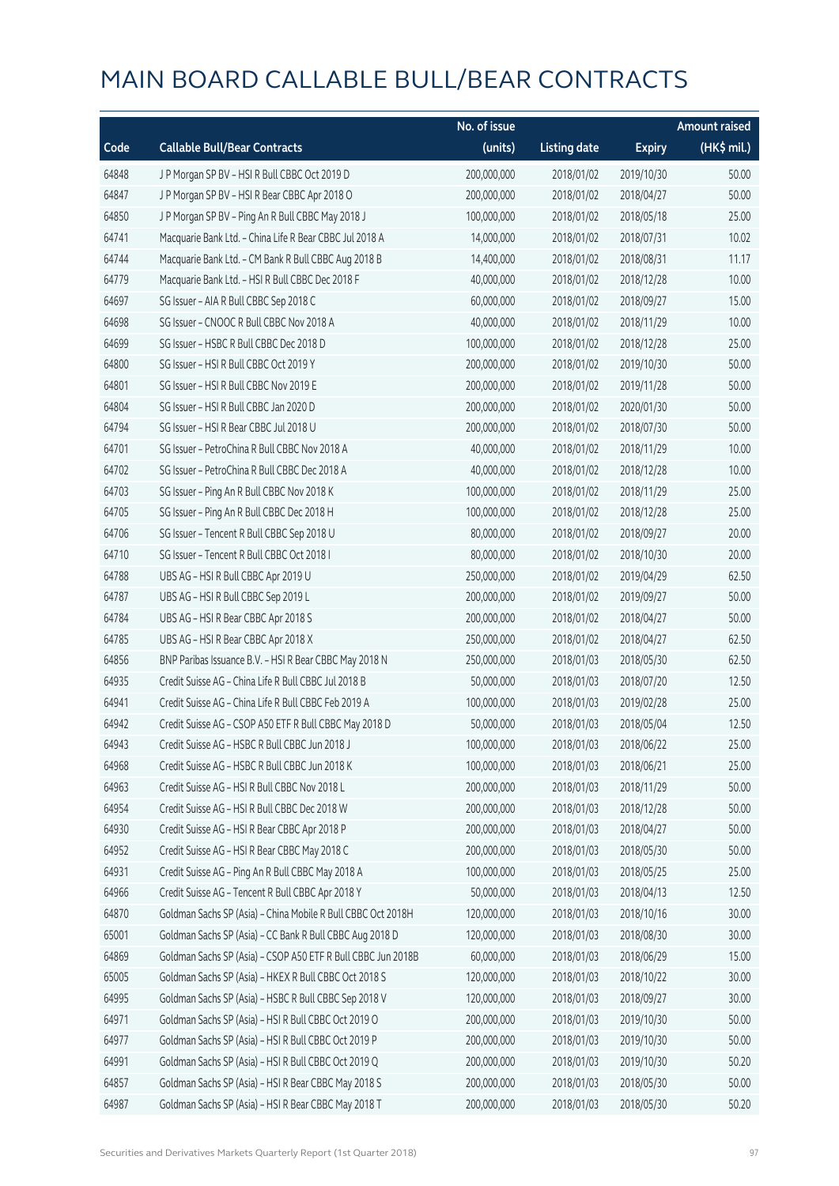# MAIN BOARD CALLABLE BULL/BEAR CONTRACTS

| Code | Callable Bull/Bear Contracts | No. of issue (units) | Listing date | Expiry | Amount raised (HK$ mil.) |
|---|---|---|---|---|---|
| 64848 | J P Morgan SP BV – HSI R Bull CBBC Oct 2019 D | 200,000,000 | 2018/01/02 | 2019/10/30 | 50.00 |
| 64847 | J P Morgan SP BV – HSI R Bear CBBC Apr 2018 O | 200,000,000 | 2018/01/02 | 2018/04/27 | 50.00 |
| 64850 | J P Morgan SP BV – Ping An R Bull CBBC May 2018 J | 100,000,000 | 2018/01/02 | 2018/05/18 | 25.00 |
| 64741 | Macquarie Bank Ltd. – China Life R Bear CBBC Jul 2018 A | 14,000,000 | 2018/01/02 | 2018/07/31 | 10.02 |
| 64744 | Macquarie Bank Ltd. – CM Bank R Bull CBBC Aug 2018 B | 14,400,000 | 2018/01/02 | 2018/08/31 | 11.17 |
| 64779 | Macquarie Bank Ltd. – HSI R Bull CBBC Dec 2018 F | 40,000,000 | 2018/01/02 | 2018/12/28 | 10.00 |
| 64697 | SG Issuer – AIA R Bull CBBC Sep 2018 C | 60,000,000 | 2018/01/02 | 2018/09/27 | 15.00 |
| 64698 | SG Issuer – CNOOC R Bull CBBC Nov 2018 A | 40,000,000 | 2018/01/02 | 2018/11/29 | 10.00 |
| 64699 | SG Issuer – HSBC R Bull CBBC Dec 2018 D | 100,000,000 | 2018/01/02 | 2018/12/28 | 25.00 |
| 64800 | SG Issuer – HSI R Bull CBBC Oct 2019 Y | 200,000,000 | 2018/01/02 | 2019/10/30 | 50.00 |
| 64801 | SG Issuer – HSI R Bull CBBC Nov 2019 E | 200,000,000 | 2018/01/02 | 2019/11/28 | 50.00 |
| 64804 | SG Issuer – HSI R Bull CBBC Jan 2020 D | 200,000,000 | 2018/01/02 | 2020/01/30 | 50.00 |
| 64794 | SG Issuer – HSI R Bear CBBC Jul 2018 U | 200,000,000 | 2018/01/02 | 2018/07/30 | 50.00 |
| 64701 | SG Issuer – PetroChina R Bull CBBC Nov 2018 A | 40,000,000 | 2018/01/02 | 2018/11/29 | 10.00 |
| 64702 | SG Issuer – PetroChina R Bull CBBC Dec 2018 A | 40,000,000 | 2018/01/02 | 2018/12/28 | 10.00 |
| 64703 | SG Issuer – Ping An R Bull CBBC Nov 2018 K | 100,000,000 | 2018/01/02 | 2018/11/29 | 25.00 |
| 64705 | SG Issuer – Ping An R Bull CBBC Dec 2018 H | 100,000,000 | 2018/01/02 | 2018/12/28 | 25.00 |
| 64706 | SG Issuer – Tencent R Bull CBBC Sep 2018 U | 80,000,000 | 2018/01/02 | 2018/09/27 | 20.00 |
| 64710 | SG Issuer – Tencent R Bull CBBC Oct 2018 I | 80,000,000 | 2018/01/02 | 2018/10/30 | 20.00 |
| 64788 | UBS AG – HSI R Bull CBBC Apr 2019 U | 250,000,000 | 2018/01/02 | 2019/04/29 | 62.50 |
| 64787 | UBS AG – HSI R Bull CBBC Sep 2019 L | 200,000,000 | 2018/01/02 | 2019/09/27 | 50.00 |
| 64784 | UBS AG – HSI R Bear CBBC Apr 2018 S | 200,000,000 | 2018/01/02 | 2018/04/27 | 50.00 |
| 64785 | UBS AG – HSI R Bear CBBC Apr 2018 X | 250,000,000 | 2018/01/02 | 2018/04/27 | 62.50 |
| 64856 | BNP Paribas Issuance B.V. – HSI R Bear CBBC May 2018 N | 250,000,000 | 2018/01/03 | 2018/05/30 | 62.50 |
| 64935 | Credit Suisse AG – China Life R Bull CBBC Jul 2018 B | 50,000,000 | 2018/01/03 | 2018/07/20 | 12.50 |
| 64941 | Credit Suisse AG – China Life R Bull CBBC Feb 2019 A | 100,000,000 | 2018/01/03 | 2019/02/28 | 25.00 |
| 64942 | Credit Suisse AG – CSOP A50 ETF R Bull CBBC May 2018 D | 50,000,000 | 2018/01/03 | 2018/05/04 | 12.50 |
| 64943 | Credit Suisse AG – HSBC R Bull CBBC Jun 2018 J | 100,000,000 | 2018/01/03 | 2018/06/22 | 25.00 |
| 64968 | Credit Suisse AG – HSBC R Bull CBBC Jun 2018 K | 100,000,000 | 2018/01/03 | 2018/06/21 | 25.00 |
| 64963 | Credit Suisse AG – HSI R Bull CBBC Nov 2018 L | 200,000,000 | 2018/01/03 | 2018/11/29 | 50.00 |
| 64954 | Credit Suisse AG – HSI R Bull CBBC Dec 2018 W | 200,000,000 | 2018/01/03 | 2018/12/28 | 50.00 |
| 64930 | Credit Suisse AG – HSI R Bear CBBC Apr 2018 P | 200,000,000 | 2018/01/03 | 2018/04/27 | 50.00 |
| 64952 | Credit Suisse AG – HSI R Bear CBBC May 2018 C | 200,000,000 | 2018/01/03 | 2018/05/30 | 50.00 |
| 64931 | Credit Suisse AG – Ping An R Bull CBBC May 2018 A | 100,000,000 | 2018/01/03 | 2018/05/25 | 25.00 |
| 64966 | Credit Suisse AG – Tencent R Bull CBBC Apr 2018 Y | 50,000,000 | 2018/01/03 | 2018/04/13 | 12.50 |
| 64870 | Goldman Sachs SP (Asia) – China Mobile R Bull CBBC Oct 2018H | 120,000,000 | 2018/01/03 | 2018/10/16 | 30.00 |
| 65001 | Goldman Sachs SP (Asia) – CC Bank R Bull CBBC Aug 2018 D | 120,000,000 | 2018/01/03 | 2018/08/30 | 30.00 |
| 64869 | Goldman Sachs SP (Asia) – CSOP A50 ETF R Bull CBBC Jun 2018B | 60,000,000 | 2018/01/03 | 2018/06/29 | 15.00 |
| 65005 | Goldman Sachs SP (Asia) – HKEX R Bull CBBC Oct 2018 S | 120,000,000 | 2018/01/03 | 2018/10/22 | 30.00 |
| 64995 | Goldman Sachs SP (Asia) – HSBC R Bull CBBC Sep 2018 V | 120,000,000 | 2018/01/03 | 2018/09/27 | 30.00 |
| 64971 | Goldman Sachs SP (Asia) – HSI R Bull CBBC Oct 2019 O | 200,000,000 | 2018/01/03 | 2019/10/30 | 50.00 |
| 64977 | Goldman Sachs SP (Asia) – HSI R Bull CBBC Oct 2019 P | 200,000,000 | 2018/01/03 | 2019/10/30 | 50.00 |
| 64991 | Goldman Sachs SP (Asia) – HSI R Bull CBBC Oct 2019 Q | 200,000,000 | 2018/01/03 | 2019/10/30 | 50.20 |
| 64857 | Goldman Sachs SP (Asia) – HSI R Bear CBBC May 2018 S | 200,000,000 | 2018/01/03 | 2018/05/30 | 50.00 |
| 64987 | Goldman Sachs SP (Asia) – HSI R Bear CBBC May 2018 T | 200,000,000 | 2018/01/03 | 2018/05/30 | 50.20 |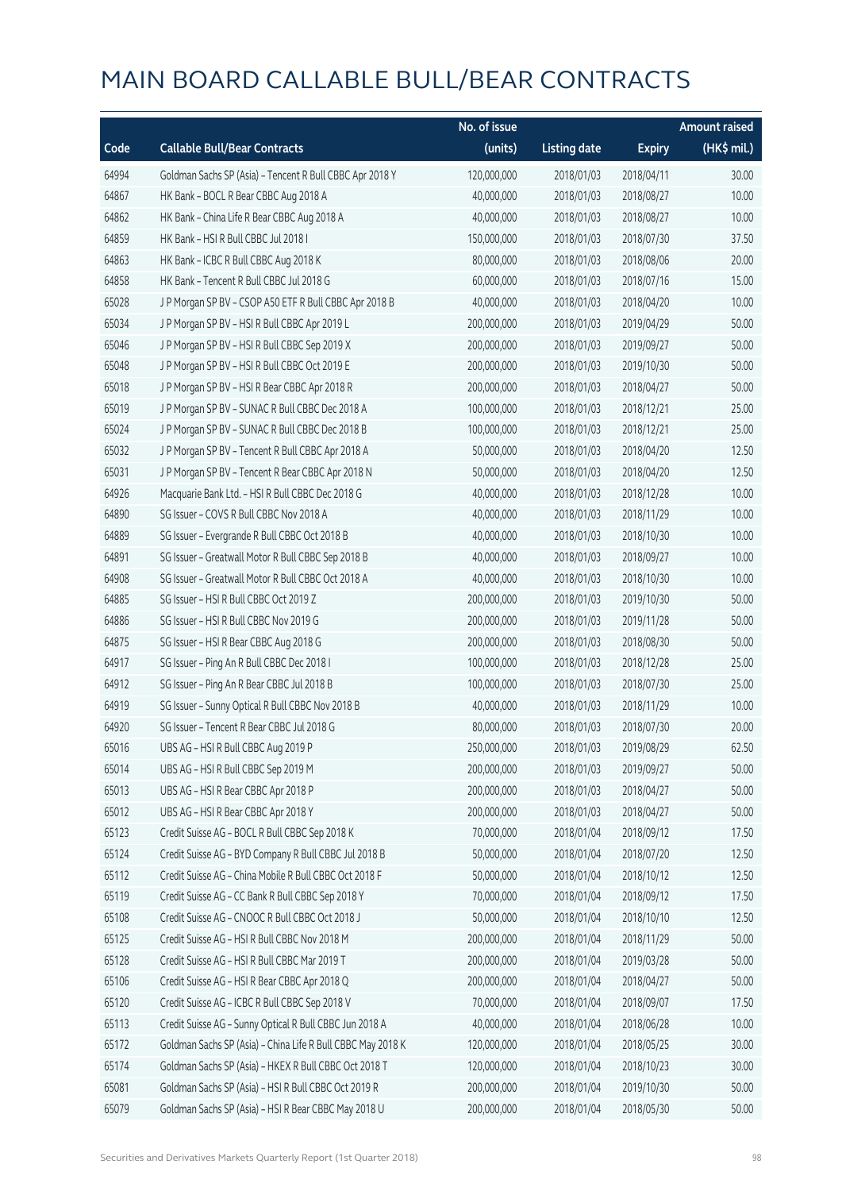# MAIN BOARD CALLABLE BULL/BEAR CONTRACTS

| Code | Callable Bull/Bear Contracts | No. of issue (units) | Listing date | Expiry | Amount raised (HK$ mil.) |
|---|---|---|---|---|---|
| 64994 | Goldman Sachs SP (Asia) – Tencent R Bull CBBC Apr 2018 Y | 120,000,000 | 2018/01/03 | 2018/04/11 | 30.00 |
| 64867 | HK Bank – BOCL R Bear CBBC Aug 2018 A | 40,000,000 | 2018/01/03 | 2018/08/27 | 10.00 |
| 64862 | HK Bank – China Life R Bear CBBC Aug 2018 A | 40,000,000 | 2018/01/03 | 2018/08/27 | 10.00 |
| 64859 | HK Bank – HSI R Bull CBBC Jul 2018 I | 150,000,000 | 2018/01/03 | 2018/07/30 | 37.50 |
| 64863 | HK Bank – ICBC R Bull CBBC Aug 2018 K | 80,000,000 | 2018/01/03 | 2018/08/06 | 20.00 |
| 64858 | HK Bank – Tencent R Bull CBBC Jul 2018 G | 60,000,000 | 2018/01/03 | 2018/07/16 | 15.00 |
| 65028 | J P Morgan SP BV – CSOP A50 ETF R Bull CBBC Apr 2018 B | 40,000,000 | 2018/01/03 | 2018/04/20 | 10.00 |
| 65034 | J P Morgan SP BV – HSI R Bull CBBC Apr 2019 L | 200,000,000 | 2018/01/03 | 2019/04/29 | 50.00 |
| 65046 | J P Morgan SP BV – HSI R Bull CBBC Sep 2019 X | 200,000,000 | 2018/01/03 | 2019/09/27 | 50.00 |
| 65048 | J P Morgan SP BV – HSI R Bull CBBC Oct 2019 E | 200,000,000 | 2018/01/03 | 2019/10/30 | 50.00 |
| 65018 | J P Morgan SP BV – HSI R Bear CBBC Apr 2018 R | 200,000,000 | 2018/01/03 | 2018/04/27 | 50.00 |
| 65019 | J P Morgan SP BV – SUNAC R Bull CBBC Dec 2018 A | 100,000,000 | 2018/01/03 | 2018/12/21 | 25.00 |
| 65024 | J P Morgan SP BV – SUNAC R Bull CBBC Dec 2018 B | 100,000,000 | 2018/01/03 | 2018/12/21 | 25.00 |
| 65032 | J P Morgan SP BV – Tencent R Bull CBBC Apr 2018 A | 50,000,000 | 2018/01/03 | 2018/04/20 | 12.50 |
| 65031 | J P Morgan SP BV – Tencent R Bear CBBC Apr 2018 N | 50,000,000 | 2018/01/03 | 2018/04/20 | 12.50 |
| 64926 | Macquarie Bank Ltd. – HSI R Bull CBBC Dec 2018 G | 40,000,000 | 2018/01/03 | 2018/12/28 | 10.00 |
| 64890 | SG Issuer – COVS R Bull CBBC Nov 2018 A | 40,000,000 | 2018/01/03 | 2018/11/29 | 10.00 |
| 64889 | SG Issuer – Evergrande R Bull CBBC Oct 2018 B | 40,000,000 | 2018/01/03 | 2018/10/30 | 10.00 |
| 64891 | SG Issuer – Greatwall Motor R Bull CBBC Sep 2018 B | 40,000,000 | 2018/01/03 | 2018/09/27 | 10.00 |
| 64908 | SG Issuer – Greatwall Motor R Bull CBBC Oct 2018 A | 40,000,000 | 2018/01/03 | 2018/10/30 | 10.00 |
| 64885 | SG Issuer – HSI R Bull CBBC Oct 2019 Z | 200,000,000 | 2018/01/03 | 2019/10/30 | 50.00 |
| 64886 | SG Issuer – HSI R Bull CBBC Nov 2019 G | 200,000,000 | 2018/01/03 | 2019/11/28 | 50.00 |
| 64875 | SG Issuer – HSI R Bear CBBC Aug 2018 G | 200,000,000 | 2018/01/03 | 2018/08/30 | 50.00 |
| 64917 | SG Issuer – Ping An R Bull CBBC Dec 2018 I | 100,000,000 | 2018/01/03 | 2018/12/28 | 25.00 |
| 64912 | SG Issuer – Ping An R Bear CBBC Jul 2018 B | 100,000,000 | 2018/01/03 | 2018/07/30 | 25.00 |
| 64919 | SG Issuer – Sunny Optical R Bull CBBC Nov 2018 B | 40,000,000 | 2018/01/03 | 2018/11/29 | 10.00 |
| 64920 | SG Issuer – Tencent R Bear CBBC Jul 2018 G | 80,000,000 | 2018/01/03 | 2018/07/30 | 20.00 |
| 65016 | UBS AG – HSI R Bull CBBC Aug 2019 P | 250,000,000 | 2018/01/03 | 2019/08/29 | 62.50 |
| 65014 | UBS AG – HSI R Bull CBBC Sep 2019 M | 200,000,000 | 2018/01/03 | 2019/09/27 | 50.00 |
| 65013 | UBS AG – HSI R Bear CBBC Apr 2018 P | 200,000,000 | 2018/01/03 | 2018/04/27 | 50.00 |
| 65012 | UBS AG – HSI R Bear CBBC Apr 2018 Y | 200,000,000 | 2018/01/03 | 2018/04/27 | 50.00 |
| 65123 | Credit Suisse AG – BOCL R Bull CBBC Sep 2018 K | 70,000,000 | 2018/01/04 | 2018/09/12 | 17.50 |
| 65124 | Credit Suisse AG – BYD Company R Bull CBBC Jul 2018 B | 50,000,000 | 2018/01/04 | 2018/07/20 | 12.50 |
| 65112 | Credit Suisse AG – China Mobile R Bull CBBC Oct 2018 F | 50,000,000 | 2018/01/04 | 2018/10/12 | 12.50 |
| 65119 | Credit Suisse AG – CC Bank R Bull CBBC Sep 2018 Y | 70,000,000 | 2018/01/04 | 2018/09/12 | 17.50 |
| 65108 | Credit Suisse AG – CNOOC R Bull CBBC Oct 2018 J | 50,000,000 | 2018/01/04 | 2018/10/10 | 12.50 |
| 65125 | Credit Suisse AG – HSI R Bull CBBC Nov 2018 M | 200,000,000 | 2018/01/04 | 2018/11/29 | 50.00 |
| 65128 | Credit Suisse AG – HSI R Bull CBBC Mar 2019 T | 200,000,000 | 2018/01/04 | 2019/03/28 | 50.00 |
| 65106 | Credit Suisse AG – HSI R Bear CBBC Apr 2018 Q | 200,000,000 | 2018/01/04 | 2018/04/27 | 50.00 |
| 65120 | Credit Suisse AG – ICBC R Bull CBBC Sep 2018 V | 70,000,000 | 2018/01/04 | 2018/09/07 | 17.50 |
| 65113 | Credit Suisse AG – Sunny Optical R Bull CBBC Jun 2018 A | 40,000,000 | 2018/01/04 | 2018/06/28 | 10.00 |
| 65172 | Goldman Sachs SP (Asia) – China Life R Bull CBBC May 2018 K | 120,000,000 | 2018/01/04 | 2018/05/25 | 30.00 |
| 65174 | Goldman Sachs SP (Asia) – HKEX R Bull CBBC Oct 2018 T | 120,000,000 | 2018/01/04 | 2018/10/23 | 30.00 |
| 65081 | Goldman Sachs SP (Asia) – HSI R Bull CBBC Oct 2019 R | 200,000,000 | 2018/01/04 | 2019/10/30 | 50.00 |
| 65079 | Goldman Sachs SP (Asia) – HSI R Bear CBBC May 2018 U | 200,000,000 | 2018/01/04 | 2018/05/30 | 50.00 |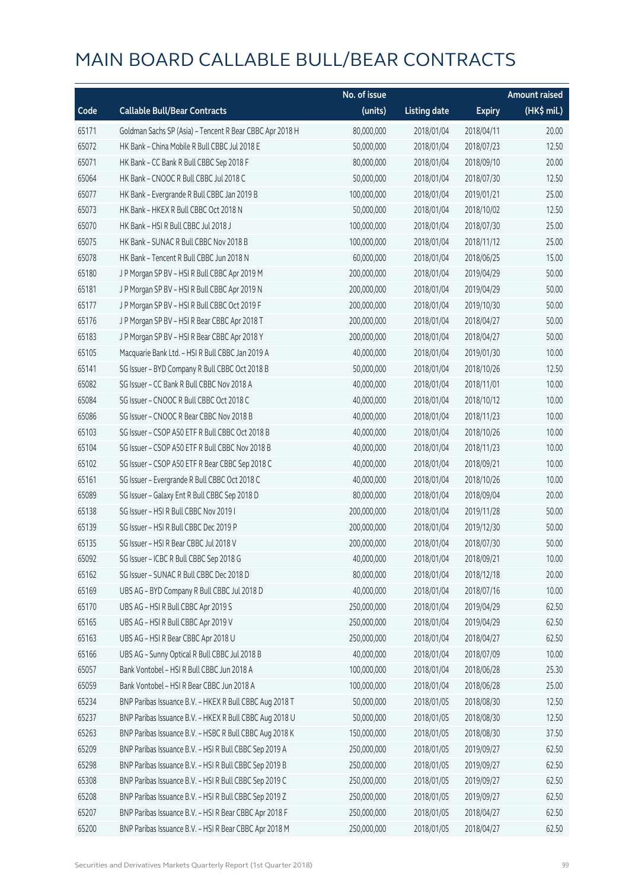# MAIN BOARD CALLABLE BULL/BEAR CONTRACTS

| Code | Callable Bull/Bear Contracts | No. of issue (units) | Listing date | Expiry | Amount raised (HK$ mil.) |
|---|---|---|---|---|---|
| 65171 | Goldman Sachs SP (Asia) – Tencent R Bear CBBC Apr 2018 H | 80,000,000 | 2018/01/04 | 2018/04/11 | 20.00 |
| 65072 | HK Bank – China Mobile R Bull CBBC Jul 2018 E | 50,000,000 | 2018/01/04 | 2018/07/23 | 12.50 |
| 65071 | HK Bank – CC Bank R Bull CBBC Sep 2018 F | 80,000,000 | 2018/01/04 | 2018/09/10 | 20.00 |
| 65064 | HK Bank – CNOOC R Bull CBBC Jul 2018 C | 50,000,000 | 2018/01/04 | 2018/07/30 | 12.50 |
| 65077 | HK Bank – Evergrande R Bull CBBC Jan 2019 B | 100,000,000 | 2018/01/04 | 2019/01/21 | 25.00 |
| 65073 | HK Bank – HKEX R Bull CBBC Oct 2018 N | 50,000,000 | 2018/01/04 | 2018/10/02 | 12.50 |
| 65070 | HK Bank – HSI R Bull CBBC Jul 2018 J | 100,000,000 | 2018/01/04 | 2018/07/30 | 25.00 |
| 65075 | HK Bank – SUNAC R Bull CBBC Nov 2018 B | 100,000,000 | 2018/01/04 | 2018/11/12 | 25.00 |
| 65078 | HK Bank – Tencent R Bull CBBC Jun 2018 N | 60,000,000 | 2018/01/04 | 2018/06/25 | 15.00 |
| 65180 | J P Morgan SP BV – HSI R Bull CBBC Apr 2019 M | 200,000,000 | 2018/01/04 | 2019/04/29 | 50.00 |
| 65181 | J P Morgan SP BV – HSI R Bull CBBC Apr 2019 N | 200,000,000 | 2018/01/04 | 2019/04/29 | 50.00 |
| 65177 | J P Morgan SP BV – HSI R Bull CBBC Oct 2019 F | 200,000,000 | 2018/01/04 | 2019/10/30 | 50.00 |
| 65176 | J P Morgan SP BV – HSI R Bear CBBC Apr 2018 T | 200,000,000 | 2018/01/04 | 2018/04/27 | 50.00 |
| 65183 | J P Morgan SP BV – HSI R Bear CBBC Apr 2018 Y | 200,000,000 | 2018/01/04 | 2018/04/27 | 50.00 |
| 65105 | Macquarie Bank Ltd. – HSI R Bull CBBC Jan 2019 A | 40,000,000 | 2018/01/04 | 2019/01/30 | 10.00 |
| 65141 | SG Issuer – BYD Company R Bull CBBC Oct 2018 B | 50,000,000 | 2018/01/04 | 2018/10/26 | 12.50 |
| 65082 | SG Issuer – CC Bank R Bull CBBC Nov 2018 A | 40,000,000 | 2018/01/04 | 2018/11/01 | 10.00 |
| 65084 | SG Issuer – CNOOC R Bull CBBC Oct 2018 C | 40,000,000 | 2018/01/04 | 2018/10/12 | 10.00 |
| 65086 | SG Issuer – CNOOC R Bear CBBC Nov 2018 B | 40,000,000 | 2018/01/04 | 2018/11/23 | 10.00 |
| 65103 | SG Issuer – CSOP A50 ETF R Bull CBBC Oct 2018 B | 40,000,000 | 2018/01/04 | 2018/10/26 | 10.00 |
| 65104 | SG Issuer – CSOP A50 ETF R Bull CBBC Nov 2018 B | 40,000,000 | 2018/01/04 | 2018/11/23 | 10.00 |
| 65102 | SG Issuer – CSOP A50 ETF R Bear CBBC Sep 2018 C | 40,000,000 | 2018/01/04 | 2018/09/21 | 10.00 |
| 65161 | SG Issuer – Evergrande R Bull CBBC Oct 2018 C | 40,000,000 | 2018/01/04 | 2018/10/26 | 10.00 |
| 65089 | SG Issuer – Galaxy Ent R Bull CBBC Sep 2018 D | 80,000,000 | 2018/01/04 | 2018/09/04 | 20.00 |
| 65138 | SG Issuer – HSI R Bull CBBC Nov 2019 I | 200,000,000 | 2018/01/04 | 2019/11/28 | 50.00 |
| 65139 | SG Issuer – HSI R Bull CBBC Dec 2019 P | 200,000,000 | 2018/01/04 | 2019/12/30 | 50.00 |
| 65135 | SG Issuer – HSI R Bear CBBC Jul 2018 V | 200,000,000 | 2018/01/04 | 2018/07/30 | 50.00 |
| 65092 | SG Issuer – ICBC R Bull CBBC Sep 2018 G | 40,000,000 | 2018/01/04 | 2018/09/21 | 10.00 |
| 65162 | SG Issuer – SUNAC R Bull CBBC Dec 2018 D | 80,000,000 | 2018/01/04 | 2018/12/18 | 20.00 |
| 65169 | UBS AG – BYD Company R Bull CBBC Jul 2018 D | 40,000,000 | 2018/01/04 | 2018/07/16 | 10.00 |
| 65170 | UBS AG – HSI R Bull CBBC Apr 2019 S | 250,000,000 | 2018/01/04 | 2019/04/29 | 62.50 |
| 65165 | UBS AG – HSI R Bull CBBC Apr 2019 V | 250,000,000 | 2018/01/04 | 2019/04/29 | 62.50 |
| 65163 | UBS AG – HSI R Bear CBBC Apr 2018 U | 250,000,000 | 2018/01/04 | 2018/04/27 | 62.50 |
| 65166 | UBS AG – Sunny Optical R Bull CBBC Jul 2018 B | 40,000,000 | 2018/01/04 | 2018/07/09 | 10.00 |
| 65057 | Bank Vontobel – HSI R Bull CBBC Jun 2018 A | 100,000,000 | 2018/01/04 | 2018/06/28 | 25.30 |
| 65059 | Bank Vontobel – HSI R Bear CBBC Jun 2018 A | 100,000,000 | 2018/01/04 | 2018/06/28 | 25.00 |
| 65234 | BNP Paribas Issuance B.V. – HKEX R Bull CBBC Aug 2018 T | 50,000,000 | 2018/01/05 | 2018/08/30 | 12.50 |
| 65237 | BNP Paribas Issuance B.V. – HKEX R Bull CBBC Aug 2018 U | 50,000,000 | 2018/01/05 | 2018/08/30 | 12.50 |
| 65263 | BNP Paribas Issuance B.V. – HSBC R Bull CBBC Aug 2018 K | 150,000,000 | 2018/01/05 | 2018/08/30 | 37.50 |
| 65209 | BNP Paribas Issuance B.V. – HSI R Bull CBBC Sep 2019 A | 250,000,000 | 2018/01/05 | 2019/09/27 | 62.50 |
| 65298 | BNP Paribas Issuance B.V. – HSI R Bull CBBC Sep 2019 B | 250,000,000 | 2018/01/05 | 2019/09/27 | 62.50 |
| 65308 | BNP Paribas Issuance B.V. – HSI R Bull CBBC Sep 2019 C | 250,000,000 | 2018/01/05 | 2019/09/27 | 62.50 |
| 65208 | BNP Paribas Issuance B.V. – HSI R Bull CBBC Sep 2019 Z | 250,000,000 | 2018/01/05 | 2019/09/27 | 62.50 |
| 65207 | BNP Paribas Issuance B.V. – HSI R Bear CBBC Apr 2018 F | 250,000,000 | 2018/01/05 | 2018/04/27 | 62.50 |
| 65200 | BNP Paribas Issuance B.V. – HSI R Bear CBBC Apr 2018 M | 250,000,000 | 2018/01/05 | 2018/04/27 | 62.50 |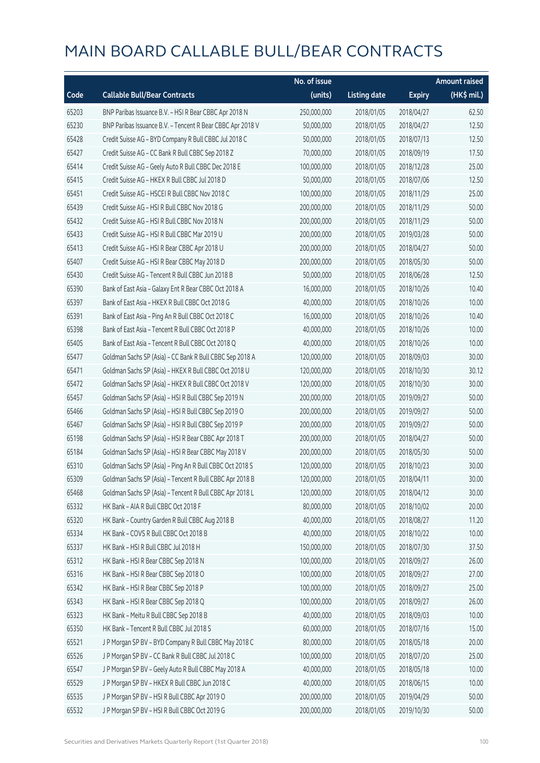# MAIN BOARD CALLABLE BULL/BEAR CONTRACTS

| Code | Callable Bull/Bear Contracts | No. of issue (units) | Listing date | Expiry | Amount raised (HK$ mil.) |
|---|---|---|---|---|---|
| 65203 | BNP Paribas Issuance B.V. – HSI R Bear CBBC Apr 2018 N | 250,000,000 | 2018/01/05 | 2018/04/27 | 62.50 |
| 65230 | BNP Paribas Issuance B.V. – Tencent R Bear CBBC Apr 2018 V | 50,000,000 | 2018/01/05 | 2018/04/27 | 12.50 |
| 65428 | Credit Suisse AG – BYD Company R Bull CBBC Jul 2018 C | 50,000,000 | 2018/01/05 | 2018/07/13 | 12.50 |
| 65427 | Credit Suisse AG – CC Bank R Bull CBBC Sep 2018 Z | 70,000,000 | 2018/01/05 | 2018/09/19 | 17.50 |
| 65414 | Credit Suisse AG – Geely Auto R Bull CBBC Dec 2018 E | 100,000,000 | 2018/01/05 | 2018/12/28 | 25.00 |
| 65415 | Credit Suisse AG – HKEX R Bull CBBC Jul 2018 D | 50,000,000 | 2018/01/05 | 2018/07/06 | 12.50 |
| 65451 | Credit Suisse AG – HSCEI R Bull CBBC Nov 2018 C | 100,000,000 | 2018/01/05 | 2018/11/29 | 25.00 |
| 65439 | Credit Suisse AG – HSI R Bull CBBC Nov 2018 G | 200,000,000 | 2018/01/05 | 2018/11/29 | 50.00 |
| 65432 | Credit Suisse AG – HSI R Bull CBBC Nov 2018 N | 200,000,000 | 2018/01/05 | 2018/11/29 | 50.00 |
| 65433 | Credit Suisse AG – HSI R Bull CBBC Mar 2019 U | 200,000,000 | 2018/01/05 | 2019/03/28 | 50.00 |
| 65413 | Credit Suisse AG – HSI R Bear CBBC Apr 2018 U | 200,000,000 | 2018/01/05 | 2018/04/27 | 50.00 |
| 65407 | Credit Suisse AG – HSI R Bear CBBC May 2018 D | 200,000,000 | 2018/01/05 | 2018/05/30 | 50.00 |
| 65430 | Credit Suisse AG – Tencent R Bull CBBC Jun 2018 B | 50,000,000 | 2018/01/05 | 2018/06/28 | 12.50 |
| 65390 | Bank of East Asia – Galaxy Ent R Bear CBBC Oct 2018 A | 16,000,000 | 2018/01/05 | 2018/10/26 | 10.40 |
| 65397 | Bank of East Asia – HKEX R Bull CBBC Oct 2018 G | 40,000,000 | 2018/01/05 | 2018/10/26 | 10.00 |
| 65391 | Bank of East Asia – Ping An R Bull CBBC Oct 2018 C | 16,000,000 | 2018/01/05 | 2018/10/26 | 10.40 |
| 65398 | Bank of East Asia – Tencent R Bull CBBC Oct 2018 P | 40,000,000 | 2018/01/05 | 2018/10/26 | 10.00 |
| 65405 | Bank of East Asia – Tencent R Bull CBBC Oct 2018 Q | 40,000,000 | 2018/01/05 | 2018/10/26 | 10.00 |
| 65477 | Goldman Sachs SP (Asia) – CC Bank R Bull CBBC Sep 2018 A | 120,000,000 | 2018/01/05 | 2018/09/03 | 30.00 |
| 65471 | Goldman Sachs SP (Asia) – HKEX R Bull CBBC Oct 2018 U | 120,000,000 | 2018/01/05 | 2018/10/30 | 30.12 |
| 65472 | Goldman Sachs SP (Asia) – HKEX R Bull CBBC Oct 2018 V | 120,000,000 | 2018/01/05 | 2018/10/30 | 30.00 |
| 65457 | Goldman Sachs SP (Asia) – HSI R Bull CBBC Sep 2019 N | 200,000,000 | 2018/01/05 | 2019/09/27 | 50.00 |
| 65466 | Goldman Sachs SP (Asia) – HSI R Bull CBBC Sep 2019 O | 200,000,000 | 2018/01/05 | 2019/09/27 | 50.00 |
| 65467 | Goldman Sachs SP (Asia) – HSI R Bull CBBC Sep 2019 P | 200,000,000 | 2018/01/05 | 2019/09/27 | 50.00 |
| 65198 | Goldman Sachs SP (Asia) – HSI R Bear CBBC Apr 2018 T | 200,000,000 | 2018/01/05 | 2018/04/27 | 50.00 |
| 65184 | Goldman Sachs SP (Asia) – HSI R Bear CBBC May 2018 V | 200,000,000 | 2018/01/05 | 2018/05/30 | 50.00 |
| 65310 | Goldman Sachs SP (Asia) – Ping An R Bull CBBC Oct 2018 S | 120,000,000 | 2018/01/05 | 2018/10/23 | 30.00 |
| 65309 | Goldman Sachs SP (Asia) – Tencent R Bull CBBC Apr 2018 B | 120,000,000 | 2018/01/05 | 2018/04/11 | 30.00 |
| 65468 | Goldman Sachs SP (Asia) – Tencent R Bull CBBC Apr 2018 L | 120,000,000 | 2018/01/05 | 2018/04/12 | 30.00 |
| 65332 | HK Bank – AIA R Bull CBBC Oct 2018 F | 80,000,000 | 2018/01/05 | 2018/10/02 | 20.00 |
| 65320 | HK Bank – Country Garden R Bull CBBC Aug 2018 B | 40,000,000 | 2018/01/05 | 2018/08/27 | 11.20 |
| 65334 | HK Bank – COVS R Bull CBBC Oct 2018 B | 40,000,000 | 2018/01/05 | 2018/10/22 | 10.00 |
| 65337 | HK Bank – HSI R Bull CBBC Jul 2018 H | 150,000,000 | 2018/01/05 | 2018/07/30 | 37.50 |
| 65312 | HK Bank – HSI R Bear CBBC Sep 2018 N | 100,000,000 | 2018/01/05 | 2018/09/27 | 26.00 |
| 65316 | HK Bank – HSI R Bear CBBC Sep 2018 O | 100,000,000 | 2018/01/05 | 2018/09/27 | 27.00 |
| 65342 | HK Bank – HSI R Bear CBBC Sep 2018 P | 100,000,000 | 2018/01/05 | 2018/09/27 | 25.00 |
| 65343 | HK Bank – HSI R Bear CBBC Sep 2018 Q | 100,000,000 | 2018/01/05 | 2018/09/27 | 26.00 |
| 65323 | HK Bank – Meitu R Bull CBBC Sep 2018 B | 40,000,000 | 2018/01/05 | 2018/09/03 | 10.00 |
| 65350 | HK Bank – Tencent R Bull CBBC Jul 2018 S | 60,000,000 | 2018/01/05 | 2018/07/16 | 15.00 |
| 65521 | J P Morgan SP BV – BYD Company R Bull CBBC May 2018 C | 80,000,000 | 2018/01/05 | 2018/05/18 | 20.00 |
| 65526 | J P Morgan SP BV – CC Bank R Bull CBBC Jul 2018 C | 100,000,000 | 2018/01/05 | 2018/07/20 | 25.00 |
| 65547 | J P Morgan SP BV – Geely Auto R Bull CBBC May 2018 A | 40,000,000 | 2018/01/05 | 2018/05/18 | 10.00 |
| 65529 | J P Morgan SP BV – HKEX R Bull CBBC Jun 2018 C | 40,000,000 | 2018/01/05 | 2018/06/15 | 10.00 |
| 65535 | J P Morgan SP BV – HSI R Bull CBBC Apr 2019 O | 200,000,000 | 2018/01/05 | 2019/04/29 | 50.00 |
| 65532 | J P Morgan SP BV – HSI R Bull CBBC Oct 2019 G | 200,000,000 | 2018/01/05 | 2019/10/30 | 50.00 |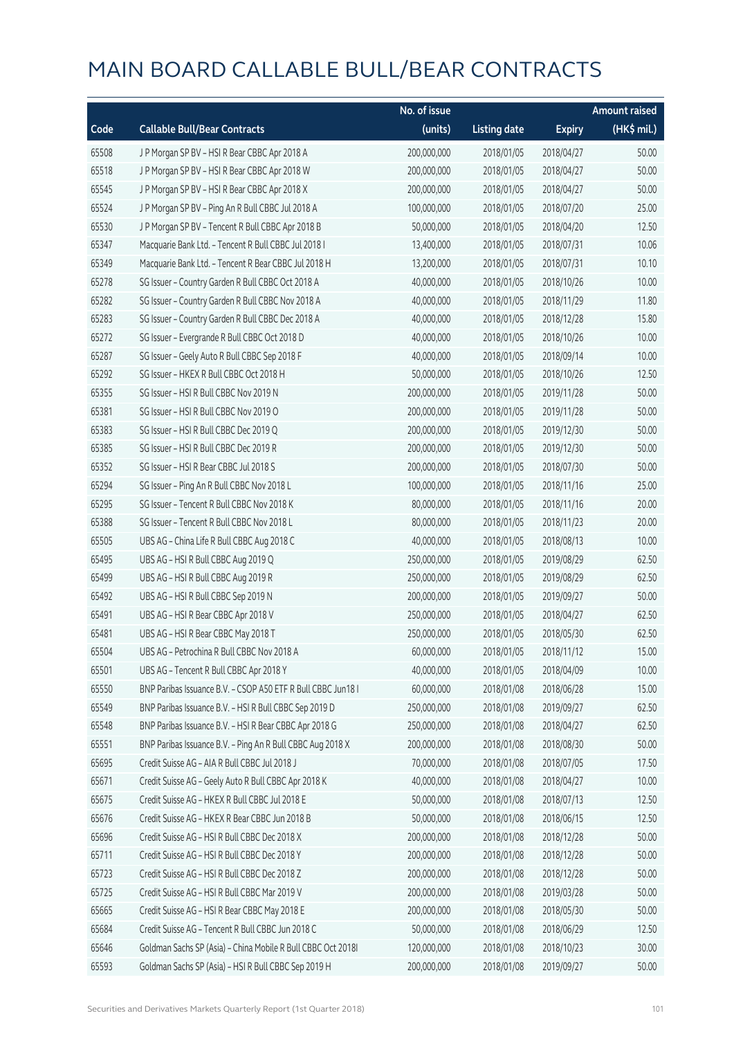# MAIN BOARD CALLABLE BULL/BEAR CONTRACTS

| Code | Callable Bull/Bear Contracts | No. of issue (units) | Listing date | Expiry | Amount raised (HK$ mil.) |
|---|---|---|---|---|---|
| 65508 | J P Morgan SP BV – HSI R Bear CBBC Apr 2018 A | 200,000,000 | 2018/01/05 | 2018/04/27 | 50.00 |
| 65518 | J P Morgan SP BV – HSI R Bear CBBC Apr 2018 W | 200,000,000 | 2018/01/05 | 2018/04/27 | 50.00 |
| 65545 | J P Morgan SP BV – HSI R Bear CBBC Apr 2018 X | 200,000,000 | 2018/01/05 | 2018/04/27 | 50.00 |
| 65524 | J P Morgan SP BV – Ping An R Bull CBBC Jul 2018 A | 100,000,000 | 2018/01/05 | 2018/07/20 | 25.00 |
| 65530 | J P Morgan SP BV – Tencent R Bull CBBC Apr 2018 B | 50,000,000 | 2018/01/05 | 2018/04/20 | 12.50 |
| 65347 | Macquarie Bank Ltd. – Tencent R Bull CBBC Jul 2018 I | 13,400,000 | 2018/01/05 | 2018/07/31 | 10.06 |
| 65349 | Macquarie Bank Ltd. – Tencent R Bear CBBC Jul 2018 H | 13,200,000 | 2018/01/05 | 2018/07/31 | 10.10 |
| 65278 | SG Issuer – Country Garden R Bull CBBC Oct 2018 A | 40,000,000 | 2018/01/05 | 2018/10/26 | 10.00 |
| 65282 | SG Issuer – Country Garden R Bull CBBC Nov 2018 A | 40,000,000 | 2018/01/05 | 2018/11/29 | 11.80 |
| 65283 | SG Issuer – Country Garden R Bull CBBC Dec 2018 A | 40,000,000 | 2018/01/05 | 2018/12/28 | 15.80 |
| 65272 | SG Issuer – Evergrande R Bull CBBC Oct 2018 D | 40,000,000 | 2018/01/05 | 2018/10/26 | 10.00 |
| 65287 | SG Issuer – Geely Auto R Bull CBBC Sep 2018 F | 40,000,000 | 2018/01/05 | 2018/09/14 | 10.00 |
| 65292 | SG Issuer – HKEX R Bull CBBC Oct 2018 H | 50,000,000 | 2018/01/05 | 2018/10/26 | 12.50 |
| 65355 | SG Issuer – HSI R Bull CBBC Nov 2019 N | 200,000,000 | 2018/01/05 | 2019/11/28 | 50.00 |
| 65381 | SG Issuer – HSI R Bull CBBC Nov 2019 O | 200,000,000 | 2018/01/05 | 2019/11/28 | 50.00 |
| 65383 | SG Issuer – HSI R Bull CBBC Dec 2019 Q | 200,000,000 | 2018/01/05 | 2019/12/30 | 50.00 |
| 65385 | SG Issuer – HSI R Bull CBBC Dec 2019 R | 200,000,000 | 2018/01/05 | 2019/12/30 | 50.00 |
| 65352 | SG Issuer – HSI R Bear CBBC Jul 2018 S | 200,000,000 | 2018/01/05 | 2018/07/30 | 50.00 |
| 65294 | SG Issuer – Ping An R Bull CBBC Nov 2018 L | 100,000,000 | 2018/01/05 | 2018/11/16 | 25.00 |
| 65295 | SG Issuer – Tencent R Bull CBBC Nov 2018 K | 80,000,000 | 2018/01/05 | 2018/11/16 | 20.00 |
| 65388 | SG Issuer – Tencent R Bull CBBC Nov 2018 L | 80,000,000 | 2018/01/05 | 2018/11/23 | 20.00 |
| 65505 | UBS AG – China Life R Bull CBBC Aug 2018 C | 40,000,000 | 2018/01/05 | 2018/08/13 | 10.00 |
| 65495 | UBS AG – HSI R Bull CBBC Aug 2019 Q | 250,000,000 | 2018/01/05 | 2019/08/29 | 62.50 |
| 65499 | UBS AG – HSI R Bull CBBC Aug 2019 R | 250,000,000 | 2018/01/05 | 2019/08/29 | 62.50 |
| 65492 | UBS AG – HSI R Bull CBBC Sep 2019 N | 200,000,000 | 2018/01/05 | 2019/09/27 | 50.00 |
| 65491 | UBS AG – HSI R Bear CBBC Apr 2018 V | 250,000,000 | 2018/01/05 | 2018/04/27 | 62.50 |
| 65481 | UBS AG – HSI R Bear CBBC May 2018 T | 250,000,000 | 2018/01/05 | 2018/05/30 | 62.50 |
| 65504 | UBS AG – Petrochina R Bull CBBC Nov 2018 A | 60,000,000 | 2018/01/05 | 2018/11/12 | 15.00 |
| 65501 | UBS AG – Tencent R Bull CBBC Apr 2018 Y | 40,000,000 | 2018/01/05 | 2018/04/09 | 10.00 |
| 65550 | BNP Paribas Issuance B.V. – CSOP A50 ETF R Bull CBBC Jun18 I | 60,000,000 | 2018/01/08 | 2018/06/28 | 15.00 |
| 65549 | BNP Paribas Issuance B.V. – HSI R Bull CBBC Sep 2019 D | 250,000,000 | 2018/01/08 | 2019/09/27 | 62.50 |
| 65548 | BNP Paribas Issuance B.V. – HSI R Bear CBBC Apr 2018 G | 250,000,000 | 2018/01/08 | 2018/04/27 | 62.50 |
| 65551 | BNP Paribas Issuance B.V. – Ping An R Bull CBBC Aug 2018 X | 200,000,000 | 2018/01/08 | 2018/08/30 | 50.00 |
| 65695 | Credit Suisse AG – AIA R Bull CBBC Jul 2018 J | 70,000,000 | 2018/01/08 | 2018/07/05 | 17.50 |
| 65671 | Credit Suisse AG – Geely Auto R Bull CBBC Apr 2018 K | 40,000,000 | 2018/01/08 | 2018/04/27 | 10.00 |
| 65675 | Credit Suisse AG – HKEX R Bull CBBC Jul 2018 E | 50,000,000 | 2018/01/08 | 2018/07/13 | 12.50 |
| 65676 | Credit Suisse AG – HKEX R Bear CBBC Jun 2018 B | 50,000,000 | 2018/01/08 | 2018/06/15 | 12.50 |
| 65696 | Credit Suisse AG – HSI R Bull CBBC Dec 2018 X | 200,000,000 | 2018/01/08 | 2018/12/28 | 50.00 |
| 65711 | Credit Suisse AG – HSI R Bull CBBC Dec 2018 Y | 200,000,000 | 2018/01/08 | 2018/12/28 | 50.00 |
| 65723 | Credit Suisse AG – HSI R Bull CBBC Dec 2018 Z | 200,000,000 | 2018/01/08 | 2018/12/28 | 50.00 |
| 65725 | Credit Suisse AG – HSI R Bull CBBC Mar 2019 V | 200,000,000 | 2018/01/08 | 2019/03/28 | 50.00 |
| 65665 | Credit Suisse AG – HSI R Bear CBBC May 2018 E | 200,000,000 | 2018/01/08 | 2018/05/30 | 50.00 |
| 65684 | Credit Suisse AG – Tencent R Bull CBBC Jun 2018 C | 50,000,000 | 2018/01/08 | 2018/06/29 | 12.50 |
| 65646 | Goldman Sachs SP (Asia) – China Mobile R Bull CBBC Oct 2018I | 120,000,000 | 2018/01/08 | 2018/10/23 | 30.00 |
| 65593 | Goldman Sachs SP (Asia) – HSI R Bull CBBC Sep 2019 H | 200,000,000 | 2018/01/08 | 2019/09/27 | 50.00 |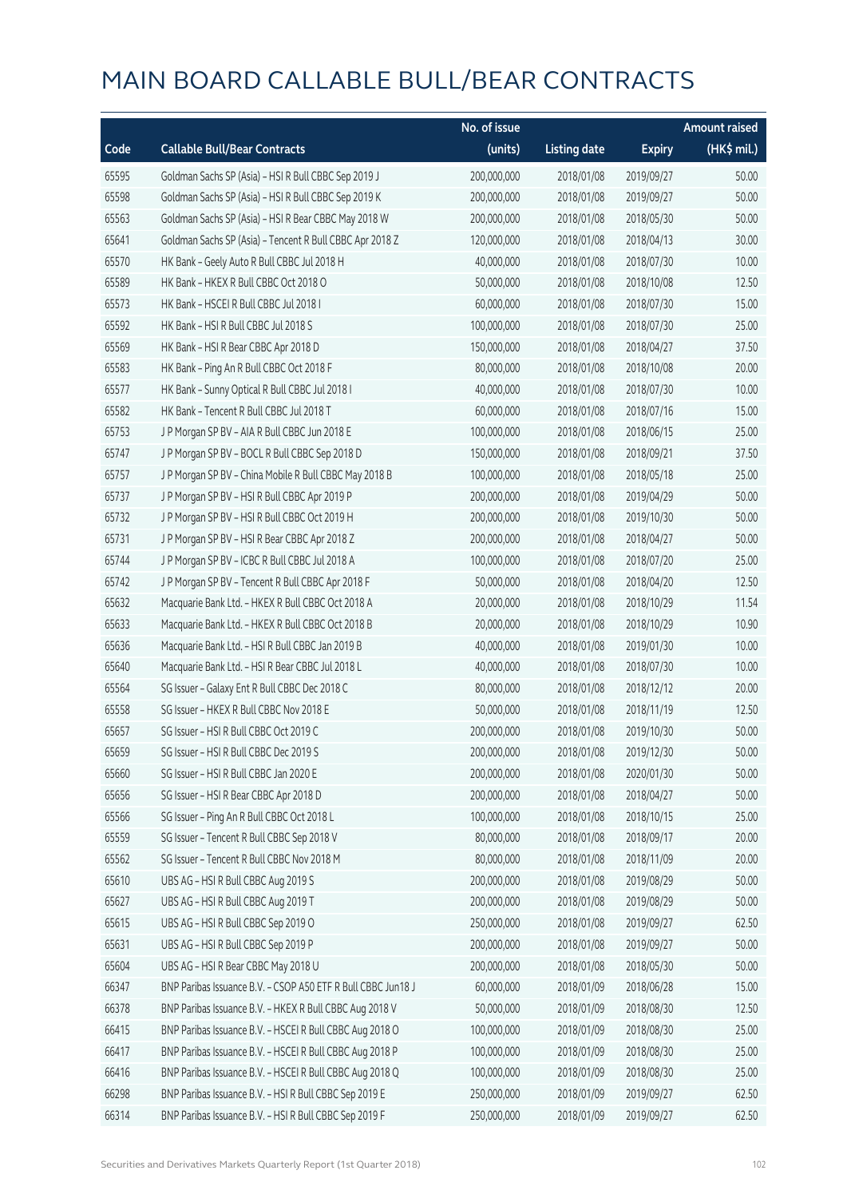# MAIN BOARD CALLABLE BULL/BEAR CONTRACTS

| Code | Callable Bull/Bear Contracts | No. of issue (units) | Listing date | Expiry | Amount raised (HK$ mil.) |
|---|---|---|---|---|---|
| 65595 | Goldman Sachs SP (Asia) - HSI R Bull CBBC Sep 2019 J | 200,000,000 | 2018/01/08 | 2019/09/27 | 50.00 |
| 65598 | Goldman Sachs SP (Asia) - HSI R Bull CBBC Sep 2019 K | 200,000,000 | 2018/01/08 | 2019/09/27 | 50.00 |
| 65563 | Goldman Sachs SP (Asia) - HSI R Bear CBBC May 2018 W | 200,000,000 | 2018/01/08 | 2018/05/30 | 50.00 |
| 65641 | Goldman Sachs SP (Asia) - Tencent R Bull CBBC Apr 2018 Z | 120,000,000 | 2018/01/08 | 2018/04/13 | 30.00 |
| 65570 | HK Bank - Geely Auto R Bull CBBC Jul 2018 H | 40,000,000 | 2018/01/08 | 2018/07/30 | 10.00 |
| 65589 | HK Bank - HKEX R Bull CBBC Oct 2018 O | 50,000,000 | 2018/01/08 | 2018/10/08 | 12.50 |
| 65573 | HK Bank - HSCEI R Bull CBBC Jul 2018 I | 60,000,000 | 2018/01/08 | 2018/07/30 | 15.00 |
| 65592 | HK Bank - HSI R Bull CBBC Jul 2018 S | 100,000,000 | 2018/01/08 | 2018/07/30 | 25.00 |
| 65569 | HK Bank - HSI R Bear CBBC Apr 2018 D | 150,000,000 | 2018/01/08 | 2018/04/27 | 37.50 |
| 65583 | HK Bank - Ping An R Bull CBBC Oct 2018 F | 80,000,000 | 2018/01/08 | 2018/10/08 | 20.00 |
| 65577 | HK Bank - Sunny Optical R Bull CBBC Jul 2018 I | 40,000,000 | 2018/01/08 | 2018/07/30 | 10.00 |
| 65582 | HK Bank - Tencent R Bull CBBC Jul 2018 T | 60,000,000 | 2018/01/08 | 2018/07/16 | 15.00 |
| 65753 | J P Morgan SP BV - AIA R Bull CBBC Jun 2018 E | 100,000,000 | 2018/01/08 | 2018/06/15 | 25.00 |
| 65747 | J P Morgan SP BV - BOCL R Bull CBBC Sep 2018 D | 150,000,000 | 2018/01/08 | 2018/09/21 | 37.50 |
| 65757 | J P Morgan SP BV - China Mobile R Bull CBBC May 2018 B | 100,000,000 | 2018/01/08 | 2018/05/18 | 25.00 |
| 65737 | J P Morgan SP BV - HSI R Bull CBBC Apr 2019 P | 200,000,000 | 2018/01/08 | 2019/04/29 | 50.00 |
| 65732 | J P Morgan SP BV - HSI R Bull CBBC Oct 2019 H | 200,000,000 | 2018/01/08 | 2019/10/30 | 50.00 |
| 65731 | J P Morgan SP BV - HSI R Bear CBBC Apr 2018 Z | 200,000,000 | 2018/01/08 | 2018/04/27 | 50.00 |
| 65744 | J P Morgan SP BV - ICBC R Bull CBBC Jul 2018 A | 100,000,000 | 2018/01/08 | 2018/07/20 | 25.00 |
| 65742 | J P Morgan SP BV - Tencent R Bull CBBC Apr 2018 F | 50,000,000 | 2018/01/08 | 2018/04/20 | 12.50 |
| 65632 | Macquarie Bank Ltd. - HKEX R Bull CBBC Oct 2018 A | 20,000,000 | 2018/01/08 | 2018/10/29 | 11.54 |
| 65633 | Macquarie Bank Ltd. - HKEX R Bull CBBC Oct 2018 B | 20,000,000 | 2018/01/08 | 2018/10/29 | 10.90 |
| 65636 | Macquarie Bank Ltd. - HSI R Bull CBBC Jan 2019 B | 40,000,000 | 2018/01/08 | 2019/01/30 | 10.00 |
| 65640 | Macquarie Bank Ltd. - HSI R Bear CBBC Jul 2018 L | 40,000,000 | 2018/01/08 | 2018/07/30 | 10.00 |
| 65564 | SG Issuer - Galaxy Ent R Bull CBBC Dec 2018 C | 80,000,000 | 2018/01/08 | 2018/12/12 | 20.00 |
| 65558 | SG Issuer - HKEX R Bull CBBC Nov 2018 E | 50,000,000 | 2018/01/08 | 2018/11/19 | 12.50 |
| 65657 | SG Issuer - HSI R Bull CBBC Oct 2019 C | 200,000,000 | 2018/01/08 | 2019/10/30 | 50.00 |
| 65659 | SG Issuer - HSI R Bull CBBC Dec 2019 S | 200,000,000 | 2018/01/08 | 2019/12/30 | 50.00 |
| 65660 | SG Issuer - HSI R Bull CBBC Jan 2020 E | 200,000,000 | 2018/01/08 | 2020/01/30 | 50.00 |
| 65656 | SG Issuer - HSI R Bear CBBC Apr 2018 D | 200,000,000 | 2018/01/08 | 2018/04/27 | 50.00 |
| 65566 | SG Issuer - Ping An R Bull CBBC Oct 2018 L | 100,000,000 | 2018/01/08 | 2018/10/15 | 25.00 |
| 65559 | SG Issuer - Tencent R Bull CBBC Sep 2018 V | 80,000,000 | 2018/01/08 | 2018/09/17 | 20.00 |
| 65562 | SG Issuer - Tencent R Bull CBBC Nov 2018 M | 80,000,000 | 2018/01/08 | 2018/11/09 | 20.00 |
| 65610 | UBS AG - HSI R Bull CBBC Aug 2019 S | 200,000,000 | 2018/01/08 | 2019/08/29 | 50.00 |
| 65627 | UBS AG - HSI R Bull CBBC Aug 2019 T | 200,000,000 | 2018/01/08 | 2019/08/29 | 50.00 |
| 65615 | UBS AG - HSI R Bull CBBC Sep 2019 O | 250,000,000 | 2018/01/08 | 2019/09/27 | 62.50 |
| 65631 | UBS AG - HSI R Bull CBBC Sep 2019 P | 200,000,000 | 2018/01/08 | 2019/09/27 | 50.00 |
| 65604 | UBS AG - HSI R Bear CBBC May 2018 U | 200,000,000 | 2018/01/08 | 2018/05/30 | 50.00 |
| 66347 | BNP Paribas Issuance B.V. - CSOP A50 ETF R Bull CBBC Jun18 J | 60,000,000 | 2018/01/09 | 2018/06/28 | 15.00 |
| 66378 | BNP Paribas Issuance B.V. - HKEX R Bull CBBC Aug 2018 V | 50,000,000 | 2018/01/09 | 2018/08/30 | 12.50 |
| 66415 | BNP Paribas Issuance B.V. - HSCEI R Bull CBBC Aug 2018 O | 100,000,000 | 2018/01/09 | 2018/08/30 | 25.00 |
| 66417 | BNP Paribas Issuance B.V. - HSCEI R Bull CBBC Aug 2018 P | 100,000,000 | 2018/01/09 | 2018/08/30 | 25.00 |
| 66416 | BNP Paribas Issuance B.V. - HSCEI R Bull CBBC Aug 2018 Q | 100,000,000 | 2018/01/09 | 2018/08/30 | 25.00 |
| 66298 | BNP Paribas Issuance B.V. - HSI R Bull CBBC Sep 2019 E | 250,000,000 | 2018/01/09 | 2019/09/27 | 62.50 |
| 66314 | BNP Paribas Issuance B.V. - HSI R Bull CBBC Sep 2019 F | 250,000,000 | 2018/01/09 | 2019/09/27 | 62.50 |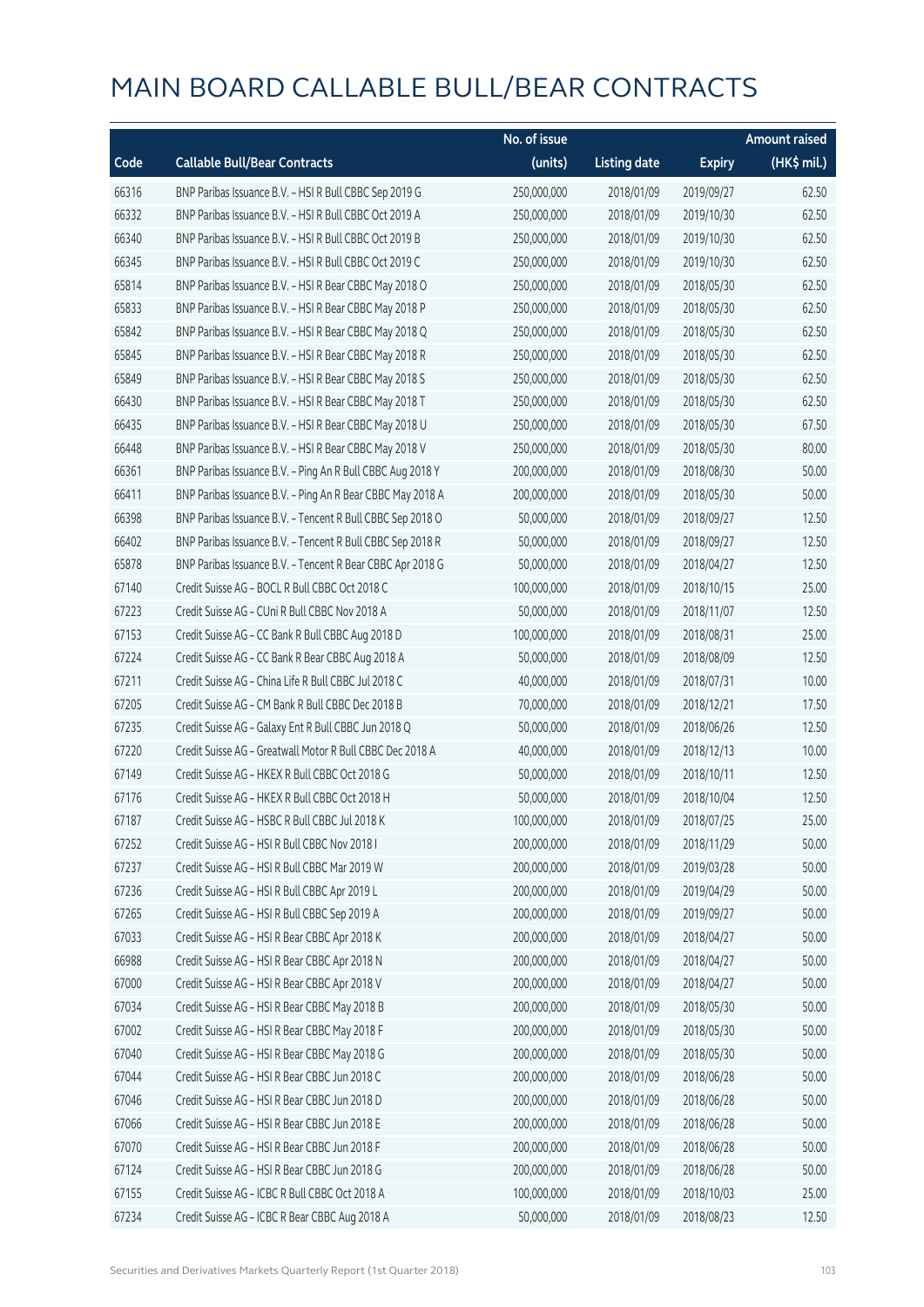# MAIN BOARD CALLABLE BULL/BEAR CONTRACTS

| Code | Callable Bull/Bear Contracts | No. of issue (units) | Listing date | Expiry | Amount raised (HK$ mil.) |
|---|---|---|---|---|---|
| 66316 | BNP Paribas Issuance B.V. – HSI R Bull CBBC Sep 2019 G | 250,000,000 | 2018/01/09 | 2019/09/27 | 62.50 |
| 66332 | BNP Paribas Issuance B.V. – HSI R Bull CBBC Oct 2019 A | 250,000,000 | 2018/01/09 | 2019/10/30 | 62.50 |
| 66340 | BNP Paribas Issuance B.V. – HSI R Bull CBBC Oct 2019 B | 250,000,000 | 2018/01/09 | 2019/10/30 | 62.50 |
| 66345 | BNP Paribas Issuance B.V. – HSI R Bull CBBC Oct 2019 C | 250,000,000 | 2018/01/09 | 2019/10/30 | 62.50 |
| 65814 | BNP Paribas Issuance B.V. – HSI R Bear CBBC May 2018 O | 250,000,000 | 2018/01/09 | 2018/05/30 | 62.50 |
| 65833 | BNP Paribas Issuance B.V. – HSI R Bear CBBC May 2018 P | 250,000,000 | 2018/01/09 | 2018/05/30 | 62.50 |
| 65842 | BNP Paribas Issuance B.V. – HSI R Bear CBBC May 2018 Q | 250,000,000 | 2018/01/09 | 2018/05/30 | 62.50 |
| 65845 | BNP Paribas Issuance B.V. – HSI R Bear CBBC May 2018 R | 250,000,000 | 2018/01/09 | 2018/05/30 | 62.50 |
| 65849 | BNP Paribas Issuance B.V. – HSI R Bear CBBC May 2018 S | 250,000,000 | 2018/01/09 | 2018/05/30 | 62.50 |
| 66430 | BNP Paribas Issuance B.V. – HSI R Bear CBBC May 2018 T | 250,000,000 | 2018/01/09 | 2018/05/30 | 62.50 |
| 66435 | BNP Paribas Issuance B.V. – HSI R Bear CBBC May 2018 U | 250,000,000 | 2018/01/09 | 2018/05/30 | 67.50 |
| 66448 | BNP Paribas Issuance B.V. – HSI R Bear CBBC May 2018 V | 250,000,000 | 2018/01/09 | 2018/05/30 | 80.00 |
| 66361 | BNP Paribas Issuance B.V. – Ping An R Bull CBBC Aug 2018 Y | 200,000,000 | 2018/01/09 | 2018/08/30 | 50.00 |
| 66411 | BNP Paribas Issuance B.V. – Ping An R Bear CBBC May 2018 A | 200,000,000 | 2018/01/09 | 2018/05/30 | 50.00 |
| 66398 | BNP Paribas Issuance B.V. – Tencent R Bull CBBC Sep 2018 O | 50,000,000 | 2018/01/09 | 2018/09/27 | 12.50 |
| 66402 | BNP Paribas Issuance B.V. – Tencent R Bull CBBC Sep 2018 R | 50,000,000 | 2018/01/09 | 2018/09/27 | 12.50 |
| 65878 | BNP Paribas Issuance B.V. – Tencent R Bear CBBC Apr 2018 G | 50,000,000 | 2018/01/09 | 2018/04/27 | 12.50 |
| 67140 | Credit Suisse AG – BOCL R Bull CBBC Oct 2018 C | 100,000,000 | 2018/01/09 | 2018/10/15 | 25.00 |
| 67223 | Credit Suisse AG – CUni R Bull CBBC Nov 2018 A | 50,000,000 | 2018/01/09 | 2018/11/07 | 12.50 |
| 67153 | Credit Suisse AG – CC Bank R Bull CBBC Aug 2018 D | 100,000,000 | 2018/01/09 | 2018/08/31 | 25.00 |
| 67224 | Credit Suisse AG – CC Bank R Bear CBBC Aug 2018 A | 50,000,000 | 2018/01/09 | 2018/08/09 | 12.50 |
| 67211 | Credit Suisse AG – China Life R Bull CBBC Jul 2018 C | 40,000,000 | 2018/01/09 | 2018/07/31 | 10.00 |
| 67205 | Credit Suisse AG – CM Bank R Bull CBBC Dec 2018 B | 70,000,000 | 2018/01/09 | 2018/12/21 | 17.50 |
| 67235 | Credit Suisse AG – Galaxy Ent R Bull CBBC Jun 2018 Q | 50,000,000 | 2018/01/09 | 2018/06/26 | 12.50 |
| 67220 | Credit Suisse AG – Greatwall Motor R Bull CBBC Dec 2018 A | 40,000,000 | 2018/01/09 | 2018/12/13 | 10.00 |
| 67149 | Credit Suisse AG – HKEX R Bull CBBC Oct 2018 G | 50,000,000 | 2018/01/09 | 2018/10/11 | 12.50 |
| 67176 | Credit Suisse AG – HKEX R Bull CBBC Oct 2018 H | 50,000,000 | 2018/01/09 | 2018/10/04 | 12.50 |
| 67187 | Credit Suisse AG – HSBC R Bull CBBC Jul 2018 K | 100,000,000 | 2018/01/09 | 2018/07/25 | 25.00 |
| 67252 | Credit Suisse AG – HSI R Bull CBBC Nov 2018 I | 200,000,000 | 2018/01/09 | 2018/11/29 | 50.00 |
| 67237 | Credit Suisse AG – HSI R Bull CBBC Mar 2019 W | 200,000,000 | 2018/01/09 | 2019/03/28 | 50.00 |
| 67236 | Credit Suisse AG – HSI R Bull CBBC Apr 2019 L | 200,000,000 | 2018/01/09 | 2019/04/29 | 50.00 |
| 67265 | Credit Suisse AG – HSI R Bull CBBC Sep 2019 A | 200,000,000 | 2018/01/09 | 2019/09/27 | 50.00 |
| 67033 | Credit Suisse AG – HSI R Bear CBBC Apr 2018 K | 200,000,000 | 2018/01/09 | 2018/04/27 | 50.00 |
| 66988 | Credit Suisse AG – HSI R Bear CBBC Apr 2018 N | 200,000,000 | 2018/01/09 | 2018/04/27 | 50.00 |
| 67000 | Credit Suisse AG – HSI R Bear CBBC Apr 2018 V | 200,000,000 | 2018/01/09 | 2018/04/27 | 50.00 |
| 67034 | Credit Suisse AG – HSI R Bear CBBC May 2018 B | 200,000,000 | 2018/01/09 | 2018/05/30 | 50.00 |
| 67002 | Credit Suisse AG – HSI R Bear CBBC May 2018 F | 200,000,000 | 2018/01/09 | 2018/05/30 | 50.00 |
| 67040 | Credit Suisse AG – HSI R Bear CBBC May 2018 G | 200,000,000 | 2018/01/09 | 2018/05/30 | 50.00 |
| 67044 | Credit Suisse AG – HSI R Bear CBBC Jun 2018 C | 200,000,000 | 2018/01/09 | 2018/06/28 | 50.00 |
| 67046 | Credit Suisse AG – HSI R Bear CBBC Jun 2018 D | 200,000,000 | 2018/01/09 | 2018/06/28 | 50.00 |
| 67066 | Credit Suisse AG – HSI R Bear CBBC Jun 2018 E | 200,000,000 | 2018/01/09 | 2018/06/28 | 50.00 |
| 67070 | Credit Suisse AG – HSI R Bear CBBC Jun 2018 F | 200,000,000 | 2018/01/09 | 2018/06/28 | 50.00 |
| 67124 | Credit Suisse AG – HSI R Bear CBBC Jun 2018 G | 200,000,000 | 2018/01/09 | 2018/06/28 | 50.00 |
| 67155 | Credit Suisse AG – ICBC R Bull CBBC Oct 2018 A | 100,000,000 | 2018/01/09 | 2018/10/03 | 25.00 |
| 67234 | Credit Suisse AG – ICBC R Bear CBBC Aug 2018 A | 50,000,000 | 2018/01/09 | 2018/08/23 | 12.50 |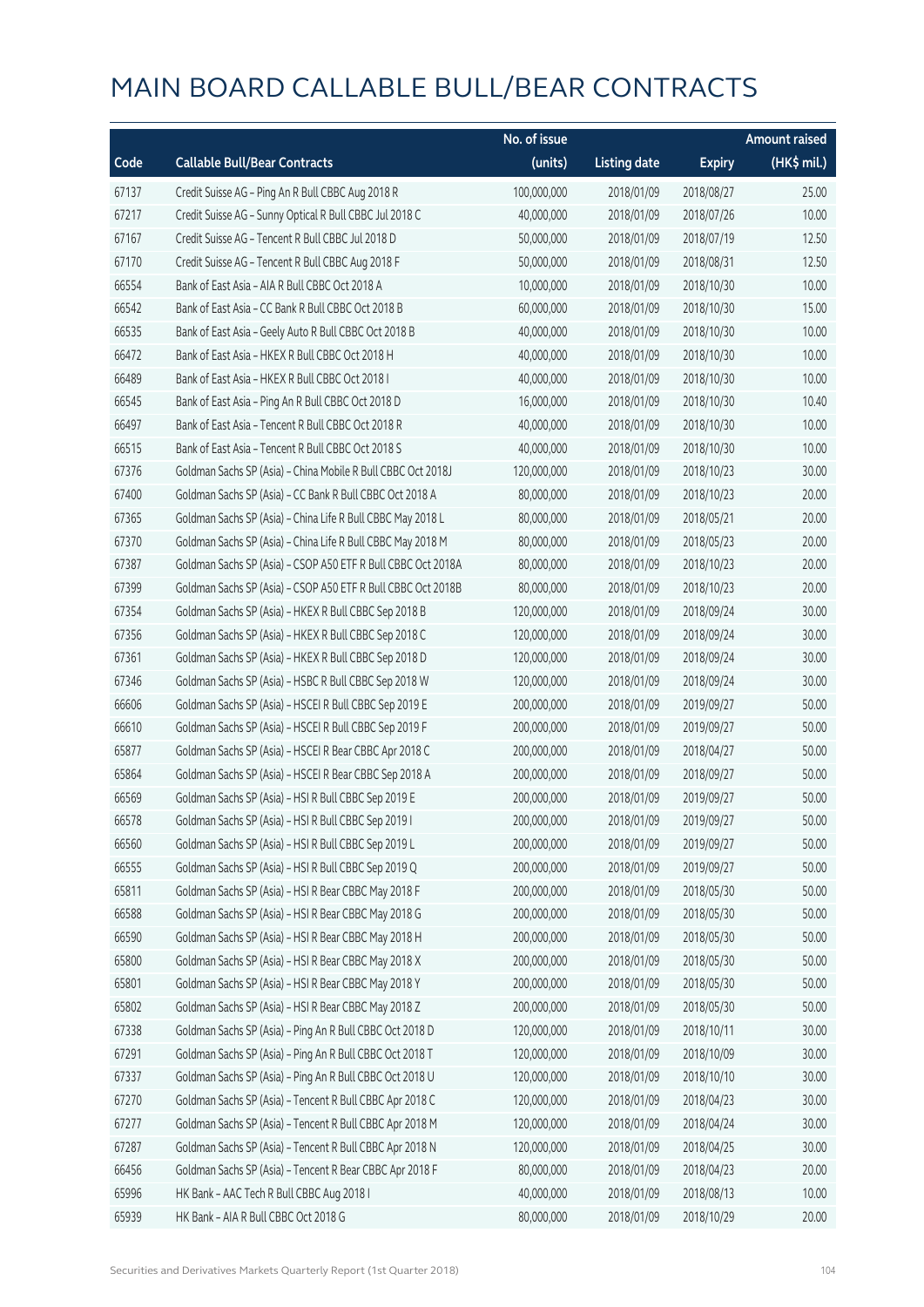# MAIN BOARD CALLABLE BULL/BEAR CONTRACTS

| Code | Callable Bull/Bear Contracts | No. of issue (units) | Listing date | Expiry | Amount raised (HK$ mil.) |
|---|---|---|---|---|---|
| 67137 | Credit Suisse AG – Ping An R Bull CBBC Aug 2018 R | 100,000,000 | 2018/01/09 | 2018/08/27 | 25.00 |
| 67217 | Credit Suisse AG – Sunny Optical R Bull CBBC Jul 2018 C | 40,000,000 | 2018/01/09 | 2018/07/26 | 10.00 |
| 67167 | Credit Suisse AG – Tencent R Bull CBBC Jul 2018 D | 50,000,000 | 2018/01/09 | 2018/07/19 | 12.50 |
| 67170 | Credit Suisse AG – Tencent R Bull CBBC Aug 2018 F | 50,000,000 | 2018/01/09 | 2018/08/31 | 12.50 |
| 66554 | Bank of East Asia – AIA R Bull CBBC Oct 2018 A | 10,000,000 | 2018/01/09 | 2018/10/30 | 10.00 |
| 66542 | Bank of East Asia – CC Bank R Bull CBBC Oct 2018 B | 60,000,000 | 2018/01/09 | 2018/10/30 | 15.00 |
| 66535 | Bank of East Asia – Geely Auto R Bull CBBC Oct 2018 B | 40,000,000 | 2018/01/09 | 2018/10/30 | 10.00 |
| 66472 | Bank of East Asia – HKEX R Bull CBBC Oct 2018 H | 40,000,000 | 2018/01/09 | 2018/10/30 | 10.00 |
| 66489 | Bank of East Asia – HKEX R Bull CBBC Oct 2018 I | 40,000,000 | 2018/01/09 | 2018/10/30 | 10.00 |
| 66545 | Bank of East Asia – Ping An R Bull CBBC Oct 2018 D | 16,000,000 | 2018/01/09 | 2018/10/30 | 10.40 |
| 66497 | Bank of East Asia – Tencent R Bull CBBC Oct 2018 R | 40,000,000 | 2018/01/09 | 2018/10/30 | 10.00 |
| 66515 | Bank of East Asia – Tencent R Bull CBBC Oct 2018 S | 40,000,000 | 2018/01/09 | 2018/10/30 | 10.00 |
| 67376 | Goldman Sachs SP (Asia) – China Mobile R Bull CBBC Oct 2018J | 120,000,000 | 2018/01/09 | 2018/10/23 | 30.00 |
| 67400 | Goldman Sachs SP (Asia) – CC Bank R Bull CBBC Oct 2018 A | 80,000,000 | 2018/01/09 | 2018/10/23 | 20.00 |
| 67365 | Goldman Sachs SP (Asia) – China Life R Bull CBBC May 2018 L | 80,000,000 | 2018/01/09 | 2018/05/21 | 20.00 |
| 67370 | Goldman Sachs SP (Asia) – China Life R Bull CBBC May 2018 M | 80,000,000 | 2018/01/09 | 2018/05/23 | 20.00 |
| 67387 | Goldman Sachs SP (Asia) – CSOP A50 ETF R Bull CBBC Oct 2018A | 80,000,000 | 2018/01/09 | 2018/10/23 | 20.00 |
| 67399 | Goldman Sachs SP (Asia) – CSOP A50 ETF R Bull CBBC Oct 2018B | 80,000,000 | 2018/01/09 | 2018/10/23 | 20.00 |
| 67354 | Goldman Sachs SP (Asia) – HKEX R Bull CBBC Sep 2018 B | 120,000,000 | 2018/01/09 | 2018/09/24 | 30.00 |
| 67356 | Goldman Sachs SP (Asia) – HKEX R Bull CBBC Sep 2018 C | 120,000,000 | 2018/01/09 | 2018/09/24 | 30.00 |
| 67361 | Goldman Sachs SP (Asia) – HKEX R Bull CBBC Sep 2018 D | 120,000,000 | 2018/01/09 | 2018/09/24 | 30.00 |
| 67346 | Goldman Sachs SP (Asia) – HSBC R Bull CBBC Sep 2018 W | 120,000,000 | 2018/01/09 | 2018/09/24 | 30.00 |
| 66606 | Goldman Sachs SP (Asia) – HSCEI R Bull CBBC Sep 2019 E | 200,000,000 | 2018/01/09 | 2019/09/27 | 50.00 |
| 66610 | Goldman Sachs SP (Asia) – HSCEI R Bull CBBC Sep 2019 F | 200,000,000 | 2018/01/09 | 2019/09/27 | 50.00 |
| 65877 | Goldman Sachs SP (Asia) – HSCEI R Bear CBBC Apr 2018 C | 200,000,000 | 2018/01/09 | 2018/04/27 | 50.00 |
| 65864 | Goldman Sachs SP (Asia) – HSCEI R Bear CBBC Sep 2018 A | 200,000,000 | 2018/01/09 | 2018/09/27 | 50.00 |
| 66569 | Goldman Sachs SP (Asia) – HSI R Bull CBBC Sep 2019 E | 200,000,000 | 2018/01/09 | 2019/09/27 | 50.00 |
| 66578 | Goldman Sachs SP (Asia) – HSI R Bull CBBC Sep 2019 I | 200,000,000 | 2018/01/09 | 2019/09/27 | 50.00 |
| 66560 | Goldman Sachs SP (Asia) – HSI R Bull CBBC Sep 2019 L | 200,000,000 | 2018/01/09 | 2019/09/27 | 50.00 |
| 66555 | Goldman Sachs SP (Asia) – HSI R Bull CBBC Sep 2019 Q | 200,000,000 | 2018/01/09 | 2019/09/27 | 50.00 |
| 65811 | Goldman Sachs SP (Asia) – HSI R Bear CBBC May 2018 F | 200,000,000 | 2018/01/09 | 2018/05/30 | 50.00 |
| 66588 | Goldman Sachs SP (Asia) – HSI R Bear CBBC May 2018 G | 200,000,000 | 2018/01/09 | 2018/05/30 | 50.00 |
| 66590 | Goldman Sachs SP (Asia) – HSI R Bear CBBC May 2018 H | 200,000,000 | 2018/01/09 | 2018/05/30 | 50.00 |
| 65800 | Goldman Sachs SP (Asia) – HSI R Bear CBBC May 2018 X | 200,000,000 | 2018/01/09 | 2018/05/30 | 50.00 |
| 65801 | Goldman Sachs SP (Asia) – HSI R Bear CBBC May 2018 Y | 200,000,000 | 2018/01/09 | 2018/05/30 | 50.00 |
| 65802 | Goldman Sachs SP (Asia) – HSI R Bear CBBC May 2018 Z | 200,000,000 | 2018/01/09 | 2018/05/30 | 50.00 |
| 67338 | Goldman Sachs SP (Asia) – Ping An R Bull CBBC Oct 2018 D | 120,000,000 | 2018/01/09 | 2018/10/11 | 30.00 |
| 67291 | Goldman Sachs SP (Asia) – Ping An R Bull CBBC Oct 2018 T | 120,000,000 | 2018/01/09 | 2018/10/09 | 30.00 |
| 67337 | Goldman Sachs SP (Asia) – Ping An R Bull CBBC Oct 2018 U | 120,000,000 | 2018/01/09 | 2018/10/10 | 30.00 |
| 67270 | Goldman Sachs SP (Asia) – Tencent R Bull CBBC Apr 2018 C | 120,000,000 | 2018/01/09 | 2018/04/23 | 30.00 |
| 67277 | Goldman Sachs SP (Asia) – Tencent R Bull CBBC Apr 2018 M | 120,000,000 | 2018/01/09 | 2018/04/24 | 30.00 |
| 67287 | Goldman Sachs SP (Asia) – Tencent R Bull CBBC Apr 2018 N | 120,000,000 | 2018/01/09 | 2018/04/25 | 30.00 |
| 66456 | Goldman Sachs SP (Asia) – Tencent R Bear CBBC Apr 2018 F | 80,000,000 | 2018/01/09 | 2018/04/23 | 20.00 |
| 65996 | HK Bank – AAC Tech R Bull CBBC Aug 2018 I | 40,000,000 | 2018/01/09 | 2018/08/13 | 10.00 |
| 65939 | HK Bank – AIA R Bull CBBC Oct 2018 G | 80,000,000 | 2018/01/09 | 2018/10/29 | 20.00 |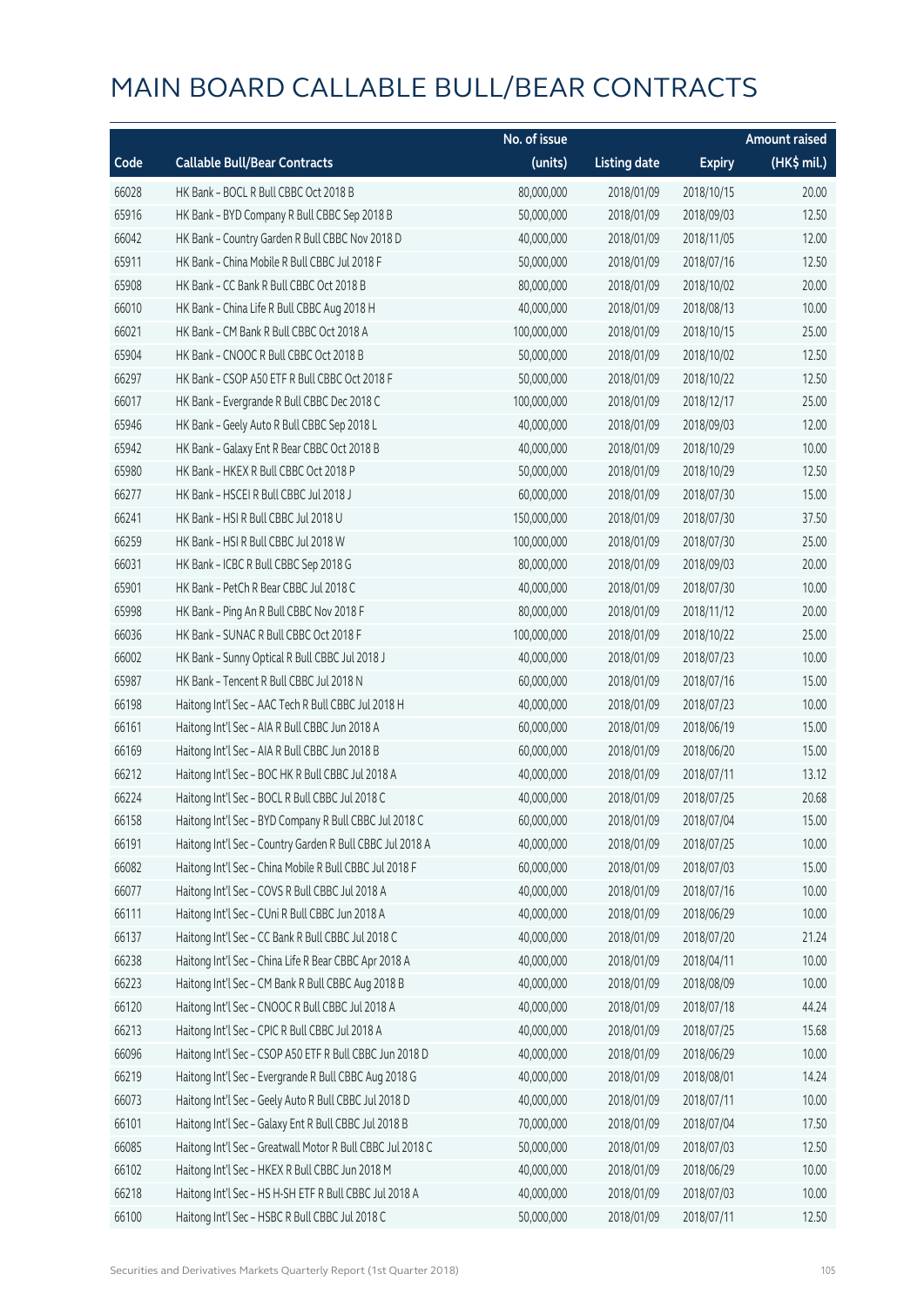# MAIN BOARD CALLABLE BULL/BEAR CONTRACTS

| Code | Callable Bull/Bear Contracts | No. of issue (units) | Listing date | Expiry | Amount raised (HK$ mil.) |
|---|---|---|---|---|---|
| 66028 | HK Bank – BOCL R Bull CBBC Oct 2018 B | 80,000,000 | 2018/01/09 | 2018/10/15 | 20.00 |
| 65916 | HK Bank – BYD Company R Bull CBBC Sep 2018 B | 50,000,000 | 2018/01/09 | 2018/09/03 | 12.50 |
| 66042 | HK Bank – Country Garden R Bull CBBC Nov 2018 D | 40,000,000 | 2018/01/09 | 2018/11/05 | 12.00 |
| 65911 | HK Bank – China Mobile R Bull CBBC Jul 2018 F | 50,000,000 | 2018/01/09 | 2018/07/16 | 12.50 |
| 65908 | HK Bank – CC Bank R Bull CBBC Oct 2018 B | 80,000,000 | 2018/01/09 | 2018/10/02 | 20.00 |
| 66010 | HK Bank – China Life R Bull CBBC Aug 2018 H | 40,000,000 | 2018/01/09 | 2018/08/13 | 10.00 |
| 66021 | HK Bank – CM Bank R Bull CBBC Oct 2018 A | 100,000,000 | 2018/01/09 | 2018/10/15 | 25.00 |
| 65904 | HK Bank – CNOOC R Bull CBBC Oct 2018 B | 50,000,000 | 2018/01/09 | 2018/10/02 | 12.50 |
| 66297 | HK Bank – CSOP A50 ETF R Bull CBBC Oct 2018 F | 50,000,000 | 2018/01/09 | 2018/10/22 | 12.50 |
| 66017 | HK Bank – Evergrande R Bull CBBC Dec 2018 C | 100,000,000 | 2018/01/09 | 2018/12/17 | 25.00 |
| 65946 | HK Bank – Geely Auto R Bull CBBC Sep 2018 L | 40,000,000 | 2018/01/09 | 2018/09/03 | 12.00 |
| 65942 | HK Bank – Galaxy Ent R Bear CBBC Oct 2018 B | 40,000,000 | 2018/01/09 | 2018/10/29 | 10.00 |
| 65980 | HK Bank – HKEX R Bull CBBC Oct 2018 P | 50,000,000 | 2018/01/09 | 2018/10/29 | 12.50 |
| 66277 | HK Bank – HSCEI R Bull CBBC Jul 2018 J | 60,000,000 | 2018/01/09 | 2018/07/30 | 15.00 |
| 66241 | HK Bank – HSI R Bull CBBC Jul 2018 U | 150,000,000 | 2018/01/09 | 2018/07/30 | 37.50 |
| 66259 | HK Bank – HSI R Bull CBBC Jul 2018 W | 100,000,000 | 2018/01/09 | 2018/07/30 | 25.00 |
| 66031 | HK Bank – ICBC R Bull CBBC Sep 2018 G | 80,000,000 | 2018/01/09 | 2018/09/03 | 20.00 |
| 65901 | HK Bank – PetCh R Bear CBBC Jul 2018 C | 40,000,000 | 2018/01/09 | 2018/07/30 | 10.00 |
| 65998 | HK Bank – Ping An R Bull CBBC Nov 2018 F | 80,000,000 | 2018/01/09 | 2018/11/12 | 20.00 |
| 66036 | HK Bank – SUNAC R Bull CBBC Oct 2018 F | 100,000,000 | 2018/01/09 | 2018/10/22 | 25.00 |
| 66002 | HK Bank – Sunny Optical R Bull CBBC Jul 2018 J | 40,000,000 | 2018/01/09 | 2018/07/23 | 10.00 |
| 65987 | HK Bank – Tencent R Bull CBBC Jul 2018 N | 60,000,000 | 2018/01/09 | 2018/07/16 | 15.00 |
| 66198 | Haitong Int'l Sec – AAC Tech R Bull CBBC Jul 2018 H | 40,000,000 | 2018/01/09 | 2018/07/23 | 10.00 |
| 66161 | Haitong Int'l Sec – AIA R Bull CBBC Jun 2018 A | 60,000,000 | 2018/01/09 | 2018/06/19 | 15.00 |
| 66169 | Haitong Int'l Sec – AIA R Bull CBBC Jun 2018 B | 60,000,000 | 2018/01/09 | 2018/06/20 | 15.00 |
| 66212 | Haitong Int'l Sec – BOC HK R Bull CBBC Jul 2018 A | 40,000,000 | 2018/01/09 | 2018/07/11 | 13.12 |
| 66224 | Haitong Int'l Sec – BOCL R Bull CBBC Jul 2018 C | 40,000,000 | 2018/01/09 | 2018/07/25 | 20.68 |
| 66158 | Haitong Int'l Sec – BYD Company R Bull CBBC Jul 2018 C | 60,000,000 | 2018/01/09 | 2018/07/04 | 15.00 |
| 66191 | Haitong Int'l Sec – Country Garden R Bull CBBC Jul 2018 A | 40,000,000 | 2018/01/09 | 2018/07/25 | 10.00 |
| 66082 | Haitong Int'l Sec – China Mobile R Bull CBBC Jul 2018 F | 60,000,000 | 2018/01/09 | 2018/07/03 | 15.00 |
| 66077 | Haitong Int'l Sec – COVS R Bull CBBC Jul 2018 A | 40,000,000 | 2018/01/09 | 2018/07/16 | 10.00 |
| 66111 | Haitong Int'l Sec – CUni R Bull CBBC Jun 2018 A | 40,000,000 | 2018/01/09 | 2018/06/29 | 10.00 |
| 66137 | Haitong Int'l Sec – CC Bank R Bull CBBC Jul 2018 C | 40,000,000 | 2018/01/09 | 2018/07/20 | 21.24 |
| 66238 | Haitong Int'l Sec – China Life R Bear CBBC Apr 2018 A | 40,000,000 | 2018/01/09 | 2018/04/11 | 10.00 |
| 66223 | Haitong Int'l Sec – CM Bank R Bull CBBC Aug 2018 B | 40,000,000 | 2018/01/09 | 2018/08/09 | 10.00 |
| 66120 | Haitong Int'l Sec – CNOOC R Bull CBBC Jul 2018 A | 40,000,000 | 2018/01/09 | 2018/07/18 | 44.24 |
| 66213 | Haitong Int'l Sec – CPIC R Bull CBBC Jul 2018 A | 40,000,000 | 2018/01/09 | 2018/07/25 | 15.68 |
| 66096 | Haitong Int'l Sec – CSOP A50 ETF R Bull CBBC Jun 2018 D | 40,000,000 | 2018/01/09 | 2018/06/29 | 10.00 |
| 66219 | Haitong Int'l Sec – Evergrande R Bull CBBC Aug 2018 G | 40,000,000 | 2018/01/09 | 2018/08/01 | 14.24 |
| 66073 | Haitong Int'l Sec – Geely Auto R Bull CBBC Jul 2018 D | 40,000,000 | 2018/01/09 | 2018/07/11 | 10.00 |
| 66101 | Haitong Int'l Sec – Galaxy Ent R Bull CBBC Jul 2018 B | 70,000,000 | 2018/01/09 | 2018/07/04 | 17.50 |
| 66085 | Haitong Int'l Sec – Greatwall Motor R Bull CBBC Jul 2018 C | 50,000,000 | 2018/01/09 | 2018/07/03 | 12.50 |
| 66102 | Haitong Int'l Sec – HKEX R Bull CBBC Jun 2018 M | 40,000,000 | 2018/01/09 | 2018/06/29 | 10.00 |
| 66218 | Haitong Int'l Sec – HS H-SH ETF R Bull CBBC Jul 2018 A | 40,000,000 | 2018/01/09 | 2018/07/03 | 10.00 |
| 66100 | Haitong Int'l Sec – HSBC R Bull CBBC Jul 2018 C | 50,000,000 | 2018/01/09 | 2018/07/11 | 12.50 |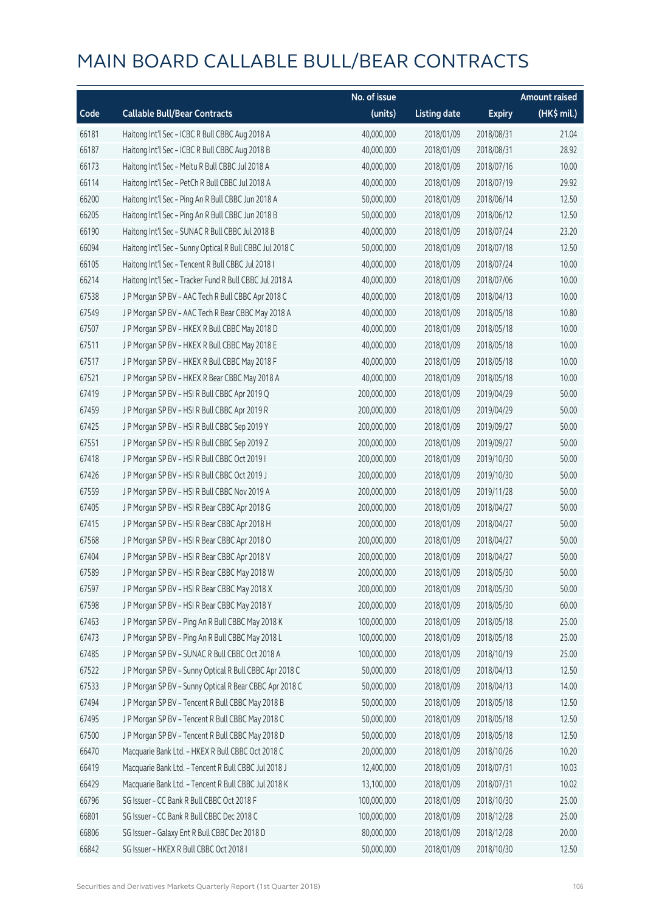# MAIN BOARD CALLABLE BULL/BEAR CONTRACTS

| Code | Callable Bull/Bear Contracts | No. of issue (units) | Listing date | Expiry | Amount raised (HK$ mil.) |
|---|---|---|---|---|---|
| 66181 | Haitong Int'l Sec – ICBC R Bull CBBC Aug 2018 A | 40,000,000 | 2018/01/09 | 2018/08/31 | 21.04 |
| 66187 | Haitong Int'l Sec – ICBC R Bull CBBC Aug 2018 B | 40,000,000 | 2018/01/09 | 2018/08/31 | 28.92 |
| 66173 | Haitong Int'l Sec – Meitu R Bull CBBC Jul 2018 A | 40,000,000 | 2018/01/09 | 2018/07/16 | 10.00 |
| 66114 | Haitong Int'l Sec – PetCh R Bull CBBC Jul 2018 A | 40,000,000 | 2018/01/09 | 2018/07/19 | 29.92 |
| 66200 | Haitong Int'l Sec – Ping An R Bull CBBC Jun 2018 A | 50,000,000 | 2018/01/09 | 2018/06/14 | 12.50 |
| 66205 | Haitong Int'l Sec – Ping An R Bull CBBC Jun 2018 B | 50,000,000 | 2018/01/09 | 2018/06/12 | 12.50 |
| 66190 | Haitong Int'l Sec – SUNAC R Bull CBBC Jul 2018 B | 40,000,000 | 2018/01/09 | 2018/07/24 | 23.20 |
| 66094 | Haitong Int'l Sec – Sunny Optical R Bull CBBC Jul 2018 C | 50,000,000 | 2018/01/09 | 2018/07/18 | 12.50 |
| 66105 | Haitong Int'l Sec – Tencent R Bull CBBC Jul 2018 I | 40,000,000 | 2018/01/09 | 2018/07/24 | 10.00 |
| 66214 | Haitong Int'l Sec – Tracker Fund R Bull CBBC Jul 2018 A | 40,000,000 | 2018/01/09 | 2018/07/06 | 10.00 |
| 67538 | J P Morgan SP BV – AAC Tech R Bull CBBC Apr 2018 C | 40,000,000 | 2018/01/09 | 2018/04/13 | 10.00 |
| 67549 | J P Morgan SP BV – AAC Tech R Bear CBBC May 2018 A | 40,000,000 | 2018/01/09 | 2018/05/18 | 10.80 |
| 67507 | J P Morgan SP BV – HKEX R Bull CBBC May 2018 D | 40,000,000 | 2018/01/09 | 2018/05/18 | 10.00 |
| 67511 | J P Morgan SP BV – HKEX R Bull CBBC May 2018 E | 40,000,000 | 2018/01/09 | 2018/05/18 | 10.00 |
| 67517 | J P Morgan SP BV – HKEX R Bull CBBC May 2018 F | 40,000,000 | 2018/01/09 | 2018/05/18 | 10.00 |
| 67521 | J P Morgan SP BV – HKEX R Bear CBBC May 2018 A | 40,000,000 | 2018/01/09 | 2018/05/18 | 10.00 |
| 67419 | J P Morgan SP BV – HSI R Bull CBBC Apr 2019 Q | 200,000,000 | 2018/01/09 | 2019/04/29 | 50.00 |
| 67459 | J P Morgan SP BV – HSI R Bull CBBC Apr 2019 R | 200,000,000 | 2018/01/09 | 2019/04/29 | 50.00 |
| 67425 | J P Morgan SP BV – HSI R Bull CBBC Sep 2019 Y | 200,000,000 | 2018/01/09 | 2019/09/27 | 50.00 |
| 67551 | J P Morgan SP BV – HSI R Bull CBBC Sep 2019 Z | 200,000,000 | 2018/01/09 | 2019/09/27 | 50.00 |
| 67418 | J P Morgan SP BV – HSI R Bull CBBC Oct 2019 I | 200,000,000 | 2018/01/09 | 2019/10/30 | 50.00 |
| 67426 | J P Morgan SP BV – HSI R Bull CBBC Oct 2019 J | 200,000,000 | 2018/01/09 | 2019/10/30 | 50.00 |
| 67559 | J P Morgan SP BV – HSI R Bull CBBC Nov 2019 A | 200,000,000 | 2018/01/09 | 2019/11/28 | 50.00 |
| 67405 | J P Morgan SP BV – HSI R Bear CBBC Apr 2018 G | 200,000,000 | 2018/01/09 | 2018/04/27 | 50.00 |
| 67415 | J P Morgan SP BV – HSI R Bear CBBC Apr 2018 H | 200,000,000 | 2018/01/09 | 2018/04/27 | 50.00 |
| 67568 | J P Morgan SP BV – HSI R Bear CBBC Apr 2018 O | 200,000,000 | 2018/01/09 | 2018/04/27 | 50.00 |
| 67404 | J P Morgan SP BV – HSI R Bear CBBC Apr 2018 V | 200,000,000 | 2018/01/09 | 2018/04/27 | 50.00 |
| 67589 | J P Morgan SP BV – HSI R Bear CBBC May 2018 W | 200,000,000 | 2018/01/09 | 2018/05/30 | 50.00 |
| 67597 | J P Morgan SP BV – HSI R Bear CBBC May 2018 X | 200,000,000 | 2018/01/09 | 2018/05/30 | 50.00 |
| 67598 | J P Morgan SP BV – HSI R Bear CBBC May 2018 Y | 200,000,000 | 2018/01/09 | 2018/05/30 | 60.00 |
| 67463 | J P Morgan SP BV – Ping An R Bull CBBC May 2018 K | 100,000,000 | 2018/01/09 | 2018/05/18 | 25.00 |
| 67473 | J P Morgan SP BV – Ping An R Bull CBBC May 2018 L | 100,000,000 | 2018/01/09 | 2018/05/18 | 25.00 |
| 67485 | J P Morgan SP BV – SUNAC R Bull CBBC Oct 2018 A | 100,000,000 | 2018/01/09 | 2018/10/19 | 25.00 |
| 67522 | J P Morgan SP BV – Sunny Optical R Bull CBBC Apr 2018 C | 50,000,000 | 2018/01/09 | 2018/04/13 | 12.50 |
| 67533 | J P Morgan SP BV – Sunny Optical R Bear CBBC Apr 2018 C | 50,000,000 | 2018/01/09 | 2018/04/13 | 14.00 |
| 67494 | J P Morgan SP BV – Tencent R Bull CBBC May 2018 B | 50,000,000 | 2018/01/09 | 2018/05/18 | 12.50 |
| 67495 | J P Morgan SP BV – Tencent R Bull CBBC May 2018 C | 50,000,000 | 2018/01/09 | 2018/05/18 | 12.50 |
| 67500 | J P Morgan SP BV – Tencent R Bull CBBC May 2018 D | 50,000,000 | 2018/01/09 | 2018/05/18 | 12.50 |
| 66470 | Macquarie Bank Ltd. – HKEX R Bull CBBC Oct 2018 C | 20,000,000 | 2018/01/09 | 2018/10/26 | 10.20 |
| 66419 | Macquarie Bank Ltd. – Tencent R Bull CBBC Jul 2018 J | 12,400,000 | 2018/01/09 | 2018/07/31 | 10.03 |
| 66429 | Macquarie Bank Ltd. – Tencent R Bull CBBC Jul 2018 K | 13,100,000 | 2018/01/09 | 2018/07/31 | 10.02 |
| 66796 | SG Issuer – CC Bank R Bull CBBC Oct 2018 F | 100,000,000 | 2018/01/09 | 2018/10/30 | 25.00 |
| 66801 | SG Issuer – CC Bank R Bull CBBC Dec 2018 C | 100,000,000 | 2018/01/09 | 2018/12/28 | 25.00 |
| 66806 | SG Issuer – Galaxy Ent R Bull CBBC Dec 2018 D | 80,000,000 | 2018/01/09 | 2018/12/28 | 20.00 |
| 66842 | SG Issuer – HKEX R Bull CBBC Oct 2018 I | 50,000,000 | 2018/01/09 | 2018/10/30 | 12.50 |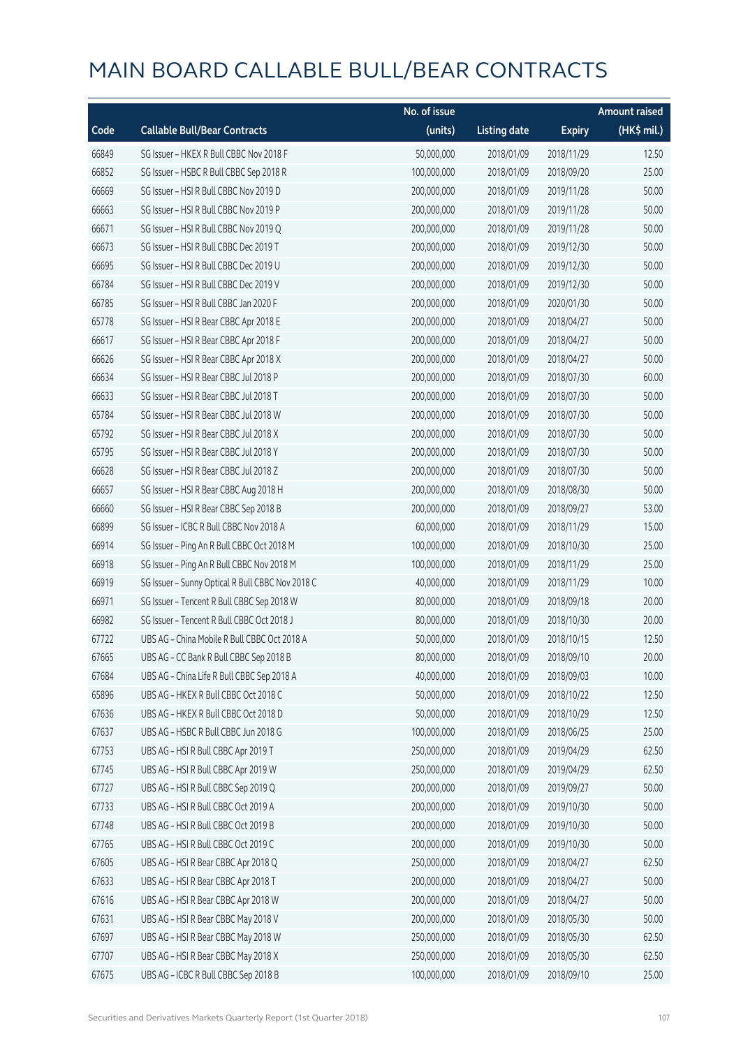# MAIN BOARD CALLABLE BULL/BEAR CONTRACTS

| Code | Callable Bull/Bear Contracts | No. of issue (units) | Listing date | Expiry | Amount raised (HK$ mil.) |
|---|---|---|---|---|---|
| 66849 | SG Issuer – HKEX R Bull CBBC Nov 2018 F | 50,000,000 | 2018/01/09 | 2018/11/29 | 12.50 |
| 66852 | SG Issuer – HSBC R Bull CBBC Sep 2018 R | 100,000,000 | 2018/01/09 | 2018/09/20 | 25.00 |
| 66669 | SG Issuer – HSI R Bull CBBC Nov 2019 D | 200,000,000 | 2018/01/09 | 2019/11/28 | 50.00 |
| 66663 | SG Issuer – HSI R Bull CBBC Nov 2019 P | 200,000,000 | 2018/01/09 | 2019/11/28 | 50.00 |
| 66671 | SG Issuer – HSI R Bull CBBC Nov 2019 Q | 200,000,000 | 2018/01/09 | 2019/11/28 | 50.00 |
| 66673 | SG Issuer – HSI R Bull CBBC Dec 2019 T | 200,000,000 | 2018/01/09 | 2019/12/30 | 50.00 |
| 66695 | SG Issuer – HSI R Bull CBBC Dec 2019 U | 200,000,000 | 2018/01/09 | 2019/12/30 | 50.00 |
| 66784 | SG Issuer – HSI R Bull CBBC Dec 2019 V | 200,000,000 | 2018/01/09 | 2019/12/30 | 50.00 |
| 66785 | SG Issuer – HSI R Bull CBBC Jan 2020 F | 200,000,000 | 2018/01/09 | 2020/01/30 | 50.00 |
| 65778 | SG Issuer – HSI R Bear CBBC Apr 2018 E | 200,000,000 | 2018/01/09 | 2018/04/27 | 50.00 |
| 66617 | SG Issuer – HSI R Bear CBBC Apr 2018 F | 200,000,000 | 2018/01/09 | 2018/04/27 | 50.00 |
| 66626 | SG Issuer – HSI R Bear CBBC Apr 2018 X | 200,000,000 | 2018/01/09 | 2018/04/27 | 50.00 |
| 66634 | SG Issuer – HSI R Bear CBBC Jul 2018 P | 200,000,000 | 2018/01/09 | 2018/07/30 | 60.00 |
| 66633 | SG Issuer – HSI R Bear CBBC Jul 2018 T | 200,000,000 | 2018/01/09 | 2018/07/30 | 50.00 |
| 65784 | SG Issuer – HSI R Bear CBBC Jul 2018 W | 200,000,000 | 2018/01/09 | 2018/07/30 | 50.00 |
| 65792 | SG Issuer – HSI R Bear CBBC Jul 2018 X | 200,000,000 | 2018/01/09 | 2018/07/30 | 50.00 |
| 65795 | SG Issuer – HSI R Bear CBBC Jul 2018 Y | 200,000,000 | 2018/01/09 | 2018/07/30 | 50.00 |
| 66628 | SG Issuer – HSI R Bear CBBC Jul 2018 Z | 200,000,000 | 2018/01/09 | 2018/07/30 | 50.00 |
| 66657 | SG Issuer – HSI R Bear CBBC Aug 2018 H | 200,000,000 | 2018/01/09 | 2018/08/30 | 50.00 |
| 66660 | SG Issuer – HSI R Bear CBBC Sep 2018 B | 200,000,000 | 2018/01/09 | 2018/09/27 | 53.00 |
| 66899 | SG Issuer – ICBC R Bull CBBC Nov 2018 A | 60,000,000 | 2018/01/09 | 2018/11/29 | 15.00 |
| 66914 | SG Issuer – Ping An R Bull CBBC Oct 2018 M | 100,000,000 | 2018/01/09 | 2018/10/30 | 25.00 |
| 66918 | SG Issuer – Ping An R Bull CBBC Nov 2018 M | 100,000,000 | 2018/01/09 | 2018/11/29 | 25.00 |
| 66919 | SG Issuer – Sunny Optical R Bull CBBC Nov 2018 C | 40,000,000 | 2018/01/09 | 2018/11/29 | 10.00 |
| 66971 | SG Issuer – Tencent R Bull CBBC Sep 2018 W | 80,000,000 | 2018/01/09 | 2018/09/18 | 20.00 |
| 66982 | SG Issuer – Tencent R Bull CBBC Oct 2018 J | 80,000,000 | 2018/01/09 | 2018/10/30 | 20.00 |
| 67722 | UBS AG – China Mobile R Bull CBBC Oct 2018 A | 50,000,000 | 2018/01/09 | 2018/10/15 | 12.50 |
| 67665 | UBS AG – CC Bank R Bull CBBC Sep 2018 B | 80,000,000 | 2018/01/09 | 2018/09/10 | 20.00 |
| 67684 | UBS AG – China Life R Bull CBBC Sep 2018 A | 40,000,000 | 2018/01/09 | 2018/09/03 | 10.00 |
| 65896 | UBS AG – HKEX R Bull CBBC Oct 2018 C | 50,000,000 | 2018/01/09 | 2018/10/22 | 12.50 |
| 67636 | UBS AG – HKEX R Bull CBBC Oct 2018 D | 50,000,000 | 2018/01/09 | 2018/10/29 | 12.50 |
| 67637 | UBS AG – HSBC R Bull CBBC Jun 2018 G | 100,000,000 | 2018/01/09 | 2018/06/25 | 25.00 |
| 67753 | UBS AG – HSI R Bull CBBC Apr 2019 T | 250,000,000 | 2018/01/09 | 2019/04/29 | 62.50 |
| 67745 | UBS AG – HSI R Bull CBBC Apr 2019 W | 250,000,000 | 2018/01/09 | 2019/04/29 | 62.50 |
| 67727 | UBS AG – HSI R Bull CBBC Sep 2019 Q | 200,000,000 | 2018/01/09 | 2019/09/27 | 50.00 |
| 67733 | UBS AG – HSI R Bull CBBC Oct 2019 A | 200,000,000 | 2018/01/09 | 2019/10/30 | 50.00 |
| 67748 | UBS AG – HSI R Bull CBBC Oct 2019 B | 200,000,000 | 2018/01/09 | 2019/10/30 | 50.00 |
| 67765 | UBS AG – HSI R Bull CBBC Oct 2019 C | 200,000,000 | 2018/01/09 | 2019/10/30 | 50.00 |
| 67605 | UBS AG – HSI R Bear CBBC Apr 2018 Q | 250,000,000 | 2018/01/09 | 2018/04/27 | 62.50 |
| 67633 | UBS AG – HSI R Bear CBBC Apr 2018 T | 200,000,000 | 2018/01/09 | 2018/04/27 | 50.00 |
| 67616 | UBS AG – HSI R Bear CBBC Apr 2018 W | 200,000,000 | 2018/01/09 | 2018/04/27 | 50.00 |
| 67631 | UBS AG – HSI R Bear CBBC May 2018 V | 200,000,000 | 2018/01/09 | 2018/05/30 | 50.00 |
| 67697 | UBS AG – HSI R Bear CBBC May 2018 W | 250,000,000 | 2018/01/09 | 2018/05/30 | 62.50 |
| 67707 | UBS AG – HSI R Bear CBBC May 2018 X | 250,000,000 | 2018/01/09 | 2018/05/30 | 62.50 |
| 67675 | UBS AG – ICBC R Bull CBBC Sep 2018 B | 100,000,000 | 2018/01/09 | 2018/09/10 | 25.00 |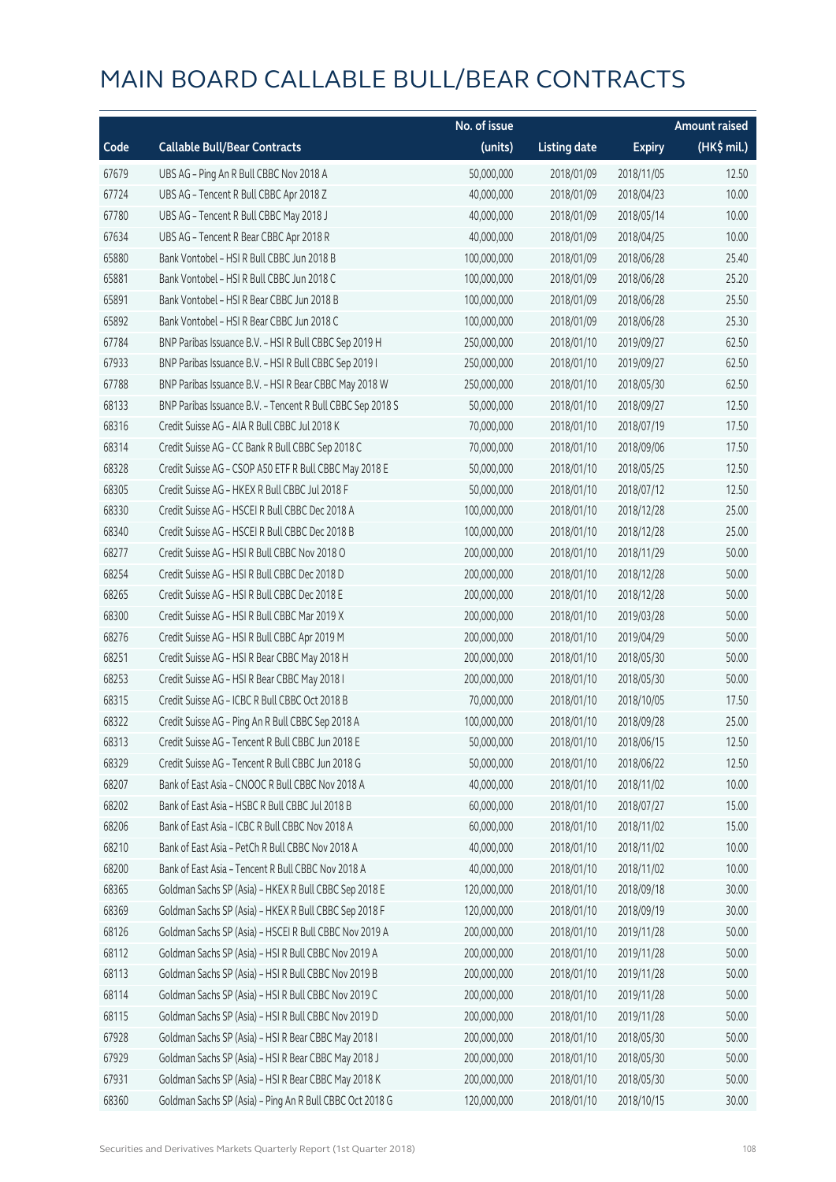# MAIN BOARD CALLABLE BULL/BEAR CONTRACTS

| Code | Callable Bull/Bear Contracts | No. of issue (units) | Listing date | Expiry | Amount raised (HK$ mil.) |
|---|---|---|---|---|---|
| 67679 | UBS AG – Ping An R Bull CBBC Nov 2018 A | 50,000,000 | 2018/01/09 | 2018/11/05 | 12.50 |
| 67724 | UBS AG – Tencent R Bull CBBC Apr 2018 Z | 40,000,000 | 2018/01/09 | 2018/04/23 | 10.00 |
| 67780 | UBS AG – Tencent R Bull CBBC May 2018 J | 40,000,000 | 2018/01/09 | 2018/05/14 | 10.00 |
| 67634 | UBS AG – Tencent R Bear CBBC Apr 2018 R | 40,000,000 | 2018/01/09 | 2018/04/25 | 10.00 |
| 65880 | Bank Vontobel – HSI R Bull CBBC Jun 2018 B | 100,000,000 | 2018/01/09 | 2018/06/28 | 25.40 |
| 65881 | Bank Vontobel – HSI R Bull CBBC Jun 2018 C | 100,000,000 | 2018/01/09 | 2018/06/28 | 25.20 |
| 65891 | Bank Vontobel – HSI R Bear CBBC Jun 2018 B | 100,000,000 | 2018/01/09 | 2018/06/28 | 25.50 |
| 65892 | Bank Vontobel – HSI R Bear CBBC Jun 2018 C | 100,000,000 | 2018/01/09 | 2018/06/28 | 25.30 |
| 67784 | BNP Paribas Issuance B.V. – HSI R Bull CBBC Sep 2019 H | 250,000,000 | 2018/01/10 | 2019/09/27 | 62.50 |
| 67933 | BNP Paribas Issuance B.V. – HSI R Bull CBBC Sep 2019 I | 250,000,000 | 2018/01/10 | 2019/09/27 | 62.50 |
| 67788 | BNP Paribas Issuance B.V. – HSI R Bear CBBC May 2018 W | 250,000,000 | 2018/01/10 | 2018/05/30 | 62.50 |
| 68133 | BNP Paribas Issuance B.V. – Tencent R Bull CBBC Sep 2018 S | 50,000,000 | 2018/01/10 | 2018/09/27 | 12.50 |
| 68316 | Credit Suisse AG – AIA R Bull CBBC Jul 2018 K | 70,000,000 | 2018/01/10 | 2018/07/19 | 17.50 |
| 68314 | Credit Suisse AG – CC Bank R Bull CBBC Sep 2018 C | 70,000,000 | 2018/01/10 | 2018/09/06 | 17.50 |
| 68328 | Credit Suisse AG – CSOP A50 ETF R Bull CBBC May 2018 E | 50,000,000 | 2018/01/10 | 2018/05/25 | 12.50 |
| 68305 | Credit Suisse AG – HKEX R Bull CBBC Jul 2018 F | 50,000,000 | 2018/01/10 | 2018/07/12 | 12.50 |
| 68330 | Credit Suisse AG – HSCEI R Bull CBBC Dec 2018 A | 100,000,000 | 2018/01/10 | 2018/12/28 | 25.00 |
| 68340 | Credit Suisse AG – HSCEI R Bull CBBC Dec 2018 B | 100,000,000 | 2018/01/10 | 2018/12/28 | 25.00 |
| 68277 | Credit Suisse AG – HSI R Bull CBBC Nov 2018 O | 200,000,000 | 2018/01/10 | 2018/11/29 | 50.00 |
| 68254 | Credit Suisse AG – HSI R Bull CBBC Dec 2018 D | 200,000,000 | 2018/01/10 | 2018/12/28 | 50.00 |
| 68265 | Credit Suisse AG – HSI R Bull CBBC Dec 2018 E | 200,000,000 | 2018/01/10 | 2018/12/28 | 50.00 |
| 68300 | Credit Suisse AG – HSI R Bull CBBC Mar 2019 X | 200,000,000 | 2018/01/10 | 2019/03/28 | 50.00 |
| 68276 | Credit Suisse AG – HSI R Bull CBBC Apr 2019 M | 200,000,000 | 2018/01/10 | 2019/04/29 | 50.00 |
| 68251 | Credit Suisse AG – HSI R Bear CBBC May 2018 H | 200,000,000 | 2018/01/10 | 2018/05/30 | 50.00 |
| 68253 | Credit Suisse AG – HSI R Bear CBBC May 2018 I | 200,000,000 | 2018/01/10 | 2018/05/30 | 50.00 |
| 68315 | Credit Suisse AG – ICBC R Bull CBBC Oct 2018 B | 70,000,000 | 2018/01/10 | 2018/10/05 | 17.50 |
| 68322 | Credit Suisse AG – Ping An R Bull CBBC Sep 2018 A | 100,000,000 | 2018/01/10 | 2018/09/28 | 25.00 |
| 68313 | Credit Suisse AG – Tencent R Bull CBBC Jun 2018 E | 50,000,000 | 2018/01/10 | 2018/06/15 | 12.50 |
| 68329 | Credit Suisse AG – Tencent R Bull CBBC Jun 2018 G | 50,000,000 | 2018/01/10 | 2018/06/22 | 12.50 |
| 68207 | Bank of East Asia – CNOOC R Bull CBBC Nov 2018 A | 40,000,000 | 2018/01/10 | 2018/11/02 | 10.00 |
| 68202 | Bank of East Asia – HSBC R Bull CBBC Jul 2018 B | 60,000,000 | 2018/01/10 | 2018/07/27 | 15.00 |
| 68206 | Bank of East Asia – ICBC R Bull CBBC Nov 2018 A | 60,000,000 | 2018/01/10 | 2018/11/02 | 15.00 |
| 68210 | Bank of East Asia – PetCh R Bull CBBC Nov 2018 A | 40,000,000 | 2018/01/10 | 2018/11/02 | 10.00 |
| 68200 | Bank of East Asia – Tencent R Bull CBBC Nov 2018 A | 40,000,000 | 2018/01/10 | 2018/11/02 | 10.00 |
| 68365 | Goldman Sachs SP (Asia) – HKEX R Bull CBBC Sep 2018 E | 120,000,000 | 2018/01/10 | 2018/09/18 | 30.00 |
| 68369 | Goldman Sachs SP (Asia) – HKEX R Bull CBBC Sep 2018 F | 120,000,000 | 2018/01/10 | 2018/09/19 | 30.00 |
| 68126 | Goldman Sachs SP (Asia) – HSCEI R Bull CBBC Nov 2019 A | 200,000,000 | 2018/01/10 | 2019/11/28 | 50.00 |
| 68112 | Goldman Sachs SP (Asia) – HSI R Bull CBBC Nov 2019 A | 200,000,000 | 2018/01/10 | 2019/11/28 | 50.00 |
| 68113 | Goldman Sachs SP (Asia) – HSI R Bull CBBC Nov 2019 B | 200,000,000 | 2018/01/10 | 2019/11/28 | 50.00 |
| 68114 | Goldman Sachs SP (Asia) – HSI R Bull CBBC Nov 2019 C | 200,000,000 | 2018/01/10 | 2019/11/28 | 50.00 |
| 68115 | Goldman Sachs SP (Asia) – HSI R Bull CBBC Nov 2019 D | 200,000,000 | 2018/01/10 | 2019/11/28 | 50.00 |
| 67928 | Goldman Sachs SP (Asia) – HSI R Bear CBBC May 2018 I | 200,000,000 | 2018/01/10 | 2018/05/30 | 50.00 |
| 67929 | Goldman Sachs SP (Asia) – HSI R Bear CBBC May 2018 J | 200,000,000 | 2018/01/10 | 2018/05/30 | 50.00 |
| 67931 | Goldman Sachs SP (Asia) – HSI R Bear CBBC May 2018 K | 200,000,000 | 2018/01/10 | 2018/05/30 | 50.00 |
| 68360 | Goldman Sachs SP (Asia) – Ping An R Bull CBBC Oct 2018 G | 120,000,000 | 2018/01/10 | 2018/10/15 | 30.00 |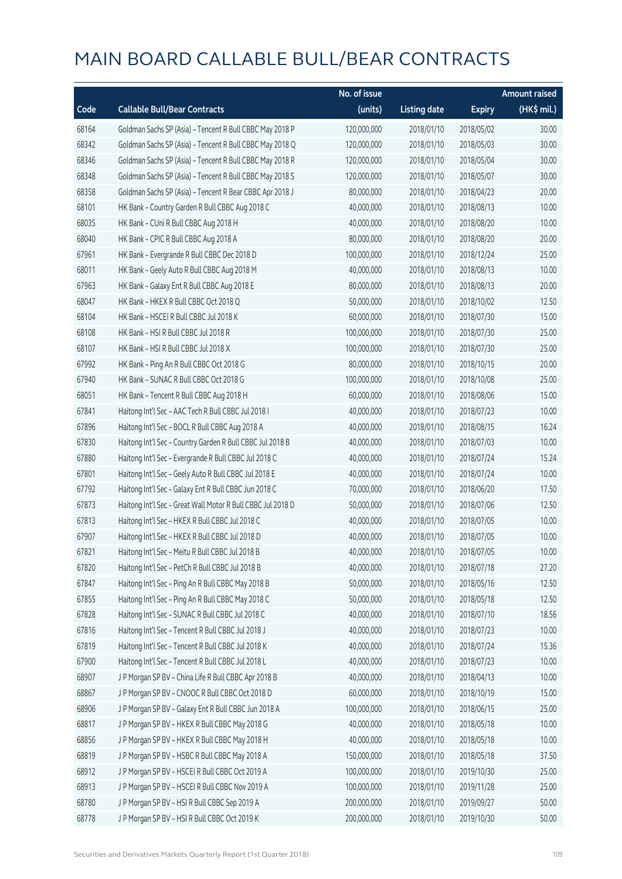# MAIN BOARD CALLABLE BULL/BEAR CONTRACTS

| Code | Callable Bull/Bear Contracts | No. of issue (units) | Listing date | Expiry | Amount raised (HK$ mil.) |
|---|---|---|---|---|---|
| 68164 | Goldman Sachs SP (Asia) – Tencent R Bull CBBC May 2018 P | 120,000,000 | 2018/01/10 | 2018/05/02 | 30.00 |
| 68342 | Goldman Sachs SP (Asia) – Tencent R Bull CBBC May 2018 Q | 120,000,000 | 2018/01/10 | 2018/05/03 | 30.00 |
| 68346 | Goldman Sachs SP (Asia) – Tencent R Bull CBBC May 2018 R | 120,000,000 | 2018/01/10 | 2018/05/04 | 30.00 |
| 68348 | Goldman Sachs SP (Asia) – Tencent R Bull CBBC May 2018 S | 120,000,000 | 2018/01/10 | 2018/05/07 | 30.00 |
| 68358 | Goldman Sachs SP (Asia) – Tencent R Bear CBBC Apr 2018 J | 80,000,000 | 2018/01/10 | 2018/04/23 | 20.00 |
| 68101 | HK Bank – Country Garden R Bull CBBC Aug 2018 C | 40,000,000 | 2018/01/10 | 2018/08/13 | 10.00 |
| 68035 | HK Bank – CUni R Bull CBBC Aug 2018 H | 40,000,000 | 2018/01/10 | 2018/08/20 | 10.00 |
| 68040 | HK Bank – CPIC R Bull CBBC Aug 2018 A | 80,000,000 | 2018/01/10 | 2018/08/20 | 20.00 |
| 67961 | HK Bank – Evergrande R Bull CBBC Dec 2018 D | 100,000,000 | 2018/01/10 | 2018/12/24 | 25.00 |
| 68011 | HK Bank – Geely Auto R Bull CBBC Aug 2018 M | 40,000,000 | 2018/01/10 | 2018/08/13 | 10.00 |
| 67963 | HK Bank – Galaxy Ent R Bull CBBC Aug 2018 E | 80,000,000 | 2018/01/10 | 2018/08/13 | 20.00 |
| 68047 | HK Bank – HKEX R Bull CBBC Oct 2018 Q | 50,000,000 | 2018/01/10 | 2018/10/02 | 12.50 |
| 68104 | HK Bank – HSCEI R Bull CBBC Jul 2018 K | 60,000,000 | 2018/01/10 | 2018/07/30 | 15.00 |
| 68108 | HK Bank – HSI R Bull CBBC Jul 2018 R | 100,000,000 | 2018/01/10 | 2018/07/30 | 25.00 |
| 68107 | HK Bank – HSI R Bull CBBC Jul 2018 X | 100,000,000 | 2018/01/10 | 2018/07/30 | 25.00 |
| 67992 | HK Bank – Ping An R Bull CBBC Oct 2018 G | 80,000,000 | 2018/01/10 | 2018/10/15 | 20.00 |
| 67940 | HK Bank – SUNAC R Bull CBBC Oct 2018 G | 100,000,000 | 2018/01/10 | 2018/10/08 | 25.00 |
| 68051 | HK Bank – Tencent R Bull CBBC Aug 2018 H | 60,000,000 | 2018/01/10 | 2018/08/06 | 15.00 |
| 67841 | Haitong Int'l Sec – AAC Tech R Bull CBBC Jul 2018 I | 40,000,000 | 2018/01/10 | 2018/07/23 | 10.00 |
| 67896 | Haitong Int'l Sec – BOCL R Bull CBBC Aug 2018 A | 40,000,000 | 2018/01/10 | 2018/08/15 | 16.24 |
| 67830 | Haitong Int'l Sec – Country Garden R Bull CBBC Jul 2018 B | 40,000,000 | 2018/01/10 | 2018/07/03 | 10.00 |
| 67880 | Haitong Int'l Sec – Evergrande R Bull CBBC Jul 2018 C | 40,000,000 | 2018/01/10 | 2018/07/24 | 15.24 |
| 67801 | Haitong Int'l Sec – Geely Auto R Bull CBBC Jul 2018 E | 40,000,000 | 2018/01/10 | 2018/07/24 | 10.00 |
| 67792 | Haitong Int'l Sec – Galaxy Ent R Bull CBBC Jun 2018 C | 70,000,000 | 2018/01/10 | 2018/06/20 | 17.50 |
| 67873 | Haitong Int'l Sec – Great Wall Motor R Bull CBBC Jul 2018 D | 50,000,000 | 2018/01/10 | 2018/07/06 | 12.50 |
| 67813 | Haitong Int'l Sec – HKEX R Bull CBBC Jul 2018 C | 40,000,000 | 2018/01/10 | 2018/07/05 | 10.00 |
| 67907 | Haitong Int'l Sec – HKEX R Bull CBBC Jul 2018 D | 40,000,000 | 2018/01/10 | 2018/07/05 | 10.00 |
| 67821 | Haitong Int'l Sec – Meitu R Bull CBBC Jul 2018 B | 40,000,000 | 2018/01/10 | 2018/07/05 | 10.00 |
| 67820 | Haitong Int'l Sec – PetCh R Bull CBBC Jul 2018 B | 40,000,000 | 2018/01/10 | 2018/07/18 | 27.20 |
| 67847 | Haitong Int'l Sec – Ping An R Bull CBBC May 2018 B | 50,000,000 | 2018/01/10 | 2018/05/16 | 12.50 |
| 67855 | Haitong Int'l Sec – Ping An R Bull CBBC May 2018 C | 50,000,000 | 2018/01/10 | 2018/05/18 | 12.50 |
| 67828 | Haitong Int'l Sec – SUNAC R Bull CBBC Jul 2018 C | 40,000,000 | 2018/01/10 | 2018/07/10 | 18.56 |
| 67816 | Haitong Int'l Sec – Tencent R Bull CBBC Jul 2018 J | 40,000,000 | 2018/01/10 | 2018/07/23 | 10.00 |
| 67819 | Haitong Int'l Sec – Tencent R Bull CBBC Jul 2018 K | 40,000,000 | 2018/01/10 | 2018/07/24 | 15.36 |
| 67900 | Haitong Int'l Sec – Tencent R Bull CBBC Jul 2018 L | 40,000,000 | 2018/01/10 | 2018/07/23 | 10.00 |
| 68907 | J P Morgan SP BV – China Life R Bull CBBC Apr 2018 B | 40,000,000 | 2018/01/10 | 2018/04/13 | 10.00 |
| 68867 | J P Morgan SP BV – CNOOC R Bull CBBC Oct 2018 D | 60,000,000 | 2018/01/10 | 2018/10/19 | 15.00 |
| 68906 | J P Morgan SP BV – Galaxy Ent R Bull CBBC Jun 2018 A | 100,000,000 | 2018/01/10 | 2018/06/15 | 25.00 |
| 68817 | J P Morgan SP BV – HKEX R Bull CBBC May 2018 G | 40,000,000 | 2018/01/10 | 2018/05/18 | 10.00 |
| 68856 | J P Morgan SP BV – HKEX R Bull CBBC May 2018 H | 40,000,000 | 2018/01/10 | 2018/05/18 | 10.00 |
| 68819 | J P Morgan SP BV – HSBC R Bull CBBC May 2018 A | 150,000,000 | 2018/01/10 | 2018/05/18 | 37.50 |
| 68912 | J P Morgan SP BV – HSCEI R Bull CBBC Oct 2019 A | 100,000,000 | 2018/01/10 | 2019/10/30 | 25.00 |
| 68913 | J P Morgan SP BV – HSCEI R Bull CBBC Nov 2019 A | 100,000,000 | 2018/01/10 | 2019/11/28 | 25.00 |
| 68780 | J P Morgan SP BV – HSI R Bull CBBC Sep 2019 A | 200,000,000 | 2018/01/10 | 2019/09/27 | 50.00 |
| 68778 | J P Morgan SP BV – HSI R Bull CBBC Oct 2019 K | 200,000,000 | 2018/01/10 | 2019/10/30 | 50.00 |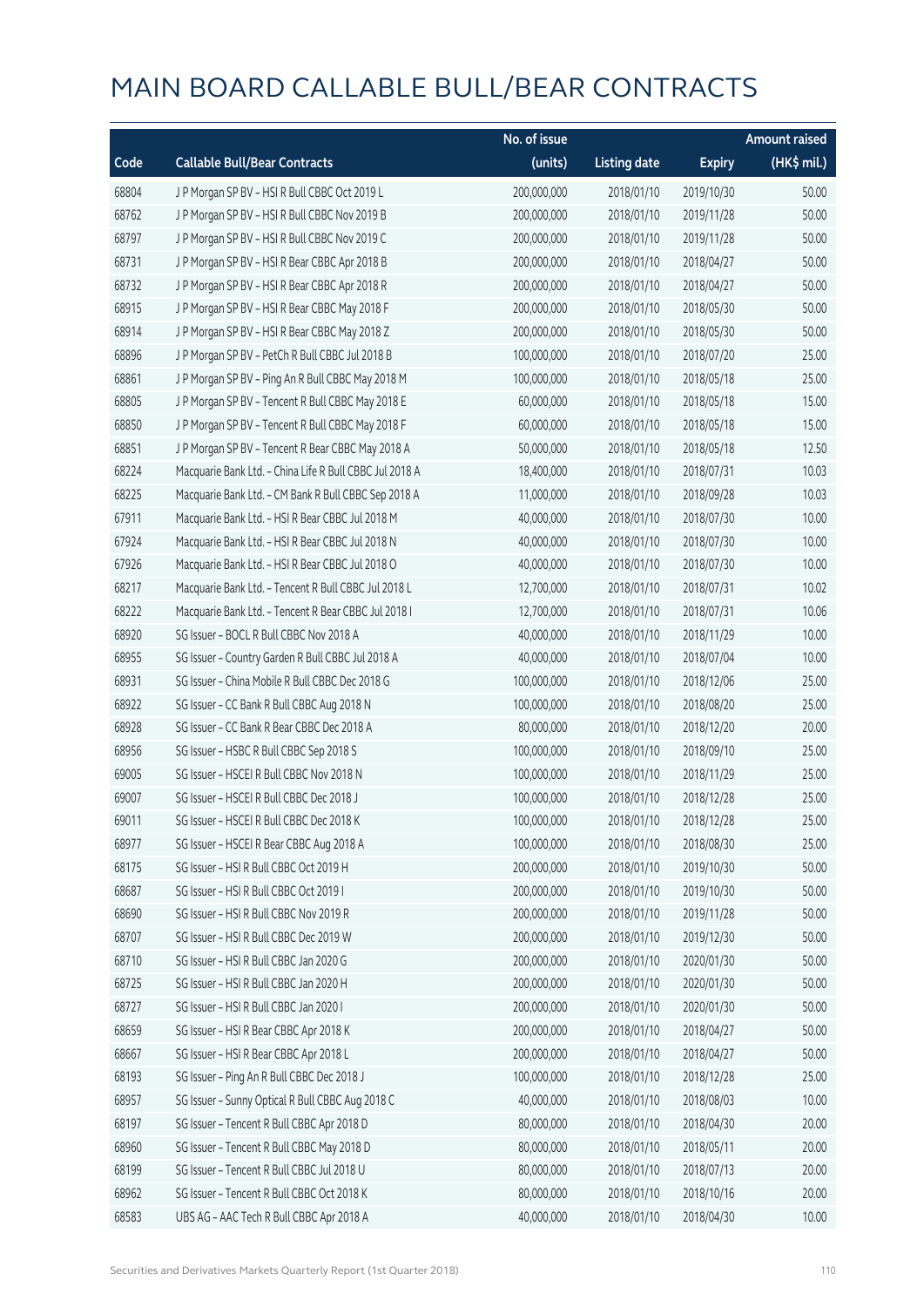# MAIN BOARD CALLABLE BULL/BEAR CONTRACTS

| Code | Callable Bull/Bear Contracts | No. of issue (units) | Listing date | Expiry | Amount raised (HK$ mil.) |
|---|---|---|---|---|---|
| 68804 | J P Morgan SP BV – HSI R Bull CBBC Oct 2019 L | 200,000,000 | 2018/01/10 | 2019/10/30 | 50.00 |
| 68762 | J P Morgan SP BV – HSI R Bull CBBC Nov 2019 B | 200,000,000 | 2018/01/10 | 2019/11/28 | 50.00 |
| 68797 | J P Morgan SP BV – HSI R Bull CBBC Nov 2019 C | 200,000,000 | 2018/01/10 | 2019/11/28 | 50.00 |
| 68731 | J P Morgan SP BV – HSI R Bear CBBC Apr 2018 B | 200,000,000 | 2018/01/10 | 2018/04/27 | 50.00 |
| 68732 | J P Morgan SP BV – HSI R Bear CBBC Apr 2018 R | 200,000,000 | 2018/01/10 | 2018/04/27 | 50.00 |
| 68915 | J P Morgan SP BV – HSI R Bear CBBC May 2018 F | 200,000,000 | 2018/01/10 | 2018/05/30 | 50.00 |
| 68914 | J P Morgan SP BV – HSI R Bear CBBC May 2018 Z | 200,000,000 | 2018/01/10 | 2018/05/30 | 50.00 |
| 68896 | J P Morgan SP BV – PetCh R Bull CBBC Jul 2018 B | 100,000,000 | 2018/01/10 | 2018/07/20 | 25.00 |
| 68861 | J P Morgan SP BV – Ping An R Bull CBBC May 2018 M | 100,000,000 | 2018/01/10 | 2018/05/18 | 25.00 |
| 68805 | J P Morgan SP BV – Tencent R Bull CBBC May 2018 E | 60,000,000 | 2018/01/10 | 2018/05/18 | 15.00 |
| 68850 | J P Morgan SP BV – Tencent R Bull CBBC May 2018 F | 60,000,000 | 2018/01/10 | 2018/05/18 | 15.00 |
| 68851 | J P Morgan SP BV – Tencent R Bear CBBC May 2018 A | 50,000,000 | 2018/01/10 | 2018/05/18 | 12.50 |
| 68224 | Macquarie Bank Ltd. – China Life R Bull CBBC Jul 2018 A | 18,400,000 | 2018/01/10 | 2018/07/31 | 10.03 |
| 68225 | Macquarie Bank Ltd. – CM Bank R Bull CBBC Sep 2018 A | 11,000,000 | 2018/01/10 | 2018/09/28 | 10.03 |
| 67911 | Macquarie Bank Ltd. – HSI R Bear CBBC Jul 2018 M | 40,000,000 | 2018/01/10 | 2018/07/30 | 10.00 |
| 67924 | Macquarie Bank Ltd. – HSI R Bear CBBC Jul 2018 N | 40,000,000 | 2018/01/10 | 2018/07/30 | 10.00 |
| 67926 | Macquarie Bank Ltd. – HSI R Bear CBBC Jul 2018 O | 40,000,000 | 2018/01/10 | 2018/07/30 | 10.00 |
| 68217 | Macquarie Bank Ltd. – Tencent R Bull CBBC Jul 2018 L | 12,700,000 | 2018/01/10 | 2018/07/31 | 10.02 |
| 68222 | Macquarie Bank Ltd. – Tencent R Bear CBBC Jul 2018 I | 12,700,000 | 2018/01/10 | 2018/07/31 | 10.06 |
| 68920 | SG Issuer – BOCL R Bull CBBC Nov 2018 A | 40,000,000 | 2018/01/10 | 2018/11/29 | 10.00 |
| 68955 | SG Issuer – Country Garden R Bull CBBC Jul 2018 A | 40,000,000 | 2018/01/10 | 2018/07/04 | 10.00 |
| 68931 | SG Issuer – China Mobile R Bull CBBC Dec 2018 G | 100,000,000 | 2018/01/10 | 2018/12/06 | 25.00 |
| 68922 | SG Issuer – CC Bank R Bull CBBC Aug 2018 N | 100,000,000 | 2018/01/10 | 2018/08/20 | 25.00 |
| 68928 | SG Issuer – CC Bank R Bear CBBC Dec 2018 A | 80,000,000 | 2018/01/10 | 2018/12/20 | 20.00 |
| 68956 | SG Issuer – HSBC R Bull CBBC Sep 2018 S | 100,000,000 | 2018/01/10 | 2018/09/10 | 25.00 |
| 69005 | SG Issuer – HSCEI R Bull CBBC Nov 2018 N | 100,000,000 | 2018/01/10 | 2018/11/29 | 25.00 |
| 69007 | SG Issuer – HSCEI R Bull CBBC Dec 2018 J | 100,000,000 | 2018/01/10 | 2018/12/28 | 25.00 |
| 69011 | SG Issuer – HSCEI R Bull CBBC Dec 2018 K | 100,000,000 | 2018/01/10 | 2018/12/28 | 25.00 |
| 68977 | SG Issuer – HSCEI R Bear CBBC Aug 2018 A | 100,000,000 | 2018/01/10 | 2018/08/30 | 25.00 |
| 68175 | SG Issuer – HSI R Bull CBBC Oct 2019 H | 200,000,000 | 2018/01/10 | 2019/10/30 | 50.00 |
| 68687 | SG Issuer – HSI R Bull CBBC Oct 2019 I | 200,000,000 | 2018/01/10 | 2019/10/30 | 50.00 |
| 68690 | SG Issuer – HSI R Bull CBBC Nov 2019 R | 200,000,000 | 2018/01/10 | 2019/11/28 | 50.00 |
| 68707 | SG Issuer – HSI R Bull CBBC Dec 2019 W | 200,000,000 | 2018/01/10 | 2019/12/30 | 50.00 |
| 68710 | SG Issuer – HSI R Bull CBBC Jan 2020 G | 200,000,000 | 2018/01/10 | 2020/01/30 | 50.00 |
| 68725 | SG Issuer – HSI R Bull CBBC Jan 2020 H | 200,000,000 | 2018/01/10 | 2020/01/30 | 50.00 |
| 68727 | SG Issuer – HSI R Bull CBBC Jan 2020 I | 200,000,000 | 2018/01/10 | 2020/01/30 | 50.00 |
| 68659 | SG Issuer – HSI R Bear CBBC Apr 2018 K | 200,000,000 | 2018/01/10 | 2018/04/27 | 50.00 |
| 68667 | SG Issuer – HSI R Bear CBBC Apr 2018 L | 200,000,000 | 2018/01/10 | 2018/04/27 | 50.00 |
| 68193 | SG Issuer – Ping An R Bull CBBC Dec 2018 J | 100,000,000 | 2018/01/10 | 2018/12/28 | 25.00 |
| 68957 | SG Issuer – Sunny Optical R Bull CBBC Aug 2018 C | 40,000,000 | 2018/01/10 | 2018/08/03 | 10.00 |
| 68197 | SG Issuer – Tencent R Bull CBBC Apr 2018 D | 80,000,000 | 2018/01/10 | 2018/04/30 | 20.00 |
| 68960 | SG Issuer – Tencent R Bull CBBC May 2018 D | 80,000,000 | 2018/01/10 | 2018/05/11 | 20.00 |
| 68199 | SG Issuer – Tencent R Bull CBBC Jul 2018 U | 80,000,000 | 2018/01/10 | 2018/07/13 | 20.00 |
| 68962 | SG Issuer – Tencent R Bull CBBC Oct 2018 K | 80,000,000 | 2018/01/10 | 2018/10/16 | 20.00 |
| 68583 | UBS AG – AAC Tech R Bull CBBC Apr 2018 A | 40,000,000 | 2018/01/10 | 2018/04/30 | 10.00 |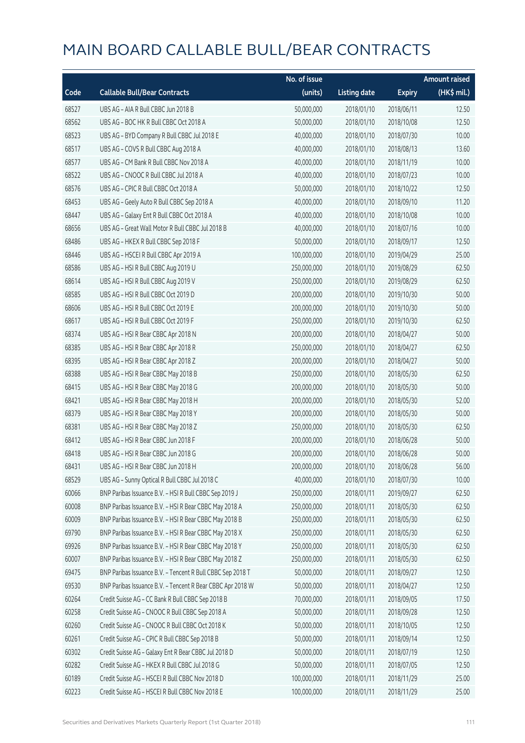# MAIN BOARD CALLABLE BULL/BEAR CONTRACTS

| Code | Callable Bull/Bear Contracts | No. of issue (units) | Listing date | Expiry | Amount raised (HK$ mil.) |
|---|---|---|---|---|---|
| 68527 | UBS AG - AIA R Bull CBBC Jun 2018 B | 50,000,000 | 2018/01/10 | 2018/06/11 | 12.50 |
| 68562 | UBS AG - BOC HK R Bull CBBC Oct 2018 A | 50,000,000 | 2018/01/10 | 2018/10/08 | 12.50 |
| 68523 | UBS AG - BYD Company R Bull CBBC Jul 2018 E | 40,000,000 | 2018/01/10 | 2018/07/30 | 10.00 |
| 68517 | UBS AG - COVS R Bull CBBC Aug 2018 A | 40,000,000 | 2018/01/10 | 2018/08/13 | 13.60 |
| 68577 | UBS AG - CM Bank R Bull CBBC Nov 2018 A | 40,000,000 | 2018/01/10 | 2018/11/19 | 10.00 |
| 68522 | UBS AG - CNOOC R Bull CBBC Jul 2018 A | 40,000,000 | 2018/01/10 | 2018/07/23 | 10.00 |
| 68576 | UBS AG - CPIC R Bull CBBC Oct 2018 A | 50,000,000 | 2018/01/10 | 2018/10/22 | 12.50 |
| 68453 | UBS AG - Geely Auto R Bull CBBC Sep 2018 A | 40,000,000 | 2018/01/10 | 2018/09/10 | 11.20 |
| 68447 | UBS AG - Galaxy Ent R Bull CBBC Oct 2018 A | 40,000,000 | 2018/01/10 | 2018/10/08 | 10.00 |
| 68656 | UBS AG - Great Wall Motor R Bull CBBC Jul 2018 B | 40,000,000 | 2018/01/10 | 2018/07/16 | 10.00 |
| 68486 | UBS AG - HKEX R Bull CBBC Sep 2018 F | 50,000,000 | 2018/01/10 | 2018/09/17 | 12.50 |
| 68446 | UBS AG - HSCEI R Bull CBBC Apr 2019 A | 100,000,000 | 2018/01/10 | 2019/04/29 | 25.00 |
| 68586 | UBS AG - HSI R Bull CBBC Aug 2019 U | 250,000,000 | 2018/01/10 | 2019/08/29 | 62.50 |
| 68614 | UBS AG - HSI R Bull CBBC Aug 2019 V | 250,000,000 | 2018/01/10 | 2019/08/29 | 62.50 |
| 68585 | UBS AG - HSI R Bull CBBC Oct 2019 D | 200,000,000 | 2018/01/10 | 2019/10/30 | 50.00 |
| 68606 | UBS AG - HSI R Bull CBBC Oct 2019 E | 200,000,000 | 2018/01/10 | 2019/10/30 | 50.00 |
| 68617 | UBS AG - HSI R Bull CBBC Oct 2019 F | 250,000,000 | 2018/01/10 | 2019/10/30 | 62.50 |
| 68374 | UBS AG - HSI R Bear CBBC Apr 2018 N | 200,000,000 | 2018/01/10 | 2018/04/27 | 50.00 |
| 68385 | UBS AG - HSI R Bear CBBC Apr 2018 R | 250,000,000 | 2018/01/10 | 2018/04/27 | 62.50 |
| 68395 | UBS AG - HSI R Bear CBBC Apr 2018 Z | 200,000,000 | 2018/01/10 | 2018/04/27 | 50.00 |
| 68388 | UBS AG - HSI R Bear CBBC May 2018 B | 250,000,000 | 2018/01/10 | 2018/05/30 | 62.50 |
| 68415 | UBS AG - HSI R Bear CBBC May 2018 G | 200,000,000 | 2018/01/10 | 2018/05/30 | 50.00 |
| 68421 | UBS AG - HSI R Bear CBBC May 2018 H | 200,000,000 | 2018/01/10 | 2018/05/30 | 52.00 |
| 68379 | UBS AG - HSI R Bear CBBC May 2018 Y | 200,000,000 | 2018/01/10 | 2018/05/30 | 50.00 |
| 68381 | UBS AG - HSI R Bear CBBC May 2018 Z | 250,000,000 | 2018/01/10 | 2018/05/30 | 62.50 |
| 68412 | UBS AG - HSI R Bear CBBC Jun 2018 F | 200,000,000 | 2018/01/10 | 2018/06/28 | 50.00 |
| 68418 | UBS AG - HSI R Bear CBBC Jun 2018 G | 200,000,000 | 2018/01/10 | 2018/06/28 | 50.00 |
| 68431 | UBS AG - HSI R Bear CBBC Jun 2018 H | 200,000,000 | 2018/01/10 | 2018/06/28 | 56.00 |
| 68529 | UBS AG - Sunny Optical R Bull CBBC Jul 2018 C | 40,000,000 | 2018/01/10 | 2018/07/30 | 10.00 |
| 60066 | BNP Paribas Issuance B.V. - HSI R Bull CBBC Sep 2019 J | 250,000,000 | 2018/01/11 | 2019/09/27 | 62.50 |
| 60008 | BNP Paribas Issuance B.V. - HSI R Bear CBBC May 2018 A | 250,000,000 | 2018/01/11 | 2018/05/30 | 62.50 |
| 60009 | BNP Paribas Issuance B.V. - HSI R Bear CBBC May 2018 B | 250,000,000 | 2018/01/11 | 2018/05/30 | 62.50 |
| 69790 | BNP Paribas Issuance B.V. - HSI R Bear CBBC May 2018 X | 250,000,000 | 2018/01/11 | 2018/05/30 | 62.50 |
| 69926 | BNP Paribas Issuance B.V. - HSI R Bear CBBC May 2018 Y | 250,000,000 | 2018/01/11 | 2018/05/30 | 62.50 |
| 60007 | BNP Paribas Issuance B.V. - HSI R Bear CBBC May 2018 Z | 250,000,000 | 2018/01/11 | 2018/05/30 | 62.50 |
| 69475 | BNP Paribas Issuance B.V. - Tencent R Bull CBBC Sep 2018 T | 50,000,000 | 2018/01/11 | 2018/09/27 | 12.50 |
| 69530 | BNP Paribas Issuance B.V. - Tencent R Bear CBBC Apr 2018 W | 50,000,000 | 2018/01/11 | 2018/04/27 | 12.50 |
| 60264 | Credit Suisse AG - CC Bank R Bull CBBC Sep 2018 B | 70,000,000 | 2018/01/11 | 2018/09/05 | 17.50 |
| 60258 | Credit Suisse AG - CNOOC R Bull CBBC Sep 2018 A | 50,000,000 | 2018/01/11 | 2018/09/28 | 12.50 |
| 60260 | Credit Suisse AG - CNOOC R Bull CBBC Oct 2018 K | 50,000,000 | 2018/01/11 | 2018/10/05 | 12.50 |
| 60261 | Credit Suisse AG - CPIC R Bull CBBC Sep 2018 B | 50,000,000 | 2018/01/11 | 2018/09/14 | 12.50 |
| 60302 | Credit Suisse AG - Galaxy Ent R Bear CBBC Jul 2018 D | 50,000,000 | 2018/01/11 | 2018/07/19 | 12.50 |
| 60282 | Credit Suisse AG - HKEX R Bull CBBC Jul 2018 G | 50,000,000 | 2018/01/11 | 2018/07/05 | 12.50 |
| 60189 | Credit Suisse AG - HSCEI R Bull CBBC Nov 2018 D | 100,000,000 | 2018/01/11 | 2018/11/29 | 25.00 |
| 60223 | Credit Suisse AG - HSCEI R Bull CBBC Nov 2018 E | 100,000,000 | 2018/01/11 | 2018/11/29 | 25.00 |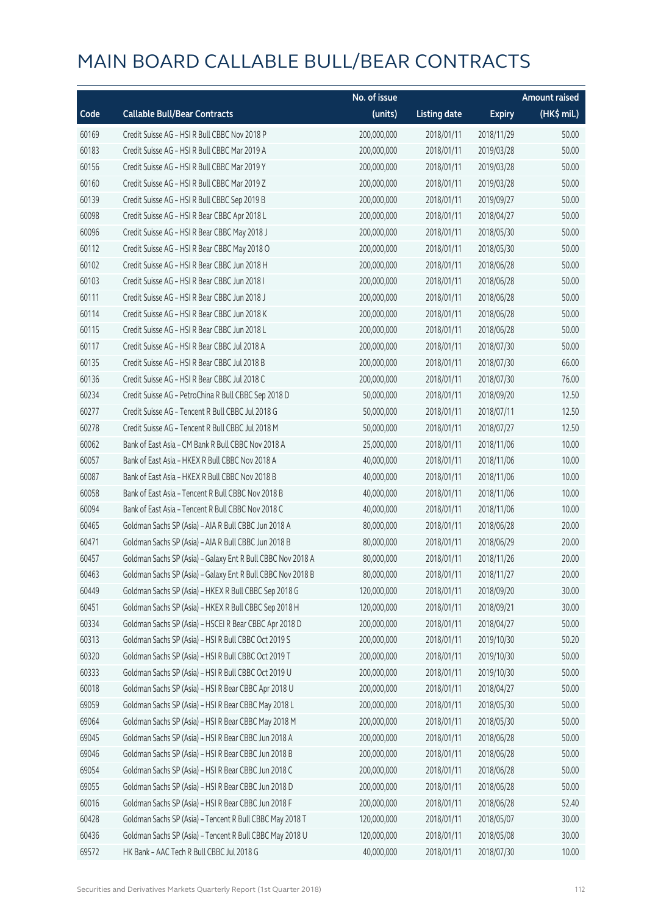# MAIN BOARD CALLABLE BULL/BEAR CONTRACTS

| Code | Callable Bull/Bear Contracts | No. of issue (units) | Listing date | Expiry | Amount raised (HK$ mil.) |
|---|---|---|---|---|---|
| 60169 | Credit Suisse AG – HSI R Bull CBBC Nov 2018 P | 200,000,000 | 2018/01/11 | 2018/11/29 | 50.00 |
| 60183 | Credit Suisse AG – HSI R Bull CBBC Mar 2019 A | 200,000,000 | 2018/01/11 | 2019/03/28 | 50.00 |
| 60156 | Credit Suisse AG – HSI R Bull CBBC Mar 2019 Y | 200,000,000 | 2018/01/11 | 2019/03/28 | 50.00 |
| 60160 | Credit Suisse AG – HSI R Bull CBBC Mar 2019 Z | 200,000,000 | 2018/01/11 | 2019/03/28 | 50.00 |
| 60139 | Credit Suisse AG – HSI R Bull CBBC Sep 2019 B | 200,000,000 | 2018/01/11 | 2019/09/27 | 50.00 |
| 60098 | Credit Suisse AG – HSI R Bear CBBC Apr 2018 L | 200,000,000 | 2018/01/11 | 2018/04/27 | 50.00 |
| 60096 | Credit Suisse AG – HSI R Bear CBBC May 2018 J | 200,000,000 | 2018/01/11 | 2018/05/30 | 50.00 |
| 60112 | Credit Suisse AG – HSI R Bear CBBC May 2018 O | 200,000,000 | 2018/01/11 | 2018/05/30 | 50.00 |
| 60102 | Credit Suisse AG – HSI R Bear CBBC Jun 2018 H | 200,000,000 | 2018/01/11 | 2018/06/28 | 50.00 |
| 60103 | Credit Suisse AG – HSI R Bear CBBC Jun 2018 I | 200,000,000 | 2018/01/11 | 2018/06/28 | 50.00 |
| 60111 | Credit Suisse AG – HSI R Bear CBBC Jun 2018 J | 200,000,000 | 2018/01/11 | 2018/06/28 | 50.00 |
| 60114 | Credit Suisse AG – HSI R Bear CBBC Jun 2018 K | 200,000,000 | 2018/01/11 | 2018/06/28 | 50.00 |
| 60115 | Credit Suisse AG – HSI R Bear CBBC Jun 2018 L | 200,000,000 | 2018/01/11 | 2018/06/28 | 50.00 |
| 60117 | Credit Suisse AG – HSI R Bear CBBC Jul 2018 A | 200,000,000 | 2018/01/11 | 2018/07/30 | 50.00 |
| 60135 | Credit Suisse AG – HSI R Bear CBBC Jul 2018 B | 200,000,000 | 2018/01/11 | 2018/07/30 | 66.00 |
| 60136 | Credit Suisse AG – HSI R Bear CBBC Jul 2018 C | 200,000,000 | 2018/01/11 | 2018/07/30 | 76.00 |
| 60234 | Credit Suisse AG – PetroChina R Bull CBBC Sep 2018 D | 50,000,000 | 2018/01/11 | 2018/09/20 | 12.50 |
| 60277 | Credit Suisse AG – Tencent R Bull CBBC Jul 2018 G | 50,000,000 | 2018/01/11 | 2018/07/11 | 12.50 |
| 60278 | Credit Suisse AG – Tencent R Bull CBBC Jul 2018 M | 50,000,000 | 2018/01/11 | 2018/07/27 | 12.50 |
| 60062 | Bank of East Asia – CM Bank R Bull CBBC Nov 2018 A | 25,000,000 | 2018/01/11 | 2018/11/06 | 10.00 |
| 60057 | Bank of East Asia – HKEX R Bull CBBC Nov 2018 A | 40,000,000 | 2018/01/11 | 2018/11/06 | 10.00 |
| 60087 | Bank of East Asia – HKEX R Bull CBBC Nov 2018 B | 40,000,000 | 2018/01/11 | 2018/11/06 | 10.00 |
| 60058 | Bank of East Asia – Tencent R Bull CBBC Nov 2018 B | 40,000,000 | 2018/01/11 | 2018/11/06 | 10.00 |
| 60094 | Bank of East Asia – Tencent R Bull CBBC Nov 2018 C | 40,000,000 | 2018/01/11 | 2018/11/06 | 10.00 |
| 60465 | Goldman Sachs SP (Asia) – AIA R Bull CBBC Jun 2018 A | 80,000,000 | 2018/01/11 | 2018/06/28 | 20.00 |
| 60471 | Goldman Sachs SP (Asia) – AIA R Bull CBBC Jun 2018 B | 80,000,000 | 2018/01/11 | 2018/06/29 | 20.00 |
| 60457 | Goldman Sachs SP (Asia) – Galaxy Ent R Bull CBBC Nov 2018 A | 80,000,000 | 2018/01/11 | 2018/11/26 | 20.00 |
| 60463 | Goldman Sachs SP (Asia) – Galaxy Ent R Bull CBBC Nov 2018 B | 80,000,000 | 2018/01/11 | 2018/11/27 | 20.00 |
| 60449 | Goldman Sachs SP (Asia) – HKEX R Bull CBBC Sep 2018 G | 120,000,000 | 2018/01/11 | 2018/09/20 | 30.00 |
| 60451 | Goldman Sachs SP (Asia) – HKEX R Bull CBBC Sep 2018 H | 120,000,000 | 2018/01/11 | 2018/09/21 | 30.00 |
| 60334 | Goldman Sachs SP (Asia) – HSCEI R Bear CBBC Apr 2018 D | 200,000,000 | 2018/01/11 | 2018/04/27 | 50.00 |
| 60313 | Goldman Sachs SP (Asia) – HSI R Bull CBBC Oct 2019 S | 200,000,000 | 2018/01/11 | 2019/10/30 | 50.20 |
| 60320 | Goldman Sachs SP (Asia) – HSI R Bull CBBC Oct 2019 T | 200,000,000 | 2018/01/11 | 2019/10/30 | 50.00 |
| 60333 | Goldman Sachs SP (Asia) – HSI R Bull CBBC Oct 2019 U | 200,000,000 | 2018/01/11 | 2019/10/30 | 50.00 |
| 60018 | Goldman Sachs SP (Asia) – HSI R Bear CBBC Apr 2018 U | 200,000,000 | 2018/01/11 | 2018/04/27 | 50.00 |
| 69059 | Goldman Sachs SP (Asia) – HSI R Bear CBBC May 2018 L | 200,000,000 | 2018/01/11 | 2018/05/30 | 50.00 |
| 69064 | Goldman Sachs SP (Asia) – HSI R Bear CBBC May 2018 M | 200,000,000 | 2018/01/11 | 2018/05/30 | 50.00 |
| 69045 | Goldman Sachs SP (Asia) – HSI R Bear CBBC Jun 2018 A | 200,000,000 | 2018/01/11 | 2018/06/28 | 50.00 |
| 69046 | Goldman Sachs SP (Asia) – HSI R Bear CBBC Jun 2018 B | 200,000,000 | 2018/01/11 | 2018/06/28 | 50.00 |
| 69054 | Goldman Sachs SP (Asia) – HSI R Bear CBBC Jun 2018 C | 200,000,000 | 2018/01/11 | 2018/06/28 | 50.00 |
| 69055 | Goldman Sachs SP (Asia) – HSI R Bear CBBC Jun 2018 D | 200,000,000 | 2018/01/11 | 2018/06/28 | 50.00 |
| 60016 | Goldman Sachs SP (Asia) – HSI R Bear CBBC Jun 2018 F | 200,000,000 | 2018/01/11 | 2018/06/28 | 52.40 |
| 60428 | Goldman Sachs SP (Asia) – Tencent R Bull CBBC May 2018 T | 120,000,000 | 2018/01/11 | 2018/05/07 | 30.00 |
| 60436 | Goldman Sachs SP (Asia) – Tencent R Bull CBBC May 2018 U | 120,000,000 | 2018/01/11 | 2018/05/08 | 30.00 |
| 69572 | HK Bank – AAC Tech R Bull CBBC Jul 2018 G | 40,000,000 | 2018/01/11 | 2018/07/30 | 10.00 |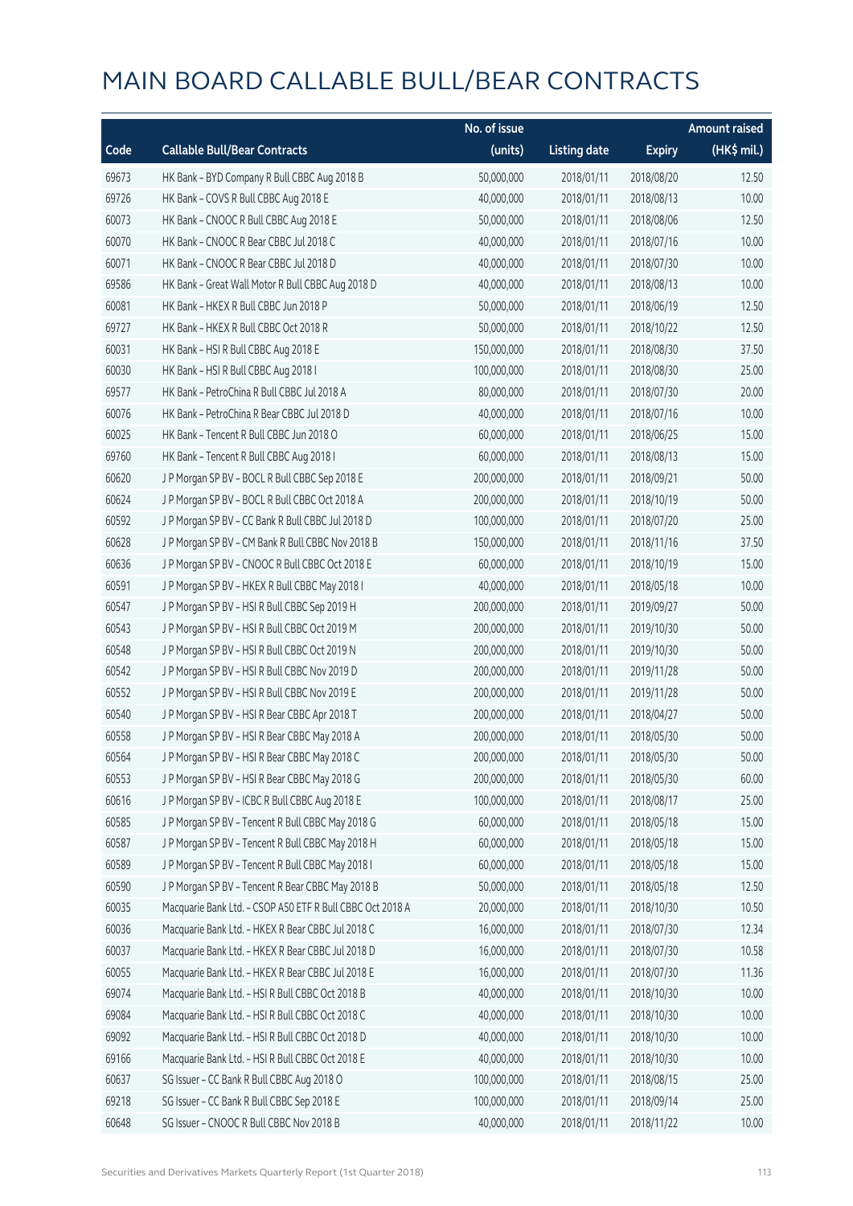# MAIN BOARD CALLABLE BULL/BEAR CONTRACTS

| Code | Callable Bull/Bear Contracts | No. of issue (units) | Listing date | Expiry | Amount raised (HK$ mil.) |
|---|---|---|---|---|---|
| 69673 | HK Bank – BYD Company R Bull CBBC Aug 2018 B | 50,000,000 | 2018/01/11 | 2018/08/20 | 12.50 |
| 69726 | HK Bank – COVS R Bull CBBC Aug 2018 E | 40,000,000 | 2018/01/11 | 2018/08/13 | 10.00 |
| 60073 | HK Bank – CNOOC R Bull CBBC Aug 2018 E | 50,000,000 | 2018/01/11 | 2018/08/06 | 12.50 |
| 60070 | HK Bank – CNOOC R Bear CBBC Jul 2018 C | 40,000,000 | 2018/01/11 | 2018/07/16 | 10.00 |
| 60071 | HK Bank – CNOOC R Bear CBBC Jul 2018 D | 40,000,000 | 2018/01/11 | 2018/07/30 | 10.00 |
| 69586 | HK Bank – Great Wall Motor R Bull CBBC Aug 2018 D | 40,000,000 | 2018/01/11 | 2018/08/13 | 10.00 |
| 60081 | HK Bank – HKEX R Bull CBBC Jun 2018 P | 50,000,000 | 2018/01/11 | 2018/06/19 | 12.50 |
| 69727 | HK Bank – HKEX R Bull CBBC Oct 2018 R | 50,000,000 | 2018/01/11 | 2018/10/22 | 12.50 |
| 60031 | HK Bank – HSI R Bull CBBC Aug 2018 E | 150,000,000 | 2018/01/11 | 2018/08/30 | 37.50 |
| 60030 | HK Bank – HSI R Bull CBBC Aug 2018 I | 100,000,000 | 2018/01/11 | 2018/08/30 | 25.00 |
| 69577 | HK Bank – PetroChina R Bull CBBC Jul 2018 A | 80,000,000 | 2018/01/11 | 2018/07/30 | 20.00 |
| 60076 | HK Bank – PetroChina R Bear CBBC Jul 2018 D | 40,000,000 | 2018/01/11 | 2018/07/16 | 10.00 |
| 60025 | HK Bank – Tencent R Bull CBBC Jun 2018 O | 60,000,000 | 2018/01/11 | 2018/06/25 | 15.00 |
| 69760 | HK Bank – Tencent R Bull CBBC Aug 2018 I | 60,000,000 | 2018/01/11 | 2018/08/13 | 15.00 |
| 60620 | J P Morgan SP BV – BOCL R Bull CBBC Sep 2018 E | 200,000,000 | 2018/01/11 | 2018/09/21 | 50.00 |
| 60624 | J P Morgan SP BV – BOCL R Bull CBBC Oct 2018 A | 200,000,000 | 2018/01/11 | 2018/10/19 | 50.00 |
| 60592 | J P Morgan SP BV – CC Bank R Bull CBBC Jul 2018 D | 100,000,000 | 2018/01/11 | 2018/07/20 | 25.00 |
| 60628 | J P Morgan SP BV – CM Bank R Bull CBBC Nov 2018 B | 150,000,000 | 2018/01/11 | 2018/11/16 | 37.50 |
| 60636 | J P Morgan SP BV – CNOOC R Bull CBBC Oct 2018 E | 60,000,000 | 2018/01/11 | 2018/10/19 | 15.00 |
| 60591 | J P Morgan SP BV – HKEX R Bull CBBC May 2018 I | 40,000,000 | 2018/01/11 | 2018/05/18 | 10.00 |
| 60547 | J P Morgan SP BV – HSI R Bull CBBC Sep 2019 H | 200,000,000 | 2018/01/11 | 2019/09/27 | 50.00 |
| 60543 | J P Morgan SP BV – HSI R Bull CBBC Oct 2019 M | 200,000,000 | 2018/01/11 | 2019/10/30 | 50.00 |
| 60548 | J P Morgan SP BV – HSI R Bull CBBC Oct 2019 N | 200,000,000 | 2018/01/11 | 2019/10/30 | 50.00 |
| 60542 | J P Morgan SP BV – HSI R Bull CBBC Nov 2019 D | 200,000,000 | 2018/01/11 | 2019/11/28 | 50.00 |
| 60552 | J P Morgan SP BV – HSI R Bull CBBC Nov 2019 E | 200,000,000 | 2018/01/11 | 2019/11/28 | 50.00 |
| 60540 | J P Morgan SP BV – HSI R Bear CBBC Apr 2018 T | 200,000,000 | 2018/01/11 | 2018/04/27 | 50.00 |
| 60558 | J P Morgan SP BV – HSI R Bear CBBC May 2018 A | 200,000,000 | 2018/01/11 | 2018/05/30 | 50.00 |
| 60564 | J P Morgan SP BV – HSI R Bear CBBC May 2018 C | 200,000,000 | 2018/01/11 | 2018/05/30 | 50.00 |
| 60553 | J P Morgan SP BV – HSI R Bear CBBC May 2018 G | 200,000,000 | 2018/01/11 | 2018/05/30 | 60.00 |
| 60616 | J P Morgan SP BV – ICBC R Bull CBBC Aug 2018 E | 100,000,000 | 2018/01/11 | 2018/08/17 | 25.00 |
| 60585 | J P Morgan SP BV – Tencent R Bull CBBC May 2018 G | 60,000,000 | 2018/01/11 | 2018/05/18 | 15.00 |
| 60587 | J P Morgan SP BV – Tencent R Bull CBBC May 2018 H | 60,000,000 | 2018/01/11 | 2018/05/18 | 15.00 |
| 60589 | J P Morgan SP BV – Tencent R Bull CBBC May 2018 I | 60,000,000 | 2018/01/11 | 2018/05/18 | 15.00 |
| 60590 | J P Morgan SP BV – Tencent R Bear CBBC May 2018 B | 50,000,000 | 2018/01/11 | 2018/05/18 | 12.50 |
| 60035 | Macquarie Bank Ltd. – CSOP A50 ETF R Bull CBBC Oct 2018 A | 20,000,000 | 2018/01/11 | 2018/10/30 | 10.50 |
| 60036 | Macquarie Bank Ltd. – HKEX R Bear CBBC Jul 2018 C | 16,000,000 | 2018/01/11 | 2018/07/30 | 12.34 |
| 60037 | Macquarie Bank Ltd. – HKEX R Bear CBBC Jul 2018 D | 16,000,000 | 2018/01/11 | 2018/07/30 | 10.58 |
| 60055 | Macquarie Bank Ltd. – HKEX R Bear CBBC Jul 2018 E | 16,000,000 | 2018/01/11 | 2018/07/30 | 11.36 |
| 69074 | Macquarie Bank Ltd. – HSI R Bull CBBC Oct 2018 B | 40,000,000 | 2018/01/11 | 2018/10/30 | 10.00 |
| 69084 | Macquarie Bank Ltd. – HSI R Bull CBBC Oct 2018 C | 40,000,000 | 2018/01/11 | 2018/10/30 | 10.00 |
| 69092 | Macquarie Bank Ltd. – HSI R Bull CBBC Oct 2018 D | 40,000,000 | 2018/01/11 | 2018/10/30 | 10.00 |
| 69166 | Macquarie Bank Ltd. – HSI R Bull CBBC Oct 2018 E | 40,000,000 | 2018/01/11 | 2018/10/30 | 10.00 |
| 60637 | SG Issuer – CC Bank R Bull CBBC Aug 2018 O | 100,000,000 | 2018/01/11 | 2018/08/15 | 25.00 |
| 69218 | SG Issuer – CC Bank R Bull CBBC Sep 2018 E | 100,000,000 | 2018/01/11 | 2018/09/14 | 25.00 |
| 60648 | SG Issuer – CNOOC R Bull CBBC Nov 2018 B | 40,000,000 | 2018/01/11 | 2018/11/22 | 10.00 |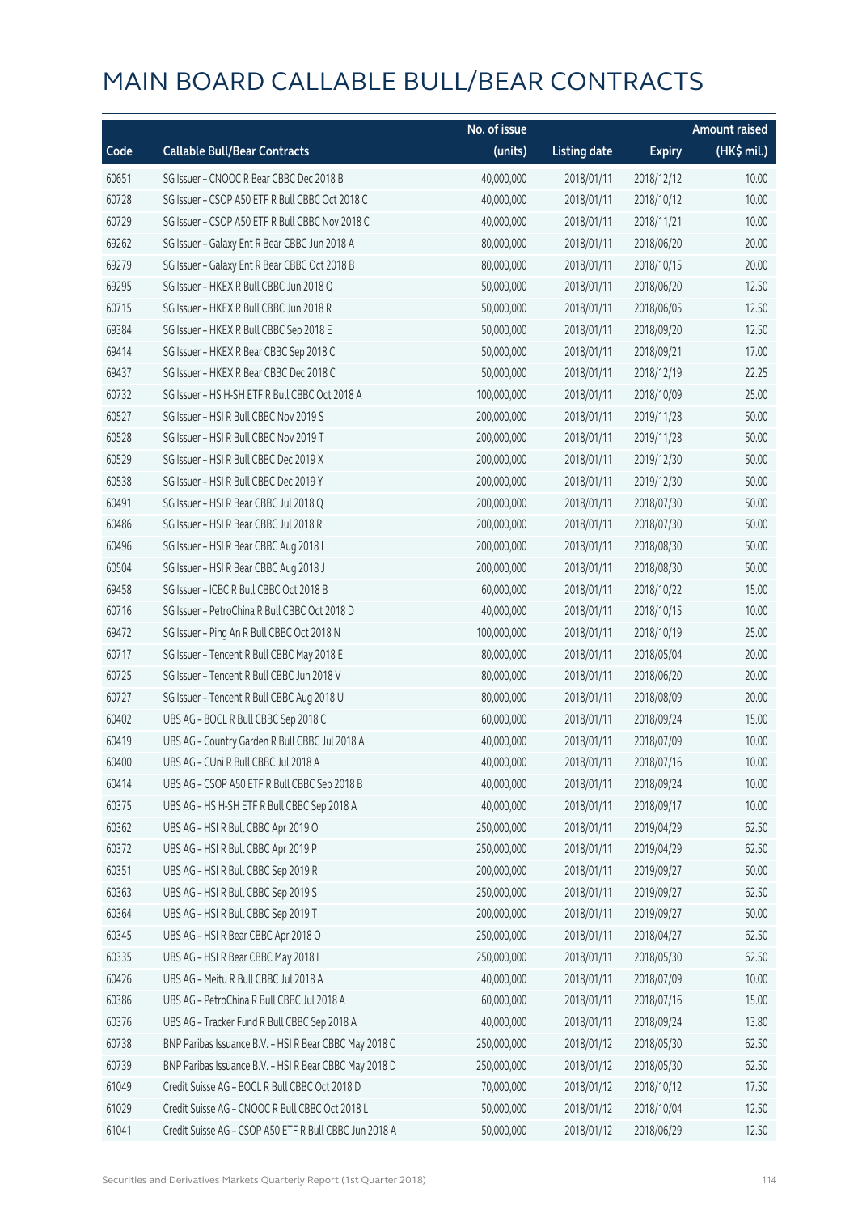# MAIN BOARD CALLABLE BULL/BEAR CONTRACTS

| Code | Callable Bull/Bear Contracts | No. of issue (units) | Listing date | Expiry | Amount raised (HK$ mil.) |
|---|---|---|---|---|---|
| 60651 | SG Issuer – CNOOC R Bear CBBC Dec 2018 B | 40,000,000 | 2018/01/11 | 2018/12/12 | 10.00 |
| 60728 | SG Issuer – CSOP A50 ETF R Bull CBBC Oct 2018 C | 40,000,000 | 2018/01/11 | 2018/10/12 | 10.00 |
| 60729 | SG Issuer – CSOP A50 ETF R Bull CBBC Nov 2018 C | 40,000,000 | 2018/01/11 | 2018/11/21 | 10.00 |
| 69262 | SG Issuer – Galaxy Ent R Bear CBBC Jun 2018 A | 80,000,000 | 2018/01/11 | 2018/06/20 | 20.00 |
| 69279 | SG Issuer – Galaxy Ent R Bear CBBC Oct 2018 B | 80,000,000 | 2018/01/11 | 2018/10/15 | 20.00 |
| 69295 | SG Issuer – HKEX R Bull CBBC Jun 2018 Q | 50,000,000 | 2018/01/11 | 2018/06/20 | 12.50 |
| 60715 | SG Issuer – HKEX R Bull CBBC Jun 2018 R | 50,000,000 | 2018/01/11 | 2018/06/05 | 12.50 |
| 69384 | SG Issuer – HKEX R Bull CBBC Sep 2018 E | 50,000,000 | 2018/01/11 | 2018/09/20 | 12.50 |
| 69414 | SG Issuer – HKEX R Bear CBBC Sep 2018 C | 50,000,000 | 2018/01/11 | 2018/09/21 | 17.00 |
| 69437 | SG Issuer – HKEX R Bear CBBC Dec 2018 C | 50,000,000 | 2018/01/11 | 2018/12/19 | 22.25 |
| 60732 | SG Issuer – HS H-SH ETF R Bull CBBC Oct 2018 A | 100,000,000 | 2018/01/11 | 2018/10/09 | 25.00 |
| 60527 | SG Issuer – HSI R Bull CBBC Nov 2019 S | 200,000,000 | 2018/01/11 | 2019/11/28 | 50.00 |
| 60528 | SG Issuer – HSI R Bull CBBC Nov 2019 T | 200,000,000 | 2018/01/11 | 2019/11/28 | 50.00 |
| 60529 | SG Issuer – HSI R Bull CBBC Dec 2019 X | 200,000,000 | 2018/01/11 | 2019/12/30 | 50.00 |
| 60538 | SG Issuer – HSI R Bull CBBC Dec 2019 Y | 200,000,000 | 2018/01/11 | 2019/12/30 | 50.00 |
| 60491 | SG Issuer – HSI R Bear CBBC Jul 2018 Q | 200,000,000 | 2018/01/11 | 2018/07/30 | 50.00 |
| 60486 | SG Issuer – HSI R Bear CBBC Jul 2018 R | 200,000,000 | 2018/01/11 | 2018/07/30 | 50.00 |
| 60496 | SG Issuer – HSI R Bear CBBC Aug 2018 I | 200,000,000 | 2018/01/11 | 2018/08/30 | 50.00 |
| 60504 | SG Issuer – HSI R Bear CBBC Aug 2018 J | 200,000,000 | 2018/01/11 | 2018/08/30 | 50.00 |
| 69458 | SG Issuer – ICBC R Bull CBBC Oct 2018 B | 60,000,000 | 2018/01/11 | 2018/10/22 | 15.00 |
| 60716 | SG Issuer – PetroChina R Bull CBBC Oct 2018 D | 40,000,000 | 2018/01/11 | 2018/10/15 | 10.00 |
| 69472 | SG Issuer – Ping An R Bull CBBC Oct 2018 N | 100,000,000 | 2018/01/11 | 2018/10/19 | 25.00 |
| 60717 | SG Issuer – Tencent R Bull CBBC May 2018 E | 80,000,000 | 2018/01/11 | 2018/05/04 | 20.00 |
| 60725 | SG Issuer – Tencent R Bull CBBC Jun 2018 V | 80,000,000 | 2018/01/11 | 2018/06/20 | 20.00 |
| 60727 | SG Issuer – Tencent R Bull CBBC Aug 2018 U | 80,000,000 | 2018/01/11 | 2018/08/09 | 20.00 |
| 60402 | UBS AG – BOCL R Bull CBBC Sep 2018 C | 60,000,000 | 2018/01/11 | 2018/09/24 | 15.00 |
| 60419 | UBS AG – Country Garden R Bull CBBC Jul 2018 A | 40,000,000 | 2018/01/11 | 2018/07/09 | 10.00 |
| 60400 | UBS AG – CUni R Bull CBBC Jul 2018 A | 40,000,000 | 2018/01/11 | 2018/07/16 | 10.00 |
| 60414 | UBS AG – CSOP A50 ETF R Bull CBBC Sep 2018 B | 40,000,000 | 2018/01/11 | 2018/09/24 | 10.00 |
| 60375 | UBS AG – HS H-SH ETF R Bull CBBC Sep 2018 A | 40,000,000 | 2018/01/11 | 2018/09/17 | 10.00 |
| 60362 | UBS AG – HSI R Bull CBBC Apr 2019 O | 250,000,000 | 2018/01/11 | 2019/04/29 | 62.50 |
| 60372 | UBS AG – HSI R Bull CBBC Apr 2019 P | 250,000,000 | 2018/01/11 | 2019/04/29 | 62.50 |
| 60351 | UBS AG – HSI R Bull CBBC Sep 2019 R | 200,000,000 | 2018/01/11 | 2019/09/27 | 50.00 |
| 60363 | UBS AG – HSI R Bull CBBC Sep 2019 S | 250,000,000 | 2018/01/11 | 2019/09/27 | 62.50 |
| 60364 | UBS AG – HSI R Bull CBBC Sep 2019 T | 200,000,000 | 2018/01/11 | 2019/09/27 | 50.00 |
| 60345 | UBS AG – HSI R Bear CBBC Apr 2018 O | 250,000,000 | 2018/01/11 | 2018/04/27 | 62.50 |
| 60335 | UBS AG – HSI R Bear CBBC May 2018 I | 250,000,000 | 2018/01/11 | 2018/05/30 | 62.50 |
| 60426 | UBS AG – Meitu R Bull CBBC Jul 2018 A | 40,000,000 | 2018/01/11 | 2018/07/09 | 10.00 |
| 60386 | UBS AG – PetroChina R Bull CBBC Jul 2018 A | 60,000,000 | 2018/01/11 | 2018/07/16 | 15.00 |
| 60376 | UBS AG – Tracker Fund R Bull CBBC Sep 2018 A | 40,000,000 | 2018/01/11 | 2018/09/24 | 13.80 |
| 60738 | BNP Paribas Issuance B.V. – HSI R Bear CBBC May 2018 C | 250,000,000 | 2018/01/12 | 2018/05/30 | 62.50 |
| 60739 | BNP Paribas Issuance B.V. – HSI R Bear CBBC May 2018 D | 250,000,000 | 2018/01/12 | 2018/05/30 | 62.50 |
| 61049 | Credit Suisse AG – BOCL R Bull CBBC Oct 2018 D | 70,000,000 | 2018/01/12 | 2018/10/12 | 17.50 |
| 61029 | Credit Suisse AG – CNOOC R Bull CBBC Oct 2018 L | 50,000,000 | 2018/01/12 | 2018/10/04 | 12.50 |
| 61041 | Credit Suisse AG – CSOP A50 ETF R Bull CBBC Jun 2018 A | 50,000,000 | 2018/01/12 | 2018/06/29 | 12.50 |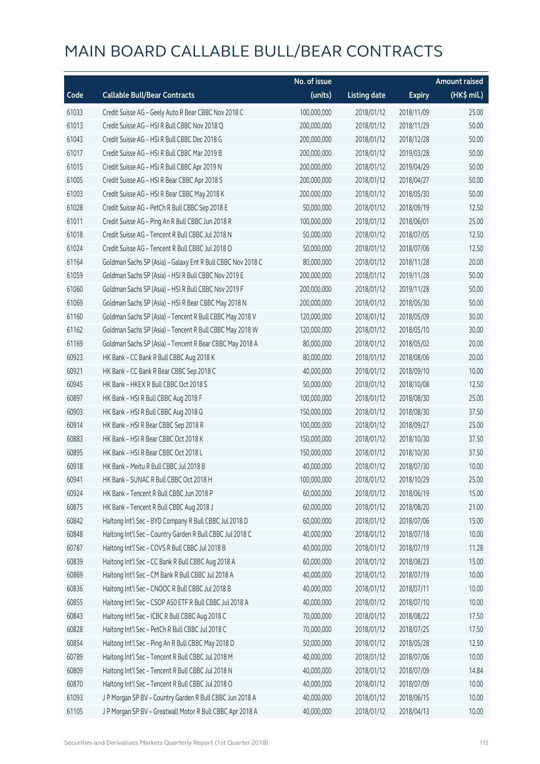# MAIN BOARD CALLABLE BULL/BEAR CONTRACTS

| Code | Callable Bull/Bear Contracts | No. of issue (units) | Listing date | Expiry | Amount raised (HK$ mil.) |
|---|---|---|---|---|---|
| 61033 | Credit Suisse AG - Geely Auto R Bear CBBC Nov 2018 C | 100,000,000 | 2018/01/12 | 2018/11/09 | 25.00 |
| 61013 | Credit Suisse AG - HSI R Bull CBBC Nov 2018 Q | 200,000,000 | 2018/01/12 | 2018/11/29 | 50.00 |
| 61043 | Credit Suisse AG - HSI R Bull CBBC Dec 2018 G | 200,000,000 | 2018/01/12 | 2018/12/28 | 50.00 |
| 61017 | Credit Suisse AG - HSI R Bull CBBC Mar 2019 B | 200,000,000 | 2018/01/12 | 2019/03/28 | 50.00 |
| 61015 | Credit Suisse AG - HSI R Bull CBBC Apr 2019 N | 200,000,000 | 2018/01/12 | 2019/04/29 | 50.00 |
| 61005 | Credit Suisse AG - HSI R Bear CBBC Apr 2018 S | 200,000,000 | 2018/01/12 | 2018/04/27 | 50.00 |
| 61003 | Credit Suisse AG - HSI R Bear CBBC May 2018 K | 200,000,000 | 2018/01/12 | 2018/05/30 | 50.00 |
| 61028 | Credit Suisse AG - PetCh R Bull CBBC Sep 2018 E | 50,000,000 | 2018/01/12 | 2018/09/19 | 12.50 |
| 61011 | Credit Suisse AG - Ping An R Bull CBBC Jun 2018 R | 100,000,000 | 2018/01/12 | 2018/06/01 | 25.00 |
| 61018 | Credit Suisse AG - Tencent R Bull CBBC Jul 2018 N | 50,000,000 | 2018/01/12 | 2018/07/05 | 12.50 |
| 61024 | Credit Suisse AG - Tencent R Bull CBBC Jul 2018 O | 50,000,000 | 2018/01/12 | 2018/07/06 | 12.50 |
| 61164 | Goldman Sachs SP (Asia) - Galaxy Ent R Bull CBBC Nov 2018 C | 80,000,000 | 2018/01/12 | 2018/11/28 | 20.00 |
| 61059 | Goldman Sachs SP (Asia) - HSI R Bull CBBC Nov 2019 E | 200,000,000 | 2018/01/12 | 2019/11/28 | 50.00 |
| 61060 | Goldman Sachs SP (Asia) - HSI R Bull CBBC Nov 2019 F | 200,000,000 | 2018/01/12 | 2019/11/28 | 50.00 |
| 61069 | Goldman Sachs SP (Asia) - HSI R Bear CBBC May 2018 N | 200,000,000 | 2018/01/12 | 2018/05/30 | 50.00 |
| 61160 | Goldman Sachs SP (Asia) - Tencent R Bull CBBC May 2018 V | 120,000,000 | 2018/01/12 | 2018/05/09 | 30.00 |
| 61162 | Goldman Sachs SP (Asia) - Tencent R Bull CBBC May 2018 W | 120,000,000 | 2018/01/12 | 2018/05/10 | 30.00 |
| 61169 | Goldman Sachs SP (Asia) - Tencent R Bear CBBC May 2018 A | 80,000,000 | 2018/01/12 | 2018/05/02 | 20.00 |
| 60923 | HK Bank - CC Bank R Bull CBBC Aug 2018 K | 80,000,000 | 2018/01/12 | 2018/08/06 | 20.00 |
| 60921 | HK Bank - CC Bank R Bear CBBC Sep 2018 C | 40,000,000 | 2018/01/12 | 2018/09/10 | 10.00 |
| 60945 | HK Bank - HKEX R Bull CBBC Oct 2018 S | 50,000,000 | 2018/01/12 | 2018/10/08 | 12.50 |
| 60897 | HK Bank - HSI R Bull CBBC Aug 2018 F | 100,000,000 | 2018/01/12 | 2018/08/30 | 25.00 |
| 60903 | HK Bank - HSI R Bull CBBC Aug 2018 G | 150,000,000 | 2018/01/12 | 2018/08/30 | 37.50 |
| 60914 | HK Bank - HSI R Bear CBBC Sep 2018 R | 100,000,000 | 2018/01/12 | 2018/09/27 | 25.00 |
| 60883 | HK Bank - HSI R Bear CBBC Oct 2018 K | 150,000,000 | 2018/01/12 | 2018/10/30 | 37.50 |
| 60895 | HK Bank - HSI R Bear CBBC Oct 2018 L | 150,000,000 | 2018/01/12 | 2018/10/30 | 37.50 |
| 60918 | HK Bank - Meitu R Bull CBBC Jul 2018 B | 40,000,000 | 2018/01/12 | 2018/07/30 | 10.00 |
| 60941 | HK Bank - SUNAC R Bull CBBC Oct 2018 H | 100,000,000 | 2018/01/12 | 2018/10/29 | 25.00 |
| 60924 | HK Bank - Tencent R Bull CBBC Jun 2018 P | 60,000,000 | 2018/01/12 | 2018/06/19 | 15.00 |
| 60875 | HK Bank - Tencent R Bull CBBC Aug 2018 J | 60,000,000 | 2018/01/12 | 2018/08/20 | 21.00 |
| 60842 | Haitong Int'l Sec - BYD Company R Bull CBBC Jul 2018 D | 60,000,000 | 2018/01/12 | 2018/07/06 | 15.00 |
| 60848 | Haitong Int'l Sec - Country Garden R Bull CBBC Jul 2018 C | 40,000,000 | 2018/01/12 | 2018/07/18 | 10.00 |
| 60787 | Haitong Int'l Sec - COVS R Bull CBBC Jul 2018 B | 40,000,000 | 2018/01/12 | 2018/07/19 | 11.28 |
| 60839 | Haitong Int'l Sec - CC Bank R Bull CBBC Aug 2018 A | 60,000,000 | 2018/01/12 | 2018/08/23 | 15.00 |
| 60869 | Haitong Int'l Sec - CM Bank R Bull CBBC Jul 2018 A | 40,000,000 | 2018/01/12 | 2018/07/19 | 10.00 |
| 60836 | Haitong Int'l Sec - CNOOC R Bull CBBC Jul 2018 B | 40,000,000 | 2018/01/12 | 2018/07/11 | 10.00 |
| 60855 | Haitong Int'l Sec - CSOP A50 ETF R Bull CBBC Jul 2018 A | 40,000,000 | 2018/01/12 | 2018/07/10 | 10.00 |
| 60843 | Haitong Int'l Sec - ICBC R Bull CBBC Aug 2018 C | 70,000,000 | 2018/01/12 | 2018/08/22 | 17.50 |
| 60828 | Haitong Int'l Sec - PetCh R Bull CBBC Jul 2018 C | 70,000,000 | 2018/01/12 | 2018/07/25 | 17.50 |
| 60854 | Haitong Int'l Sec - Ping An R Bull CBBC May 2018 D | 50,000,000 | 2018/01/12 | 2018/05/28 | 12.50 |
| 60789 | Haitong Int'l Sec - Tencent R Bull CBBC Jul 2018 M | 40,000,000 | 2018/01/12 | 2018/07/06 | 10.00 |
| 60809 | Haitong Int'l Sec - Tencent R Bull CBBC Jul 2018 N | 40,000,000 | 2018/01/12 | 2018/07/09 | 14.84 |
| 60870 | Haitong Int'l Sec - Tencent R Bull CBBC Jul 2018 O | 40,000,000 | 2018/01/12 | 2018/07/09 | 10.00 |
| 61093 | J P Morgan SP BV - Country Garden R Bull CBBC Jun 2018 A | 40,000,000 | 2018/01/12 | 2018/06/15 | 10.00 |
| 61105 | J P Morgan SP BV - Greatwall Motor R Bull CBBC Apr 2018 A | 40,000,000 | 2018/01/12 | 2018/04/13 | 10.00 |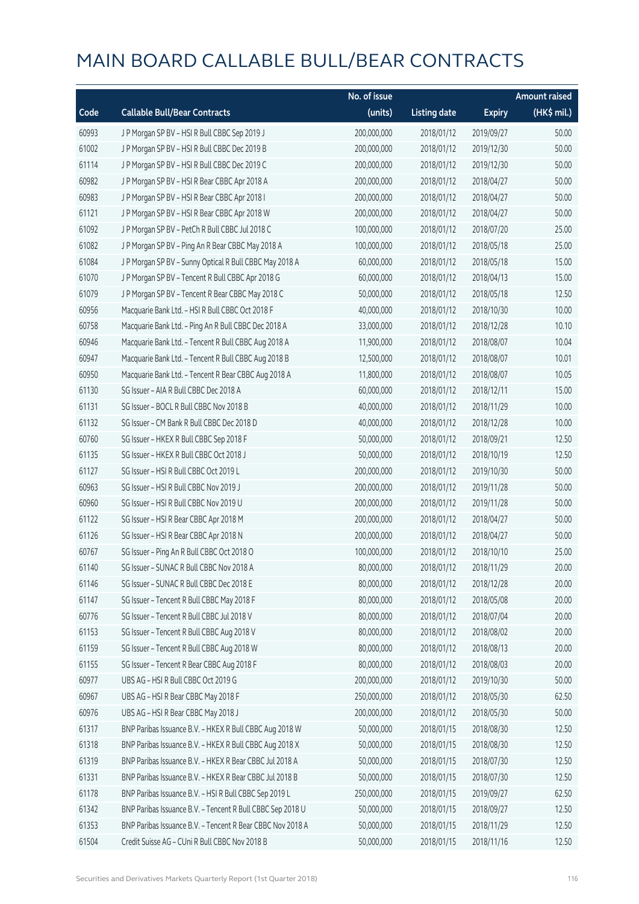# MAIN BOARD CALLABLE BULL/BEAR CONTRACTS

| Code | Callable Bull/Bear Contracts | No. of issue (units) | Listing date | Expiry | Amount raised (HK$ mil.) |
|---|---|---|---|---|---|
| 60993 | J P Morgan SP BV – HSI R Bull CBBC Sep 2019 J | 200,000,000 | 2018/01/12 | 2019/09/27 | 50.00 |
| 61002 | J P Morgan SP BV – HSI R Bull CBBC Dec 2019 B | 200,000,000 | 2018/01/12 | 2019/12/30 | 50.00 |
| 61114 | J P Morgan SP BV – HSI R Bull CBBC Dec 2019 C | 200,000,000 | 2018/01/12 | 2019/12/30 | 50.00 |
| 60982 | J P Morgan SP BV – HSI R Bear CBBC Apr 2018 A | 200,000,000 | 2018/01/12 | 2018/04/27 | 50.00 |
| 60983 | J P Morgan SP BV – HSI R Bear CBBC Apr 2018 I | 200,000,000 | 2018/01/12 | 2018/04/27 | 50.00 |
| 61121 | J P Morgan SP BV – HSI R Bear CBBC Apr 2018 W | 200,000,000 | 2018/01/12 | 2018/04/27 | 50.00 |
| 61092 | J P Morgan SP BV – PetCh R Bull CBBC Jul 2018 C | 100,000,000 | 2018/01/12 | 2018/07/20 | 25.00 |
| 61082 | J P Morgan SP BV – Ping An R Bear CBBC May 2018 A | 100,000,000 | 2018/01/12 | 2018/05/18 | 25.00 |
| 61084 | J P Morgan SP BV – Sunny Optical R Bull CBBC May 2018 A | 60,000,000 | 2018/01/12 | 2018/05/18 | 15.00 |
| 61070 | J P Morgan SP BV – Tencent R Bull CBBC Apr 2018 G | 60,000,000 | 2018/01/12 | 2018/04/13 | 15.00 |
| 61079 | J P Morgan SP BV – Tencent R Bear CBBC May 2018 C | 50,000,000 | 2018/01/12 | 2018/05/18 | 12.50 |
| 60956 | Macquarie Bank Ltd. – HSI R Bull CBBC Oct 2018 F | 40,000,000 | 2018/01/12 | 2018/10/30 | 10.00 |
| 60758 | Macquarie Bank Ltd. – Ping An R Bull CBBC Dec 2018 A | 33,000,000 | 2018/01/12 | 2018/12/28 | 10.10 |
| 60946 | Macquarie Bank Ltd. – Tencent R Bull CBBC Aug 2018 A | 11,900,000 | 2018/01/12 | 2018/08/07 | 10.04 |
| 60947 | Macquarie Bank Ltd. – Tencent R Bull CBBC Aug 2018 B | 12,500,000 | 2018/01/12 | 2018/08/07 | 10.01 |
| 60950 | Macquarie Bank Ltd. – Tencent R Bear CBBC Aug 2018 A | 11,800,000 | 2018/01/12 | 2018/08/07 | 10.05 |
| 61130 | SG Issuer – AIA R Bull CBBC Dec 2018 A | 60,000,000 | 2018/01/12 | 2018/12/11 | 15.00 |
| 61131 | SG Issuer – BOCL R Bull CBBC Nov 2018 B | 40,000,000 | 2018/01/12 | 2018/11/29 | 10.00 |
| 61132 | SG Issuer – CM Bank R Bull CBBC Dec 2018 D | 40,000,000 | 2018/01/12 | 2018/12/28 | 10.00 |
| 60760 | SG Issuer – HKEX R Bull CBBC Sep 2018 F | 50,000,000 | 2018/01/12 | 2018/09/21 | 12.50 |
| 61135 | SG Issuer – HKEX R Bull CBBC Oct 2018 J | 50,000,000 | 2018/01/12 | 2018/10/19 | 12.50 |
| 61127 | SG Issuer – HSI R Bull CBBC Oct 2019 L | 200,000,000 | 2018/01/12 | 2019/10/30 | 50.00 |
| 60963 | SG Issuer – HSI R Bull CBBC Nov 2019 J | 200,000,000 | 2018/01/12 | 2019/11/28 | 50.00 |
| 60960 | SG Issuer – HSI R Bull CBBC Nov 2019 U | 200,000,000 | 2018/01/12 | 2019/11/28 | 50.00 |
| 61122 | SG Issuer – HSI R Bear CBBC Apr 2018 M | 200,000,000 | 2018/01/12 | 2018/04/27 | 50.00 |
| 61126 | SG Issuer – HSI R Bear CBBC Apr 2018 N | 200,000,000 | 2018/01/12 | 2018/04/27 | 50.00 |
| 60767 | SG Issuer – Ping An R Bull CBBC Oct 2018 O | 100,000,000 | 2018/01/12 | 2018/10/10 | 25.00 |
| 61140 | SG Issuer – SUNAC R Bull CBBC Nov 2018 A | 80,000,000 | 2018/01/12 | 2018/11/29 | 20.00 |
| 61146 | SG Issuer – SUNAC R Bull CBBC Dec 2018 E | 80,000,000 | 2018/01/12 | 2018/12/28 | 20.00 |
| 61147 | SG Issuer – Tencent R Bull CBBC May 2018 F | 80,000,000 | 2018/01/12 | 2018/05/08 | 20.00 |
| 60776 | SG Issuer – Tencent R Bull CBBC Jul 2018 V | 80,000,000 | 2018/01/12 | 2018/07/04 | 20.00 |
| 61153 | SG Issuer – Tencent R Bull CBBC Aug 2018 V | 80,000,000 | 2018/01/12 | 2018/08/02 | 20.00 |
| 61159 | SG Issuer – Tencent R Bull CBBC Aug 2018 W | 80,000,000 | 2018/01/12 | 2018/08/13 | 20.00 |
| 61155 | SG Issuer – Tencent R Bear CBBC Aug 2018 F | 80,000,000 | 2018/01/12 | 2018/08/03 | 20.00 |
| 60977 | UBS AG – HSI R Bull CBBC Oct 2019 G | 200,000,000 | 2018/01/12 | 2019/10/30 | 50.00 |
| 60967 | UBS AG – HSI R Bear CBBC May 2018 F | 250,000,000 | 2018/01/12 | 2018/05/30 | 62.50 |
| 60976 | UBS AG – HSI R Bear CBBC May 2018 J | 200,000,000 | 2018/01/12 | 2018/05/30 | 50.00 |
| 61317 | BNP Paribas Issuance B.V. – HKEX R Bull CBBC Aug 2018 W | 50,000,000 | 2018/01/15 | 2018/08/30 | 12.50 |
| 61318 | BNP Paribas Issuance B.V. – HKEX R Bull CBBC Aug 2018 X | 50,000,000 | 2018/01/15 | 2018/08/30 | 12.50 |
| 61319 | BNP Paribas Issuance B.V. – HKEX R Bear CBBC Jul 2018 A | 50,000,000 | 2018/01/15 | 2018/07/30 | 12.50 |
| 61331 | BNP Paribas Issuance B.V. – HKEX R Bear CBBC Jul 2018 B | 50,000,000 | 2018/01/15 | 2018/07/30 | 12.50 |
| 61178 | BNP Paribas Issuance B.V. – HSI R Bull CBBC Sep 2019 L | 250,000,000 | 2018/01/15 | 2019/09/27 | 62.50 |
| 61342 | BNP Paribas Issuance B.V. – Tencent R Bull CBBC Sep 2018 U | 50,000,000 | 2018/01/15 | 2018/09/27 | 12.50 |
| 61353 | BNP Paribas Issuance B.V. – Tencent R Bear CBBC Nov 2018 A | 50,000,000 | 2018/01/15 | 2018/11/29 | 12.50 |
| 61504 | Credit Suisse AG – CUni R Bull CBBC Nov 2018 B | 50,000,000 | 2018/01/15 | 2018/11/16 | 12.50 |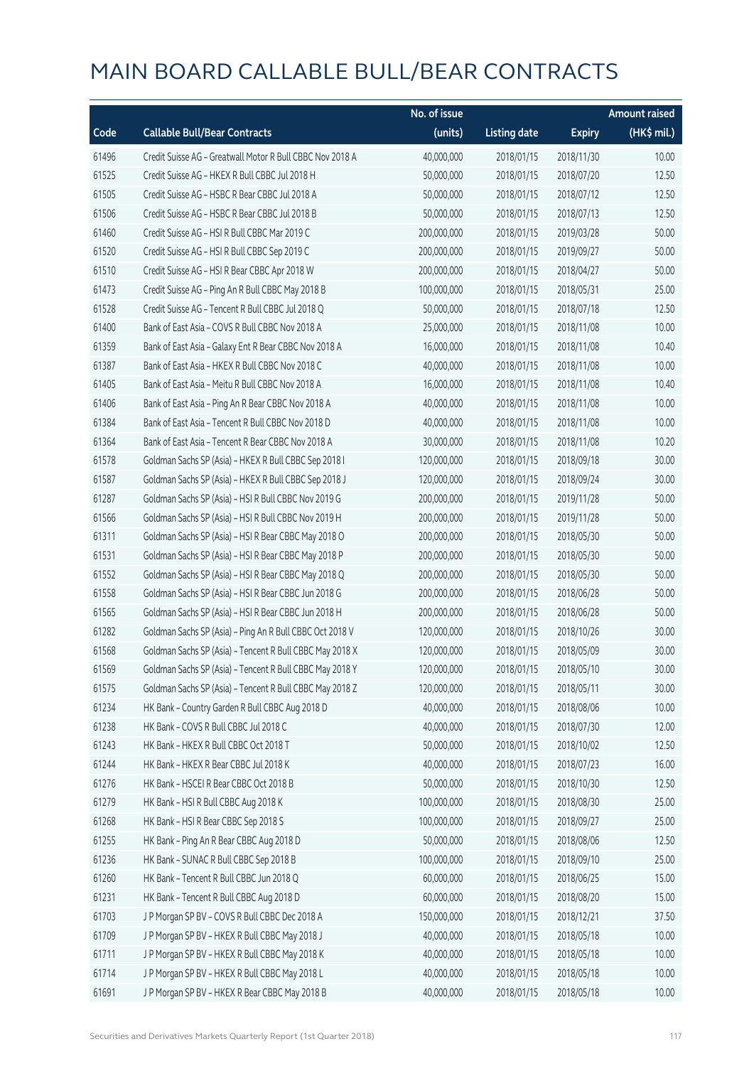# MAIN BOARD CALLABLE BULL/BEAR CONTRACTS

| Code | Callable Bull/Bear Contracts | No. of issue (units) | Listing date | Expiry | Amount raised (HK$ mil.) |
|---|---|---|---|---|---|
| 61496 | Credit Suisse AG - Greatwall Motor R Bull CBBC Nov 2018 A | 40,000,000 | 2018/01/15 | 2018/11/30 | 10.00 |
| 61525 | Credit Suisse AG - HKEX R Bull CBBC Jul 2018 H | 50,000,000 | 2018/01/15 | 2018/07/20 | 12.50 |
| 61505 | Credit Suisse AG - HSBC R Bear CBBC Jul 2018 A | 50,000,000 | 2018/01/15 | 2018/07/12 | 12.50 |
| 61506 | Credit Suisse AG - HSBC R Bear CBBC Jul 2018 B | 50,000,000 | 2018/01/15 | 2018/07/13 | 12.50 |
| 61460 | Credit Suisse AG - HSI R Bull CBBC Mar 2019 C | 200,000,000 | 2018/01/15 | 2019/03/28 | 50.00 |
| 61520 | Credit Suisse AG - HSI R Bull CBBC Sep 2019 C | 200,000,000 | 2018/01/15 | 2019/09/27 | 50.00 |
| 61510 | Credit Suisse AG - HSI R Bear CBBC Apr 2018 W | 200,000,000 | 2018/01/15 | 2018/04/27 | 50.00 |
| 61473 | Credit Suisse AG - Ping An R Bull CBBC May 2018 B | 100,000,000 | 2018/01/15 | 2018/05/31 | 25.00 |
| 61528 | Credit Suisse AG - Tencent R Bull CBBC Jul 2018 Q | 50,000,000 | 2018/01/15 | 2018/07/18 | 12.50 |
| 61400 | Bank of East Asia - COVS R Bull CBBC Nov 2018 A | 25,000,000 | 2018/01/15 | 2018/11/08 | 10.00 |
| 61359 | Bank of East Asia - Galaxy Ent R Bear CBBC Nov 2018 A | 16,000,000 | 2018/01/15 | 2018/11/08 | 10.40 |
| 61387 | Bank of East Asia - HKEX R Bull CBBC Nov 2018 C | 40,000,000 | 2018/01/15 | 2018/11/08 | 10.00 |
| 61405 | Bank of East Asia - Meitu R Bull CBBC Nov 2018 A | 16,000,000 | 2018/01/15 | 2018/11/08 | 10.40 |
| 61406 | Bank of East Asia - Ping An R Bear CBBC Nov 2018 A | 40,000,000 | 2018/01/15 | 2018/11/08 | 10.00 |
| 61384 | Bank of East Asia - Tencent R Bull CBBC Nov 2018 D | 40,000,000 | 2018/01/15 | 2018/11/08 | 10.00 |
| 61364 | Bank of East Asia - Tencent R Bear CBBC Nov 2018 A | 30,000,000 | 2018/01/15 | 2018/11/08 | 10.20 |
| 61578 | Goldman Sachs SP (Asia) - HKEX R Bull CBBC Sep 2018 I | 120,000,000 | 2018/01/15 | 2018/09/18 | 30.00 |
| 61587 | Goldman Sachs SP (Asia) - HKEX R Bull CBBC Sep 2018 J | 120,000,000 | 2018/01/15 | 2018/09/24 | 30.00 |
| 61287 | Goldman Sachs SP (Asia) - HSI R Bull CBBC Nov 2019 G | 200,000,000 | 2018/01/15 | 2019/11/28 | 50.00 |
| 61566 | Goldman Sachs SP (Asia) - HSI R Bull CBBC Nov 2019 H | 200,000,000 | 2018/01/15 | 2019/11/28 | 50.00 |
| 61311 | Goldman Sachs SP (Asia) - HSI R Bear CBBC May 2018 O | 200,000,000 | 2018/01/15 | 2018/05/30 | 50.00 |
| 61531 | Goldman Sachs SP (Asia) - HSI R Bear CBBC May 2018 P | 200,000,000 | 2018/01/15 | 2018/05/30 | 50.00 |
| 61552 | Goldman Sachs SP (Asia) - HSI R Bear CBBC May 2018 Q | 200,000,000 | 2018/01/15 | 2018/05/30 | 50.00 |
| 61558 | Goldman Sachs SP (Asia) - HSI R Bear CBBC Jun 2018 G | 200,000,000 | 2018/01/15 | 2018/06/28 | 50.00 |
| 61565 | Goldman Sachs SP (Asia) - HSI R Bear CBBC Jun 2018 H | 200,000,000 | 2018/01/15 | 2018/06/28 | 50.00 |
| 61282 | Goldman Sachs SP (Asia) - Ping An R Bull CBBC Oct 2018 V | 120,000,000 | 2018/01/15 | 2018/10/26 | 30.00 |
| 61568 | Goldman Sachs SP (Asia) - Tencent R Bull CBBC May 2018 X | 120,000,000 | 2018/01/15 | 2018/05/09 | 30.00 |
| 61569 | Goldman Sachs SP (Asia) - Tencent R Bull CBBC May 2018 Y | 120,000,000 | 2018/01/15 | 2018/05/10 | 30.00 |
| 61575 | Goldman Sachs SP (Asia) - Tencent R Bull CBBC May 2018 Z | 120,000,000 | 2018/01/15 | 2018/05/11 | 30.00 |
| 61234 | HK Bank - Country Garden R Bull CBBC Aug 2018 D | 40,000,000 | 2018/01/15 | 2018/08/06 | 10.00 |
| 61238 | HK Bank - COVS R Bull CBBC Jul 2018 C | 40,000,000 | 2018/01/15 | 2018/07/30 | 12.00 |
| 61243 | HK Bank - HKEX R Bull CBBC Oct 2018 T | 50,000,000 | 2018/01/15 | 2018/10/02 | 12.50 |
| 61244 | HK Bank - HKEX R Bear CBBC Jul 2018 K | 40,000,000 | 2018/01/15 | 2018/07/23 | 16.00 |
| 61276 | HK Bank - HSCEI R Bear CBBC Oct 2018 B | 50,000,000 | 2018/01/15 | 2018/10/30 | 12.50 |
| 61279 | HK Bank - HSI R Bull CBBC Aug 2018 K | 100,000,000 | 2018/01/15 | 2018/08/30 | 25.00 |
| 61268 | HK Bank - HSI R Bear CBBC Sep 2018 S | 100,000,000 | 2018/01/15 | 2018/09/27 | 25.00 |
| 61255 | HK Bank - Ping An R Bear CBBC Aug 2018 D | 50,000,000 | 2018/01/15 | 2018/08/06 | 12.50 |
| 61236 | HK Bank - SUNAC R Bull CBBC Sep 2018 B | 100,000,000 | 2018/01/15 | 2018/09/10 | 25.00 |
| 61260 | HK Bank - Tencent R Bull CBBC Jun 2018 Q | 60,000,000 | 2018/01/15 | 2018/06/25 | 15.00 |
| 61231 | HK Bank - Tencent R Bull CBBC Aug 2018 D | 60,000,000 | 2018/01/15 | 2018/08/20 | 15.00 |
| 61703 | J P Morgan SP BV - COVS R Bull CBBC Dec 2018 A | 150,000,000 | 2018/01/15 | 2018/12/21 | 37.50 |
| 61709 | J P Morgan SP BV - HKEX R Bull CBBC May 2018 J | 40,000,000 | 2018/01/15 | 2018/05/18 | 10.00 |
| 61711 | J P Morgan SP BV - HKEX R Bull CBBC May 2018 K | 40,000,000 | 2018/01/15 | 2018/05/18 | 10.00 |
| 61714 | J P Morgan SP BV - HKEX R Bull CBBC May 2018 L | 40,000,000 | 2018/01/15 | 2018/05/18 | 10.00 |
| 61691 | J P Morgan SP BV - HKEX R Bear CBBC May 2018 B | 40,000,000 | 2018/01/15 | 2018/05/18 | 10.00 |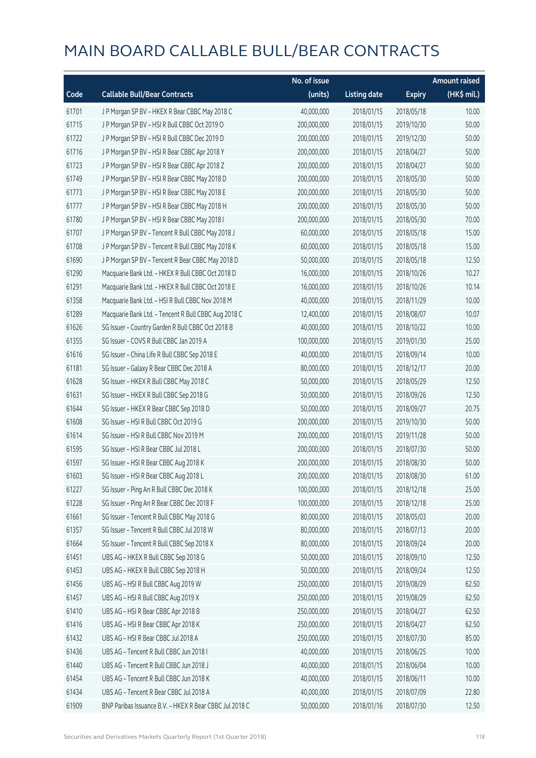# MAIN BOARD CALLABLE BULL/BEAR CONTRACTS

| Code | Callable Bull/Bear Contracts | No. of issue (units) | Listing date | Expiry | Amount raised (HK$ mil.) |
|---|---|---|---|---|---|
| 61701 | J P Morgan SP BV – HKEX R Bear CBBC May 2018 C | 40,000,000 | 2018/01/15 | 2018/05/18 | 10.00 |
| 61715 | J P Morgan SP BV – HSI R Bull CBBC Oct 2019 O | 200,000,000 | 2018/01/15 | 2019/10/30 | 50.00 |
| 61722 | J P Morgan SP BV – HSI R Bull CBBC Dec 2019 D | 200,000,000 | 2018/01/15 | 2019/12/30 | 50.00 |
| 61716 | J P Morgan SP BV – HSI R Bear CBBC Apr 2018 Y | 200,000,000 | 2018/01/15 | 2018/04/27 | 50.00 |
| 61723 | J P Morgan SP BV – HSI R Bear CBBC Apr 2018 Z | 200,000,000 | 2018/01/15 | 2018/04/27 | 50.00 |
| 61749 | J P Morgan SP BV – HSI R Bear CBBC May 2018 D | 200,000,000 | 2018/01/15 | 2018/05/30 | 50.00 |
| 61773 | J P Morgan SP BV – HSI R Bear CBBC May 2018 E | 200,000,000 | 2018/01/15 | 2018/05/30 | 50.00 |
| 61777 | J P Morgan SP BV – HSI R Bear CBBC May 2018 H | 200,000,000 | 2018/01/15 | 2018/05/30 | 50.00 |
| 61780 | J P Morgan SP BV – HSI R Bear CBBC May 2018 I | 200,000,000 | 2018/01/15 | 2018/05/30 | 70.00 |
| 61707 | J P Morgan SP BV – Tencent R Bull CBBC May 2018 J | 60,000,000 | 2018/01/15 | 2018/05/18 | 15.00 |
| 61708 | J P Morgan SP BV – Tencent R Bull CBBC May 2018 K | 60,000,000 | 2018/01/15 | 2018/05/18 | 15.00 |
| 61690 | J P Morgan SP BV – Tencent R Bear CBBC May 2018 D | 50,000,000 | 2018/01/15 | 2018/05/18 | 12.50 |
| 61290 | Macquarie Bank Ltd. – HKEX R Bull CBBC Oct 2018 D | 16,000,000 | 2018/01/15 | 2018/10/26 | 10.27 |
| 61291 | Macquarie Bank Ltd. – HKEX R Bull CBBC Oct 2018 E | 16,000,000 | 2018/01/15 | 2018/10/26 | 10.14 |
| 61358 | Macquarie Bank Ltd. – HSI R Bull CBBC Nov 2018 M | 40,000,000 | 2018/01/15 | 2018/11/29 | 10.00 |
| 61289 | Macquarie Bank Ltd. – Tencent R Bull CBBC Aug 2018 C | 12,400,000 | 2018/01/15 | 2018/08/07 | 10.07 |
| 61626 | SG Issuer – Country Garden R Bull CBBC Oct 2018 B | 40,000,000 | 2018/01/15 | 2018/10/22 | 10.00 |
| 61355 | SG Issuer – COVS R Bull CBBC Jan 2019 A | 100,000,000 | 2018/01/15 | 2019/01/30 | 25.00 |
| 61616 | SG Issuer – China Life R Bull CBBC Sep 2018 E | 40,000,000 | 2018/01/15 | 2018/09/14 | 10.00 |
| 61181 | SG Issuer – Galaxy R Bear CBBC Dec 2018 A | 80,000,000 | 2018/01/15 | 2018/12/17 | 20.00 |
| 61628 | SG Issuer – HKEX R Bull CBBC May 2018 C | 50,000,000 | 2018/01/15 | 2018/05/29 | 12.50 |
| 61631 | SG Issuer – HKEX R Bull CBBC Sep 2018 G | 50,000,000 | 2018/01/15 | 2018/09/26 | 12.50 |
| 61644 | SG Issuer – HKEX R Bear CBBC Sep 2018 D | 50,000,000 | 2018/01/15 | 2018/09/27 | 20.75 |
| 61608 | SG Issuer – HSI R Bull CBBC Oct 2019 G | 200,000,000 | 2018/01/15 | 2019/10/30 | 50.00 |
| 61614 | SG Issuer – HSI R Bull CBBC Nov 2019 M | 200,000,000 | 2018/01/15 | 2019/11/28 | 50.00 |
| 61595 | SG Issuer – HSI R Bear CBBC Jul 2018 L | 200,000,000 | 2018/01/15 | 2018/07/30 | 50.00 |
| 61597 | SG Issuer – HSI R Bear CBBC Aug 2018 K | 200,000,000 | 2018/01/15 | 2018/08/30 | 50.00 |
| 61603 | SG Issuer – HSI R Bear CBBC Aug 2018 L | 200,000,000 | 2018/01/15 | 2018/08/30 | 61.00 |
| 61227 | SG Issuer – Ping An R Bull CBBC Dec 2018 K | 100,000,000 | 2018/01/15 | 2018/12/18 | 25.00 |
| 61228 | SG Issuer – Ping An R Bear CBBC Dec 2018 F | 100,000,000 | 2018/01/15 | 2018/12/18 | 25.00 |
| 61661 | SG Issuer – Tencent R Bull CBBC May 2018 G | 80,000,000 | 2018/01/15 | 2018/05/03 | 20.00 |
| 61357 | SG Issuer – Tencent R Bull CBBC Jul 2018 W | 80,000,000 | 2018/01/15 | 2018/07/13 | 20.00 |
| 61664 | SG Issuer – Tencent R Bull CBBC Sep 2018 X | 80,000,000 | 2018/01/15 | 2018/09/24 | 20.00 |
| 61451 | UBS AG – HKEX R Bull CBBC Sep 2018 G | 50,000,000 | 2018/01/15 | 2018/09/10 | 12.50 |
| 61453 | UBS AG – HKEX R Bull CBBC Sep 2018 H | 50,000,000 | 2018/01/15 | 2018/09/24 | 12.50 |
| 61456 | UBS AG – HSI R Bull CBBC Aug 2019 W | 250,000,000 | 2018/01/15 | 2019/08/29 | 62.50 |
| 61457 | UBS AG – HSI R Bull CBBC Aug 2019 X | 250,000,000 | 2018/01/15 | 2019/08/29 | 62.50 |
| 61410 | UBS AG – HSI R Bear CBBC Apr 2018 B | 250,000,000 | 2018/01/15 | 2018/04/27 | 62.50 |
| 61416 | UBS AG – HSI R Bear CBBC Apr 2018 K | 250,000,000 | 2018/01/15 | 2018/04/27 | 62.50 |
| 61432 | UBS AG – HSI R Bear CBBC Jul 2018 A | 250,000,000 | 2018/01/15 | 2018/07/30 | 85.00 |
| 61436 | UBS AG – Tencent R Bull CBBC Jun 2018 I | 40,000,000 | 2018/01/15 | 2018/06/25 | 10.00 |
| 61440 | UBS AG – Tencent R Bull CBBC Jun 2018 J | 40,000,000 | 2018/01/15 | 2018/06/04 | 10.00 |
| 61454 | UBS AG – Tencent R Bull CBBC Jun 2018 K | 40,000,000 | 2018/01/15 | 2018/06/11 | 10.00 |
| 61434 | UBS AG – Tencent R Bear CBBC Jul 2018 A | 40,000,000 | 2018/01/15 | 2018/07/09 | 22.80 |
| 61909 | BNP Paribas Issuance B.V. – HKEX R Bear CBBC Jul 2018 C | 50,000,000 | 2018/01/16 | 2018/07/30 | 12.50 |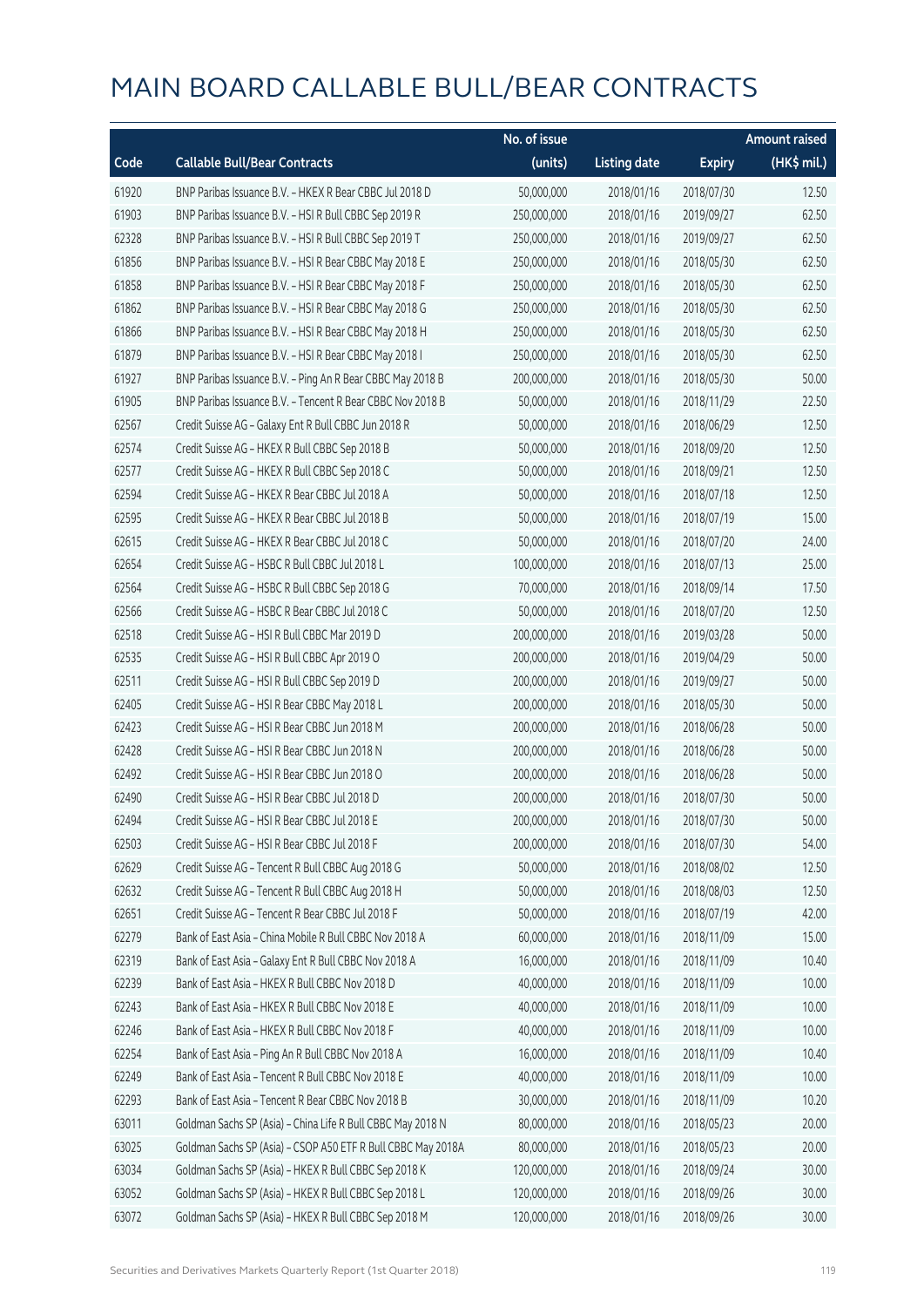# MAIN BOARD CALLABLE BULL/BEAR CONTRACTS

| Code | Callable Bull/Bear Contracts | No. of issue (units) | Listing date | Expiry | Amount raised (HK$ mil.) |
|---|---|---|---|---|---|
| 61920 | BNP Paribas Issuance B.V. – HKEX R Bear CBBC Jul 2018 D | 50,000,000 | 2018/01/16 | 2018/07/30 | 12.50 |
| 61903 | BNP Paribas Issuance B.V. – HSI R Bull CBBC Sep 2019 R | 250,000,000 | 2018/01/16 | 2019/09/27 | 62.50 |
| 62328 | BNP Paribas Issuance B.V. – HSI R Bull CBBC Sep 2019 T | 250,000,000 | 2018/01/16 | 2019/09/27 | 62.50 |
| 61856 | BNP Paribas Issuance B.V. – HSI R Bear CBBC May 2018 E | 250,000,000 | 2018/01/16 | 2018/05/30 | 62.50 |
| 61858 | BNP Paribas Issuance B.V. – HSI R Bear CBBC May 2018 F | 250,000,000 | 2018/01/16 | 2018/05/30 | 62.50 |
| 61862 | BNP Paribas Issuance B.V. – HSI R Bear CBBC May 2018 G | 250,000,000 | 2018/01/16 | 2018/05/30 | 62.50 |
| 61866 | BNP Paribas Issuance B.V. – HSI R Bear CBBC May 2018 H | 250,000,000 | 2018/01/16 | 2018/05/30 | 62.50 |
| 61879 | BNP Paribas Issuance B.V. – HSI R Bear CBBC May 2018 I | 250,000,000 | 2018/01/16 | 2018/05/30 | 62.50 |
| 61927 | BNP Paribas Issuance B.V. – Ping An R Bear CBBC May 2018 B | 200,000,000 | 2018/01/16 | 2018/05/30 | 50.00 |
| 61905 | BNP Paribas Issuance B.V. – Tencent R Bear CBBC Nov 2018 B | 50,000,000 | 2018/01/16 | 2018/11/29 | 22.50 |
| 62567 | Credit Suisse AG – Galaxy Ent R Bull CBBC Jun 2018 R | 50,000,000 | 2018/01/16 | 2018/06/29 | 12.50 |
| 62574 | Credit Suisse AG – HKEX R Bull CBBC Sep 2018 B | 50,000,000 | 2018/01/16 | 2018/09/20 | 12.50 |
| 62577 | Credit Suisse AG – HKEX R Bull CBBC Sep 2018 C | 50,000,000 | 2018/01/16 | 2018/09/21 | 12.50 |
| 62594 | Credit Suisse AG – HKEX R Bear CBBC Jul 2018 A | 50,000,000 | 2018/01/16 | 2018/07/18 | 12.50 |
| 62595 | Credit Suisse AG – HKEX R Bear CBBC Jul 2018 B | 50,000,000 | 2018/01/16 | 2018/07/19 | 15.00 |
| 62615 | Credit Suisse AG – HKEX R Bear CBBC Jul 2018 C | 50,000,000 | 2018/01/16 | 2018/07/20 | 24.00 |
| 62654 | Credit Suisse AG – HSBC R Bull CBBC Jul 2018 L | 100,000,000 | 2018/01/16 | 2018/07/13 | 25.00 |
| 62564 | Credit Suisse AG – HSBC R Bull CBBC Sep 2018 G | 70,000,000 | 2018/01/16 | 2018/09/14 | 17.50 |
| 62566 | Credit Suisse AG – HSBC R Bear CBBC Jul 2018 C | 50,000,000 | 2018/01/16 | 2018/07/20 | 12.50 |
| 62518 | Credit Suisse AG – HSI R Bull CBBC Mar 2019 D | 200,000,000 | 2018/01/16 | 2019/03/28 | 50.00 |
| 62535 | Credit Suisse AG – HSI R Bull CBBC Apr 2019 O | 200,000,000 | 2018/01/16 | 2019/04/29 | 50.00 |
| 62511 | Credit Suisse AG – HSI R Bull CBBC Sep 2019 D | 200,000,000 | 2018/01/16 | 2019/09/27 | 50.00 |
| 62405 | Credit Suisse AG – HSI R Bear CBBC May 2018 L | 200,000,000 | 2018/01/16 | 2018/05/30 | 50.00 |
| 62423 | Credit Suisse AG – HSI R Bear CBBC Jun 2018 M | 200,000,000 | 2018/01/16 | 2018/06/28 | 50.00 |
| 62428 | Credit Suisse AG – HSI R Bear CBBC Jun 2018 N | 200,000,000 | 2018/01/16 | 2018/06/28 | 50.00 |
| 62492 | Credit Suisse AG – HSI R Bear CBBC Jun 2018 O | 200,000,000 | 2018/01/16 | 2018/06/28 | 50.00 |
| 62490 | Credit Suisse AG – HSI R Bear CBBC Jul 2018 D | 200,000,000 | 2018/01/16 | 2018/07/30 | 50.00 |
| 62494 | Credit Suisse AG – HSI R Bear CBBC Jul 2018 E | 200,000,000 | 2018/01/16 | 2018/07/30 | 50.00 |
| 62503 | Credit Suisse AG – HSI R Bear CBBC Jul 2018 F | 200,000,000 | 2018/01/16 | 2018/07/30 | 54.00 |
| 62629 | Credit Suisse AG – Tencent R Bull CBBC Aug 2018 G | 50,000,000 | 2018/01/16 | 2018/08/02 | 12.50 |
| 62632 | Credit Suisse AG – Tencent R Bull CBBC Aug 2018 H | 50,000,000 | 2018/01/16 | 2018/08/03 | 12.50 |
| 62651 | Credit Suisse AG – Tencent R Bear CBBC Jul 2018 F | 50,000,000 | 2018/01/16 | 2018/07/19 | 42.00 |
| 62279 | Bank of East Asia – China Mobile R Bull CBBC Nov 2018 A | 60,000,000 | 2018/01/16 | 2018/11/09 | 15.00 |
| 62319 | Bank of East Asia – Galaxy Ent R Bull CBBC Nov 2018 A | 16,000,000 | 2018/01/16 | 2018/11/09 | 10.40 |
| 62239 | Bank of East Asia – HKEX R Bull CBBC Nov 2018 D | 40,000,000 | 2018/01/16 | 2018/11/09 | 10.00 |
| 62243 | Bank of East Asia – HKEX R Bull CBBC Nov 2018 E | 40,000,000 | 2018/01/16 | 2018/11/09 | 10.00 |
| 62246 | Bank of East Asia – HKEX R Bull CBBC Nov 2018 F | 40,000,000 | 2018/01/16 | 2018/11/09 | 10.00 |
| 62254 | Bank of East Asia – Ping An R Bull CBBC Nov 2018 A | 16,000,000 | 2018/01/16 | 2018/11/09 | 10.40 |
| 62249 | Bank of East Asia – Tencent R Bull CBBC Nov 2018 E | 40,000,000 | 2018/01/16 | 2018/11/09 | 10.00 |
| 62293 | Bank of East Asia – Tencent R Bear CBBC Nov 2018 B | 30,000,000 | 2018/01/16 | 2018/11/09 | 10.20 |
| 63011 | Goldman Sachs SP (Asia) – China Life R Bull CBBC May 2018 N | 80,000,000 | 2018/01/16 | 2018/05/23 | 20.00 |
| 63025 | Goldman Sachs SP (Asia) – CSOP A50 ETF R Bull CBBC May 2018A | 80,000,000 | 2018/01/16 | 2018/05/23 | 20.00 |
| 63034 | Goldman Sachs SP (Asia) – HKEX R Bull CBBC Sep 2018 K | 120,000,000 | 2018/01/16 | 2018/09/24 | 30.00 |
| 63052 | Goldman Sachs SP (Asia) – HKEX R Bull CBBC Sep 2018 L | 120,000,000 | 2018/01/16 | 2018/09/26 | 30.00 |
| 63072 | Goldman Sachs SP (Asia) – HKEX R Bull CBBC Sep 2018 M | 120,000,000 | 2018/01/16 | 2018/09/26 | 30.00 |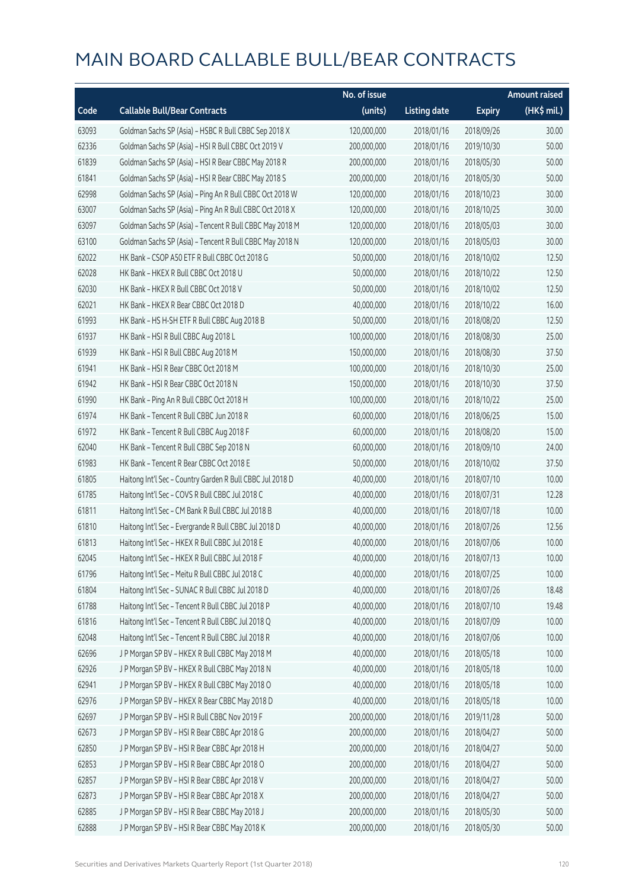# MAIN BOARD CALLABLE BULL/BEAR CONTRACTS

| Code | Callable Bull/Bear Contracts | No. of issue (units) | Listing date | Expiry | Amount raised (HK$ mil.) |
|---|---|---|---|---|---|
| 63093 | Goldman Sachs SP (Asia) - HSBC R Bull CBBC Sep 2018 X | 120,000,000 | 2018/01/16 | 2018/09/26 | 30.00 |
| 62336 | Goldman Sachs SP (Asia) - HSI R Bull CBBC Oct 2019 V | 200,000,000 | 2018/01/16 | 2019/10/30 | 50.00 |
| 61839 | Goldman Sachs SP (Asia) - HSI R Bear CBBC May 2018 R | 200,000,000 | 2018/01/16 | 2018/05/30 | 50.00 |
| 61841 | Goldman Sachs SP (Asia) - HSI R Bear CBBC May 2018 S | 200,000,000 | 2018/01/16 | 2018/05/30 | 50.00 |
| 62998 | Goldman Sachs SP (Asia) - Ping An R Bull CBBC Oct 2018 W | 120,000,000 | 2018/01/16 | 2018/10/23 | 30.00 |
| 63007 | Goldman Sachs SP (Asia) - Ping An R Bull CBBC Oct 2018 X | 120,000,000 | 2018/01/16 | 2018/10/25 | 30.00 |
| 63097 | Goldman Sachs SP (Asia) - Tencent R Bull CBBC May 2018 M | 120,000,000 | 2018/01/16 | 2018/05/03 | 30.00 |
| 63100 | Goldman Sachs SP (Asia) - Tencent R Bull CBBC May 2018 N | 120,000,000 | 2018/01/16 | 2018/05/03 | 30.00 |
| 62022 | HK Bank - CSOP A50 ETF R Bull CBBC Oct 2018 G | 50,000,000 | 2018/01/16 | 2018/10/02 | 12.50 |
| 62028 | HK Bank - HKEX R Bull CBBC Oct 2018 U | 50,000,000 | 2018/01/16 | 2018/10/22 | 12.50 |
| 62030 | HK Bank - HKEX R Bull CBBC Oct 2018 V | 50,000,000 | 2018/01/16 | 2018/10/02 | 12.50 |
| 62021 | HK Bank - HKEX R Bear CBBC Oct 2018 D | 40,000,000 | 2018/01/16 | 2018/10/22 | 16.00 |
| 61993 | HK Bank - HS H-SH ETF R Bull CBBC Aug 2018 B | 50,000,000 | 2018/01/16 | 2018/08/20 | 12.50 |
| 61937 | HK Bank - HSI R Bull CBBC Aug 2018 L | 100,000,000 | 2018/01/16 | 2018/08/30 | 25.00 |
| 61939 | HK Bank - HSI R Bull CBBC Aug 2018 M | 150,000,000 | 2018/01/16 | 2018/08/30 | 37.50 |
| 61941 | HK Bank - HSI R Bear CBBC Oct 2018 M | 100,000,000 | 2018/01/16 | 2018/10/30 | 25.00 |
| 61942 | HK Bank - HSI R Bear CBBC Oct 2018 N | 150,000,000 | 2018/01/16 | 2018/10/30 | 37.50 |
| 61990 | HK Bank - Ping An R Bull CBBC Oct 2018 H | 100,000,000 | 2018/01/16 | 2018/10/22 | 25.00 |
| 61974 | HK Bank - Tencent R Bull CBBC Jun 2018 R | 60,000,000 | 2018/01/16 | 2018/06/25 | 15.00 |
| 61972 | HK Bank - Tencent R Bull CBBC Aug 2018 F | 60,000,000 | 2018/01/16 | 2018/08/20 | 15.00 |
| 62040 | HK Bank - Tencent R Bull CBBC Sep 2018 N | 60,000,000 | 2018/01/16 | 2018/09/10 | 24.00 |
| 61983 | HK Bank - Tencent R Bear CBBC Oct 2018 E | 50,000,000 | 2018/01/16 | 2018/10/02 | 37.50 |
| 61805 | Haitong Int'l Sec - Country Garden R Bull CBBC Jul 2018 D | 40,000,000 | 2018/01/16 | 2018/07/10 | 10.00 |
| 61785 | Haitong Int'l Sec - COVS R Bull CBBC Jul 2018 C | 40,000,000 | 2018/01/16 | 2018/07/31 | 12.28 |
| 61811 | Haitong Int'l Sec - CM Bank R Bull CBBC Jul 2018 B | 40,000,000 | 2018/01/16 | 2018/07/18 | 10.00 |
| 61810 | Haitong Int'l Sec - Evergrande R Bull CBBC Jul 2018 D | 40,000,000 | 2018/01/16 | 2018/07/26 | 12.56 |
| 61813 | Haitong Int'l Sec - HKEX R Bull CBBC Jul 2018 E | 40,000,000 | 2018/01/16 | 2018/07/06 | 10.00 |
| 62045 | Haitong Int'l Sec - HKEX R Bull CBBC Jul 2018 F | 40,000,000 | 2018/01/16 | 2018/07/13 | 10.00 |
| 61796 | Haitong Int'l Sec - Meitu R Bull CBBC Jul 2018 C | 40,000,000 | 2018/01/16 | 2018/07/25 | 10.00 |
| 61804 | Haitong Int'l Sec - SUNAC R Bull CBBC Jul 2018 D | 40,000,000 | 2018/01/16 | 2018/07/26 | 18.48 |
| 61788 | Haitong Int'l Sec - Tencent R Bull CBBC Jul 2018 P | 40,000,000 | 2018/01/16 | 2018/07/10 | 19.48 |
| 61816 | Haitong Int'l Sec - Tencent R Bull CBBC Jul 2018 Q | 40,000,000 | 2018/01/16 | 2018/07/09 | 10.00 |
| 62048 | Haitong Int'l Sec - Tencent R Bull CBBC Jul 2018 R | 40,000,000 | 2018/01/16 | 2018/07/06 | 10.00 |
| 62696 | J P Morgan SP BV - HKEX R Bull CBBC May 2018 M | 40,000,000 | 2018/01/16 | 2018/05/18 | 10.00 |
| 62926 | J P Morgan SP BV - HKEX R Bull CBBC May 2018 N | 40,000,000 | 2018/01/16 | 2018/05/18 | 10.00 |
| 62941 | J P Morgan SP BV - HKEX R Bull CBBC May 2018 O | 40,000,000 | 2018/01/16 | 2018/05/18 | 10.00 |
| 62976 | J P Morgan SP BV - HKEX R Bear CBBC May 2018 D | 40,000,000 | 2018/01/16 | 2018/05/18 | 10.00 |
| 62697 | J P Morgan SP BV - HSI R Bull CBBC Nov 2019 F | 200,000,000 | 2018/01/16 | 2019/11/28 | 50.00 |
| 62673 | J P Morgan SP BV - HSI R Bear CBBC Apr 2018 G | 200,000,000 | 2018/01/16 | 2018/04/27 | 50.00 |
| 62850 | J P Morgan SP BV - HSI R Bear CBBC Apr 2018 H | 200,000,000 | 2018/01/16 | 2018/04/27 | 50.00 |
| 62853 | J P Morgan SP BV - HSI R Bear CBBC Apr 2018 O | 200,000,000 | 2018/01/16 | 2018/04/27 | 50.00 |
| 62857 | J P Morgan SP BV - HSI R Bear CBBC Apr 2018 V | 200,000,000 | 2018/01/16 | 2018/04/27 | 50.00 |
| 62873 | J P Morgan SP BV - HSI R Bear CBBC Apr 2018 X | 200,000,000 | 2018/01/16 | 2018/04/27 | 50.00 |
| 62885 | J P Morgan SP BV - HSI R Bear CBBC May 2018 J | 200,000,000 | 2018/01/16 | 2018/05/30 | 50.00 |
| 62888 | J P Morgan SP BV - HSI R Bear CBBC May 2018 K | 200,000,000 | 2018/01/16 | 2018/05/30 | 50.00 |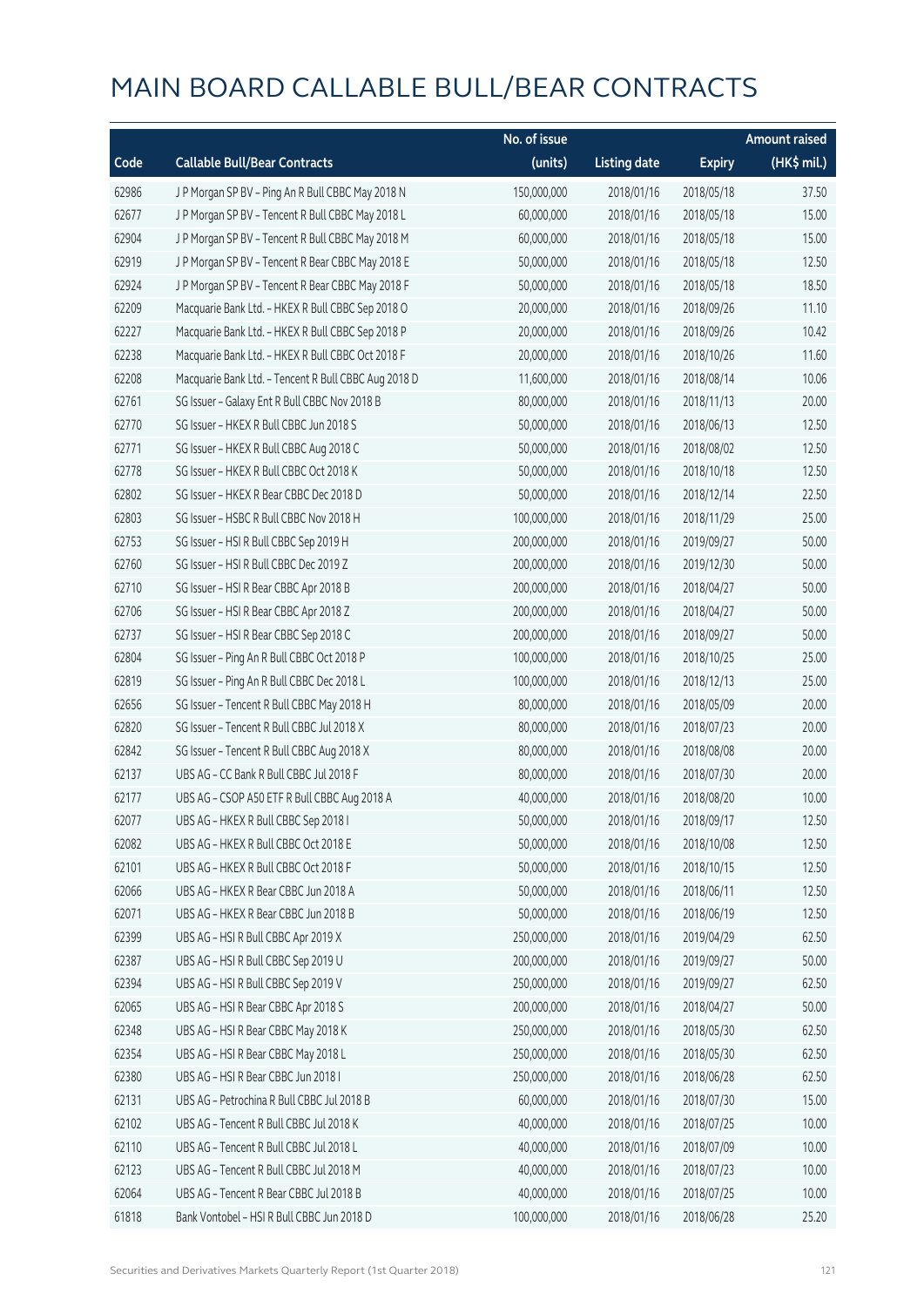# MAIN BOARD CALLABLE BULL/BEAR CONTRACTS

| Code | Callable Bull/Bear Contracts | No. of issue (units) | Listing date | Expiry | Amount raised (HK$ mil.) |
|---|---|---|---|---|---|
| 62986 | J P Morgan SP BV – Ping An R Bull CBBC May 2018 N | 150,000,000 | 2018/01/16 | 2018/05/18 | 37.50 |
| 62677 | J P Morgan SP BV – Tencent R Bull CBBC May 2018 L | 60,000,000 | 2018/01/16 | 2018/05/18 | 15.00 |
| 62904 | J P Morgan SP BV – Tencent R Bull CBBC May 2018 M | 60,000,000 | 2018/01/16 | 2018/05/18 | 15.00 |
| 62919 | J P Morgan SP BV – Tencent R Bear CBBC May 2018 E | 50,000,000 | 2018/01/16 | 2018/05/18 | 12.50 |
| 62924 | J P Morgan SP BV – Tencent R Bear CBBC May 2018 F | 50,000,000 | 2018/01/16 | 2018/05/18 | 18.50 |
| 62209 | Macquarie Bank Ltd. – HKEX R Bull CBBC Sep 2018 O | 20,000,000 | 2018/01/16 | 2018/09/26 | 11.10 |
| 62227 | Macquarie Bank Ltd. – HKEX R Bull CBBC Sep 2018 P | 20,000,000 | 2018/01/16 | 2018/09/26 | 10.42 |
| 62238 | Macquarie Bank Ltd. – HKEX R Bull CBBC Oct 2018 F | 20,000,000 | 2018/01/16 | 2018/10/26 | 11.60 |
| 62208 | Macquarie Bank Ltd. – Tencent R Bull CBBC Aug 2018 D | 11,600,000 | 2018/01/16 | 2018/08/14 | 10.06 |
| 62761 | SG Issuer – Galaxy Ent R Bull CBBC Nov 2018 B | 80,000,000 | 2018/01/16 | 2018/11/13 | 20.00 |
| 62770 | SG Issuer – HKEX R Bull CBBC Jun 2018 S | 50,000,000 | 2018/01/16 | 2018/06/13 | 12.50 |
| 62771 | SG Issuer – HKEX R Bull CBBC Aug 2018 C | 50,000,000 | 2018/01/16 | 2018/08/02 | 12.50 |
| 62778 | SG Issuer – HKEX R Bull CBBC Oct 2018 K | 50,000,000 | 2018/01/16 | 2018/10/18 | 12.50 |
| 62802 | SG Issuer – HKEX R Bear CBBC Dec 2018 D | 50,000,000 | 2018/01/16 | 2018/12/14 | 22.50 |
| 62803 | SG Issuer – HSBC R Bull CBBC Nov 2018 H | 100,000,000 | 2018/01/16 | 2018/11/29 | 25.00 |
| 62753 | SG Issuer – HSI R Bull CBBC Sep 2019 H | 200,000,000 | 2018/01/16 | 2019/09/27 | 50.00 |
| 62760 | SG Issuer – HSI R Bull CBBC Dec 2019 Z | 200,000,000 | 2018/01/16 | 2019/12/30 | 50.00 |
| 62710 | SG Issuer – HSI R Bear CBBC Apr 2018 B | 200,000,000 | 2018/01/16 | 2018/04/27 | 50.00 |
| 62706 | SG Issuer – HSI R Bear CBBC Apr 2018 Z | 200,000,000 | 2018/01/16 | 2018/04/27 | 50.00 |
| 62737 | SG Issuer – HSI R Bear CBBC Sep 2018 C | 200,000,000 | 2018/01/16 | 2018/09/27 | 50.00 |
| 62804 | SG Issuer – Ping An R Bull CBBC Oct 2018 P | 100,000,000 | 2018/01/16 | 2018/10/25 | 25.00 |
| 62819 | SG Issuer – Ping An R Bull CBBC Dec 2018 L | 100,000,000 | 2018/01/16 | 2018/12/13 | 25.00 |
| 62656 | SG Issuer – Tencent R Bull CBBC May 2018 H | 80,000,000 | 2018/01/16 | 2018/05/09 | 20.00 |
| 62820 | SG Issuer – Tencent R Bull CBBC Jul 2018 X | 80,000,000 | 2018/01/16 | 2018/07/23 | 20.00 |
| 62842 | SG Issuer – Tencent R Bull CBBC Aug 2018 X | 80,000,000 | 2018/01/16 | 2018/08/08 | 20.00 |
| 62137 | UBS AG – CC Bank R Bull CBBC Jul 2018 F | 80,000,000 | 2018/01/16 | 2018/07/30 | 20.00 |
| 62177 | UBS AG – CSOP A50 ETF R Bull CBBC Aug 2018 A | 40,000,000 | 2018/01/16 | 2018/08/20 | 10.00 |
| 62077 | UBS AG – HKEX R Bull CBBC Sep 2018 I | 50,000,000 | 2018/01/16 | 2018/09/17 | 12.50 |
| 62082 | UBS AG – HKEX R Bull CBBC Oct 2018 E | 50,000,000 | 2018/01/16 | 2018/10/08 | 12.50 |
| 62101 | UBS AG – HKEX R Bull CBBC Oct 2018 F | 50,000,000 | 2018/01/16 | 2018/10/15 | 12.50 |
| 62066 | UBS AG – HKEX R Bear CBBC Jun 2018 A | 50,000,000 | 2018/01/16 | 2018/06/11 | 12.50 |
| 62071 | UBS AG – HKEX R Bear CBBC Jun 2018 B | 50,000,000 | 2018/01/16 | 2018/06/19 | 12.50 |
| 62399 | UBS AG – HSI R Bull CBBC Apr 2019 X | 250,000,000 | 2018/01/16 | 2019/04/29 | 62.50 |
| 62387 | UBS AG – HSI R Bull CBBC Sep 2019 U | 200,000,000 | 2018/01/16 | 2019/09/27 | 50.00 |
| 62394 | UBS AG – HSI R Bull CBBC Sep 2019 V | 250,000,000 | 2018/01/16 | 2019/09/27 | 62.50 |
| 62065 | UBS AG – HSI R Bear CBBC Apr 2018 S | 200,000,000 | 2018/01/16 | 2018/04/27 | 50.00 |
| 62348 | UBS AG – HSI R Bear CBBC May 2018 K | 250,000,000 | 2018/01/16 | 2018/05/30 | 62.50 |
| 62354 | UBS AG – HSI R Bear CBBC May 2018 L | 250,000,000 | 2018/01/16 | 2018/05/30 | 62.50 |
| 62380 | UBS AG – HSI R Bear CBBC Jun 2018 I | 250,000,000 | 2018/01/16 | 2018/06/28 | 62.50 |
| 62131 | UBS AG – Petrochina R Bull CBBC Jul 2018 B | 60,000,000 | 2018/01/16 | 2018/07/30 | 15.00 |
| 62102 | UBS AG – Tencent R Bull CBBC Jul 2018 K | 40,000,000 | 2018/01/16 | 2018/07/25 | 10.00 |
| 62110 | UBS AG – Tencent R Bull CBBC Jul 2018 L | 40,000,000 | 2018/01/16 | 2018/07/09 | 10.00 |
| 62123 | UBS AG – Tencent R Bull CBBC Jul 2018 M | 40,000,000 | 2018/01/16 | 2018/07/23 | 10.00 |
| 62064 | UBS AG – Tencent R Bear CBBC Jul 2018 B | 40,000,000 | 2018/01/16 | 2018/07/25 | 10.00 |
| 61818 | Bank Vontobel – HSI R Bull CBBC Jun 2018 D | 100,000,000 | 2018/01/16 | 2018/06/28 | 25.20 |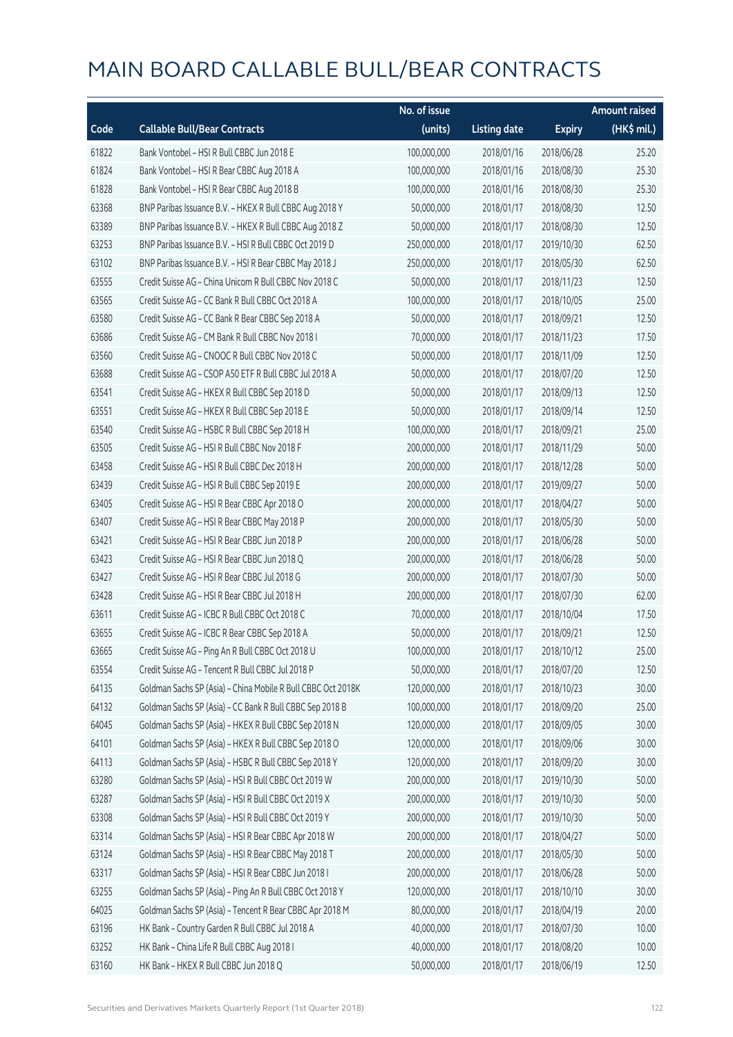# MAIN BOARD CALLABLE BULL/BEAR CONTRACTS

| Code | Callable Bull/Bear Contracts | No. of issue (units) | Listing date | Expiry | Amount raised (HK$ mil.) |
|---|---|---|---|---|---|
| 61822 | Bank Vontobel – HSI R Bull CBBC Jun 2018 E | 100,000,000 | 2018/01/16 | 2018/06/28 | 25.20 |
| 61824 | Bank Vontobel – HSI R Bear CBBC Aug 2018 A | 100,000,000 | 2018/01/16 | 2018/08/30 | 25.30 |
| 61828 | Bank Vontobel – HSI R Bear CBBC Aug 2018 B | 100,000,000 | 2018/01/16 | 2018/08/30 | 25.30 |
| 63368 | BNP Paribas Issuance B.V. – HKEX R Bull CBBC Aug 2018 Y | 50,000,000 | 2018/01/17 | 2018/08/30 | 12.50 |
| 63389 | BNP Paribas Issuance B.V. – HKEX R Bull CBBC Aug 2018 Z | 50,000,000 | 2018/01/17 | 2018/08/30 | 12.50 |
| 63253 | BNP Paribas Issuance B.V. – HSI R Bull CBBC Oct 2019 D | 250,000,000 | 2018/01/17 | 2019/10/30 | 62.50 |
| 63102 | BNP Paribas Issuance B.V. – HSI R Bear CBBC May 2018 J | 250,000,000 | 2018/01/17 | 2018/05/30 | 62.50 |
| 63555 | Credit Suisse AG – China Unicom R Bull CBBC Nov 2018 C | 50,000,000 | 2018/01/17 | 2018/11/23 | 12.50 |
| 63565 | Credit Suisse AG – CC Bank R Bull CBBC Oct 2018 A | 100,000,000 | 2018/01/17 | 2018/10/05 | 25.00 |
| 63580 | Credit Suisse AG – CC Bank R Bear CBBC Sep 2018 A | 50,000,000 | 2018/01/17 | 2018/09/21 | 12.50 |
| 63686 | Credit Suisse AG – CM Bank R Bull CBBC Nov 2018 I | 70,000,000 | 2018/01/17 | 2018/11/23 | 17.50 |
| 63560 | Credit Suisse AG – CNOOC R Bull CBBC Nov 2018 C | 50,000,000 | 2018/01/17 | 2018/11/09 | 12.50 |
| 63688 | Credit Suisse AG – CSOP A50 ETF R Bull CBBC Jul 2018 A | 50,000,000 | 2018/01/17 | 2018/07/20 | 12.50 |
| 63541 | Credit Suisse AG – HKEX R Bull CBBC Sep 2018 D | 50,000,000 | 2018/01/17 | 2018/09/13 | 12.50 |
| 63551 | Credit Suisse AG – HKEX R Bull CBBC Sep 2018 E | 50,000,000 | 2018/01/17 | 2018/09/14 | 12.50 |
| 63540 | Credit Suisse AG – HSBC R Bull CBBC Sep 2018 H | 100,000,000 | 2018/01/17 | 2018/09/21 | 25.00 |
| 63505 | Credit Suisse AG – HSI R Bull CBBC Nov 2018 F | 200,000,000 | 2018/01/17 | 2018/11/29 | 50.00 |
| 63458 | Credit Suisse AG – HSI R Bull CBBC Dec 2018 H | 200,000,000 | 2018/01/17 | 2018/12/28 | 50.00 |
| 63439 | Credit Suisse AG – HSI R Bull CBBC Sep 2019 E | 200,000,000 | 2018/01/17 | 2019/09/27 | 50.00 |
| 63405 | Credit Suisse AG – HSI R Bear CBBC Apr 2018 O | 200,000,000 | 2018/01/17 | 2018/04/27 | 50.00 |
| 63407 | Credit Suisse AG – HSI R Bear CBBC May 2018 P | 200,000,000 | 2018/01/17 | 2018/05/30 | 50.00 |
| 63421 | Credit Suisse AG – HSI R Bear CBBC Jun 2018 P | 200,000,000 | 2018/01/17 | 2018/06/28 | 50.00 |
| 63423 | Credit Suisse AG – HSI R Bear CBBC Jun 2018 Q | 200,000,000 | 2018/01/17 | 2018/06/28 | 50.00 |
| 63427 | Credit Suisse AG – HSI R Bear CBBC Jul 2018 G | 200,000,000 | 2018/01/17 | 2018/07/30 | 50.00 |
| 63428 | Credit Suisse AG – HSI R Bear CBBC Jul 2018 H | 200,000,000 | 2018/01/17 | 2018/07/30 | 62.00 |
| 63611 | Credit Suisse AG – ICBC R Bull CBBC Oct 2018 C | 70,000,000 | 2018/01/17 | 2018/10/04 | 17.50 |
| 63655 | Credit Suisse AG – ICBC R Bear CBBC Sep 2018 A | 50,000,000 | 2018/01/17 | 2018/09/21 | 12.50 |
| 63665 | Credit Suisse AG – Ping An R Bull CBBC Oct 2018 U | 100,000,000 | 2018/01/17 | 2018/10/12 | 25.00 |
| 63554 | Credit Suisse AG – Tencent R Bull CBBC Jul 2018 P | 50,000,000 | 2018/01/17 | 2018/07/20 | 12.50 |
| 64135 | Goldman Sachs SP (Asia) – China Mobile R Bull CBBC Oct 2018K | 120,000,000 | 2018/01/17 | 2018/10/23 | 30.00 |
| 64132 | Goldman Sachs SP (Asia) – CC Bank R Bull CBBC Sep 2018 B | 100,000,000 | 2018/01/17 | 2018/09/20 | 25.00 |
| 64045 | Goldman Sachs SP (Asia) – HKEX R Bull CBBC Sep 2018 N | 120,000,000 | 2018/01/17 | 2018/09/05 | 30.00 |
| 64101 | Goldman Sachs SP (Asia) – HKEX R Bull CBBC Sep 2018 O | 120,000,000 | 2018/01/17 | 2018/09/06 | 30.00 |
| 64113 | Goldman Sachs SP (Asia) – HSBC R Bull CBBC Sep 2018 Y | 120,000,000 | 2018/01/17 | 2018/09/20 | 30.00 |
| 63280 | Goldman Sachs SP (Asia) – HSI R Bull CBBC Oct 2019 W | 200,000,000 | 2018/01/17 | 2019/10/30 | 50.00 |
| 63287 | Goldman Sachs SP (Asia) – HSI R Bull CBBC Oct 2019 X | 200,000,000 | 2018/01/17 | 2019/10/30 | 50.00 |
| 63308 | Goldman Sachs SP (Asia) – HSI R Bull CBBC Oct 2019 Y | 200,000,000 | 2018/01/17 | 2019/10/30 | 50.00 |
| 63314 | Goldman Sachs SP (Asia) – HSI R Bear CBBC Apr 2018 W | 200,000,000 | 2018/01/17 | 2018/04/27 | 50.00 |
| 63124 | Goldman Sachs SP (Asia) – HSI R Bear CBBC May 2018 T | 200,000,000 | 2018/01/17 | 2018/05/30 | 50.00 |
| 63317 | Goldman Sachs SP (Asia) – HSI R Bear CBBC Jun 2018 I | 200,000,000 | 2018/01/17 | 2018/06/28 | 50.00 |
| 63255 | Goldman Sachs SP (Asia) – Ping An R Bull CBBC Oct 2018 Y | 120,000,000 | 2018/01/17 | 2018/10/10 | 30.00 |
| 64025 | Goldman Sachs SP (Asia) – Tencent R Bear CBBC Apr 2018 M | 80,000,000 | 2018/01/17 | 2018/04/19 | 20.00 |
| 63196 | HK Bank – Country Garden R Bull CBBC Jul 2018 A | 40,000,000 | 2018/01/17 | 2018/07/30 | 10.00 |
| 63252 | HK Bank – China Life R Bull CBBC Aug 2018 I | 40,000,000 | 2018/01/17 | 2018/08/20 | 10.00 |
| 63160 | HK Bank – HKEX R Bull CBBC Jun 2018 Q | 50,000,000 | 2018/01/17 | 2018/06/19 | 12.50 |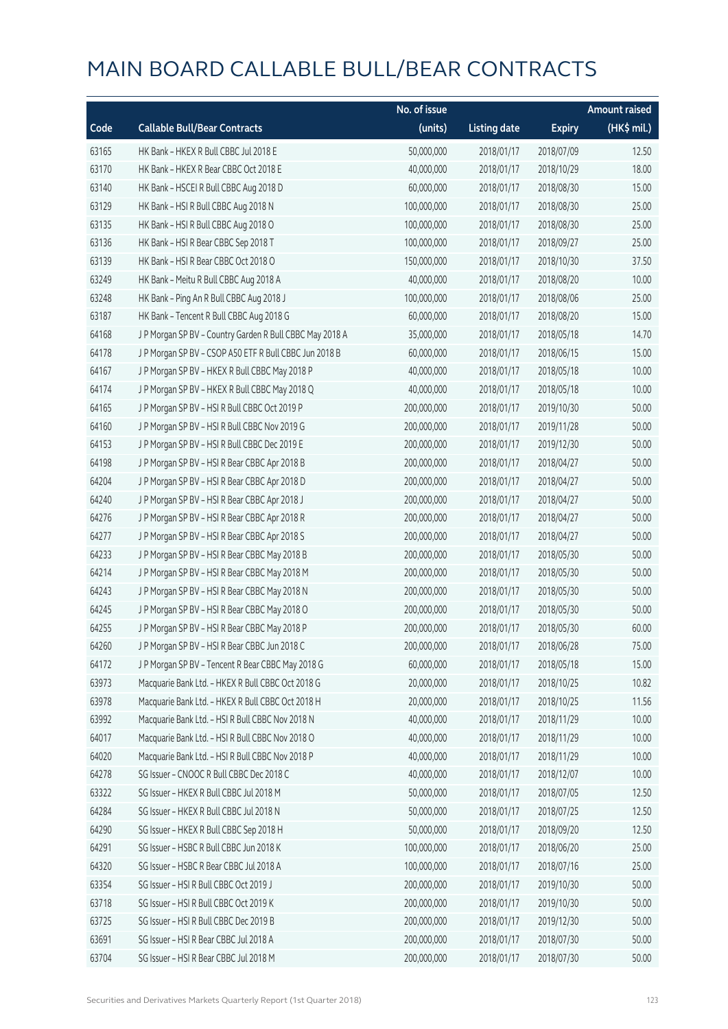# MAIN BOARD CALLABLE BULL/BEAR CONTRACTS

| Code | Callable Bull/Bear Contracts | No. of issue (units) | Listing date | Expiry | Amount raised (HK$ mil.) |
|---|---|---|---|---|---|
| 63165 | HK Bank – HKEX R Bull CBBC Jul 2018 E | 50,000,000 | 2018/01/17 | 2018/07/09 | 12.50 |
| 63170 | HK Bank – HKEX R Bear CBBC Oct 2018 E | 40,000,000 | 2018/01/17 | 2018/10/29 | 18.00 |
| 63140 | HK Bank – HSCEI R Bull CBBC Aug 2018 D | 60,000,000 | 2018/01/17 | 2018/08/30 | 15.00 |
| 63129 | HK Bank – HSI R Bull CBBC Aug 2018 N | 100,000,000 | 2018/01/17 | 2018/08/30 | 25.00 |
| 63135 | HK Bank – HSI R Bull CBBC Aug 2018 O | 100,000,000 | 2018/01/17 | 2018/08/30 | 25.00 |
| 63136 | HK Bank – HSI R Bear CBBC Sep 2018 T | 100,000,000 | 2018/01/17 | 2018/09/27 | 25.00 |
| 63139 | HK Bank – HSI R Bear CBBC Oct 2018 O | 150,000,000 | 2018/01/17 | 2018/10/30 | 37.50 |
| 63249 | HK Bank – Meitu R Bull CBBC Aug 2018 A | 40,000,000 | 2018/01/17 | 2018/08/20 | 10.00 |
| 63248 | HK Bank – Ping An R Bull CBBC Aug 2018 J | 100,000,000 | 2018/01/17 | 2018/08/06 | 25.00 |
| 63187 | HK Bank – Tencent R Bull CBBC Aug 2018 G | 60,000,000 | 2018/01/17 | 2018/08/20 | 15.00 |
| 64168 | J P Morgan SP BV – Country Garden R Bull CBBC May 2018 A | 35,000,000 | 2018/01/17 | 2018/05/18 | 14.70 |
| 64178 | J P Morgan SP BV – CSOP A50 ETF R Bull CBBC Jun 2018 B | 60,000,000 | 2018/01/17 | 2018/06/15 | 15.00 |
| 64167 | J P Morgan SP BV – HKEX R Bull CBBC May 2018 P | 40,000,000 | 2018/01/17 | 2018/05/18 | 10.00 |
| 64174 | J P Morgan SP BV – HKEX R Bull CBBC May 2018 Q | 40,000,000 | 2018/01/17 | 2018/05/18 | 10.00 |
| 64165 | J P Morgan SP BV – HSI R Bull CBBC Oct 2019 P | 200,000,000 | 2018/01/17 | 2019/10/30 | 50.00 |
| 64160 | J P Morgan SP BV – HSI R Bull CBBC Nov 2019 G | 200,000,000 | 2018/01/17 | 2019/11/28 | 50.00 |
| 64153 | J P Morgan SP BV – HSI R Bull CBBC Dec 2019 E | 200,000,000 | 2018/01/17 | 2019/12/30 | 50.00 |
| 64198 | J P Morgan SP BV – HSI R Bear CBBC Apr 2018 B | 200,000,000 | 2018/01/17 | 2018/04/27 | 50.00 |
| 64204 | J P Morgan SP BV – HSI R Bear CBBC Apr 2018 D | 200,000,000 | 2018/01/17 | 2018/04/27 | 50.00 |
| 64240 | J P Morgan SP BV – HSI R Bear CBBC Apr 2018 J | 200,000,000 | 2018/01/17 | 2018/04/27 | 50.00 |
| 64276 | J P Morgan SP BV – HSI R Bear CBBC Apr 2018 R | 200,000,000 | 2018/01/17 | 2018/04/27 | 50.00 |
| 64277 | J P Morgan SP BV – HSI R Bear CBBC Apr 2018 S | 200,000,000 | 2018/01/17 | 2018/04/27 | 50.00 |
| 64233 | J P Morgan SP BV – HSI R Bear CBBC May 2018 B | 200,000,000 | 2018/01/17 | 2018/05/30 | 50.00 |
| 64214 | J P Morgan SP BV – HSI R Bear CBBC May 2018 M | 200,000,000 | 2018/01/17 | 2018/05/30 | 50.00 |
| 64243 | J P Morgan SP BV – HSI R Bear CBBC May 2018 N | 200,000,000 | 2018/01/17 | 2018/05/30 | 50.00 |
| 64245 | J P Morgan SP BV – HSI R Bear CBBC May 2018 O | 200,000,000 | 2018/01/17 | 2018/05/30 | 50.00 |
| 64255 | J P Morgan SP BV – HSI R Bear CBBC May 2018 P | 200,000,000 | 2018/01/17 | 2018/05/30 | 60.00 |
| 64260 | J P Morgan SP BV – HSI R Bear CBBC Jun 2018 C | 200,000,000 | 2018/01/17 | 2018/06/28 | 75.00 |
| 64172 | J P Morgan SP BV – Tencent R Bear CBBC May 2018 G | 60,000,000 | 2018/01/17 | 2018/05/18 | 15.00 |
| 63973 | Macquarie Bank Ltd. – HKEX R Bull CBBC Oct 2018 G | 20,000,000 | 2018/01/17 | 2018/10/25 | 10.82 |
| 63978 | Macquarie Bank Ltd. – HKEX R Bull CBBC Oct 2018 H | 20,000,000 | 2018/01/17 | 2018/10/25 | 11.56 |
| 63992 | Macquarie Bank Ltd. – HSI R Bull CBBC Nov 2018 N | 40,000,000 | 2018/01/17 | 2018/11/29 | 10.00 |
| 64017 | Macquarie Bank Ltd. – HSI R Bull CBBC Nov 2018 O | 40,000,000 | 2018/01/17 | 2018/11/29 | 10.00 |
| 64020 | Macquarie Bank Ltd. – HSI R Bull CBBC Nov 2018 P | 40,000,000 | 2018/01/17 | 2018/11/29 | 10.00 |
| 64278 | SG Issuer – CNOOC R Bull CBBC Dec 2018 C | 40,000,000 | 2018/01/17 | 2018/12/07 | 10.00 |
| 63322 | SG Issuer – HKEX R Bull CBBC Jul 2018 M | 50,000,000 | 2018/01/17 | 2018/07/05 | 12.50 |
| 64284 | SG Issuer – HKEX R Bull CBBC Jul 2018 N | 50,000,000 | 2018/01/17 | 2018/07/25 | 12.50 |
| 64290 | SG Issuer – HKEX R Bull CBBC Sep 2018 H | 50,000,000 | 2018/01/17 | 2018/09/20 | 12.50 |
| 64291 | SG Issuer – HSBC R Bull CBBC Jun 2018 K | 100,000,000 | 2018/01/17 | 2018/06/20 | 25.00 |
| 64320 | SG Issuer – HSBC R Bear CBBC Jul 2018 A | 100,000,000 | 2018/01/17 | 2018/07/16 | 25.00 |
| 63354 | SG Issuer – HSI R Bull CBBC Oct 2019 J | 200,000,000 | 2018/01/17 | 2019/10/30 | 50.00 |
| 63718 | SG Issuer – HSI R Bull CBBC Oct 2019 K | 200,000,000 | 2018/01/17 | 2019/10/30 | 50.00 |
| 63725 | SG Issuer – HSI R Bull CBBC Dec 2019 B | 200,000,000 | 2018/01/17 | 2019/12/30 | 50.00 |
| 63691 | SG Issuer – HSI R Bear CBBC Jul 2018 A | 200,000,000 | 2018/01/17 | 2018/07/30 | 50.00 |
| 63704 | SG Issuer – HSI R Bear CBBC Jul 2018 M | 200,000,000 | 2018/01/17 | 2018/07/30 | 50.00 |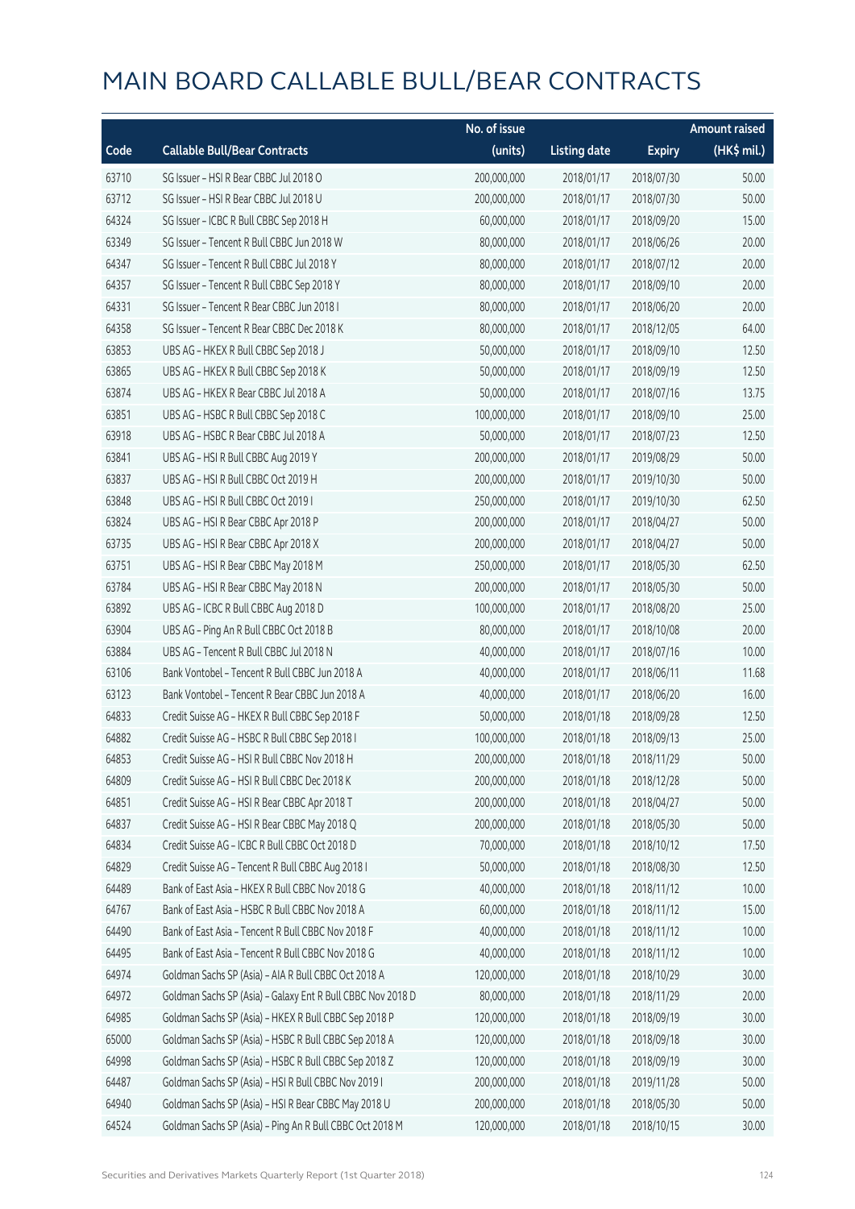# MAIN BOARD CALLABLE BULL/BEAR CONTRACTS

| Code | Callable Bull/Bear Contracts | No. of issue (units) | Listing date | Expiry | Amount raised (HK$ mil.) |
|---|---|---|---|---|---|
| 63710 | SG Issuer – HSI R Bear CBBC Jul 2018 O | 200,000,000 | 2018/01/17 | 2018/07/30 | 50.00 |
| 63712 | SG Issuer – HSI R Bear CBBC Jul 2018 U | 200,000,000 | 2018/01/17 | 2018/07/30 | 50.00 |
| 64324 | SG Issuer – ICBC R Bull CBBC Sep 2018 H | 60,000,000 | 2018/01/17 | 2018/09/20 | 15.00 |
| 63349 | SG Issuer – Tencent R Bull CBBC Jun 2018 W | 80,000,000 | 2018/01/17 | 2018/06/26 | 20.00 |
| 64347 | SG Issuer – Tencent R Bull CBBC Jul 2018 Y | 80,000,000 | 2018/01/17 | 2018/07/12 | 20.00 |
| 64357 | SG Issuer – Tencent R Bull CBBC Sep 2018 Y | 80,000,000 | 2018/01/17 | 2018/09/10 | 20.00 |
| 64331 | SG Issuer – Tencent R Bear CBBC Jun 2018 I | 80,000,000 | 2018/01/17 | 2018/06/20 | 20.00 |
| 64358 | SG Issuer – Tencent R Bear CBBC Dec 2018 K | 80,000,000 | 2018/01/17 | 2018/12/05 | 64.00 |
| 63853 | UBS AG – HKEX R Bull CBBC Sep 2018 J | 50,000,000 | 2018/01/17 | 2018/09/10 | 12.50 |
| 63865 | UBS AG – HKEX R Bull CBBC Sep 2018 K | 50,000,000 | 2018/01/17 | 2018/09/19 | 12.50 |
| 63874 | UBS AG – HKEX R Bear CBBC Jul 2018 A | 50,000,000 | 2018/01/17 | 2018/07/16 | 13.75 |
| 63851 | UBS AG – HSBC R Bull CBBC Sep 2018 C | 100,000,000 | 2018/01/17 | 2018/09/10 | 25.00 |
| 63918 | UBS AG – HSBC R Bear CBBC Jul 2018 A | 50,000,000 | 2018/01/17 | 2018/07/23 | 12.50 |
| 63841 | UBS AG – HSI R Bull CBBC Aug 2019 Y | 200,000,000 | 2018/01/17 | 2019/08/29 | 50.00 |
| 63837 | UBS AG – HSI R Bull CBBC Oct 2019 H | 200,000,000 | 2018/01/17 | 2019/10/30 | 50.00 |
| 63848 | UBS AG – HSI R Bull CBBC Oct 2019 I | 250,000,000 | 2018/01/17 | 2019/10/30 | 62.50 |
| 63824 | UBS AG – HSI R Bear CBBC Apr 2018 P | 200,000,000 | 2018/01/17 | 2018/04/27 | 50.00 |
| 63735 | UBS AG – HSI R Bear CBBC Apr 2018 X | 200,000,000 | 2018/01/17 | 2018/04/27 | 50.00 |
| 63751 | UBS AG – HSI R Bear CBBC May 2018 M | 250,000,000 | 2018/01/17 | 2018/05/30 | 62.50 |
| 63784 | UBS AG – HSI R Bear CBBC May 2018 N | 200,000,000 | 2018/01/17 | 2018/05/30 | 50.00 |
| 63892 | UBS AG – ICBC R Bull CBBC Aug 2018 D | 100,000,000 | 2018/01/17 | 2018/08/20 | 25.00 |
| 63904 | UBS AG – Ping An R Bull CBBC Oct 2018 B | 80,000,000 | 2018/01/17 | 2018/10/08 | 20.00 |
| 63884 | UBS AG – Tencent R Bull CBBC Jul 2018 N | 40,000,000 | 2018/01/17 | 2018/07/16 | 10.00 |
| 63106 | Bank Vontobel – Tencent R Bull CBBC Jun 2018 A | 40,000,000 | 2018/01/17 | 2018/06/11 | 11.68 |
| 63123 | Bank Vontobel – Tencent R Bear CBBC Jun 2018 A | 40,000,000 | 2018/01/17 | 2018/06/20 | 16.00 |
| 64833 | Credit Suisse AG – HKEX R Bull CBBC Sep 2018 F | 50,000,000 | 2018/01/18 | 2018/09/28 | 12.50 |
| 64882 | Credit Suisse AG – HSBC R Bull CBBC Sep 2018 I | 100,000,000 | 2018/01/18 | 2018/09/13 | 25.00 |
| 64853 | Credit Suisse AG – HSI R Bull CBBC Nov 2018 H | 200,000,000 | 2018/01/18 | 2018/11/29 | 50.00 |
| 64809 | Credit Suisse AG – HSI R Bull CBBC Dec 2018 K | 200,000,000 | 2018/01/18 | 2018/12/28 | 50.00 |
| 64851 | Credit Suisse AG – HSI R Bear CBBC Apr 2018 T | 200,000,000 | 2018/01/18 | 2018/04/27 | 50.00 |
| 64837 | Credit Suisse AG – HSI R Bear CBBC May 2018 Q | 200,000,000 | 2018/01/18 | 2018/05/30 | 50.00 |
| 64834 | Credit Suisse AG – ICBC R Bull CBBC Oct 2018 D | 70,000,000 | 2018/01/18 | 2018/10/12 | 17.50 |
| 64829 | Credit Suisse AG – Tencent R Bull CBBC Aug 2018 I | 50,000,000 | 2018/01/18 | 2018/08/30 | 12.50 |
| 64489 | Bank of East Asia – HKEX R Bull CBBC Nov 2018 G | 40,000,000 | 2018/01/18 | 2018/11/12 | 10.00 |
| 64767 | Bank of East Asia – HSBC R Bull CBBC Nov 2018 A | 60,000,000 | 2018/01/18 | 2018/11/12 | 15.00 |
| 64490 | Bank of East Asia – Tencent R Bull CBBC Nov 2018 F | 40,000,000 | 2018/01/18 | 2018/11/12 | 10.00 |
| 64495 | Bank of East Asia – Tencent R Bull CBBC Nov 2018 G | 40,000,000 | 2018/01/18 | 2018/11/12 | 10.00 |
| 64974 | Goldman Sachs SP (Asia) – AIA R Bull CBBC Oct 2018 A | 120,000,000 | 2018/01/18 | 2018/10/29 | 30.00 |
| 64972 | Goldman Sachs SP (Asia) – Galaxy Ent R Bull CBBC Nov 2018 D | 80,000,000 | 2018/01/18 | 2018/11/29 | 20.00 |
| 64985 | Goldman Sachs SP (Asia) – HKEX R Bull CBBC Sep 2018 P | 120,000,000 | 2018/01/18 | 2018/09/19 | 30.00 |
| 65000 | Goldman Sachs SP (Asia) – HSBC R Bull CBBC Sep 2018 A | 120,000,000 | 2018/01/18 | 2018/09/18 | 30.00 |
| 64998 | Goldman Sachs SP (Asia) – HSBC R Bull CBBC Sep 2018 Z | 120,000,000 | 2018/01/18 | 2018/09/19 | 30.00 |
| 64487 | Goldman Sachs SP (Asia) – HSI R Bull CBBC Nov 2019 I | 200,000,000 | 2018/01/18 | 2019/11/28 | 50.00 |
| 64940 | Goldman Sachs SP (Asia) – HSI R Bear CBBC May 2018 U | 200,000,000 | 2018/01/18 | 2018/05/30 | 50.00 |
| 64524 | Goldman Sachs SP (Asia) – Ping An R Bull CBBC Oct 2018 M | 120,000,000 | 2018/01/18 | 2018/10/15 | 30.00 |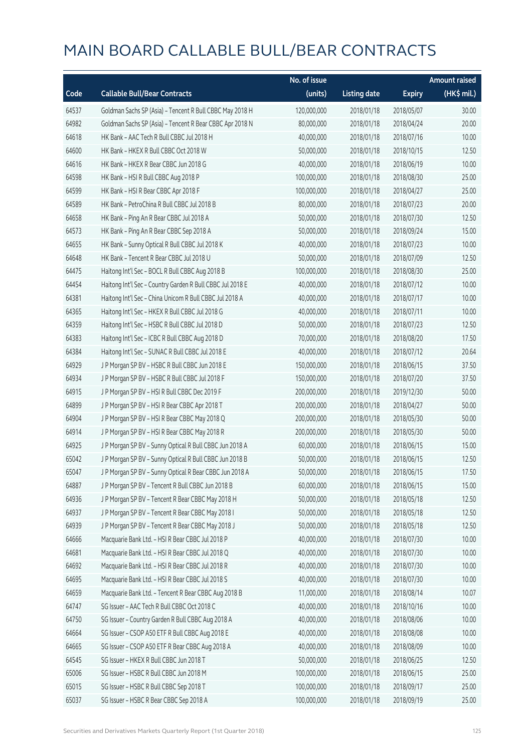# MAIN BOARD CALLABLE BULL/BEAR CONTRACTS

| Code | Callable Bull/Bear Contracts | No. of issue (units) | Listing date | Expiry | Amount raised (HK$ mil.) |
|---|---|---|---|---|---|
| 64537 | Goldman Sachs SP (Asia) – Tencent R Bull CBBC May 2018 H | 120,000,000 | 2018/01/18 | 2018/05/07 | 30.00 |
| 64982 | Goldman Sachs SP (Asia) – Tencent R Bear CBBC Apr 2018 N | 80,000,000 | 2018/01/18 | 2018/04/24 | 20.00 |
| 64618 | HK Bank – AAC Tech R Bull CBBC Jul 2018 H | 40,000,000 | 2018/01/18 | 2018/07/16 | 10.00 |
| 64600 | HK Bank – HKEX R Bull CBBC Oct 2018 W | 50,000,000 | 2018/01/18 | 2018/10/15 | 12.50 |
| 64616 | HK Bank – HKEX R Bear CBBC Jun 2018 G | 40,000,000 | 2018/01/18 | 2018/06/19 | 10.00 |
| 64598 | HK Bank – HSI R Bull CBBC Aug 2018 P | 100,000,000 | 2018/01/18 | 2018/08/30 | 25.00 |
| 64599 | HK Bank – HSI R Bear CBBC Apr 2018 F | 100,000,000 | 2018/01/18 | 2018/04/27 | 25.00 |
| 64589 | HK Bank – PetroChina R Bull CBBC Jul 2018 B | 80,000,000 | 2018/01/18 | 2018/07/23 | 20.00 |
| 64658 | HK Bank – Ping An R Bear CBBC Jul 2018 A | 50,000,000 | 2018/01/18 | 2018/07/30 | 12.50 |
| 64573 | HK Bank – Ping An R Bear CBBC Sep 2018 A | 50,000,000 | 2018/01/18 | 2018/09/24 | 15.00 |
| 64655 | HK Bank – Sunny Optical R Bull CBBC Jul 2018 K | 40,000,000 | 2018/01/18 | 2018/07/23 | 10.00 |
| 64648 | HK Bank – Tencent R Bear CBBC Jul 2018 U | 50,000,000 | 2018/01/18 | 2018/07/09 | 12.50 |
| 64475 | Haitong Int'l Sec – BOCL R Bull CBBC Aug 2018 B | 100,000,000 | 2018/01/18 | 2018/08/30 | 25.00 |
| 64454 | Haitong Int'l Sec – Country Garden R Bull CBBC Jul 2018 E | 40,000,000 | 2018/01/18 | 2018/07/12 | 10.00 |
| 64381 | Haitong Int'l Sec – China Unicom R Bull CBBC Jul 2018 A | 40,000,000 | 2018/01/18 | 2018/07/17 | 10.00 |
| 64365 | Haitong Int'l Sec – HKEX R Bull CBBC Jul 2018 G | 40,000,000 | 2018/01/18 | 2018/07/11 | 10.00 |
| 64359 | Haitong Int'l Sec – HSBC R Bull CBBC Jul 2018 D | 50,000,000 | 2018/01/18 | 2018/07/23 | 12.50 |
| 64383 | Haitong Int'l Sec – ICBC R Bull CBBC Aug 2018 D | 70,000,000 | 2018/01/18 | 2018/08/20 | 17.50 |
| 64384 | Haitong Int'l Sec – SUNAC R Bull CBBC Jul 2018 E | 40,000,000 | 2018/01/18 | 2018/07/12 | 20.64 |
| 64929 | J P Morgan SP BV – HSBC R Bull CBBC Jun 2018 E | 150,000,000 | 2018/01/18 | 2018/06/15 | 37.50 |
| 64934 | J P Morgan SP BV – HSBC R Bull CBBC Jul 2018 F | 150,000,000 | 2018/01/18 | 2018/07/20 | 37.50 |
| 64915 | J P Morgan SP BV – HSI R Bull CBBC Dec 2019 F | 200,000,000 | 2018/01/18 | 2019/12/30 | 50.00 |
| 64899 | J P Morgan SP BV – HSI R Bear CBBC Apr 2018 T | 200,000,000 | 2018/01/18 | 2018/04/27 | 50.00 |
| 64904 | J P Morgan SP BV – HSI R Bear CBBC May 2018 Q | 200,000,000 | 2018/01/18 | 2018/05/30 | 50.00 |
| 64914 | J P Morgan SP BV – HSI R Bear CBBC May 2018 R | 200,000,000 | 2018/01/18 | 2018/05/30 | 50.00 |
| 64925 | J P Morgan SP BV – Sunny Optical R Bull CBBC Jun 2018 A | 60,000,000 | 2018/01/18 | 2018/06/15 | 15.00 |
| 65042 | J P Morgan SP BV – Sunny Optical R Bull CBBC Jun 2018 B | 50,000,000 | 2018/01/18 | 2018/06/15 | 12.50 |
| 65047 | J P Morgan SP BV – Sunny Optical R Bear CBBC Jun 2018 A | 50,000,000 | 2018/01/18 | 2018/06/15 | 17.50 |
| 64887 | J P Morgan SP BV – Tencent R Bull CBBC Jun 2018 B | 60,000,000 | 2018/01/18 | 2018/06/15 | 15.00 |
| 64936 | J P Morgan SP BV – Tencent R Bear CBBC May 2018 H | 50,000,000 | 2018/01/18 | 2018/05/18 | 12.50 |
| 64937 | J P Morgan SP BV – Tencent R Bear CBBC May 2018 I | 50,000,000 | 2018/01/18 | 2018/05/18 | 12.50 |
| 64939 | J P Morgan SP BV – Tencent R Bear CBBC May 2018 J | 50,000,000 | 2018/01/18 | 2018/05/18 | 12.50 |
| 64666 | Macquarie Bank Ltd. – HSI R Bear CBBC Jul 2018 P | 40,000,000 | 2018/01/18 | 2018/07/30 | 10.00 |
| 64681 | Macquarie Bank Ltd. – HSI R Bear CBBC Jul 2018 Q | 40,000,000 | 2018/01/18 | 2018/07/30 | 10.00 |
| 64692 | Macquarie Bank Ltd. – HSI R Bear CBBC Jul 2018 R | 40,000,000 | 2018/01/18 | 2018/07/30 | 10.00 |
| 64695 | Macquarie Bank Ltd. – HSI R Bear CBBC Jul 2018 S | 40,000,000 | 2018/01/18 | 2018/07/30 | 10.00 |
| 64659 | Macquarie Bank Ltd. – Tencent R Bear CBBC Aug 2018 B | 11,000,000 | 2018/01/18 | 2018/08/14 | 10.07 |
| 64747 | SG Issuer – AAC Tech R Bull CBBC Oct 2018 C | 40,000,000 | 2018/01/18 | 2018/10/16 | 10.00 |
| 64750 | SG Issuer – Country Garden R Bull CBBC Aug 2018 A | 40,000,000 | 2018/01/18 | 2018/08/06 | 10.00 |
| 64664 | SG Issuer – CSOP A50 ETF R Bull CBBC Aug 2018 E | 40,000,000 | 2018/01/18 | 2018/08/08 | 10.00 |
| 64665 | SG Issuer – CSOP A50 ETF R Bear CBBC Aug 2018 A | 40,000,000 | 2018/01/18 | 2018/08/09 | 10.00 |
| 64545 | SG Issuer – HKEX R Bull CBBC Jun 2018 T | 50,000,000 | 2018/01/18 | 2018/06/25 | 12.50 |
| 65006 | SG Issuer – HSBC R Bull CBBC Jun 2018 M | 100,000,000 | 2018/01/18 | 2018/06/15 | 25.00 |
| 65015 | SG Issuer – HSBC R Bull CBBC Sep 2018 T | 100,000,000 | 2018/01/18 | 2018/09/17 | 25.00 |
| 65037 | SG Issuer – HSBC R Bear CBBC Sep 2018 A | 100,000,000 | 2018/01/18 | 2018/09/19 | 25.00 |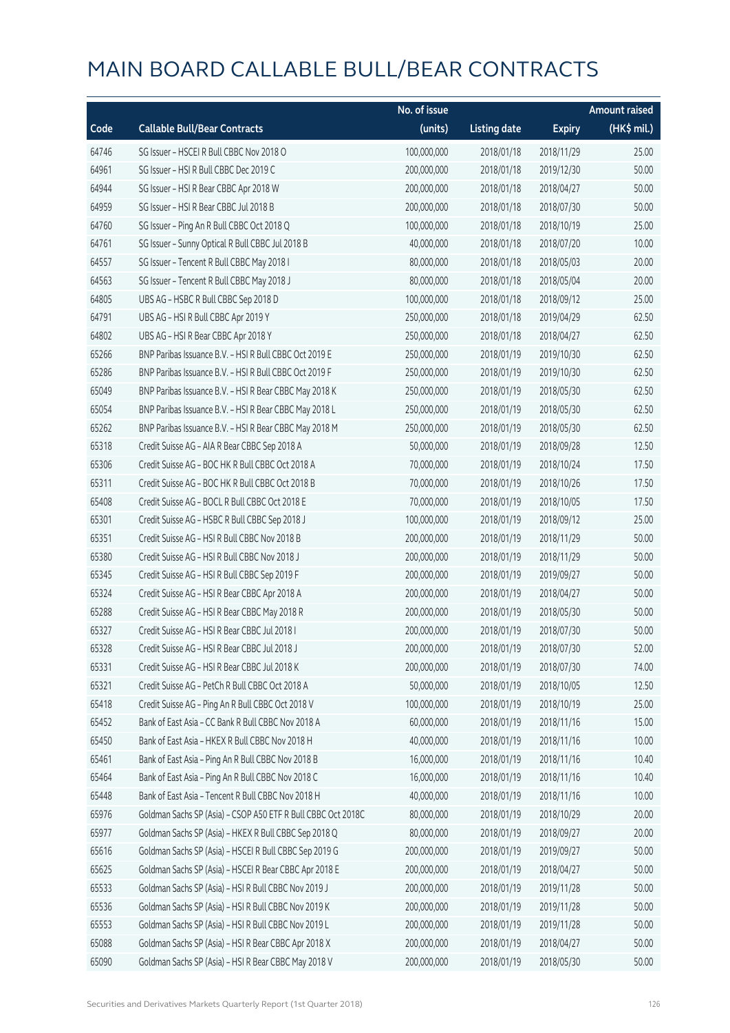# MAIN BOARD CALLABLE BULL/BEAR CONTRACTS

| Code | Callable Bull/Bear Contracts | No. of issue (units) | Listing date | Expiry | Amount raised (HK$ mil.) |
|---|---|---|---|---|---|
| 64746 | SG Issuer – HSCEI R Bull CBBC Nov 2018 O | 100,000,000 | 2018/01/18 | 2018/11/29 | 25.00 |
| 64961 | SG Issuer – HSI R Bull CBBC Dec 2019 C | 200,000,000 | 2018/01/18 | 2019/12/30 | 50.00 |
| 64944 | SG Issuer – HSI R Bear CBBC Apr 2018 W | 200,000,000 | 2018/01/18 | 2018/04/27 | 50.00 |
| 64959 | SG Issuer – HSI R Bear CBBC Jul 2018 B | 200,000,000 | 2018/01/18 | 2018/07/30 | 50.00 |
| 64760 | SG Issuer – Ping An R Bull CBBC Oct 2018 Q | 100,000,000 | 2018/01/18 | 2018/10/19 | 25.00 |
| 64761 | SG Issuer – Sunny Optical R Bull CBBC Jul 2018 B | 40,000,000 | 2018/01/18 | 2018/07/20 | 10.00 |
| 64557 | SG Issuer – Tencent R Bull CBBC May 2018 I | 80,000,000 | 2018/01/18 | 2018/05/03 | 20.00 |
| 64563 | SG Issuer – Tencent R Bull CBBC May 2018 J | 80,000,000 | 2018/01/18 | 2018/05/04 | 20.00 |
| 64805 | UBS AG – HSBC R Bull CBBC Sep 2018 D | 100,000,000 | 2018/01/18 | 2018/09/12 | 25.00 |
| 64791 | UBS AG – HSI R Bull CBBC Apr 2019 Y | 250,000,000 | 2018/01/18 | 2019/04/29 | 62.50 |
| 64802 | UBS AG – HSI R Bear CBBC Apr 2018 Y | 250,000,000 | 2018/01/18 | 2018/04/27 | 62.50 |
| 65266 | BNP Paribas Issuance B.V. – HSI R Bull CBBC Oct 2019 E | 250,000,000 | 2018/01/19 | 2019/10/30 | 62.50 |
| 65286 | BNP Paribas Issuance B.V. – HSI R Bull CBBC Oct 2019 F | 250,000,000 | 2018/01/19 | 2019/10/30 | 62.50 |
| 65049 | BNP Paribas Issuance B.V. – HSI R Bear CBBC May 2018 K | 250,000,000 | 2018/01/19 | 2018/05/30 | 62.50 |
| 65054 | BNP Paribas Issuance B.V. – HSI R Bear CBBC May 2018 L | 250,000,000 | 2018/01/19 | 2018/05/30 | 62.50 |
| 65262 | BNP Paribas Issuance B.V. – HSI R Bear CBBC May 2018 M | 250,000,000 | 2018/01/19 | 2018/05/30 | 62.50 |
| 65318 | Credit Suisse AG – AIA R Bear CBBC Sep 2018 A | 50,000,000 | 2018/01/19 | 2018/09/28 | 12.50 |
| 65306 | Credit Suisse AG – BOC HK R Bull CBBC Oct 2018 A | 70,000,000 | 2018/01/19 | 2018/10/24 | 17.50 |
| 65311 | Credit Suisse AG – BOC HK R Bull CBBC Oct 2018 B | 70,000,000 | 2018/01/19 | 2018/10/26 | 17.50 |
| 65408 | Credit Suisse AG – BOCL R Bull CBBC Oct 2018 E | 70,000,000 | 2018/01/19 | 2018/10/05 | 17.50 |
| 65301 | Credit Suisse AG – HSBC R Bull CBBC Sep 2018 J | 100,000,000 | 2018/01/19 | 2018/09/12 | 25.00 |
| 65351 | Credit Suisse AG – HSI R Bull CBBC Nov 2018 B | 200,000,000 | 2018/01/19 | 2018/11/29 | 50.00 |
| 65380 | Credit Suisse AG – HSI R Bull CBBC Nov 2018 J | 200,000,000 | 2018/01/19 | 2018/11/29 | 50.00 |
| 65345 | Credit Suisse AG – HSI R Bull CBBC Sep 2019 F | 200,000,000 | 2018/01/19 | 2019/09/27 | 50.00 |
| 65324 | Credit Suisse AG – HSI R Bear CBBC Apr 2018 A | 200,000,000 | 2018/01/19 | 2018/04/27 | 50.00 |
| 65288 | Credit Suisse AG – HSI R Bear CBBC May 2018 R | 200,000,000 | 2018/01/19 | 2018/05/30 | 50.00 |
| 65327 | Credit Suisse AG – HSI R Bear CBBC Jul 2018 I | 200,000,000 | 2018/01/19 | 2018/07/30 | 50.00 |
| 65328 | Credit Suisse AG – HSI R Bear CBBC Jul 2018 J | 200,000,000 | 2018/01/19 | 2018/07/30 | 52.00 |
| 65331 | Credit Suisse AG – HSI R Bear CBBC Jul 2018 K | 200,000,000 | 2018/01/19 | 2018/07/30 | 74.00 |
| 65321 | Credit Suisse AG – PetCh R Bull CBBC Oct 2018 A | 50,000,000 | 2018/01/19 | 2018/10/05 | 12.50 |
| 65418 | Credit Suisse AG – Ping An R Bull CBBC Oct 2018 V | 100,000,000 | 2018/01/19 | 2018/10/19 | 25.00 |
| 65452 | Bank of East Asia – CC Bank R Bull CBBC Nov 2018 A | 60,000,000 | 2018/01/19 | 2018/11/16 | 15.00 |
| 65450 | Bank of East Asia – HKEX R Bull CBBC Nov 2018 H | 40,000,000 | 2018/01/19 | 2018/11/16 | 10.00 |
| 65461 | Bank of East Asia – Ping An R Bull CBBC Nov 2018 B | 16,000,000 | 2018/01/19 | 2018/11/16 | 10.40 |
| 65464 | Bank of East Asia – Ping An R Bull CBBC Nov 2018 C | 16,000,000 | 2018/01/19 | 2018/11/16 | 10.40 |
| 65448 | Bank of East Asia – Tencent R Bull CBBC Nov 2018 H | 40,000,000 | 2018/01/19 | 2018/11/16 | 10.00 |
| 65976 | Goldman Sachs SP (Asia) – CSOP A50 ETF R Bull CBBC Oct 2018C | 80,000,000 | 2018/01/19 | 2018/10/29 | 20.00 |
| 65977 | Goldman Sachs SP (Asia) – HKEX R Bull CBBC Sep 2018 Q | 80,000,000 | 2018/01/19 | 2018/09/27 | 20.00 |
| 65616 | Goldman Sachs SP (Asia) – HSCEI R Bull CBBC Sep 2019 G | 200,000,000 | 2018/01/19 | 2019/09/27 | 50.00 |
| 65625 | Goldman Sachs SP (Asia) – HSCEI R Bear CBBC Apr 2018 E | 200,000,000 | 2018/01/19 | 2018/04/27 | 50.00 |
| 65533 | Goldman Sachs SP (Asia) – HSI R Bull CBBC Nov 2019 J | 200,000,000 | 2018/01/19 | 2019/11/28 | 50.00 |
| 65536 | Goldman Sachs SP (Asia) – HSI R Bull CBBC Nov 2019 K | 200,000,000 | 2018/01/19 | 2019/11/28 | 50.00 |
| 65553 | Goldman Sachs SP (Asia) – HSI R Bull CBBC Nov 2019 L | 200,000,000 | 2018/01/19 | 2019/11/28 | 50.00 |
| 65088 | Goldman Sachs SP (Asia) – HSI R Bear CBBC Apr 2018 X | 200,000,000 | 2018/01/19 | 2018/04/27 | 50.00 |
| 65090 | Goldman Sachs SP (Asia) – HSI R Bear CBBC May 2018 V | 200,000,000 | 2018/01/19 | 2018/05/30 | 50.00 |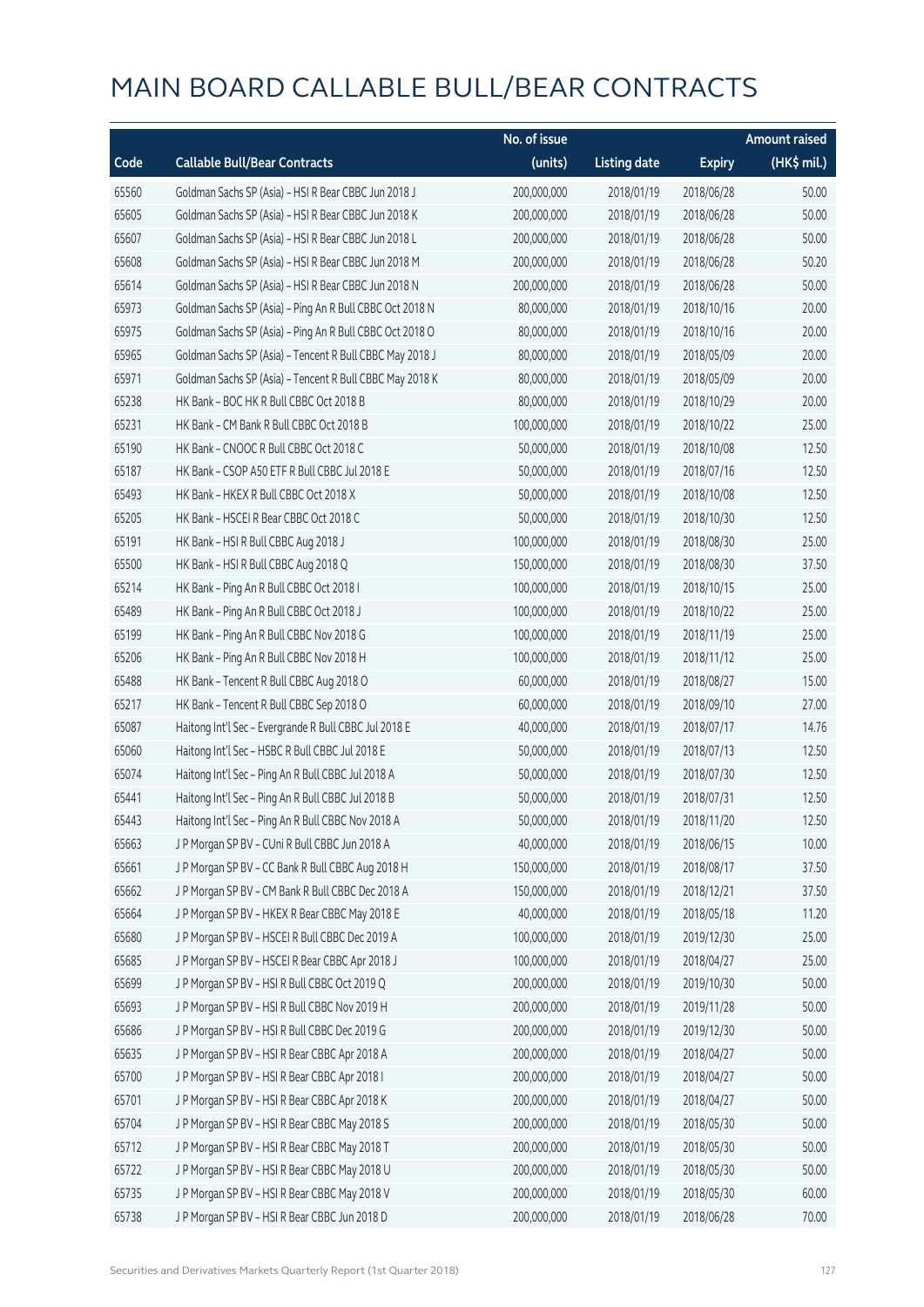# MAIN BOARD CALLABLE BULL/BEAR CONTRACTS

| Code | Callable Bull/Bear Contracts | No. of issue (units) | Listing date | Expiry | Amount raised (HK$ mil.) |
|---|---|---|---|---|---|
| 65560 | Goldman Sachs SP (Asia) - HSI R Bear CBBC Jun 2018 J | 200,000,000 | 2018/01/19 | 2018/06/28 | 50.00 |
| 65605 | Goldman Sachs SP (Asia) - HSI R Bear CBBC Jun 2018 K | 200,000,000 | 2018/01/19 | 2018/06/28 | 50.00 |
| 65607 | Goldman Sachs SP (Asia) - HSI R Bear CBBC Jun 2018 L | 200,000,000 | 2018/01/19 | 2018/06/28 | 50.00 |
| 65608 | Goldman Sachs SP (Asia) - HSI R Bear CBBC Jun 2018 M | 200,000,000 | 2018/01/19 | 2018/06/28 | 50.20 |
| 65614 | Goldman Sachs SP (Asia) - HSI R Bear CBBC Jun 2018 N | 200,000,000 | 2018/01/19 | 2018/06/28 | 50.00 |
| 65973 | Goldman Sachs SP (Asia) - Ping An R Bull CBBC Oct 2018 N | 80,000,000 | 2018/01/19 | 2018/10/16 | 20.00 |
| 65975 | Goldman Sachs SP (Asia) - Ping An R Bull CBBC Oct 2018 O | 80,000,000 | 2018/01/19 | 2018/10/16 | 20.00 |
| 65965 | Goldman Sachs SP (Asia) - Tencent R Bull CBBC May 2018 J | 80,000,000 | 2018/01/19 | 2018/05/09 | 20.00 |
| 65971 | Goldman Sachs SP (Asia) - Tencent R Bull CBBC May 2018 K | 80,000,000 | 2018/01/19 | 2018/05/09 | 20.00 |
| 65238 | HK Bank - BOC HK R Bull CBBC Oct 2018 B | 80,000,000 | 2018/01/19 | 2018/10/29 | 20.00 |
| 65231 | HK Bank - CM Bank R Bull CBBC Oct 2018 B | 100,000,000 | 2018/01/19 | 2018/10/22 | 25.00 |
| 65190 | HK Bank - CNOOC R Bull CBBC Oct 2018 C | 50,000,000 | 2018/01/19 | 2018/10/08 | 12.50 |
| 65187 | HK Bank - CSOP A50 ETF R Bull CBBC Jul 2018 E | 50,000,000 | 2018/01/19 | 2018/07/16 | 12.50 |
| 65493 | HK Bank - HKEX R Bull CBBC Oct 2018 X | 50,000,000 | 2018/01/19 | 2018/10/08 | 12.50 |
| 65205 | HK Bank - HSCEI R Bear CBBC Oct 2018 C | 50,000,000 | 2018/01/19 | 2018/10/30 | 12.50 |
| 65191 | HK Bank - HSI R Bull CBBC Aug 2018 J | 100,000,000 | 2018/01/19 | 2018/08/30 | 25.00 |
| 65500 | HK Bank - HSI R Bull CBBC Aug 2018 Q | 150,000,000 | 2018/01/19 | 2018/08/30 | 37.50 |
| 65214 | HK Bank - Ping An R Bull CBBC Oct 2018 I | 100,000,000 | 2018/01/19 | 2018/10/15 | 25.00 |
| 65489 | HK Bank - Ping An R Bull CBBC Oct 2018 J | 100,000,000 | 2018/01/19 | 2018/10/22 | 25.00 |
| 65199 | HK Bank - Ping An R Bull CBBC Nov 2018 G | 100,000,000 | 2018/01/19 | 2018/11/19 | 25.00 |
| 65206 | HK Bank - Ping An R Bull CBBC Nov 2018 H | 100,000,000 | 2018/01/19 | 2018/11/12 | 25.00 |
| 65488 | HK Bank - Tencent R Bull CBBC Aug 2018 O | 60,000,000 | 2018/01/19 | 2018/08/27 | 15.00 |
| 65217 | HK Bank - Tencent R Bull CBBC Sep 2018 O | 60,000,000 | 2018/01/19 | 2018/09/10 | 27.00 |
| 65087 | Haitong Int'l Sec - Evergrande R Bull CBBC Jul 2018 E | 40,000,000 | 2018/01/19 | 2018/07/17 | 14.76 |
| 65060 | Haitong Int'l Sec - HSBC R Bull CBBC Jul 2018 E | 50,000,000 | 2018/01/19 | 2018/07/13 | 12.50 |
| 65074 | Haitong Int'l Sec - Ping An R Bull CBBC Jul 2018 A | 50,000,000 | 2018/01/19 | 2018/07/30 | 12.50 |
| 65441 | Haitong Int'l Sec - Ping An R Bull CBBC Jul 2018 B | 50,000,000 | 2018/01/19 | 2018/07/31 | 12.50 |
| 65443 | Haitong Int'l Sec - Ping An R Bull CBBC Nov 2018 A | 50,000,000 | 2018/01/19 | 2018/11/20 | 12.50 |
| 65663 | J P Morgan SP BV - CUni R Bull CBBC Jun 2018 A | 40,000,000 | 2018/01/19 | 2018/06/15 | 10.00 |
| 65661 | J P Morgan SP BV - CC Bank R Bull CBBC Aug 2018 H | 150,000,000 | 2018/01/19 | 2018/08/17 | 37.50 |
| 65662 | J P Morgan SP BV - CM Bank R Bull CBBC Dec 2018 A | 150,000,000 | 2018/01/19 | 2018/12/21 | 37.50 |
| 65664 | J P Morgan SP BV - HKEX R Bear CBBC May 2018 E | 40,000,000 | 2018/01/19 | 2018/05/18 | 11.20 |
| 65680 | J P Morgan SP BV - HSCEI R Bull CBBC Dec 2019 A | 100,000,000 | 2018/01/19 | 2019/12/30 | 25.00 |
| 65685 | J P Morgan SP BV - HSCEI R Bear CBBC Apr 2018 J | 100,000,000 | 2018/01/19 | 2018/04/27 | 25.00 |
| 65699 | J P Morgan SP BV - HSI R Bull CBBC Oct 2019 Q | 200,000,000 | 2018/01/19 | 2019/10/30 | 50.00 |
| 65693 | J P Morgan SP BV - HSI R Bull CBBC Nov 2019 H | 200,000,000 | 2018/01/19 | 2019/11/28 | 50.00 |
| 65686 | J P Morgan SP BV - HSI R Bull CBBC Dec 2019 G | 200,000,000 | 2018/01/19 | 2019/12/30 | 50.00 |
| 65635 | J P Morgan SP BV - HSI R Bear CBBC Apr 2018 A | 200,000,000 | 2018/01/19 | 2018/04/27 | 50.00 |
| 65700 | J P Morgan SP BV - HSI R Bear CBBC Apr 2018 I | 200,000,000 | 2018/01/19 | 2018/04/27 | 50.00 |
| 65701 | J P Morgan SP BV - HSI R Bear CBBC Apr 2018 K | 200,000,000 | 2018/01/19 | 2018/04/27 | 50.00 |
| 65704 | J P Morgan SP BV - HSI R Bear CBBC May 2018 S | 200,000,000 | 2018/01/19 | 2018/05/30 | 50.00 |
| 65712 | J P Morgan SP BV - HSI R Bear CBBC May 2018 T | 200,000,000 | 2018/01/19 | 2018/05/30 | 50.00 |
| 65722 | J P Morgan SP BV - HSI R Bear CBBC May 2018 U | 200,000,000 | 2018/01/19 | 2018/05/30 | 50.00 |
| 65735 | J P Morgan SP BV - HSI R Bear CBBC May 2018 V | 200,000,000 | 2018/01/19 | 2018/05/30 | 60.00 |
| 65738 | J P Morgan SP BV - HSI R Bear CBBC Jun 2018 D | 200,000,000 | 2018/01/19 | 2018/06/28 | 70.00 |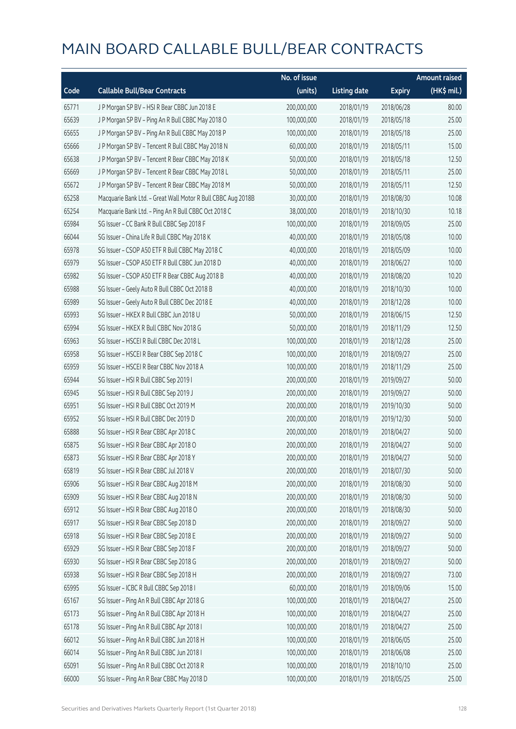# MAIN BOARD CALLABLE BULL/BEAR CONTRACTS

| Code | Callable Bull/Bear Contracts | No. of issue (units) | Listing date | Expiry | Amount raised (HK$ mil.) |
|---|---|---|---|---|---|
| 65771 | J P Morgan SP BV – HSI R Bear CBBC Jun 2018 E | 200,000,000 | 2018/01/19 | 2018/06/28 | 80.00 |
| 65639 | J P Morgan SP BV – Ping An R Bull CBBC May 2018 O | 100,000,000 | 2018/01/19 | 2018/05/18 | 25.00 |
| 65655 | J P Morgan SP BV – Ping An R Bull CBBC May 2018 P | 100,000,000 | 2018/01/19 | 2018/05/18 | 25.00 |
| 65666 | J P Morgan SP BV – Tencent R Bull CBBC May 2018 N | 60,000,000 | 2018/01/19 | 2018/05/11 | 15.00 |
| 65638 | J P Morgan SP BV – Tencent R Bear CBBC May 2018 K | 50,000,000 | 2018/01/19 | 2018/05/18 | 12.50 |
| 65669 | J P Morgan SP BV – Tencent R Bear CBBC May 2018 L | 50,000,000 | 2018/01/19 | 2018/05/11 | 25.00 |
| 65672 | J P Morgan SP BV – Tencent R Bear CBBC May 2018 M | 50,000,000 | 2018/01/19 | 2018/05/11 | 12.50 |
| 65258 | Macquarie Bank Ltd. – Great Wall Motor R Bull CBBC Aug 2018B | 30,000,000 | 2018/01/19 | 2018/08/30 | 10.08 |
| 65254 | Macquarie Bank Ltd. – Ping An R Bull CBBC Oct 2018 C | 38,000,000 | 2018/01/19 | 2018/10/30 | 10.18 |
| 65984 | SG Issuer – CC Bank R Bull CBBC Sep 2018 F | 100,000,000 | 2018/01/19 | 2018/09/05 | 25.00 |
| 66044 | SG Issuer – China Life R Bull CBBC May 2018 K | 40,000,000 | 2018/01/19 | 2018/05/08 | 10.00 |
| 65978 | SG Issuer – CSOP A50 ETF R Bull CBBC May 2018 C | 40,000,000 | 2018/01/19 | 2018/05/09 | 10.00 |
| 65979 | SG Issuer – CSOP A50 ETF R Bull CBBC Jun 2018 D | 40,000,000 | 2018/01/19 | 2018/06/27 | 10.00 |
| 65982 | SG Issuer – CSOP A50 ETF R Bear CBBC Aug 2018 B | 40,000,000 | 2018/01/19 | 2018/08/20 | 10.20 |
| 65988 | SG Issuer – Geely Auto R Bull CBBC Oct 2018 B | 40,000,000 | 2018/01/19 | 2018/10/30 | 10.00 |
| 65989 | SG Issuer – Geely Auto R Bull CBBC Dec 2018 E | 40,000,000 | 2018/01/19 | 2018/12/28 | 10.00 |
| 65993 | SG Issuer – HKEX R Bull CBBC Jun 2018 U | 50,000,000 | 2018/01/19 | 2018/06/15 | 12.50 |
| 65994 | SG Issuer – HKEX R Bull CBBC Nov 2018 G | 50,000,000 | 2018/01/19 | 2018/11/29 | 12.50 |
| 65963 | SG Issuer – HSCEI R Bull CBBC Dec 2018 L | 100,000,000 | 2018/01/19 | 2018/12/28 | 25.00 |
| 65958 | SG Issuer – HSCEI R Bear CBBC Sep 2018 C | 100,000,000 | 2018/01/19 | 2018/09/27 | 25.00 |
| 65959 | SG Issuer – HSCEI R Bear CBBC Nov 2018 A | 100,000,000 | 2018/01/19 | 2018/11/29 | 25.00 |
| 65944 | SG Issuer – HSI R Bull CBBC Sep 2019 I | 200,000,000 | 2018/01/19 | 2019/09/27 | 50.00 |
| 65945 | SG Issuer – HSI R Bull CBBC Sep 2019 J | 200,000,000 | 2018/01/19 | 2019/09/27 | 50.00 |
| 65951 | SG Issuer – HSI R Bull CBBC Oct 2019 M | 200,000,000 | 2018/01/19 | 2019/10/30 | 50.00 |
| 65952 | SG Issuer – HSI R Bull CBBC Dec 2019 D | 200,000,000 | 2018/01/19 | 2019/12/30 | 50.00 |
| 65888 | SG Issuer – HSI R Bear CBBC Apr 2018 C | 200,000,000 | 2018/01/19 | 2018/04/27 | 50.00 |
| 65875 | SG Issuer – HSI R Bear CBBC Apr 2018 O | 200,000,000 | 2018/01/19 | 2018/04/27 | 50.00 |
| 65873 | SG Issuer – HSI R Bear CBBC Apr 2018 Y | 200,000,000 | 2018/01/19 | 2018/04/27 | 50.00 |
| 65819 | SG Issuer – HSI R Bear CBBC Jul 2018 V | 200,000,000 | 2018/01/19 | 2018/07/30 | 50.00 |
| 65906 | SG Issuer – HSI R Bear CBBC Aug 2018 M | 200,000,000 | 2018/01/19 | 2018/08/30 | 50.00 |
| 65909 | SG Issuer – HSI R Bear CBBC Aug 2018 N | 200,000,000 | 2018/01/19 | 2018/08/30 | 50.00 |
| 65912 | SG Issuer – HSI R Bear CBBC Aug 2018 O | 200,000,000 | 2018/01/19 | 2018/08/30 | 50.00 |
| 65917 | SG Issuer – HSI R Bear CBBC Sep 2018 D | 200,000,000 | 2018/01/19 | 2018/09/27 | 50.00 |
| 65918 | SG Issuer – HSI R Bear CBBC Sep 2018 E | 200,000,000 | 2018/01/19 | 2018/09/27 | 50.00 |
| 65929 | SG Issuer – HSI R Bear CBBC Sep 2018 F | 200,000,000 | 2018/01/19 | 2018/09/27 | 50.00 |
| 65930 | SG Issuer – HSI R Bear CBBC Sep 2018 G | 200,000,000 | 2018/01/19 | 2018/09/27 | 50.00 |
| 65938 | SG Issuer – HSI R Bear CBBC Sep 2018 H | 200,000,000 | 2018/01/19 | 2018/09/27 | 73.00 |
| 65995 | SG Issuer – ICBC R Bull CBBC Sep 2018 I | 60,000,000 | 2018/01/19 | 2018/09/06 | 15.00 |
| 65167 | SG Issuer – Ping An R Bull CBBC Apr 2018 G | 100,000,000 | 2018/01/19 | 2018/04/27 | 25.00 |
| 65173 | SG Issuer – Ping An R Bull CBBC Apr 2018 H | 100,000,000 | 2018/01/19 | 2018/04/27 | 25.00 |
| 65178 | SG Issuer – Ping An R Bull CBBC Apr 2018 I | 100,000,000 | 2018/01/19 | 2018/04/27 | 25.00 |
| 66012 | SG Issuer – Ping An R Bull CBBC Jun 2018 H | 100,000,000 | 2018/01/19 | 2018/06/05 | 25.00 |
| 66014 | SG Issuer – Ping An R Bull CBBC Jun 2018 I | 100,000,000 | 2018/01/19 | 2018/06/08 | 25.00 |
| 65091 | SG Issuer – Ping An R Bull CBBC Oct 2018 R | 100,000,000 | 2018/01/19 | 2018/10/10 | 25.00 |
| 66000 | SG Issuer – Ping An R Bear CBBC May 2018 D | 100,000,000 | 2018/01/19 | 2018/05/25 | 25.00 |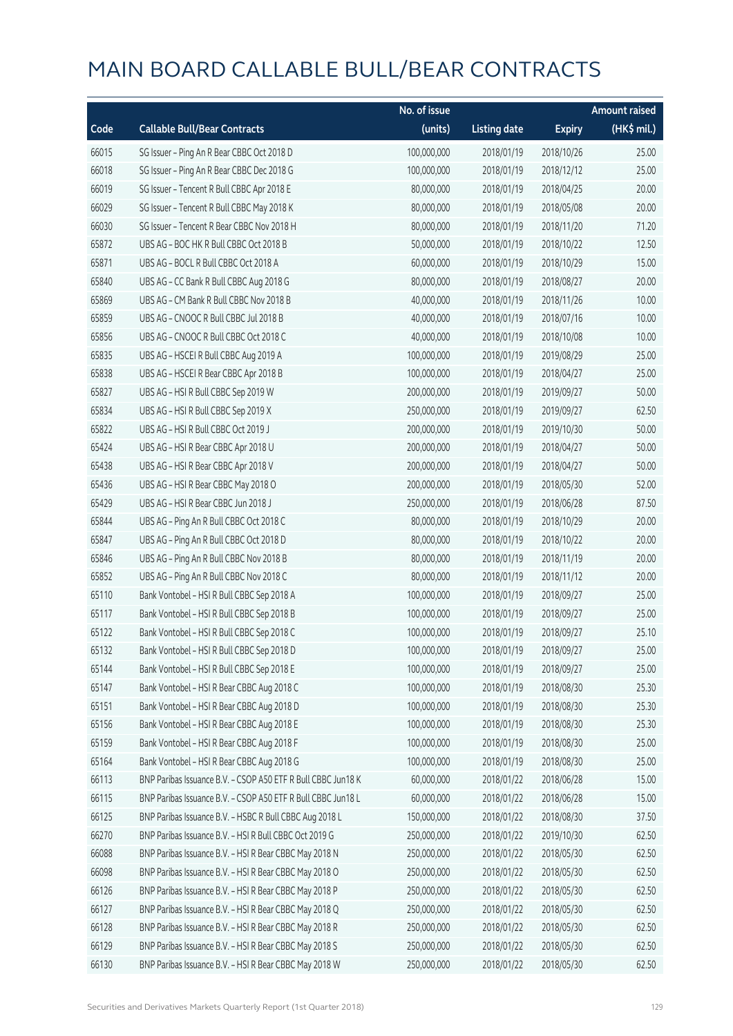# MAIN BOARD CALLABLE BULL/BEAR CONTRACTS

| Code | Callable Bull/Bear Contracts | No. of issue (units) | Listing date | Expiry | Amount raised (HK$ mil.) |
|---|---|---|---|---|---|
| 66015 | SG Issuer – Ping An R Bear CBBC Oct 2018 D | 100,000,000 | 2018/01/19 | 2018/10/26 | 25.00 |
| 66018 | SG Issuer – Ping An R Bear CBBC Dec 2018 G | 100,000,000 | 2018/01/19 | 2018/12/12 | 25.00 |
| 66019 | SG Issuer – Tencent R Bull CBBC Apr 2018 E | 80,000,000 | 2018/01/19 | 2018/04/25 | 20.00 |
| 66029 | SG Issuer – Tencent R Bull CBBC May 2018 K | 80,000,000 | 2018/01/19 | 2018/05/08 | 20.00 |
| 66030 | SG Issuer – Tencent R Bear CBBC Nov 2018 H | 80,000,000 | 2018/01/19 | 2018/11/20 | 71.20 |
| 65872 | UBS AG – BOC HK R Bull CBBC Oct 2018 B | 50,000,000 | 2018/01/19 | 2018/10/22 | 12.50 |
| 65871 | UBS AG – BOCL R Bull CBBC Oct 2018 A | 60,000,000 | 2018/01/19 | 2018/10/29 | 15.00 |
| 65840 | UBS AG – CC Bank R Bull CBBC Aug 2018 G | 80,000,000 | 2018/01/19 | 2018/08/27 | 20.00 |
| 65869 | UBS AG – CM Bank R Bull CBBC Nov 2018 B | 40,000,000 | 2018/01/19 | 2018/11/26 | 10.00 |
| 65859 | UBS AG – CNOOC R Bull CBBC Jul 2018 B | 40,000,000 | 2018/01/19 | 2018/07/16 | 10.00 |
| 65856 | UBS AG – CNOOC R Bull CBBC Oct 2018 C | 40,000,000 | 2018/01/19 | 2018/10/08 | 10.00 |
| 65835 | UBS AG – HSCEI R Bull CBBC Aug 2019 A | 100,000,000 | 2018/01/19 | 2019/08/29 | 25.00 |
| 65838 | UBS AG – HSCEI R Bear CBBC Apr 2018 B | 100,000,000 | 2018/01/19 | 2018/04/27 | 25.00 |
| 65827 | UBS AG – HSI R Bull CBBC Sep 2019 W | 200,000,000 | 2018/01/19 | 2019/09/27 | 50.00 |
| 65834 | UBS AG – HSI R Bull CBBC Sep 2019 X | 250,000,000 | 2018/01/19 | 2019/09/27 | 62.50 |
| 65822 | UBS AG – HSI R Bull CBBC Oct 2019 J | 200,000,000 | 2018/01/19 | 2019/10/30 | 50.00 |
| 65424 | UBS AG – HSI R Bear CBBC Apr 2018 U | 200,000,000 | 2018/01/19 | 2018/04/27 | 50.00 |
| 65438 | UBS AG – HSI R Bear CBBC Apr 2018 V | 200,000,000 | 2018/01/19 | 2018/04/27 | 50.00 |
| 65436 | UBS AG – HSI R Bear CBBC May 2018 O | 200,000,000 | 2018/01/19 | 2018/05/30 | 52.00 |
| 65429 | UBS AG – HSI R Bear CBBC Jun 2018 J | 250,000,000 | 2018/01/19 | 2018/06/28 | 87.50 |
| 65844 | UBS AG – Ping An R Bull CBBC Oct 2018 C | 80,000,000 | 2018/01/19 | 2018/10/29 | 20.00 |
| 65847 | UBS AG – Ping An R Bull CBBC Oct 2018 D | 80,000,000 | 2018/01/19 | 2018/10/22 | 20.00 |
| 65846 | UBS AG – Ping An R Bull CBBC Nov 2018 B | 80,000,000 | 2018/01/19 | 2018/11/19 | 20.00 |
| 65852 | UBS AG – Ping An R Bull CBBC Nov 2018 C | 80,000,000 | 2018/01/19 | 2018/11/12 | 20.00 |
| 65110 | Bank Vontobel – HSI R Bull CBBC Sep 2018 A | 100,000,000 | 2018/01/19 | 2018/09/27 | 25.00 |
| 65117 | Bank Vontobel – HSI R Bull CBBC Sep 2018 B | 100,000,000 | 2018/01/19 | 2018/09/27 | 25.00 |
| 65122 | Bank Vontobel – HSI R Bull CBBC Sep 2018 C | 100,000,000 | 2018/01/19 | 2018/09/27 | 25.10 |
| 65132 | Bank Vontobel – HSI R Bull CBBC Sep 2018 D | 100,000,000 | 2018/01/19 | 2018/09/27 | 25.00 |
| 65144 | Bank Vontobel – HSI R Bull CBBC Sep 2018 E | 100,000,000 | 2018/01/19 | 2018/09/27 | 25.00 |
| 65147 | Bank Vontobel – HSI R Bear CBBC Aug 2018 C | 100,000,000 | 2018/01/19 | 2018/08/30 | 25.30 |
| 65151 | Bank Vontobel – HSI R Bear CBBC Aug 2018 D | 100,000,000 | 2018/01/19 | 2018/08/30 | 25.30 |
| 65156 | Bank Vontobel – HSI R Bear CBBC Aug 2018 E | 100,000,000 | 2018/01/19 | 2018/08/30 | 25.30 |
| 65159 | Bank Vontobel – HSI R Bear CBBC Aug 2018 F | 100,000,000 | 2018/01/19 | 2018/08/30 | 25.00 |
| 65164 | Bank Vontobel – HSI R Bear CBBC Aug 2018 G | 100,000,000 | 2018/01/19 | 2018/08/30 | 25.00 |
| 66113 | BNP Paribas Issuance B.V. – CSOP A50 ETF R Bull CBBC Jun18 K | 60,000,000 | 2018/01/22 | 2018/06/28 | 15.00 |
| 66115 | BNP Paribas Issuance B.V. – CSOP A50 ETF R Bull CBBC Jun18 L | 60,000,000 | 2018/01/22 | 2018/06/28 | 15.00 |
| 66125 | BNP Paribas Issuance B.V. – HSBC R Bull CBBC Aug 2018 L | 150,000,000 | 2018/01/22 | 2018/08/30 | 37.50 |
| 66270 | BNP Paribas Issuance B.V. – HSI R Bull CBBC Oct 2019 G | 250,000,000 | 2018/01/22 | 2019/10/30 | 62.50 |
| 66088 | BNP Paribas Issuance B.V. – HSI R Bear CBBC May 2018 N | 250,000,000 | 2018/01/22 | 2018/05/30 | 62.50 |
| 66098 | BNP Paribas Issuance B.V. – HSI R Bear CBBC May 2018 O | 250,000,000 | 2018/01/22 | 2018/05/30 | 62.50 |
| 66126 | BNP Paribas Issuance B.V. – HSI R Bear CBBC May 2018 P | 250,000,000 | 2018/01/22 | 2018/05/30 | 62.50 |
| 66127 | BNP Paribas Issuance B.V. – HSI R Bear CBBC May 2018 Q | 250,000,000 | 2018/01/22 | 2018/05/30 | 62.50 |
| 66128 | BNP Paribas Issuance B.V. – HSI R Bear CBBC May 2018 R | 250,000,000 | 2018/01/22 | 2018/05/30 | 62.50 |
| 66129 | BNP Paribas Issuance B.V. – HSI R Bear CBBC May 2018 S | 250,000,000 | 2018/01/22 | 2018/05/30 | 62.50 |
| 66130 | BNP Paribas Issuance B.V. – HSI R Bear CBBC May 2018 W | 250,000,000 | 2018/01/22 | 2018/05/30 | 62.50 |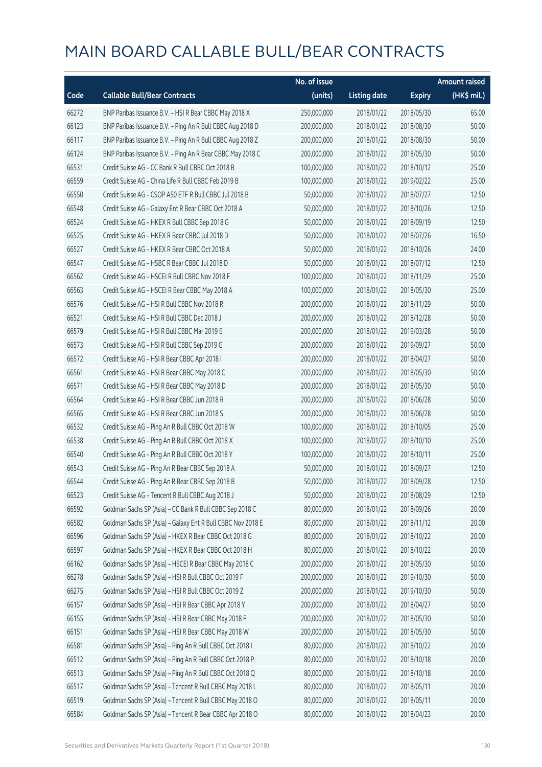# MAIN BOARD CALLABLE BULL/BEAR CONTRACTS

| Code | Callable Bull/Bear Contracts | No. of issue (units) | Listing date | Expiry | Amount raised (HK$ mil.) |
|---|---|---|---|---|---|
| 66272 | BNP Paribas Issuance B.V. – HSI R Bear CBBC May 2018 X | 250,000,000 | 2018/01/22 | 2018/05/30 | 65.00 |
| 66123 | BNP Paribas Issuance B.V. – Ping An R Bull CBBC Aug 2018 D | 200,000,000 | 2018/01/22 | 2018/08/30 | 50.00 |
| 66117 | BNP Paribas Issuance B.V. – Ping An R Bull CBBC Aug 2018 Z | 200,000,000 | 2018/01/22 | 2018/08/30 | 50.00 |
| 66124 | BNP Paribas Issuance B.V. – Ping An R Bear CBBC May 2018 C | 200,000,000 | 2018/01/22 | 2018/05/30 | 50.00 |
| 66531 | Credit Suisse AG – CC Bank R Bull CBBC Oct 2018 B | 100,000,000 | 2018/01/22 | 2018/10/12 | 25.00 |
| 66559 | Credit Suisse AG – China Life R Bull CBBC Feb 2019 B | 100,000,000 | 2018/01/22 | 2019/02/22 | 25.00 |
| 66550 | Credit Suisse AG – CSOP A50 ETF R Bull CBBC Jul 2018 B | 50,000,000 | 2018/01/22 | 2018/07/27 | 12.50 |
| 66548 | Credit Suisse AG – Galaxy Ent R Bear CBBC Oct 2018 A | 50,000,000 | 2018/01/22 | 2018/10/26 | 12.50 |
| 66524 | Credit Suisse AG – HKEX R Bull CBBC Sep 2018 G | 50,000,000 | 2018/01/22 | 2018/09/19 | 12.50 |
| 66525 | Credit Suisse AG – HKEX R Bear CBBC Jul 2018 D | 50,000,000 | 2018/01/22 | 2018/07/26 | 16.50 |
| 66527 | Credit Suisse AG – HKEX R Bear CBBC Oct 2018 A | 50,000,000 | 2018/01/22 | 2018/10/26 | 24.00 |
| 66547 | Credit Suisse AG – HSBC R Bear CBBC Jul 2018 D | 50,000,000 | 2018/01/22 | 2018/07/12 | 12.50 |
| 66562 | Credit Suisse AG – HSCEI R Bull CBBC Nov 2018 F | 100,000,000 | 2018/01/22 | 2018/11/29 | 25.00 |
| 66563 | Credit Suisse AG – HSCEI R Bear CBBC May 2018 A | 100,000,000 | 2018/01/22 | 2018/05/30 | 25.00 |
| 66576 | Credit Suisse AG – HSI R Bull CBBC Nov 2018 R | 200,000,000 | 2018/01/22 | 2018/11/29 | 50.00 |
| 66521 | Credit Suisse AG – HSI R Bull CBBC Dec 2018 J | 200,000,000 | 2018/01/22 | 2018/12/28 | 50.00 |
| 66579 | Credit Suisse AG – HSI R Bull CBBC Mar 2019 E | 200,000,000 | 2018/01/22 | 2019/03/28 | 50.00 |
| 66573 | Credit Suisse AG – HSI R Bull CBBC Sep 2019 G | 200,000,000 | 2018/01/22 | 2019/09/27 | 50.00 |
| 66572 | Credit Suisse AG – HSI R Bear CBBC Apr 2018 I | 200,000,000 | 2018/01/22 | 2018/04/27 | 50.00 |
| 66561 | Credit Suisse AG – HSI R Bear CBBC May 2018 C | 200,000,000 | 2018/01/22 | 2018/05/30 | 50.00 |
| 66571 | Credit Suisse AG – HSI R Bear CBBC May 2018 D | 200,000,000 | 2018/01/22 | 2018/05/30 | 50.00 |
| 66564 | Credit Suisse AG – HSI R Bear CBBC Jun 2018 R | 200,000,000 | 2018/01/22 | 2018/06/28 | 50.00 |
| 66565 | Credit Suisse AG – HSI R Bear CBBC Jun 2018 S | 200,000,000 | 2018/01/22 | 2018/06/28 | 50.00 |
| 66532 | Credit Suisse AG – Ping An R Bull CBBC Oct 2018 W | 100,000,000 | 2018/01/22 | 2018/10/05 | 25.00 |
| 66538 | Credit Suisse AG – Ping An R Bull CBBC Oct 2018 X | 100,000,000 | 2018/01/22 | 2018/10/10 | 25.00 |
| 66540 | Credit Suisse AG – Ping An R Bull CBBC Oct 2018 Y | 100,000,000 | 2018/01/22 | 2018/10/11 | 25.00 |
| 66543 | Credit Suisse AG – Ping An R Bear CBBC Sep 2018 A | 50,000,000 | 2018/01/22 | 2018/09/27 | 12.50 |
| 66544 | Credit Suisse AG – Ping An R Bear CBBC Sep 2018 B | 50,000,000 | 2018/01/22 | 2018/09/28 | 12.50 |
| 66523 | Credit Suisse AG – Tencent R Bull CBBC Aug 2018 J | 50,000,000 | 2018/01/22 | 2018/08/29 | 12.50 |
| 66592 | Goldman Sachs SP (Asia) – CC Bank R Bull CBBC Sep 2018 C | 80,000,000 | 2018/01/22 | 2018/09/26 | 20.00 |
| 66582 | Goldman Sachs SP (Asia) – Galaxy Ent R Bull CBBC Nov 2018 E | 80,000,000 | 2018/01/22 | 2018/11/12 | 20.00 |
| 66596 | Goldman Sachs SP (Asia) – HKEX R Bear CBBC Oct 2018 G | 80,000,000 | 2018/01/22 | 2018/10/22 | 20.00 |
| 66597 | Goldman Sachs SP (Asia) – HKEX R Bear CBBC Oct 2018 H | 80,000,000 | 2018/01/22 | 2018/10/22 | 20.00 |
| 66162 | Goldman Sachs SP (Asia) – HSCEI R Bear CBBC May 2018 C | 200,000,000 | 2018/01/22 | 2018/05/30 | 50.00 |
| 66278 | Goldman Sachs SP (Asia) – HSI R Bull CBBC Oct 2019 F | 200,000,000 | 2018/01/22 | 2019/10/30 | 50.00 |
| 66275 | Goldman Sachs SP (Asia) – HSI R Bull CBBC Oct 2019 Z | 200,000,000 | 2018/01/22 | 2019/10/30 | 50.00 |
| 66157 | Goldman Sachs SP (Asia) – HSI R Bear CBBC Apr 2018 Y | 200,000,000 | 2018/01/22 | 2018/04/27 | 50.00 |
| 66155 | Goldman Sachs SP (Asia) – HSI R Bear CBBC May 2018 F | 200,000,000 | 2018/01/22 | 2018/05/30 | 50.00 |
| 66151 | Goldman Sachs SP (Asia) – HSI R Bear CBBC May 2018 W | 200,000,000 | 2018/01/22 | 2018/05/30 | 50.00 |
| 66581 | Goldman Sachs SP (Asia) – Ping An R Bull CBBC Oct 2018 I | 80,000,000 | 2018/01/22 | 2018/10/22 | 20.00 |
| 66512 | Goldman Sachs SP (Asia) – Ping An R Bull CBBC Oct 2018 P | 80,000,000 | 2018/01/22 | 2018/10/18 | 20.00 |
| 66513 | Goldman Sachs SP (Asia) – Ping An R Bull CBBC Oct 2018 Q | 80,000,000 | 2018/01/22 | 2018/10/18 | 20.00 |
| 66517 | Goldman Sachs SP (Asia) – Tencent R Bull CBBC May 2018 L | 80,000,000 | 2018/01/22 | 2018/05/11 | 20.00 |
| 66519 | Goldman Sachs SP (Asia) – Tencent R Bull CBBC May 2018 O | 80,000,000 | 2018/01/22 | 2018/05/11 | 20.00 |
| 66584 | Goldman Sachs SP (Asia) – Tencent R Bear CBBC Apr 2018 O | 80,000,000 | 2018/01/22 | 2018/04/23 | 20.00 |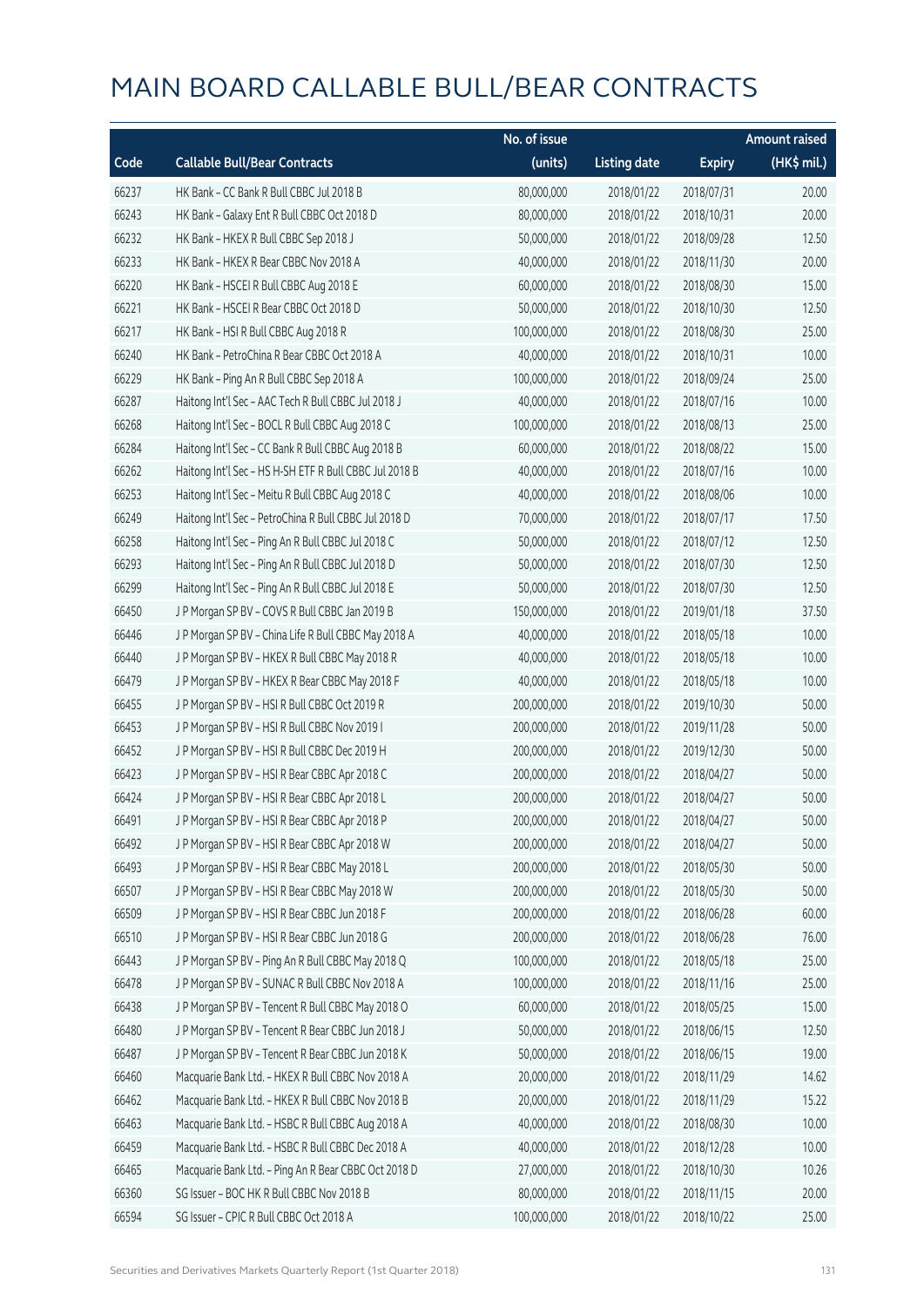# MAIN BOARD CALLABLE BULL/BEAR CONTRACTS

| Code | Callable Bull/Bear Contracts | No. of issue (units) | Listing date | Expiry | Amount raised (HK$ mil.) |
|---|---|---|---|---|---|
| 66237 | HK Bank – CC Bank R Bull CBBC Jul 2018 B | 80,000,000 | 2018/01/22 | 2018/07/31 | 20.00 |
| 66243 | HK Bank – Galaxy Ent R Bull CBBC Oct 2018 D | 80,000,000 | 2018/01/22 | 2018/10/31 | 20.00 |
| 66232 | HK Bank – HKEX R Bull CBBC Sep 2018 J | 50,000,000 | 2018/01/22 | 2018/09/28 | 12.50 |
| 66233 | HK Bank – HKEX R Bear CBBC Nov 2018 A | 40,000,000 | 2018/01/22 | 2018/11/30 | 20.00 |
| 66220 | HK Bank – HSCEI R Bull CBBC Aug 2018 E | 60,000,000 | 2018/01/22 | 2018/08/30 | 15.00 |
| 66221 | HK Bank – HSCEI R Bear CBBC Oct 2018 D | 50,000,000 | 2018/01/22 | 2018/10/30 | 12.50 |
| 66217 | HK Bank – HSI R Bull CBBC Aug 2018 R | 100,000,000 | 2018/01/22 | 2018/08/30 | 25.00 |
| 66240 | HK Bank – PetroChina R Bear CBBC Oct 2018 A | 40,000,000 | 2018/01/22 | 2018/10/31 | 10.00 |
| 66229 | HK Bank – Ping An R Bull CBBC Sep 2018 A | 100,000,000 | 2018/01/22 | 2018/09/24 | 25.00 |
| 66287 | Haitong Int'l Sec – AAC Tech R Bull CBBC Jul 2018 J | 40,000,000 | 2018/01/22 | 2018/07/16 | 10.00 |
| 66268 | Haitong Int'l Sec – BOCL R Bull CBBC Aug 2018 C | 100,000,000 | 2018/01/22 | 2018/08/13 | 25.00 |
| 66284 | Haitong Int'l Sec – CC Bank R Bull CBBC Aug 2018 B | 60,000,000 | 2018/01/22 | 2018/08/22 | 15.00 |
| 66262 | Haitong Int'l Sec – HS H-SH ETF R Bull CBBC Jul 2018 B | 40,000,000 | 2018/01/22 | 2018/07/16 | 10.00 |
| 66253 | Haitong Int'l Sec – Meitu R Bull CBBC Aug 2018 C | 40,000,000 | 2018/01/22 | 2018/08/06 | 10.00 |
| 66249 | Haitong Int'l Sec – PetroChina R Bull CBBC Jul 2018 D | 70,000,000 | 2018/01/22 | 2018/07/17 | 17.50 |
| 66258 | Haitong Int'l Sec – Ping An R Bull CBBC Jul 2018 C | 50,000,000 | 2018/01/22 | 2018/07/12 | 12.50 |
| 66293 | Haitong Int'l Sec – Ping An R Bull CBBC Jul 2018 D | 50,000,000 | 2018/01/22 | 2018/07/30 | 12.50 |
| 66299 | Haitong Int'l Sec – Ping An R Bull CBBC Jul 2018 E | 50,000,000 | 2018/01/22 | 2018/07/30 | 12.50 |
| 66450 | J P Morgan SP BV – COVS R Bull CBBC Jan 2019 B | 150,000,000 | 2018/01/22 | 2019/01/18 | 37.50 |
| 66446 | J P Morgan SP BV – China Life R Bull CBBC May 2018 A | 40,000,000 | 2018/01/22 | 2018/05/18 | 10.00 |
| 66440 | J P Morgan SP BV – HKEX R Bull CBBC May 2018 R | 40,000,000 | 2018/01/22 | 2018/05/18 | 10.00 |
| 66479 | J P Morgan SP BV – HKEX R Bear CBBC May 2018 F | 40,000,000 | 2018/01/22 | 2018/05/18 | 10.00 |
| 66455 | J P Morgan SP BV – HSI R Bull CBBC Oct 2019 R | 200,000,000 | 2018/01/22 | 2019/10/30 | 50.00 |
| 66453 | J P Morgan SP BV – HSI R Bull CBBC Nov 2019 I | 200,000,000 | 2018/01/22 | 2019/11/28 | 50.00 |
| 66452 | J P Morgan SP BV – HSI R Bull CBBC Dec 2019 H | 200,000,000 | 2018/01/22 | 2019/12/30 | 50.00 |
| 66423 | J P Morgan SP BV – HSI R Bear CBBC Apr 2018 C | 200,000,000 | 2018/01/22 | 2018/04/27 | 50.00 |
| 66424 | J P Morgan SP BV – HSI R Bear CBBC Apr 2018 L | 200,000,000 | 2018/01/22 | 2018/04/27 | 50.00 |
| 66491 | J P Morgan SP BV – HSI R Bear CBBC Apr 2018 P | 200,000,000 | 2018/01/22 | 2018/04/27 | 50.00 |
| 66492 | J P Morgan SP BV – HSI R Bear CBBC Apr 2018 W | 200,000,000 | 2018/01/22 | 2018/04/27 | 50.00 |
| 66493 | J P Morgan SP BV – HSI R Bear CBBC May 2018 L | 200,000,000 | 2018/01/22 | 2018/05/30 | 50.00 |
| 66507 | J P Morgan SP BV – HSI R Bear CBBC May 2018 W | 200,000,000 | 2018/01/22 | 2018/05/30 | 50.00 |
| 66509 | J P Morgan SP BV – HSI R Bear CBBC Jun 2018 F | 200,000,000 | 2018/01/22 | 2018/06/28 | 60.00 |
| 66510 | J P Morgan SP BV – HSI R Bear CBBC Jun 2018 G | 200,000,000 | 2018/01/22 | 2018/06/28 | 76.00 |
| 66443 | J P Morgan SP BV – Ping An R Bull CBBC May 2018 Q | 100,000,000 | 2018/01/22 | 2018/05/18 | 25.00 |
| 66478 | J P Morgan SP BV – SUNAC R Bull CBBC Nov 2018 A | 100,000,000 | 2018/01/22 | 2018/11/16 | 25.00 |
| 66438 | J P Morgan SP BV – Tencent R Bull CBBC May 2018 O | 60,000,000 | 2018/01/22 | 2018/05/25 | 15.00 |
| 66480 | J P Morgan SP BV – Tencent R Bear CBBC Jun 2018 J | 50,000,000 | 2018/01/22 | 2018/06/15 | 12.50 |
| 66487 | J P Morgan SP BV – Tencent R Bear CBBC Jun 2018 K | 50,000,000 | 2018/01/22 | 2018/06/15 | 19.00 |
| 66460 | Macquarie Bank Ltd. – HKEX R Bull CBBC Nov 2018 A | 20,000,000 | 2018/01/22 | 2018/11/29 | 14.62 |
| 66462 | Macquarie Bank Ltd. – HKEX R Bull CBBC Nov 2018 B | 20,000,000 | 2018/01/22 | 2018/11/29 | 15.22 |
| 66463 | Macquarie Bank Ltd. – HSBC R Bull CBBC Aug 2018 A | 40,000,000 | 2018/01/22 | 2018/08/30 | 10.00 |
| 66459 | Macquarie Bank Ltd. – HSBC R Bull CBBC Dec 2018 A | 40,000,000 | 2018/01/22 | 2018/12/28 | 10.00 |
| 66465 | Macquarie Bank Ltd. – Ping An R Bear CBBC Oct 2018 D | 27,000,000 | 2018/01/22 | 2018/10/30 | 10.26 |
| 66360 | SG Issuer – BOC HK R Bull CBBC Nov 2018 B | 80,000,000 | 2018/01/22 | 2018/11/15 | 20.00 |
| 66594 | SG Issuer – CPIC R Bull CBBC Oct 2018 A | 100,000,000 | 2018/01/22 | 2018/10/22 | 25.00 |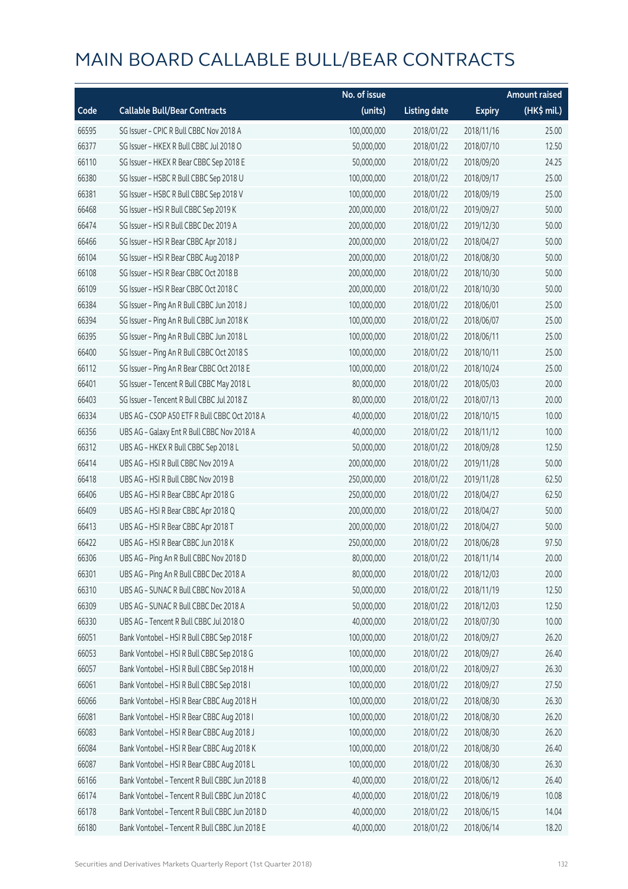# MAIN BOARD CALLABLE BULL/BEAR CONTRACTS

| Code | Callable Bull/Bear Contracts | No. of issue (units) | Listing date | Expiry | Amount raised (HK$ mil.) |
|---|---|---|---|---|---|
| 66595 | SG Issuer – CPIC R Bull CBBC Nov 2018 A | 100,000,000 | 2018/01/22 | 2018/11/16 | 25.00 |
| 66377 | SG Issuer – HKEX R Bull CBBC Jul 2018 O | 50,000,000 | 2018/01/22 | 2018/07/10 | 12.50 |
| 66110 | SG Issuer – HKEX R Bear CBBC Sep 2018 E | 50,000,000 | 2018/01/22 | 2018/09/20 | 24.25 |
| 66380 | SG Issuer – HSBC R Bull CBBC Sep 2018 U | 100,000,000 | 2018/01/22 | 2018/09/17 | 25.00 |
| 66381 | SG Issuer – HSBC R Bull CBBC Sep 2018 V | 100,000,000 | 2018/01/22 | 2018/09/19 | 25.00 |
| 66468 | SG Issuer – HSI R Bull CBBC Sep 2019 K | 200,000,000 | 2018/01/22 | 2019/09/27 | 50.00 |
| 66474 | SG Issuer – HSI R Bull CBBC Dec 2019 A | 200,000,000 | 2018/01/22 | 2019/12/30 | 50.00 |
| 66466 | SG Issuer – HSI R Bear CBBC Apr 2018 J | 200,000,000 | 2018/01/22 | 2018/04/27 | 50.00 |
| 66104 | SG Issuer – HSI R Bear CBBC Aug 2018 P | 200,000,000 | 2018/01/22 | 2018/08/30 | 50.00 |
| 66108 | SG Issuer – HSI R Bear CBBC Oct 2018 B | 200,000,000 | 2018/01/22 | 2018/10/30 | 50.00 |
| 66109 | SG Issuer – HSI R Bear CBBC Oct 2018 C | 200,000,000 | 2018/01/22 | 2018/10/30 | 50.00 |
| 66384 | SG Issuer – Ping An R Bull CBBC Jun 2018 J | 100,000,000 | 2018/01/22 | 2018/06/01 | 25.00 |
| 66394 | SG Issuer – Ping An R Bull CBBC Jun 2018 K | 100,000,000 | 2018/01/22 | 2018/06/07 | 25.00 |
| 66395 | SG Issuer – Ping An R Bull CBBC Jun 2018 L | 100,000,000 | 2018/01/22 | 2018/06/11 | 25.00 |
| 66400 | SG Issuer – Ping An R Bull CBBC Oct 2018 S | 100,000,000 | 2018/01/22 | 2018/10/11 | 25.00 |
| 66112 | SG Issuer – Ping An R Bear CBBC Oct 2018 E | 100,000,000 | 2018/01/22 | 2018/10/24 | 25.00 |
| 66401 | SG Issuer – Tencent R Bull CBBC May 2018 L | 80,000,000 | 2018/01/22 | 2018/05/03 | 20.00 |
| 66403 | SG Issuer – Tencent R Bull CBBC Jul 2018 Z | 80,000,000 | 2018/01/22 | 2018/07/13 | 20.00 |
| 66334 | UBS AG – CSOP A50 ETF R Bull CBBC Oct 2018 A | 40,000,000 | 2018/01/22 | 2018/10/15 | 10.00 |
| 66356 | UBS AG – Galaxy Ent R Bull CBBC Nov 2018 A | 40,000,000 | 2018/01/22 | 2018/11/12 | 10.00 |
| 66312 | UBS AG – HKEX R Bull CBBC Sep 2018 L | 50,000,000 | 2018/01/22 | 2018/09/28 | 12.50 |
| 66414 | UBS AG – HSI R Bull CBBC Nov 2019 A | 200,000,000 | 2018/01/22 | 2019/11/28 | 50.00 |
| 66418 | UBS AG – HSI R Bull CBBC Nov 2019 B | 250,000,000 | 2018/01/22 | 2019/11/28 | 62.50 |
| 66406 | UBS AG – HSI R Bear CBBC Apr 2018 G | 250,000,000 | 2018/01/22 | 2018/04/27 | 62.50 |
| 66409 | UBS AG – HSI R Bear CBBC Apr 2018 Q | 200,000,000 | 2018/01/22 | 2018/04/27 | 50.00 |
| 66413 | UBS AG – HSI R Bear CBBC Apr 2018 T | 200,000,000 | 2018/01/22 | 2018/04/27 | 50.00 |
| 66422 | UBS AG – HSI R Bear CBBC Jun 2018 K | 250,000,000 | 2018/01/22 | 2018/06/28 | 97.50 |
| 66306 | UBS AG – Ping An R Bull CBBC Nov 2018 D | 80,000,000 | 2018/01/22 | 2018/11/14 | 20.00 |
| 66301 | UBS AG – Ping An R Bull CBBC Dec 2018 A | 80,000,000 | 2018/01/22 | 2018/12/03 | 20.00 |
| 66310 | UBS AG – SUNAC R Bull CBBC Nov 2018 A | 50,000,000 | 2018/01/22 | 2018/11/19 | 12.50 |
| 66309 | UBS AG – SUNAC R Bull CBBC Dec 2018 A | 50,000,000 | 2018/01/22 | 2018/12/03 | 12.50 |
| 66330 | UBS AG – Tencent R Bull CBBC Jul 2018 O | 40,000,000 | 2018/01/22 | 2018/07/30 | 10.00 |
| 66051 | Bank Vontobel – HSI R Bull CBBC Sep 2018 F | 100,000,000 | 2018/01/22 | 2018/09/27 | 26.20 |
| 66053 | Bank Vontobel – HSI R Bull CBBC Sep 2018 G | 100,000,000 | 2018/01/22 | 2018/09/27 | 26.40 |
| 66057 | Bank Vontobel – HSI R Bull CBBC Sep 2018 H | 100,000,000 | 2018/01/22 | 2018/09/27 | 26.30 |
| 66061 | Bank Vontobel – HSI R Bull CBBC Sep 2018 I | 100,000,000 | 2018/01/22 | 2018/09/27 | 27.50 |
| 66066 | Bank Vontobel – HSI R Bear CBBC Aug 2018 H | 100,000,000 | 2018/01/22 | 2018/08/30 | 26.30 |
| 66081 | Bank Vontobel – HSI R Bear CBBC Aug 2018 I | 100,000,000 | 2018/01/22 | 2018/08/30 | 26.20 |
| 66083 | Bank Vontobel – HSI R Bear CBBC Aug 2018 J | 100,000,000 | 2018/01/22 | 2018/08/30 | 26.20 |
| 66084 | Bank Vontobel – HSI R Bear CBBC Aug 2018 K | 100,000,000 | 2018/01/22 | 2018/08/30 | 26.40 |
| 66087 | Bank Vontobel – HSI R Bear CBBC Aug 2018 L | 100,000,000 | 2018/01/22 | 2018/08/30 | 26.30 |
| 66166 | Bank Vontobel – Tencent R Bull CBBC Jun 2018 B | 40,000,000 | 2018/01/22 | 2018/06/12 | 26.40 |
| 66174 | Bank Vontobel – Tencent R Bull CBBC Jun 2018 C | 40,000,000 | 2018/01/22 | 2018/06/19 | 10.08 |
| 66178 | Bank Vontobel – Tencent R Bull CBBC Jun 2018 D | 40,000,000 | 2018/01/22 | 2018/06/15 | 14.04 |
| 66180 | Bank Vontobel – Tencent R Bull CBBC Jun 2018 E | 40,000,000 | 2018/01/22 | 2018/06/14 | 18.20 |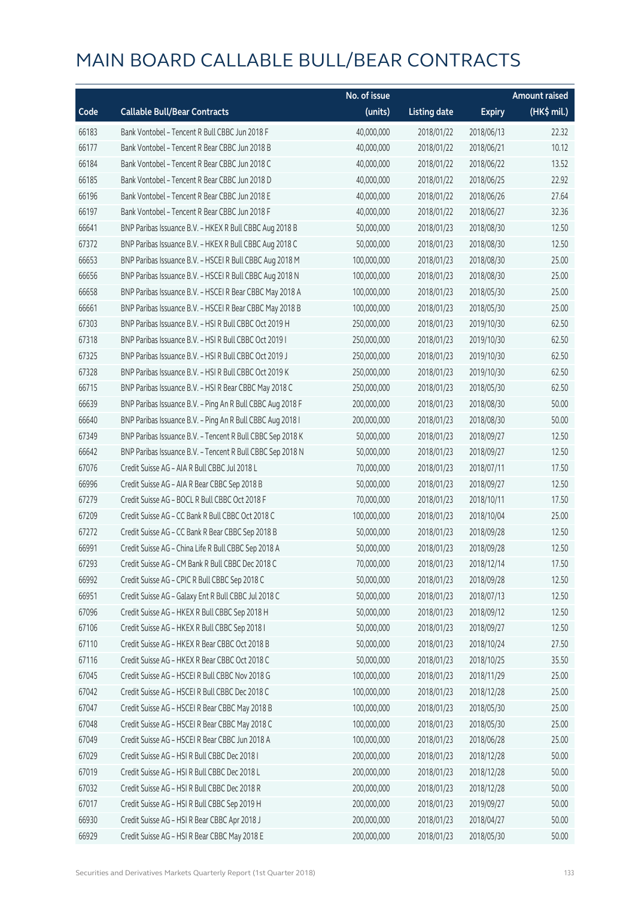# MAIN BOARD CALLABLE BULL/BEAR CONTRACTS

| Code | Callable Bull/Bear Contracts | No. of issue (units) | Listing date | Expiry | Amount raised (HK$ mil.) |
|---|---|---|---|---|---|
| 66183 | Bank Vontobel – Tencent R Bull CBBC Jun 2018 F | 40,000,000 | 2018/01/22 | 2018/06/13 | 22.32 |
| 66177 | Bank Vontobel – Tencent R Bear CBBC Jun 2018 B | 40,000,000 | 2018/01/22 | 2018/06/21 | 10.12 |
| 66184 | Bank Vontobel – Tencent R Bear CBBC Jun 2018 C | 40,000,000 | 2018/01/22 | 2018/06/22 | 13.52 |
| 66185 | Bank Vontobel – Tencent R Bear CBBC Jun 2018 D | 40,000,000 | 2018/01/22 | 2018/06/25 | 22.92 |
| 66196 | Bank Vontobel – Tencent R Bear CBBC Jun 2018 E | 40,000,000 | 2018/01/22 | 2018/06/26 | 27.64 |
| 66197 | Bank Vontobel – Tencent R Bear CBBC Jun 2018 F | 40,000,000 | 2018/01/22 | 2018/06/27 | 32.36 |
| 66641 | BNP Paribas Issuance B.V. – HKEX R Bull CBBC Aug 2018 B | 50,000,000 | 2018/01/23 | 2018/08/30 | 12.50 |
| 67372 | BNP Paribas Issuance B.V. – HKEX R Bull CBBC Aug 2018 C | 50,000,000 | 2018/01/23 | 2018/08/30 | 12.50 |
| 66653 | BNP Paribas Issuance B.V. – HSCEI R Bull CBBC Aug 2018 M | 100,000,000 | 2018/01/23 | 2018/08/30 | 25.00 |
| 66656 | BNP Paribas Issuance B.V. – HSCEI R Bull CBBC Aug 2018 N | 100,000,000 | 2018/01/23 | 2018/08/30 | 25.00 |
| 66658 | BNP Paribas Issuance B.V. – HSCEI R Bear CBBC May 2018 A | 100,000,000 | 2018/01/23 | 2018/05/30 | 25.00 |
| 66661 | BNP Paribas Issuance B.V. – HSCEI R Bear CBBC May 2018 B | 100,000,000 | 2018/01/23 | 2018/05/30 | 25.00 |
| 67303 | BNP Paribas Issuance B.V. – HSI R Bull CBBC Oct 2019 H | 250,000,000 | 2018/01/23 | 2019/10/30 | 62.50 |
| 67318 | BNP Paribas Issuance B.V. – HSI R Bull CBBC Oct 2019 I | 250,000,000 | 2018/01/23 | 2019/10/30 | 62.50 |
| 67325 | BNP Paribas Issuance B.V. – HSI R Bull CBBC Oct 2019 J | 250,000,000 | 2018/01/23 | 2019/10/30 | 62.50 |
| 67328 | BNP Paribas Issuance B.V. – HSI R Bull CBBC Oct 2019 K | 250,000,000 | 2018/01/23 | 2019/10/30 | 62.50 |
| 66715 | BNP Paribas Issuance B.V. – HSI R Bear CBBC May 2018 C | 250,000,000 | 2018/01/23 | 2018/05/30 | 62.50 |
| 66639 | BNP Paribas Issuance B.V. – Ping An R Bull CBBC Aug 2018 F | 200,000,000 | 2018/01/23 | 2018/08/30 | 50.00 |
| 66640 | BNP Paribas Issuance B.V. – Ping An R Bull CBBC Aug 2018 I | 200,000,000 | 2018/01/23 | 2018/08/30 | 50.00 |
| 67349 | BNP Paribas Issuance B.V. – Tencent R Bull CBBC Sep 2018 K | 50,000,000 | 2018/01/23 | 2018/09/27 | 12.50 |
| 66642 | BNP Paribas Issuance B.V. – Tencent R Bull CBBC Sep 2018 N | 50,000,000 | 2018/01/23 | 2018/09/27 | 12.50 |
| 67076 | Credit Suisse AG – AIA R Bull CBBC Jul 2018 L | 70,000,000 | 2018/01/23 | 2018/07/11 | 17.50 |
| 66996 | Credit Suisse AG – AIA R Bear CBBC Sep 2018 B | 50,000,000 | 2018/01/23 | 2018/09/27 | 12.50 |
| 67279 | Credit Suisse AG – BOCL R Bull CBBC Oct 2018 F | 70,000,000 | 2018/01/23 | 2018/10/11 | 17.50 |
| 67209 | Credit Suisse AG – CC Bank R Bull CBBC Oct 2018 C | 100,000,000 | 2018/01/23 | 2018/10/04 | 25.00 |
| 67272 | Credit Suisse AG – CC Bank R Bear CBBC Sep 2018 B | 50,000,000 | 2018/01/23 | 2018/09/28 | 12.50 |
| 66991 | Credit Suisse AG – China Life R Bull CBBC Sep 2018 A | 50,000,000 | 2018/01/23 | 2018/09/28 | 12.50 |
| 67293 | Credit Suisse AG – CM Bank R Bull CBBC Dec 2018 C | 70,000,000 | 2018/01/23 | 2018/12/14 | 17.50 |
| 66992 | Credit Suisse AG – CPIC R Bull CBBC Sep 2018 C | 50,000,000 | 2018/01/23 | 2018/09/28 | 12.50 |
| 66951 | Credit Suisse AG – Galaxy Ent R Bull CBBC Jul 2018 C | 50,000,000 | 2018/01/23 | 2018/07/13 | 12.50 |
| 67096 | Credit Suisse AG – HKEX R Bull CBBC Sep 2018 H | 50,000,000 | 2018/01/23 | 2018/09/12 | 12.50 |
| 67106 | Credit Suisse AG – HKEX R Bull CBBC Sep 2018 I | 50,000,000 | 2018/01/23 | 2018/09/27 | 12.50 |
| 67110 | Credit Suisse AG – HKEX R Bear CBBC Oct 2018 B | 50,000,000 | 2018/01/23 | 2018/10/24 | 27.50 |
| 67116 | Credit Suisse AG – HKEX R Bear CBBC Oct 2018 C | 50,000,000 | 2018/01/23 | 2018/10/25 | 35.50 |
| 67045 | Credit Suisse AG – HSCEI R Bull CBBC Nov 2018 G | 100,000,000 | 2018/01/23 | 2018/11/29 | 25.00 |
| 67042 | Credit Suisse AG – HSCEI R Bull CBBC Dec 2018 C | 100,000,000 | 2018/01/23 | 2018/12/28 | 25.00 |
| 67047 | Credit Suisse AG – HSCEI R Bear CBBC May 2018 B | 100,000,000 | 2018/01/23 | 2018/05/30 | 25.00 |
| 67048 | Credit Suisse AG – HSCEI R Bear CBBC May 2018 C | 100,000,000 | 2018/01/23 | 2018/05/30 | 25.00 |
| 67049 | Credit Suisse AG – HSCEI R Bear CBBC Jun 2018 A | 100,000,000 | 2018/01/23 | 2018/06/28 | 25.00 |
| 67029 | Credit Suisse AG – HSI R Bull CBBC Dec 2018 I | 200,000,000 | 2018/01/23 | 2018/12/28 | 50.00 |
| 67019 | Credit Suisse AG – HSI R Bull CBBC Dec 2018 L | 200,000,000 | 2018/01/23 | 2018/12/28 | 50.00 |
| 67032 | Credit Suisse AG – HSI R Bull CBBC Dec 2018 R | 200,000,000 | 2018/01/23 | 2018/12/28 | 50.00 |
| 67017 | Credit Suisse AG – HSI R Bull CBBC Sep 2019 H | 200,000,000 | 2018/01/23 | 2019/09/27 | 50.00 |
| 66930 | Credit Suisse AG – HSI R Bear CBBC Apr 2018 J | 200,000,000 | 2018/01/23 | 2018/04/27 | 50.00 |
| 66929 | Credit Suisse AG – HSI R Bear CBBC May 2018 E | 200,000,000 | 2018/01/23 | 2018/05/30 | 50.00 |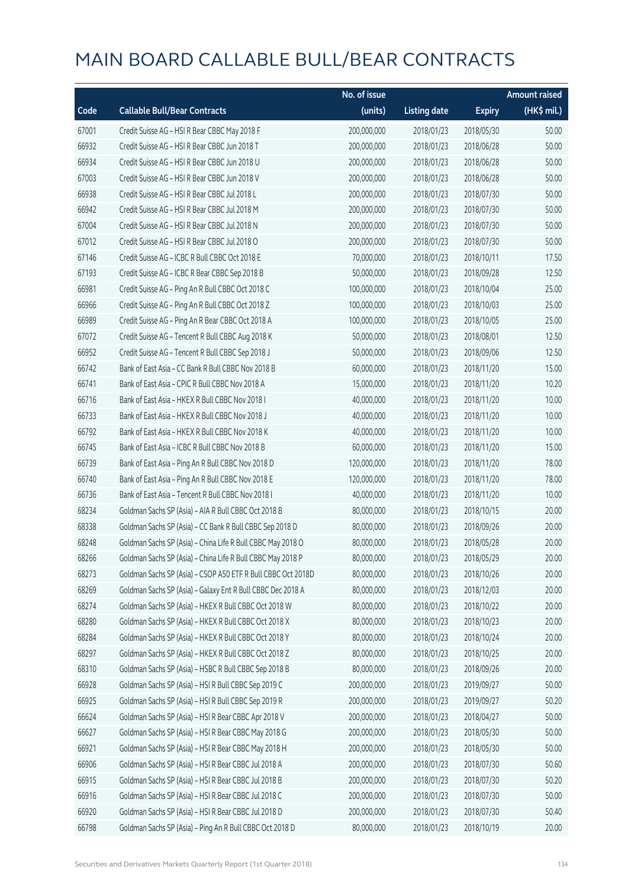# MAIN BOARD CALLABLE BULL/BEAR CONTRACTS

| Code | Callable Bull/Bear Contracts | No. of issue (units) | Listing date | Expiry | Amount raised (HK$ mil.) |
|---|---|---|---|---|---|
| 67001 | Credit Suisse AG – HSI R Bear CBBC May 2018 F | 200,000,000 | 2018/01/23 | 2018/05/30 | 50.00 |
| 66932 | Credit Suisse AG – HSI R Bear CBBC Jun 2018 T | 200,000,000 | 2018/01/23 | 2018/06/28 | 50.00 |
| 66934 | Credit Suisse AG – HSI R Bear CBBC Jun 2018 U | 200,000,000 | 2018/01/23 | 2018/06/28 | 50.00 |
| 67003 | Credit Suisse AG – HSI R Bear CBBC Jun 2018 V | 200,000,000 | 2018/01/23 | 2018/06/28 | 50.00 |
| 66938 | Credit Suisse AG – HSI R Bear CBBC Jul 2018 L | 200,000,000 | 2018/01/23 | 2018/07/30 | 50.00 |
| 66942 | Credit Suisse AG – HSI R Bear CBBC Jul 2018 M | 200,000,000 | 2018/01/23 | 2018/07/30 | 50.00 |
| 67004 | Credit Suisse AG – HSI R Bear CBBC Jul 2018 N | 200,000,000 | 2018/01/23 | 2018/07/30 | 50.00 |
| 67012 | Credit Suisse AG – HSI R Bear CBBC Jul 2018 O | 200,000,000 | 2018/01/23 | 2018/07/30 | 50.00 |
| 67146 | Credit Suisse AG – ICBC R Bull CBBC Oct 2018 E | 70,000,000 | 2018/01/23 | 2018/10/11 | 17.50 |
| 67193 | Credit Suisse AG – ICBC R Bear CBBC Sep 2018 B | 50,000,000 | 2018/01/23 | 2018/09/28 | 12.50 |
| 66981 | Credit Suisse AG – Ping An R Bull CBBC Oct 2018 C | 100,000,000 | 2018/01/23 | 2018/10/04 | 25.00 |
| 66966 | Credit Suisse AG – Ping An R Bull CBBC Oct 2018 Z | 100,000,000 | 2018/01/23 | 2018/10/03 | 25.00 |
| 66989 | Credit Suisse AG – Ping An R Bear CBBC Oct 2018 A | 100,000,000 | 2018/01/23 | 2018/10/05 | 25.00 |
| 67072 | Credit Suisse AG – Tencent R Bull CBBC Aug 2018 K | 50,000,000 | 2018/01/23 | 2018/08/01 | 12.50 |
| 66952 | Credit Suisse AG – Tencent R Bull CBBC Sep 2018 J | 50,000,000 | 2018/01/23 | 2018/09/06 | 12.50 |
| 66742 | Bank of East Asia – CC Bank R Bull CBBC Nov 2018 B | 60,000,000 | 2018/01/23 | 2018/11/20 | 15.00 |
| 66741 | Bank of East Asia – CPIC R Bull CBBC Nov 2018 A | 15,000,000 | 2018/01/23 | 2018/11/20 | 10.20 |
| 66716 | Bank of East Asia – HKEX R Bull CBBC Nov 2018 I | 40,000,000 | 2018/01/23 | 2018/11/20 | 10.00 |
| 66733 | Bank of East Asia – HKEX R Bull CBBC Nov 2018 J | 40,000,000 | 2018/01/23 | 2018/11/20 | 10.00 |
| 66792 | Bank of East Asia – HKEX R Bull CBBC Nov 2018 K | 40,000,000 | 2018/01/23 | 2018/11/20 | 10.00 |
| 66745 | Bank of East Asia – ICBC R Bull CBBC Nov 2018 B | 60,000,000 | 2018/01/23 | 2018/11/20 | 15.00 |
| 66739 | Bank of East Asia – Ping An R Bull CBBC Nov 2018 D | 120,000,000 | 2018/01/23 | 2018/11/20 | 78.00 |
| 66740 | Bank of East Asia – Ping An R Bull CBBC Nov 2018 E | 120,000,000 | 2018/01/23 | 2018/11/20 | 78.00 |
| 66736 | Bank of East Asia – Tencent R Bull CBBC Nov 2018 I | 40,000,000 | 2018/01/23 | 2018/11/20 | 10.00 |
| 68234 | Goldman Sachs SP (Asia) – AIA R Bull CBBC Oct 2018 B | 80,000,000 | 2018/01/23 | 2018/10/15 | 20.00 |
| 68338 | Goldman Sachs SP (Asia) – CC Bank R Bull CBBC Sep 2018 D | 80,000,000 | 2018/01/23 | 2018/09/26 | 20.00 |
| 68248 | Goldman Sachs SP (Asia) – China Life R Bull CBBC May 2018 O | 80,000,000 | 2018/01/23 | 2018/05/28 | 20.00 |
| 68266 | Goldman Sachs SP (Asia) – China Life R Bull CBBC May 2018 P | 80,000,000 | 2018/01/23 | 2018/05/29 | 20.00 |
| 68273 | Goldman Sachs SP (Asia) – CSOP A50 ETF R Bull CBBC Oct 2018D | 80,000,000 | 2018/01/23 | 2018/10/26 | 20.00 |
| 68269 | Goldman Sachs SP (Asia) – Galaxy Ent R Bull CBBC Dec 2018 A | 80,000,000 | 2018/01/23 | 2018/12/03 | 20.00 |
| 68274 | Goldman Sachs SP (Asia) – HKEX R Bull CBBC Oct 2018 W | 80,000,000 | 2018/01/23 | 2018/10/22 | 20.00 |
| 68280 | Goldman Sachs SP (Asia) – HKEX R Bull CBBC Oct 2018 X | 80,000,000 | 2018/01/23 | 2018/10/23 | 20.00 |
| 68284 | Goldman Sachs SP (Asia) – HKEX R Bull CBBC Oct 2018 Y | 80,000,000 | 2018/01/23 | 2018/10/24 | 20.00 |
| 68297 | Goldman Sachs SP (Asia) – HKEX R Bull CBBC Oct 2018 Z | 80,000,000 | 2018/01/23 | 2018/10/25 | 20.00 |
| 68310 | Goldman Sachs SP (Asia) – HSBC R Bull CBBC Sep 2018 B | 80,000,000 | 2018/01/23 | 2018/09/26 | 20.00 |
| 66928 | Goldman Sachs SP (Asia) – HSI R Bull CBBC Sep 2019 C | 200,000,000 | 2018/01/23 | 2019/09/27 | 50.00 |
| 66925 | Goldman Sachs SP (Asia) – HSI R Bull CBBC Sep 2019 R | 200,000,000 | 2018/01/23 | 2019/09/27 | 50.20 |
| 66624 | Goldman Sachs SP (Asia) – HSI R Bear CBBC Apr 2018 V | 200,000,000 | 2018/01/23 | 2018/04/27 | 50.00 |
| 66627 | Goldman Sachs SP (Asia) – HSI R Bear CBBC May 2018 G | 200,000,000 | 2018/01/23 | 2018/05/30 | 50.00 |
| 66921 | Goldman Sachs SP (Asia) – HSI R Bear CBBC May 2018 H | 200,000,000 | 2018/01/23 | 2018/05/30 | 50.00 |
| 66906 | Goldman Sachs SP (Asia) – HSI R Bear CBBC Jul 2018 A | 200,000,000 | 2018/01/23 | 2018/07/30 | 50.60 |
| 66915 | Goldman Sachs SP (Asia) – HSI R Bear CBBC Jul 2018 B | 200,000,000 | 2018/01/23 | 2018/07/30 | 50.20 |
| 66916 | Goldman Sachs SP (Asia) – HSI R Bear CBBC Jul 2018 C | 200,000,000 | 2018/01/23 | 2018/07/30 | 50.00 |
| 66920 | Goldman Sachs SP (Asia) – HSI R Bear CBBC Jul 2018 D | 200,000,000 | 2018/01/23 | 2018/07/30 | 50.40 |
| 66798 | Goldman Sachs SP (Asia) – Ping An R Bull CBBC Oct 2018 D | 80,000,000 | 2018/01/23 | 2018/10/19 | 20.00 |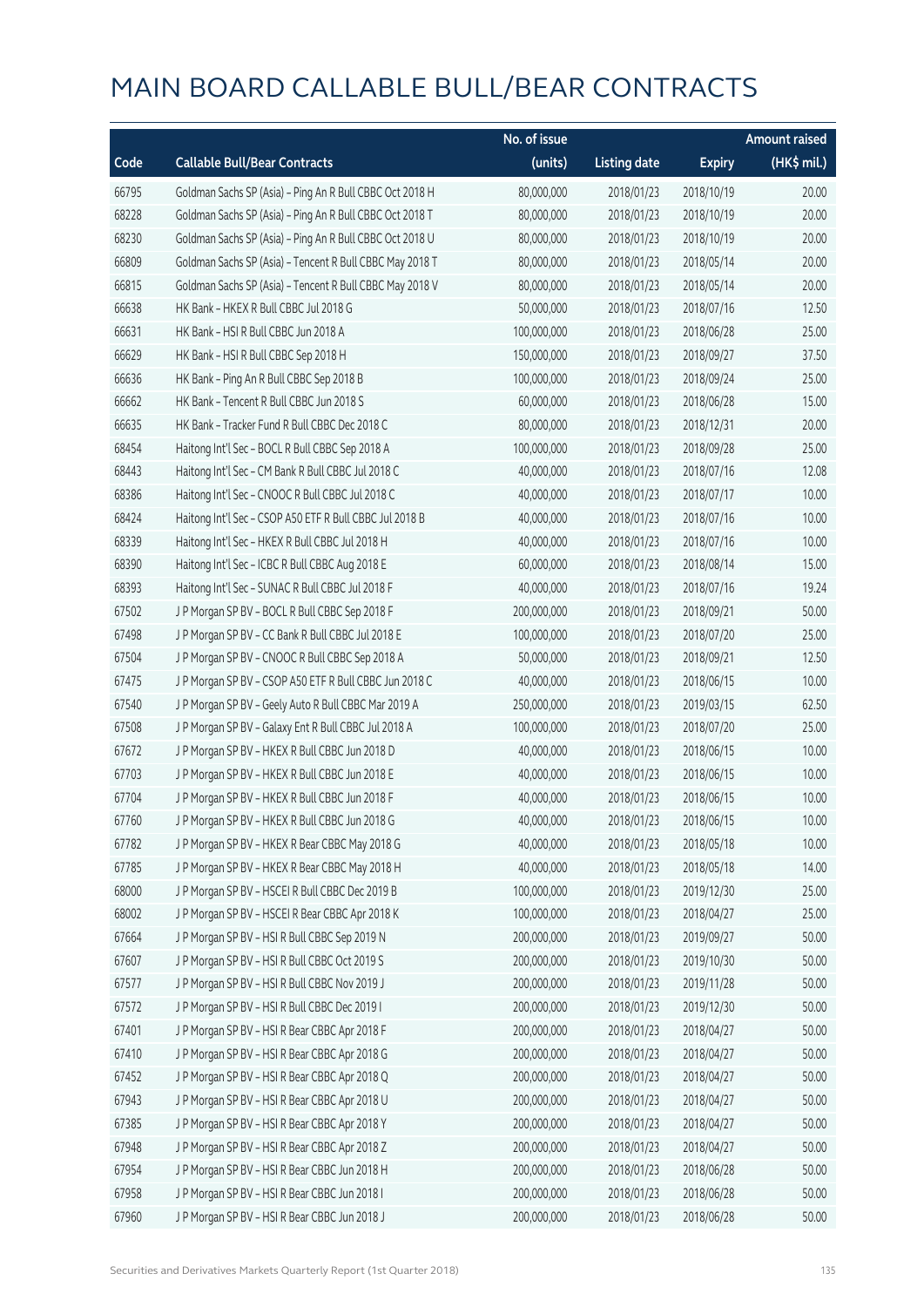# MAIN BOARD CALLABLE BULL/BEAR CONTRACTS

| Code | Callable Bull/Bear Contracts | No. of issue (units) | Listing date | Expiry | Amount raised (HK$ mil.) |
|---|---|---|---|---|---|
| 66795 | Goldman Sachs SP (Asia) - Ping An R Bull CBBC Oct 2018 H | 80,000,000 | 2018/01/23 | 2018/10/19 | 20.00 |
| 68228 | Goldman Sachs SP (Asia) - Ping An R Bull CBBC Oct 2018 T | 80,000,000 | 2018/01/23 | 2018/10/19 | 20.00 |
| 68230 | Goldman Sachs SP (Asia) - Ping An R Bull CBBC Oct 2018 U | 80,000,000 | 2018/01/23 | 2018/10/19 | 20.00 |
| 66809 | Goldman Sachs SP (Asia) - Tencent R Bull CBBC May 2018 T | 80,000,000 | 2018/01/23 | 2018/05/14 | 20.00 |
| 66815 | Goldman Sachs SP (Asia) - Tencent R Bull CBBC May 2018 V | 80,000,000 | 2018/01/23 | 2018/05/14 | 20.00 |
| 66638 | HK Bank - HKEX R Bull CBBC Jul 2018 G | 50,000,000 | 2018/01/23 | 2018/07/16 | 12.50 |
| 66631 | HK Bank - HSI R Bull CBBC Jun 2018 A | 100,000,000 | 2018/01/23 | 2018/06/28 | 25.00 |
| 66629 | HK Bank - HSI R Bull CBBC Sep 2018 H | 150,000,000 | 2018/01/23 | 2018/09/27 | 37.50 |
| 66636 | HK Bank - Ping An R Bull CBBC Sep 2018 B | 100,000,000 | 2018/01/23 | 2018/09/24 | 25.00 |
| 66662 | HK Bank - Tencent R Bull CBBC Jun 2018 S | 60,000,000 | 2018/01/23 | 2018/06/28 | 15.00 |
| 66635 | HK Bank - Tracker Fund R Bull CBBC Dec 2018 C | 80,000,000 | 2018/01/23 | 2018/12/31 | 20.00 |
| 68454 | Haitong Int'l Sec - BOCL R Bull CBBC Sep 2018 A | 100,000,000 | 2018/01/23 | 2018/09/28 | 25.00 |
| 68443 | Haitong Int'l Sec - CM Bank R Bull CBBC Jul 2018 C | 40,000,000 | 2018/01/23 | 2018/07/16 | 12.08 |
| 68386 | Haitong Int'l Sec - CNOOC R Bull CBBC Jul 2018 C | 40,000,000 | 2018/01/23 | 2018/07/17 | 10.00 |
| 68424 | Haitong Int'l Sec - CSOP A50 ETF R Bull CBBC Jul 2018 B | 40,000,000 | 2018/01/23 | 2018/07/16 | 10.00 |
| 68339 | Haitong Int'l Sec - HKEX R Bull CBBC Jul 2018 H | 40,000,000 | 2018/01/23 | 2018/07/16 | 10.00 |
| 68390 | Haitong Int'l Sec - ICBC R Bull CBBC Aug 2018 E | 60,000,000 | 2018/01/23 | 2018/08/14 | 15.00 |
| 68393 | Haitong Int'l Sec - SUNAC R Bull CBBC Jul 2018 F | 40,000,000 | 2018/01/23 | 2018/07/16 | 19.24 |
| 67502 | J P Morgan SP BV - BOCL R Bull CBBC Sep 2018 F | 200,000,000 | 2018/01/23 | 2018/09/21 | 50.00 |
| 67498 | J P Morgan SP BV - CC Bank R Bull CBBC Jul 2018 E | 100,000,000 | 2018/01/23 | 2018/07/20 | 25.00 |
| 67504 | J P Morgan SP BV - CNOOC R Bull CBBC Sep 2018 A | 50,000,000 | 2018/01/23 | 2018/09/21 | 12.50 |
| 67475 | J P Morgan SP BV - CSOP A50 ETF R Bull CBBC Jun 2018 C | 40,000,000 | 2018/01/23 | 2018/06/15 | 10.00 |
| 67540 | J P Morgan SP BV - Geely Auto R Bull CBBC Mar 2019 A | 250,000,000 | 2018/01/23 | 2019/03/15 | 62.50 |
| 67508 | J P Morgan SP BV - Galaxy Ent R Bull CBBC Jul 2018 A | 100,000,000 | 2018/01/23 | 2018/07/20 | 25.00 |
| 67672 | J P Morgan SP BV - HKEX R Bull CBBC Jun 2018 D | 40,000,000 | 2018/01/23 | 2018/06/15 | 10.00 |
| 67703 | J P Morgan SP BV - HKEX R Bull CBBC Jun 2018 E | 40,000,000 | 2018/01/23 | 2018/06/15 | 10.00 |
| 67704 | J P Morgan SP BV - HKEX R Bull CBBC Jun 2018 F | 40,000,000 | 2018/01/23 | 2018/06/15 | 10.00 |
| 67760 | J P Morgan SP BV - HKEX R Bull CBBC Jun 2018 G | 40,000,000 | 2018/01/23 | 2018/06/15 | 10.00 |
| 67782 | J P Morgan SP BV - HKEX R Bear CBBC May 2018 G | 40,000,000 | 2018/01/23 | 2018/05/18 | 10.00 |
| 67785 | J P Morgan SP BV - HKEX R Bear CBBC May 2018 H | 40,000,000 | 2018/01/23 | 2018/05/18 | 14.00 |
| 68000 | J P Morgan SP BV - HSCEI R Bull CBBC Dec 2019 B | 100,000,000 | 2018/01/23 | 2019/12/30 | 25.00 |
| 68002 | J P Morgan SP BV - HSCEI R Bear CBBC Apr 2018 K | 100,000,000 | 2018/01/23 | 2018/04/27 | 25.00 |
| 67664 | J P Morgan SP BV - HSI R Bull CBBC Sep 2019 N | 200,000,000 | 2018/01/23 | 2019/09/27 | 50.00 |
| 67607 | J P Morgan SP BV - HSI R Bull CBBC Oct 2019 S | 200,000,000 | 2018/01/23 | 2019/10/30 | 50.00 |
| 67577 | J P Morgan SP BV - HSI R Bull CBBC Nov 2019 J | 200,000,000 | 2018/01/23 | 2019/11/28 | 50.00 |
| 67572 | J P Morgan SP BV - HSI R Bull CBBC Dec 2019 I | 200,000,000 | 2018/01/23 | 2019/12/30 | 50.00 |
| 67401 | J P Morgan SP BV - HSI R Bear CBBC Apr 2018 F | 200,000,000 | 2018/01/23 | 2018/04/27 | 50.00 |
| 67410 | J P Morgan SP BV - HSI R Bear CBBC Apr 2018 G | 200,000,000 | 2018/01/23 | 2018/04/27 | 50.00 |
| 67452 | J P Morgan SP BV - HSI R Bear CBBC Apr 2018 Q | 200,000,000 | 2018/01/23 | 2018/04/27 | 50.00 |
| 67943 | J P Morgan SP BV - HSI R Bear CBBC Apr 2018 U | 200,000,000 | 2018/01/23 | 2018/04/27 | 50.00 |
| 67385 | J P Morgan SP BV - HSI R Bear CBBC Apr 2018 Y | 200,000,000 | 2018/01/23 | 2018/04/27 | 50.00 |
| 67948 | J P Morgan SP BV - HSI R Bear CBBC Apr 2018 Z | 200,000,000 | 2018/01/23 | 2018/04/27 | 50.00 |
| 67954 | J P Morgan SP BV - HSI R Bear CBBC Jun 2018 H | 200,000,000 | 2018/01/23 | 2018/06/28 | 50.00 |
| 67958 | J P Morgan SP BV - HSI R Bear CBBC Jun 2018 I | 200,000,000 | 2018/01/23 | 2018/06/28 | 50.00 |
| 67960 | J P Morgan SP BV - HSI R Bear CBBC Jun 2018 J | 200,000,000 | 2018/01/23 | 2018/06/28 | 50.00 |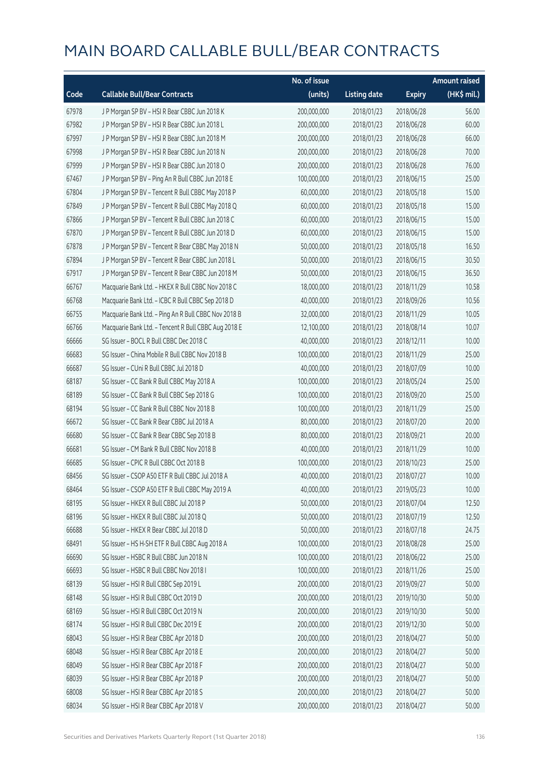# MAIN BOARD CALLABLE BULL/BEAR CONTRACTS

| Code | Callable Bull/Bear Contracts | No. of issue (units) | Listing date | Expiry | Amount raised (HK$ mil.) |
|---|---|---|---|---|---|
| 67978 | J P Morgan SP BV – HSI R Bear CBBC Jun 2018 K | 200,000,000 | 2018/01/23 | 2018/06/28 | 56.00 |
| 67982 | J P Morgan SP BV – HSI R Bear CBBC Jun 2018 L | 200,000,000 | 2018/01/23 | 2018/06/28 | 60.00 |
| 67997 | J P Morgan SP BV – HSI R Bear CBBC Jun 2018 M | 200,000,000 | 2018/01/23 | 2018/06/28 | 66.00 |
| 67998 | J P Morgan SP BV – HSI R Bear CBBC Jun 2018 N | 200,000,000 | 2018/01/23 | 2018/06/28 | 70.00 |
| 67999 | J P Morgan SP BV – HSI R Bear CBBC Jun 2018 O | 200,000,000 | 2018/01/23 | 2018/06/28 | 76.00 |
| 67467 | J P Morgan SP BV – Ping An R Bull CBBC Jun 2018 E | 100,000,000 | 2018/01/23 | 2018/06/15 | 25.00 |
| 67804 | J P Morgan SP BV – Tencent R Bull CBBC May 2018 P | 60,000,000 | 2018/01/23 | 2018/05/18 | 15.00 |
| 67849 | J P Morgan SP BV – Tencent R Bull CBBC May 2018 Q | 60,000,000 | 2018/01/23 | 2018/05/18 | 15.00 |
| 67866 | J P Morgan SP BV – Tencent R Bull CBBC Jun 2018 C | 60,000,000 | 2018/01/23 | 2018/06/15 | 15.00 |
| 67870 | J P Morgan SP BV – Tencent R Bull CBBC Jun 2018 D | 60,000,000 | 2018/01/23 | 2018/06/15 | 15.00 |
| 67878 | J P Morgan SP BV – Tencent R Bear CBBC May 2018 N | 50,000,000 | 2018/01/23 | 2018/05/18 | 16.50 |
| 67894 | J P Morgan SP BV – Tencent R Bear CBBC Jun 2018 L | 50,000,000 | 2018/01/23 | 2018/06/15 | 30.50 |
| 67917 | J P Morgan SP BV – Tencent R Bear CBBC Jun 2018 M | 50,000,000 | 2018/01/23 | 2018/06/15 | 36.50 |
| 66767 | Macquarie Bank Ltd. – HKEX R Bull CBBC Nov 2018 C | 18,000,000 | 2018/01/23 | 2018/11/29 | 10.58 |
| 66768 | Macquarie Bank Ltd. – ICBC R Bull CBBC Sep 2018 D | 40,000,000 | 2018/01/23 | 2018/09/26 | 10.56 |
| 66755 | Macquarie Bank Ltd. – Ping An R Bull CBBC Nov 2018 B | 32,000,000 | 2018/01/23 | 2018/11/29 | 10.05 |
| 66766 | Macquarie Bank Ltd. – Tencent R Bull CBBC Aug 2018 E | 12,100,000 | 2018/01/23 | 2018/08/14 | 10.07 |
| 66666 | SG Issuer – BOCL R Bull CBBC Dec 2018 C | 40,000,000 | 2018/01/23 | 2018/12/11 | 10.00 |
| 66683 | SG Issuer – China Mobile R Bull CBBC Nov 2018 B | 100,000,000 | 2018/01/23 | 2018/11/29 | 25.00 |
| 66687 | SG Issuer – CUni R Bull CBBC Jul 2018 D | 40,000,000 | 2018/01/23 | 2018/07/09 | 10.00 |
| 68187 | SG Issuer – CC Bank R Bull CBBC May 2018 A | 100,000,000 | 2018/01/23 | 2018/05/24 | 25.00 |
| 68189 | SG Issuer – CC Bank R Bull CBBC Sep 2018 G | 100,000,000 | 2018/01/23 | 2018/09/20 | 25.00 |
| 68194 | SG Issuer – CC Bank R Bull CBBC Nov 2018 B | 100,000,000 | 2018/01/23 | 2018/11/29 | 25.00 |
| 66672 | SG Issuer – CC Bank R Bear CBBC Jul 2018 A | 80,000,000 | 2018/01/23 | 2018/07/20 | 20.00 |
| 66680 | SG Issuer – CC Bank R Bear CBBC Sep 2018 B | 80,000,000 | 2018/01/23 | 2018/09/21 | 20.00 |
| 66681 | SG Issuer – CM Bank R Bull CBBC Nov 2018 B | 40,000,000 | 2018/01/23 | 2018/11/29 | 10.00 |
| 66685 | SG Issuer – CPIC R Bull CBBC Oct 2018 B | 100,000,000 | 2018/01/23 | 2018/10/23 | 25.00 |
| 68456 | SG Issuer – CSOP A50 ETF R Bull CBBC Jul 2018 A | 40,000,000 | 2018/01/23 | 2018/07/27 | 10.00 |
| 68464 | SG Issuer – CSOP A50 ETF R Bull CBBC May 2019 A | 40,000,000 | 2018/01/23 | 2019/05/23 | 10.00 |
| 68195 | SG Issuer – HKEX R Bull CBBC Jul 2018 P | 50,000,000 | 2018/01/23 | 2018/07/04 | 12.50 |
| 68196 | SG Issuer – HKEX R Bull CBBC Jul 2018 Q | 50,000,000 | 2018/01/23 | 2018/07/19 | 12.50 |
| 66688 | SG Issuer – HKEX R Bear CBBC Jul 2018 D | 50,000,000 | 2018/01/23 | 2018/07/18 | 24.75 |
| 68491 | SG Issuer – HS H-SH ETF R Bull CBBC Aug 2018 A | 100,000,000 | 2018/01/23 | 2018/08/28 | 25.00 |
| 66690 | SG Issuer – HSBC R Bull CBBC Jun 2018 N | 100,000,000 | 2018/01/23 | 2018/06/22 | 25.00 |
| 66693 | SG Issuer – HSBC R Bull CBBC Nov 2018 I | 100,000,000 | 2018/01/23 | 2018/11/26 | 25.00 |
| 68139 | SG Issuer – HSI R Bull CBBC Sep 2019 L | 200,000,000 | 2018/01/23 | 2019/09/27 | 50.00 |
| 68148 | SG Issuer – HSI R Bull CBBC Oct 2019 D | 200,000,000 | 2018/01/23 | 2019/10/30 | 50.00 |
| 68169 | SG Issuer – HSI R Bull CBBC Oct 2019 N | 200,000,000 | 2018/01/23 | 2019/10/30 | 50.00 |
| 68174 | SG Issuer – HSI R Bull CBBC Dec 2019 E | 200,000,000 | 2018/01/23 | 2019/12/30 | 50.00 |
| 68043 | SG Issuer – HSI R Bear CBBC Apr 2018 D | 200,000,000 | 2018/01/23 | 2018/04/27 | 50.00 |
| 68048 | SG Issuer – HSI R Bear CBBC Apr 2018 E | 200,000,000 | 2018/01/23 | 2018/04/27 | 50.00 |
| 68049 | SG Issuer – HSI R Bear CBBC Apr 2018 F | 200,000,000 | 2018/01/23 | 2018/04/27 | 50.00 |
| 68039 | SG Issuer – HSI R Bear CBBC Apr 2018 P | 200,000,000 | 2018/01/23 | 2018/04/27 | 50.00 |
| 68008 | SG Issuer – HSI R Bear CBBC Apr 2018 S | 200,000,000 | 2018/01/23 | 2018/04/27 | 50.00 |
| 68034 | SG Issuer – HSI R Bear CBBC Apr 2018 V | 200,000,000 | 2018/01/23 | 2018/04/27 | 50.00 |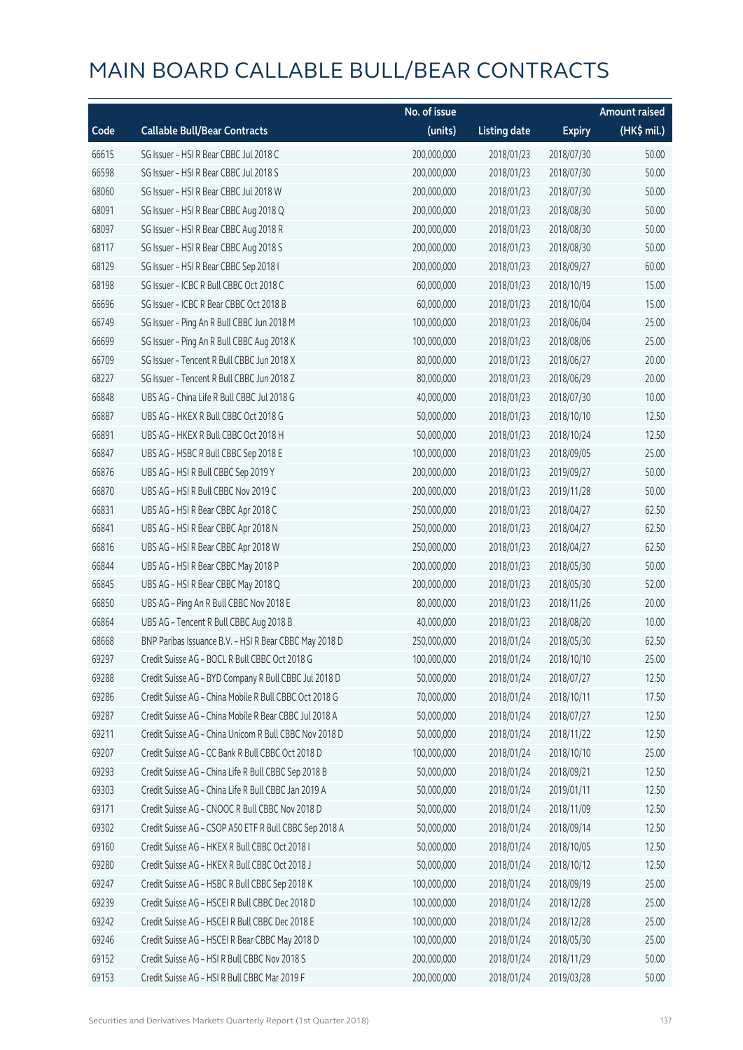# MAIN BOARD CALLABLE BULL/BEAR CONTRACTS

| Code | Callable Bull/Bear Contracts | No. of issue (units) | Listing date | Expiry | Amount raised (HK$ mil.) |
|---|---|---|---|---|---|
| 66615 | SG Issuer – HSI R Bear CBBC Jul 2018 C | 200,000,000 | 2018/01/23 | 2018/07/30 | 50.00 |
| 66598 | SG Issuer – HSI R Bear CBBC Jul 2018 S | 200,000,000 | 2018/01/23 | 2018/07/30 | 50.00 |
| 68060 | SG Issuer – HSI R Bear CBBC Jul 2018 W | 200,000,000 | 2018/01/23 | 2018/07/30 | 50.00 |
| 68091 | SG Issuer – HSI R Bear CBBC Aug 2018 Q | 200,000,000 | 2018/01/23 | 2018/08/30 | 50.00 |
| 68097 | SG Issuer – HSI R Bear CBBC Aug 2018 R | 200,000,000 | 2018/01/23 | 2018/08/30 | 50.00 |
| 68117 | SG Issuer – HSI R Bear CBBC Aug 2018 S | 200,000,000 | 2018/01/23 | 2018/08/30 | 50.00 |
| 68129 | SG Issuer – HSI R Bear CBBC Sep 2018 I | 200,000,000 | 2018/01/23 | 2018/09/27 | 60.00 |
| 68198 | SG Issuer – ICBC R Bull CBBC Oct 2018 C | 60,000,000 | 2018/01/23 | 2018/10/19 | 15.00 |
| 66696 | SG Issuer – ICBC R Bear CBBC Oct 2018 B | 60,000,000 | 2018/01/23 | 2018/10/04 | 15.00 |
| 66749 | SG Issuer – Ping An R Bull CBBC Jun 2018 M | 100,000,000 | 2018/01/23 | 2018/06/04 | 25.00 |
| 66699 | SG Issuer – Ping An R Bull CBBC Aug 2018 K | 100,000,000 | 2018/01/23 | 2018/08/06 | 25.00 |
| 66709 | SG Issuer – Tencent R Bull CBBC Jun 2018 X | 80,000,000 | 2018/01/23 | 2018/06/27 | 20.00 |
| 68227 | SG Issuer – Tencent R Bull CBBC Jun 2018 Z | 80,000,000 | 2018/01/23 | 2018/06/29 | 20.00 |
| 66848 | UBS AG – China Life R Bull CBBC Jul 2018 G | 40,000,000 | 2018/01/23 | 2018/07/30 | 10.00 |
| 66887 | UBS AG – HKEX R Bull CBBC Oct 2018 G | 50,000,000 | 2018/01/23 | 2018/10/10 | 12.50 |
| 66891 | UBS AG – HKEX R Bull CBBC Oct 2018 H | 50,000,000 | 2018/01/23 | 2018/10/24 | 12.50 |
| 66847 | UBS AG – HSBC R Bull CBBC Sep 2018 E | 100,000,000 | 2018/01/23 | 2018/09/05 | 25.00 |
| 66876 | UBS AG – HSI R Bull CBBC Sep 2019 Y | 200,000,000 | 2018/01/23 | 2019/09/27 | 50.00 |
| 66870 | UBS AG – HSI R Bull CBBC Nov 2019 C | 200,000,000 | 2018/01/23 | 2019/11/28 | 50.00 |
| 66831 | UBS AG – HSI R Bear CBBC Apr 2018 C | 250,000,000 | 2018/01/23 | 2018/04/27 | 62.50 |
| 66841 | UBS AG – HSI R Bear CBBC Apr 2018 N | 250,000,000 | 2018/01/23 | 2018/04/27 | 62.50 |
| 66816 | UBS AG – HSI R Bear CBBC Apr 2018 W | 250,000,000 | 2018/01/23 | 2018/04/27 | 62.50 |
| 66844 | UBS AG – HSI R Bear CBBC May 2018 P | 200,000,000 | 2018/01/23 | 2018/05/30 | 50.00 |
| 66845 | UBS AG – HSI R Bear CBBC May 2018 Q | 200,000,000 | 2018/01/23 | 2018/05/30 | 52.00 |
| 66850 | UBS AG – Ping An R Bull CBBC Nov 2018 E | 80,000,000 | 2018/01/23 | 2018/11/26 | 20.00 |
| 66864 | UBS AG – Tencent R Bull CBBC Aug 2018 B | 40,000,000 | 2018/01/23 | 2018/08/20 | 10.00 |
| 68668 | BNP Paribas Issuance B.V. – HSI R Bear CBBC May 2018 D | 250,000,000 | 2018/01/24 | 2018/05/30 | 62.50 |
| 69297 | Credit Suisse AG – BOCL R Bull CBBC Oct 2018 G | 100,000,000 | 2018/01/24 | 2018/10/10 | 25.00 |
| 69288 | Credit Suisse AG – BYD Company R Bull CBBC Jul 2018 D | 50,000,000 | 2018/01/24 | 2018/07/27 | 12.50 |
| 69286 | Credit Suisse AG – China Mobile R Bull CBBC Oct 2018 G | 70,000,000 | 2018/01/24 | 2018/10/11 | 17.50 |
| 69287 | Credit Suisse AG – China Mobile R Bear CBBC Jul 2018 A | 50,000,000 | 2018/01/24 | 2018/07/27 | 12.50 |
| 69211 | Credit Suisse AG – China Unicom R Bull CBBC Nov 2018 D | 50,000,000 | 2018/01/24 | 2018/11/22 | 12.50 |
| 69207 | Credit Suisse AG – CC Bank R Bull CBBC Oct 2018 D | 100,000,000 | 2018/01/24 | 2018/10/10 | 25.00 |
| 69293 | Credit Suisse AG – China Life R Bull CBBC Sep 2018 B | 50,000,000 | 2018/01/24 | 2018/09/21 | 12.50 |
| 69303 | Credit Suisse AG – China Life R Bull CBBC Jan 2019 A | 50,000,000 | 2018/01/24 | 2019/01/11 | 12.50 |
| 69171 | Credit Suisse AG – CNOOC R Bull CBBC Nov 2018 D | 50,000,000 | 2018/01/24 | 2018/11/09 | 12.50 |
| 69302 | Credit Suisse AG – CSOP A50 ETF R Bull CBBC Sep 2018 A | 50,000,000 | 2018/01/24 | 2018/09/14 | 12.50 |
| 69160 | Credit Suisse AG – HKEX R Bull CBBC Oct 2018 I | 50,000,000 | 2018/01/24 | 2018/10/05 | 12.50 |
| 69280 | Credit Suisse AG – HKEX R Bull CBBC Oct 2018 J | 50,000,000 | 2018/01/24 | 2018/10/12 | 12.50 |
| 69247 | Credit Suisse AG – HSBC R Bull CBBC Sep 2018 K | 100,000,000 | 2018/01/24 | 2018/09/19 | 25.00 |
| 69239 | Credit Suisse AG – HSCEI R Bull CBBC Dec 2018 D | 100,000,000 | 2018/01/24 | 2018/12/28 | 25.00 |
| 69242 | Credit Suisse AG – HSCEI R Bull CBBC Dec 2018 E | 100,000,000 | 2018/01/24 | 2018/12/28 | 25.00 |
| 69246 | Credit Suisse AG – HSCEI R Bear CBBC May 2018 D | 100,000,000 | 2018/01/24 | 2018/05/30 | 25.00 |
| 69152 | Credit Suisse AG – HSI R Bull CBBC Nov 2018 S | 200,000,000 | 2018/01/24 | 2018/11/29 | 50.00 |
| 69153 | Credit Suisse AG – HSI R Bull CBBC Mar 2019 F | 200,000,000 | 2018/01/24 | 2019/03/28 | 50.00 |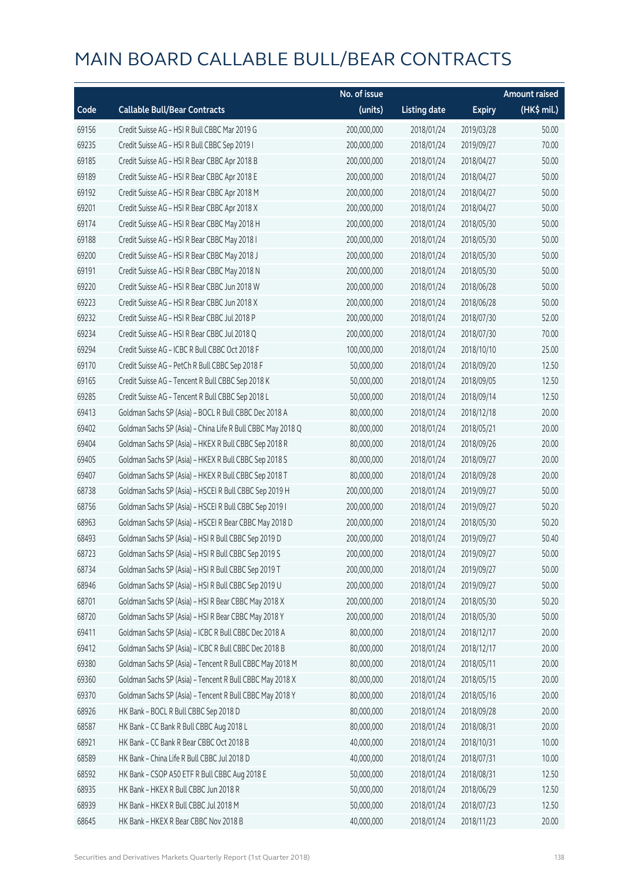# MAIN BOARD CALLABLE BULL/BEAR CONTRACTS

| Code | Callable Bull/Bear Contracts | No. of issue (units) | Listing date | Expiry | Amount raised (HK$ mil.) |
|---|---|---|---|---|---|
| 69156 | Credit Suisse AG – HSI R Bull CBBC Mar 2019 G | 200,000,000 | 2018/01/24 | 2019/03/28 | 50.00 |
| 69235 | Credit Suisse AG – HSI R Bull CBBC Sep 2019 I | 200,000,000 | 2018/01/24 | 2019/09/27 | 70.00 |
| 69185 | Credit Suisse AG – HSI R Bear CBBC Apr 2018 B | 200,000,000 | 2018/01/24 | 2018/04/27 | 50.00 |
| 69189 | Credit Suisse AG – HSI R Bear CBBC Apr 2018 E | 200,000,000 | 2018/01/24 | 2018/04/27 | 50.00 |
| 69192 | Credit Suisse AG – HSI R Bear CBBC Apr 2018 M | 200,000,000 | 2018/01/24 | 2018/04/27 | 50.00 |
| 69201 | Credit Suisse AG – HSI R Bear CBBC Apr 2018 X | 200,000,000 | 2018/01/24 | 2018/04/27 | 50.00 |
| 69174 | Credit Suisse AG – HSI R Bear CBBC May 2018 H | 200,000,000 | 2018/01/24 | 2018/05/30 | 50.00 |
| 69188 | Credit Suisse AG – HSI R Bear CBBC May 2018 I | 200,000,000 | 2018/01/24 | 2018/05/30 | 50.00 |
| 69200 | Credit Suisse AG – HSI R Bear CBBC May 2018 J | 200,000,000 | 2018/01/24 | 2018/05/30 | 50.00 |
| 69191 | Credit Suisse AG – HSI R Bear CBBC May 2018 N | 200,000,000 | 2018/01/24 | 2018/05/30 | 50.00 |
| 69220 | Credit Suisse AG – HSI R Bear CBBC Jun 2018 W | 200,000,000 | 2018/01/24 | 2018/06/28 | 50.00 |
| 69223 | Credit Suisse AG – HSI R Bear CBBC Jun 2018 X | 200,000,000 | 2018/01/24 | 2018/06/28 | 50.00 |
| 69232 | Credit Suisse AG – HSI R Bear CBBC Jul 2018 P | 200,000,000 | 2018/01/24 | 2018/07/30 | 52.00 |
| 69234 | Credit Suisse AG – HSI R Bear CBBC Jul 2018 Q | 200,000,000 | 2018/01/24 | 2018/07/30 | 70.00 |
| 69294 | Credit Suisse AG – ICBC R Bull CBBC Oct 2018 F | 100,000,000 | 2018/01/24 | 2018/10/10 | 25.00 |
| 69170 | Credit Suisse AG – PetCh R Bull CBBC Sep 2018 F | 50,000,000 | 2018/01/24 | 2018/09/20 | 12.50 |
| 69165 | Credit Suisse AG – Tencent R Bull CBBC Sep 2018 K | 50,000,000 | 2018/01/24 | 2018/09/05 | 12.50 |
| 69285 | Credit Suisse AG – Tencent R Bull CBBC Sep 2018 L | 50,000,000 | 2018/01/24 | 2018/09/14 | 12.50 |
| 69413 | Goldman Sachs SP (Asia) – BOCL R Bull CBBC Dec 2018 A | 80,000,000 | 2018/01/24 | 2018/12/18 | 20.00 |
| 69402 | Goldman Sachs SP (Asia) – China Life R Bull CBBC May 2018 Q | 80,000,000 | 2018/01/24 | 2018/05/21 | 20.00 |
| 69404 | Goldman Sachs SP (Asia) – HKEX R Bull CBBC Sep 2018 R | 80,000,000 | 2018/01/24 | 2018/09/26 | 20.00 |
| 69405 | Goldman Sachs SP (Asia) – HKEX R Bull CBBC Sep 2018 S | 80,000,000 | 2018/01/24 | 2018/09/27 | 20.00 |
| 69407 | Goldman Sachs SP (Asia) – HKEX R Bull CBBC Sep 2018 T | 80,000,000 | 2018/01/24 | 2018/09/28 | 20.00 |
| 68738 | Goldman Sachs SP (Asia) – HSCEI R Bull CBBC Sep 2019 H | 200,000,000 | 2018/01/24 | 2019/09/27 | 50.00 |
| 68756 | Goldman Sachs SP (Asia) – HSCEI R Bull CBBC Sep 2019 I | 200,000,000 | 2018/01/24 | 2019/09/27 | 50.20 |
| 68963 | Goldman Sachs SP (Asia) – HSCEI R Bear CBBC May 2018 D | 200,000,000 | 2018/01/24 | 2018/05/30 | 50.20 |
| 68493 | Goldman Sachs SP (Asia) – HSI R Bull CBBC Sep 2019 D | 200,000,000 | 2018/01/24 | 2019/09/27 | 50.40 |
| 68723 | Goldman Sachs SP (Asia) – HSI R Bull CBBC Sep 2019 S | 200,000,000 | 2018/01/24 | 2019/09/27 | 50.00 |
| 68734 | Goldman Sachs SP (Asia) – HSI R Bull CBBC Sep 2019 T | 200,000,000 | 2018/01/24 | 2019/09/27 | 50.00 |
| 68946 | Goldman Sachs SP (Asia) – HSI R Bull CBBC Sep 2019 U | 200,000,000 | 2018/01/24 | 2019/09/27 | 50.00 |
| 68701 | Goldman Sachs SP (Asia) – HSI R Bear CBBC May 2018 X | 200,000,000 | 2018/01/24 | 2018/05/30 | 50.20 |
| 68720 | Goldman Sachs SP (Asia) – HSI R Bear CBBC May 2018 Y | 200,000,000 | 2018/01/24 | 2018/05/30 | 50.00 |
| 69411 | Goldman Sachs SP (Asia) – ICBC R Bull CBBC Dec 2018 A | 80,000,000 | 2018/01/24 | 2018/12/17 | 20.00 |
| 69412 | Goldman Sachs SP (Asia) – ICBC R Bull CBBC Dec 2018 B | 80,000,000 | 2018/01/24 | 2018/12/17 | 20.00 |
| 69380 | Goldman Sachs SP (Asia) – Tencent R Bull CBBC May 2018 M | 80,000,000 | 2018/01/24 | 2018/05/11 | 20.00 |
| 69360 | Goldman Sachs SP (Asia) – Tencent R Bull CBBC May 2018 X | 80,000,000 | 2018/01/24 | 2018/05/15 | 20.00 |
| 69370 | Goldman Sachs SP (Asia) – Tencent R Bull CBBC May 2018 Y | 80,000,000 | 2018/01/24 | 2018/05/16 | 20.00 |
| 68926 | HK Bank – BOCL R Bull CBBC Sep 2018 D | 80,000,000 | 2018/01/24 | 2018/09/28 | 20.00 |
| 68587 | HK Bank – CC Bank R Bull CBBC Aug 2018 L | 80,000,000 | 2018/01/24 | 2018/08/31 | 20.00 |
| 68921 | HK Bank – CC Bank R Bear CBBC Oct 2018 B | 40,000,000 | 2018/01/24 | 2018/10/31 | 10.00 |
| 68589 | HK Bank – China Life R Bull CBBC Jul 2018 D | 40,000,000 | 2018/01/24 | 2018/07/31 | 10.00 |
| 68592 | HK Bank – CSOP A50 ETF R Bull CBBC Aug 2018 E | 50,000,000 | 2018/01/24 | 2018/08/31 | 12.50 |
| 68935 | HK Bank – HKEX R Bull CBBC Jun 2018 R | 50,000,000 | 2018/01/24 | 2018/06/29 | 12.50 |
| 68939 | HK Bank – HKEX R Bull CBBC Jul 2018 M | 50,000,000 | 2018/01/24 | 2018/07/23 | 12.50 |
| 68645 | HK Bank – HKEX R Bear CBBC Nov 2018 B | 40,000,000 | 2018/01/24 | 2018/11/23 | 20.00 |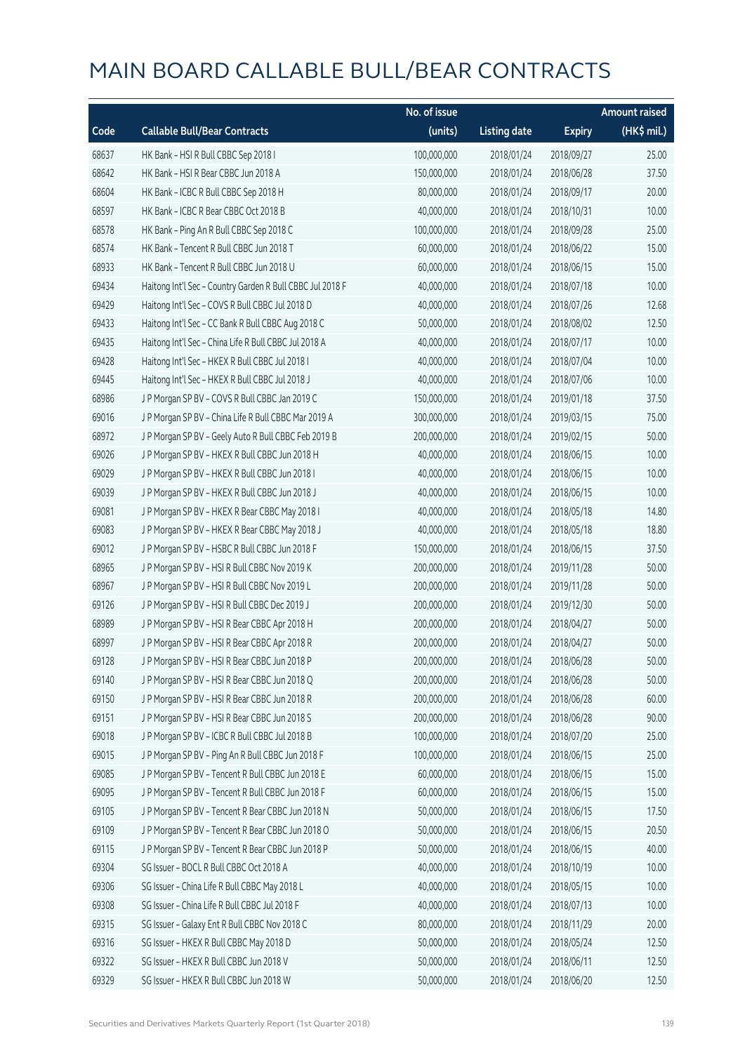# MAIN BOARD CALLABLE BULL/BEAR CONTRACTS

| Code | Callable Bull/Bear Contracts | No. of issue (units) | Listing date | Expiry | Amount raised (HK$ mil.) |
|---|---|---|---|---|---|
| 68637 | HK Bank – HSI R Bull CBBC Sep 2018 I | 100,000,000 | 2018/01/24 | 2018/09/27 | 25.00 |
| 68642 | HK Bank – HSI R Bear CBBC Jun 2018 A | 150,000,000 | 2018/01/24 | 2018/06/28 | 37.50 |
| 68604 | HK Bank – ICBC R Bull CBBC Sep 2018 H | 80,000,000 | 2018/01/24 | 2018/09/17 | 20.00 |
| 68597 | HK Bank – ICBC R Bear CBBC Oct 2018 B | 40,000,000 | 2018/01/24 | 2018/10/31 | 10.00 |
| 68578 | HK Bank – Ping An R Bull CBBC Sep 2018 C | 100,000,000 | 2018/01/24 | 2018/09/28 | 25.00 |
| 68574 | HK Bank – Tencent R Bull CBBC Jun 2018 T | 60,000,000 | 2018/01/24 | 2018/06/22 | 15.00 |
| 68933 | HK Bank – Tencent R Bull CBBC Jun 2018 U | 60,000,000 | 2018/01/24 | 2018/06/15 | 15.00 |
| 69434 | Haitong Int'l Sec – Country Garden R Bull CBBC Jul 2018 F | 40,000,000 | 2018/01/24 | 2018/07/18 | 10.00 |
| 69429 | Haitong Int'l Sec – COVS R Bull CBBC Jul 2018 D | 40,000,000 | 2018/01/24 | 2018/07/26 | 12.68 |
| 69433 | Haitong Int'l Sec – CC Bank R Bull CBBC Aug 2018 C | 50,000,000 | 2018/01/24 | 2018/08/02 | 12.50 |
| 69435 | Haitong Int'l Sec – China Life R Bull CBBC Jul 2018 A | 40,000,000 | 2018/01/24 | 2018/07/17 | 10.00 |
| 69428 | Haitong Int'l Sec – HKEX R Bull CBBC Jul 2018 I | 40,000,000 | 2018/01/24 | 2018/07/04 | 10.00 |
| 69445 | Haitong Int'l Sec – HKEX R Bull CBBC Jul 2018 J | 40,000,000 | 2018/01/24 | 2018/07/06 | 10.00 |
| 68986 | J P Morgan SP BV – COVS R Bull CBBC Jan 2019 C | 150,000,000 | 2018/01/24 | 2019/01/18 | 37.50 |
| 69016 | J P Morgan SP BV – China Life R Bull CBBC Mar 2019 A | 300,000,000 | 2018/01/24 | 2019/03/15 | 75.00 |
| 68972 | J P Morgan SP BV – Geely Auto R Bull CBBC Feb 2019 B | 200,000,000 | 2018/01/24 | 2019/02/15 | 50.00 |
| 69026 | J P Morgan SP BV – HKEX R Bull CBBC Jun 2018 H | 40,000,000 | 2018/01/24 | 2018/06/15 | 10.00 |
| 69029 | J P Morgan SP BV – HKEX R Bull CBBC Jun 2018 I | 40,000,000 | 2018/01/24 | 2018/06/15 | 10.00 |
| 69039 | J P Morgan SP BV – HKEX R Bull CBBC Jun 2018 J | 40,000,000 | 2018/01/24 | 2018/06/15 | 10.00 |
| 69081 | J P Morgan SP BV – HKEX R Bear CBBC May 2018 I | 40,000,000 | 2018/01/24 | 2018/05/18 | 14.80 |
| 69083 | J P Morgan SP BV – HKEX R Bear CBBC May 2018 J | 40,000,000 | 2018/01/24 | 2018/05/18 | 18.80 |
| 69012 | J P Morgan SP BV – HSBC R Bull CBBC Jun 2018 F | 150,000,000 | 2018/01/24 | 2018/06/15 | 37.50 |
| 68965 | J P Morgan SP BV – HSI R Bull CBBC Nov 2019 K | 200,000,000 | 2018/01/24 | 2019/11/28 | 50.00 |
| 68967 | J P Morgan SP BV – HSI R Bull CBBC Nov 2019 L | 200,000,000 | 2018/01/24 | 2019/11/28 | 50.00 |
| 69126 | J P Morgan SP BV – HSI R Bull CBBC Dec 2019 J | 200,000,000 | 2018/01/24 | 2019/12/30 | 50.00 |
| 68989 | J P Morgan SP BV – HSI R Bear CBBC Apr 2018 H | 200,000,000 | 2018/01/24 | 2018/04/27 | 50.00 |
| 68997 | J P Morgan SP BV – HSI R Bear CBBC Apr 2018 R | 200,000,000 | 2018/01/24 | 2018/04/27 | 50.00 |
| 69128 | J P Morgan SP BV – HSI R Bear CBBC Jun 2018 P | 200,000,000 | 2018/01/24 | 2018/06/28 | 50.00 |
| 69140 | J P Morgan SP BV – HSI R Bear CBBC Jun 2018 Q | 200,000,000 | 2018/01/24 | 2018/06/28 | 50.00 |
| 69150 | J P Morgan SP BV – HSI R Bear CBBC Jun 2018 R | 200,000,000 | 2018/01/24 | 2018/06/28 | 60.00 |
| 69151 | J P Morgan SP BV – HSI R Bear CBBC Jun 2018 S | 200,000,000 | 2018/01/24 | 2018/06/28 | 90.00 |
| 69018 | J P Morgan SP BV – ICBC R Bull CBBC Jul 2018 B | 100,000,000 | 2018/01/24 | 2018/07/20 | 25.00 |
| 69015 | J P Morgan SP BV – Ping An R Bull CBBC Jun 2018 F | 100,000,000 | 2018/01/24 | 2018/06/15 | 25.00 |
| 69085 | J P Morgan SP BV – Tencent R Bull CBBC Jun 2018 E | 60,000,000 | 2018/01/24 | 2018/06/15 | 15.00 |
| 69095 | J P Morgan SP BV – Tencent R Bull CBBC Jun 2018 F | 60,000,000 | 2018/01/24 | 2018/06/15 | 15.00 |
| 69105 | J P Morgan SP BV – Tencent R Bear CBBC Jun 2018 N | 50,000,000 | 2018/01/24 | 2018/06/15 | 17.50 |
| 69109 | J P Morgan SP BV – Tencent R Bear CBBC Jun 2018 O | 50,000,000 | 2018/01/24 | 2018/06/15 | 20.50 |
| 69115 | J P Morgan SP BV – Tencent R Bear CBBC Jun 2018 P | 50,000,000 | 2018/01/24 | 2018/06/15 | 40.00 |
| 69304 | SG Issuer – BOCL R Bull CBBC Oct 2018 A | 40,000,000 | 2018/01/24 | 2018/10/19 | 10.00 |
| 69306 | SG Issuer – China Life R Bull CBBC May 2018 L | 40,000,000 | 2018/01/24 | 2018/05/15 | 10.00 |
| 69308 | SG Issuer – China Life R Bull CBBC Jul 2018 F | 40,000,000 | 2018/01/24 | 2018/07/13 | 10.00 |
| 69315 | SG Issuer – Galaxy Ent R Bull CBBC Nov 2018 C | 80,000,000 | 2018/01/24 | 2018/11/29 | 20.00 |
| 69316 | SG Issuer – HKEX R Bull CBBC May 2018 D | 50,000,000 | 2018/01/24 | 2018/05/24 | 12.50 |
| 69322 | SG Issuer – HKEX R Bull CBBC Jun 2018 V | 50,000,000 | 2018/01/24 | 2018/06/11 | 12.50 |
| 69329 | SG Issuer – HKEX R Bull CBBC Jun 2018 W | 50,000,000 | 2018/01/24 | 2018/06/20 | 12.50 |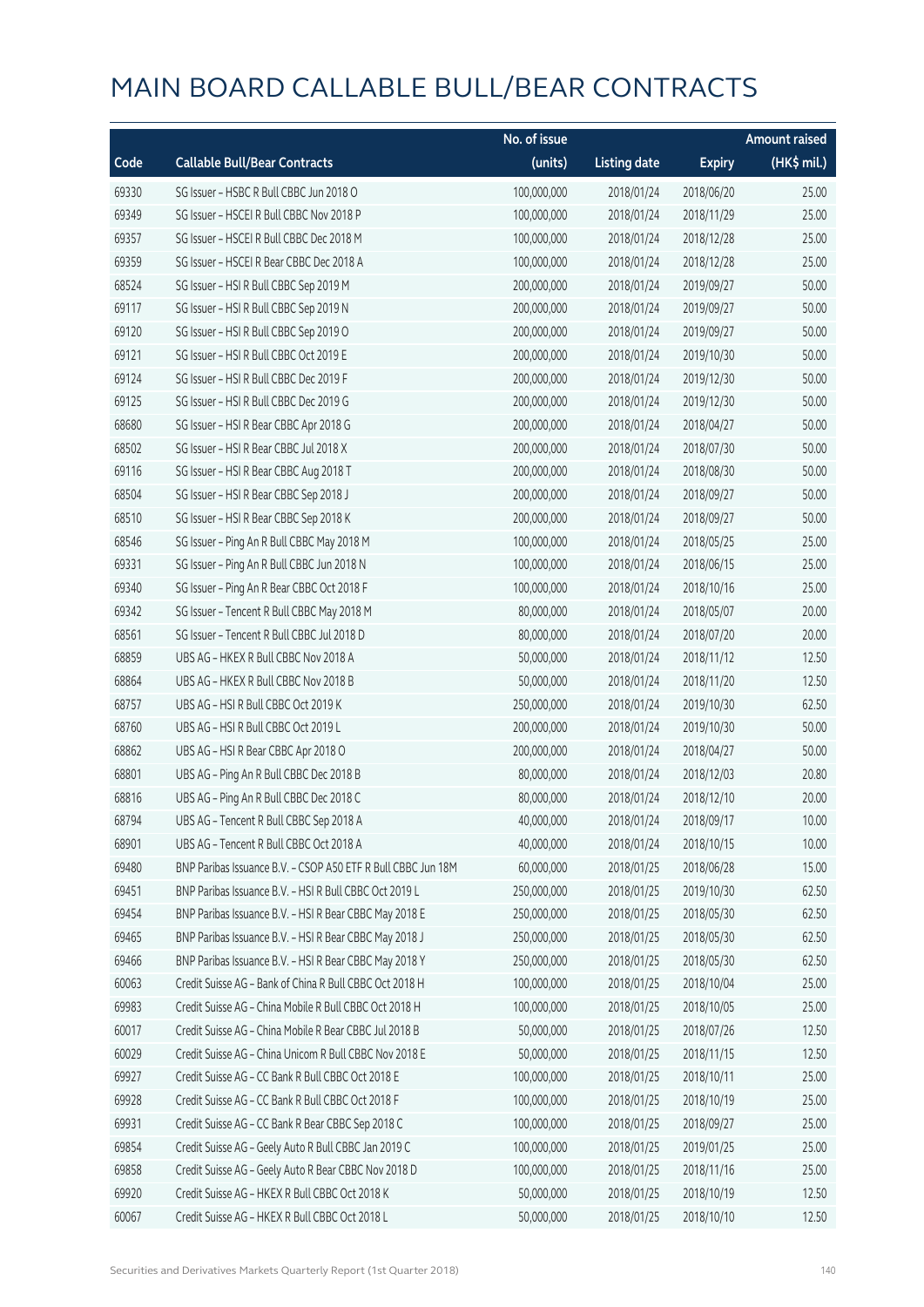# MAIN BOARD CALLABLE BULL/BEAR CONTRACTS

| Code | Callable Bull/Bear Contracts | No. of issue (units) | Listing date | Expiry | Amount raised (HK$ mil.) |
|---|---|---|---|---|---|
| 69330 | SG Issuer – HSBC R Bull CBBC Jun 2018 O | 100,000,000 | 2018/01/24 | 2018/06/20 | 25.00 |
| 69349 | SG Issuer – HSCEI R Bull CBBC Nov 2018 P | 100,000,000 | 2018/01/24 | 2018/11/29 | 25.00 |
| 69357 | SG Issuer – HSCEI R Bull CBBC Dec 2018 M | 100,000,000 | 2018/01/24 | 2018/12/28 | 25.00 |
| 69359 | SG Issuer – HSCEI R Bear CBBC Dec 2018 A | 100,000,000 | 2018/01/24 | 2018/12/28 | 25.00 |
| 68524 | SG Issuer – HSI R Bull CBBC Sep 2019 M | 200,000,000 | 2018/01/24 | 2019/09/27 | 50.00 |
| 69117 | SG Issuer – HSI R Bull CBBC Sep 2019 N | 200,000,000 | 2018/01/24 | 2019/09/27 | 50.00 |
| 69120 | SG Issuer – HSI R Bull CBBC Sep 2019 O | 200,000,000 | 2018/01/24 | 2019/09/27 | 50.00 |
| 69121 | SG Issuer – HSI R Bull CBBC Oct 2019 E | 200,000,000 | 2018/01/24 | 2019/10/30 | 50.00 |
| 69124 | SG Issuer – HSI R Bull CBBC Dec 2019 F | 200,000,000 | 2018/01/24 | 2019/12/30 | 50.00 |
| 69125 | SG Issuer – HSI R Bull CBBC Dec 2019 G | 200,000,000 | 2018/01/24 | 2019/12/30 | 50.00 |
| 68680 | SG Issuer – HSI R Bear CBBC Apr 2018 G | 200,000,000 | 2018/01/24 | 2018/04/27 | 50.00 |
| 68502 | SG Issuer – HSI R Bear CBBC Jul 2018 X | 200,000,000 | 2018/01/24 | 2018/07/30 | 50.00 |
| 69116 | SG Issuer – HSI R Bear CBBC Aug 2018 T | 200,000,000 | 2018/01/24 | 2018/08/30 | 50.00 |
| 68504 | SG Issuer – HSI R Bear CBBC Sep 2018 J | 200,000,000 | 2018/01/24 | 2018/09/27 | 50.00 |
| 68510 | SG Issuer – HSI R Bear CBBC Sep 2018 K | 200,000,000 | 2018/01/24 | 2018/09/27 | 50.00 |
| 68546 | SG Issuer – Ping An R Bull CBBC May 2018 M | 100,000,000 | 2018/01/24 | 2018/05/25 | 25.00 |
| 69331 | SG Issuer – Ping An R Bull CBBC Jun 2018 N | 100,000,000 | 2018/01/24 | 2018/06/15 | 25.00 |
| 69340 | SG Issuer – Ping An R Bear CBBC Oct 2018 F | 100,000,000 | 2018/01/24 | 2018/10/16 | 25.00 |
| 69342 | SG Issuer – Tencent R Bull CBBC May 2018 M | 80,000,000 | 2018/01/24 | 2018/05/07 | 20.00 |
| 68561 | SG Issuer – Tencent R Bull CBBC Jul 2018 D | 80,000,000 | 2018/01/24 | 2018/07/20 | 20.00 |
| 68859 | UBS AG – HKEX R Bull CBBC Nov 2018 A | 50,000,000 | 2018/01/24 | 2018/11/12 | 12.50 |
| 68864 | UBS AG – HKEX R Bull CBBC Nov 2018 B | 50,000,000 | 2018/01/24 | 2018/11/20 | 12.50 |
| 68757 | UBS AG – HSI R Bull CBBC Oct 2019 K | 250,000,000 | 2018/01/24 | 2019/10/30 | 62.50 |
| 68760 | UBS AG – HSI R Bull CBBC Oct 2019 L | 200,000,000 | 2018/01/24 | 2019/10/30 | 50.00 |
| 68862 | UBS AG – HSI R Bear CBBC Apr 2018 O | 200,000,000 | 2018/01/24 | 2018/04/27 | 50.00 |
| 68801 | UBS AG – Ping An R Bull CBBC Dec 2018 B | 80,000,000 | 2018/01/24 | 2018/12/03 | 20.80 |
| 68816 | UBS AG – Ping An R Bull CBBC Dec 2018 C | 80,000,000 | 2018/01/24 | 2018/12/10 | 20.00 |
| 68794 | UBS AG – Tencent R Bull CBBC Sep 2018 A | 40,000,000 | 2018/01/24 | 2018/09/17 | 10.00 |
| 68901 | UBS AG – Tencent R Bull CBBC Oct 2018 A | 40,000,000 | 2018/01/24 | 2018/10/15 | 10.00 |
| 69480 | BNP Paribas Issuance B.V. – CSOP A50 ETF R Bull CBBC Jun 18M | 60,000,000 | 2018/01/25 | 2018/06/28 | 15.00 |
| 69451 | BNP Paribas Issuance B.V. – HSI R Bull CBBC Oct 2019 L | 250,000,000 | 2018/01/25 | 2019/10/30 | 62.50 |
| 69454 | BNP Paribas Issuance B.V. – HSI R Bear CBBC May 2018 E | 250,000,000 | 2018/01/25 | 2018/05/30 | 62.50 |
| 69465 | BNP Paribas Issuance B.V. – HSI R Bear CBBC May 2018 J | 250,000,000 | 2018/01/25 | 2018/05/30 | 62.50 |
| 69466 | BNP Paribas Issuance B.V. – HSI R Bear CBBC May 2018 Y | 250,000,000 | 2018/01/25 | 2018/05/30 | 62.50 |
| 60063 | Credit Suisse AG – Bank of China R Bull CBBC Oct 2018 H | 100,000,000 | 2018/01/25 | 2018/10/04 | 25.00 |
| 69983 | Credit Suisse AG – China Mobile R Bull CBBC Oct 2018 H | 100,000,000 | 2018/01/25 | 2018/10/05 | 25.00 |
| 60017 | Credit Suisse AG – China Mobile R Bear CBBC Jul 2018 B | 50,000,000 | 2018/01/25 | 2018/07/26 | 12.50 |
| 60029 | Credit Suisse AG – China Unicom R Bull CBBC Nov 2018 E | 50,000,000 | 2018/01/25 | 2018/11/15 | 12.50 |
| 69927 | Credit Suisse AG – CC Bank R Bull CBBC Oct 2018 E | 100,000,000 | 2018/01/25 | 2018/10/11 | 25.00 |
| 69928 | Credit Suisse AG – CC Bank R Bull CBBC Oct 2018 F | 100,000,000 | 2018/01/25 | 2018/10/19 | 25.00 |
| 69931 | Credit Suisse AG – CC Bank R Bear CBBC Sep 2018 C | 100,000,000 | 2018/01/25 | 2018/09/27 | 25.00 |
| 69854 | Credit Suisse AG – Geely Auto R Bull CBBC Jan 2019 C | 100,000,000 | 2018/01/25 | 2019/01/25 | 25.00 |
| 69858 | Credit Suisse AG – Geely Auto R Bear CBBC Nov 2018 D | 100,000,000 | 2018/01/25 | 2018/11/16 | 25.00 |
| 69920 | Credit Suisse AG – HKEX R Bull CBBC Oct 2018 K | 50,000,000 | 2018/01/25 | 2018/10/19 | 12.50 |
| 60067 | Credit Suisse AG – HKEX R Bull CBBC Oct 2018 L | 50,000,000 | 2018/01/25 | 2018/10/10 | 12.50 |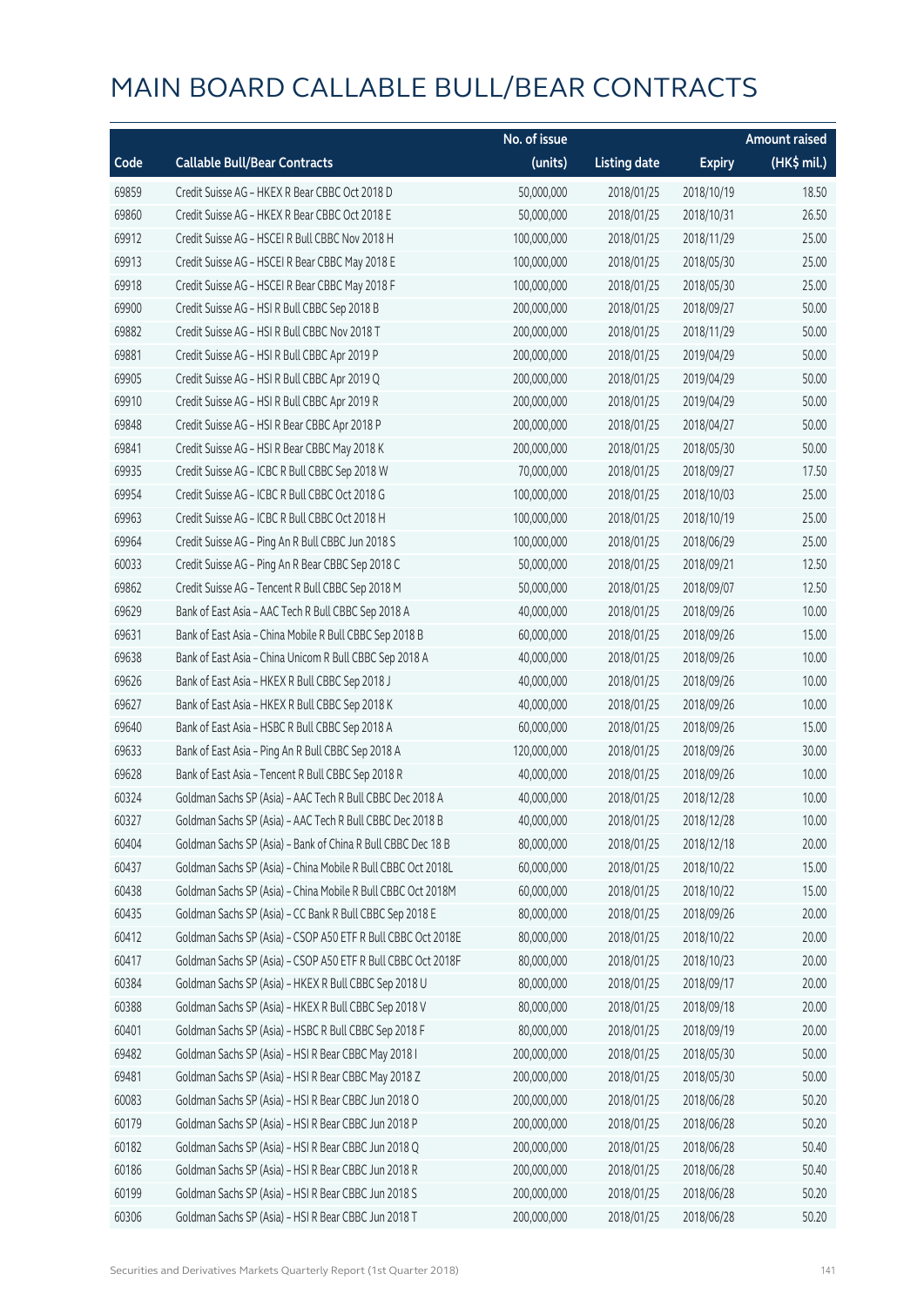# MAIN BOARD CALLABLE BULL/BEAR CONTRACTS

| Code | Callable Bull/Bear Contracts | No. of issue (units) | Listing date | Expiry | Amount raised (HK$ mil.) |
|---|---|---|---|---|---|
| 69859 | Credit Suisse AG – HKEX R Bear CBBC Oct 2018 D | 50,000,000 | 2018/01/25 | 2018/10/19 | 18.50 |
| 69860 | Credit Suisse AG – HKEX R Bear CBBC Oct 2018 E | 50,000,000 | 2018/01/25 | 2018/10/31 | 26.50 |
| 69912 | Credit Suisse AG – HSCEI R Bull CBBC Nov 2018 H | 100,000,000 | 2018/01/25 | 2018/11/29 | 25.00 |
| 69913 | Credit Suisse AG – HSCEI R Bear CBBC May 2018 E | 100,000,000 | 2018/01/25 | 2018/05/30 | 25.00 |
| 69918 | Credit Suisse AG – HSCEI R Bear CBBC May 2018 F | 100,000,000 | 2018/01/25 | 2018/05/30 | 25.00 |
| 69900 | Credit Suisse AG – HSI R Bull CBBC Sep 2018 B | 200,000,000 | 2018/01/25 | 2018/09/27 | 50.00 |
| 69882 | Credit Suisse AG – HSI R Bull CBBC Nov 2018 T | 200,000,000 | 2018/01/25 | 2018/11/29 | 50.00 |
| 69881 | Credit Suisse AG – HSI R Bull CBBC Apr 2019 P | 200,000,000 | 2018/01/25 | 2019/04/29 | 50.00 |
| 69905 | Credit Suisse AG – HSI R Bull CBBC Apr 2019 Q | 200,000,000 | 2018/01/25 | 2019/04/29 | 50.00 |
| 69910 | Credit Suisse AG – HSI R Bull CBBC Apr 2019 R | 200,000,000 | 2018/01/25 | 2019/04/29 | 50.00 |
| 69848 | Credit Suisse AG – HSI R Bear CBBC Apr 2018 P | 200,000,000 | 2018/01/25 | 2018/04/27 | 50.00 |
| 69841 | Credit Suisse AG – HSI R Bear CBBC May 2018 K | 200,000,000 | 2018/01/25 | 2018/05/30 | 50.00 |
| 69935 | Credit Suisse AG – ICBC R Bull CBBC Sep 2018 W | 70,000,000 | 2018/01/25 | 2018/09/27 | 17.50 |
| 69954 | Credit Suisse AG – ICBC R Bull CBBC Oct 2018 G | 100,000,000 | 2018/01/25 | 2018/10/03 | 25.00 |
| 69963 | Credit Suisse AG – ICBC R Bull CBBC Oct 2018 H | 100,000,000 | 2018/01/25 | 2018/10/19 | 25.00 |
| 69964 | Credit Suisse AG – Ping An R Bull CBBC Jun 2018 S | 100,000,000 | 2018/01/25 | 2018/06/29 | 25.00 |
| 60033 | Credit Suisse AG – Ping An R Bear CBBC Sep 2018 C | 50,000,000 | 2018/01/25 | 2018/09/21 | 12.50 |
| 69862 | Credit Suisse AG – Tencent R Bull CBBC Sep 2018 M | 50,000,000 | 2018/01/25 | 2018/09/07 | 12.50 |
| 69629 | Bank of East Asia – AAC Tech R Bull CBBC Sep 2018 A | 40,000,000 | 2018/01/25 | 2018/09/26 | 10.00 |
| 69631 | Bank of East Asia – China Mobile R Bull CBBC Sep 2018 B | 60,000,000 | 2018/01/25 | 2018/09/26 | 15.00 |
| 69638 | Bank of East Asia – China Unicom R Bull CBBC Sep 2018 A | 40,000,000 | 2018/01/25 | 2018/09/26 | 10.00 |
| 69626 | Bank of East Asia – HKEX R Bull CBBC Sep 2018 J | 40,000,000 | 2018/01/25 | 2018/09/26 | 10.00 |
| 69627 | Bank of East Asia – HKEX R Bull CBBC Sep 2018 K | 40,000,000 | 2018/01/25 | 2018/09/26 | 10.00 |
| 69640 | Bank of East Asia – HSBC R Bull CBBC Sep 2018 A | 60,000,000 | 2018/01/25 | 2018/09/26 | 15.00 |
| 69633 | Bank of East Asia – Ping An R Bull CBBC Sep 2018 A | 120,000,000 | 2018/01/25 | 2018/09/26 | 30.00 |
| 69628 | Bank of East Asia – Tencent R Bull CBBC Sep 2018 R | 40,000,000 | 2018/01/25 | 2018/09/26 | 10.00 |
| 60324 | Goldman Sachs SP (Asia) – AAC Tech R Bull CBBC Dec 2018 A | 40,000,000 | 2018/01/25 | 2018/12/28 | 10.00 |
| 60327 | Goldman Sachs SP (Asia) – AAC Tech R Bull CBBC Dec 2018 B | 40,000,000 | 2018/01/25 | 2018/12/28 | 10.00 |
| 60404 | Goldman Sachs SP (Asia) – Bank of China R Bull CBBC Dec 18 B | 80,000,000 | 2018/01/25 | 2018/12/18 | 20.00 |
| 60437 | Goldman Sachs SP (Asia) – China Mobile R Bull CBBC Oct 2018L | 60,000,000 | 2018/01/25 | 2018/10/22 | 15.00 |
| 60438 | Goldman Sachs SP (Asia) – China Mobile R Bull CBBC Oct 2018M | 60,000,000 | 2018/01/25 | 2018/10/22 | 15.00 |
| 60435 | Goldman Sachs SP (Asia) – CC Bank R Bull CBBC Sep 2018 E | 80,000,000 | 2018/01/25 | 2018/09/26 | 20.00 |
| 60412 | Goldman Sachs SP (Asia) – CSOP A50 ETF R Bull CBBC Oct 2018E | 80,000,000 | 2018/01/25 | 2018/10/22 | 20.00 |
| 60417 | Goldman Sachs SP (Asia) – CSOP A50 ETF R Bull CBBC Oct 2018F | 80,000,000 | 2018/01/25 | 2018/10/23 | 20.00 |
| 60384 | Goldman Sachs SP (Asia) – HKEX R Bull CBBC Sep 2018 U | 80,000,000 | 2018/01/25 | 2018/09/17 | 20.00 |
| 60388 | Goldman Sachs SP (Asia) – HKEX R Bull CBBC Sep 2018 V | 80,000,000 | 2018/01/25 | 2018/09/18 | 20.00 |
| 60401 | Goldman Sachs SP (Asia) – HSBC R Bull CBBC Sep 2018 F | 80,000,000 | 2018/01/25 | 2018/09/19 | 20.00 |
| 69482 | Goldman Sachs SP (Asia) – HSI R Bear CBBC May 2018 I | 200,000,000 | 2018/01/25 | 2018/05/30 | 50.00 |
| 69481 | Goldman Sachs SP (Asia) – HSI R Bear CBBC May 2018 Z | 200,000,000 | 2018/01/25 | 2018/05/30 | 50.00 |
| 60083 | Goldman Sachs SP (Asia) – HSI R Bear CBBC Jun 2018 O | 200,000,000 | 2018/01/25 | 2018/06/28 | 50.20 |
| 60179 | Goldman Sachs SP (Asia) – HSI R Bear CBBC Jun 2018 P | 200,000,000 | 2018/01/25 | 2018/06/28 | 50.20 |
| 60182 | Goldman Sachs SP (Asia) – HSI R Bear CBBC Jun 2018 Q | 200,000,000 | 2018/01/25 | 2018/06/28 | 50.40 |
| 60186 | Goldman Sachs SP (Asia) – HSI R Bear CBBC Jun 2018 R | 200,000,000 | 2018/01/25 | 2018/06/28 | 50.40 |
| 60199 | Goldman Sachs SP (Asia) – HSI R Bear CBBC Jun 2018 S | 200,000,000 | 2018/01/25 | 2018/06/28 | 50.20 |
| 60306 | Goldman Sachs SP (Asia) – HSI R Bear CBBC Jun 2018 T | 200,000,000 | 2018/01/25 | 2018/06/28 | 50.20 |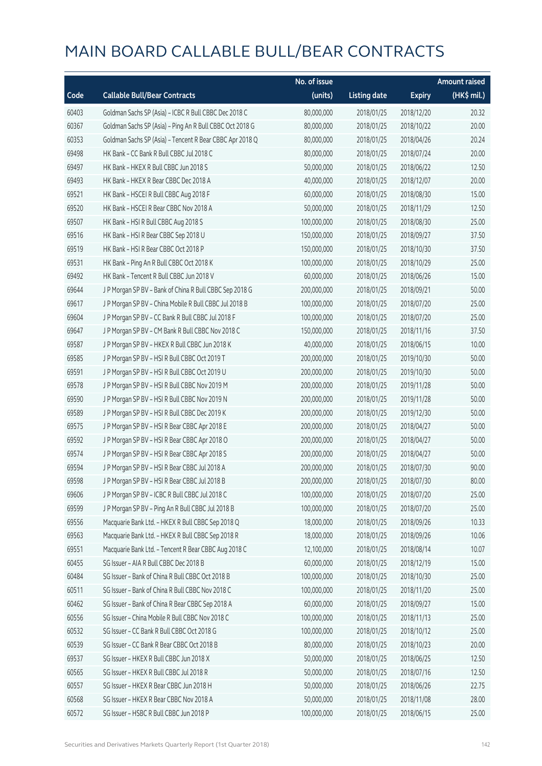# MAIN BOARD CALLABLE BULL/BEAR CONTRACTS

| Code | Callable Bull/Bear Contracts | No. of issue (units) | Listing date | Expiry | Amount raised (HK$ mil.) |
|---|---|---|---|---|---|
| 60403 | Goldman Sachs SP (Asia) – ICBC R Bull CBBC Dec 2018 C | 80,000,000 | 2018/01/25 | 2018/12/20 | 20.32 |
| 60367 | Goldman Sachs SP (Asia) – Ping An R Bull CBBC Oct 2018 G | 80,000,000 | 2018/01/25 | 2018/10/22 | 20.00 |
| 60353 | Goldman Sachs SP (Asia) – Tencent R Bear CBBC Apr 2018 Q | 80,000,000 | 2018/01/25 | 2018/04/26 | 20.24 |
| 69498 | HK Bank – CC Bank R Bull CBBC Jul 2018 C | 80,000,000 | 2018/01/25 | 2018/07/24 | 20.00 |
| 69497 | HK Bank – HKEX R Bull CBBC Jun 2018 S | 50,000,000 | 2018/01/25 | 2018/06/22 | 12.50 |
| 69493 | HK Bank – HKEX R Bear CBBC Dec 2018 A | 40,000,000 | 2018/01/25 | 2018/12/07 | 20.00 |
| 69521 | HK Bank – HSCEI R Bull CBBC Aug 2018 F | 60,000,000 | 2018/01/25 | 2018/08/30 | 15.00 |
| 69520 | HK Bank – HSCEI R Bear CBBC Nov 2018 A | 50,000,000 | 2018/01/25 | 2018/11/29 | 12.50 |
| 69507 | HK Bank – HSI R Bull CBBC Aug 2018 S | 100,000,000 | 2018/01/25 | 2018/08/30 | 25.00 |
| 69516 | HK Bank – HSI R Bear CBBC Sep 2018 U | 150,000,000 | 2018/01/25 | 2018/09/27 | 37.50 |
| 69519 | HK Bank – HSI R Bear CBBC Oct 2018 P | 150,000,000 | 2018/01/25 | 2018/10/30 | 37.50 |
| 69531 | HK Bank – Ping An R Bull CBBC Oct 2018 K | 100,000,000 | 2018/01/25 | 2018/10/29 | 25.00 |
| 69492 | HK Bank – Tencent R Bull CBBC Jun 2018 V | 60,000,000 | 2018/01/25 | 2018/06/26 | 15.00 |
| 69644 | J P Morgan SP BV – Bank of China R Bull CBBC Sep 2018 G | 200,000,000 | 2018/01/25 | 2018/09/21 | 50.00 |
| 69617 | J P Morgan SP BV – China Mobile R Bull CBBC Jul 2018 B | 100,000,000 | 2018/01/25 | 2018/07/20 | 25.00 |
| 69604 | J P Morgan SP BV – CC Bank R Bull CBBC Jul 2018 F | 100,000,000 | 2018/01/25 | 2018/07/20 | 25.00 |
| 69647 | J P Morgan SP BV – CM Bank R Bull CBBC Nov 2018 C | 150,000,000 | 2018/01/25 | 2018/11/16 | 37.50 |
| 69587 | J P Morgan SP BV – HKEX R Bull CBBC Jun 2018 K | 40,000,000 | 2018/01/25 | 2018/06/15 | 10.00 |
| 69585 | J P Morgan SP BV – HSI R Bull CBBC Oct 2019 T | 200,000,000 | 2018/01/25 | 2019/10/30 | 50.00 |
| 69591 | J P Morgan SP BV – HSI R Bull CBBC Oct 2019 U | 200,000,000 | 2018/01/25 | 2019/10/30 | 50.00 |
| 69578 | J P Morgan SP BV – HSI R Bull CBBC Nov 2019 M | 200,000,000 | 2018/01/25 | 2019/11/28 | 50.00 |
| 69590 | J P Morgan SP BV – HSI R Bull CBBC Nov 2019 N | 200,000,000 | 2018/01/25 | 2019/11/28 | 50.00 |
| 69589 | J P Morgan SP BV – HSI R Bull CBBC Dec 2019 K | 200,000,000 | 2018/01/25 | 2019/12/30 | 50.00 |
| 69575 | J P Morgan SP BV – HSI R Bear CBBC Apr 2018 E | 200,000,000 | 2018/01/25 | 2018/04/27 | 50.00 |
| 69592 | J P Morgan SP BV – HSI R Bear CBBC Apr 2018 O | 200,000,000 | 2018/01/25 | 2018/04/27 | 50.00 |
| 69574 | J P Morgan SP BV – HSI R Bear CBBC Apr 2018 S | 200,000,000 | 2018/01/25 | 2018/04/27 | 50.00 |
| 69594 | J P Morgan SP BV – HSI R Bear CBBC Jul 2018 A | 200,000,000 | 2018/01/25 | 2018/07/30 | 90.00 |
| 69598 | J P Morgan SP BV – HSI R Bear CBBC Jul 2018 B | 200,000,000 | 2018/01/25 | 2018/07/30 | 80.00 |
| 69606 | J P Morgan SP BV – ICBC R Bull CBBC Jul 2018 C | 100,000,000 | 2018/01/25 | 2018/07/20 | 25.00 |
| 69599 | J P Morgan SP BV – Ping An R Bull CBBC Jul 2018 B | 100,000,000 | 2018/01/25 | 2018/07/20 | 25.00 |
| 69556 | Macquarie Bank Ltd. – HKEX R Bull CBBC Sep 2018 Q | 18,000,000 | 2018/01/25 | 2018/09/26 | 10.33 |
| 69563 | Macquarie Bank Ltd. – HKEX R Bull CBBC Sep 2018 R | 18,000,000 | 2018/01/25 | 2018/09/26 | 10.06 |
| 69551 | Macquarie Bank Ltd. – Tencent R Bear CBBC Aug 2018 C | 12,100,000 | 2018/01/25 | 2018/08/14 | 10.07 |
| 60455 | SG Issuer – AIA R Bull CBBC Dec 2018 B | 60,000,000 | 2018/01/25 | 2018/12/19 | 15.00 |
| 60484 | SG Issuer – Bank of China R Bull CBBC Oct 2018 B | 100,000,000 | 2018/01/25 | 2018/10/30 | 25.00 |
| 60511 | SG Issuer – Bank of China R Bull CBBC Nov 2018 C | 100,000,000 | 2018/01/25 | 2018/11/20 | 25.00 |
| 60462 | SG Issuer – Bank of China R Bear CBBC Sep 2018 A | 60,000,000 | 2018/01/25 | 2018/09/27 | 15.00 |
| 60556 | SG Issuer – China Mobile R Bull CBBC Nov 2018 C | 100,000,000 | 2018/01/25 | 2018/11/13 | 25.00 |
| 60532 | SG Issuer – CC Bank R Bull CBBC Oct 2018 G | 100,000,000 | 2018/01/25 | 2018/10/12 | 25.00 |
| 60539 | SG Issuer – CC Bank R Bear CBBC Oct 2018 B | 80,000,000 | 2018/01/25 | 2018/10/23 | 20.00 |
| 69537 | SG Issuer – HKEX R Bull CBBC Jun 2018 X | 50,000,000 | 2018/01/25 | 2018/06/25 | 12.50 |
| 60565 | SG Issuer – HKEX R Bull CBBC Jul 2018 R | 50,000,000 | 2018/01/25 | 2018/07/16 | 12.50 |
| 60557 | SG Issuer – HKEX R Bear CBBC Jun 2018 H | 50,000,000 | 2018/01/25 | 2018/06/26 | 22.75 |
| 60568 | SG Issuer – HKEX R Bear CBBC Nov 2018 A | 50,000,000 | 2018/01/25 | 2018/11/08 | 28.00 |
| 60572 | SG Issuer – HSBC R Bull CBBC Jun 2018 P | 100,000,000 | 2018/01/25 | 2018/06/15 | 25.00 |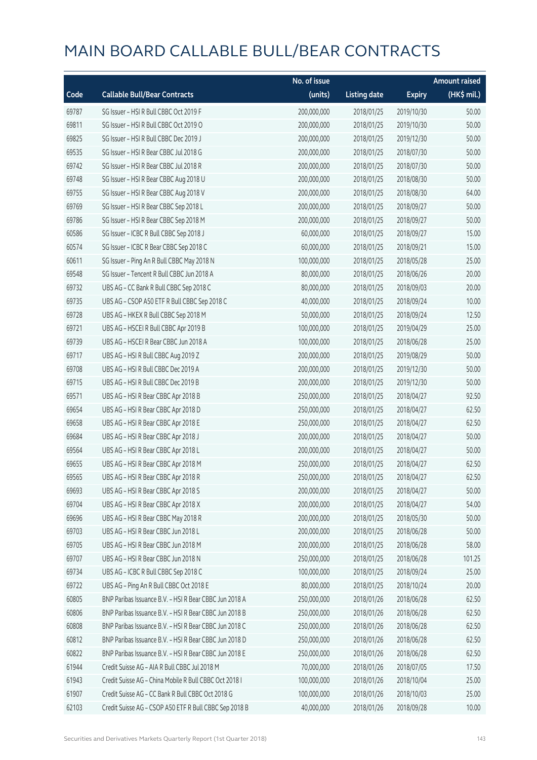# MAIN BOARD CALLABLE BULL/BEAR CONTRACTS

| Code | Callable Bull/Bear Contracts | No. of issue (units) | Listing date | Expiry | Amount raised (HK$ mil.) |
|---|---|---|---|---|---|
| 69787 | SG Issuer – HSI R Bull CBBC Oct 2019 F | 200,000,000 | 2018/01/25 | 2019/10/30 | 50.00 |
| 69811 | SG Issuer – HSI R Bull CBBC Oct 2019 O | 200,000,000 | 2018/01/25 | 2019/10/30 | 50.00 |
| 69825 | SG Issuer – HSI R Bull CBBC Dec 2019 J | 200,000,000 | 2018/01/25 | 2019/12/30 | 50.00 |
| 69535 | SG Issuer – HSI R Bear CBBC Jul 2018 G | 200,000,000 | 2018/01/25 | 2018/07/30 | 50.00 |
| 69742 | SG Issuer – HSI R Bear CBBC Jul 2018 R | 200,000,000 | 2018/01/25 | 2018/07/30 | 50.00 |
| 69748 | SG Issuer – HSI R Bear CBBC Aug 2018 U | 200,000,000 | 2018/01/25 | 2018/08/30 | 50.00 |
| 69755 | SG Issuer – HSI R Bear CBBC Aug 2018 V | 200,000,000 | 2018/01/25 | 2018/08/30 | 64.00 |
| 69769 | SG Issuer – HSI R Bear CBBC Sep 2018 L | 200,000,000 | 2018/01/25 | 2018/09/27 | 50.00 |
| 69786 | SG Issuer – HSI R Bear CBBC Sep 2018 M | 200,000,000 | 2018/01/25 | 2018/09/27 | 50.00 |
| 60586 | SG Issuer – ICBC R Bull CBBC Sep 2018 J | 60,000,000 | 2018/01/25 | 2018/09/27 | 15.00 |
| 60574 | SG Issuer – ICBC R Bear CBBC Sep 2018 C | 60,000,000 | 2018/01/25 | 2018/09/21 | 15.00 |
| 60611 | SG Issuer – Ping An R Bull CBBC May 2018 N | 100,000,000 | 2018/01/25 | 2018/05/28 | 25.00 |
| 69548 | SG Issuer – Tencent R Bull CBBC Jun 2018 A | 80,000,000 | 2018/01/25 | 2018/06/26 | 20.00 |
| 69732 | UBS AG – CC Bank R Bull CBBC Sep 2018 C | 80,000,000 | 2018/01/25 | 2018/09/03 | 20.00 |
| 69735 | UBS AG – CSOP A50 ETF R Bull CBBC Sep 2018 C | 40,000,000 | 2018/01/25 | 2018/09/24 | 10.00 |
| 69728 | UBS AG – HKEX R Bull CBBC Sep 2018 M | 50,000,000 | 2018/01/25 | 2018/09/24 | 12.50 |
| 69721 | UBS AG – HSCEI R Bull CBBC Apr 2019 B | 100,000,000 | 2018/01/25 | 2019/04/29 | 25.00 |
| 69739 | UBS AG – HSCEI R Bear CBBC Jun 2018 A | 100,000,000 | 2018/01/25 | 2018/06/28 | 25.00 |
| 69717 | UBS AG – HSI R Bull CBBC Aug 2019 Z | 200,000,000 | 2018/01/25 | 2019/08/29 | 50.00 |
| 69708 | UBS AG – HSI R Bull CBBC Dec 2019 A | 200,000,000 | 2018/01/25 | 2019/12/30 | 50.00 |
| 69715 | UBS AG – HSI R Bull CBBC Dec 2019 B | 200,000,000 | 2018/01/25 | 2019/12/30 | 50.00 |
| 69571 | UBS AG – HSI R Bear CBBC Apr 2018 B | 250,000,000 | 2018/01/25 | 2018/04/27 | 92.50 |
| 69654 | UBS AG – HSI R Bear CBBC Apr 2018 D | 250,000,000 | 2018/01/25 | 2018/04/27 | 62.50 |
| 69658 | UBS AG – HSI R Bear CBBC Apr 2018 E | 250,000,000 | 2018/01/25 | 2018/04/27 | 62.50 |
| 69684 | UBS AG – HSI R Bear CBBC Apr 2018 J | 200,000,000 | 2018/01/25 | 2018/04/27 | 50.00 |
| 69564 | UBS AG – HSI R Bear CBBC Apr 2018 L | 200,000,000 | 2018/01/25 | 2018/04/27 | 50.00 |
| 69655 | UBS AG – HSI R Bear CBBC Apr 2018 M | 250,000,000 | 2018/01/25 | 2018/04/27 | 62.50 |
| 69565 | UBS AG – HSI R Bear CBBC Apr 2018 R | 250,000,000 | 2018/01/25 | 2018/04/27 | 62.50 |
| 69693 | UBS AG – HSI R Bear CBBC Apr 2018 S | 200,000,000 | 2018/01/25 | 2018/04/27 | 50.00 |
| 69704 | UBS AG – HSI R Bear CBBC Apr 2018 X | 200,000,000 | 2018/01/25 | 2018/04/27 | 54.00 |
| 69696 | UBS AG – HSI R Bear CBBC May 2018 R | 200,000,000 | 2018/01/25 | 2018/05/30 | 50.00 |
| 69703 | UBS AG – HSI R Bear CBBC Jun 2018 L | 200,000,000 | 2018/01/25 | 2018/06/28 | 50.00 |
| 69705 | UBS AG – HSI R Bear CBBC Jun 2018 M | 200,000,000 | 2018/01/25 | 2018/06/28 | 58.00 |
| 69707 | UBS AG – HSI R Bear CBBC Jun 2018 N | 250,000,000 | 2018/01/25 | 2018/06/28 | 101.25 |
| 69734 | UBS AG – ICBC R Bull CBBC Sep 2018 C | 100,000,000 | 2018/01/25 | 2018/09/24 | 25.00 |
| 69722 | UBS AG – Ping An R Bull CBBC Oct 2018 E | 80,000,000 | 2018/01/25 | 2018/10/24 | 20.00 |
| 60805 | BNP Paribas Issuance B.V. – HSI R Bear CBBC Jun 2018 A | 250,000,000 | 2018/01/26 | 2018/06/28 | 62.50 |
| 60806 | BNP Paribas Issuance B.V. – HSI R Bear CBBC Jun 2018 B | 250,000,000 | 2018/01/26 | 2018/06/28 | 62.50 |
| 60808 | BNP Paribas Issuance B.V. – HSI R Bear CBBC Jun 2018 C | 250,000,000 | 2018/01/26 | 2018/06/28 | 62.50 |
| 60812 | BNP Paribas Issuance B.V. – HSI R Bear CBBC Jun 2018 D | 250,000,000 | 2018/01/26 | 2018/06/28 | 62.50 |
| 60822 | BNP Paribas Issuance B.V. – HSI R Bear CBBC Jun 2018 E | 250,000,000 | 2018/01/26 | 2018/06/28 | 62.50 |
| 61944 | Credit Suisse AG – AIA R Bull CBBC Jul 2018 M | 70,000,000 | 2018/01/26 | 2018/07/05 | 17.50 |
| 61943 | Credit Suisse AG – China Mobile R Bull CBBC Oct 2018 I | 100,000,000 | 2018/01/26 | 2018/10/04 | 25.00 |
| 61907 | Credit Suisse AG – CC Bank R Bull CBBC Oct 2018 G | 100,000,000 | 2018/01/26 | 2018/10/03 | 25.00 |
| 62103 | Credit Suisse AG – CSOP A50 ETF R Bull CBBC Sep 2018 B | 40,000,000 | 2018/01/26 | 2018/09/28 | 10.00 |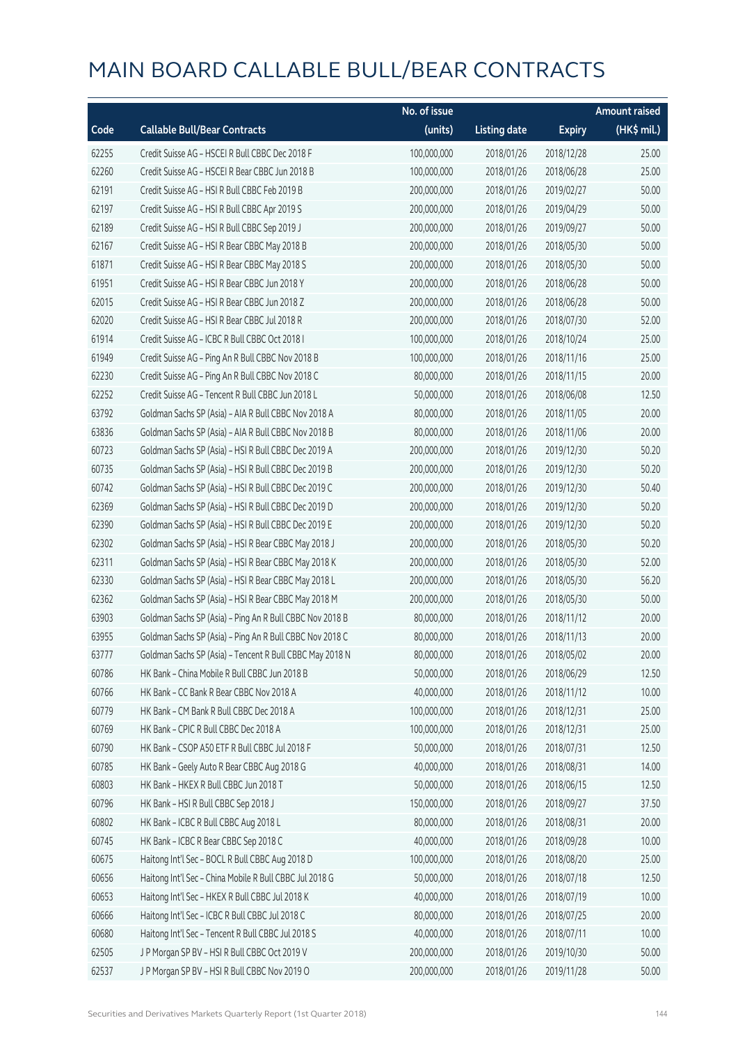# MAIN BOARD CALLABLE BULL/BEAR CONTRACTS

| Code | Callable Bull/Bear Contracts | No. of issue (units) | Listing date | Expiry | Amount raised (HK$ mil.) |
|---|---|---|---|---|---|
| 62255 | Credit Suisse AG – HSCEI R Bull CBBC Dec 2018 F | 100,000,000 | 2018/01/26 | 2018/12/28 | 25.00 |
| 62260 | Credit Suisse AG – HSCEI R Bear CBBC Jun 2018 B | 100,000,000 | 2018/01/26 | 2018/06/28 | 25.00 |
| 62191 | Credit Suisse AG – HSI R Bull CBBC Feb 2019 B | 200,000,000 | 2018/01/26 | 2019/02/27 | 50.00 |
| 62197 | Credit Suisse AG – HSI R Bull CBBC Apr 2019 S | 200,000,000 | 2018/01/26 | 2019/04/29 | 50.00 |
| 62189 | Credit Suisse AG – HSI R Bull CBBC Sep 2019 J | 200,000,000 | 2018/01/26 | 2019/09/27 | 50.00 |
| 62167 | Credit Suisse AG – HSI R Bear CBBC May 2018 B | 200,000,000 | 2018/01/26 | 2018/05/30 | 50.00 |
| 61871 | Credit Suisse AG – HSI R Bear CBBC May 2018 S | 200,000,000 | 2018/01/26 | 2018/05/30 | 50.00 |
| 61951 | Credit Suisse AG – HSI R Bear CBBC Jun 2018 Y | 200,000,000 | 2018/01/26 | 2018/06/28 | 50.00 |
| 62015 | Credit Suisse AG – HSI R Bear CBBC Jun 2018 Z | 200,000,000 | 2018/01/26 | 2018/06/28 | 50.00 |
| 62020 | Credit Suisse AG – HSI R Bear CBBC Jul 2018 R | 200,000,000 | 2018/01/26 | 2018/07/30 | 52.00 |
| 61914 | Credit Suisse AG – ICBC R Bull CBBC Oct 2018 I | 100,000,000 | 2018/01/26 | 2018/10/24 | 25.00 |
| 61949 | Credit Suisse AG – Ping An R Bull CBBC Nov 2018 B | 100,000,000 | 2018/01/26 | 2018/11/16 | 25.00 |
| 62230 | Credit Suisse AG – Ping An R Bull CBBC Nov 2018 C | 80,000,000 | 2018/01/26 | 2018/11/15 | 20.00 |
| 62252 | Credit Suisse AG – Tencent R Bull CBBC Jun 2018 L | 50,000,000 | 2018/01/26 | 2018/06/08 | 12.50 |
| 63792 | Goldman Sachs SP (Asia) – AIA R Bull CBBC Nov 2018 A | 80,000,000 | 2018/01/26 | 2018/11/05 | 20.00 |
| 63836 | Goldman Sachs SP (Asia) – AIA R Bull CBBC Nov 2018 B | 80,000,000 | 2018/01/26 | 2018/11/06 | 20.00 |
| 60723 | Goldman Sachs SP (Asia) – HSI R Bull CBBC Dec 2019 A | 200,000,000 | 2018/01/26 | 2019/12/30 | 50.20 |
| 60735 | Goldman Sachs SP (Asia) – HSI R Bull CBBC Dec 2019 B | 200,000,000 | 2018/01/26 | 2019/12/30 | 50.20 |
| 60742 | Goldman Sachs SP (Asia) – HSI R Bull CBBC Dec 2019 C | 200,000,000 | 2018/01/26 | 2019/12/30 | 50.40 |
| 62369 | Goldman Sachs SP (Asia) – HSI R Bull CBBC Dec 2019 D | 200,000,000 | 2018/01/26 | 2019/12/30 | 50.20 |
| 62390 | Goldman Sachs SP (Asia) – HSI R Bull CBBC Dec 2019 E | 200,000,000 | 2018/01/26 | 2019/12/30 | 50.20 |
| 62302 | Goldman Sachs SP (Asia) – HSI R Bear CBBC May 2018 J | 200,000,000 | 2018/01/26 | 2018/05/30 | 50.20 |
| 62311 | Goldman Sachs SP (Asia) – HSI R Bear CBBC May 2018 K | 200,000,000 | 2018/01/26 | 2018/05/30 | 52.00 |
| 62330 | Goldman Sachs SP (Asia) – HSI R Bear CBBC May 2018 L | 200,000,000 | 2018/01/26 | 2018/05/30 | 56.20 |
| 62362 | Goldman Sachs SP (Asia) – HSI R Bear CBBC May 2018 M | 200,000,000 | 2018/01/26 | 2018/05/30 | 50.00 |
| 63903 | Goldman Sachs SP (Asia) – Ping An R Bull CBBC Nov 2018 B | 80,000,000 | 2018/01/26 | 2018/11/12 | 20.00 |
| 63955 | Goldman Sachs SP (Asia) – Ping An R Bull CBBC Nov 2018 C | 80,000,000 | 2018/01/26 | 2018/11/13 | 20.00 |
| 63777 | Goldman Sachs SP (Asia) – Tencent R Bull CBBC May 2018 N | 80,000,000 | 2018/01/26 | 2018/05/02 | 20.00 |
| 60786 | HK Bank – China Mobile R Bull CBBC Jun 2018 B | 50,000,000 | 2018/01/26 | 2018/06/29 | 12.50 |
| 60766 | HK Bank – CC Bank R Bear CBBC Nov 2018 A | 40,000,000 | 2018/01/26 | 2018/11/12 | 10.00 |
| 60779 | HK Bank – CM Bank R Bull CBBC Dec 2018 A | 100,000,000 | 2018/01/26 | 2018/12/31 | 25.00 |
| 60769 | HK Bank – CPIC R Bull CBBC Dec 2018 A | 100,000,000 | 2018/01/26 | 2018/12/31 | 25.00 |
| 60790 | HK Bank – CSOP A50 ETF R Bull CBBC Jul 2018 F | 50,000,000 | 2018/01/26 | 2018/07/31 | 12.50 |
| 60785 | HK Bank – Geely Auto R Bear CBBC Aug 2018 G | 40,000,000 | 2018/01/26 | 2018/08/31 | 14.00 |
| 60803 | HK Bank – HKEX R Bull CBBC Jun 2018 T | 50,000,000 | 2018/01/26 | 2018/06/15 | 12.50 |
| 60796 | HK Bank – HSI R Bull CBBC Sep 2018 J | 150,000,000 | 2018/01/26 | 2018/09/27 | 37.50 |
| 60802 | HK Bank – ICBC R Bull CBBC Aug 2018 L | 80,000,000 | 2018/01/26 | 2018/08/31 | 20.00 |
| 60745 | HK Bank – ICBC R Bear CBBC Sep 2018 C | 40,000,000 | 2018/01/26 | 2018/09/28 | 10.00 |
| 60675 | Haitong Int'l Sec – BOCL R Bull CBBC Aug 2018 D | 100,000,000 | 2018/01/26 | 2018/08/20 | 25.00 |
| 60656 | Haitong Int'l Sec – China Mobile R Bull CBBC Jul 2018 G | 50,000,000 | 2018/01/26 | 2018/07/18 | 12.50 |
| 60653 | Haitong Int'l Sec – HKEX R Bull CBBC Jul 2018 K | 40,000,000 | 2018/01/26 | 2018/07/19 | 10.00 |
| 60666 | Haitong Int'l Sec – ICBC R Bull CBBC Jul 2018 C | 80,000,000 | 2018/01/26 | 2018/07/25 | 20.00 |
| 60680 | Haitong Int'l Sec – Tencent R Bull CBBC Jul 2018 S | 40,000,000 | 2018/01/26 | 2018/07/11 | 10.00 |
| 62505 | J P Morgan SP BV – HSI R Bull CBBC Oct 2019 V | 200,000,000 | 2018/01/26 | 2019/10/30 | 50.00 |
| 62537 | J P Morgan SP BV – HSI R Bull CBBC Nov 2019 O | 200,000,000 | 2018/01/26 | 2019/11/28 | 50.00 |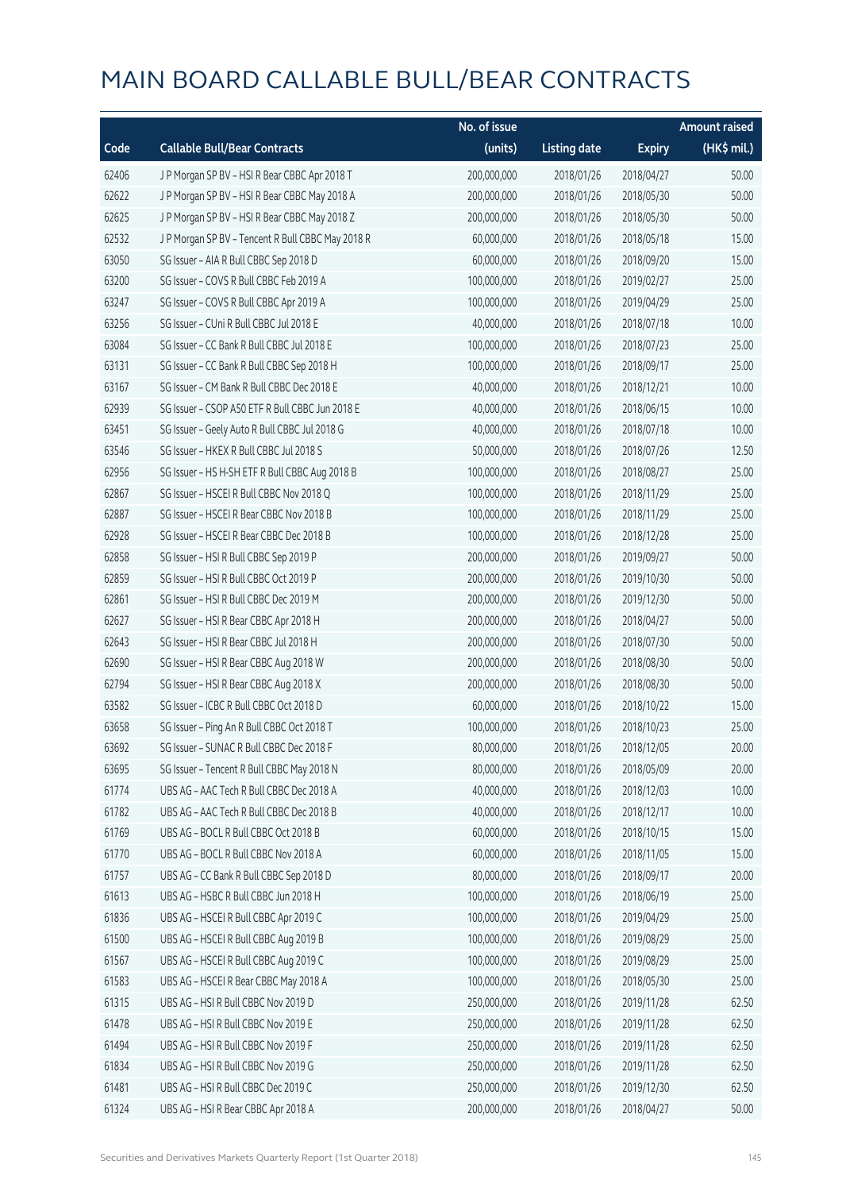# MAIN BOARD CALLABLE BULL/BEAR CONTRACTS

| Code | Callable Bull/Bear Contracts | No. of issue (units) | Listing date | Expiry | Amount raised (HK$ mil.) |
|---|---|---|---|---|---|
| 62406 | J P Morgan SP BV – HSI R Bear CBBC Apr 2018 T | 200,000,000 | 2018/01/26 | 2018/04/27 | 50.00 |
| 62622 | J P Morgan SP BV – HSI R Bear CBBC May 2018 A | 200,000,000 | 2018/01/26 | 2018/05/30 | 50.00 |
| 62625 | J P Morgan SP BV – HSI R Bear CBBC May 2018 Z | 200,000,000 | 2018/01/26 | 2018/05/30 | 50.00 |
| 62532 | J P Morgan SP BV – Tencent R Bull CBBC May 2018 R | 60,000,000 | 2018/01/26 | 2018/05/18 | 15.00 |
| 63050 | SG Issuer – AIA R Bull CBBC Sep 2018 D | 60,000,000 | 2018/01/26 | 2018/09/20 | 15.00 |
| 63200 | SG Issuer – COVS R Bull CBBC Feb 2019 A | 100,000,000 | 2018/01/26 | 2019/02/27 | 25.00 |
| 63247 | SG Issuer – COVS R Bull CBBC Apr 2019 A | 100,000,000 | 2018/01/26 | 2019/04/29 | 25.00 |
| 63256 | SG Issuer – CUni R Bull CBBC Jul 2018 E | 40,000,000 | 2018/01/26 | 2018/07/18 | 10.00 |
| 63084 | SG Issuer – CC Bank R Bull CBBC Jul 2018 E | 100,000,000 | 2018/01/26 | 2018/07/23 | 25.00 |
| 63131 | SG Issuer – CC Bank R Bull CBBC Sep 2018 H | 100,000,000 | 2018/01/26 | 2018/09/17 | 25.00 |
| 63167 | SG Issuer – CM Bank R Bull CBBC Dec 2018 E | 40,000,000 | 2018/01/26 | 2018/12/21 | 10.00 |
| 62939 | SG Issuer – CSOP A50 ETF R Bull CBBC Jun 2018 E | 40,000,000 | 2018/01/26 | 2018/06/15 | 10.00 |
| 63451 | SG Issuer – Geely Auto R Bull CBBC Jul 2018 G | 40,000,000 | 2018/01/26 | 2018/07/18 | 10.00 |
| 63546 | SG Issuer – HKEX R Bull CBBC Jul 2018 S | 50,000,000 | 2018/01/26 | 2018/07/26 | 12.50 |
| 62956 | SG Issuer – HS H-SH ETF R Bull CBBC Aug 2018 B | 100,000,000 | 2018/01/26 | 2018/08/27 | 25.00 |
| 62867 | SG Issuer – HSCEI R Bull CBBC Nov 2018 Q | 100,000,000 | 2018/01/26 | 2018/11/29 | 25.00 |
| 62887 | SG Issuer – HSCEI R Bear CBBC Nov 2018 B | 100,000,000 | 2018/01/26 | 2018/11/29 | 25.00 |
| 62928 | SG Issuer – HSCEI R Bear CBBC Dec 2018 B | 100,000,000 | 2018/01/26 | 2018/12/28 | 25.00 |
| 62858 | SG Issuer – HSI R Bull CBBC Sep 2019 P | 200,000,000 | 2018/01/26 | 2019/09/27 | 50.00 |
| 62859 | SG Issuer – HSI R Bull CBBC Oct 2019 P | 200,000,000 | 2018/01/26 | 2019/10/30 | 50.00 |
| 62861 | SG Issuer – HSI R Bull CBBC Dec 2019 M | 200,000,000 | 2018/01/26 | 2019/12/30 | 50.00 |
| 62627 | SG Issuer – HSI R Bear CBBC Apr 2018 H | 200,000,000 | 2018/01/26 | 2018/04/27 | 50.00 |
| 62643 | SG Issuer – HSI R Bear CBBC Jul 2018 H | 200,000,000 | 2018/01/26 | 2018/07/30 | 50.00 |
| 62690 | SG Issuer – HSI R Bear CBBC Aug 2018 W | 200,000,000 | 2018/01/26 | 2018/08/30 | 50.00 |
| 62794 | SG Issuer – HSI R Bear CBBC Aug 2018 X | 200,000,000 | 2018/01/26 | 2018/08/30 | 50.00 |
| 63582 | SG Issuer – ICBC R Bull CBBC Oct 2018 D | 60,000,000 | 2018/01/26 | 2018/10/22 | 15.00 |
| 63658 | SG Issuer – Ping An R Bull CBBC Oct 2018 T | 100,000,000 | 2018/01/26 | 2018/10/23 | 25.00 |
| 63692 | SG Issuer – SUNAC R Bull CBBC Dec 2018 F | 80,000,000 | 2018/01/26 | 2018/12/05 | 20.00 |
| 63695 | SG Issuer – Tencent R Bull CBBC May 2018 N | 80,000,000 | 2018/01/26 | 2018/05/09 | 20.00 |
| 61774 | UBS AG – AAC Tech R Bull CBBC Dec 2018 A | 40,000,000 | 2018/01/26 | 2018/12/03 | 10.00 |
| 61782 | UBS AG – AAC Tech R Bull CBBC Dec 2018 B | 40,000,000 | 2018/01/26 | 2018/12/17 | 10.00 |
| 61769 | UBS AG – BOCL R Bull CBBC Oct 2018 B | 60,000,000 | 2018/01/26 | 2018/10/15 | 15.00 |
| 61770 | UBS AG – BOCL R Bull CBBC Nov 2018 A | 60,000,000 | 2018/01/26 | 2018/11/05 | 15.00 |
| 61757 | UBS AG – CC Bank R Bull CBBC Sep 2018 D | 80,000,000 | 2018/01/26 | 2018/09/17 | 20.00 |
| 61613 | UBS AG – HSBC R Bull CBBC Jun 2018 H | 100,000,000 | 2018/01/26 | 2018/06/19 | 25.00 |
| 61836 | UBS AG – HSCEI R Bull CBBC Apr 2019 C | 100,000,000 | 2018/01/26 | 2019/04/29 | 25.00 |
| 61500 | UBS AG – HSCEI R Bull CBBC Aug 2019 B | 100,000,000 | 2018/01/26 | 2019/08/29 | 25.00 |
| 61567 | UBS AG – HSCEI R Bull CBBC Aug 2019 C | 100,000,000 | 2018/01/26 | 2019/08/29 | 25.00 |
| 61583 | UBS AG – HSCEI R Bear CBBC May 2018 A | 100,000,000 | 2018/01/26 | 2018/05/30 | 25.00 |
| 61315 | UBS AG – HSI R Bull CBBC Nov 2019 D | 250,000,000 | 2018/01/26 | 2019/11/28 | 62.50 |
| 61478 | UBS AG – HSI R Bull CBBC Nov 2019 E | 250,000,000 | 2018/01/26 | 2019/11/28 | 62.50 |
| 61494 | UBS AG – HSI R Bull CBBC Nov 2019 F | 250,000,000 | 2018/01/26 | 2019/11/28 | 62.50 |
| 61834 | UBS AG – HSI R Bull CBBC Nov 2019 G | 250,000,000 | 2018/01/26 | 2019/11/28 | 62.50 |
| 61481 | UBS AG – HSI R Bull CBBC Dec 2019 C | 250,000,000 | 2018/01/26 | 2019/12/30 | 62.50 |
| 61324 | UBS AG – HSI R Bear CBBC Apr 2018 A | 200,000,000 | 2018/01/26 | 2018/04/27 | 50.00 |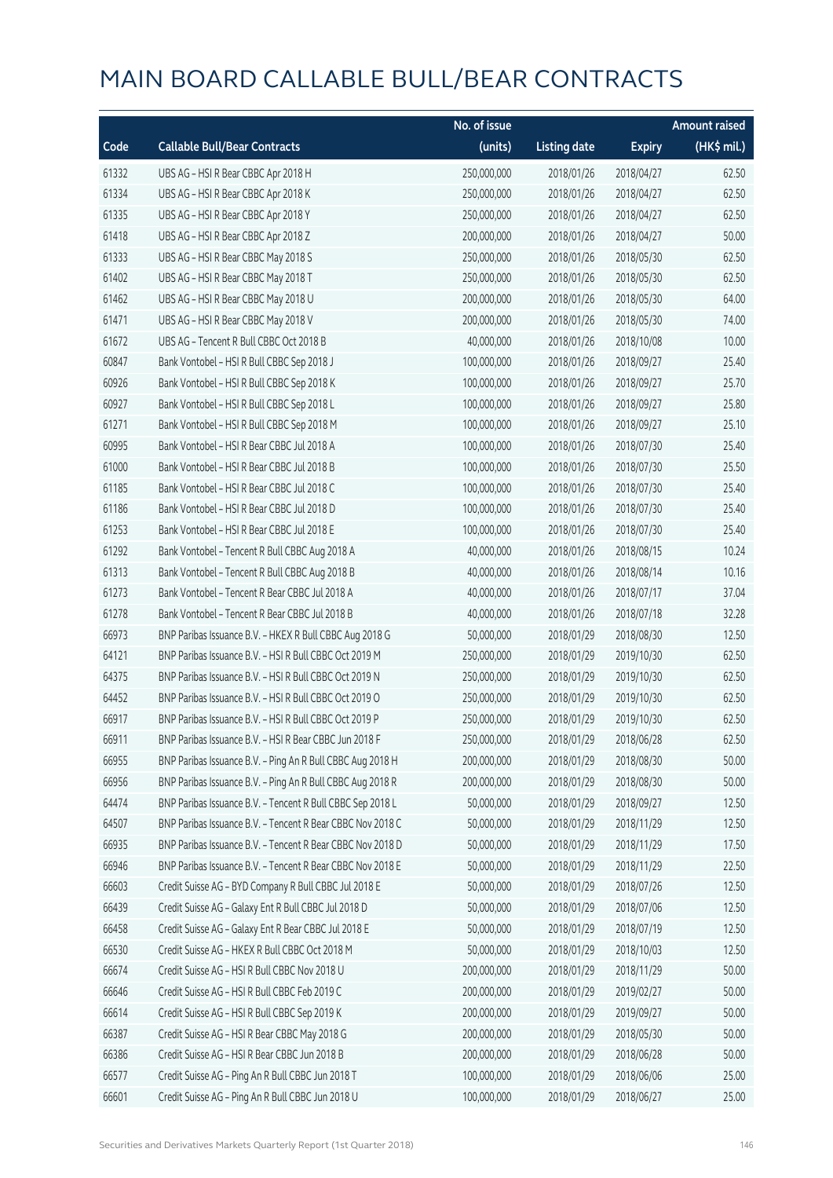# MAIN BOARD CALLABLE BULL/BEAR CONTRACTS

| Code | Callable Bull/Bear Contracts | No. of issue (units) | Listing date | Expiry | Amount raised (HK$ mil.) |
|---|---|---|---|---|---|
| 61332 | UBS AG - HSI R Bear CBBC Apr 2018 H | 250,000,000 | 2018/01/26 | 2018/04/27 | 62.50 |
| 61334 | UBS AG - HSI R Bear CBBC Apr 2018 K | 250,000,000 | 2018/01/26 | 2018/04/27 | 62.50 |
| 61335 | UBS AG - HSI R Bear CBBC Apr 2018 Y | 250,000,000 | 2018/01/26 | 2018/04/27 | 62.50 |
| 61418 | UBS AG - HSI R Bear CBBC Apr 2018 Z | 200,000,000 | 2018/01/26 | 2018/04/27 | 50.00 |
| 61333 | UBS AG - HSI R Bear CBBC May 2018 S | 250,000,000 | 2018/01/26 | 2018/05/30 | 62.50 |
| 61402 | UBS AG - HSI R Bear CBBC May 2018 T | 250,000,000 | 2018/01/26 | 2018/05/30 | 62.50 |
| 61462 | UBS AG - HSI R Bear CBBC May 2018 U | 200,000,000 | 2018/01/26 | 2018/05/30 | 64.00 |
| 61471 | UBS AG - HSI R Bear CBBC May 2018 V | 200,000,000 | 2018/01/26 | 2018/05/30 | 74.00 |
| 61672 | UBS AG - Tencent R Bull CBBC Oct 2018 B | 40,000,000 | 2018/01/26 | 2018/10/08 | 10.00 |
| 60847 | Bank Vontobel - HSI R Bull CBBC Sep 2018 J | 100,000,000 | 2018/01/26 | 2018/09/27 | 25.40 |
| 60926 | Bank Vontobel - HSI R Bull CBBC Sep 2018 K | 100,000,000 | 2018/01/26 | 2018/09/27 | 25.70 |
| 60927 | Bank Vontobel - HSI R Bull CBBC Sep 2018 L | 100,000,000 | 2018/01/26 | 2018/09/27 | 25.80 |
| 61271 | Bank Vontobel - HSI R Bull CBBC Sep 2018 M | 100,000,000 | 2018/01/26 | 2018/09/27 | 25.10 |
| 60995 | Bank Vontobel - HSI R Bear CBBC Jul 2018 A | 100,000,000 | 2018/01/26 | 2018/07/30 | 25.40 |
| 61000 | Bank Vontobel - HSI R Bear CBBC Jul 2018 B | 100,000,000 | 2018/01/26 | 2018/07/30 | 25.50 |
| 61185 | Bank Vontobel - HSI R Bear CBBC Jul 2018 C | 100,000,000 | 2018/01/26 | 2018/07/30 | 25.40 |
| 61186 | Bank Vontobel - HSI R Bear CBBC Jul 2018 D | 100,000,000 | 2018/01/26 | 2018/07/30 | 25.40 |
| 61253 | Bank Vontobel - HSI R Bear CBBC Jul 2018 E | 100,000,000 | 2018/01/26 | 2018/07/30 | 25.40 |
| 61292 | Bank Vontobel - Tencent R Bull CBBC Aug 2018 A | 40,000,000 | 2018/01/26 | 2018/08/15 | 10.24 |
| 61313 | Bank Vontobel - Tencent R Bull CBBC Aug 2018 B | 40,000,000 | 2018/01/26 | 2018/08/14 | 10.16 |
| 61273 | Bank Vontobel - Tencent R Bear CBBC Jul 2018 A | 40,000,000 | 2018/01/26 | 2018/07/17 | 37.04 |
| 61278 | Bank Vontobel - Tencent R Bear CBBC Jul 2018 B | 40,000,000 | 2018/01/26 | 2018/07/18 | 32.28 |
| 66973 | BNP Paribas Issuance B.V. - HKEX R Bull CBBC Aug 2018 G | 50,000,000 | 2018/01/29 | 2018/08/30 | 12.50 |
| 64121 | BNP Paribas Issuance B.V. - HSI R Bull CBBC Oct 2019 M | 250,000,000 | 2018/01/29 | 2019/10/30 | 62.50 |
| 64375 | BNP Paribas Issuance B.V. - HSI R Bull CBBC Oct 2019 N | 250,000,000 | 2018/01/29 | 2019/10/30 | 62.50 |
| 64452 | BNP Paribas Issuance B.V. - HSI R Bull CBBC Oct 2019 O | 250,000,000 | 2018/01/29 | 2019/10/30 | 62.50 |
| 66917 | BNP Paribas Issuance B.V. - HSI R Bull CBBC Oct 2019 P | 250,000,000 | 2018/01/29 | 2019/10/30 | 62.50 |
| 66911 | BNP Paribas Issuance B.V. - HSI R Bear CBBC Jun 2018 F | 250,000,000 | 2018/01/29 | 2018/06/28 | 62.50 |
| 66955 | BNP Paribas Issuance B.V. - Ping An R Bull CBBC Aug 2018 H | 200,000,000 | 2018/01/29 | 2018/08/30 | 50.00 |
| 66956 | BNP Paribas Issuance B.V. - Ping An R Bull CBBC Aug 2018 R | 200,000,000 | 2018/01/29 | 2018/08/30 | 50.00 |
| 64474 | BNP Paribas Issuance B.V. - Tencent R Bull CBBC Sep 2018 L | 50,000,000 | 2018/01/29 | 2018/09/27 | 12.50 |
| 64507 | BNP Paribas Issuance B.V. - Tencent R Bear CBBC Nov 2018 C | 50,000,000 | 2018/01/29 | 2018/11/29 | 12.50 |
| 66935 | BNP Paribas Issuance B.V. - Tencent R Bear CBBC Nov 2018 D | 50,000,000 | 2018/01/29 | 2018/11/29 | 17.50 |
| 66946 | BNP Paribas Issuance B.V. - Tencent R Bear CBBC Nov 2018 E | 50,000,000 | 2018/01/29 | 2018/11/29 | 22.50 |
| 66603 | Credit Suisse AG - BYD Company R Bull CBBC Jul 2018 E | 50,000,000 | 2018/01/29 | 2018/07/26 | 12.50 |
| 66439 | Credit Suisse AG - Galaxy Ent R Bull CBBC Jul 2018 D | 50,000,000 | 2018/01/29 | 2018/07/06 | 12.50 |
| 66458 | Credit Suisse AG - Galaxy Ent R Bull CBBC Jul 2018 E | 50,000,000 | 2018/01/29 | 2018/07/19 | 12.50 |
| 66530 | Credit Suisse AG - HKEX R Bull CBBC Oct 2018 M | 50,000,000 | 2018/01/29 | 2018/10/03 | 12.50 |
| 66674 | Credit Suisse AG - HSI R Bull CBBC Nov 2018 U | 200,000,000 | 2018/01/29 | 2018/11/29 | 50.00 |
| 66646 | Credit Suisse AG - HSI R Bull CBBC Feb 2019 C | 200,000,000 | 2018/01/29 | 2019/02/27 | 50.00 |
| 66614 | Credit Suisse AG - HSI R Bull CBBC Sep 2019 K | 200,000,000 | 2018/01/29 | 2019/09/27 | 50.00 |
| 66387 | Credit Suisse AG - HSI R Bear CBBC May 2018 G | 200,000,000 | 2018/01/29 | 2018/05/30 | 50.00 |
| 66386 | Credit Suisse AG - HSI R Bear CBBC Jun 2018 B | 200,000,000 | 2018/01/29 | 2018/06/28 | 50.00 |
| 66577 | Credit Suisse AG - Ping An R Bull CBBC Jun 2018 T | 100,000,000 | 2018/01/29 | 2018/06/06 | 25.00 |
| 66601 | Credit Suisse AG - Ping An R Bull CBBC Jun 2018 U | 100,000,000 | 2018/01/29 | 2018/06/27 | 25.00 |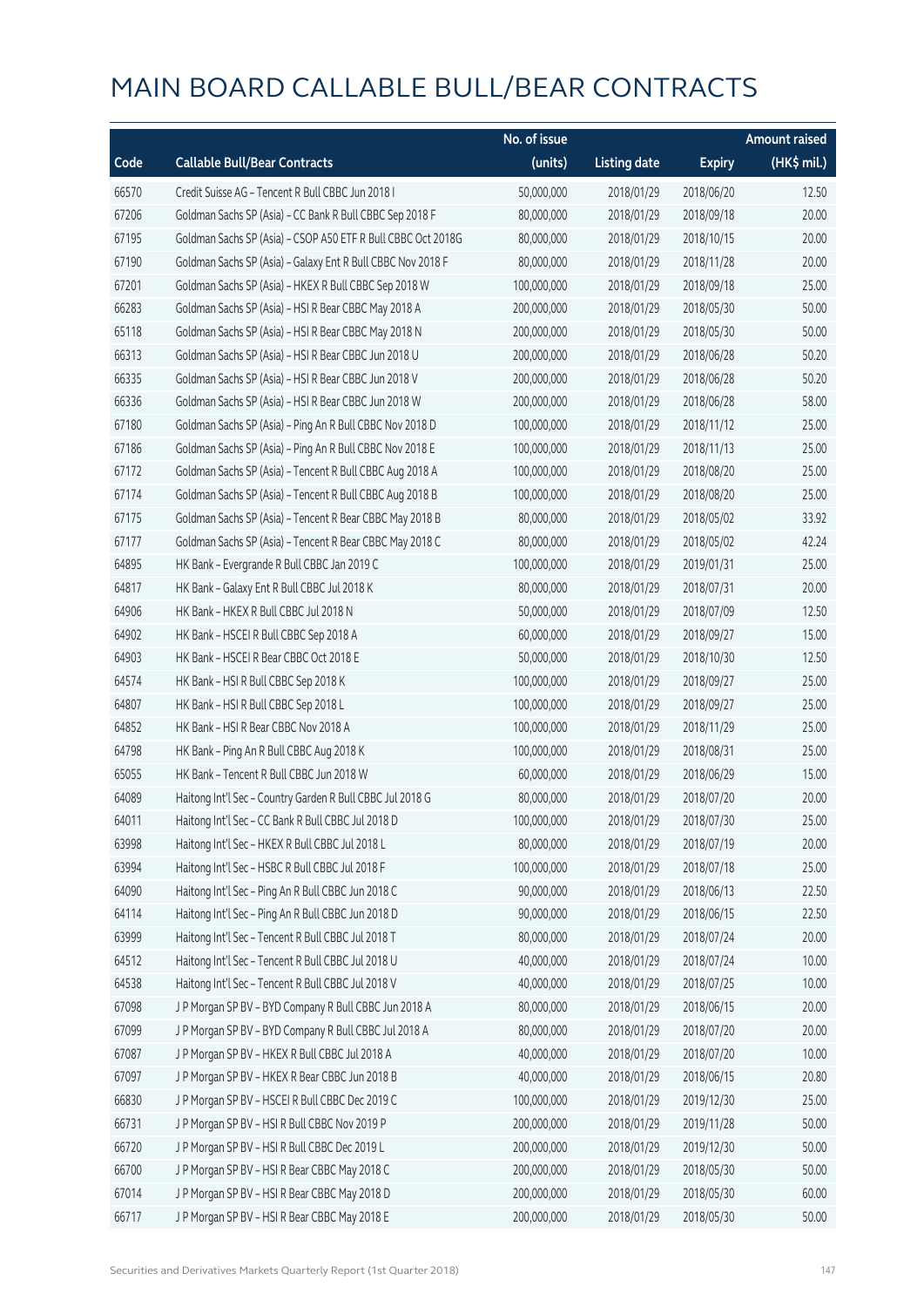# MAIN BOARD CALLABLE BULL/BEAR CONTRACTS

| Code | Callable Bull/Bear Contracts | No. of issue (units) | Listing date | Expiry | Amount raised (HK$ mil.) |
|---|---|---|---|---|---|
| 66570 | Credit Suisse AG – Tencent R Bull CBBC Jun 2018 I | 50,000,000 | 2018/01/29 | 2018/06/20 | 12.50 |
| 67206 | Goldman Sachs SP (Asia) – CC Bank R Bull CBBC Sep 2018 F | 80,000,000 | 2018/01/29 | 2018/09/18 | 20.00 |
| 67195 | Goldman Sachs SP (Asia) – CSOP A50 ETF R Bull CBBC Oct 2018G | 80,000,000 | 2018/01/29 | 2018/10/15 | 20.00 |
| 67190 | Goldman Sachs SP (Asia) – Galaxy Ent R Bull CBBC Nov 2018 F | 80,000,000 | 2018/01/29 | 2018/11/28 | 20.00 |
| 67201 | Goldman Sachs SP (Asia) – HKEX R Bull CBBC Sep 2018 W | 100,000,000 | 2018/01/29 | 2018/09/18 | 25.00 |
| 66283 | Goldman Sachs SP (Asia) – HSI R Bear CBBC May 2018 A | 200,000,000 | 2018/01/29 | 2018/05/30 | 50.00 |
| 65118 | Goldman Sachs SP (Asia) – HSI R Bear CBBC May 2018 N | 200,000,000 | 2018/01/29 | 2018/05/30 | 50.00 |
| 66313 | Goldman Sachs SP (Asia) – HSI R Bear CBBC Jun 2018 U | 200,000,000 | 2018/01/29 | 2018/06/28 | 50.20 |
| 66335 | Goldman Sachs SP (Asia) – HSI R Bear CBBC Jun 2018 V | 200,000,000 | 2018/01/29 | 2018/06/28 | 50.20 |
| 66336 | Goldman Sachs SP (Asia) – HSI R Bear CBBC Jun 2018 W | 200,000,000 | 2018/01/29 | 2018/06/28 | 58.00 |
| 67180 | Goldman Sachs SP (Asia) – Ping An R Bull CBBC Nov 2018 D | 100,000,000 | 2018/01/29 | 2018/11/12 | 25.00 |
| 67186 | Goldman Sachs SP (Asia) – Ping An R Bull CBBC Nov 2018 E | 100,000,000 | 2018/01/29 | 2018/11/13 | 25.00 |
| 67172 | Goldman Sachs SP (Asia) – Tencent R Bull CBBC Aug 2018 A | 100,000,000 | 2018/01/29 | 2018/08/20 | 25.00 |
| 67174 | Goldman Sachs SP (Asia) – Tencent R Bull CBBC Aug 2018 B | 100,000,000 | 2018/01/29 | 2018/08/20 | 25.00 |
| 67175 | Goldman Sachs SP (Asia) – Tencent R Bear CBBC May 2018 B | 80,000,000 | 2018/01/29 | 2018/05/02 | 33.92 |
| 67177 | Goldman Sachs SP (Asia) – Tencent R Bear CBBC May 2018 C | 80,000,000 | 2018/01/29 | 2018/05/02 | 42.24 |
| 64895 | HK Bank – Evergrande R Bull CBBC Jan 2019 C | 100,000,000 | 2018/01/29 | 2019/01/31 | 25.00 |
| 64817 | HK Bank – Galaxy Ent R Bull CBBC Jul 2018 K | 80,000,000 | 2018/01/29 | 2018/07/31 | 20.00 |
| 64906 | HK Bank – HKEX R Bull CBBC Jul 2018 N | 50,000,000 | 2018/01/29 | 2018/07/09 | 12.50 |
| 64902 | HK Bank – HSCEI R Bull CBBC Sep 2018 A | 60,000,000 | 2018/01/29 | 2018/09/27 | 15.00 |
| 64903 | HK Bank – HSCEI R Bear CBBC Oct 2018 E | 50,000,000 | 2018/01/29 | 2018/10/30 | 12.50 |
| 64574 | HK Bank – HSI R Bull CBBC Sep 2018 K | 100,000,000 | 2018/01/29 | 2018/09/27 | 25.00 |
| 64807 | HK Bank – HSI R Bull CBBC Sep 2018 L | 100,000,000 | 2018/01/29 | 2018/09/27 | 25.00 |
| 64852 | HK Bank – HSI R Bear CBBC Nov 2018 A | 100,000,000 | 2018/01/29 | 2018/11/29 | 25.00 |
| 64798 | HK Bank – Ping An R Bull CBBC Aug 2018 K | 100,000,000 | 2018/01/29 | 2018/08/31 | 25.00 |
| 65055 | HK Bank – Tencent R Bull CBBC Jun 2018 W | 60,000,000 | 2018/01/29 | 2018/06/29 | 15.00 |
| 64089 | Haitong Int'l Sec – Country Garden R Bull CBBC Jul 2018 G | 80,000,000 | 2018/01/29 | 2018/07/20 | 20.00 |
| 64011 | Haitong Int'l Sec – CC Bank R Bull CBBC Jul 2018 D | 100,000,000 | 2018/01/29 | 2018/07/30 | 25.00 |
| 63998 | Haitong Int'l Sec – HKEX R Bull CBBC Jul 2018 L | 80,000,000 | 2018/01/29 | 2018/07/19 | 20.00 |
| 63994 | Haitong Int'l Sec – HSBC R Bull CBBC Jul 2018 F | 100,000,000 | 2018/01/29 | 2018/07/18 | 25.00 |
| 64090 | Haitong Int'l Sec – Ping An R Bull CBBC Jun 2018 C | 90,000,000 | 2018/01/29 | 2018/06/13 | 22.50 |
| 64114 | Haitong Int'l Sec – Ping An R Bull CBBC Jun 2018 D | 90,000,000 | 2018/01/29 | 2018/06/15 | 22.50 |
| 63999 | Haitong Int'l Sec – Tencent R Bull CBBC Jul 2018 T | 80,000,000 | 2018/01/29 | 2018/07/24 | 20.00 |
| 64512 | Haitong Int'l Sec – Tencent R Bull CBBC Jul 2018 U | 40,000,000 | 2018/01/29 | 2018/07/24 | 10.00 |
| 64538 | Haitong Int'l Sec – Tencent R Bull CBBC Jul 2018 V | 40,000,000 | 2018/01/29 | 2018/07/25 | 10.00 |
| 67098 | J P Morgan SP BV – BYD Company R Bull CBBC Jun 2018 A | 80,000,000 | 2018/01/29 | 2018/06/15 | 20.00 |
| 67099 | J P Morgan SP BV – BYD Company R Bull CBBC Jul 2018 A | 80,000,000 | 2018/01/29 | 2018/07/20 | 20.00 |
| 67087 | J P Morgan SP BV – HKEX R Bull CBBC Jul 2018 A | 40,000,000 | 2018/01/29 | 2018/07/20 | 10.00 |
| 67097 | J P Morgan SP BV – HKEX R Bear CBBC Jun 2018 B | 40,000,000 | 2018/01/29 | 2018/06/15 | 20.80 |
| 66830 | J P Morgan SP BV – HSCEI R Bull CBBC Dec 2019 C | 100,000,000 | 2018/01/29 | 2019/12/30 | 25.00 |
| 66731 | J P Morgan SP BV – HSI R Bull CBBC Nov 2019 P | 200,000,000 | 2018/01/29 | 2019/11/28 | 50.00 |
| 66720 | J P Morgan SP BV – HSI R Bull CBBC Dec 2019 L | 200,000,000 | 2018/01/29 | 2019/12/30 | 50.00 |
| 66700 | J P Morgan SP BV – HSI R Bear CBBC May 2018 C | 200,000,000 | 2018/01/29 | 2018/05/30 | 50.00 |
| 67014 | J P Morgan SP BV – HSI R Bear CBBC May 2018 D | 200,000,000 | 2018/01/29 | 2018/05/30 | 60.00 |
| 66717 | J P Morgan SP BV – HSI R Bear CBBC May 2018 E | 200,000,000 | 2018/01/29 | 2018/05/30 | 50.00 |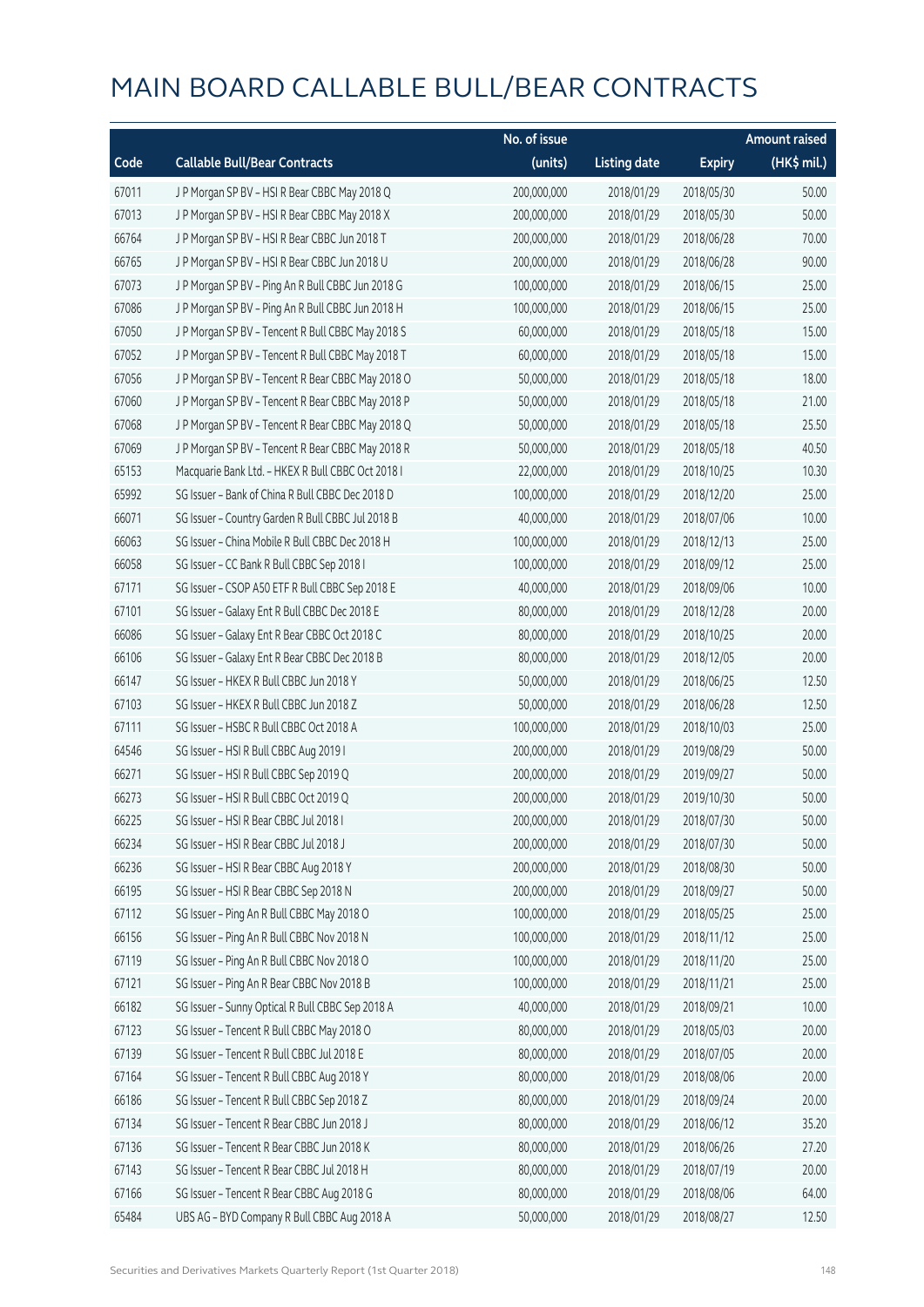# MAIN BOARD CALLABLE BULL/BEAR CONTRACTS

| Code | Callable Bull/Bear Contracts | No. of issue (units) | Listing date | Expiry | Amount raised (HK$ mil.) |
|---|---|---|---|---|---|
| 67011 | J P Morgan SP BV – HSI R Bear CBBC May 2018 Q | 200,000,000 | 2018/01/29 | 2018/05/30 | 50.00 |
| 67013 | J P Morgan SP BV – HSI R Bear CBBC May 2018 X | 200,000,000 | 2018/01/29 | 2018/05/30 | 50.00 |
| 66764 | J P Morgan SP BV – HSI R Bear CBBC Jun 2018 T | 200,000,000 | 2018/01/29 | 2018/06/28 | 70.00 |
| 66765 | J P Morgan SP BV – HSI R Bear CBBC Jun 2018 U | 200,000,000 | 2018/01/29 | 2018/06/28 | 90.00 |
| 67073 | J P Morgan SP BV – Ping An R Bull CBBC Jun 2018 G | 100,000,000 | 2018/01/29 | 2018/06/15 | 25.00 |
| 67086 | J P Morgan SP BV – Ping An R Bull CBBC Jun 2018 H | 100,000,000 | 2018/01/29 | 2018/06/15 | 25.00 |
| 67050 | J P Morgan SP BV – Tencent R Bull CBBC May 2018 S | 60,000,000 | 2018/01/29 | 2018/05/18 | 15.00 |
| 67052 | J P Morgan SP BV – Tencent R Bull CBBC May 2018 T | 60,000,000 | 2018/01/29 | 2018/05/18 | 15.00 |
| 67056 | J P Morgan SP BV – Tencent R Bear CBBC May 2018 O | 50,000,000 | 2018/01/29 | 2018/05/18 | 18.00 |
| 67060 | J P Morgan SP BV – Tencent R Bear CBBC May 2018 P | 50,000,000 | 2018/01/29 | 2018/05/18 | 21.00 |
| 67068 | J P Morgan SP BV – Tencent R Bear CBBC May 2018 Q | 50,000,000 | 2018/01/29 | 2018/05/18 | 25.50 |
| 67069 | J P Morgan SP BV – Tencent R Bear CBBC May 2018 R | 50,000,000 | 2018/01/29 | 2018/05/18 | 40.50 |
| 65153 | Macquarie Bank Ltd. – HKEX R Bull CBBC Oct 2018 I | 22,000,000 | 2018/01/29 | 2018/10/25 | 10.30 |
| 65992 | SG Issuer – Bank of China R Bull CBBC Dec 2018 D | 100,000,000 | 2018/01/29 | 2018/12/20 | 25.00 |
| 66071 | SG Issuer – Country Garden R Bull CBBC Jul 2018 B | 40,000,000 | 2018/01/29 | 2018/07/06 | 10.00 |
| 66063 | SG Issuer – China Mobile R Bull CBBC Dec 2018 H | 100,000,000 | 2018/01/29 | 2018/12/13 | 25.00 |
| 66058 | SG Issuer – CC Bank R Bull CBBC Sep 2018 I | 100,000,000 | 2018/01/29 | 2018/09/12 | 25.00 |
| 67171 | SG Issuer – CSOP A50 ETF R Bull CBBC Sep 2018 E | 40,000,000 | 2018/01/29 | 2018/09/06 | 10.00 |
| 67101 | SG Issuer – Galaxy Ent R Bull CBBC Dec 2018 E | 80,000,000 | 2018/01/29 | 2018/12/28 | 20.00 |
| 66086 | SG Issuer – Galaxy Ent R Bear CBBC Oct 2018 C | 80,000,000 | 2018/01/29 | 2018/10/25 | 20.00 |
| 66106 | SG Issuer – Galaxy Ent R Bear CBBC Dec 2018 B | 80,000,000 | 2018/01/29 | 2018/12/05 | 20.00 |
| 66147 | SG Issuer – HKEX R Bull CBBC Jun 2018 Y | 50,000,000 | 2018/01/29 | 2018/06/25 | 12.50 |
| 67103 | SG Issuer – HKEX R Bull CBBC Jun 2018 Z | 50,000,000 | 2018/01/29 | 2018/06/28 | 12.50 |
| 67111 | SG Issuer – HSBC R Bull CBBC Oct 2018 A | 100,000,000 | 2018/01/29 | 2018/10/03 | 25.00 |
| 64546 | SG Issuer – HSI R Bull CBBC Aug 2019 I | 200,000,000 | 2018/01/29 | 2019/08/29 | 50.00 |
| 66271 | SG Issuer – HSI R Bull CBBC Sep 2019 Q | 200,000,000 | 2018/01/29 | 2019/09/27 | 50.00 |
| 66273 | SG Issuer – HSI R Bull CBBC Oct 2019 Q | 200,000,000 | 2018/01/29 | 2019/10/30 | 50.00 |
| 66225 | SG Issuer – HSI R Bear CBBC Jul 2018 I | 200,000,000 | 2018/01/29 | 2018/07/30 | 50.00 |
| 66234 | SG Issuer – HSI R Bear CBBC Jul 2018 J | 200,000,000 | 2018/01/29 | 2018/07/30 | 50.00 |
| 66236 | SG Issuer – HSI R Bear CBBC Aug 2018 Y | 200,000,000 | 2018/01/29 | 2018/08/30 | 50.00 |
| 66195 | SG Issuer – HSI R Bear CBBC Sep 2018 N | 200,000,000 | 2018/01/29 | 2018/09/27 | 50.00 |
| 67112 | SG Issuer – Ping An R Bull CBBC May 2018 O | 100,000,000 | 2018/01/29 | 2018/05/25 | 25.00 |
| 66156 | SG Issuer – Ping An R Bull CBBC Nov 2018 N | 100,000,000 | 2018/01/29 | 2018/11/12 | 25.00 |
| 67119 | SG Issuer – Ping An R Bull CBBC Nov 2018 O | 100,000,000 | 2018/01/29 | 2018/11/20 | 25.00 |
| 67121 | SG Issuer – Ping An R Bear CBBC Nov 2018 B | 100,000,000 | 2018/01/29 | 2018/11/21 | 25.00 |
| 66182 | SG Issuer – Sunny Optical R Bull CBBC Sep 2018 A | 40,000,000 | 2018/01/29 | 2018/09/21 | 10.00 |
| 67123 | SG Issuer – Tencent R Bull CBBC May 2018 O | 80,000,000 | 2018/01/29 | 2018/05/03 | 20.00 |
| 67139 | SG Issuer – Tencent R Bull CBBC Jul 2018 E | 80,000,000 | 2018/01/29 | 2018/07/05 | 20.00 |
| 67164 | SG Issuer – Tencent R Bull CBBC Aug 2018 Y | 80,000,000 | 2018/01/29 | 2018/08/06 | 20.00 |
| 66186 | SG Issuer – Tencent R Bull CBBC Sep 2018 Z | 80,000,000 | 2018/01/29 | 2018/09/24 | 20.00 |
| 67134 | SG Issuer – Tencent R Bear CBBC Jun 2018 J | 80,000,000 | 2018/01/29 | 2018/06/12 | 35.20 |
| 67136 | SG Issuer – Tencent R Bear CBBC Jun 2018 K | 80,000,000 | 2018/01/29 | 2018/06/26 | 27.20 |
| 67143 | SG Issuer – Tencent R Bear CBBC Jul 2018 H | 80,000,000 | 2018/01/29 | 2018/07/19 | 20.00 |
| 67166 | SG Issuer – Tencent R Bear CBBC Aug 2018 G | 80,000,000 | 2018/01/29 | 2018/08/06 | 64.00 |
| 65484 | UBS AG – BYD Company R Bull CBBC Aug 2018 A | 50,000,000 | 2018/01/29 | 2018/08/27 | 12.50 |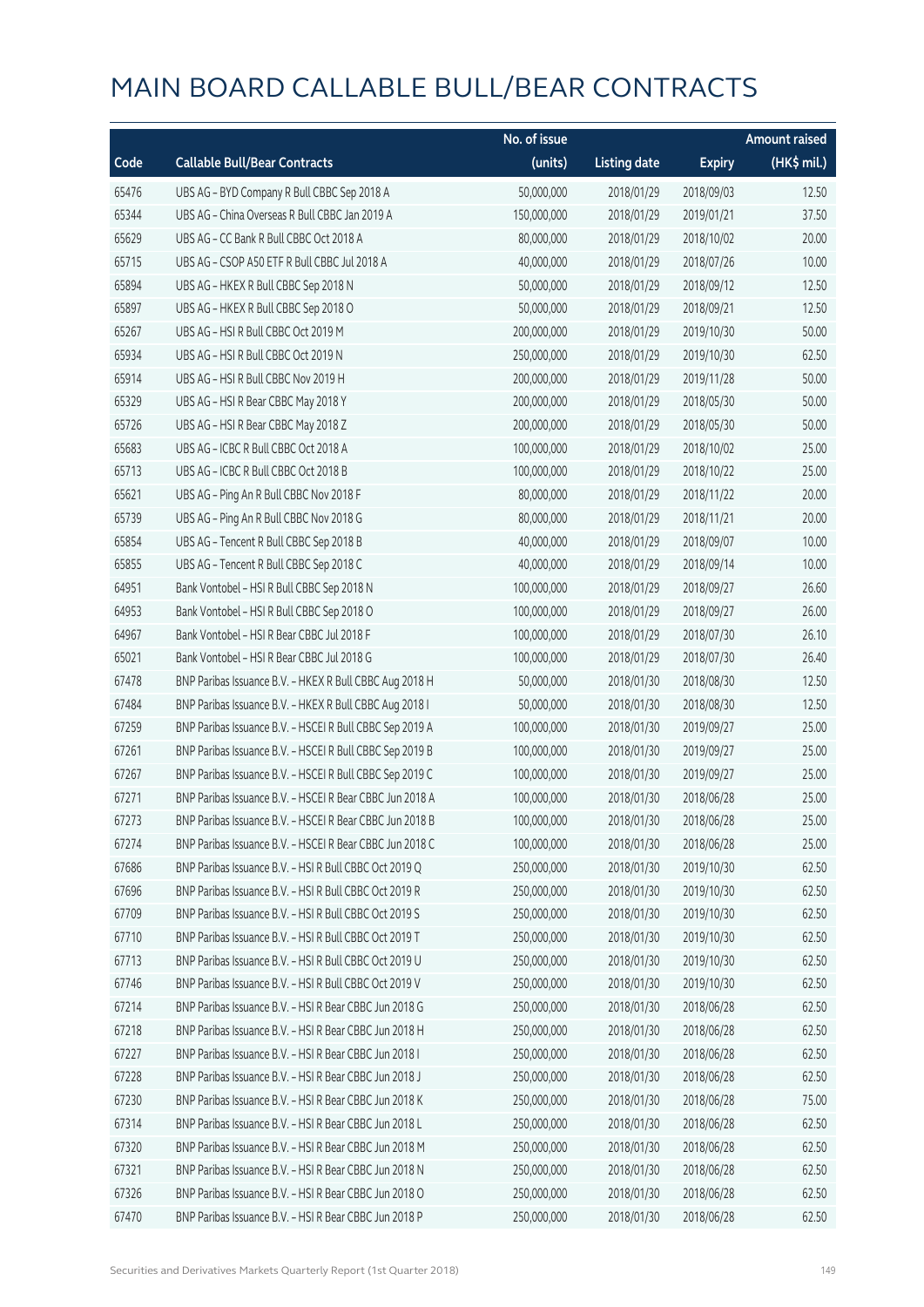# MAIN BOARD CALLABLE BULL/BEAR CONTRACTS

| Code | Callable Bull/Bear Contracts | No. of issue (units) | Listing date | Expiry | Amount raised (HK$ mil.) |
|---|---|---|---|---|---|
| 65476 | UBS AG – BYD Company R Bull CBBC Sep 2018 A | 50,000,000 | 2018/01/29 | 2018/09/03 | 12.50 |
| 65344 | UBS AG – China Overseas R Bull CBBC Jan 2019 A | 150,000,000 | 2018/01/29 | 2019/01/21 | 37.50 |
| 65629 | UBS AG – CC Bank R Bull CBBC Oct 2018 A | 80,000,000 | 2018/01/29 | 2018/10/02 | 20.00 |
| 65715 | UBS AG – CSOP A50 ETF R Bull CBBC Jul 2018 A | 40,000,000 | 2018/01/29 | 2018/07/26 | 10.00 |
| 65894 | UBS AG – HKEX R Bull CBBC Sep 2018 N | 50,000,000 | 2018/01/29 | 2018/09/12 | 12.50 |
| 65897 | UBS AG – HKEX R Bull CBBC Sep 2018 O | 50,000,000 | 2018/01/29 | 2018/09/21 | 12.50 |
| 65267 | UBS AG – HSI R Bull CBBC Oct 2019 M | 200,000,000 | 2018/01/29 | 2019/10/30 | 50.00 |
| 65934 | UBS AG – HSI R Bull CBBC Oct 2019 N | 250,000,000 | 2018/01/29 | 2019/10/30 | 62.50 |
| 65914 | UBS AG – HSI R Bull CBBC Nov 2019 H | 200,000,000 | 2018/01/29 | 2019/11/28 | 50.00 |
| 65329 | UBS AG – HSI R Bear CBBC May 2018 Y | 200,000,000 | 2018/01/29 | 2018/05/30 | 50.00 |
| 65726 | UBS AG – HSI R Bear CBBC May 2018 Z | 200,000,000 | 2018/01/29 | 2018/05/30 | 50.00 |
| 65683 | UBS AG – ICBC R Bull CBBC Oct 2018 A | 100,000,000 | 2018/01/29 | 2018/10/02 | 25.00 |
| 65713 | UBS AG – ICBC R Bull CBBC Oct 2018 B | 100,000,000 | 2018/01/29 | 2018/10/22 | 25.00 |
| 65621 | UBS AG – Ping An R Bull CBBC Nov 2018 F | 80,000,000 | 2018/01/29 | 2018/11/22 | 20.00 |
| 65739 | UBS AG – Ping An R Bull CBBC Nov 2018 G | 80,000,000 | 2018/01/29 | 2018/11/21 | 20.00 |
| 65854 | UBS AG – Tencent R Bull CBBC Sep 2018 B | 40,000,000 | 2018/01/29 | 2018/09/07 | 10.00 |
| 65855 | UBS AG – Tencent R Bull CBBC Sep 2018 C | 40,000,000 | 2018/01/29 | 2018/09/14 | 10.00 |
| 64951 | Bank Vontobel – HSI R Bull CBBC Sep 2018 N | 100,000,000 | 2018/01/29 | 2018/09/27 | 26.60 |
| 64953 | Bank Vontobel – HSI R Bull CBBC Sep 2018 O | 100,000,000 | 2018/01/29 | 2018/09/27 | 26.00 |
| 64967 | Bank Vontobel – HSI R Bear CBBC Jul 2018 F | 100,000,000 | 2018/01/29 | 2018/07/30 | 26.10 |
| 65021 | Bank Vontobel – HSI R Bear CBBC Jul 2018 G | 100,000,000 | 2018/01/29 | 2018/07/30 | 26.40 |
| 67478 | BNP Paribas Issuance B.V. – HKEX R Bull CBBC Aug 2018 H | 50,000,000 | 2018/01/30 | 2018/08/30 | 12.50 |
| 67484 | BNP Paribas Issuance B.V. – HKEX R Bull CBBC Aug 2018 I | 50,000,000 | 2018/01/30 | 2018/08/30 | 12.50 |
| 67259 | BNP Paribas Issuance B.V. – HSCEI R Bull CBBC Sep 2019 A | 100,000,000 | 2018/01/30 | 2019/09/27 | 25.00 |
| 67261 | BNP Paribas Issuance B.V. – HSCEI R Bull CBBC Sep 2019 B | 100,000,000 | 2018/01/30 | 2019/09/27 | 25.00 |
| 67267 | BNP Paribas Issuance B.V. – HSCEI R Bull CBBC Sep 2019 C | 100,000,000 | 2018/01/30 | 2019/09/27 | 25.00 |
| 67271 | BNP Paribas Issuance B.V. – HSCEI R Bear CBBC Jun 2018 A | 100,000,000 | 2018/01/30 | 2018/06/28 | 25.00 |
| 67273 | BNP Paribas Issuance B.V. – HSCEI R Bear CBBC Jun 2018 B | 100,000,000 | 2018/01/30 | 2018/06/28 | 25.00 |
| 67274 | BNP Paribas Issuance B.V. – HSCEI R Bear CBBC Jun 2018 C | 100,000,000 | 2018/01/30 | 2018/06/28 | 25.00 |
| 67686 | BNP Paribas Issuance B.V. – HSI R Bull CBBC Oct 2019 Q | 250,000,000 | 2018/01/30 | 2019/10/30 | 62.50 |
| 67696 | BNP Paribas Issuance B.V. – HSI R Bull CBBC Oct 2019 R | 250,000,000 | 2018/01/30 | 2019/10/30 | 62.50 |
| 67709 | BNP Paribas Issuance B.V. – HSI R Bull CBBC Oct 2019 S | 250,000,000 | 2018/01/30 | 2019/10/30 | 62.50 |
| 67710 | BNP Paribas Issuance B.V. – HSI R Bull CBBC Oct 2019 T | 250,000,000 | 2018/01/30 | 2019/10/30 | 62.50 |
| 67713 | BNP Paribas Issuance B.V. – HSI R Bull CBBC Oct 2019 U | 250,000,000 | 2018/01/30 | 2019/10/30 | 62.50 |
| 67746 | BNP Paribas Issuance B.V. – HSI R Bull CBBC Oct 2019 V | 250,000,000 | 2018/01/30 | 2019/10/30 | 62.50 |
| 67214 | BNP Paribas Issuance B.V. – HSI R Bear CBBC Jun 2018 G | 250,000,000 | 2018/01/30 | 2018/06/28 | 62.50 |
| 67218 | BNP Paribas Issuance B.V. – HSI R Bear CBBC Jun 2018 H | 250,000,000 | 2018/01/30 | 2018/06/28 | 62.50 |
| 67227 | BNP Paribas Issuance B.V. – HSI R Bear CBBC Jun 2018 I | 250,000,000 | 2018/01/30 | 2018/06/28 | 62.50 |
| 67228 | BNP Paribas Issuance B.V. – HSI R Bear CBBC Jun 2018 J | 250,000,000 | 2018/01/30 | 2018/06/28 | 62.50 |
| 67230 | BNP Paribas Issuance B.V. – HSI R Bear CBBC Jun 2018 K | 250,000,000 | 2018/01/30 | 2018/06/28 | 75.00 |
| 67314 | BNP Paribas Issuance B.V. – HSI R Bear CBBC Jun 2018 L | 250,000,000 | 2018/01/30 | 2018/06/28 | 62.50 |
| 67320 | BNP Paribas Issuance B.V. – HSI R Bear CBBC Jun 2018 M | 250,000,000 | 2018/01/30 | 2018/06/28 | 62.50 |
| 67321 | BNP Paribas Issuance B.V. – HSI R Bear CBBC Jun 2018 N | 250,000,000 | 2018/01/30 | 2018/06/28 | 62.50 |
| 67326 | BNP Paribas Issuance B.V. – HSI R Bear CBBC Jun 2018 O | 250,000,000 | 2018/01/30 | 2018/06/28 | 62.50 |
| 67470 | BNP Paribas Issuance B.V. – HSI R Bear CBBC Jun 2018 P | 250,000,000 | 2018/01/30 | 2018/06/28 | 62.50 |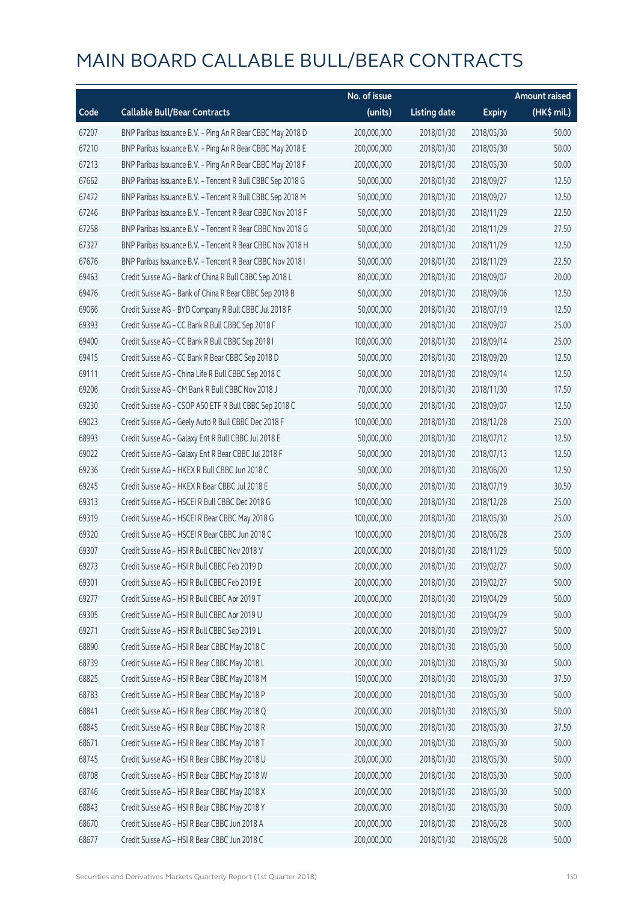# MAIN BOARD CALLABLE BULL/BEAR CONTRACTS

| Code | Callable Bull/Bear Contracts | No. of issue (units) | Listing date | Expiry | Amount raised (HK$ mil.) |
|---|---|---|---|---|---|
| 67207 | BNP Paribas Issuance B.V. – Ping An R Bear CBBC May 2018 D | 200,000,000 | 2018/01/30 | 2018/05/30 | 50.00 |
| 67210 | BNP Paribas Issuance B.V. – Ping An R Bear CBBC May 2018 E | 200,000,000 | 2018/01/30 | 2018/05/30 | 50.00 |
| 67213 | BNP Paribas Issuance B.V. – Ping An R Bear CBBC May 2018 F | 200,000,000 | 2018/01/30 | 2018/05/30 | 50.00 |
| 67662 | BNP Paribas Issuance B.V. – Tencent R Bull CBBC Sep 2018 G | 50,000,000 | 2018/01/30 | 2018/09/27 | 12.50 |
| 67472 | BNP Paribas Issuance B.V. – Tencent R Bull CBBC Sep 2018 M | 50,000,000 | 2018/01/30 | 2018/09/27 | 12.50 |
| 67246 | BNP Paribas Issuance B.V. – Tencent R Bear CBBC Nov 2018 F | 50,000,000 | 2018/01/30 | 2018/11/29 | 22.50 |
| 67258 | BNP Paribas Issuance B.V. – Tencent R Bear CBBC Nov 2018 G | 50,000,000 | 2018/01/30 | 2018/11/29 | 27.50 |
| 67327 | BNP Paribas Issuance B.V. – Tencent R Bear CBBC Nov 2018 H | 50,000,000 | 2018/01/30 | 2018/11/29 | 12.50 |
| 67676 | BNP Paribas Issuance B.V. – Tencent R Bear CBBC Nov 2018 I | 50,000,000 | 2018/01/30 | 2018/11/29 | 22.50 |
| 69463 | Credit Suisse AG – Bank of China R Bull CBBC Sep 2018 L | 80,000,000 | 2018/01/30 | 2018/09/07 | 20.00 |
| 69476 | Credit Suisse AG – Bank of China R Bear CBBC Sep 2018 B | 50,000,000 | 2018/01/30 | 2018/09/06 | 12.50 |
| 69066 | Credit Suisse AG – BYD Company R Bull CBBC Jul 2018 F | 50,000,000 | 2018/01/30 | 2018/07/19 | 12.50 |
| 69393 | Credit Suisse AG – CC Bank R Bull CBBC Sep 2018 F | 100,000,000 | 2018/01/30 | 2018/09/07 | 25.00 |
| 69400 | Credit Suisse AG – CC Bank R Bull CBBC Sep 2018 I | 100,000,000 | 2018/01/30 | 2018/09/14 | 25.00 |
| 69415 | Credit Suisse AG – CC Bank R Bear CBBC Sep 2018 D | 50,000,000 | 2018/01/30 | 2018/09/20 | 12.50 |
| 69111 | Credit Suisse AG – China Life R Bull CBBC Sep 2018 C | 50,000,000 | 2018/01/30 | 2018/09/14 | 12.50 |
| 69206 | Credit Suisse AG – CM Bank R Bull CBBC Nov 2018 J | 70,000,000 | 2018/01/30 | 2018/11/30 | 17.50 |
| 69230 | Credit Suisse AG – CSOP A50 ETF R Bull CBBC Sep 2018 C | 50,000,000 | 2018/01/30 | 2018/09/07 | 12.50 |
| 69023 | Credit Suisse AG – Geely Auto R Bull CBBC Dec 2018 F | 100,000,000 | 2018/01/30 | 2018/12/28 | 25.00 |
| 68993 | Credit Suisse AG – Galaxy Ent R Bull CBBC Jul 2018 E | 50,000,000 | 2018/01/30 | 2018/07/12 | 12.50 |
| 69022 | Credit Suisse AG – Galaxy Ent R Bear CBBC Jul 2018 F | 50,000,000 | 2018/01/30 | 2018/07/13 | 12.50 |
| 69236 | Credit Suisse AG – HKEX R Bull CBBC Jun 2018 C | 50,000,000 | 2018/01/30 | 2018/06/20 | 12.50 |
| 69245 | Credit Suisse AG – HKEX R Bear CBBC Jul 2018 E | 50,000,000 | 2018/01/30 | 2018/07/19 | 30.50 |
| 69313 | Credit Suisse AG – HSCEI R Bull CBBC Dec 2018 G | 100,000,000 | 2018/01/30 | 2018/12/28 | 25.00 |
| 69319 | Credit Suisse AG – HSCEI R Bear CBBC May 2018 G | 100,000,000 | 2018/01/30 | 2018/05/30 | 25.00 |
| 69320 | Credit Suisse AG – HSCEI R Bear CBBC Jun 2018 C | 100,000,000 | 2018/01/30 | 2018/06/28 | 25.00 |
| 69307 | Credit Suisse AG – HSI R Bull CBBC Nov 2018 V | 200,000,000 | 2018/01/30 | 2018/11/29 | 50.00 |
| 69273 | Credit Suisse AG – HSI R Bull CBBC Feb 2019 D | 200,000,000 | 2018/01/30 | 2019/02/27 | 50.00 |
| 69301 | Credit Suisse AG – HSI R Bull CBBC Feb 2019 E | 200,000,000 | 2018/01/30 | 2019/02/27 | 50.00 |
| 69277 | Credit Suisse AG – HSI R Bull CBBC Apr 2019 T | 200,000,000 | 2018/01/30 | 2019/04/29 | 50.00 |
| 69305 | Credit Suisse AG – HSI R Bull CBBC Apr 2019 U | 200,000,000 | 2018/01/30 | 2019/04/29 | 50.00 |
| 69271 | Credit Suisse AG – HSI R Bull CBBC Sep 2019 L | 200,000,000 | 2018/01/30 | 2019/09/27 | 50.00 |
| 68890 | Credit Suisse AG – HSI R Bear CBBC May 2018 C | 200,000,000 | 2018/01/30 | 2018/05/30 | 50.00 |
| 68739 | Credit Suisse AG – HSI R Bear CBBC May 2018 L | 200,000,000 | 2018/01/30 | 2018/05/30 | 50.00 |
| 68825 | Credit Suisse AG – HSI R Bear CBBC May 2018 M | 150,000,000 | 2018/01/30 | 2018/05/30 | 37.50 |
| 68783 | Credit Suisse AG – HSI R Bear CBBC May 2018 P | 200,000,000 | 2018/01/30 | 2018/05/30 | 50.00 |
| 68841 | Credit Suisse AG – HSI R Bear CBBC May 2018 Q | 200,000,000 | 2018/01/30 | 2018/05/30 | 50.00 |
| 68845 | Credit Suisse AG – HSI R Bear CBBC May 2018 R | 150,000,000 | 2018/01/30 | 2018/05/30 | 37.50 |
| 68671 | Credit Suisse AG – HSI R Bear CBBC May 2018 T | 200,000,000 | 2018/01/30 | 2018/05/30 | 50.00 |
| 68745 | Credit Suisse AG – HSI R Bear CBBC May 2018 U | 200,000,000 | 2018/01/30 | 2018/05/30 | 50.00 |
| 68708 | Credit Suisse AG – HSI R Bear CBBC May 2018 W | 200,000,000 | 2018/01/30 | 2018/05/30 | 50.00 |
| 68746 | Credit Suisse AG – HSI R Bear CBBC May 2018 X | 200,000,000 | 2018/01/30 | 2018/05/30 | 50.00 |
| 68843 | Credit Suisse AG – HSI R Bear CBBC May 2018 Y | 200,000,000 | 2018/01/30 | 2018/05/30 | 50.00 |
| 68670 | Credit Suisse AG – HSI R Bear CBBC Jun 2018 A | 200,000,000 | 2018/01/30 | 2018/06/28 | 50.00 |
| 68677 | Credit Suisse AG – HSI R Bear CBBC Jun 2018 C | 200,000,000 | 2018/01/30 | 2018/06/28 | 50.00 |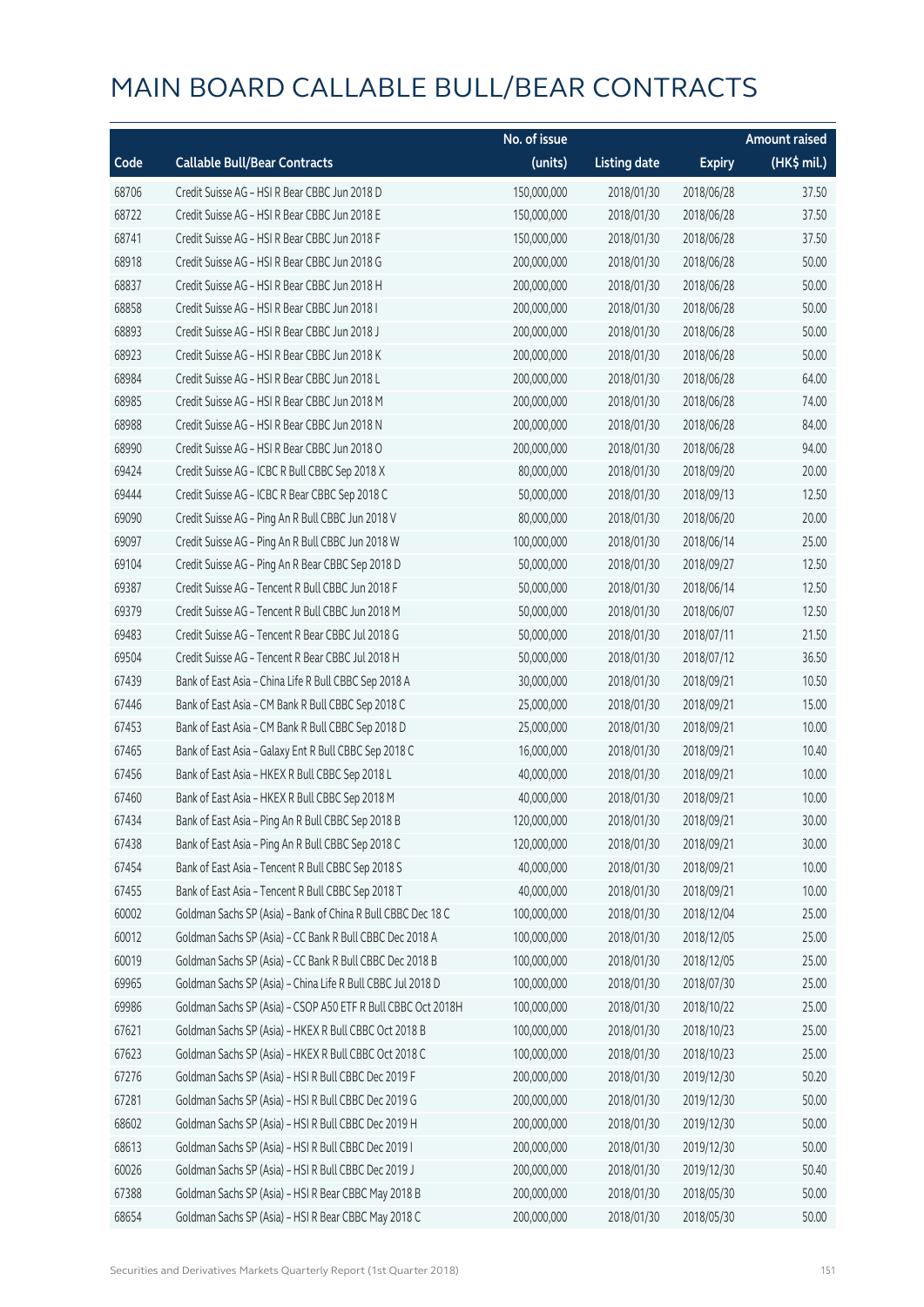# MAIN BOARD CALLABLE BULL/BEAR CONTRACTS

| Code | Callable Bull/Bear Contracts | No. of issue (units) | Listing date | Expiry | Amount raised (HK$ mil.) |
|---|---|---|---|---|---|
| 68706 | Credit Suisse AG – HSI R Bear CBBC Jun 2018 D | 150,000,000 | 2018/01/30 | 2018/06/28 | 37.50 |
| 68722 | Credit Suisse AG – HSI R Bear CBBC Jun 2018 E | 150,000,000 | 2018/01/30 | 2018/06/28 | 37.50 |
| 68741 | Credit Suisse AG – HSI R Bear CBBC Jun 2018 F | 150,000,000 | 2018/01/30 | 2018/06/28 | 37.50 |
| 68918 | Credit Suisse AG – HSI R Bear CBBC Jun 2018 G | 200,000,000 | 2018/01/30 | 2018/06/28 | 50.00 |
| 68837 | Credit Suisse AG – HSI R Bear CBBC Jun 2018 H | 200,000,000 | 2018/01/30 | 2018/06/28 | 50.00 |
| 68858 | Credit Suisse AG – HSI R Bear CBBC Jun 2018 I | 200,000,000 | 2018/01/30 | 2018/06/28 | 50.00 |
| 68893 | Credit Suisse AG – HSI R Bear CBBC Jun 2018 J | 200,000,000 | 2018/01/30 | 2018/06/28 | 50.00 |
| 68923 | Credit Suisse AG – HSI R Bear CBBC Jun 2018 K | 200,000,000 | 2018/01/30 | 2018/06/28 | 50.00 |
| 68984 | Credit Suisse AG – HSI R Bear CBBC Jun 2018 L | 200,000,000 | 2018/01/30 | 2018/06/28 | 64.00 |
| 68985 | Credit Suisse AG – HSI R Bear CBBC Jun 2018 M | 200,000,000 | 2018/01/30 | 2018/06/28 | 74.00 |
| 68988 | Credit Suisse AG – HSI R Bear CBBC Jun 2018 N | 200,000,000 | 2018/01/30 | 2018/06/28 | 84.00 |
| 68990 | Credit Suisse AG – HSI R Bear CBBC Jun 2018 O | 200,000,000 | 2018/01/30 | 2018/06/28 | 94.00 |
| 69424 | Credit Suisse AG – ICBC R Bull CBBC Sep 2018 X | 80,000,000 | 2018/01/30 | 2018/09/20 | 20.00 |
| 69444 | Credit Suisse AG – ICBC R Bear CBBC Sep 2018 C | 50,000,000 | 2018/01/30 | 2018/09/13 | 12.50 |
| 69090 | Credit Suisse AG – Ping An R Bull CBBC Jun 2018 V | 80,000,000 | 2018/01/30 | 2018/06/20 | 20.00 |
| 69097 | Credit Suisse AG – Ping An R Bull CBBC Jun 2018 W | 100,000,000 | 2018/01/30 | 2018/06/14 | 25.00 |
| 69104 | Credit Suisse AG – Ping An R Bear CBBC Sep 2018 D | 50,000,000 | 2018/01/30 | 2018/09/27 | 12.50 |
| 69387 | Credit Suisse AG – Tencent R Bull CBBC Jun 2018 F | 50,000,000 | 2018/01/30 | 2018/06/14 | 12.50 |
| 69379 | Credit Suisse AG – Tencent R Bull CBBC Jun 2018 M | 50,000,000 | 2018/01/30 | 2018/06/07 | 12.50 |
| 69483 | Credit Suisse AG – Tencent R Bear CBBC Jul 2018 G | 50,000,000 | 2018/01/30 | 2018/07/11 | 21.50 |
| 69504 | Credit Suisse AG – Tencent R Bear CBBC Jul 2018 H | 50,000,000 | 2018/01/30 | 2018/07/12 | 36.50 |
| 67439 | Bank of East Asia – China Life R Bull CBBC Sep 2018 A | 30,000,000 | 2018/01/30 | 2018/09/21 | 10.50 |
| 67446 | Bank of East Asia – CM Bank R Bull CBBC Sep 2018 C | 25,000,000 | 2018/01/30 | 2018/09/21 | 15.00 |
| 67453 | Bank of East Asia – CM Bank R Bull CBBC Sep 2018 D | 25,000,000 | 2018/01/30 | 2018/09/21 | 10.00 |
| 67465 | Bank of East Asia – Galaxy Ent R Bull CBBC Sep 2018 C | 16,000,000 | 2018/01/30 | 2018/09/21 | 10.40 |
| 67456 | Bank of East Asia – HKEX R Bull CBBC Sep 2018 L | 40,000,000 | 2018/01/30 | 2018/09/21 | 10.00 |
| 67460 | Bank of East Asia – HKEX R Bull CBBC Sep 2018 M | 40,000,000 | 2018/01/30 | 2018/09/21 | 10.00 |
| 67434 | Bank of East Asia – Ping An R Bull CBBC Sep 2018 B | 120,000,000 | 2018/01/30 | 2018/09/21 | 30.00 |
| 67438 | Bank of East Asia – Ping An R Bull CBBC Sep 2018 C | 120,000,000 | 2018/01/30 | 2018/09/21 | 30.00 |
| 67454 | Bank of East Asia – Tencent R Bull CBBC Sep 2018 S | 40,000,000 | 2018/01/30 | 2018/09/21 | 10.00 |
| 67455 | Bank of East Asia – Tencent R Bull CBBC Sep 2018 T | 40,000,000 | 2018/01/30 | 2018/09/21 | 10.00 |
| 60002 | Goldman Sachs SP (Asia) – Bank of China R Bull CBBC Dec 18 C | 100,000,000 | 2018/01/30 | 2018/12/04 | 25.00 |
| 60012 | Goldman Sachs SP (Asia) – CC Bank R Bull CBBC Dec 2018 A | 100,000,000 | 2018/01/30 | 2018/12/05 | 25.00 |
| 60019 | Goldman Sachs SP (Asia) – CC Bank R Bull CBBC Dec 2018 B | 100,000,000 | 2018/01/30 | 2018/12/05 | 25.00 |
| 69965 | Goldman Sachs SP (Asia) – China Life R Bull CBBC Jul 2018 D | 100,000,000 | 2018/01/30 | 2018/07/30 | 25.00 |
| 69986 | Goldman Sachs SP (Asia) – CSOP A50 ETF R Bull CBBC Oct 2018H | 100,000,000 | 2018/01/30 | 2018/10/22 | 25.00 |
| 67621 | Goldman Sachs SP (Asia) – HKEX R Bull CBBC Oct 2018 B | 100,000,000 | 2018/01/30 | 2018/10/23 | 25.00 |
| 67623 | Goldman Sachs SP (Asia) – HKEX R Bull CBBC Oct 2018 C | 100,000,000 | 2018/01/30 | 2018/10/23 | 25.00 |
| 67276 | Goldman Sachs SP (Asia) – HSI R Bull CBBC Dec 2019 F | 200,000,000 | 2018/01/30 | 2019/12/30 | 50.20 |
| 67281 | Goldman Sachs SP (Asia) – HSI R Bull CBBC Dec 2019 G | 200,000,000 | 2018/01/30 | 2019/12/30 | 50.00 |
| 68602 | Goldman Sachs SP (Asia) – HSI R Bull CBBC Dec 2019 H | 200,000,000 | 2018/01/30 | 2019/12/30 | 50.00 |
| 68613 | Goldman Sachs SP (Asia) – HSI R Bull CBBC Dec 2019 I | 200,000,000 | 2018/01/30 | 2019/12/30 | 50.00 |
| 60026 | Goldman Sachs SP (Asia) – HSI R Bull CBBC Dec 2019 J | 200,000,000 | 2018/01/30 | 2019/12/30 | 50.40 |
| 67388 | Goldman Sachs SP (Asia) – HSI R Bear CBBC May 2018 B | 200,000,000 | 2018/01/30 | 2018/05/30 | 50.00 |
| 68654 | Goldman Sachs SP (Asia) – HSI R Bear CBBC May 2018 C | 200,000,000 | 2018/01/30 | 2018/05/30 | 50.00 |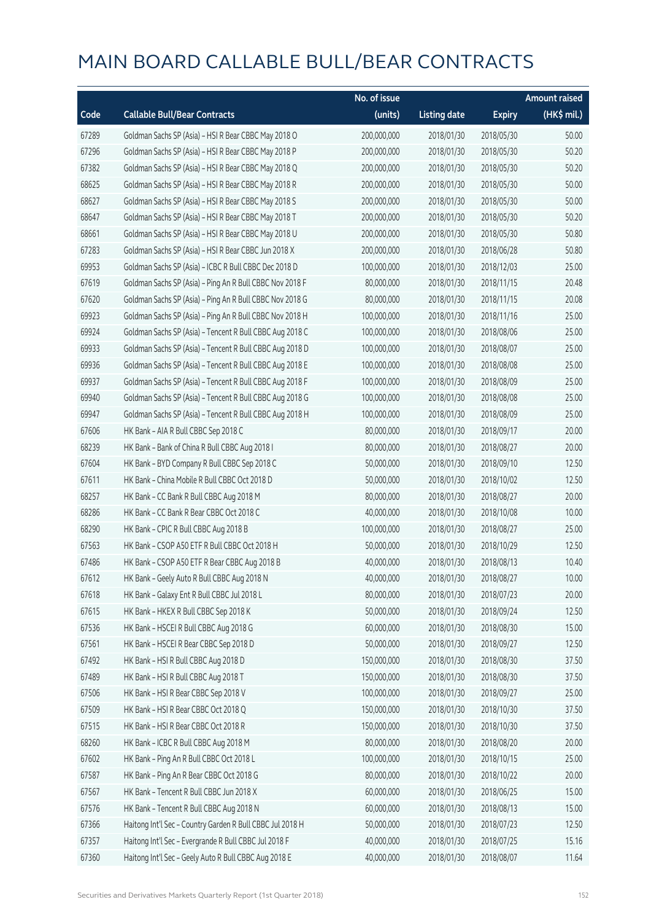# MAIN BOARD CALLABLE BULL/BEAR CONTRACTS

| Code | Callable Bull/Bear Contracts | No. of issue (units) | Listing date | Expiry | Amount raised (HK$ mil.) |
|---|---|---|---|---|---|
| 67289 | Goldman Sachs SP (Asia) – HSI R Bear CBBC May 2018 O | 200,000,000 | 2018/01/30 | 2018/05/30 | 50.00 |
| 67296 | Goldman Sachs SP (Asia) – HSI R Bear CBBC May 2018 P | 200,000,000 | 2018/01/30 | 2018/05/30 | 50.20 |
| 67382 | Goldman Sachs SP (Asia) – HSI R Bear CBBC May 2018 Q | 200,000,000 | 2018/01/30 | 2018/05/30 | 50.20 |
| 68625 | Goldman Sachs SP (Asia) – HSI R Bear CBBC May 2018 R | 200,000,000 | 2018/01/30 | 2018/05/30 | 50.00 |
| 68627 | Goldman Sachs SP (Asia) – HSI R Bear CBBC May 2018 S | 200,000,000 | 2018/01/30 | 2018/05/30 | 50.00 |
| 68647 | Goldman Sachs SP (Asia) – HSI R Bear CBBC May 2018 T | 200,000,000 | 2018/01/30 | 2018/05/30 | 50.20 |
| 68661 | Goldman Sachs SP (Asia) – HSI R Bear CBBC May 2018 U | 200,000,000 | 2018/01/30 | 2018/05/30 | 50.80 |
| 67283 | Goldman Sachs SP (Asia) – HSI R Bear CBBC Jun 2018 X | 200,000,000 | 2018/01/30 | 2018/06/28 | 50.80 |
| 69953 | Goldman Sachs SP (Asia) – ICBC R Bull CBBC Dec 2018 D | 100,000,000 | 2018/01/30 | 2018/12/03 | 25.00 |
| 67619 | Goldman Sachs SP (Asia) – Ping An R Bull CBBC Nov 2018 F | 80,000,000 | 2018/01/30 | 2018/11/15 | 20.48 |
| 67620 | Goldman Sachs SP (Asia) – Ping An R Bull CBBC Nov 2018 G | 80,000,000 | 2018/01/30 | 2018/11/15 | 20.08 |
| 69923 | Goldman Sachs SP (Asia) – Ping An R Bull CBBC Nov 2018 H | 100,000,000 | 2018/01/30 | 2018/11/16 | 25.00 |
| 69924 | Goldman Sachs SP (Asia) – Tencent R Bull CBBC Aug 2018 C | 100,000,000 | 2018/01/30 | 2018/08/06 | 25.00 |
| 69933 | Goldman Sachs SP (Asia) – Tencent R Bull CBBC Aug 2018 D | 100,000,000 | 2018/01/30 | 2018/08/07 | 25.00 |
| 69936 | Goldman Sachs SP (Asia) – Tencent R Bull CBBC Aug 2018 E | 100,000,000 | 2018/01/30 | 2018/08/08 | 25.00 |
| 69937 | Goldman Sachs SP (Asia) – Tencent R Bull CBBC Aug 2018 F | 100,000,000 | 2018/01/30 | 2018/08/09 | 25.00 |
| 69940 | Goldman Sachs SP (Asia) – Tencent R Bull CBBC Aug 2018 G | 100,000,000 | 2018/01/30 | 2018/08/08 | 25.00 |
| 69947 | Goldman Sachs SP (Asia) – Tencent R Bull CBBC Aug 2018 H | 100,000,000 | 2018/01/30 | 2018/08/09 | 25.00 |
| 67606 | HK Bank – AIA R Bull CBBC Sep 2018 C | 80,000,000 | 2018/01/30 | 2018/09/17 | 20.00 |
| 68239 | HK Bank – Bank of China R Bull CBBC Aug 2018 I | 80,000,000 | 2018/01/30 | 2018/08/27 | 20.00 |
| 67604 | HK Bank – BYD Company R Bull CBBC Sep 2018 C | 50,000,000 | 2018/01/30 | 2018/09/10 | 12.50 |
| 67611 | HK Bank – China Mobile R Bull CBBC Oct 2018 D | 50,000,000 | 2018/01/30 | 2018/10/02 | 12.50 |
| 68257 | HK Bank – CC Bank R Bull CBBC Aug 2018 M | 80,000,000 | 2018/01/30 | 2018/08/27 | 20.00 |
| 68286 | HK Bank – CC Bank R Bear CBBC Oct 2018 C | 40,000,000 | 2018/01/30 | 2018/10/08 | 10.00 |
| 68290 | HK Bank – CPIC R Bull CBBC Aug 2018 B | 100,000,000 | 2018/01/30 | 2018/08/27 | 25.00 |
| 67563 | HK Bank – CSOP A50 ETF R Bull CBBC Oct 2018 H | 50,000,000 | 2018/01/30 | 2018/10/29 | 12.50 |
| 67486 | HK Bank – CSOP A50 ETF R Bear CBBC Aug 2018 B | 40,000,000 | 2018/01/30 | 2018/08/13 | 10.40 |
| 67612 | HK Bank – Geely Auto R Bull CBBC Aug 2018 N | 40,000,000 | 2018/01/30 | 2018/08/27 | 10.00 |
| 67618 | HK Bank – Galaxy Ent R Bull CBBC Jul 2018 L | 80,000,000 | 2018/01/30 | 2018/07/23 | 20.00 |
| 67615 | HK Bank – HKEX R Bull CBBC Sep 2018 K | 50,000,000 | 2018/01/30 | 2018/09/24 | 12.50 |
| 67536 | HK Bank – HSCEI R Bull CBBC Aug 2018 G | 60,000,000 | 2018/01/30 | 2018/08/30 | 15.00 |
| 67561 | HK Bank – HSCEI R Bear CBBC Sep 2018 D | 50,000,000 | 2018/01/30 | 2018/09/27 | 12.50 |
| 67492 | HK Bank – HSI R Bull CBBC Aug 2018 D | 150,000,000 | 2018/01/30 | 2018/08/30 | 37.50 |
| 67489 | HK Bank – HSI R Bull CBBC Aug 2018 T | 150,000,000 | 2018/01/30 | 2018/08/30 | 37.50 |
| 67506 | HK Bank – HSI R Bear CBBC Sep 2018 V | 100,000,000 | 2018/01/30 | 2018/09/27 | 25.00 |
| 67509 | HK Bank – HSI R Bear CBBC Oct 2018 Q | 150,000,000 | 2018/01/30 | 2018/10/30 | 37.50 |
| 67515 | HK Bank – HSI R Bear CBBC Oct 2018 R | 150,000,000 | 2018/01/30 | 2018/10/30 | 37.50 |
| 68260 | HK Bank – ICBC R Bull CBBC Aug 2018 M | 80,000,000 | 2018/01/30 | 2018/08/20 | 20.00 |
| 67602 | HK Bank – Ping An R Bull CBBC Oct 2018 L | 100,000,000 | 2018/01/30 | 2018/10/15 | 25.00 |
| 67587 | HK Bank – Ping An R Bear CBBC Oct 2018 G | 80,000,000 | 2018/01/30 | 2018/10/22 | 20.00 |
| 67567 | HK Bank – Tencent R Bull CBBC Jun 2018 X | 60,000,000 | 2018/01/30 | 2018/06/25 | 15.00 |
| 67576 | HK Bank – Tencent R Bull CBBC Aug 2018 N | 60,000,000 | 2018/01/30 | 2018/08/13 | 15.00 |
| 67366 | Haitong Int'l Sec – Country Garden R Bull CBBC Jul 2018 H | 50,000,000 | 2018/01/30 | 2018/07/23 | 12.50 |
| 67357 | Haitong Int'l Sec – Evergrande R Bull CBBC Jul 2018 F | 40,000,000 | 2018/01/30 | 2018/07/25 | 15.16 |
| 67360 | Haitong Int'l Sec – Geely Auto R Bull CBBC Aug 2018 E | 40,000,000 | 2018/01/30 | 2018/08/07 | 11.64 |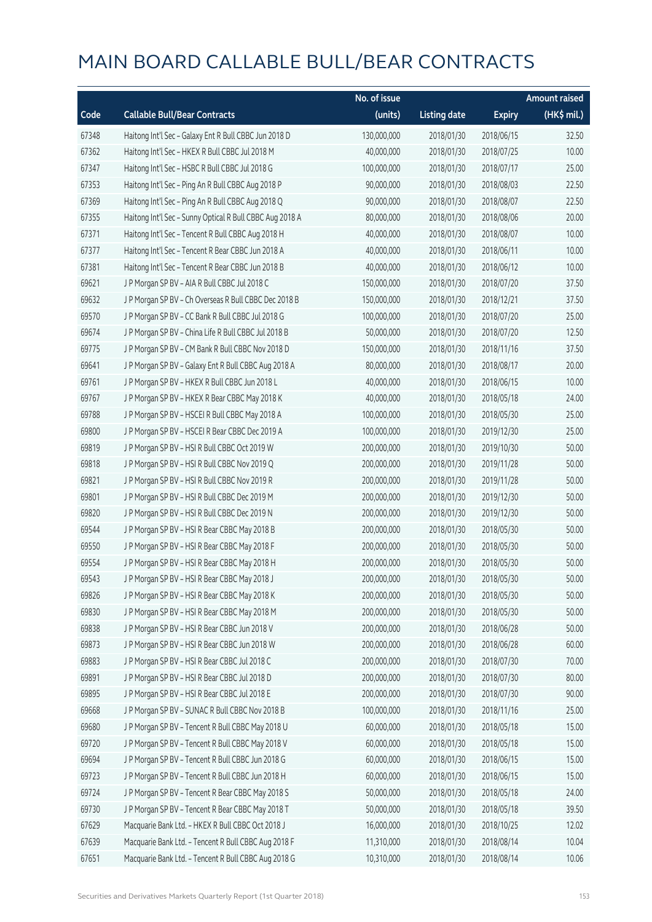# MAIN BOARD CALLABLE BULL/BEAR CONTRACTS

| Code | Callable Bull/Bear Contracts | No. of issue (units) | Listing date | Expiry | Amount raised (HK$ mil.) |
|---|---|---|---|---|---|
| 67348 | Haitong Int'l Sec – Galaxy Ent R Bull CBBC Jun 2018 D | 130,000,000 | 2018/01/30 | 2018/06/15 | 32.50 |
| 67362 | Haitong Int'l Sec – HKEX R Bull CBBC Jul 2018 M | 40,000,000 | 2018/01/30 | 2018/07/25 | 10.00 |
| 67347 | Haitong Int'l Sec – HSBC R Bull CBBC Jul 2018 G | 100,000,000 | 2018/01/30 | 2018/07/17 | 25.00 |
| 67353 | Haitong Int'l Sec – Ping An R Bull CBBC Aug 2018 P | 90,000,000 | 2018/01/30 | 2018/08/03 | 22.50 |
| 67369 | Haitong Int'l Sec – Ping An R Bull CBBC Aug 2018 Q | 90,000,000 | 2018/01/30 | 2018/08/07 | 22.50 |
| 67355 | Haitong Int'l Sec – Sunny Optical R Bull CBBC Aug 2018 A | 80,000,000 | 2018/01/30 | 2018/08/06 | 20.00 |
| 67371 | Haitong Int'l Sec – Tencent R Bull CBBC Aug 2018 H | 40,000,000 | 2018/01/30 | 2018/08/07 | 10.00 |
| 67377 | Haitong Int'l Sec – Tencent R Bear CBBC Jun 2018 A | 40,000,000 | 2018/01/30 | 2018/06/11 | 10.00 |
| 67381 | Haitong Int'l Sec – Tencent R Bear CBBC Jun 2018 B | 40,000,000 | 2018/01/30 | 2018/06/12 | 10.00 |
| 69621 | J P Morgan SP BV – AIA R Bull CBBC Jul 2018 C | 150,000,000 | 2018/01/30 | 2018/07/20 | 37.50 |
| 69632 | J P Morgan SP BV – Ch Overseas R Bull CBBC Dec 2018 B | 150,000,000 | 2018/01/30 | 2018/12/21 | 37.50 |
| 69570 | J P Morgan SP BV – CC Bank R Bull CBBC Jul 2018 G | 100,000,000 | 2018/01/30 | 2018/07/20 | 25.00 |
| 69674 | J P Morgan SP BV – China Life R Bull CBBC Jul 2018 B | 50,000,000 | 2018/01/30 | 2018/07/20 | 12.50 |
| 69775 | J P Morgan SP BV – CM Bank R Bull CBBC Nov 2018 D | 150,000,000 | 2018/01/30 | 2018/11/16 | 37.50 |
| 69641 | J P Morgan SP BV – Galaxy Ent R Bull CBBC Aug 2018 A | 80,000,000 | 2018/01/30 | 2018/08/17 | 20.00 |
| 69761 | J P Morgan SP BV – HKEX R Bull CBBC Jun 2018 L | 40,000,000 | 2018/01/30 | 2018/06/15 | 10.00 |
| 69767 | J P Morgan SP BV – HKEX R Bear CBBC May 2018 K | 40,000,000 | 2018/01/30 | 2018/05/18 | 24.00 |
| 69788 | J P Morgan SP BV – HSCEI R Bull CBBC May 2018 A | 100,000,000 | 2018/01/30 | 2018/05/30 | 25.00 |
| 69800 | J P Morgan SP BV – HSCEI R Bear CBBC Dec 2019 A | 100,000,000 | 2018/01/30 | 2019/12/30 | 25.00 |
| 69819 | J P Morgan SP BV – HSI R Bull CBBC Oct 2019 W | 200,000,000 | 2018/01/30 | 2019/10/30 | 50.00 |
| 69818 | J P Morgan SP BV – HSI R Bull CBBC Nov 2019 Q | 200,000,000 | 2018/01/30 | 2019/11/28 | 50.00 |
| 69821 | J P Morgan SP BV – HSI R Bull CBBC Nov 2019 R | 200,000,000 | 2018/01/30 | 2019/11/28 | 50.00 |
| 69801 | J P Morgan SP BV – HSI R Bull CBBC Dec 2019 M | 200,000,000 | 2018/01/30 | 2019/12/30 | 50.00 |
| 69820 | J P Morgan SP BV – HSI R Bull CBBC Dec 2019 N | 200,000,000 | 2018/01/30 | 2019/12/30 | 50.00 |
| 69544 | J P Morgan SP BV – HSI R Bear CBBC May 2018 B | 200,000,000 | 2018/01/30 | 2018/05/30 | 50.00 |
| 69550 | J P Morgan SP BV – HSI R Bear CBBC May 2018 F | 200,000,000 | 2018/01/30 | 2018/05/30 | 50.00 |
| 69554 | J P Morgan SP BV – HSI R Bear CBBC May 2018 H | 200,000,000 | 2018/01/30 | 2018/05/30 | 50.00 |
| 69543 | J P Morgan SP BV – HSI R Bear CBBC May 2018 J | 200,000,000 | 2018/01/30 | 2018/05/30 | 50.00 |
| 69826 | J P Morgan SP BV – HSI R Bear CBBC May 2018 K | 200,000,000 | 2018/01/30 | 2018/05/30 | 50.00 |
| 69830 | J P Morgan SP BV – HSI R Bear CBBC May 2018 M | 200,000,000 | 2018/01/30 | 2018/05/30 | 50.00 |
| 69838 | J P Morgan SP BV – HSI R Bear CBBC Jun 2018 V | 200,000,000 | 2018/01/30 | 2018/06/28 | 50.00 |
| 69873 | J P Morgan SP BV – HSI R Bear CBBC Jun 2018 W | 200,000,000 | 2018/01/30 | 2018/06/28 | 60.00 |
| 69883 | J P Morgan SP BV – HSI R Bear CBBC Jul 2018 C | 200,000,000 | 2018/01/30 | 2018/07/30 | 70.00 |
| 69891 | J P Morgan SP BV – HSI R Bear CBBC Jul 2018 D | 200,000,000 | 2018/01/30 | 2018/07/30 | 80.00 |
| 69895 | J P Morgan SP BV – HSI R Bear CBBC Jul 2018 E | 200,000,000 | 2018/01/30 | 2018/07/30 | 90.00 |
| 69668 | J P Morgan SP BV – SUNAC R Bull CBBC Nov 2018 B | 100,000,000 | 2018/01/30 | 2018/11/16 | 25.00 |
| 69680 | J P Morgan SP BV – Tencent R Bull CBBC May 2018 U | 60,000,000 | 2018/01/30 | 2018/05/18 | 15.00 |
| 69720 | J P Morgan SP BV – Tencent R Bull CBBC May 2018 V | 60,000,000 | 2018/01/30 | 2018/05/18 | 15.00 |
| 69694 | J P Morgan SP BV – Tencent R Bull CBBC Jun 2018 G | 60,000,000 | 2018/01/30 | 2018/06/15 | 15.00 |
| 69723 | J P Morgan SP BV – Tencent R Bull CBBC Jun 2018 H | 60,000,000 | 2018/01/30 | 2018/06/15 | 15.00 |
| 69724 | J P Morgan SP BV – Tencent R Bear CBBC May 2018 S | 50,000,000 | 2018/01/30 | 2018/05/18 | 24.00 |
| 69730 | J P Morgan SP BV – Tencent R Bear CBBC May 2018 T | 50,000,000 | 2018/01/30 | 2018/05/18 | 39.50 |
| 67629 | Macquarie Bank Ltd. – HKEX R Bull CBBC Oct 2018 J | 16,000,000 | 2018/01/30 | 2018/10/25 | 12.02 |
| 67639 | Macquarie Bank Ltd. – Tencent R Bull CBBC Aug 2018 F | 11,310,000 | 2018/01/30 | 2018/08/14 | 10.04 |
| 67651 | Macquarie Bank Ltd. – Tencent R Bull CBBC Aug 2018 G | 10,310,000 | 2018/01/30 | 2018/08/14 | 10.06 |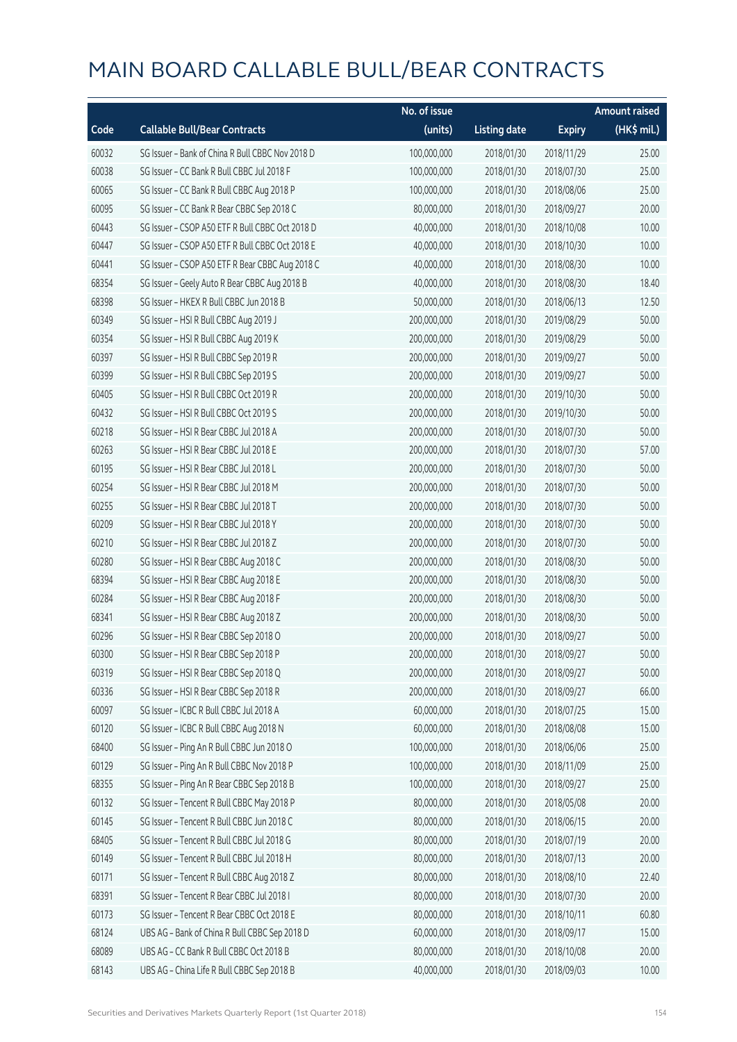# MAIN BOARD CALLABLE BULL/BEAR CONTRACTS

| Code | Callable Bull/Bear Contracts | No. of issue (units) | Listing date | Expiry | Amount raised (HK$ mil.) |
|---|---|---|---|---|---|
| 60032 | SG Issuer – Bank of China R Bull CBBC Nov 2018 D | 100,000,000 | 2018/01/30 | 2018/11/29 | 25.00 |
| 60038 | SG Issuer – CC Bank R Bull CBBC Jul 2018 F | 100,000,000 | 2018/01/30 | 2018/07/30 | 25.00 |
| 60065 | SG Issuer – CC Bank R Bull CBBC Aug 2018 P | 100,000,000 | 2018/01/30 | 2018/08/06 | 25.00 |
| 60095 | SG Issuer – CC Bank R Bear CBBC Sep 2018 C | 80,000,000 | 2018/01/30 | 2018/09/27 | 20.00 |
| 60443 | SG Issuer – CSOP A50 ETF R Bull CBBC Oct 2018 D | 40,000,000 | 2018/01/30 | 2018/10/08 | 10.00 |
| 60447 | SG Issuer – CSOP A50 ETF R Bull CBBC Oct 2018 E | 40,000,000 | 2018/01/30 | 2018/10/30 | 10.00 |
| 60441 | SG Issuer – CSOP A50 ETF R Bear CBBC Aug 2018 C | 40,000,000 | 2018/01/30 | 2018/08/30 | 10.00 |
| 68354 | SG Issuer – Geely Auto R Bear CBBC Aug 2018 B | 40,000,000 | 2018/01/30 | 2018/08/30 | 18.40 |
| 68398 | SG Issuer – HKEX R Bull CBBC Jun 2018 B | 50,000,000 | 2018/01/30 | 2018/06/13 | 12.50 |
| 60349 | SG Issuer – HSI R Bull CBBC Aug 2019 J | 200,000,000 | 2018/01/30 | 2019/08/29 | 50.00 |
| 60354 | SG Issuer – HSI R Bull CBBC Aug 2019 K | 200,000,000 | 2018/01/30 | 2019/08/29 | 50.00 |
| 60397 | SG Issuer – HSI R Bull CBBC Sep 2019 R | 200,000,000 | 2018/01/30 | 2019/09/27 | 50.00 |
| 60399 | SG Issuer – HSI R Bull CBBC Sep 2019 S | 200,000,000 | 2018/01/30 | 2019/09/27 | 50.00 |
| 60405 | SG Issuer – HSI R Bull CBBC Oct 2019 R | 200,000,000 | 2018/01/30 | 2019/10/30 | 50.00 |
| 60432 | SG Issuer – HSI R Bull CBBC Oct 2019 S | 200,000,000 | 2018/01/30 | 2019/10/30 | 50.00 |
| 60218 | SG Issuer – HSI R Bear CBBC Jul 2018 A | 200,000,000 | 2018/01/30 | 2018/07/30 | 50.00 |
| 60263 | SG Issuer – HSI R Bear CBBC Jul 2018 E | 200,000,000 | 2018/01/30 | 2018/07/30 | 57.00 |
| 60195 | SG Issuer – HSI R Bear CBBC Jul 2018 L | 200,000,000 | 2018/01/30 | 2018/07/30 | 50.00 |
| 60254 | SG Issuer – HSI R Bear CBBC Jul 2018 M | 200,000,000 | 2018/01/30 | 2018/07/30 | 50.00 |
| 60255 | SG Issuer – HSI R Bear CBBC Jul 2018 T | 200,000,000 | 2018/01/30 | 2018/07/30 | 50.00 |
| 60209 | SG Issuer – HSI R Bear CBBC Jul 2018 Y | 200,000,000 | 2018/01/30 | 2018/07/30 | 50.00 |
| 60210 | SG Issuer – HSI R Bear CBBC Jul 2018 Z | 200,000,000 | 2018/01/30 | 2018/07/30 | 50.00 |
| 60280 | SG Issuer – HSI R Bear CBBC Aug 2018 C | 200,000,000 | 2018/01/30 | 2018/08/30 | 50.00 |
| 68394 | SG Issuer – HSI R Bear CBBC Aug 2018 E | 200,000,000 | 2018/01/30 | 2018/08/30 | 50.00 |
| 60284 | SG Issuer – HSI R Bear CBBC Aug 2018 F | 200,000,000 | 2018/01/30 | 2018/08/30 | 50.00 |
| 68341 | SG Issuer – HSI R Bear CBBC Aug 2018 Z | 200,000,000 | 2018/01/30 | 2018/08/30 | 50.00 |
| 60296 | SG Issuer – HSI R Bear CBBC Sep 2018 O | 200,000,000 | 2018/01/30 | 2018/09/27 | 50.00 |
| 60300 | SG Issuer – HSI R Bear CBBC Sep 2018 P | 200,000,000 | 2018/01/30 | 2018/09/27 | 50.00 |
| 60319 | SG Issuer – HSI R Bear CBBC Sep 2018 Q | 200,000,000 | 2018/01/30 | 2018/09/27 | 50.00 |
| 60336 | SG Issuer – HSI R Bear CBBC Sep 2018 R | 200,000,000 | 2018/01/30 | 2018/09/27 | 66.00 |
| 60097 | SG Issuer – ICBC R Bull CBBC Jul 2018 A | 60,000,000 | 2018/01/30 | 2018/07/25 | 15.00 |
| 60120 | SG Issuer – ICBC R Bull CBBC Aug 2018 N | 60,000,000 | 2018/01/30 | 2018/08/08 | 15.00 |
| 68400 | SG Issuer – Ping An R Bull CBBC Jun 2018 O | 100,000,000 | 2018/01/30 | 2018/06/06 | 25.00 |
| 60129 | SG Issuer – Ping An R Bull CBBC Nov 2018 P | 100,000,000 | 2018/01/30 | 2018/11/09 | 25.00 |
| 68355 | SG Issuer – Ping An R Bear CBBC Sep 2018 B | 100,000,000 | 2018/01/30 | 2018/09/27 | 25.00 |
| 60132 | SG Issuer – Tencent R Bull CBBC May 2018 P | 80,000,000 | 2018/01/30 | 2018/05/08 | 20.00 |
| 60145 | SG Issuer – Tencent R Bull CBBC Jun 2018 C | 80,000,000 | 2018/01/30 | 2018/06/15 | 20.00 |
| 68405 | SG Issuer – Tencent R Bull CBBC Jul 2018 G | 80,000,000 | 2018/01/30 | 2018/07/19 | 20.00 |
| 60149 | SG Issuer – Tencent R Bull CBBC Jul 2018 H | 80,000,000 | 2018/01/30 | 2018/07/13 | 20.00 |
| 60171 | SG Issuer – Tencent R Bull CBBC Aug 2018 Z | 80,000,000 | 2018/01/30 | 2018/08/10 | 22.40 |
| 68391 | SG Issuer – Tencent R Bear CBBC Jul 2018 I | 80,000,000 | 2018/01/30 | 2018/07/30 | 20.00 |
| 60173 | SG Issuer – Tencent R Bear CBBC Oct 2018 E | 80,000,000 | 2018/01/30 | 2018/10/11 | 60.80 |
| 68124 | UBS AG – Bank of China R Bull CBBC Sep 2018 D | 60,000,000 | 2018/01/30 | 2018/09/17 | 15.00 |
| 68089 | UBS AG – CC Bank R Bull CBBC Oct 2018 B | 80,000,000 | 2018/01/30 | 2018/10/08 | 20.00 |
| 68143 | UBS AG – China Life R Bull CBBC Sep 2018 B | 40,000,000 | 2018/01/30 | 2018/09/03 | 10.00 |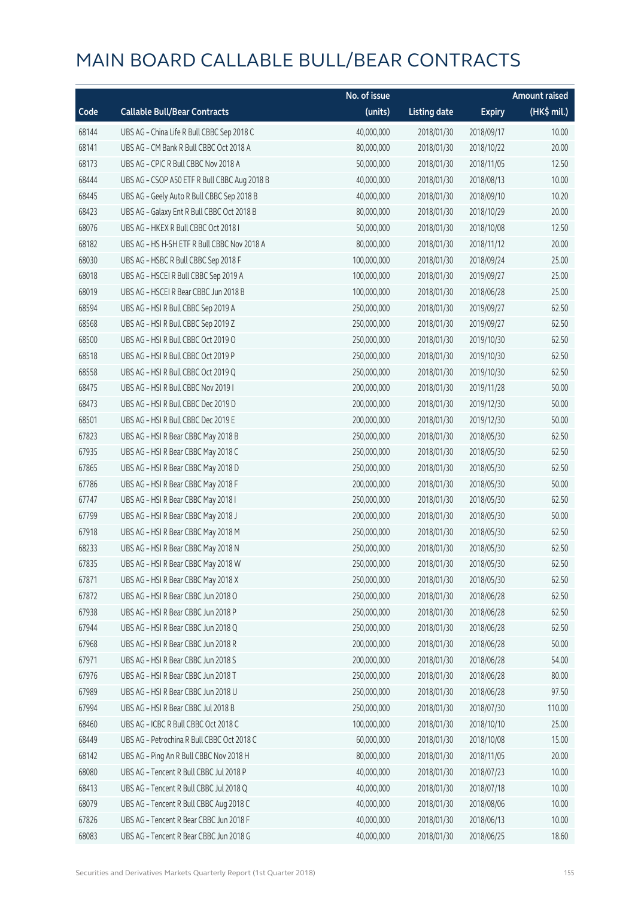# MAIN BOARD CALLABLE BULL/BEAR CONTRACTS

| Code | Callable Bull/Bear Contracts | No. of issue (units) | Listing date | Expiry | Amount raised (HK$ mil.) |
|---|---|---|---|---|---|
| 68144 | UBS AG – China Life R Bull CBBC Sep 2018 C | 40,000,000 | 2018/01/30 | 2018/09/17 | 10.00 |
| 68141 | UBS AG – CM Bank R Bull CBBC Oct 2018 A | 80,000,000 | 2018/01/30 | 2018/10/22 | 20.00 |
| 68173 | UBS AG – CPIC R Bull CBBC Nov 2018 A | 50,000,000 | 2018/01/30 | 2018/11/05 | 12.50 |
| 68444 | UBS AG – CSOP A50 ETF R Bull CBBC Aug 2018 B | 40,000,000 | 2018/01/30 | 2018/08/13 | 10.00 |
| 68445 | UBS AG – Geely Auto R Bull CBBC Sep 2018 B | 40,000,000 | 2018/01/30 | 2018/09/10 | 10.20 |
| 68423 | UBS AG – Galaxy Ent R Bull CBBC Oct 2018 B | 80,000,000 | 2018/01/30 | 2018/10/29 | 20.00 |
| 68076 | UBS AG – HKEX R Bull CBBC Oct 2018 I | 50,000,000 | 2018/01/30 | 2018/10/08 | 12.50 |
| 68182 | UBS AG – HS H-SH ETF R Bull CBBC Nov 2018 A | 80,000,000 | 2018/01/30 | 2018/11/12 | 20.00 |
| 68030 | UBS AG – HSBC R Bull CBBC Sep 2018 F | 100,000,000 | 2018/01/30 | 2018/09/24 | 25.00 |
| 68018 | UBS AG – HSCEI R Bull CBBC Sep 2019 A | 100,000,000 | 2018/01/30 | 2019/09/27 | 25.00 |
| 68019 | UBS AG – HSCEI R Bear CBBC Jun 2018 B | 100,000,000 | 2018/01/30 | 2018/06/28 | 25.00 |
| 68594 | UBS AG – HSI R Bull CBBC Sep 2019 A | 250,000,000 | 2018/01/30 | 2019/09/27 | 62.50 |
| 68568 | UBS AG – HSI R Bull CBBC Sep 2019 Z | 250,000,000 | 2018/01/30 | 2019/09/27 | 62.50 |
| 68500 | UBS AG – HSI R Bull CBBC Oct 2019 O | 250,000,000 | 2018/01/30 | 2019/10/30 | 62.50 |
| 68518 | UBS AG – HSI R Bull CBBC Oct 2019 P | 250,000,000 | 2018/01/30 | 2019/10/30 | 62.50 |
| 68558 | UBS AG – HSI R Bull CBBC Oct 2019 Q | 250,000,000 | 2018/01/30 | 2019/10/30 | 62.50 |
| 68475 | UBS AG – HSI R Bull CBBC Nov 2019 I | 200,000,000 | 2018/01/30 | 2019/11/28 | 50.00 |
| 68473 | UBS AG – HSI R Bull CBBC Dec 2019 D | 200,000,000 | 2018/01/30 | 2019/12/30 | 50.00 |
| 68501 | UBS AG – HSI R Bull CBBC Dec 2019 E | 200,000,000 | 2018/01/30 | 2019/12/30 | 50.00 |
| 67823 | UBS AG – HSI R Bear CBBC May 2018 B | 250,000,000 | 2018/01/30 | 2018/05/30 | 62.50 |
| 67935 | UBS AG – HSI R Bear CBBC May 2018 C | 250,000,000 | 2018/01/30 | 2018/05/30 | 62.50 |
| 67865 | UBS AG – HSI R Bear CBBC May 2018 D | 250,000,000 | 2018/01/30 | 2018/05/30 | 62.50 |
| 67786 | UBS AG – HSI R Bear CBBC May 2018 F | 200,000,000 | 2018/01/30 | 2018/05/30 | 50.00 |
| 67747 | UBS AG – HSI R Bear CBBC May 2018 I | 250,000,000 | 2018/01/30 | 2018/05/30 | 62.50 |
| 67799 | UBS AG – HSI R Bear CBBC May 2018 J | 200,000,000 | 2018/01/30 | 2018/05/30 | 50.00 |
| 67918 | UBS AG – HSI R Bear CBBC May 2018 M | 250,000,000 | 2018/01/30 | 2018/05/30 | 62.50 |
| 68233 | UBS AG – HSI R Bear CBBC May 2018 N | 250,000,000 | 2018/01/30 | 2018/05/30 | 62.50 |
| 67835 | UBS AG – HSI R Bear CBBC May 2018 W | 250,000,000 | 2018/01/30 | 2018/05/30 | 62.50 |
| 67871 | UBS AG – HSI R Bear CBBC May 2018 X | 250,000,000 | 2018/01/30 | 2018/05/30 | 62.50 |
| 67872 | UBS AG – HSI R Bear CBBC Jun 2018 O | 250,000,000 | 2018/01/30 | 2018/06/28 | 62.50 |
| 67938 | UBS AG – HSI R Bear CBBC Jun 2018 P | 250,000,000 | 2018/01/30 | 2018/06/28 | 62.50 |
| 67944 | UBS AG – HSI R Bear CBBC Jun 2018 Q | 250,000,000 | 2018/01/30 | 2018/06/28 | 62.50 |
| 67968 | UBS AG – HSI R Bear CBBC Jun 2018 R | 200,000,000 | 2018/01/30 | 2018/06/28 | 50.00 |
| 67971 | UBS AG – HSI R Bear CBBC Jun 2018 S | 200,000,000 | 2018/01/30 | 2018/06/28 | 54.00 |
| 67976 | UBS AG – HSI R Bear CBBC Jun 2018 T | 250,000,000 | 2018/01/30 | 2018/06/28 | 80.00 |
| 67989 | UBS AG – HSI R Bear CBBC Jun 2018 U | 250,000,000 | 2018/01/30 | 2018/06/28 | 97.50 |
| 67994 | UBS AG – HSI R Bear CBBC Jul 2018 B | 250,000,000 | 2018/01/30 | 2018/07/30 | 110.00 |
| 68460 | UBS AG – ICBC R Bull CBBC Oct 2018 C | 100,000,000 | 2018/01/30 | 2018/10/10 | 25.00 |
| 68449 | UBS AG – Petrochina R Bull CBBC Oct 2018 C | 60,000,000 | 2018/01/30 | 2018/10/08 | 15.00 |
| 68142 | UBS AG – Ping An R Bull CBBC Nov 2018 H | 80,000,000 | 2018/01/30 | 2018/11/05 | 20.00 |
| 68080 | UBS AG – Tencent R Bull CBBC Jul 2018 P | 40,000,000 | 2018/01/30 | 2018/07/23 | 10.00 |
| 68413 | UBS AG – Tencent R Bull CBBC Jul 2018 Q | 40,000,000 | 2018/01/30 | 2018/07/18 | 10.00 |
| 68079 | UBS AG – Tencent R Bull CBBC Aug 2018 C | 40,000,000 | 2018/01/30 | 2018/08/06 | 10.00 |
| 67826 | UBS AG – Tencent R Bear CBBC Jun 2018 F | 40,000,000 | 2018/01/30 | 2018/06/13 | 10.00 |
| 68083 | UBS AG – Tencent R Bear CBBC Jun 2018 G | 40,000,000 | 2018/01/30 | 2018/06/25 | 18.60 |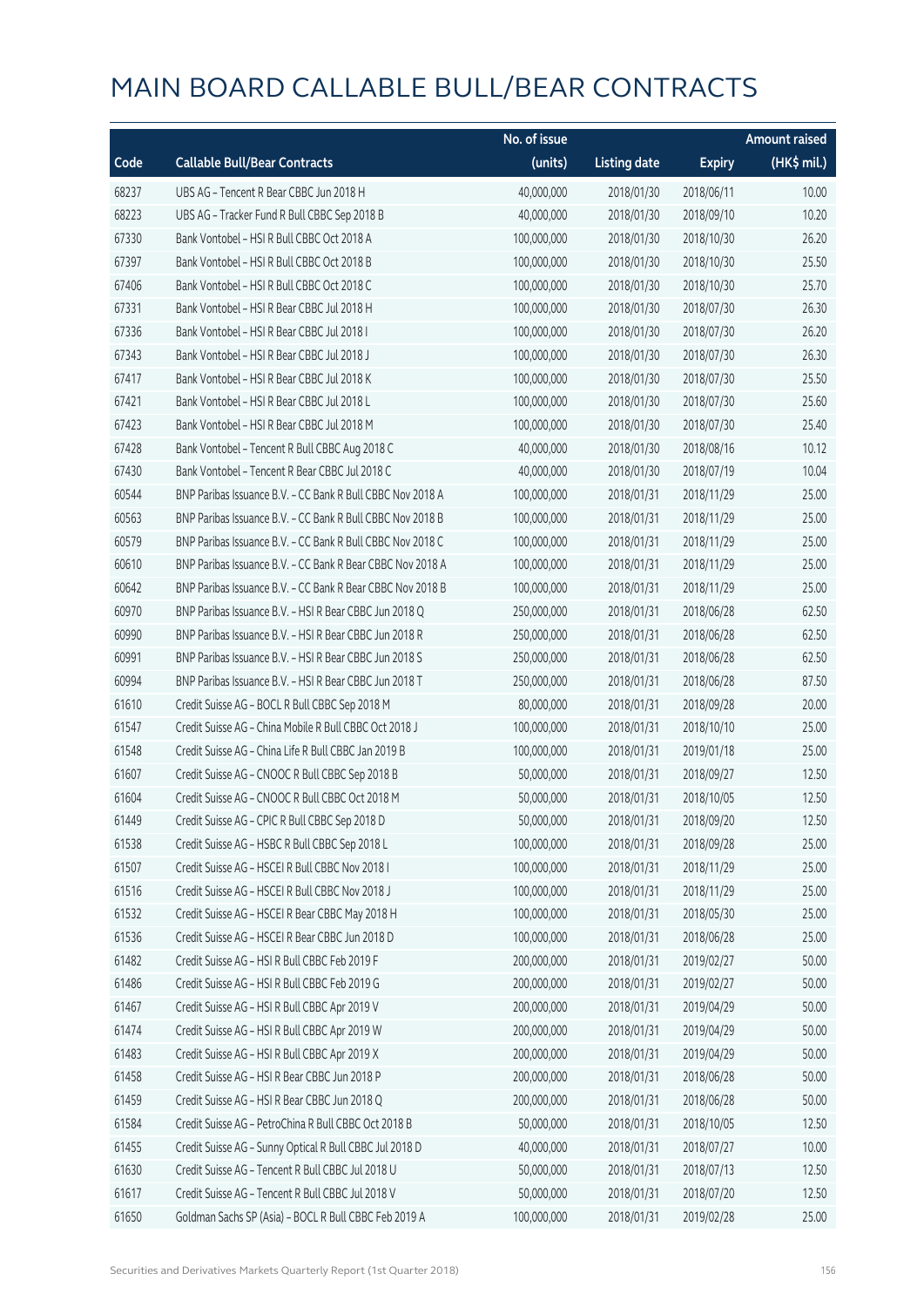# MAIN BOARD CALLABLE BULL/BEAR CONTRACTS

| Code | Callable Bull/Bear Contracts | No. of issue (units) | Listing date | Expiry | Amount raised (HK$ mil.) |
|---|---|---|---|---|---|
| 68237 | UBS AG – Tencent R Bear CBBC Jun 2018 H | 40,000,000 | 2018/01/30 | 2018/06/11 | 10.00 |
| 68223 | UBS AG – Tracker Fund R Bull CBBC Sep 2018 B | 40,000,000 | 2018/01/30 | 2018/09/10 | 10.20 |
| 67330 | Bank Vontobel – HSI R Bull CBBC Oct 2018 A | 100,000,000 | 2018/01/30 | 2018/10/30 | 26.20 |
| 67397 | Bank Vontobel – HSI R Bull CBBC Oct 2018 B | 100,000,000 | 2018/01/30 | 2018/10/30 | 25.50 |
| 67406 | Bank Vontobel – HSI R Bull CBBC Oct 2018 C | 100,000,000 | 2018/01/30 | 2018/10/30 | 25.70 |
| 67331 | Bank Vontobel – HSI R Bear CBBC Jul 2018 H | 100,000,000 | 2018/01/30 | 2018/07/30 | 26.30 |
| 67336 | Bank Vontobel – HSI R Bear CBBC Jul 2018 I | 100,000,000 | 2018/01/30 | 2018/07/30 | 26.20 |
| 67343 | Bank Vontobel – HSI R Bear CBBC Jul 2018 J | 100,000,000 | 2018/01/30 | 2018/07/30 | 26.30 |
| 67417 | Bank Vontobel – HSI R Bear CBBC Jul 2018 K | 100,000,000 | 2018/01/30 | 2018/07/30 | 25.50 |
| 67421 | Bank Vontobel – HSI R Bear CBBC Jul 2018 L | 100,000,000 | 2018/01/30 | 2018/07/30 | 25.60 |
| 67423 | Bank Vontobel – HSI R Bear CBBC Jul 2018 M | 100,000,000 | 2018/01/30 | 2018/07/30 | 25.40 |
| 67428 | Bank Vontobel – Tencent R Bull CBBC Aug 2018 C | 40,000,000 | 2018/01/30 | 2018/08/16 | 10.12 |
| 67430 | Bank Vontobel – Tencent R Bear CBBC Jul 2018 C | 40,000,000 | 2018/01/30 | 2018/07/19 | 10.04 |
| 60544 | BNP Paribas Issuance B.V. – CC Bank R Bull CBBC Nov 2018 A | 100,000,000 | 2018/01/31 | 2018/11/29 | 25.00 |
| 60563 | BNP Paribas Issuance B.V. – CC Bank R Bull CBBC Nov 2018 B | 100,000,000 | 2018/01/31 | 2018/11/29 | 25.00 |
| 60579 | BNP Paribas Issuance B.V. – CC Bank R Bull CBBC Nov 2018 C | 100,000,000 | 2018/01/31 | 2018/11/29 | 25.00 |
| 60610 | BNP Paribas Issuance B.V. – CC Bank R Bear CBBC Nov 2018 A | 100,000,000 | 2018/01/31 | 2018/11/29 | 25.00 |
| 60642 | BNP Paribas Issuance B.V. – CC Bank R Bear CBBC Nov 2018 B | 100,000,000 | 2018/01/31 | 2018/11/29 | 25.00 |
| 60970 | BNP Paribas Issuance B.V. – HSI R Bear CBBC Jun 2018 Q | 250,000,000 | 2018/01/31 | 2018/06/28 | 62.50 |
| 60990 | BNP Paribas Issuance B.V. – HSI R Bear CBBC Jun 2018 R | 250,000,000 | 2018/01/31 | 2018/06/28 | 62.50 |
| 60991 | BNP Paribas Issuance B.V. – HSI R Bear CBBC Jun 2018 S | 250,000,000 | 2018/01/31 | 2018/06/28 | 62.50 |
| 60994 | BNP Paribas Issuance B.V. – HSI R Bear CBBC Jun 2018 T | 250,000,000 | 2018/01/31 | 2018/06/28 | 87.50 |
| 61610 | Credit Suisse AG – BOCL R Bull CBBC Sep 2018 M | 80,000,000 | 2018/01/31 | 2018/09/28 | 20.00 |
| 61547 | Credit Suisse AG – China Mobile R Bull CBBC Oct 2018 J | 100,000,000 | 2018/01/31 | 2018/10/10 | 25.00 |
| 61548 | Credit Suisse AG – China Life R Bull CBBC Jan 2019 B | 100,000,000 | 2018/01/31 | 2019/01/18 | 25.00 |
| 61607 | Credit Suisse AG – CNOOC R Bull CBBC Sep 2018 B | 50,000,000 | 2018/01/31 | 2018/09/27 | 12.50 |
| 61604 | Credit Suisse AG – CNOOC R Bull CBBC Oct 2018 M | 50,000,000 | 2018/01/31 | 2018/10/05 | 12.50 |
| 61449 | Credit Suisse AG – CPIC R Bull CBBC Sep 2018 D | 50,000,000 | 2018/01/31 | 2018/09/20 | 12.50 |
| 61538 | Credit Suisse AG – HSBC R Bull CBBC Sep 2018 L | 100,000,000 | 2018/01/31 | 2018/09/28 | 25.00 |
| 61507 | Credit Suisse AG – HSCEI R Bull CBBC Nov 2018 I | 100,000,000 | 2018/01/31 | 2018/11/29 | 25.00 |
| 61516 | Credit Suisse AG – HSCEI R Bull CBBC Nov 2018 J | 100,000,000 | 2018/01/31 | 2018/11/29 | 25.00 |
| 61532 | Credit Suisse AG – HSCEI R Bear CBBC May 2018 H | 100,000,000 | 2018/01/31 | 2018/05/30 | 25.00 |
| 61536 | Credit Suisse AG – HSCEI R Bear CBBC Jun 2018 D | 100,000,000 | 2018/01/31 | 2018/06/28 | 25.00 |
| 61482 | Credit Suisse AG – HSI R Bull CBBC Feb 2019 F | 200,000,000 | 2018/01/31 | 2019/02/27 | 50.00 |
| 61486 | Credit Suisse AG – HSI R Bull CBBC Feb 2019 G | 200,000,000 | 2018/01/31 | 2019/02/27 | 50.00 |
| 61467 | Credit Suisse AG – HSI R Bull CBBC Apr 2019 V | 200,000,000 | 2018/01/31 | 2019/04/29 | 50.00 |
| 61474 | Credit Suisse AG – HSI R Bull CBBC Apr 2019 W | 200,000,000 | 2018/01/31 | 2019/04/29 | 50.00 |
| 61483 | Credit Suisse AG – HSI R Bull CBBC Apr 2019 X | 200,000,000 | 2018/01/31 | 2019/04/29 | 50.00 |
| 61458 | Credit Suisse AG – HSI R Bear CBBC Jun 2018 P | 200,000,000 | 2018/01/31 | 2018/06/28 | 50.00 |
| 61459 | Credit Suisse AG – HSI R Bear CBBC Jun 2018 Q | 200,000,000 | 2018/01/31 | 2018/06/28 | 50.00 |
| 61584 | Credit Suisse AG – PetroChina R Bull CBBC Oct 2018 B | 50,000,000 | 2018/01/31 | 2018/10/05 | 12.50 |
| 61455 | Credit Suisse AG – Sunny Optical R Bull CBBC Jul 2018 D | 40,000,000 | 2018/01/31 | 2018/07/27 | 10.00 |
| 61630 | Credit Suisse AG – Tencent R Bull CBBC Jul 2018 U | 50,000,000 | 2018/01/31 | 2018/07/13 | 12.50 |
| 61617 | Credit Suisse AG – Tencent R Bull CBBC Jul 2018 V | 50,000,000 | 2018/01/31 | 2018/07/20 | 12.50 |
| 61650 | Goldman Sachs SP (Asia) – BOCL R Bull CBBC Feb 2019 A | 100,000,000 | 2018/01/31 | 2019/02/28 | 25.00 |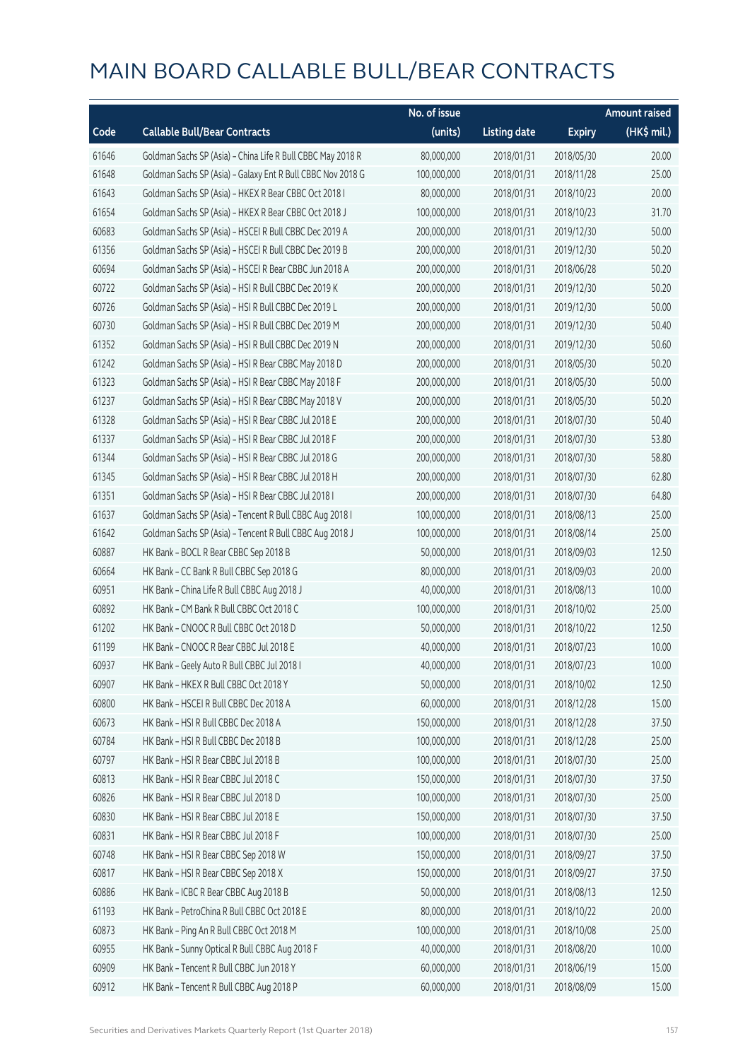# MAIN BOARD CALLABLE BULL/BEAR CONTRACTS

| Code | Callable Bull/Bear Contracts | No. of issue (units) | Listing date | Expiry | Amount raised (HK$ mil.) |
|---|---|---|---|---|---|
| 61646 | Goldman Sachs SP (Asia) – China Life R Bull CBBC May 2018 R | 80,000,000 | 2018/01/31 | 2018/05/30 | 20.00 |
| 61648 | Goldman Sachs SP (Asia) – Galaxy Ent R Bull CBBC Nov 2018 G | 100,000,000 | 2018/01/31 | 2018/11/28 | 25.00 |
| 61643 | Goldman Sachs SP (Asia) – HKEX R Bear CBBC Oct 2018 I | 80,000,000 | 2018/01/31 | 2018/10/23 | 20.00 |
| 61654 | Goldman Sachs SP (Asia) – HKEX R Bear CBBC Oct 2018 J | 100,000,000 | 2018/01/31 | 2018/10/23 | 31.70 |
| 60683 | Goldman Sachs SP (Asia) – HSCEI R Bull CBBC Dec 2019 A | 200,000,000 | 2018/01/31 | 2019/12/30 | 50.00 |
| 61356 | Goldman Sachs SP (Asia) – HSCEI R Bull CBBC Dec 2019 B | 200,000,000 | 2018/01/31 | 2019/12/30 | 50.20 |
| 60694 | Goldman Sachs SP (Asia) – HSCEI R Bear CBBC Jun 2018 A | 200,000,000 | 2018/01/31 | 2018/06/28 | 50.20 |
| 60722 | Goldman Sachs SP (Asia) – HSI R Bull CBBC Dec 2019 K | 200,000,000 | 2018/01/31 | 2019/12/30 | 50.20 |
| 60726 | Goldman Sachs SP (Asia) – HSI R Bull CBBC Dec 2019 L | 200,000,000 | 2018/01/31 | 2019/12/30 | 50.00 |
| 60730 | Goldman Sachs SP (Asia) – HSI R Bull CBBC Dec 2019 M | 200,000,000 | 2018/01/31 | 2019/12/30 | 50.40 |
| 61352 | Goldman Sachs SP (Asia) – HSI R Bull CBBC Dec 2019 N | 200,000,000 | 2018/01/31 | 2019/12/30 | 50.60 |
| 61242 | Goldman Sachs SP (Asia) – HSI R Bear CBBC May 2018 D | 200,000,000 | 2018/01/31 | 2018/05/30 | 50.20 |
| 61323 | Goldman Sachs SP (Asia) – HSI R Bear CBBC May 2018 F | 200,000,000 | 2018/01/31 | 2018/05/30 | 50.00 |
| 61237 | Goldman Sachs SP (Asia) – HSI R Bear CBBC May 2018 V | 200,000,000 | 2018/01/31 | 2018/05/30 | 50.20 |
| 61328 | Goldman Sachs SP (Asia) – HSI R Bear CBBC Jul 2018 E | 200,000,000 | 2018/01/31 | 2018/07/30 | 50.40 |
| 61337 | Goldman Sachs SP (Asia) – HSI R Bear CBBC Jul 2018 F | 200,000,000 | 2018/01/31 | 2018/07/30 | 53.80 |
| 61344 | Goldman Sachs SP (Asia) – HSI R Bear CBBC Jul 2018 G | 200,000,000 | 2018/01/31 | 2018/07/30 | 58.80 |
| 61345 | Goldman Sachs SP (Asia) – HSI R Bear CBBC Jul 2018 H | 200,000,000 | 2018/01/31 | 2018/07/30 | 62.80 |
| 61351 | Goldman Sachs SP (Asia) – HSI R Bear CBBC Jul 2018 I | 200,000,000 | 2018/01/31 | 2018/07/30 | 64.80 |
| 61637 | Goldman Sachs SP (Asia) – Tencent R Bull CBBC Aug 2018 I | 100,000,000 | 2018/01/31 | 2018/08/13 | 25.00 |
| 61642 | Goldman Sachs SP (Asia) – Tencent R Bull CBBC Aug 2018 J | 100,000,000 | 2018/01/31 | 2018/08/14 | 25.00 |
| 60887 | HK Bank – BOCL R Bear CBBC Sep 2018 B | 50,000,000 | 2018/01/31 | 2018/09/03 | 12.50 |
| 60664 | HK Bank – CC Bank R Bull CBBC Sep 2018 G | 80,000,000 | 2018/01/31 | 2018/09/03 | 20.00 |
| 60951 | HK Bank – China Life R Bull CBBC Aug 2018 J | 40,000,000 | 2018/01/31 | 2018/08/13 | 10.00 |
| 60892 | HK Bank – CM Bank R Bull CBBC Oct 2018 C | 100,000,000 | 2018/01/31 | 2018/10/02 | 25.00 |
| 61202 | HK Bank – CNOOC R Bull CBBC Oct 2018 D | 50,000,000 | 2018/01/31 | 2018/10/22 | 12.50 |
| 61199 | HK Bank – CNOOC R Bear CBBC Jul 2018 E | 40,000,000 | 2018/01/31 | 2018/07/23 | 10.00 |
| 60937 | HK Bank – Geely Auto R Bull CBBC Jul 2018 I | 40,000,000 | 2018/01/31 | 2018/07/23 | 10.00 |
| 60907 | HK Bank – HKEX R Bull CBBC Oct 2018 Y | 50,000,000 | 2018/01/31 | 2018/10/02 | 12.50 |
| 60800 | HK Bank – HSCEI R Bull CBBC Dec 2018 A | 60,000,000 | 2018/01/31 | 2018/12/28 | 15.00 |
| 60673 | HK Bank – HSI R Bull CBBC Dec 2018 A | 150,000,000 | 2018/01/31 | 2018/12/28 | 37.50 |
| 60784 | HK Bank – HSI R Bull CBBC Dec 2018 B | 100,000,000 | 2018/01/31 | 2018/12/28 | 25.00 |
| 60797 | HK Bank – HSI R Bear CBBC Jul 2018 B | 100,000,000 | 2018/01/31 | 2018/07/30 | 25.00 |
| 60813 | HK Bank – HSI R Bear CBBC Jul 2018 C | 150,000,000 | 2018/01/31 | 2018/07/30 | 37.50 |
| 60826 | HK Bank – HSI R Bear CBBC Jul 2018 D | 100,000,000 | 2018/01/31 | 2018/07/30 | 25.00 |
| 60830 | HK Bank – HSI R Bear CBBC Jul 2018 E | 150,000,000 | 2018/01/31 | 2018/07/30 | 37.50 |
| 60831 | HK Bank – HSI R Bear CBBC Jul 2018 F | 100,000,000 | 2018/01/31 | 2018/07/30 | 25.00 |
| 60748 | HK Bank – HSI R Bear CBBC Sep 2018 W | 150,000,000 | 2018/01/31 | 2018/09/27 | 37.50 |
| 60817 | HK Bank – HSI R Bear CBBC Sep 2018 X | 150,000,000 | 2018/01/31 | 2018/09/27 | 37.50 |
| 60886 | HK Bank – ICBC R Bear CBBC Aug 2018 B | 50,000,000 | 2018/01/31 | 2018/08/13 | 12.50 |
| 61193 | HK Bank – PetroChina R Bull CBBC Oct 2018 E | 80,000,000 | 2018/01/31 | 2018/10/22 | 20.00 |
| 60873 | HK Bank – Ping An R Bull CBBC Oct 2018 M | 100,000,000 | 2018/01/31 | 2018/10/08 | 25.00 |
| 60955 | HK Bank – Sunny Optical R Bull CBBC Aug 2018 F | 40,000,000 | 2018/01/31 | 2018/08/20 | 10.00 |
| 60909 | HK Bank – Tencent R Bull CBBC Jun 2018 Y | 60,000,000 | 2018/01/31 | 2018/06/19 | 15.00 |
| 60912 | HK Bank – Tencent R Bull CBBC Aug 2018 P | 60,000,000 | 2018/01/31 | 2018/08/09 | 15.00 |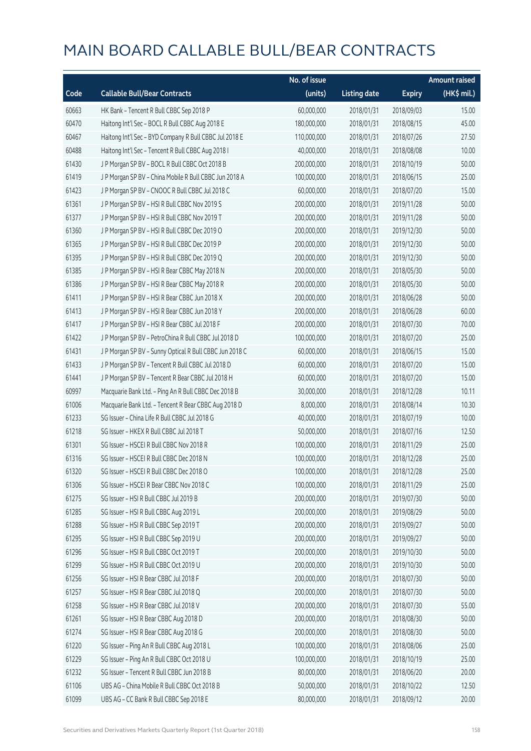# MAIN BOARD CALLABLE BULL/BEAR CONTRACTS

| Code | Callable Bull/Bear Contracts | No. of issue (units) | Listing date | Expiry | Amount raised (HK$ mil.) |
|---|---|---|---|---|---|
| 60663 | HK Bank – Tencent R Bull CBBC Sep 2018 P | 60,000,000 | 2018/01/31 | 2018/09/03 | 15.00 |
| 60470 | Haitong Int'l Sec – BOCL R Bull CBBC Aug 2018 E | 180,000,000 | 2018/01/31 | 2018/08/15 | 45.00 |
| 60467 | Haitong Int'l Sec – BYD Company R Bull CBBC Jul 2018 E | 110,000,000 | 2018/01/31 | 2018/07/26 | 27.50 |
| 60488 | Haitong Int'l Sec – Tencent R Bull CBBC Aug 2018 I | 40,000,000 | 2018/01/31 | 2018/08/08 | 10.00 |
| 61430 | J P Morgan SP BV – BOCL R Bull CBBC Oct 2018 B | 200,000,000 | 2018/01/31 | 2018/10/19 | 50.00 |
| 61419 | J P Morgan SP BV – China Mobile R Bull CBBC Jun 2018 A | 100,000,000 | 2018/01/31 | 2018/06/15 | 25.00 |
| 61423 | J P Morgan SP BV – CNOOC R Bull CBBC Jul 2018 C | 60,000,000 | 2018/01/31 | 2018/07/20 | 15.00 |
| 61361 | J P Morgan SP BV – HSI R Bull CBBC Nov 2019 S | 200,000,000 | 2018/01/31 | 2019/11/28 | 50.00 |
| 61377 | J P Morgan SP BV – HSI R Bull CBBC Nov 2019 T | 200,000,000 | 2018/01/31 | 2019/11/28 | 50.00 |
| 61360 | J P Morgan SP BV – HSI R Bull CBBC Dec 2019 O | 200,000,000 | 2018/01/31 | 2019/12/30 | 50.00 |
| 61365 | J P Morgan SP BV – HSI R Bull CBBC Dec 2019 P | 200,000,000 | 2018/01/31 | 2019/12/30 | 50.00 |
| 61395 | J P Morgan SP BV – HSI R Bull CBBC Dec 2019 Q | 200,000,000 | 2018/01/31 | 2019/12/30 | 50.00 |
| 61385 | J P Morgan SP BV – HSI R Bear CBBC May 2018 N | 200,000,000 | 2018/01/31 | 2018/05/30 | 50.00 |
| 61386 | J P Morgan SP BV – HSI R Bear CBBC May 2018 R | 200,000,000 | 2018/01/31 | 2018/05/30 | 50.00 |
| 61411 | J P Morgan SP BV – HSI R Bear CBBC Jun 2018 X | 200,000,000 | 2018/01/31 | 2018/06/28 | 50.00 |
| 61413 | J P Morgan SP BV – HSI R Bear CBBC Jun 2018 Y | 200,000,000 | 2018/01/31 | 2018/06/28 | 60.00 |
| 61417 | J P Morgan SP BV – HSI R Bear CBBC Jul 2018 F | 200,000,000 | 2018/01/31 | 2018/07/30 | 70.00 |
| 61422 | J P Morgan SP BV – PetroChina R Bull CBBC Jul 2018 D | 100,000,000 | 2018/01/31 | 2018/07/20 | 25.00 |
| 61431 | J P Morgan SP BV – Sunny Optical R Bull CBBC Jun 2018 C | 60,000,000 | 2018/01/31 | 2018/06/15 | 15.00 |
| 61433 | J P Morgan SP BV – Tencent R Bull CBBC Jul 2018 D | 60,000,000 | 2018/01/31 | 2018/07/20 | 15.00 |
| 61441 | J P Morgan SP BV – Tencent R Bear CBBC Jul 2018 H | 60,000,000 | 2018/01/31 | 2018/07/20 | 15.00 |
| 60997 | Macquarie Bank Ltd. – Ping An R Bull CBBC Dec 2018 B | 30,000,000 | 2018/01/31 | 2018/12/28 | 10.11 |
| 61006 | Macquarie Bank Ltd. – Tencent R Bear CBBC Aug 2018 D | 8,000,000 | 2018/01/31 | 2018/08/14 | 10.30 |
| 61233 | SG Issuer – China Life R Bull CBBC Jul 2018 G | 40,000,000 | 2018/01/31 | 2018/07/19 | 10.00 |
| 61218 | SG Issuer – HKEX R Bull CBBC Jul 2018 T | 50,000,000 | 2018/01/31 | 2018/07/16 | 12.50 |
| 61301 | SG Issuer – HSCEI R Bull CBBC Nov 2018 R | 100,000,000 | 2018/01/31 | 2018/11/29 | 25.00 |
| 61316 | SG Issuer – HSCEI R Bull CBBC Dec 2018 N | 100,000,000 | 2018/01/31 | 2018/12/28 | 25.00 |
| 61320 | SG Issuer – HSCEI R Bull CBBC Dec 2018 O | 100,000,000 | 2018/01/31 | 2018/12/28 | 25.00 |
| 61306 | SG Issuer – HSCEI R Bear CBBC Nov 2018 C | 100,000,000 | 2018/01/31 | 2018/11/29 | 25.00 |
| 61275 | SG Issuer – HSI R Bull CBBC Jul 2019 B | 200,000,000 | 2018/01/31 | 2019/07/30 | 50.00 |
| 61285 | SG Issuer – HSI R Bull CBBC Aug 2019 L | 200,000,000 | 2018/01/31 | 2019/08/29 | 50.00 |
| 61288 | SG Issuer – HSI R Bull CBBC Sep 2019 T | 200,000,000 | 2018/01/31 | 2019/09/27 | 50.00 |
| 61295 | SG Issuer – HSI R Bull CBBC Sep 2019 U | 200,000,000 | 2018/01/31 | 2019/09/27 | 50.00 |
| 61296 | SG Issuer – HSI R Bull CBBC Oct 2019 T | 200,000,000 | 2018/01/31 | 2019/10/30 | 50.00 |
| 61299 | SG Issuer – HSI R Bull CBBC Oct 2019 U | 200,000,000 | 2018/01/31 | 2019/10/30 | 50.00 |
| 61256 | SG Issuer – HSI R Bear CBBC Jul 2018 F | 200,000,000 | 2018/01/31 | 2018/07/30 | 50.00 |
| 61257 | SG Issuer – HSI R Bear CBBC Jul 2018 Q | 200,000,000 | 2018/01/31 | 2018/07/30 | 50.00 |
| 61258 | SG Issuer – HSI R Bear CBBC Jul 2018 V | 200,000,000 | 2018/01/31 | 2018/07/30 | 55.00 |
| 61261 | SG Issuer – HSI R Bear CBBC Aug 2018 D | 200,000,000 | 2018/01/31 | 2018/08/30 | 50.00 |
| 61274 | SG Issuer – HSI R Bear CBBC Aug 2018 G | 200,000,000 | 2018/01/31 | 2018/08/30 | 50.00 |
| 61220 | SG Issuer – Ping An R Bull CBBC Aug 2018 L | 100,000,000 | 2018/01/31 | 2018/08/06 | 25.00 |
| 61229 | SG Issuer – Ping An R Bull CBBC Oct 2018 U | 100,000,000 | 2018/01/31 | 2018/10/19 | 25.00 |
| 61232 | SG Issuer – Tencent R Bull CBBC Jun 2018 B | 80,000,000 | 2018/01/31 | 2018/06/20 | 20.00 |
| 61106 | UBS AG – China Mobile R Bull CBBC Oct 2018 B | 50,000,000 | 2018/01/31 | 2018/10/22 | 12.50 |
| 61099 | UBS AG – CC Bank R Bull CBBC Sep 2018 E | 80,000,000 | 2018/01/31 | 2018/09/12 | 20.00 |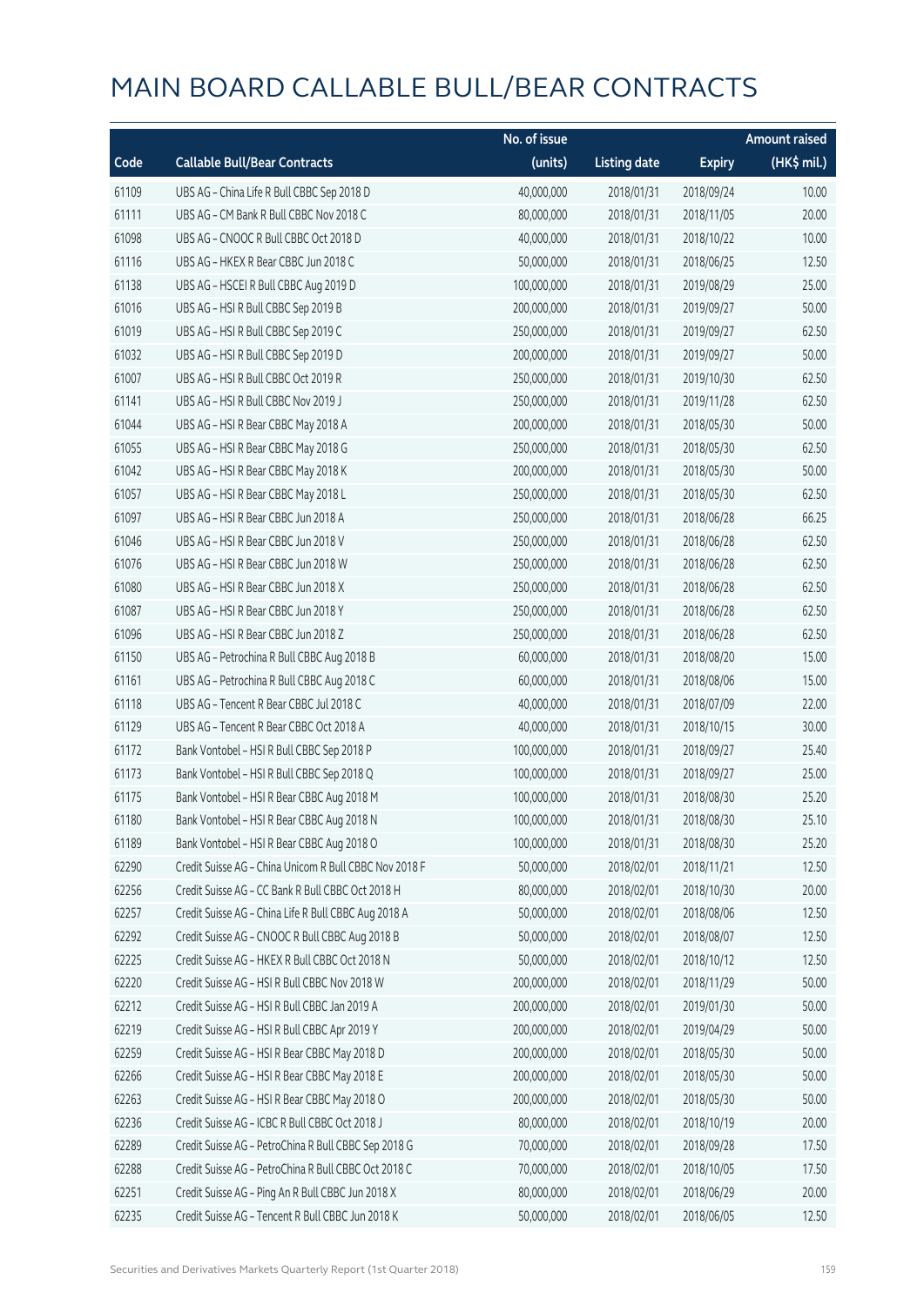# MAIN BOARD CALLABLE BULL/BEAR CONTRACTS

| Code | Callable Bull/Bear Contracts | No. of issue (units) | Listing date | Expiry | Amount raised (HK$ mil.) |
|---|---|---|---|---|---|
| 61109 | UBS AG – China Life R Bull CBBC Sep 2018 D | 40,000,000 | 2018/01/31 | 2018/09/24 | 10.00 |
| 61111 | UBS AG – CM Bank R Bull CBBC Nov 2018 C | 80,000,000 | 2018/01/31 | 2018/11/05 | 20.00 |
| 61098 | UBS AG – CNOOC R Bull CBBC Oct 2018 D | 40,000,000 | 2018/01/31 | 2018/10/22 | 10.00 |
| 61116 | UBS AG – HKEX R Bear CBBC Jun 2018 C | 50,000,000 | 2018/01/31 | 2018/06/25 | 12.50 |
| 61138 | UBS AG – HSCEI R Bull CBBC Aug 2019 D | 100,000,000 | 2018/01/31 | 2019/08/29 | 25.00 |
| 61016 | UBS AG – HSI R Bull CBBC Sep 2019 B | 200,000,000 | 2018/01/31 | 2019/09/27 | 50.00 |
| 61019 | UBS AG – HSI R Bull CBBC Sep 2019 C | 250,000,000 | 2018/01/31 | 2019/09/27 | 62.50 |
| 61032 | UBS AG – HSI R Bull CBBC Sep 2019 D | 200,000,000 | 2018/01/31 | 2019/09/27 | 50.00 |
| 61007 | UBS AG – HSI R Bull CBBC Oct 2019 R | 250,000,000 | 2018/01/31 | 2019/10/30 | 62.50 |
| 61141 | UBS AG – HSI R Bull CBBC Nov 2019 J | 250,000,000 | 2018/01/31 | 2019/11/28 | 62.50 |
| 61044 | UBS AG – HSI R Bear CBBC May 2018 A | 200,000,000 | 2018/01/31 | 2018/05/30 | 50.00 |
| 61055 | UBS AG – HSI R Bear CBBC May 2018 G | 250,000,000 | 2018/01/31 | 2018/05/30 | 62.50 |
| 61042 | UBS AG – HSI R Bear CBBC May 2018 K | 200,000,000 | 2018/01/31 | 2018/05/30 | 50.00 |
| 61057 | UBS AG – HSI R Bear CBBC May 2018 L | 250,000,000 | 2018/01/31 | 2018/05/30 | 62.50 |
| 61097 | UBS AG – HSI R Bear CBBC Jun 2018 A | 250,000,000 | 2018/01/31 | 2018/06/28 | 66.25 |
| 61046 | UBS AG – HSI R Bear CBBC Jun 2018 V | 250,000,000 | 2018/01/31 | 2018/06/28 | 62.50 |
| 61076 | UBS AG – HSI R Bear CBBC Jun 2018 W | 250,000,000 | 2018/01/31 | 2018/06/28 | 62.50 |
| 61080 | UBS AG – HSI R Bear CBBC Jun 2018 X | 250,000,000 | 2018/01/31 | 2018/06/28 | 62.50 |
| 61087 | UBS AG – HSI R Bear CBBC Jun 2018 Y | 250,000,000 | 2018/01/31 | 2018/06/28 | 62.50 |
| 61096 | UBS AG – HSI R Bear CBBC Jun 2018 Z | 250,000,000 | 2018/01/31 | 2018/06/28 | 62.50 |
| 61150 | UBS AG – Petrochina R Bull CBBC Aug 2018 B | 60,000,000 | 2018/01/31 | 2018/08/20 | 15.00 |
| 61161 | UBS AG – Petrochina R Bull CBBC Aug 2018 C | 60,000,000 | 2018/01/31 | 2018/08/06 | 15.00 |
| 61118 | UBS AG – Tencent R Bear CBBC Jul 2018 C | 40,000,000 | 2018/01/31 | 2018/07/09 | 22.00 |
| 61129 | UBS AG – Tencent R Bear CBBC Oct 2018 A | 40,000,000 | 2018/01/31 | 2018/10/15 | 30.00 |
| 61172 | Bank Vontobel – HSI R Bull CBBC Sep 2018 P | 100,000,000 | 2018/01/31 | 2018/09/27 | 25.40 |
| 61173 | Bank Vontobel – HSI R Bull CBBC Sep 2018 Q | 100,000,000 | 2018/01/31 | 2018/09/27 | 25.00 |
| 61175 | Bank Vontobel – HSI R Bear CBBC Aug 2018 M | 100,000,000 | 2018/01/31 | 2018/08/30 | 25.20 |
| 61180 | Bank Vontobel – HSI R Bear CBBC Aug 2018 N | 100,000,000 | 2018/01/31 | 2018/08/30 | 25.10 |
| 61189 | Bank Vontobel – HSI R Bear CBBC Aug 2018 O | 100,000,000 | 2018/01/31 | 2018/08/30 | 25.20 |
| 62290 | Credit Suisse AG – China Unicom R Bull CBBC Nov 2018 F | 50,000,000 | 2018/02/01 | 2018/11/21 | 12.50 |
| 62256 | Credit Suisse AG – CC Bank R Bull CBBC Oct 2018 H | 80,000,000 | 2018/02/01 | 2018/10/30 | 20.00 |
| 62257 | Credit Suisse AG – China Life R Bull CBBC Aug 2018 A | 50,000,000 | 2018/02/01 | 2018/08/06 | 12.50 |
| 62292 | Credit Suisse AG – CNOOC R Bull CBBC Aug 2018 B | 50,000,000 | 2018/02/01 | 2018/08/07 | 12.50 |
| 62225 | Credit Suisse AG – HKEX R Bull CBBC Oct 2018 N | 50,000,000 | 2018/02/01 | 2018/10/12 | 12.50 |
| 62220 | Credit Suisse AG – HSI R Bull CBBC Nov 2018 W | 200,000,000 | 2018/02/01 | 2018/11/29 | 50.00 |
| 62212 | Credit Suisse AG – HSI R Bull CBBC Jan 2019 A | 200,000,000 | 2018/02/01 | 2019/01/30 | 50.00 |
| 62219 | Credit Suisse AG – HSI R Bull CBBC Apr 2019 Y | 200,000,000 | 2018/02/01 | 2019/04/29 | 50.00 |
| 62259 | Credit Suisse AG – HSI R Bear CBBC May 2018 D | 200,000,000 | 2018/02/01 | 2018/05/30 | 50.00 |
| 62266 | Credit Suisse AG – HSI R Bear CBBC May 2018 E | 200,000,000 | 2018/02/01 | 2018/05/30 | 50.00 |
| 62263 | Credit Suisse AG – HSI R Bear CBBC May 2018 O | 200,000,000 | 2018/02/01 | 2018/05/30 | 50.00 |
| 62236 | Credit Suisse AG – ICBC R Bull CBBC Oct 2018 J | 80,000,000 | 2018/02/01 | 2018/10/19 | 20.00 |
| 62289 | Credit Suisse AG – PetroChina R Bull CBBC Sep 2018 G | 70,000,000 | 2018/02/01 | 2018/09/28 | 17.50 |
| 62288 | Credit Suisse AG – PetroChina R Bull CBBC Oct 2018 C | 70,000,000 | 2018/02/01 | 2018/10/05 | 17.50 |
| 62251 | Credit Suisse AG – Ping An R Bull CBBC Jun 2018 X | 80,000,000 | 2018/02/01 | 2018/06/29 | 20.00 |
| 62235 | Credit Suisse AG – Tencent R Bull CBBC Jun 2018 K | 50,000,000 | 2018/02/01 | 2018/06/05 | 12.50 |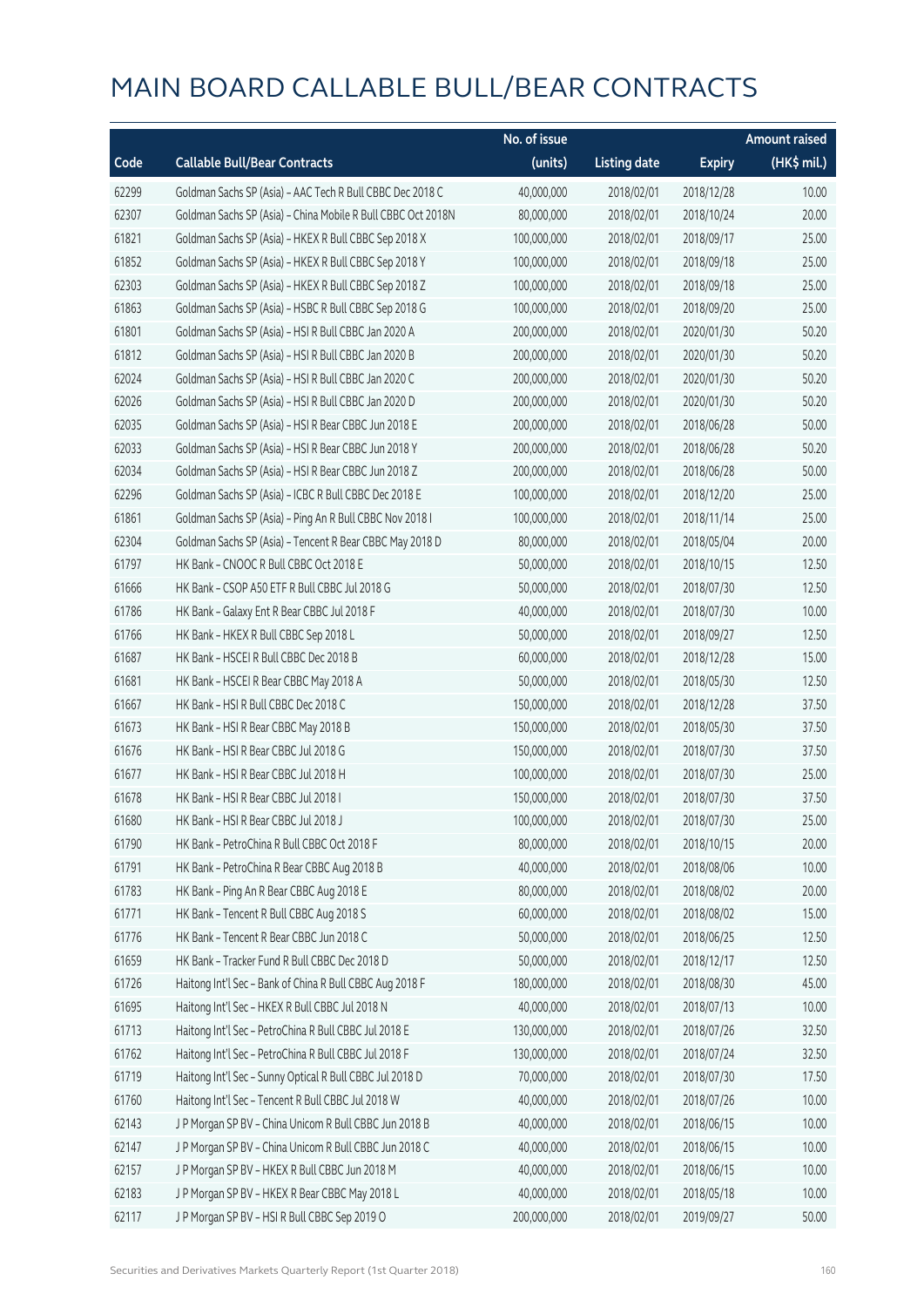# MAIN BOARD CALLABLE BULL/BEAR CONTRACTS

| Code | Callable Bull/Bear Contracts | No. of issue (units) | Listing date | Expiry | Amount raised (HK$ mil.) |
|---|---|---|---|---|---|
| 62299 | Goldman Sachs SP (Asia) - AAC Tech R Bull CBBC Dec 2018 C | 40,000,000 | 2018/02/01 | 2018/12/28 | 10.00 |
| 62307 | Goldman Sachs SP (Asia) - China Mobile R Bull CBBC Oct 2018N | 80,000,000 | 2018/02/01 | 2018/10/24 | 20.00 |
| 61821 | Goldman Sachs SP (Asia) - HKEX R Bull CBBC Sep 2018 X | 100,000,000 | 2018/02/01 | 2018/09/17 | 25.00 |
| 61852 | Goldman Sachs SP (Asia) - HKEX R Bull CBBC Sep 2018 Y | 100,000,000 | 2018/02/01 | 2018/09/18 | 25.00 |
| 62303 | Goldman Sachs SP (Asia) - HKEX R Bull CBBC Sep 2018 Z | 100,000,000 | 2018/02/01 | 2018/09/18 | 25.00 |
| 61863 | Goldman Sachs SP (Asia) - HSBC R Bull CBBC Sep 2018 G | 100,000,000 | 2018/02/01 | 2018/09/20 | 25.00 |
| 61801 | Goldman Sachs SP (Asia) - HSI R Bull CBBC Jan 2020 A | 200,000,000 | 2018/02/01 | 2020/01/30 | 50.20 |
| 61812 | Goldman Sachs SP (Asia) - HSI R Bull CBBC Jan 2020 B | 200,000,000 | 2018/02/01 | 2020/01/30 | 50.20 |
| 62024 | Goldman Sachs SP (Asia) - HSI R Bull CBBC Jan 2020 C | 200,000,000 | 2018/02/01 | 2020/01/30 | 50.20 |
| 62026 | Goldman Sachs SP (Asia) - HSI R Bull CBBC Jan 2020 D | 200,000,000 | 2018/02/01 | 2020/01/30 | 50.20 |
| 62035 | Goldman Sachs SP (Asia) - HSI R Bear CBBC Jun 2018 E | 200,000,000 | 2018/02/01 | 2018/06/28 | 50.00 |
| 62033 | Goldman Sachs SP (Asia) - HSI R Bear CBBC Jun 2018 Y | 200,000,000 | 2018/02/01 | 2018/06/28 | 50.20 |
| 62034 | Goldman Sachs SP (Asia) - HSI R Bear CBBC Jun 2018 Z | 200,000,000 | 2018/02/01 | 2018/06/28 | 50.00 |
| 62296 | Goldman Sachs SP (Asia) - ICBC R Bull CBBC Dec 2018 E | 100,000,000 | 2018/02/01 | 2018/12/20 | 25.00 |
| 61861 | Goldman Sachs SP (Asia) - Ping An R Bull CBBC Nov 2018 I | 100,000,000 | 2018/02/01 | 2018/11/14 | 25.00 |
| 62304 | Goldman Sachs SP (Asia) - Tencent R Bear CBBC May 2018 D | 80,000,000 | 2018/02/01 | 2018/05/04 | 20.00 |
| 61797 | HK Bank - CNOOC R Bull CBBC Oct 2018 E | 50,000,000 | 2018/02/01 | 2018/10/15 | 12.50 |
| 61666 | HK Bank - CSOP A50 ETF R Bull CBBC Jul 2018 G | 50,000,000 | 2018/02/01 | 2018/07/30 | 12.50 |
| 61786 | HK Bank - Galaxy Ent R Bear CBBC Jul 2018 F | 40,000,000 | 2018/02/01 | 2018/07/30 | 10.00 |
| 61766 | HK Bank - HKEX R Bull CBBC Sep 2018 L | 50,000,000 | 2018/02/01 | 2018/09/27 | 12.50 |
| 61687 | HK Bank - HSCEI R Bull CBBC Dec 2018 B | 60,000,000 | 2018/02/01 | 2018/12/28 | 15.00 |
| 61681 | HK Bank - HSCEI R Bear CBBC May 2018 A | 50,000,000 | 2018/02/01 | 2018/05/30 | 12.50 |
| 61667 | HK Bank - HSI R Bull CBBC Dec 2018 C | 150,000,000 | 2018/02/01 | 2018/12/28 | 37.50 |
| 61673 | HK Bank - HSI R Bear CBBC May 2018 B | 150,000,000 | 2018/02/01 | 2018/05/30 | 37.50 |
| 61676 | HK Bank - HSI R Bear CBBC Jul 2018 G | 150,000,000 | 2018/02/01 | 2018/07/30 | 37.50 |
| 61677 | HK Bank - HSI R Bear CBBC Jul 2018 H | 100,000,000 | 2018/02/01 | 2018/07/30 | 25.00 |
| 61678 | HK Bank - HSI R Bear CBBC Jul 2018 I | 150,000,000 | 2018/02/01 | 2018/07/30 | 37.50 |
| 61680 | HK Bank - HSI R Bear CBBC Jul 2018 J | 100,000,000 | 2018/02/01 | 2018/07/30 | 25.00 |
| 61790 | HK Bank - PetroChina R Bull CBBC Oct 2018 F | 80,000,000 | 2018/02/01 | 2018/10/15 | 20.00 |
| 61791 | HK Bank - PetroChina R Bear CBBC Aug 2018 B | 40,000,000 | 2018/02/01 | 2018/08/06 | 10.00 |
| 61783 | HK Bank - Ping An R Bear CBBC Aug 2018 E | 80,000,000 | 2018/02/01 | 2018/08/02 | 20.00 |
| 61771 | HK Bank - Tencent R Bull CBBC Aug 2018 S | 60,000,000 | 2018/02/01 | 2018/08/02 | 15.00 |
| 61776 | HK Bank - Tencent R Bear CBBC Jun 2018 C | 50,000,000 | 2018/02/01 | 2018/06/25 | 12.50 |
| 61659 | HK Bank - Tracker Fund R Bull CBBC Dec 2018 D | 50,000,000 | 2018/02/01 | 2018/12/17 | 12.50 |
| 61726 | Haitong Int'l Sec - Bank of China R Bull CBBC Aug 2018 F | 180,000,000 | 2018/02/01 | 2018/08/30 | 45.00 |
| 61695 | Haitong Int'l Sec - HKEX R Bull CBBC Jul 2018 N | 40,000,000 | 2018/02/01 | 2018/07/13 | 10.00 |
| 61713 | Haitong Int'l Sec - PetroChina R Bull CBBC Jul 2018 E | 130,000,000 | 2018/02/01 | 2018/07/26 | 32.50 |
| 61762 | Haitong Int'l Sec - PetroChina R Bull CBBC Jul 2018 F | 130,000,000 | 2018/02/01 | 2018/07/24 | 32.50 |
| 61719 | Haitong Int'l Sec - Sunny Optical R Bull CBBC Jul 2018 D | 70,000,000 | 2018/02/01 | 2018/07/30 | 17.50 |
| 61760 | Haitong Int'l Sec - Tencent R Bull CBBC Jul 2018 W | 40,000,000 | 2018/02/01 | 2018/07/26 | 10.00 |
| 62143 | J P Morgan SP BV - China Unicom R Bull CBBC Jun 2018 B | 40,000,000 | 2018/02/01 | 2018/06/15 | 10.00 |
| 62147 | J P Morgan SP BV - China Unicom R Bull CBBC Jun 2018 C | 40,000,000 | 2018/02/01 | 2018/06/15 | 10.00 |
| 62157 | J P Morgan SP BV - HKEX R Bull CBBC Jun 2018 M | 40,000,000 | 2018/02/01 | 2018/06/15 | 10.00 |
| 62183 | J P Morgan SP BV - HKEX R Bear CBBC May 2018 L | 40,000,000 | 2018/02/01 | 2018/05/18 | 10.00 |
| 62117 | J P Morgan SP BV - HSI R Bull CBBC Sep 2019 O | 200,000,000 | 2018/02/01 | 2019/09/27 | 50.00 |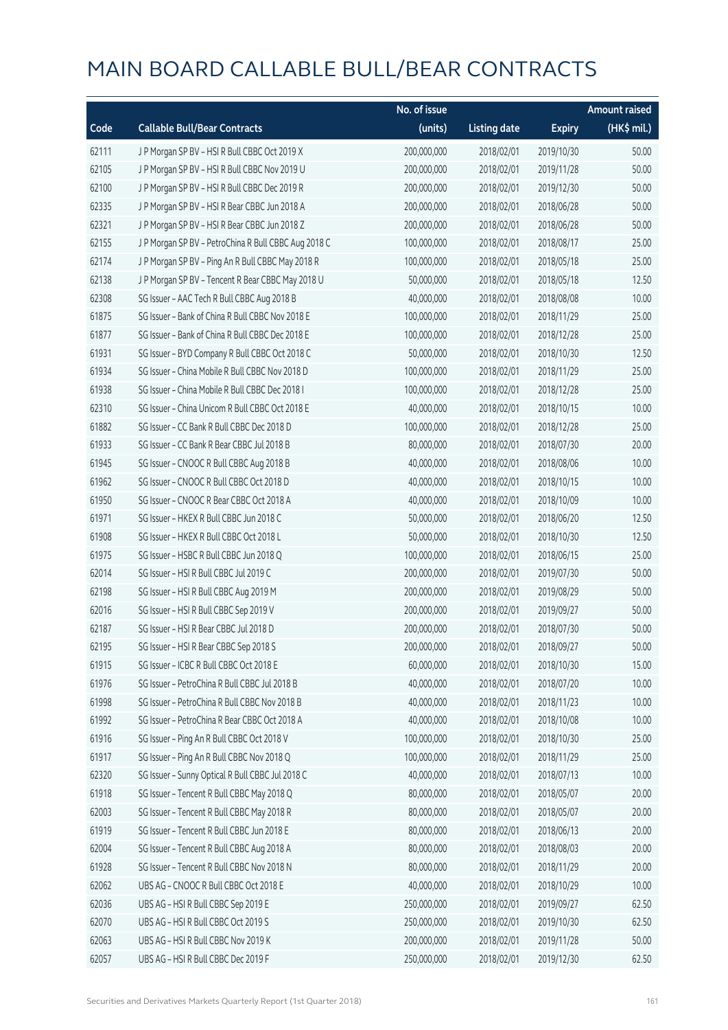# MAIN BOARD CALLABLE BULL/BEAR CONTRACTS

| Code | Callable Bull/Bear Contracts | No. of issue (units) | Listing date | Expiry | Amount raised (HK$ mil.) |
|---|---|---|---|---|---|
| 62111 | J P Morgan SP BV – HSI R Bull CBBC Oct 2019 X | 200,000,000 | 2018/02/01 | 2019/10/30 | 50.00 |
| 62105 | J P Morgan SP BV – HSI R Bull CBBC Nov 2019 U | 200,000,000 | 2018/02/01 | 2019/11/28 | 50.00 |
| 62100 | J P Morgan SP BV – HSI R Bull CBBC Dec 2019 R | 200,000,000 | 2018/02/01 | 2019/12/30 | 50.00 |
| 62335 | J P Morgan SP BV – HSI R Bear CBBC Jun 2018 A | 200,000,000 | 2018/02/01 | 2018/06/28 | 50.00 |
| 62321 | J P Morgan SP BV – HSI R Bear CBBC Jun 2018 Z | 200,000,000 | 2018/02/01 | 2018/06/28 | 50.00 |
| 62155 | J P Morgan SP BV – PetroChina R Bull CBBC Aug 2018 C | 100,000,000 | 2018/02/01 | 2018/08/17 | 25.00 |
| 62174 | J P Morgan SP BV – Ping An R Bull CBBC May 2018 R | 100,000,000 | 2018/02/01 | 2018/05/18 | 25.00 |
| 62138 | J P Morgan SP BV – Tencent R Bear CBBC May 2018 U | 50,000,000 | 2018/02/01 | 2018/05/18 | 12.50 |
| 62308 | SG Issuer – AAC Tech R Bull CBBC Aug 2018 B | 40,000,000 | 2018/02/01 | 2018/08/08 | 10.00 |
| 61875 | SG Issuer – Bank of China R Bull CBBC Nov 2018 E | 100,000,000 | 2018/02/01 | 2018/11/29 | 25.00 |
| 61877 | SG Issuer – Bank of China R Bull CBBC Dec 2018 E | 100,000,000 | 2018/02/01 | 2018/12/28 | 25.00 |
| 61931 | SG Issuer – BYD Company R Bull CBBC Oct 2018 C | 50,000,000 | 2018/02/01 | 2018/10/30 | 12.50 |
| 61934 | SG Issuer – China Mobile R Bull CBBC Nov 2018 D | 100,000,000 | 2018/02/01 | 2018/11/29 | 25.00 |
| 61938 | SG Issuer – China Mobile R Bull CBBC Dec 2018 I | 100,000,000 | 2018/02/01 | 2018/12/28 | 25.00 |
| 62310 | SG Issuer – China Unicom R Bull CBBC Oct 2018 E | 40,000,000 | 2018/02/01 | 2018/10/15 | 10.00 |
| 61882 | SG Issuer – CC Bank R Bull CBBC Dec 2018 D | 100,000,000 | 2018/02/01 | 2018/12/28 | 25.00 |
| 61933 | SG Issuer – CC Bank R Bear CBBC Jul 2018 B | 80,000,000 | 2018/02/01 | 2018/07/30 | 20.00 |
| 61945 | SG Issuer – CNOOC R Bull CBBC Aug 2018 B | 40,000,000 | 2018/02/01 | 2018/08/06 | 10.00 |
| 61962 | SG Issuer – CNOOC R Bull CBBC Oct 2018 D | 40,000,000 | 2018/02/01 | 2018/10/15 | 10.00 |
| 61950 | SG Issuer – CNOOC R Bear CBBC Oct 2018 A | 40,000,000 | 2018/02/01 | 2018/10/09 | 10.00 |
| 61971 | SG Issuer – HKEX R Bull CBBC Jun 2018 C | 50,000,000 | 2018/02/01 | 2018/06/20 | 12.50 |
| 61908 | SG Issuer – HKEX R Bull CBBC Oct 2018 L | 50,000,000 | 2018/02/01 | 2018/10/30 | 12.50 |
| 61975 | SG Issuer – HSBC R Bull CBBC Jun 2018 Q | 100,000,000 | 2018/02/01 | 2018/06/15 | 25.00 |
| 62014 | SG Issuer – HSI R Bull CBBC Jul 2019 C | 200,000,000 | 2018/02/01 | 2019/07/30 | 50.00 |
| 62198 | SG Issuer – HSI R Bull CBBC Aug 2019 M | 200,000,000 | 2018/02/01 | 2019/08/29 | 50.00 |
| 62016 | SG Issuer – HSI R Bull CBBC Sep 2019 V | 200,000,000 | 2018/02/01 | 2019/09/27 | 50.00 |
| 62187 | SG Issuer – HSI R Bear CBBC Jul 2018 D | 200,000,000 | 2018/02/01 | 2018/07/30 | 50.00 |
| 62195 | SG Issuer – HSI R Bear CBBC Sep 2018 S | 200,000,000 | 2018/02/01 | 2018/09/27 | 50.00 |
| 61915 | SG Issuer – ICBC R Bull CBBC Oct 2018 E | 60,000,000 | 2018/02/01 | 2018/10/30 | 15.00 |
| 61976 | SG Issuer – PetroChina R Bull CBBC Jul 2018 B | 40,000,000 | 2018/02/01 | 2018/07/20 | 10.00 |
| 61998 | SG Issuer – PetroChina R Bull CBBC Nov 2018 B | 40,000,000 | 2018/02/01 | 2018/11/23 | 10.00 |
| 61992 | SG Issuer – PetroChina R Bear CBBC Oct 2018 A | 40,000,000 | 2018/02/01 | 2018/10/08 | 10.00 |
| 61916 | SG Issuer – Ping An R Bull CBBC Oct 2018 V | 100,000,000 | 2018/02/01 | 2018/10/30 | 25.00 |
| 61917 | SG Issuer – Ping An R Bull CBBC Nov 2018 Q | 100,000,000 | 2018/02/01 | 2018/11/29 | 25.00 |
| 62320 | SG Issuer – Sunny Optical R Bull CBBC Jul 2018 C | 40,000,000 | 2018/02/01 | 2018/07/13 | 10.00 |
| 61918 | SG Issuer – Tencent R Bull CBBC May 2018 Q | 80,000,000 | 2018/02/01 | 2018/05/07 | 20.00 |
| 62003 | SG Issuer – Tencent R Bull CBBC May 2018 R | 80,000,000 | 2018/02/01 | 2018/05/07 | 20.00 |
| 61919 | SG Issuer – Tencent R Bull CBBC Jun 2018 E | 80,000,000 | 2018/02/01 | 2018/06/13 | 20.00 |
| 62004 | SG Issuer – Tencent R Bull CBBC Aug 2018 A | 80,000,000 | 2018/02/01 | 2018/08/03 | 20.00 |
| 61928 | SG Issuer – Tencent R Bull CBBC Nov 2018 N | 80,000,000 | 2018/02/01 | 2018/11/29 | 20.00 |
| 62062 | UBS AG – CNOOC R Bull CBBC Oct 2018 E | 40,000,000 | 2018/02/01 | 2018/10/29 | 10.00 |
| 62036 | UBS AG – HSI R Bull CBBC Sep 2019 E | 250,000,000 | 2018/02/01 | 2019/09/27 | 62.50 |
| 62070 | UBS AG – HSI R Bull CBBC Oct 2019 S | 250,000,000 | 2018/02/01 | 2019/10/30 | 62.50 |
| 62063 | UBS AG – HSI R Bull CBBC Nov 2019 K | 200,000,000 | 2018/02/01 | 2019/11/28 | 50.00 |
| 62057 | UBS AG – HSI R Bull CBBC Dec 2019 F | 250,000,000 | 2018/02/01 | 2019/12/30 | 62.50 |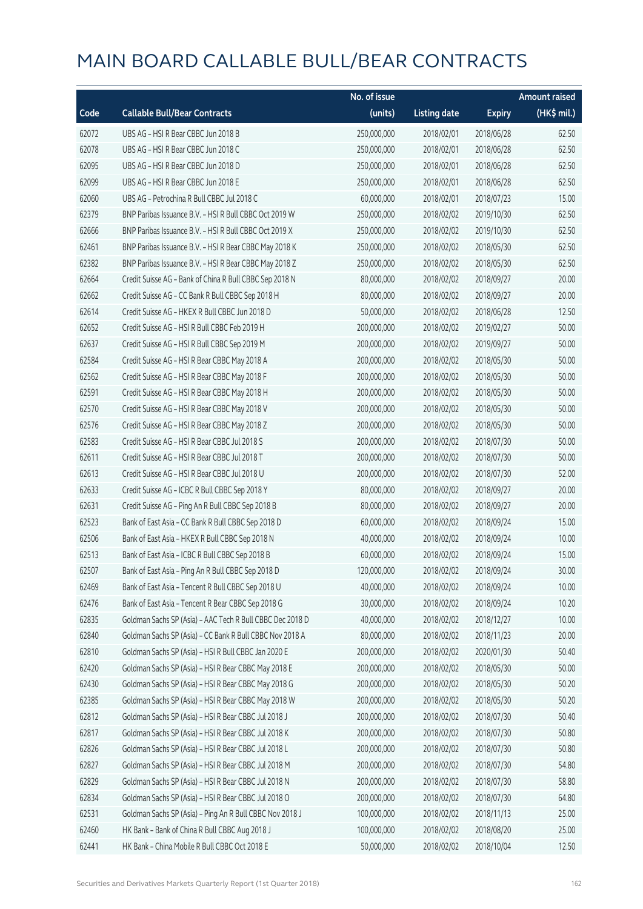# MAIN BOARD CALLABLE BULL/BEAR CONTRACTS

| Code | Callable Bull/Bear Contracts | No. of issue (units) | Listing date | Expiry | Amount raised (HK$ mil.) |
|---|---|---|---|---|---|
| 62072 | UBS AG – HSI R Bear CBBC Jun 2018 B | 250,000,000 | 2018/02/01 | 2018/06/28 | 62.50 |
| 62078 | UBS AG – HSI R Bear CBBC Jun 2018 C | 250,000,000 | 2018/02/01 | 2018/06/28 | 62.50 |
| 62095 | UBS AG – HSI R Bear CBBC Jun 2018 D | 250,000,000 | 2018/02/01 | 2018/06/28 | 62.50 |
| 62099 | UBS AG – HSI R Bear CBBC Jun 2018 E | 250,000,000 | 2018/02/01 | 2018/06/28 | 62.50 |
| 62060 | UBS AG – Petrochina R Bull CBBC Jul 2018 C | 60,000,000 | 2018/02/01 | 2018/07/23 | 15.00 |
| 62379 | BNP Paribas Issuance B.V. – HSI R Bull CBBC Oct 2019 W | 250,000,000 | 2018/02/02 | 2019/10/30 | 62.50 |
| 62666 | BNP Paribas Issuance B.V. – HSI R Bull CBBC Oct 2019 X | 250,000,000 | 2018/02/02 | 2019/10/30 | 62.50 |
| 62461 | BNP Paribas Issuance B.V. – HSI R Bear CBBC May 2018 K | 250,000,000 | 2018/02/02 | 2018/05/30 | 62.50 |
| 62382 | BNP Paribas Issuance B.V. – HSI R Bear CBBC May 2018 Z | 250,000,000 | 2018/02/02 | 2018/05/30 | 62.50 |
| 62664 | Credit Suisse AG – Bank of China R Bull CBBC Sep 2018 N | 80,000,000 | 2018/02/02 | 2018/09/27 | 20.00 |
| 62662 | Credit Suisse AG – CC Bank R Bull CBBC Sep 2018 H | 80,000,000 | 2018/02/02 | 2018/09/27 | 20.00 |
| 62614 | Credit Suisse AG – HKEX R Bull CBBC Jun 2018 D | 50,000,000 | 2018/02/02 | 2018/06/28 | 12.50 |
| 62652 | Credit Suisse AG – HSI R Bull CBBC Feb 2019 H | 200,000,000 | 2018/02/02 | 2019/02/27 | 50.00 |
| 62637 | Credit Suisse AG – HSI R Bull CBBC Sep 2019 M | 200,000,000 | 2018/02/02 | 2019/09/27 | 50.00 |
| 62584 | Credit Suisse AG – HSI R Bear CBBC May 2018 A | 200,000,000 | 2018/02/02 | 2018/05/30 | 50.00 |
| 62562 | Credit Suisse AG – HSI R Bear CBBC May 2018 F | 200,000,000 | 2018/02/02 | 2018/05/30 | 50.00 |
| 62591 | Credit Suisse AG – HSI R Bear CBBC May 2018 H | 200,000,000 | 2018/02/02 | 2018/05/30 | 50.00 |
| 62570 | Credit Suisse AG – HSI R Bear CBBC May 2018 V | 200,000,000 | 2018/02/02 | 2018/05/30 | 50.00 |
| 62576 | Credit Suisse AG – HSI R Bear CBBC May 2018 Z | 200,000,000 | 2018/02/02 | 2018/05/30 | 50.00 |
| 62583 | Credit Suisse AG – HSI R Bear CBBC Jul 2018 S | 200,000,000 | 2018/02/02 | 2018/07/30 | 50.00 |
| 62611 | Credit Suisse AG – HSI R Bear CBBC Jul 2018 T | 200,000,000 | 2018/02/02 | 2018/07/30 | 50.00 |
| 62613 | Credit Suisse AG – HSI R Bear CBBC Jul 2018 U | 200,000,000 | 2018/02/02 | 2018/07/30 | 52.00 |
| 62633 | Credit Suisse AG – ICBC R Bull CBBC Sep 2018 Y | 80,000,000 | 2018/02/02 | 2018/09/27 | 20.00 |
| 62631 | Credit Suisse AG – Ping An R Bull CBBC Sep 2018 B | 80,000,000 | 2018/02/02 | 2018/09/27 | 20.00 |
| 62523 | Bank of East Asia – CC Bank R Bull CBBC Sep 2018 D | 60,000,000 | 2018/02/02 | 2018/09/24 | 15.00 |
| 62506 | Bank of East Asia – HKEX R Bull CBBC Sep 2018 N | 40,000,000 | 2018/02/02 | 2018/09/24 | 10.00 |
| 62513 | Bank of East Asia – ICBC R Bull CBBC Sep 2018 B | 60,000,000 | 2018/02/02 | 2018/09/24 | 15.00 |
| 62507 | Bank of East Asia – Ping An R Bull CBBC Sep 2018 D | 120,000,000 | 2018/02/02 | 2018/09/24 | 30.00 |
| 62469 | Bank of East Asia – Tencent R Bull CBBC Sep 2018 U | 40,000,000 | 2018/02/02 | 2018/09/24 | 10.00 |
| 62476 | Bank of East Asia – Tencent R Bear CBBC Sep 2018 G | 30,000,000 | 2018/02/02 | 2018/09/24 | 10.20 |
| 62835 | Goldman Sachs SP (Asia) – AAC Tech R Bull CBBC Dec 2018 D | 40,000,000 | 2018/02/02 | 2018/12/27 | 10.00 |
| 62840 | Goldman Sachs SP (Asia) – CC Bank R Bull CBBC Nov 2018 A | 80,000,000 | 2018/02/02 | 2018/11/23 | 20.00 |
| 62810 | Goldman Sachs SP (Asia) – HSI R Bull CBBC Jan 2020 E | 200,000,000 | 2018/02/02 | 2020/01/30 | 50.40 |
| 62420 | Goldman Sachs SP (Asia) – HSI R Bear CBBC May 2018 E | 200,000,000 | 2018/02/02 | 2018/05/30 | 50.00 |
| 62430 | Goldman Sachs SP (Asia) – HSI R Bear CBBC May 2018 G | 200,000,000 | 2018/02/02 | 2018/05/30 | 50.20 |
| 62385 | Goldman Sachs SP (Asia) – HSI R Bear CBBC May 2018 W | 200,000,000 | 2018/02/02 | 2018/05/30 | 50.20 |
| 62812 | Goldman Sachs SP (Asia) – HSI R Bear CBBC Jul 2018 J | 200,000,000 | 2018/02/02 | 2018/07/30 | 50.40 |
| 62817 | Goldman Sachs SP (Asia) – HSI R Bear CBBC Jul 2018 K | 200,000,000 | 2018/02/02 | 2018/07/30 | 50.80 |
| 62826 | Goldman Sachs SP (Asia) – HSI R Bear CBBC Jul 2018 L | 200,000,000 | 2018/02/02 | 2018/07/30 | 50.80 |
| 62827 | Goldman Sachs SP (Asia) – HSI R Bear CBBC Jul 2018 M | 200,000,000 | 2018/02/02 | 2018/07/30 | 54.80 |
| 62829 | Goldman Sachs SP (Asia) – HSI R Bear CBBC Jul 2018 N | 200,000,000 | 2018/02/02 | 2018/07/30 | 58.80 |
| 62834 | Goldman Sachs SP (Asia) – HSI R Bear CBBC Jul 2018 O | 200,000,000 | 2018/02/02 | 2018/07/30 | 64.80 |
| 62531 | Goldman Sachs SP (Asia) – Ping An R Bull CBBC Nov 2018 J | 100,000,000 | 2018/02/02 | 2018/11/13 | 25.00 |
| 62460 | HK Bank – Bank of China R Bull CBBC Aug 2018 J | 100,000,000 | 2018/02/02 | 2018/08/20 | 25.00 |
| 62441 | HK Bank – China Mobile R Bull CBBC Oct 2018 E | 50,000,000 | 2018/02/02 | 2018/10/04 | 12.50 |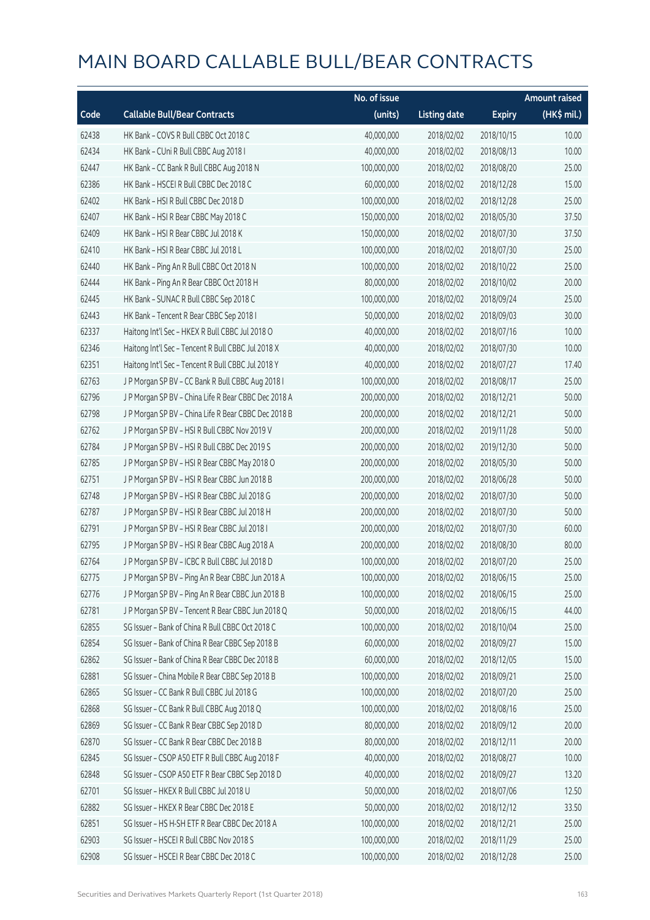# MAIN BOARD CALLABLE BULL/BEAR CONTRACTS

| Code | Callable Bull/Bear Contracts | No. of issue (units) | Listing date | Expiry | Amount raised (HK$ mil.) |
|---|---|---|---|---|---|
| 62438 | HK Bank – COVS R Bull CBBC Oct 2018 C | 40,000,000 | 2018/02/02 | 2018/10/15 | 10.00 |
| 62434 | HK Bank – CUni R Bull CBBC Aug 2018 I | 40,000,000 | 2018/02/02 | 2018/08/13 | 10.00 |
| 62447 | HK Bank – CC Bank R Bull CBBC Aug 2018 N | 100,000,000 | 2018/02/02 | 2018/08/20 | 25.00 |
| 62386 | HK Bank – HSCEI R Bull CBBC Dec 2018 C | 60,000,000 | 2018/02/02 | 2018/12/28 | 15.00 |
| 62402 | HK Bank – HSI R Bull CBBC Dec 2018 D | 100,000,000 | 2018/02/02 | 2018/12/28 | 25.00 |
| 62407 | HK Bank – HSI R Bear CBBC May 2018 C | 150,000,000 | 2018/02/02 | 2018/05/30 | 37.50 |
| 62409 | HK Bank – HSI R Bear CBBC Jul 2018 K | 150,000,000 | 2018/02/02 | 2018/07/30 | 37.50 |
| 62410 | HK Bank – HSI R Bear CBBC Jul 2018 L | 100,000,000 | 2018/02/02 | 2018/07/30 | 25.00 |
| 62440 | HK Bank – Ping An R Bull CBBC Oct 2018 N | 100,000,000 | 2018/02/02 | 2018/10/22 | 25.00 |
| 62444 | HK Bank – Ping An R Bear CBBC Oct 2018 H | 80,000,000 | 2018/02/02 | 2018/10/02 | 20.00 |
| 62445 | HK Bank – SUNAC R Bull CBBC Sep 2018 C | 100,000,000 | 2018/02/02 | 2018/09/24 | 25.00 |
| 62443 | HK Bank – Tencent R Bear CBBC Sep 2018 I | 50,000,000 | 2018/02/02 | 2018/09/03 | 30.00 |
| 62337 | Haitong Int'l Sec – HKEX R Bull CBBC Jul 2018 O | 40,000,000 | 2018/02/02 | 2018/07/16 | 10.00 |
| 62346 | Haitong Int'l Sec – Tencent R Bull CBBC Jul 2018 X | 40,000,000 | 2018/02/02 | 2018/07/30 | 10.00 |
| 62351 | Haitong Int'l Sec – Tencent R Bull CBBC Jul 2018 Y | 40,000,000 | 2018/02/02 | 2018/07/27 | 17.40 |
| 62763 | J P Morgan SP BV – CC Bank R Bull CBBC Aug 2018 I | 100,000,000 | 2018/02/02 | 2018/08/17 | 25.00 |
| 62796 | J P Morgan SP BV – China Life R Bear CBBC Dec 2018 A | 200,000,000 | 2018/02/02 | 2018/12/21 | 50.00 |
| 62798 | J P Morgan SP BV – China Life R Bear CBBC Dec 2018 B | 200,000,000 | 2018/02/02 | 2018/12/21 | 50.00 |
| 62762 | J P Morgan SP BV – HSI R Bull CBBC Nov 2019 V | 200,000,000 | 2018/02/02 | 2019/11/28 | 50.00 |
| 62784 | J P Morgan SP BV – HSI R Bull CBBC Dec 2019 S | 200,000,000 | 2018/02/02 | 2019/12/30 | 50.00 |
| 62785 | J P Morgan SP BV – HSI R Bear CBBC May 2018 O | 200,000,000 | 2018/02/02 | 2018/05/30 | 50.00 |
| 62751 | J P Morgan SP BV – HSI R Bear CBBC Jun 2018 B | 200,000,000 | 2018/02/02 | 2018/06/28 | 50.00 |
| 62748 | J P Morgan SP BV – HSI R Bear CBBC Jul 2018 G | 200,000,000 | 2018/02/02 | 2018/07/30 | 50.00 |
| 62787 | J P Morgan SP BV – HSI R Bear CBBC Jul 2018 H | 200,000,000 | 2018/02/02 | 2018/07/30 | 50.00 |
| 62791 | J P Morgan SP BV – HSI R Bear CBBC Jul 2018 I | 200,000,000 | 2018/02/02 | 2018/07/30 | 60.00 |
| 62795 | J P Morgan SP BV – HSI R Bear CBBC Aug 2018 A | 200,000,000 | 2018/02/02 | 2018/08/30 | 80.00 |
| 62764 | J P Morgan SP BV – ICBC R Bull CBBC Jul 2018 D | 100,000,000 | 2018/02/02 | 2018/07/20 | 25.00 |
| 62775 | J P Morgan SP BV – Ping An R Bear CBBC Jun 2018 A | 100,000,000 | 2018/02/02 | 2018/06/15 | 25.00 |
| 62776 | J P Morgan SP BV – Ping An R Bear CBBC Jun 2018 B | 100,000,000 | 2018/02/02 | 2018/06/15 | 25.00 |
| 62781 | J P Morgan SP BV – Tencent R Bear CBBC Jun 2018 Q | 50,000,000 | 2018/02/02 | 2018/06/15 | 44.00 |
| 62855 | SG Issuer – Bank of China R Bull CBBC Oct 2018 C | 100,000,000 | 2018/02/02 | 2018/10/04 | 25.00 |
| 62854 | SG Issuer – Bank of China R Bear CBBC Sep 2018 B | 60,000,000 | 2018/02/02 | 2018/09/27 | 15.00 |
| 62862 | SG Issuer – Bank of China R Bear CBBC Dec 2018 B | 60,000,000 | 2018/02/02 | 2018/12/05 | 15.00 |
| 62881 | SG Issuer – China Mobile R Bear CBBC Sep 2018 B | 100,000,000 | 2018/02/02 | 2018/09/21 | 25.00 |
| 62865 | SG Issuer – CC Bank R Bull CBBC Jul 2018 G | 100,000,000 | 2018/02/02 | 2018/07/20 | 25.00 |
| 62868 | SG Issuer – CC Bank R Bull CBBC Aug 2018 Q | 100,000,000 | 2018/02/02 | 2018/08/16 | 25.00 |
| 62869 | SG Issuer – CC Bank R Bear CBBC Sep 2018 D | 80,000,000 | 2018/02/02 | 2018/09/12 | 20.00 |
| 62870 | SG Issuer – CC Bank R Bear CBBC Dec 2018 B | 80,000,000 | 2018/02/02 | 2018/12/11 | 20.00 |
| 62845 | SG Issuer – CSOP A50 ETF R Bull CBBC Aug 2018 F | 40,000,000 | 2018/02/02 | 2018/08/27 | 10.00 |
| 62848 | SG Issuer – CSOP A50 ETF R Bear CBBC Sep 2018 D | 40,000,000 | 2018/02/02 | 2018/09/27 | 13.20 |
| 62701 | SG Issuer – HKEX R Bull CBBC Jul 2018 U | 50,000,000 | 2018/02/02 | 2018/07/06 | 12.50 |
| 62882 | SG Issuer – HKEX R Bear CBBC Dec 2018 E | 50,000,000 | 2018/02/02 | 2018/12/12 | 33.50 |
| 62851 | SG Issuer – HS H-SH ETF R Bear CBBC Dec 2018 A | 100,000,000 | 2018/02/02 | 2018/12/21 | 25.00 |
| 62903 | SG Issuer – HSCEI R Bull CBBC Nov 2018 S | 100,000,000 | 2018/02/02 | 2018/11/29 | 25.00 |
| 62908 | SG Issuer – HSCEI R Bear CBBC Dec 2018 C | 100,000,000 | 2018/02/02 | 2018/12/28 | 25.00 |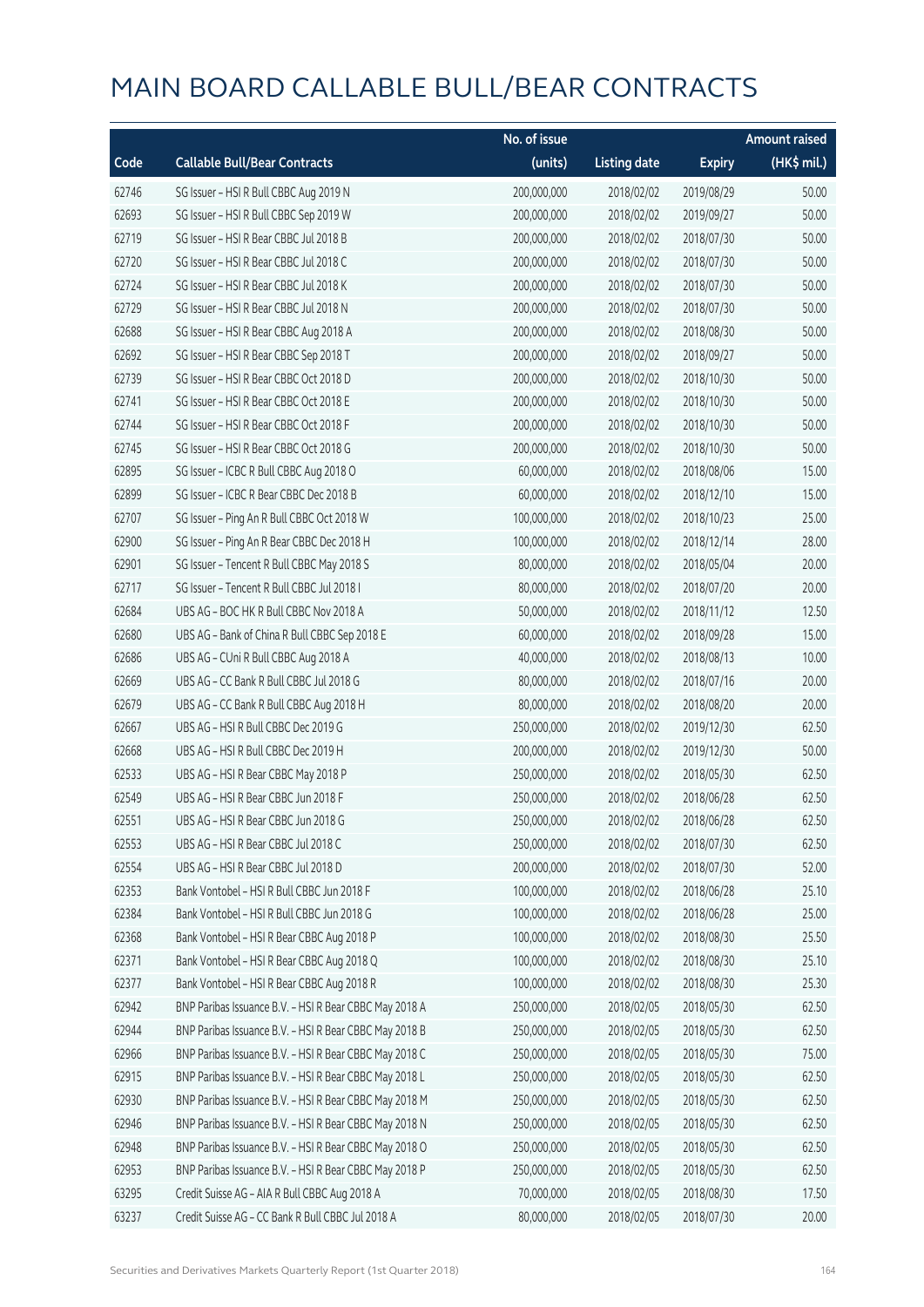# MAIN BOARD CALLABLE BULL/BEAR CONTRACTS

| Code | Callable Bull/Bear Contracts | No. of issue (units) | Listing date | Expiry | Amount raised (HK$ mil.) |
|---|---|---|---|---|---|
| 62746 | SG Issuer – HSI R Bull CBBC Aug 2019 N | 200,000,000 | 2018/02/02 | 2019/08/29 | 50.00 |
| 62693 | SG Issuer – HSI R Bull CBBC Sep 2019 W | 200,000,000 | 2018/02/02 | 2019/09/27 | 50.00 |
| 62719 | SG Issuer – HSI R Bear CBBC Jul 2018 B | 200,000,000 | 2018/02/02 | 2018/07/30 | 50.00 |
| 62720 | SG Issuer – HSI R Bear CBBC Jul 2018 C | 200,000,000 | 2018/02/02 | 2018/07/30 | 50.00 |
| 62724 | SG Issuer – HSI R Bear CBBC Jul 2018 K | 200,000,000 | 2018/02/02 | 2018/07/30 | 50.00 |
| 62729 | SG Issuer – HSI R Bear CBBC Jul 2018 N | 200,000,000 | 2018/02/02 | 2018/07/30 | 50.00 |
| 62688 | SG Issuer – HSI R Bear CBBC Aug 2018 A | 200,000,000 | 2018/02/02 | 2018/08/30 | 50.00 |
| 62692 | SG Issuer – HSI R Bear CBBC Sep 2018 T | 200,000,000 | 2018/02/02 | 2018/09/27 | 50.00 |
| 62739 | SG Issuer – HSI R Bear CBBC Oct 2018 D | 200,000,000 | 2018/02/02 | 2018/10/30 | 50.00 |
| 62741 | SG Issuer – HSI R Bear CBBC Oct 2018 E | 200,000,000 | 2018/02/02 | 2018/10/30 | 50.00 |
| 62744 | SG Issuer – HSI R Bear CBBC Oct 2018 F | 200,000,000 | 2018/02/02 | 2018/10/30 | 50.00 |
| 62745 | SG Issuer – HSI R Bear CBBC Oct 2018 G | 200,000,000 | 2018/02/02 | 2018/10/30 | 50.00 |
| 62895 | SG Issuer – ICBC R Bull CBBC Aug 2018 O | 60,000,000 | 2018/02/02 | 2018/08/06 | 15.00 |
| 62899 | SG Issuer – ICBC R Bear CBBC Dec 2018 B | 60,000,000 | 2018/02/02 | 2018/12/10 | 15.00 |
| 62707 | SG Issuer – Ping An R Bull CBBC Oct 2018 W | 100,000,000 | 2018/02/02 | 2018/10/23 | 25.00 |
| 62900 | SG Issuer – Ping An R Bear CBBC Dec 2018 H | 100,000,000 | 2018/02/02 | 2018/12/14 | 28.00 |
| 62901 | SG Issuer – Tencent R Bull CBBC May 2018 S | 80,000,000 | 2018/02/02 | 2018/05/04 | 20.00 |
| 62717 | SG Issuer – Tencent R Bull CBBC Jul 2018 I | 80,000,000 | 2018/02/02 | 2018/07/20 | 20.00 |
| 62684 | UBS AG – BOC HK R Bull CBBC Nov 2018 A | 50,000,000 | 2018/02/02 | 2018/11/12 | 12.50 |
| 62680 | UBS AG – Bank of China R Bull CBBC Sep 2018 E | 60,000,000 | 2018/02/02 | 2018/09/28 | 15.00 |
| 62686 | UBS AG – CUni R Bull CBBC Aug 2018 A | 40,000,000 | 2018/02/02 | 2018/08/13 | 10.00 |
| 62669 | UBS AG – CC Bank R Bull CBBC Jul 2018 G | 80,000,000 | 2018/02/02 | 2018/07/16 | 20.00 |
| 62679 | UBS AG – CC Bank R Bull CBBC Aug 2018 H | 80,000,000 | 2018/02/02 | 2018/08/20 | 20.00 |
| 62667 | UBS AG – HSI R Bull CBBC Dec 2019 G | 250,000,000 | 2018/02/02 | 2019/12/30 | 62.50 |
| 62668 | UBS AG – HSI R Bull CBBC Dec 2019 H | 200,000,000 | 2018/02/02 | 2019/12/30 | 50.00 |
| 62533 | UBS AG – HSI R Bear CBBC May 2018 P | 250,000,000 | 2018/02/02 | 2018/05/30 | 62.50 |
| 62549 | UBS AG – HSI R Bear CBBC Jun 2018 F | 250,000,000 | 2018/02/02 | 2018/06/28 | 62.50 |
| 62551 | UBS AG – HSI R Bear CBBC Jun 2018 G | 250,000,000 | 2018/02/02 | 2018/06/28 | 62.50 |
| 62553 | UBS AG – HSI R Bear CBBC Jul 2018 C | 250,000,000 | 2018/02/02 | 2018/07/30 | 62.50 |
| 62554 | UBS AG – HSI R Bear CBBC Jul 2018 D | 200,000,000 | 2018/02/02 | 2018/07/30 | 52.00 |
| 62353 | Bank Vontobel – HSI R Bull CBBC Jun 2018 F | 100,000,000 | 2018/02/02 | 2018/06/28 | 25.10 |
| 62384 | Bank Vontobel – HSI R Bull CBBC Jun 2018 G | 100,000,000 | 2018/02/02 | 2018/06/28 | 25.00 |
| 62368 | Bank Vontobel – HSI R Bear CBBC Aug 2018 P | 100,000,000 | 2018/02/02 | 2018/08/30 | 25.50 |
| 62371 | Bank Vontobel – HSI R Bear CBBC Aug 2018 Q | 100,000,000 | 2018/02/02 | 2018/08/30 | 25.10 |
| 62377 | Bank Vontobel – HSI R Bear CBBC Aug 2018 R | 100,000,000 | 2018/02/02 | 2018/08/30 | 25.30 |
| 62942 | BNP Paribas Issuance B.V. – HSI R Bear CBBC May 2018 A | 250,000,000 | 2018/02/05 | 2018/05/30 | 62.50 |
| 62944 | BNP Paribas Issuance B.V. – HSI R Bear CBBC May 2018 B | 250,000,000 | 2018/02/05 | 2018/05/30 | 62.50 |
| 62966 | BNP Paribas Issuance B.V. – HSI R Bear CBBC May 2018 C | 250,000,000 | 2018/02/05 | 2018/05/30 | 75.00 |
| 62915 | BNP Paribas Issuance B.V. – HSI R Bear CBBC May 2018 L | 250,000,000 | 2018/02/05 | 2018/05/30 | 62.50 |
| 62930 | BNP Paribas Issuance B.V. – HSI R Bear CBBC May 2018 M | 250,000,000 | 2018/02/05 | 2018/05/30 | 62.50 |
| 62946 | BNP Paribas Issuance B.V. – HSI R Bear CBBC May 2018 N | 250,000,000 | 2018/02/05 | 2018/05/30 | 62.50 |
| 62948 | BNP Paribas Issuance B.V. – HSI R Bear CBBC May 2018 O | 250,000,000 | 2018/02/05 | 2018/05/30 | 62.50 |
| 62953 | BNP Paribas Issuance B.V. – HSI R Bear CBBC May 2018 P | 250,000,000 | 2018/02/05 | 2018/05/30 | 62.50 |
| 63295 | Credit Suisse AG – AIA R Bull CBBC Aug 2018 A | 70,000,000 | 2018/02/05 | 2018/08/30 | 17.50 |
| 63237 | Credit Suisse AG – CC Bank R Bull CBBC Jul 2018 A | 80,000,000 | 2018/02/05 | 2018/07/30 | 20.00 |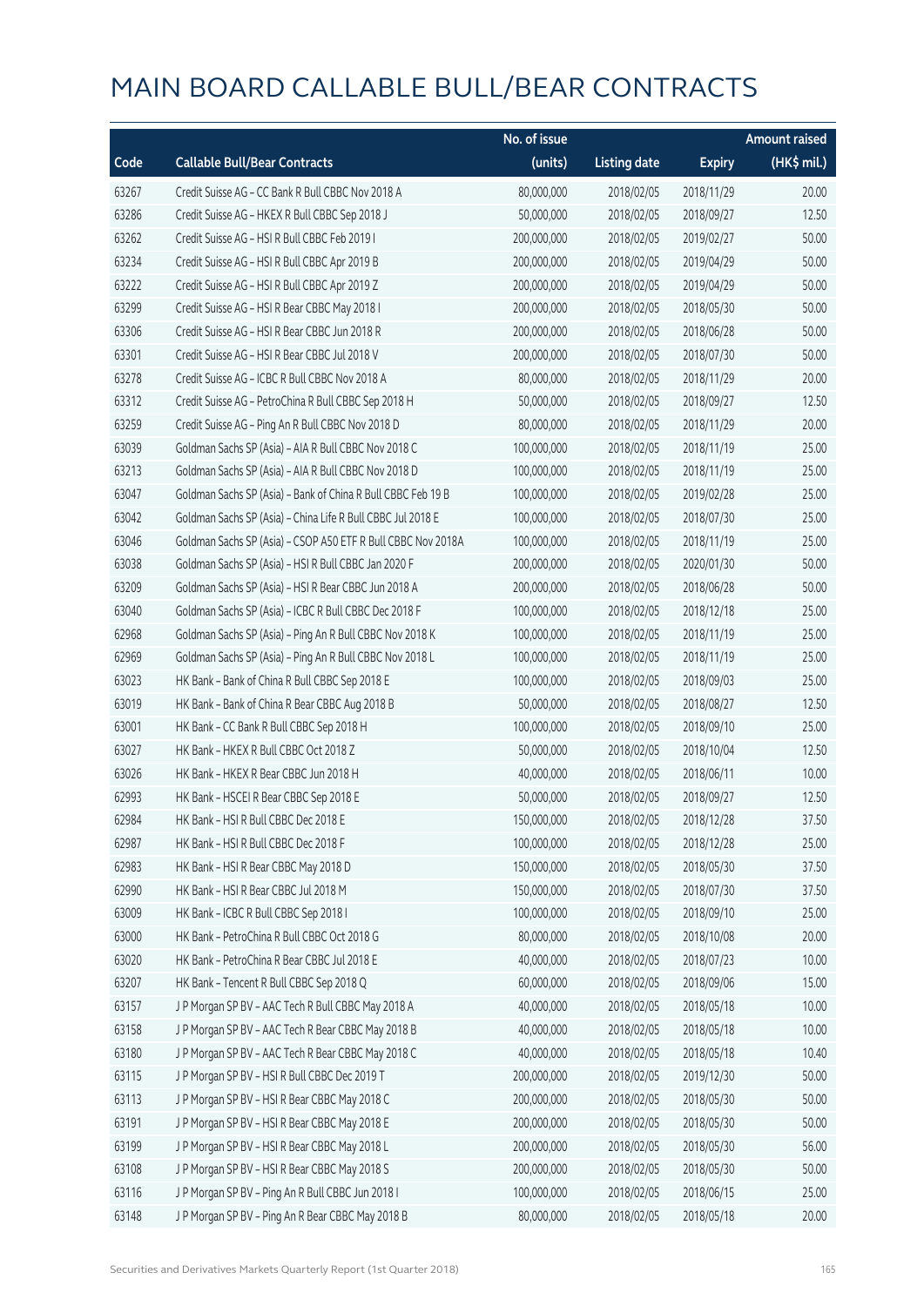# MAIN BOARD CALLABLE BULL/BEAR CONTRACTS

| Code | Callable Bull/Bear Contracts | No. of issue (units) | Listing date | Expiry | Amount raised (HK$ mil.) |
|---|---|---|---|---|---|
| 63267 | Credit Suisse AG – CC Bank R Bull CBBC Nov 2018 A | 80,000,000 | 2018/02/05 | 2018/11/29 | 20.00 |
| 63286 | Credit Suisse AG – HKEX R Bull CBBC Sep 2018 J | 50,000,000 | 2018/02/05 | 2018/09/27 | 12.50 |
| 63262 | Credit Suisse AG – HSI R Bull CBBC Feb 2019 I | 200,000,000 | 2018/02/05 | 2019/02/27 | 50.00 |
| 63234 | Credit Suisse AG – HSI R Bull CBBC Apr 2019 B | 200,000,000 | 2018/02/05 | 2019/04/29 | 50.00 |
| 63222 | Credit Suisse AG – HSI R Bull CBBC Apr 2019 Z | 200,000,000 | 2018/02/05 | 2019/04/29 | 50.00 |
| 63299 | Credit Suisse AG – HSI R Bear CBBC May 2018 I | 200,000,000 | 2018/02/05 | 2018/05/30 | 50.00 |
| 63306 | Credit Suisse AG – HSI R Bear CBBC Jun 2018 R | 200,000,000 | 2018/02/05 | 2018/06/28 | 50.00 |
| 63301 | Credit Suisse AG – HSI R Bear CBBC Jul 2018 V | 200,000,000 | 2018/02/05 | 2018/07/30 | 50.00 |
| 63278 | Credit Suisse AG – ICBC R Bull CBBC Nov 2018 A | 80,000,000 | 2018/02/05 | 2018/11/29 | 20.00 |
| 63312 | Credit Suisse AG – PetroChina R Bull CBBC Sep 2018 H | 50,000,000 | 2018/02/05 | 2018/09/27 | 12.50 |
| 63259 | Credit Suisse AG – Ping An R Bull CBBC Nov 2018 D | 80,000,000 | 2018/02/05 | 2018/11/29 | 20.00 |
| 63039 | Goldman Sachs SP (Asia) – AIA R Bull CBBC Nov 2018 C | 100,000,000 | 2018/02/05 | 2018/11/19 | 25.00 |
| 63213 | Goldman Sachs SP (Asia) – AIA R Bull CBBC Nov 2018 D | 100,000,000 | 2018/02/05 | 2018/11/19 | 25.00 |
| 63047 | Goldman Sachs SP (Asia) – Bank of China R Bull CBBC Feb 19 B | 100,000,000 | 2018/02/05 | 2019/02/28 | 25.00 |
| 63042 | Goldman Sachs SP (Asia) – China Life R Bull CBBC Jul 2018 E | 100,000,000 | 2018/02/05 | 2018/07/30 | 25.00 |
| 63046 | Goldman Sachs SP (Asia) – CSOP A50 ETF R Bull CBBC Nov 2018A | 100,000,000 | 2018/02/05 | 2018/11/19 | 25.00 |
| 63038 | Goldman Sachs SP (Asia) – HSI R Bull CBBC Jan 2020 F | 200,000,000 | 2018/02/05 | 2020/01/30 | 50.00 |
| 63209 | Goldman Sachs SP (Asia) – HSI R Bear CBBC Jun 2018 A | 200,000,000 | 2018/02/05 | 2018/06/28 | 50.00 |
| 63040 | Goldman Sachs SP (Asia) – ICBC R Bull CBBC Dec 2018 F | 100,000,000 | 2018/02/05 | 2018/12/18 | 25.00 |
| 62968 | Goldman Sachs SP (Asia) – Ping An R Bull CBBC Nov 2018 K | 100,000,000 | 2018/02/05 | 2018/11/19 | 25.00 |
| 62969 | Goldman Sachs SP (Asia) – Ping An R Bull CBBC Nov 2018 L | 100,000,000 | 2018/02/05 | 2018/11/19 | 25.00 |
| 63023 | HK Bank – Bank of China R Bull CBBC Sep 2018 E | 100,000,000 | 2018/02/05 | 2018/09/03 | 25.00 |
| 63019 | HK Bank – Bank of China R Bear CBBC Aug 2018 B | 50,000,000 | 2018/02/05 | 2018/08/27 | 12.50 |
| 63001 | HK Bank – CC Bank R Bull CBBC Sep 2018 H | 100,000,000 | 2018/02/05 | 2018/09/10 | 25.00 |
| 63027 | HK Bank – HKEX R Bull CBBC Oct 2018 Z | 50,000,000 | 2018/02/05 | 2018/10/04 | 12.50 |
| 63026 | HK Bank – HKEX R Bear CBBC Jun 2018 H | 40,000,000 | 2018/02/05 | 2018/06/11 | 10.00 |
| 62993 | HK Bank – HSCEI R Bear CBBC Sep 2018 E | 50,000,000 | 2018/02/05 | 2018/09/27 | 12.50 |
| 62984 | HK Bank – HSI R Bull CBBC Dec 2018 E | 150,000,000 | 2018/02/05 | 2018/12/28 | 37.50 |
| 62987 | HK Bank – HSI R Bull CBBC Dec 2018 F | 100,000,000 | 2018/02/05 | 2018/12/28 | 25.00 |
| 62983 | HK Bank – HSI R Bear CBBC May 2018 D | 150,000,000 | 2018/02/05 | 2018/05/30 | 37.50 |
| 62990 | HK Bank – HSI R Bear CBBC Jul 2018 M | 150,000,000 | 2018/02/05 | 2018/07/30 | 37.50 |
| 63009 | HK Bank – ICBC R Bull CBBC Sep 2018 I | 100,000,000 | 2018/02/05 | 2018/09/10 | 25.00 |
| 63000 | HK Bank – PetroChina R Bull CBBC Oct 2018 G | 80,000,000 | 2018/02/05 | 2018/10/08 | 20.00 |
| 63020 | HK Bank – PetroChina R Bear CBBC Jul 2018 E | 40,000,000 | 2018/02/05 | 2018/07/23 | 10.00 |
| 63207 | HK Bank – Tencent R Bull CBBC Sep 2018 Q | 60,000,000 | 2018/02/05 | 2018/09/06 | 15.00 |
| 63157 | J P Morgan SP BV – AAC Tech R Bull CBBC May 2018 A | 40,000,000 | 2018/02/05 | 2018/05/18 | 10.00 |
| 63158 | J P Morgan SP BV – AAC Tech R Bear CBBC May 2018 B | 40,000,000 | 2018/02/05 | 2018/05/18 | 10.00 |
| 63180 | J P Morgan SP BV – AAC Tech R Bear CBBC May 2018 C | 40,000,000 | 2018/02/05 | 2018/05/18 | 10.40 |
| 63115 | J P Morgan SP BV – HSI R Bull CBBC Dec 2019 T | 200,000,000 | 2018/02/05 | 2019/12/30 | 50.00 |
| 63113 | J P Morgan SP BV – HSI R Bear CBBC May 2018 C | 200,000,000 | 2018/02/05 | 2018/05/30 | 50.00 |
| 63191 | J P Morgan SP BV – HSI R Bear CBBC May 2018 E | 200,000,000 | 2018/02/05 | 2018/05/30 | 50.00 |
| 63199 | J P Morgan SP BV – HSI R Bear CBBC May 2018 L | 200,000,000 | 2018/02/05 | 2018/05/30 | 56.00 |
| 63108 | J P Morgan SP BV – HSI R Bear CBBC May 2018 S | 200,000,000 | 2018/02/05 | 2018/05/30 | 50.00 |
| 63116 | J P Morgan SP BV – Ping An R Bull CBBC Jun 2018 I | 100,000,000 | 2018/02/05 | 2018/06/15 | 25.00 |
| 63148 | J P Morgan SP BV – Ping An R Bear CBBC May 2018 B | 80,000,000 | 2018/02/05 | 2018/05/18 | 20.00 |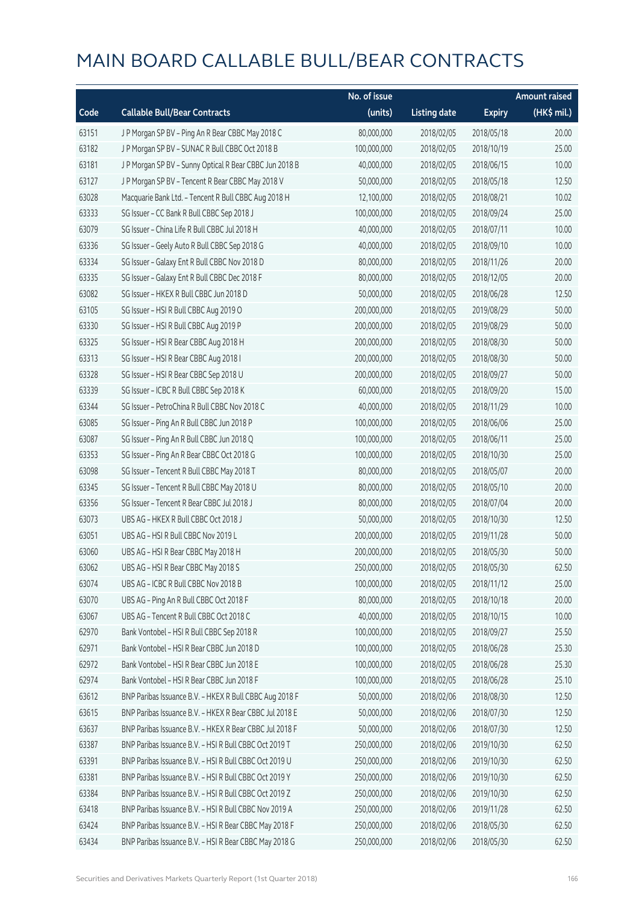# MAIN BOARD CALLABLE BULL/BEAR CONTRACTS

| Code | Callable Bull/Bear Contracts | No. of issue (units) | Listing date | Expiry | Amount raised (HK$ mil.) |
|---|---|---|---|---|---|
| 63151 | J P Morgan SP BV – Ping An R Bear CBBC May 2018 C | 80,000,000 | 2018/02/05 | 2018/05/18 | 20.00 |
| 63182 | J P Morgan SP BV – SUNAC R Bull CBBC Oct 2018 B | 100,000,000 | 2018/02/05 | 2018/10/19 | 25.00 |
| 63181 | J P Morgan SP BV – Sunny Optical R Bear CBBC Jun 2018 B | 40,000,000 | 2018/02/05 | 2018/06/15 | 10.00 |
| 63127 | J P Morgan SP BV – Tencent R Bear CBBC May 2018 V | 50,000,000 | 2018/02/05 | 2018/05/18 | 12.50 |
| 63028 | Macquarie Bank Ltd. – Tencent R Bull CBBC Aug 2018 H | 12,100,000 | 2018/02/05 | 2018/08/21 | 10.02 |
| 63333 | SG Issuer – CC Bank R Bull CBBC Sep 2018 J | 100,000,000 | 2018/02/05 | 2018/09/24 | 25.00 |
| 63079 | SG Issuer – China Life R Bull CBBC Jul 2018 H | 40,000,000 | 2018/02/05 | 2018/07/11 | 10.00 |
| 63336 | SG Issuer – Geely Auto R Bull CBBC Sep 2018 G | 40,000,000 | 2018/02/05 | 2018/09/10 | 10.00 |
| 63334 | SG Issuer – Galaxy Ent R Bull CBBC Nov 2018 D | 80,000,000 | 2018/02/05 | 2018/11/26 | 20.00 |
| 63335 | SG Issuer – Galaxy Ent R Bull CBBC Dec 2018 F | 80,000,000 | 2018/02/05 | 2018/12/05 | 20.00 |
| 63082 | SG Issuer – HKEX R Bull CBBC Jun 2018 D | 50,000,000 | 2018/02/05 | 2018/06/28 | 12.50 |
| 63105 | SG Issuer – HSI R Bull CBBC Aug 2019 O | 200,000,000 | 2018/02/05 | 2019/08/29 | 50.00 |
| 63330 | SG Issuer – HSI R Bull CBBC Aug 2019 P | 200,000,000 | 2018/02/05 | 2019/08/29 | 50.00 |
| 63325 | SG Issuer – HSI R Bear CBBC Aug 2018 H | 200,000,000 | 2018/02/05 | 2018/08/30 | 50.00 |
| 63313 | SG Issuer – HSI R Bear CBBC Aug 2018 I | 200,000,000 | 2018/02/05 | 2018/08/30 | 50.00 |
| 63328 | SG Issuer – HSI R Bear CBBC Sep 2018 U | 200,000,000 | 2018/02/05 | 2018/09/27 | 50.00 |
| 63339 | SG Issuer – ICBC R Bull CBBC Sep 2018 K | 60,000,000 | 2018/02/05 | 2018/09/20 | 15.00 |
| 63344 | SG Issuer – PetroChina R Bull CBBC Nov 2018 C | 40,000,000 | 2018/02/05 | 2018/11/29 | 10.00 |
| 63085 | SG Issuer – Ping An R Bull CBBC Jun 2018 P | 100,000,000 | 2018/02/05 | 2018/06/06 | 25.00 |
| 63087 | SG Issuer – Ping An R Bull CBBC Jun 2018 Q | 100,000,000 | 2018/02/05 | 2018/06/11 | 25.00 |
| 63353 | SG Issuer – Ping An R Bear CBBC Oct 2018 G | 100,000,000 | 2018/02/05 | 2018/10/30 | 25.00 |
| 63098 | SG Issuer – Tencent R Bull CBBC May 2018 T | 80,000,000 | 2018/02/05 | 2018/05/07 | 20.00 |
| 63345 | SG Issuer – Tencent R Bull CBBC May 2018 U | 80,000,000 | 2018/02/05 | 2018/05/10 | 20.00 |
| 63356 | SG Issuer – Tencent R Bear CBBC Jul 2018 J | 80,000,000 | 2018/02/05 | 2018/07/04 | 20.00 |
| 63073 | UBS AG – HKEX R Bull CBBC Oct 2018 J | 50,000,000 | 2018/02/05 | 2018/10/30 | 12.50 |
| 63051 | UBS AG – HSI R Bull CBBC Nov 2019 L | 200,000,000 | 2018/02/05 | 2019/11/28 | 50.00 |
| 63060 | UBS AG – HSI R Bear CBBC May 2018 H | 200,000,000 | 2018/02/05 | 2018/05/30 | 50.00 |
| 63062 | UBS AG – HSI R Bear CBBC May 2018 S | 250,000,000 | 2018/02/05 | 2018/05/30 | 62.50 |
| 63074 | UBS AG – ICBC R Bull CBBC Nov 2018 B | 100,000,000 | 2018/02/05 | 2018/11/12 | 25.00 |
| 63070 | UBS AG – Ping An R Bull CBBC Oct 2018 F | 80,000,000 | 2018/02/05 | 2018/10/18 | 20.00 |
| 63067 | UBS AG – Tencent R Bull CBBC Oct 2018 C | 40,000,000 | 2018/02/05 | 2018/10/15 | 10.00 |
| 62970 | Bank Vontobel – HSI R Bull CBBC Sep 2018 R | 100,000,000 | 2018/02/05 | 2018/09/27 | 25.50 |
| 62971 | Bank Vontobel – HSI R Bear CBBC Jun 2018 D | 100,000,000 | 2018/02/05 | 2018/06/28 | 25.30 |
| 62972 | Bank Vontobel – HSI R Bear CBBC Jun 2018 E | 100,000,000 | 2018/02/05 | 2018/06/28 | 25.30 |
| 62974 | Bank Vontobel – HSI R Bear CBBC Jun 2018 F | 100,000,000 | 2018/02/05 | 2018/06/28 | 25.10 |
| 63612 | BNP Paribas Issuance B.V. – HKEX R Bull CBBC Aug 2018 F | 50,000,000 | 2018/02/06 | 2018/08/30 | 12.50 |
| 63615 | BNP Paribas Issuance B.V. – HKEX R Bear CBBC Jul 2018 E | 50,000,000 | 2018/02/06 | 2018/07/30 | 12.50 |
| 63637 | BNP Paribas Issuance B.V. – HKEX R Bear CBBC Jul 2018 F | 50,000,000 | 2018/02/06 | 2018/07/30 | 12.50 |
| 63387 | BNP Paribas Issuance B.V. – HSI R Bull CBBC Oct 2019 T | 250,000,000 | 2018/02/06 | 2019/10/30 | 62.50 |
| 63391 | BNP Paribas Issuance B.V. – HSI R Bull CBBC Oct 2019 U | 250,000,000 | 2018/02/06 | 2019/10/30 | 62.50 |
| 63381 | BNP Paribas Issuance B.V. – HSI R Bull CBBC Oct 2019 Y | 250,000,000 | 2018/02/06 | 2019/10/30 | 62.50 |
| 63384 | BNP Paribas Issuance B.V. – HSI R Bull CBBC Oct 2019 Z | 250,000,000 | 2018/02/06 | 2019/10/30 | 62.50 |
| 63418 | BNP Paribas Issuance B.V. – HSI R Bull CBBC Nov 2019 A | 250,000,000 | 2018/02/06 | 2019/11/28 | 62.50 |
| 63424 | BNP Paribas Issuance B.V. – HSI R Bear CBBC May 2018 F | 250,000,000 | 2018/02/06 | 2018/05/30 | 62.50 |
| 63434 | BNP Paribas Issuance B.V. – HSI R Bear CBBC May 2018 G | 250,000,000 | 2018/02/06 | 2018/05/30 | 62.50 |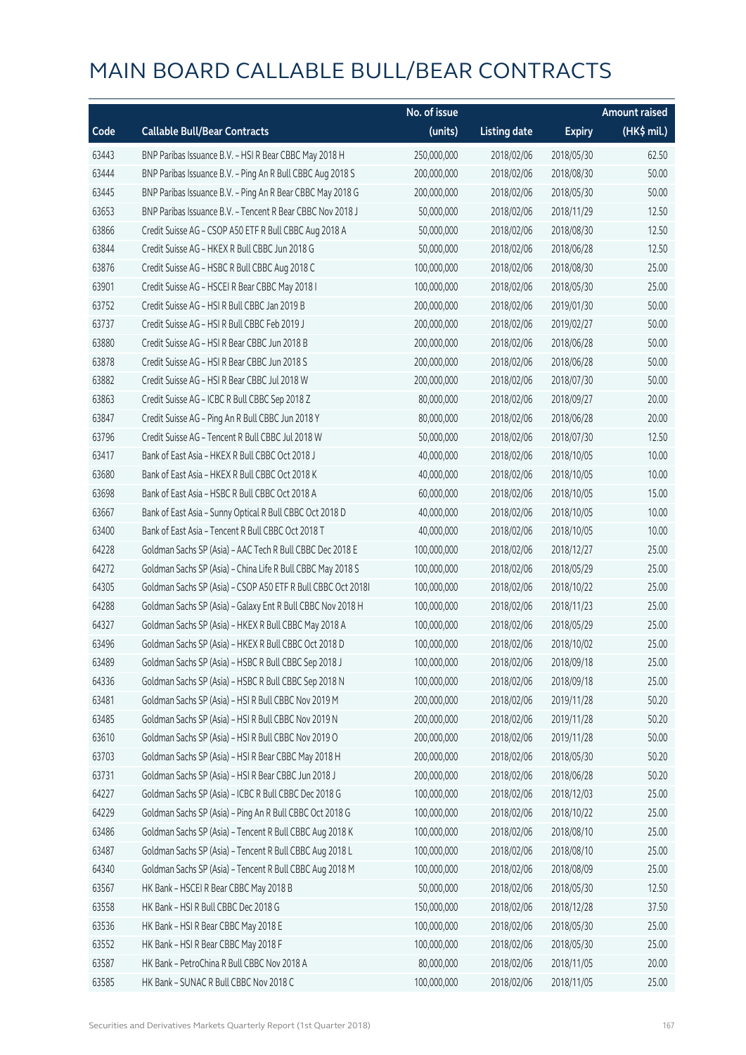# MAIN BOARD CALLABLE BULL/BEAR CONTRACTS

| Code | Callable Bull/Bear Contracts | No. of issue (units) | Listing date | Expiry | Amount raised (HK$ mil.) |
|---|---|---|---|---|---|
| 63443 | BNP Paribas Issuance B.V. – HSI R Bear CBBC May 2018 H | 250,000,000 | 2018/02/06 | 2018/05/30 | 62.50 |
| 63444 | BNP Paribas Issuance B.V. – Ping An R Bull CBBC Aug 2018 S | 200,000,000 | 2018/02/06 | 2018/08/30 | 50.00 |
| 63445 | BNP Paribas Issuance B.V. – Ping An R Bear CBBC May 2018 G | 200,000,000 | 2018/02/06 | 2018/05/30 | 50.00 |
| 63653 | BNP Paribas Issuance B.V. – Tencent R Bear CBBC Nov 2018 J | 50,000,000 | 2018/02/06 | 2018/11/29 | 12.50 |
| 63866 | Credit Suisse AG – CSOP A50 ETF R Bull CBBC Aug 2018 A | 50,000,000 | 2018/02/06 | 2018/08/30 | 12.50 |
| 63844 | Credit Suisse AG – HKEX R Bull CBBC Jun 2018 G | 50,000,000 | 2018/02/06 | 2018/06/28 | 12.50 |
| 63876 | Credit Suisse AG – HSBC R Bull CBBC Aug 2018 C | 100,000,000 | 2018/02/06 | 2018/08/30 | 25.00 |
| 63901 | Credit Suisse AG – HSCEI R Bear CBBC May 2018 I | 100,000,000 | 2018/02/06 | 2018/05/30 | 25.00 |
| 63752 | Credit Suisse AG – HSI R Bull CBBC Jan 2019 B | 200,000,000 | 2018/02/06 | 2019/01/30 | 50.00 |
| 63737 | Credit Suisse AG – HSI R Bull CBBC Feb 2019 J | 200,000,000 | 2018/02/06 | 2019/02/27 | 50.00 |
| 63880 | Credit Suisse AG – HSI R Bear CBBC Jun 2018 B | 200,000,000 | 2018/02/06 | 2018/06/28 | 50.00 |
| 63878 | Credit Suisse AG – HSI R Bear CBBC Jun 2018 S | 200,000,000 | 2018/02/06 | 2018/06/28 | 50.00 |
| 63882 | Credit Suisse AG – HSI R Bear CBBC Jul 2018 W | 200,000,000 | 2018/02/06 | 2018/07/30 | 50.00 |
| 63863 | Credit Suisse AG – ICBC R Bull CBBC Sep 2018 Z | 80,000,000 | 2018/02/06 | 2018/09/27 | 20.00 |
| 63847 | Credit Suisse AG – Ping An R Bull CBBC Jun 2018 Y | 80,000,000 | 2018/02/06 | 2018/06/28 | 20.00 |
| 63796 | Credit Suisse AG – Tencent R Bull CBBC Jul 2018 W | 50,000,000 | 2018/02/06 | 2018/07/30 | 12.50 |
| 63417 | Bank of East Asia – HKEX R Bull CBBC Oct 2018 J | 40,000,000 | 2018/02/06 | 2018/10/05 | 10.00 |
| 63680 | Bank of East Asia – HKEX R Bull CBBC Oct 2018 K | 40,000,000 | 2018/02/06 | 2018/10/05 | 10.00 |
| 63698 | Bank of East Asia – HSBC R Bull CBBC Oct 2018 A | 60,000,000 | 2018/02/06 | 2018/10/05 | 15.00 |
| 63667 | Bank of East Asia – Sunny Optical R Bull CBBC Oct 2018 D | 40,000,000 | 2018/02/06 | 2018/10/05 | 10.00 |
| 63400 | Bank of East Asia – Tencent R Bull CBBC Oct 2018 T | 40,000,000 | 2018/02/06 | 2018/10/05 | 10.00 |
| 64228 | Goldman Sachs SP (Asia) – AAC Tech R Bull CBBC Dec 2018 E | 100,000,000 | 2018/02/06 | 2018/12/27 | 25.00 |
| 64272 | Goldman Sachs SP (Asia) – China Life R Bull CBBC May 2018 S | 100,000,000 | 2018/02/06 | 2018/05/29 | 25.00 |
| 64305 | Goldman Sachs SP (Asia) – CSOP A50 ETF R Bull CBBC Oct 2018I | 100,000,000 | 2018/02/06 | 2018/10/22 | 25.00 |
| 64288 | Goldman Sachs SP (Asia) – Galaxy Ent R Bull CBBC Nov 2018 H | 100,000,000 | 2018/02/06 | 2018/11/23 | 25.00 |
| 64327 | Goldman Sachs SP (Asia) – HKEX R Bull CBBC May 2018 A | 100,000,000 | 2018/02/06 | 2018/05/29 | 25.00 |
| 63496 | Goldman Sachs SP (Asia) – HKEX R Bull CBBC Oct 2018 D | 100,000,000 | 2018/02/06 | 2018/10/02 | 25.00 |
| 63489 | Goldman Sachs SP (Asia) – HSBC R Bull CBBC Sep 2018 J | 100,000,000 | 2018/02/06 | 2018/09/18 | 25.00 |
| 64336 | Goldman Sachs SP (Asia) – HSBC R Bull CBBC Sep 2018 N | 100,000,000 | 2018/02/06 | 2018/09/18 | 25.00 |
| 63481 | Goldman Sachs SP (Asia) – HSI R Bull CBBC Nov 2019 M | 200,000,000 | 2018/02/06 | 2019/11/28 | 50.20 |
| 63485 | Goldman Sachs SP (Asia) – HSI R Bull CBBC Nov 2019 N | 200,000,000 | 2018/02/06 | 2019/11/28 | 50.20 |
| 63610 | Goldman Sachs SP (Asia) – HSI R Bull CBBC Nov 2019 O | 200,000,000 | 2018/02/06 | 2019/11/28 | 50.00 |
| 63703 | Goldman Sachs SP (Asia) – HSI R Bear CBBC May 2018 H | 200,000,000 | 2018/02/06 | 2018/05/30 | 50.20 |
| 63731 | Goldman Sachs SP (Asia) – HSI R Bear CBBC Jun 2018 J | 200,000,000 | 2018/02/06 | 2018/06/28 | 50.20 |
| 64227 | Goldman Sachs SP (Asia) – ICBC R Bull CBBC Dec 2018 G | 100,000,000 | 2018/02/06 | 2018/12/03 | 25.00 |
| 64229 | Goldman Sachs SP (Asia) – Ping An R Bull CBBC Oct 2018 G | 100,000,000 | 2018/02/06 | 2018/10/22 | 25.00 |
| 63486 | Goldman Sachs SP (Asia) – Tencent R Bull CBBC Aug 2018 K | 100,000,000 | 2018/02/06 | 2018/08/10 | 25.00 |
| 63487 | Goldman Sachs SP (Asia) – Tencent R Bull CBBC Aug 2018 L | 100,000,000 | 2018/02/06 | 2018/08/10 | 25.00 |
| 64340 | Goldman Sachs SP (Asia) – Tencent R Bull CBBC Aug 2018 M | 100,000,000 | 2018/02/06 | 2018/08/09 | 25.00 |
| 63567 | HK Bank – HSCEI R Bear CBBC May 2018 B | 50,000,000 | 2018/02/06 | 2018/05/30 | 12.50 |
| 63558 | HK Bank – HSI R Bull CBBC Dec 2018 G | 150,000,000 | 2018/02/06 | 2018/12/28 | 37.50 |
| 63536 | HK Bank – HSI R Bear CBBC May 2018 E | 100,000,000 | 2018/02/06 | 2018/05/30 | 25.00 |
| 63552 | HK Bank – HSI R Bear CBBC May 2018 F | 100,000,000 | 2018/02/06 | 2018/05/30 | 25.00 |
| 63587 | HK Bank – PetroChina R Bull CBBC Nov 2018 A | 80,000,000 | 2018/02/06 | 2018/11/05 | 20.00 |
| 63585 | HK Bank – SUNAC R Bull CBBC Nov 2018 C | 100,000,000 | 2018/02/06 | 2018/11/05 | 25.00 |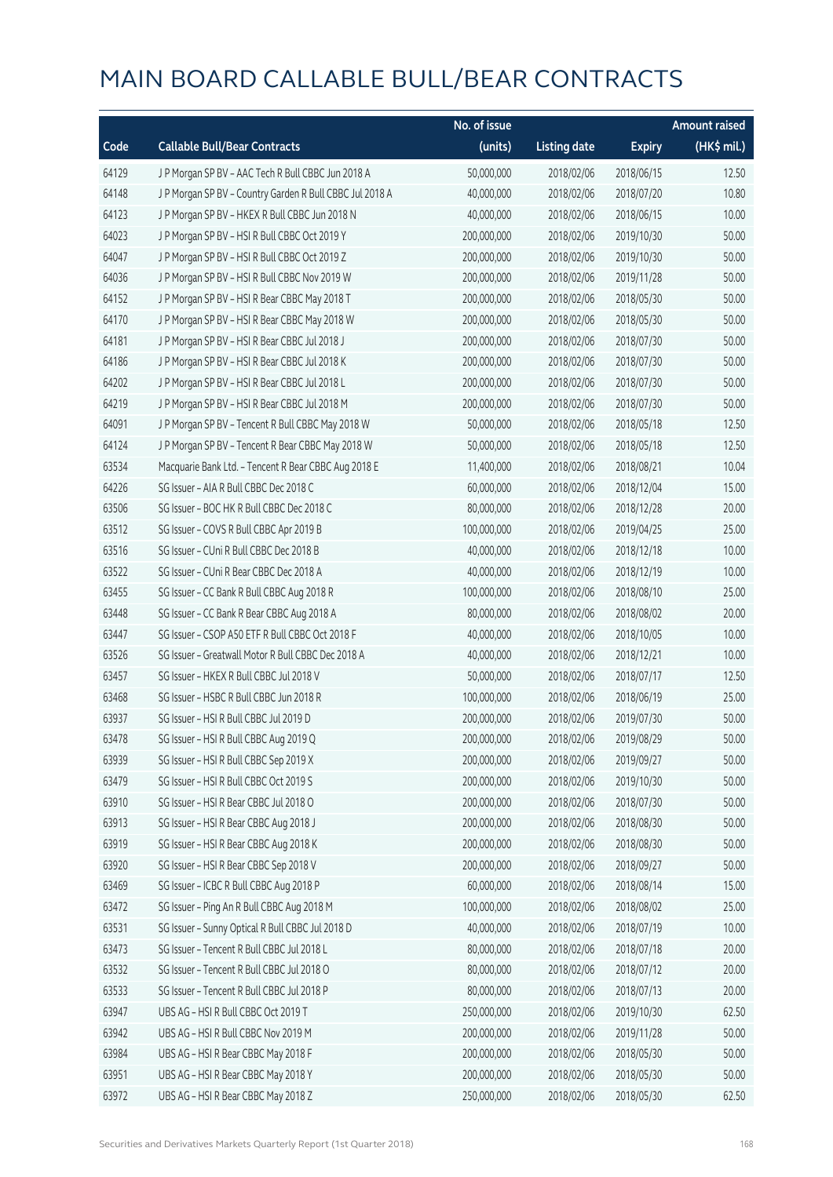# MAIN BOARD CALLABLE BULL/BEAR CONTRACTS

| Code | Callable Bull/Bear Contracts | No. of issue (units) | Listing date | Expiry | Amount raised (HK$ mil.) |
|---|---|---|---|---|---|
| 64129 | J P Morgan SP BV – AAC Tech R Bull CBBC Jun 2018 A | 50,000,000 | 2018/02/06 | 2018/06/15 | 12.50 |
| 64148 | J P Morgan SP BV – Country Garden R Bull CBBC Jul 2018 A | 40,000,000 | 2018/02/06 | 2018/07/20 | 10.80 |
| 64123 | J P Morgan SP BV – HKEX R Bull CBBC Jun 2018 N | 40,000,000 | 2018/02/06 | 2018/06/15 | 10.00 |
| 64023 | J P Morgan SP BV – HSI R Bull CBBC Oct 2019 Y | 200,000,000 | 2018/02/06 | 2019/10/30 | 50.00 |
| 64047 | J P Morgan SP BV – HSI R Bull CBBC Oct 2019 Z | 200,000,000 | 2018/02/06 | 2019/10/30 | 50.00 |
| 64036 | J P Morgan SP BV – HSI R Bull CBBC Nov 2019 W | 200,000,000 | 2018/02/06 | 2019/11/28 | 50.00 |
| 64152 | J P Morgan SP BV – HSI R Bear CBBC May 2018 T | 200,000,000 | 2018/02/06 | 2018/05/30 | 50.00 |
| 64170 | J P Morgan SP BV – HSI R Bear CBBC May 2018 W | 200,000,000 | 2018/02/06 | 2018/05/30 | 50.00 |
| 64181 | J P Morgan SP BV – HSI R Bear CBBC Jul 2018 J | 200,000,000 | 2018/02/06 | 2018/07/30 | 50.00 |
| 64186 | J P Morgan SP BV – HSI R Bear CBBC Jul 2018 K | 200,000,000 | 2018/02/06 | 2018/07/30 | 50.00 |
| 64202 | J P Morgan SP BV – HSI R Bear CBBC Jul 2018 L | 200,000,000 | 2018/02/06 | 2018/07/30 | 50.00 |
| 64219 | J P Morgan SP BV – HSI R Bear CBBC Jul 2018 M | 200,000,000 | 2018/02/06 | 2018/07/30 | 50.00 |
| 64091 | J P Morgan SP BV – Tencent R Bull CBBC May 2018 W | 50,000,000 | 2018/02/06 | 2018/05/18 | 12.50 |
| 64124 | J P Morgan SP BV – Tencent R Bear CBBC May 2018 W | 50,000,000 | 2018/02/06 | 2018/05/18 | 12.50 |
| 63534 | Macquarie Bank Ltd. – Tencent R Bear CBBC Aug 2018 E | 11,400,000 | 2018/02/06 | 2018/08/21 | 10.04 |
| 64226 | SG Issuer – AIA R Bull CBBC Dec 2018 C | 60,000,000 | 2018/02/06 | 2018/12/04 | 15.00 |
| 63506 | SG Issuer – BOC HK R Bull CBBC Dec 2018 C | 80,000,000 | 2018/02/06 | 2018/12/28 | 20.00 |
| 63512 | SG Issuer – COVS R Bull CBBC Apr 2019 B | 100,000,000 | 2018/02/06 | 2019/04/25 | 25.00 |
| 63516 | SG Issuer – CUni R Bull CBBC Dec 2018 B | 40,000,000 | 2018/02/06 | 2018/12/18 | 10.00 |
| 63522 | SG Issuer – CUni R Bear CBBC Dec 2018 A | 40,000,000 | 2018/02/06 | 2018/12/19 | 10.00 |
| 63455 | SG Issuer – CC Bank R Bull CBBC Aug 2018 R | 100,000,000 | 2018/02/06 | 2018/08/10 | 25.00 |
| 63448 | SG Issuer – CC Bank R Bear CBBC Aug 2018 A | 80,000,000 | 2018/02/06 | 2018/08/02 | 20.00 |
| 63447 | SG Issuer – CSOP A50 ETF R Bull CBBC Oct 2018 F | 40,000,000 | 2018/02/06 | 2018/10/05 | 10.00 |
| 63526 | SG Issuer – Greatwall Motor R Bull CBBC Dec 2018 A | 40,000,000 | 2018/02/06 | 2018/12/21 | 10.00 |
| 63457 | SG Issuer – HKEX R Bull CBBC Jul 2018 V | 50,000,000 | 2018/02/06 | 2018/07/17 | 12.50 |
| 63468 | SG Issuer – HSBC R Bull CBBC Jun 2018 R | 100,000,000 | 2018/02/06 | 2018/06/19 | 25.00 |
| 63937 | SG Issuer – HSI R Bull CBBC Jul 2019 D | 200,000,000 | 2018/02/06 | 2019/07/30 | 50.00 |
| 63478 | SG Issuer – HSI R Bull CBBC Aug 2019 Q | 200,000,000 | 2018/02/06 | 2019/08/29 | 50.00 |
| 63939 | SG Issuer – HSI R Bull CBBC Sep 2019 X | 200,000,000 | 2018/02/06 | 2019/09/27 | 50.00 |
| 63479 | SG Issuer – HSI R Bull CBBC Oct 2019 S | 200,000,000 | 2018/02/06 | 2019/10/30 | 50.00 |
| 63910 | SG Issuer – HSI R Bear CBBC Jul 2018 O | 200,000,000 | 2018/02/06 | 2018/07/30 | 50.00 |
| 63913 | SG Issuer – HSI R Bear CBBC Aug 2018 J | 200,000,000 | 2018/02/06 | 2018/08/30 | 50.00 |
| 63919 | SG Issuer – HSI R Bear CBBC Aug 2018 K | 200,000,000 | 2018/02/06 | 2018/08/30 | 50.00 |
| 63920 | SG Issuer – HSI R Bear CBBC Sep 2018 V | 200,000,000 | 2018/02/06 | 2018/09/27 | 50.00 |
| 63469 | SG Issuer – ICBC R Bull CBBC Aug 2018 P | 60,000,000 | 2018/02/06 | 2018/08/14 | 15.00 |
| 63472 | SG Issuer – Ping An R Bull CBBC Aug 2018 M | 100,000,000 | 2018/02/06 | 2018/08/02 | 25.00 |
| 63531 | SG Issuer – Sunny Optical R Bull CBBC Jul 2018 D | 40,000,000 | 2018/02/06 | 2018/07/19 | 10.00 |
| 63473 | SG Issuer – Tencent R Bull CBBC Jul 2018 L | 80,000,000 | 2018/02/06 | 2018/07/18 | 20.00 |
| 63532 | SG Issuer – Tencent R Bull CBBC Jul 2018 O | 80,000,000 | 2018/02/06 | 2018/07/12 | 20.00 |
| 63533 | SG Issuer – Tencent R Bull CBBC Jul 2018 P | 80,000,000 | 2018/02/06 | 2018/07/13 | 20.00 |
| 63947 | UBS AG – HSI R Bull CBBC Oct 2019 T | 250,000,000 | 2018/02/06 | 2019/10/30 | 62.50 |
| 63942 | UBS AG – HSI R Bull CBBC Nov 2019 M | 200,000,000 | 2018/02/06 | 2019/11/28 | 50.00 |
| 63984 | UBS AG – HSI R Bear CBBC May 2018 F | 200,000,000 | 2018/02/06 | 2018/05/30 | 50.00 |
| 63951 | UBS AG – HSI R Bear CBBC May 2018 Y | 200,000,000 | 2018/02/06 | 2018/05/30 | 50.00 |
| 63972 | UBS AG – HSI R Bear CBBC May 2018 Z | 250,000,000 | 2018/02/06 | 2018/05/30 | 62.50 |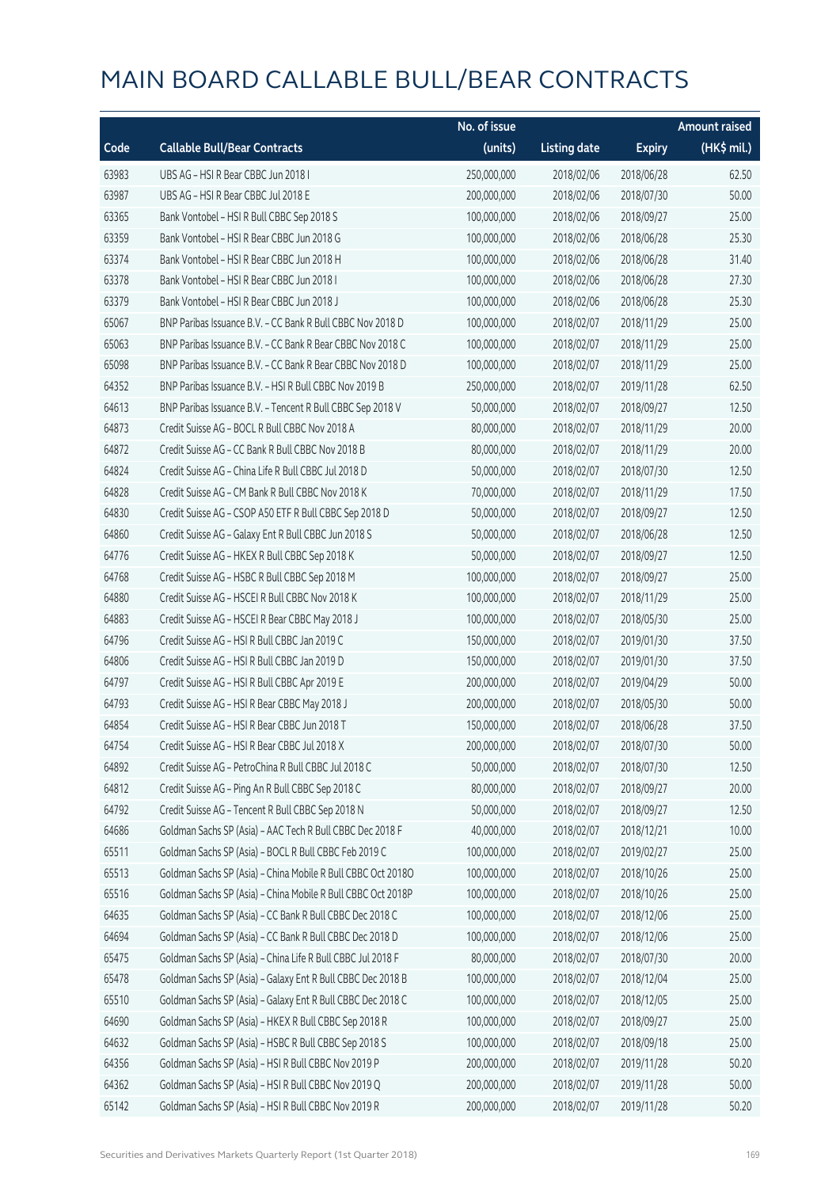# MAIN BOARD CALLABLE BULL/BEAR CONTRACTS

| Code | Callable Bull/Bear Contracts | No. of issue (units) | Listing date | Expiry | Amount raised (HK$ mil.) |
|---|---|---|---|---|---|
| 63983 | UBS AG – HSI R Bear CBBC Jun 2018 I | 250,000,000 | 2018/02/06 | 2018/06/28 | 62.50 |
| 63987 | UBS AG – HSI R Bear CBBC Jul 2018 E | 200,000,000 | 2018/02/06 | 2018/07/30 | 50.00 |
| 63365 | Bank Vontobel – HSI R Bull CBBC Sep 2018 S | 100,000,000 | 2018/02/06 | 2018/09/27 | 25.00 |
| 63359 | Bank Vontobel – HSI R Bear CBBC Jun 2018 G | 100,000,000 | 2018/02/06 | 2018/06/28 | 25.30 |
| 63374 | Bank Vontobel – HSI R Bear CBBC Jun 2018 H | 100,000,000 | 2018/02/06 | 2018/06/28 | 31.40 |
| 63378 | Bank Vontobel – HSI R Bear CBBC Jun 2018 I | 100,000,000 | 2018/02/06 | 2018/06/28 | 27.30 |
| 63379 | Bank Vontobel – HSI R Bear CBBC Jun 2018 J | 100,000,000 | 2018/02/06 | 2018/06/28 | 25.30 |
| 65067 | BNP Paribas Issuance B.V. – CC Bank R Bull CBBC Nov 2018 D | 100,000,000 | 2018/02/07 | 2018/11/29 | 25.00 |
| 65063 | BNP Paribas Issuance B.V. – CC Bank R Bear CBBC Nov 2018 C | 100,000,000 | 2018/02/07 | 2018/11/29 | 25.00 |
| 65098 | BNP Paribas Issuance B.V. – CC Bank R Bear CBBC Nov 2018 D | 100,000,000 | 2018/02/07 | 2018/11/29 | 25.00 |
| 64352 | BNP Paribas Issuance B.V. – HSI R Bull CBBC Nov 2019 B | 250,000,000 | 2018/02/07 | 2019/11/28 | 62.50 |
| 64613 | BNP Paribas Issuance B.V. – Tencent R Bull CBBC Sep 2018 V | 50,000,000 | 2018/02/07 | 2018/09/27 | 12.50 |
| 64873 | Credit Suisse AG – BOCL R Bull CBBC Nov 2018 A | 80,000,000 | 2018/02/07 | 2018/11/29 | 20.00 |
| 64872 | Credit Suisse AG – CC Bank R Bull CBBC Nov 2018 B | 80,000,000 | 2018/02/07 | 2018/11/29 | 20.00 |
| 64824 | Credit Suisse AG – China Life R Bull CBBC Jul 2018 D | 50,000,000 | 2018/02/07 | 2018/07/30 | 12.50 |
| 64828 | Credit Suisse AG – CM Bank R Bull CBBC Nov 2018 K | 70,000,000 | 2018/02/07 | 2018/11/29 | 17.50 |
| 64830 | Credit Suisse AG – CSOP A50 ETF R Bull CBBC Sep 2018 D | 50,000,000 | 2018/02/07 | 2018/09/27 | 12.50 |
| 64860 | Credit Suisse AG – Galaxy Ent R Bull CBBC Jun 2018 S | 50,000,000 | 2018/02/07 | 2018/06/28 | 12.50 |
| 64776 | Credit Suisse AG – HKEX R Bull CBBC Sep 2018 K | 50,000,000 | 2018/02/07 | 2018/09/27 | 12.50 |
| 64768 | Credit Suisse AG – HSBC R Bull CBBC Sep 2018 M | 100,000,000 | 2018/02/07 | 2018/09/27 | 25.00 |
| 64880 | Credit Suisse AG – HSCEI R Bull CBBC Nov 2018 K | 100,000,000 | 2018/02/07 | 2018/11/29 | 25.00 |
| 64883 | Credit Suisse AG – HSCEI R Bear CBBC May 2018 J | 100,000,000 | 2018/02/07 | 2018/05/30 | 25.00 |
| 64796 | Credit Suisse AG – HSI R Bull CBBC Jan 2019 C | 150,000,000 | 2018/02/07 | 2019/01/30 | 37.50 |
| 64806 | Credit Suisse AG – HSI R Bull CBBC Jan 2019 D | 150,000,000 | 2018/02/07 | 2019/01/30 | 37.50 |
| 64797 | Credit Suisse AG – HSI R Bull CBBC Apr 2019 E | 200,000,000 | 2018/02/07 | 2019/04/29 | 50.00 |
| 64793 | Credit Suisse AG – HSI R Bear CBBC May 2018 J | 200,000,000 | 2018/02/07 | 2018/05/30 | 50.00 |
| 64854 | Credit Suisse AG – HSI R Bear CBBC Jun 2018 T | 150,000,000 | 2018/02/07 | 2018/06/28 | 37.50 |
| 64754 | Credit Suisse AG – HSI R Bear CBBC Jul 2018 X | 200,000,000 | 2018/02/07 | 2018/07/30 | 50.00 |
| 64892 | Credit Suisse AG – PetroChina R Bull CBBC Jul 2018 C | 50,000,000 | 2018/02/07 | 2018/07/30 | 12.50 |
| 64812 | Credit Suisse AG – Ping An R Bull CBBC Sep 2018 C | 80,000,000 | 2018/02/07 | 2018/09/27 | 20.00 |
| 64792 | Credit Suisse AG – Tencent R Bull CBBC Sep 2018 N | 50,000,000 | 2018/02/07 | 2018/09/27 | 12.50 |
| 64686 | Goldman Sachs SP (Asia) – AAC Tech R Bull CBBC Dec 2018 F | 40,000,000 | 2018/02/07 | 2018/12/21 | 10.00 |
| 65511 | Goldman Sachs SP (Asia) – BOCL R Bull CBBC Feb 2019 C | 100,000,000 | 2018/02/07 | 2019/02/27 | 25.00 |
| 65513 | Goldman Sachs SP (Asia) – China Mobile R Bull CBBC Oct 2018O | 100,000,000 | 2018/02/07 | 2018/10/26 | 25.00 |
| 65516 | Goldman Sachs SP (Asia) – China Mobile R Bull CBBC Oct 2018P | 100,000,000 | 2018/02/07 | 2018/10/26 | 25.00 |
| 64635 | Goldman Sachs SP (Asia) – CC Bank R Bull CBBC Dec 2018 C | 100,000,000 | 2018/02/07 | 2018/12/06 | 25.00 |
| 64694 | Goldman Sachs SP (Asia) – CC Bank R Bull CBBC Dec 2018 D | 100,000,000 | 2018/02/07 | 2018/12/06 | 25.00 |
| 65475 | Goldman Sachs SP (Asia) – China Life R Bull CBBC Jul 2018 F | 80,000,000 | 2018/02/07 | 2018/07/30 | 20.00 |
| 65478 | Goldman Sachs SP (Asia) – Galaxy Ent R Bull CBBC Dec 2018 B | 100,000,000 | 2018/02/07 | 2018/12/04 | 25.00 |
| 65510 | Goldman Sachs SP (Asia) – Galaxy Ent R Bull CBBC Dec 2018 C | 100,000,000 | 2018/02/07 | 2018/12/05 | 25.00 |
| 64690 | Goldman Sachs SP (Asia) – HKEX R Bull CBBC Sep 2018 R | 100,000,000 | 2018/02/07 | 2018/09/27 | 25.00 |
| 64632 | Goldman Sachs SP (Asia) – HSBC R Bull CBBC Sep 2018 S | 100,000,000 | 2018/02/07 | 2018/09/18 | 25.00 |
| 64356 | Goldman Sachs SP (Asia) – HSI R Bull CBBC Nov 2019 P | 200,000,000 | 2018/02/07 | 2019/11/28 | 50.20 |
| 64362 | Goldman Sachs SP (Asia) – HSI R Bull CBBC Nov 2019 Q | 200,000,000 | 2018/02/07 | 2019/11/28 | 50.00 |
| 65142 | Goldman Sachs SP (Asia) – HSI R Bull CBBC Nov 2019 R | 200,000,000 | 2018/02/07 | 2019/11/28 | 50.20 |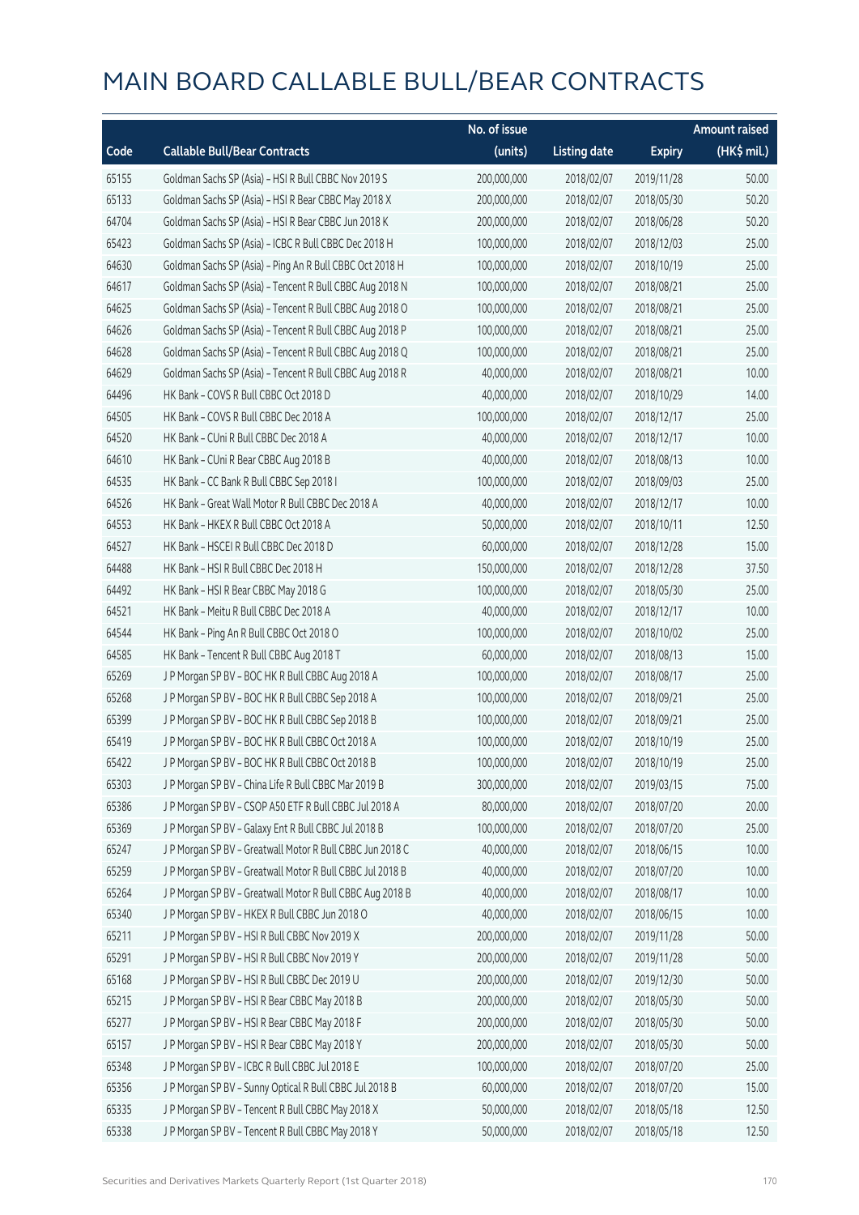# MAIN BOARD CALLABLE BULL/BEAR CONTRACTS

| Code | Callable Bull/Bear Contracts | No. of issue (units) | Listing date | Expiry | Amount raised (HK$ mil.) |
|---|---|---|---|---|---|
| 65155 | Goldman Sachs SP (Asia) – HSI R Bull CBBC Nov 2019 S | 200,000,000 | 2018/02/07 | 2019/11/28 | 50.00 |
| 65133 | Goldman Sachs SP (Asia) – HSI R Bear CBBC May 2018 X | 200,000,000 | 2018/02/07 | 2018/05/30 | 50.20 |
| 64704 | Goldman Sachs SP (Asia) – HSI R Bear CBBC Jun 2018 K | 200,000,000 | 2018/02/07 | 2018/06/28 | 50.20 |
| 65423 | Goldman Sachs SP (Asia) – ICBC R Bull CBBC Dec 2018 H | 100,000,000 | 2018/02/07 | 2018/12/03 | 25.00 |
| 64630 | Goldman Sachs SP (Asia) – Ping An R Bull CBBC Oct 2018 H | 100,000,000 | 2018/02/07 | 2018/10/19 | 25.00 |
| 64617 | Goldman Sachs SP (Asia) – Tencent R Bull CBBC Aug 2018 N | 100,000,000 | 2018/02/07 | 2018/08/21 | 25.00 |
| 64625 | Goldman Sachs SP (Asia) – Tencent R Bull CBBC Aug 2018 O | 100,000,000 | 2018/02/07 | 2018/08/21 | 25.00 |
| 64626 | Goldman Sachs SP (Asia) – Tencent R Bull CBBC Aug 2018 P | 100,000,000 | 2018/02/07 | 2018/08/21 | 25.00 |
| 64628 | Goldman Sachs SP (Asia) – Tencent R Bull CBBC Aug 2018 Q | 100,000,000 | 2018/02/07 | 2018/08/21 | 25.00 |
| 64629 | Goldman Sachs SP (Asia) – Tencent R Bull CBBC Aug 2018 R | 40,000,000 | 2018/02/07 | 2018/08/21 | 10.00 |
| 64496 | HK Bank – COVS R Bull CBBC Oct 2018 D | 40,000,000 | 2018/02/07 | 2018/10/29 | 14.00 |
| 64505 | HK Bank – COVS R Bull CBBC Dec 2018 A | 100,000,000 | 2018/02/07 | 2018/12/17 | 25.00 |
| 64520 | HK Bank – CUni R Bull CBBC Dec 2018 A | 40,000,000 | 2018/02/07 | 2018/12/17 | 10.00 |
| 64610 | HK Bank – CUni R Bear CBBC Aug 2018 B | 40,000,000 | 2018/02/07 | 2018/08/13 | 10.00 |
| 64535 | HK Bank – CC Bank R Bull CBBC Sep 2018 I | 100,000,000 | 2018/02/07 | 2018/09/03 | 25.00 |
| 64526 | HK Bank – Great Wall Motor R Bull CBBC Dec 2018 A | 40,000,000 | 2018/02/07 | 2018/12/17 | 10.00 |
| 64553 | HK Bank – HKEX R Bull CBBC Oct 2018 A | 50,000,000 | 2018/02/07 | 2018/10/11 | 12.50 |
| 64527 | HK Bank – HSCEI R Bull CBBC Dec 2018 D | 60,000,000 | 2018/02/07 | 2018/12/28 | 15.00 |
| 64488 | HK Bank – HSI R Bull CBBC Dec 2018 H | 150,000,000 | 2018/02/07 | 2018/12/28 | 37.50 |
| 64492 | HK Bank – HSI R Bear CBBC May 2018 G | 100,000,000 | 2018/02/07 | 2018/05/30 | 25.00 |
| 64521 | HK Bank – Meitu R Bull CBBC Dec 2018 A | 40,000,000 | 2018/02/07 | 2018/12/17 | 10.00 |
| 64544 | HK Bank – Ping An R Bull CBBC Oct 2018 O | 100,000,000 | 2018/02/07 | 2018/10/02 | 25.00 |
| 64585 | HK Bank – Tencent R Bull CBBC Aug 2018 T | 60,000,000 | 2018/02/07 | 2018/08/13 | 15.00 |
| 65269 | J P Morgan SP BV – BOC HK R Bull CBBC Aug 2018 A | 100,000,000 | 2018/02/07 | 2018/08/17 | 25.00 |
| 65268 | J P Morgan SP BV – BOC HK R Bull CBBC Sep 2018 A | 100,000,000 | 2018/02/07 | 2018/09/21 | 25.00 |
| 65399 | J P Morgan SP BV – BOC HK R Bull CBBC Sep 2018 B | 100,000,000 | 2018/02/07 | 2018/09/21 | 25.00 |
| 65419 | J P Morgan SP BV – BOC HK R Bull CBBC Oct 2018 A | 100,000,000 | 2018/02/07 | 2018/10/19 | 25.00 |
| 65422 | J P Morgan SP BV – BOC HK R Bull CBBC Oct 2018 B | 100,000,000 | 2018/02/07 | 2018/10/19 | 25.00 |
| 65303 | J P Morgan SP BV – China Life R Bull CBBC Mar 2019 B | 300,000,000 | 2018/02/07 | 2019/03/15 | 75.00 |
| 65386 | J P Morgan SP BV – CSOP A50 ETF R Bull CBBC Jul 2018 A | 80,000,000 | 2018/02/07 | 2018/07/20 | 20.00 |
| 65369 | J P Morgan SP BV – Galaxy Ent R Bull CBBC Jul 2018 B | 100,000,000 | 2018/02/07 | 2018/07/20 | 25.00 |
| 65247 | J P Morgan SP BV – Greatwall Motor R Bull CBBC Jun 2018 C | 40,000,000 | 2018/02/07 | 2018/06/15 | 10.00 |
| 65259 | J P Morgan SP BV – Greatwall Motor R Bull CBBC Jul 2018 B | 40,000,000 | 2018/02/07 | 2018/07/20 | 10.00 |
| 65264 | J P Morgan SP BV – Greatwall Motor R Bull CBBC Aug 2018 B | 40,000,000 | 2018/02/07 | 2018/08/17 | 10.00 |
| 65340 | J P Morgan SP BV – HKEX R Bull CBBC Jun 2018 O | 40,000,000 | 2018/02/07 | 2018/06/15 | 10.00 |
| 65211 | J P Morgan SP BV – HSI R Bull CBBC Nov 2019 X | 200,000,000 | 2018/02/07 | 2019/11/28 | 50.00 |
| 65291 | J P Morgan SP BV – HSI R Bull CBBC Nov 2019 Y | 200,000,000 | 2018/02/07 | 2019/11/28 | 50.00 |
| 65168 | J P Morgan SP BV – HSI R Bull CBBC Dec 2019 U | 200,000,000 | 2018/02/07 | 2019/12/30 | 50.00 |
| 65215 | J P Morgan SP BV – HSI R Bear CBBC May 2018 B | 200,000,000 | 2018/02/07 | 2018/05/30 | 50.00 |
| 65277 | J P Morgan SP BV – HSI R Bear CBBC May 2018 F | 200,000,000 | 2018/02/07 | 2018/05/30 | 50.00 |
| 65157 | J P Morgan SP BV – HSI R Bear CBBC May 2018 Y | 200,000,000 | 2018/02/07 | 2018/05/30 | 50.00 |
| 65348 | J P Morgan SP BV – ICBC R Bull CBBC Jul 2018 E | 100,000,000 | 2018/02/07 | 2018/07/20 | 25.00 |
| 65356 | J P Morgan SP BV – Sunny Optical R Bull CBBC Jul 2018 B | 60,000,000 | 2018/02/07 | 2018/07/20 | 15.00 |
| 65335 | J P Morgan SP BV – Tencent R Bull CBBC May 2018 X | 50,000,000 | 2018/02/07 | 2018/05/18 | 12.50 |
| 65338 | J P Morgan SP BV – Tencent R Bull CBBC May 2018 Y | 50,000,000 | 2018/02/07 | 2018/05/18 | 12.50 |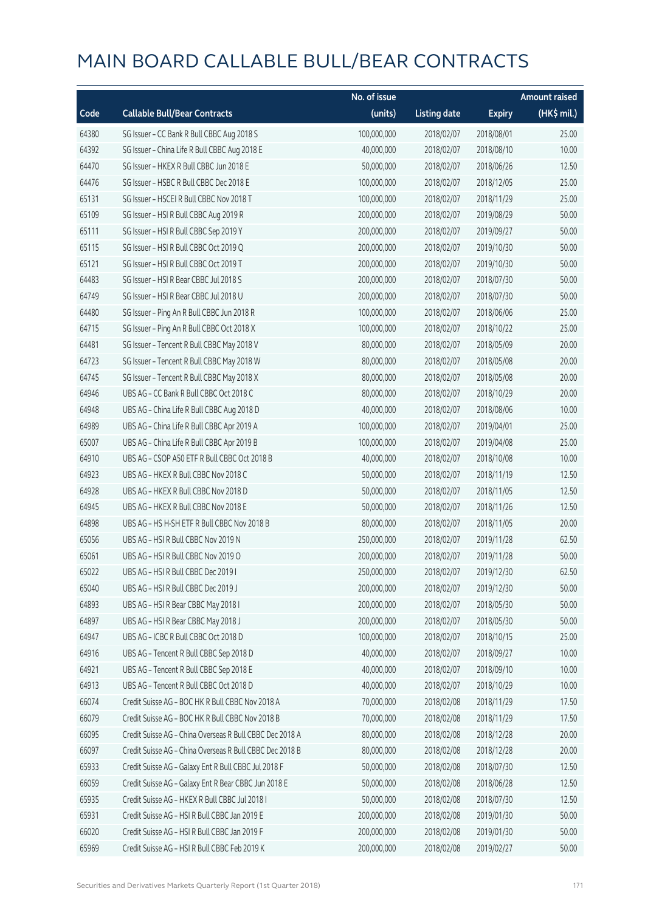# MAIN BOARD CALLABLE BULL/BEAR CONTRACTS

| Code | Callable Bull/Bear Contracts | No. of issue (units) | Listing date | Expiry | Amount raised (HK$ mil.) |
|---|---|---|---|---|---|
| 64380 | SG Issuer – CC Bank R Bull CBBC Aug 2018 S | 100,000,000 | 2018/02/07 | 2018/08/01 | 25.00 |
| 64392 | SG Issuer – China Life R Bull CBBC Aug 2018 E | 40,000,000 | 2018/02/07 | 2018/08/10 | 10.00 |
| 64470 | SG Issuer – HKEX R Bull CBBC Jun 2018 E | 50,000,000 | 2018/02/07 | 2018/06/26 | 12.50 |
| 64476 | SG Issuer – HSBC R Bull CBBC Dec 2018 E | 100,000,000 | 2018/02/07 | 2018/12/05 | 25.00 |
| 65131 | SG Issuer – HSCEI R Bull CBBC Nov 2018 T | 100,000,000 | 2018/02/07 | 2018/11/29 | 25.00 |
| 65109 | SG Issuer – HSI R Bull CBBC Aug 2019 R | 200,000,000 | 2018/02/07 | 2019/08/29 | 50.00 |
| 65111 | SG Issuer – HSI R Bull CBBC Sep 2019 Y | 200,000,000 | 2018/02/07 | 2019/09/27 | 50.00 |
| 65115 | SG Issuer – HSI R Bull CBBC Oct 2019 Q | 200,000,000 | 2018/02/07 | 2019/10/30 | 50.00 |
| 65121 | SG Issuer – HSI R Bull CBBC Oct 2019 T | 200,000,000 | 2018/02/07 | 2019/10/30 | 50.00 |
| 64483 | SG Issuer – HSI R Bear CBBC Jul 2018 S | 200,000,000 | 2018/02/07 | 2018/07/30 | 50.00 |
| 64749 | SG Issuer – HSI R Bear CBBC Jul 2018 U | 200,000,000 | 2018/02/07 | 2018/07/30 | 50.00 |
| 64480 | SG Issuer – Ping An R Bull CBBC Jun 2018 R | 100,000,000 | 2018/02/07 | 2018/06/06 | 25.00 |
| 64715 | SG Issuer – Ping An R Bull CBBC Oct 2018 X | 100,000,000 | 2018/02/07 | 2018/10/22 | 25.00 |
| 64481 | SG Issuer – Tencent R Bull CBBC May 2018 V | 80,000,000 | 2018/02/07 | 2018/05/09 | 20.00 |
| 64723 | SG Issuer – Tencent R Bull CBBC May 2018 W | 80,000,000 | 2018/02/07 | 2018/05/08 | 20.00 |
| 64745 | SG Issuer – Tencent R Bull CBBC May 2018 X | 80,000,000 | 2018/02/07 | 2018/05/08 | 20.00 |
| 64946 | UBS AG – CC Bank R Bull CBBC Oct 2018 C | 80,000,000 | 2018/02/07 | 2018/10/29 | 20.00 |
| 64948 | UBS AG – China Life R Bull CBBC Aug 2018 D | 40,000,000 | 2018/02/07 | 2018/08/06 | 10.00 |
| 64989 | UBS AG – China Life R Bull CBBC Apr 2019 A | 100,000,000 | 2018/02/07 | 2019/04/01 | 25.00 |
| 65007 | UBS AG – China Life R Bull CBBC Apr 2019 B | 100,000,000 | 2018/02/07 | 2019/04/08 | 25.00 |
| 64910 | UBS AG – CSOP A50 ETF R Bull CBBC Oct 2018 B | 40,000,000 | 2018/02/07 | 2018/10/08 | 10.00 |
| 64923 | UBS AG – HKEX R Bull CBBC Nov 2018 C | 50,000,000 | 2018/02/07 | 2018/11/19 | 12.50 |
| 64928 | UBS AG – HKEX R Bull CBBC Nov 2018 D | 50,000,000 | 2018/02/07 | 2018/11/05 | 12.50 |
| 64945 | UBS AG – HKEX R Bull CBBC Nov 2018 E | 50,000,000 | 2018/02/07 | 2018/11/26 | 12.50 |
| 64898 | UBS AG – HS H-SH ETF R Bull CBBC Nov 2018 B | 80,000,000 | 2018/02/07 | 2018/11/05 | 20.00 |
| 65056 | UBS AG – HSI R Bull CBBC Nov 2019 N | 250,000,000 | 2018/02/07 | 2019/11/28 | 62.50 |
| 65061 | UBS AG – HSI R Bull CBBC Nov 2019 O | 200,000,000 | 2018/02/07 | 2019/11/28 | 50.00 |
| 65022 | UBS AG – HSI R Bull CBBC Dec 2019 I | 250,000,000 | 2018/02/07 | 2019/12/30 | 62.50 |
| 65040 | UBS AG – HSI R Bull CBBC Dec 2019 J | 200,000,000 | 2018/02/07 | 2019/12/30 | 50.00 |
| 64893 | UBS AG – HSI R Bear CBBC May 2018 I | 200,000,000 | 2018/02/07 | 2018/05/30 | 50.00 |
| 64897 | UBS AG – HSI R Bear CBBC May 2018 J | 200,000,000 | 2018/02/07 | 2018/05/30 | 50.00 |
| 64947 | UBS AG – ICBC R Bull CBBC Oct 2018 D | 100,000,000 | 2018/02/07 | 2018/10/15 | 25.00 |
| 64916 | UBS AG – Tencent R Bull CBBC Sep 2018 D | 40,000,000 | 2018/02/07 | 2018/09/27 | 10.00 |
| 64921 | UBS AG – Tencent R Bull CBBC Sep 2018 E | 40,000,000 | 2018/02/07 | 2018/09/10 | 10.00 |
| 64913 | UBS AG – Tencent R Bull CBBC Oct 2018 D | 40,000,000 | 2018/02/07 | 2018/10/29 | 10.00 |
| 66074 | Credit Suisse AG – BOC HK R Bull CBBC Nov 2018 A | 70,000,000 | 2018/02/08 | 2018/11/29 | 17.50 |
| 66079 | Credit Suisse AG – BOC HK R Bull CBBC Nov 2018 B | 70,000,000 | 2018/02/08 | 2018/11/29 | 17.50 |
| 66095 | Credit Suisse AG – China Overseas R Bull CBBC Dec 2018 A | 80,000,000 | 2018/02/08 | 2018/12/28 | 20.00 |
| 66097 | Credit Suisse AG – China Overseas R Bull CBBC Dec 2018 B | 80,000,000 | 2018/02/08 | 2018/12/28 | 20.00 |
| 65933 | Credit Suisse AG – Galaxy Ent R Bull CBBC Jul 2018 F | 50,000,000 | 2018/02/08 | 2018/07/30 | 12.50 |
| 66059 | Credit Suisse AG – Galaxy Ent R Bear CBBC Jun 2018 E | 50,000,000 | 2018/02/08 | 2018/06/28 | 12.50 |
| 65935 | Credit Suisse AG – HKEX R Bull CBBC Jul 2018 I | 50,000,000 | 2018/02/08 | 2018/07/30 | 12.50 |
| 65931 | Credit Suisse AG – HSI R Bull CBBC Jan 2019 E | 200,000,000 | 2018/02/08 | 2019/01/30 | 50.00 |
| 66020 | Credit Suisse AG – HSI R Bull CBBC Jan 2019 F | 200,000,000 | 2018/02/08 | 2019/01/30 | 50.00 |
| 65969 | Credit Suisse AG – HSI R Bull CBBC Feb 2019 K | 200,000,000 | 2018/02/08 | 2019/02/27 | 50.00 |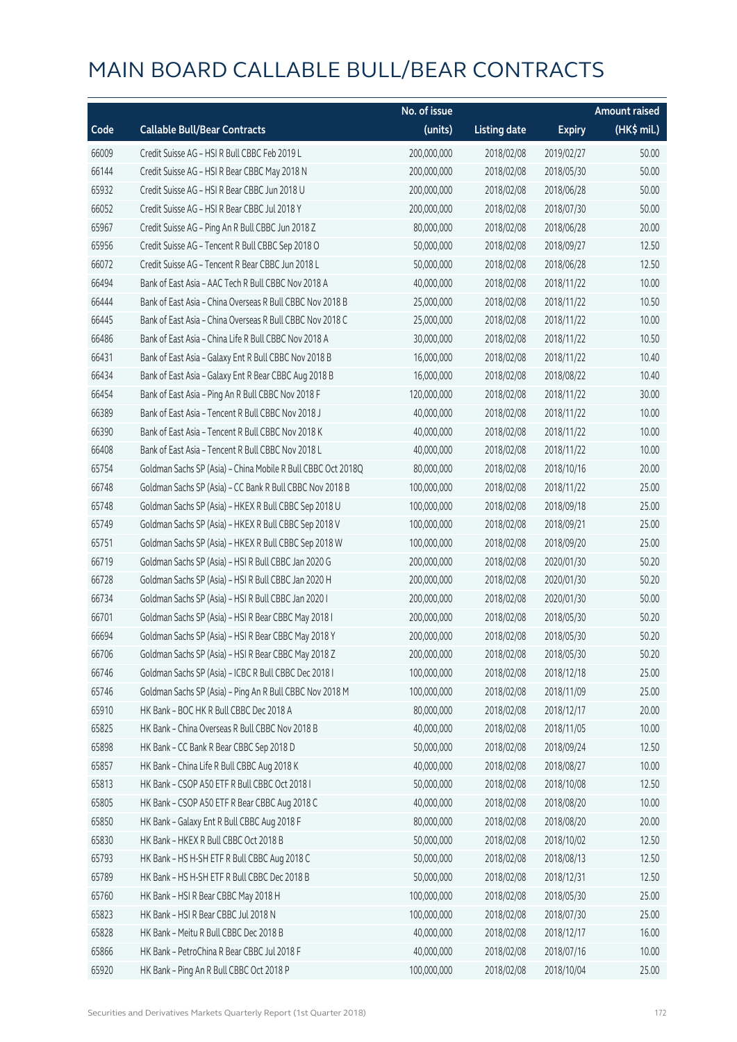# MAIN BOARD CALLABLE BULL/BEAR CONTRACTS

| Code | Callable Bull/Bear Contracts | No. of issue (units) | Listing date | Expiry | Amount raised (HK$ mil.) |
|---|---|---|---|---|---|
| 66009 | Credit Suisse AG – HSI R Bull CBBC Feb 2019 L | 200,000,000 | 2018/02/08 | 2019/02/27 | 50.00 |
| 66144 | Credit Suisse AG – HSI R Bear CBBC May 2018 N | 200,000,000 | 2018/02/08 | 2018/05/30 | 50.00 |
| 65932 | Credit Suisse AG – HSI R Bear CBBC Jun 2018 U | 200,000,000 | 2018/02/08 | 2018/06/28 | 50.00 |
| 66052 | Credit Suisse AG – HSI R Bear CBBC Jul 2018 Y | 200,000,000 | 2018/02/08 | 2018/07/30 | 50.00 |
| 65967 | Credit Suisse AG – Ping An R Bull CBBC Jun 2018 Z | 80,000,000 | 2018/02/08 | 2018/06/28 | 20.00 |
| 65956 | Credit Suisse AG – Tencent R Bull CBBC Sep 2018 O | 50,000,000 | 2018/02/08 | 2018/09/27 | 12.50 |
| 66072 | Credit Suisse AG – Tencent R Bear CBBC Jun 2018 L | 50,000,000 | 2018/02/08 | 2018/06/28 | 12.50 |
| 66494 | Bank of East Asia – AAC Tech R Bull CBBC Nov 2018 A | 40,000,000 | 2018/02/08 | 2018/11/22 | 10.00 |
| 66444 | Bank of East Asia – China Overseas R Bull CBBC Nov 2018 B | 25,000,000 | 2018/02/08 | 2018/11/22 | 10.50 |
| 66445 | Bank of East Asia – China Overseas R Bull CBBC Nov 2018 C | 25,000,000 | 2018/02/08 | 2018/11/22 | 10.00 |
| 66486 | Bank of East Asia – China Life R Bull CBBC Nov 2018 A | 30,000,000 | 2018/02/08 | 2018/11/22 | 10.50 |
| 66431 | Bank of East Asia – Galaxy Ent R Bull CBBC Nov 2018 B | 16,000,000 | 2018/02/08 | 2018/11/22 | 10.40 |
| 66434 | Bank of East Asia – Galaxy Ent R Bear CBBC Aug 2018 B | 16,000,000 | 2018/02/08 | 2018/08/22 | 10.40 |
| 66454 | Bank of East Asia – Ping An R Bull CBBC Nov 2018 F | 120,000,000 | 2018/02/08 | 2018/11/22 | 30.00 |
| 66389 | Bank of East Asia – Tencent R Bull CBBC Nov 2018 J | 40,000,000 | 2018/02/08 | 2018/11/22 | 10.00 |
| 66390 | Bank of East Asia – Tencent R Bull CBBC Nov 2018 K | 40,000,000 | 2018/02/08 | 2018/11/22 | 10.00 |
| 66408 | Bank of East Asia – Tencent R Bull CBBC Nov 2018 L | 40,000,000 | 2018/02/08 | 2018/11/22 | 10.00 |
| 65754 | Goldman Sachs SP (Asia) – China Mobile R Bull CBBC Oct 2018Q | 80,000,000 | 2018/02/08 | 2018/10/16 | 20.00 |
| 66748 | Goldman Sachs SP (Asia) – CC Bank R Bull CBBC Nov 2018 B | 100,000,000 | 2018/02/08 | 2018/11/22 | 25.00 |
| 65748 | Goldman Sachs SP (Asia) – HKEX R Bull CBBC Sep 2018 U | 100,000,000 | 2018/02/08 | 2018/09/18 | 25.00 |
| 65749 | Goldman Sachs SP (Asia) – HKEX R Bull CBBC Sep 2018 V | 100,000,000 | 2018/02/08 | 2018/09/21 | 25.00 |
| 65751 | Goldman Sachs SP (Asia) – HKEX R Bull CBBC Sep 2018 W | 100,000,000 | 2018/02/08 | 2018/09/20 | 25.00 |
| 66719 | Goldman Sachs SP (Asia) – HSI R Bull CBBC Jan 2020 G | 200,000,000 | 2018/02/08 | 2020/01/30 | 50.20 |
| 66728 | Goldman Sachs SP (Asia) – HSI R Bull CBBC Jan 2020 H | 200,000,000 | 2018/02/08 | 2020/01/30 | 50.20 |
| 66734 | Goldman Sachs SP (Asia) – HSI R Bull CBBC Jan 2020 I | 200,000,000 | 2018/02/08 | 2020/01/30 | 50.00 |
| 66701 | Goldman Sachs SP (Asia) – HSI R Bear CBBC May 2018 I | 200,000,000 | 2018/02/08 | 2018/05/30 | 50.20 |
| 66694 | Goldman Sachs SP (Asia) – HSI R Bear CBBC May 2018 Y | 200,000,000 | 2018/02/08 | 2018/05/30 | 50.20 |
| 66706 | Goldman Sachs SP (Asia) – HSI R Bear CBBC May 2018 Z | 200,000,000 | 2018/02/08 | 2018/05/30 | 50.20 |
| 66746 | Goldman Sachs SP (Asia) – ICBC R Bull CBBC Dec 2018 I | 100,000,000 | 2018/02/08 | 2018/12/18 | 25.00 |
| 65746 | Goldman Sachs SP (Asia) – Ping An R Bull CBBC Nov 2018 M | 100,000,000 | 2018/02/08 | 2018/11/09 | 25.00 |
| 65910 | HK Bank – BOC HK R Bull CBBC Dec 2018 A | 80,000,000 | 2018/02/08 | 2018/12/17 | 20.00 |
| 65825 | HK Bank – China Overseas R Bull CBBC Nov 2018 B | 40,000,000 | 2018/02/08 | 2018/11/05 | 10.00 |
| 65898 | HK Bank – CC Bank R Bear CBBC Sep 2018 D | 50,000,000 | 2018/02/08 | 2018/09/24 | 12.50 |
| 65857 | HK Bank – China Life R Bull CBBC Aug 2018 K | 40,000,000 | 2018/02/08 | 2018/08/27 | 10.00 |
| 65813 | HK Bank – CSOP A50 ETF R Bull CBBC Oct 2018 I | 50,000,000 | 2018/02/08 | 2018/10/08 | 12.50 |
| 65805 | HK Bank – CSOP A50 ETF R Bear CBBC Aug 2018 C | 40,000,000 | 2018/02/08 | 2018/08/20 | 10.00 |
| 65850 | HK Bank – Galaxy Ent R Bull CBBC Aug 2018 F | 80,000,000 | 2018/02/08 | 2018/08/20 | 20.00 |
| 65830 | HK Bank – HKEX R Bull CBBC Oct 2018 B | 50,000,000 | 2018/02/08 | 2018/10/02 | 12.50 |
| 65793 | HK Bank – HS H-SH ETF R Bull CBBC Aug 2018 C | 50,000,000 | 2018/02/08 | 2018/08/13 | 12.50 |
| 65789 | HK Bank – HS H-SH ETF R Bull CBBC Dec 2018 B | 50,000,000 | 2018/02/08 | 2018/12/31 | 12.50 |
| 65760 | HK Bank – HSI R Bear CBBC May 2018 H | 100,000,000 | 2018/02/08 | 2018/05/30 | 25.00 |
| 65823 | HK Bank – HSI R Bear CBBC Jul 2018 N | 100,000,000 | 2018/02/08 | 2018/07/30 | 25.00 |
| 65828 | HK Bank – Meitu R Bull CBBC Dec 2018 B | 40,000,000 | 2018/02/08 | 2018/12/17 | 16.00 |
| 65866 | HK Bank – PetroChina R Bear CBBC Jul 2018 F | 40,000,000 | 2018/02/08 | 2018/07/16 | 10.00 |
| 65920 | HK Bank – Ping An R Bull CBBC Oct 2018 P | 100,000,000 | 2018/02/08 | 2018/10/04 | 25.00 |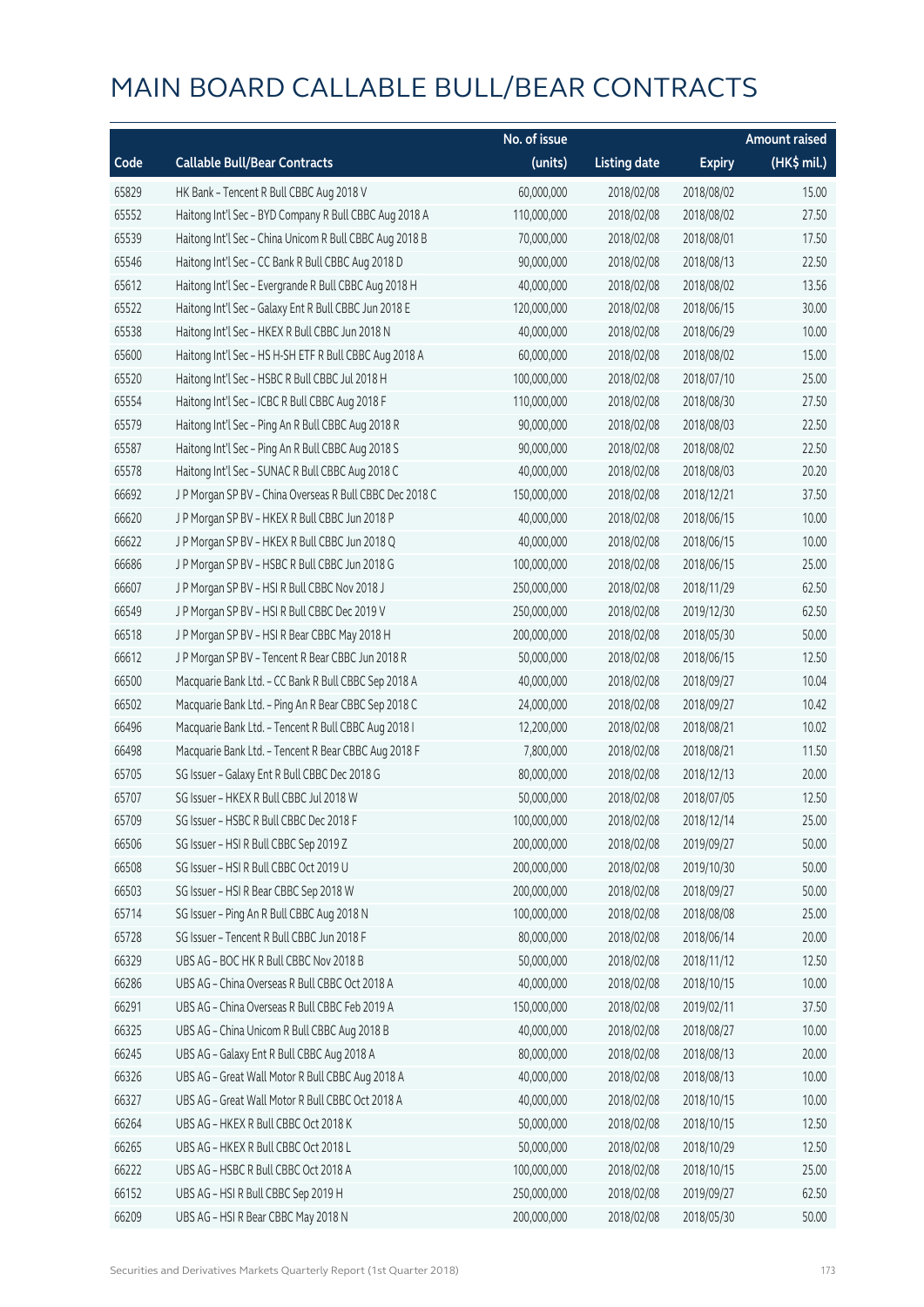# MAIN BOARD CALLABLE BULL/BEAR CONTRACTS

| Code | Callable Bull/Bear Contracts | No. of issue (units) | Listing date | Expiry | Amount raised (HK$ mil.) |
|---|---|---|---|---|---|
| 65829 | HK Bank – Tencent R Bull CBBC Aug 2018 V | 60,000,000 | 2018/02/08 | 2018/08/02 | 15.00 |
| 65552 | Haitong Int'l Sec – BYD Company R Bull CBBC Aug 2018 A | 110,000,000 | 2018/02/08 | 2018/08/02 | 27.50 |
| 65539 | Haitong Int'l Sec – China Unicom R Bull CBBC Aug 2018 B | 70,000,000 | 2018/02/08 | 2018/08/01 | 17.50 |
| 65546 | Haitong Int'l Sec – CC Bank R Bull CBBC Aug 2018 D | 90,000,000 | 2018/02/08 | 2018/08/13 | 22.50 |
| 65612 | Haitong Int'l Sec – Evergrande R Bull CBBC Aug 2018 H | 40,000,000 | 2018/02/08 | 2018/08/02 | 13.56 |
| 65522 | Haitong Int'l Sec – Galaxy Ent R Bull CBBC Jun 2018 E | 120,000,000 | 2018/02/08 | 2018/06/15 | 30.00 |
| 65538 | Haitong Int'l Sec – HKEX R Bull CBBC Jun 2018 N | 40,000,000 | 2018/02/08 | 2018/06/29 | 10.00 |
| 65600 | Haitong Int'l Sec – HS H-SH ETF R Bull CBBC Aug 2018 A | 60,000,000 | 2018/02/08 | 2018/08/02 | 15.00 |
| 65520 | Haitong Int'l Sec – HSBC R Bull CBBC Jul 2018 H | 100,000,000 | 2018/02/08 | 2018/07/10 | 25.00 |
| 65554 | Haitong Int'l Sec – ICBC R Bull CBBC Aug 2018 F | 110,000,000 | 2018/02/08 | 2018/08/30 | 27.50 |
| 65579 | Haitong Int'l Sec – Ping An R Bull CBBC Aug 2018 R | 90,000,000 | 2018/02/08 | 2018/08/03 | 22.50 |
| 65587 | Haitong Int'l Sec – Ping An R Bull CBBC Aug 2018 S | 90,000,000 | 2018/02/08 | 2018/08/02 | 22.50 |
| 65578 | Haitong Int'l Sec – SUNAC R Bull CBBC Aug 2018 C | 40,000,000 | 2018/02/08 | 2018/08/03 | 20.20 |
| 66692 | J P Morgan SP BV – China Overseas R Bull CBBC Dec 2018 C | 150,000,000 | 2018/02/08 | 2018/12/21 | 37.50 |
| 66620 | J P Morgan SP BV – HKEX R Bull CBBC Jun 2018 P | 40,000,000 | 2018/02/08 | 2018/06/15 | 10.00 |
| 66622 | J P Morgan SP BV – HKEX R Bull CBBC Jun 2018 Q | 40,000,000 | 2018/02/08 | 2018/06/15 | 10.00 |
| 66686 | J P Morgan SP BV – HSBC R Bull CBBC Jun 2018 G | 100,000,000 | 2018/02/08 | 2018/06/15 | 25.00 |
| 66607 | J P Morgan SP BV – HSI R Bull CBBC Nov 2018 J | 250,000,000 | 2018/02/08 | 2018/11/29 | 62.50 |
| 66549 | J P Morgan SP BV – HSI R Bull CBBC Dec 2019 V | 250,000,000 | 2018/02/08 | 2019/12/30 | 62.50 |
| 66518 | J P Morgan SP BV – HSI R Bear CBBC May 2018 H | 200,000,000 | 2018/02/08 | 2018/05/30 | 50.00 |
| 66612 | J P Morgan SP BV – Tencent R Bear CBBC Jun 2018 R | 50,000,000 | 2018/02/08 | 2018/06/15 | 12.50 |
| 66500 | Macquarie Bank Ltd. – CC Bank R Bull CBBC Sep 2018 A | 40,000,000 | 2018/02/08 | 2018/09/27 | 10.04 |
| 66502 | Macquarie Bank Ltd. – Ping An R Bear CBBC Sep 2018 C | 24,000,000 | 2018/02/08 | 2018/09/27 | 10.42 |
| 66496 | Macquarie Bank Ltd. – Tencent R Bull CBBC Aug 2018 I | 12,200,000 | 2018/02/08 | 2018/08/21 | 10.02 |
| 66498 | Macquarie Bank Ltd. – Tencent R Bear CBBC Aug 2018 F | 7,800,000 | 2018/02/08 | 2018/08/21 | 11.50 |
| 65705 | SG Issuer – Galaxy Ent R Bull CBBC Dec 2018 G | 80,000,000 | 2018/02/08 | 2018/12/13 | 20.00 |
| 65707 | SG Issuer – HKEX R Bull CBBC Jul 2018 W | 50,000,000 | 2018/02/08 | 2018/07/05 | 12.50 |
| 65709 | SG Issuer – HSBC R Bull CBBC Dec 2018 F | 100,000,000 | 2018/02/08 | 2018/12/14 | 25.00 |
| 66506 | SG Issuer – HSI R Bull CBBC Sep 2019 Z | 200,000,000 | 2018/02/08 | 2019/09/27 | 50.00 |
| 66508 | SG Issuer – HSI R Bull CBBC Oct 2019 U | 200,000,000 | 2018/02/08 | 2019/10/30 | 50.00 |
| 66503 | SG Issuer – HSI R Bear CBBC Sep 2018 W | 200,000,000 | 2018/02/08 | 2018/09/27 | 50.00 |
| 65714 | SG Issuer – Ping An R Bull CBBC Aug 2018 N | 100,000,000 | 2018/02/08 | 2018/08/08 | 25.00 |
| 65728 | SG Issuer – Tencent R Bull CBBC Jun 2018 F | 80,000,000 | 2018/02/08 | 2018/06/14 | 20.00 |
| 66329 | UBS AG – BOC HK R Bull CBBC Nov 2018 B | 50,000,000 | 2018/02/08 | 2018/11/12 | 12.50 |
| 66286 | UBS AG – China Overseas R Bull CBBC Oct 2018 A | 40,000,000 | 2018/02/08 | 2018/10/15 | 10.00 |
| 66291 | UBS AG – China Overseas R Bull CBBC Feb 2019 A | 150,000,000 | 2018/02/08 | 2019/02/11 | 37.50 |
| 66325 | UBS AG – China Unicom R Bull CBBC Aug 2018 B | 40,000,000 | 2018/02/08 | 2018/08/27 | 10.00 |
| 66245 | UBS AG – Galaxy Ent R Bull CBBC Aug 2018 A | 80,000,000 | 2018/02/08 | 2018/08/13 | 20.00 |
| 66326 | UBS AG – Great Wall Motor R Bull CBBC Aug 2018 A | 40,000,000 | 2018/02/08 | 2018/08/13 | 10.00 |
| 66327 | UBS AG – Great Wall Motor R Bull CBBC Oct 2018 A | 40,000,000 | 2018/02/08 | 2018/10/15 | 10.00 |
| 66264 | UBS AG – HKEX R Bull CBBC Oct 2018 K | 50,000,000 | 2018/02/08 | 2018/10/15 | 12.50 |
| 66265 | UBS AG – HKEX R Bull CBBC Oct 2018 L | 50,000,000 | 2018/02/08 | 2018/10/29 | 12.50 |
| 66222 | UBS AG – HSBC R Bull CBBC Oct 2018 A | 100,000,000 | 2018/02/08 | 2018/10/15 | 25.00 |
| 66152 | UBS AG – HSI R Bull CBBC Sep 2019 H | 250,000,000 | 2018/02/08 | 2019/09/27 | 62.50 |
| 66209 | UBS AG – HSI R Bear CBBC May 2018 N | 200,000,000 | 2018/02/08 | 2018/05/30 | 50.00 |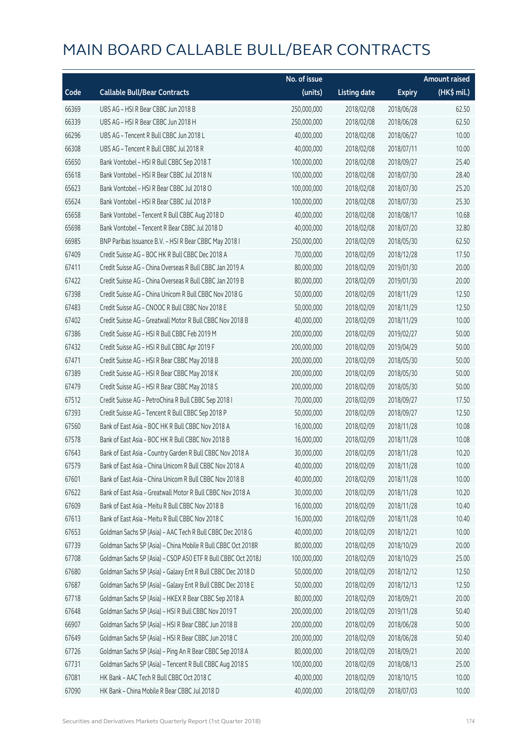# MAIN BOARD CALLABLE BULL/BEAR CONTRACTS

| Code | Callable Bull/Bear Contracts | No. of issue (units) | Listing date | Expiry | Amount raised (HK$ mil.) |
|---|---|---|---|---|---|
| 66369 | UBS AG – HSI R Bear CBBC Jun 2018 B | 250,000,000 | 2018/02/08 | 2018/06/28 | 62.50 |
| 66339 | UBS AG – HSI R Bear CBBC Jun 2018 H | 250,000,000 | 2018/02/08 | 2018/06/28 | 62.50 |
| 66296 | UBS AG – Tencent R Bull CBBC Jun 2018 L | 40,000,000 | 2018/02/08 | 2018/06/27 | 10.00 |
| 66308 | UBS AG – Tencent R Bull CBBC Jul 2018 R | 40,000,000 | 2018/02/08 | 2018/07/11 | 10.00 |
| 65650 | Bank Vontobel – HSI R Bull CBBC Sep 2018 T | 100,000,000 | 2018/02/08 | 2018/09/27 | 25.40 |
| 65618 | Bank Vontobel – HSI R Bear CBBC Jul 2018 N | 100,000,000 | 2018/02/08 | 2018/07/30 | 28.40 |
| 65623 | Bank Vontobel – HSI R Bear CBBC Jul 2018 O | 100,000,000 | 2018/02/08 | 2018/07/30 | 25.20 |
| 65624 | Bank Vontobel – HSI R Bear CBBC Jul 2018 P | 100,000,000 | 2018/02/08 | 2018/07/30 | 25.30 |
| 65658 | Bank Vontobel – Tencent R Bull CBBC Aug 2018 D | 40,000,000 | 2018/02/08 | 2018/08/17 | 10.68 |
| 65698 | Bank Vontobel – Tencent R Bear CBBC Jul 2018 D | 40,000,000 | 2018/02/08 | 2018/07/20 | 32.80 |
| 66985 | BNP Paribas Issuance B.V. – HSI R Bear CBBC May 2018 I | 250,000,000 | 2018/02/09 | 2018/05/30 | 62.50 |
| 67409 | Credit Suisse AG – BOC HK R Bull CBBC Dec 2018 A | 70,000,000 | 2018/02/09 | 2018/12/28 | 17.50 |
| 67411 | Credit Suisse AG – China Overseas R Bull CBBC Jan 2019 A | 80,000,000 | 2018/02/09 | 2019/01/30 | 20.00 |
| 67422 | Credit Suisse AG – China Overseas R Bull CBBC Jan 2019 B | 80,000,000 | 2018/02/09 | 2019/01/30 | 20.00 |
| 67398 | Credit Suisse AG – China Unicom R Bull CBBC Nov 2018 G | 50,000,000 | 2018/02/09 | 2018/11/29 | 12.50 |
| 67483 | Credit Suisse AG – CNOOC R Bull CBBC Nov 2018 E | 50,000,000 | 2018/02/09 | 2018/11/29 | 12.50 |
| 67402 | Credit Suisse AG – Greatwall Motor R Bull CBBC Nov 2018 B | 40,000,000 | 2018/02/09 | 2018/11/29 | 10.00 |
| 67386 | Credit Suisse AG – HSI R Bull CBBC Feb 2019 M | 200,000,000 | 2018/02/09 | 2019/02/27 | 50.00 |
| 67432 | Credit Suisse AG – HSI R Bull CBBC Apr 2019 F | 200,000,000 | 2018/02/09 | 2019/04/29 | 50.00 |
| 67471 | Credit Suisse AG – HSI R Bear CBBC May 2018 B | 200,000,000 | 2018/02/09 | 2018/05/30 | 50.00 |
| 67389 | Credit Suisse AG – HSI R Bear CBBC May 2018 K | 200,000,000 | 2018/02/09 | 2018/05/30 | 50.00 |
| 67479 | Credit Suisse AG – HSI R Bear CBBC May 2018 S | 200,000,000 | 2018/02/09 | 2018/05/30 | 50.00 |
| 67512 | Credit Suisse AG – PetroChina R Bull CBBC Sep 2018 I | 70,000,000 | 2018/02/09 | 2018/09/27 | 17.50 |
| 67393 | Credit Suisse AG – Tencent R Bull CBBC Sep 2018 P | 50,000,000 | 2018/02/09 | 2018/09/27 | 12.50 |
| 67560 | Bank of East Asia – BOC HK R Bull CBBC Nov 2018 A | 16,000,000 | 2018/02/09 | 2018/11/28 | 10.08 |
| 67578 | Bank of East Asia – BOC HK R Bull CBBC Nov 2018 B | 16,000,000 | 2018/02/09 | 2018/11/28 | 10.08 |
| 67643 | Bank of East Asia – Country Garden R Bull CBBC Nov 2018 A | 30,000,000 | 2018/02/09 | 2018/11/28 | 10.20 |
| 67579 | Bank of East Asia – China Unicom R Bull CBBC Nov 2018 A | 40,000,000 | 2018/02/09 | 2018/11/28 | 10.00 |
| 67601 | Bank of East Asia – China Unicom R Bull CBBC Nov 2018 B | 40,000,000 | 2018/02/09 | 2018/11/28 | 10.00 |
| 67622 | Bank of East Asia – Greatwall Motor R Bull CBBC Nov 2018 A | 30,000,000 | 2018/02/09 | 2018/11/28 | 10.20 |
| 67609 | Bank of East Asia – Meitu R Bull CBBC Nov 2018 B | 16,000,000 | 2018/02/09 | 2018/11/28 | 10.40 |
| 67613 | Bank of East Asia – Meitu R Bull CBBC Nov 2018 C | 16,000,000 | 2018/02/09 | 2018/11/28 | 10.40 |
| 67653 | Goldman Sachs SP (Asia) – AAC Tech R Bull CBBC Dec 2018 G | 40,000,000 | 2018/02/09 | 2018/12/21 | 10.00 |
| 67739 | Goldman Sachs SP (Asia) – China Mobile R Bull CBBC Oct 2018R | 80,000,000 | 2018/02/09 | 2018/10/29 | 20.00 |
| 67708 | Goldman Sachs SP (Asia) – CSOP A50 ETF R Bull CBBC Oct 2018J | 100,000,000 | 2018/02/09 | 2018/10/29 | 25.00 |
| 67680 | Goldman Sachs SP (Asia) – Galaxy Ent R Bull CBBC Dec 2018 D | 50,000,000 | 2018/02/09 | 2018/12/12 | 12.50 |
| 67687 | Goldman Sachs SP (Asia) – Galaxy Ent R Bull CBBC Dec 2018 E | 50,000,000 | 2018/02/09 | 2018/12/13 | 12.50 |
| 67718 | Goldman Sachs SP (Asia) – HKEX R Bear CBBC Sep 2018 A | 80,000,000 | 2018/02/09 | 2018/09/21 | 20.00 |
| 67648 | Goldman Sachs SP (Asia) – HSI R Bull CBBC Nov 2019 T | 200,000,000 | 2018/02/09 | 2019/11/28 | 50.40 |
| 66907 | Goldman Sachs SP (Asia) – HSI R Bear CBBC Jun 2018 B | 200,000,000 | 2018/02/09 | 2018/06/28 | 50.00 |
| 67649 | Goldman Sachs SP (Asia) – HSI R Bear CBBC Jun 2018 C | 200,000,000 | 2018/02/09 | 2018/06/28 | 50.40 |
| 67726 | Goldman Sachs SP (Asia) – Ping An R Bear CBBC Sep 2018 A | 80,000,000 | 2018/02/09 | 2018/09/21 | 20.00 |
| 67731 | Goldman Sachs SP (Asia) – Tencent R Bull CBBC Aug 2018 S | 100,000,000 | 2018/02/09 | 2018/08/13 | 25.00 |
| 67081 | HK Bank – AAC Tech R Bull CBBC Oct 2018 C | 40,000,000 | 2018/02/09 | 2018/10/15 | 10.00 |
| 67090 | HK Bank – China Mobile R Bear CBBC Jul 2018 D | 40,000,000 | 2018/02/09 | 2018/07/03 | 10.00 |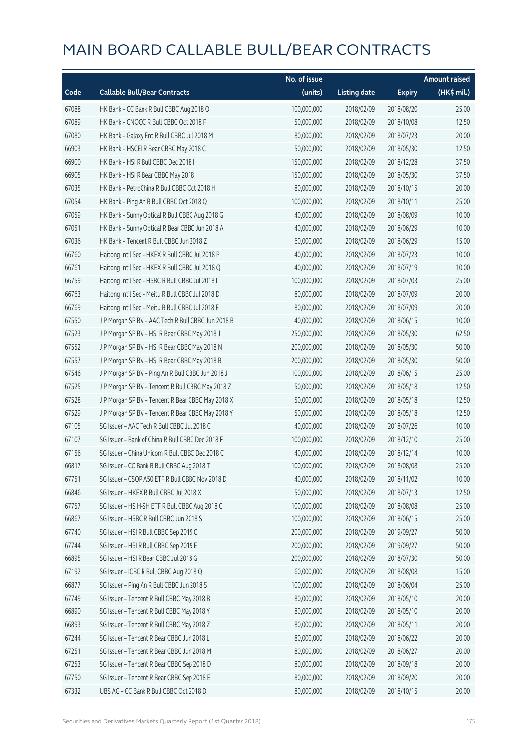# MAIN BOARD CALLABLE BULL/BEAR CONTRACTS

| Code | Callable Bull/Bear Contracts | No. of issue (units) | Listing date | Expiry | Amount raised (HK$ mil.) |
|---|---|---|---|---|---|
| 67088 | HK Bank – CC Bank R Bull CBBC Aug 2018 O | 100,000,000 | 2018/02/09 | 2018/08/20 | 25.00 |
| 67089 | HK Bank – CNOOC R Bull CBBC Oct 2018 F | 50,000,000 | 2018/02/09 | 2018/10/08 | 12.50 |
| 67080 | HK Bank – Galaxy Ent R Bull CBBC Jul 2018 M | 80,000,000 | 2018/02/09 | 2018/07/23 | 20.00 |
| 66903 | HK Bank – HSCEI R Bear CBBC May 2018 C | 50,000,000 | 2018/02/09 | 2018/05/30 | 12.50 |
| 66900 | HK Bank – HSI R Bull CBBC Dec 2018 I | 150,000,000 | 2018/02/09 | 2018/12/28 | 37.50 |
| 66905 | HK Bank – HSI R Bear CBBC May 2018 I | 150,000,000 | 2018/02/09 | 2018/05/30 | 37.50 |
| 67035 | HK Bank – PetroChina R Bull CBBC Oct 2018 H | 80,000,000 | 2018/02/09 | 2018/10/15 | 20.00 |
| 67054 | HK Bank – Ping An R Bull CBBC Oct 2018 Q | 100,000,000 | 2018/02/09 | 2018/10/11 | 25.00 |
| 67059 | HK Bank – Sunny Optical R Bull CBBC Aug 2018 G | 40,000,000 | 2018/02/09 | 2018/08/09 | 10.00 |
| 67051 | HK Bank – Sunny Optical R Bear CBBC Jun 2018 A | 40,000,000 | 2018/02/09 | 2018/06/29 | 10.00 |
| 67036 | HK Bank – Tencent R Bull CBBC Jun 2018 Z | 60,000,000 | 2018/02/09 | 2018/06/29 | 15.00 |
| 66760 | Haitong Int'l Sec – HKEX R Bull CBBC Jul 2018 P | 40,000,000 | 2018/02/09 | 2018/07/23 | 10.00 |
| 66761 | Haitong Int'l Sec – HKEX R Bull CBBC Jul 2018 Q | 40,000,000 | 2018/02/09 | 2018/07/19 | 10.00 |
| 66759 | Haitong Int'l Sec – HSBC R Bull CBBC Jul 2018 I | 100,000,000 | 2018/02/09 | 2018/07/03 | 25.00 |
| 66763 | Haitong Int'l Sec – Meitu R Bull CBBC Jul 2018 D | 80,000,000 | 2018/02/09 | 2018/07/09 | 20.00 |
| 66769 | Haitong Int'l Sec – Meitu R Bull CBBC Jul 2018 E | 80,000,000 | 2018/02/09 | 2018/07/09 | 20.00 |
| 67550 | J P Morgan SP BV – AAC Tech R Bull CBBC Jun 2018 B | 40,000,000 | 2018/02/09 | 2018/06/15 | 10.00 |
| 67523 | J P Morgan SP BV – HSI R Bear CBBC May 2018 J | 250,000,000 | 2018/02/09 | 2018/05/30 | 62.50 |
| 67552 | J P Morgan SP BV – HSI R Bear CBBC May 2018 N | 200,000,000 | 2018/02/09 | 2018/05/30 | 50.00 |
| 67557 | J P Morgan SP BV – HSI R Bear CBBC May 2018 R | 200,000,000 | 2018/02/09 | 2018/05/30 | 50.00 |
| 67546 | J P Morgan SP BV – Ping An R Bull CBBC Jun 2018 J | 100,000,000 | 2018/02/09 | 2018/06/15 | 25.00 |
| 67525 | J P Morgan SP BV – Tencent R Bull CBBC May 2018 Z | 50,000,000 | 2018/02/09 | 2018/05/18 | 12.50 |
| 67528 | J P Morgan SP BV – Tencent R Bear CBBC May 2018 X | 50,000,000 | 2018/02/09 | 2018/05/18 | 12.50 |
| 67529 | J P Morgan SP BV – Tencent R Bear CBBC May 2018 Y | 50,000,000 | 2018/02/09 | 2018/05/18 | 12.50 |
| 67105 | SG Issuer – AAC Tech R Bull CBBC Jul 2018 C | 40,000,000 | 2018/02/09 | 2018/07/26 | 10.00 |
| 67107 | SG Issuer – Bank of China R Bull CBBC Dec 2018 F | 100,000,000 | 2018/02/09 | 2018/12/10 | 25.00 |
| 67156 | SG Issuer – China Unicom R Bull CBBC Dec 2018 C | 40,000,000 | 2018/02/09 | 2018/12/14 | 10.00 |
| 66817 | SG Issuer – CC Bank R Bull CBBC Aug 2018 T | 100,000,000 | 2018/02/09 | 2018/08/08 | 25.00 |
| 67751 | SG Issuer – CSOP A50 ETF R Bull CBBC Nov 2018 D | 40,000,000 | 2018/02/09 | 2018/11/02 | 10.00 |
| 66846 | SG Issuer – HKEX R Bull CBBC Jul 2018 X | 50,000,000 | 2018/02/09 | 2018/07/13 | 12.50 |
| 67757 | SG Issuer – HS H-SH ETF R Bull CBBC Aug 2018 C | 100,000,000 | 2018/02/09 | 2018/08/08 | 25.00 |
| 66867 | SG Issuer – HSBC R Bull CBBC Jun 2018 S | 100,000,000 | 2018/02/09 | 2018/06/15 | 25.00 |
| 67740 | SG Issuer – HSI R Bull CBBC Sep 2019 C | 200,000,000 | 2018/02/09 | 2019/09/27 | 50.00 |
| 67744 | SG Issuer – HSI R Bull CBBC Sep 2019 E | 200,000,000 | 2018/02/09 | 2019/09/27 | 50.00 |
| 66895 | SG Issuer – HSI R Bear CBBC Jul 2018 G | 200,000,000 | 2018/02/09 | 2018/07/30 | 50.00 |
| 67192 | SG Issuer – ICBC R Bull CBBC Aug 2018 Q | 60,000,000 | 2018/02/09 | 2018/08/08 | 15.00 |
| 66877 | SG Issuer – Ping An R Bull CBBC Jun 2018 S | 100,000,000 | 2018/02/09 | 2018/06/04 | 25.00 |
| 67749 | SG Issuer – Tencent R Bull CBBC May 2018 B | 80,000,000 | 2018/02/09 | 2018/05/10 | 20.00 |
| 66890 | SG Issuer – Tencent R Bull CBBC May 2018 Y | 80,000,000 | 2018/02/09 | 2018/05/10 | 20.00 |
| 66893 | SG Issuer – Tencent R Bull CBBC May 2018 Z | 80,000,000 | 2018/02/09 | 2018/05/11 | 20.00 |
| 67244 | SG Issuer – Tencent R Bear CBBC Jun 2018 L | 80,000,000 | 2018/02/09 | 2018/06/22 | 20.00 |
| 67251 | SG Issuer – Tencent R Bear CBBC Jun 2018 M | 80,000,000 | 2018/02/09 | 2018/06/27 | 20.00 |
| 67253 | SG Issuer – Tencent R Bear CBBC Sep 2018 D | 80,000,000 | 2018/02/09 | 2018/09/18 | 20.00 |
| 67750 | SG Issuer – Tencent R Bear CBBC Sep 2018 E | 80,000,000 | 2018/02/09 | 2018/09/20 | 20.00 |
| 67332 | UBS AG – CC Bank R Bull CBBC Oct 2018 D | 80,000,000 | 2018/02/09 | 2018/10/15 | 20.00 |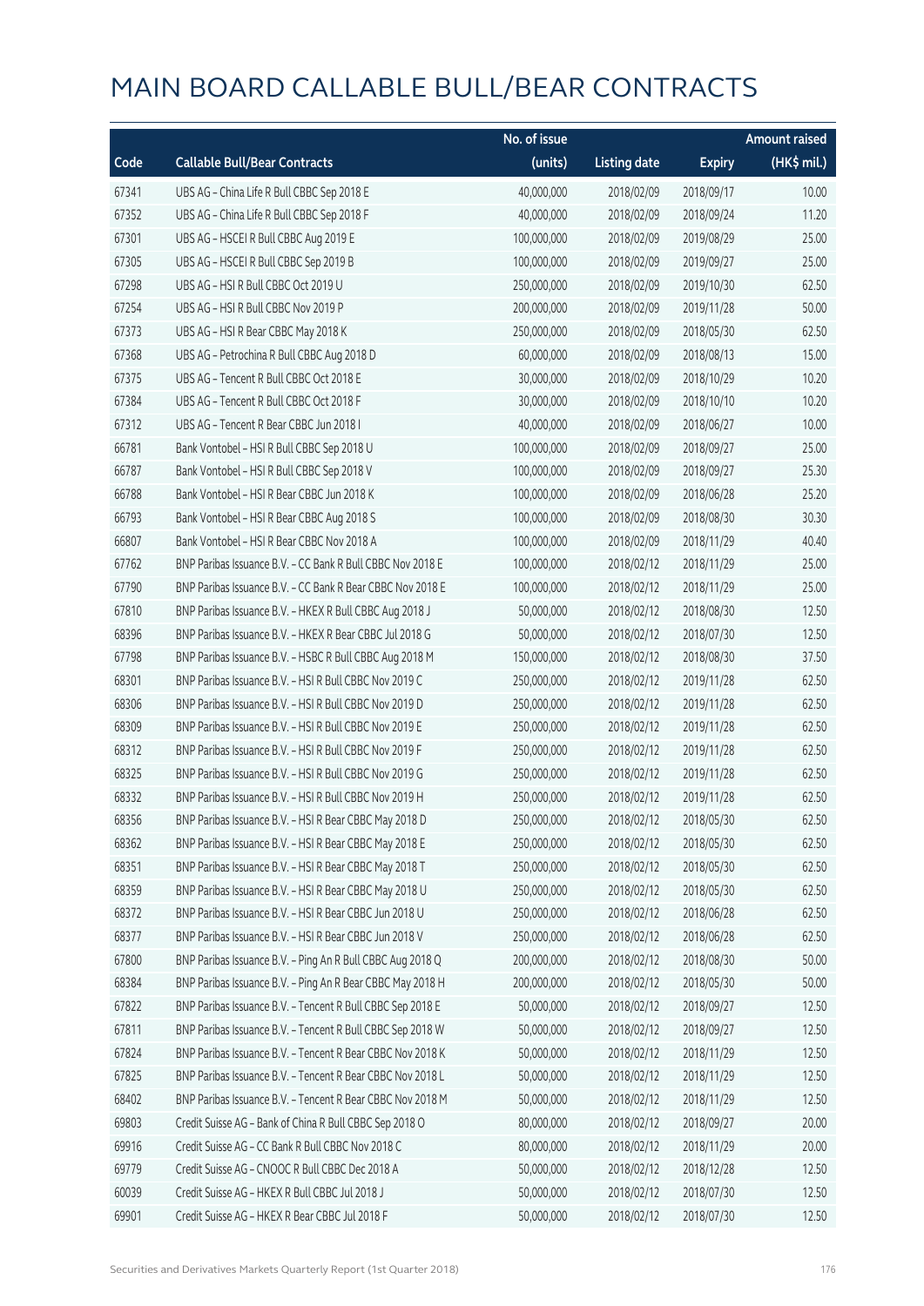# MAIN BOARD CALLABLE BULL/BEAR CONTRACTS

| Code | Callable Bull/Bear Contracts | No. of issue (units) | Listing date | Expiry | Amount raised (HK$ mil.) |
|---|---|---|---|---|---|
| 67341 | UBS AG – China Life R Bull CBBC Sep 2018 E | 40,000,000 | 2018/02/09 | 2018/09/17 | 10.00 |
| 67352 | UBS AG – China Life R Bull CBBC Sep 2018 F | 40,000,000 | 2018/02/09 | 2018/09/24 | 11.20 |
| 67301 | UBS AG – HSCEI R Bull CBBC Aug 2019 E | 100,000,000 | 2018/02/09 | 2019/08/29 | 25.00 |
| 67305 | UBS AG – HSCEI R Bull CBBC Sep 2019 B | 100,000,000 | 2018/02/09 | 2019/09/27 | 25.00 |
| 67298 | UBS AG – HSI R Bull CBBC Oct 2019 U | 250,000,000 | 2018/02/09 | 2019/10/30 | 62.50 |
| 67254 | UBS AG – HSI R Bull CBBC Nov 2019 P | 200,000,000 | 2018/02/09 | 2019/11/28 | 50.00 |
| 67373 | UBS AG – HSI R Bear CBBC May 2018 K | 250,000,000 | 2018/02/09 | 2018/05/30 | 62.50 |
| 67368 | UBS AG – Petrochina R Bull CBBC Aug 2018 D | 60,000,000 | 2018/02/09 | 2018/08/13 | 15.00 |
| 67375 | UBS AG – Tencent R Bull CBBC Oct 2018 E | 30,000,000 | 2018/02/09 | 2018/10/29 | 10.20 |
| 67384 | UBS AG – Tencent R Bull CBBC Oct 2018 F | 30,000,000 | 2018/02/09 | 2018/10/10 | 10.20 |
| 67312 | UBS AG – Tencent R Bear CBBC Jun 2018 I | 40,000,000 | 2018/02/09 | 2018/06/27 | 10.00 |
| 66781 | Bank Vontobel – HSI R Bull CBBC Sep 2018 U | 100,000,000 | 2018/02/09 | 2018/09/27 | 25.00 |
| 66787 | Bank Vontobel – HSI R Bull CBBC Sep 2018 V | 100,000,000 | 2018/02/09 | 2018/09/27 | 25.30 |
| 66788 | Bank Vontobel – HSI R Bear CBBC Jun 2018 K | 100,000,000 | 2018/02/09 | 2018/06/28 | 25.20 |
| 66793 | Bank Vontobel – HSI R Bear CBBC Aug 2018 S | 100,000,000 | 2018/02/09 | 2018/08/30 | 30.30 |
| 66807 | Bank Vontobel – HSI R Bear CBBC Nov 2018 A | 100,000,000 | 2018/02/09 | 2018/11/29 | 40.40 |
| 67762 | BNP Paribas Issuance B.V. – CC Bank R Bull CBBC Nov 2018 E | 100,000,000 | 2018/02/12 | 2018/11/29 | 25.00 |
| 67790 | BNP Paribas Issuance B.V. – CC Bank R Bear CBBC Nov 2018 E | 100,000,000 | 2018/02/12 | 2018/11/29 | 25.00 |
| 67810 | BNP Paribas Issuance B.V. – HKEX R Bull CBBC Aug 2018 J | 50,000,000 | 2018/02/12 | 2018/08/30 | 12.50 |
| 68396 | BNP Paribas Issuance B.V. – HKEX R Bear CBBC Jul 2018 G | 50,000,000 | 2018/02/12 | 2018/07/30 | 12.50 |
| 67798 | BNP Paribas Issuance B.V. – HSBC R Bull CBBC Aug 2018 M | 150,000,000 | 2018/02/12 | 2018/08/30 | 37.50 |
| 68301 | BNP Paribas Issuance B.V. – HSI R Bull CBBC Nov 2019 C | 250,000,000 | 2018/02/12 | 2019/11/28 | 62.50 |
| 68306 | BNP Paribas Issuance B.V. – HSI R Bull CBBC Nov 2019 D | 250,000,000 | 2018/02/12 | 2019/11/28 | 62.50 |
| 68309 | BNP Paribas Issuance B.V. – HSI R Bull CBBC Nov 2019 E | 250,000,000 | 2018/02/12 | 2019/11/28 | 62.50 |
| 68312 | BNP Paribas Issuance B.V. – HSI R Bull CBBC Nov 2019 F | 250,000,000 | 2018/02/12 | 2019/11/28 | 62.50 |
| 68325 | BNP Paribas Issuance B.V. – HSI R Bull CBBC Nov 2019 G | 250,000,000 | 2018/02/12 | 2019/11/28 | 62.50 |
| 68332 | BNP Paribas Issuance B.V. – HSI R Bull CBBC Nov 2019 H | 250,000,000 | 2018/02/12 | 2019/11/28 | 62.50 |
| 68356 | BNP Paribas Issuance B.V. – HSI R Bear CBBC May 2018 D | 250,000,000 | 2018/02/12 | 2018/05/30 | 62.50 |
| 68362 | BNP Paribas Issuance B.V. – HSI R Bear CBBC May 2018 E | 250,000,000 | 2018/02/12 | 2018/05/30 | 62.50 |
| 68351 | BNP Paribas Issuance B.V. – HSI R Bear CBBC May 2018 T | 250,000,000 | 2018/02/12 | 2018/05/30 | 62.50 |
| 68359 | BNP Paribas Issuance B.V. – HSI R Bear CBBC May 2018 U | 250,000,000 | 2018/02/12 | 2018/05/30 | 62.50 |
| 68372 | BNP Paribas Issuance B.V. – HSI R Bear CBBC Jun 2018 U | 250,000,000 | 2018/02/12 | 2018/06/28 | 62.50 |
| 68377 | BNP Paribas Issuance B.V. – HSI R Bear CBBC Jun 2018 V | 250,000,000 | 2018/02/12 | 2018/06/28 | 62.50 |
| 67800 | BNP Paribas Issuance B.V. – Ping An R Bull CBBC Aug 2018 Q | 200,000,000 | 2018/02/12 | 2018/08/30 | 50.00 |
| 68384 | BNP Paribas Issuance B.V. – Ping An R Bear CBBC May 2018 H | 200,000,000 | 2018/02/12 | 2018/05/30 | 50.00 |
| 67822 | BNP Paribas Issuance B.V. – Tencent R Bull CBBC Sep 2018 E | 50,000,000 | 2018/02/12 | 2018/09/27 | 12.50 |
| 67811 | BNP Paribas Issuance B.V. – Tencent R Bull CBBC Sep 2018 W | 50,000,000 | 2018/02/12 | 2018/09/27 | 12.50 |
| 67824 | BNP Paribas Issuance B.V. – Tencent R Bear CBBC Nov 2018 K | 50,000,000 | 2018/02/12 | 2018/11/29 | 12.50 |
| 67825 | BNP Paribas Issuance B.V. – Tencent R Bear CBBC Nov 2018 L | 50,000,000 | 2018/02/12 | 2018/11/29 | 12.50 |
| 68402 | BNP Paribas Issuance B.V. – Tencent R Bear CBBC Nov 2018 M | 50,000,000 | 2018/02/12 | 2018/11/29 | 12.50 |
| 69803 | Credit Suisse AG – Bank of China R Bull CBBC Sep 2018 O | 80,000,000 | 2018/02/12 | 2018/09/27 | 20.00 |
| 69916 | Credit Suisse AG – CC Bank R Bull CBBC Nov 2018 C | 80,000,000 | 2018/02/12 | 2018/11/29 | 20.00 |
| 69779 | Credit Suisse AG – CNOOC R Bull CBBC Dec 2018 A | 50,000,000 | 2018/02/12 | 2018/12/28 | 12.50 |
| 60039 | Credit Suisse AG – HKEX R Bull CBBC Jul 2018 J | 50,000,000 | 2018/02/12 | 2018/07/30 | 12.50 |
| 69901 | Credit Suisse AG – HKEX R Bear CBBC Jul 2018 F | 50,000,000 | 2018/02/12 | 2018/07/30 | 12.50 |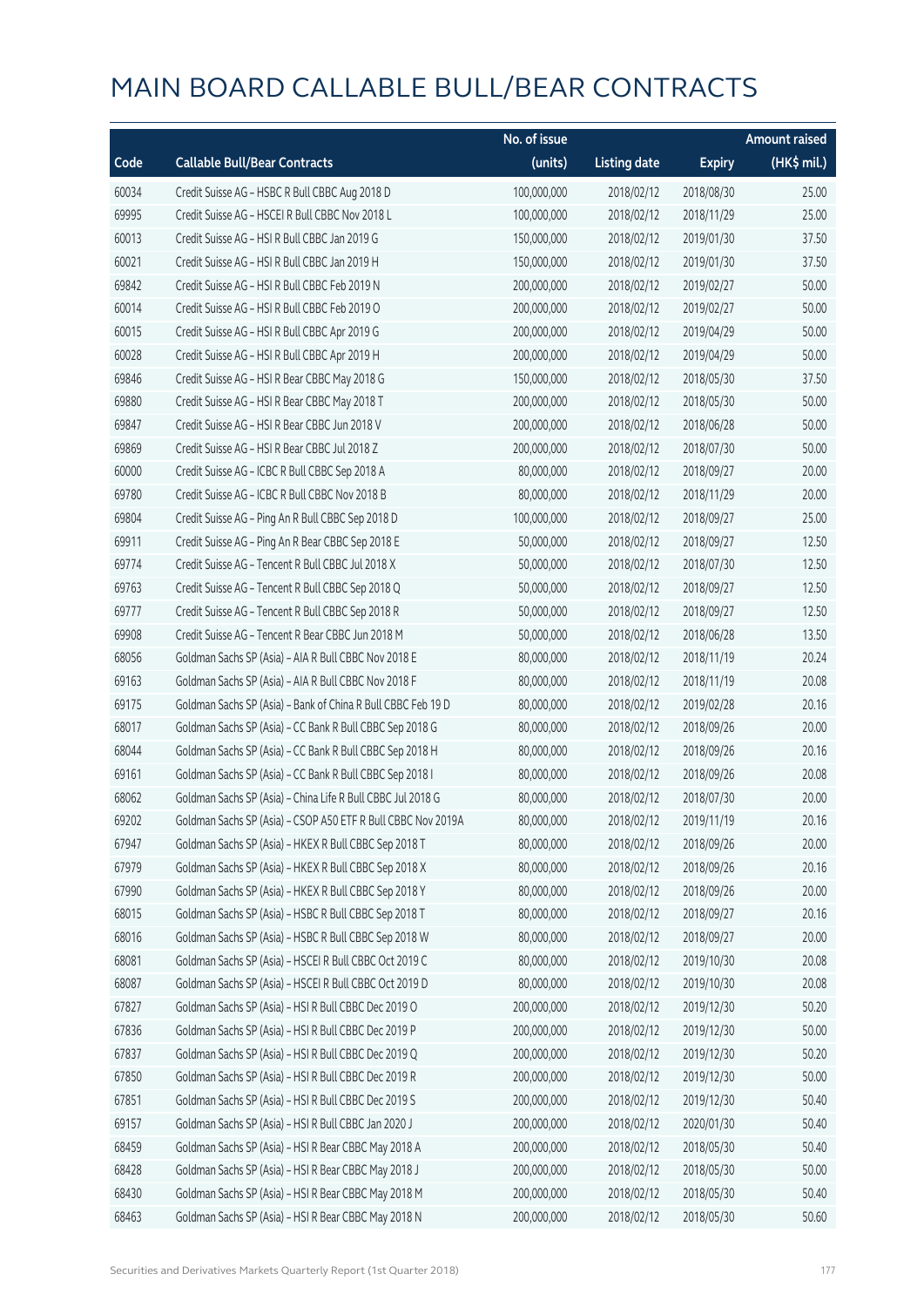# MAIN BOARD CALLABLE BULL/BEAR CONTRACTS

| Code | Callable Bull/Bear Contracts | No. of issue (units) | Listing date | Expiry | Amount raised (HK$ mil.) |
|---|---|---|---|---|---|
| 60034 | Credit Suisse AG – HSBC R Bull CBBC Aug 2018 D | 100,000,000 | 2018/02/12 | 2018/08/30 | 25.00 |
| 69995 | Credit Suisse AG – HSCEI R Bull CBBC Nov 2018 L | 100,000,000 | 2018/02/12 | 2018/11/29 | 25.00 |
| 60013 | Credit Suisse AG – HSI R Bull CBBC Jan 2019 G | 150,000,000 | 2018/02/12 | 2019/01/30 | 37.50 |
| 60021 | Credit Suisse AG – HSI R Bull CBBC Jan 2019 H | 150,000,000 | 2018/02/12 | 2019/01/30 | 37.50 |
| 69842 | Credit Suisse AG – HSI R Bull CBBC Feb 2019 N | 200,000,000 | 2018/02/12 | 2019/02/27 | 50.00 |
| 60014 | Credit Suisse AG – HSI R Bull CBBC Feb 2019 O | 200,000,000 | 2018/02/12 | 2019/02/27 | 50.00 |
| 60015 | Credit Suisse AG – HSI R Bull CBBC Apr 2019 G | 200,000,000 | 2018/02/12 | 2019/04/29 | 50.00 |
| 60028 | Credit Suisse AG – HSI R Bull CBBC Apr 2019 H | 200,000,000 | 2018/02/12 | 2019/04/29 | 50.00 |
| 69846 | Credit Suisse AG – HSI R Bear CBBC May 2018 G | 150,000,000 | 2018/02/12 | 2018/05/30 | 37.50 |
| 69880 | Credit Suisse AG – HSI R Bear CBBC May 2018 T | 200,000,000 | 2018/02/12 | 2018/05/30 | 50.00 |
| 69847 | Credit Suisse AG – HSI R Bear CBBC Jun 2018 V | 200,000,000 | 2018/02/12 | 2018/06/28 | 50.00 |
| 69869 | Credit Suisse AG – HSI R Bear CBBC Jul 2018 Z | 200,000,000 | 2018/02/12 | 2018/07/30 | 50.00 |
| 60000 | Credit Suisse AG – ICBC R Bull CBBC Sep 2018 A | 80,000,000 | 2018/02/12 | 2018/09/27 | 20.00 |
| 69780 | Credit Suisse AG – ICBC R Bull CBBC Nov 2018 B | 80,000,000 | 2018/02/12 | 2018/11/29 | 20.00 |
| 69804 | Credit Suisse AG – Ping An R Bull CBBC Sep 2018 D | 100,000,000 | 2018/02/12 | 2018/09/27 | 25.00 |
| 69911 | Credit Suisse AG – Ping An R Bear CBBC Sep 2018 E | 50,000,000 | 2018/02/12 | 2018/09/27 | 12.50 |
| 69774 | Credit Suisse AG – Tencent R Bull CBBC Jul 2018 X | 50,000,000 | 2018/02/12 | 2018/07/30 | 12.50 |
| 69763 | Credit Suisse AG – Tencent R Bull CBBC Sep 2018 Q | 50,000,000 | 2018/02/12 | 2018/09/27 | 12.50 |
| 69777 | Credit Suisse AG – Tencent R Bull CBBC Sep 2018 R | 50,000,000 | 2018/02/12 | 2018/09/27 | 12.50 |
| 69908 | Credit Suisse AG – Tencent R Bear CBBC Jun 2018 M | 50,000,000 | 2018/02/12 | 2018/06/28 | 13.50 |
| 68056 | Goldman Sachs SP (Asia) – AIA R Bull CBBC Nov 2018 E | 80,000,000 | 2018/02/12 | 2018/11/19 | 20.24 |
| 69163 | Goldman Sachs SP (Asia) – AIA R Bull CBBC Nov 2018 F | 80,000,000 | 2018/02/12 | 2018/11/19 | 20.08 |
| 69175 | Goldman Sachs SP (Asia) – Bank of China R Bull CBBC Feb 19 D | 80,000,000 | 2018/02/12 | 2019/02/28 | 20.16 |
| 68017 | Goldman Sachs SP (Asia) – CC Bank R Bull CBBC Sep 2018 G | 80,000,000 | 2018/02/12 | 2018/09/26 | 20.00 |
| 68044 | Goldman Sachs SP (Asia) – CC Bank R Bull CBBC Sep 2018 H | 80,000,000 | 2018/02/12 | 2018/09/26 | 20.16 |
| 69161 | Goldman Sachs SP (Asia) – CC Bank R Bull CBBC Sep 2018 I | 80,000,000 | 2018/02/12 | 2018/09/26 | 20.08 |
| 68062 | Goldman Sachs SP (Asia) – China Life R Bull CBBC Jul 2018 G | 80,000,000 | 2018/02/12 | 2018/07/30 | 20.00 |
| 69202 | Goldman Sachs SP (Asia) – CSOP A50 ETF R Bull CBBC Nov 2019A | 80,000,000 | 2018/02/12 | 2019/11/19 | 20.16 |
| 67947 | Goldman Sachs SP (Asia) – HKEX R Bull CBBC Sep 2018 T | 80,000,000 | 2018/02/12 | 2018/09/26 | 20.00 |
| 67979 | Goldman Sachs SP (Asia) – HKEX R Bull CBBC Sep 2018 X | 80,000,000 | 2018/02/12 | 2018/09/26 | 20.16 |
| 67990 | Goldman Sachs SP (Asia) – HKEX R Bull CBBC Sep 2018 Y | 80,000,000 | 2018/02/12 | 2018/09/26 | 20.00 |
| 68015 | Goldman Sachs SP (Asia) – HSBC R Bull CBBC Sep 2018 T | 80,000,000 | 2018/02/12 | 2018/09/27 | 20.16 |
| 68016 | Goldman Sachs SP (Asia) – HSBC R Bull CBBC Sep 2018 W | 80,000,000 | 2018/02/12 | 2018/09/27 | 20.00 |
| 68081 | Goldman Sachs SP (Asia) – HSCEI R Bull CBBC Oct 2019 C | 80,000,000 | 2018/02/12 | 2019/10/30 | 20.08 |
| 68087 | Goldman Sachs SP (Asia) – HSCEI R Bull CBBC Oct 2019 D | 80,000,000 | 2018/02/12 | 2019/10/30 | 20.08 |
| 67827 | Goldman Sachs SP (Asia) – HSI R Bull CBBC Dec 2019 O | 200,000,000 | 2018/02/12 | 2019/12/30 | 50.20 |
| 67836 | Goldman Sachs SP (Asia) – HSI R Bull CBBC Dec 2019 P | 200,000,000 | 2018/02/12 | 2019/12/30 | 50.00 |
| 67837 | Goldman Sachs SP (Asia) – HSI R Bull CBBC Dec 2019 Q | 200,000,000 | 2018/02/12 | 2019/12/30 | 50.20 |
| 67850 | Goldman Sachs SP (Asia) – HSI R Bull CBBC Dec 2019 R | 200,000,000 | 2018/02/12 | 2019/12/30 | 50.00 |
| 67851 | Goldman Sachs SP (Asia) – HSI R Bull CBBC Dec 2019 S | 200,000,000 | 2018/02/12 | 2019/12/30 | 50.40 |
| 69157 | Goldman Sachs SP (Asia) – HSI R Bull CBBC Jan 2020 J | 200,000,000 | 2018/02/12 | 2020/01/30 | 50.40 |
| 68459 | Goldman Sachs SP (Asia) – HSI R Bear CBBC May 2018 A | 200,000,000 | 2018/02/12 | 2018/05/30 | 50.40 |
| 68428 | Goldman Sachs SP (Asia) – HSI R Bear CBBC May 2018 J | 200,000,000 | 2018/02/12 | 2018/05/30 | 50.00 |
| 68430 | Goldman Sachs SP (Asia) – HSI R Bear CBBC May 2018 M | 200,000,000 | 2018/02/12 | 2018/05/30 | 50.40 |
| 68463 | Goldman Sachs SP (Asia) – HSI R Bear CBBC May 2018 N | 200,000,000 | 2018/02/12 | 2018/05/30 | 50.60 |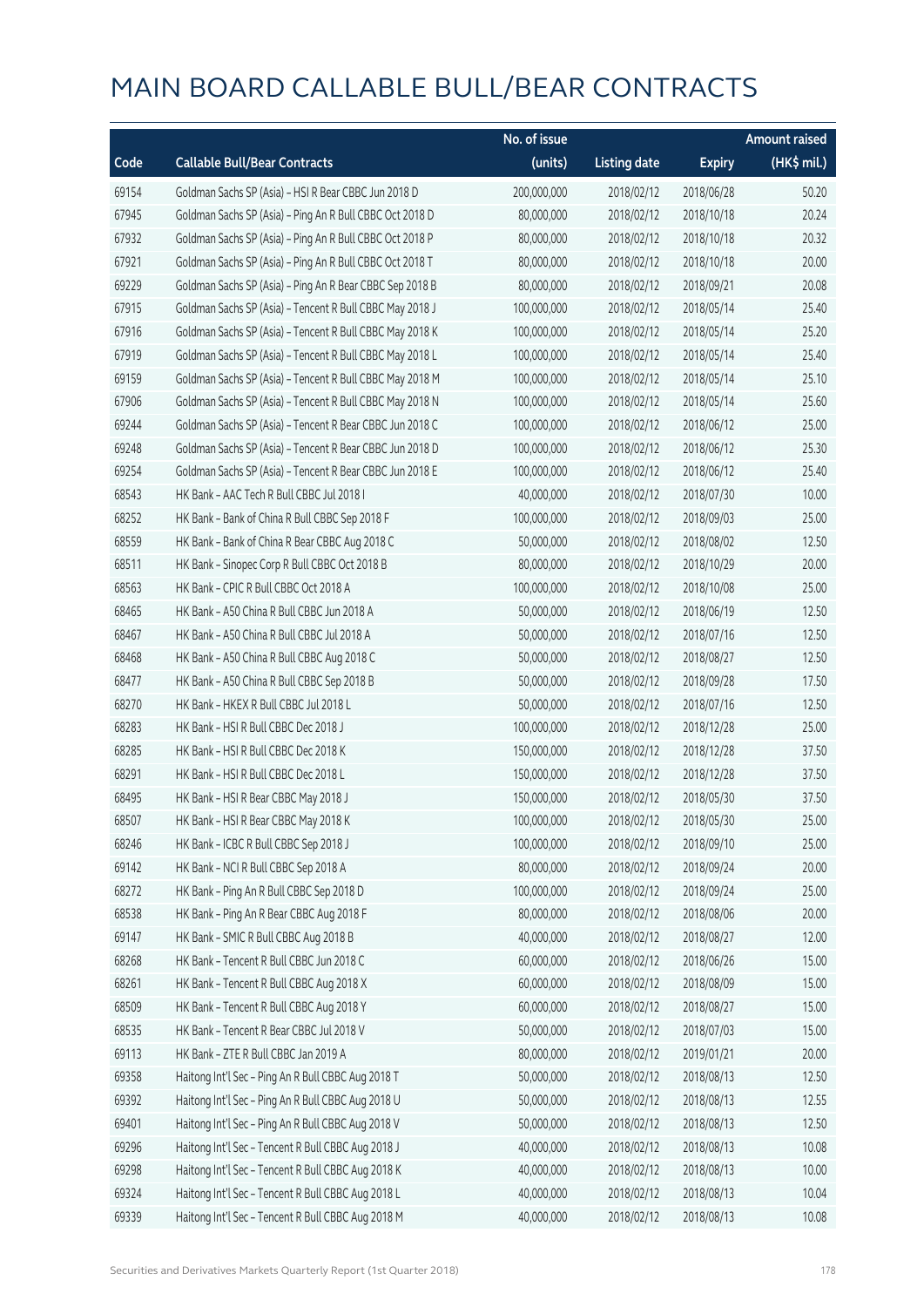# MAIN BOARD CALLABLE BULL/BEAR CONTRACTS

| Code | Callable Bull/Bear Contracts | No. of issue (units) | Listing date | Expiry | Amount raised (HK$ mil.) |
|---|---|---|---|---|---|
| 69154 | Goldman Sachs SP (Asia) - HSI R Bear CBBC Jun 2018 D | 200,000,000 | 2018/02/12 | 2018/06/28 | 50.20 |
| 67945 | Goldman Sachs SP (Asia) - Ping An R Bull CBBC Oct 2018 D | 80,000,000 | 2018/02/12 | 2018/10/18 | 20.24 |
| 67932 | Goldman Sachs SP (Asia) - Ping An R Bull CBBC Oct 2018 P | 80,000,000 | 2018/02/12 | 2018/10/18 | 20.32 |
| 67921 | Goldman Sachs SP (Asia) - Ping An R Bull CBBC Oct 2018 T | 80,000,000 | 2018/02/12 | 2018/10/18 | 20.00 |
| 69229 | Goldman Sachs SP (Asia) - Ping An R Bear CBBC Sep 2018 B | 80,000,000 | 2018/02/12 | 2018/09/21 | 20.08 |
| 67915 | Goldman Sachs SP (Asia) - Tencent R Bull CBBC May 2018 J | 100,000,000 | 2018/02/12 | 2018/05/14 | 25.40 |
| 67916 | Goldman Sachs SP (Asia) - Tencent R Bull CBBC May 2018 K | 100,000,000 | 2018/02/12 | 2018/05/14 | 25.20 |
| 67919 | Goldman Sachs SP (Asia) - Tencent R Bull CBBC May 2018 L | 100,000,000 | 2018/02/12 | 2018/05/14 | 25.40 |
| 69159 | Goldman Sachs SP (Asia) - Tencent R Bull CBBC May 2018 M | 100,000,000 | 2018/02/12 | 2018/05/14 | 25.10 |
| 67906 | Goldman Sachs SP (Asia) - Tencent R Bull CBBC May 2018 N | 100,000,000 | 2018/02/12 | 2018/05/14 | 25.60 |
| 69244 | Goldman Sachs SP (Asia) - Tencent R Bear CBBC Jun 2018 C | 100,000,000 | 2018/02/12 | 2018/06/12 | 25.00 |
| 69248 | Goldman Sachs SP (Asia) - Tencent R Bear CBBC Jun 2018 D | 100,000,000 | 2018/02/12 | 2018/06/12 | 25.30 |
| 69254 | Goldman Sachs SP (Asia) - Tencent R Bear CBBC Jun 2018 E | 100,000,000 | 2018/02/12 | 2018/06/12 | 25.40 |
| 68543 | HK Bank - AAC Tech R Bull CBBC Jul 2018 I | 40,000,000 | 2018/02/12 | 2018/07/30 | 10.00 |
| 68252 | HK Bank - Bank of China R Bull CBBC Sep 2018 F | 100,000,000 | 2018/02/12 | 2018/09/03 | 25.00 |
| 68559 | HK Bank - Bank of China R Bear CBBC Aug 2018 C | 50,000,000 | 2018/02/12 | 2018/08/02 | 12.50 |
| 68511 | HK Bank - Sinopec Corp R Bull CBBC Oct 2018 B | 80,000,000 | 2018/02/12 | 2018/10/29 | 20.00 |
| 68563 | HK Bank - CPIC R Bull CBBC Oct 2018 A | 100,000,000 | 2018/02/12 | 2018/10/08 | 25.00 |
| 68465 | HK Bank - A50 China R Bull CBBC Jun 2018 A | 50,000,000 | 2018/02/12 | 2018/06/19 | 12.50 |
| 68467 | HK Bank - A50 China R Bull CBBC Jul 2018 A | 50,000,000 | 2018/02/12 | 2018/07/16 | 12.50 |
| 68468 | HK Bank - A50 China R Bull CBBC Aug 2018 C | 50,000,000 | 2018/02/12 | 2018/08/27 | 12.50 |
| 68477 | HK Bank - A50 China R Bull CBBC Sep 2018 B | 50,000,000 | 2018/02/12 | 2018/09/28 | 17.50 |
| 68270 | HK Bank - HKEX R Bull CBBC Jul 2018 L | 50,000,000 | 2018/02/12 | 2018/07/16 | 12.50 |
| 68283 | HK Bank - HSI R Bull CBBC Dec 2018 J | 100,000,000 | 2018/02/12 | 2018/12/28 | 25.00 |
| 68285 | HK Bank - HSI R Bull CBBC Dec 2018 K | 150,000,000 | 2018/02/12 | 2018/12/28 | 37.50 |
| 68291 | HK Bank - HSI R Bull CBBC Dec 2018 L | 150,000,000 | 2018/02/12 | 2018/12/28 | 37.50 |
| 68495 | HK Bank - HSI R Bear CBBC May 2018 J | 150,000,000 | 2018/02/12 | 2018/05/30 | 37.50 |
| 68507 | HK Bank - HSI R Bear CBBC May 2018 K | 100,000,000 | 2018/02/12 | 2018/05/30 | 25.00 |
| 68246 | HK Bank - ICBC R Bull CBBC Sep 2018 J | 100,000,000 | 2018/02/12 | 2018/09/10 | 25.00 |
| 69142 | HK Bank - NCI R Bull CBBC Sep 2018 A | 80,000,000 | 2018/02/12 | 2018/09/24 | 20.00 |
| 68272 | HK Bank - Ping An R Bull CBBC Sep 2018 D | 100,000,000 | 2018/02/12 | 2018/09/24 | 25.00 |
| 68538 | HK Bank - Ping An R Bear CBBC Aug 2018 F | 80,000,000 | 2018/02/12 | 2018/08/06 | 20.00 |
| 69147 | HK Bank - SMIC R Bull CBBC Aug 2018 B | 40,000,000 | 2018/02/12 | 2018/08/27 | 12.00 |
| 68268 | HK Bank - Tencent R Bull CBBC Jun 2018 C | 60,000,000 | 2018/02/12 | 2018/06/26 | 15.00 |
| 68261 | HK Bank - Tencent R Bull CBBC Aug 2018 X | 60,000,000 | 2018/02/12 | 2018/08/09 | 15.00 |
| 68509 | HK Bank - Tencent R Bull CBBC Aug 2018 Y | 60,000,000 | 2018/02/12 | 2018/08/27 | 15.00 |
| 68535 | HK Bank - Tencent R Bear CBBC Jul 2018 V | 50,000,000 | 2018/02/12 | 2018/07/03 | 15.00 |
| 69113 | HK Bank - ZTE R Bull CBBC Jan 2019 A | 80,000,000 | 2018/02/12 | 2019/01/21 | 20.00 |
| 69358 | Haitong Int'l Sec - Ping An R Bull CBBC Aug 2018 T | 50,000,000 | 2018/02/12 | 2018/08/13 | 12.50 |
| 69392 | Haitong Int'l Sec - Ping An R Bull CBBC Aug 2018 U | 50,000,000 | 2018/02/12 | 2018/08/13 | 12.55 |
| 69401 | Haitong Int'l Sec - Ping An R Bull CBBC Aug 2018 V | 50,000,000 | 2018/02/12 | 2018/08/13 | 12.50 |
| 69296 | Haitong Int'l Sec - Tencent R Bull CBBC Aug 2018 J | 40,000,000 | 2018/02/12 | 2018/08/13 | 10.08 |
| 69298 | Haitong Int'l Sec - Tencent R Bull CBBC Aug 2018 K | 40,000,000 | 2018/02/12 | 2018/08/13 | 10.00 |
| 69324 | Haitong Int'l Sec - Tencent R Bull CBBC Aug 2018 L | 40,000,000 | 2018/02/12 | 2018/08/13 | 10.04 |
| 69339 | Haitong Int'l Sec - Tencent R Bull CBBC Aug 2018 M | 40,000,000 | 2018/02/12 | 2018/08/13 | 10.08 |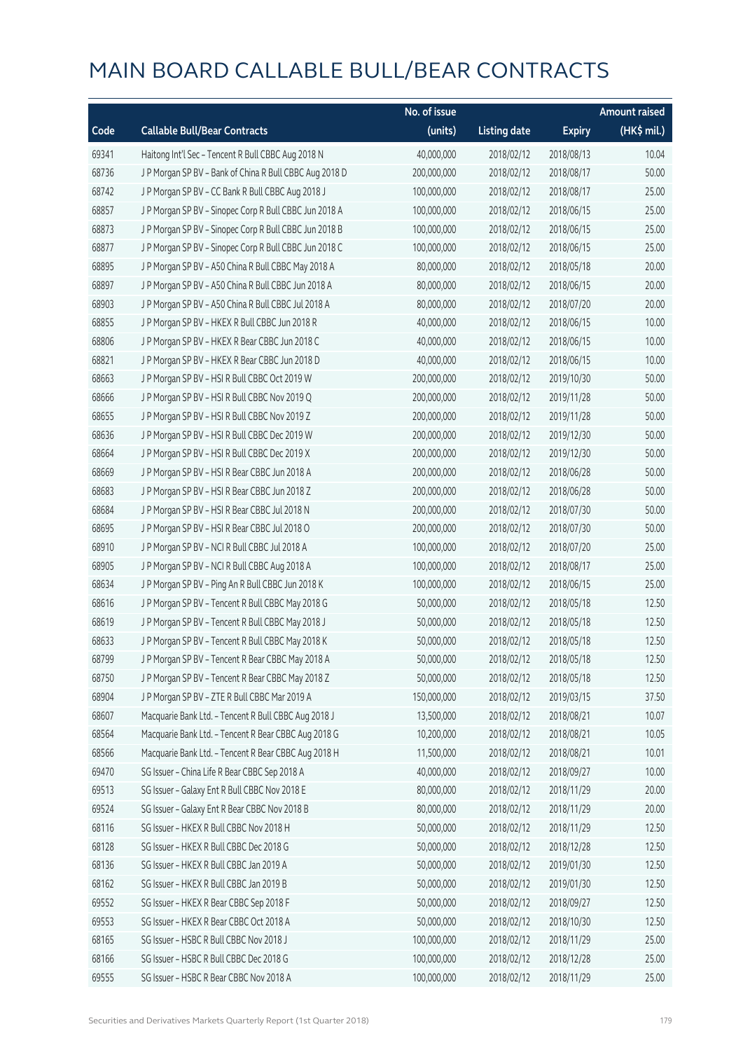# MAIN BOARD CALLABLE BULL/BEAR CONTRACTS

| Code | Callable Bull/Bear Contracts | No. of issue (units) | Listing date | Expiry | Amount raised (HK$ mil.) |
|---|---|---|---|---|---|
| 69341 | Haitong Int'l Sec – Tencent R Bull CBBC Aug 2018 N | 40,000,000 | 2018/02/12 | 2018/08/13 | 10.04 |
| 68736 | J P Morgan SP BV – Bank of China R Bull CBBC Aug 2018 D | 200,000,000 | 2018/02/12 | 2018/08/17 | 50.00 |
| 68742 | J P Morgan SP BV – CC Bank R Bull CBBC Aug 2018 J | 100,000,000 | 2018/02/12 | 2018/08/17 | 25.00 |
| 68857 | J P Morgan SP BV – Sinopec Corp R Bull CBBC Jun 2018 A | 100,000,000 | 2018/02/12 | 2018/06/15 | 25.00 |
| 68873 | J P Morgan SP BV – Sinopec Corp R Bull CBBC Jun 2018 B | 100,000,000 | 2018/02/12 | 2018/06/15 | 25.00 |
| 68877 | J P Morgan SP BV – Sinopec Corp R Bull CBBC Jun 2018 C | 100,000,000 | 2018/02/12 | 2018/06/15 | 25.00 |
| 68895 | J P Morgan SP BV – A50 China R Bull CBBC May 2018 A | 80,000,000 | 2018/02/12 | 2018/05/18 | 20.00 |
| 68897 | J P Morgan SP BV – A50 China R Bull CBBC Jun 2018 A | 80,000,000 | 2018/02/12 | 2018/06/15 | 20.00 |
| 68903 | J P Morgan SP BV – A50 China R Bull CBBC Jul 2018 A | 80,000,000 | 2018/02/12 | 2018/07/20 | 20.00 |
| 68855 | J P Morgan SP BV – HKEX R Bull CBBC Jun 2018 R | 40,000,000 | 2018/02/12 | 2018/06/15 | 10.00 |
| 68806 | J P Morgan SP BV – HKEX R Bear CBBC Jun 2018 C | 40,000,000 | 2018/02/12 | 2018/06/15 | 10.00 |
| 68821 | J P Morgan SP BV – HKEX R Bear CBBC Jun 2018 D | 40,000,000 | 2018/02/12 | 2018/06/15 | 10.00 |
| 68663 | J P Morgan SP BV – HSI R Bull CBBC Oct 2019 W | 200,000,000 | 2018/02/12 | 2019/10/30 | 50.00 |
| 68666 | J P Morgan SP BV – HSI R Bull CBBC Nov 2019 Q | 200,000,000 | 2018/02/12 | 2019/11/28 | 50.00 |
| 68655 | J P Morgan SP BV – HSI R Bull CBBC Nov 2019 Z | 200,000,000 | 2018/02/12 | 2019/11/28 | 50.00 |
| 68636 | J P Morgan SP BV – HSI R Bull CBBC Dec 2019 W | 200,000,000 | 2018/02/12 | 2019/12/30 | 50.00 |
| 68664 | J P Morgan SP BV – HSI R Bull CBBC Dec 2019 X | 200,000,000 | 2018/02/12 | 2019/12/30 | 50.00 |
| 68669 | J P Morgan SP BV – HSI R Bear CBBC Jun 2018 A | 200,000,000 | 2018/02/12 | 2018/06/28 | 50.00 |
| 68683 | J P Morgan SP BV – HSI R Bear CBBC Jun 2018 Z | 200,000,000 | 2018/02/12 | 2018/06/28 | 50.00 |
| 68684 | J P Morgan SP BV – HSI R Bear CBBC Jul 2018 N | 200,000,000 | 2018/02/12 | 2018/07/30 | 50.00 |
| 68695 | J P Morgan SP BV – HSI R Bear CBBC Jul 2018 O | 200,000,000 | 2018/02/12 | 2018/07/30 | 50.00 |
| 68910 | J P Morgan SP BV – NCI R Bull CBBC Jul 2018 A | 100,000,000 | 2018/02/12 | 2018/07/20 | 25.00 |
| 68905 | J P Morgan SP BV – NCI R Bull CBBC Aug 2018 A | 100,000,000 | 2018/02/12 | 2018/08/17 | 25.00 |
| 68634 | J P Morgan SP BV – Ping An R Bull CBBC Jun 2018 K | 100,000,000 | 2018/02/12 | 2018/06/15 | 25.00 |
| 68616 | J P Morgan SP BV – Tencent R Bull CBBC May 2018 G | 50,000,000 | 2018/02/12 | 2018/05/18 | 12.50 |
| 68619 | J P Morgan SP BV – Tencent R Bull CBBC May 2018 J | 50,000,000 | 2018/02/12 | 2018/05/18 | 12.50 |
| 68633 | J P Morgan SP BV – Tencent R Bull CBBC May 2018 K | 50,000,000 | 2018/02/12 | 2018/05/18 | 12.50 |
| 68799 | J P Morgan SP BV – Tencent R Bear CBBC May 2018 A | 50,000,000 | 2018/02/12 | 2018/05/18 | 12.50 |
| 68750 | J P Morgan SP BV – Tencent R Bear CBBC May 2018 Z | 50,000,000 | 2018/02/12 | 2018/05/18 | 12.50 |
| 68904 | J P Morgan SP BV – ZTE R Bull CBBC Mar 2019 A | 150,000,000 | 2018/02/12 | 2019/03/15 | 37.50 |
| 68607 | Macquarie Bank Ltd. – Tencent R Bull CBBC Aug 2018 J | 13,500,000 | 2018/02/12 | 2018/08/21 | 10.07 |
| 68564 | Macquarie Bank Ltd. – Tencent R Bear CBBC Aug 2018 G | 10,200,000 | 2018/02/12 | 2018/08/21 | 10.05 |
| 68566 | Macquarie Bank Ltd. – Tencent R Bear CBBC Aug 2018 H | 11,500,000 | 2018/02/12 | 2018/08/21 | 10.01 |
| 69470 | SG Issuer – China Life R Bear CBBC Sep 2018 A | 40,000,000 | 2018/02/12 | 2018/09/27 | 10.00 |
| 69513 | SG Issuer – Galaxy Ent R Bull CBBC Nov 2018 E | 80,000,000 | 2018/02/12 | 2018/11/29 | 20.00 |
| 69524 | SG Issuer – Galaxy Ent R Bear CBBC Nov 2018 B | 80,000,000 | 2018/02/12 | 2018/11/29 | 20.00 |
| 68116 | SG Issuer – HKEX R Bull CBBC Nov 2018 H | 50,000,000 | 2018/02/12 | 2018/11/29 | 12.50 |
| 68128 | SG Issuer – HKEX R Bull CBBC Dec 2018 G | 50,000,000 | 2018/02/12 | 2018/12/28 | 12.50 |
| 68136 | SG Issuer – HKEX R Bull CBBC Jan 2019 A | 50,000,000 | 2018/02/12 | 2019/01/30 | 12.50 |
| 68162 | SG Issuer – HKEX R Bull CBBC Jan 2019 B | 50,000,000 | 2018/02/12 | 2019/01/30 | 12.50 |
| 69552 | SG Issuer – HKEX R Bear CBBC Sep 2018 F | 50,000,000 | 2018/02/12 | 2018/09/27 | 12.50 |
| 69553 | SG Issuer – HKEX R Bear CBBC Oct 2018 A | 50,000,000 | 2018/02/12 | 2018/10/30 | 12.50 |
| 68165 | SG Issuer – HSBC R Bull CBBC Nov 2018 J | 100,000,000 | 2018/02/12 | 2018/11/29 | 25.00 |
| 68166 | SG Issuer – HSBC R Bull CBBC Dec 2018 G | 100,000,000 | 2018/02/12 | 2018/12/28 | 25.00 |
| 69555 | SG Issuer – HSBC R Bear CBBC Nov 2018 A | 100,000,000 | 2018/02/12 | 2018/11/29 | 25.00 |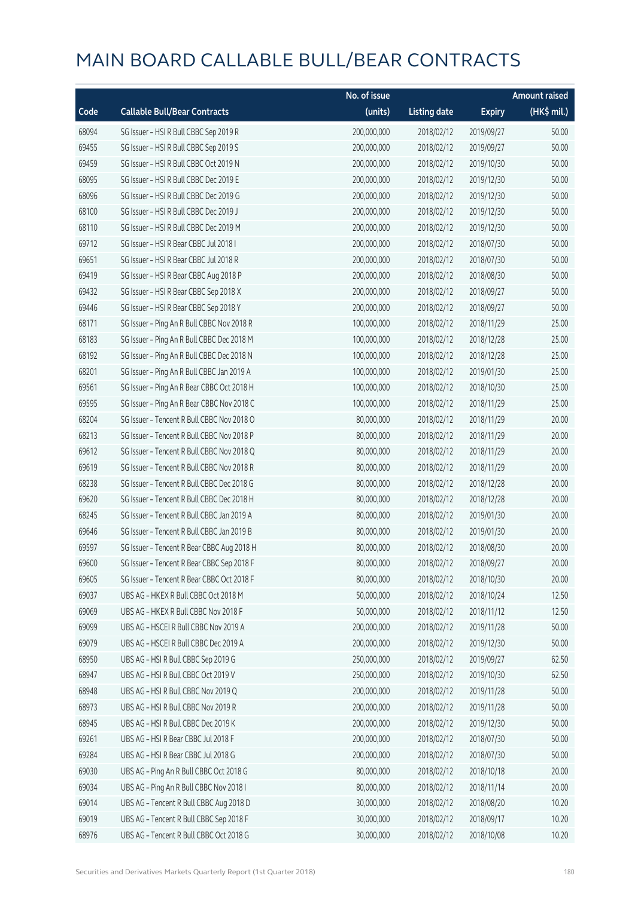# MAIN BOARD CALLABLE BULL/BEAR CONTRACTS

| Code | Callable Bull/Bear Contracts | No. of issue (units) | Listing date | Expiry | Amount raised (HK$ mil.) |
|---|---|---|---|---|---|
| 68094 | SG Issuer – HSI R Bull CBBC Sep 2019 R | 200,000,000 | 2018/02/12 | 2019/09/27 | 50.00 |
| 69455 | SG Issuer – HSI R Bull CBBC Sep 2019 S | 200,000,000 | 2018/02/12 | 2019/09/27 | 50.00 |
| 69459 | SG Issuer – HSI R Bull CBBC Oct 2019 N | 200,000,000 | 2018/02/12 | 2019/10/30 | 50.00 |
| 68095 | SG Issuer – HSI R Bull CBBC Dec 2019 E | 200,000,000 | 2018/02/12 | 2019/12/30 | 50.00 |
| 68096 | SG Issuer – HSI R Bull CBBC Dec 2019 G | 200,000,000 | 2018/02/12 | 2019/12/30 | 50.00 |
| 68100 | SG Issuer – HSI R Bull CBBC Dec 2019 J | 200,000,000 | 2018/02/12 | 2019/12/30 | 50.00 |
| 68110 | SG Issuer – HSI R Bull CBBC Dec 2019 M | 200,000,000 | 2018/02/12 | 2019/12/30 | 50.00 |
| 69712 | SG Issuer – HSI R Bear CBBC Jul 2018 I | 200,000,000 | 2018/02/12 | 2018/07/30 | 50.00 |
| 69651 | SG Issuer – HSI R Bear CBBC Jul 2018 R | 200,000,000 | 2018/02/12 | 2018/07/30 | 50.00 |
| 69419 | SG Issuer – HSI R Bear CBBC Aug 2018 P | 200,000,000 | 2018/02/12 | 2018/08/30 | 50.00 |
| 69432 | SG Issuer – HSI R Bear CBBC Sep 2018 X | 200,000,000 | 2018/02/12 | 2018/09/27 | 50.00 |
| 69446 | SG Issuer – HSI R Bear CBBC Sep 2018 Y | 200,000,000 | 2018/02/12 | 2018/09/27 | 50.00 |
| 68171 | SG Issuer – Ping An R Bull CBBC Nov 2018 R | 100,000,000 | 2018/02/12 | 2018/11/29 | 25.00 |
| 68183 | SG Issuer – Ping An R Bull CBBC Dec 2018 M | 100,000,000 | 2018/02/12 | 2018/12/28 | 25.00 |
| 68192 | SG Issuer – Ping An R Bull CBBC Dec 2018 N | 100,000,000 | 2018/02/12 | 2018/12/28 | 25.00 |
| 68201 | SG Issuer – Ping An R Bull CBBC Jan 2019 A | 100,000,000 | 2018/02/12 | 2019/01/30 | 25.00 |
| 69561 | SG Issuer – Ping An R Bear CBBC Oct 2018 H | 100,000,000 | 2018/02/12 | 2018/10/30 | 25.00 |
| 69595 | SG Issuer – Ping An R Bear CBBC Nov 2018 C | 100,000,000 | 2018/02/12 | 2018/11/29 | 25.00 |
| 68204 | SG Issuer – Tencent R Bull CBBC Nov 2018 O | 80,000,000 | 2018/02/12 | 2018/11/29 | 20.00 |
| 68213 | SG Issuer – Tencent R Bull CBBC Nov 2018 P | 80,000,000 | 2018/02/12 | 2018/11/29 | 20.00 |
| 69612 | SG Issuer – Tencent R Bull CBBC Nov 2018 Q | 80,000,000 | 2018/02/12 | 2018/11/29 | 20.00 |
| 69619 | SG Issuer – Tencent R Bull CBBC Nov 2018 R | 80,000,000 | 2018/02/12 | 2018/11/29 | 20.00 |
| 68238 | SG Issuer – Tencent R Bull CBBC Dec 2018 G | 80,000,000 | 2018/02/12 | 2018/12/28 | 20.00 |
| 69620 | SG Issuer – Tencent R Bull CBBC Dec 2018 H | 80,000,000 | 2018/02/12 | 2018/12/28 | 20.00 |
| 68245 | SG Issuer – Tencent R Bull CBBC Jan 2019 A | 80,000,000 | 2018/02/12 | 2019/01/30 | 20.00 |
| 69646 | SG Issuer – Tencent R Bull CBBC Jan 2019 B | 80,000,000 | 2018/02/12 | 2019/01/30 | 20.00 |
| 69597 | SG Issuer – Tencent R Bear CBBC Aug 2018 H | 80,000,000 | 2018/02/12 | 2018/08/30 | 20.00 |
| 69600 | SG Issuer – Tencent R Bear CBBC Sep 2018 F | 80,000,000 | 2018/02/12 | 2018/09/27 | 20.00 |
| 69605 | SG Issuer – Tencent R Bear CBBC Oct 2018 F | 80,000,000 | 2018/02/12 | 2018/10/30 | 20.00 |
| 69037 | UBS AG – HKEX R Bull CBBC Oct 2018 M | 50,000,000 | 2018/02/12 | 2018/10/24 | 12.50 |
| 69069 | UBS AG – HKEX R Bull CBBC Nov 2018 F | 50,000,000 | 2018/02/12 | 2018/11/12 | 12.50 |
| 69099 | UBS AG – HSCEI R Bull CBBC Nov 2019 A | 200,000,000 | 2018/02/12 | 2019/11/28 | 50.00 |
| 69079 | UBS AG – HSCEI R Bull CBBC Dec 2019 A | 200,000,000 | 2018/02/12 | 2019/12/30 | 50.00 |
| 68950 | UBS AG – HSI R Bull CBBC Sep 2019 G | 250,000,000 | 2018/02/12 | 2019/09/27 | 62.50 |
| 68947 | UBS AG – HSI R Bull CBBC Oct 2019 V | 250,000,000 | 2018/02/12 | 2019/10/30 | 62.50 |
| 68948 | UBS AG – HSI R Bull CBBC Nov 2019 Q | 200,000,000 | 2018/02/12 | 2019/11/28 | 50.00 |
| 68973 | UBS AG – HSI R Bull CBBC Nov 2019 R | 200,000,000 | 2018/02/12 | 2019/11/28 | 50.00 |
| 68945 | UBS AG – HSI R Bull CBBC Dec 2019 K | 200,000,000 | 2018/02/12 | 2019/12/30 | 50.00 |
| 69261 | UBS AG – HSI R Bear CBBC Jul 2018 F | 200,000,000 | 2018/02/12 | 2018/07/30 | 50.00 |
| 69284 | UBS AG – HSI R Bear CBBC Jul 2018 G | 200,000,000 | 2018/02/12 | 2018/07/30 | 50.00 |
| 69030 | UBS AG – Ping An R Bull CBBC Oct 2018 G | 80,000,000 | 2018/02/12 | 2018/10/18 | 20.00 |
| 69034 | UBS AG – Ping An R Bull CBBC Nov 2018 I | 80,000,000 | 2018/02/12 | 2018/11/14 | 20.00 |
| 69014 | UBS AG – Tencent R Bull CBBC Aug 2018 D | 30,000,000 | 2018/02/12 | 2018/08/20 | 10.20 |
| 69019 | UBS AG – Tencent R Bull CBBC Sep 2018 F | 30,000,000 | 2018/02/12 | 2018/09/17 | 10.20 |
| 68976 | UBS AG – Tencent R Bull CBBC Oct 2018 G | 30,000,000 | 2018/02/12 | 2018/10/08 | 10.20 |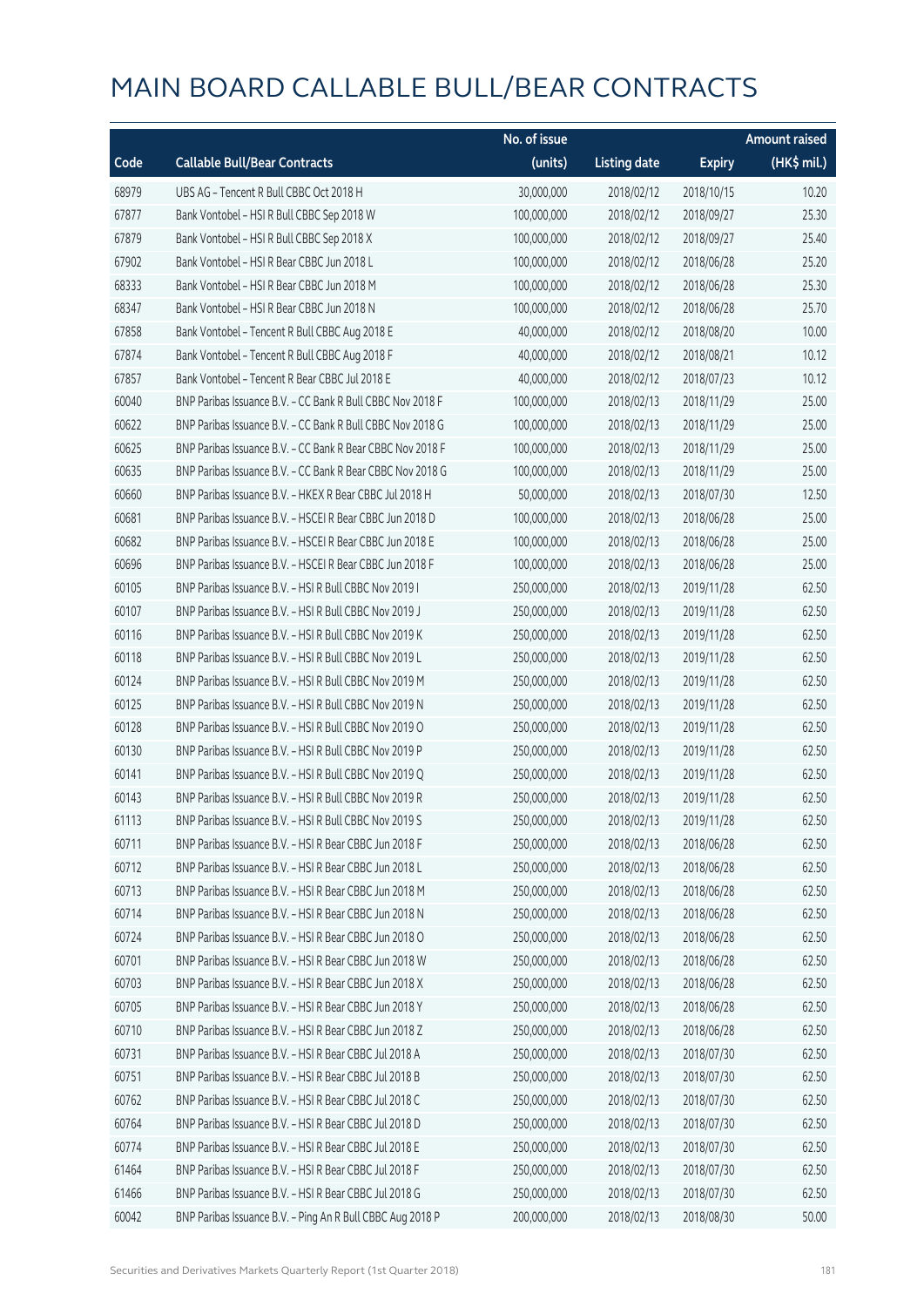# MAIN BOARD CALLABLE BULL/BEAR CONTRACTS

| Code | Callable Bull/Bear Contracts | No. of issue (units) | Listing date | Expiry | Amount raised (HK$ mil.) |
|---|---|---|---|---|---|
| 68979 | UBS AG – Tencent R Bull CBBC Oct 2018 H | 30,000,000 | 2018/02/12 | 2018/10/15 | 10.20 |
| 67877 | Bank Vontobel – HSI R Bull CBBC Sep 2018 W | 100,000,000 | 2018/02/12 | 2018/09/27 | 25.30 |
| 67879 | Bank Vontobel – HSI R Bull CBBC Sep 2018 X | 100,000,000 | 2018/02/12 | 2018/09/27 | 25.40 |
| 67902 | Bank Vontobel – HSI R Bear CBBC Jun 2018 L | 100,000,000 | 2018/02/12 | 2018/06/28 | 25.20 |
| 68333 | Bank Vontobel – HSI R Bear CBBC Jun 2018 M | 100,000,000 | 2018/02/12 | 2018/06/28 | 25.30 |
| 68347 | Bank Vontobel – HSI R Bear CBBC Jun 2018 N | 100,000,000 | 2018/02/12 | 2018/06/28 | 25.70 |
| 67858 | Bank Vontobel – Tencent R Bull CBBC Aug 2018 E | 40,000,000 | 2018/02/12 | 2018/08/20 | 10.00 |
| 67874 | Bank Vontobel – Tencent R Bull CBBC Aug 2018 F | 40,000,000 | 2018/02/12 | 2018/08/21 | 10.12 |
| 67857 | Bank Vontobel – Tencent R Bear CBBC Jul 2018 E | 40,000,000 | 2018/02/12 | 2018/07/23 | 10.12 |
| 60040 | BNP Paribas Issuance B.V. – CC Bank R Bull CBBC Nov 2018 F | 100,000,000 | 2018/02/13 | 2018/11/29 | 25.00 |
| 60622 | BNP Paribas Issuance B.V. – CC Bank R Bull CBBC Nov 2018 G | 100,000,000 | 2018/02/13 | 2018/11/29 | 25.00 |
| 60625 | BNP Paribas Issuance B.V. – CC Bank R Bear CBBC Nov 2018 F | 100,000,000 | 2018/02/13 | 2018/11/29 | 25.00 |
| 60635 | BNP Paribas Issuance B.V. – CC Bank R Bear CBBC Nov 2018 G | 100,000,000 | 2018/02/13 | 2018/11/29 | 25.00 |
| 60660 | BNP Paribas Issuance B.V. – HKEX R Bear CBBC Jul 2018 H | 50,000,000 | 2018/02/13 | 2018/07/30 | 12.50 |
| 60681 | BNP Paribas Issuance B.V. – HSCEI R Bear CBBC Jun 2018 D | 100,000,000 | 2018/02/13 | 2018/06/28 | 25.00 |
| 60682 | BNP Paribas Issuance B.V. – HSCEI R Bear CBBC Jun 2018 E | 100,000,000 | 2018/02/13 | 2018/06/28 | 25.00 |
| 60696 | BNP Paribas Issuance B.V. – HSCEI R Bear CBBC Jun 2018 F | 100,000,000 | 2018/02/13 | 2018/06/28 | 25.00 |
| 60105 | BNP Paribas Issuance B.V. – HSI R Bull CBBC Nov 2019 I | 250,000,000 | 2018/02/13 | 2019/11/28 | 62.50 |
| 60107 | BNP Paribas Issuance B.V. – HSI R Bull CBBC Nov 2019 J | 250,000,000 | 2018/02/13 | 2019/11/28 | 62.50 |
| 60116 | BNP Paribas Issuance B.V. – HSI R Bull CBBC Nov 2019 K | 250,000,000 | 2018/02/13 | 2019/11/28 | 62.50 |
| 60118 | BNP Paribas Issuance B.V. – HSI R Bull CBBC Nov 2019 L | 250,000,000 | 2018/02/13 | 2019/11/28 | 62.50 |
| 60124 | BNP Paribas Issuance B.V. – HSI R Bull CBBC Nov 2019 M | 250,000,000 | 2018/02/13 | 2019/11/28 | 62.50 |
| 60125 | BNP Paribas Issuance B.V. – HSI R Bull CBBC Nov 2019 N | 250,000,000 | 2018/02/13 | 2019/11/28 | 62.50 |
| 60128 | BNP Paribas Issuance B.V. – HSI R Bull CBBC Nov 2019 O | 250,000,000 | 2018/02/13 | 2019/11/28 | 62.50 |
| 60130 | BNP Paribas Issuance B.V. – HSI R Bull CBBC Nov 2019 P | 250,000,000 | 2018/02/13 | 2019/11/28 | 62.50 |
| 60141 | BNP Paribas Issuance B.V. – HSI R Bull CBBC Nov 2019 Q | 250,000,000 | 2018/02/13 | 2019/11/28 | 62.50 |
| 60143 | BNP Paribas Issuance B.V. – HSI R Bull CBBC Nov 2019 R | 250,000,000 | 2018/02/13 | 2019/11/28 | 62.50 |
| 61113 | BNP Paribas Issuance B.V. – HSI R Bull CBBC Nov 2019 S | 250,000,000 | 2018/02/13 | 2019/11/28 | 62.50 |
| 60711 | BNP Paribas Issuance B.V. – HSI R Bear CBBC Jun 2018 F | 250,000,000 | 2018/02/13 | 2018/06/28 | 62.50 |
| 60712 | BNP Paribas Issuance B.V. – HSI R Bear CBBC Jun 2018 L | 250,000,000 | 2018/02/13 | 2018/06/28 | 62.50 |
| 60713 | BNP Paribas Issuance B.V. – HSI R Bear CBBC Jun 2018 M | 250,000,000 | 2018/02/13 | 2018/06/28 | 62.50 |
| 60714 | BNP Paribas Issuance B.V. – HSI R Bear CBBC Jun 2018 N | 250,000,000 | 2018/02/13 | 2018/06/28 | 62.50 |
| 60724 | BNP Paribas Issuance B.V. – HSI R Bear CBBC Jun 2018 O | 250,000,000 | 2018/02/13 | 2018/06/28 | 62.50 |
| 60701 | BNP Paribas Issuance B.V. – HSI R Bear CBBC Jun 2018 W | 250,000,000 | 2018/02/13 | 2018/06/28 | 62.50 |
| 60703 | BNP Paribas Issuance B.V. – HSI R Bear CBBC Jun 2018 X | 250,000,000 | 2018/02/13 | 2018/06/28 | 62.50 |
| 60705 | BNP Paribas Issuance B.V. – HSI R Bear CBBC Jun 2018 Y | 250,000,000 | 2018/02/13 | 2018/06/28 | 62.50 |
| 60710 | BNP Paribas Issuance B.V. – HSI R Bear CBBC Jun 2018 Z | 250,000,000 | 2018/02/13 | 2018/06/28 | 62.50 |
| 60731 | BNP Paribas Issuance B.V. – HSI R Bear CBBC Jul 2018 A | 250,000,000 | 2018/02/13 | 2018/07/30 | 62.50 |
| 60751 | BNP Paribas Issuance B.V. – HSI R Bear CBBC Jul 2018 B | 250,000,000 | 2018/02/13 | 2018/07/30 | 62.50 |
| 60762 | BNP Paribas Issuance B.V. – HSI R Bear CBBC Jul 2018 C | 250,000,000 | 2018/02/13 | 2018/07/30 | 62.50 |
| 60764 | BNP Paribas Issuance B.V. – HSI R Bear CBBC Jul 2018 D | 250,000,000 | 2018/02/13 | 2018/07/30 | 62.50 |
| 60774 | BNP Paribas Issuance B.V. – HSI R Bear CBBC Jul 2018 E | 250,000,000 | 2018/02/13 | 2018/07/30 | 62.50 |
| 61464 | BNP Paribas Issuance B.V. – HSI R Bear CBBC Jul 2018 F | 250,000,000 | 2018/02/13 | 2018/07/30 | 62.50 |
| 61466 | BNP Paribas Issuance B.V. – HSI R Bear CBBC Jul 2018 G | 250,000,000 | 2018/02/13 | 2018/07/30 | 62.50 |
| 60042 | BNP Paribas Issuance B.V. – Ping An R Bull CBBC Aug 2018 P | 200,000,000 | 2018/02/13 | 2018/08/30 | 50.00 |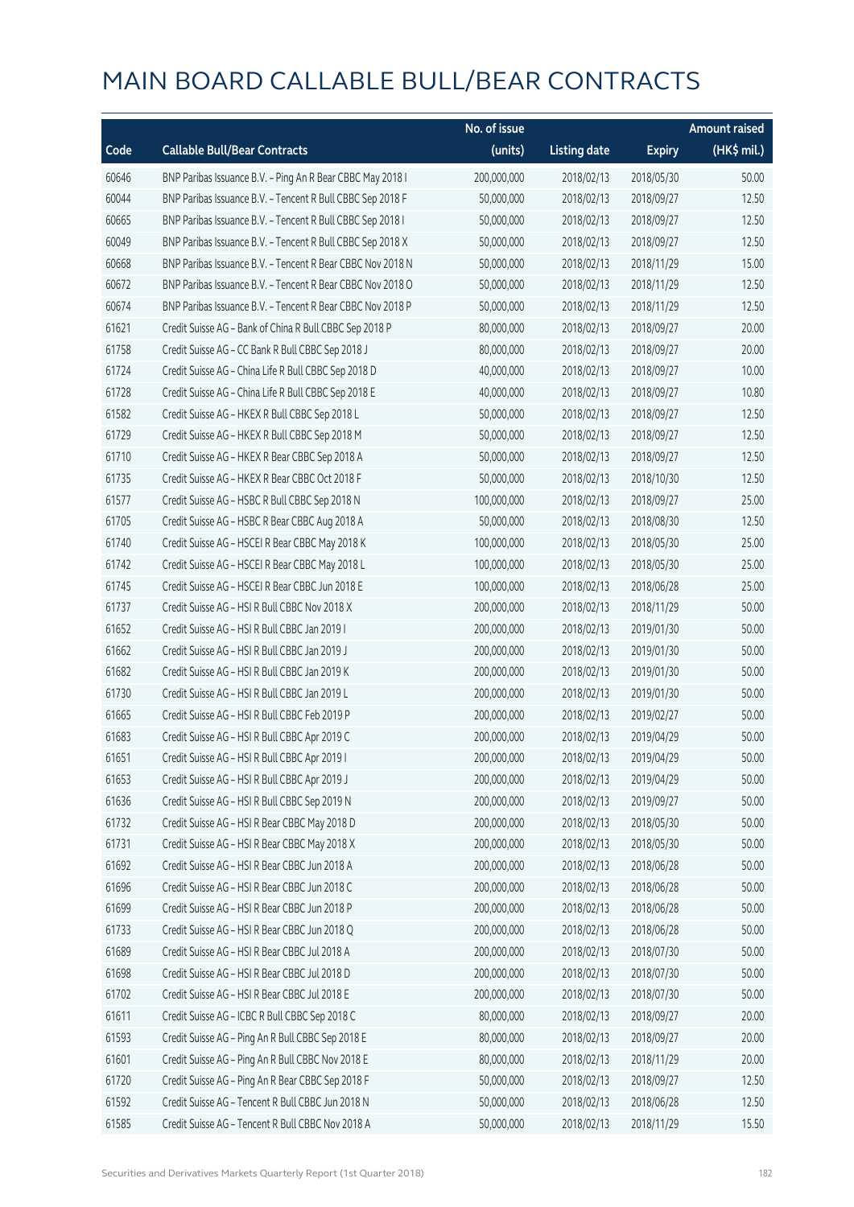# MAIN BOARD CALLABLE BULL/BEAR CONTRACTS

| Code | Callable Bull/Bear Contracts | No. of issue (units) | Listing date | Expiry | Amount raised (HK$ mil.) |
|---|---|---|---|---|---|
| 60646 | BNP Paribas Issuance B.V. – Ping An R Bear CBBC May 2018 I | 200,000,000 | 2018/02/13 | 2018/05/30 | 50.00 |
| 60044 | BNP Paribas Issuance B.V. – Tencent R Bull CBBC Sep 2018 F | 50,000,000 | 2018/02/13 | 2018/09/27 | 12.50 |
| 60665 | BNP Paribas Issuance B.V. – Tencent R Bull CBBC Sep 2018 I | 50,000,000 | 2018/02/13 | 2018/09/27 | 12.50 |
| 60049 | BNP Paribas Issuance B.V. – Tencent R Bull CBBC Sep 2018 X | 50,000,000 | 2018/02/13 | 2018/09/27 | 12.50 |
| 60668 | BNP Paribas Issuance B.V. – Tencent R Bear CBBC Nov 2018 N | 50,000,000 | 2018/02/13 | 2018/11/29 | 15.00 |
| 60672 | BNP Paribas Issuance B.V. – Tencent R Bear CBBC Nov 2018 O | 50,000,000 | 2018/02/13 | 2018/11/29 | 12.50 |
| 60674 | BNP Paribas Issuance B.V. – Tencent R Bear CBBC Nov 2018 P | 50,000,000 | 2018/02/13 | 2018/11/29 | 12.50 |
| 61621 | Credit Suisse AG – Bank of China R Bull CBBC Sep 2018 P | 80,000,000 | 2018/02/13 | 2018/09/27 | 20.00 |
| 61758 | Credit Suisse AG – CC Bank R Bull CBBC Sep 2018 J | 80,000,000 | 2018/02/13 | 2018/09/27 | 20.00 |
| 61724 | Credit Suisse AG – China Life R Bull CBBC Sep 2018 D | 40,000,000 | 2018/02/13 | 2018/09/27 | 10.00 |
| 61728 | Credit Suisse AG – China Life R Bull CBBC Sep 2018 E | 40,000,000 | 2018/02/13 | 2018/09/27 | 10.80 |
| 61582 | Credit Suisse AG – HKEX R Bull CBBC Sep 2018 L | 50,000,000 | 2018/02/13 | 2018/09/27 | 12.50 |
| 61729 | Credit Suisse AG – HKEX R Bull CBBC Sep 2018 M | 50,000,000 | 2018/02/13 | 2018/09/27 | 12.50 |
| 61710 | Credit Suisse AG – HKEX R Bear CBBC Sep 2018 A | 50,000,000 | 2018/02/13 | 2018/09/27 | 12.50 |
| 61735 | Credit Suisse AG – HKEX R Bear CBBC Oct 2018 F | 50,000,000 | 2018/02/13 | 2018/10/30 | 12.50 |
| 61577 | Credit Suisse AG – HSBC R Bull CBBC Sep 2018 N | 100,000,000 | 2018/02/13 | 2018/09/27 | 25.00 |
| 61705 | Credit Suisse AG – HSBC R Bear CBBC Aug 2018 A | 50,000,000 | 2018/02/13 | 2018/08/30 | 12.50 |
| 61740 | Credit Suisse AG – HSCEI R Bear CBBC May 2018 K | 100,000,000 | 2018/02/13 | 2018/05/30 | 25.00 |
| 61742 | Credit Suisse AG – HSCEI R Bear CBBC May 2018 L | 100,000,000 | 2018/02/13 | 2018/05/30 | 25.00 |
| 61745 | Credit Suisse AG – HSCEI R Bear CBBC Jun 2018 E | 100,000,000 | 2018/02/13 | 2018/06/28 | 25.00 |
| 61737 | Credit Suisse AG – HSI R Bull CBBC Nov 2018 X | 200,000,000 | 2018/02/13 | 2018/11/29 | 50.00 |
| 61652 | Credit Suisse AG – HSI R Bull CBBC Jan 2019 I | 200,000,000 | 2018/02/13 | 2019/01/30 | 50.00 |
| 61662 | Credit Suisse AG – HSI R Bull CBBC Jan 2019 J | 200,000,000 | 2018/02/13 | 2019/01/30 | 50.00 |
| 61682 | Credit Suisse AG – HSI R Bull CBBC Jan 2019 K | 200,000,000 | 2018/02/13 | 2019/01/30 | 50.00 |
| 61730 | Credit Suisse AG – HSI R Bull CBBC Jan 2019 L | 200,000,000 | 2018/02/13 | 2019/01/30 | 50.00 |
| 61665 | Credit Suisse AG – HSI R Bull CBBC Feb 2019 P | 200,000,000 | 2018/02/13 | 2019/02/27 | 50.00 |
| 61683 | Credit Suisse AG – HSI R Bull CBBC Apr 2019 C | 200,000,000 | 2018/02/13 | 2019/04/29 | 50.00 |
| 61651 | Credit Suisse AG – HSI R Bull CBBC Apr 2019 I | 200,000,000 | 2018/02/13 | 2019/04/29 | 50.00 |
| 61653 | Credit Suisse AG – HSI R Bull CBBC Apr 2019 J | 200,000,000 | 2018/02/13 | 2019/04/29 | 50.00 |
| 61636 | Credit Suisse AG – HSI R Bull CBBC Sep 2019 N | 200,000,000 | 2018/02/13 | 2019/09/27 | 50.00 |
| 61732 | Credit Suisse AG – HSI R Bear CBBC May 2018 D | 200,000,000 | 2018/02/13 | 2018/05/30 | 50.00 |
| 61731 | Credit Suisse AG – HSI R Bear CBBC May 2018 X | 200,000,000 | 2018/02/13 | 2018/05/30 | 50.00 |
| 61692 | Credit Suisse AG – HSI R Bear CBBC Jun 2018 A | 200,000,000 | 2018/02/13 | 2018/06/28 | 50.00 |
| 61696 | Credit Suisse AG – HSI R Bear CBBC Jun 2018 C | 200,000,000 | 2018/02/13 | 2018/06/28 | 50.00 |
| 61699 | Credit Suisse AG – HSI R Bear CBBC Jun 2018 P | 200,000,000 | 2018/02/13 | 2018/06/28 | 50.00 |
| 61733 | Credit Suisse AG – HSI R Bear CBBC Jun 2018 Q | 200,000,000 | 2018/02/13 | 2018/06/28 | 50.00 |
| 61689 | Credit Suisse AG – HSI R Bear CBBC Jul 2018 A | 200,000,000 | 2018/02/13 | 2018/07/30 | 50.00 |
| 61698 | Credit Suisse AG – HSI R Bear CBBC Jul 2018 D | 200,000,000 | 2018/02/13 | 2018/07/30 | 50.00 |
| 61702 | Credit Suisse AG – HSI R Bear CBBC Jul 2018 E | 200,000,000 | 2018/02/13 | 2018/07/30 | 50.00 |
| 61611 | Credit Suisse AG – ICBC R Bull CBBC Sep 2018 C | 80,000,000 | 2018/02/13 | 2018/09/27 | 20.00 |
| 61593 | Credit Suisse AG – Ping An R Bull CBBC Sep 2018 E | 80,000,000 | 2018/02/13 | 2018/09/27 | 20.00 |
| 61601 | Credit Suisse AG – Ping An R Bull CBBC Nov 2018 E | 80,000,000 | 2018/02/13 | 2018/11/29 | 20.00 |
| 61720 | Credit Suisse AG – Ping An R Bear CBBC Sep 2018 F | 50,000,000 | 2018/02/13 | 2018/09/27 | 12.50 |
| 61592 | Credit Suisse AG – Tencent R Bull CBBC Jun 2018 N | 50,000,000 | 2018/02/13 | 2018/06/28 | 12.50 |
| 61585 | Credit Suisse AG – Tencent R Bull CBBC Nov 2018 A | 50,000,000 | 2018/02/13 | 2018/11/29 | 15.50 |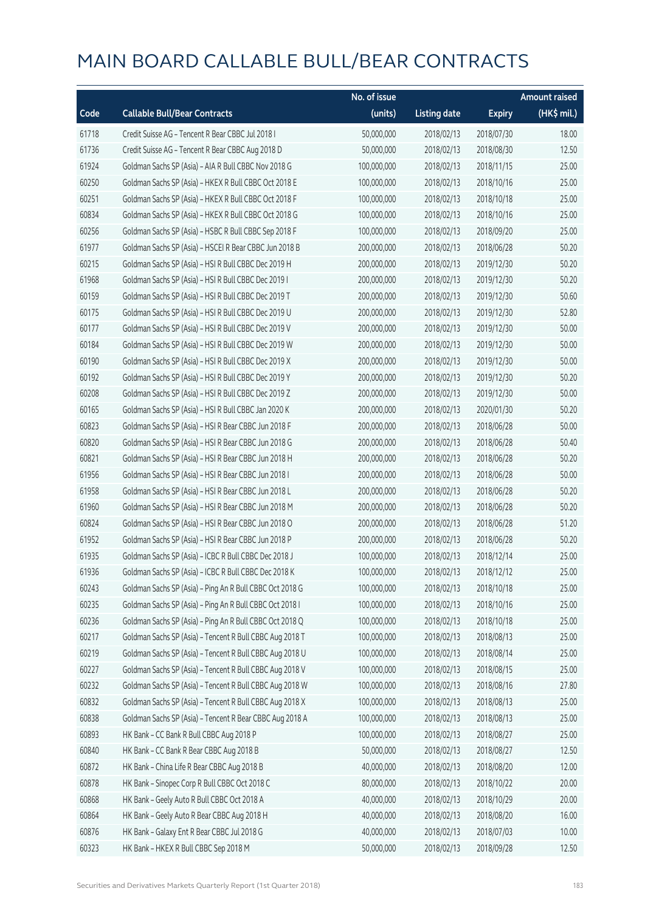# MAIN BOARD CALLABLE BULL/BEAR CONTRACTS

| Code | Callable Bull/Bear Contracts | No. of issue (units) | Listing date | Expiry | Amount raised (HK$ mil.) |
|---|---|---|---|---|---|
| 61718 | Credit Suisse AG – Tencent R Bear CBBC Jul 2018 I | 50,000,000 | 2018/02/13 | 2018/07/30 | 18.00 |
| 61736 | Credit Suisse AG – Tencent R Bear CBBC Aug 2018 D | 50,000,000 | 2018/02/13 | 2018/08/30 | 12.50 |
| 61924 | Goldman Sachs SP (Asia) – AIA R Bull CBBC Nov 2018 G | 100,000,000 | 2018/02/13 | 2018/11/15 | 25.00 |
| 60250 | Goldman Sachs SP (Asia) – HKEX R Bull CBBC Oct 2018 E | 100,000,000 | 2018/02/13 | 2018/10/16 | 25.00 |
| 60251 | Goldman Sachs SP (Asia) – HKEX R Bull CBBC Oct 2018 F | 100,000,000 | 2018/02/13 | 2018/10/18 | 25.00 |
| 60834 | Goldman Sachs SP (Asia) – HKEX R Bull CBBC Oct 2018 G | 100,000,000 | 2018/02/13 | 2018/10/16 | 25.00 |
| 60256 | Goldman Sachs SP (Asia) – HSBC R Bull CBBC Sep 2018 F | 100,000,000 | 2018/02/13 | 2018/09/20 | 25.00 |
| 61977 | Goldman Sachs SP (Asia) – HSCEI R Bear CBBC Jun 2018 B | 200,000,000 | 2018/02/13 | 2018/06/28 | 50.20 |
| 60215 | Goldman Sachs SP (Asia) – HSI R Bull CBBC Dec 2019 H | 200,000,000 | 2018/02/13 | 2019/12/30 | 50.20 |
| 61968 | Goldman Sachs SP (Asia) – HSI R Bull CBBC Dec 2019 I | 200,000,000 | 2018/02/13 | 2019/12/30 | 50.20 |
| 60159 | Goldman Sachs SP (Asia) – HSI R Bull CBBC Dec 2019 T | 200,000,000 | 2018/02/13 | 2019/12/30 | 50.60 |
| 60175 | Goldman Sachs SP (Asia) – HSI R Bull CBBC Dec 2019 U | 200,000,000 | 2018/02/13 | 2019/12/30 | 52.80 |
| 60177 | Goldman Sachs SP (Asia) – HSI R Bull CBBC Dec 2019 V | 200,000,000 | 2018/02/13 | 2019/12/30 | 50.00 |
| 60184 | Goldman Sachs SP (Asia) – HSI R Bull CBBC Dec 2019 W | 200,000,000 | 2018/02/13 | 2019/12/30 | 50.00 |
| 60190 | Goldman Sachs SP (Asia) – HSI R Bull CBBC Dec 2019 X | 200,000,000 | 2018/02/13 | 2019/12/30 | 50.00 |
| 60192 | Goldman Sachs SP (Asia) – HSI R Bull CBBC Dec 2019 Y | 200,000,000 | 2018/02/13 | 2019/12/30 | 50.20 |
| 60208 | Goldman Sachs SP (Asia) – HSI R Bull CBBC Dec 2019 Z | 200,000,000 | 2018/02/13 | 2019/12/30 | 50.00 |
| 60165 | Goldman Sachs SP (Asia) – HSI R Bull CBBC Jan 2020 K | 200,000,000 | 2018/02/13 | 2020/01/30 | 50.20 |
| 60823 | Goldman Sachs SP (Asia) – HSI R Bear CBBC Jun 2018 F | 200,000,000 | 2018/02/13 | 2018/06/28 | 50.00 |
| 60820 | Goldman Sachs SP (Asia) – HSI R Bear CBBC Jun 2018 G | 200,000,000 | 2018/02/13 | 2018/06/28 | 50.40 |
| 60821 | Goldman Sachs SP (Asia) – HSI R Bear CBBC Jun 2018 H | 200,000,000 | 2018/02/13 | 2018/06/28 | 50.20 |
| 61956 | Goldman Sachs SP (Asia) – HSI R Bear CBBC Jun 2018 I | 200,000,000 | 2018/02/13 | 2018/06/28 | 50.00 |
| 61958 | Goldman Sachs SP (Asia) – HSI R Bear CBBC Jun 2018 L | 200,000,000 | 2018/02/13 | 2018/06/28 | 50.20 |
| 61960 | Goldman Sachs SP (Asia) – HSI R Bear CBBC Jun 2018 M | 200,000,000 | 2018/02/13 | 2018/06/28 | 50.20 |
| 60824 | Goldman Sachs SP (Asia) – HSI R Bear CBBC Jun 2018 O | 200,000,000 | 2018/02/13 | 2018/06/28 | 51.20 |
| 61952 | Goldman Sachs SP (Asia) – HSI R Bear CBBC Jun 2018 P | 200,000,000 | 2018/02/13 | 2018/06/28 | 50.20 |
| 61935 | Goldman Sachs SP (Asia) – ICBC R Bull CBBC Dec 2018 J | 100,000,000 | 2018/02/13 | 2018/12/14 | 25.00 |
| 61936 | Goldman Sachs SP (Asia) – ICBC R Bull CBBC Dec 2018 K | 100,000,000 | 2018/02/13 | 2018/12/12 | 25.00 |
| 60243 | Goldman Sachs SP (Asia) – Ping An R Bull CBBC Oct 2018 G | 100,000,000 | 2018/02/13 | 2018/10/18 | 25.00 |
| 60235 | Goldman Sachs SP (Asia) – Ping An R Bull CBBC Oct 2018 I | 100,000,000 | 2018/02/13 | 2018/10/16 | 25.00 |
| 60236 | Goldman Sachs SP (Asia) – Ping An R Bull CBBC Oct 2018 Q | 100,000,000 | 2018/02/13 | 2018/10/18 | 25.00 |
| 60217 | Goldman Sachs SP (Asia) – Tencent R Bull CBBC Aug 2018 T | 100,000,000 | 2018/02/13 | 2018/08/13 | 25.00 |
| 60219 | Goldman Sachs SP (Asia) – Tencent R Bull CBBC Aug 2018 U | 100,000,000 | 2018/02/13 | 2018/08/14 | 25.00 |
| 60227 | Goldman Sachs SP (Asia) – Tencent R Bull CBBC Aug 2018 V | 100,000,000 | 2018/02/13 | 2018/08/15 | 25.00 |
| 60232 | Goldman Sachs SP (Asia) – Tencent R Bull CBBC Aug 2018 W | 100,000,000 | 2018/02/13 | 2018/08/16 | 27.80 |
| 60832 | Goldman Sachs SP (Asia) – Tencent R Bull CBBC Aug 2018 X | 100,000,000 | 2018/02/13 | 2018/08/13 | 25.00 |
| 60838 | Goldman Sachs SP (Asia) – Tencent R Bear CBBC Aug 2018 A | 100,000,000 | 2018/02/13 | 2018/08/13 | 25.00 |
| 60893 | HK Bank – CC Bank R Bull CBBC Aug 2018 P | 100,000,000 | 2018/02/13 | 2018/08/27 | 25.00 |
| 60840 | HK Bank – CC Bank R Bear CBBC Aug 2018 B | 50,000,000 | 2018/02/13 | 2018/08/27 | 12.50 |
| 60872 | HK Bank – China Life R Bear CBBC Aug 2018 B | 40,000,000 | 2018/02/13 | 2018/08/20 | 12.00 |
| 60878 | HK Bank – Sinopec Corp R Bull CBBC Oct 2018 C | 80,000,000 | 2018/02/13 | 2018/10/22 | 20.00 |
| 60868 | HK Bank – Geely Auto R Bull CBBC Oct 2018 A | 40,000,000 | 2018/02/13 | 2018/10/29 | 20.00 |
| 60864 | HK Bank – Geely Auto R Bear CBBC Aug 2018 H | 40,000,000 | 2018/02/13 | 2018/08/20 | 16.00 |
| 60876 | HK Bank – Galaxy Ent R Bear CBBC Jul 2018 G | 40,000,000 | 2018/02/13 | 2018/07/03 | 10.00 |
| 60323 | HK Bank – HKEX R Bull CBBC Sep 2018 M | 50,000,000 | 2018/02/13 | 2018/09/28 | 12.50 |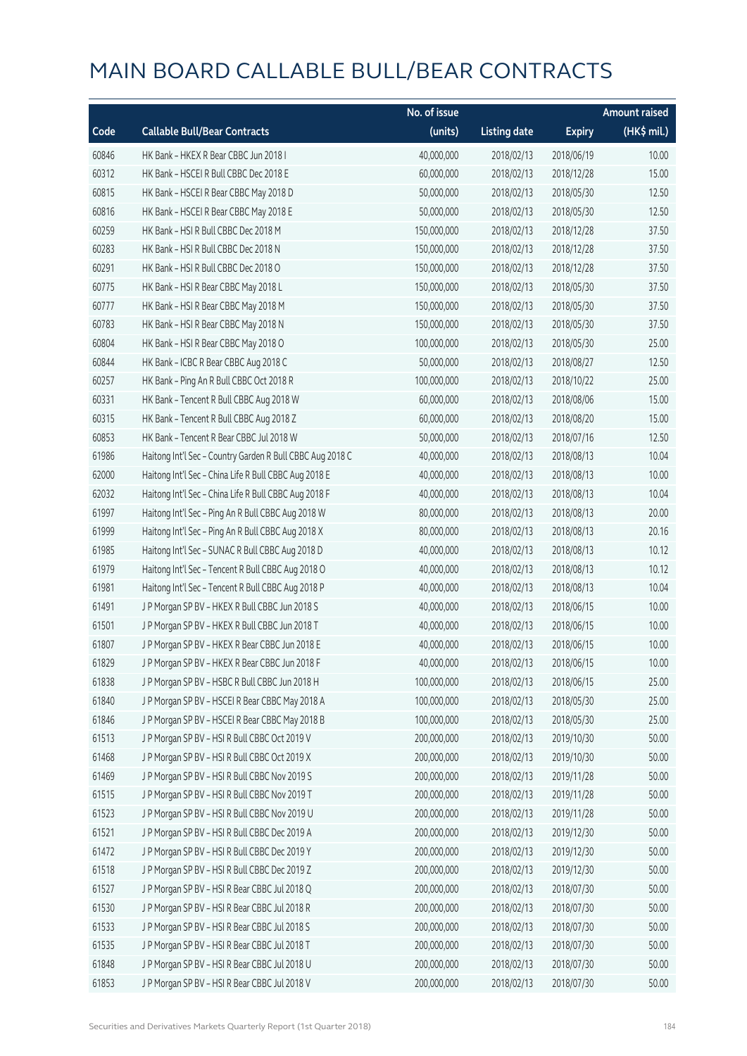# MAIN BOARD CALLABLE BULL/BEAR CONTRACTS

| Code | Callable Bull/Bear Contracts | No. of issue (units) | Listing date | Expiry | Amount raised (HK$ mil.) |
|---|---|---|---|---|---|
| 60846 | HK Bank – HKEX R Bear CBBC Jun 2018 I | 40,000,000 | 2018/02/13 | 2018/06/19 | 10.00 |
| 60312 | HK Bank – HSCEI R Bull CBBC Dec 2018 E | 60,000,000 | 2018/02/13 | 2018/12/28 | 15.00 |
| 60815 | HK Bank – HSCEI R Bear CBBC May 2018 D | 50,000,000 | 2018/02/13 | 2018/05/30 | 12.50 |
| 60816 | HK Bank – HSCEI R Bear CBBC May 2018 E | 50,000,000 | 2018/02/13 | 2018/05/30 | 12.50 |
| 60259 | HK Bank – HSI R Bull CBBC Dec 2018 M | 150,000,000 | 2018/02/13 | 2018/12/28 | 37.50 |
| 60283 | HK Bank – HSI R Bull CBBC Dec 2018 N | 150,000,000 | 2018/02/13 | 2018/12/28 | 37.50 |
| 60291 | HK Bank – HSI R Bull CBBC Dec 2018 O | 150,000,000 | 2018/02/13 | 2018/12/28 | 37.50 |
| 60775 | HK Bank – HSI R Bear CBBC May 2018 L | 150,000,000 | 2018/02/13 | 2018/05/30 | 37.50 |
| 60777 | HK Bank – HSI R Bear CBBC May 2018 M | 150,000,000 | 2018/02/13 | 2018/05/30 | 37.50 |
| 60783 | HK Bank – HSI R Bear CBBC May 2018 N | 150,000,000 | 2018/02/13 | 2018/05/30 | 37.50 |
| 60804 | HK Bank – HSI R Bear CBBC May 2018 O | 100,000,000 | 2018/02/13 | 2018/05/30 | 25.00 |
| 60844 | HK Bank – ICBC R Bear CBBC Aug 2018 C | 50,000,000 | 2018/02/13 | 2018/08/27 | 12.50 |
| 60257 | HK Bank – Ping An R Bull CBBC Oct 2018 R | 100,000,000 | 2018/02/13 | 2018/10/22 | 25.00 |
| 60331 | HK Bank – Tencent R Bull CBBC Aug 2018 W | 60,000,000 | 2018/02/13 | 2018/08/06 | 15.00 |
| 60315 | HK Bank – Tencent R Bull CBBC Aug 2018 Z | 60,000,000 | 2018/02/13 | 2018/08/20 | 15.00 |
| 60853 | HK Bank – Tencent R Bear CBBC Jul 2018 W | 50,000,000 | 2018/02/13 | 2018/07/16 | 12.50 |
| 61986 | Haitong Int'l Sec – Country Garden R Bull CBBC Aug 2018 C | 40,000,000 | 2018/02/13 | 2018/08/13 | 10.04 |
| 62000 | Haitong Int'l Sec – China Life R Bull CBBC Aug 2018 E | 40,000,000 | 2018/02/13 | 2018/08/13 | 10.00 |
| 62032 | Haitong Int'l Sec – China Life R Bull CBBC Aug 2018 F | 40,000,000 | 2018/02/13 | 2018/08/13 | 10.04 |
| 61997 | Haitong Int'l Sec – Ping An R Bull CBBC Aug 2018 W | 80,000,000 | 2018/02/13 | 2018/08/13 | 20.00 |
| 61999 | Haitong Int'l Sec – Ping An R Bull CBBC Aug 2018 X | 80,000,000 | 2018/02/13 | 2018/08/13 | 20.16 |
| 61985 | Haitong Int'l Sec – SUNAC R Bull CBBC Aug 2018 D | 40,000,000 | 2018/02/13 | 2018/08/13 | 10.12 |
| 61979 | Haitong Int'l Sec – Tencent R Bull CBBC Aug 2018 O | 40,000,000 | 2018/02/13 | 2018/08/13 | 10.12 |
| 61981 | Haitong Int'l Sec – Tencent R Bull CBBC Aug 2018 P | 40,000,000 | 2018/02/13 | 2018/08/13 | 10.04 |
| 61491 | J P Morgan SP BV – HKEX R Bull CBBC Jun 2018 S | 40,000,000 | 2018/02/13 | 2018/06/15 | 10.00 |
| 61501 | J P Morgan SP BV – HKEX R Bull CBBC Jun 2018 T | 40,000,000 | 2018/02/13 | 2018/06/15 | 10.00 |
| 61807 | J P Morgan SP BV – HKEX R Bear CBBC Jun 2018 E | 40,000,000 | 2018/02/13 | 2018/06/15 | 10.00 |
| 61829 | J P Morgan SP BV – HKEX R Bear CBBC Jun 2018 F | 40,000,000 | 2018/02/13 | 2018/06/15 | 10.00 |
| 61838 | J P Morgan SP BV – HSBC R Bull CBBC Jun 2018 H | 100,000,000 | 2018/02/13 | 2018/06/15 | 25.00 |
| 61840 | J P Morgan SP BV – HSCEI R Bear CBBC May 2018 A | 100,000,000 | 2018/02/13 | 2018/05/30 | 25.00 |
| 61846 | J P Morgan SP BV – HSCEI R Bear CBBC May 2018 B | 100,000,000 | 2018/02/13 | 2018/05/30 | 25.00 |
| 61513 | J P Morgan SP BV – HSI R Bull CBBC Oct 2019 V | 200,000,000 | 2018/02/13 | 2019/10/30 | 50.00 |
| 61468 | J P Morgan SP BV – HSI R Bull CBBC Oct 2019 X | 200,000,000 | 2018/02/13 | 2019/10/30 | 50.00 |
| 61469 | J P Morgan SP BV – HSI R Bull CBBC Nov 2019 S | 200,000,000 | 2018/02/13 | 2019/11/28 | 50.00 |
| 61515 | J P Morgan SP BV – HSI R Bull CBBC Nov 2019 T | 200,000,000 | 2018/02/13 | 2019/11/28 | 50.00 |
| 61523 | J P Morgan SP BV – HSI R Bull CBBC Nov 2019 U | 200,000,000 | 2018/02/13 | 2019/11/28 | 50.00 |
| 61521 | J P Morgan SP BV – HSI R Bull CBBC Dec 2019 A | 200,000,000 | 2018/02/13 | 2019/12/30 | 50.00 |
| 61472 | J P Morgan SP BV – HSI R Bull CBBC Dec 2019 Y | 200,000,000 | 2018/02/13 | 2019/12/30 | 50.00 |
| 61518 | J P Morgan SP BV – HSI R Bull CBBC Dec 2019 Z | 200,000,000 | 2018/02/13 | 2019/12/30 | 50.00 |
| 61527 | J P Morgan SP BV – HSI R Bear CBBC Jul 2018 Q | 200,000,000 | 2018/02/13 | 2018/07/30 | 50.00 |
| 61530 | J P Morgan SP BV – HSI R Bear CBBC Jul 2018 R | 200,000,000 | 2018/02/13 | 2018/07/30 | 50.00 |
| 61533 | J P Morgan SP BV – HSI R Bear CBBC Jul 2018 S | 200,000,000 | 2018/02/13 | 2018/07/30 | 50.00 |
| 61535 | J P Morgan SP BV – HSI R Bear CBBC Jul 2018 T | 200,000,000 | 2018/02/13 | 2018/07/30 | 50.00 |
| 61848 | J P Morgan SP BV – HSI R Bear CBBC Jul 2018 U | 200,000,000 | 2018/02/13 | 2018/07/30 | 50.00 |
| 61853 | J P Morgan SP BV – HSI R Bear CBBC Jul 2018 V | 200,000,000 | 2018/02/13 | 2018/07/30 | 50.00 |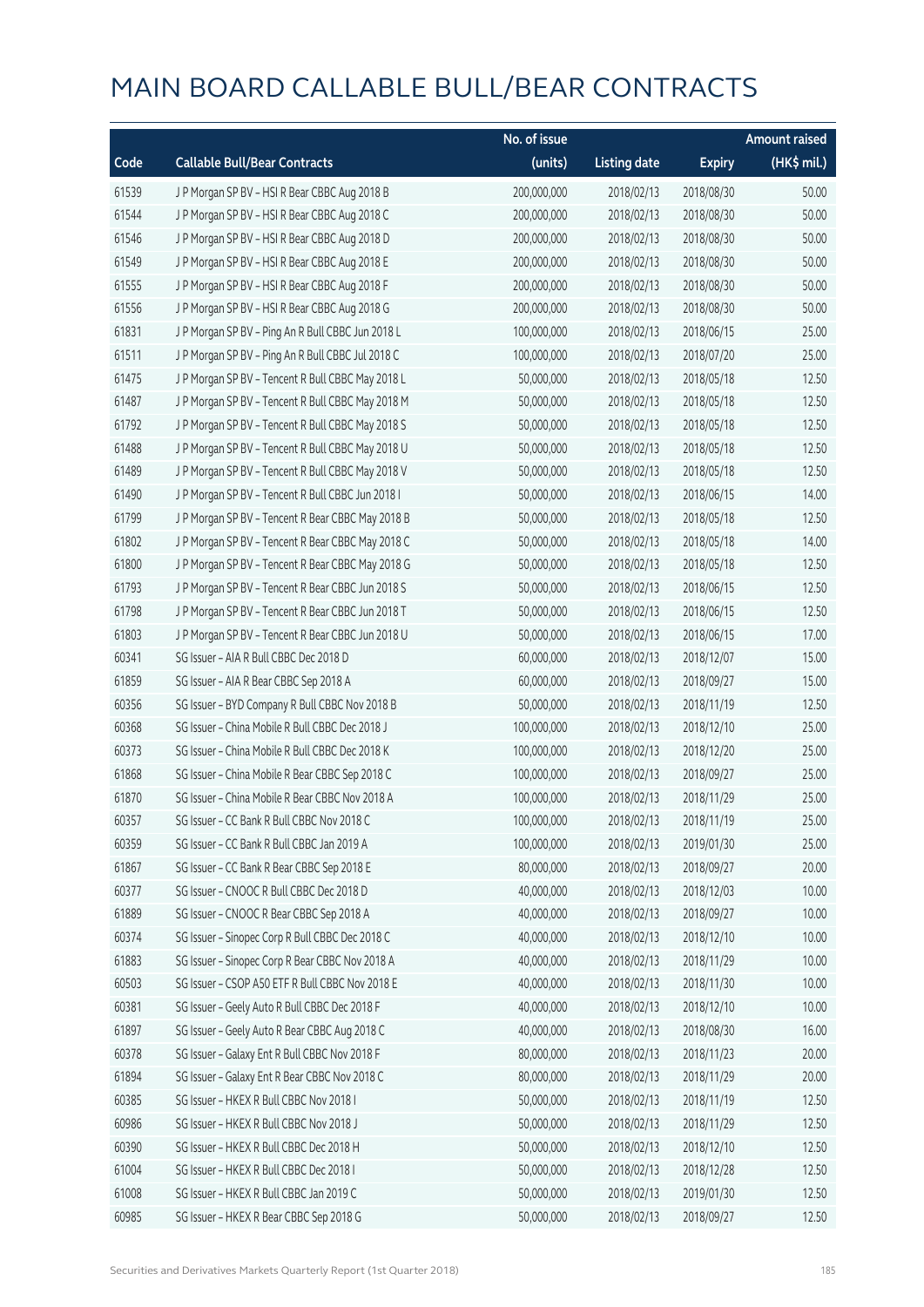# MAIN BOARD CALLABLE BULL/BEAR CONTRACTS

| Code | Callable Bull/Bear Contracts | No. of issue (units) | Listing date | Expiry | Amount raised (HK$ mil.) |
|---|---|---|---|---|---|
| 61539 | J P Morgan SP BV – HSI R Bear CBBC Aug 2018 B | 200,000,000 | 2018/02/13 | 2018/08/30 | 50.00 |
| 61544 | J P Morgan SP BV – HSI R Bear CBBC Aug 2018 C | 200,000,000 | 2018/02/13 | 2018/08/30 | 50.00 |
| 61546 | J P Morgan SP BV – HSI R Bear CBBC Aug 2018 D | 200,000,000 | 2018/02/13 | 2018/08/30 | 50.00 |
| 61549 | J P Morgan SP BV – HSI R Bear CBBC Aug 2018 E | 200,000,000 | 2018/02/13 | 2018/08/30 | 50.00 |
| 61555 | J P Morgan SP BV – HSI R Bear CBBC Aug 2018 F | 200,000,000 | 2018/02/13 | 2018/08/30 | 50.00 |
| 61556 | J P Morgan SP BV – HSI R Bear CBBC Aug 2018 G | 200,000,000 | 2018/02/13 | 2018/08/30 | 50.00 |
| 61831 | J P Morgan SP BV – Ping An R Bull CBBC Jun 2018 L | 100,000,000 | 2018/02/13 | 2018/06/15 | 25.00 |
| 61511 | J P Morgan SP BV – Ping An R Bull CBBC Jul 2018 C | 100,000,000 | 2018/02/13 | 2018/07/20 | 25.00 |
| 61475 | J P Morgan SP BV – Tencent R Bull CBBC May 2018 L | 50,000,000 | 2018/02/13 | 2018/05/18 | 12.50 |
| 61487 | J P Morgan SP BV – Tencent R Bull CBBC May 2018 M | 50,000,000 | 2018/02/13 | 2018/05/18 | 12.50 |
| 61792 | J P Morgan SP BV – Tencent R Bull CBBC May 2018 S | 50,000,000 | 2018/02/13 | 2018/05/18 | 12.50 |
| 61488 | J P Morgan SP BV – Tencent R Bull CBBC May 2018 U | 50,000,000 | 2018/02/13 | 2018/05/18 | 12.50 |
| 61489 | J P Morgan SP BV – Tencent R Bull CBBC May 2018 V | 50,000,000 | 2018/02/13 | 2018/05/18 | 12.50 |
| 61490 | J P Morgan SP BV – Tencent R Bull CBBC Jun 2018 I | 50,000,000 | 2018/02/13 | 2018/06/15 | 14.00 |
| 61799 | J P Morgan SP BV – Tencent R Bear CBBC May 2018 B | 50,000,000 | 2018/02/13 | 2018/05/18 | 12.50 |
| 61802 | J P Morgan SP BV – Tencent R Bear CBBC May 2018 C | 50,000,000 | 2018/02/13 | 2018/05/18 | 14.00 |
| 61800 | J P Morgan SP BV – Tencent R Bear CBBC May 2018 G | 50,000,000 | 2018/02/13 | 2018/05/18 | 12.50 |
| 61793 | J P Morgan SP BV – Tencent R Bear CBBC Jun 2018 S | 50,000,000 | 2018/02/13 | 2018/06/15 | 12.50 |
| 61798 | J P Morgan SP BV – Tencent R Bear CBBC Jun 2018 T | 50,000,000 | 2018/02/13 | 2018/06/15 | 12.50 |
| 61803 | J P Morgan SP BV – Tencent R Bear CBBC Jun 2018 U | 50,000,000 | 2018/02/13 | 2018/06/15 | 17.00 |
| 60341 | SG Issuer – AIA R Bull CBBC Dec 2018 D | 60,000,000 | 2018/02/13 | 2018/12/07 | 15.00 |
| 61859 | SG Issuer – AIA R Bear CBBC Sep 2018 A | 60,000,000 | 2018/02/13 | 2018/09/27 | 15.00 |
| 60356 | SG Issuer – BYD Company R Bull CBBC Nov 2018 B | 50,000,000 | 2018/02/13 | 2018/11/19 | 12.50 |
| 60368 | SG Issuer – China Mobile R Bull CBBC Dec 2018 J | 100,000,000 | 2018/02/13 | 2018/12/10 | 25.00 |
| 60373 | SG Issuer – China Mobile R Bull CBBC Dec 2018 K | 100,000,000 | 2018/02/13 | 2018/12/20 | 25.00 |
| 61868 | SG Issuer – China Mobile R Bear CBBC Sep 2018 C | 100,000,000 | 2018/02/13 | 2018/09/27 | 25.00 |
| 61870 | SG Issuer – China Mobile R Bear CBBC Nov 2018 A | 100,000,000 | 2018/02/13 | 2018/11/29 | 25.00 |
| 60357 | SG Issuer – CC Bank R Bull CBBC Nov 2018 C | 100,000,000 | 2018/02/13 | 2018/11/19 | 25.00 |
| 60359 | SG Issuer – CC Bank R Bull CBBC Jan 2019 A | 100,000,000 | 2018/02/13 | 2019/01/30 | 25.00 |
| 61867 | SG Issuer – CC Bank R Bear CBBC Sep 2018 E | 80,000,000 | 2018/02/13 | 2018/09/27 | 20.00 |
| 60377 | SG Issuer – CNOOC R Bull CBBC Dec 2018 D | 40,000,000 | 2018/02/13 | 2018/12/03 | 10.00 |
| 61889 | SG Issuer – CNOOC R Bear CBBC Sep 2018 A | 40,000,000 | 2018/02/13 | 2018/09/27 | 10.00 |
| 60374 | SG Issuer – Sinopec Corp R Bull CBBC Dec 2018 C | 40,000,000 | 2018/02/13 | 2018/12/10 | 10.00 |
| 61883 | SG Issuer – Sinopec Corp R Bear CBBC Nov 2018 A | 40,000,000 | 2018/02/13 | 2018/11/29 | 10.00 |
| 60503 | SG Issuer – CSOP A50 ETF R Bull CBBC Nov 2018 E | 40,000,000 | 2018/02/13 | 2018/11/30 | 10.00 |
| 60381 | SG Issuer – Geely Auto R Bull CBBC Dec 2018 F | 40,000,000 | 2018/02/13 | 2018/12/10 | 10.00 |
| 61897 | SG Issuer – Geely Auto R Bear CBBC Aug 2018 C | 40,000,000 | 2018/02/13 | 2018/08/30 | 16.00 |
| 60378 | SG Issuer – Galaxy Ent R Bull CBBC Nov 2018 F | 80,000,000 | 2018/02/13 | 2018/11/23 | 20.00 |
| 61894 | SG Issuer – Galaxy Ent R Bear CBBC Nov 2018 C | 80,000,000 | 2018/02/13 | 2018/11/29 | 20.00 |
| 60385 | SG Issuer – HKEX R Bull CBBC Nov 2018 I | 50,000,000 | 2018/02/13 | 2018/11/19 | 12.50 |
| 60986 | SG Issuer – HKEX R Bull CBBC Nov 2018 J | 50,000,000 | 2018/02/13 | 2018/11/29 | 12.50 |
| 60390 | SG Issuer – HKEX R Bull CBBC Dec 2018 H | 50,000,000 | 2018/02/13 | 2018/12/10 | 12.50 |
| 61004 | SG Issuer – HKEX R Bull CBBC Dec 2018 I | 50,000,000 | 2018/02/13 | 2018/12/28 | 12.50 |
| 61008 | SG Issuer – HKEX R Bull CBBC Jan 2019 C | 50,000,000 | 2018/02/13 | 2019/01/30 | 12.50 |
| 60985 | SG Issuer – HKEX R Bear CBBC Sep 2018 G | 50,000,000 | 2018/02/13 | 2018/09/27 | 12.50 |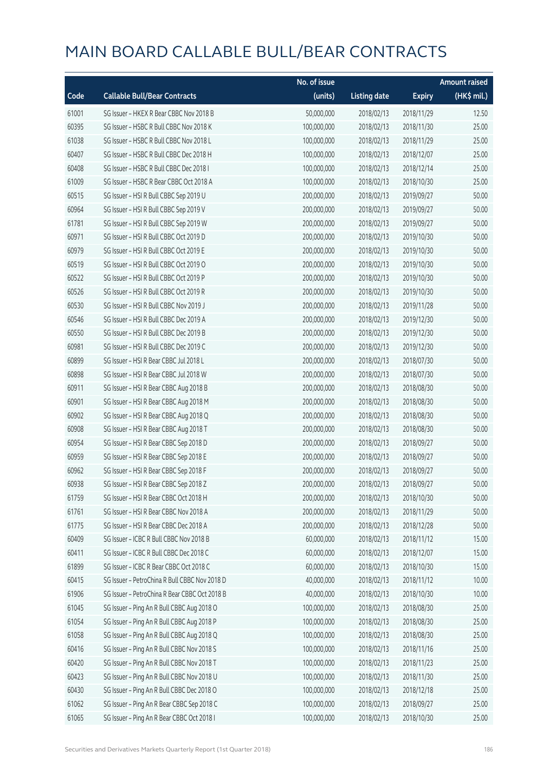# MAIN BOARD CALLABLE BULL/BEAR CONTRACTS

| Code | Callable Bull/Bear Contracts | No. of issue (units) | Listing date | Expiry | Amount raised (HK$ mil.) |
|---|---|---|---|---|---|
| 61001 | SG Issuer – HKEX R Bear CBBC Nov 2018 B | 50,000,000 | 2018/02/13 | 2018/11/29 | 12.50 |
| 60395 | SG Issuer – HSBC R Bull CBBC Nov 2018 K | 100,000,000 | 2018/02/13 | 2018/11/30 | 25.00 |
| 61038 | SG Issuer – HSBC R Bull CBBC Nov 2018 L | 100,000,000 | 2018/02/13 | 2018/11/29 | 25.00 |
| 60407 | SG Issuer – HSBC R Bull CBBC Dec 2018 H | 100,000,000 | 2018/02/13 | 2018/12/07 | 25.00 |
| 60408 | SG Issuer – HSBC R Bull CBBC Dec 2018 I | 100,000,000 | 2018/02/13 | 2018/12/14 | 25.00 |
| 61009 | SG Issuer – HSBC R Bear CBBC Oct 2018 A | 100,000,000 | 2018/02/13 | 2018/10/30 | 25.00 |
| 60515 | SG Issuer – HSI R Bull CBBC Sep 2019 U | 200,000,000 | 2018/02/13 | 2019/09/27 | 50.00 |
| 60964 | SG Issuer – HSI R Bull CBBC Sep 2019 V | 200,000,000 | 2018/02/13 | 2019/09/27 | 50.00 |
| 61781 | SG Issuer – HSI R Bull CBBC Sep 2019 W | 200,000,000 | 2018/02/13 | 2019/09/27 | 50.00 |
| 60971 | SG Issuer – HSI R Bull CBBC Oct 2019 D | 200,000,000 | 2018/02/13 | 2019/10/30 | 50.00 |
| 60979 | SG Issuer – HSI R Bull CBBC Oct 2019 E | 200,000,000 | 2018/02/13 | 2019/10/30 | 50.00 |
| 60519 | SG Issuer – HSI R Bull CBBC Oct 2019 O | 200,000,000 | 2018/02/13 | 2019/10/30 | 50.00 |
| 60522 | SG Issuer – HSI R Bull CBBC Oct 2019 P | 200,000,000 | 2018/02/13 | 2019/10/30 | 50.00 |
| 60526 | SG Issuer – HSI R Bull CBBC Oct 2019 R | 200,000,000 | 2018/02/13 | 2019/10/30 | 50.00 |
| 60530 | SG Issuer – HSI R Bull CBBC Nov 2019 J | 200,000,000 | 2018/02/13 | 2019/11/28 | 50.00 |
| 60546 | SG Issuer – HSI R Bull CBBC Dec 2019 A | 200,000,000 | 2018/02/13 | 2019/12/30 | 50.00 |
| 60550 | SG Issuer – HSI R Bull CBBC Dec 2019 B | 200,000,000 | 2018/02/13 | 2019/12/30 | 50.00 |
| 60981 | SG Issuer – HSI R Bull CBBC Dec 2019 C | 200,000,000 | 2018/02/13 | 2019/12/30 | 50.00 |
| 60899 | SG Issuer – HSI R Bear CBBC Jul 2018 L | 200,000,000 | 2018/02/13 | 2018/07/30 | 50.00 |
| 60898 | SG Issuer – HSI R Bear CBBC Jul 2018 W | 200,000,000 | 2018/02/13 | 2018/07/30 | 50.00 |
| 60911 | SG Issuer – HSI R Bear CBBC Aug 2018 B | 200,000,000 | 2018/02/13 | 2018/08/30 | 50.00 |
| 60901 | SG Issuer – HSI R Bear CBBC Aug 2018 M | 200,000,000 | 2018/02/13 | 2018/08/30 | 50.00 |
| 60902 | SG Issuer – HSI R Bear CBBC Aug 2018 Q | 200,000,000 | 2018/02/13 | 2018/08/30 | 50.00 |
| 60908 | SG Issuer – HSI R Bear CBBC Aug 2018 T | 200,000,000 | 2018/02/13 | 2018/08/30 | 50.00 |
| 60954 | SG Issuer – HSI R Bear CBBC Sep 2018 D | 200,000,000 | 2018/02/13 | 2018/09/27 | 50.00 |
| 60959 | SG Issuer – HSI R Bear CBBC Sep 2018 E | 200,000,000 | 2018/02/13 | 2018/09/27 | 50.00 |
| 60962 | SG Issuer – HSI R Bear CBBC Sep 2018 F | 200,000,000 | 2018/02/13 | 2018/09/27 | 50.00 |
| 60938 | SG Issuer – HSI R Bear CBBC Sep 2018 Z | 200,000,000 | 2018/02/13 | 2018/09/27 | 50.00 |
| 61759 | SG Issuer – HSI R Bear CBBC Oct 2018 H | 200,000,000 | 2018/02/13 | 2018/10/30 | 50.00 |
| 61761 | SG Issuer – HSI R Bear CBBC Nov 2018 A | 200,000,000 | 2018/02/13 | 2018/11/29 | 50.00 |
| 61775 | SG Issuer – HSI R Bear CBBC Dec 2018 A | 200,000,000 | 2018/02/13 | 2018/12/28 | 50.00 |
| 60409 | SG Issuer – ICBC R Bull CBBC Nov 2018 B | 60,000,000 | 2018/02/13 | 2018/11/12 | 15.00 |
| 60411 | SG Issuer – ICBC R Bull CBBC Dec 2018 C | 60,000,000 | 2018/02/13 | 2018/12/07 | 15.00 |
| 61899 | SG Issuer – ICBC R Bear CBBC Oct 2018 C | 60,000,000 | 2018/02/13 | 2018/10/30 | 15.00 |
| 60415 | SG Issuer – PetroChina R Bull CBBC Nov 2018 D | 40,000,000 | 2018/02/13 | 2018/11/12 | 10.00 |
| 61906 | SG Issuer – PetroChina R Bear CBBC Oct 2018 B | 40,000,000 | 2018/02/13 | 2018/10/30 | 10.00 |
| 61045 | SG Issuer – Ping An R Bull CBBC Aug 2018 O | 100,000,000 | 2018/02/13 | 2018/08/30 | 25.00 |
| 61054 | SG Issuer – Ping An R Bull CBBC Aug 2018 P | 100,000,000 | 2018/02/13 | 2018/08/30 | 25.00 |
| 61058 | SG Issuer – Ping An R Bull CBBC Aug 2018 Q | 100,000,000 | 2018/02/13 | 2018/08/30 | 25.00 |
| 60416 | SG Issuer – Ping An R Bull CBBC Nov 2018 S | 100,000,000 | 2018/02/13 | 2018/11/16 | 25.00 |
| 60420 | SG Issuer – Ping An R Bull CBBC Nov 2018 T | 100,000,000 | 2018/02/13 | 2018/11/23 | 25.00 |
| 60423 | SG Issuer – Ping An R Bull CBBC Nov 2018 U | 100,000,000 | 2018/02/13 | 2018/11/30 | 25.00 |
| 60430 | SG Issuer – Ping An R Bull CBBC Dec 2018 O | 100,000,000 | 2018/02/13 | 2018/12/18 | 25.00 |
| 61062 | SG Issuer – Ping An R Bear CBBC Sep 2018 C | 100,000,000 | 2018/02/13 | 2018/09/27 | 25.00 |
| 61065 | SG Issuer – Ping An R Bear CBBC Oct 2018 I | 100,000,000 | 2018/02/13 | 2018/10/30 | 25.00 |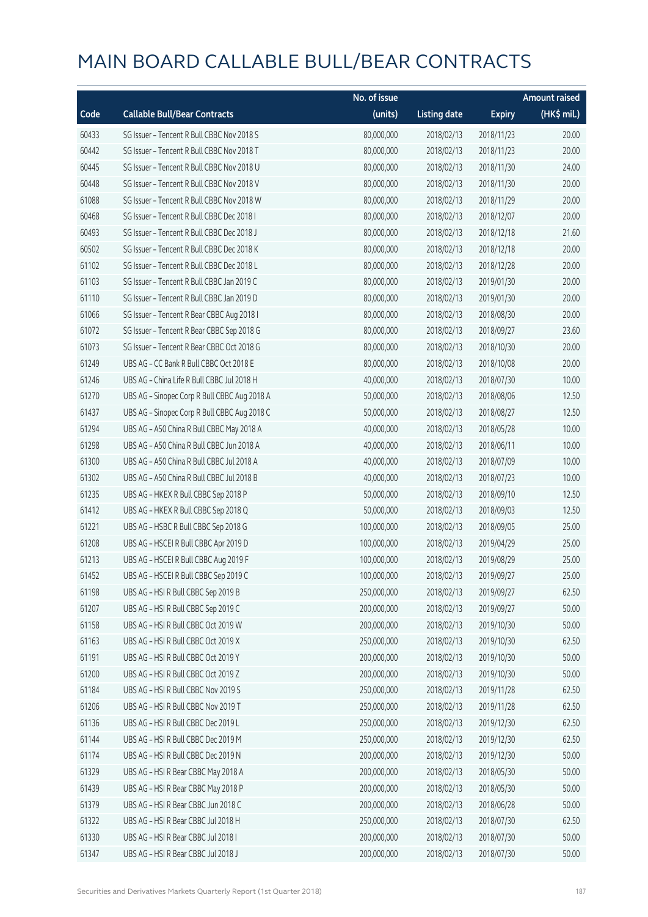# MAIN BOARD CALLABLE BULL/BEAR CONTRACTS

| Code | Callable Bull/Bear Contracts | No. of issue (units) | Listing date | Expiry | Amount raised (HK$ mil.) |
|---|---|---|---|---|---|
| 60433 | SG Issuer – Tencent R Bull CBBC Nov 2018 S | 80,000,000 | 2018/02/13 | 2018/11/23 | 20.00 |
| 60442 | SG Issuer – Tencent R Bull CBBC Nov 2018 T | 80,000,000 | 2018/02/13 | 2018/11/23 | 20.00 |
| 60445 | SG Issuer – Tencent R Bull CBBC Nov 2018 U | 80,000,000 | 2018/02/13 | 2018/11/30 | 24.00 |
| 60448 | SG Issuer – Tencent R Bull CBBC Nov 2018 V | 80,000,000 | 2018/02/13 | 2018/11/30 | 20.00 |
| 61088 | SG Issuer – Tencent R Bull CBBC Nov 2018 W | 80,000,000 | 2018/02/13 | 2018/11/29 | 20.00 |
| 60468 | SG Issuer – Tencent R Bull CBBC Dec 2018 I | 80,000,000 | 2018/02/13 | 2018/12/07 | 20.00 |
| 60493 | SG Issuer – Tencent R Bull CBBC Dec 2018 J | 80,000,000 | 2018/02/13 | 2018/12/18 | 21.60 |
| 60502 | SG Issuer – Tencent R Bull CBBC Dec 2018 K | 80,000,000 | 2018/02/13 | 2018/12/18 | 20.00 |
| 61102 | SG Issuer – Tencent R Bull CBBC Dec 2018 L | 80,000,000 | 2018/02/13 | 2018/12/28 | 20.00 |
| 61103 | SG Issuer – Tencent R Bull CBBC Jan 2019 C | 80,000,000 | 2018/02/13 | 2019/01/30 | 20.00 |
| 61110 | SG Issuer – Tencent R Bull CBBC Jan 2019 D | 80,000,000 | 2018/02/13 | 2019/01/30 | 20.00 |
| 61066 | SG Issuer – Tencent R Bear CBBC Aug 2018 I | 80,000,000 | 2018/02/13 | 2018/08/30 | 20.00 |
| 61072 | SG Issuer – Tencent R Bear CBBC Sep 2018 G | 80,000,000 | 2018/02/13 | 2018/09/27 | 23.60 |
| 61073 | SG Issuer – Tencent R Bear CBBC Oct 2018 G | 80,000,000 | 2018/02/13 | 2018/10/30 | 20.00 |
| 61249 | UBS AG – CC Bank R Bull CBBC Oct 2018 E | 80,000,000 | 2018/02/13 | 2018/10/08 | 20.00 |
| 61246 | UBS AG – China Life R Bull CBBC Jul 2018 H | 40,000,000 | 2018/02/13 | 2018/07/30 | 10.00 |
| 61270 | UBS AG – Sinopec Corp R Bull CBBC Aug 2018 A | 50,000,000 | 2018/02/13 | 2018/08/06 | 12.50 |
| 61437 | UBS AG – Sinopec Corp R Bull CBBC Aug 2018 C | 50,000,000 | 2018/02/13 | 2018/08/27 | 12.50 |
| 61294 | UBS AG – A50 China R Bull CBBC May 2018 A | 40,000,000 | 2018/02/13 | 2018/05/28 | 10.00 |
| 61298 | UBS AG – A50 China R Bull CBBC Jun 2018 A | 40,000,000 | 2018/02/13 | 2018/06/11 | 10.00 |
| 61300 | UBS AG – A50 China R Bull CBBC Jul 2018 A | 40,000,000 | 2018/02/13 | 2018/07/09 | 10.00 |
| 61302 | UBS AG – A50 China R Bull CBBC Jul 2018 B | 40,000,000 | 2018/02/13 | 2018/07/23 | 10.00 |
| 61235 | UBS AG – HKEX R Bull CBBC Sep 2018 P | 50,000,000 | 2018/02/13 | 2018/09/10 | 12.50 |
| 61412 | UBS AG – HKEX R Bull CBBC Sep 2018 Q | 50,000,000 | 2018/02/13 | 2018/09/03 | 12.50 |
| 61221 | UBS AG – HSBC R Bull CBBC Sep 2018 G | 100,000,000 | 2018/02/13 | 2018/09/05 | 25.00 |
| 61208 | UBS AG – HSCEI R Bull CBBC Apr 2019 D | 100,000,000 | 2018/02/13 | 2019/04/29 | 25.00 |
| 61213 | UBS AG – HSCEI R Bull CBBC Aug 2019 F | 100,000,000 | 2018/02/13 | 2019/08/29 | 25.00 |
| 61452 | UBS AG – HSCEI R Bull CBBC Sep 2019 C | 100,000,000 | 2018/02/13 | 2019/09/27 | 25.00 |
| 61198 | UBS AG – HSI R Bull CBBC Sep 2019 B | 250,000,000 | 2018/02/13 | 2019/09/27 | 62.50 |
| 61207 | UBS AG – HSI R Bull CBBC Sep 2019 C | 200,000,000 | 2018/02/13 | 2019/09/27 | 50.00 |
| 61158 | UBS AG – HSI R Bull CBBC Oct 2019 W | 200,000,000 | 2018/02/13 | 2019/10/30 | 50.00 |
| 61163 | UBS AG – HSI R Bull CBBC Oct 2019 X | 250,000,000 | 2018/02/13 | 2019/10/30 | 62.50 |
| 61191 | UBS AG – HSI R Bull CBBC Oct 2019 Y | 200,000,000 | 2018/02/13 | 2019/10/30 | 50.00 |
| 61200 | UBS AG – HSI R Bull CBBC Oct 2019 Z | 200,000,000 | 2018/02/13 | 2019/10/30 | 50.00 |
| 61184 | UBS AG – HSI R Bull CBBC Nov 2019 S | 250,000,000 | 2018/02/13 | 2019/11/28 | 62.50 |
| 61206 | UBS AG – HSI R Bull CBBC Nov 2019 T | 250,000,000 | 2018/02/13 | 2019/11/28 | 62.50 |
| 61136 | UBS AG – HSI R Bull CBBC Dec 2019 L | 250,000,000 | 2018/02/13 | 2019/12/30 | 62.50 |
| 61144 | UBS AG – HSI R Bull CBBC Dec 2019 M | 250,000,000 | 2018/02/13 | 2019/12/30 | 62.50 |
| 61174 | UBS AG – HSI R Bull CBBC Dec 2019 N | 200,000,000 | 2018/02/13 | 2019/12/30 | 50.00 |
| 61329 | UBS AG – HSI R Bear CBBC May 2018 A | 200,000,000 | 2018/02/13 | 2018/05/30 | 50.00 |
| 61439 | UBS AG – HSI R Bear CBBC May 2018 P | 200,000,000 | 2018/02/13 | 2018/05/30 | 50.00 |
| 61379 | UBS AG – HSI R Bear CBBC Jun 2018 C | 200,000,000 | 2018/02/13 | 2018/06/28 | 50.00 |
| 61322 | UBS AG – HSI R Bear CBBC Jul 2018 H | 250,000,000 | 2018/02/13 | 2018/07/30 | 62.50 |
| 61330 | UBS AG – HSI R Bear CBBC Jul 2018 I | 200,000,000 | 2018/02/13 | 2018/07/30 | 50.00 |
| 61347 | UBS AG – HSI R Bear CBBC Jul 2018 J | 200,000,000 | 2018/02/13 | 2018/07/30 | 50.00 |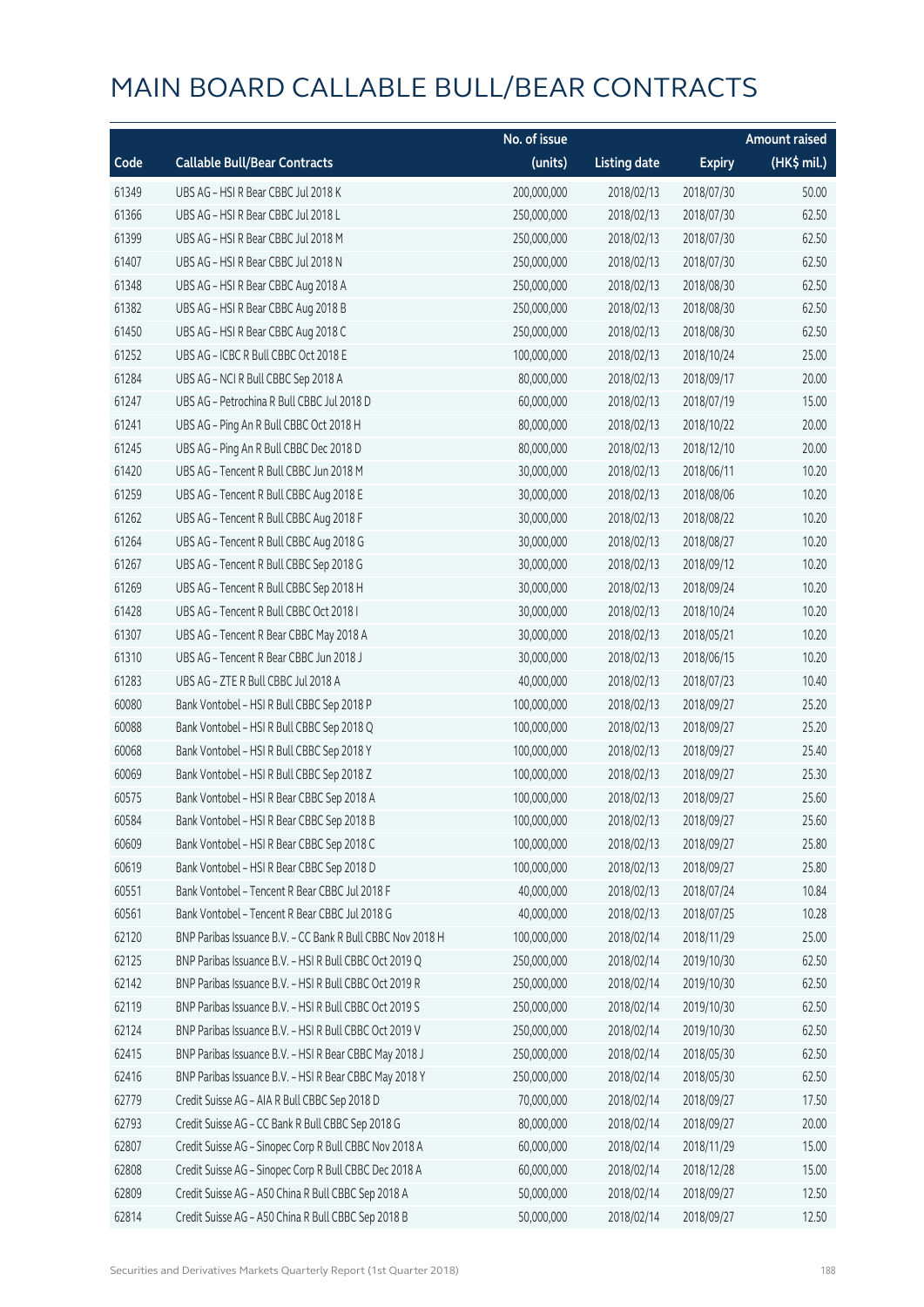# MAIN BOARD CALLABLE BULL/BEAR CONTRACTS

| Code | Callable Bull/Bear Contracts | No. of issue (units) | Listing date | Expiry | Amount raised (HK$ mil.) |
|---|---|---|---|---|---|
| 61349 | UBS AG – HSI R Bear CBBC Jul 2018 K | 200,000,000 | 2018/02/13 | 2018/07/30 | 50.00 |
| 61366 | UBS AG – HSI R Bear CBBC Jul 2018 L | 250,000,000 | 2018/02/13 | 2018/07/30 | 62.50 |
| 61399 | UBS AG – HSI R Bear CBBC Jul 2018 M | 250,000,000 | 2018/02/13 | 2018/07/30 | 62.50 |
| 61407 | UBS AG – HSI R Bear CBBC Jul 2018 N | 250,000,000 | 2018/02/13 | 2018/07/30 | 62.50 |
| 61348 | UBS AG – HSI R Bear CBBC Aug 2018 A | 250,000,000 | 2018/02/13 | 2018/08/30 | 62.50 |
| 61382 | UBS AG – HSI R Bear CBBC Aug 2018 B | 250,000,000 | 2018/02/13 | 2018/08/30 | 62.50 |
| 61450 | UBS AG – HSI R Bear CBBC Aug 2018 C | 250,000,000 | 2018/02/13 | 2018/08/30 | 62.50 |
| 61252 | UBS AG – ICBC R Bull CBBC Oct 2018 E | 100,000,000 | 2018/02/13 | 2018/10/24 | 25.00 |
| 61284 | UBS AG – NCI R Bull CBBC Sep 2018 A | 80,000,000 | 2018/02/13 | 2018/09/17 | 20.00 |
| 61247 | UBS AG – Petrochina R Bull CBBC Jul 2018 D | 60,000,000 | 2018/02/13 | 2018/07/19 | 15.00 |
| 61241 | UBS AG – Ping An R Bull CBBC Oct 2018 H | 80,000,000 | 2018/02/13 | 2018/10/22 | 20.00 |
| 61245 | UBS AG – Ping An R Bull CBBC Dec 2018 D | 80,000,000 | 2018/02/13 | 2018/12/10 | 20.00 |
| 61420 | UBS AG – Tencent R Bull CBBC Jun 2018 M | 30,000,000 | 2018/02/13 | 2018/06/11 | 10.20 |
| 61259 | UBS AG – Tencent R Bull CBBC Aug 2018 E | 30,000,000 | 2018/02/13 | 2018/08/06 | 10.20 |
| 61262 | UBS AG – Tencent R Bull CBBC Aug 2018 F | 30,000,000 | 2018/02/13 | 2018/08/22 | 10.20 |
| 61264 | UBS AG – Tencent R Bull CBBC Aug 2018 G | 30,000,000 | 2018/02/13 | 2018/08/27 | 10.20 |
| 61267 | UBS AG – Tencent R Bull CBBC Sep 2018 G | 30,000,000 | 2018/02/13 | 2018/09/12 | 10.20 |
| 61269 | UBS AG – Tencent R Bull CBBC Sep 2018 H | 30,000,000 | 2018/02/13 | 2018/09/24 | 10.20 |
| 61428 | UBS AG – Tencent R Bull CBBC Oct 2018 I | 30,000,000 | 2018/02/13 | 2018/10/24 | 10.20 |
| 61307 | UBS AG – Tencent R Bear CBBC May 2018 A | 30,000,000 | 2018/02/13 | 2018/05/21 | 10.20 |
| 61310 | UBS AG – Tencent R Bear CBBC Jun 2018 J | 30,000,000 | 2018/02/13 | 2018/06/15 | 10.20 |
| 61283 | UBS AG – ZTE R Bull CBBC Jul 2018 A | 40,000,000 | 2018/02/13 | 2018/07/23 | 10.40 |
| 60080 | Bank Vontobel – HSI R Bull CBBC Sep 2018 P | 100,000,000 | 2018/02/13 | 2018/09/27 | 25.20 |
| 60088 | Bank Vontobel – HSI R Bull CBBC Sep 2018 Q | 100,000,000 | 2018/02/13 | 2018/09/27 | 25.20 |
| 60068 | Bank Vontobel – HSI R Bull CBBC Sep 2018 Y | 100,000,000 | 2018/02/13 | 2018/09/27 | 25.40 |
| 60069 | Bank Vontobel – HSI R Bull CBBC Sep 2018 Z | 100,000,000 | 2018/02/13 | 2018/09/27 | 25.30 |
| 60575 | Bank Vontobel – HSI R Bear CBBC Sep 2018 A | 100,000,000 | 2018/02/13 | 2018/09/27 | 25.60 |
| 60584 | Bank Vontobel – HSI R Bear CBBC Sep 2018 B | 100,000,000 | 2018/02/13 | 2018/09/27 | 25.60 |
| 60609 | Bank Vontobel – HSI R Bear CBBC Sep 2018 C | 100,000,000 | 2018/02/13 | 2018/09/27 | 25.80 |
| 60619 | Bank Vontobel – HSI R Bear CBBC Sep 2018 D | 100,000,000 | 2018/02/13 | 2018/09/27 | 25.80 |
| 60551 | Bank Vontobel – Tencent R Bear CBBC Jul 2018 F | 40,000,000 | 2018/02/13 | 2018/07/24 | 10.84 |
| 60561 | Bank Vontobel – Tencent R Bear CBBC Jul 2018 G | 40,000,000 | 2018/02/13 | 2018/07/25 | 10.28 |
| 62120 | BNP Paribas Issuance B.V. – CC Bank R Bull CBBC Nov 2018 H | 100,000,000 | 2018/02/14 | 2018/11/29 | 25.00 |
| 62125 | BNP Paribas Issuance B.V. – HSI R Bull CBBC Oct 2019 Q | 250,000,000 | 2018/02/14 | 2019/10/30 | 62.50 |
| 62142 | BNP Paribas Issuance B.V. – HSI R Bull CBBC Oct 2019 R | 250,000,000 | 2018/02/14 | 2019/10/30 | 62.50 |
| 62119 | BNP Paribas Issuance B.V. – HSI R Bull CBBC Oct 2019 S | 250,000,000 | 2018/02/14 | 2019/10/30 | 62.50 |
| 62124 | BNP Paribas Issuance B.V. – HSI R Bull CBBC Oct 2019 V | 250,000,000 | 2018/02/14 | 2019/10/30 | 62.50 |
| 62415 | BNP Paribas Issuance B.V. – HSI R Bear CBBC May 2018 J | 250,000,000 | 2018/02/14 | 2018/05/30 | 62.50 |
| 62416 | BNP Paribas Issuance B.V. – HSI R Bear CBBC May 2018 Y | 250,000,000 | 2018/02/14 | 2018/05/30 | 62.50 |
| 62779 | Credit Suisse AG – AIA R Bull CBBC Sep 2018 D | 70,000,000 | 2018/02/14 | 2018/09/27 | 17.50 |
| 62793 | Credit Suisse AG – CC Bank R Bull CBBC Sep 2018 G | 80,000,000 | 2018/02/14 | 2018/09/27 | 20.00 |
| 62807 | Credit Suisse AG – Sinopec Corp R Bull CBBC Nov 2018 A | 60,000,000 | 2018/02/14 | 2018/11/29 | 15.00 |
| 62808 | Credit Suisse AG – Sinopec Corp R Bull CBBC Dec 2018 A | 60,000,000 | 2018/02/14 | 2018/12/28 | 15.00 |
| 62809 | Credit Suisse AG – A50 China R Bull CBBC Sep 2018 A | 50,000,000 | 2018/02/14 | 2018/09/27 | 12.50 |
| 62814 | Credit Suisse AG – A50 China R Bull CBBC Sep 2018 B | 50,000,000 | 2018/02/14 | 2018/09/27 | 12.50 |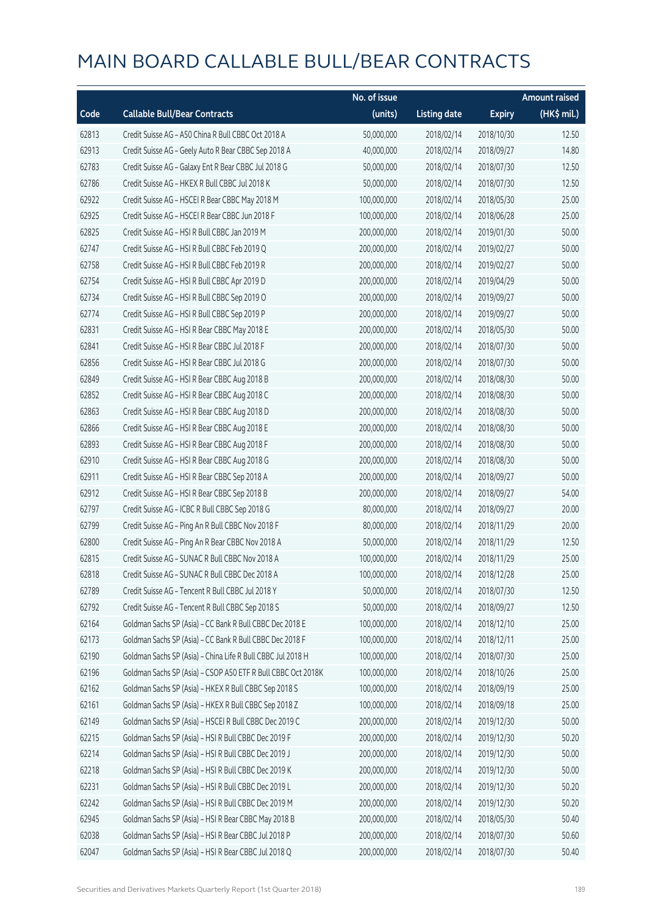# MAIN BOARD CALLABLE BULL/BEAR CONTRACTS

| Code | Callable Bull/Bear Contracts | No. of issue (units) | Listing date | Expiry | Amount raised (HK$ mil.) |
|---|---|---|---|---|---|
| 62813 | Credit Suisse AG – A50 China R Bull CBBC Oct 2018 A | 50,000,000 | 2018/02/14 | 2018/10/30 | 12.50 |
| 62913 | Credit Suisse AG – Geely Auto R Bear CBBC Sep 2018 A | 40,000,000 | 2018/02/14 | 2018/09/27 | 14.80 |
| 62783 | Credit Suisse AG – Galaxy Ent R Bear CBBC Jul 2018 G | 50,000,000 | 2018/02/14 | 2018/07/30 | 12.50 |
| 62786 | Credit Suisse AG – HKEX R Bull CBBC Jul 2018 K | 50,000,000 | 2018/02/14 | 2018/07/30 | 12.50 |
| 62922 | Credit Suisse AG – HSCEI R Bear CBBC May 2018 M | 100,000,000 | 2018/02/14 | 2018/05/30 | 25.00 |
| 62925 | Credit Suisse AG – HSCEI R Bear CBBC Jun 2018 F | 100,000,000 | 2018/02/14 | 2018/06/28 | 25.00 |
| 62825 | Credit Suisse AG – HSI R Bull CBBC Jan 2019 M | 200,000,000 | 2018/02/14 | 2019/01/30 | 50.00 |
| 62747 | Credit Suisse AG – HSI R Bull CBBC Feb 2019 Q | 200,000,000 | 2018/02/14 | 2019/02/27 | 50.00 |
| 62758 | Credit Suisse AG – HSI R Bull CBBC Feb 2019 R | 200,000,000 | 2018/02/14 | 2019/02/27 | 50.00 |
| 62754 | Credit Suisse AG – HSI R Bull CBBC Apr 2019 D | 200,000,000 | 2018/02/14 | 2019/04/29 | 50.00 |
| 62734 | Credit Suisse AG – HSI R Bull CBBC Sep 2019 O | 200,000,000 | 2018/02/14 | 2019/09/27 | 50.00 |
| 62774 | Credit Suisse AG – HSI R Bull CBBC Sep 2019 P | 200,000,000 | 2018/02/14 | 2019/09/27 | 50.00 |
| 62831 | Credit Suisse AG – HSI R Bear CBBC May 2018 E | 200,000,000 | 2018/02/14 | 2018/05/30 | 50.00 |
| 62841 | Credit Suisse AG – HSI R Bear CBBC Jul 2018 F | 200,000,000 | 2018/02/14 | 2018/07/30 | 50.00 |
| 62856 | Credit Suisse AG – HSI R Bear CBBC Jul 2018 G | 200,000,000 | 2018/02/14 | 2018/07/30 | 50.00 |
| 62849 | Credit Suisse AG – HSI R Bear CBBC Aug 2018 B | 200,000,000 | 2018/02/14 | 2018/08/30 | 50.00 |
| 62852 | Credit Suisse AG – HSI R Bear CBBC Aug 2018 C | 200,000,000 | 2018/02/14 | 2018/08/30 | 50.00 |
| 62863 | Credit Suisse AG – HSI R Bear CBBC Aug 2018 D | 200,000,000 | 2018/02/14 | 2018/08/30 | 50.00 |
| 62866 | Credit Suisse AG – HSI R Bear CBBC Aug 2018 E | 200,000,000 | 2018/02/14 | 2018/08/30 | 50.00 |
| 62893 | Credit Suisse AG – HSI R Bear CBBC Aug 2018 F | 200,000,000 | 2018/02/14 | 2018/08/30 | 50.00 |
| 62910 | Credit Suisse AG – HSI R Bear CBBC Aug 2018 G | 200,000,000 | 2018/02/14 | 2018/08/30 | 50.00 |
| 62911 | Credit Suisse AG – HSI R Bear CBBC Sep 2018 A | 200,000,000 | 2018/02/14 | 2018/09/27 | 50.00 |
| 62912 | Credit Suisse AG – HSI R Bear CBBC Sep 2018 B | 200,000,000 | 2018/02/14 | 2018/09/27 | 54.00 |
| 62797 | Credit Suisse AG – ICBC R Bull CBBC Sep 2018 G | 80,000,000 | 2018/02/14 | 2018/09/27 | 20.00 |
| 62799 | Credit Suisse AG – Ping An R Bull CBBC Nov 2018 F | 80,000,000 | 2018/02/14 | 2018/11/29 | 20.00 |
| 62800 | Credit Suisse AG – Ping An R Bear CBBC Nov 2018 A | 50,000,000 | 2018/02/14 | 2018/11/29 | 12.50 |
| 62815 | Credit Suisse AG – SUNAC R Bull CBBC Nov 2018 A | 100,000,000 | 2018/02/14 | 2018/11/29 | 25.00 |
| 62818 | Credit Suisse AG – SUNAC R Bull CBBC Dec 2018 A | 100,000,000 | 2018/02/14 | 2018/12/28 | 25.00 |
| 62789 | Credit Suisse AG – Tencent R Bull CBBC Jul 2018 Y | 50,000,000 | 2018/02/14 | 2018/07/30 | 12.50 |
| 62792 | Credit Suisse AG – Tencent R Bull CBBC Sep 2018 S | 50,000,000 | 2018/02/14 | 2018/09/27 | 12.50 |
| 62164 | Goldman Sachs SP (Asia) – CC Bank R Bull CBBC Dec 2018 E | 100,000,000 | 2018/02/14 | 2018/12/10 | 25.00 |
| 62173 | Goldman Sachs SP (Asia) – CC Bank R Bull CBBC Dec 2018 F | 100,000,000 | 2018/02/14 | 2018/12/11 | 25.00 |
| 62190 | Goldman Sachs SP (Asia) – China Life R Bull CBBC Jul 2018 H | 100,000,000 | 2018/02/14 | 2018/07/30 | 25.00 |
| 62196 | Goldman Sachs SP (Asia) – CSOP A50 ETF R Bull CBBC Oct 2018K | 100,000,000 | 2018/02/14 | 2018/10/26 | 25.00 |
| 62162 | Goldman Sachs SP (Asia) – HKEX R Bull CBBC Sep 2018 S | 100,000,000 | 2018/02/14 | 2018/09/19 | 25.00 |
| 62161 | Goldman Sachs SP (Asia) – HKEX R Bull CBBC Sep 2018 Z | 100,000,000 | 2018/02/14 | 2018/09/18 | 25.00 |
| 62149 | Goldman Sachs SP (Asia) – HSCEI R Bull CBBC Dec 2019 C | 200,000,000 | 2018/02/14 | 2019/12/30 | 50.00 |
| 62215 | Goldman Sachs SP (Asia) – HSI R Bull CBBC Dec 2019 F | 200,000,000 | 2018/02/14 | 2019/12/30 | 50.20 |
| 62214 | Goldman Sachs SP (Asia) – HSI R Bull CBBC Dec 2019 J | 200,000,000 | 2018/02/14 | 2019/12/30 | 50.00 |
| 62218 | Goldman Sachs SP (Asia) – HSI R Bull CBBC Dec 2019 K | 200,000,000 | 2018/02/14 | 2019/12/30 | 50.00 |
| 62231 | Goldman Sachs SP (Asia) – HSI R Bull CBBC Dec 2019 L | 200,000,000 | 2018/02/14 | 2019/12/30 | 50.20 |
| 62242 | Goldman Sachs SP (Asia) – HSI R Bull CBBC Dec 2019 M | 200,000,000 | 2018/02/14 | 2019/12/30 | 50.20 |
| 62945 | Goldman Sachs SP (Asia) – HSI R Bear CBBC May 2018 B | 200,000,000 | 2018/02/14 | 2018/05/30 | 50.40 |
| 62038 | Goldman Sachs SP (Asia) – HSI R Bear CBBC Jul 2018 P | 200,000,000 | 2018/02/14 | 2018/07/30 | 50.60 |
| 62047 | Goldman Sachs SP (Asia) – HSI R Bear CBBC Jul 2018 Q | 200,000,000 | 2018/02/14 | 2018/07/30 | 50.40 |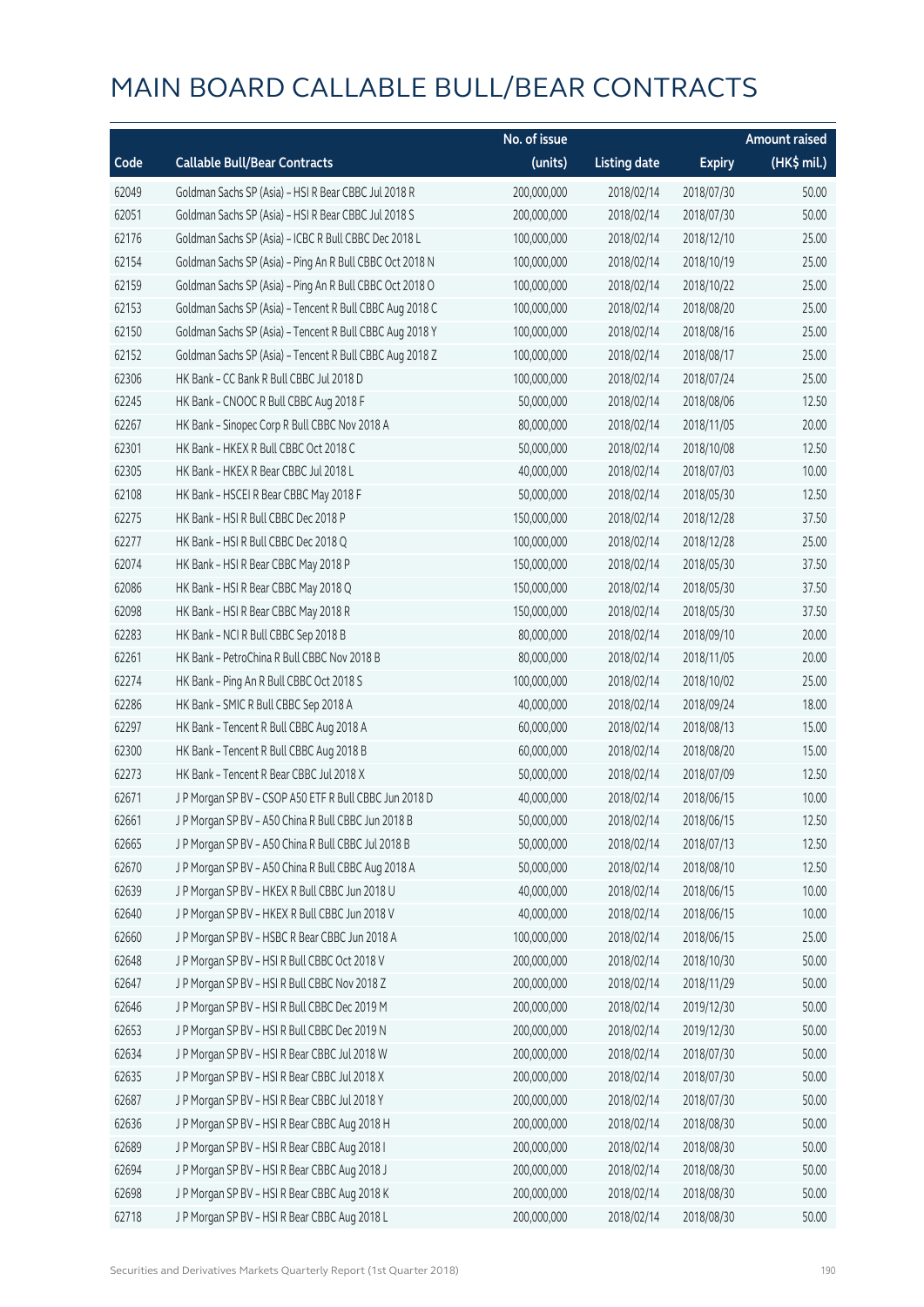# MAIN BOARD CALLABLE BULL/BEAR CONTRACTS

| Code | Callable Bull/Bear Contracts | No. of issue (units) | Listing date | Expiry | Amount raised (HK$ mil.) |
|---|---|---|---|---|---|
| 62049 | Goldman Sachs SP (Asia) – HSI R Bear CBBC Jul 2018 R | 200,000,000 | 2018/02/14 | 2018/07/30 | 50.00 |
| 62051 | Goldman Sachs SP (Asia) – HSI R Bear CBBC Jul 2018 S | 200,000,000 | 2018/02/14 | 2018/07/30 | 50.00 |
| 62176 | Goldman Sachs SP (Asia) – ICBC R Bull CBBC Dec 2018 L | 100,000,000 | 2018/02/14 | 2018/12/10 | 25.00 |
| 62154 | Goldman Sachs SP (Asia) – Ping An R Bull CBBC Oct 2018 N | 100,000,000 | 2018/02/14 | 2018/10/19 | 25.00 |
| 62159 | Goldman Sachs SP (Asia) – Ping An R Bull CBBC Oct 2018 O | 100,000,000 | 2018/02/14 | 2018/10/22 | 25.00 |
| 62153 | Goldman Sachs SP (Asia) – Tencent R Bull CBBC Aug 2018 C | 100,000,000 | 2018/02/14 | 2018/08/20 | 25.00 |
| 62150 | Goldman Sachs SP (Asia) – Tencent R Bull CBBC Aug 2018 Y | 100,000,000 | 2018/02/14 | 2018/08/16 | 25.00 |
| 62152 | Goldman Sachs SP (Asia) – Tencent R Bull CBBC Aug 2018 Z | 100,000,000 | 2018/02/14 | 2018/08/17 | 25.00 |
| 62306 | HK Bank – CC Bank R Bull CBBC Jul 2018 D | 100,000,000 | 2018/02/14 | 2018/07/24 | 25.00 |
| 62245 | HK Bank – CNOOC R Bull CBBC Aug 2018 F | 50,000,000 | 2018/02/14 | 2018/08/06 | 12.50 |
| 62267 | HK Bank – Sinopec Corp R Bull CBBC Nov 2018 A | 80,000,000 | 2018/02/14 | 2018/11/05 | 20.00 |
| 62301 | HK Bank – HKEX R Bull CBBC Oct 2018 C | 50,000,000 | 2018/02/14 | 2018/10/08 | 12.50 |
| 62305 | HK Bank – HKEX R Bear CBBC Jul 2018 L | 40,000,000 | 2018/02/14 | 2018/07/03 | 10.00 |
| 62108 | HK Bank – HSCEI R Bear CBBC May 2018 F | 50,000,000 | 2018/02/14 | 2018/05/30 | 12.50 |
| 62275 | HK Bank – HSI R Bull CBBC Dec 2018 P | 150,000,000 | 2018/02/14 | 2018/12/28 | 37.50 |
| 62277 | HK Bank – HSI R Bull CBBC Dec 2018 Q | 100,000,000 | 2018/02/14 | 2018/12/28 | 25.00 |
| 62074 | HK Bank – HSI R Bear CBBC May 2018 P | 150,000,000 | 2018/02/14 | 2018/05/30 | 37.50 |
| 62086 | HK Bank – HSI R Bear CBBC May 2018 Q | 150,000,000 | 2018/02/14 | 2018/05/30 | 37.50 |
| 62098 | HK Bank – HSI R Bear CBBC May 2018 R | 150,000,000 | 2018/02/14 | 2018/05/30 | 37.50 |
| 62283 | HK Bank – NCI R Bull CBBC Sep 2018 B | 80,000,000 | 2018/02/14 | 2018/09/10 | 20.00 |
| 62261 | HK Bank – PetroChina R Bull CBBC Nov 2018 B | 80,000,000 | 2018/02/14 | 2018/11/05 | 20.00 |
| 62274 | HK Bank – Ping An R Bull CBBC Oct 2018 S | 100,000,000 | 2018/02/14 | 2018/10/02 | 25.00 |
| 62286 | HK Bank – SMIC R Bull CBBC Sep 2018 A | 40,000,000 | 2018/02/14 | 2018/09/24 | 18.00 |
| 62297 | HK Bank – Tencent R Bull CBBC Aug 2018 A | 60,000,000 | 2018/02/14 | 2018/08/13 | 15.00 |
| 62300 | HK Bank – Tencent R Bull CBBC Aug 2018 B | 60,000,000 | 2018/02/14 | 2018/08/20 | 15.00 |
| 62273 | HK Bank – Tencent R Bear CBBC Jul 2018 X | 50,000,000 | 2018/02/14 | 2018/07/09 | 12.50 |
| 62671 | J P Morgan SP BV – CSOP A50 ETF R Bull CBBC Jun 2018 D | 40,000,000 | 2018/02/14 | 2018/06/15 | 10.00 |
| 62661 | J P Morgan SP BV – A50 China R Bull CBBC Jun 2018 B | 50,000,000 | 2018/02/14 | 2018/06/15 | 12.50 |
| 62665 | J P Morgan SP BV – A50 China R Bull CBBC Jul 2018 B | 50,000,000 | 2018/02/14 | 2018/07/13 | 12.50 |
| 62670 | J P Morgan SP BV – A50 China R Bull CBBC Aug 2018 A | 50,000,000 | 2018/02/14 | 2018/08/10 | 12.50 |
| 62639 | J P Morgan SP BV – HKEX R Bull CBBC Jun 2018 U | 40,000,000 | 2018/02/14 | 2018/06/15 | 10.00 |
| 62640 | J P Morgan SP BV – HKEX R Bull CBBC Jun 2018 V | 40,000,000 | 2018/02/14 | 2018/06/15 | 10.00 |
| 62660 | J P Morgan SP BV – HSBC R Bear CBBC Jun 2018 A | 100,000,000 | 2018/02/14 | 2018/06/15 | 25.00 |
| 62648 | J P Morgan SP BV – HSI R Bull CBBC Oct 2018 V | 200,000,000 | 2018/02/14 | 2018/10/30 | 50.00 |
| 62647 | J P Morgan SP BV – HSI R Bull CBBC Nov 2018 Z | 200,000,000 | 2018/02/14 | 2018/11/29 | 50.00 |
| 62646 | J P Morgan SP BV – HSI R Bull CBBC Dec 2019 M | 200,000,000 | 2018/02/14 | 2019/12/30 | 50.00 |
| 62653 | J P Morgan SP BV – HSI R Bull CBBC Dec 2019 N | 200,000,000 | 2018/02/14 | 2019/12/30 | 50.00 |
| 62634 | J P Morgan SP BV – HSI R Bear CBBC Jul 2018 W | 200,000,000 | 2018/02/14 | 2018/07/30 | 50.00 |
| 62635 | J P Morgan SP BV – HSI R Bear CBBC Jul 2018 X | 200,000,000 | 2018/02/14 | 2018/07/30 | 50.00 |
| 62687 | J P Morgan SP BV – HSI R Bear CBBC Jul 2018 Y | 200,000,000 | 2018/02/14 | 2018/07/30 | 50.00 |
| 62636 | J P Morgan SP BV – HSI R Bear CBBC Aug 2018 H | 200,000,000 | 2018/02/14 | 2018/08/30 | 50.00 |
| 62689 | J P Morgan SP BV – HSI R Bear CBBC Aug 2018 I | 200,000,000 | 2018/02/14 | 2018/08/30 | 50.00 |
| 62694 | J P Morgan SP BV – HSI R Bear CBBC Aug 2018 J | 200,000,000 | 2018/02/14 | 2018/08/30 | 50.00 |
| 62698 | J P Morgan SP BV – HSI R Bear CBBC Aug 2018 K | 200,000,000 | 2018/02/14 | 2018/08/30 | 50.00 |
| 62718 | J P Morgan SP BV – HSI R Bear CBBC Aug 2018 L | 200,000,000 | 2018/02/14 | 2018/08/30 | 50.00 |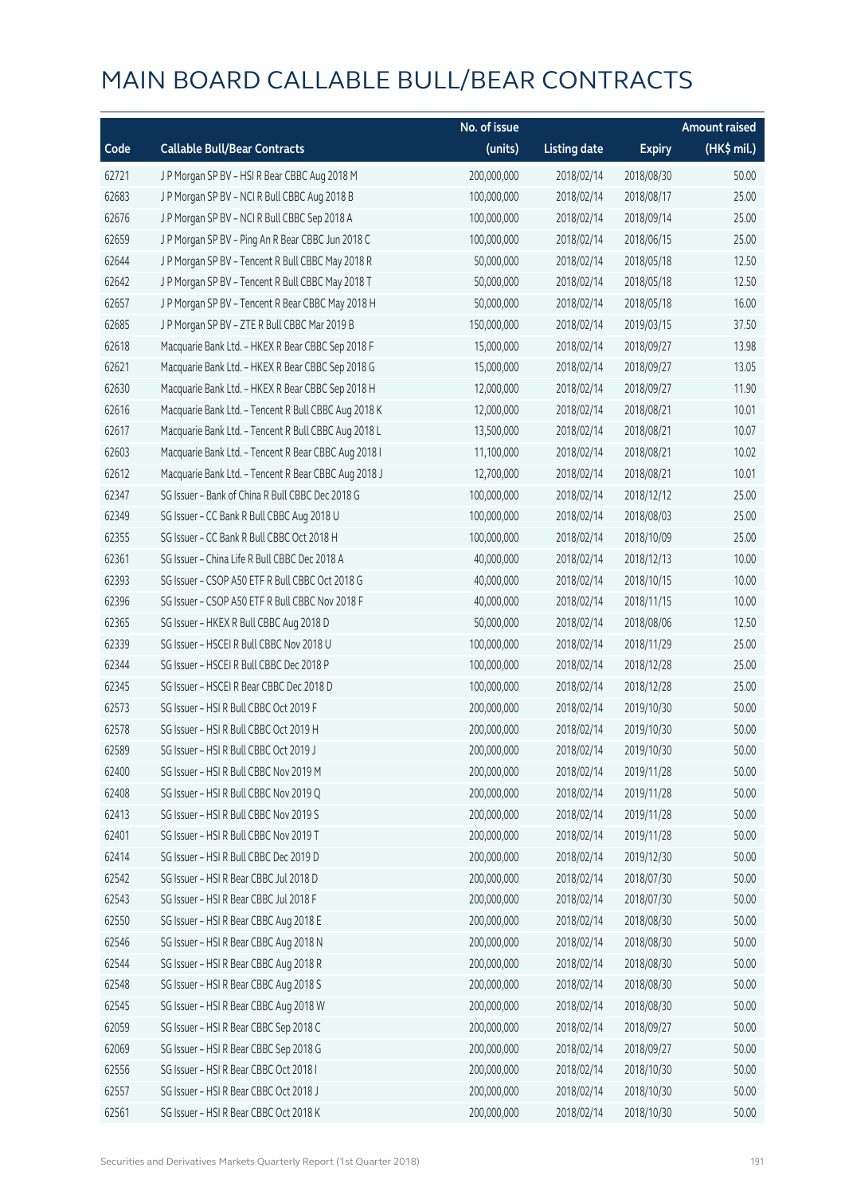# MAIN BOARD CALLABLE BULL/BEAR CONTRACTS

| Code | Callable Bull/Bear Contracts | No. of issue (units) | Listing date | Expiry | Amount raised (HK$ mil.) |
|---|---|---|---|---|---|
| 62721 | J P Morgan SP BV – HSI R Bear CBBC Aug 2018 M | 200,000,000 | 2018/02/14 | 2018/08/30 | 50.00 |
| 62683 | J P Morgan SP BV – NCI R Bull CBBC Aug 2018 B | 100,000,000 | 2018/02/14 | 2018/08/17 | 25.00 |
| 62676 | J P Morgan SP BV – NCI R Bull CBBC Sep 2018 A | 100,000,000 | 2018/02/14 | 2018/09/14 | 25.00 |
| 62659 | J P Morgan SP BV – Ping An R Bear CBBC Jun 2018 C | 100,000,000 | 2018/02/14 | 2018/06/15 | 25.00 |
| 62644 | J P Morgan SP BV – Tencent R Bull CBBC May 2018 R | 50,000,000 | 2018/02/14 | 2018/05/18 | 12.50 |
| 62642 | J P Morgan SP BV – Tencent R Bull CBBC May 2018 T | 50,000,000 | 2018/02/14 | 2018/05/18 | 12.50 |
| 62657 | J P Morgan SP BV – Tencent R Bear CBBC May 2018 H | 50,000,000 | 2018/02/14 | 2018/05/18 | 16.00 |
| 62685 | J P Morgan SP BV – ZTE R Bull CBBC Mar 2019 B | 150,000,000 | 2018/02/14 | 2019/03/15 | 37.50 |
| 62618 | Macquarie Bank Ltd. – HKEX R Bear CBBC Sep 2018 F | 15,000,000 | 2018/02/14 | 2018/09/27 | 13.98 |
| 62621 | Macquarie Bank Ltd. – HKEX R Bear CBBC Sep 2018 G | 15,000,000 | 2018/02/14 | 2018/09/27 | 13.05 |
| 62630 | Macquarie Bank Ltd. – HKEX R Bear CBBC Sep 2018 H | 12,000,000 | 2018/02/14 | 2018/09/27 | 11.90 |
| 62616 | Macquarie Bank Ltd. – Tencent R Bull CBBC Aug 2018 K | 12,000,000 | 2018/02/14 | 2018/08/21 | 10.01 |
| 62617 | Macquarie Bank Ltd. – Tencent R Bull CBBC Aug 2018 L | 13,500,000 | 2018/02/14 | 2018/08/21 | 10.07 |
| 62603 | Macquarie Bank Ltd. – Tencent R Bear CBBC Aug 2018 I | 11,100,000 | 2018/02/14 | 2018/08/21 | 10.02 |
| 62612 | Macquarie Bank Ltd. – Tencent R Bear CBBC Aug 2018 J | 12,700,000 | 2018/02/14 | 2018/08/21 | 10.01 |
| 62347 | SG Issuer – Bank of China R Bull CBBC Dec 2018 G | 100,000,000 | 2018/02/14 | 2018/12/12 | 25.00 |
| 62349 | SG Issuer – CC Bank R Bull CBBC Aug 2018 U | 100,000,000 | 2018/02/14 | 2018/08/03 | 25.00 |
| 62355 | SG Issuer – CC Bank R Bull CBBC Oct 2018 H | 100,000,000 | 2018/02/14 | 2018/10/09 | 25.00 |
| 62361 | SG Issuer – China Life R Bull CBBC Dec 2018 A | 40,000,000 | 2018/02/14 | 2018/12/13 | 10.00 |
| 62393 | SG Issuer – CSOP A50 ETF R Bull CBBC Oct 2018 G | 40,000,000 | 2018/02/14 | 2018/10/15 | 10.00 |
| 62396 | SG Issuer – CSOP A50 ETF R Bull CBBC Nov 2018 F | 40,000,000 | 2018/02/14 | 2018/11/15 | 10.00 |
| 62365 | SG Issuer – HKEX R Bull CBBC Aug 2018 D | 50,000,000 | 2018/02/14 | 2018/08/06 | 12.50 |
| 62339 | SG Issuer – HSCEI R Bull CBBC Nov 2018 U | 100,000,000 | 2018/02/14 | 2018/11/29 | 25.00 |
| 62344 | SG Issuer – HSCEI R Bull CBBC Dec 2018 P | 100,000,000 | 2018/02/14 | 2018/12/28 | 25.00 |
| 62345 | SG Issuer – HSCEI R Bear CBBC Dec 2018 D | 100,000,000 | 2018/02/14 | 2018/12/28 | 25.00 |
| 62573 | SG Issuer – HSI R Bull CBBC Oct 2019 F | 200,000,000 | 2018/02/14 | 2019/10/30 | 50.00 |
| 62578 | SG Issuer – HSI R Bull CBBC Oct 2019 H | 200,000,000 | 2018/02/14 | 2019/10/30 | 50.00 |
| 62589 | SG Issuer – HSI R Bull CBBC Oct 2019 J | 200,000,000 | 2018/02/14 | 2019/10/30 | 50.00 |
| 62400 | SG Issuer – HSI R Bull CBBC Nov 2019 M | 200,000,000 | 2018/02/14 | 2019/11/28 | 50.00 |
| 62408 | SG Issuer – HSI R Bull CBBC Nov 2019 Q | 200,000,000 | 2018/02/14 | 2019/11/28 | 50.00 |
| 62413 | SG Issuer – HSI R Bull CBBC Nov 2019 S | 200,000,000 | 2018/02/14 | 2019/11/28 | 50.00 |
| 62401 | SG Issuer – HSI R Bull CBBC Nov 2019 T | 200,000,000 | 2018/02/14 | 2019/11/28 | 50.00 |
| 62414 | SG Issuer – HSI R Bull CBBC Dec 2019 D | 200,000,000 | 2018/02/14 | 2019/12/30 | 50.00 |
| 62542 | SG Issuer – HSI R Bear CBBC Jul 2018 D | 200,000,000 | 2018/02/14 | 2018/07/30 | 50.00 |
| 62543 | SG Issuer – HSI R Bear CBBC Jul 2018 F | 200,000,000 | 2018/02/14 | 2018/07/30 | 50.00 |
| 62550 | SG Issuer – HSI R Bear CBBC Aug 2018 E | 200,000,000 | 2018/02/14 | 2018/08/30 | 50.00 |
| 62546 | SG Issuer – HSI R Bear CBBC Aug 2018 N | 200,000,000 | 2018/02/14 | 2018/08/30 | 50.00 |
| 62544 | SG Issuer – HSI R Bear CBBC Aug 2018 R | 200,000,000 | 2018/02/14 | 2018/08/30 | 50.00 |
| 62548 | SG Issuer – HSI R Bear CBBC Aug 2018 S | 200,000,000 | 2018/02/14 | 2018/08/30 | 50.00 |
| 62545 | SG Issuer – HSI R Bear CBBC Aug 2018 W | 200,000,000 | 2018/02/14 | 2018/08/30 | 50.00 |
| 62059 | SG Issuer – HSI R Bear CBBC Sep 2018 C | 200,000,000 | 2018/02/14 | 2018/09/27 | 50.00 |
| 62069 | SG Issuer – HSI R Bear CBBC Sep 2018 G | 200,000,000 | 2018/02/14 | 2018/09/27 | 50.00 |
| 62556 | SG Issuer – HSI R Bear CBBC Oct 2018 I | 200,000,000 | 2018/02/14 | 2018/10/30 | 50.00 |
| 62557 | SG Issuer – HSI R Bear CBBC Oct 2018 J | 200,000,000 | 2018/02/14 | 2018/10/30 | 50.00 |
| 62561 | SG Issuer – HSI R Bear CBBC Oct 2018 K | 200,000,000 | 2018/02/14 | 2018/10/30 | 50.00 |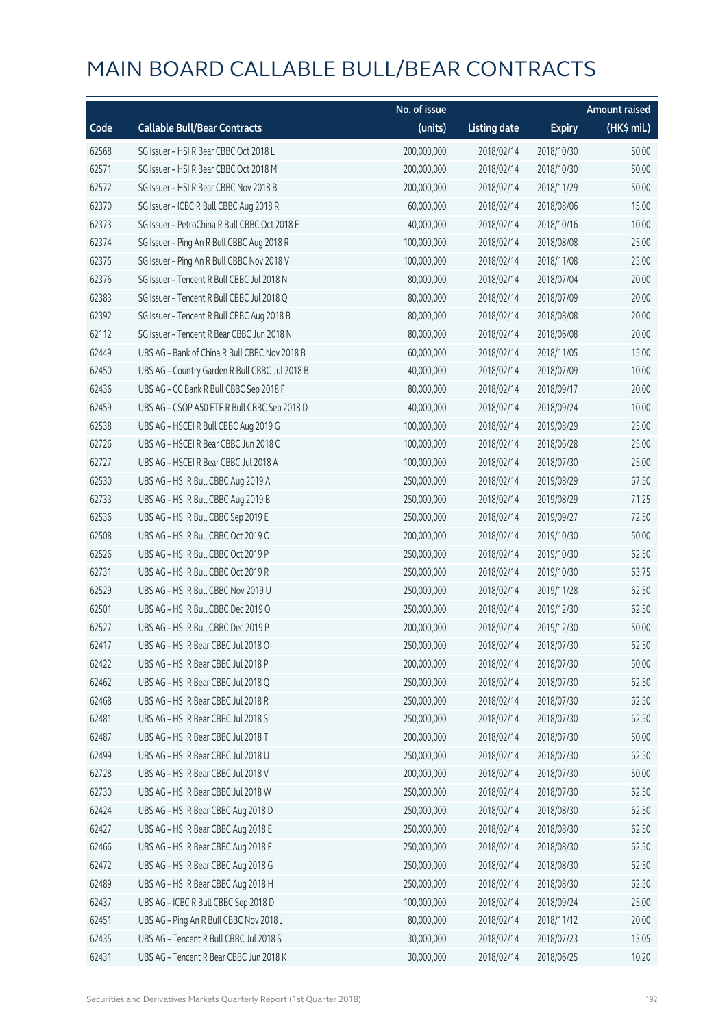# MAIN BOARD CALLABLE BULL/BEAR CONTRACTS

| Code | Callable Bull/Bear Contracts | No. of issue (units) | Listing date | Expiry | Amount raised (HK$ mil.) |
|---|---|---|---|---|---|
| 62568 | SG Issuer – HSI R Bear CBBC Oct 2018 L | 200,000,000 | 2018/02/14 | 2018/10/30 | 50.00 |
| 62571 | SG Issuer – HSI R Bear CBBC Oct 2018 M | 200,000,000 | 2018/02/14 | 2018/10/30 | 50.00 |
| 62572 | SG Issuer – HSI R Bear CBBC Nov 2018 B | 200,000,000 | 2018/02/14 | 2018/11/29 | 50.00 |
| 62370 | SG Issuer – ICBC R Bull CBBC Aug 2018 R | 60,000,000 | 2018/02/14 | 2018/08/06 | 15.00 |
| 62373 | SG Issuer – PetroChina R Bull CBBC Oct 2018 E | 40,000,000 | 2018/02/14 | 2018/10/16 | 10.00 |
| 62374 | SG Issuer – Ping An R Bull CBBC Aug 2018 R | 100,000,000 | 2018/02/14 | 2018/08/08 | 25.00 |
| 62375 | SG Issuer – Ping An R Bull CBBC Nov 2018 V | 100,000,000 | 2018/02/14 | 2018/11/08 | 25.00 |
| 62376 | SG Issuer – Tencent R Bull CBBC Jul 2018 N | 80,000,000 | 2018/02/14 | 2018/07/04 | 20.00 |
| 62383 | SG Issuer – Tencent R Bull CBBC Jul 2018 Q | 80,000,000 | 2018/02/14 | 2018/07/09 | 20.00 |
| 62392 | SG Issuer – Tencent R Bull CBBC Aug 2018 B | 80,000,000 | 2018/02/14 | 2018/08/08 | 20.00 |
| 62112 | SG Issuer – Tencent R Bear CBBC Jun 2018 N | 80,000,000 | 2018/02/14 | 2018/06/08 | 20.00 |
| 62449 | UBS AG – Bank of China R Bull CBBC Nov 2018 B | 60,000,000 | 2018/02/14 | 2018/11/05 | 15.00 |
| 62450 | UBS AG – Country Garden R Bull CBBC Jul 2018 B | 40,000,000 | 2018/02/14 | 2018/07/09 | 10.00 |
| 62436 | UBS AG – CC Bank R Bull CBBC Sep 2018 F | 80,000,000 | 2018/02/14 | 2018/09/17 | 20.00 |
| 62459 | UBS AG – CSOP A50 ETF R Bull CBBC Sep 2018 D | 40,000,000 | 2018/02/14 | 2018/09/24 | 10.00 |
| 62538 | UBS AG – HSCEI R Bull CBBC Aug 2019 G | 100,000,000 | 2018/02/14 | 2019/08/29 | 25.00 |
| 62726 | UBS AG – HSCEI R Bear CBBC Jun 2018 C | 100,000,000 | 2018/02/14 | 2018/06/28 | 25.00 |
| 62727 | UBS AG – HSCEI R Bear CBBC Jul 2018 A | 100,000,000 | 2018/02/14 | 2018/07/30 | 25.00 |
| 62530 | UBS AG – HSI R Bull CBBC Aug 2019 A | 250,000,000 | 2018/02/14 | 2019/08/29 | 67.50 |
| 62733 | UBS AG – HSI R Bull CBBC Aug 2019 B | 250,000,000 | 2018/02/14 | 2019/08/29 | 71.25 |
| 62536 | UBS AG – HSI R Bull CBBC Sep 2019 E | 250,000,000 | 2018/02/14 | 2019/09/27 | 72.50 |
| 62508 | UBS AG – HSI R Bull CBBC Oct 2019 O | 200,000,000 | 2018/02/14 | 2019/10/30 | 50.00 |
| 62526 | UBS AG – HSI R Bull CBBC Oct 2019 P | 250,000,000 | 2018/02/14 | 2019/10/30 | 62.50 |
| 62731 | UBS AG – HSI R Bull CBBC Oct 2019 R | 250,000,000 | 2018/02/14 | 2019/10/30 | 63.75 |
| 62529 | UBS AG – HSI R Bull CBBC Nov 2019 U | 250,000,000 | 2018/02/14 | 2019/11/28 | 62.50 |
| 62501 | UBS AG – HSI R Bull CBBC Dec 2019 O | 250,000,000 | 2018/02/14 | 2019/12/30 | 62.50 |
| 62527 | UBS AG – HSI R Bull CBBC Dec 2019 P | 200,000,000 | 2018/02/14 | 2019/12/30 | 50.00 |
| 62417 | UBS AG – HSI R Bear CBBC Jul 2018 O | 250,000,000 | 2018/02/14 | 2018/07/30 | 62.50 |
| 62422 | UBS AG – HSI R Bear CBBC Jul 2018 P | 200,000,000 | 2018/02/14 | 2018/07/30 | 50.00 |
| 62462 | UBS AG – HSI R Bear CBBC Jul 2018 Q | 250,000,000 | 2018/02/14 | 2018/07/30 | 62.50 |
| 62468 | UBS AG – HSI R Bear CBBC Jul 2018 R | 250,000,000 | 2018/02/14 | 2018/07/30 | 62.50 |
| 62481 | UBS AG – HSI R Bear CBBC Jul 2018 S | 250,000,000 | 2018/02/14 | 2018/07/30 | 62.50 |
| 62487 | UBS AG – HSI R Bear CBBC Jul 2018 T | 200,000,000 | 2018/02/14 | 2018/07/30 | 50.00 |
| 62499 | UBS AG – HSI R Bear CBBC Jul 2018 U | 250,000,000 | 2018/02/14 | 2018/07/30 | 62.50 |
| 62728 | UBS AG – HSI R Bear CBBC Jul 2018 V | 200,000,000 | 2018/02/14 | 2018/07/30 | 50.00 |
| 62730 | UBS AG – HSI R Bear CBBC Jul 2018 W | 250,000,000 | 2018/02/14 | 2018/07/30 | 62.50 |
| 62424 | UBS AG – HSI R Bear CBBC Aug 2018 D | 250,000,000 | 2018/02/14 | 2018/08/30 | 62.50 |
| 62427 | UBS AG – HSI R Bear CBBC Aug 2018 E | 250,000,000 | 2018/02/14 | 2018/08/30 | 62.50 |
| 62466 | UBS AG – HSI R Bear CBBC Aug 2018 F | 250,000,000 | 2018/02/14 | 2018/08/30 | 62.50 |
| 62472 | UBS AG – HSI R Bear CBBC Aug 2018 G | 250,000,000 | 2018/02/14 | 2018/08/30 | 62.50 |
| 62489 | UBS AG – HSI R Bear CBBC Aug 2018 H | 250,000,000 | 2018/02/14 | 2018/08/30 | 62.50 |
| 62437 | UBS AG – ICBC R Bull CBBC Sep 2018 D | 100,000,000 | 2018/02/14 | 2018/09/24 | 25.00 |
| 62451 | UBS AG – Ping An R Bull CBBC Nov 2018 J | 80,000,000 | 2018/02/14 | 2018/11/12 | 20.00 |
| 62435 | UBS AG – Tencent R Bull CBBC Jul 2018 S | 30,000,000 | 2018/02/14 | 2018/07/23 | 13.05 |
| 62431 | UBS AG – Tencent R Bear CBBC Jun 2018 K | 30,000,000 | 2018/02/14 | 2018/06/25 | 10.20 |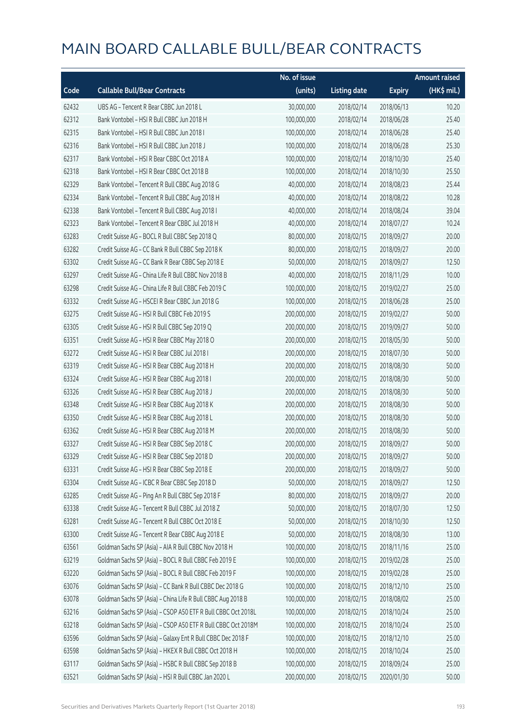# MAIN BOARD CALLABLE BULL/BEAR CONTRACTS

| Code | Callable Bull/Bear Contracts | No. of issue (units) | Listing date | Expiry | Amount raised (HK$ mil.) |
|---|---|---|---|---|---|
| 62432 | UBS AG – Tencent R Bear CBBC Jun 2018 L | 30,000,000 | 2018/02/14 | 2018/06/13 | 10.20 |
| 62312 | Bank Vontobel – HSI R Bull CBBC Jun 2018 H | 100,000,000 | 2018/02/14 | 2018/06/28 | 25.40 |
| 62315 | Bank Vontobel – HSI R Bull CBBC Jun 2018 I | 100,000,000 | 2018/02/14 | 2018/06/28 | 25.40 |
| 62316 | Bank Vontobel – HSI R Bull CBBC Jun 2018 J | 100,000,000 | 2018/02/14 | 2018/06/28 | 25.30 |
| 62317 | Bank Vontobel – HSI R Bear CBBC Oct 2018 A | 100,000,000 | 2018/02/14 | 2018/10/30 | 25.40 |
| 62318 | Bank Vontobel – HSI R Bear CBBC Oct 2018 B | 100,000,000 | 2018/02/14 | 2018/10/30 | 25.50 |
| 62329 | Bank Vontobel – Tencent R Bull CBBC Aug 2018 G | 40,000,000 | 2018/02/14 | 2018/08/23 | 25.44 |
| 62334 | Bank Vontobel – Tencent R Bull CBBC Aug 2018 H | 40,000,000 | 2018/02/14 | 2018/08/22 | 10.28 |
| 62338 | Bank Vontobel – Tencent R Bull CBBC Aug 2018 I | 40,000,000 | 2018/02/14 | 2018/08/24 | 39.04 |
| 62323 | Bank Vontobel – Tencent R Bear CBBC Jul 2018 H | 40,000,000 | 2018/02/14 | 2018/07/27 | 10.24 |
| 63283 | Credit Suisse AG – BOCL R Bull CBBC Sep 2018 Q | 80,000,000 | 2018/02/15 | 2018/09/27 | 20.00 |
| 63282 | Credit Suisse AG – CC Bank R Bull CBBC Sep 2018 K | 80,000,000 | 2018/02/15 | 2018/09/27 | 20.00 |
| 63302 | Credit Suisse AG – CC Bank R Bear CBBC Sep 2018 E | 50,000,000 | 2018/02/15 | 2018/09/27 | 12.50 |
| 63297 | Credit Suisse AG – China Life R Bull CBBC Nov 2018 B | 40,000,000 | 2018/02/15 | 2018/11/29 | 10.00 |
| 63298 | Credit Suisse AG – China Life R Bull CBBC Feb 2019 C | 100,000,000 | 2018/02/15 | 2019/02/27 | 25.00 |
| 63332 | Credit Suisse AG – HSCEI R Bear CBBC Jun 2018 G | 100,000,000 | 2018/02/15 | 2018/06/28 | 25.00 |
| 63275 | Credit Suisse AG – HSI R Bull CBBC Feb 2019 S | 200,000,000 | 2018/02/15 | 2019/02/27 | 50.00 |
| 63305 | Credit Suisse AG – HSI R Bull CBBC Sep 2019 Q | 200,000,000 | 2018/02/15 | 2019/09/27 | 50.00 |
| 63351 | Credit Suisse AG – HSI R Bear CBBC May 2018 O | 200,000,000 | 2018/02/15 | 2018/05/30 | 50.00 |
| 63272 | Credit Suisse AG – HSI R Bear CBBC Jul 2018 I | 200,000,000 | 2018/02/15 | 2018/07/30 | 50.00 |
| 63319 | Credit Suisse AG – HSI R Bear CBBC Aug 2018 H | 200,000,000 | 2018/02/15 | 2018/08/30 | 50.00 |
| 63324 | Credit Suisse AG – HSI R Bear CBBC Aug 2018 I | 200,000,000 | 2018/02/15 | 2018/08/30 | 50.00 |
| 63326 | Credit Suisse AG – HSI R Bear CBBC Aug 2018 J | 200,000,000 | 2018/02/15 | 2018/08/30 | 50.00 |
| 63348 | Credit Suisse AG – HSI R Bear CBBC Aug 2018 K | 200,000,000 | 2018/02/15 | 2018/08/30 | 50.00 |
| 63350 | Credit Suisse AG – HSI R Bear CBBC Aug 2018 L | 200,000,000 | 2018/02/15 | 2018/08/30 | 50.00 |
| 63362 | Credit Suisse AG – HSI R Bear CBBC Aug 2018 M | 200,000,000 | 2018/02/15 | 2018/08/30 | 50.00 |
| 63327 | Credit Suisse AG – HSI R Bear CBBC Sep 2018 C | 200,000,000 | 2018/02/15 | 2018/09/27 | 50.00 |
| 63329 | Credit Suisse AG – HSI R Bear CBBC Sep 2018 D | 200,000,000 | 2018/02/15 | 2018/09/27 | 50.00 |
| 63331 | Credit Suisse AG – HSI R Bear CBBC Sep 2018 E | 200,000,000 | 2018/02/15 | 2018/09/27 | 50.00 |
| 63304 | Credit Suisse AG – ICBC R Bear CBBC Sep 2018 D | 50,000,000 | 2018/02/15 | 2018/09/27 | 12.50 |
| 63285 | Credit Suisse AG – Ping An R Bull CBBC Sep 2018 F | 80,000,000 | 2018/02/15 | 2018/09/27 | 20.00 |
| 63338 | Credit Suisse AG – Tencent R Bull CBBC Jul 2018 Z | 50,000,000 | 2018/02/15 | 2018/07/30 | 12.50 |
| 63281 | Credit Suisse AG – Tencent R Bull CBBC Oct 2018 E | 50,000,000 | 2018/02/15 | 2018/10/30 | 12.50 |
| 63300 | Credit Suisse AG – Tencent R Bear CBBC Aug 2018 E | 50,000,000 | 2018/02/15 | 2018/08/30 | 13.00 |
| 63561 | Goldman Sachs SP (Asia) – AIA R Bull CBBC Nov 2018 H | 100,000,000 | 2018/02/15 | 2018/11/16 | 25.00 |
| 63219 | Goldman Sachs SP (Asia) – BOCL R Bull CBBC Feb 2019 E | 100,000,000 | 2018/02/15 | 2019/02/28 | 25.00 |
| 63220 | Goldman Sachs SP (Asia) – BOCL R Bull CBBC Feb 2019 F | 100,000,000 | 2018/02/15 | 2019/02/28 | 25.00 |
| 63076 | Goldman Sachs SP (Asia) – CC Bank R Bull CBBC Dec 2018 G | 100,000,000 | 2018/02/15 | 2018/12/10 | 25.00 |
| 63078 | Goldman Sachs SP (Asia) – China Life R Bull CBBC Aug 2018 B | 100,000,000 | 2018/02/15 | 2018/08/02 | 25.00 |
| 63216 | Goldman Sachs SP (Asia) – CSOP A50 ETF R Bull CBBC Oct 2018L | 100,000,000 | 2018/02/15 | 2018/10/24 | 25.00 |
| 63218 | Goldman Sachs SP (Asia) – CSOP A50 ETF R Bull CBBC Oct 2018M | 100,000,000 | 2018/02/15 | 2018/10/24 | 25.00 |
| 63596 | Goldman Sachs SP (Asia) – Galaxy Ent R Bull CBBC Dec 2018 F | 100,000,000 | 2018/02/15 | 2018/12/10 | 25.00 |
| 63598 | Goldman Sachs SP (Asia) – HKEX R Bull CBBC Oct 2018 H | 100,000,000 | 2018/02/15 | 2018/10/24 | 25.00 |
| 63117 | Goldman Sachs SP (Asia) – HSBC R Bull CBBC Sep 2018 B | 100,000,000 | 2018/02/15 | 2018/09/24 | 25.00 |
| 63521 | Goldman Sachs SP (Asia) – HSI R Bull CBBC Jan 2020 L | 200,000,000 | 2018/02/15 | 2020/01/30 | 50.00 |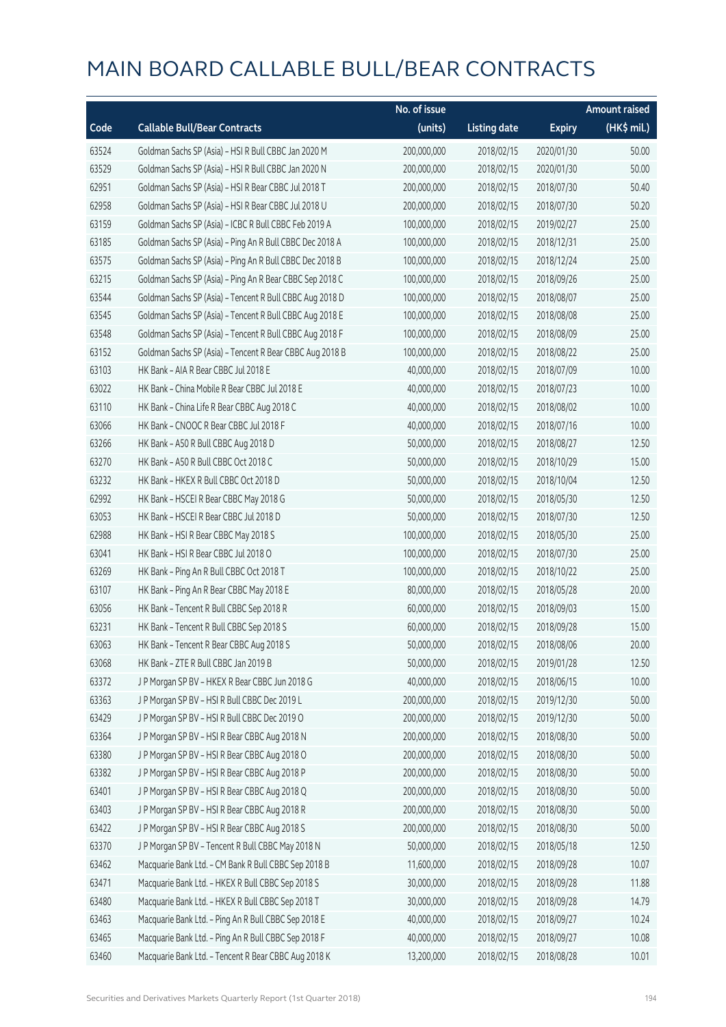# MAIN BOARD CALLABLE BULL/BEAR CONTRACTS

| Code | Callable Bull/Bear Contracts | No. of issue (units) | Listing date | Expiry | Amount raised (HK$ mil.) |
|---|---|---|---|---|---|
| 63524 | Goldman Sachs SP (Asia) – HSI R Bull CBBC Jan 2020 M | 200,000,000 | 2018/02/15 | 2020/01/30 | 50.00 |
| 63529 | Goldman Sachs SP (Asia) – HSI R Bull CBBC Jan 2020 N | 200,000,000 | 2018/02/15 | 2020/01/30 | 50.00 |
| 62951 | Goldman Sachs SP (Asia) – HSI R Bear CBBC Jul 2018 T | 200,000,000 | 2018/02/15 | 2018/07/30 | 50.40 |
| 62958 | Goldman Sachs SP (Asia) – HSI R Bear CBBC Jul 2018 U | 200,000,000 | 2018/02/15 | 2018/07/30 | 50.20 |
| 63159 | Goldman Sachs SP (Asia) – ICBC R Bull CBBC Feb 2019 A | 100,000,000 | 2018/02/15 | 2019/02/27 | 25.00 |
| 63185 | Goldman Sachs SP (Asia) – Ping An R Bull CBBC Dec 2018 A | 100,000,000 | 2018/02/15 | 2018/12/31 | 25.00 |
| 63575 | Goldman Sachs SP (Asia) – Ping An R Bull CBBC Dec 2018 B | 100,000,000 | 2018/02/15 | 2018/12/24 | 25.00 |
| 63215 | Goldman Sachs SP (Asia) – Ping An R Bear CBBC Sep 2018 C | 100,000,000 | 2018/02/15 | 2018/09/26 | 25.00 |
| 63544 | Goldman Sachs SP (Asia) – Tencent R Bull CBBC Aug 2018 D | 100,000,000 | 2018/02/15 | 2018/08/07 | 25.00 |
| 63545 | Goldman Sachs SP (Asia) – Tencent R Bull CBBC Aug 2018 E | 100,000,000 | 2018/02/15 | 2018/08/08 | 25.00 |
| 63548 | Goldman Sachs SP (Asia) – Tencent R Bull CBBC Aug 2018 F | 100,000,000 | 2018/02/15 | 2018/08/09 | 25.00 |
| 63152 | Goldman Sachs SP (Asia) – Tencent R Bear CBBC Aug 2018 B | 100,000,000 | 2018/02/15 | 2018/08/22 | 25.00 |
| 63103 | HK Bank – AIA R Bear CBBC Jul 2018 E | 40,000,000 | 2018/02/15 | 2018/07/09 | 10.00 |
| 63022 | HK Bank – China Mobile R Bear CBBC Jul 2018 E | 40,000,000 | 2018/02/15 | 2018/07/23 | 10.00 |
| 63110 | HK Bank – China Life R Bear CBBC Aug 2018 C | 40,000,000 | 2018/02/15 | 2018/08/02 | 10.00 |
| 63066 | HK Bank – CNOOC R Bear CBBC Jul 2018 F | 40,000,000 | 2018/02/15 | 2018/07/16 | 10.00 |
| 63266 | HK Bank – A50 R Bull CBBC Aug 2018 D | 50,000,000 | 2018/02/15 | 2018/08/27 | 12.50 |
| 63270 | HK Bank – A50 R Bull CBBC Oct 2018 C | 50,000,000 | 2018/02/15 | 2018/10/29 | 15.00 |
| 63232 | HK Bank – HKEX R Bull CBBC Oct 2018 D | 50,000,000 | 2018/02/15 | 2018/10/04 | 12.50 |
| 62992 | HK Bank – HSCEI R Bear CBBC May 2018 G | 50,000,000 | 2018/02/15 | 2018/05/30 | 12.50 |
| 63053 | HK Bank – HSCEI R Bear CBBC Jul 2018 D | 50,000,000 | 2018/02/15 | 2018/07/30 | 12.50 |
| 62988 | HK Bank – HSI R Bear CBBC May 2018 S | 100,000,000 | 2018/02/15 | 2018/05/30 | 25.00 |
| 63041 | HK Bank – HSI R Bear CBBC Jul 2018 O | 100,000,000 | 2018/02/15 | 2018/07/30 | 25.00 |
| 63269 | HK Bank – Ping An R Bull CBBC Oct 2018 T | 100,000,000 | 2018/02/15 | 2018/10/22 | 25.00 |
| 63107 | HK Bank – Ping An R Bear CBBC May 2018 E | 80,000,000 | 2018/02/15 | 2018/05/28 | 20.00 |
| 63056 | HK Bank – Tencent R Bull CBBC Sep 2018 R | 60,000,000 | 2018/02/15 | 2018/09/03 | 15.00 |
| 63231 | HK Bank – Tencent R Bull CBBC Sep 2018 S | 60,000,000 | 2018/02/15 | 2018/09/28 | 15.00 |
| 63063 | HK Bank – Tencent R Bear CBBC Aug 2018 S | 50,000,000 | 2018/02/15 | 2018/08/06 | 20.00 |
| 63068 | HK Bank – ZTE R Bull CBBC Jan 2019 B | 50,000,000 | 2018/02/15 | 2019/01/28 | 12.50 |
| 63372 | J P Morgan SP BV – HKEX R Bear CBBC Jun 2018 G | 40,000,000 | 2018/02/15 | 2018/06/15 | 10.00 |
| 63363 | J P Morgan SP BV – HSI R Bull CBBC Dec 2019 L | 200,000,000 | 2018/02/15 | 2019/12/30 | 50.00 |
| 63429 | J P Morgan SP BV – HSI R Bull CBBC Dec 2019 O | 200,000,000 | 2018/02/15 | 2019/12/30 | 50.00 |
| 63364 | J P Morgan SP BV – HSI R Bear CBBC Aug 2018 N | 200,000,000 | 2018/02/15 | 2018/08/30 | 50.00 |
| 63380 | J P Morgan SP BV – HSI R Bear CBBC Aug 2018 O | 200,000,000 | 2018/02/15 | 2018/08/30 | 50.00 |
| 63382 | J P Morgan SP BV – HSI R Bear CBBC Aug 2018 P | 200,000,000 | 2018/02/15 | 2018/08/30 | 50.00 |
| 63401 | J P Morgan SP BV – HSI R Bear CBBC Aug 2018 Q | 200,000,000 | 2018/02/15 | 2018/08/30 | 50.00 |
| 63403 | J P Morgan SP BV – HSI R Bear CBBC Aug 2018 R | 200,000,000 | 2018/02/15 | 2018/08/30 | 50.00 |
| 63422 | J P Morgan SP BV – HSI R Bear CBBC Aug 2018 S | 200,000,000 | 2018/02/15 | 2018/08/30 | 50.00 |
| 63370 | J P Morgan SP BV – Tencent R Bull CBBC May 2018 N | 50,000,000 | 2018/02/15 | 2018/05/18 | 12.50 |
| 63462 | Macquarie Bank Ltd. – CM Bank R Bull CBBC Sep 2018 B | 11,600,000 | 2018/02/15 | 2018/09/28 | 10.07 |
| 63471 | Macquarie Bank Ltd. – HKEX R Bull CBBC Sep 2018 S | 30,000,000 | 2018/02/15 | 2018/09/28 | 11.88 |
| 63480 | Macquarie Bank Ltd. – HKEX R Bull CBBC Sep 2018 T | 30,000,000 | 2018/02/15 | 2018/09/28 | 14.79 |
| 63463 | Macquarie Bank Ltd. – Ping An R Bull CBBC Sep 2018 E | 40,000,000 | 2018/02/15 | 2018/09/27 | 10.24 |
| 63465 | Macquarie Bank Ltd. – Ping An R Bull CBBC Sep 2018 F | 40,000,000 | 2018/02/15 | 2018/09/27 | 10.08 |
| 63460 | Macquarie Bank Ltd. – Tencent R Bear CBBC Aug 2018 K | 13,200,000 | 2018/02/15 | 2018/08/28 | 10.01 |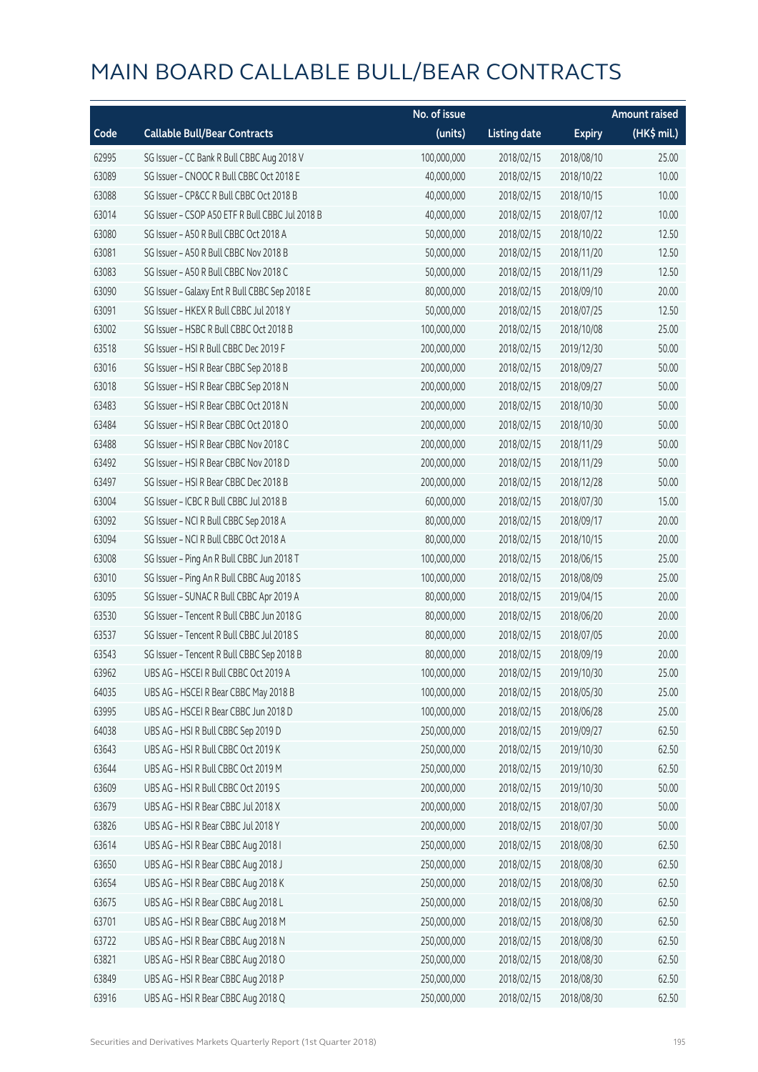# MAIN BOARD CALLABLE BULL/BEAR CONTRACTS

| Code | Callable Bull/Bear Contracts | No. of issue (units) | Listing date | Expiry | Amount raised (HK$ mil.) |
|---|---|---|---|---|---|
| 62995 | SG Issuer – CC Bank R Bull CBBC Aug 2018 V | 100,000,000 | 2018/02/15 | 2018/08/10 | 25.00 |
| 63089 | SG Issuer – CNOOC R Bull CBBC Oct 2018 E | 40,000,000 | 2018/02/15 | 2018/10/22 | 10.00 |
| 63088 | SG Issuer – CP&CC R Bull CBBC Oct 2018 B | 40,000,000 | 2018/02/15 | 2018/10/15 | 10.00 |
| 63014 | SG Issuer – CSOP A50 ETF R Bull CBBC Jul 2018 B | 40,000,000 | 2018/02/15 | 2018/07/12 | 10.00 |
| 63080 | SG Issuer – A50 R Bull CBBC Oct 2018 A | 50,000,000 | 2018/02/15 | 2018/10/22 | 12.50 |
| 63081 | SG Issuer – A50 R Bull CBBC Nov 2018 B | 50,000,000 | 2018/02/15 | 2018/11/20 | 12.50 |
| 63083 | SG Issuer – A50 R Bull CBBC Nov 2018 C | 50,000,000 | 2018/02/15 | 2018/11/29 | 12.50 |
| 63090 | SG Issuer – Galaxy Ent R Bull CBBC Sep 2018 E | 80,000,000 | 2018/02/15 | 2018/09/10 | 20.00 |
| 63091 | SG Issuer – HKEX R Bull CBBC Jul 2018 Y | 50,000,000 | 2018/02/15 | 2018/07/25 | 12.50 |
| 63002 | SG Issuer – HSBC R Bull CBBC Oct 2018 B | 100,000,000 | 2018/02/15 | 2018/10/08 | 25.00 |
| 63518 | SG Issuer – HSI R Bull CBBC Dec 2019 F | 200,000,000 | 2018/02/15 | 2019/12/30 | 50.00 |
| 63016 | SG Issuer – HSI R Bear CBBC Sep 2018 B | 200,000,000 | 2018/02/15 | 2018/09/27 | 50.00 |
| 63018 | SG Issuer – HSI R Bear CBBC Sep 2018 N | 200,000,000 | 2018/02/15 | 2018/09/27 | 50.00 |
| 63483 | SG Issuer – HSI R Bear CBBC Oct 2018 N | 200,000,000 | 2018/02/15 | 2018/10/30 | 50.00 |
| 63484 | SG Issuer – HSI R Bear CBBC Oct 2018 O | 200,000,000 | 2018/02/15 | 2018/10/30 | 50.00 |
| 63488 | SG Issuer – HSI R Bear CBBC Nov 2018 C | 200,000,000 | 2018/02/15 | 2018/11/29 | 50.00 |
| 63492 | SG Issuer – HSI R Bear CBBC Nov 2018 D | 200,000,000 | 2018/02/15 | 2018/11/29 | 50.00 |
| 63497 | SG Issuer – HSI R Bear CBBC Dec 2018 B | 200,000,000 | 2018/02/15 | 2018/12/28 | 50.00 |
| 63004 | SG Issuer – ICBC R Bull CBBC Jul 2018 B | 60,000,000 | 2018/02/15 | 2018/07/30 | 15.00 |
| 63092 | SG Issuer – NCI R Bull CBBC Sep 2018 A | 80,000,000 | 2018/02/15 | 2018/09/17 | 20.00 |
| 63094 | SG Issuer – NCI R Bull CBBC Oct 2018 A | 80,000,000 | 2018/02/15 | 2018/10/15 | 20.00 |
| 63008 | SG Issuer – Ping An R Bull CBBC Jun 2018 T | 100,000,000 | 2018/02/15 | 2018/06/15 | 25.00 |
| 63010 | SG Issuer – Ping An R Bull CBBC Aug 2018 S | 100,000,000 | 2018/02/15 | 2018/08/09 | 25.00 |
| 63095 | SG Issuer – SUNAC R Bull CBBC Apr 2019 A | 80,000,000 | 2018/02/15 | 2019/04/15 | 20.00 |
| 63530 | SG Issuer – Tencent R Bull CBBC Jun 2018 G | 80,000,000 | 2018/02/15 | 2018/06/20 | 20.00 |
| 63537 | SG Issuer – Tencent R Bull CBBC Jul 2018 S | 80,000,000 | 2018/02/15 | 2018/07/05 | 20.00 |
| 63543 | SG Issuer – Tencent R Bull CBBC Sep 2018 B | 80,000,000 | 2018/02/15 | 2018/09/19 | 20.00 |
| 63962 | UBS AG – HSCEI R Bull CBBC Oct 2019 A | 100,000,000 | 2018/02/15 | 2019/10/30 | 25.00 |
| 64035 | UBS AG – HSCEI R Bear CBBC May 2018 B | 100,000,000 | 2018/02/15 | 2018/05/30 | 25.00 |
| 63995 | UBS AG – HSCEI R Bear CBBC Jun 2018 D | 100,000,000 | 2018/02/15 | 2018/06/28 | 25.00 |
| 64038 | UBS AG – HSI R Bull CBBC Sep 2019 D | 250,000,000 | 2018/02/15 | 2019/09/27 | 62.50 |
| 63643 | UBS AG – HSI R Bull CBBC Oct 2019 K | 250,000,000 | 2018/02/15 | 2019/10/30 | 62.50 |
| 63644 | UBS AG – HSI R Bull CBBC Oct 2019 M | 250,000,000 | 2018/02/15 | 2019/10/30 | 62.50 |
| 63609 | UBS AG – HSI R Bull CBBC Oct 2019 S | 200,000,000 | 2018/02/15 | 2019/10/30 | 50.00 |
| 63679 | UBS AG – HSI R Bear CBBC Jul 2018 X | 200,000,000 | 2018/02/15 | 2018/07/30 | 50.00 |
| 63826 | UBS AG – HSI R Bear CBBC Jul 2018 Y | 200,000,000 | 2018/02/15 | 2018/07/30 | 50.00 |
| 63614 | UBS AG – HSI R Bear CBBC Aug 2018 I | 250,000,000 | 2018/02/15 | 2018/08/30 | 62.50 |
| 63650 | UBS AG – HSI R Bear CBBC Aug 2018 J | 250,000,000 | 2018/02/15 | 2018/08/30 | 62.50 |
| 63654 | UBS AG – HSI R Bear CBBC Aug 2018 K | 250,000,000 | 2018/02/15 | 2018/08/30 | 62.50 |
| 63675 | UBS AG – HSI R Bear CBBC Aug 2018 L | 250,000,000 | 2018/02/15 | 2018/08/30 | 62.50 |
| 63701 | UBS AG – HSI R Bear CBBC Aug 2018 M | 250,000,000 | 2018/02/15 | 2018/08/30 | 62.50 |
| 63722 | UBS AG – HSI R Bear CBBC Aug 2018 N | 250,000,000 | 2018/02/15 | 2018/08/30 | 62.50 |
| 63821 | UBS AG – HSI R Bear CBBC Aug 2018 O | 250,000,000 | 2018/02/15 | 2018/08/30 | 62.50 |
| 63849 | UBS AG – HSI R Bear CBBC Aug 2018 P | 250,000,000 | 2018/02/15 | 2018/08/30 | 62.50 |
| 63916 | UBS AG – HSI R Bear CBBC Aug 2018 Q | 250,000,000 | 2018/02/15 | 2018/08/30 | 62.50 |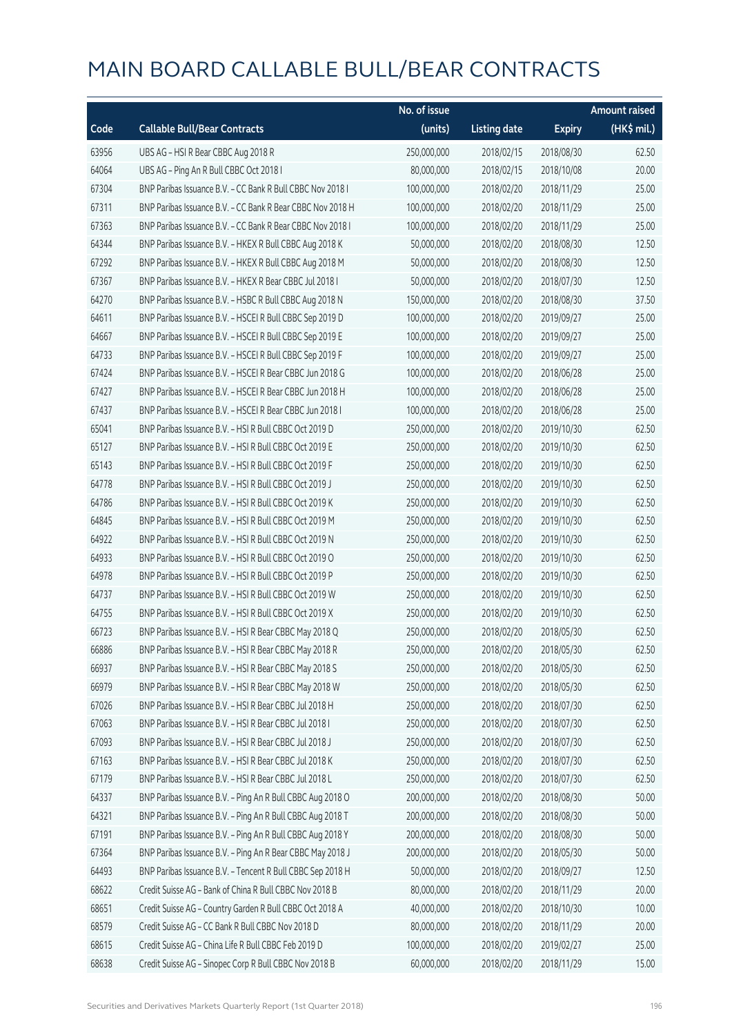# MAIN BOARD CALLABLE BULL/BEAR CONTRACTS

| Code | Callable Bull/Bear Contracts | No. of issue (units) | Listing date | Expiry | Amount raised (HK$ mil.) |
|---|---|---|---|---|---|
| 63956 | UBS AG - HSI R Bear CBBC Aug 2018 R | 250,000,000 | 2018/02/15 | 2018/08/30 | 62.50 |
| 64064 | UBS AG - Ping An R Bull CBBC Oct 2018 I | 80,000,000 | 2018/02/15 | 2018/10/08 | 20.00 |
| 67304 | BNP Paribas Issuance B.V. - CC Bank R Bull CBBC Nov 2018 I | 100,000,000 | 2018/02/20 | 2018/11/29 | 25.00 |
| 67311 | BNP Paribas Issuance B.V. - CC Bank R Bear CBBC Nov 2018 H | 100,000,000 | 2018/02/20 | 2018/11/29 | 25.00 |
| 67363 | BNP Paribas Issuance B.V. - CC Bank R Bear CBBC Nov 2018 I | 100,000,000 | 2018/02/20 | 2018/11/29 | 25.00 |
| 64344 | BNP Paribas Issuance B.V. - HKEX R Bull CBBC Aug 2018 K | 50,000,000 | 2018/02/20 | 2018/08/30 | 12.50 |
| 67292 | BNP Paribas Issuance B.V. - HKEX R Bull CBBC Aug 2018 M | 50,000,000 | 2018/02/20 | 2018/08/30 | 12.50 |
| 67367 | BNP Paribas Issuance B.V. - HKEX R Bear CBBC Jul 2018 I | 50,000,000 | 2018/02/20 | 2018/07/30 | 12.50 |
| 64270 | BNP Paribas Issuance B.V. - HSBC R Bull CBBC Aug 2018 N | 150,000,000 | 2018/02/20 | 2018/08/30 | 37.50 |
| 64611 | BNP Paribas Issuance B.V. - HSCEI R Bull CBBC Sep 2019 D | 100,000,000 | 2018/02/20 | 2019/09/27 | 25.00 |
| 64667 | BNP Paribas Issuance B.V. - HSCEI R Bull CBBC Sep 2019 E | 100,000,000 | 2018/02/20 | 2019/09/27 | 25.00 |
| 64733 | BNP Paribas Issuance B.V. - HSCEI R Bull CBBC Sep 2019 F | 100,000,000 | 2018/02/20 | 2019/09/27 | 25.00 |
| 67424 | BNP Paribas Issuance B.V. - HSCEI R Bear CBBC Jun 2018 G | 100,000,000 | 2018/02/20 | 2018/06/28 | 25.00 |
| 67427 | BNP Paribas Issuance B.V. - HSCEI R Bear CBBC Jun 2018 H | 100,000,000 | 2018/02/20 | 2018/06/28 | 25.00 |
| 67437 | BNP Paribas Issuance B.V. - HSCEI R Bear CBBC Jun 2018 I | 100,000,000 | 2018/02/20 | 2018/06/28 | 25.00 |
| 65041 | BNP Paribas Issuance B.V. - HSI R Bull CBBC Oct 2019 D | 250,000,000 | 2018/02/20 | 2019/10/30 | 62.50 |
| 65127 | BNP Paribas Issuance B.V. - HSI R Bull CBBC Oct 2019 E | 250,000,000 | 2018/02/20 | 2019/10/30 | 62.50 |
| 65143 | BNP Paribas Issuance B.V. - HSI R Bull CBBC Oct 2019 F | 250,000,000 | 2018/02/20 | 2019/10/30 | 62.50 |
| 64778 | BNP Paribas Issuance B.V. - HSI R Bull CBBC Oct 2019 J | 250,000,000 | 2018/02/20 | 2019/10/30 | 62.50 |
| 64786 | BNP Paribas Issuance B.V. - HSI R Bull CBBC Oct 2019 K | 250,000,000 | 2018/02/20 | 2019/10/30 | 62.50 |
| 64845 | BNP Paribas Issuance B.V. - HSI R Bull CBBC Oct 2019 M | 250,000,000 | 2018/02/20 | 2019/10/30 | 62.50 |
| 64922 | BNP Paribas Issuance B.V. - HSI R Bull CBBC Oct 2019 N | 250,000,000 | 2018/02/20 | 2019/10/30 | 62.50 |
| 64933 | BNP Paribas Issuance B.V. - HSI R Bull CBBC Oct 2019 O | 250,000,000 | 2018/02/20 | 2019/10/30 | 62.50 |
| 64978 | BNP Paribas Issuance B.V. - HSI R Bull CBBC Oct 2019 P | 250,000,000 | 2018/02/20 | 2019/10/30 | 62.50 |
| 64737 | BNP Paribas Issuance B.V. - HSI R Bull CBBC Oct 2019 W | 250,000,000 | 2018/02/20 | 2019/10/30 | 62.50 |
| 64755 | BNP Paribas Issuance B.V. - HSI R Bull CBBC Oct 2019 X | 250,000,000 | 2018/02/20 | 2019/10/30 | 62.50 |
| 66723 | BNP Paribas Issuance B.V. - HSI R Bear CBBC May 2018 Q | 250,000,000 | 2018/02/20 | 2018/05/30 | 62.50 |
| 66886 | BNP Paribas Issuance B.V. - HSI R Bear CBBC May 2018 R | 250,000,000 | 2018/02/20 | 2018/05/30 | 62.50 |
| 66937 | BNP Paribas Issuance B.V. - HSI R Bear CBBC May 2018 S | 250,000,000 | 2018/02/20 | 2018/05/30 | 62.50 |
| 66979 | BNP Paribas Issuance B.V. - HSI R Bear CBBC May 2018 W | 250,000,000 | 2018/02/20 | 2018/05/30 | 62.50 |
| 67026 | BNP Paribas Issuance B.V. - HSI R Bear CBBC Jul 2018 H | 250,000,000 | 2018/02/20 | 2018/07/30 | 62.50 |
| 67063 | BNP Paribas Issuance B.V. - HSI R Bear CBBC Jul 2018 I | 250,000,000 | 2018/02/20 | 2018/07/30 | 62.50 |
| 67093 | BNP Paribas Issuance B.V. - HSI R Bear CBBC Jul 2018 J | 250,000,000 | 2018/02/20 | 2018/07/30 | 62.50 |
| 67163 | BNP Paribas Issuance B.V. - HSI R Bear CBBC Jul 2018 K | 250,000,000 | 2018/02/20 | 2018/07/30 | 62.50 |
| 67179 | BNP Paribas Issuance B.V. - HSI R Bear CBBC Jul 2018 L | 250,000,000 | 2018/02/20 | 2018/07/30 | 62.50 |
| 64337 | BNP Paribas Issuance B.V. - Ping An R Bull CBBC Aug 2018 O | 200,000,000 | 2018/02/20 | 2018/08/30 | 50.00 |
| 64321 | BNP Paribas Issuance B.V. - Ping An R Bull CBBC Aug 2018 T | 200,000,000 | 2018/02/20 | 2018/08/30 | 50.00 |
| 67191 | BNP Paribas Issuance B.V. - Ping An R Bull CBBC Aug 2018 Y | 200,000,000 | 2018/02/20 | 2018/08/30 | 50.00 |
| 67364 | BNP Paribas Issuance B.V. - Ping An R Bear CBBC May 2018 J | 200,000,000 | 2018/02/20 | 2018/05/30 | 50.00 |
| 64493 | BNP Paribas Issuance B.V. - Tencent R Bull CBBC Sep 2018 H | 50,000,000 | 2018/02/20 | 2018/09/27 | 12.50 |
| 68622 | Credit Suisse AG - Bank of China R Bull CBBC Nov 2018 B | 80,000,000 | 2018/02/20 | 2018/11/29 | 20.00 |
| 68651 | Credit Suisse AG - Country Garden R Bull CBBC Oct 2018 A | 40,000,000 | 2018/02/20 | 2018/10/30 | 10.00 |
| 68579 | Credit Suisse AG - CC Bank R Bull CBBC Nov 2018 D | 80,000,000 | 2018/02/20 | 2018/11/29 | 20.00 |
| 68615 | Credit Suisse AG - China Life R Bull CBBC Feb 2019 D | 100,000,000 | 2018/02/20 | 2019/02/27 | 25.00 |
| 68638 | Credit Suisse AG - Sinopec Corp R Bull CBBC Nov 2018 B | 60,000,000 | 2018/02/20 | 2018/11/29 | 15.00 |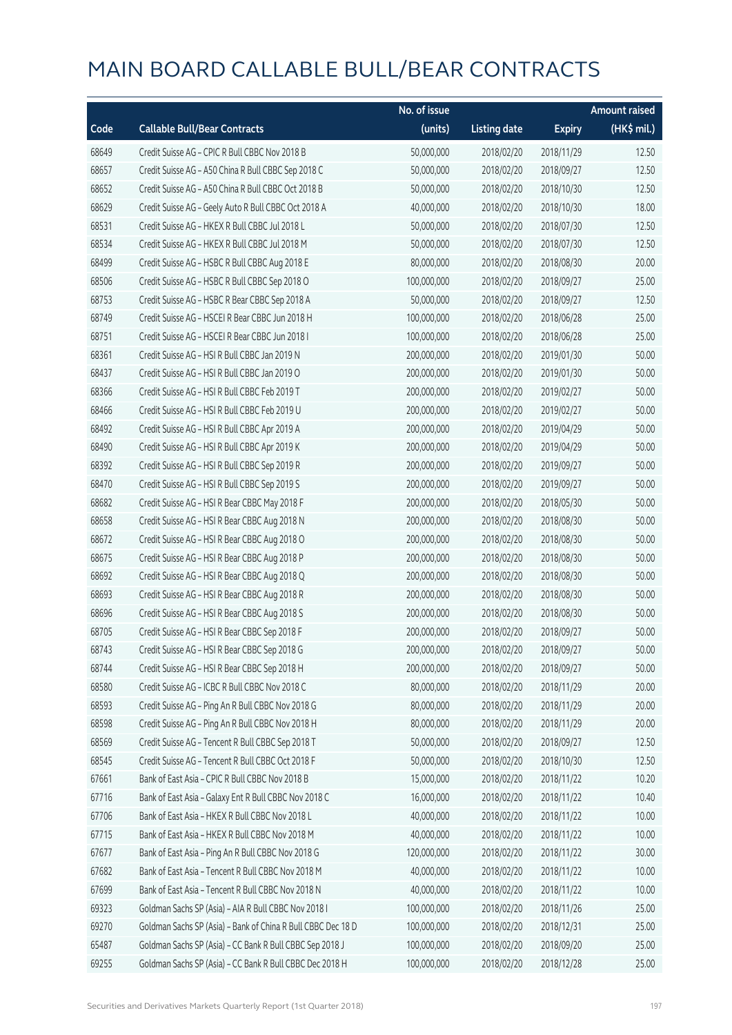# MAIN BOARD CALLABLE BULL/BEAR CONTRACTS

| Code | Callable Bull/Bear Contracts | No. of issue (units) | Listing date | Expiry | Amount raised (HK$ mil.) |
|---|---|---|---|---|---|
| 68649 | Credit Suisse AG – CPIC R Bull CBBC Nov 2018 B | 50,000,000 | 2018/02/20 | 2018/11/29 | 12.50 |
| 68657 | Credit Suisse AG – A50 China R Bull CBBC Sep 2018 C | 50,000,000 | 2018/02/20 | 2018/09/27 | 12.50 |
| 68652 | Credit Suisse AG – A50 China R Bull CBBC Oct 2018 B | 50,000,000 | 2018/02/20 | 2018/10/30 | 12.50 |
| 68629 | Credit Suisse AG – Geely Auto R Bull CBBC Oct 2018 A | 40,000,000 | 2018/02/20 | 2018/10/30 | 18.00 |
| 68531 | Credit Suisse AG – HKEX R Bull CBBC Jul 2018 L | 50,000,000 | 2018/02/20 | 2018/07/30 | 12.50 |
| 68534 | Credit Suisse AG – HKEX R Bull CBBC Jul 2018 M | 50,000,000 | 2018/02/20 | 2018/07/30 | 12.50 |
| 68499 | Credit Suisse AG – HSBC R Bull CBBC Aug 2018 E | 80,000,000 | 2018/02/20 | 2018/08/30 | 20.00 |
| 68506 | Credit Suisse AG – HSBC R Bull CBBC Sep 2018 O | 100,000,000 | 2018/02/20 | 2018/09/27 | 25.00 |
| 68753 | Credit Suisse AG – HSBC R Bear CBBC Sep 2018 A | 50,000,000 | 2018/02/20 | 2018/09/27 | 12.50 |
| 68749 | Credit Suisse AG – HSCEI R Bear CBBC Jun 2018 H | 100,000,000 | 2018/02/20 | 2018/06/28 | 25.00 |
| 68751 | Credit Suisse AG – HSCEI R Bear CBBC Jun 2018 I | 100,000,000 | 2018/02/20 | 2018/06/28 | 25.00 |
| 68361 | Credit Suisse AG – HSI R Bull CBBC Jan 2019 N | 200,000,000 | 2018/02/20 | 2019/01/30 | 50.00 |
| 68437 | Credit Suisse AG – HSI R Bull CBBC Jan 2019 O | 200,000,000 | 2018/02/20 | 2019/01/30 | 50.00 |
| 68366 | Credit Suisse AG – HSI R Bull CBBC Feb 2019 T | 200,000,000 | 2018/02/20 | 2019/02/27 | 50.00 |
| 68466 | Credit Suisse AG – HSI R Bull CBBC Feb 2019 U | 200,000,000 | 2018/02/20 | 2019/02/27 | 50.00 |
| 68492 | Credit Suisse AG – HSI R Bull CBBC Apr 2019 A | 200,000,000 | 2018/02/20 | 2019/04/29 | 50.00 |
| 68490 | Credit Suisse AG – HSI R Bull CBBC Apr 2019 K | 200,000,000 | 2018/02/20 | 2019/04/29 | 50.00 |
| 68392 | Credit Suisse AG – HSI R Bull CBBC Sep 2019 R | 200,000,000 | 2018/02/20 | 2019/09/27 | 50.00 |
| 68470 | Credit Suisse AG – HSI R Bull CBBC Sep 2019 S | 200,000,000 | 2018/02/20 | 2019/09/27 | 50.00 |
| 68682 | Credit Suisse AG – HSI R Bear CBBC May 2018 F | 200,000,000 | 2018/02/20 | 2018/05/30 | 50.00 |
| 68658 | Credit Suisse AG – HSI R Bear CBBC Aug 2018 N | 200,000,000 | 2018/02/20 | 2018/08/30 | 50.00 |
| 68672 | Credit Suisse AG – HSI R Bear CBBC Aug 2018 O | 200,000,000 | 2018/02/20 | 2018/08/30 | 50.00 |
| 68675 | Credit Suisse AG – HSI R Bear CBBC Aug 2018 P | 200,000,000 | 2018/02/20 | 2018/08/30 | 50.00 |
| 68692 | Credit Suisse AG – HSI R Bear CBBC Aug 2018 Q | 200,000,000 | 2018/02/20 | 2018/08/30 | 50.00 |
| 68693 | Credit Suisse AG – HSI R Bear CBBC Aug 2018 R | 200,000,000 | 2018/02/20 | 2018/08/30 | 50.00 |
| 68696 | Credit Suisse AG – HSI R Bear CBBC Aug 2018 S | 200,000,000 | 2018/02/20 | 2018/08/30 | 50.00 |
| 68705 | Credit Suisse AG – HSI R Bear CBBC Sep 2018 F | 200,000,000 | 2018/02/20 | 2018/09/27 | 50.00 |
| 68743 | Credit Suisse AG – HSI R Bear CBBC Sep 2018 G | 200,000,000 | 2018/02/20 | 2018/09/27 | 50.00 |
| 68744 | Credit Suisse AG – HSI R Bear CBBC Sep 2018 H | 200,000,000 | 2018/02/20 | 2018/09/27 | 50.00 |
| 68580 | Credit Suisse AG – ICBC R Bull CBBC Nov 2018 C | 80,000,000 | 2018/02/20 | 2018/11/29 | 20.00 |
| 68593 | Credit Suisse AG – Ping An R Bull CBBC Nov 2018 G | 80,000,000 | 2018/02/20 | 2018/11/29 | 20.00 |
| 68598 | Credit Suisse AG – Ping An R Bull CBBC Nov 2018 H | 80,000,000 | 2018/02/20 | 2018/11/29 | 20.00 |
| 68569 | Credit Suisse AG – Tencent R Bull CBBC Sep 2018 T | 50,000,000 | 2018/02/20 | 2018/09/27 | 12.50 |
| 68545 | Credit Suisse AG – Tencent R Bull CBBC Oct 2018 F | 50,000,000 | 2018/02/20 | 2018/10/30 | 12.50 |
| 67661 | Bank of East Asia – CPIC R Bull CBBC Nov 2018 B | 15,000,000 | 2018/02/20 | 2018/11/22 | 10.20 |
| 67716 | Bank of East Asia – Galaxy Ent R Bull CBBC Nov 2018 C | 16,000,000 | 2018/02/20 | 2018/11/22 | 10.40 |
| 67706 | Bank of East Asia – HKEX R Bull CBBC Nov 2018 L | 40,000,000 | 2018/02/20 | 2018/11/22 | 10.00 |
| 67715 | Bank of East Asia – HKEX R Bull CBBC Nov 2018 M | 40,000,000 | 2018/02/20 | 2018/11/22 | 10.00 |
| 67677 | Bank of East Asia – Ping An R Bull CBBC Nov 2018 G | 120,000,000 | 2018/02/20 | 2018/11/22 | 30.00 |
| 67682 | Bank of East Asia – Tencent R Bull CBBC Nov 2018 M | 40,000,000 | 2018/02/20 | 2018/11/22 | 10.00 |
| 67699 | Bank of East Asia – Tencent R Bull CBBC Nov 2018 N | 40,000,000 | 2018/02/20 | 2018/11/22 | 10.00 |
| 69323 | Goldman Sachs SP (Asia) – AIA R Bull CBBC Nov 2018 I | 100,000,000 | 2018/02/20 | 2018/11/26 | 25.00 |
| 69270 | Goldman Sachs SP (Asia) – Bank of China R Bull CBBC Dec 18 D | 100,000,000 | 2018/02/20 | 2018/12/31 | 25.00 |
| 65487 | Goldman Sachs SP (Asia) – CC Bank R Bull CBBC Sep 2018 J | 100,000,000 | 2018/02/20 | 2018/09/20 | 25.00 |
| 69255 | Goldman Sachs SP (Asia) – CC Bank R Bull CBBC Dec 2018 H | 100,000,000 | 2018/02/20 | 2018/12/28 | 25.00 |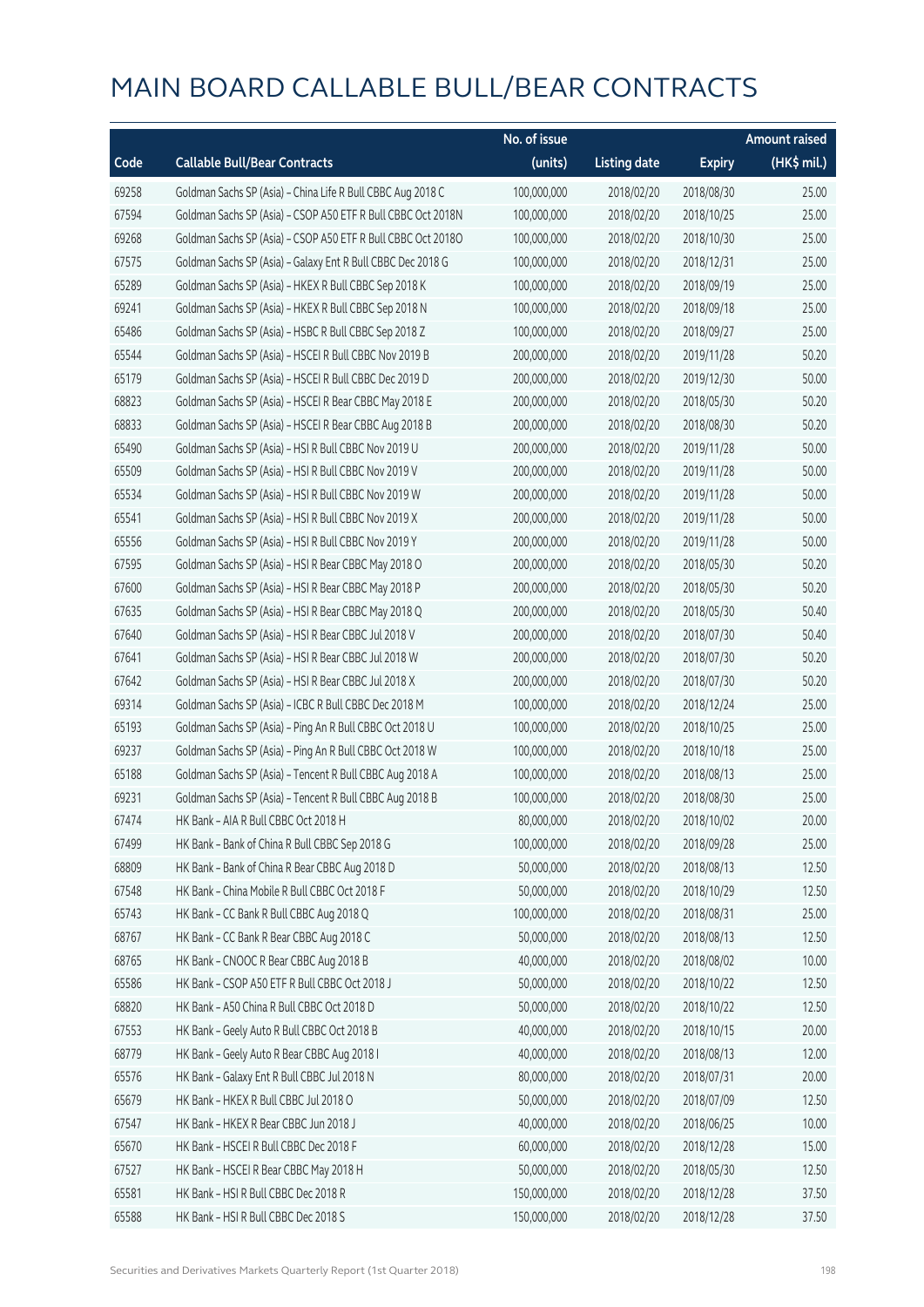# MAIN BOARD CALLABLE BULL/BEAR CONTRACTS

| Code | Callable Bull/Bear Contracts | No. of issue (units) | Listing date | Expiry | Amount raised (HK$ mil.) |
|---|---|---|---|---|---|
| 69258 | Goldman Sachs SP (Asia) – China Life R Bull CBBC Aug 2018 C | 100,000,000 | 2018/02/20 | 2018/08/30 | 25.00 |
| 67594 | Goldman Sachs SP (Asia) – CSOP A50 ETF R Bull CBBC Oct 2018N | 100,000,000 | 2018/02/20 | 2018/10/25 | 25.00 |
| 69268 | Goldman Sachs SP (Asia) – CSOP A50 ETF R Bull CBBC Oct 2018O | 100,000,000 | 2018/02/20 | 2018/10/30 | 25.00 |
| 67575 | Goldman Sachs SP (Asia) – Galaxy Ent R Bull CBBC Dec 2018 G | 100,000,000 | 2018/02/20 | 2018/12/31 | 25.00 |
| 65289 | Goldman Sachs SP (Asia) – HKEX R Bull CBBC Sep 2018 K | 100,000,000 | 2018/02/20 | 2018/09/19 | 25.00 |
| 69241 | Goldman Sachs SP (Asia) – HKEX R Bull CBBC Sep 2018 N | 100,000,000 | 2018/02/20 | 2018/09/18 | 25.00 |
| 65486 | Goldman Sachs SP (Asia) – HSBC R Bull CBBC Sep 2018 Z | 100,000,000 | 2018/02/20 | 2018/09/27 | 25.00 |
| 65544 | Goldman Sachs SP (Asia) – HSCEI R Bull CBBC Nov 2019 B | 200,000,000 | 2018/02/20 | 2019/11/28 | 50.20 |
| 65179 | Goldman Sachs SP (Asia) – HSCEI R Bull CBBC Dec 2019 D | 200,000,000 | 2018/02/20 | 2019/12/30 | 50.00 |
| 68823 | Goldman Sachs SP (Asia) – HSCEI R Bear CBBC May 2018 E | 200,000,000 | 2018/02/20 | 2018/05/30 | 50.20 |
| 68833 | Goldman Sachs SP (Asia) – HSCEI R Bear CBBC Aug 2018 B | 200,000,000 | 2018/02/20 | 2018/08/30 | 50.20 |
| 65490 | Goldman Sachs SP (Asia) – HSI R Bull CBBC Nov 2019 U | 200,000,000 | 2018/02/20 | 2019/11/28 | 50.00 |
| 65509 | Goldman Sachs SP (Asia) – HSI R Bull CBBC Nov 2019 V | 200,000,000 | 2018/02/20 | 2019/11/28 | 50.00 |
| 65534 | Goldman Sachs SP (Asia) – HSI R Bull CBBC Nov 2019 W | 200,000,000 | 2018/02/20 | 2019/11/28 | 50.00 |
| 65541 | Goldman Sachs SP (Asia) – HSI R Bull CBBC Nov 2019 X | 200,000,000 | 2018/02/20 | 2019/11/28 | 50.00 |
| 65556 | Goldman Sachs SP (Asia) – HSI R Bull CBBC Nov 2019 Y | 200,000,000 | 2018/02/20 | 2019/11/28 | 50.00 |
| 67595 | Goldman Sachs SP (Asia) – HSI R Bear CBBC May 2018 O | 200,000,000 | 2018/02/20 | 2018/05/30 | 50.20 |
| 67600 | Goldman Sachs SP (Asia) – HSI R Bear CBBC May 2018 P | 200,000,000 | 2018/02/20 | 2018/05/30 | 50.20 |
| 67635 | Goldman Sachs SP (Asia) – HSI R Bear CBBC May 2018 Q | 200,000,000 | 2018/02/20 | 2018/05/30 | 50.40 |
| 67640 | Goldman Sachs SP (Asia) – HSI R Bear CBBC Jul 2018 V | 200,000,000 | 2018/02/20 | 2018/07/30 | 50.40 |
| 67641 | Goldman Sachs SP (Asia) – HSI R Bear CBBC Jul 2018 W | 200,000,000 | 2018/02/20 | 2018/07/30 | 50.20 |
| 67642 | Goldman Sachs SP (Asia) – HSI R Bear CBBC Jul 2018 X | 200,000,000 | 2018/02/20 | 2018/07/30 | 50.20 |
| 69314 | Goldman Sachs SP (Asia) – ICBC R Bull CBBC Dec 2018 M | 100,000,000 | 2018/02/20 | 2018/12/24 | 25.00 |
| 65193 | Goldman Sachs SP (Asia) – Ping An R Bull CBBC Oct 2018 U | 100,000,000 | 2018/02/20 | 2018/10/25 | 25.00 |
| 69237 | Goldman Sachs SP (Asia) – Ping An R Bull CBBC Oct 2018 W | 100,000,000 | 2018/02/20 | 2018/10/18 | 25.00 |
| 65188 | Goldman Sachs SP (Asia) – Tencent R Bull CBBC Aug 2018 A | 100,000,000 | 2018/02/20 | 2018/08/13 | 25.00 |
| 69231 | Goldman Sachs SP (Asia) – Tencent R Bull CBBC Aug 2018 B | 100,000,000 | 2018/02/20 | 2018/08/30 | 25.00 |
| 67474 | HK Bank – AIA R Bull CBBC Oct 2018 H | 80,000,000 | 2018/02/20 | 2018/10/02 | 20.00 |
| 67499 | HK Bank – Bank of China R Bull CBBC Sep 2018 G | 100,000,000 | 2018/02/20 | 2018/09/28 | 25.00 |
| 68809 | HK Bank – Bank of China R Bear CBBC Aug 2018 D | 50,000,000 | 2018/02/20 | 2018/08/13 | 12.50 |
| 67548 | HK Bank – China Mobile R Bull CBBC Oct 2018 F | 50,000,000 | 2018/02/20 | 2018/10/29 | 12.50 |
| 65743 | HK Bank – CC Bank R Bull CBBC Aug 2018 Q | 100,000,000 | 2018/02/20 | 2018/08/31 | 25.00 |
| 68767 | HK Bank – CC Bank R Bear CBBC Aug 2018 C | 50,000,000 | 2018/02/20 | 2018/08/13 | 12.50 |
| 68765 | HK Bank – CNOOC R Bear CBBC Aug 2018 B | 40,000,000 | 2018/02/20 | 2018/08/02 | 10.00 |
| 65586 | HK Bank – CSOP A50 ETF R Bull CBBC Oct 2018 J | 50,000,000 | 2018/02/20 | 2018/10/22 | 12.50 |
| 68820 | HK Bank – A50 China R Bull CBBC Oct 2018 D | 50,000,000 | 2018/02/20 | 2018/10/22 | 12.50 |
| 67553 | HK Bank – Geely Auto R Bull CBBC Oct 2018 B | 40,000,000 | 2018/02/20 | 2018/10/15 | 20.00 |
| 68779 | HK Bank – Geely Auto R Bear CBBC Aug 2018 I | 40,000,000 | 2018/02/20 | 2018/08/13 | 12.00 |
| 65576 | HK Bank – Galaxy Ent R Bull CBBC Jul 2018 N | 80,000,000 | 2018/02/20 | 2018/07/31 | 20.00 |
| 65679 | HK Bank – HKEX R Bull CBBC Jul 2018 O | 50,000,000 | 2018/02/20 | 2018/07/09 | 12.50 |
| 67547 | HK Bank – HKEX R Bear CBBC Jun 2018 J | 40,000,000 | 2018/02/20 | 2018/06/25 | 10.00 |
| 65670 | HK Bank – HSCEI R Bull CBBC Dec 2018 F | 60,000,000 | 2018/02/20 | 2018/12/28 | 15.00 |
| 67527 | HK Bank – HSCEI R Bear CBBC May 2018 H | 50,000,000 | 2018/02/20 | 2018/05/30 | 12.50 |
| 65581 | HK Bank – HSI R Bull CBBC Dec 2018 R | 150,000,000 | 2018/02/20 | 2018/12/28 | 37.50 |
| 65588 | HK Bank – HSI R Bull CBBC Dec 2018 S | 150,000,000 | 2018/02/20 | 2018/12/28 | 37.50 |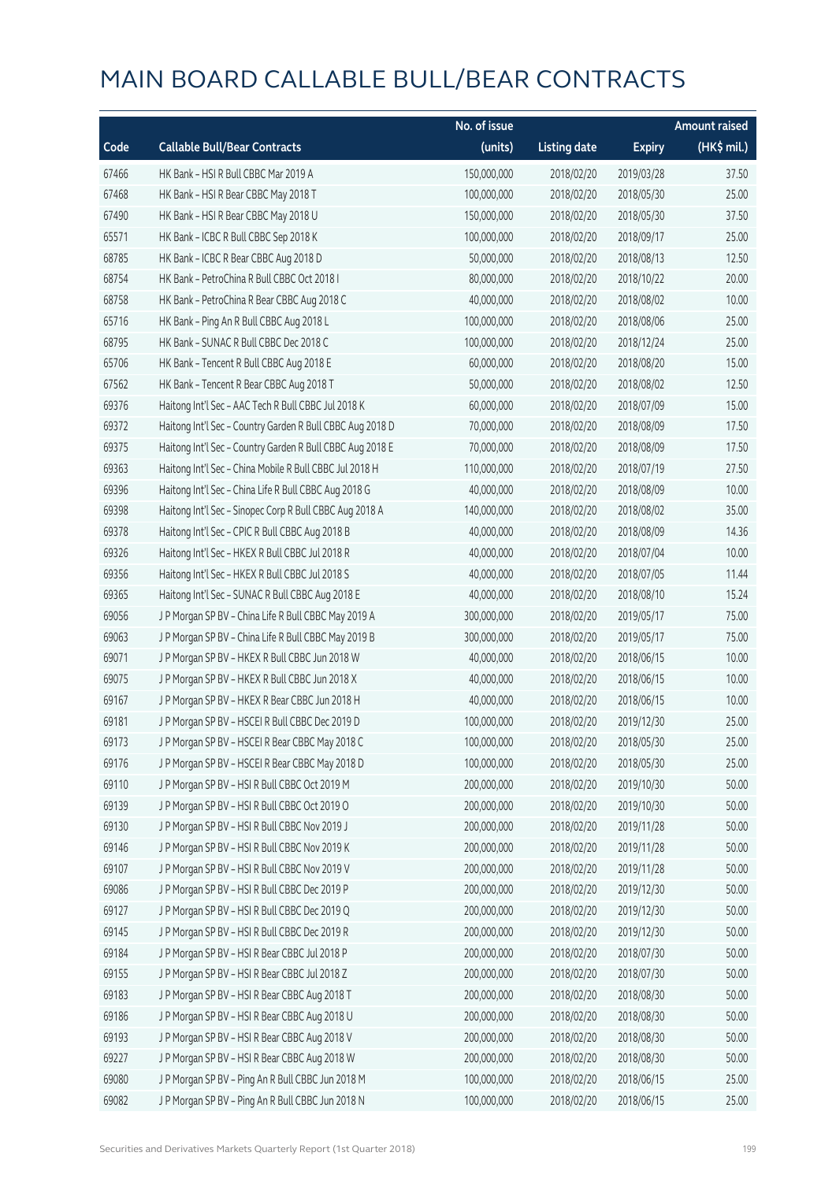# MAIN BOARD CALLABLE BULL/BEAR CONTRACTS

| Code | Callable Bull/Bear Contracts | No. of issue (units) | Listing date | Expiry | Amount raised (HK$ mil.) |
|---|---|---|---|---|---|
| 67466 | HK Bank – HSI R Bull CBBC Mar 2019 A | 150,000,000 | 2018/02/20 | 2019/03/28 | 37.50 |
| 67468 | HK Bank – HSI R Bear CBBC May 2018 T | 100,000,000 | 2018/02/20 | 2018/05/30 | 25.00 |
| 67490 | HK Bank – HSI R Bear CBBC May 2018 U | 150,000,000 | 2018/02/20 | 2018/05/30 | 37.50 |
| 65571 | HK Bank – ICBC R Bull CBBC Sep 2018 K | 100,000,000 | 2018/02/20 | 2018/09/17 | 25.00 |
| 68785 | HK Bank – ICBC R Bear CBBC Aug 2018 D | 50,000,000 | 2018/02/20 | 2018/08/13 | 12.50 |
| 68754 | HK Bank – PetroChina R Bull CBBC Oct 2018 I | 80,000,000 | 2018/02/20 | 2018/10/22 | 20.00 |
| 68758 | HK Bank – PetroChina R Bear CBBC Aug 2018 C | 40,000,000 | 2018/02/20 | 2018/08/02 | 10.00 |
| 65716 | HK Bank – Ping An R Bull CBBC Aug 2018 L | 100,000,000 | 2018/02/20 | 2018/08/06 | 25.00 |
| 68795 | HK Bank – SUNAC R Bull CBBC Dec 2018 C | 100,000,000 | 2018/02/20 | 2018/12/24 | 25.00 |
| 65706 | HK Bank – Tencent R Bull CBBC Aug 2018 E | 60,000,000 | 2018/02/20 | 2018/08/20 | 15.00 |
| 67562 | HK Bank – Tencent R Bear CBBC Aug 2018 T | 50,000,000 | 2018/02/20 | 2018/08/02 | 12.50 |
| 69376 | Haitong Int'l Sec – AAC Tech R Bull CBBC Jul 2018 K | 60,000,000 | 2018/02/20 | 2018/07/09 | 15.00 |
| 69372 | Haitong Int'l Sec – Country Garden R Bull CBBC Aug 2018 D | 70,000,000 | 2018/02/20 | 2018/08/09 | 17.50 |
| 69375 | Haitong Int'l Sec – Country Garden R Bull CBBC Aug 2018 E | 70,000,000 | 2018/02/20 | 2018/08/09 | 17.50 |
| 69363 | Haitong Int'l Sec – China Mobile R Bull CBBC Jul 2018 H | 110,000,000 | 2018/02/20 | 2018/07/19 | 27.50 |
| 69396 | Haitong Int'l Sec – China Life R Bull CBBC Aug 2018 G | 40,000,000 | 2018/02/20 | 2018/08/09 | 10.00 |
| 69398 | Haitong Int'l Sec – Sinopec Corp R Bull CBBC Aug 2018 A | 140,000,000 | 2018/02/20 | 2018/08/02 | 35.00 |
| 69378 | Haitong Int'l Sec – CPIC R Bull CBBC Aug 2018 B | 40,000,000 | 2018/02/20 | 2018/08/09 | 14.36 |
| 69326 | Haitong Int'l Sec – HKEX R Bull CBBC Jul 2018 R | 40,000,000 | 2018/02/20 | 2018/07/04 | 10.00 |
| 69356 | Haitong Int'l Sec – HKEX R Bull CBBC Jul 2018 S | 40,000,000 | 2018/02/20 | 2018/07/05 | 11.44 |
| 69365 | Haitong Int'l Sec – SUNAC R Bull CBBC Aug 2018 E | 40,000,000 | 2018/02/20 | 2018/08/10 | 15.24 |
| 69056 | J P Morgan SP BV – China Life R Bull CBBC May 2019 A | 300,000,000 | 2018/02/20 | 2019/05/17 | 75.00 |
| 69063 | J P Morgan SP BV – China Life R Bull CBBC May 2019 B | 300,000,000 | 2018/02/20 | 2019/05/17 | 75.00 |
| 69071 | J P Morgan SP BV – HKEX R Bull CBBC Jun 2018 W | 40,000,000 | 2018/02/20 | 2018/06/15 | 10.00 |
| 69075 | J P Morgan SP BV – HKEX R Bull CBBC Jun 2018 X | 40,000,000 | 2018/02/20 | 2018/06/15 | 10.00 |
| 69167 | J P Morgan SP BV – HKEX R Bear CBBC Jun 2018 H | 40,000,000 | 2018/02/20 | 2018/06/15 | 10.00 |
| 69181 | J P Morgan SP BV – HSCEI R Bull CBBC Dec 2019 D | 100,000,000 | 2018/02/20 | 2019/12/30 | 25.00 |
| 69173 | J P Morgan SP BV – HSCEI R Bear CBBC May 2018 C | 100,000,000 | 2018/02/20 | 2018/05/30 | 25.00 |
| 69176 | J P Morgan SP BV – HSCEI R Bear CBBC May 2018 D | 100,000,000 | 2018/02/20 | 2018/05/30 | 25.00 |
| 69110 | J P Morgan SP BV – HSI R Bull CBBC Oct 2019 M | 200,000,000 | 2018/02/20 | 2019/10/30 | 50.00 |
| 69139 | J P Morgan SP BV – HSI R Bull CBBC Oct 2019 O | 200,000,000 | 2018/02/20 | 2019/10/30 | 50.00 |
| 69130 | J P Morgan SP BV – HSI R Bull CBBC Nov 2019 J | 200,000,000 | 2018/02/20 | 2019/11/28 | 50.00 |
| 69146 | J P Morgan SP BV – HSI R Bull CBBC Nov 2019 K | 200,000,000 | 2018/02/20 | 2019/11/28 | 50.00 |
| 69107 | J P Morgan SP BV – HSI R Bull CBBC Nov 2019 V | 200,000,000 | 2018/02/20 | 2019/11/28 | 50.00 |
| 69086 | J P Morgan SP BV – HSI R Bull CBBC Dec 2019 P | 200,000,000 | 2018/02/20 | 2019/12/30 | 50.00 |
| 69127 | J P Morgan SP BV – HSI R Bull CBBC Dec 2019 Q | 200,000,000 | 2018/02/20 | 2019/12/30 | 50.00 |
| 69145 | J P Morgan SP BV – HSI R Bull CBBC Dec 2019 R | 200,000,000 | 2018/02/20 | 2019/12/30 | 50.00 |
| 69184 | J P Morgan SP BV – HSI R Bear CBBC Jul 2018 P | 200,000,000 | 2018/02/20 | 2018/07/30 | 50.00 |
| 69155 | J P Morgan SP BV – HSI R Bear CBBC Jul 2018 Z | 200,000,000 | 2018/02/20 | 2018/07/30 | 50.00 |
| 69183 | J P Morgan SP BV – HSI R Bear CBBC Aug 2018 T | 200,000,000 | 2018/02/20 | 2018/08/30 | 50.00 |
| 69186 | J P Morgan SP BV – HSI R Bear CBBC Aug 2018 U | 200,000,000 | 2018/02/20 | 2018/08/30 | 50.00 |
| 69193 | J P Morgan SP BV – HSI R Bear CBBC Aug 2018 V | 200,000,000 | 2018/02/20 | 2018/08/30 | 50.00 |
| 69227 | J P Morgan SP BV – HSI R Bear CBBC Aug 2018 W | 200,000,000 | 2018/02/20 | 2018/08/30 | 50.00 |
| 69080 | J P Morgan SP BV – Ping An R Bull CBBC Jun 2018 M | 100,000,000 | 2018/02/20 | 2018/06/15 | 25.00 |
| 69082 | J P Morgan SP BV – Ping An R Bull CBBC Jun 2018 N | 100,000,000 | 2018/02/20 | 2018/06/15 | 25.00 |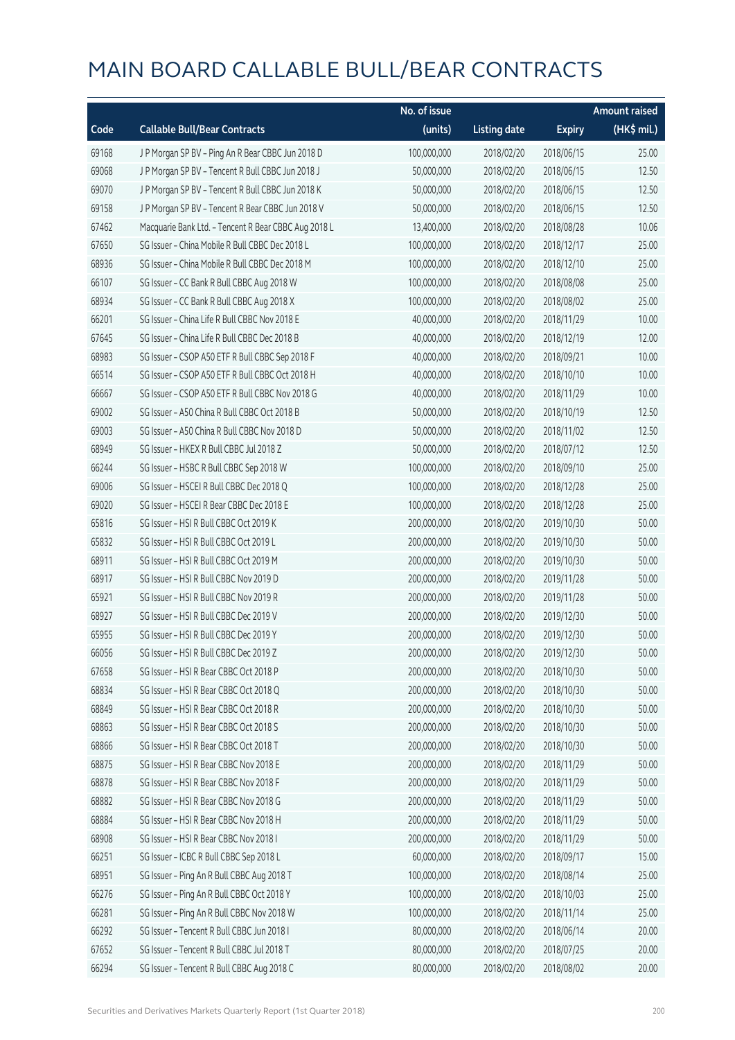# MAIN BOARD CALLABLE BULL/BEAR CONTRACTS

| Code | Callable Bull/Bear Contracts | No. of issue (units) | Listing date | Expiry | Amount raised (HK$ mil.) |
|---|---|---|---|---|---|
| 69168 | J P Morgan SP BV – Ping An R Bear CBBC Jun 2018 D | 100,000,000 | 2018/02/20 | 2018/06/15 | 25.00 |
| 69068 | J P Morgan SP BV – Tencent R Bull CBBC Jun 2018 J | 50,000,000 | 2018/02/20 | 2018/06/15 | 12.50 |
| 69070 | J P Morgan SP BV – Tencent R Bull CBBC Jun 2018 K | 50,000,000 | 2018/02/20 | 2018/06/15 | 12.50 |
| 69158 | J P Morgan SP BV – Tencent R Bear CBBC Jun 2018 V | 50,000,000 | 2018/02/20 | 2018/06/15 | 12.50 |
| 67462 | Macquarie Bank Ltd. – Tencent R Bear CBBC Aug 2018 L | 13,400,000 | 2018/02/20 | 2018/08/28 | 10.06 |
| 67650 | SG Issuer – China Mobile R Bull CBBC Dec 2018 L | 100,000,000 | 2018/02/20 | 2018/12/17 | 25.00 |
| 68936 | SG Issuer – China Mobile R Bull CBBC Dec 2018 M | 100,000,000 | 2018/02/20 | 2018/12/10 | 25.00 |
| 66107 | SG Issuer – CC Bank R Bull CBBC Aug 2018 W | 100,000,000 | 2018/02/20 | 2018/08/08 | 25.00 |
| 68934 | SG Issuer – CC Bank R Bull CBBC Aug 2018 X | 100,000,000 | 2018/02/20 | 2018/08/02 | 25.00 |
| 66201 | SG Issuer – China Life R Bull CBBC Nov 2018 E | 40,000,000 | 2018/02/20 | 2018/11/29 | 10.00 |
| 67645 | SG Issuer – China Life R Bull CBBC Dec 2018 B | 40,000,000 | 2018/02/20 | 2018/12/19 | 12.00 |
| 68983 | SG Issuer – CSOP A50 ETF R Bull CBBC Sep 2018 F | 40,000,000 | 2018/02/20 | 2018/09/21 | 10.00 |
| 66514 | SG Issuer – CSOP A50 ETF R Bull CBBC Oct 2018 H | 40,000,000 | 2018/02/20 | 2018/10/10 | 10.00 |
| 66667 | SG Issuer – CSOP A50 ETF R Bull CBBC Nov 2018 G | 40,000,000 | 2018/02/20 | 2018/11/29 | 10.00 |
| 69002 | SG Issuer – A50 China R Bull CBBC Oct 2018 B | 50,000,000 | 2018/02/20 | 2018/10/19 | 12.50 |
| 69003 | SG Issuer – A50 China R Bull CBBC Nov 2018 D | 50,000,000 | 2018/02/20 | 2018/11/02 | 12.50 |
| 68949 | SG Issuer – HKEX R Bull CBBC Jul 2018 Z | 50,000,000 | 2018/02/20 | 2018/07/12 | 12.50 |
| 66244 | SG Issuer – HSBC R Bull CBBC Sep 2018 W | 100,000,000 | 2018/02/20 | 2018/09/10 | 25.00 |
| 69006 | SG Issuer – HSCEI R Bull CBBC Dec 2018 Q | 100,000,000 | 2018/02/20 | 2018/12/28 | 25.00 |
| 69020 | SG Issuer – HSCEI R Bear CBBC Dec 2018 E | 100,000,000 | 2018/02/20 | 2018/12/28 | 25.00 |
| 65816 | SG Issuer – HSI R Bull CBBC Oct 2019 K | 200,000,000 | 2018/02/20 | 2019/10/30 | 50.00 |
| 65832 | SG Issuer – HSI R Bull CBBC Oct 2019 L | 200,000,000 | 2018/02/20 | 2019/10/30 | 50.00 |
| 68911 | SG Issuer – HSI R Bull CBBC Oct 2019 M | 200,000,000 | 2018/02/20 | 2019/10/30 | 50.00 |
| 68917 | SG Issuer – HSI R Bull CBBC Nov 2019 D | 200,000,000 | 2018/02/20 | 2019/11/28 | 50.00 |
| 65921 | SG Issuer – HSI R Bull CBBC Nov 2019 R | 200,000,000 | 2018/02/20 | 2019/11/28 | 50.00 |
| 68927 | SG Issuer – HSI R Bull CBBC Dec 2019 V | 200,000,000 | 2018/02/20 | 2019/12/30 | 50.00 |
| 65955 | SG Issuer – HSI R Bull CBBC Dec 2019 Y | 200,000,000 | 2018/02/20 | 2019/12/30 | 50.00 |
| 66056 | SG Issuer – HSI R Bull CBBC Dec 2019 Z | 200,000,000 | 2018/02/20 | 2019/12/30 | 50.00 |
| 67658 | SG Issuer – HSI R Bear CBBC Oct 2018 P | 200,000,000 | 2018/02/20 | 2018/10/30 | 50.00 |
| 68834 | SG Issuer – HSI R Bear CBBC Oct 2018 Q | 200,000,000 | 2018/02/20 | 2018/10/30 | 50.00 |
| 68849 | SG Issuer – HSI R Bear CBBC Oct 2018 R | 200,000,000 | 2018/02/20 | 2018/10/30 | 50.00 |
| 68863 | SG Issuer – HSI R Bear CBBC Oct 2018 S | 200,000,000 | 2018/02/20 | 2018/10/30 | 50.00 |
| 68866 | SG Issuer – HSI R Bear CBBC Oct 2018 T | 200,000,000 | 2018/02/20 | 2018/10/30 | 50.00 |
| 68875 | SG Issuer – HSI R Bear CBBC Nov 2018 E | 200,000,000 | 2018/02/20 | 2018/11/29 | 50.00 |
| 68878 | SG Issuer – HSI R Bear CBBC Nov 2018 F | 200,000,000 | 2018/02/20 | 2018/11/29 | 50.00 |
| 68882 | SG Issuer – HSI R Bear CBBC Nov 2018 G | 200,000,000 | 2018/02/20 | 2018/11/29 | 50.00 |
| 68884 | SG Issuer – HSI R Bear CBBC Nov 2018 H | 200,000,000 | 2018/02/20 | 2018/11/29 | 50.00 |
| 68908 | SG Issuer – HSI R Bear CBBC Nov 2018 I | 200,000,000 | 2018/02/20 | 2018/11/29 | 50.00 |
| 66251 | SG Issuer – ICBC R Bull CBBC Sep 2018 L | 60,000,000 | 2018/02/20 | 2018/09/17 | 15.00 |
| 68951 | SG Issuer – Ping An R Bull CBBC Aug 2018 T | 100,000,000 | 2018/02/20 | 2018/08/14 | 25.00 |
| 66276 | SG Issuer – Ping An R Bull CBBC Oct 2018 Y | 100,000,000 | 2018/02/20 | 2018/10/03 | 25.00 |
| 66281 | SG Issuer – Ping An R Bull CBBC Nov 2018 W | 100,000,000 | 2018/02/20 | 2018/11/14 | 25.00 |
| 66292 | SG Issuer – Tencent R Bull CBBC Jun 2018 I | 80,000,000 | 2018/02/20 | 2018/06/14 | 20.00 |
| 67652 | SG Issuer – Tencent R Bull CBBC Jul 2018 T | 80,000,000 | 2018/02/20 | 2018/07/25 | 20.00 |
| 66294 | SG Issuer – Tencent R Bull CBBC Aug 2018 C | 80,000,000 | 2018/02/20 | 2018/08/02 | 20.00 |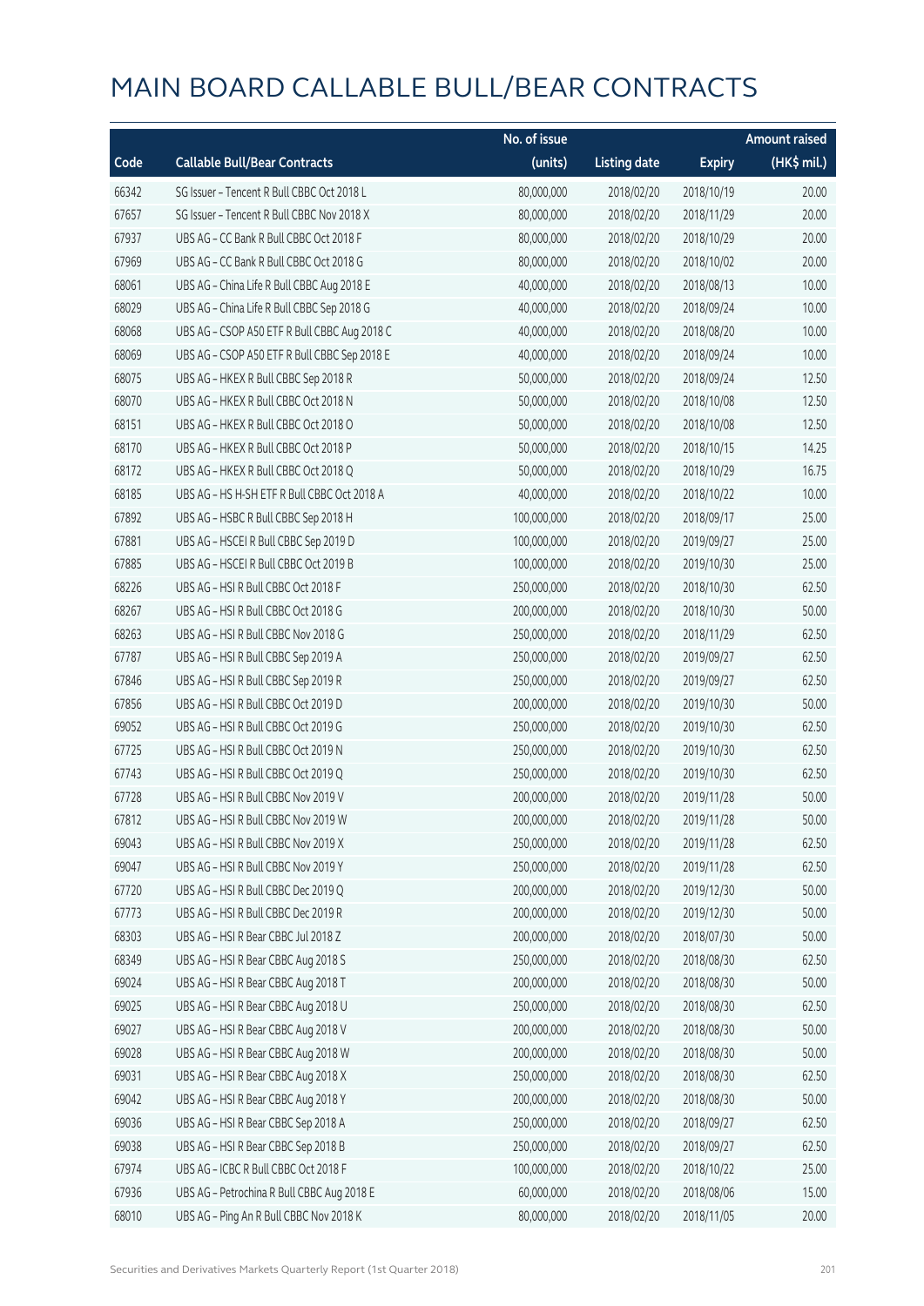# MAIN BOARD CALLABLE BULL/BEAR CONTRACTS

| Code | Callable Bull/Bear Contracts | No. of issue (units) | Listing date | Expiry | Amount raised (HK$ mil.) |
|---|---|---|---|---|---|
| 66342 | SG Issuer – Tencent R Bull CBBC Oct 2018 L | 80,000,000 | 2018/02/20 | 2018/10/19 | 20.00 |
| 67657 | SG Issuer – Tencent R Bull CBBC Nov 2018 X | 80,000,000 | 2018/02/20 | 2018/11/29 | 20.00 |
| 67937 | UBS AG – CC Bank R Bull CBBC Oct 2018 F | 80,000,000 | 2018/02/20 | 2018/10/29 | 20.00 |
| 67969 | UBS AG – CC Bank R Bull CBBC Oct 2018 G | 80,000,000 | 2018/02/20 | 2018/10/02 | 20.00 |
| 68061 | UBS AG – China Life R Bull CBBC Aug 2018 E | 40,000,000 | 2018/02/20 | 2018/08/13 | 10.00 |
| 68029 | UBS AG – China Life R Bull CBBC Sep 2018 G | 40,000,000 | 2018/02/20 | 2018/09/24 | 10.00 |
| 68068 | UBS AG – CSOP A50 ETF R Bull CBBC Aug 2018 C | 40,000,000 | 2018/02/20 | 2018/08/20 | 10.00 |
| 68069 | UBS AG – CSOP A50 ETF R Bull CBBC Sep 2018 E | 40,000,000 | 2018/02/20 | 2018/09/24 | 10.00 |
| 68075 | UBS AG – HKEX R Bull CBBC Sep 2018 R | 50,000,000 | 2018/02/20 | 2018/09/24 | 12.50 |
| 68070 | UBS AG – HKEX R Bull CBBC Oct 2018 N | 50,000,000 | 2018/02/20 | 2018/10/08 | 12.50 |
| 68151 | UBS AG – HKEX R Bull CBBC Oct 2018 O | 50,000,000 | 2018/02/20 | 2018/10/08 | 12.50 |
| 68170 | UBS AG – HKEX R Bull CBBC Oct 2018 P | 50,000,000 | 2018/02/20 | 2018/10/15 | 14.25 |
| 68172 | UBS AG – HKEX R Bull CBBC Oct 2018 Q | 50,000,000 | 2018/02/20 | 2018/10/29 | 16.75 |
| 68185 | UBS AG – HS H-SH ETF R Bull CBBC Oct 2018 A | 40,000,000 | 2018/02/20 | 2018/10/22 | 10.00 |
| 67892 | UBS AG – HSBC R Bull CBBC Sep 2018 H | 100,000,000 | 2018/02/20 | 2018/09/17 | 25.00 |
| 67881 | UBS AG – HSCEI R Bull CBBC Sep 2019 D | 100,000,000 | 2018/02/20 | 2019/09/27 | 25.00 |
| 67885 | UBS AG – HSCEI R Bull CBBC Oct 2019 B | 100,000,000 | 2018/02/20 | 2019/10/30 | 25.00 |
| 68226 | UBS AG – HSI R Bull CBBC Oct 2018 F | 250,000,000 | 2018/02/20 | 2018/10/30 | 62.50 |
| 68267 | UBS AG – HSI R Bull CBBC Oct 2018 G | 200,000,000 | 2018/02/20 | 2018/10/30 | 50.00 |
| 68263 | UBS AG – HSI R Bull CBBC Nov 2018 G | 250,000,000 | 2018/02/20 | 2018/11/29 | 62.50 |
| 67787 | UBS AG – HSI R Bull CBBC Sep 2019 A | 250,000,000 | 2018/02/20 | 2019/09/27 | 62.50 |
| 67846 | UBS AG – HSI R Bull CBBC Sep 2019 R | 250,000,000 | 2018/02/20 | 2019/09/27 | 62.50 |
| 67856 | UBS AG – HSI R Bull CBBC Oct 2019 D | 200,000,000 | 2018/02/20 | 2019/10/30 | 50.00 |
| 69052 | UBS AG – HSI R Bull CBBC Oct 2019 G | 250,000,000 | 2018/02/20 | 2019/10/30 | 62.50 |
| 67725 | UBS AG – HSI R Bull CBBC Oct 2019 N | 250,000,000 | 2018/02/20 | 2019/10/30 | 62.50 |
| 67743 | UBS AG – HSI R Bull CBBC Oct 2019 Q | 250,000,000 | 2018/02/20 | 2019/10/30 | 62.50 |
| 67728 | UBS AG – HSI R Bull CBBC Nov 2019 V | 200,000,000 | 2018/02/20 | 2019/11/28 | 50.00 |
| 67812 | UBS AG – HSI R Bull CBBC Nov 2019 W | 200,000,000 | 2018/02/20 | 2019/11/28 | 50.00 |
| 69043 | UBS AG – HSI R Bull CBBC Nov 2019 X | 250,000,000 | 2018/02/20 | 2019/11/28 | 62.50 |
| 69047 | UBS AG – HSI R Bull CBBC Nov 2019 Y | 250,000,000 | 2018/02/20 | 2019/11/28 | 62.50 |
| 67720 | UBS AG – HSI R Bull CBBC Dec 2019 Q | 200,000,000 | 2018/02/20 | 2019/12/30 | 50.00 |
| 67773 | UBS AG – HSI R Bull CBBC Dec 2019 R | 200,000,000 | 2018/02/20 | 2019/12/30 | 50.00 |
| 68303 | UBS AG – HSI R Bear CBBC Jul 2018 Z | 200,000,000 | 2018/02/20 | 2018/07/30 | 50.00 |
| 68349 | UBS AG – HSI R Bear CBBC Aug 2018 S | 250,000,000 | 2018/02/20 | 2018/08/30 | 62.50 |
| 69024 | UBS AG – HSI R Bear CBBC Aug 2018 T | 200,000,000 | 2018/02/20 | 2018/08/30 | 50.00 |
| 69025 | UBS AG – HSI R Bear CBBC Aug 2018 U | 250,000,000 | 2018/02/20 | 2018/08/30 | 62.50 |
| 69027 | UBS AG – HSI R Bear CBBC Aug 2018 V | 200,000,000 | 2018/02/20 | 2018/08/30 | 50.00 |
| 69028 | UBS AG – HSI R Bear CBBC Aug 2018 W | 200,000,000 | 2018/02/20 | 2018/08/30 | 50.00 |
| 69031 | UBS AG – HSI R Bear CBBC Aug 2018 X | 250,000,000 | 2018/02/20 | 2018/08/30 | 62.50 |
| 69042 | UBS AG – HSI R Bear CBBC Aug 2018 Y | 200,000,000 | 2018/02/20 | 2018/08/30 | 50.00 |
| 69036 | UBS AG – HSI R Bear CBBC Sep 2018 A | 250,000,000 | 2018/02/20 | 2018/09/27 | 62.50 |
| 69038 | UBS AG – HSI R Bear CBBC Sep 2018 B | 250,000,000 | 2018/02/20 | 2018/09/27 | 62.50 |
| 67974 | UBS AG – ICBC R Bull CBBC Oct 2018 F | 100,000,000 | 2018/02/20 | 2018/10/22 | 25.00 |
| 67936 | UBS AG – Petrochina R Bull CBBC Aug 2018 E | 60,000,000 | 2018/02/20 | 2018/08/06 | 15.00 |
| 68010 | UBS AG – Ping An R Bull CBBC Nov 2018 K | 80,000,000 | 2018/02/20 | 2018/11/05 | 20.00 |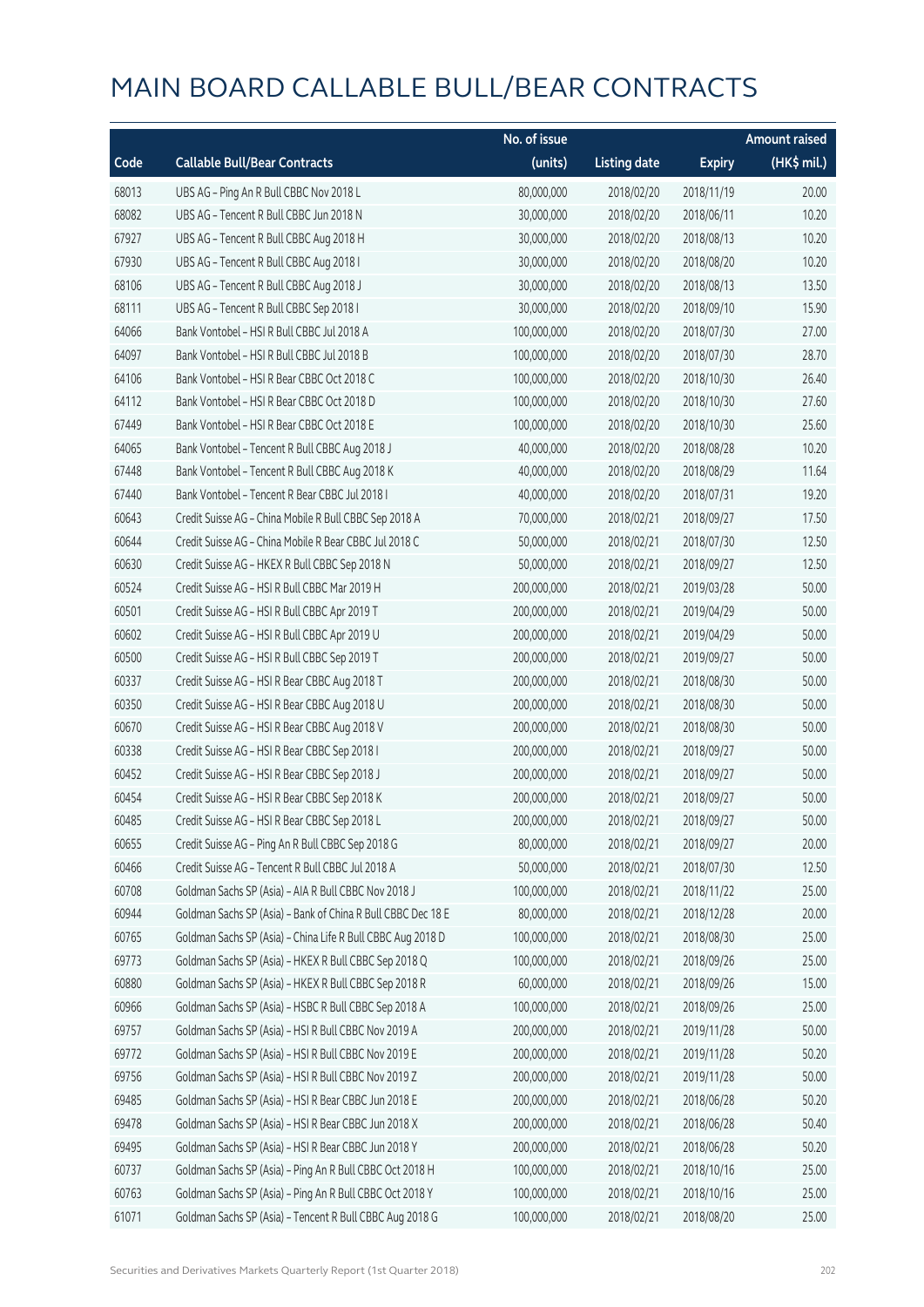# MAIN BOARD CALLABLE BULL/BEAR CONTRACTS

| Code | Callable Bull/Bear Contracts | No. of issue (units) | Listing date | Expiry | Amount raised (HK$ mil.) |
|---|---|---|---|---|---|
| 68013 | UBS AG - Ping An R Bull CBBC Nov 2018 L | 80,000,000 | 2018/02/20 | 2018/11/19 | 20.00 |
| 68082 | UBS AG - Tencent R Bull CBBC Jun 2018 N | 30,000,000 | 2018/02/20 | 2018/06/11 | 10.20 |
| 67927 | UBS AG - Tencent R Bull CBBC Aug 2018 H | 30,000,000 | 2018/02/20 | 2018/08/13 | 10.20 |
| 67930 | UBS AG - Tencent R Bull CBBC Aug 2018 I | 30,000,000 | 2018/02/20 | 2018/08/20 | 10.20 |
| 68106 | UBS AG - Tencent R Bull CBBC Aug 2018 J | 30,000,000 | 2018/02/20 | 2018/08/13 | 13.50 |
| 68111 | UBS AG - Tencent R Bull CBBC Sep 2018 I | 30,000,000 | 2018/02/20 | 2018/09/10 | 15.90 |
| 64066 | Bank Vontobel - HSI R Bull CBBC Jul 2018 A | 100,000,000 | 2018/02/20 | 2018/07/30 | 27.00 |
| 64097 | Bank Vontobel - HSI R Bull CBBC Jul 2018 B | 100,000,000 | 2018/02/20 | 2018/07/30 | 28.70 |
| 64106 | Bank Vontobel - HSI R Bear CBBC Oct 2018 C | 100,000,000 | 2018/02/20 | 2018/10/30 | 26.40 |
| 64112 | Bank Vontobel - HSI R Bear CBBC Oct 2018 D | 100,000,000 | 2018/02/20 | 2018/10/30 | 27.60 |
| 67449 | Bank Vontobel - HSI R Bear CBBC Oct 2018 E | 100,000,000 | 2018/02/20 | 2018/10/30 | 25.60 |
| 64065 | Bank Vontobel - Tencent R Bull CBBC Aug 2018 J | 40,000,000 | 2018/02/20 | 2018/08/28 | 10.20 |
| 67448 | Bank Vontobel - Tencent R Bull CBBC Aug 2018 K | 40,000,000 | 2018/02/20 | 2018/08/29 | 11.64 |
| 67440 | Bank Vontobel - Tencent R Bear CBBC Jul 2018 I | 40,000,000 | 2018/02/20 | 2018/07/31 | 19.20 |
| 60643 | Credit Suisse AG - China Mobile R Bull CBBC Sep 2018 A | 70,000,000 | 2018/02/21 | 2018/09/27 | 17.50 |
| 60644 | Credit Suisse AG - China Mobile R Bear CBBC Jul 2018 C | 50,000,000 | 2018/02/21 | 2018/07/30 | 12.50 |
| 60630 | Credit Suisse AG - HKEX R Bull CBBC Sep 2018 N | 50,000,000 | 2018/02/21 | 2018/09/27 | 12.50 |
| 60524 | Credit Suisse AG - HSI R Bull CBBC Mar 2019 H | 200,000,000 | 2018/02/21 | 2019/03/28 | 50.00 |
| 60501 | Credit Suisse AG - HSI R Bull CBBC Apr 2019 T | 200,000,000 | 2018/02/21 | 2019/04/29 | 50.00 |
| 60602 | Credit Suisse AG - HSI R Bull CBBC Apr 2019 U | 200,000,000 | 2018/02/21 | 2019/04/29 | 50.00 |
| 60500 | Credit Suisse AG - HSI R Bull CBBC Sep 2019 T | 200,000,000 | 2018/02/21 | 2019/09/27 | 50.00 |
| 60337 | Credit Suisse AG - HSI R Bear CBBC Aug 2018 T | 200,000,000 | 2018/02/21 | 2018/08/30 | 50.00 |
| 60350 | Credit Suisse AG - HSI R Bear CBBC Aug 2018 U | 200,000,000 | 2018/02/21 | 2018/08/30 | 50.00 |
| 60670 | Credit Suisse AG - HSI R Bear CBBC Aug 2018 V | 200,000,000 | 2018/02/21 | 2018/08/30 | 50.00 |
| 60338 | Credit Suisse AG - HSI R Bear CBBC Sep 2018 I | 200,000,000 | 2018/02/21 | 2018/09/27 | 50.00 |
| 60452 | Credit Suisse AG - HSI R Bear CBBC Sep 2018 J | 200,000,000 | 2018/02/21 | 2018/09/27 | 50.00 |
| 60454 | Credit Suisse AG - HSI R Bear CBBC Sep 2018 K | 200,000,000 | 2018/02/21 | 2018/09/27 | 50.00 |
| 60485 | Credit Suisse AG - HSI R Bear CBBC Sep 2018 L | 200,000,000 | 2018/02/21 | 2018/09/27 | 50.00 |
| 60655 | Credit Suisse AG - Ping An R Bull CBBC Sep 2018 G | 80,000,000 | 2018/02/21 | 2018/09/27 | 20.00 |
| 60466 | Credit Suisse AG - Tencent R Bull CBBC Jul 2018 A | 50,000,000 | 2018/02/21 | 2018/07/30 | 12.50 |
| 60708 | Goldman Sachs SP (Asia) - AIA R Bull CBBC Nov 2018 J | 100,000,000 | 2018/02/21 | 2018/11/22 | 25.00 |
| 60944 | Goldman Sachs SP (Asia) - Bank of China R Bull CBBC Dec 18 E | 80,000,000 | 2018/02/21 | 2018/12/28 | 20.00 |
| 60765 | Goldman Sachs SP (Asia) - China Life R Bull CBBC Aug 2018 D | 100,000,000 | 2018/02/21 | 2018/08/30 | 25.00 |
| 69773 | Goldman Sachs SP (Asia) - HKEX R Bull CBBC Sep 2018 Q | 100,000,000 | 2018/02/21 | 2018/09/26 | 25.00 |
| 60880 | Goldman Sachs SP (Asia) - HKEX R Bull CBBC Sep 2018 R | 60,000,000 | 2018/02/21 | 2018/09/26 | 15.00 |
| 60966 | Goldman Sachs SP (Asia) - HSBC R Bull CBBC Sep 2018 A | 100,000,000 | 2018/02/21 | 2018/09/26 | 25.00 |
| 69757 | Goldman Sachs SP (Asia) - HSI R Bull CBBC Nov 2019 A | 200,000,000 | 2018/02/21 | 2019/11/28 | 50.00 |
| 69772 | Goldman Sachs SP (Asia) - HSI R Bull CBBC Nov 2019 E | 200,000,000 | 2018/02/21 | 2019/11/28 | 50.20 |
| 69756 | Goldman Sachs SP (Asia) - HSI R Bull CBBC Nov 2019 Z | 200,000,000 | 2018/02/21 | 2019/11/28 | 50.00 |
| 69485 | Goldman Sachs SP (Asia) - HSI R Bear CBBC Jun 2018 E | 200,000,000 | 2018/02/21 | 2018/06/28 | 50.20 |
| 69478 | Goldman Sachs SP (Asia) - HSI R Bear CBBC Jun 2018 X | 200,000,000 | 2018/02/21 | 2018/06/28 | 50.40 |
| 69495 | Goldman Sachs SP (Asia) - HSI R Bear CBBC Jun 2018 Y | 200,000,000 | 2018/02/21 | 2018/06/28 | 50.20 |
| 60737 | Goldman Sachs SP (Asia) - Ping An R Bull CBBC Oct 2018 H | 100,000,000 | 2018/02/21 | 2018/10/16 | 25.00 |
| 60763 | Goldman Sachs SP (Asia) - Ping An R Bull CBBC Oct 2018 Y | 100,000,000 | 2018/02/21 | 2018/10/16 | 25.00 |
| 61071 | Goldman Sachs SP (Asia) - Tencent R Bull CBBC Aug 2018 G | 100,000,000 | 2018/02/21 | 2018/08/20 | 25.00 |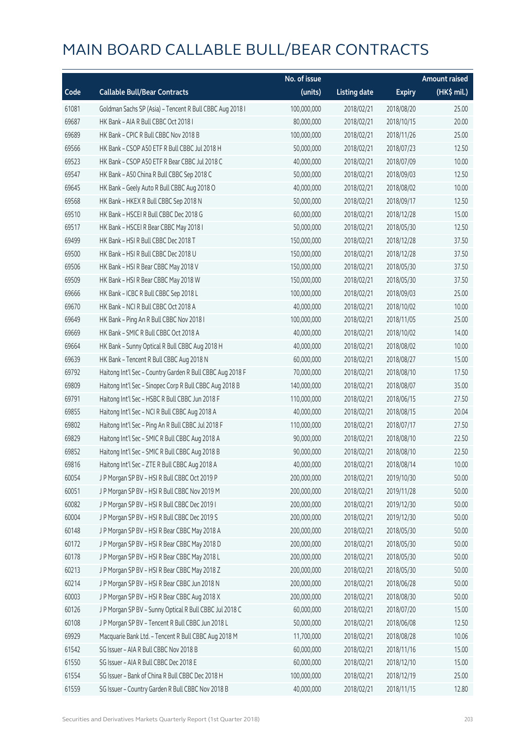# MAIN BOARD CALLABLE BULL/BEAR CONTRACTS

| Code | Callable Bull/Bear Contracts | No. of issue (units) | Listing date | Expiry | Amount raised (HK$ mil.) |
|---|---|---|---|---|---|
| 61081 | Goldman Sachs SP (Asia) – Tencent R Bull CBBC Aug 2018 I | 100,000,000 | 2018/02/21 | 2018/08/20 | 25.00 |
| 69687 | HK Bank – AIA R Bull CBBC Oct 2018 I | 80,000,000 | 2018/02/21 | 2018/10/15 | 20.00 |
| 69689 | HK Bank – CPIC R Bull CBBC Nov 2018 B | 100,000,000 | 2018/02/21 | 2018/11/26 | 25.00 |
| 69566 | HK Bank – CSOP A50 ETF R Bull CBBC Jul 2018 H | 50,000,000 | 2018/02/21 | 2018/07/23 | 12.50 |
| 69523 | HK Bank – CSOP A50 ETF R Bear CBBC Jul 2018 C | 40,000,000 | 2018/02/21 | 2018/07/09 | 10.00 |
| 69547 | HK Bank – A50 China R Bull CBBC Sep 2018 C | 50,000,000 | 2018/02/21 | 2018/09/03 | 12.50 |
| 69645 | HK Bank – Geely Auto R Bull CBBC Aug 2018 O | 40,000,000 | 2018/02/21 | 2018/08/02 | 10.00 |
| 69568 | HK Bank – HKEX R Bull CBBC Sep 2018 N | 50,000,000 | 2018/02/21 | 2018/09/17 | 12.50 |
| 69510 | HK Bank – HSCEI R Bull CBBC Dec 2018 G | 60,000,000 | 2018/02/21 | 2018/12/28 | 15.00 |
| 69517 | HK Bank – HSCEI R Bear CBBC May 2018 I | 50,000,000 | 2018/02/21 | 2018/05/30 | 12.50 |
| 69499 | HK Bank – HSI R Bull CBBC Dec 2018 T | 150,000,000 | 2018/02/21 | 2018/12/28 | 37.50 |
| 69500 | HK Bank – HSI R Bull CBBC Dec 2018 U | 150,000,000 | 2018/02/21 | 2018/12/28 | 37.50 |
| 69506 | HK Bank – HSI R Bear CBBC May 2018 V | 150,000,000 | 2018/02/21 | 2018/05/30 | 37.50 |
| 69509 | HK Bank – HSI R Bear CBBC May 2018 W | 150,000,000 | 2018/02/21 | 2018/05/30 | 37.50 |
| 69666 | HK Bank – ICBC R Bull CBBC Sep 2018 L | 100,000,000 | 2018/02/21 | 2018/09/03 | 25.00 |
| 69670 | HK Bank – NCI R Bull CBBC Oct 2018 A | 40,000,000 | 2018/02/21 | 2018/10/02 | 10.00 |
| 69649 | HK Bank – Ping An R Bull CBBC Nov 2018 I | 100,000,000 | 2018/02/21 | 2018/11/05 | 25.00 |
| 69669 | HK Bank – SMIC R Bull CBBC Oct 2018 A | 40,000,000 | 2018/02/21 | 2018/10/02 | 14.00 |
| 69664 | HK Bank – Sunny Optical R Bull CBBC Aug 2018 H | 40,000,000 | 2018/02/21 | 2018/08/02 | 10.00 |
| 69639 | HK Bank – Tencent R Bull CBBC Aug 2018 N | 60,000,000 | 2018/02/21 | 2018/08/27 | 15.00 |
| 69792 | Haitong Int'l Sec – Country Garden R Bull CBBC Aug 2018 F | 70,000,000 | 2018/02/21 | 2018/08/10 | 17.50 |
| 69809 | Haitong Int'l Sec – Sinopec Corp R Bull CBBC Aug 2018 B | 140,000,000 | 2018/02/21 | 2018/08/07 | 35.00 |
| 69791 | Haitong Int'l Sec – HSBC R Bull CBBC Jun 2018 F | 110,000,000 | 2018/02/21 | 2018/06/15 | 27.50 |
| 69855 | Haitong Int'l Sec – NCI R Bull CBBC Aug 2018 A | 40,000,000 | 2018/02/21 | 2018/08/15 | 20.04 |
| 69802 | Haitong Int'l Sec – Ping An R Bull CBBC Jul 2018 F | 110,000,000 | 2018/02/21 | 2018/07/17 | 27.50 |
| 69829 | Haitong Int'l Sec – SMIC R Bull CBBC Aug 2018 A | 90,000,000 | 2018/02/21 | 2018/08/10 | 22.50 |
| 69852 | Haitong Int'l Sec – SMIC R Bull CBBC Aug 2018 B | 90,000,000 | 2018/02/21 | 2018/08/10 | 22.50 |
| 69816 | Haitong Int'l Sec – ZTE R Bull CBBC Aug 2018 A | 40,000,000 | 2018/02/21 | 2018/08/14 | 10.00 |
| 60054 | J P Morgan SP BV – HSI R Bull CBBC Oct 2019 P | 200,000,000 | 2018/02/21 | 2019/10/30 | 50.00 |
| 60051 | J P Morgan SP BV – HSI R Bull CBBC Nov 2019 M | 200,000,000 | 2018/02/21 | 2019/11/28 | 50.00 |
| 60082 | J P Morgan SP BV – HSI R Bull CBBC Dec 2019 I | 200,000,000 | 2018/02/21 | 2019/12/30 | 50.00 |
| 60004 | J P Morgan SP BV – HSI R Bull CBBC Dec 2019 S | 200,000,000 | 2018/02/21 | 2019/12/30 | 50.00 |
| 60148 | J P Morgan SP BV – HSI R Bear CBBC May 2018 A | 200,000,000 | 2018/02/21 | 2018/05/30 | 50.00 |
| 60172 | J P Morgan SP BV – HSI R Bear CBBC May 2018 D | 200,000,000 | 2018/02/21 | 2018/05/30 | 50.00 |
| 60178 | J P Morgan SP BV – HSI R Bear CBBC May 2018 L | 200,000,000 | 2018/02/21 | 2018/05/30 | 50.00 |
| 60213 | J P Morgan SP BV – HSI R Bear CBBC May 2018 Z | 200,000,000 | 2018/02/21 | 2018/05/30 | 50.00 |
| 60214 | J P Morgan SP BV – HSI R Bear CBBC Jun 2018 N | 200,000,000 | 2018/02/21 | 2018/06/28 | 50.00 |
| 60003 | J P Morgan SP BV – HSI R Bear CBBC Aug 2018 X | 200,000,000 | 2018/02/21 | 2018/08/30 | 50.00 |
| 60126 | J P Morgan SP BV – Sunny Optical R Bull CBBC Jul 2018 C | 60,000,000 | 2018/02/21 | 2018/07/20 | 15.00 |
| 60108 | J P Morgan SP BV – Tencent R Bull CBBC Jun 2018 L | 50,000,000 | 2018/02/21 | 2018/06/08 | 12.50 |
| 69929 | Macquarie Bank Ltd. – Tencent R Bull CBBC Aug 2018 M | 11,700,000 | 2018/02/21 | 2018/08/28 | 10.06 |
| 61542 | SG Issuer – AIA R Bull CBBC Nov 2018 B | 60,000,000 | 2018/02/21 | 2018/11/16 | 15.00 |
| 61550 | SG Issuer – AIA R Bull CBBC Dec 2018 E | 60,000,000 | 2018/02/21 | 2018/12/10 | 15.00 |
| 61554 | SG Issuer – Bank of China R Bull CBBC Dec 2018 H | 100,000,000 | 2018/02/21 | 2018/12/19 | 25.00 |
| 61559 | SG Issuer – Country Garden R Bull CBBC Nov 2018 B | 40,000,000 | 2018/02/21 | 2018/11/15 | 12.80 |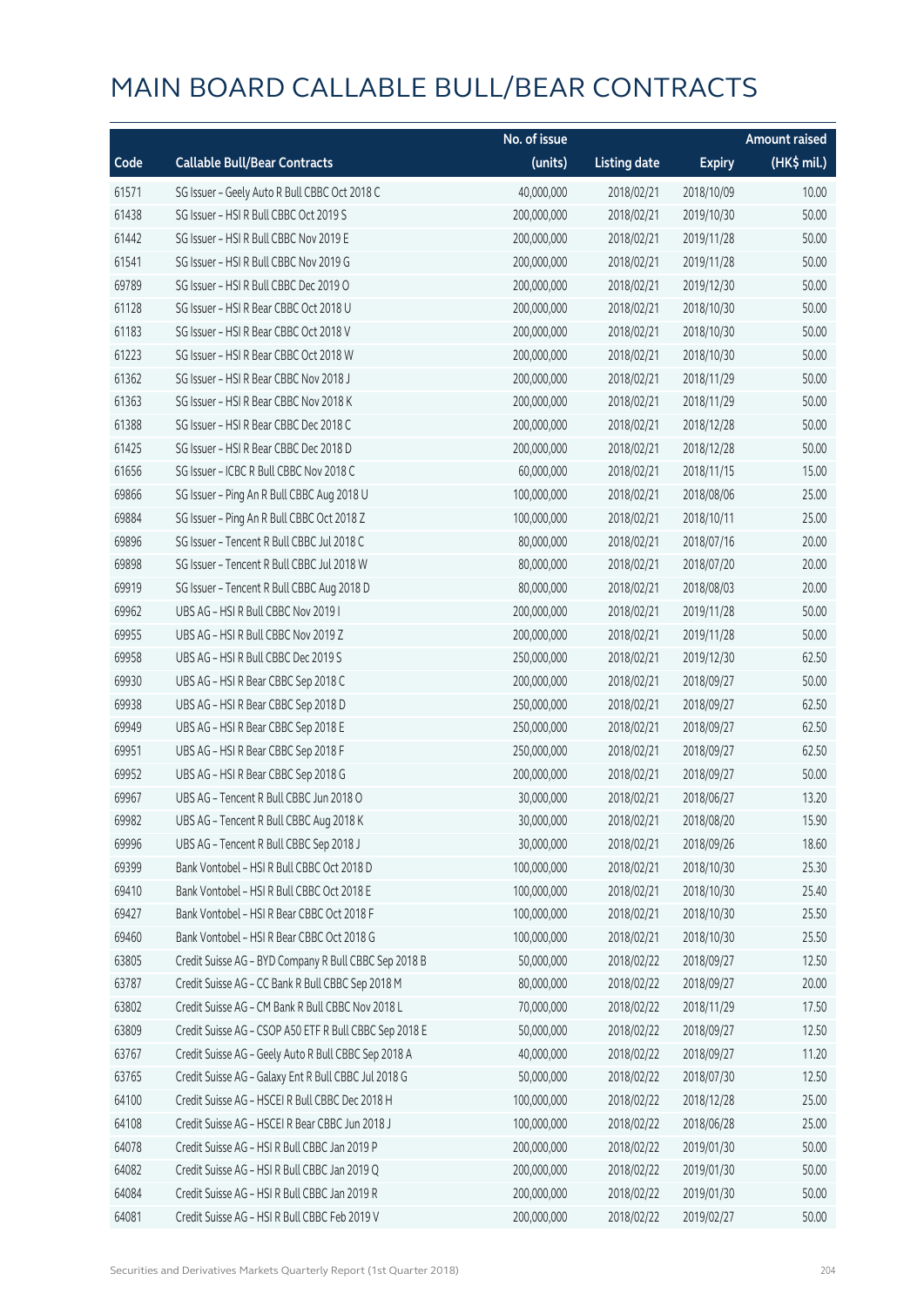# MAIN BOARD CALLABLE BULL/BEAR CONTRACTS

| Code | Callable Bull/Bear Contracts | No. of issue (units) | Listing date | Expiry | Amount raised (HK$ mil.) |
|---|---|---|---|---|---|
| 61571 | SG Issuer – Geely Auto R Bull CBBC Oct 2018 C | 40,000,000 | 2018/02/21 | 2018/10/09 | 10.00 |
| 61438 | SG Issuer – HSI R Bull CBBC Oct 2019 S | 200,000,000 | 2018/02/21 | 2019/10/30 | 50.00 |
| 61442 | SG Issuer – HSI R Bull CBBC Nov 2019 E | 200,000,000 | 2018/02/21 | 2019/11/28 | 50.00 |
| 61541 | SG Issuer – HSI R Bull CBBC Nov 2019 G | 200,000,000 | 2018/02/21 | 2019/11/28 | 50.00 |
| 69789 | SG Issuer – HSI R Bull CBBC Dec 2019 O | 200,000,000 | 2018/02/21 | 2019/12/30 | 50.00 |
| 61128 | SG Issuer – HSI R Bear CBBC Oct 2018 U | 200,000,000 | 2018/02/21 | 2018/10/30 | 50.00 |
| 61183 | SG Issuer – HSI R Bear CBBC Oct 2018 V | 200,000,000 | 2018/02/21 | 2018/10/30 | 50.00 |
| 61223 | SG Issuer – HSI R Bear CBBC Oct 2018 W | 200,000,000 | 2018/02/21 | 2018/10/30 | 50.00 |
| 61362 | SG Issuer – HSI R Bear CBBC Nov 2018 J | 200,000,000 | 2018/02/21 | 2018/11/29 | 50.00 |
| 61363 | SG Issuer – HSI R Bear CBBC Nov 2018 K | 200,000,000 | 2018/02/21 | 2018/11/29 | 50.00 |
| 61388 | SG Issuer – HSI R Bear CBBC Dec 2018 C | 200,000,000 | 2018/02/21 | 2018/12/28 | 50.00 |
| 61425 | SG Issuer – HSI R Bear CBBC Dec 2018 D | 200,000,000 | 2018/02/21 | 2018/12/28 | 50.00 |
| 61656 | SG Issuer – ICBC R Bull CBBC Nov 2018 C | 60,000,000 | 2018/02/21 | 2018/11/15 | 15.00 |
| 69866 | SG Issuer – Ping An R Bull CBBC Aug 2018 U | 100,000,000 | 2018/02/21 | 2018/08/06 | 25.00 |
| 69884 | SG Issuer – Ping An R Bull CBBC Oct 2018 Z | 100,000,000 | 2018/02/21 | 2018/10/11 | 25.00 |
| 69896 | SG Issuer – Tencent R Bull CBBC Jul 2018 C | 80,000,000 | 2018/02/21 | 2018/07/16 | 20.00 |
| 69898 | SG Issuer – Tencent R Bull CBBC Jul 2018 W | 80,000,000 | 2018/02/21 | 2018/07/20 | 20.00 |
| 69919 | SG Issuer – Tencent R Bull CBBC Aug 2018 D | 80,000,000 | 2018/02/21 | 2018/08/03 | 20.00 |
| 69962 | UBS AG – HSI R Bull CBBC Nov 2019 I | 200,000,000 | 2018/02/21 | 2019/11/28 | 50.00 |
| 69955 | UBS AG – HSI R Bull CBBC Nov 2019 Z | 200,000,000 | 2018/02/21 | 2019/11/28 | 50.00 |
| 69958 | UBS AG – HSI R Bull CBBC Dec 2019 S | 250,000,000 | 2018/02/21 | 2019/12/30 | 62.50 |
| 69930 | UBS AG – HSI R Bear CBBC Sep 2018 C | 200,000,000 | 2018/02/21 | 2018/09/27 | 50.00 |
| 69938 | UBS AG – HSI R Bear CBBC Sep 2018 D | 250,000,000 | 2018/02/21 | 2018/09/27 | 62.50 |
| 69949 | UBS AG – HSI R Bear CBBC Sep 2018 E | 250,000,000 | 2018/02/21 | 2018/09/27 | 62.50 |
| 69951 | UBS AG – HSI R Bear CBBC Sep 2018 F | 250,000,000 | 2018/02/21 | 2018/09/27 | 62.50 |
| 69952 | UBS AG – HSI R Bear CBBC Sep 2018 G | 200,000,000 | 2018/02/21 | 2018/09/27 | 50.00 |
| 69967 | UBS AG – Tencent R Bull CBBC Jun 2018 O | 30,000,000 | 2018/02/21 | 2018/06/27 | 13.20 |
| 69982 | UBS AG – Tencent R Bull CBBC Aug 2018 K | 30,000,000 | 2018/02/21 | 2018/08/20 | 15.90 |
| 69996 | UBS AG – Tencent R Bull CBBC Sep 2018 J | 30,000,000 | 2018/02/21 | 2018/09/26 | 18.60 |
| 69399 | Bank Vontobel – HSI R Bull CBBC Oct 2018 D | 100,000,000 | 2018/02/21 | 2018/10/30 | 25.30 |
| 69410 | Bank Vontobel – HSI R Bull CBBC Oct 2018 E | 100,000,000 | 2018/02/21 | 2018/10/30 | 25.40 |
| 69427 | Bank Vontobel – HSI R Bear CBBC Oct 2018 F | 100,000,000 | 2018/02/21 | 2018/10/30 | 25.50 |
| 69460 | Bank Vontobel – HSI R Bear CBBC Oct 2018 G | 100,000,000 | 2018/02/21 | 2018/10/30 | 25.50 |
| 63805 | Credit Suisse AG – BYD Company R Bull CBBC Sep 2018 B | 50,000,000 | 2018/02/22 | 2018/09/27 | 12.50 |
| 63787 | Credit Suisse AG – CC Bank R Bull CBBC Sep 2018 M | 80,000,000 | 2018/02/22 | 2018/09/27 | 20.00 |
| 63802 | Credit Suisse AG – CM Bank R Bull CBBC Nov 2018 L | 70,000,000 | 2018/02/22 | 2018/11/29 | 17.50 |
| 63809 | Credit Suisse AG – CSOP A50 ETF R Bull CBBC Sep 2018 E | 50,000,000 | 2018/02/22 | 2018/09/27 | 12.50 |
| 63767 | Credit Suisse AG – Geely Auto R Bull CBBC Sep 2018 A | 40,000,000 | 2018/02/22 | 2018/09/27 | 11.20 |
| 63765 | Credit Suisse AG – Galaxy Ent R Bull CBBC Jul 2018 G | 50,000,000 | 2018/02/22 | 2018/07/30 | 12.50 |
| 64100 | Credit Suisse AG – HSCEI R Bull CBBC Dec 2018 H | 100,000,000 | 2018/02/22 | 2018/12/28 | 25.00 |
| 64108 | Credit Suisse AG – HSCEI R Bear CBBC Jun 2018 J | 100,000,000 | 2018/02/22 | 2018/06/28 | 25.00 |
| 64078 | Credit Suisse AG – HSI R Bull CBBC Jan 2019 P | 200,000,000 | 2018/02/22 | 2019/01/30 | 50.00 |
| 64082 | Credit Suisse AG – HSI R Bull CBBC Jan 2019 Q | 200,000,000 | 2018/02/22 | 2019/01/30 | 50.00 |
| 64084 | Credit Suisse AG – HSI R Bull CBBC Jan 2019 R | 200,000,000 | 2018/02/22 | 2019/01/30 | 50.00 |
| 64081 | Credit Suisse AG – HSI R Bull CBBC Feb 2019 V | 200,000,000 | 2018/02/22 | 2019/02/27 | 50.00 |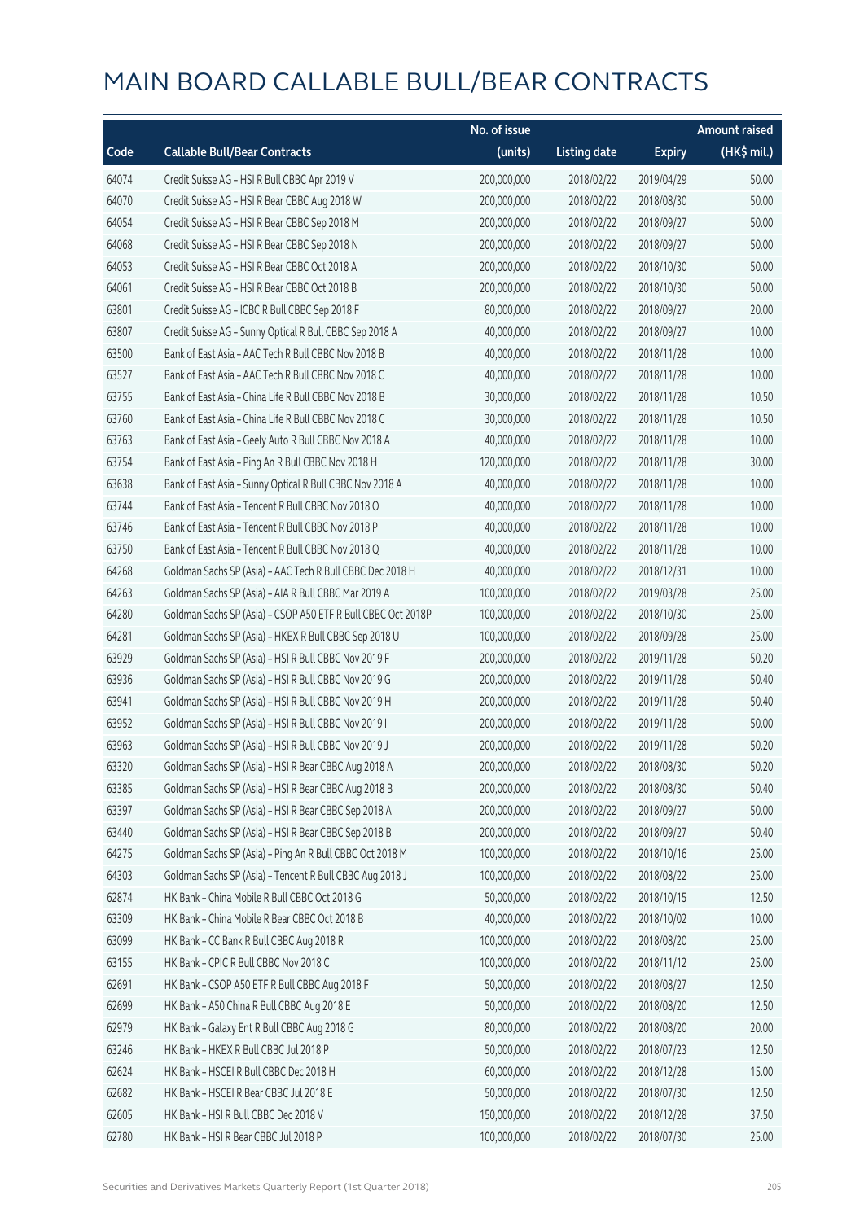# MAIN BOARD CALLABLE BULL/BEAR CONTRACTS

| Code | Callable Bull/Bear Contracts | No. of issue (units) | Listing date | Expiry | Amount raised (HK$ mil.) |
|---|---|---|---|---|---|
| 64074 | Credit Suisse AG – HSI R Bull CBBC Apr 2019 V | 200,000,000 | 2018/02/22 | 2019/04/29 | 50.00 |
| 64070 | Credit Suisse AG – HSI R Bear CBBC Aug 2018 W | 200,000,000 | 2018/02/22 | 2018/08/30 | 50.00 |
| 64054 | Credit Suisse AG – HSI R Bear CBBC Sep 2018 M | 200,000,000 | 2018/02/22 | 2018/09/27 | 50.00 |
| 64068 | Credit Suisse AG – HSI R Bear CBBC Sep 2018 N | 200,000,000 | 2018/02/22 | 2018/09/27 | 50.00 |
| 64053 | Credit Suisse AG – HSI R Bear CBBC Oct 2018 A | 200,000,000 | 2018/02/22 | 2018/10/30 | 50.00 |
| 64061 | Credit Suisse AG – HSI R Bear CBBC Oct 2018 B | 200,000,000 | 2018/02/22 | 2018/10/30 | 50.00 |
| 63801 | Credit Suisse AG – ICBC R Bull CBBC Sep 2018 F | 80,000,000 | 2018/02/22 | 2018/09/27 | 20.00 |
| 63807 | Credit Suisse AG – Sunny Optical R Bull CBBC Sep 2018 A | 40,000,000 | 2018/02/22 | 2018/09/27 | 10.00 |
| 63500 | Bank of East Asia – AAC Tech R Bull CBBC Nov 2018 B | 40,000,000 | 2018/02/22 | 2018/11/28 | 10.00 |
| 63527 | Bank of East Asia – AAC Tech R Bull CBBC Nov 2018 C | 40,000,000 | 2018/02/22 | 2018/11/28 | 10.00 |
| 63755 | Bank of East Asia – China Life R Bull CBBC Nov 2018 B | 30,000,000 | 2018/02/22 | 2018/11/28 | 10.50 |
| 63760 | Bank of East Asia – China Life R Bull CBBC Nov 2018 C | 30,000,000 | 2018/02/22 | 2018/11/28 | 10.50 |
| 63763 | Bank of East Asia – Geely Auto R Bull CBBC Nov 2018 A | 40,000,000 | 2018/02/22 | 2018/11/28 | 10.00 |
| 63754 | Bank of East Asia – Ping An R Bull CBBC Nov 2018 H | 120,000,000 | 2018/02/22 | 2018/11/28 | 30.00 |
| 63638 | Bank of East Asia – Sunny Optical R Bull CBBC Nov 2018 A | 40,000,000 | 2018/02/22 | 2018/11/28 | 10.00 |
| 63744 | Bank of East Asia – Tencent R Bull CBBC Nov 2018 O | 40,000,000 | 2018/02/22 | 2018/11/28 | 10.00 |
| 63746 | Bank of East Asia – Tencent R Bull CBBC Nov 2018 P | 40,000,000 | 2018/02/22 | 2018/11/28 | 10.00 |
| 63750 | Bank of East Asia – Tencent R Bull CBBC Nov 2018 Q | 40,000,000 | 2018/02/22 | 2018/11/28 | 10.00 |
| 64268 | Goldman Sachs SP (Asia) – AAC Tech R Bull CBBC Dec 2018 H | 40,000,000 | 2018/02/22 | 2018/12/31 | 10.00 |
| 64263 | Goldman Sachs SP (Asia) – AIA R Bull CBBC Mar 2019 A | 100,000,000 | 2018/02/22 | 2019/03/28 | 25.00 |
| 64280 | Goldman Sachs SP (Asia) – CSOP A50 ETF R Bull CBBC Oct 2018P | 100,000,000 | 2018/02/22 | 2018/10/30 | 25.00 |
| 64281 | Goldman Sachs SP (Asia) – HKEX R Bull CBBC Sep 2018 U | 100,000,000 | 2018/02/22 | 2018/09/28 | 25.00 |
| 63929 | Goldman Sachs SP (Asia) – HSI R Bull CBBC Nov 2019 F | 200,000,000 | 2018/02/22 | 2019/11/28 | 50.20 |
| 63936 | Goldman Sachs SP (Asia) – HSI R Bull CBBC Nov 2019 G | 200,000,000 | 2018/02/22 | 2019/11/28 | 50.40 |
| 63941 | Goldman Sachs SP (Asia) – HSI R Bull CBBC Nov 2019 H | 200,000,000 | 2018/02/22 | 2019/11/28 | 50.40 |
| 63952 | Goldman Sachs SP (Asia) – HSI R Bull CBBC Nov 2019 I | 200,000,000 | 2018/02/22 | 2019/11/28 | 50.00 |
| 63963 | Goldman Sachs SP (Asia) – HSI R Bull CBBC Nov 2019 J | 200,000,000 | 2018/02/22 | 2019/11/28 | 50.20 |
| 63320 | Goldman Sachs SP (Asia) – HSI R Bear CBBC Aug 2018 A | 200,000,000 | 2018/02/22 | 2018/08/30 | 50.20 |
| 63385 | Goldman Sachs SP (Asia) – HSI R Bear CBBC Aug 2018 B | 200,000,000 | 2018/02/22 | 2018/08/30 | 50.40 |
| 63397 | Goldman Sachs SP (Asia) – HSI R Bear CBBC Sep 2018 A | 200,000,000 | 2018/02/22 | 2018/09/27 | 50.00 |
| 63440 | Goldman Sachs SP (Asia) – HSI R Bear CBBC Sep 2018 B | 200,000,000 | 2018/02/22 | 2018/09/27 | 50.40 |
| 64275 | Goldman Sachs SP (Asia) – Ping An R Bull CBBC Oct 2018 M | 100,000,000 | 2018/02/22 | 2018/10/16 | 25.00 |
| 64303 | Goldman Sachs SP (Asia) – Tencent R Bull CBBC Aug 2018 J | 100,000,000 | 2018/02/22 | 2018/08/22 | 25.00 |
| 62874 | HK Bank – China Mobile R Bull CBBC Oct 2018 G | 50,000,000 | 2018/02/22 | 2018/10/15 | 12.50 |
| 63309 | HK Bank – China Mobile R Bear CBBC Oct 2018 B | 40,000,000 | 2018/02/22 | 2018/10/02 | 10.00 |
| 63099 | HK Bank – CC Bank R Bull CBBC Aug 2018 R | 100,000,000 | 2018/02/22 | 2018/08/20 | 25.00 |
| 63155 | HK Bank – CPIC R Bull CBBC Nov 2018 C | 100,000,000 | 2018/02/22 | 2018/11/12 | 25.00 |
| 62691 | HK Bank – CSOP A50 ETF R Bull CBBC Aug 2018 F | 50,000,000 | 2018/02/22 | 2018/08/27 | 12.50 |
| 62699 | HK Bank – A50 China R Bull CBBC Aug 2018 E | 50,000,000 | 2018/02/22 | 2018/08/20 | 12.50 |
| 62979 | HK Bank – Galaxy Ent R Bull CBBC Aug 2018 G | 80,000,000 | 2018/02/22 | 2018/08/20 | 20.00 |
| 63246 | HK Bank – HKEX R Bull CBBC Jul 2018 P | 50,000,000 | 2018/02/22 | 2018/07/23 | 12.50 |
| 62624 | HK Bank – HSCEI R Bull CBBC Dec 2018 H | 60,000,000 | 2018/02/22 | 2018/12/28 | 15.00 |
| 62682 | HK Bank – HSCEI R Bear CBBC Jul 2018 E | 50,000,000 | 2018/02/22 | 2018/07/30 | 12.50 |
| 62605 | HK Bank – HSI R Bull CBBC Dec 2018 V | 150,000,000 | 2018/02/22 | 2018/12/28 | 37.50 |
| 62780 | HK Bank – HSI R Bear CBBC Jul 2018 P | 100,000,000 | 2018/02/22 | 2018/07/30 | 25.00 |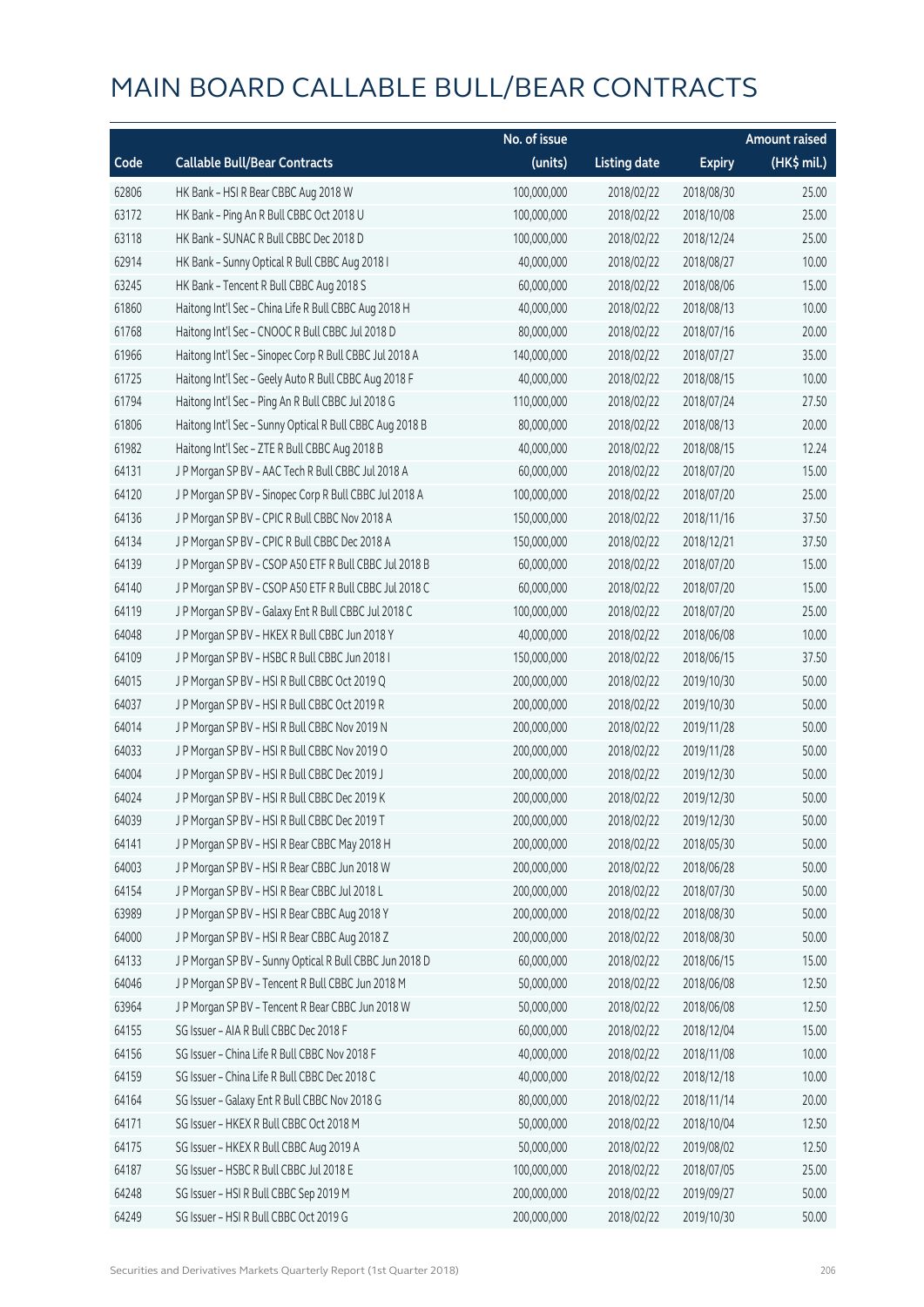# MAIN BOARD CALLABLE BULL/BEAR CONTRACTS

| Code | Callable Bull/Bear Contracts | No. of issue (units) | Listing date | Expiry | Amount raised (HK$ mil.) |
|---|---|---|---|---|---|
| 62806 | HK Bank – HSI R Bear CBBC Aug 2018 W | 100,000,000 | 2018/02/22 | 2018/08/30 | 25.00 |
| 63172 | HK Bank – Ping An R Bull CBBC Oct 2018 U | 100,000,000 | 2018/02/22 | 2018/10/08 | 25.00 |
| 63118 | HK Bank – SUNAC R Bull CBBC Dec 2018 D | 100,000,000 | 2018/02/22 | 2018/12/24 | 25.00 |
| 62914 | HK Bank – Sunny Optical R Bull CBBC Aug 2018 I | 40,000,000 | 2018/02/22 | 2018/08/27 | 10.00 |
| 63245 | HK Bank – Tencent R Bull CBBC Aug 2018 S | 60,000,000 | 2018/02/22 | 2018/08/06 | 15.00 |
| 61860 | Haitong Int'l Sec – China Life R Bull CBBC Aug 2018 H | 40,000,000 | 2018/02/22 | 2018/08/13 | 10.00 |
| 61768 | Haitong Int'l Sec – CNOOC R Bull CBBC Jul 2018 D | 80,000,000 | 2018/02/22 | 2018/07/16 | 20.00 |
| 61966 | Haitong Int'l Sec – Sinopec Corp R Bull CBBC Jul 2018 A | 140,000,000 | 2018/02/22 | 2018/07/27 | 35.00 |
| 61725 | Haitong Int'l Sec – Geely Auto R Bull CBBC Aug 2018 F | 40,000,000 | 2018/02/22 | 2018/08/15 | 10.00 |
| 61794 | Haitong Int'l Sec – Ping An R Bull CBBC Jul 2018 G | 110,000,000 | 2018/02/22 | 2018/07/24 | 27.50 |
| 61806 | Haitong Int'l Sec – Sunny Optical R Bull CBBC Aug 2018 B | 80,000,000 | 2018/02/22 | 2018/08/13 | 20.00 |
| 61982 | Haitong Int'l Sec – ZTE R Bull CBBC Aug 2018 B | 40,000,000 | 2018/02/22 | 2018/08/15 | 12.24 |
| 64131 | J P Morgan SP BV – AAC Tech R Bull CBBC Jul 2018 A | 60,000,000 | 2018/02/22 | 2018/07/20 | 15.00 |
| 64120 | J P Morgan SP BV – Sinopec Corp R Bull CBBC Jul 2018 A | 100,000,000 | 2018/02/22 | 2018/07/20 | 25.00 |
| 64136 | J P Morgan SP BV – CPIC R Bull CBBC Nov 2018 A | 150,000,000 | 2018/02/22 | 2018/11/16 | 37.50 |
| 64134 | J P Morgan SP BV – CPIC R Bull CBBC Dec 2018 A | 150,000,000 | 2018/02/22 | 2018/12/21 | 37.50 |
| 64139 | J P Morgan SP BV – CSOP A50 ETF R Bull CBBC Jul 2018 B | 60,000,000 | 2018/02/22 | 2018/07/20 | 15.00 |
| 64140 | J P Morgan SP BV – CSOP A50 ETF R Bull CBBC Jul 2018 C | 60,000,000 | 2018/02/22 | 2018/07/20 | 15.00 |
| 64119 | J P Morgan SP BV – Galaxy Ent R Bull CBBC Jul 2018 C | 100,000,000 | 2018/02/22 | 2018/07/20 | 25.00 |
| 64048 | J P Morgan SP BV – HKEX R Bull CBBC Jun 2018 Y | 40,000,000 | 2018/02/22 | 2018/06/08 | 10.00 |
| 64109 | J P Morgan SP BV – HSBC R Bull CBBC Jun 2018 I | 150,000,000 | 2018/02/22 | 2018/06/15 | 37.50 |
| 64015 | J P Morgan SP BV – HSI R Bull CBBC Oct 2019 Q | 200,000,000 | 2018/02/22 | 2019/10/30 | 50.00 |
| 64037 | J P Morgan SP BV – HSI R Bull CBBC Oct 2019 R | 200,000,000 | 2018/02/22 | 2019/10/30 | 50.00 |
| 64014 | J P Morgan SP BV – HSI R Bull CBBC Nov 2019 N | 200,000,000 | 2018/02/22 | 2019/11/28 | 50.00 |
| 64033 | J P Morgan SP BV – HSI R Bull CBBC Nov 2019 O | 200,000,000 | 2018/02/22 | 2019/11/28 | 50.00 |
| 64004 | J P Morgan SP BV – HSI R Bull CBBC Dec 2019 J | 200,000,000 | 2018/02/22 | 2019/12/30 | 50.00 |
| 64024 | J P Morgan SP BV – HSI R Bull CBBC Dec 2019 K | 200,000,000 | 2018/02/22 | 2019/12/30 | 50.00 |
| 64039 | J P Morgan SP BV – HSI R Bull CBBC Dec 2019 T | 200,000,000 | 2018/02/22 | 2019/12/30 | 50.00 |
| 64141 | J P Morgan SP BV – HSI R Bear CBBC May 2018 H | 200,000,000 | 2018/02/22 | 2018/05/30 | 50.00 |
| 64003 | J P Morgan SP BV – HSI R Bear CBBC Jun 2018 W | 200,000,000 | 2018/02/22 | 2018/06/28 | 50.00 |
| 64154 | J P Morgan SP BV – HSI R Bear CBBC Jul 2018 L | 200,000,000 | 2018/02/22 | 2018/07/30 | 50.00 |
| 63989 | J P Morgan SP BV – HSI R Bear CBBC Aug 2018 Y | 200,000,000 | 2018/02/22 | 2018/08/30 | 50.00 |
| 64000 | J P Morgan SP BV – HSI R Bear CBBC Aug 2018 Z | 200,000,000 | 2018/02/22 | 2018/08/30 | 50.00 |
| 64133 | J P Morgan SP BV – Sunny Optical R Bull CBBC Jun 2018 D | 60,000,000 | 2018/02/22 | 2018/06/15 | 15.00 |
| 64046 | J P Morgan SP BV – Tencent R Bull CBBC Jun 2018 M | 50,000,000 | 2018/02/22 | 2018/06/08 | 12.50 |
| 63964 | J P Morgan SP BV – Tencent R Bear CBBC Jun 2018 W | 50,000,000 | 2018/02/22 | 2018/06/08 | 12.50 |
| 64155 | SG Issuer – AIA R Bull CBBC Dec 2018 F | 60,000,000 | 2018/02/22 | 2018/12/04 | 15.00 |
| 64156 | SG Issuer – China Life R Bull CBBC Nov 2018 F | 40,000,000 | 2018/02/22 | 2018/11/08 | 10.00 |
| 64159 | SG Issuer – China Life R Bull CBBC Dec 2018 C | 40,000,000 | 2018/02/22 | 2018/12/18 | 10.00 |
| 64164 | SG Issuer – Galaxy Ent R Bull CBBC Nov 2018 G | 80,000,000 | 2018/02/22 | 2018/11/14 | 20.00 |
| 64171 | SG Issuer – HKEX R Bull CBBC Oct 2018 M | 50,000,000 | 2018/02/22 | 2018/10/04 | 12.50 |
| 64175 | SG Issuer – HKEX R Bull CBBC Aug 2019 A | 50,000,000 | 2018/02/22 | 2019/08/02 | 12.50 |
| 64187 | SG Issuer – HSBC R Bull CBBC Jul 2018 E | 100,000,000 | 2018/02/22 | 2018/07/05 | 25.00 |
| 64248 | SG Issuer – HSI R Bull CBBC Sep 2019 M | 200,000,000 | 2018/02/22 | 2019/09/27 | 50.00 |
| 64249 | SG Issuer – HSI R Bull CBBC Oct 2019 G | 200,000,000 | 2018/02/22 | 2019/10/30 | 50.00 |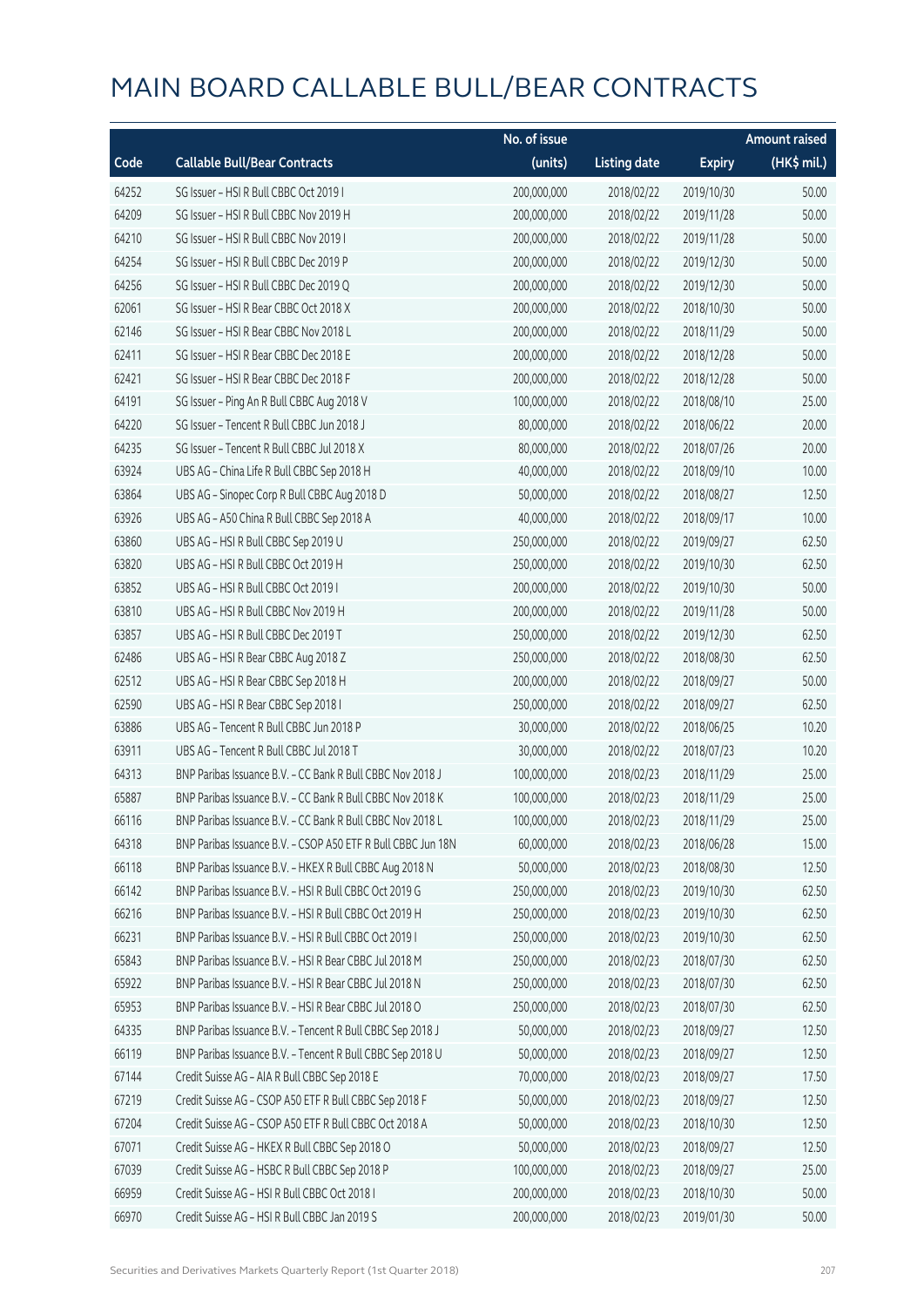# MAIN BOARD CALLABLE BULL/BEAR CONTRACTS

| Code | Callable Bull/Bear Contracts | No. of issue (units) | Listing date | Expiry | Amount raised (HK$ mil.) |
|---|---|---|---|---|---|
| 64252 | SG Issuer – HSI R Bull CBBC Oct 2019 I | 200,000,000 | 2018/02/22 | 2019/10/30 | 50.00 |
| 64209 | SG Issuer – HSI R Bull CBBC Nov 2019 H | 200,000,000 | 2018/02/22 | 2019/11/28 | 50.00 |
| 64210 | SG Issuer – HSI R Bull CBBC Nov 2019 I | 200,000,000 | 2018/02/22 | 2019/11/28 | 50.00 |
| 64254 | SG Issuer – HSI R Bull CBBC Dec 2019 P | 200,000,000 | 2018/02/22 | 2019/12/30 | 50.00 |
| 64256 | SG Issuer – HSI R Bull CBBC Dec 2019 Q | 200,000,000 | 2018/02/22 | 2019/12/30 | 50.00 |
| 62061 | SG Issuer – HSI R Bear CBBC Oct 2018 X | 200,000,000 | 2018/02/22 | 2018/10/30 | 50.00 |
| 62146 | SG Issuer – HSI R Bear CBBC Nov 2018 L | 200,000,000 | 2018/02/22 | 2018/11/29 | 50.00 |
| 62411 | SG Issuer – HSI R Bear CBBC Dec 2018 E | 200,000,000 | 2018/02/22 | 2018/12/28 | 50.00 |
| 62421 | SG Issuer – HSI R Bear CBBC Dec 2018 F | 200,000,000 | 2018/02/22 | 2018/12/28 | 50.00 |
| 64191 | SG Issuer – Ping An R Bull CBBC Aug 2018 V | 100,000,000 | 2018/02/22 | 2018/08/10 | 25.00 |
| 64220 | SG Issuer – Tencent R Bull CBBC Jun 2018 J | 80,000,000 | 2018/02/22 | 2018/06/22 | 20.00 |
| 64235 | SG Issuer – Tencent R Bull CBBC Jul 2018 X | 80,000,000 | 2018/02/22 | 2018/07/26 | 20.00 |
| 63924 | UBS AG – China Life R Bull CBBC Sep 2018 H | 40,000,000 | 2018/02/22 | 2018/09/10 | 10.00 |
| 63864 | UBS AG – Sinopec Corp R Bull CBBC Aug 2018 D | 50,000,000 | 2018/02/22 | 2018/08/27 | 12.50 |
| 63926 | UBS AG – A50 China R Bull CBBC Sep 2018 A | 40,000,000 | 2018/02/22 | 2018/09/17 | 10.00 |
| 63860 | UBS AG – HSI R Bull CBBC Sep 2019 U | 250,000,000 | 2018/02/22 | 2019/09/27 | 62.50 |
| 63820 | UBS AG – HSI R Bull CBBC Oct 2019 H | 250,000,000 | 2018/02/22 | 2019/10/30 | 62.50 |
| 63852 | UBS AG – HSI R Bull CBBC Oct 2019 I | 200,000,000 | 2018/02/22 | 2019/10/30 | 50.00 |
| 63810 | UBS AG – HSI R Bull CBBC Nov 2019 H | 200,000,000 | 2018/02/22 | 2019/11/28 | 50.00 |
| 63857 | UBS AG – HSI R Bull CBBC Dec 2019 T | 250,000,000 | 2018/02/22 | 2019/12/30 | 62.50 |
| 62486 | UBS AG – HSI R Bear CBBC Aug 2018 Z | 250,000,000 | 2018/02/22 | 2018/08/30 | 62.50 |
| 62512 | UBS AG – HSI R Bear CBBC Sep 2018 H | 200,000,000 | 2018/02/22 | 2018/09/27 | 50.00 |
| 62590 | UBS AG – HSI R Bear CBBC Sep 2018 I | 250,000,000 | 2018/02/22 | 2018/09/27 | 62.50 |
| 63886 | UBS AG – Tencent R Bull CBBC Jun 2018 P | 30,000,000 | 2018/02/22 | 2018/06/25 | 10.20 |
| 63911 | UBS AG – Tencent R Bull CBBC Jul 2018 T | 30,000,000 | 2018/02/22 | 2018/07/23 | 10.20 |
| 64313 | BNP Paribas Issuance B.V. – CC Bank R Bull CBBC Nov 2018 J | 100,000,000 | 2018/02/23 | 2018/11/29 | 25.00 |
| 65887 | BNP Paribas Issuance B.V. – CC Bank R Bull CBBC Nov 2018 K | 100,000,000 | 2018/02/23 | 2018/11/29 | 25.00 |
| 66116 | BNP Paribas Issuance B.V. – CC Bank R Bull CBBC Nov 2018 L | 100,000,000 | 2018/02/23 | 2018/11/29 | 25.00 |
| 64318 | BNP Paribas Issuance B.V. – CSOP A50 ETF R Bull CBBC Jun 18N | 60,000,000 | 2018/02/23 | 2018/06/28 | 15.00 |
| 66118 | BNP Paribas Issuance B.V. – HKEX R Bull CBBC Aug 2018 N | 50,000,000 | 2018/02/23 | 2018/08/30 | 12.50 |
| 66142 | BNP Paribas Issuance B.V. – HSI R Bull CBBC Oct 2019 G | 250,000,000 | 2018/02/23 | 2019/10/30 | 62.50 |
| 66216 | BNP Paribas Issuance B.V. – HSI R Bull CBBC Oct 2019 H | 250,000,000 | 2018/02/23 | 2019/10/30 | 62.50 |
| 66231 | BNP Paribas Issuance B.V. – HSI R Bull CBBC Oct 2019 I | 250,000,000 | 2018/02/23 | 2019/10/30 | 62.50 |
| 65843 | BNP Paribas Issuance B.V. – HSI R Bear CBBC Jul 2018 M | 250,000,000 | 2018/02/23 | 2018/07/30 | 62.50 |
| 65922 | BNP Paribas Issuance B.V. – HSI R Bear CBBC Jul 2018 N | 250,000,000 | 2018/02/23 | 2018/07/30 | 62.50 |
| 65953 | BNP Paribas Issuance B.V. – HSI R Bear CBBC Jul 2018 O | 250,000,000 | 2018/02/23 | 2018/07/30 | 62.50 |
| 64335 | BNP Paribas Issuance B.V. – Tencent R Bull CBBC Sep 2018 J | 50,000,000 | 2018/02/23 | 2018/09/27 | 12.50 |
| 66119 | BNP Paribas Issuance B.V. – Tencent R Bull CBBC Sep 2018 U | 50,000,000 | 2018/02/23 | 2018/09/27 | 12.50 |
| 67144 | Credit Suisse AG – AIA R Bull CBBC Sep 2018 E | 70,000,000 | 2018/02/23 | 2018/09/27 | 17.50 |
| 67219 | Credit Suisse AG – CSOP A50 ETF R Bull CBBC Sep 2018 F | 50,000,000 | 2018/02/23 | 2018/09/27 | 12.50 |
| 67204 | Credit Suisse AG – CSOP A50 ETF R Bull CBBC Oct 2018 A | 50,000,000 | 2018/02/23 | 2018/10/30 | 12.50 |
| 67071 | Credit Suisse AG – HKEX R Bull CBBC Sep 2018 O | 50,000,000 | 2018/02/23 | 2018/09/27 | 12.50 |
| 67039 | Credit Suisse AG – HSBC R Bull CBBC Sep 2018 P | 100,000,000 | 2018/02/23 | 2018/09/27 | 25.00 |
| 66959 | Credit Suisse AG – HSI R Bull CBBC Oct 2018 I | 200,000,000 | 2018/02/23 | 2018/10/30 | 50.00 |
| 66970 | Credit Suisse AG – HSI R Bull CBBC Jan 2019 S | 200,000,000 | 2018/02/23 | 2019/01/30 | 50.00 |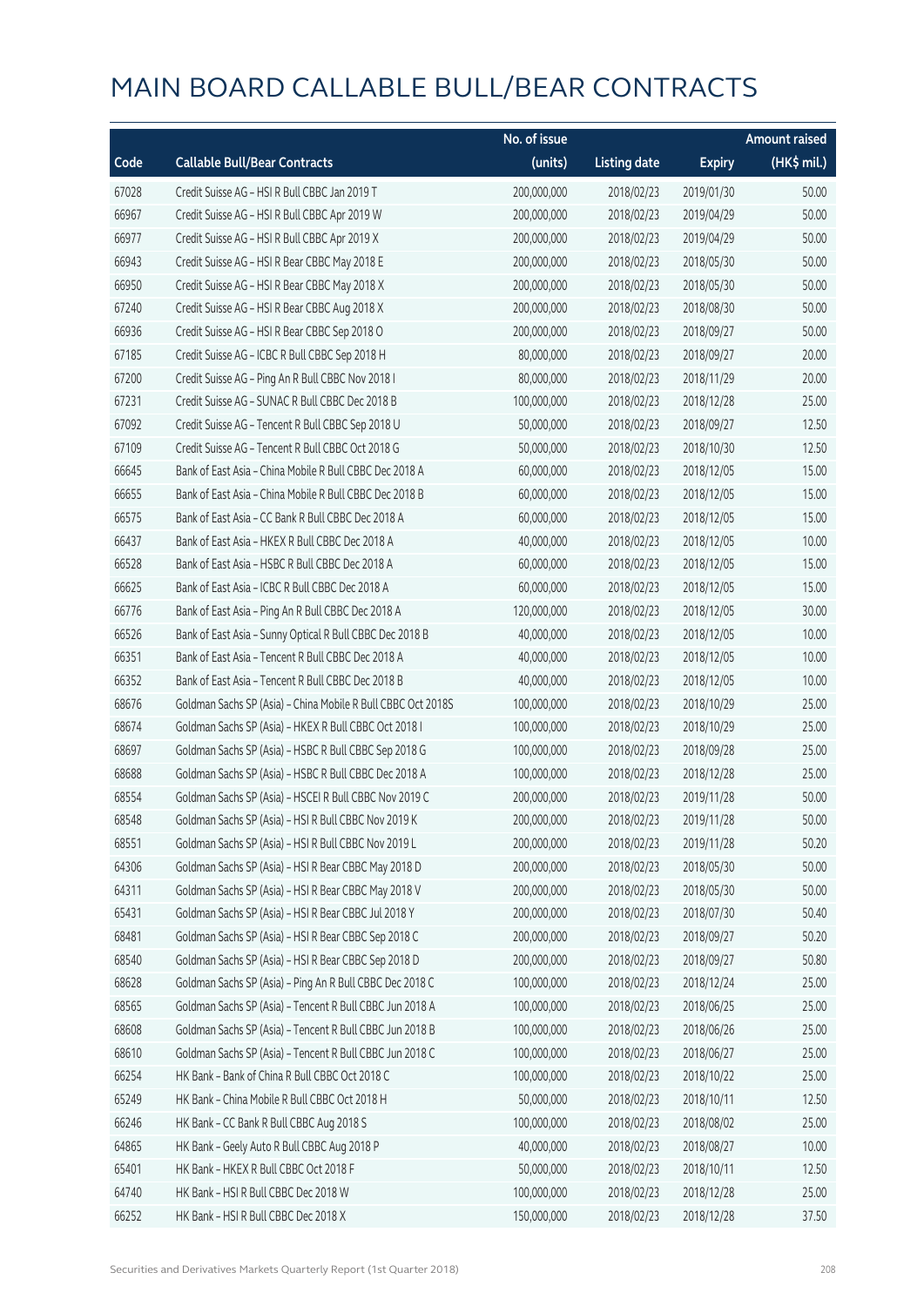# MAIN BOARD CALLABLE BULL/BEAR CONTRACTS

| Code | Callable Bull/Bear Contracts | No. of issue (units) | Listing date | Expiry | Amount raised (HK$ mil.) |
|---|---|---|---|---|---|
| 67028 | Credit Suisse AG – HSI R Bull CBBC Jan 2019 T | 200,000,000 | 2018/02/23 | 2019/01/30 | 50.00 |
| 66967 | Credit Suisse AG – HSI R Bull CBBC Apr 2019 W | 200,000,000 | 2018/02/23 | 2019/04/29 | 50.00 |
| 66977 | Credit Suisse AG – HSI R Bull CBBC Apr 2019 X | 200,000,000 | 2018/02/23 | 2019/04/29 | 50.00 |
| 66943 | Credit Suisse AG – HSI R Bear CBBC May 2018 E | 200,000,000 | 2018/02/23 | 2018/05/30 | 50.00 |
| 66950 | Credit Suisse AG – HSI R Bear CBBC May 2018 X | 200,000,000 | 2018/02/23 | 2018/05/30 | 50.00 |
| 67240 | Credit Suisse AG – HSI R Bear CBBC Aug 2018 X | 200,000,000 | 2018/02/23 | 2018/08/30 | 50.00 |
| 66936 | Credit Suisse AG – HSI R Bear CBBC Sep 2018 O | 200,000,000 | 2018/02/23 | 2018/09/27 | 50.00 |
| 67185 | Credit Suisse AG – ICBC R Bull CBBC Sep 2018 H | 80,000,000 | 2018/02/23 | 2018/09/27 | 20.00 |
| 67200 | Credit Suisse AG – Ping An R Bull CBBC Nov 2018 I | 80,000,000 | 2018/02/23 | 2018/11/29 | 20.00 |
| 67231 | Credit Suisse AG – SUNAC R Bull CBBC Dec 2018 B | 100,000,000 | 2018/02/23 | 2018/12/28 | 25.00 |
| 67092 | Credit Suisse AG – Tencent R Bull CBBC Sep 2018 U | 50,000,000 | 2018/02/23 | 2018/09/27 | 12.50 |
| 67109 | Credit Suisse AG – Tencent R Bull CBBC Oct 2018 G | 50,000,000 | 2018/02/23 | 2018/10/30 | 12.50 |
| 66645 | Bank of East Asia – China Mobile R Bull CBBC Dec 2018 A | 60,000,000 | 2018/02/23 | 2018/12/05 | 15.00 |
| 66655 | Bank of East Asia – China Mobile R Bull CBBC Dec 2018 B | 60,000,000 | 2018/02/23 | 2018/12/05 | 15.00 |
| 66575 | Bank of East Asia – CC Bank R Bull CBBC Dec 2018 A | 60,000,000 | 2018/02/23 | 2018/12/05 | 15.00 |
| 66437 | Bank of East Asia – HKEX R Bull CBBC Dec 2018 A | 40,000,000 | 2018/02/23 | 2018/12/05 | 10.00 |
| 66528 | Bank of East Asia – HSBC R Bull CBBC Dec 2018 A | 60,000,000 | 2018/02/23 | 2018/12/05 | 15.00 |
| 66625 | Bank of East Asia – ICBC R Bull CBBC Dec 2018 A | 60,000,000 | 2018/02/23 | 2018/12/05 | 15.00 |
| 66776 | Bank of East Asia – Ping An R Bull CBBC Dec 2018 A | 120,000,000 | 2018/02/23 | 2018/12/05 | 30.00 |
| 66526 | Bank of East Asia – Sunny Optical R Bull CBBC Dec 2018 B | 40,000,000 | 2018/02/23 | 2018/12/05 | 10.00 |
| 66351 | Bank of East Asia – Tencent R Bull CBBC Dec 2018 A | 40,000,000 | 2018/02/23 | 2018/12/05 | 10.00 |
| 66352 | Bank of East Asia – Tencent R Bull CBBC Dec 2018 B | 40,000,000 | 2018/02/23 | 2018/12/05 | 10.00 |
| 68676 | Goldman Sachs SP (Asia) – China Mobile R Bull CBBC Oct 2018S | 100,000,000 | 2018/02/23 | 2018/10/29 | 25.00 |
| 68674 | Goldman Sachs SP (Asia) – HKEX R Bull CBBC Oct 2018 I | 100,000,000 | 2018/02/23 | 2018/10/29 | 25.00 |
| 68697 | Goldman Sachs SP (Asia) – HSBC R Bull CBBC Sep 2018 G | 100,000,000 | 2018/02/23 | 2018/09/28 | 25.00 |
| 68688 | Goldman Sachs SP (Asia) – HSBC R Bull CBBC Dec 2018 A | 100,000,000 | 2018/02/23 | 2018/12/28 | 25.00 |
| 68554 | Goldman Sachs SP (Asia) – HSCEI R Bull CBBC Nov 2019 C | 200,000,000 | 2018/02/23 | 2019/11/28 | 50.00 |
| 68548 | Goldman Sachs SP (Asia) – HSI R Bull CBBC Nov 2019 K | 200,000,000 | 2018/02/23 | 2019/11/28 | 50.00 |
| 68551 | Goldman Sachs SP (Asia) – HSI R Bull CBBC Nov 2019 L | 200,000,000 | 2018/02/23 | 2019/11/28 | 50.20 |
| 64306 | Goldman Sachs SP (Asia) – HSI R Bear CBBC May 2018 D | 200,000,000 | 2018/02/23 | 2018/05/30 | 50.00 |
| 64311 | Goldman Sachs SP (Asia) – HSI R Bear CBBC May 2018 V | 200,000,000 | 2018/02/23 | 2018/05/30 | 50.00 |
| 65431 | Goldman Sachs SP (Asia) – HSI R Bear CBBC Jul 2018 Y | 200,000,000 | 2018/02/23 | 2018/07/30 | 50.40 |
| 68481 | Goldman Sachs SP (Asia) – HSI R Bear CBBC Sep 2018 C | 200,000,000 | 2018/02/23 | 2018/09/27 | 50.20 |
| 68540 | Goldman Sachs SP (Asia) – HSI R Bear CBBC Sep 2018 D | 200,000,000 | 2018/02/23 | 2018/09/27 | 50.80 |
| 68628 | Goldman Sachs SP (Asia) – Ping An R Bull CBBC Dec 2018 C | 100,000,000 | 2018/02/23 | 2018/12/24 | 25.00 |
| 68565 | Goldman Sachs SP (Asia) – Tencent R Bull CBBC Jun 2018 A | 100,000,000 | 2018/02/23 | 2018/06/25 | 25.00 |
| 68608 | Goldman Sachs SP (Asia) – Tencent R Bull CBBC Jun 2018 B | 100,000,000 | 2018/02/23 | 2018/06/26 | 25.00 |
| 68610 | Goldman Sachs SP (Asia) – Tencent R Bull CBBC Jun 2018 C | 100,000,000 | 2018/02/23 | 2018/06/27 | 25.00 |
| 66254 | HK Bank – Bank of China R Bull CBBC Oct 2018 C | 100,000,000 | 2018/02/23 | 2018/10/22 | 25.00 |
| 65249 | HK Bank – China Mobile R Bull CBBC Oct 2018 H | 50,000,000 | 2018/02/23 | 2018/10/11 | 12.50 |
| 66246 | HK Bank – CC Bank R Bull CBBC Aug 2018 S | 100,000,000 | 2018/02/23 | 2018/08/02 | 25.00 |
| 64865 | HK Bank – Geely Auto R Bull CBBC Aug 2018 P | 40,000,000 | 2018/02/23 | 2018/08/27 | 10.00 |
| 65401 | HK Bank – HKEX R Bull CBBC Oct 2018 F | 50,000,000 | 2018/02/23 | 2018/10/11 | 12.50 |
| 64740 | HK Bank – HSI R Bull CBBC Dec 2018 W | 100,000,000 | 2018/02/23 | 2018/12/28 | 25.00 |
| 66252 | HK Bank – HSI R Bull CBBC Dec 2018 X | 150,000,000 | 2018/02/23 | 2018/12/28 | 37.50 |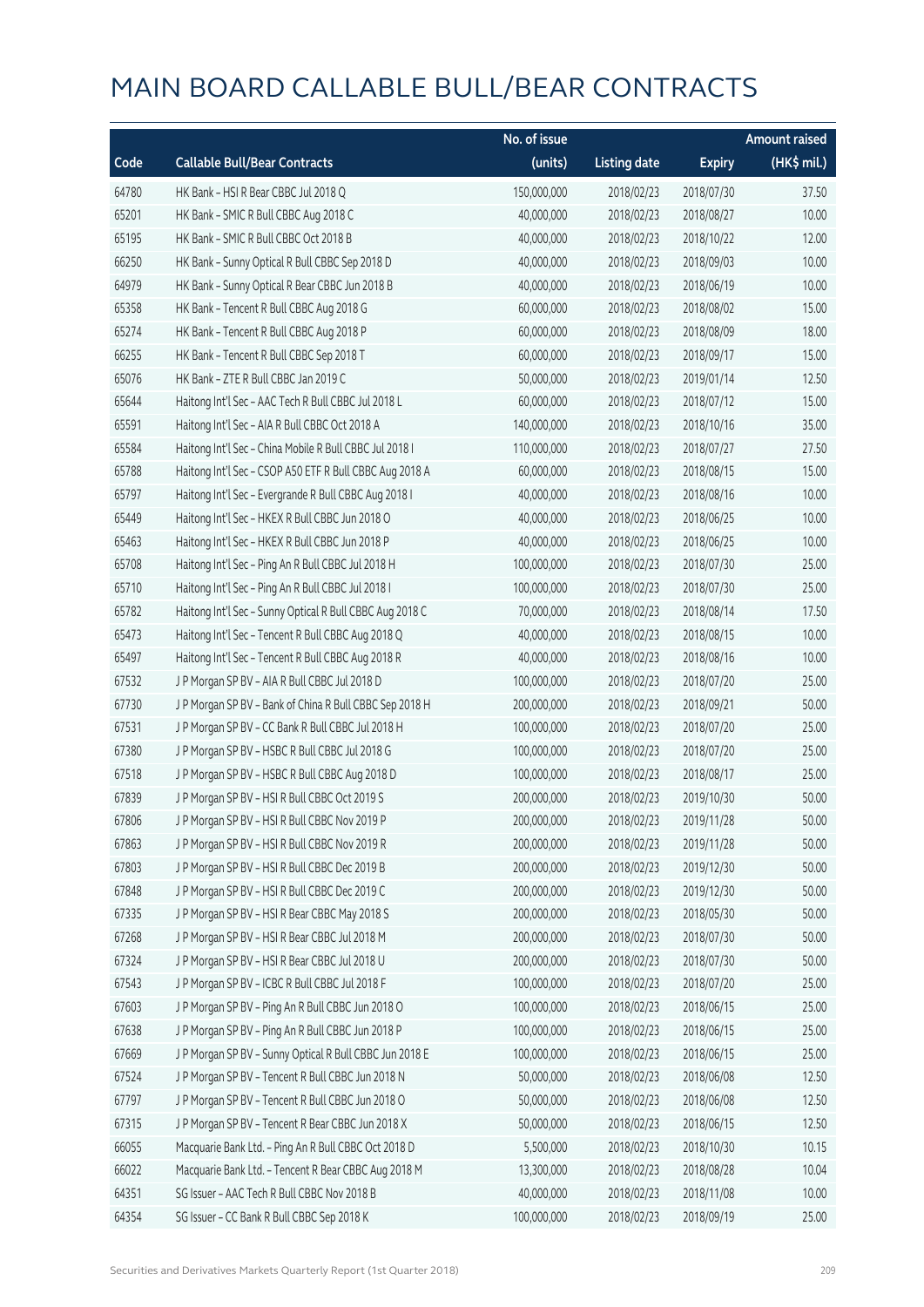# MAIN BOARD CALLABLE BULL/BEAR CONTRACTS

| Code | Callable Bull/Bear Contracts | No. of issue (units) | Listing date | Expiry | Amount raised (HK$ mil.) |
|---|---|---|---|---|---|
| 64780 | HK Bank – HSI R Bear CBBC Jul 2018 Q | 150,000,000 | 2018/02/23 | 2018/07/30 | 37.50 |
| 65201 | HK Bank – SMIC R Bull CBBC Aug 2018 C | 40,000,000 | 2018/02/23 | 2018/08/27 | 10.00 |
| 65195 | HK Bank – SMIC R Bull CBBC Oct 2018 B | 40,000,000 | 2018/02/23 | 2018/10/22 | 12.00 |
| 66250 | HK Bank – Sunny Optical R Bull CBBC Sep 2018 D | 40,000,000 | 2018/02/23 | 2018/09/03 | 10.00 |
| 64979 | HK Bank – Sunny Optical R Bear CBBC Jun 2018 B | 40,000,000 | 2018/02/23 | 2018/06/19 | 10.00 |
| 65358 | HK Bank – Tencent R Bull CBBC Aug 2018 G | 60,000,000 | 2018/02/23 | 2018/08/02 | 15.00 |
| 65274 | HK Bank – Tencent R Bull CBBC Aug 2018 P | 60,000,000 | 2018/02/23 | 2018/08/09 | 18.00 |
| 66255 | HK Bank – Tencent R Bull CBBC Sep 2018 T | 60,000,000 | 2018/02/23 | 2018/09/17 | 15.00 |
| 65076 | HK Bank – ZTE R Bull CBBC Jan 2019 C | 50,000,000 | 2018/02/23 | 2019/01/14 | 12.50 |
| 65644 | Haitong Int'l Sec – AAC Tech R Bull CBBC Jul 2018 L | 60,000,000 | 2018/02/23 | 2018/07/12 | 15.00 |
| 65591 | Haitong Int'l Sec – AIA R Bull CBBC Oct 2018 A | 140,000,000 | 2018/02/23 | 2018/10/16 | 35.00 |
| 65584 | Haitong Int'l Sec – China Mobile R Bull CBBC Jul 2018 I | 110,000,000 | 2018/02/23 | 2018/07/27 | 27.50 |
| 65788 | Haitong Int'l Sec – CSOP A50 ETF R Bull CBBC Aug 2018 A | 60,000,000 | 2018/02/23 | 2018/08/15 | 15.00 |
| 65797 | Haitong Int'l Sec – Evergrande R Bull CBBC Aug 2018 I | 40,000,000 | 2018/02/23 | 2018/08/16 | 10.00 |
| 65449 | Haitong Int'l Sec – HKEX R Bull CBBC Jun 2018 O | 40,000,000 | 2018/02/23 | 2018/06/25 | 10.00 |
| 65463 | Haitong Int'l Sec – HKEX R Bull CBBC Jun 2018 P | 40,000,000 | 2018/02/23 | 2018/06/25 | 10.00 |
| 65708 | Haitong Int'l Sec – Ping An R Bull CBBC Jul 2018 H | 100,000,000 | 2018/02/23 | 2018/07/30 | 25.00 |
| 65710 | Haitong Int'l Sec – Ping An R Bull CBBC Jul 2018 I | 100,000,000 | 2018/02/23 | 2018/07/30 | 25.00 |
| 65782 | Haitong Int'l Sec – Sunny Optical R Bull CBBC Aug 2018 C | 70,000,000 | 2018/02/23 | 2018/08/14 | 17.50 |
| 65473 | Haitong Int'l Sec – Tencent R Bull CBBC Aug 2018 Q | 40,000,000 | 2018/02/23 | 2018/08/15 | 10.00 |
| 65497 | Haitong Int'l Sec – Tencent R Bull CBBC Aug 2018 R | 40,000,000 | 2018/02/23 | 2018/08/16 | 10.00 |
| 67532 | J P Morgan SP BV – AIA R Bull CBBC Jul 2018 D | 100,000,000 | 2018/02/23 | 2018/07/20 | 25.00 |
| 67730 | J P Morgan SP BV – Bank of China R Bull CBBC Sep 2018 H | 200,000,000 | 2018/02/23 | 2018/09/21 | 50.00 |
| 67531 | J P Morgan SP BV – CC Bank R Bull CBBC Jul 2018 H | 100,000,000 | 2018/02/23 | 2018/07/20 | 25.00 |
| 67380 | J P Morgan SP BV – HSBC R Bull CBBC Jul 2018 G | 100,000,000 | 2018/02/23 | 2018/07/20 | 25.00 |
| 67518 | J P Morgan SP BV – HSBC R Bull CBBC Aug 2018 D | 100,000,000 | 2018/02/23 | 2018/08/17 | 25.00 |
| 67839 | J P Morgan SP BV – HSI R Bull CBBC Oct 2019 S | 200,000,000 | 2018/02/23 | 2019/10/30 | 50.00 |
| 67806 | J P Morgan SP BV – HSI R Bull CBBC Nov 2019 P | 200,000,000 | 2018/02/23 | 2019/11/28 | 50.00 |
| 67863 | J P Morgan SP BV – HSI R Bull CBBC Nov 2019 R | 200,000,000 | 2018/02/23 | 2019/11/28 | 50.00 |
| 67803 | J P Morgan SP BV – HSI R Bull CBBC Dec 2019 B | 200,000,000 | 2018/02/23 | 2019/12/30 | 50.00 |
| 67848 | J P Morgan SP BV – HSI R Bull CBBC Dec 2019 C | 200,000,000 | 2018/02/23 | 2019/12/30 | 50.00 |
| 67335 | J P Morgan SP BV – HSI R Bear CBBC May 2018 S | 200,000,000 | 2018/02/23 | 2018/05/30 | 50.00 |
| 67268 | J P Morgan SP BV – HSI R Bear CBBC Jul 2018 M | 200,000,000 | 2018/02/23 | 2018/07/30 | 50.00 |
| 67324 | J P Morgan SP BV – HSI R Bear CBBC Jul 2018 U | 200,000,000 | 2018/02/23 | 2018/07/30 | 50.00 |
| 67543 | J P Morgan SP BV – ICBC R Bull CBBC Jul 2018 F | 100,000,000 | 2018/02/23 | 2018/07/20 | 25.00 |
| 67603 | J P Morgan SP BV – Ping An R Bull CBBC Jun 2018 O | 100,000,000 | 2018/02/23 | 2018/06/15 | 25.00 |
| 67638 | J P Morgan SP BV – Ping An R Bull CBBC Jun 2018 P | 100,000,000 | 2018/02/23 | 2018/06/15 | 25.00 |
| 67669 | J P Morgan SP BV – Sunny Optical R Bull CBBC Jun 2018 E | 100,000,000 | 2018/02/23 | 2018/06/15 | 25.00 |
| 67524 | J P Morgan SP BV – Tencent R Bull CBBC Jun 2018 N | 50,000,000 | 2018/02/23 | 2018/06/08 | 12.50 |
| 67797 | J P Morgan SP BV – Tencent R Bull CBBC Jun 2018 O | 50,000,000 | 2018/02/23 | 2018/06/08 | 12.50 |
| 67315 | J P Morgan SP BV – Tencent R Bear CBBC Jun 2018 X | 50,000,000 | 2018/02/23 | 2018/06/15 | 12.50 |
| 66055 | Macquarie Bank Ltd. – Ping An R Bull CBBC Oct 2018 D | 5,500,000 | 2018/02/23 | 2018/10/30 | 10.15 |
| 66022 | Macquarie Bank Ltd. – Tencent R Bear CBBC Aug 2018 M | 13,300,000 | 2018/02/23 | 2018/08/28 | 10.04 |
| 64351 | SG Issuer – AAC Tech R Bull CBBC Nov 2018 B | 40,000,000 | 2018/02/23 | 2018/11/08 | 10.00 |
| 64354 | SG Issuer – CC Bank R Bull CBBC Sep 2018 K | 100,000,000 | 2018/02/23 | 2018/09/19 | 25.00 |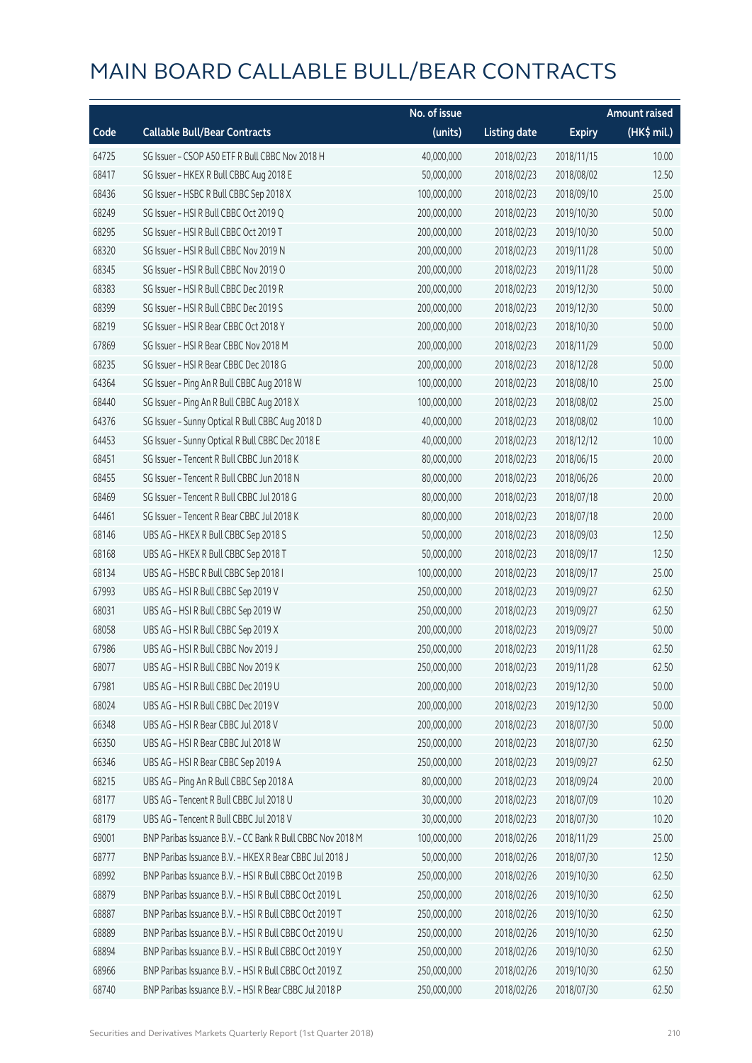# MAIN BOARD CALLABLE BULL/BEAR CONTRACTS

| Code | Callable Bull/Bear Contracts | No. of issue (units) | Listing date | Expiry | Amount raised (HK$ mil.) |
|---|---|---|---|---|---|
| 64725 | SG Issuer – CSOP A50 ETF R Bull CBBC Nov 2018 H | 40,000,000 | 2018/02/23 | 2018/11/15 | 10.00 |
| 68417 | SG Issuer – HKEX R Bull CBBC Aug 2018 E | 50,000,000 | 2018/02/23 | 2018/08/02 | 12.50 |
| 68436 | SG Issuer – HSBC R Bull CBBC Sep 2018 X | 100,000,000 | 2018/02/23 | 2018/09/10 | 25.00 |
| 68249 | SG Issuer – HSI R Bull CBBC Oct 2019 Q | 200,000,000 | 2018/02/23 | 2019/10/30 | 50.00 |
| 68295 | SG Issuer – HSI R Bull CBBC Oct 2019 T | 200,000,000 | 2018/02/23 | 2019/10/30 | 50.00 |
| 68320 | SG Issuer – HSI R Bull CBBC Nov 2019 N | 200,000,000 | 2018/02/23 | 2019/11/28 | 50.00 |
| 68345 | SG Issuer – HSI R Bull CBBC Nov 2019 O | 200,000,000 | 2018/02/23 | 2019/11/28 | 50.00 |
| 68383 | SG Issuer – HSI R Bull CBBC Dec 2019 R | 200,000,000 | 2018/02/23 | 2019/12/30 | 50.00 |
| 68399 | SG Issuer – HSI R Bull CBBC Dec 2019 S | 200,000,000 | 2018/02/23 | 2019/12/30 | 50.00 |
| 68219 | SG Issuer – HSI R Bear CBBC Oct 2018 Y | 200,000,000 | 2018/02/23 | 2018/10/30 | 50.00 |
| 67869 | SG Issuer – HSI R Bear CBBC Nov 2018 M | 200,000,000 | 2018/02/23 | 2018/11/29 | 50.00 |
| 68235 | SG Issuer – HSI R Bear CBBC Dec 2018 G | 200,000,000 | 2018/02/23 | 2018/12/28 | 50.00 |
| 64364 | SG Issuer – Ping An R Bull CBBC Aug 2018 W | 100,000,000 | 2018/02/23 | 2018/08/10 | 25.00 |
| 68440 | SG Issuer – Ping An R Bull CBBC Aug 2018 X | 100,000,000 | 2018/02/23 | 2018/08/02 | 25.00 |
| 64376 | SG Issuer – Sunny Optical R Bull CBBC Aug 2018 D | 40,000,000 | 2018/02/23 | 2018/08/02 | 10.00 |
| 64453 | SG Issuer – Sunny Optical R Bull CBBC Dec 2018 E | 40,000,000 | 2018/02/23 | 2018/12/12 | 10.00 |
| 68451 | SG Issuer – Tencent R Bull CBBC Jun 2018 K | 80,000,000 | 2018/02/23 | 2018/06/15 | 20.00 |
| 68455 | SG Issuer – Tencent R Bull CBBC Jun 2018 N | 80,000,000 | 2018/02/23 | 2018/06/26 | 20.00 |
| 68469 | SG Issuer – Tencent R Bull CBBC Jul 2018 G | 80,000,000 | 2018/02/23 | 2018/07/18 | 20.00 |
| 64461 | SG Issuer – Tencent R Bear CBBC Jul 2018 K | 80,000,000 | 2018/02/23 | 2018/07/18 | 20.00 |
| 68146 | UBS AG – HKEX R Bull CBBC Sep 2018 S | 50,000,000 | 2018/02/23 | 2018/09/03 | 12.50 |
| 68168 | UBS AG – HKEX R Bull CBBC Sep 2018 T | 50,000,000 | 2018/02/23 | 2018/09/17 | 12.50 |
| 68134 | UBS AG – HSBC R Bull CBBC Sep 2018 I | 100,000,000 | 2018/02/23 | 2018/09/17 | 25.00 |
| 67993 | UBS AG – HSI R Bull CBBC Sep 2019 V | 250,000,000 | 2018/02/23 | 2019/09/27 | 62.50 |
| 68031 | UBS AG – HSI R Bull CBBC Sep 2019 W | 250,000,000 | 2018/02/23 | 2019/09/27 | 62.50 |
| 68058 | UBS AG – HSI R Bull CBBC Sep 2019 X | 200,000,000 | 2018/02/23 | 2019/09/27 | 50.00 |
| 67986 | UBS AG – HSI R Bull CBBC Nov 2019 J | 250,000,000 | 2018/02/23 | 2019/11/28 | 62.50 |
| 68077 | UBS AG – HSI R Bull CBBC Nov 2019 K | 250,000,000 | 2018/02/23 | 2019/11/28 | 62.50 |
| 67981 | UBS AG – HSI R Bull CBBC Dec 2019 U | 200,000,000 | 2018/02/23 | 2019/12/30 | 50.00 |
| 68024 | UBS AG – HSI R Bull CBBC Dec 2019 V | 200,000,000 | 2018/02/23 | 2019/12/30 | 50.00 |
| 66348 | UBS AG – HSI R Bear CBBC Jul 2018 V | 200,000,000 | 2018/02/23 | 2018/07/30 | 50.00 |
| 66350 | UBS AG – HSI R Bear CBBC Jul 2018 W | 250,000,000 | 2018/02/23 | 2018/07/30 | 62.50 |
| 66346 | UBS AG – HSI R Bear CBBC Sep 2019 A | 250,000,000 | 2018/02/23 | 2019/09/27 | 62.50 |
| 68215 | UBS AG – Ping An R Bull CBBC Sep 2018 A | 80,000,000 | 2018/02/23 | 2018/09/24 | 20.00 |
| 68177 | UBS AG – Tencent R Bull CBBC Jul 2018 U | 30,000,000 | 2018/02/23 | 2018/07/09 | 10.20 |
| 68179 | UBS AG – Tencent R Bull CBBC Jul 2018 V | 30,000,000 | 2018/02/23 | 2018/07/30 | 10.20 |
| 69001 | BNP Paribas Issuance B.V. – CC Bank R Bull CBBC Nov 2018 M | 100,000,000 | 2018/02/26 | 2018/11/29 | 25.00 |
| 68777 | BNP Paribas Issuance B.V. – HKEX R Bear CBBC Jul 2018 J | 50,000,000 | 2018/02/26 | 2018/07/30 | 12.50 |
| 68992 | BNP Paribas Issuance B.V. – HSI R Bull CBBC Oct 2019 B | 250,000,000 | 2018/02/26 | 2019/10/30 | 62.50 |
| 68879 | BNP Paribas Issuance B.V. – HSI R Bull CBBC Oct 2019 L | 250,000,000 | 2018/02/26 | 2019/10/30 | 62.50 |
| 68887 | BNP Paribas Issuance B.V. – HSI R Bull CBBC Oct 2019 T | 250,000,000 | 2018/02/26 | 2019/10/30 | 62.50 |
| 68889 | BNP Paribas Issuance B.V. – HSI R Bull CBBC Oct 2019 U | 250,000,000 | 2018/02/26 | 2019/10/30 | 62.50 |
| 68894 | BNP Paribas Issuance B.V. – HSI R Bull CBBC Oct 2019 Y | 250,000,000 | 2018/02/26 | 2019/10/30 | 62.50 |
| 68966 | BNP Paribas Issuance B.V. – HSI R Bull CBBC Oct 2019 Z | 250,000,000 | 2018/02/26 | 2019/10/30 | 62.50 |
| 68740 | BNP Paribas Issuance B.V. – HSI R Bear CBBC Jul 2018 P | 250,000,000 | 2018/02/26 | 2018/07/30 | 62.50 |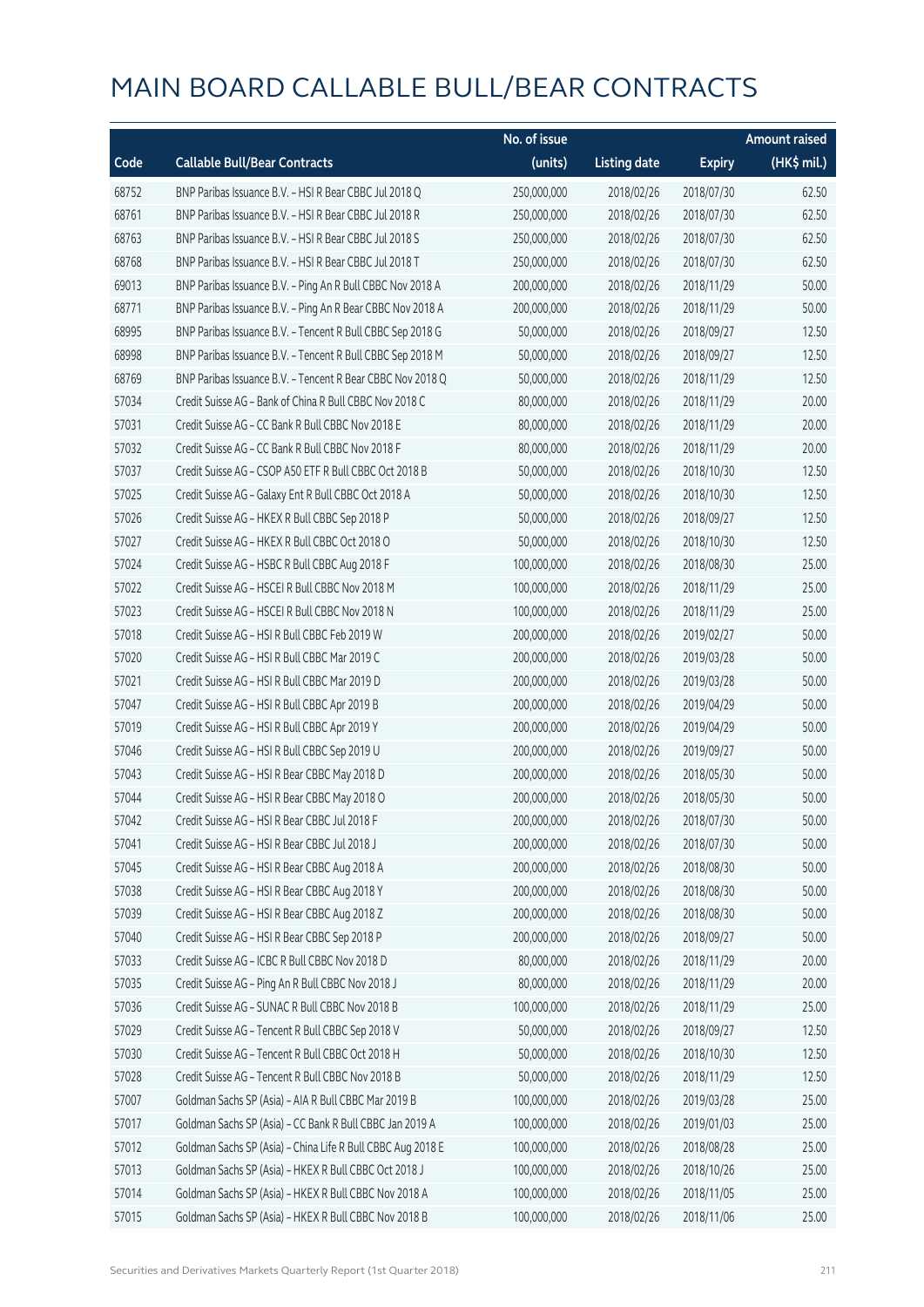# MAIN BOARD CALLABLE BULL/BEAR CONTRACTS

| Code | Callable Bull/Bear Contracts | No. of issue (units) | Listing date | Expiry | Amount raised (HK$ mil.) |
|---|---|---|---|---|---|
| 68752 | BNP Paribas Issuance B.V. – HSI R Bear CBBC Jul 2018 Q | 250,000,000 | 2018/02/26 | 2018/07/30 | 62.50 |
| 68761 | BNP Paribas Issuance B.V. – HSI R Bear CBBC Jul 2018 R | 250,000,000 | 2018/02/26 | 2018/07/30 | 62.50 |
| 68763 | BNP Paribas Issuance B.V. – HSI R Bear CBBC Jul 2018 S | 250,000,000 | 2018/02/26 | 2018/07/30 | 62.50 |
| 68768 | BNP Paribas Issuance B.V. – HSI R Bear CBBC Jul 2018 T | 250,000,000 | 2018/02/26 | 2018/07/30 | 62.50 |
| 69013 | BNP Paribas Issuance B.V. – Ping An R Bull CBBC Nov 2018 A | 200,000,000 | 2018/02/26 | 2018/11/29 | 50.00 |
| 68771 | BNP Paribas Issuance B.V. – Ping An R Bear CBBC Nov 2018 A | 200,000,000 | 2018/02/26 | 2018/11/29 | 50.00 |
| 68995 | BNP Paribas Issuance B.V. – Tencent R Bull CBBC Sep 2018 G | 50,000,000 | 2018/02/26 | 2018/09/27 | 12.50 |
| 68998 | BNP Paribas Issuance B.V. – Tencent R Bull CBBC Sep 2018 M | 50,000,000 | 2018/02/26 | 2018/09/27 | 12.50 |
| 68769 | BNP Paribas Issuance B.V. – Tencent R Bear CBBC Nov 2018 Q | 50,000,000 | 2018/02/26 | 2018/11/29 | 12.50 |
| 57034 | Credit Suisse AG – Bank of China R Bull CBBC Nov 2018 C | 80,000,000 | 2018/02/26 | 2018/11/29 | 20.00 |
| 57031 | Credit Suisse AG – CC Bank R Bull CBBC Nov 2018 E | 80,000,000 | 2018/02/26 | 2018/11/29 | 20.00 |
| 57032 | Credit Suisse AG – CC Bank R Bull CBBC Nov 2018 F | 80,000,000 | 2018/02/26 | 2018/11/29 | 20.00 |
| 57037 | Credit Suisse AG – CSOP A50 ETF R Bull CBBC Oct 2018 B | 50,000,000 | 2018/02/26 | 2018/10/30 | 12.50 |
| 57025 | Credit Suisse AG – Galaxy Ent R Bull CBBC Oct 2018 A | 50,000,000 | 2018/02/26 | 2018/10/30 | 12.50 |
| 57026 | Credit Suisse AG – HKEX R Bull CBBC Sep 2018 P | 50,000,000 | 2018/02/26 | 2018/09/27 | 12.50 |
| 57027 | Credit Suisse AG – HKEX R Bull CBBC Oct 2018 O | 50,000,000 | 2018/02/26 | 2018/10/30 | 12.50 |
| 57024 | Credit Suisse AG – HSBC R Bull CBBC Aug 2018 F | 100,000,000 | 2018/02/26 | 2018/08/30 | 25.00 |
| 57022 | Credit Suisse AG – HSCEI R Bull CBBC Nov 2018 M | 100,000,000 | 2018/02/26 | 2018/11/29 | 25.00 |
| 57023 | Credit Suisse AG – HSCEI R Bull CBBC Nov 2018 N | 100,000,000 | 2018/02/26 | 2018/11/29 | 25.00 |
| 57018 | Credit Suisse AG – HSI R Bull CBBC Feb 2019 W | 200,000,000 | 2018/02/26 | 2019/02/27 | 50.00 |
| 57020 | Credit Suisse AG – HSI R Bull CBBC Mar 2019 C | 200,000,000 | 2018/02/26 | 2019/03/28 | 50.00 |
| 57021 | Credit Suisse AG – HSI R Bull CBBC Mar 2019 D | 200,000,000 | 2018/02/26 | 2019/03/28 | 50.00 |
| 57047 | Credit Suisse AG – HSI R Bull CBBC Apr 2019 B | 200,000,000 | 2018/02/26 | 2019/04/29 | 50.00 |
| 57019 | Credit Suisse AG – HSI R Bull CBBC Apr 2019 Y | 200,000,000 | 2018/02/26 | 2019/04/29 | 50.00 |
| 57046 | Credit Suisse AG – HSI R Bull CBBC Sep 2019 U | 200,000,000 | 2018/02/26 | 2019/09/27 | 50.00 |
| 57043 | Credit Suisse AG – HSI R Bear CBBC May 2018 D | 200,000,000 | 2018/02/26 | 2018/05/30 | 50.00 |
| 57044 | Credit Suisse AG – HSI R Bear CBBC May 2018 O | 200,000,000 | 2018/02/26 | 2018/05/30 | 50.00 |
| 57042 | Credit Suisse AG – HSI R Bear CBBC Jul 2018 F | 200,000,000 | 2018/02/26 | 2018/07/30 | 50.00 |
| 57041 | Credit Suisse AG – HSI R Bear CBBC Jul 2018 J | 200,000,000 | 2018/02/26 | 2018/07/30 | 50.00 |
| 57045 | Credit Suisse AG – HSI R Bear CBBC Aug 2018 A | 200,000,000 | 2018/02/26 | 2018/08/30 | 50.00 |
| 57038 | Credit Suisse AG – HSI R Bear CBBC Aug 2018 Y | 200,000,000 | 2018/02/26 | 2018/08/30 | 50.00 |
| 57039 | Credit Suisse AG – HSI R Bear CBBC Aug 2018 Z | 200,000,000 | 2018/02/26 | 2018/08/30 | 50.00 |
| 57040 | Credit Suisse AG – HSI R Bear CBBC Sep 2018 P | 200,000,000 | 2018/02/26 | 2018/09/27 | 50.00 |
| 57033 | Credit Suisse AG – ICBC R Bull CBBC Nov 2018 D | 80,000,000 | 2018/02/26 | 2018/11/29 | 20.00 |
| 57035 | Credit Suisse AG – Ping An R Bull CBBC Nov 2018 J | 80,000,000 | 2018/02/26 | 2018/11/29 | 20.00 |
| 57036 | Credit Suisse AG – SUNAC R Bull CBBC Nov 2018 B | 100,000,000 | 2018/02/26 | 2018/11/29 | 25.00 |
| 57029 | Credit Suisse AG – Tencent R Bull CBBC Sep 2018 V | 50,000,000 | 2018/02/26 | 2018/09/27 | 12.50 |
| 57030 | Credit Suisse AG – Tencent R Bull CBBC Oct 2018 H | 50,000,000 | 2018/02/26 | 2018/10/30 | 12.50 |
| 57028 | Credit Suisse AG – Tencent R Bull CBBC Nov 2018 B | 50,000,000 | 2018/02/26 | 2018/11/29 | 12.50 |
| 57007 | Goldman Sachs SP (Asia) – AIA R Bull CBBC Mar 2019 B | 100,000,000 | 2018/02/26 | 2019/03/28 | 25.00 |
| 57017 | Goldman Sachs SP (Asia) – CC Bank R Bull CBBC Jan 2019 A | 100,000,000 | 2018/02/26 | 2019/01/03 | 25.00 |
| 57012 | Goldman Sachs SP (Asia) – China Life R Bull CBBC Aug 2018 E | 100,000,000 | 2018/02/26 | 2018/08/28 | 25.00 |
| 57013 | Goldman Sachs SP (Asia) – HKEX R Bull CBBC Oct 2018 J | 100,000,000 | 2018/02/26 | 2018/10/26 | 25.00 |
| 57014 | Goldman Sachs SP (Asia) – HKEX R Bull CBBC Nov 2018 A | 100,000,000 | 2018/02/26 | 2018/11/05 | 25.00 |
| 57015 | Goldman Sachs SP (Asia) – HKEX R Bull CBBC Nov 2018 B | 100,000,000 | 2018/02/26 | 2018/11/06 | 25.00 |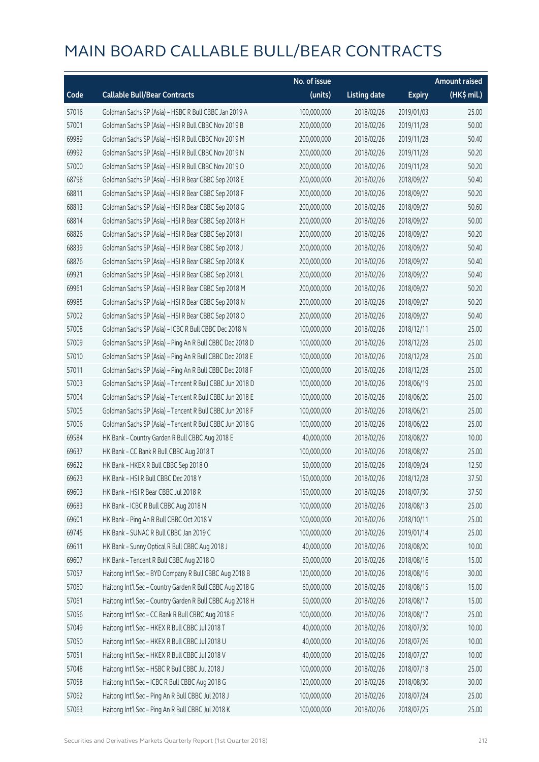# MAIN BOARD CALLABLE BULL/BEAR CONTRACTS

| Code | Callable Bull/Bear Contracts | No. of issue (units) | Listing date | Expiry | Amount raised (HK$ mil.) |
|---|---|---|---|---|---|
| 57016 | Goldman Sachs SP (Asia) – HSBC R Bull CBBC Jan 2019 A | 100,000,000 | 2018/02/26 | 2019/01/03 | 25.00 |
| 57001 | Goldman Sachs SP (Asia) – HSI R Bull CBBC Nov 2019 B | 200,000,000 | 2018/02/26 | 2019/11/28 | 50.00 |
| 69989 | Goldman Sachs SP (Asia) – HSI R Bull CBBC Nov 2019 M | 200,000,000 | 2018/02/26 | 2019/11/28 | 50.40 |
| 69992 | Goldman Sachs SP (Asia) – HSI R Bull CBBC Nov 2019 N | 200,000,000 | 2018/02/26 | 2019/11/28 | 50.20 |
| 57000 | Goldman Sachs SP (Asia) – HSI R Bull CBBC Nov 2019 O | 200,000,000 | 2018/02/26 | 2019/11/28 | 50.20 |
| 68798 | Goldman Sachs SP (Asia) – HSI R Bear CBBC Sep 2018 E | 200,000,000 | 2018/02/26 | 2018/09/27 | 50.40 |
| 68811 | Goldman Sachs SP (Asia) – HSI R Bear CBBC Sep 2018 F | 200,000,000 | 2018/02/26 | 2018/09/27 | 50.20 |
| 68813 | Goldman Sachs SP (Asia) – HSI R Bear CBBC Sep 2018 G | 200,000,000 | 2018/02/26 | 2018/09/27 | 50.60 |
| 68814 | Goldman Sachs SP (Asia) – HSI R Bear CBBC Sep 2018 H | 200,000,000 | 2018/02/26 | 2018/09/27 | 50.00 |
| 68826 | Goldman Sachs SP (Asia) – HSI R Bear CBBC Sep 2018 I | 200,000,000 | 2018/02/26 | 2018/09/27 | 50.20 |
| 68839 | Goldman Sachs SP (Asia) – HSI R Bear CBBC Sep 2018 J | 200,000,000 | 2018/02/26 | 2018/09/27 | 50.40 |
| 68876 | Goldman Sachs SP (Asia) – HSI R Bear CBBC Sep 2018 K | 200,000,000 | 2018/02/26 | 2018/09/27 | 50.40 |
| 69921 | Goldman Sachs SP (Asia) – HSI R Bear CBBC Sep 2018 L | 200,000,000 | 2018/02/26 | 2018/09/27 | 50.40 |
| 69961 | Goldman Sachs SP (Asia) – HSI R Bear CBBC Sep 2018 M | 200,000,000 | 2018/02/26 | 2018/09/27 | 50.20 |
| 69985 | Goldman Sachs SP (Asia) – HSI R Bear CBBC Sep 2018 N | 200,000,000 | 2018/02/26 | 2018/09/27 | 50.20 |
| 57002 | Goldman Sachs SP (Asia) – HSI R Bear CBBC Sep 2018 O | 200,000,000 | 2018/02/26 | 2018/09/27 | 50.40 |
| 57008 | Goldman Sachs SP (Asia) – ICBC R Bull CBBC Dec 2018 N | 100,000,000 | 2018/02/26 | 2018/12/11 | 25.00 |
| 57009 | Goldman Sachs SP (Asia) – Ping An R Bull CBBC Dec 2018 D | 100,000,000 | 2018/02/26 | 2018/12/28 | 25.00 |
| 57010 | Goldman Sachs SP (Asia) – Ping An R Bull CBBC Dec 2018 E | 100,000,000 | 2018/02/26 | 2018/12/28 | 25.00 |
| 57011 | Goldman Sachs SP (Asia) – Ping An R Bull CBBC Dec 2018 F | 100,000,000 | 2018/02/26 | 2018/12/28 | 25.00 |
| 57003 | Goldman Sachs SP (Asia) – Tencent R Bull CBBC Jun 2018 D | 100,000,000 | 2018/02/26 | 2018/06/19 | 25.00 |
| 57004 | Goldman Sachs SP (Asia) – Tencent R Bull CBBC Jun 2018 E | 100,000,000 | 2018/02/26 | 2018/06/20 | 25.00 |
| 57005 | Goldman Sachs SP (Asia) – Tencent R Bull CBBC Jun 2018 F | 100,000,000 | 2018/02/26 | 2018/06/21 | 25.00 |
| 57006 | Goldman Sachs SP (Asia) – Tencent R Bull CBBC Jun 2018 G | 100,000,000 | 2018/02/26 | 2018/06/22 | 25.00 |
| 69584 | HK Bank – Country Garden R Bull CBBC Aug 2018 E | 40,000,000 | 2018/02/26 | 2018/08/27 | 10.00 |
| 69637 | HK Bank – CC Bank R Bull CBBC Aug 2018 T | 100,000,000 | 2018/02/26 | 2018/08/27 | 25.00 |
| 69622 | HK Bank – HKEX R Bull CBBC Sep 2018 O | 50,000,000 | 2018/02/26 | 2018/09/24 | 12.50 |
| 69623 | HK Bank – HSI R Bull CBBC Dec 2018 Y | 150,000,000 | 2018/02/26 | 2018/12/28 | 37.50 |
| 69603 | HK Bank – HSI R Bear CBBC Jul 2018 R | 150,000,000 | 2018/02/26 | 2018/07/30 | 37.50 |
| 69683 | HK Bank – ICBC R Bull CBBC Aug 2018 N | 100,000,000 | 2018/02/26 | 2018/08/13 | 25.00 |
| 69601 | HK Bank – Ping An R Bull CBBC Oct 2018 V | 100,000,000 | 2018/02/26 | 2018/10/11 | 25.00 |
| 69745 | HK Bank – SUNAC R Bull CBBC Jan 2019 C | 100,000,000 | 2018/02/26 | 2019/01/14 | 25.00 |
| 69611 | HK Bank – Sunny Optical R Bull CBBC Aug 2018 J | 40,000,000 | 2018/02/26 | 2018/08/20 | 10.00 |
| 69607 | HK Bank – Tencent R Bull CBBC Aug 2018 O | 60,000,000 | 2018/02/26 | 2018/08/16 | 15.00 |
| 57057 | Haitong Int'l Sec – BYD Company R Bull CBBC Aug 2018 B | 120,000,000 | 2018/02/26 | 2018/08/16 | 30.00 |
| 57060 | Haitong Int'l Sec – Country Garden R Bull CBBC Aug 2018 G | 60,000,000 | 2018/02/26 | 2018/08/15 | 15.00 |
| 57061 | Haitong Int'l Sec – Country Garden R Bull CBBC Aug 2018 H | 60,000,000 | 2018/02/26 | 2018/08/17 | 15.00 |
| 57056 | Haitong Int'l Sec – CC Bank R Bull CBBC Aug 2018 E | 100,000,000 | 2018/02/26 | 2018/08/17 | 25.00 |
| 57049 | Haitong Int'l Sec – HKEX R Bull CBBC Jul 2018 T | 40,000,000 | 2018/02/26 | 2018/07/30 | 10.00 |
| 57050 | Haitong Int'l Sec – HKEX R Bull CBBC Jul 2018 U | 40,000,000 | 2018/02/26 | 2018/07/26 | 10.00 |
| 57051 | Haitong Int'l Sec – HKEX R Bull CBBC Jul 2018 V | 40,000,000 | 2018/02/26 | 2018/07/27 | 10.00 |
| 57048 | Haitong Int'l Sec – HSBC R Bull CBBC Jul 2018 J | 100,000,000 | 2018/02/26 | 2018/07/18 | 25.00 |
| 57058 | Haitong Int'l Sec – ICBC R Bull CBBC Aug 2018 G | 120,000,000 | 2018/02/26 | 2018/08/30 | 30.00 |
| 57062 | Haitong Int'l Sec – Ping An R Bull CBBC Jul 2018 J | 100,000,000 | 2018/02/26 | 2018/07/24 | 25.00 |
| 57063 | Haitong Int'l Sec – Ping An R Bull CBBC Jul 2018 K | 100,000,000 | 2018/02/26 | 2018/07/25 | 25.00 |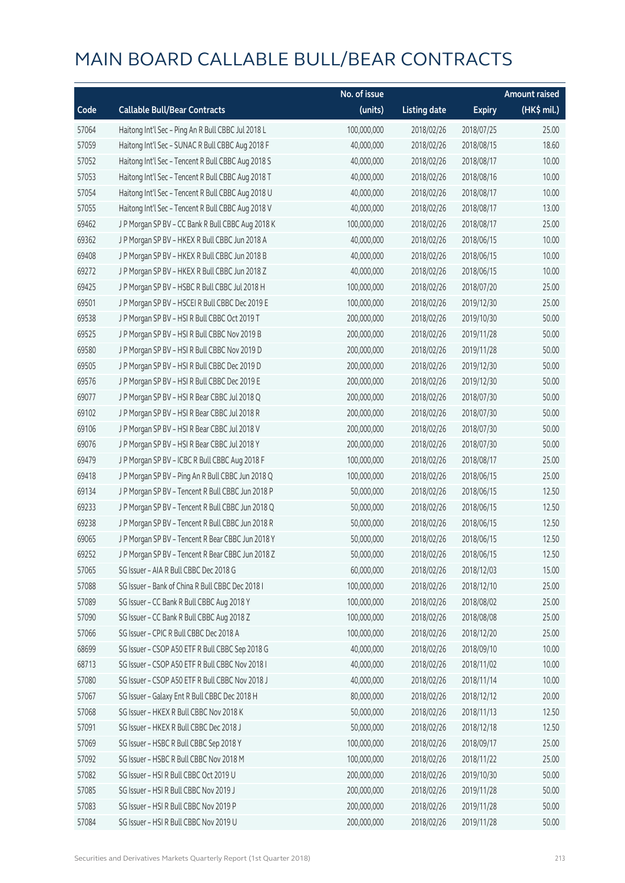# MAIN BOARD CALLABLE BULL/BEAR CONTRACTS

| Code | Callable Bull/Bear Contracts | No. of issue (units) | Listing date | Expiry | Amount raised (HK$ mil.) |
|---|---|---|---|---|---|
| 57064 | Haitong Int'l Sec - Ping An R Bull CBBC Jul 2018 L | 100,000,000 | 2018/02/26 | 2018/07/25 | 25.00 |
| 57059 | Haitong Int'l Sec - SUNAC R Bull CBBC Aug 2018 F | 40,000,000 | 2018/02/26 | 2018/08/15 | 18.60 |
| 57052 | Haitong Int'l Sec - Tencent R Bull CBBC Aug 2018 S | 40,000,000 | 2018/02/26 | 2018/08/17 | 10.00 |
| 57053 | Haitong Int'l Sec - Tencent R Bull CBBC Aug 2018 T | 40,000,000 | 2018/02/26 | 2018/08/16 | 10.00 |
| 57054 | Haitong Int'l Sec - Tencent R Bull CBBC Aug 2018 U | 40,000,000 | 2018/02/26 | 2018/08/17 | 10.00 |
| 57055 | Haitong Int'l Sec - Tencent R Bull CBBC Aug 2018 V | 40,000,000 | 2018/02/26 | 2018/08/17 | 13.00 |
| 69462 | J P Morgan SP BV - CC Bank R Bull CBBC Aug 2018 K | 100,000,000 | 2018/02/26 | 2018/08/17 | 25.00 |
| 69362 | J P Morgan SP BV - HKEX R Bull CBBC Jun 2018 A | 40,000,000 | 2018/02/26 | 2018/06/15 | 10.00 |
| 69408 | J P Morgan SP BV - HKEX R Bull CBBC Jun 2018 B | 40,000,000 | 2018/02/26 | 2018/06/15 | 10.00 |
| 69272 | J P Morgan SP BV - HKEX R Bull CBBC Jun 2018 Z | 40,000,000 | 2018/02/26 | 2018/06/15 | 10.00 |
| 69425 | J P Morgan SP BV - HSBC R Bull CBBC Jul 2018 H | 100,000,000 | 2018/02/26 | 2018/07/20 | 25.00 |
| 69501 | J P Morgan SP BV - HSCEI R Bull CBBC Dec 2019 E | 100,000,000 | 2018/02/26 | 2019/12/30 | 25.00 |
| 69538 | J P Morgan SP BV - HSI R Bull CBBC Oct 2019 T | 200,000,000 | 2018/02/26 | 2019/10/30 | 50.00 |
| 69525 | J P Morgan SP BV - HSI R Bull CBBC Nov 2019 B | 200,000,000 | 2018/02/26 | 2019/11/28 | 50.00 |
| 69580 | J P Morgan SP BV - HSI R Bull CBBC Nov 2019 D | 200,000,000 | 2018/02/26 | 2019/11/28 | 50.00 |
| 69505 | J P Morgan SP BV - HSI R Bull CBBC Dec 2019 D | 200,000,000 | 2018/02/26 | 2019/12/30 | 50.00 |
| 69576 | J P Morgan SP BV - HSI R Bull CBBC Dec 2019 E | 200,000,000 | 2018/02/26 | 2019/12/30 | 50.00 |
| 69077 | J P Morgan SP BV - HSI R Bear CBBC Jul 2018 Q | 200,000,000 | 2018/02/26 | 2018/07/30 | 50.00 |
| 69102 | J P Morgan SP BV - HSI R Bear CBBC Jul 2018 R | 200,000,000 | 2018/02/26 | 2018/07/30 | 50.00 |
| 69106 | J P Morgan SP BV - HSI R Bear CBBC Jul 2018 V | 200,000,000 | 2018/02/26 | 2018/07/30 | 50.00 |
| 69076 | J P Morgan SP BV - HSI R Bear CBBC Jul 2018 Y | 200,000,000 | 2018/02/26 | 2018/07/30 | 50.00 |
| 69479 | J P Morgan SP BV - ICBC R Bull CBBC Aug 2018 F | 100,000,000 | 2018/02/26 | 2018/08/17 | 25.00 |
| 69418 | J P Morgan SP BV - Ping An R Bull CBBC Jun 2018 Q | 100,000,000 | 2018/02/26 | 2018/06/15 | 25.00 |
| 69134 | J P Morgan SP BV - Tencent R Bull CBBC Jun 2018 P | 50,000,000 | 2018/02/26 | 2018/06/15 | 12.50 |
| 69233 | J P Morgan SP BV - Tencent R Bull CBBC Jun 2018 Q | 50,000,000 | 2018/02/26 | 2018/06/15 | 12.50 |
| 69238 | J P Morgan SP BV - Tencent R Bull CBBC Jun 2018 R | 50,000,000 | 2018/02/26 | 2018/06/15 | 12.50 |
| 69065 | J P Morgan SP BV - Tencent R Bear CBBC Jun 2018 Y | 50,000,000 | 2018/02/26 | 2018/06/15 | 12.50 |
| 69252 | J P Morgan SP BV - Tencent R Bear CBBC Jun 2018 Z | 50,000,000 | 2018/02/26 | 2018/06/15 | 12.50 |
| 57065 | SG Issuer - AIA R Bull CBBC Dec 2018 G | 60,000,000 | 2018/02/26 | 2018/12/03 | 15.00 |
| 57088 | SG Issuer - Bank of China R Bull CBBC Dec 2018 I | 100,000,000 | 2018/02/26 | 2018/12/10 | 25.00 |
| 57089 | SG Issuer - CC Bank R Bull CBBC Aug 2018 Y | 100,000,000 | 2018/02/26 | 2018/08/02 | 25.00 |
| 57090 | SG Issuer - CC Bank R Bull CBBC Aug 2018 Z | 100,000,000 | 2018/02/26 | 2018/08/08 | 25.00 |
| 57066 | SG Issuer - CPIC R Bull CBBC Dec 2018 A | 100,000,000 | 2018/02/26 | 2018/12/20 | 25.00 |
| 68699 | SG Issuer - CSOP A50 ETF R Bull CBBC Sep 2018 G | 40,000,000 | 2018/02/26 | 2018/09/10 | 10.00 |
| 68713 | SG Issuer - CSOP A50 ETF R Bull CBBC Nov 2018 I | 40,000,000 | 2018/02/26 | 2018/11/02 | 10.00 |
| 57080 | SG Issuer - CSOP A50 ETF R Bull CBBC Nov 2018 J | 40,000,000 | 2018/02/26 | 2018/11/14 | 10.00 |
| 57067 | SG Issuer - Galaxy Ent R Bull CBBC Dec 2018 H | 80,000,000 | 2018/02/26 | 2018/12/12 | 20.00 |
| 57068 | SG Issuer - HKEX R Bull CBBC Nov 2018 K | 50,000,000 | 2018/02/26 | 2018/11/13 | 12.50 |
| 57091 | SG Issuer - HKEX R Bull CBBC Dec 2018 J | 50,000,000 | 2018/02/26 | 2018/12/18 | 12.50 |
| 57069 | SG Issuer - HSBC R Bull CBBC Sep 2018 Y | 100,000,000 | 2018/02/26 | 2018/09/17 | 25.00 |
| 57092 | SG Issuer - HSBC R Bull CBBC Nov 2018 M | 100,000,000 | 2018/02/26 | 2018/11/22 | 25.00 |
| 57082 | SG Issuer - HSI R Bull CBBC Oct 2019 U | 200,000,000 | 2018/02/26 | 2019/10/30 | 50.00 |
| 57085 | SG Issuer - HSI R Bull CBBC Nov 2019 J | 200,000,000 | 2018/02/26 | 2019/11/28 | 50.00 |
| 57083 | SG Issuer - HSI R Bull CBBC Nov 2019 P | 200,000,000 | 2018/02/26 | 2019/11/28 | 50.00 |
| 57084 | SG Issuer - HSI R Bull CBBC Nov 2019 U | 200,000,000 | 2018/02/26 | 2019/11/28 | 50.00 |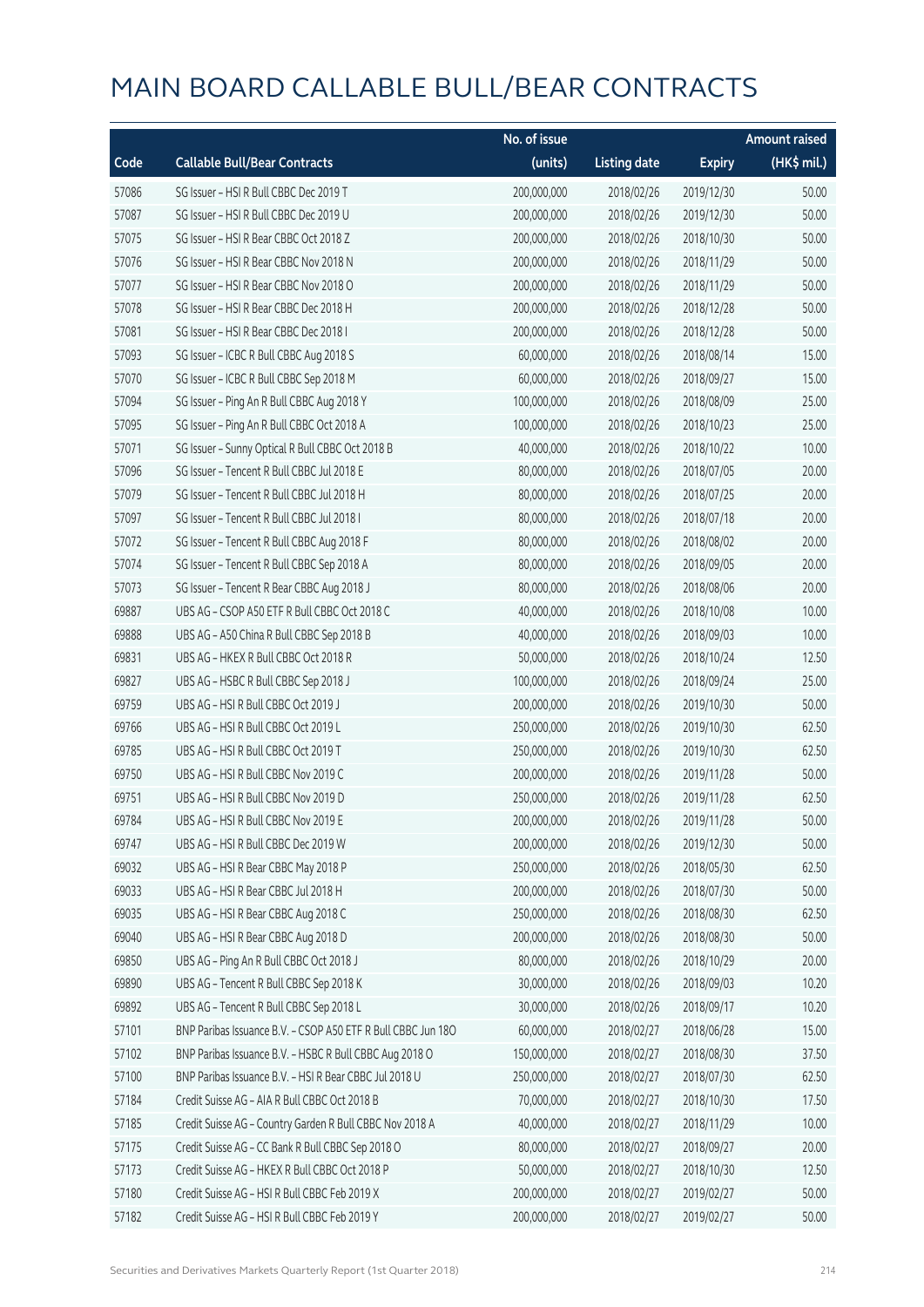# MAIN BOARD CALLABLE BULL/BEAR CONTRACTS

| Code | Callable Bull/Bear Contracts | No. of issue (units) | Listing date | Expiry | Amount raised (HK$ mil.) |
|---|---|---|---|---|---|
| 57086 | SG Issuer – HSI R Bull CBBC Dec 2019 T | 200,000,000 | 2018/02/26 | 2019/12/30 | 50.00 |
| 57087 | SG Issuer – HSI R Bull CBBC Dec 2019 U | 200,000,000 | 2018/02/26 | 2019/12/30 | 50.00 |
| 57075 | SG Issuer – HSI R Bear CBBC Oct 2018 Z | 200,000,000 | 2018/02/26 | 2018/10/30 | 50.00 |
| 57076 | SG Issuer – HSI R Bear CBBC Nov 2018 N | 200,000,000 | 2018/02/26 | 2018/11/29 | 50.00 |
| 57077 | SG Issuer – HSI R Bear CBBC Nov 2018 O | 200,000,000 | 2018/02/26 | 2018/11/29 | 50.00 |
| 57078 | SG Issuer – HSI R Bear CBBC Dec 2018 H | 200,000,000 | 2018/02/26 | 2018/12/28 | 50.00 |
| 57081 | SG Issuer – HSI R Bear CBBC Dec 2018 I | 200,000,000 | 2018/02/26 | 2018/12/28 | 50.00 |
| 57093 | SG Issuer – ICBC R Bull CBBC Aug 2018 S | 60,000,000 | 2018/02/26 | 2018/08/14 | 15.00 |
| 57070 | SG Issuer – ICBC R Bull CBBC Sep 2018 M | 60,000,000 | 2018/02/26 | 2018/09/27 | 15.00 |
| 57094 | SG Issuer – Ping An R Bull CBBC Aug 2018 Y | 100,000,000 | 2018/02/26 | 2018/08/09 | 25.00 |
| 57095 | SG Issuer – Ping An R Bull CBBC Oct 2018 A | 100,000,000 | 2018/02/26 | 2018/10/23 | 25.00 |
| 57071 | SG Issuer – Sunny Optical R Bull CBBC Oct 2018 B | 40,000,000 | 2018/02/26 | 2018/10/22 | 10.00 |
| 57096 | SG Issuer – Tencent R Bull CBBC Jul 2018 E | 80,000,000 | 2018/02/26 | 2018/07/05 | 20.00 |
| 57079 | SG Issuer – Tencent R Bull CBBC Jul 2018 H | 80,000,000 | 2018/02/26 | 2018/07/25 | 20.00 |
| 57097 | SG Issuer – Tencent R Bull CBBC Jul 2018 I | 80,000,000 | 2018/02/26 | 2018/07/18 | 20.00 |
| 57072 | SG Issuer – Tencent R Bull CBBC Aug 2018 F | 80,000,000 | 2018/02/26 | 2018/08/02 | 20.00 |
| 57074 | SG Issuer – Tencent R Bull CBBC Sep 2018 A | 80,000,000 | 2018/02/26 | 2018/09/05 | 20.00 |
| 57073 | SG Issuer – Tencent R Bear CBBC Aug 2018 J | 80,000,000 | 2018/02/26 | 2018/08/06 | 20.00 |
| 69887 | UBS AG – CSOP A50 ETF R Bull CBBC Oct 2018 C | 40,000,000 | 2018/02/26 | 2018/10/08 | 10.00 |
| 69888 | UBS AG – A50 China R Bull CBBC Sep 2018 B | 40,000,000 | 2018/02/26 | 2018/09/03 | 10.00 |
| 69831 | UBS AG – HKEX R Bull CBBC Oct 2018 R | 50,000,000 | 2018/02/26 | 2018/10/24 | 12.50 |
| 69827 | UBS AG – HSBC R Bull CBBC Sep 2018 J | 100,000,000 | 2018/02/26 | 2018/09/24 | 25.00 |
| 69759 | UBS AG – HSI R Bull CBBC Oct 2019 J | 200,000,000 | 2018/02/26 | 2019/10/30 | 50.00 |
| 69766 | UBS AG – HSI R Bull CBBC Oct 2019 L | 250,000,000 | 2018/02/26 | 2019/10/30 | 62.50 |
| 69785 | UBS AG – HSI R Bull CBBC Oct 2019 T | 250,000,000 | 2018/02/26 | 2019/10/30 | 62.50 |
| 69750 | UBS AG – HSI R Bull CBBC Nov 2019 C | 200,000,000 | 2018/02/26 | 2019/11/28 | 50.00 |
| 69751 | UBS AG – HSI R Bull CBBC Nov 2019 D | 250,000,000 | 2018/02/26 | 2019/11/28 | 62.50 |
| 69784 | UBS AG – HSI R Bull CBBC Nov 2019 E | 200,000,000 | 2018/02/26 | 2019/11/28 | 50.00 |
| 69747 | UBS AG – HSI R Bull CBBC Dec 2019 W | 200,000,000 | 2018/02/26 | 2019/12/30 | 50.00 |
| 69032 | UBS AG – HSI R Bear CBBC May 2018 P | 250,000,000 | 2018/02/26 | 2018/05/30 | 62.50 |
| 69033 | UBS AG – HSI R Bear CBBC Jul 2018 H | 200,000,000 | 2018/02/26 | 2018/07/30 | 50.00 |
| 69035 | UBS AG – HSI R Bear CBBC Aug 2018 C | 250,000,000 | 2018/02/26 | 2018/08/30 | 62.50 |
| 69040 | UBS AG – HSI R Bear CBBC Aug 2018 D | 200,000,000 | 2018/02/26 | 2018/08/30 | 50.00 |
| 69850 | UBS AG – Ping An R Bull CBBC Oct 2018 J | 80,000,000 | 2018/02/26 | 2018/10/29 | 20.00 |
| 69890 | UBS AG – Tencent R Bull CBBC Sep 2018 K | 30,000,000 | 2018/02/26 | 2018/09/03 | 10.20 |
| 69892 | UBS AG – Tencent R Bull CBBC Sep 2018 L | 30,000,000 | 2018/02/26 | 2018/09/17 | 10.20 |
| 57101 | BNP Paribas Issuance B.V. – CSOP A50 ETF R Bull CBBC Jun 18O | 60,000,000 | 2018/02/27 | 2018/06/28 | 15.00 |
| 57102 | BNP Paribas Issuance B.V. – HSBC R Bull CBBC Aug 2018 O | 150,000,000 | 2018/02/27 | 2018/08/30 | 37.50 |
| 57100 | BNP Paribas Issuance B.V. – HSI R Bear CBBC Jul 2018 U | 250,000,000 | 2018/02/27 | 2018/07/30 | 62.50 |
| 57184 | Credit Suisse AG – AIA R Bull CBBC Oct 2018 B | 70,000,000 | 2018/02/27 | 2018/10/30 | 17.50 |
| 57185 | Credit Suisse AG – Country Garden R Bull CBBC Nov 2018 A | 40,000,000 | 2018/02/27 | 2018/11/29 | 10.00 |
| 57175 | Credit Suisse AG – CC Bank R Bull CBBC Sep 2018 O | 80,000,000 | 2018/02/27 | 2018/09/27 | 20.00 |
| 57173 | Credit Suisse AG – HKEX R Bull CBBC Oct 2018 P | 50,000,000 | 2018/02/27 | 2018/10/30 | 12.50 |
| 57180 | Credit Suisse AG – HSI R Bull CBBC Feb 2019 X | 200,000,000 | 2018/02/27 | 2019/02/27 | 50.00 |
| 57182 | Credit Suisse AG – HSI R Bull CBBC Feb 2019 Y | 200,000,000 | 2018/02/27 | 2019/02/27 | 50.00 |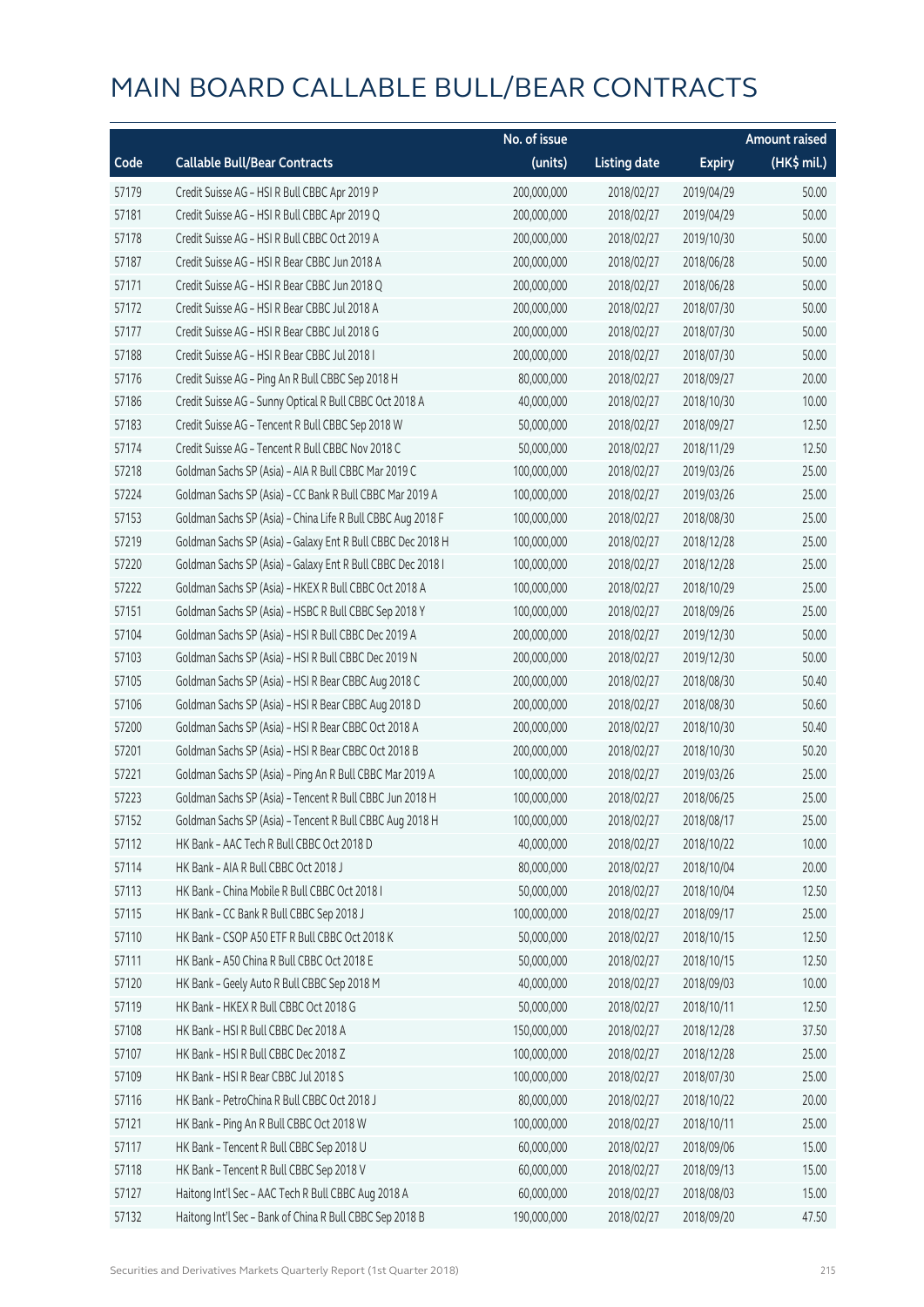# MAIN BOARD CALLABLE BULL/BEAR CONTRACTS

| Code | Callable Bull/Bear Contracts | No. of issue (units) | Listing date | Expiry | Amount raised (HK$ mil.) |
|---|---|---|---|---|---|
| 57179 | Credit Suisse AG – HSI R Bull CBBC Apr 2019 P | 200,000,000 | 2018/02/27 | 2019/04/29 | 50.00 |
| 57181 | Credit Suisse AG – HSI R Bull CBBC Apr 2019 Q | 200,000,000 | 2018/02/27 | 2019/04/29 | 50.00 |
| 57178 | Credit Suisse AG – HSI R Bull CBBC Oct 2019 A | 200,000,000 | 2018/02/27 | 2019/10/30 | 50.00 |
| 57187 | Credit Suisse AG – HSI R Bear CBBC Jun 2018 A | 200,000,000 | 2018/02/27 | 2018/06/28 | 50.00 |
| 57171 | Credit Suisse AG – HSI R Bear CBBC Jun 2018 Q | 200,000,000 | 2018/02/27 | 2018/06/28 | 50.00 |
| 57172 | Credit Suisse AG – HSI R Bear CBBC Jul 2018 A | 200,000,000 | 2018/02/27 | 2018/07/30 | 50.00 |
| 57177 | Credit Suisse AG – HSI R Bear CBBC Jul 2018 G | 200,000,000 | 2018/02/27 | 2018/07/30 | 50.00 |
| 57188 | Credit Suisse AG – HSI R Bear CBBC Jul 2018 I | 200,000,000 | 2018/02/27 | 2018/07/30 | 50.00 |
| 57176 | Credit Suisse AG – Ping An R Bull CBBC Sep 2018 H | 80,000,000 | 2018/02/27 | 2018/09/27 | 20.00 |
| 57186 | Credit Suisse AG – Sunny Optical R Bull CBBC Oct 2018 A | 40,000,000 | 2018/02/27 | 2018/10/30 | 10.00 |
| 57183 | Credit Suisse AG – Tencent R Bull CBBC Sep 2018 W | 50,000,000 | 2018/02/27 | 2018/09/27 | 12.50 |
| 57174 | Credit Suisse AG – Tencent R Bull CBBC Nov 2018 C | 50,000,000 | 2018/02/27 | 2018/11/29 | 12.50 |
| 57218 | Goldman Sachs SP (Asia) – AIA R Bull CBBC Mar 2019 C | 100,000,000 | 2018/02/27 | 2019/03/26 | 25.00 |
| 57224 | Goldman Sachs SP (Asia) – CC Bank R Bull CBBC Mar 2019 A | 100,000,000 | 2018/02/27 | 2019/03/26 | 25.00 |
| 57153 | Goldman Sachs SP (Asia) – China Life R Bull CBBC Aug 2018 F | 100,000,000 | 2018/02/27 | 2018/08/30 | 25.00 |
| 57219 | Goldman Sachs SP (Asia) – Galaxy Ent R Bull CBBC Dec 2018 H | 100,000,000 | 2018/02/27 | 2018/12/28 | 25.00 |
| 57220 | Goldman Sachs SP (Asia) – Galaxy Ent R Bull CBBC Dec 2018 I | 100,000,000 | 2018/02/27 | 2018/12/28 | 25.00 |
| 57222 | Goldman Sachs SP (Asia) – HKEX R Bull CBBC Oct 2018 A | 100,000,000 | 2018/02/27 | 2018/10/29 | 25.00 |
| 57151 | Goldman Sachs SP (Asia) – HSBC R Bull CBBC Sep 2018 Y | 100,000,000 | 2018/02/27 | 2018/09/26 | 25.00 |
| 57104 | Goldman Sachs SP (Asia) – HSI R Bull CBBC Dec 2019 A | 200,000,000 | 2018/02/27 | 2019/12/30 | 50.00 |
| 57103 | Goldman Sachs SP (Asia) – HSI R Bull CBBC Dec 2019 N | 200,000,000 | 2018/02/27 | 2019/12/30 | 50.00 |
| 57105 | Goldman Sachs SP (Asia) – HSI R Bear CBBC Aug 2018 C | 200,000,000 | 2018/02/27 | 2018/08/30 | 50.40 |
| 57106 | Goldman Sachs SP (Asia) – HSI R Bear CBBC Aug 2018 D | 200,000,000 | 2018/02/27 | 2018/08/30 | 50.60 |
| 57200 | Goldman Sachs SP (Asia) – HSI R Bear CBBC Oct 2018 A | 200,000,000 | 2018/02/27 | 2018/10/30 | 50.40 |
| 57201 | Goldman Sachs SP (Asia) – HSI R Bear CBBC Oct 2018 B | 200,000,000 | 2018/02/27 | 2018/10/30 | 50.20 |
| 57221 | Goldman Sachs SP (Asia) – Ping An R Bull CBBC Mar 2019 A | 100,000,000 | 2018/02/27 | 2019/03/26 | 25.00 |
| 57223 | Goldman Sachs SP (Asia) – Tencent R Bull CBBC Jun 2018 H | 100,000,000 | 2018/02/27 | 2018/06/25 | 25.00 |
| 57152 | Goldman Sachs SP (Asia) – Tencent R Bull CBBC Aug 2018 H | 100,000,000 | 2018/02/27 | 2018/08/17 | 25.00 |
| 57112 | HK Bank – AAC Tech R Bull CBBC Oct 2018 D | 40,000,000 | 2018/02/27 | 2018/10/22 | 10.00 |
| 57114 | HK Bank – AIA R Bull CBBC Oct 2018 J | 80,000,000 | 2018/02/27 | 2018/10/04 | 20.00 |
| 57113 | HK Bank – China Mobile R Bull CBBC Oct 2018 I | 50,000,000 | 2018/02/27 | 2018/10/04 | 12.50 |
| 57115 | HK Bank – CC Bank R Bull CBBC Sep 2018 J | 100,000,000 | 2018/02/27 | 2018/09/17 | 25.00 |
| 57110 | HK Bank – CSOP A50 ETF R Bull CBBC Oct 2018 K | 50,000,000 | 2018/02/27 | 2018/10/15 | 12.50 |
| 57111 | HK Bank – A50 China R Bull CBBC Oct 2018 E | 50,000,000 | 2018/02/27 | 2018/10/15 | 12.50 |
| 57120 | HK Bank – Geely Auto R Bull CBBC Sep 2018 M | 40,000,000 | 2018/02/27 | 2018/09/03 | 10.00 |
| 57119 | HK Bank – HKEX R Bull CBBC Oct 2018 G | 50,000,000 | 2018/02/27 | 2018/10/11 | 12.50 |
| 57108 | HK Bank – HSI R Bull CBBC Dec 2018 A | 150,000,000 | 2018/02/27 | 2018/12/28 | 37.50 |
| 57107 | HK Bank – HSI R Bull CBBC Dec 2018 Z | 100,000,000 | 2018/02/27 | 2018/12/28 | 25.00 |
| 57109 | HK Bank – HSI R Bear CBBC Jul 2018 S | 100,000,000 | 2018/02/27 | 2018/07/30 | 25.00 |
| 57116 | HK Bank – PetroChina R Bull CBBC Oct 2018 J | 80,000,000 | 2018/02/27 | 2018/10/22 | 20.00 |
| 57121 | HK Bank – Ping An R Bull CBBC Oct 2018 W | 100,000,000 | 2018/02/27 | 2018/10/11 | 25.00 |
| 57117 | HK Bank – Tencent R Bull CBBC Sep 2018 U | 60,000,000 | 2018/02/27 | 2018/09/06 | 15.00 |
| 57118 | HK Bank – Tencent R Bull CBBC Sep 2018 V | 60,000,000 | 2018/02/27 | 2018/09/13 | 15.00 |
| 57127 | Haitong Int'l Sec – AAC Tech R Bull CBBC Aug 2018 A | 60,000,000 | 2018/02/27 | 2018/08/03 | 15.00 |
| 57132 | Haitong Int'l Sec – Bank of China R Bull CBBC Sep 2018 B | 190,000,000 | 2018/02/27 | 2018/09/20 | 47.50 |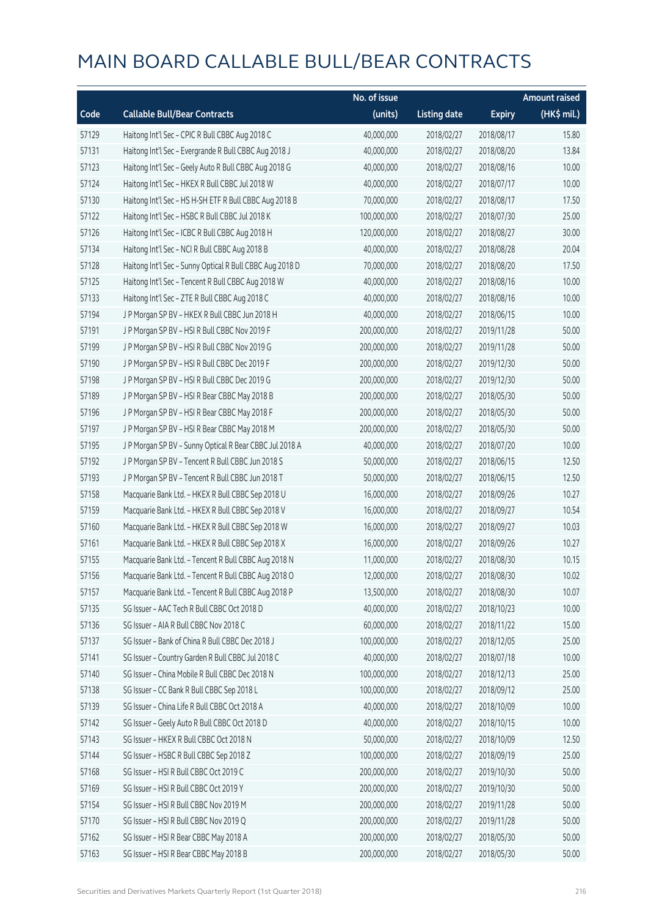# MAIN BOARD CALLABLE BULL/BEAR CONTRACTS

| Code | Callable Bull/Bear Contracts | No. of issue (units) | Listing date | Expiry | Amount raised (HK$ mil.) |
|---|---|---|---|---|---|
| 57129 | Haitong Int'l Sec – CPIC R Bull CBBC Aug 2018 C | 40,000,000 | 2018/02/27 | 2018/08/17 | 15.80 |
| 57131 | Haitong Int'l Sec – Evergrande R Bull CBBC Aug 2018 J | 40,000,000 | 2018/02/27 | 2018/08/20 | 13.84 |
| 57123 | Haitong Int'l Sec – Geely Auto R Bull CBBC Aug 2018 G | 40,000,000 | 2018/02/27 | 2018/08/16 | 10.00 |
| 57124 | Haitong Int'l Sec – HKEX R Bull CBBC Jul 2018 W | 40,000,000 | 2018/02/27 | 2018/07/17 | 10.00 |
| 57130 | Haitong Int'l Sec – HS H-SH ETF R Bull CBBC Aug 2018 B | 70,000,000 | 2018/02/27 | 2018/08/17 | 17.50 |
| 57122 | Haitong Int'l Sec – HSBC R Bull CBBC Jul 2018 K | 100,000,000 | 2018/02/27 | 2018/07/30 | 25.00 |
| 57126 | Haitong Int'l Sec – ICBC R Bull CBBC Aug 2018 H | 120,000,000 | 2018/02/27 | 2018/08/27 | 30.00 |
| 57134 | Haitong Int'l Sec – NCI R Bull CBBC Aug 2018 B | 40,000,000 | 2018/02/27 | 2018/08/28 | 20.04 |
| 57128 | Haitong Int'l Sec – Sunny Optical R Bull CBBC Aug 2018 D | 70,000,000 | 2018/02/27 | 2018/08/20 | 17.50 |
| 57125 | Haitong Int'l Sec – Tencent R Bull CBBC Aug 2018 W | 40,000,000 | 2018/02/27 | 2018/08/16 | 10.00 |
| 57133 | Haitong Int'l Sec – ZTE R Bull CBBC Aug 2018 C | 40,000,000 | 2018/02/27 | 2018/08/16 | 10.00 |
| 57194 | J P Morgan SP BV – HKEX R Bull CBBC Jun 2018 H | 40,000,000 | 2018/02/27 | 2018/06/15 | 10.00 |
| 57191 | J P Morgan SP BV – HSI R Bull CBBC Nov 2019 F | 200,000,000 | 2018/02/27 | 2019/11/28 | 50.00 |
| 57199 | J P Morgan SP BV – HSI R Bull CBBC Nov 2019 G | 200,000,000 | 2018/02/27 | 2019/11/28 | 50.00 |
| 57190 | J P Morgan SP BV – HSI R Bull CBBC Dec 2019 F | 200,000,000 | 2018/02/27 | 2019/12/30 | 50.00 |
| 57198 | J P Morgan SP BV – HSI R Bull CBBC Dec 2019 G | 200,000,000 | 2018/02/27 | 2019/12/30 | 50.00 |
| 57189 | J P Morgan SP BV – HSI R Bear CBBC May 2018 B | 200,000,000 | 2018/02/27 | 2018/05/30 | 50.00 |
| 57196 | J P Morgan SP BV – HSI R Bear CBBC May 2018 F | 200,000,000 | 2018/02/27 | 2018/05/30 | 50.00 |
| 57197 | J P Morgan SP BV – HSI R Bear CBBC May 2018 M | 200,000,000 | 2018/02/27 | 2018/05/30 | 50.00 |
| 57195 | J P Morgan SP BV – Sunny Optical R Bear CBBC Jul 2018 A | 40,000,000 | 2018/02/27 | 2018/07/20 | 10.00 |
| 57192 | J P Morgan SP BV – Tencent R Bull CBBC Jun 2018 S | 50,000,000 | 2018/02/27 | 2018/06/15 | 12.50 |
| 57193 | J P Morgan SP BV – Tencent R Bull CBBC Jun 2018 T | 50,000,000 | 2018/02/27 | 2018/06/15 | 12.50 |
| 57158 | Macquarie Bank Ltd. – HKEX R Bull CBBC Sep 2018 U | 16,000,000 | 2018/02/27 | 2018/09/26 | 10.27 |
| 57159 | Macquarie Bank Ltd. – HKEX R Bull CBBC Sep 2018 V | 16,000,000 | 2018/02/27 | 2018/09/27 | 10.54 |
| 57160 | Macquarie Bank Ltd. – HKEX R Bull CBBC Sep 2018 W | 16,000,000 | 2018/02/27 | 2018/09/27 | 10.03 |
| 57161 | Macquarie Bank Ltd. – HKEX R Bull CBBC Sep 2018 X | 16,000,000 | 2018/02/27 | 2018/09/26 | 10.27 |
| 57155 | Macquarie Bank Ltd. – Tencent R Bull CBBC Aug 2018 N | 11,000,000 | 2018/02/27 | 2018/08/30 | 10.15 |
| 57156 | Macquarie Bank Ltd. – Tencent R Bull CBBC Aug 2018 O | 12,000,000 | 2018/02/27 | 2018/08/30 | 10.02 |
| 57157 | Macquarie Bank Ltd. – Tencent R Bull CBBC Aug 2018 P | 13,500,000 | 2018/02/27 | 2018/08/30 | 10.07 |
| 57135 | SG Issuer – AAC Tech R Bull CBBC Oct 2018 D | 40,000,000 | 2018/02/27 | 2018/10/23 | 10.00 |
| 57136 | SG Issuer – AIA R Bull CBBC Nov 2018 C | 60,000,000 | 2018/02/27 | 2018/11/22 | 15.00 |
| 57137 | SG Issuer – Bank of China R Bull CBBC Dec 2018 J | 100,000,000 | 2018/02/27 | 2018/12/05 | 25.00 |
| 57141 | SG Issuer – Country Garden R Bull CBBC Jul 2018 C | 40,000,000 | 2018/02/27 | 2018/07/18 | 10.00 |
| 57140 | SG Issuer – China Mobile R Bull CBBC Dec 2018 N | 100,000,000 | 2018/02/27 | 2018/12/13 | 25.00 |
| 57138 | SG Issuer – CC Bank R Bull CBBC Sep 2018 L | 100,000,000 | 2018/02/27 | 2018/09/12 | 25.00 |
| 57139 | SG Issuer – China Life R Bull CBBC Oct 2018 A | 40,000,000 | 2018/02/27 | 2018/10/09 | 10.00 |
| 57142 | SG Issuer – Geely Auto R Bull CBBC Oct 2018 D | 40,000,000 | 2018/02/27 | 2018/10/15 | 10.00 |
| 57143 | SG Issuer – HKEX R Bull CBBC Oct 2018 N | 50,000,000 | 2018/02/27 | 2018/10/09 | 12.50 |
| 57144 | SG Issuer – HSBC R Bull CBBC Sep 2018 Z | 100,000,000 | 2018/02/27 | 2018/09/19 | 25.00 |
| 57168 | SG Issuer – HSI R Bull CBBC Oct 2019 C | 200,000,000 | 2018/02/27 | 2019/10/30 | 50.00 |
| 57169 | SG Issuer – HSI R Bull CBBC Oct 2019 Y | 200,000,000 | 2018/02/27 | 2019/10/30 | 50.00 |
| 57154 | SG Issuer – HSI R Bull CBBC Nov 2019 M | 200,000,000 | 2018/02/27 | 2019/11/28 | 50.00 |
| 57170 | SG Issuer – HSI R Bull CBBC Nov 2019 Q | 200,000,000 | 2018/02/27 | 2019/11/28 | 50.00 |
| 57162 | SG Issuer – HSI R Bear CBBC May 2018 A | 200,000,000 | 2018/02/27 | 2018/05/30 | 50.00 |
| 57163 | SG Issuer – HSI R Bear CBBC May 2018 B | 200,000,000 | 2018/02/27 | 2018/05/30 | 50.00 |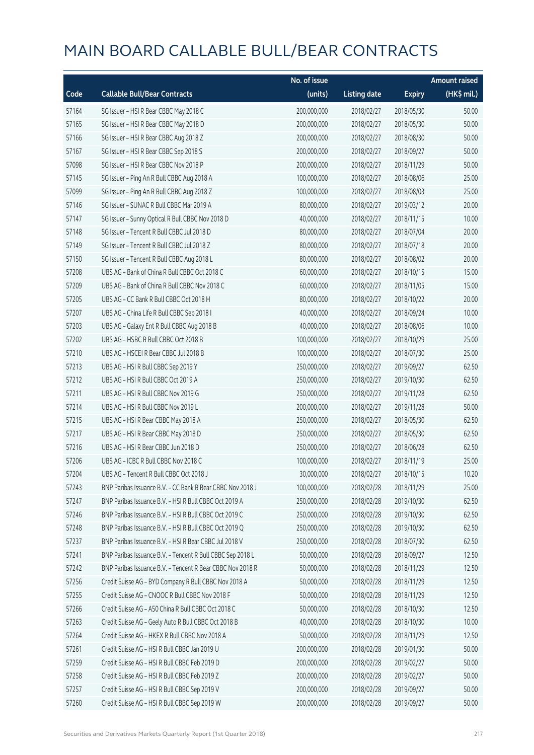# MAIN BOARD CALLABLE BULL/BEAR CONTRACTS

| Code | Callable Bull/Bear Contracts | No. of issue (units) | Listing date | Expiry | Amount raised (HK$ mil.) |
|---|---|---|---|---|---|
| 57164 | SG Issuer – HSI R Bear CBBC May 2018 C | 200,000,000 | 2018/02/27 | 2018/05/30 | 50.00 |
| 57165 | SG Issuer – HSI R Bear CBBC May 2018 D | 200,000,000 | 2018/02/27 | 2018/05/30 | 50.00 |
| 57166 | SG Issuer – HSI R Bear CBBC Aug 2018 Z | 200,000,000 | 2018/02/27 | 2018/08/30 | 50.00 |
| 57167 | SG Issuer – HSI R Bear CBBC Sep 2018 S | 200,000,000 | 2018/02/27 | 2018/09/27 | 50.00 |
| 57098 | SG Issuer – HSI R Bear CBBC Nov 2018 P | 200,000,000 | 2018/02/27 | 2018/11/29 | 50.00 |
| 57145 | SG Issuer – Ping An R Bull CBBC Aug 2018 A | 100,000,000 | 2018/02/27 | 2018/08/06 | 25.00 |
| 57099 | SG Issuer – Ping An R Bull CBBC Aug 2018 Z | 100,000,000 | 2018/02/27 | 2018/08/03 | 25.00 |
| 57146 | SG Issuer – SUNAC R Bull CBBC Mar 2019 A | 80,000,000 | 2018/02/27 | 2019/03/12 | 20.00 |
| 57147 | SG Issuer – Sunny Optical R Bull CBBC Nov 2018 D | 40,000,000 | 2018/02/27 | 2018/11/15 | 10.00 |
| 57148 | SG Issuer – Tencent R Bull CBBC Jul 2018 D | 80,000,000 | 2018/02/27 | 2018/07/04 | 20.00 |
| 57149 | SG Issuer – Tencent R Bull CBBC Jul 2018 Z | 80,000,000 | 2018/02/27 | 2018/07/18 | 20.00 |
| 57150 | SG Issuer – Tencent R Bull CBBC Aug 2018 L | 80,000,000 | 2018/02/27 | 2018/08/02 | 20.00 |
| 57208 | UBS AG – Bank of China R Bull CBBC Oct 2018 C | 60,000,000 | 2018/02/27 | 2018/10/15 | 15.00 |
| 57209 | UBS AG – Bank of China R Bull CBBC Nov 2018 C | 60,000,000 | 2018/02/27 | 2018/11/05 | 15.00 |
| 57205 | UBS AG – CC Bank R Bull CBBC Oct 2018 H | 80,000,000 | 2018/02/27 | 2018/10/22 | 20.00 |
| 57207 | UBS AG – China Life R Bull CBBC Sep 2018 I | 40,000,000 | 2018/02/27 | 2018/09/24 | 10.00 |
| 57203 | UBS AG – Galaxy Ent R Bull CBBC Aug 2018 B | 40,000,000 | 2018/02/27 | 2018/08/06 | 10.00 |
| 57202 | UBS AG – HSBC R Bull CBBC Oct 2018 B | 100,000,000 | 2018/02/27 | 2018/10/29 | 25.00 |
| 57210 | UBS AG – HSCEI R Bear CBBC Jul 2018 B | 100,000,000 | 2018/02/27 | 2018/07/30 | 25.00 |
| 57213 | UBS AG – HSI R Bull CBBC Sep 2019 Y | 250,000,000 | 2018/02/27 | 2019/09/27 | 62.50 |
| 57212 | UBS AG – HSI R Bull CBBC Oct 2019 A | 250,000,000 | 2018/02/27 | 2019/10/30 | 62.50 |
| 57211 | UBS AG – HSI R Bull CBBC Nov 2019 G | 250,000,000 | 2018/02/27 | 2019/11/28 | 62.50 |
| 57214 | UBS AG – HSI R Bull CBBC Nov 2019 L | 200,000,000 | 2018/02/27 | 2019/11/28 | 50.00 |
| 57215 | UBS AG – HSI R Bear CBBC May 2018 A | 250,000,000 | 2018/02/27 | 2018/05/30 | 62.50 |
| 57217 | UBS AG – HSI R Bear CBBC May 2018 D | 250,000,000 | 2018/02/27 | 2018/05/30 | 62.50 |
| 57216 | UBS AG – HSI R Bear CBBC Jun 2018 D | 250,000,000 | 2018/02/27 | 2018/06/28 | 62.50 |
| 57206 | UBS AG – ICBC R Bull CBBC Nov 2018 C | 100,000,000 | 2018/02/27 | 2018/11/19 | 25.00 |
| 57204 | UBS AG – Tencent R Bull CBBC Oct 2018 J | 30,000,000 | 2018/02/27 | 2018/10/15 | 10.20 |
| 57243 | BNP Paribas Issuance B.V. – CC Bank R Bear CBBC Nov 2018 J | 100,000,000 | 2018/02/28 | 2018/11/29 | 25.00 |
| 57247 | BNP Paribas Issuance B.V. – HSI R Bull CBBC Oct 2019 A | 250,000,000 | 2018/02/28 | 2019/10/30 | 62.50 |
| 57246 | BNP Paribas Issuance B.V. – HSI R Bull CBBC Oct 2019 C | 250,000,000 | 2018/02/28 | 2019/10/30 | 62.50 |
| 57248 | BNP Paribas Issuance B.V. – HSI R Bull CBBC Oct 2019 Q | 250,000,000 | 2018/02/28 | 2019/10/30 | 62.50 |
| 57237 | BNP Paribas Issuance B.V. – HSI R Bear CBBC Jul 2018 V | 250,000,000 | 2018/02/28 | 2018/07/30 | 62.50 |
| 57241 | BNP Paribas Issuance B.V. – Tencent R Bull CBBC Sep 2018 L | 50,000,000 | 2018/02/28 | 2018/09/27 | 12.50 |
| 57242 | BNP Paribas Issuance B.V. – Tencent R Bear CBBC Nov 2018 R | 50,000,000 | 2018/02/28 | 2018/11/29 | 12.50 |
| 57256 | Credit Suisse AG – BYD Company R Bull CBBC Nov 2018 A | 50,000,000 | 2018/02/28 | 2018/11/29 | 12.50 |
| 57255 | Credit Suisse AG – CNOOC R Bull CBBC Nov 2018 F | 50,000,000 | 2018/02/28 | 2018/11/29 | 12.50 |
| 57266 | Credit Suisse AG – A50 China R Bull CBBC Oct 2018 C | 50,000,000 | 2018/02/28 | 2018/10/30 | 12.50 |
| 57263 | Credit Suisse AG – Geely Auto R Bull CBBC Oct 2018 B | 40,000,000 | 2018/02/28 | 2018/10/30 | 10.00 |
| 57264 | Credit Suisse AG – HKEX R Bull CBBC Nov 2018 A | 50,000,000 | 2018/02/28 | 2018/11/29 | 12.50 |
| 57261 | Credit Suisse AG – HSI R Bull CBBC Jan 2019 U | 200,000,000 | 2018/02/28 | 2019/01/30 | 50.00 |
| 57259 | Credit Suisse AG – HSI R Bull CBBC Feb 2019 D | 200,000,000 | 2018/02/28 | 2019/02/27 | 50.00 |
| 57258 | Credit Suisse AG – HSI R Bull CBBC Feb 2019 Z | 200,000,000 | 2018/02/28 | 2019/02/27 | 50.00 |
| 57257 | Credit Suisse AG – HSI R Bull CBBC Sep 2019 V | 200,000,000 | 2018/02/28 | 2019/09/27 | 50.00 |
| 57260 | Credit Suisse AG – HSI R Bull CBBC Sep 2019 W | 200,000,000 | 2018/02/28 | 2019/09/27 | 50.00 |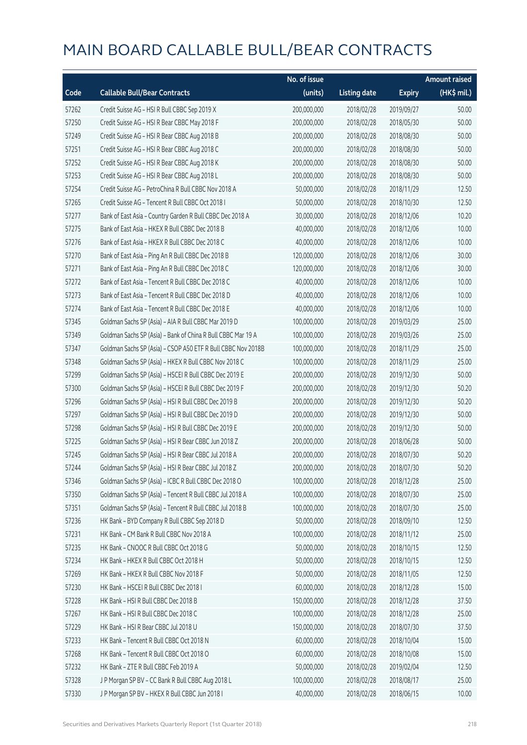# MAIN BOARD CALLABLE BULL/BEAR CONTRACTS

| Code | Callable Bull/Bear Contracts | No. of issue (units) | Listing date | Expiry | Amount raised (HK$ mil.) |
|---|---|---|---|---|---|
| 57262 | Credit Suisse AG – HSI R Bull CBBC Sep 2019 X | 200,000,000 | 2018/02/28 | 2019/09/27 | 50.00 |
| 57250 | Credit Suisse AG – HSI R Bear CBBC May 2018 F | 200,000,000 | 2018/02/28 | 2018/05/30 | 50.00 |
| 57249 | Credit Suisse AG – HSI R Bear CBBC Aug 2018 B | 200,000,000 | 2018/02/28 | 2018/08/30 | 50.00 |
| 57251 | Credit Suisse AG – HSI R Bear CBBC Aug 2018 C | 200,000,000 | 2018/02/28 | 2018/08/30 | 50.00 |
| 57252 | Credit Suisse AG – HSI R Bear CBBC Aug 2018 K | 200,000,000 | 2018/02/28 | 2018/08/30 | 50.00 |
| 57253 | Credit Suisse AG – HSI R Bear CBBC Aug 2018 L | 200,000,000 | 2018/02/28 | 2018/08/30 | 50.00 |
| 57254 | Credit Suisse AG – PetroChina R Bull CBBC Nov 2018 A | 50,000,000 | 2018/02/28 | 2018/11/29 | 12.50 |
| 57265 | Credit Suisse AG – Tencent R Bull CBBC Oct 2018 I | 50,000,000 | 2018/02/28 | 2018/10/30 | 12.50 |
| 57277 | Bank of East Asia – Country Garden R Bull CBBC Dec 2018 A | 30,000,000 | 2018/02/28 | 2018/12/06 | 10.20 |
| 57275 | Bank of East Asia – HKEX R Bull CBBC Dec 2018 B | 40,000,000 | 2018/02/28 | 2018/12/06 | 10.00 |
| 57276 | Bank of East Asia – HKEX R Bull CBBC Dec 2018 C | 40,000,000 | 2018/02/28 | 2018/12/06 | 10.00 |
| 57270 | Bank of East Asia – Ping An R Bull CBBC Dec 2018 B | 120,000,000 | 2018/02/28 | 2018/12/06 | 30.00 |
| 57271 | Bank of East Asia – Ping An R Bull CBBC Dec 2018 C | 120,000,000 | 2018/02/28 | 2018/12/06 | 30.00 |
| 57272 | Bank of East Asia – Tencent R Bull CBBC Dec 2018 C | 40,000,000 | 2018/02/28 | 2018/12/06 | 10.00 |
| 57273 | Bank of East Asia – Tencent R Bull CBBC Dec 2018 D | 40,000,000 | 2018/02/28 | 2018/12/06 | 10.00 |
| 57274 | Bank of East Asia – Tencent R Bull CBBC Dec 2018 E | 40,000,000 | 2018/02/28 | 2018/12/06 | 10.00 |
| 57345 | Goldman Sachs SP (Asia) – AIA R Bull CBBC Mar 2019 D | 100,000,000 | 2018/02/28 | 2019/03/29 | 25.00 |
| 57349 | Goldman Sachs SP (Asia) – Bank of China R Bull CBBC Mar 19 A | 100,000,000 | 2018/02/28 | 2019/03/26 | 25.00 |
| 57347 | Goldman Sachs SP (Asia) – CSOP A50 ETF R Bull CBBC Nov 2018B | 100,000,000 | 2018/02/28 | 2018/11/29 | 25.00 |
| 57348 | Goldman Sachs SP (Asia) – HKEX R Bull CBBC Nov 2018 C | 100,000,000 | 2018/02/28 | 2018/11/29 | 25.00 |
| 57299 | Goldman Sachs SP (Asia) – HSCEI R Bull CBBC Dec 2019 E | 200,000,000 | 2018/02/28 | 2019/12/30 | 50.00 |
| 57300 | Goldman Sachs SP (Asia) – HSCEI R Bull CBBC Dec 2019 F | 200,000,000 | 2018/02/28 | 2019/12/30 | 50.20 |
| 57296 | Goldman Sachs SP (Asia) – HSI R Bull CBBC Dec 2019 B | 200,000,000 | 2018/02/28 | 2019/12/30 | 50.20 |
| 57297 | Goldman Sachs SP (Asia) – HSI R Bull CBBC Dec 2019 D | 200,000,000 | 2018/02/28 | 2019/12/30 | 50.00 |
| 57298 | Goldman Sachs SP (Asia) – HSI R Bull CBBC Dec 2019 E | 200,000,000 | 2018/02/28 | 2019/12/30 | 50.00 |
| 57225 | Goldman Sachs SP (Asia) – HSI R Bear CBBC Jun 2018 Z | 200,000,000 | 2018/02/28 | 2018/06/28 | 50.00 |
| 57245 | Goldman Sachs SP (Asia) – HSI R Bear CBBC Jul 2018 A | 200,000,000 | 2018/02/28 | 2018/07/30 | 50.20 |
| 57244 | Goldman Sachs SP (Asia) – HSI R Bear CBBC Jul 2018 Z | 200,000,000 | 2018/02/28 | 2018/07/30 | 50.20 |
| 57346 | Goldman Sachs SP (Asia) – ICBC R Bull CBBC Dec 2018 O | 100,000,000 | 2018/02/28 | 2018/12/28 | 25.00 |
| 57350 | Goldman Sachs SP (Asia) – Tencent R Bull CBBC Jul 2018 A | 100,000,000 | 2018/02/28 | 2018/07/30 | 25.00 |
| 57351 | Goldman Sachs SP (Asia) – Tencent R Bull CBBC Jul 2018 B | 100,000,000 | 2018/02/28 | 2018/07/30 | 25.00 |
| 57236 | HK Bank – BYD Company R Bull CBBC Sep 2018 D | 50,000,000 | 2018/02/28 | 2018/09/10 | 12.50 |
| 57231 | HK Bank – CM Bank R Bull CBBC Nov 2018 A | 100,000,000 | 2018/02/28 | 2018/11/12 | 25.00 |
| 57235 | HK Bank – CNOOC R Bull CBBC Oct 2018 G | 50,000,000 | 2018/02/28 | 2018/10/15 | 12.50 |
| 57234 | HK Bank – HKEX R Bull CBBC Oct 2018 H | 50,000,000 | 2018/02/28 | 2018/10/15 | 12.50 |
| 57269 | HK Bank – HKEX R Bull CBBC Nov 2018 F | 50,000,000 | 2018/02/28 | 2018/11/05 | 12.50 |
| 57230 | HK Bank – HSCEI R Bull CBBC Dec 2018 I | 60,000,000 | 2018/02/28 | 2018/12/28 | 15.00 |
| 57228 | HK Bank – HSI R Bull CBBC Dec 2018 B | 150,000,000 | 2018/02/28 | 2018/12/28 | 37.50 |
| 57267 | HK Bank – HSI R Bull CBBC Dec 2018 C | 100,000,000 | 2018/02/28 | 2018/12/28 | 25.00 |
| 57229 | HK Bank – HSI R Bear CBBC Jul 2018 U | 150,000,000 | 2018/02/28 | 2018/07/30 | 37.50 |
| 57233 | HK Bank – Tencent R Bull CBBC Oct 2018 N | 60,000,000 | 2018/02/28 | 2018/10/04 | 15.00 |
| 57268 | HK Bank – Tencent R Bull CBBC Oct 2018 O | 60,000,000 | 2018/02/28 | 2018/10/08 | 15.00 |
| 57232 | HK Bank – ZTE R Bull CBBC Feb 2019 A | 50,000,000 | 2018/02/28 | 2019/02/04 | 12.50 |
| 57328 | J P Morgan SP BV – CC Bank R Bull CBBC Aug 2018 L | 100,000,000 | 2018/02/28 | 2018/08/17 | 25.00 |
| 57330 | J P Morgan SP BV – HKEX R Bull CBBC Jun 2018 I | 40,000,000 | 2018/02/28 | 2018/06/15 | 10.00 |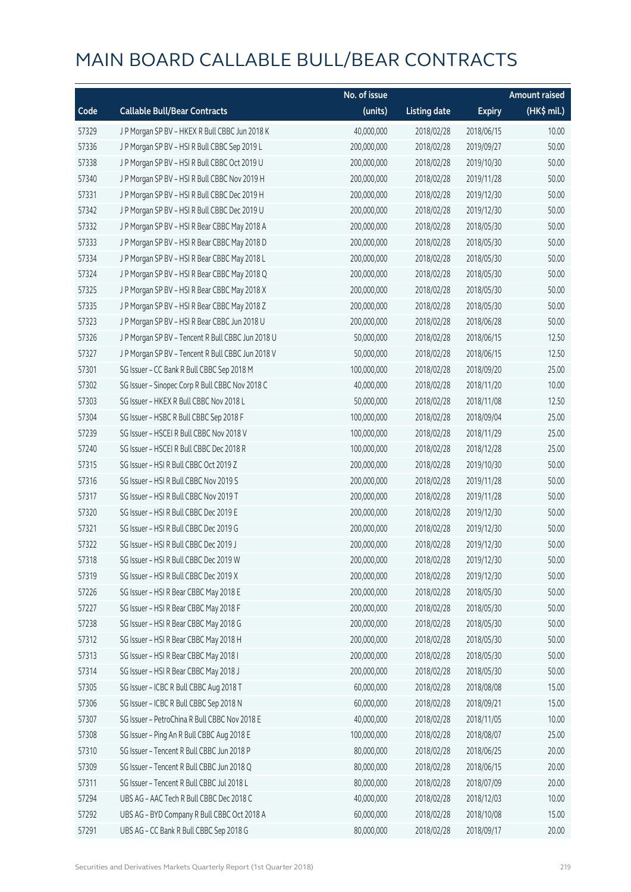# MAIN BOARD CALLABLE BULL/BEAR CONTRACTS

| Code | Callable Bull/Bear Contracts | No. of issue (units) | Listing date | Expiry | Amount raised (HK$ mil.) |
|---|---|---|---|---|---|
| 57329 | J P Morgan SP BV – HKEX R Bull CBBC Jun 2018 K | 40,000,000 | 2018/02/28 | 2018/06/15 | 10.00 |
| 57336 | J P Morgan SP BV – HSI R Bull CBBC Sep 2019 L | 200,000,000 | 2018/02/28 | 2019/09/27 | 50.00 |
| 57338 | J P Morgan SP BV – HSI R Bull CBBC Oct 2019 U | 200,000,000 | 2018/02/28 | 2019/10/30 | 50.00 |
| 57340 | J P Morgan SP BV – HSI R Bull CBBC Nov 2019 H | 200,000,000 | 2018/02/28 | 2019/11/28 | 50.00 |
| 57331 | J P Morgan SP BV – HSI R Bull CBBC Dec 2019 H | 200,000,000 | 2018/02/28 | 2019/12/30 | 50.00 |
| 57342 | J P Morgan SP BV – HSI R Bull CBBC Dec 2019 U | 200,000,000 | 2018/02/28 | 2019/12/30 | 50.00 |
| 57332 | J P Morgan SP BV – HSI R Bear CBBC May 2018 A | 200,000,000 | 2018/02/28 | 2018/05/30 | 50.00 |
| 57333 | J P Morgan SP BV – HSI R Bear CBBC May 2018 D | 200,000,000 | 2018/02/28 | 2018/05/30 | 50.00 |
| 57334 | J P Morgan SP BV – HSI R Bear CBBC May 2018 L | 200,000,000 | 2018/02/28 | 2018/05/30 | 50.00 |
| 57324 | J P Morgan SP BV – HSI R Bear CBBC May 2018 Q | 200,000,000 | 2018/02/28 | 2018/05/30 | 50.00 |
| 57325 | J P Morgan SP BV – HSI R Bear CBBC May 2018 X | 200,000,000 | 2018/02/28 | 2018/05/30 | 50.00 |
| 57335 | J P Morgan SP BV – HSI R Bear CBBC May 2018 Z | 200,000,000 | 2018/02/28 | 2018/05/30 | 50.00 |
| 57323 | J P Morgan SP BV – HSI R Bear CBBC Jun 2018 U | 200,000,000 | 2018/02/28 | 2018/06/28 | 50.00 |
| 57326 | J P Morgan SP BV – Tencent R Bull CBBC Jun 2018 U | 50,000,000 | 2018/02/28 | 2018/06/15 | 12.50 |
| 57327 | J P Morgan SP BV – Tencent R Bull CBBC Jun 2018 V | 50,000,000 | 2018/02/28 | 2018/06/15 | 12.50 |
| 57301 | SG Issuer – CC Bank R Bull CBBC Sep 2018 M | 100,000,000 | 2018/02/28 | 2018/09/20 | 25.00 |
| 57302 | SG Issuer – Sinopec Corp R Bull CBBC Nov 2018 C | 40,000,000 | 2018/02/28 | 2018/11/20 | 10.00 |
| 57303 | SG Issuer – HKEX R Bull CBBC Nov 2018 L | 50,000,000 | 2018/02/28 | 2018/11/08 | 12.50 |
| 57304 | SG Issuer – HSBC R Bull CBBC Sep 2018 F | 100,000,000 | 2018/02/28 | 2018/09/04 | 25.00 |
| 57239 | SG Issuer – HSCEI R Bull CBBC Nov 2018 V | 100,000,000 | 2018/02/28 | 2018/11/29 | 25.00 |
| 57240 | SG Issuer – HSCEI R Bull CBBC Dec 2018 R | 100,000,000 | 2018/02/28 | 2018/12/28 | 25.00 |
| 57315 | SG Issuer – HSI R Bull CBBC Oct 2019 Z | 200,000,000 | 2018/02/28 | 2019/10/30 | 50.00 |
| 57316 | SG Issuer – HSI R Bull CBBC Nov 2019 S | 200,000,000 | 2018/02/28 | 2019/11/28 | 50.00 |
| 57317 | SG Issuer – HSI R Bull CBBC Nov 2019 T | 200,000,000 | 2018/02/28 | 2019/11/28 | 50.00 |
| 57320 | SG Issuer – HSI R Bull CBBC Dec 2019 E | 200,000,000 | 2018/02/28 | 2019/12/30 | 50.00 |
| 57321 | SG Issuer – HSI R Bull CBBC Dec 2019 G | 200,000,000 | 2018/02/28 | 2019/12/30 | 50.00 |
| 57322 | SG Issuer – HSI R Bull CBBC Dec 2019 J | 200,000,000 | 2018/02/28 | 2019/12/30 | 50.00 |
| 57318 | SG Issuer – HSI R Bull CBBC Dec 2019 W | 200,000,000 | 2018/02/28 | 2019/12/30 | 50.00 |
| 57319 | SG Issuer – HSI R Bull CBBC Dec 2019 X | 200,000,000 | 2018/02/28 | 2019/12/30 | 50.00 |
| 57226 | SG Issuer – HSI R Bear CBBC May 2018 E | 200,000,000 | 2018/02/28 | 2018/05/30 | 50.00 |
| 57227 | SG Issuer – HSI R Bear CBBC May 2018 F | 200,000,000 | 2018/02/28 | 2018/05/30 | 50.00 |
| 57238 | SG Issuer – HSI R Bear CBBC May 2018 G | 200,000,000 | 2018/02/28 | 2018/05/30 | 50.00 |
| 57312 | SG Issuer – HSI R Bear CBBC May 2018 H | 200,000,000 | 2018/02/28 | 2018/05/30 | 50.00 |
| 57313 | SG Issuer – HSI R Bear CBBC May 2018 I | 200,000,000 | 2018/02/28 | 2018/05/30 | 50.00 |
| 57314 | SG Issuer – HSI R Bear CBBC May 2018 J | 200,000,000 | 2018/02/28 | 2018/05/30 | 50.00 |
| 57305 | SG Issuer – ICBC R Bull CBBC Aug 2018 T | 60,000,000 | 2018/02/28 | 2018/08/08 | 15.00 |
| 57306 | SG Issuer – ICBC R Bull CBBC Sep 2018 N | 60,000,000 | 2018/02/28 | 2018/09/21 | 15.00 |
| 57307 | SG Issuer – PetroChina R Bull CBBC Nov 2018 E | 40,000,000 | 2018/02/28 | 2018/11/05 | 10.00 |
| 57308 | SG Issuer – Ping An R Bull CBBC Aug 2018 E | 100,000,000 | 2018/02/28 | 2018/08/07 | 25.00 |
| 57310 | SG Issuer – Tencent R Bull CBBC Jun 2018 P | 80,000,000 | 2018/02/28 | 2018/06/25 | 20.00 |
| 57309 | SG Issuer – Tencent R Bull CBBC Jun 2018 Q | 80,000,000 | 2018/02/28 | 2018/06/15 | 20.00 |
| 57311 | SG Issuer – Tencent R Bull CBBC Jul 2018 L | 80,000,000 | 2018/02/28 | 2018/07/09 | 20.00 |
| 57294 | UBS AG – AAC Tech R Bull CBBC Dec 2018 C | 40,000,000 | 2018/02/28 | 2018/12/03 | 10.00 |
| 57292 | UBS AG – BYD Company R Bull CBBC Oct 2018 A | 60,000,000 | 2018/02/28 | 2018/10/08 | 15.00 |
| 57291 | UBS AG – CC Bank R Bull CBBC Sep 2018 G | 80,000,000 | 2018/02/28 | 2018/09/17 | 20.00 |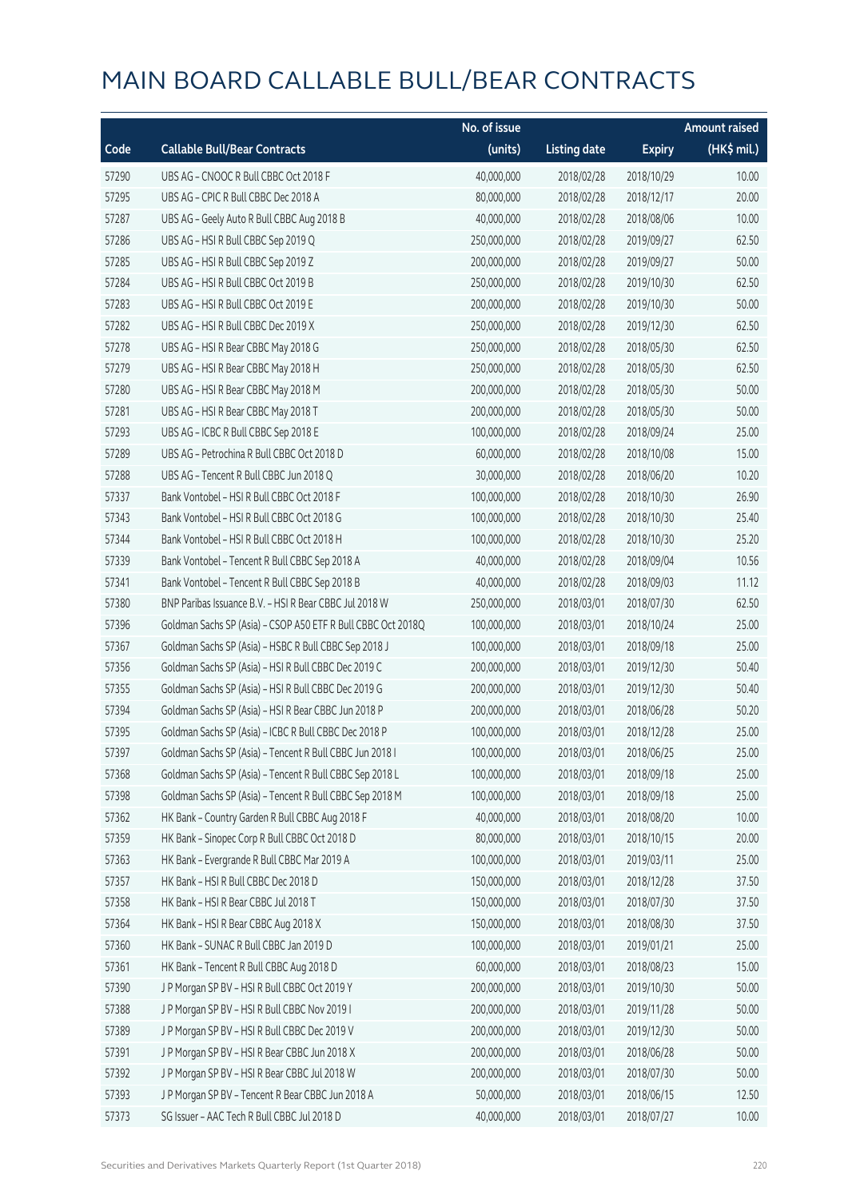# MAIN BOARD CALLABLE BULL/BEAR CONTRACTS

| Code | Callable Bull/Bear Contracts | No. of issue (units) | Listing date | Expiry | Amount raised (HK$ mil.) |
|---|---|---|---|---|---|
| 57290 | UBS AG - CNOOC R Bull CBBC Oct 2018 F | 40,000,000 | 2018/02/28 | 2018/10/29 | 10.00 |
| 57295 | UBS AG - CPIC R Bull CBBC Dec 2018 A | 80,000,000 | 2018/02/28 | 2018/12/17 | 20.00 |
| 57287 | UBS AG - Geely Auto R Bull CBBC Aug 2018 B | 40,000,000 | 2018/02/28 | 2018/08/06 | 10.00 |
| 57286 | UBS AG - HSI R Bull CBBC Sep 2019 Q | 250,000,000 | 2018/02/28 | 2019/09/27 | 62.50 |
| 57285 | UBS AG - HSI R Bull CBBC Sep 2019 Z | 200,000,000 | 2018/02/28 | 2019/09/27 | 50.00 |
| 57284 | UBS AG - HSI R Bull CBBC Oct 2019 B | 250,000,000 | 2018/02/28 | 2019/10/30 | 62.50 |
| 57283 | UBS AG - HSI R Bull CBBC Oct 2019 E | 200,000,000 | 2018/02/28 | 2019/10/30 | 50.00 |
| 57282 | UBS AG - HSI R Bull CBBC Dec 2019 X | 250,000,000 | 2018/02/28 | 2019/12/30 | 62.50 |
| 57278 | UBS AG - HSI R Bear CBBC May 2018 G | 250,000,000 | 2018/02/28 | 2018/05/30 | 62.50 |
| 57279 | UBS AG - HSI R Bear CBBC May 2018 H | 250,000,000 | 2018/02/28 | 2018/05/30 | 62.50 |
| 57280 | UBS AG - HSI R Bear CBBC May 2018 M | 200,000,000 | 2018/02/28 | 2018/05/30 | 50.00 |
| 57281 | UBS AG - HSI R Bear CBBC May 2018 T | 200,000,000 | 2018/02/28 | 2018/05/30 | 50.00 |
| 57293 | UBS AG - ICBC R Bull CBBC Sep 2018 E | 100,000,000 | 2018/02/28 | 2018/09/24 | 25.00 |
| 57289 | UBS AG - Petrochina R Bull CBBC Oct 2018 D | 60,000,000 | 2018/02/28 | 2018/10/08 | 15.00 |
| 57288 | UBS AG - Tencent R Bull CBBC Jun 2018 Q | 30,000,000 | 2018/02/28 | 2018/06/20 | 10.20 |
| 57337 | Bank Vontobel - HSI R Bull CBBC Oct 2018 F | 100,000,000 | 2018/02/28 | 2018/10/30 | 26.90 |
| 57343 | Bank Vontobel - HSI R Bull CBBC Oct 2018 G | 100,000,000 | 2018/02/28 | 2018/10/30 | 25.40 |
| 57344 | Bank Vontobel - HSI R Bull CBBC Oct 2018 H | 100,000,000 | 2018/02/28 | 2018/10/30 | 25.20 |
| 57339 | Bank Vontobel - Tencent R Bull CBBC Sep 2018 A | 40,000,000 | 2018/02/28 | 2018/09/04 | 10.56 |
| 57341 | Bank Vontobel - Tencent R Bull CBBC Sep 2018 B | 40,000,000 | 2018/02/28 | 2018/09/03 | 11.12 |
| 57380 | BNP Paribas Issuance B.V. - HSI R Bear CBBC Jul 2018 W | 250,000,000 | 2018/03/01 | 2018/07/30 | 62.50 |
| 57396 | Goldman Sachs SP (Asia) - CSOP A50 ETF R Bull CBBC Oct 2018Q | 100,000,000 | 2018/03/01 | 2018/10/24 | 25.00 |
| 57367 | Goldman Sachs SP (Asia) - HSBC R Bull CBBC Sep 2018 J | 100,000,000 | 2018/03/01 | 2018/09/18 | 25.00 |
| 57356 | Goldman Sachs SP (Asia) - HSI R Bull CBBC Dec 2019 C | 200,000,000 | 2018/03/01 | 2019/12/30 | 50.40 |
| 57355 | Goldman Sachs SP (Asia) - HSI R Bull CBBC Dec 2019 G | 200,000,000 | 2018/03/01 | 2019/12/30 | 50.40 |
| 57394 | Goldman Sachs SP (Asia) - HSI R Bear CBBC Jun 2018 P | 200,000,000 | 2018/03/01 | 2018/06/28 | 50.20 |
| 57395 | Goldman Sachs SP (Asia) - ICBC R Bull CBBC Dec 2018 P | 100,000,000 | 2018/03/01 | 2018/12/28 | 25.00 |
| 57397 | Goldman Sachs SP (Asia) - Tencent R Bull CBBC Jun 2018 I | 100,000,000 | 2018/03/01 | 2018/06/25 | 25.00 |
| 57368 | Goldman Sachs SP (Asia) - Tencent R Bull CBBC Sep 2018 L | 100,000,000 | 2018/03/01 | 2018/09/18 | 25.00 |
| 57398 | Goldman Sachs SP (Asia) - Tencent R Bull CBBC Sep 2018 M | 100,000,000 | 2018/03/01 | 2018/09/18 | 25.00 |
| 57362 | HK Bank - Country Garden R Bull CBBC Aug 2018 F | 40,000,000 | 2018/03/01 | 2018/08/20 | 10.00 |
| 57359 | HK Bank - Sinopec Corp R Bull CBBC Oct 2018 D | 80,000,000 | 2018/03/01 | 2018/10/15 | 20.00 |
| 57363 | HK Bank - Evergrande R Bull CBBC Mar 2019 A | 100,000,000 | 2018/03/01 | 2019/03/11 | 25.00 |
| 57357 | HK Bank - HSI R Bull CBBC Dec 2018 D | 150,000,000 | 2018/03/01 | 2018/12/28 | 37.50 |
| 57358 | HK Bank - HSI R Bear CBBC Jul 2018 T | 150,000,000 | 2018/03/01 | 2018/07/30 | 37.50 |
| 57364 | HK Bank - HSI R Bear CBBC Aug 2018 X | 150,000,000 | 2018/03/01 | 2018/08/30 | 37.50 |
| 57360 | HK Bank - SUNAC R Bull CBBC Jan 2019 D | 100,000,000 | 2018/03/01 | 2019/01/21 | 25.00 |
| 57361 | HK Bank - Tencent R Bull CBBC Aug 2018 D | 60,000,000 | 2018/03/01 | 2018/08/23 | 15.00 |
| 57390 | J P Morgan SP BV - HSI R Bull CBBC Oct 2019 Y | 200,000,000 | 2018/03/01 | 2019/10/30 | 50.00 |
| 57388 | J P Morgan SP BV - HSI R Bull CBBC Nov 2019 I | 200,000,000 | 2018/03/01 | 2019/11/28 | 50.00 |
| 57389 | J P Morgan SP BV - HSI R Bull CBBC Dec 2019 V | 200,000,000 | 2018/03/01 | 2019/12/30 | 50.00 |
| 57391 | J P Morgan SP BV - HSI R Bear CBBC Jun 2018 X | 200,000,000 | 2018/03/01 | 2018/06/28 | 50.00 |
| 57392 | J P Morgan SP BV - HSI R Bear CBBC Jul 2018 W | 200,000,000 | 2018/03/01 | 2018/07/30 | 50.00 |
| 57393 | J P Morgan SP BV - Tencent R Bear CBBC Jun 2018 A | 50,000,000 | 2018/03/01 | 2018/06/15 | 12.50 |
| 57373 | SG Issuer - AAC Tech R Bull CBBC Jul 2018 D | 40,000,000 | 2018/03/01 | 2018/07/27 | 10.00 |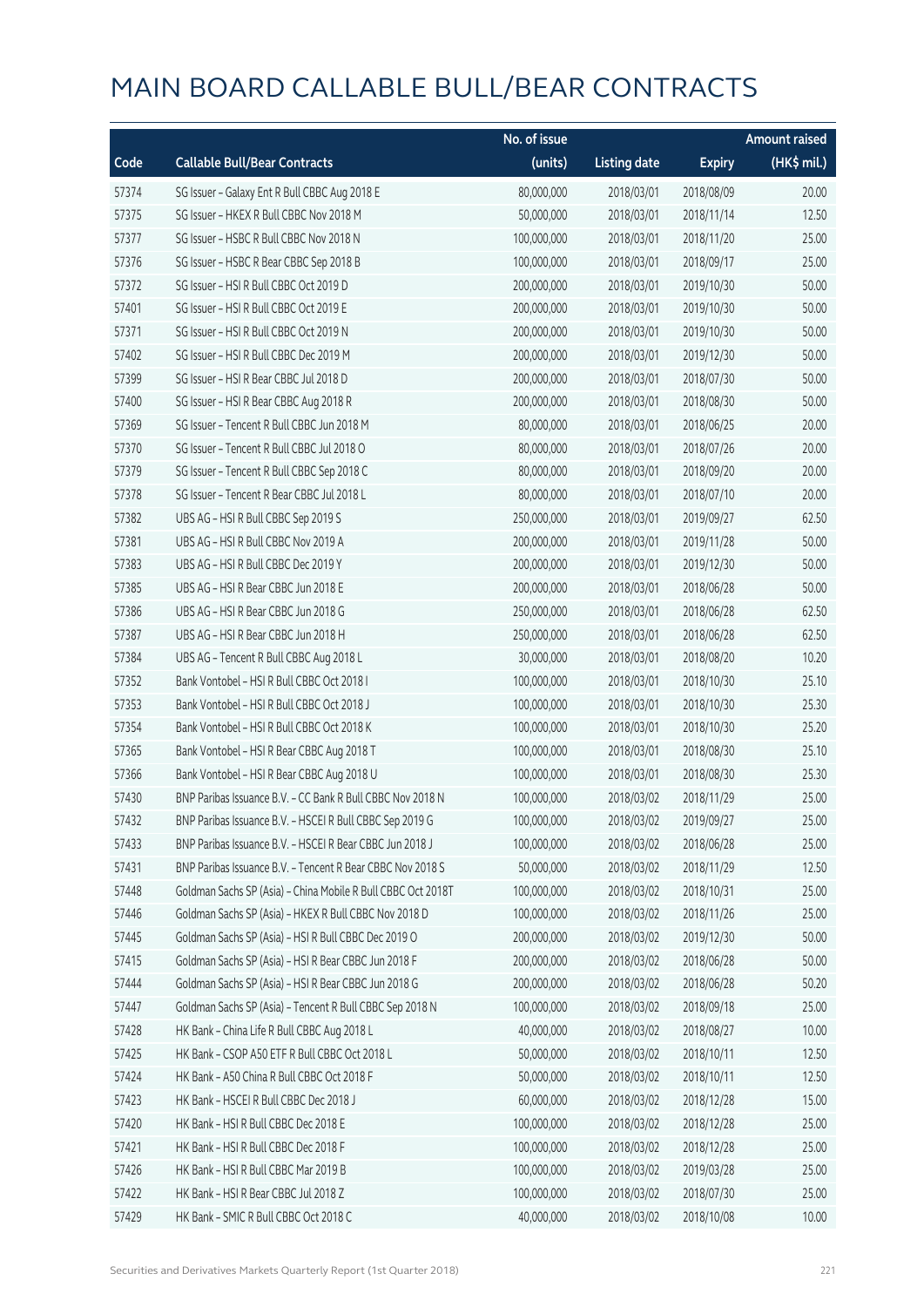# MAIN BOARD CALLABLE BULL/BEAR CONTRACTS

| Code | Callable Bull/Bear Contracts | No. of issue (units) | Listing date | Expiry | Amount raised (HK$ mil.) |
|---|---|---|---|---|---|
| 57374 | SG Issuer – Galaxy Ent R Bull CBBC Aug 2018 E | 80,000,000 | 2018/03/01 | 2018/08/09 | 20.00 |
| 57375 | SG Issuer – HKEX R Bull CBBC Nov 2018 M | 50,000,000 | 2018/03/01 | 2018/11/14 | 12.50 |
| 57377 | SG Issuer – HSBC R Bull CBBC Nov 2018 N | 100,000,000 | 2018/03/01 | 2018/11/20 | 25.00 |
| 57376 | SG Issuer – HSBC R Bear CBBC Sep 2018 B | 100,000,000 | 2018/03/01 | 2018/09/17 | 25.00 |
| 57372 | SG Issuer – HSI R Bull CBBC Oct 2019 D | 200,000,000 | 2018/03/01 | 2019/10/30 | 50.00 |
| 57401 | SG Issuer – HSI R Bull CBBC Oct 2019 E | 200,000,000 | 2018/03/01 | 2019/10/30 | 50.00 |
| 57371 | SG Issuer – HSI R Bull CBBC Oct 2019 N | 200,000,000 | 2018/03/01 | 2019/10/30 | 50.00 |
| 57402 | SG Issuer – HSI R Bull CBBC Dec 2019 M | 200,000,000 | 2018/03/01 | 2019/12/30 | 50.00 |
| 57399 | SG Issuer – HSI R Bear CBBC Jul 2018 D | 200,000,000 | 2018/03/01 | 2018/07/30 | 50.00 |
| 57400 | SG Issuer – HSI R Bear CBBC Aug 2018 R | 200,000,000 | 2018/03/01 | 2018/08/30 | 50.00 |
| 57369 | SG Issuer – Tencent R Bull CBBC Jun 2018 M | 80,000,000 | 2018/03/01 | 2018/06/25 | 20.00 |
| 57370 | SG Issuer – Tencent R Bull CBBC Jul 2018 O | 80,000,000 | 2018/03/01 | 2018/07/26 | 20.00 |
| 57379 | SG Issuer – Tencent R Bull CBBC Sep 2018 C | 80,000,000 | 2018/03/01 | 2018/09/20 | 20.00 |
| 57378 | SG Issuer – Tencent R Bear CBBC Jul 2018 L | 80,000,000 | 2018/03/01 | 2018/07/10 | 20.00 |
| 57382 | UBS AG – HSI R Bull CBBC Sep 2019 S | 250,000,000 | 2018/03/01 | 2019/09/27 | 62.50 |
| 57381 | UBS AG – HSI R Bull CBBC Nov 2019 A | 200,000,000 | 2018/03/01 | 2019/11/28 | 50.00 |
| 57383 | UBS AG – HSI R Bull CBBC Dec 2019 Y | 200,000,000 | 2018/03/01 | 2019/12/30 | 50.00 |
| 57385 | UBS AG – HSI R Bear CBBC Jun 2018 E | 200,000,000 | 2018/03/01 | 2018/06/28 | 50.00 |
| 57386 | UBS AG – HSI R Bear CBBC Jun 2018 G | 250,000,000 | 2018/03/01 | 2018/06/28 | 62.50 |
| 57387 | UBS AG – HSI R Bear CBBC Jun 2018 H | 250,000,000 | 2018/03/01 | 2018/06/28 | 62.50 |
| 57384 | UBS AG – Tencent R Bull CBBC Aug 2018 L | 30,000,000 | 2018/03/01 | 2018/08/20 | 10.20 |
| 57352 | Bank Vontobel – HSI R Bull CBBC Oct 2018 I | 100,000,000 | 2018/03/01 | 2018/10/30 | 25.10 |
| 57353 | Bank Vontobel – HSI R Bull CBBC Oct 2018 J | 100,000,000 | 2018/03/01 | 2018/10/30 | 25.30 |
| 57354 | Bank Vontobel – HSI R Bull CBBC Oct 2018 K | 100,000,000 | 2018/03/01 | 2018/10/30 | 25.20 |
| 57365 | Bank Vontobel – HSI R Bear CBBC Aug 2018 T | 100,000,000 | 2018/03/01 | 2018/08/30 | 25.10 |
| 57366 | Bank Vontobel – HSI R Bear CBBC Aug 2018 U | 100,000,000 | 2018/03/01 | 2018/08/30 | 25.30 |
| 57430 | BNP Paribas Issuance B.V. – CC Bank R Bull CBBC Nov 2018 N | 100,000,000 | 2018/03/02 | 2018/11/29 | 25.00 |
| 57432 | BNP Paribas Issuance B.V. – HSCEI R Bull CBBC Sep 2019 G | 100,000,000 | 2018/03/02 | 2019/09/27 | 25.00 |
| 57433 | BNP Paribas Issuance B.V. – HSCEI R Bear CBBC Jun 2018 J | 100,000,000 | 2018/03/02 | 2018/06/28 | 25.00 |
| 57431 | BNP Paribas Issuance B.V. – Tencent R Bear CBBC Nov 2018 S | 50,000,000 | 2018/03/02 | 2018/11/29 | 12.50 |
| 57448 | Goldman Sachs SP (Asia) – China Mobile R Bull CBBC Oct 2018T | 100,000,000 | 2018/03/02 | 2018/10/31 | 25.00 |
| 57446 | Goldman Sachs SP (Asia) – HKEX R Bull CBBC Nov 2018 D | 100,000,000 | 2018/03/02 | 2018/11/26 | 25.00 |
| 57445 | Goldman Sachs SP (Asia) – HSI R Bull CBBC Dec 2019 O | 200,000,000 | 2018/03/02 | 2019/12/30 | 50.00 |
| 57415 | Goldman Sachs SP (Asia) – HSI R Bear CBBC Jun 2018 F | 200,000,000 | 2018/03/02 | 2018/06/28 | 50.00 |
| 57444 | Goldman Sachs SP (Asia) – HSI R Bear CBBC Jun 2018 G | 200,000,000 | 2018/03/02 | 2018/06/28 | 50.20 |
| 57447 | Goldman Sachs SP (Asia) – Tencent R Bull CBBC Sep 2018 N | 100,000,000 | 2018/03/02 | 2018/09/18 | 25.00 |
| 57428 | HK Bank – China Life R Bull CBBC Aug 2018 L | 40,000,000 | 2018/03/02 | 2018/08/27 | 10.00 |
| 57425 | HK Bank – CSOP A50 ETF R Bull CBBC Oct 2018 L | 50,000,000 | 2018/03/02 | 2018/10/11 | 12.50 |
| 57424 | HK Bank – A50 China R Bull CBBC Oct 2018 F | 50,000,000 | 2018/03/02 | 2018/10/11 | 12.50 |
| 57423 | HK Bank – HSCEI R Bull CBBC Dec 2018 J | 60,000,000 | 2018/03/02 | 2018/12/28 | 15.00 |
| 57420 | HK Bank – HSI R Bull CBBC Dec 2018 E | 100,000,000 | 2018/03/02 | 2018/12/28 | 25.00 |
| 57421 | HK Bank – HSI R Bull CBBC Dec 2018 F | 100,000,000 | 2018/03/02 | 2018/12/28 | 25.00 |
| 57426 | HK Bank – HSI R Bull CBBC Mar 2019 B | 100,000,000 | 2018/03/02 | 2019/03/28 | 25.00 |
| 57422 | HK Bank – HSI R Bear CBBC Jul 2018 Z | 100,000,000 | 2018/03/02 | 2018/07/30 | 25.00 |
| 57429 | HK Bank – SMIC R Bull CBBC Oct 2018 C | 40,000,000 | 2018/03/02 | 2018/10/08 | 10.00 |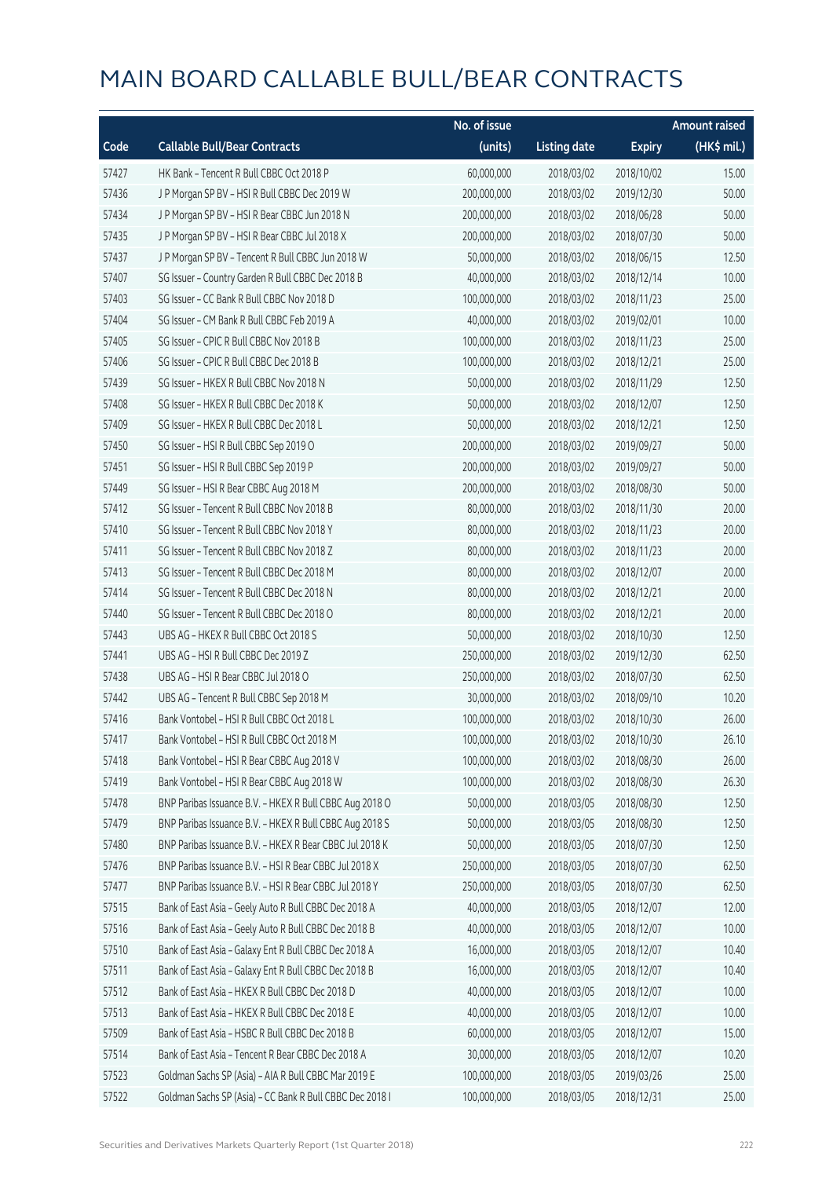# MAIN BOARD CALLABLE BULL/BEAR CONTRACTS

| Code | Callable Bull/Bear Contracts | No. of issue (units) | Listing date | Expiry | Amount raised (HK$ mil.) |
|---|---|---|---|---|---|
| 57427 | HK Bank – Tencent R Bull CBBC Oct 2018 P | 60,000,000 | 2018/03/02 | 2018/10/02 | 15.00 |
| 57436 | J P Morgan SP BV – HSI R Bull CBBC Dec 2019 W | 200,000,000 | 2018/03/02 | 2019/12/30 | 50.00 |
| 57434 | J P Morgan SP BV – HSI R Bear CBBC Jun 2018 N | 200,000,000 | 2018/03/02 | 2018/06/28 | 50.00 |
| 57435 | J P Morgan SP BV – HSI R Bear CBBC Jul 2018 X | 200,000,000 | 2018/03/02 | 2018/07/30 | 50.00 |
| 57437 | J P Morgan SP BV – Tencent R Bull CBBC Jun 2018 W | 50,000,000 | 2018/03/02 | 2018/06/15 | 12.50 |
| 57407 | SG Issuer – Country Garden R Bull CBBC Dec 2018 B | 40,000,000 | 2018/03/02 | 2018/12/14 | 10.00 |
| 57403 | SG Issuer – CC Bank R Bull CBBC Nov 2018 D | 100,000,000 | 2018/03/02 | 2018/11/23 | 25.00 |
| 57404 | SG Issuer – CM Bank R Bull CBBC Feb 2019 A | 40,000,000 | 2018/03/02 | 2019/02/01 | 10.00 |
| 57405 | SG Issuer – CPIC R Bull CBBC Nov 2018 B | 100,000,000 | 2018/03/02 | 2018/11/23 | 25.00 |
| 57406 | SG Issuer – CPIC R Bull CBBC Dec 2018 B | 100,000,000 | 2018/03/02 | 2018/12/21 | 25.00 |
| 57439 | SG Issuer – HKEX R Bull CBBC Nov 2018 N | 50,000,000 | 2018/03/02 | 2018/11/29 | 12.50 |
| 57408 | SG Issuer – HKEX R Bull CBBC Dec 2018 K | 50,000,000 | 2018/03/02 | 2018/12/07 | 12.50 |
| 57409 | SG Issuer – HKEX R Bull CBBC Dec 2018 L | 50,000,000 | 2018/03/02 | 2018/12/21 | 12.50 |
| 57450 | SG Issuer – HSI R Bull CBBC Sep 2019 O | 200,000,000 | 2018/03/02 | 2019/09/27 | 50.00 |
| 57451 | SG Issuer – HSI R Bull CBBC Sep 2019 P | 200,000,000 | 2018/03/02 | 2019/09/27 | 50.00 |
| 57449 | SG Issuer – HSI R Bear CBBC Aug 2018 M | 200,000,000 | 2018/03/02 | 2018/08/30 | 50.00 |
| 57412 | SG Issuer – Tencent R Bull CBBC Nov 2018 B | 80,000,000 | 2018/03/02 | 2018/11/30 | 20.00 |
| 57410 | SG Issuer – Tencent R Bull CBBC Nov 2018 Y | 80,000,000 | 2018/03/02 | 2018/11/23 | 20.00 |
| 57411 | SG Issuer – Tencent R Bull CBBC Nov 2018 Z | 80,000,000 | 2018/03/02 | 2018/11/23 | 20.00 |
| 57413 | SG Issuer – Tencent R Bull CBBC Dec 2018 M | 80,000,000 | 2018/03/02 | 2018/12/07 | 20.00 |
| 57414 | SG Issuer – Tencent R Bull CBBC Dec 2018 N | 80,000,000 | 2018/03/02 | 2018/12/21 | 20.00 |
| 57440 | SG Issuer – Tencent R Bull CBBC Dec 2018 O | 80,000,000 | 2018/03/02 | 2018/12/21 | 20.00 |
| 57443 | UBS AG – HKEX R Bull CBBC Oct 2018 S | 50,000,000 | 2018/03/02 | 2018/10/30 | 12.50 |
| 57441 | UBS AG – HSI R Bull CBBC Dec 2019 Z | 250,000,000 | 2018/03/02 | 2019/12/30 | 62.50 |
| 57438 | UBS AG – HSI R Bear CBBC Jul 2018 O | 250,000,000 | 2018/03/02 | 2018/07/30 | 62.50 |
| 57442 | UBS AG – Tencent R Bull CBBC Sep 2018 M | 30,000,000 | 2018/03/02 | 2018/09/10 | 10.20 |
| 57416 | Bank Vontobel – HSI R Bull CBBC Oct 2018 L | 100,000,000 | 2018/03/02 | 2018/10/30 | 26.00 |
| 57417 | Bank Vontobel – HSI R Bull CBBC Oct 2018 M | 100,000,000 | 2018/03/02 | 2018/10/30 | 26.10 |
| 57418 | Bank Vontobel – HSI R Bear CBBC Aug 2018 V | 100,000,000 | 2018/03/02 | 2018/08/30 | 26.00 |
| 57419 | Bank Vontobel – HSI R Bear CBBC Aug 2018 W | 100,000,000 | 2018/03/02 | 2018/08/30 | 26.30 |
| 57478 | BNP Paribas Issuance B.V. – HKEX R Bull CBBC Aug 2018 O | 50,000,000 | 2018/03/05 | 2018/08/30 | 12.50 |
| 57479 | BNP Paribas Issuance B.V. – HKEX R Bull CBBC Aug 2018 S | 50,000,000 | 2018/03/05 | 2018/08/30 | 12.50 |
| 57480 | BNP Paribas Issuance B.V. – HKEX R Bear CBBC Jul 2018 K | 50,000,000 | 2018/03/05 | 2018/07/30 | 12.50 |
| 57476 | BNP Paribas Issuance B.V. – HSI R Bear CBBC Jul 2018 X | 250,000,000 | 2018/03/05 | 2018/07/30 | 62.50 |
| 57477 | BNP Paribas Issuance B.V. – HSI R Bear CBBC Jul 2018 Y | 250,000,000 | 2018/03/05 | 2018/07/30 | 62.50 |
| 57515 | Bank of East Asia – Geely Auto R Bull CBBC Dec 2018 A | 40,000,000 | 2018/03/05 | 2018/12/07 | 12.00 |
| 57516 | Bank of East Asia – Geely Auto R Bull CBBC Dec 2018 B | 40,000,000 | 2018/03/05 | 2018/12/07 | 10.00 |
| 57510 | Bank of East Asia – Galaxy Ent R Bull CBBC Dec 2018 A | 16,000,000 | 2018/03/05 | 2018/12/07 | 10.40 |
| 57511 | Bank of East Asia – Galaxy Ent R Bull CBBC Dec 2018 B | 16,000,000 | 2018/03/05 | 2018/12/07 | 10.40 |
| 57512 | Bank of East Asia – HKEX R Bull CBBC Dec 2018 D | 40,000,000 | 2018/03/05 | 2018/12/07 | 10.00 |
| 57513 | Bank of East Asia – HKEX R Bull CBBC Dec 2018 E | 40,000,000 | 2018/03/05 | 2018/12/07 | 10.00 |
| 57509 | Bank of East Asia – HSBC R Bull CBBC Dec 2018 B | 60,000,000 | 2018/03/05 | 2018/12/07 | 15.00 |
| 57514 | Bank of East Asia – Tencent R Bear CBBC Dec 2018 A | 30,000,000 | 2018/03/05 | 2018/12/07 | 10.20 |
| 57523 | Goldman Sachs SP (Asia) – AIA R Bull CBBC Mar 2019 E | 100,000,000 | 2018/03/05 | 2019/03/26 | 25.00 |
| 57522 | Goldman Sachs SP (Asia) – CC Bank R Bull CBBC Dec 2018 I | 100,000,000 | 2018/03/05 | 2018/12/31 | 25.00 |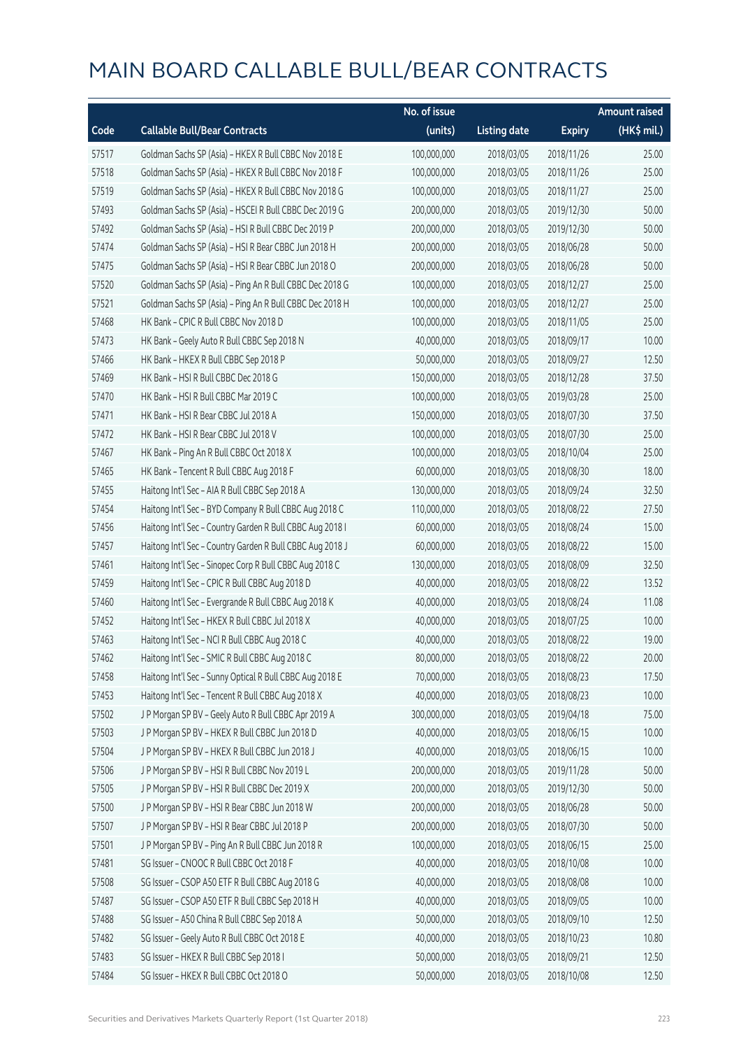# MAIN BOARD CALLABLE BULL/BEAR CONTRACTS

| Code | Callable Bull/Bear Contracts | No. of issue (units) | Listing date | Expiry | Amount raised (HK$ mil.) |
|---|---|---|---|---|---|
| 57517 | Goldman Sachs SP (Asia) – HKEX R Bull CBBC Nov 2018 E | 100,000,000 | 2018/03/05 | 2018/11/26 | 25.00 |
| 57518 | Goldman Sachs SP (Asia) – HKEX R Bull CBBC Nov 2018 F | 100,000,000 | 2018/03/05 | 2018/11/26 | 25.00 |
| 57519 | Goldman Sachs SP (Asia) – HKEX R Bull CBBC Nov 2018 G | 100,000,000 | 2018/03/05 | 2018/11/27 | 25.00 |
| 57493 | Goldman Sachs SP (Asia) – HSCEI R Bull CBBC Dec 2019 G | 200,000,000 | 2018/03/05 | 2019/12/30 | 50.00 |
| 57492 | Goldman Sachs SP (Asia) – HSI R Bull CBBC Dec 2019 P | 200,000,000 | 2018/03/05 | 2019/12/30 | 50.00 |
| 57474 | Goldman Sachs SP (Asia) – HSI R Bear CBBC Jun 2018 H | 200,000,000 | 2018/03/05 | 2018/06/28 | 50.00 |
| 57475 | Goldman Sachs SP (Asia) – HSI R Bear CBBC Jun 2018 O | 200,000,000 | 2018/03/05 | 2018/06/28 | 50.00 |
| 57520 | Goldman Sachs SP (Asia) – Ping An R Bull CBBC Dec 2018 G | 100,000,000 | 2018/03/05 | 2018/12/27 | 25.00 |
| 57521 | Goldman Sachs SP (Asia) – Ping An R Bull CBBC Dec 2018 H | 100,000,000 | 2018/03/05 | 2018/12/27 | 25.00 |
| 57468 | HK Bank – CPIC R Bull CBBC Nov 2018 D | 100,000,000 | 2018/03/05 | 2018/11/05 | 25.00 |
| 57473 | HK Bank – Geely Auto R Bull CBBC Sep 2018 N | 40,000,000 | 2018/03/05 | 2018/09/17 | 10.00 |
| 57466 | HK Bank – HKEX R Bull CBBC Sep 2018 P | 50,000,000 | 2018/03/05 | 2018/09/27 | 12.50 |
| 57469 | HK Bank – HSI R Bull CBBC Dec 2018 G | 150,000,000 | 2018/03/05 | 2018/12/28 | 37.50 |
| 57470 | HK Bank – HSI R Bull CBBC Mar 2019 C | 100,000,000 | 2018/03/05 | 2019/03/28 | 25.00 |
| 57471 | HK Bank – HSI R Bear CBBC Jul 2018 A | 150,000,000 | 2018/03/05 | 2018/07/30 | 37.50 |
| 57472 | HK Bank – HSI R Bear CBBC Jul 2018 V | 100,000,000 | 2018/03/05 | 2018/07/30 | 25.00 |
| 57467 | HK Bank – Ping An R Bull CBBC Oct 2018 X | 100,000,000 | 2018/03/05 | 2018/10/04 | 25.00 |
| 57465 | HK Bank – Tencent R Bull CBBC Aug 2018 F | 60,000,000 | 2018/03/05 | 2018/08/30 | 18.00 |
| 57455 | Haitong Int'l Sec – AIA R Bull CBBC Sep 2018 A | 130,000,000 | 2018/03/05 | 2018/09/24 | 32.50 |
| 57454 | Haitong Int'l Sec – BYD Company R Bull CBBC Aug 2018 C | 110,000,000 | 2018/03/05 | 2018/08/22 | 27.50 |
| 57456 | Haitong Int'l Sec – Country Garden R Bull CBBC Aug 2018 I | 60,000,000 | 2018/03/05 | 2018/08/24 | 15.00 |
| 57457 | Haitong Int'l Sec – Country Garden R Bull CBBC Aug 2018 J | 60,000,000 | 2018/03/05 | 2018/08/22 | 15.00 |
| 57461 | Haitong Int'l Sec – Sinopec Corp R Bull CBBC Aug 2018 C | 130,000,000 | 2018/03/05 | 2018/08/09 | 32.50 |
| 57459 | Haitong Int'l Sec – CPIC R Bull CBBC Aug 2018 D | 40,000,000 | 2018/03/05 | 2018/08/22 | 13.52 |
| 57460 | Haitong Int'l Sec – Evergrande R Bull CBBC Aug 2018 K | 40,000,000 | 2018/03/05 | 2018/08/24 | 11.08 |
| 57452 | Haitong Int'l Sec – HKEX R Bull CBBC Jul 2018 X | 40,000,000 | 2018/03/05 | 2018/07/25 | 10.00 |
| 57463 | Haitong Int'l Sec – NCI R Bull CBBC Aug 2018 C | 40,000,000 | 2018/03/05 | 2018/08/22 | 19.00 |
| 57462 | Haitong Int'l Sec – SMIC R Bull CBBC Aug 2018 C | 80,000,000 | 2018/03/05 | 2018/08/22 | 20.00 |
| 57458 | Haitong Int'l Sec – Sunny Optical R Bull CBBC Aug 2018 E | 70,000,000 | 2018/03/05 | 2018/08/23 | 17.50 |
| 57453 | Haitong Int'l Sec – Tencent R Bull CBBC Aug 2018 X | 40,000,000 | 2018/03/05 | 2018/08/23 | 10.00 |
| 57502 | J P Morgan SP BV – Geely Auto R Bull CBBC Apr 2019 A | 300,000,000 | 2018/03/05 | 2019/04/18 | 75.00 |
| 57503 | J P Morgan SP BV – HKEX R Bull CBBC Jun 2018 D | 40,000,000 | 2018/03/05 | 2018/06/15 | 10.00 |
| 57504 | J P Morgan SP BV – HKEX R Bull CBBC Jun 2018 J | 40,000,000 | 2018/03/05 | 2018/06/15 | 10.00 |
| 57506 | J P Morgan SP BV – HSI R Bull CBBC Nov 2019 L | 200,000,000 | 2018/03/05 | 2019/11/28 | 50.00 |
| 57505 | J P Morgan SP BV – HSI R Bull CBBC Dec 2019 X | 200,000,000 | 2018/03/05 | 2019/12/30 | 50.00 |
| 57500 | J P Morgan SP BV – HSI R Bear CBBC Jun 2018 W | 200,000,000 | 2018/03/05 | 2018/06/28 | 50.00 |
| 57507 | J P Morgan SP BV – HSI R Bear CBBC Jul 2018 P | 200,000,000 | 2018/03/05 | 2018/07/30 | 50.00 |
| 57501 | J P Morgan SP BV – Ping An R Bull CBBC Jun 2018 R | 100,000,000 | 2018/03/05 | 2018/06/15 | 25.00 |
| 57481 | SG Issuer – CNOOC R Bull CBBC Oct 2018 F | 40,000,000 | 2018/03/05 | 2018/10/08 | 10.00 |
| 57508 | SG Issuer – CSOP A50 ETF R Bull CBBC Aug 2018 G | 40,000,000 | 2018/03/05 | 2018/08/08 | 10.00 |
| 57487 | SG Issuer – CSOP A50 ETF R Bull CBBC Sep 2018 H | 40,000,000 | 2018/03/05 | 2018/09/05 | 10.00 |
| 57488 | SG Issuer – A50 China R Bull CBBC Sep 2018 A | 50,000,000 | 2018/03/05 | 2018/09/10 | 12.50 |
| 57482 | SG Issuer – Geely Auto R Bull CBBC Oct 2018 E | 40,000,000 | 2018/03/05 | 2018/10/23 | 10.80 |
| 57483 | SG Issuer – HKEX R Bull CBBC Sep 2018 I | 50,000,000 | 2018/03/05 | 2018/09/21 | 12.50 |
| 57484 | SG Issuer – HKEX R Bull CBBC Oct 2018 O | 50,000,000 | 2018/03/05 | 2018/10/08 | 12.50 |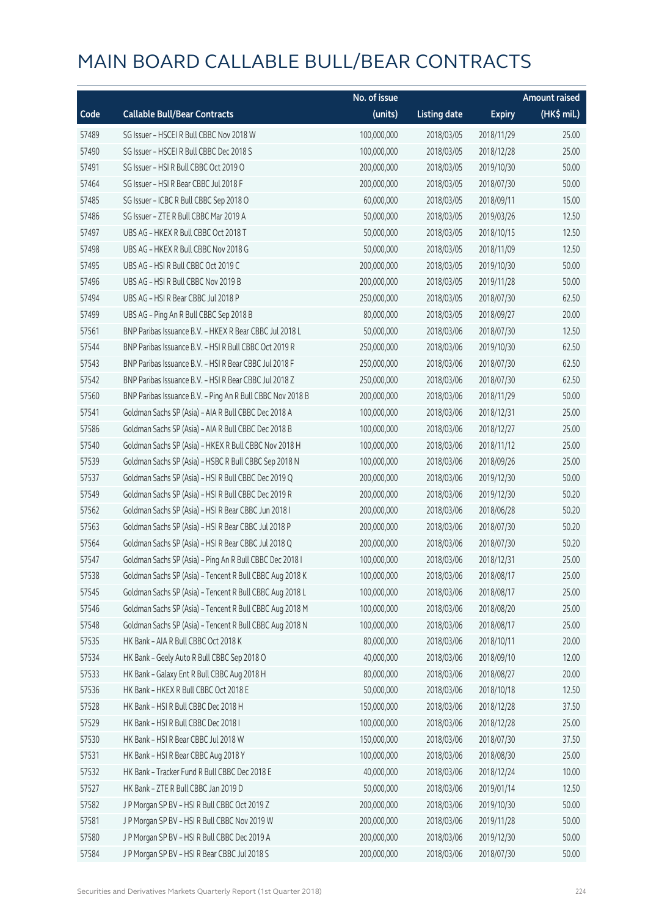# MAIN BOARD CALLABLE BULL/BEAR CONTRACTS

| Code | Callable Bull/Bear Contracts | No. of issue (units) | Listing date | Expiry | Amount raised (HK$ mil.) |
|---|---|---|---|---|---|
| 57489 | SG Issuer – HSCEI R Bull CBBC Nov 2018 W | 100,000,000 | 2018/03/05 | 2018/11/29 | 25.00 |
| 57490 | SG Issuer – HSCEI R Bull CBBC Dec 2018 S | 100,000,000 | 2018/03/05 | 2018/12/28 | 25.00 |
| 57491 | SG Issuer – HSI R Bull CBBC Oct 2019 O | 200,000,000 | 2018/03/05 | 2019/10/30 | 50.00 |
| 57464 | SG Issuer – HSI R Bear CBBC Jul 2018 F | 200,000,000 | 2018/03/05 | 2018/07/30 | 50.00 |
| 57485 | SG Issuer – ICBC R Bull CBBC Sep 2018 O | 60,000,000 | 2018/03/05 | 2018/09/11 | 15.00 |
| 57486 | SG Issuer – ZTE R Bull CBBC Mar 2019 A | 50,000,000 | 2018/03/05 | 2019/03/26 | 12.50 |
| 57497 | UBS AG – HKEX R Bull CBBC Oct 2018 T | 50,000,000 | 2018/03/05 | 2018/10/15 | 12.50 |
| 57498 | UBS AG – HKEX R Bull CBBC Nov 2018 G | 50,000,000 | 2018/03/05 | 2018/11/09 | 12.50 |
| 57495 | UBS AG – HSI R Bull CBBC Oct 2019 C | 200,000,000 | 2018/03/05 | 2019/10/30 | 50.00 |
| 57496 | UBS AG – HSI R Bull CBBC Nov 2019 B | 200,000,000 | 2018/03/05 | 2019/11/28 | 50.00 |
| 57494 | UBS AG – HSI R Bear CBBC Jul 2018 P | 250,000,000 | 2018/03/05 | 2018/07/30 | 62.50 |
| 57499 | UBS AG – Ping An R Bull CBBC Sep 2018 B | 80,000,000 | 2018/03/05 | 2018/09/27 | 20.00 |
| 57561 | BNP Paribas Issuance B.V. – HKEX R Bear CBBC Jul 2018 L | 50,000,000 | 2018/03/06 | 2018/07/30 | 12.50 |
| 57544 | BNP Paribas Issuance B.V. – HSI R Bull CBBC Oct 2019 R | 250,000,000 | 2018/03/06 | 2019/10/30 | 62.50 |
| 57543 | BNP Paribas Issuance B.V. – HSI R Bear CBBC Jul 2018 F | 250,000,000 | 2018/03/06 | 2018/07/30 | 62.50 |
| 57542 | BNP Paribas Issuance B.V. – HSI R Bear CBBC Jul 2018 Z | 250,000,000 | 2018/03/06 | 2018/07/30 | 62.50 |
| 57560 | BNP Paribas Issuance B.V. – Ping An R Bull CBBC Nov 2018 B | 200,000,000 | 2018/03/06 | 2018/11/29 | 50.00 |
| 57541 | Goldman Sachs SP (Asia) – AIA R Bull CBBC Dec 2018 A | 100,000,000 | 2018/03/06 | 2018/12/31 | 25.00 |
| 57586 | Goldman Sachs SP (Asia) – AIA R Bull CBBC Dec 2018 B | 100,000,000 | 2018/03/06 | 2018/12/27 | 25.00 |
| 57540 | Goldman Sachs SP (Asia) – HKEX R Bull CBBC Nov 2018 H | 100,000,000 | 2018/03/06 | 2018/11/12 | 25.00 |
| 57539 | Goldman Sachs SP (Asia) – HSBC R Bull CBBC Sep 2018 N | 100,000,000 | 2018/03/06 | 2018/09/26 | 25.00 |
| 57537 | Goldman Sachs SP (Asia) – HSI R Bull CBBC Dec 2019 Q | 200,000,000 | 2018/03/06 | 2019/12/30 | 50.00 |
| 57549 | Goldman Sachs SP (Asia) – HSI R Bull CBBC Dec 2019 R | 200,000,000 | 2018/03/06 | 2019/12/30 | 50.20 |
| 57562 | Goldman Sachs SP (Asia) – HSI R Bear CBBC Jun 2018 I | 200,000,000 | 2018/03/06 | 2018/06/28 | 50.20 |
| 57563 | Goldman Sachs SP (Asia) – HSI R Bear CBBC Jul 2018 P | 200,000,000 | 2018/03/06 | 2018/07/30 | 50.20 |
| 57564 | Goldman Sachs SP (Asia) – HSI R Bear CBBC Jul 2018 Q | 200,000,000 | 2018/03/06 | 2018/07/30 | 50.20 |
| 57547 | Goldman Sachs SP (Asia) – Ping An R Bull CBBC Dec 2018 I | 100,000,000 | 2018/03/06 | 2018/12/31 | 25.00 |
| 57538 | Goldman Sachs SP (Asia) – Tencent R Bull CBBC Aug 2018 K | 100,000,000 | 2018/03/06 | 2018/08/17 | 25.00 |
| 57545 | Goldman Sachs SP (Asia) – Tencent R Bull CBBC Aug 2018 L | 100,000,000 | 2018/03/06 | 2018/08/17 | 25.00 |
| 57546 | Goldman Sachs SP (Asia) – Tencent R Bull CBBC Aug 2018 M | 100,000,000 | 2018/03/06 | 2018/08/20 | 25.00 |
| 57548 | Goldman Sachs SP (Asia) – Tencent R Bull CBBC Aug 2018 N | 100,000,000 | 2018/03/06 | 2018/08/17 | 25.00 |
| 57535 | HK Bank – AIA R Bull CBBC Oct 2018 K | 80,000,000 | 2018/03/06 | 2018/10/11 | 20.00 |
| 57534 | HK Bank – Geely Auto R Bull CBBC Sep 2018 O | 40,000,000 | 2018/03/06 | 2018/09/10 | 12.00 |
| 57533 | HK Bank – Galaxy Ent R Bull CBBC Aug 2018 H | 80,000,000 | 2018/03/06 | 2018/08/27 | 20.00 |
| 57536 | HK Bank – HKEX R Bull CBBC Oct 2018 E | 50,000,000 | 2018/03/06 | 2018/10/18 | 12.50 |
| 57528 | HK Bank – HSI R Bull CBBC Dec 2018 H | 150,000,000 | 2018/03/06 | 2018/12/28 | 37.50 |
| 57529 | HK Bank – HSI R Bull CBBC Dec 2018 I | 100,000,000 | 2018/03/06 | 2018/12/28 | 25.00 |
| 57530 | HK Bank – HSI R Bear CBBC Jul 2018 W | 150,000,000 | 2018/03/06 | 2018/07/30 | 37.50 |
| 57531 | HK Bank – HSI R Bear CBBC Aug 2018 Y | 100,000,000 | 2018/03/06 | 2018/08/30 | 25.00 |
| 57532 | HK Bank – Tracker Fund R Bull CBBC Dec 2018 E | 40,000,000 | 2018/03/06 | 2018/12/24 | 10.00 |
| 57527 | HK Bank – ZTE R Bull CBBC Jan 2019 D | 50,000,000 | 2018/03/06 | 2019/01/14 | 12.50 |
| 57582 | J P Morgan SP BV – HSI R Bull CBBC Oct 2019 Z | 200,000,000 | 2018/03/06 | 2019/10/30 | 50.00 |
| 57581 | J P Morgan SP BV – HSI R Bull CBBC Nov 2019 W | 200,000,000 | 2018/03/06 | 2019/11/28 | 50.00 |
| 57580 | J P Morgan SP BV – HSI R Bull CBBC Dec 2019 A | 200,000,000 | 2018/03/06 | 2019/12/30 | 50.00 |
| 57584 | J P Morgan SP BV – HSI R Bear CBBC Jul 2018 S | 200,000,000 | 2018/03/06 | 2018/07/30 | 50.00 |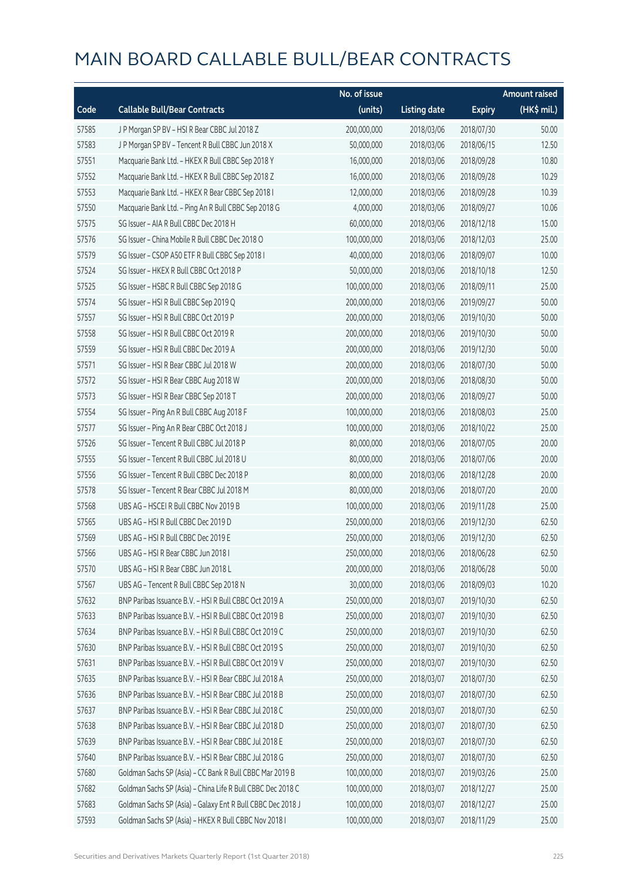# MAIN BOARD CALLABLE BULL/BEAR CONTRACTS

| Code | Callable Bull/Bear Contracts | No. of issue (units) | Listing date | Expiry | Amount raised (HK$ mil.) |
|---|---|---|---|---|---|
| 57585 | J P Morgan SP BV – HSI R Bear CBBC Jul 2018 Z | 200,000,000 | 2018/03/06 | 2018/07/30 | 50.00 |
| 57583 | J P Morgan SP BV – Tencent R Bull CBBC Jun 2018 X | 50,000,000 | 2018/03/06 | 2018/06/15 | 12.50 |
| 57551 | Macquarie Bank Ltd. – HKEX R Bull CBBC Sep 2018 Y | 16,000,000 | 2018/03/06 | 2018/09/28 | 10.80 |
| 57552 | Macquarie Bank Ltd. – HKEX R Bull CBBC Sep 2018 Z | 16,000,000 | 2018/03/06 | 2018/09/28 | 10.29 |
| 57553 | Macquarie Bank Ltd. – HKEX R Bear CBBC Sep 2018 I | 12,000,000 | 2018/03/06 | 2018/09/28 | 10.39 |
| 57550 | Macquarie Bank Ltd. – Ping An R Bull CBBC Sep 2018 G | 4,000,000 | 2018/03/06 | 2018/09/27 | 10.06 |
| 57575 | SG Issuer – AIA R Bull CBBC Dec 2018 H | 60,000,000 | 2018/03/06 | 2018/12/18 | 15.00 |
| 57576 | SG Issuer – China Mobile R Bull CBBC Dec 2018 O | 100,000,000 | 2018/03/06 | 2018/12/03 | 25.00 |
| 57579 | SG Issuer – CSOP A50 ETF R Bull CBBC Sep 2018 I | 40,000,000 | 2018/03/06 | 2018/09/07 | 10.00 |
| 57524 | SG Issuer – HKEX R Bull CBBC Oct 2018 P | 50,000,000 | 2018/03/06 | 2018/10/18 | 12.50 |
| 57525 | SG Issuer – HSBC R Bull CBBC Sep 2018 G | 100,000,000 | 2018/03/06 | 2018/09/11 | 25.00 |
| 57574 | SG Issuer – HSI R Bull CBBC Sep 2019 Q | 200,000,000 | 2018/03/06 | 2019/09/27 | 50.00 |
| 57557 | SG Issuer – HSI R Bull CBBC Oct 2019 P | 200,000,000 | 2018/03/06 | 2019/10/30 | 50.00 |
| 57558 | SG Issuer – HSI R Bull CBBC Oct 2019 R | 200,000,000 | 2018/03/06 | 2019/10/30 | 50.00 |
| 57559 | SG Issuer – HSI R Bull CBBC Dec 2019 A | 200,000,000 | 2018/03/06 | 2019/12/30 | 50.00 |
| 57571 | SG Issuer – HSI R Bear CBBC Jul 2018 W | 200,000,000 | 2018/03/06 | 2018/07/30 | 50.00 |
| 57572 | SG Issuer – HSI R Bear CBBC Aug 2018 W | 200,000,000 | 2018/03/06 | 2018/08/30 | 50.00 |
| 57573 | SG Issuer – HSI R Bear CBBC Sep 2018 T | 200,000,000 | 2018/03/06 | 2018/09/27 | 50.00 |
| 57554 | SG Issuer – Ping An R Bull CBBC Aug 2018 F | 100,000,000 | 2018/03/06 | 2018/08/03 | 25.00 |
| 57577 | SG Issuer – Ping An R Bear CBBC Oct 2018 J | 100,000,000 | 2018/03/06 | 2018/10/22 | 25.00 |
| 57526 | SG Issuer – Tencent R Bull CBBC Jul 2018 P | 80,000,000 | 2018/03/06 | 2018/07/05 | 20.00 |
| 57555 | SG Issuer – Tencent R Bull CBBC Jul 2018 U | 80,000,000 | 2018/03/06 | 2018/07/06 | 20.00 |
| 57556 | SG Issuer – Tencent R Bull CBBC Dec 2018 P | 80,000,000 | 2018/03/06 | 2018/12/28 | 20.00 |
| 57578 | SG Issuer – Tencent R Bear CBBC Jul 2018 M | 80,000,000 | 2018/03/06 | 2018/07/20 | 20.00 |
| 57568 | UBS AG – HSCEI R Bull CBBC Nov 2019 B | 100,000,000 | 2018/03/06 | 2019/11/28 | 25.00 |
| 57565 | UBS AG – HSI R Bull CBBC Dec 2019 D | 250,000,000 | 2018/03/06 | 2019/12/30 | 62.50 |
| 57569 | UBS AG – HSI R Bull CBBC Dec 2019 E | 250,000,000 | 2018/03/06 | 2019/12/30 | 62.50 |
| 57566 | UBS AG – HSI R Bear CBBC Jun 2018 I | 250,000,000 | 2018/03/06 | 2018/06/28 | 62.50 |
| 57570 | UBS AG – HSI R Bear CBBC Jun 2018 L | 200,000,000 | 2018/03/06 | 2018/06/28 | 50.00 |
| 57567 | UBS AG – Tencent R Bull CBBC Sep 2018 N | 30,000,000 | 2018/03/06 | 2018/09/03 | 10.20 |
| 57632 | BNP Paribas Issuance B.V. – HSI R Bull CBBC Oct 2019 A | 250,000,000 | 2018/03/07 | 2019/10/30 | 62.50 |
| 57633 | BNP Paribas Issuance B.V. – HSI R Bull CBBC Oct 2019 B | 250,000,000 | 2018/03/07 | 2019/10/30 | 62.50 |
| 57634 | BNP Paribas Issuance B.V. – HSI R Bull CBBC Oct 2019 C | 250,000,000 | 2018/03/07 | 2019/10/30 | 62.50 |
| 57630 | BNP Paribas Issuance B.V. – HSI R Bull CBBC Oct 2019 S | 250,000,000 | 2018/03/07 | 2019/10/30 | 62.50 |
| 57631 | BNP Paribas Issuance B.V. – HSI R Bull CBBC Oct 2019 V | 250,000,000 | 2018/03/07 | 2019/10/30 | 62.50 |
| 57635 | BNP Paribas Issuance B.V. – HSI R Bear CBBC Jul 2018 A | 250,000,000 | 2018/03/07 | 2018/07/30 | 62.50 |
| 57636 | BNP Paribas Issuance B.V. – HSI R Bear CBBC Jul 2018 B | 250,000,000 | 2018/03/07 | 2018/07/30 | 62.50 |
| 57637 | BNP Paribas Issuance B.V. – HSI R Bear CBBC Jul 2018 C | 250,000,000 | 2018/03/07 | 2018/07/30 | 62.50 |
| 57638 | BNP Paribas Issuance B.V. – HSI R Bear CBBC Jul 2018 D | 250,000,000 | 2018/03/07 | 2018/07/30 | 62.50 |
| 57639 | BNP Paribas Issuance B.V. – HSI R Bear CBBC Jul 2018 E | 250,000,000 | 2018/03/07 | 2018/07/30 | 62.50 |
| 57640 | BNP Paribas Issuance B.V. – HSI R Bear CBBC Jul 2018 G | 250,000,000 | 2018/03/07 | 2018/07/30 | 62.50 |
| 57680 | Goldman Sachs SP (Asia) – CC Bank R Bull CBBC Mar 2019 B | 100,000,000 | 2018/03/07 | 2019/03/26 | 25.00 |
| 57682 | Goldman Sachs SP (Asia) – China Life R Bull CBBC Dec 2018 C | 100,000,000 | 2018/03/07 | 2018/12/27 | 25.00 |
| 57683 | Goldman Sachs SP (Asia) – Galaxy Ent R Bull CBBC Dec 2018 J | 100,000,000 | 2018/03/07 | 2018/12/27 | 25.00 |
| 57593 | Goldman Sachs SP (Asia) – HKEX R Bull CBBC Nov 2018 I | 100,000,000 | 2018/03/07 | 2018/11/29 | 25.00 |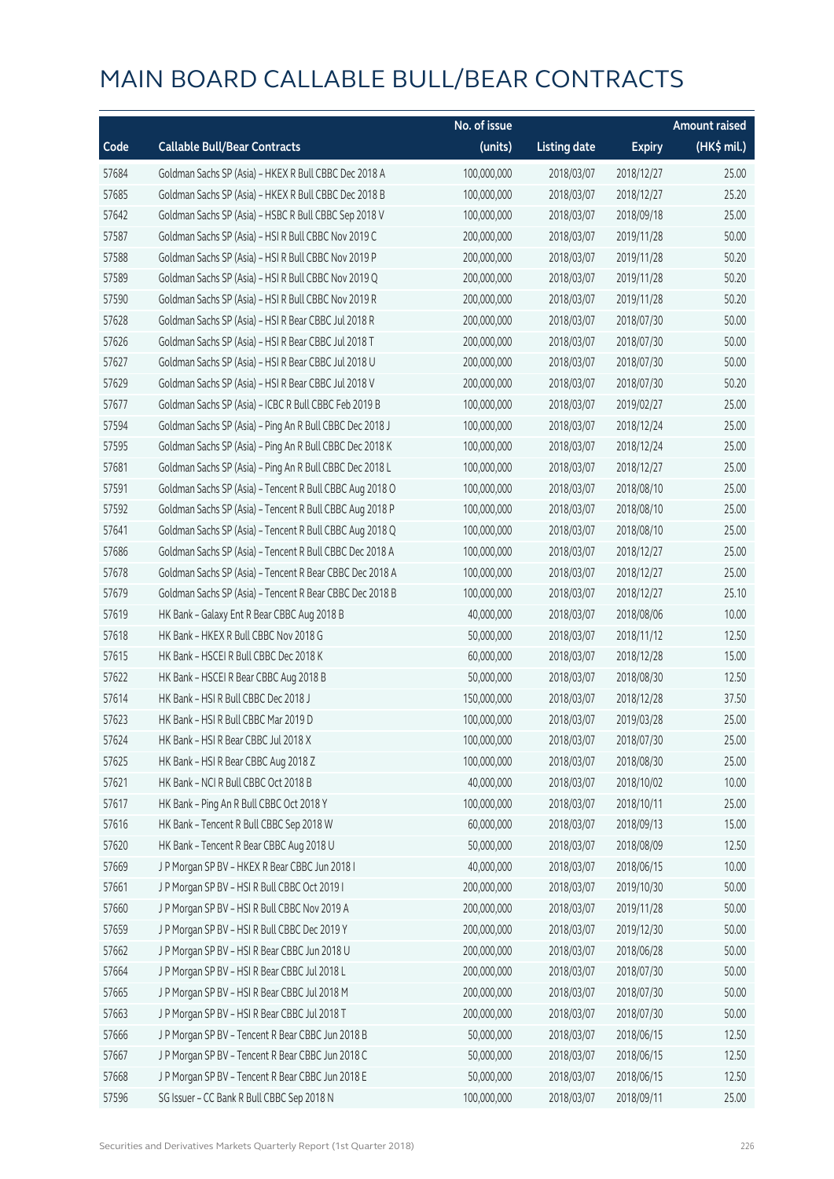# MAIN BOARD CALLABLE BULL/BEAR CONTRACTS

| Code | Callable Bull/Bear Contracts | No. of issue (units) | Listing date | Expiry | Amount raised (HK$ mil.) |
|---|---|---|---|---|---|
| 57684 | Goldman Sachs SP (Asia) - HKEX R Bull CBBC Dec 2018 A | 100,000,000 | 2018/03/07 | 2018/12/27 | 25.00 |
| 57685 | Goldman Sachs SP (Asia) - HKEX R Bull CBBC Dec 2018 B | 100,000,000 | 2018/03/07 | 2018/12/27 | 25.20 |
| 57642 | Goldman Sachs SP (Asia) - HSBC R Bull CBBC Sep 2018 V | 100,000,000 | 2018/03/07 | 2018/09/18 | 25.00 |
| 57587 | Goldman Sachs SP (Asia) - HSI R Bull CBBC Nov 2019 C | 200,000,000 | 2018/03/07 | 2019/11/28 | 50.00 |
| 57588 | Goldman Sachs SP (Asia) - HSI R Bull CBBC Nov 2019 P | 200,000,000 | 2018/03/07 | 2019/11/28 | 50.20 |
| 57589 | Goldman Sachs SP (Asia) - HSI R Bull CBBC Nov 2019 Q | 200,000,000 | 2018/03/07 | 2019/11/28 | 50.20 |
| 57590 | Goldman Sachs SP (Asia) - HSI R Bull CBBC Nov 2019 R | 200,000,000 | 2018/03/07 | 2019/11/28 | 50.20 |
| 57628 | Goldman Sachs SP (Asia) - HSI R Bear CBBC Jul 2018 R | 200,000,000 | 2018/03/07 | 2018/07/30 | 50.00 |
| 57626 | Goldman Sachs SP (Asia) - HSI R Bear CBBC Jul 2018 T | 200,000,000 | 2018/03/07 | 2018/07/30 | 50.00 |
| 57627 | Goldman Sachs SP (Asia) - HSI R Bear CBBC Jul 2018 U | 200,000,000 | 2018/03/07 | 2018/07/30 | 50.00 |
| 57629 | Goldman Sachs SP (Asia) - HSI R Bear CBBC Jul 2018 V | 200,000,000 | 2018/03/07 | 2018/07/30 | 50.20 |
| 57677 | Goldman Sachs SP (Asia) - ICBC R Bull CBBC Feb 2019 B | 100,000,000 | 2018/03/07 | 2019/02/27 | 25.00 |
| 57594 | Goldman Sachs SP (Asia) - Ping An R Bull CBBC Dec 2018 J | 100,000,000 | 2018/03/07 | 2018/12/24 | 25.00 |
| 57595 | Goldman Sachs SP (Asia) - Ping An R Bull CBBC Dec 2018 K | 100,000,000 | 2018/03/07 | 2018/12/24 | 25.00 |
| 57681 | Goldman Sachs SP (Asia) - Ping An R Bull CBBC Dec 2018 L | 100,000,000 | 2018/03/07 | 2018/12/27 | 25.00 |
| 57591 | Goldman Sachs SP (Asia) - Tencent R Bull CBBC Aug 2018 O | 100,000,000 | 2018/03/07 | 2018/08/10 | 25.00 |
| 57592 | Goldman Sachs SP (Asia) - Tencent R Bull CBBC Aug 2018 P | 100,000,000 | 2018/03/07 | 2018/08/10 | 25.00 |
| 57641 | Goldman Sachs SP (Asia) - Tencent R Bull CBBC Aug 2018 Q | 100,000,000 | 2018/03/07 | 2018/08/10 | 25.00 |
| 57686 | Goldman Sachs SP (Asia) - Tencent R Bull CBBC Dec 2018 A | 100,000,000 | 2018/03/07 | 2018/12/27 | 25.00 |
| 57678 | Goldman Sachs SP (Asia) - Tencent R Bear CBBC Dec 2018 A | 100,000,000 | 2018/03/07 | 2018/12/27 | 25.00 |
| 57679 | Goldman Sachs SP (Asia) - Tencent R Bear CBBC Dec 2018 B | 100,000,000 | 2018/03/07 | 2018/12/27 | 25.10 |
| 57619 | HK Bank - Galaxy Ent R Bear CBBC Aug 2018 B | 40,000,000 | 2018/03/07 | 2018/08/06 | 10.00 |
| 57618 | HK Bank - HKEX R Bull CBBC Nov 2018 G | 50,000,000 | 2018/03/07 | 2018/11/12 | 12.50 |
| 57615 | HK Bank - HSCEI R Bull CBBC Dec 2018 K | 60,000,000 | 2018/03/07 | 2018/12/28 | 15.00 |
| 57622 | HK Bank - HSCEI R Bear CBBC Aug 2018 B | 50,000,000 | 2018/03/07 | 2018/08/30 | 12.50 |
| 57614 | HK Bank - HSI R Bull CBBC Dec 2018 J | 150,000,000 | 2018/03/07 | 2018/12/28 | 37.50 |
| 57623 | HK Bank - HSI R Bull CBBC Mar 2019 D | 100,000,000 | 2018/03/07 | 2019/03/28 | 25.00 |
| 57624 | HK Bank - HSI R Bear CBBC Jul 2018 X | 100,000,000 | 2018/03/07 | 2018/07/30 | 25.00 |
| 57625 | HK Bank - HSI R Bear CBBC Aug 2018 Z | 100,000,000 | 2018/03/07 | 2018/08/30 | 25.00 |
| 57621 | HK Bank - NCI R Bull CBBC Oct 2018 B | 40,000,000 | 2018/03/07 | 2018/10/02 | 10.00 |
| 57617 | HK Bank - Ping An R Bull CBBC Oct 2018 Y | 100,000,000 | 2018/03/07 | 2018/10/11 | 25.00 |
| 57616 | HK Bank - Tencent R Bull CBBC Sep 2018 W | 60,000,000 | 2018/03/07 | 2018/09/13 | 15.00 |
| 57620 | HK Bank - Tencent R Bear CBBC Aug 2018 U | 50,000,000 | 2018/03/07 | 2018/08/09 | 12.50 |
| 57669 | J P Morgan SP BV - HKEX R Bear CBBC Jun 2018 I | 40,000,000 | 2018/03/07 | 2018/06/15 | 10.00 |
| 57661 | J P Morgan SP BV - HSI R Bull CBBC Oct 2019 I | 200,000,000 | 2018/03/07 | 2019/10/30 | 50.00 |
| 57660 | J P Morgan SP BV - HSI R Bull CBBC Nov 2019 A | 200,000,000 | 2018/03/07 | 2019/11/28 | 50.00 |
| 57659 | J P Morgan SP BV - HSI R Bull CBBC Dec 2019 Y | 200,000,000 | 2018/03/07 | 2019/12/30 | 50.00 |
| 57662 | J P Morgan SP BV - HSI R Bear CBBC Jun 2018 U | 200,000,000 | 2018/03/07 | 2018/06/28 | 50.00 |
| 57664 | J P Morgan SP BV - HSI R Bear CBBC Jul 2018 L | 200,000,000 | 2018/03/07 | 2018/07/30 | 50.00 |
| 57665 | J P Morgan SP BV - HSI R Bear CBBC Jul 2018 M | 200,000,000 | 2018/03/07 | 2018/07/30 | 50.00 |
| 57663 | J P Morgan SP BV - HSI R Bear CBBC Jul 2018 T | 200,000,000 | 2018/03/07 | 2018/07/30 | 50.00 |
| 57666 | J P Morgan SP BV - Tencent R Bear CBBC Jun 2018 B | 50,000,000 | 2018/03/07 | 2018/06/15 | 12.50 |
| 57667 | J P Morgan SP BV - Tencent R Bear CBBC Jun 2018 C | 50,000,000 | 2018/03/07 | 2018/06/15 | 12.50 |
| 57668 | J P Morgan SP BV - Tencent R Bear CBBC Jun 2018 E | 50,000,000 | 2018/03/07 | 2018/06/15 | 12.50 |
| 57596 | SG Issuer - CC Bank R Bull CBBC Sep 2018 N | 100,000,000 | 2018/03/07 | 2018/09/11 | 25.00 |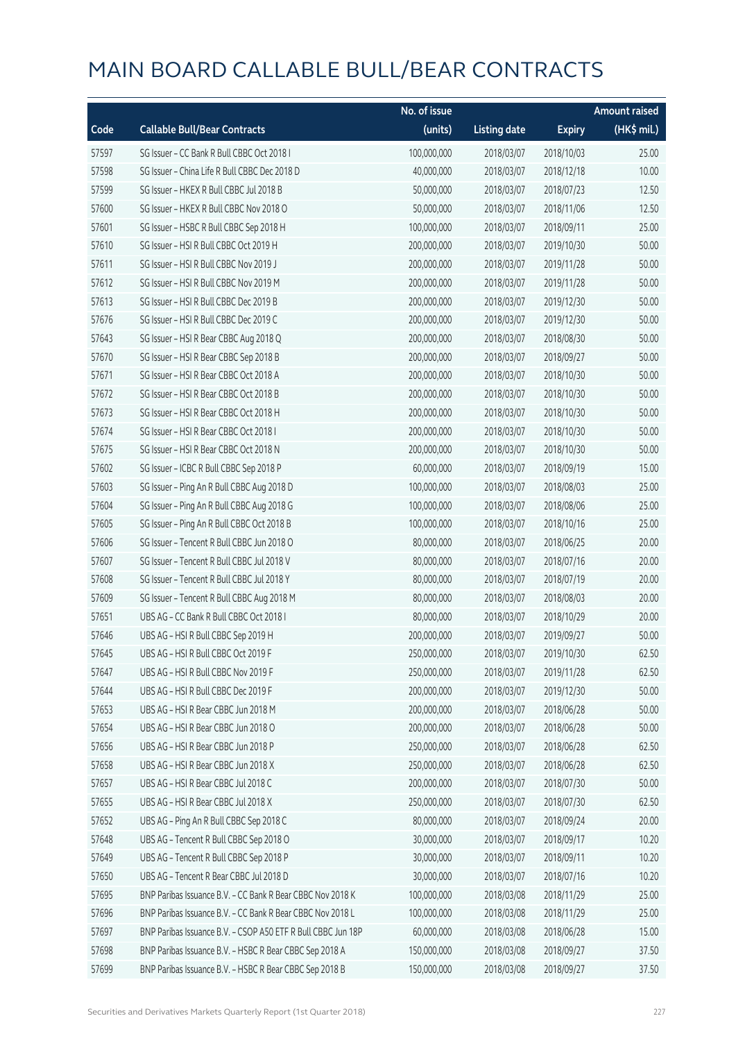# MAIN BOARD CALLABLE BULL/BEAR CONTRACTS

| Code | Callable Bull/Bear Contracts | No. of issue (units) | Listing date | Expiry | Amount raised (HK$ mil.) |
|---|---|---|---|---|---|
| 57597 | SG Issuer – CC Bank R Bull CBBC Oct 2018 I | 100,000,000 | 2018/03/07 | 2018/10/03 | 25.00 |
| 57598 | SG Issuer – China Life R Bull CBBC Dec 2018 D | 40,000,000 | 2018/03/07 | 2018/12/18 | 10.00 |
| 57599 | SG Issuer – HKEX R Bull CBBC Jul 2018 B | 50,000,000 | 2018/03/07 | 2018/07/23 | 12.50 |
| 57600 | SG Issuer – HKEX R Bull CBBC Nov 2018 O | 50,000,000 | 2018/03/07 | 2018/11/06 | 12.50 |
| 57601 | SG Issuer – HSBC R Bull CBBC Sep 2018 H | 100,000,000 | 2018/03/07 | 2018/09/11 | 25.00 |
| 57610 | SG Issuer – HSI R Bull CBBC Oct 2019 H | 200,000,000 | 2018/03/07 | 2019/10/30 | 50.00 |
| 57611 | SG Issuer – HSI R Bull CBBC Nov 2019 J | 200,000,000 | 2018/03/07 | 2019/11/28 | 50.00 |
| 57612 | SG Issuer – HSI R Bull CBBC Nov 2019 M | 200,000,000 | 2018/03/07 | 2019/11/28 | 50.00 |
| 57613 | SG Issuer – HSI R Bull CBBC Dec 2019 B | 200,000,000 | 2018/03/07 | 2019/12/30 | 50.00 |
| 57676 | SG Issuer – HSI R Bull CBBC Dec 2019 C | 200,000,000 | 2018/03/07 | 2019/12/30 | 50.00 |
| 57643 | SG Issuer – HSI R Bear CBBC Aug 2018 Q | 200,000,000 | 2018/03/07 | 2018/08/30 | 50.00 |
| 57670 | SG Issuer – HSI R Bear CBBC Sep 2018 B | 200,000,000 | 2018/03/07 | 2018/09/27 | 50.00 |
| 57671 | SG Issuer – HSI R Bear CBBC Oct 2018 A | 200,000,000 | 2018/03/07 | 2018/10/30 | 50.00 |
| 57672 | SG Issuer – HSI R Bear CBBC Oct 2018 B | 200,000,000 | 2018/03/07 | 2018/10/30 | 50.00 |
| 57673 | SG Issuer – HSI R Bear CBBC Oct 2018 H | 200,000,000 | 2018/03/07 | 2018/10/30 | 50.00 |
| 57674 | SG Issuer – HSI R Bear CBBC Oct 2018 I | 200,000,000 | 2018/03/07 | 2018/10/30 | 50.00 |
| 57675 | SG Issuer – HSI R Bear CBBC Oct 2018 N | 200,000,000 | 2018/03/07 | 2018/10/30 | 50.00 |
| 57602 | SG Issuer – ICBC R Bull CBBC Sep 2018 P | 60,000,000 | 2018/03/07 | 2018/09/19 | 15.00 |
| 57603 | SG Issuer – Ping An R Bull CBBC Aug 2018 D | 100,000,000 | 2018/03/07 | 2018/08/03 | 25.00 |
| 57604 | SG Issuer – Ping An R Bull CBBC Aug 2018 G | 100,000,000 | 2018/03/07 | 2018/08/06 | 25.00 |
| 57605 | SG Issuer – Ping An R Bull CBBC Oct 2018 B | 100,000,000 | 2018/03/07 | 2018/10/16 | 25.00 |
| 57606 | SG Issuer – Tencent R Bull CBBC Jun 2018 O | 80,000,000 | 2018/03/07 | 2018/06/25 | 20.00 |
| 57607 | SG Issuer – Tencent R Bull CBBC Jul 2018 V | 80,000,000 | 2018/03/07 | 2018/07/16 | 20.00 |
| 57608 | SG Issuer – Tencent R Bull CBBC Jul 2018 Y | 80,000,000 | 2018/03/07 | 2018/07/19 | 20.00 |
| 57609 | SG Issuer – Tencent R Bull CBBC Aug 2018 M | 80,000,000 | 2018/03/07 | 2018/08/03 | 20.00 |
| 57651 | UBS AG – CC Bank R Bull CBBC Oct 2018 I | 80,000,000 | 2018/03/07 | 2018/10/29 | 20.00 |
| 57646 | UBS AG – HSI R Bull CBBC Sep 2019 H | 200,000,000 | 2018/03/07 | 2019/09/27 | 50.00 |
| 57645 | UBS AG – HSI R Bull CBBC Oct 2019 F | 250,000,000 | 2018/03/07 | 2019/10/30 | 62.50 |
| 57647 | UBS AG – HSI R Bull CBBC Nov 2019 F | 250,000,000 | 2018/03/07 | 2019/11/28 | 62.50 |
| 57644 | UBS AG – HSI R Bull CBBC Dec 2019 F | 200,000,000 | 2018/03/07 | 2019/12/30 | 50.00 |
| 57653 | UBS AG – HSI R Bear CBBC Jun 2018 M | 200,000,000 | 2018/03/07 | 2018/06/28 | 50.00 |
| 57654 | UBS AG – HSI R Bear CBBC Jun 2018 O | 200,000,000 | 2018/03/07 | 2018/06/28 | 50.00 |
| 57656 | UBS AG – HSI R Bear CBBC Jun 2018 P | 250,000,000 | 2018/03/07 | 2018/06/28 | 62.50 |
| 57658 | UBS AG – HSI R Bear CBBC Jun 2018 X | 250,000,000 | 2018/03/07 | 2018/06/28 | 62.50 |
| 57657 | UBS AG – HSI R Bear CBBC Jul 2018 C | 200,000,000 | 2018/03/07 | 2018/07/30 | 50.00 |
| 57655 | UBS AG – HSI R Bear CBBC Jul 2018 X | 250,000,000 | 2018/03/07 | 2018/07/30 | 62.50 |
| 57652 | UBS AG – Ping An R Bull CBBC Sep 2018 C | 80,000,000 | 2018/03/07 | 2018/09/24 | 20.00 |
| 57648 | UBS AG – Tencent R Bull CBBC Sep 2018 O | 30,000,000 | 2018/03/07 | 2018/09/17 | 10.20 |
| 57649 | UBS AG – Tencent R Bull CBBC Sep 2018 P | 30,000,000 | 2018/03/07 | 2018/09/11 | 10.20 |
| 57650 | UBS AG – Tencent R Bear CBBC Jul 2018 D | 30,000,000 | 2018/03/07 | 2018/07/16 | 10.20 |
| 57695 | BNP Paribas Issuance B.V. – CC Bank R Bear CBBC Nov 2018 K | 100,000,000 | 2018/03/08 | 2018/11/29 | 25.00 |
| 57696 | BNP Paribas Issuance B.V. – CC Bank R Bear CBBC Nov 2018 L | 100,000,000 | 2018/03/08 | 2018/11/29 | 25.00 |
| 57697 | BNP Paribas Issuance B.V. – CSOP A50 ETF R Bull CBBC Jun 18P | 60,000,000 | 2018/03/08 | 2018/06/28 | 15.00 |
| 57698 | BNP Paribas Issuance B.V. – HSBC R Bear CBBC Sep 2018 A | 150,000,000 | 2018/03/08 | 2018/09/27 | 37.50 |
| 57699 | BNP Paribas Issuance B.V. – HSBC R Bear CBBC Sep 2018 B | 150,000,000 | 2018/03/08 | 2018/09/27 | 37.50 |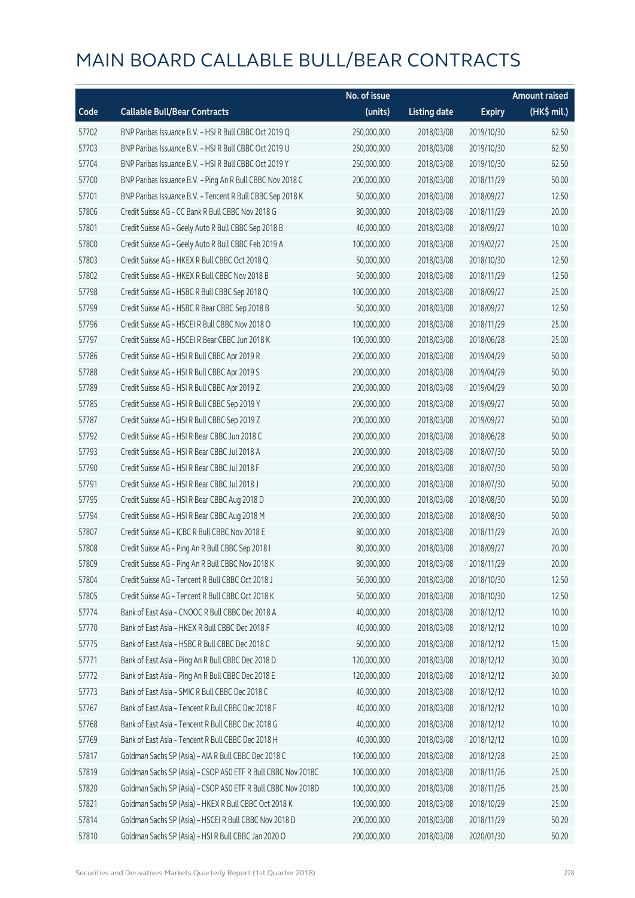# MAIN BOARD CALLABLE BULL/BEAR CONTRACTS

| Code | Callable Bull/Bear Contracts | No. of issue (units) | Listing date | Expiry | Amount raised (HK$ mil.) |
|---|---|---|---|---|---|
| 57702 | BNP Paribas Issuance B.V. – HSI R Bull CBBC Oct 2019 Q | 250,000,000 | 2018/03/08 | 2019/10/30 | 62.50 |
| 57703 | BNP Paribas Issuance B.V. – HSI R Bull CBBC Oct 2019 U | 250,000,000 | 2018/03/08 | 2019/10/30 | 62.50 |
| 57704 | BNP Paribas Issuance B.V. – HSI R Bull CBBC Oct 2019 Y | 250,000,000 | 2018/03/08 | 2019/10/30 | 62.50 |
| 57700 | BNP Paribas Issuance B.V. – Ping An R Bull CBBC Nov 2018 C | 200,000,000 | 2018/03/08 | 2018/11/29 | 50.00 |
| 57701 | BNP Paribas Issuance B.V. – Tencent R Bull CBBC Sep 2018 K | 50,000,000 | 2018/03/08 | 2018/09/27 | 12.50 |
| 57806 | Credit Suisse AG – CC Bank R Bull CBBC Nov 2018 G | 80,000,000 | 2018/03/08 | 2018/11/29 | 20.00 |
| 57801 | Credit Suisse AG – Geely Auto R Bull CBBC Sep 2018 B | 40,000,000 | 2018/03/08 | 2018/09/27 | 10.00 |
| 57800 | Credit Suisse AG – Geely Auto R Bull CBBC Feb 2019 A | 100,000,000 | 2018/03/08 | 2019/02/27 | 25.00 |
| 57803 | Credit Suisse AG – HKEX R Bull CBBC Oct 2018 Q | 50,000,000 | 2018/03/08 | 2018/10/30 | 12.50 |
| 57802 | Credit Suisse AG – HKEX R Bull CBBC Nov 2018 B | 50,000,000 | 2018/03/08 | 2018/11/29 | 12.50 |
| 57798 | Credit Suisse AG – HSBC R Bull CBBC Sep 2018 Q | 100,000,000 | 2018/03/08 | 2018/09/27 | 25.00 |
| 57799 | Credit Suisse AG – HSBC R Bear CBBC Sep 2018 B | 50,000,000 | 2018/03/08 | 2018/09/27 | 12.50 |
| 57796 | Credit Suisse AG – HSCEI R Bull CBBC Nov 2018 O | 100,000,000 | 2018/03/08 | 2018/11/29 | 25.00 |
| 57797 | Credit Suisse AG – HSCEI R Bear CBBC Jun 2018 K | 100,000,000 | 2018/03/08 | 2018/06/28 | 25.00 |
| 57786 | Credit Suisse AG – HSI R Bull CBBC Apr 2019 R | 200,000,000 | 2018/03/08 | 2019/04/29 | 50.00 |
| 57788 | Credit Suisse AG – HSI R Bull CBBC Apr 2019 S | 200,000,000 | 2018/03/08 | 2019/04/29 | 50.00 |
| 57789 | Credit Suisse AG – HSI R Bull CBBC Apr 2019 Z | 200,000,000 | 2018/03/08 | 2019/04/29 | 50.00 |
| 57785 | Credit Suisse AG – HSI R Bull CBBC Sep 2019 Y | 200,000,000 | 2018/03/08 | 2019/09/27 | 50.00 |
| 57787 | Credit Suisse AG – HSI R Bull CBBC Sep 2019 Z | 200,000,000 | 2018/03/08 | 2019/09/27 | 50.00 |
| 57792 | Credit Suisse AG – HSI R Bear CBBC Jun 2018 C | 200,000,000 | 2018/03/08 | 2018/06/28 | 50.00 |
| 57793 | Credit Suisse AG – HSI R Bear CBBC Jul 2018 A | 200,000,000 | 2018/03/08 | 2018/07/30 | 50.00 |
| 57790 | Credit Suisse AG – HSI R Bear CBBC Jul 2018 F | 200,000,000 | 2018/03/08 | 2018/07/30 | 50.00 |
| 57791 | Credit Suisse AG – HSI R Bear CBBC Jul 2018 J | 200,000,000 | 2018/03/08 | 2018/07/30 | 50.00 |
| 57795 | Credit Suisse AG – HSI R Bear CBBC Aug 2018 D | 200,000,000 | 2018/03/08 | 2018/08/30 | 50.00 |
| 57794 | Credit Suisse AG – HSI R Bear CBBC Aug 2018 M | 200,000,000 | 2018/03/08 | 2018/08/30 | 50.00 |
| 57807 | Credit Suisse AG – ICBC R Bull CBBC Nov 2018 E | 80,000,000 | 2018/03/08 | 2018/11/29 | 20.00 |
| 57808 | Credit Suisse AG – Ping An R Bull CBBC Sep 2018 I | 80,000,000 | 2018/03/08 | 2018/09/27 | 20.00 |
| 57809 | Credit Suisse AG – Ping An R Bull CBBC Nov 2018 K | 80,000,000 | 2018/03/08 | 2018/11/29 | 20.00 |
| 57804 | Credit Suisse AG – Tencent R Bull CBBC Oct 2018 J | 50,000,000 | 2018/03/08 | 2018/10/30 | 12.50 |
| 57805 | Credit Suisse AG – Tencent R Bull CBBC Oct 2018 K | 50,000,000 | 2018/03/08 | 2018/10/30 | 12.50 |
| 57774 | Bank of East Asia – CNOOC R Bull CBBC Dec 2018 A | 40,000,000 | 2018/03/08 | 2018/12/12 | 10.00 |
| 57770 | Bank of East Asia – HKEX R Bull CBBC Dec 2018 F | 40,000,000 | 2018/03/08 | 2018/12/12 | 10.00 |
| 57775 | Bank of East Asia – HSBC R Bull CBBC Dec 2018 C | 60,000,000 | 2018/03/08 | 2018/12/12 | 15.00 |
| 57771 | Bank of East Asia – Ping An R Bull CBBC Dec 2018 D | 120,000,000 | 2018/03/08 | 2018/12/12 | 30.00 |
| 57772 | Bank of East Asia – Ping An R Bull CBBC Dec 2018 E | 120,000,000 | 2018/03/08 | 2018/12/12 | 30.00 |
| 57773 | Bank of East Asia – SMIC R Bull CBBC Dec 2018 C | 40,000,000 | 2018/03/08 | 2018/12/12 | 10.00 |
| 57767 | Bank of East Asia – Tencent R Bull CBBC Dec 2018 F | 40,000,000 | 2018/03/08 | 2018/12/12 | 10.00 |
| 57768 | Bank of East Asia – Tencent R Bull CBBC Dec 2018 G | 40,000,000 | 2018/03/08 | 2018/12/12 | 10.00 |
| 57769 | Bank of East Asia – Tencent R Bull CBBC Dec 2018 H | 40,000,000 | 2018/03/08 | 2018/12/12 | 10.00 |
| 57817 | Goldman Sachs SP (Asia) – AIA R Bull CBBC Dec 2018 C | 100,000,000 | 2018/03/08 | 2018/12/28 | 25.00 |
| 57819 | Goldman Sachs SP (Asia) – CSOP A50 ETF R Bull CBBC Nov 2018C | 100,000,000 | 2018/03/08 | 2018/11/26 | 25.00 |
| 57820 | Goldman Sachs SP (Asia) – CSOP A50 ETF R Bull CBBC Nov 2018D | 100,000,000 | 2018/03/08 | 2018/11/26 | 25.00 |
| 57821 | Goldman Sachs SP (Asia) – HKEX R Bull CBBC Oct 2018 K | 100,000,000 | 2018/03/08 | 2018/10/29 | 25.00 |
| 57814 | Goldman Sachs SP (Asia) – HSCEI R Bull CBBC Nov 2018 D | 200,000,000 | 2018/03/08 | 2018/11/29 | 50.20 |
| 57810 | Goldman Sachs SP (Asia) – HSI R Bull CBBC Jan 2020 O | 200,000,000 | 2018/03/08 | 2020/01/30 | 50.20 |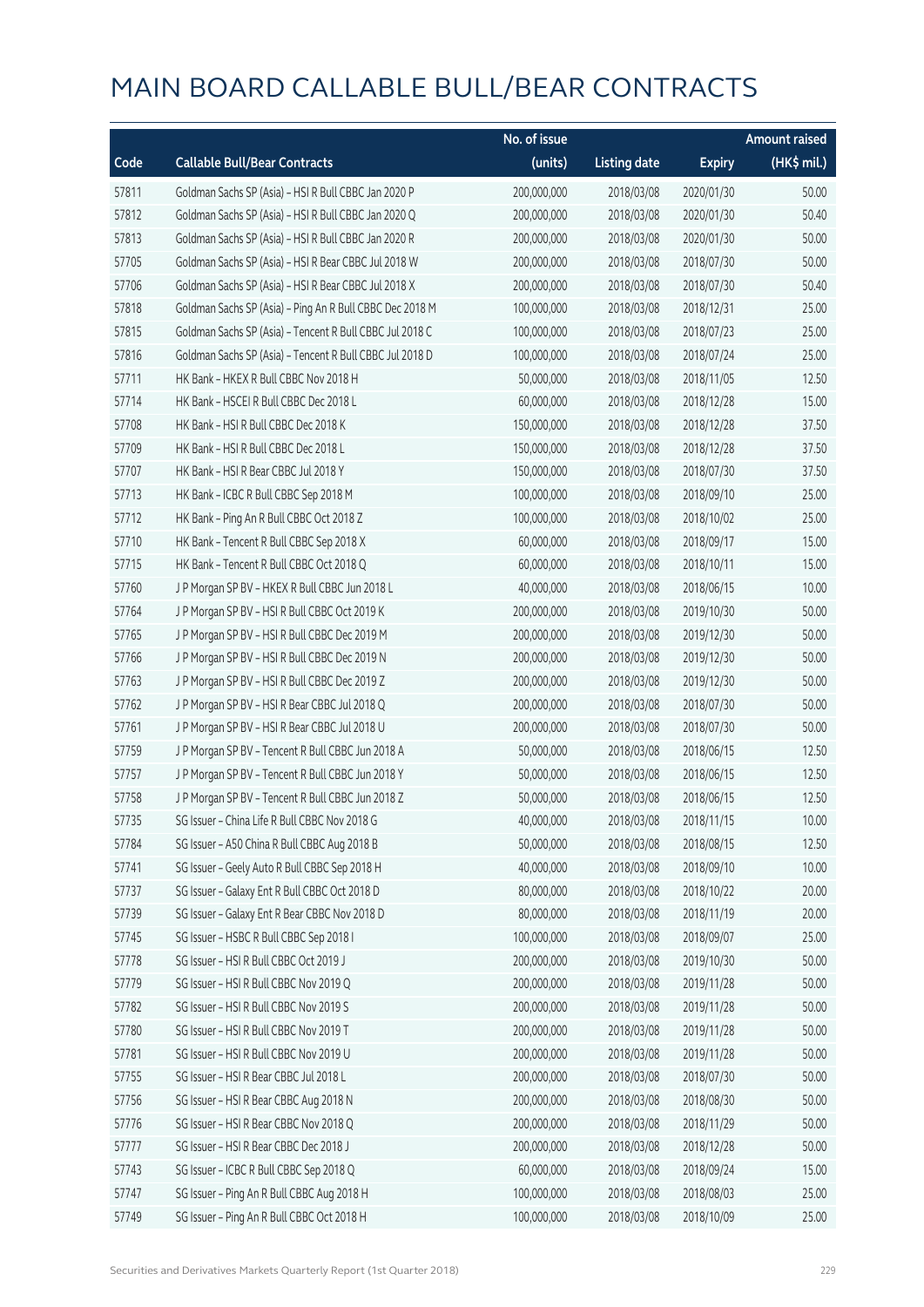# MAIN BOARD CALLABLE BULL/BEAR CONTRACTS

| Code | Callable Bull/Bear Contracts | No. of issue (units) | Listing date | Expiry | Amount raised (HK$ mil.) |
|---|---|---|---|---|---|
| 57811 | Goldman Sachs SP (Asia) - HSI R Bull CBBC Jan 2020 P | 200,000,000 | 2018/03/08 | 2020/01/30 | 50.00 |
| 57812 | Goldman Sachs SP (Asia) - HSI R Bull CBBC Jan 2020 Q | 200,000,000 | 2018/03/08 | 2020/01/30 | 50.40 |
| 57813 | Goldman Sachs SP (Asia) - HSI R Bull CBBC Jan 2020 R | 200,000,000 | 2018/03/08 | 2020/01/30 | 50.00 |
| 57705 | Goldman Sachs SP (Asia) - HSI R Bear CBBC Jul 2018 W | 200,000,000 | 2018/03/08 | 2018/07/30 | 50.00 |
| 57706 | Goldman Sachs SP (Asia) - HSI R Bear CBBC Jul 2018 X | 200,000,000 | 2018/03/08 | 2018/07/30 | 50.40 |
| 57818 | Goldman Sachs SP (Asia) - Ping An R Bull CBBC Dec 2018 M | 100,000,000 | 2018/03/08 | 2018/12/31 | 25.00 |
| 57815 | Goldman Sachs SP (Asia) - Tencent R Bull CBBC Jul 2018 C | 100,000,000 | 2018/03/08 | 2018/07/23 | 25.00 |
| 57816 | Goldman Sachs SP (Asia) - Tencent R Bull CBBC Jul 2018 D | 100,000,000 | 2018/03/08 | 2018/07/24 | 25.00 |
| 57711 | HK Bank - HKEX R Bull CBBC Nov 2018 H | 50,000,000 | 2018/03/08 | 2018/11/05 | 12.50 |
| 57714 | HK Bank - HSCEI R Bull CBBC Dec 2018 L | 60,000,000 | 2018/03/08 | 2018/12/28 | 15.00 |
| 57708 | HK Bank - HSI R Bull CBBC Dec 2018 K | 150,000,000 | 2018/03/08 | 2018/12/28 | 37.50 |
| 57709 | HK Bank - HSI R Bull CBBC Dec 2018 L | 150,000,000 | 2018/03/08 | 2018/12/28 | 37.50 |
| 57707 | HK Bank - HSI R Bear CBBC Jul 2018 Y | 150,000,000 | 2018/03/08 | 2018/07/30 | 37.50 |
| 57713 | HK Bank - ICBC R Bull CBBC Sep 2018 M | 100,000,000 | 2018/03/08 | 2018/09/10 | 25.00 |
| 57712 | HK Bank - Ping An R Bull CBBC Oct 2018 Z | 100,000,000 | 2018/03/08 | 2018/10/02 | 25.00 |
| 57710 | HK Bank - Tencent R Bull CBBC Sep 2018 X | 60,000,000 | 2018/03/08 | 2018/09/17 | 15.00 |
| 57715 | HK Bank - Tencent R Bull CBBC Oct 2018 Q | 60,000,000 | 2018/03/08 | 2018/10/11 | 15.00 |
| 57760 | J P Morgan SP BV - HKEX R Bull CBBC Jun 2018 L | 40,000,000 | 2018/03/08 | 2018/06/15 | 10.00 |
| 57764 | J P Morgan SP BV - HSI R Bull CBBC Oct 2019 K | 200,000,000 | 2018/03/08 | 2019/10/30 | 50.00 |
| 57765 | J P Morgan SP BV - HSI R Bull CBBC Dec 2019 M | 200,000,000 | 2018/03/08 | 2019/12/30 | 50.00 |
| 57766 | J P Morgan SP BV - HSI R Bull CBBC Dec 2019 N | 200,000,000 | 2018/03/08 | 2019/12/30 | 50.00 |
| 57763 | J P Morgan SP BV - HSI R Bull CBBC Dec 2019 Z | 200,000,000 | 2018/03/08 | 2019/12/30 | 50.00 |
| 57762 | J P Morgan SP BV - HSI R Bear CBBC Jul 2018 Q | 200,000,000 | 2018/03/08 | 2018/07/30 | 50.00 |
| 57761 | J P Morgan SP BV - HSI R Bear CBBC Jul 2018 U | 200,000,000 | 2018/03/08 | 2018/07/30 | 50.00 |
| 57759 | J P Morgan SP BV - Tencent R Bull CBBC Jun 2018 A | 50,000,000 | 2018/03/08 | 2018/06/15 | 12.50 |
| 57757 | J P Morgan SP BV - Tencent R Bull CBBC Jun 2018 Y | 50,000,000 | 2018/03/08 | 2018/06/15 | 12.50 |
| 57758 | J P Morgan SP BV - Tencent R Bull CBBC Jun 2018 Z | 50,000,000 | 2018/03/08 | 2018/06/15 | 12.50 |
| 57735 | SG Issuer - China Life R Bull CBBC Nov 2018 G | 40,000,000 | 2018/03/08 | 2018/11/15 | 10.00 |
| 57784 | SG Issuer - A50 China R Bull CBBC Aug 2018 B | 50,000,000 | 2018/03/08 | 2018/08/15 | 12.50 |
| 57741 | SG Issuer - Geely Auto R Bull CBBC Sep 2018 H | 40,000,000 | 2018/03/08 | 2018/09/10 | 10.00 |
| 57737 | SG Issuer - Galaxy Ent R Bull CBBC Oct 2018 D | 80,000,000 | 2018/03/08 | 2018/10/22 | 20.00 |
| 57739 | SG Issuer - Galaxy Ent R Bear CBBC Nov 2018 D | 80,000,000 | 2018/03/08 | 2018/11/19 | 20.00 |
| 57745 | SG Issuer - HSBC R Bull CBBC Sep 2018 I | 100,000,000 | 2018/03/08 | 2018/09/07 | 25.00 |
| 57778 | SG Issuer - HSI R Bull CBBC Oct 2019 J | 200,000,000 | 2018/03/08 | 2019/10/30 | 50.00 |
| 57779 | SG Issuer - HSI R Bull CBBC Nov 2019 Q | 200,000,000 | 2018/03/08 | 2019/11/28 | 50.00 |
| 57782 | SG Issuer - HSI R Bull CBBC Nov 2019 S | 200,000,000 | 2018/03/08 | 2019/11/28 | 50.00 |
| 57780 | SG Issuer - HSI R Bull CBBC Nov 2019 T | 200,000,000 | 2018/03/08 | 2019/11/28 | 50.00 |
| 57781 | SG Issuer - HSI R Bull CBBC Nov 2019 U | 200,000,000 | 2018/03/08 | 2019/11/28 | 50.00 |
| 57755 | SG Issuer - HSI R Bear CBBC Jul 2018 L | 200,000,000 | 2018/03/08 | 2018/07/30 | 50.00 |
| 57756 | SG Issuer - HSI R Bear CBBC Aug 2018 N | 200,000,000 | 2018/03/08 | 2018/08/30 | 50.00 |
| 57776 | SG Issuer - HSI R Bear CBBC Nov 2018 Q | 200,000,000 | 2018/03/08 | 2018/11/29 | 50.00 |
| 57777 | SG Issuer - HSI R Bear CBBC Dec 2018 J | 200,000,000 | 2018/03/08 | 2018/12/28 | 50.00 |
| 57743 | SG Issuer - ICBC R Bull CBBC Sep 2018 Q | 60,000,000 | 2018/03/08 | 2018/09/24 | 15.00 |
| 57747 | SG Issuer - Ping An R Bull CBBC Aug 2018 H | 100,000,000 | 2018/03/08 | 2018/08/03 | 25.00 |
| 57749 | SG Issuer - Ping An R Bull CBBC Oct 2018 H | 100,000,000 | 2018/03/08 | 2018/10/09 | 25.00 |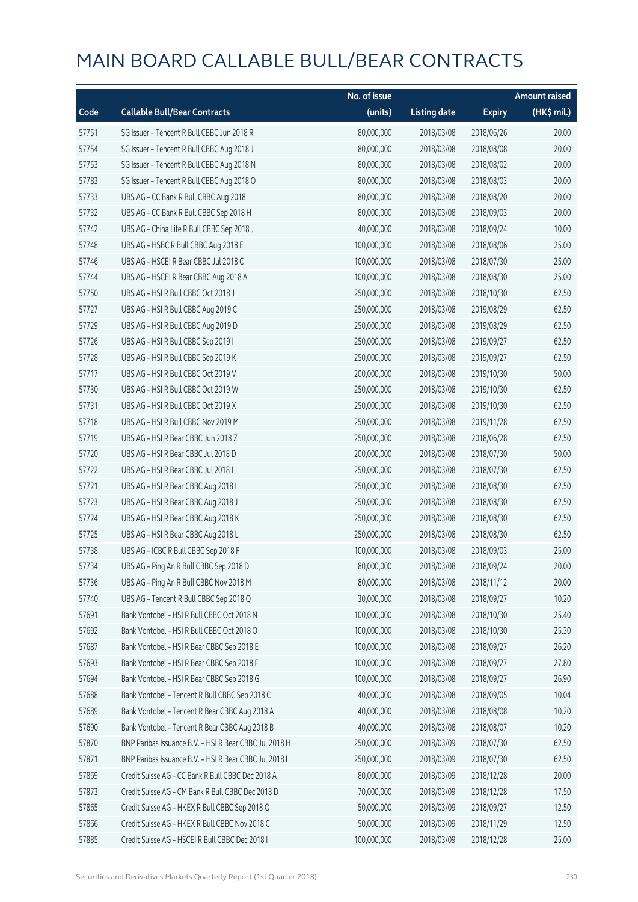# MAIN BOARD CALLABLE BULL/BEAR CONTRACTS

| Code | Callable Bull/Bear Contracts | No. of issue (units) | Listing date | Expiry | Amount raised (HK$ mil.) |
|---|---|---|---|---|---|
| 57751 | SG Issuer – Tencent R Bull CBBC Jun 2018 R | 80,000,000 | 2018/03/08 | 2018/06/26 | 20.00 |
| 57754 | SG Issuer – Tencent R Bull CBBC Aug 2018 J | 80,000,000 | 2018/03/08 | 2018/08/08 | 20.00 |
| 57753 | SG Issuer – Tencent R Bull CBBC Aug 2018 N | 80,000,000 | 2018/03/08 | 2018/08/02 | 20.00 |
| 57783 | SG Issuer – Tencent R Bull CBBC Aug 2018 O | 80,000,000 | 2018/03/08 | 2018/08/03 | 20.00 |
| 57733 | UBS AG – CC Bank R Bull CBBC Aug 2018 I | 80,000,000 | 2018/03/08 | 2018/08/20 | 20.00 |
| 57732 | UBS AG – CC Bank R Bull CBBC Sep 2018 H | 80,000,000 | 2018/03/08 | 2018/09/03 | 20.00 |
| 57742 | UBS AG – China Life R Bull CBBC Sep 2018 J | 40,000,000 | 2018/03/08 | 2018/09/24 | 10.00 |
| 57748 | UBS AG – HSBC R Bull CBBC Aug 2018 E | 100,000,000 | 2018/03/08 | 2018/08/06 | 25.00 |
| 57746 | UBS AG – HSCEI R Bear CBBC Jul 2018 C | 100,000,000 | 2018/03/08 | 2018/07/30 | 25.00 |
| 57744 | UBS AG – HSCEI R Bear CBBC Aug 2018 A | 100,000,000 | 2018/03/08 | 2018/08/30 | 25.00 |
| 57750 | UBS AG – HSI R Bull CBBC Oct 2018 J | 250,000,000 | 2018/03/08 | 2018/10/30 | 62.50 |
| 57727 | UBS AG – HSI R Bull CBBC Aug 2019 C | 250,000,000 | 2018/03/08 | 2019/08/29 | 62.50 |
| 57729 | UBS AG – HSI R Bull CBBC Aug 2019 D | 250,000,000 | 2018/03/08 | 2019/08/29 | 62.50 |
| 57726 | UBS AG – HSI R Bull CBBC Sep 2019 I | 250,000,000 | 2018/03/08 | 2019/09/27 | 62.50 |
| 57728 | UBS AG – HSI R Bull CBBC Sep 2019 K | 250,000,000 | 2018/03/08 | 2019/09/27 | 62.50 |
| 57717 | UBS AG – HSI R Bull CBBC Oct 2019 V | 200,000,000 | 2018/03/08 | 2019/10/30 | 50.00 |
| 57730 | UBS AG – HSI R Bull CBBC Oct 2019 W | 250,000,000 | 2018/03/08 | 2019/10/30 | 62.50 |
| 57731 | UBS AG – HSI R Bull CBBC Oct 2019 X | 250,000,000 | 2018/03/08 | 2019/10/30 | 62.50 |
| 57718 | UBS AG – HSI R Bull CBBC Nov 2019 M | 250,000,000 | 2018/03/08 | 2019/11/28 | 62.50 |
| 57719 | UBS AG – HSI R Bear CBBC Jun 2018 Z | 250,000,000 | 2018/03/08 | 2018/06/28 | 62.50 |
| 57720 | UBS AG – HSI R Bear CBBC Jul 2018 D | 200,000,000 | 2018/03/08 | 2018/07/30 | 50.00 |
| 57722 | UBS AG – HSI R Bear CBBC Jul 2018 I | 250,000,000 | 2018/03/08 | 2018/07/30 | 62.50 |
| 57721 | UBS AG – HSI R Bear CBBC Aug 2018 I | 250,000,000 | 2018/03/08 | 2018/08/30 | 62.50 |
| 57723 | UBS AG – HSI R Bear CBBC Aug 2018 J | 250,000,000 | 2018/03/08 | 2018/08/30 | 62.50 |
| 57724 | UBS AG – HSI R Bear CBBC Aug 2018 K | 250,000,000 | 2018/03/08 | 2018/08/30 | 62.50 |
| 57725 | UBS AG – HSI R Bear CBBC Aug 2018 L | 250,000,000 | 2018/03/08 | 2018/08/30 | 62.50 |
| 57738 | UBS AG – ICBC R Bull CBBC Sep 2018 F | 100,000,000 | 2018/03/08 | 2018/09/03 | 25.00 |
| 57734 | UBS AG – Ping An R Bull CBBC Sep 2018 D | 80,000,000 | 2018/03/08 | 2018/09/24 | 20.00 |
| 57736 | UBS AG – Ping An R Bull CBBC Nov 2018 M | 80,000,000 | 2018/03/08 | 2018/11/12 | 20.00 |
| 57740 | UBS AG – Tencent R Bull CBBC Sep 2018 Q | 30,000,000 | 2018/03/08 | 2018/09/27 | 10.20 |
| 57691 | Bank Vontobel – HSI R Bull CBBC Oct 2018 N | 100,000,000 | 2018/03/08 | 2018/10/30 | 25.40 |
| 57692 | Bank Vontobel – HSI R Bull CBBC Oct 2018 O | 100,000,000 | 2018/03/08 | 2018/10/30 | 25.30 |
| 57687 | Bank Vontobel – HSI R Bear CBBC Sep 2018 E | 100,000,000 | 2018/03/08 | 2018/09/27 | 26.20 |
| 57693 | Bank Vontobel – HSI R Bear CBBC Sep 2018 F | 100,000,000 | 2018/03/08 | 2018/09/27 | 27.80 |
| 57694 | Bank Vontobel – HSI R Bear CBBC Sep 2018 G | 100,000,000 | 2018/03/08 | 2018/09/27 | 26.90 |
| 57688 | Bank Vontobel – Tencent R Bull CBBC Sep 2018 C | 40,000,000 | 2018/03/08 | 2018/09/05 | 10.04 |
| 57689 | Bank Vontobel – Tencent R Bear CBBC Aug 2018 A | 40,000,000 | 2018/03/08 | 2018/08/08 | 10.20 |
| 57690 | Bank Vontobel – Tencent R Bear CBBC Aug 2018 B | 40,000,000 | 2018/03/08 | 2018/08/07 | 10.20 |
| 57870 | BNP Paribas Issuance B.V. – HSI R Bear CBBC Jul 2018 H | 250,000,000 | 2018/03/09 | 2018/07/30 | 62.50 |
| 57871 | BNP Paribas Issuance B.V. – HSI R Bear CBBC Jul 2018 I | 250,000,000 | 2018/03/09 | 2018/07/30 | 62.50 |
| 57869 | Credit Suisse AG – CC Bank R Bull CBBC Dec 2018 A | 80,000,000 | 2018/03/09 | 2018/12/28 | 20.00 |
| 57873 | Credit Suisse AG – CM Bank R Bull CBBC Dec 2018 D | 70,000,000 | 2018/03/09 | 2018/12/28 | 17.50 |
| 57865 | Credit Suisse AG – HKEX R Bull CBBC Sep 2018 Q | 50,000,000 | 2018/03/09 | 2018/09/27 | 12.50 |
| 57866 | Credit Suisse AG – HKEX R Bull CBBC Nov 2018 C | 50,000,000 | 2018/03/09 | 2018/11/29 | 12.50 |
| 57885 | Credit Suisse AG – HSCEI R Bull CBBC Dec 2018 I | 100,000,000 | 2018/03/09 | 2018/12/28 | 25.00 |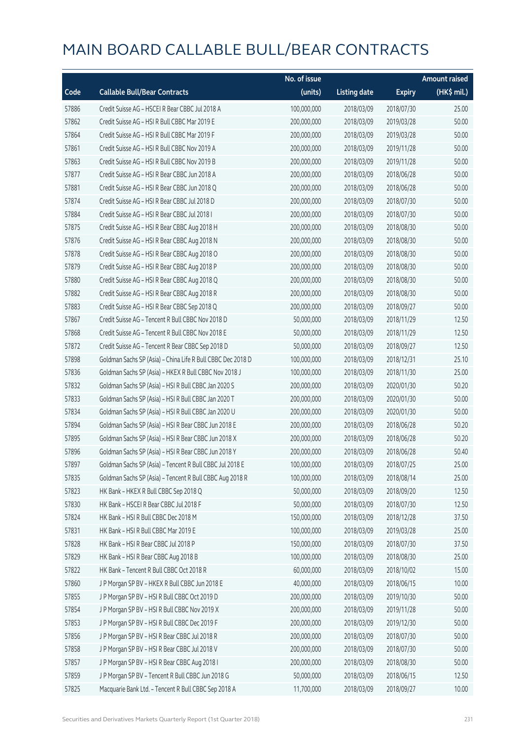# MAIN BOARD CALLABLE BULL/BEAR CONTRACTS

| Code | Callable Bull/Bear Contracts | No. of issue (units) | Listing date | Expiry | Amount raised (HK$ mil.) |
|---|---|---|---|---|---|
| 57886 | Credit Suisse AG – HSCEI R Bear CBBC Jul 2018 A | 100,000,000 | 2018/03/09 | 2018/07/30 | 25.00 |
| 57862 | Credit Suisse AG – HSI R Bull CBBC Mar 2019 E | 200,000,000 | 2018/03/09 | 2019/03/28 | 50.00 |
| 57864 | Credit Suisse AG – HSI R Bull CBBC Mar 2019 F | 200,000,000 | 2018/03/09 | 2019/03/28 | 50.00 |
| 57861 | Credit Suisse AG – HSI R Bull CBBC Nov 2019 A | 200,000,000 | 2018/03/09 | 2019/11/28 | 50.00 |
| 57863 | Credit Suisse AG – HSI R Bull CBBC Nov 2019 B | 200,000,000 | 2018/03/09 | 2019/11/28 | 50.00 |
| 57877 | Credit Suisse AG – HSI R Bear CBBC Jun 2018 A | 200,000,000 | 2018/03/09 | 2018/06/28 | 50.00 |
| 57881 | Credit Suisse AG – HSI R Bear CBBC Jun 2018 Q | 200,000,000 | 2018/03/09 | 2018/06/28 | 50.00 |
| 57874 | Credit Suisse AG – HSI R Bear CBBC Jul 2018 D | 200,000,000 | 2018/03/09 | 2018/07/30 | 50.00 |
| 57884 | Credit Suisse AG – HSI R Bear CBBC Jul 2018 I | 200,000,000 | 2018/03/09 | 2018/07/30 | 50.00 |
| 57875 | Credit Suisse AG – HSI R Bear CBBC Aug 2018 H | 200,000,000 | 2018/03/09 | 2018/08/30 | 50.00 |
| 57876 | Credit Suisse AG – HSI R Bear CBBC Aug 2018 N | 200,000,000 | 2018/03/09 | 2018/08/30 | 50.00 |
| 57878 | Credit Suisse AG – HSI R Bear CBBC Aug 2018 O | 200,000,000 | 2018/03/09 | 2018/08/30 | 50.00 |
| 57879 | Credit Suisse AG – HSI R Bear CBBC Aug 2018 P | 200,000,000 | 2018/03/09 | 2018/08/30 | 50.00 |
| 57880 | Credit Suisse AG – HSI R Bear CBBC Aug 2018 Q | 200,000,000 | 2018/03/09 | 2018/08/30 | 50.00 |
| 57882 | Credit Suisse AG – HSI R Bear CBBC Aug 2018 R | 200,000,000 | 2018/03/09 | 2018/08/30 | 50.00 |
| 57883 | Credit Suisse AG – HSI R Bear CBBC Sep 2018 Q | 200,000,000 | 2018/03/09 | 2018/09/27 | 50.00 |
| 57867 | Credit Suisse AG – Tencent R Bull CBBC Nov 2018 D | 50,000,000 | 2018/03/09 | 2018/11/29 | 12.50 |
| 57868 | Credit Suisse AG – Tencent R Bull CBBC Nov 2018 E | 50,000,000 | 2018/03/09 | 2018/11/29 | 12.50 |
| 57872 | Credit Suisse AG – Tencent R Bear CBBC Sep 2018 D | 50,000,000 | 2018/03/09 | 2018/09/27 | 12.50 |
| 57898 | Goldman Sachs SP (Asia) – China Life R Bull CBBC Dec 2018 D | 100,000,000 | 2018/03/09 | 2018/12/31 | 25.10 |
| 57836 | Goldman Sachs SP (Asia) – HKEX R Bull CBBC Nov 2018 J | 100,000,000 | 2018/03/09 | 2018/11/30 | 25.00 |
| 57832 | Goldman Sachs SP (Asia) – HSI R Bull CBBC Jan 2020 S | 200,000,000 | 2018/03/09 | 2020/01/30 | 50.20 |
| 57833 | Goldman Sachs SP (Asia) – HSI R Bull CBBC Jan 2020 T | 200,000,000 | 2018/03/09 | 2020/01/30 | 50.00 |
| 57834 | Goldman Sachs SP (Asia) – HSI R Bull CBBC Jan 2020 U | 200,000,000 | 2018/03/09 | 2020/01/30 | 50.00 |
| 57894 | Goldman Sachs SP (Asia) – HSI R Bear CBBC Jun 2018 E | 200,000,000 | 2018/03/09 | 2018/06/28 | 50.20 |
| 57895 | Goldman Sachs SP (Asia) – HSI R Bear CBBC Jun 2018 X | 200,000,000 | 2018/03/09 | 2018/06/28 | 50.20 |
| 57896 | Goldman Sachs SP (Asia) – HSI R Bear CBBC Jun 2018 Y | 200,000,000 | 2018/03/09 | 2018/06/28 | 50.40 |
| 57897 | Goldman Sachs SP (Asia) – Tencent R Bull CBBC Jul 2018 E | 100,000,000 | 2018/03/09 | 2018/07/25 | 25.00 |
| 57835 | Goldman Sachs SP (Asia) – Tencent R Bull CBBC Aug 2018 R | 100,000,000 | 2018/03/09 | 2018/08/14 | 25.00 |
| 57823 | HK Bank – HKEX R Bull CBBC Sep 2018 Q | 50,000,000 | 2018/03/09 | 2018/09/20 | 12.50 |
| 57830 | HK Bank – HSCEI R Bear CBBC Jul 2018 F | 50,000,000 | 2018/03/09 | 2018/07/30 | 12.50 |
| 57824 | HK Bank – HSI R Bull CBBC Dec 2018 M | 150,000,000 | 2018/03/09 | 2018/12/28 | 37.50 |
| 57831 | HK Bank – HSI R Bull CBBC Mar 2019 E | 100,000,000 | 2018/03/09 | 2019/03/28 | 25.00 |
| 57828 | HK Bank – HSI R Bear CBBC Jul 2018 P | 150,000,000 | 2018/03/09 | 2018/07/30 | 37.50 |
| 57829 | HK Bank – HSI R Bear CBBC Aug 2018 B | 100,000,000 | 2018/03/09 | 2018/08/30 | 25.00 |
| 57822 | HK Bank – Tencent R Bull CBBC Oct 2018 R | 60,000,000 | 2018/03/09 | 2018/10/02 | 15.00 |
| 57860 | J P Morgan SP BV – HKEX R Bull CBBC Jun 2018 E | 40,000,000 | 2018/03/09 | 2018/06/15 | 10.00 |
| 57855 | J P Morgan SP BV – HSI R Bull CBBC Oct 2019 D | 200,000,000 | 2018/03/09 | 2019/10/30 | 50.00 |
| 57854 | J P Morgan SP BV – HSI R Bull CBBC Nov 2019 X | 200,000,000 | 2018/03/09 | 2019/11/28 | 50.00 |
| 57853 | J P Morgan SP BV – HSI R Bull CBBC Dec 2019 F | 200,000,000 | 2018/03/09 | 2019/12/30 | 50.00 |
| 57856 | J P Morgan SP BV – HSI R Bear CBBC Jul 2018 R | 200,000,000 | 2018/03/09 | 2018/07/30 | 50.00 |
| 57858 | J P Morgan SP BV – HSI R Bear CBBC Jul 2018 V | 200,000,000 | 2018/03/09 | 2018/07/30 | 50.00 |
| 57857 | J P Morgan SP BV – HSI R Bear CBBC Aug 2018 I | 200,000,000 | 2018/03/09 | 2018/08/30 | 50.00 |
| 57859 | J P Morgan SP BV – Tencent R Bull CBBC Jun 2018 G | 50,000,000 | 2018/03/09 | 2018/06/15 | 12.50 |
| 57825 | Macquarie Bank Ltd. – Tencent R Bull CBBC Sep 2018 A | 11,700,000 | 2018/03/09 | 2018/09/27 | 10.00 |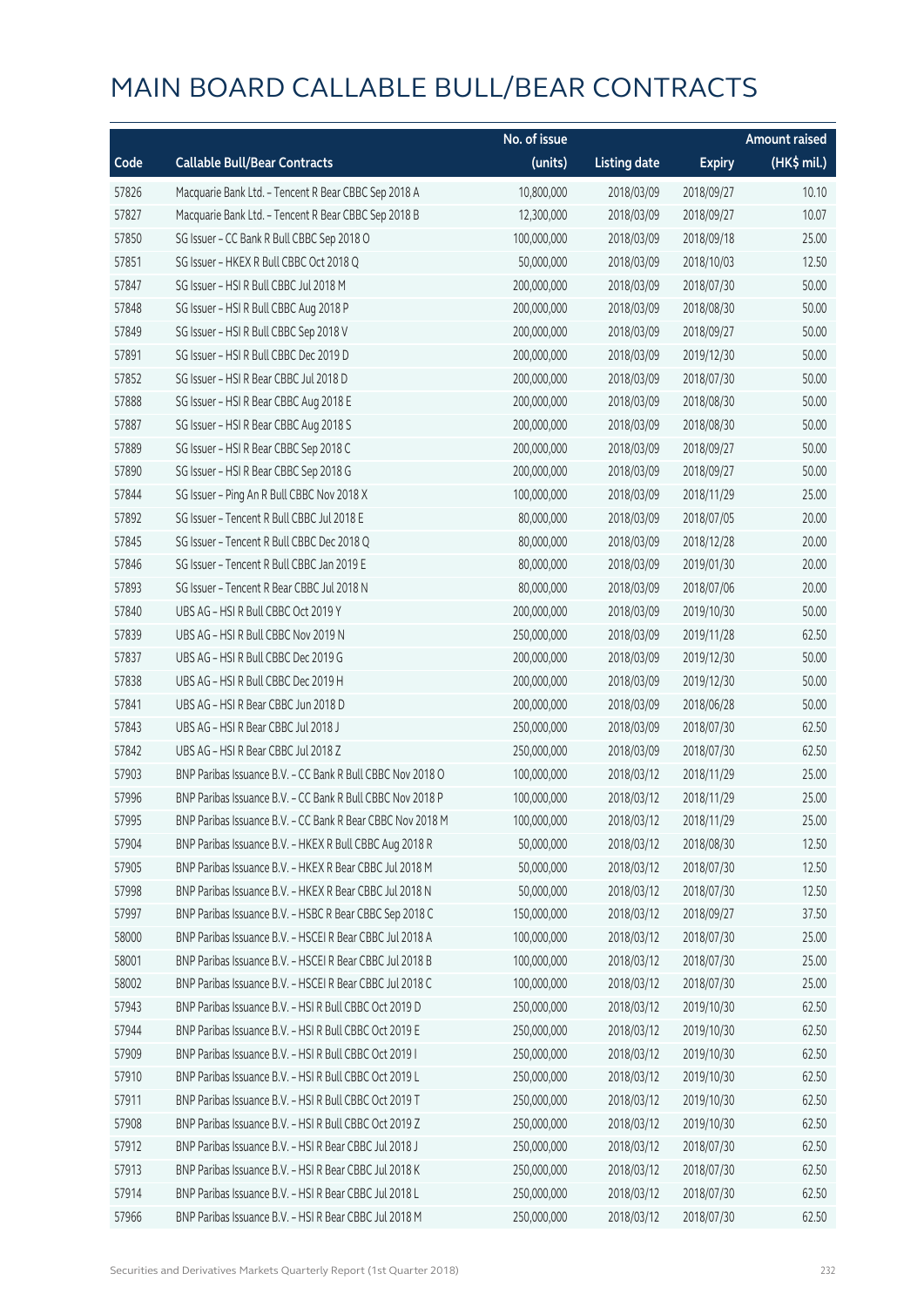# MAIN BOARD CALLABLE BULL/BEAR CONTRACTS

| Code | Callable Bull/Bear Contracts | No. of issue (units) | Listing date | Expiry | Amount raised (HK$ mil.) |
|---|---|---|---|---|---|
| 57826 | Macquarie Bank Ltd. – Tencent R Bear CBBC Sep 2018 A | 10,800,000 | 2018/03/09 | 2018/09/27 | 10.10 |
| 57827 | Macquarie Bank Ltd. – Tencent R Bear CBBC Sep 2018 B | 12,300,000 | 2018/03/09 | 2018/09/27 | 10.07 |
| 57850 | SG Issuer – CC Bank R Bull CBBC Sep 2018 O | 100,000,000 | 2018/03/09 | 2018/09/18 | 25.00 |
| 57851 | SG Issuer – HKEX R Bull CBBC Oct 2018 Q | 50,000,000 | 2018/03/09 | 2018/10/03 | 12.50 |
| 57847 | SG Issuer – HSI R Bull CBBC Jul 2018 M | 200,000,000 | 2018/03/09 | 2018/07/30 | 50.00 |
| 57848 | SG Issuer – HSI R Bull CBBC Aug 2018 P | 200,000,000 | 2018/03/09 | 2018/08/30 | 50.00 |
| 57849 | SG Issuer – HSI R Bull CBBC Sep 2018 V | 200,000,000 | 2018/03/09 | 2018/09/27 | 50.00 |
| 57891 | SG Issuer – HSI R Bull CBBC Dec 2019 D | 200,000,000 | 2018/03/09 | 2019/12/30 | 50.00 |
| 57852 | SG Issuer – HSI R Bear CBBC Jul 2018 D | 200,000,000 | 2018/03/09 | 2018/07/30 | 50.00 |
| 57888 | SG Issuer – HSI R Bear CBBC Aug 2018 E | 200,000,000 | 2018/03/09 | 2018/08/30 | 50.00 |
| 57887 | SG Issuer – HSI R Bear CBBC Aug 2018 S | 200,000,000 | 2018/03/09 | 2018/08/30 | 50.00 |
| 57889 | SG Issuer – HSI R Bear CBBC Sep 2018 C | 200,000,000 | 2018/03/09 | 2018/09/27 | 50.00 |
| 57890 | SG Issuer – HSI R Bear CBBC Sep 2018 G | 200,000,000 | 2018/03/09 | 2018/09/27 | 50.00 |
| 57844 | SG Issuer – Ping An R Bull CBBC Nov 2018 X | 100,000,000 | 2018/03/09 | 2018/11/29 | 25.00 |
| 57892 | SG Issuer – Tencent R Bull CBBC Jul 2018 E | 80,000,000 | 2018/03/09 | 2018/07/05 | 20.00 |
| 57845 | SG Issuer – Tencent R Bull CBBC Dec 2018 Q | 80,000,000 | 2018/03/09 | 2018/12/28 | 20.00 |
| 57846 | SG Issuer – Tencent R Bull CBBC Jan 2019 E | 80,000,000 | 2018/03/09 | 2019/01/30 | 20.00 |
| 57893 | SG Issuer – Tencent R Bear CBBC Jul 2018 N | 80,000,000 | 2018/03/09 | 2018/07/06 | 20.00 |
| 57840 | UBS AG – HSI R Bull CBBC Oct 2019 Y | 200,000,000 | 2018/03/09 | 2019/10/30 | 50.00 |
| 57839 | UBS AG – HSI R Bull CBBC Nov 2019 N | 250,000,000 | 2018/03/09 | 2019/11/28 | 62.50 |
| 57837 | UBS AG – HSI R Bull CBBC Dec 2019 G | 200,000,000 | 2018/03/09 | 2019/12/30 | 50.00 |
| 57838 | UBS AG – HSI R Bull CBBC Dec 2019 H | 200,000,000 | 2018/03/09 | 2019/12/30 | 50.00 |
| 57841 | UBS AG – HSI R Bear CBBC Jun 2018 D | 200,000,000 | 2018/03/09 | 2018/06/28 | 50.00 |
| 57843 | UBS AG – HSI R Bear CBBC Jul 2018 J | 250,000,000 | 2018/03/09 | 2018/07/30 | 62.50 |
| 57842 | UBS AG – HSI R Bear CBBC Jul 2018 Z | 250,000,000 | 2018/03/09 | 2018/07/30 | 62.50 |
| 57903 | BNP Paribas Issuance B.V. – CC Bank R Bull CBBC Nov 2018 O | 100,000,000 | 2018/03/12 | 2018/11/29 | 25.00 |
| 57996 | BNP Paribas Issuance B.V. – CC Bank R Bull CBBC Nov 2018 P | 100,000,000 | 2018/03/12 | 2018/11/29 | 25.00 |
| 57995 | BNP Paribas Issuance B.V. – CC Bank R Bear CBBC Nov 2018 M | 100,000,000 | 2018/03/12 | 2018/11/29 | 25.00 |
| 57904 | BNP Paribas Issuance B.V. – HKEX R Bull CBBC Aug 2018 R | 50,000,000 | 2018/03/12 | 2018/08/30 | 12.50 |
| 57905 | BNP Paribas Issuance B.V. – HKEX R Bear CBBC Jul 2018 M | 50,000,000 | 2018/03/12 | 2018/07/30 | 12.50 |
| 57998 | BNP Paribas Issuance B.V. – HKEX R Bear CBBC Jul 2018 N | 50,000,000 | 2018/03/12 | 2018/07/30 | 12.50 |
| 57997 | BNP Paribas Issuance B.V. – HSBC R Bear CBBC Sep 2018 C | 150,000,000 | 2018/03/12 | 2018/09/27 | 37.50 |
| 58000 | BNP Paribas Issuance B.V. – HSCEI R Bear CBBC Jul 2018 A | 100,000,000 | 2018/03/12 | 2018/07/30 | 25.00 |
| 58001 | BNP Paribas Issuance B.V. – HSCEI R Bear CBBC Jul 2018 B | 100,000,000 | 2018/03/12 | 2018/07/30 | 25.00 |
| 58002 | BNP Paribas Issuance B.V. – HSCEI R Bear CBBC Jul 2018 C | 100,000,000 | 2018/03/12 | 2018/07/30 | 25.00 |
| 57943 | BNP Paribas Issuance B.V. – HSI R Bull CBBC Oct 2019 D | 250,000,000 | 2018/03/12 | 2019/10/30 | 62.50 |
| 57944 | BNP Paribas Issuance B.V. – HSI R Bull CBBC Oct 2019 E | 250,000,000 | 2018/03/12 | 2019/10/30 | 62.50 |
| 57909 | BNP Paribas Issuance B.V. – HSI R Bull CBBC Oct 2019 I | 250,000,000 | 2018/03/12 | 2019/10/30 | 62.50 |
| 57910 | BNP Paribas Issuance B.V. – HSI R Bull CBBC Oct 2019 L | 250,000,000 | 2018/03/12 | 2019/10/30 | 62.50 |
| 57911 | BNP Paribas Issuance B.V. – HSI R Bull CBBC Oct 2019 T | 250,000,000 | 2018/03/12 | 2019/10/30 | 62.50 |
| 57908 | BNP Paribas Issuance B.V. – HSI R Bull CBBC Oct 2019 Z | 250,000,000 | 2018/03/12 | 2019/10/30 | 62.50 |
| 57912 | BNP Paribas Issuance B.V. – HSI R Bear CBBC Jul 2018 J | 250,000,000 | 2018/03/12 | 2018/07/30 | 62.50 |
| 57913 | BNP Paribas Issuance B.V. – HSI R Bear CBBC Jul 2018 K | 250,000,000 | 2018/03/12 | 2018/07/30 | 62.50 |
| 57914 | BNP Paribas Issuance B.V. – HSI R Bear CBBC Jul 2018 L | 250,000,000 | 2018/03/12 | 2018/07/30 | 62.50 |
| 57966 | BNP Paribas Issuance B.V. – HSI R Bear CBBC Jul 2018 M | 250,000,000 | 2018/03/12 | 2018/07/30 | 62.50 |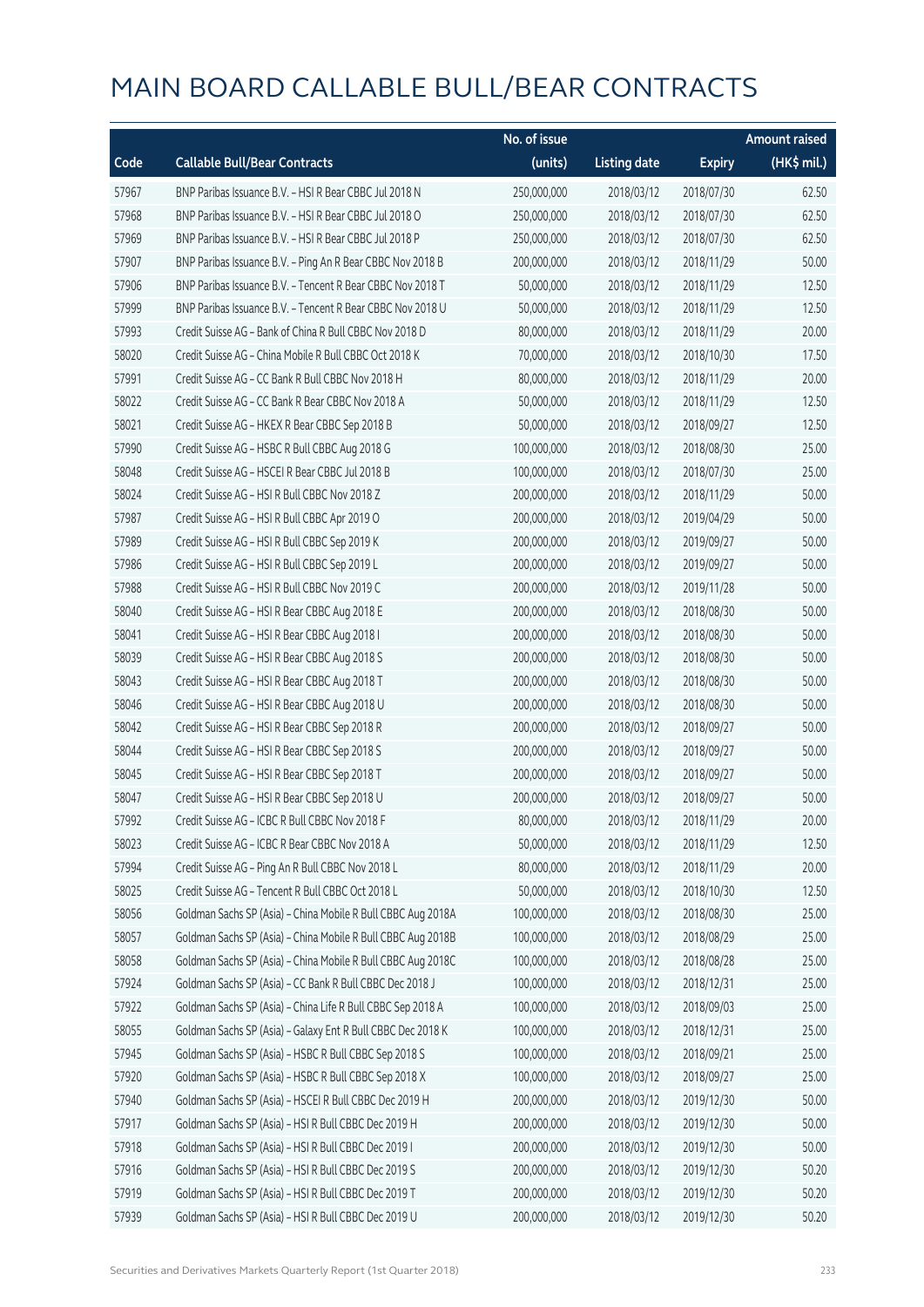# MAIN BOARD CALLABLE BULL/BEAR CONTRACTS

| Code | Callable Bull/Bear Contracts | No. of issue (units) | Listing date | Expiry | Amount raised (HK$ mil.) |
|---|---|---|---|---|---|
| 57967 | BNP Paribas Issuance B.V. – HSI R Bear CBBC Jul 2018 N | 250,000,000 | 2018/03/12 | 2018/07/30 | 62.50 |
| 57968 | BNP Paribas Issuance B.V. – HSI R Bear CBBC Jul 2018 O | 250,000,000 | 2018/03/12 | 2018/07/30 | 62.50 |
| 57969 | BNP Paribas Issuance B.V. – HSI R Bear CBBC Jul 2018 P | 250,000,000 | 2018/03/12 | 2018/07/30 | 62.50 |
| 57907 | BNP Paribas Issuance B.V. – Ping An R Bear CBBC Nov 2018 B | 200,000,000 | 2018/03/12 | 2018/11/29 | 50.00 |
| 57906 | BNP Paribas Issuance B.V. – Tencent R Bear CBBC Nov 2018 T | 50,000,000 | 2018/03/12 | 2018/11/29 | 12.50 |
| 57999 | BNP Paribas Issuance B.V. – Tencent R Bear CBBC Nov 2018 U | 50,000,000 | 2018/03/12 | 2018/11/29 | 12.50 |
| 57993 | Credit Suisse AG – Bank of China R Bull CBBC Nov 2018 D | 80,000,000 | 2018/03/12 | 2018/11/29 | 20.00 |
| 58020 | Credit Suisse AG – China Mobile R Bull CBBC Oct 2018 K | 70,000,000 | 2018/03/12 | 2018/10/30 | 17.50 |
| 57991 | Credit Suisse AG – CC Bank R Bull CBBC Nov 2018 H | 80,000,000 | 2018/03/12 | 2018/11/29 | 20.00 |
| 58022 | Credit Suisse AG – CC Bank R Bear CBBC Nov 2018 A | 50,000,000 | 2018/03/12 | 2018/11/29 | 12.50 |
| 58021 | Credit Suisse AG – HKEX R Bear CBBC Sep 2018 B | 50,000,000 | 2018/03/12 | 2018/09/27 | 12.50 |
| 57990 | Credit Suisse AG – HSBC R Bull CBBC Aug 2018 G | 100,000,000 | 2018/03/12 | 2018/08/30 | 25.00 |
| 58048 | Credit Suisse AG – HSCEI R Bear CBBC Jul 2018 B | 100,000,000 | 2018/03/12 | 2018/07/30 | 25.00 |
| 58024 | Credit Suisse AG – HSI R Bull CBBC Nov 2018 Z | 200,000,000 | 2018/03/12 | 2018/11/29 | 50.00 |
| 57987 | Credit Suisse AG – HSI R Bull CBBC Apr 2019 O | 200,000,000 | 2018/03/12 | 2019/04/29 | 50.00 |
| 57989 | Credit Suisse AG – HSI R Bull CBBC Sep 2019 K | 200,000,000 | 2018/03/12 | 2019/09/27 | 50.00 |
| 57986 | Credit Suisse AG – HSI R Bull CBBC Sep 2019 L | 200,000,000 | 2018/03/12 | 2019/09/27 | 50.00 |
| 57988 | Credit Suisse AG – HSI R Bull CBBC Nov 2019 C | 200,000,000 | 2018/03/12 | 2019/11/28 | 50.00 |
| 58040 | Credit Suisse AG – HSI R Bear CBBC Aug 2018 E | 200,000,000 | 2018/03/12 | 2018/08/30 | 50.00 |
| 58041 | Credit Suisse AG – HSI R Bear CBBC Aug 2018 I | 200,000,000 | 2018/03/12 | 2018/08/30 | 50.00 |
| 58039 | Credit Suisse AG – HSI R Bear CBBC Aug 2018 S | 200,000,000 | 2018/03/12 | 2018/08/30 | 50.00 |
| 58043 | Credit Suisse AG – HSI R Bear CBBC Aug 2018 T | 200,000,000 | 2018/03/12 | 2018/08/30 | 50.00 |
| 58046 | Credit Suisse AG – HSI R Bear CBBC Aug 2018 U | 200,000,000 | 2018/03/12 | 2018/08/30 | 50.00 |
| 58042 | Credit Suisse AG – HSI R Bear CBBC Sep 2018 R | 200,000,000 | 2018/03/12 | 2018/09/27 | 50.00 |
| 58044 | Credit Suisse AG – HSI R Bear CBBC Sep 2018 S | 200,000,000 | 2018/03/12 | 2018/09/27 | 50.00 |
| 58045 | Credit Suisse AG – HSI R Bear CBBC Sep 2018 T | 200,000,000 | 2018/03/12 | 2018/09/27 | 50.00 |
| 58047 | Credit Suisse AG – HSI R Bear CBBC Sep 2018 U | 200,000,000 | 2018/03/12 | 2018/09/27 | 50.00 |
| 57992 | Credit Suisse AG – ICBC R Bull CBBC Nov 2018 F | 80,000,000 | 2018/03/12 | 2018/11/29 | 20.00 |
| 58023 | Credit Suisse AG – ICBC R Bear CBBC Nov 2018 A | 50,000,000 | 2018/03/12 | 2018/11/29 | 12.50 |
| 57994 | Credit Suisse AG – Ping An R Bull CBBC Nov 2018 L | 80,000,000 | 2018/03/12 | 2018/11/29 | 20.00 |
| 58025 | Credit Suisse AG – Tencent R Bull CBBC Oct 2018 L | 50,000,000 | 2018/03/12 | 2018/10/30 | 12.50 |
| 58056 | Goldman Sachs SP (Asia) – China Mobile R Bull CBBC Aug 2018A | 100,000,000 | 2018/03/12 | 2018/08/30 | 25.00 |
| 58057 | Goldman Sachs SP (Asia) – China Mobile R Bull CBBC Aug 2018B | 100,000,000 | 2018/03/12 | 2018/08/29 | 25.00 |
| 58058 | Goldman Sachs SP (Asia) – China Mobile R Bull CBBC Aug 2018C | 100,000,000 | 2018/03/12 | 2018/08/28 | 25.00 |
| 57924 | Goldman Sachs SP (Asia) – CC Bank R Bull CBBC Dec 2018 J | 100,000,000 | 2018/03/12 | 2018/12/31 | 25.00 |
| 57922 | Goldman Sachs SP (Asia) – China Life R Bull CBBC Sep 2018 A | 100,000,000 | 2018/03/12 | 2018/09/03 | 25.00 |
| 58055 | Goldman Sachs SP (Asia) – Galaxy Ent R Bull CBBC Dec 2018 K | 100,000,000 | 2018/03/12 | 2018/12/31 | 25.00 |
| 57945 | Goldman Sachs SP (Asia) – HSBC R Bull CBBC Sep 2018 S | 100,000,000 | 2018/03/12 | 2018/09/21 | 25.00 |
| 57920 | Goldman Sachs SP (Asia) – HSBC R Bull CBBC Sep 2018 X | 100,000,000 | 2018/03/12 | 2018/09/27 | 25.00 |
| 57940 | Goldman Sachs SP (Asia) – HSCEI R Bull CBBC Dec 2019 H | 200,000,000 | 2018/03/12 | 2019/12/30 | 50.00 |
| 57917 | Goldman Sachs SP (Asia) – HSI R Bull CBBC Dec 2019 H | 200,000,000 | 2018/03/12 | 2019/12/30 | 50.00 |
| 57918 | Goldman Sachs SP (Asia) – HSI R Bull CBBC Dec 2019 I | 200,000,000 | 2018/03/12 | 2019/12/30 | 50.00 |
| 57916 | Goldman Sachs SP (Asia) – HSI R Bull CBBC Dec 2019 S | 200,000,000 | 2018/03/12 | 2019/12/30 | 50.20 |
| 57919 | Goldman Sachs SP (Asia) – HSI R Bull CBBC Dec 2019 T | 200,000,000 | 2018/03/12 | 2019/12/30 | 50.20 |
| 57939 | Goldman Sachs SP (Asia) – HSI R Bull CBBC Dec 2019 U | 200,000,000 | 2018/03/12 | 2019/12/30 | 50.20 |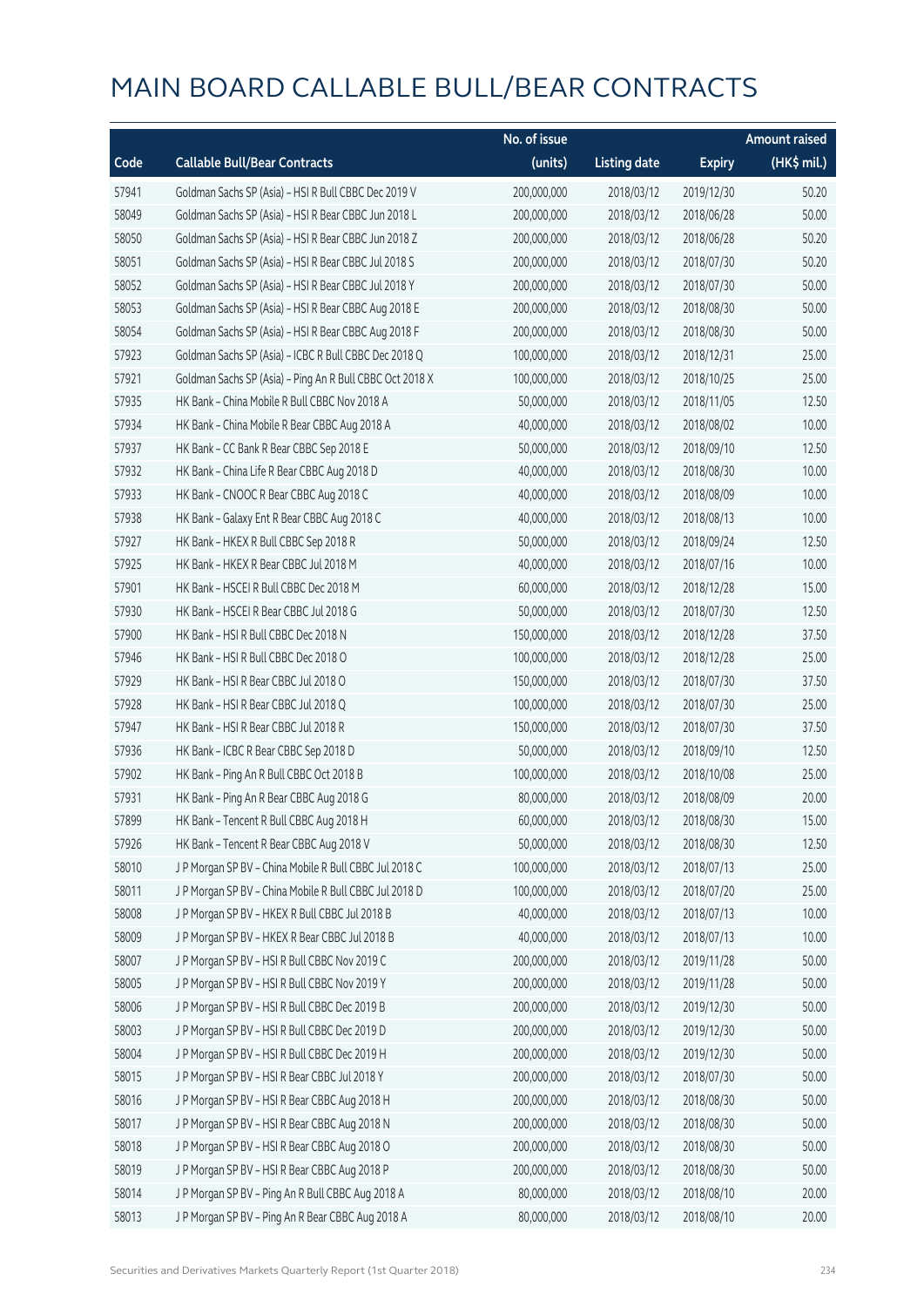# MAIN BOARD CALLABLE BULL/BEAR CONTRACTS

| Code | Callable Bull/Bear Contracts | No. of issue (units) | Listing date | Expiry | Amount raised (HK$ mil.) |
|---|---|---|---|---|---|
| 57941 | Goldman Sachs SP (Asia) – HSI R Bull CBBC Dec 2019 V | 200,000,000 | 2018/03/12 | 2019/12/30 | 50.20 |
| 58049 | Goldman Sachs SP (Asia) – HSI R Bear CBBC Jun 2018 L | 200,000,000 | 2018/03/12 | 2018/06/28 | 50.00 |
| 58050 | Goldman Sachs SP (Asia) – HSI R Bear CBBC Jun 2018 Z | 200,000,000 | 2018/03/12 | 2018/06/28 | 50.20 |
| 58051 | Goldman Sachs SP (Asia) – HSI R Bear CBBC Jul 2018 S | 200,000,000 | 2018/03/12 | 2018/07/30 | 50.20 |
| 58052 | Goldman Sachs SP (Asia) – HSI R Bear CBBC Jul 2018 Y | 200,000,000 | 2018/03/12 | 2018/07/30 | 50.00 |
| 58053 | Goldman Sachs SP (Asia) – HSI R Bear CBBC Aug 2018 E | 200,000,000 | 2018/03/12 | 2018/08/30 | 50.00 |
| 58054 | Goldman Sachs SP (Asia) – HSI R Bear CBBC Aug 2018 F | 200,000,000 | 2018/03/12 | 2018/08/30 | 50.00 |
| 57923 | Goldman Sachs SP (Asia) – ICBC R Bull CBBC Dec 2018 Q | 100,000,000 | 2018/03/12 | 2018/12/31 | 25.00 |
| 57921 | Goldman Sachs SP (Asia) – Ping An R Bull CBBC Oct 2018 X | 100,000,000 | 2018/03/12 | 2018/10/25 | 25.00 |
| 57935 | HK Bank – China Mobile R Bull CBBC Nov 2018 A | 50,000,000 | 2018/03/12 | 2018/11/05 | 12.50 |
| 57934 | HK Bank – China Mobile R Bear CBBC Aug 2018 A | 40,000,000 | 2018/03/12 | 2018/08/02 | 10.00 |
| 57937 | HK Bank – CC Bank R Bear CBBC Sep 2018 E | 50,000,000 | 2018/03/12 | 2018/09/10 | 12.50 |
| 57932 | HK Bank – China Life R Bear CBBC Aug 2018 D | 40,000,000 | 2018/03/12 | 2018/08/30 | 10.00 |
| 57933 | HK Bank – CNOOC R Bear CBBC Aug 2018 C | 40,000,000 | 2018/03/12 | 2018/08/09 | 10.00 |
| 57938 | HK Bank – Galaxy Ent R Bear CBBC Aug 2018 C | 40,000,000 | 2018/03/12 | 2018/08/13 | 10.00 |
| 57927 | HK Bank – HKEX R Bull CBBC Sep 2018 R | 50,000,000 | 2018/03/12 | 2018/09/24 | 12.50 |
| 57925 | HK Bank – HKEX R Bear CBBC Jul 2018 M | 40,000,000 | 2018/03/12 | 2018/07/16 | 10.00 |
| 57901 | HK Bank – HSCEI R Bull CBBC Dec 2018 M | 60,000,000 | 2018/03/12 | 2018/12/28 | 15.00 |
| 57930 | HK Bank – HSCEI R Bear CBBC Jul 2018 G | 50,000,000 | 2018/03/12 | 2018/07/30 | 12.50 |
| 57900 | HK Bank – HSI R Bull CBBC Dec 2018 N | 150,000,000 | 2018/03/12 | 2018/12/28 | 37.50 |
| 57946 | HK Bank – HSI R Bull CBBC Dec 2018 O | 100,000,000 | 2018/03/12 | 2018/12/28 | 25.00 |
| 57929 | HK Bank – HSI R Bear CBBC Jul 2018 O | 150,000,000 | 2018/03/12 | 2018/07/30 | 37.50 |
| 57928 | HK Bank – HSI R Bear CBBC Jul 2018 Q | 100,000,000 | 2018/03/12 | 2018/07/30 | 25.00 |
| 57947 | HK Bank – HSI R Bear CBBC Jul 2018 R | 150,000,000 | 2018/03/12 | 2018/07/30 | 37.50 |
| 57936 | HK Bank – ICBC R Bear CBBC Sep 2018 D | 50,000,000 | 2018/03/12 | 2018/09/10 | 12.50 |
| 57902 | HK Bank – Ping An R Bull CBBC Oct 2018 B | 100,000,000 | 2018/03/12 | 2018/10/08 | 25.00 |
| 57931 | HK Bank – Ping An R Bear CBBC Aug 2018 G | 80,000,000 | 2018/03/12 | 2018/08/09 | 20.00 |
| 57899 | HK Bank – Tencent R Bull CBBC Aug 2018 H | 60,000,000 | 2018/03/12 | 2018/08/30 | 15.00 |
| 57926 | HK Bank – Tencent R Bear CBBC Aug 2018 V | 50,000,000 | 2018/03/12 | 2018/08/30 | 12.50 |
| 58010 | J P Morgan SP BV – China Mobile R Bull CBBC Jul 2018 C | 100,000,000 | 2018/03/12 | 2018/07/13 | 25.00 |
| 58011 | J P Morgan SP BV – China Mobile R Bull CBBC Jul 2018 D | 100,000,000 | 2018/03/12 | 2018/07/20 | 25.00 |
| 58008 | J P Morgan SP BV – HKEX R Bull CBBC Jul 2018 B | 40,000,000 | 2018/03/12 | 2018/07/13 | 10.00 |
| 58009 | J P Morgan SP BV – HKEX R Bear CBBC Jul 2018 B | 40,000,000 | 2018/03/12 | 2018/07/13 | 10.00 |
| 58007 | J P Morgan SP BV – HSI R Bull CBBC Nov 2019 C | 200,000,000 | 2018/03/12 | 2019/11/28 | 50.00 |
| 58005 | J P Morgan SP BV – HSI R Bull CBBC Nov 2019 Y | 200,000,000 | 2018/03/12 | 2019/11/28 | 50.00 |
| 58006 | J P Morgan SP BV – HSI R Bull CBBC Dec 2019 B | 200,000,000 | 2018/03/12 | 2019/12/30 | 50.00 |
| 58003 | J P Morgan SP BV – HSI R Bull CBBC Dec 2019 D | 200,000,000 | 2018/03/12 | 2019/12/30 | 50.00 |
| 58004 | J P Morgan SP BV – HSI R Bull CBBC Dec 2019 H | 200,000,000 | 2018/03/12 | 2019/12/30 | 50.00 |
| 58015 | J P Morgan SP BV – HSI R Bear CBBC Jul 2018 Y | 200,000,000 | 2018/03/12 | 2018/07/30 | 50.00 |
| 58016 | J P Morgan SP BV – HSI R Bear CBBC Aug 2018 H | 200,000,000 | 2018/03/12 | 2018/08/30 | 50.00 |
| 58017 | J P Morgan SP BV – HSI R Bear CBBC Aug 2018 N | 200,000,000 | 2018/03/12 | 2018/08/30 | 50.00 |
| 58018 | J P Morgan SP BV – HSI R Bear CBBC Aug 2018 O | 200,000,000 | 2018/03/12 | 2018/08/30 | 50.00 |
| 58019 | J P Morgan SP BV – HSI R Bear CBBC Aug 2018 P | 200,000,000 | 2018/03/12 | 2018/08/30 | 50.00 |
| 58014 | J P Morgan SP BV – Ping An R Bull CBBC Aug 2018 A | 80,000,000 | 2018/03/12 | 2018/08/10 | 20.00 |
| 58013 | J P Morgan SP BV – Ping An R Bear CBBC Aug 2018 A | 80,000,000 | 2018/03/12 | 2018/08/10 | 20.00 |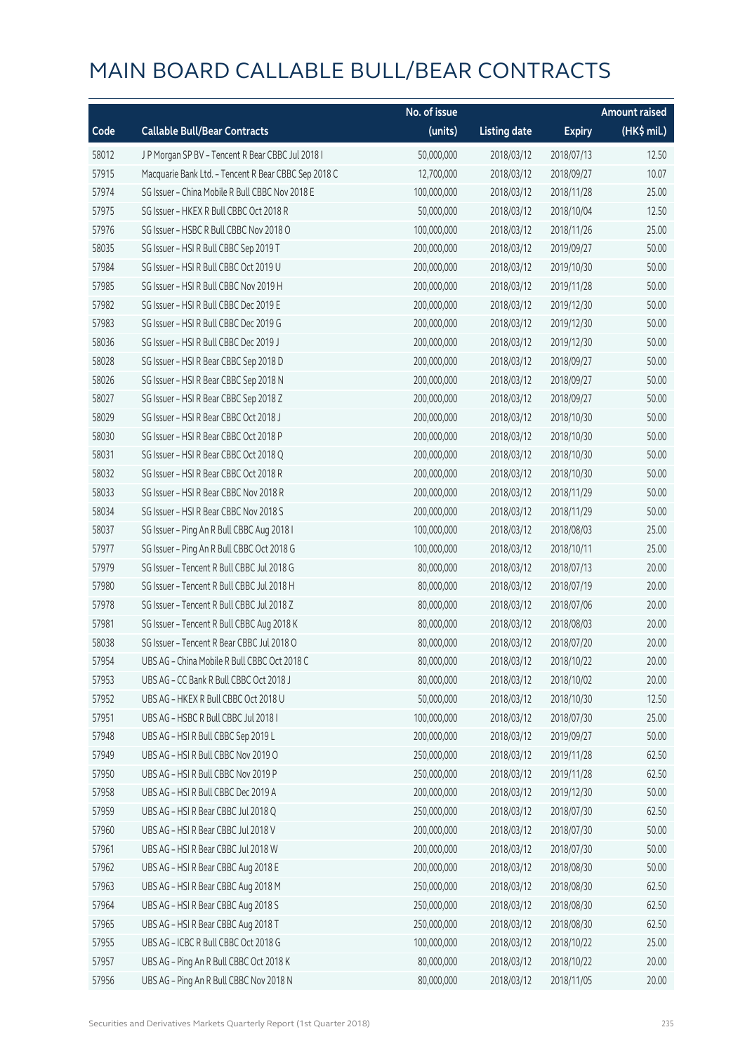# MAIN BOARD CALLABLE BULL/BEAR CONTRACTS

| Code | Callable Bull/Bear Contracts | No. of issue (units) | Listing date | Expiry | Amount raised (HK$ mil.) |
|---|---|---|---|---|---|
| 58012 | J P Morgan SP BV – Tencent R Bear CBBC Jul 2018 I | 50,000,000 | 2018/03/12 | 2018/07/13 | 12.50 |
| 57915 | Macquarie Bank Ltd. – Tencent R Bear CBBC Sep 2018 C | 12,700,000 | 2018/03/12 | 2018/09/27 | 10.07 |
| 57974 | SG Issuer – China Mobile R Bull CBBC Nov 2018 E | 100,000,000 | 2018/03/12 | 2018/11/28 | 25.00 |
| 57975 | SG Issuer – HKEX R Bull CBBC Oct 2018 R | 50,000,000 | 2018/03/12 | 2018/10/04 | 12.50 |
| 57976 | SG Issuer – HSBC R Bull CBBC Nov 2018 O | 100,000,000 | 2018/03/12 | 2018/11/26 | 25.00 |
| 58035 | SG Issuer – HSI R Bull CBBC Sep 2019 T | 200,000,000 | 2018/03/12 | 2019/09/27 | 50.00 |
| 57984 | SG Issuer – HSI R Bull CBBC Oct 2019 U | 200,000,000 | 2018/03/12 | 2019/10/30 | 50.00 |
| 57985 | SG Issuer – HSI R Bull CBBC Nov 2019 H | 200,000,000 | 2018/03/12 | 2019/11/28 | 50.00 |
| 57982 | SG Issuer – HSI R Bull CBBC Dec 2019 E | 200,000,000 | 2018/03/12 | 2019/12/30 | 50.00 |
| 57983 | SG Issuer – HSI R Bull CBBC Dec 2019 G | 200,000,000 | 2018/03/12 | 2019/12/30 | 50.00 |
| 58036 | SG Issuer – HSI R Bull CBBC Dec 2019 J | 200,000,000 | 2018/03/12 | 2019/12/30 | 50.00 |
| 58028 | SG Issuer – HSI R Bear CBBC Sep 2018 D | 200,000,000 | 2018/03/12 | 2018/09/27 | 50.00 |
| 58026 | SG Issuer – HSI R Bear CBBC Sep 2018 N | 200,000,000 | 2018/03/12 | 2018/09/27 | 50.00 |
| 58027 | SG Issuer – HSI R Bear CBBC Sep 2018 Z | 200,000,000 | 2018/03/12 | 2018/09/27 | 50.00 |
| 58029 | SG Issuer – HSI R Bear CBBC Oct 2018 J | 200,000,000 | 2018/03/12 | 2018/10/30 | 50.00 |
| 58030 | SG Issuer – HSI R Bear CBBC Oct 2018 P | 200,000,000 | 2018/03/12 | 2018/10/30 | 50.00 |
| 58031 | SG Issuer – HSI R Bear CBBC Oct 2018 Q | 200,000,000 | 2018/03/12 | 2018/10/30 | 50.00 |
| 58032 | SG Issuer – HSI R Bear CBBC Oct 2018 R | 200,000,000 | 2018/03/12 | 2018/10/30 | 50.00 |
| 58033 | SG Issuer – HSI R Bear CBBC Nov 2018 R | 200,000,000 | 2018/03/12 | 2018/11/29 | 50.00 |
| 58034 | SG Issuer – HSI R Bear CBBC Nov 2018 S | 200,000,000 | 2018/03/12 | 2018/11/29 | 50.00 |
| 58037 | SG Issuer – Ping An R Bull CBBC Aug 2018 I | 100,000,000 | 2018/03/12 | 2018/08/03 | 25.00 |
| 57977 | SG Issuer – Ping An R Bull CBBC Oct 2018 G | 100,000,000 | 2018/03/12 | 2018/10/11 | 25.00 |
| 57979 | SG Issuer – Tencent R Bull CBBC Jul 2018 G | 80,000,000 | 2018/03/12 | 2018/07/13 | 20.00 |
| 57980 | SG Issuer – Tencent R Bull CBBC Jul 2018 H | 80,000,000 | 2018/03/12 | 2018/07/19 | 20.00 |
| 57978 | SG Issuer – Tencent R Bull CBBC Jul 2018 Z | 80,000,000 | 2018/03/12 | 2018/07/06 | 20.00 |
| 57981 | SG Issuer – Tencent R Bull CBBC Aug 2018 K | 80,000,000 | 2018/03/12 | 2018/08/03 | 20.00 |
| 58038 | SG Issuer – Tencent R Bear CBBC Jul 2018 O | 80,000,000 | 2018/03/12 | 2018/07/20 | 20.00 |
| 57954 | UBS AG – China Mobile R Bull CBBC Oct 2018 C | 80,000,000 | 2018/03/12 | 2018/10/22 | 20.00 |
| 57953 | UBS AG – CC Bank R Bull CBBC Oct 2018 J | 80,000,000 | 2018/03/12 | 2018/10/02 | 20.00 |
| 57952 | UBS AG – HKEX R Bull CBBC Oct 2018 U | 50,000,000 | 2018/03/12 | 2018/10/30 | 12.50 |
| 57951 | UBS AG – HSBC R Bull CBBC Jul 2018 I | 100,000,000 | 2018/03/12 | 2018/07/30 | 25.00 |
| 57948 | UBS AG – HSI R Bull CBBC Sep 2019 L | 200,000,000 | 2018/03/12 | 2019/09/27 | 50.00 |
| 57949 | UBS AG – HSI R Bull CBBC Nov 2019 O | 250,000,000 | 2018/03/12 | 2019/11/28 | 62.50 |
| 57950 | UBS AG – HSI R Bull CBBC Nov 2019 P | 250,000,000 | 2018/03/12 | 2019/11/28 | 62.50 |
| 57958 | UBS AG – HSI R Bull CBBC Dec 2019 A | 200,000,000 | 2018/03/12 | 2019/12/30 | 50.00 |
| 57959 | UBS AG – HSI R Bear CBBC Jul 2018 Q | 250,000,000 | 2018/03/12 | 2018/07/30 | 62.50 |
| 57960 | UBS AG – HSI R Bear CBBC Jul 2018 V | 200,000,000 | 2018/03/12 | 2018/07/30 | 50.00 |
| 57961 | UBS AG – HSI R Bear CBBC Jul 2018 W | 200,000,000 | 2018/03/12 | 2018/07/30 | 50.00 |
| 57962 | UBS AG – HSI R Bear CBBC Aug 2018 E | 200,000,000 | 2018/03/12 | 2018/08/30 | 50.00 |
| 57963 | UBS AG – HSI R Bear CBBC Aug 2018 M | 250,000,000 | 2018/03/12 | 2018/08/30 | 62.50 |
| 57964 | UBS AG – HSI R Bear CBBC Aug 2018 S | 250,000,000 | 2018/03/12 | 2018/08/30 | 62.50 |
| 57965 | UBS AG – HSI R Bear CBBC Aug 2018 T | 250,000,000 | 2018/03/12 | 2018/08/30 | 62.50 |
| 57955 | UBS AG – ICBC R Bull CBBC Oct 2018 G | 100,000,000 | 2018/03/12 | 2018/10/22 | 25.00 |
| 57957 | UBS AG – Ping An R Bull CBBC Oct 2018 K | 80,000,000 | 2018/03/12 | 2018/10/22 | 20.00 |
| 57956 | UBS AG – Ping An R Bull CBBC Nov 2018 N | 80,000,000 | 2018/03/12 | 2018/11/05 | 20.00 |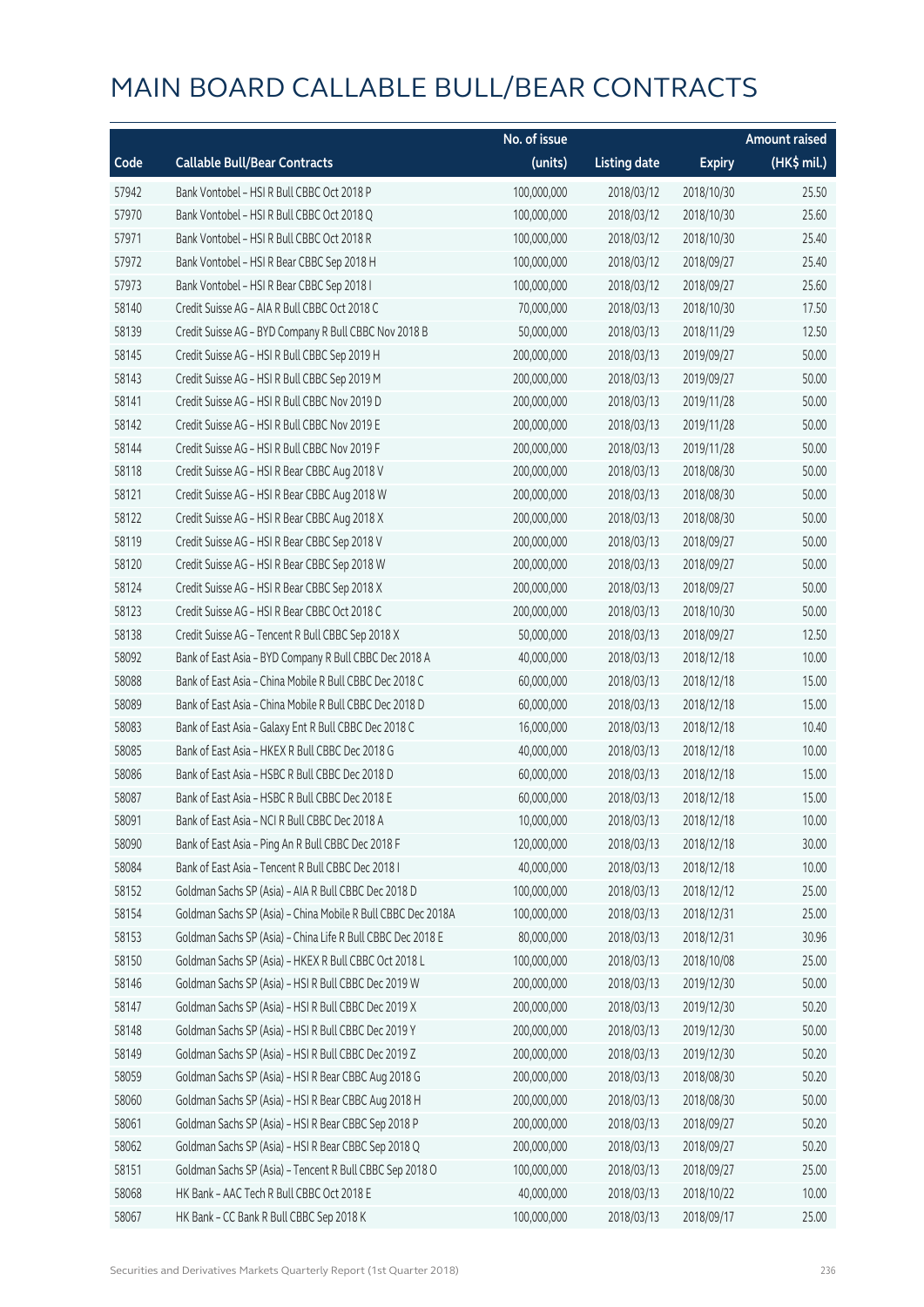# MAIN BOARD CALLABLE BULL/BEAR CONTRACTS

| Code | Callable Bull/Bear Contracts | No. of issue (units) | Listing date | Expiry | Amount raised (HK$ mil.) |
|---|---|---|---|---|---|
| 57942 | Bank Vontobel – HSI R Bull CBBC Oct 2018 P | 100,000,000 | 2018/03/12 | 2018/10/30 | 25.50 |
| 57970 | Bank Vontobel – HSI R Bull CBBC Oct 2018 Q | 100,000,000 | 2018/03/12 | 2018/10/30 | 25.60 |
| 57971 | Bank Vontobel – HSI R Bull CBBC Oct 2018 R | 100,000,000 | 2018/03/12 | 2018/10/30 | 25.40 |
| 57972 | Bank Vontobel – HSI R Bear CBBC Sep 2018 H | 100,000,000 | 2018/03/12 | 2018/09/27 | 25.40 |
| 57973 | Bank Vontobel – HSI R Bear CBBC Sep 2018 I | 100,000,000 | 2018/03/12 | 2018/09/27 | 25.60 |
| 58140 | Credit Suisse AG – AIA R Bull CBBC Oct 2018 C | 70,000,000 | 2018/03/13 | 2018/10/30 | 17.50 |
| 58139 | Credit Suisse AG – BYD Company R Bull CBBC Nov 2018 B | 50,000,000 | 2018/03/13 | 2018/11/29 | 12.50 |
| 58145 | Credit Suisse AG – HSI R Bull CBBC Sep 2019 H | 200,000,000 | 2018/03/13 | 2019/09/27 | 50.00 |
| 58143 | Credit Suisse AG – HSI R Bull CBBC Sep 2019 M | 200,000,000 | 2018/03/13 | 2019/09/27 | 50.00 |
| 58141 | Credit Suisse AG – HSI R Bull CBBC Nov 2019 D | 200,000,000 | 2018/03/13 | 2019/11/28 | 50.00 |
| 58142 | Credit Suisse AG – HSI R Bull CBBC Nov 2019 E | 200,000,000 | 2018/03/13 | 2019/11/28 | 50.00 |
| 58144 | Credit Suisse AG – HSI R Bull CBBC Nov 2019 F | 200,000,000 | 2018/03/13 | 2019/11/28 | 50.00 |
| 58118 | Credit Suisse AG – HSI R Bear CBBC Aug 2018 V | 200,000,000 | 2018/03/13 | 2018/08/30 | 50.00 |
| 58121 | Credit Suisse AG – HSI R Bear CBBC Aug 2018 W | 200,000,000 | 2018/03/13 | 2018/08/30 | 50.00 |
| 58122 | Credit Suisse AG – HSI R Bear CBBC Aug 2018 X | 200,000,000 | 2018/03/13 | 2018/08/30 | 50.00 |
| 58119 | Credit Suisse AG – HSI R Bear CBBC Sep 2018 V | 200,000,000 | 2018/03/13 | 2018/09/27 | 50.00 |
| 58120 | Credit Suisse AG – HSI R Bear CBBC Sep 2018 W | 200,000,000 | 2018/03/13 | 2018/09/27 | 50.00 |
| 58124 | Credit Suisse AG – HSI R Bear CBBC Sep 2018 X | 200,000,000 | 2018/03/13 | 2018/09/27 | 50.00 |
| 58123 | Credit Suisse AG – HSI R Bear CBBC Oct 2018 C | 200,000,000 | 2018/03/13 | 2018/10/30 | 50.00 |
| 58138 | Credit Suisse AG – Tencent R Bull CBBC Sep 2018 X | 50,000,000 | 2018/03/13 | 2018/09/27 | 12.50 |
| 58092 | Bank of East Asia – BYD Company R Bull CBBC Dec 2018 A | 40,000,000 | 2018/03/13 | 2018/12/18 | 10.00 |
| 58088 | Bank of East Asia – China Mobile R Bull CBBC Dec 2018 C | 60,000,000 | 2018/03/13 | 2018/12/18 | 15.00 |
| 58089 | Bank of East Asia – China Mobile R Bull CBBC Dec 2018 D | 60,000,000 | 2018/03/13 | 2018/12/18 | 15.00 |
| 58083 | Bank of East Asia – Galaxy Ent R Bull CBBC Dec 2018 C | 16,000,000 | 2018/03/13 | 2018/12/18 | 10.40 |
| 58085 | Bank of East Asia – HKEX R Bull CBBC Dec 2018 G | 40,000,000 | 2018/03/13 | 2018/12/18 | 10.00 |
| 58086 | Bank of East Asia – HSBC R Bull CBBC Dec 2018 D | 60,000,000 | 2018/03/13 | 2018/12/18 | 15.00 |
| 58087 | Bank of East Asia – HSBC R Bull CBBC Dec 2018 E | 60,000,000 | 2018/03/13 | 2018/12/18 | 15.00 |
| 58091 | Bank of East Asia – NCI R Bull CBBC Dec 2018 A | 10,000,000 | 2018/03/13 | 2018/12/18 | 10.00 |
| 58090 | Bank of East Asia – Ping An R Bull CBBC Dec 2018 F | 120,000,000 | 2018/03/13 | 2018/12/18 | 30.00 |
| 58084 | Bank of East Asia – Tencent R Bull CBBC Dec 2018 I | 40,000,000 | 2018/03/13 | 2018/12/18 | 10.00 |
| 58152 | Goldman Sachs SP (Asia) – AIA R Bull CBBC Dec 2018 D | 100,000,000 | 2018/03/13 | 2018/12/12 | 25.00 |
| 58154 | Goldman Sachs SP (Asia) – China Mobile R Bull CBBC Dec 2018A | 100,000,000 | 2018/03/13 | 2018/12/31 | 25.00 |
| 58153 | Goldman Sachs SP (Asia) – China Life R Bull CBBC Dec 2018 E | 80,000,000 | 2018/03/13 | 2018/12/31 | 30.96 |
| 58150 | Goldman Sachs SP (Asia) – HKEX R Bull CBBC Oct 2018 L | 100,000,000 | 2018/03/13 | 2018/10/08 | 25.00 |
| 58146 | Goldman Sachs SP (Asia) – HSI R Bull CBBC Dec 2019 W | 200,000,000 | 2018/03/13 | 2019/12/30 | 50.00 |
| 58147 | Goldman Sachs SP (Asia) – HSI R Bull CBBC Dec 2019 X | 200,000,000 | 2018/03/13 | 2019/12/30 | 50.20 |
| 58148 | Goldman Sachs SP (Asia) – HSI R Bull CBBC Dec 2019 Y | 200,000,000 | 2018/03/13 | 2019/12/30 | 50.00 |
| 58149 | Goldman Sachs SP (Asia) – HSI R Bull CBBC Dec 2019 Z | 200,000,000 | 2018/03/13 | 2019/12/30 | 50.20 |
| 58059 | Goldman Sachs SP (Asia) – HSI R Bear CBBC Aug 2018 G | 200,000,000 | 2018/03/13 | 2018/08/30 | 50.20 |
| 58060 | Goldman Sachs SP (Asia) – HSI R Bear CBBC Aug 2018 H | 200,000,000 | 2018/03/13 | 2018/08/30 | 50.00 |
| 58061 | Goldman Sachs SP (Asia) – HSI R Bear CBBC Sep 2018 P | 200,000,000 | 2018/03/13 | 2018/09/27 | 50.20 |
| 58062 | Goldman Sachs SP (Asia) – HSI R Bear CBBC Sep 2018 Q | 200,000,000 | 2018/03/13 | 2018/09/27 | 50.20 |
| 58151 | Goldman Sachs SP (Asia) – Tencent R Bull CBBC Sep 2018 O | 100,000,000 | 2018/03/13 | 2018/09/27 | 25.00 |
| 58068 | HK Bank – AAC Tech R Bull CBBC Oct 2018 E | 40,000,000 | 2018/03/13 | 2018/10/22 | 10.00 |
| 58067 | HK Bank – CC Bank R Bull CBBC Sep 2018 K | 100,000,000 | 2018/03/13 | 2018/09/17 | 25.00 |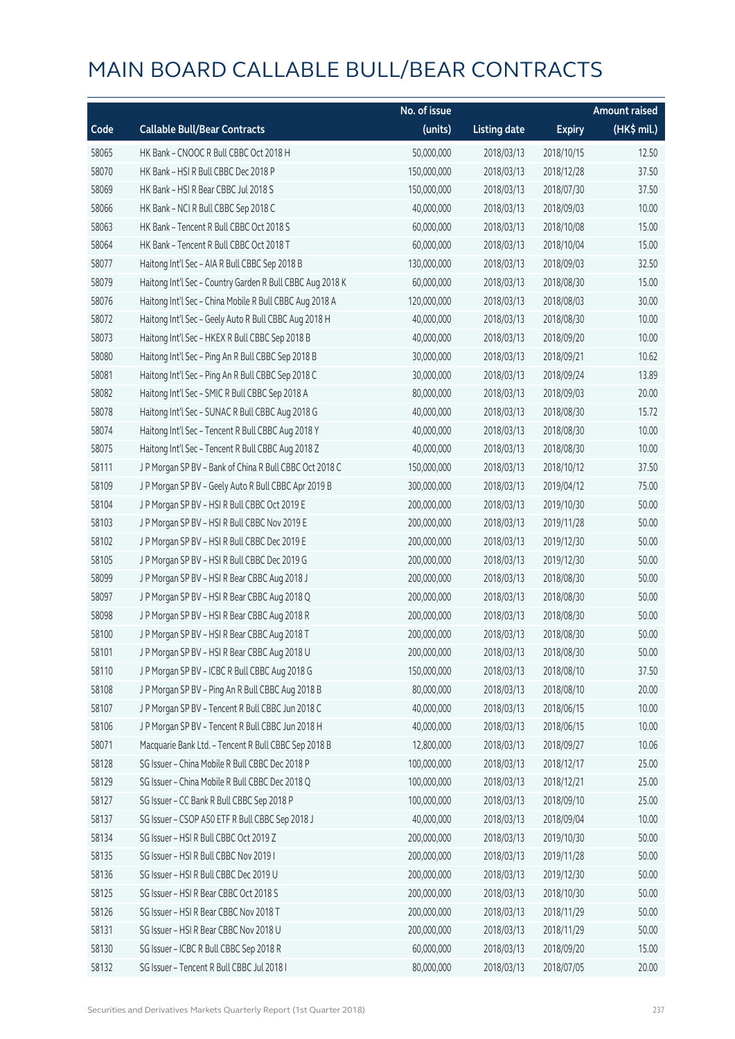# MAIN BOARD CALLABLE BULL/BEAR CONTRACTS

| Code | Callable Bull/Bear Contracts | No. of issue (units) | Listing date | Expiry | Amount raised (HK$ mil.) |
|---|---|---|---|---|---|
| 58065 | HK Bank – CNOOC R Bull CBBC Oct 2018 H | 50,000,000 | 2018/03/13 | 2018/10/15 | 12.50 |
| 58070 | HK Bank – HSI R Bull CBBC Dec 2018 P | 150,000,000 | 2018/03/13 | 2018/12/28 | 37.50 |
| 58069 | HK Bank – HSI R Bear CBBC Jul 2018 S | 150,000,000 | 2018/03/13 | 2018/07/30 | 37.50 |
| 58066 | HK Bank – NCI R Bull CBBC Sep 2018 C | 40,000,000 | 2018/03/13 | 2018/09/03 | 10.00 |
| 58063 | HK Bank – Tencent R Bull CBBC Oct 2018 S | 60,000,000 | 2018/03/13 | 2018/10/08 | 15.00 |
| 58064 | HK Bank – Tencent R Bull CBBC Oct 2018 T | 60,000,000 | 2018/03/13 | 2018/10/04 | 15.00 |
| 58077 | Haitong Int'l Sec – AIA R Bull CBBC Sep 2018 B | 130,000,000 | 2018/03/13 | 2018/09/03 | 32.50 |
| 58079 | Haitong Int'l Sec – Country Garden R Bull CBBC Aug 2018 K | 60,000,000 | 2018/03/13 | 2018/08/30 | 15.00 |
| 58076 | Haitong Int'l Sec – China Mobile R Bull CBBC Aug 2018 A | 120,000,000 | 2018/03/13 | 2018/08/03 | 30.00 |
| 58072 | Haitong Int'l Sec – Geely Auto R Bull CBBC Aug 2018 H | 40,000,000 | 2018/03/13 | 2018/08/30 | 10.00 |
| 58073 | Haitong Int'l Sec – HKEX R Bull CBBC Sep 2018 B | 40,000,000 | 2018/03/13 | 2018/09/20 | 10.00 |
| 58080 | Haitong Int'l Sec – Ping An R Bull CBBC Sep 2018 B | 30,000,000 | 2018/03/13 | 2018/09/21 | 10.62 |
| 58081 | Haitong Int'l Sec – Ping An R Bull CBBC Sep 2018 C | 30,000,000 | 2018/03/13 | 2018/09/24 | 13.89 |
| 58082 | Haitong Int'l Sec – SMIC R Bull CBBC Sep 2018 A | 80,000,000 | 2018/03/13 | 2018/09/03 | 20.00 |
| 58078 | Haitong Int'l Sec – SUNAC R Bull CBBC Aug 2018 G | 40,000,000 | 2018/03/13 | 2018/08/30 | 15.72 |
| 58074 | Haitong Int'l Sec – Tencent R Bull CBBC Aug 2018 Y | 40,000,000 | 2018/03/13 | 2018/08/30 | 10.00 |
| 58075 | Haitong Int'l Sec – Tencent R Bull CBBC Aug 2018 Z | 40,000,000 | 2018/03/13 | 2018/08/30 | 10.00 |
| 58111 | J P Morgan SP BV – Bank of China R Bull CBBC Oct 2018 C | 150,000,000 | 2018/03/13 | 2018/10/12 | 37.50 |
| 58109 | J P Morgan SP BV – Geely Auto R Bull CBBC Apr 2019 B | 300,000,000 | 2018/03/13 | 2019/04/12 | 75.00 |
| 58104 | J P Morgan SP BV – HSI R Bull CBBC Oct 2019 E | 200,000,000 | 2018/03/13 | 2019/10/30 | 50.00 |
| 58103 | J P Morgan SP BV – HSI R Bull CBBC Nov 2019 E | 200,000,000 | 2018/03/13 | 2019/11/28 | 50.00 |
| 58102 | J P Morgan SP BV – HSI R Bull CBBC Dec 2019 E | 200,000,000 | 2018/03/13 | 2019/12/30 | 50.00 |
| 58105 | J P Morgan SP BV – HSI R Bull CBBC Dec 2019 G | 200,000,000 | 2018/03/13 | 2019/12/30 | 50.00 |
| 58099 | J P Morgan SP BV – HSI R Bear CBBC Aug 2018 J | 200,000,000 | 2018/03/13 | 2018/08/30 | 50.00 |
| 58097 | J P Morgan SP BV – HSI R Bear CBBC Aug 2018 Q | 200,000,000 | 2018/03/13 | 2018/08/30 | 50.00 |
| 58098 | J P Morgan SP BV – HSI R Bear CBBC Aug 2018 R | 200,000,000 | 2018/03/13 | 2018/08/30 | 50.00 |
| 58100 | J P Morgan SP BV – HSI R Bear CBBC Aug 2018 T | 200,000,000 | 2018/03/13 | 2018/08/30 | 50.00 |
| 58101 | J P Morgan SP BV – HSI R Bear CBBC Aug 2018 U | 200,000,000 | 2018/03/13 | 2018/08/30 | 50.00 |
| 58110 | J P Morgan SP BV – ICBC R Bull CBBC Aug 2018 G | 150,000,000 | 2018/03/13 | 2018/08/10 | 37.50 |
| 58108 | J P Morgan SP BV – Ping An R Bull CBBC Aug 2018 B | 80,000,000 | 2018/03/13 | 2018/08/10 | 20.00 |
| 58107 | J P Morgan SP BV – Tencent R Bull CBBC Jun 2018 C | 40,000,000 | 2018/03/13 | 2018/06/15 | 10.00 |
| 58106 | J P Morgan SP BV – Tencent R Bull CBBC Jun 2018 H | 40,000,000 | 2018/03/13 | 2018/06/15 | 10.00 |
| 58071 | Macquarie Bank Ltd. – Tencent R Bull CBBC Sep 2018 B | 12,800,000 | 2018/03/13 | 2018/09/27 | 10.06 |
| 58128 | SG Issuer – China Mobile R Bull CBBC Dec 2018 P | 100,000,000 | 2018/03/13 | 2018/12/17 | 25.00 |
| 58129 | SG Issuer – China Mobile R Bull CBBC Dec 2018 Q | 100,000,000 | 2018/03/13 | 2018/12/21 | 25.00 |
| 58127 | SG Issuer – CC Bank R Bull CBBC Sep 2018 P | 100,000,000 | 2018/03/13 | 2018/09/10 | 25.00 |
| 58137 | SG Issuer – CSOP A50 ETF R Bull CBBC Sep 2018 J | 40,000,000 | 2018/03/13 | 2018/09/04 | 10.00 |
| 58134 | SG Issuer – HSI R Bull CBBC Oct 2019 Z | 200,000,000 | 2018/03/13 | 2019/10/30 | 50.00 |
| 58135 | SG Issuer – HSI R Bull CBBC Nov 2019 I | 200,000,000 | 2018/03/13 | 2019/11/28 | 50.00 |
| 58136 | SG Issuer – HSI R Bull CBBC Dec 2019 U | 200,000,000 | 2018/03/13 | 2019/12/30 | 50.00 |
| 58125 | SG Issuer – HSI R Bear CBBC Oct 2018 S | 200,000,000 | 2018/03/13 | 2018/10/30 | 50.00 |
| 58126 | SG Issuer – HSI R Bear CBBC Nov 2018 T | 200,000,000 | 2018/03/13 | 2018/11/29 | 50.00 |
| 58131 | SG Issuer – HSI R Bear CBBC Nov 2018 U | 200,000,000 | 2018/03/13 | 2018/11/29 | 50.00 |
| 58130 | SG Issuer – ICBC R Bull CBBC Sep 2018 R | 60,000,000 | 2018/03/13 | 2018/09/20 | 15.00 |
| 58132 | SG Issuer – Tencent R Bull CBBC Jul 2018 I | 80,000,000 | 2018/03/13 | 2018/07/05 | 20.00 |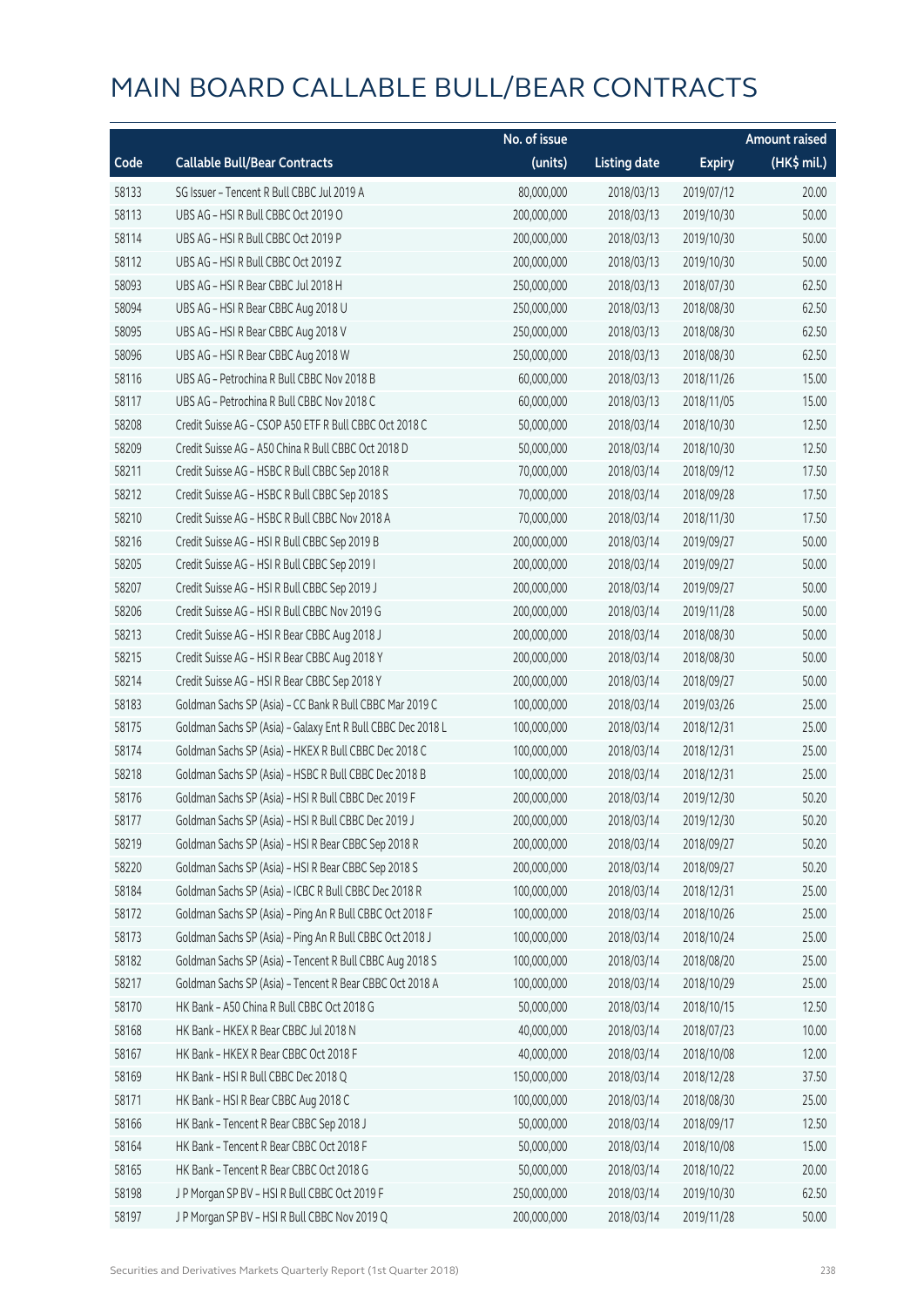# MAIN BOARD CALLABLE BULL/BEAR CONTRACTS

| Code | Callable Bull/Bear Contracts | No. of issue (units) | Listing date | Expiry | Amount raised (HK$ mil.) |
|---|---|---|---|---|---|
| 58133 | SG Issuer – Tencent R Bull CBBC Jul 2019 A | 80,000,000 | 2018/03/13 | 2019/07/12 | 20.00 |
| 58113 | UBS AG – HSI R Bull CBBC Oct 2019 O | 200,000,000 | 2018/03/13 | 2019/10/30 | 50.00 |
| 58114 | UBS AG – HSI R Bull CBBC Oct 2019 P | 200,000,000 | 2018/03/13 | 2019/10/30 | 50.00 |
| 58112 | UBS AG – HSI R Bull CBBC Oct 2019 Z | 200,000,000 | 2018/03/13 | 2019/10/30 | 50.00 |
| 58093 | UBS AG – HSI R Bear CBBC Jul 2018 H | 250,000,000 | 2018/03/13 | 2018/07/30 | 62.50 |
| 58094 | UBS AG – HSI R Bear CBBC Aug 2018 U | 250,000,000 | 2018/03/13 | 2018/08/30 | 62.50 |
| 58095 | UBS AG – HSI R Bear CBBC Aug 2018 V | 250,000,000 | 2018/03/13 | 2018/08/30 | 62.50 |
| 58096 | UBS AG – HSI R Bear CBBC Aug 2018 W | 250,000,000 | 2018/03/13 | 2018/08/30 | 62.50 |
| 58116 | UBS AG – Petrochina R Bull CBBC Nov 2018 B | 60,000,000 | 2018/03/13 | 2018/11/26 | 15.00 |
| 58117 | UBS AG – Petrochina R Bull CBBC Nov 2018 C | 60,000,000 | 2018/03/13 | 2018/11/05 | 15.00 |
| 58208 | Credit Suisse AG – CSOP A50 ETF R Bull CBBC Oct 2018 C | 50,000,000 | 2018/03/14 | 2018/10/30 | 12.50 |
| 58209 | Credit Suisse AG – A50 China R Bull CBBC Oct 2018 D | 50,000,000 | 2018/03/14 | 2018/10/30 | 12.50 |
| 58211 | Credit Suisse AG – HSBC R Bull CBBC Sep 2018 R | 70,000,000 | 2018/03/14 | 2018/09/12 | 17.50 |
| 58212 | Credit Suisse AG – HSBC R Bull CBBC Sep 2018 S | 70,000,000 | 2018/03/14 | 2018/09/28 | 17.50 |
| 58210 | Credit Suisse AG – HSBC R Bull CBBC Nov 2018 A | 70,000,000 | 2018/03/14 | 2018/11/30 | 17.50 |
| 58216 | Credit Suisse AG – HSI R Bull CBBC Sep 2019 B | 200,000,000 | 2018/03/14 | 2019/09/27 | 50.00 |
| 58205 | Credit Suisse AG – HSI R Bull CBBC Sep 2019 I | 200,000,000 | 2018/03/14 | 2019/09/27 | 50.00 |
| 58207 | Credit Suisse AG – HSI R Bull CBBC Sep 2019 J | 200,000,000 | 2018/03/14 | 2019/09/27 | 50.00 |
| 58206 | Credit Suisse AG – HSI R Bull CBBC Nov 2019 G | 200,000,000 | 2018/03/14 | 2019/11/28 | 50.00 |
| 58213 | Credit Suisse AG – HSI R Bear CBBC Aug 2018 J | 200,000,000 | 2018/03/14 | 2018/08/30 | 50.00 |
| 58215 | Credit Suisse AG – HSI R Bear CBBC Aug 2018 Y | 200,000,000 | 2018/03/14 | 2018/08/30 | 50.00 |
| 58214 | Credit Suisse AG – HSI R Bear CBBC Sep 2018 Y | 200,000,000 | 2018/03/14 | 2018/09/27 | 50.00 |
| 58183 | Goldman Sachs SP (Asia) – CC Bank R Bull CBBC Mar 2019 C | 100,000,000 | 2018/03/14 | 2019/03/26 | 25.00 |
| 58175 | Goldman Sachs SP (Asia) – Galaxy Ent R Bull CBBC Dec 2018 L | 100,000,000 | 2018/03/14 | 2018/12/31 | 25.00 |
| 58174 | Goldman Sachs SP (Asia) – HKEX R Bull CBBC Dec 2018 C | 100,000,000 | 2018/03/14 | 2018/12/31 | 25.00 |
| 58218 | Goldman Sachs SP (Asia) – HSBC R Bull CBBC Dec 2018 B | 100,000,000 | 2018/03/14 | 2018/12/31 | 25.00 |
| 58176 | Goldman Sachs SP (Asia) – HSI R Bull CBBC Dec 2019 F | 200,000,000 | 2018/03/14 | 2019/12/30 | 50.20 |
| 58177 | Goldman Sachs SP (Asia) – HSI R Bull CBBC Dec 2019 J | 200,000,000 | 2018/03/14 | 2019/12/30 | 50.20 |
| 58219 | Goldman Sachs SP (Asia) – HSI R Bear CBBC Sep 2018 R | 200,000,000 | 2018/03/14 | 2018/09/27 | 50.20 |
| 58220 | Goldman Sachs SP (Asia) – HSI R Bear CBBC Sep 2018 S | 200,000,000 | 2018/03/14 | 2018/09/27 | 50.20 |
| 58184 | Goldman Sachs SP (Asia) – ICBC R Bull CBBC Dec 2018 R | 100,000,000 | 2018/03/14 | 2018/12/31 | 25.00 |
| 58172 | Goldman Sachs SP (Asia) – Ping An R Bull CBBC Oct 2018 F | 100,000,000 | 2018/03/14 | 2018/10/26 | 25.00 |
| 58173 | Goldman Sachs SP (Asia) – Ping An R Bull CBBC Oct 2018 J | 100,000,000 | 2018/03/14 | 2018/10/24 | 25.00 |
| 58182 | Goldman Sachs SP (Asia) – Tencent R Bull CBBC Aug 2018 S | 100,000,000 | 2018/03/14 | 2018/08/20 | 25.00 |
| 58217 | Goldman Sachs SP (Asia) – Tencent R Bear CBBC Oct 2018 A | 100,000,000 | 2018/03/14 | 2018/10/29 | 25.00 |
| 58170 | HK Bank – A50 China R Bull CBBC Oct 2018 G | 50,000,000 | 2018/03/14 | 2018/10/15 | 12.50 |
| 58168 | HK Bank – HKEX R Bear CBBC Jul 2018 N | 40,000,000 | 2018/03/14 | 2018/07/23 | 10.00 |
| 58167 | HK Bank – HKEX R Bear CBBC Oct 2018 F | 40,000,000 | 2018/03/14 | 2018/10/08 | 12.00 |
| 58169 | HK Bank – HSI R Bull CBBC Dec 2018 Q | 150,000,000 | 2018/03/14 | 2018/12/28 | 37.50 |
| 58171 | HK Bank – HSI R Bear CBBC Aug 2018 C | 100,000,000 | 2018/03/14 | 2018/08/30 | 25.00 |
| 58166 | HK Bank – Tencent R Bear CBBC Sep 2018 J | 50,000,000 | 2018/03/14 | 2018/09/17 | 12.50 |
| 58164 | HK Bank – Tencent R Bear CBBC Oct 2018 F | 50,000,000 | 2018/03/14 | 2018/10/08 | 15.00 |
| 58165 | HK Bank – Tencent R Bear CBBC Oct 2018 G | 50,000,000 | 2018/03/14 | 2018/10/22 | 20.00 |
| 58198 | J P Morgan SP BV – HSI R Bull CBBC Oct 2019 F | 250,000,000 | 2018/03/14 | 2019/10/30 | 62.50 |
| 58197 | J P Morgan SP BV – HSI R Bull CBBC Nov 2019 Q | 200,000,000 | 2018/03/14 | 2019/11/28 | 50.00 |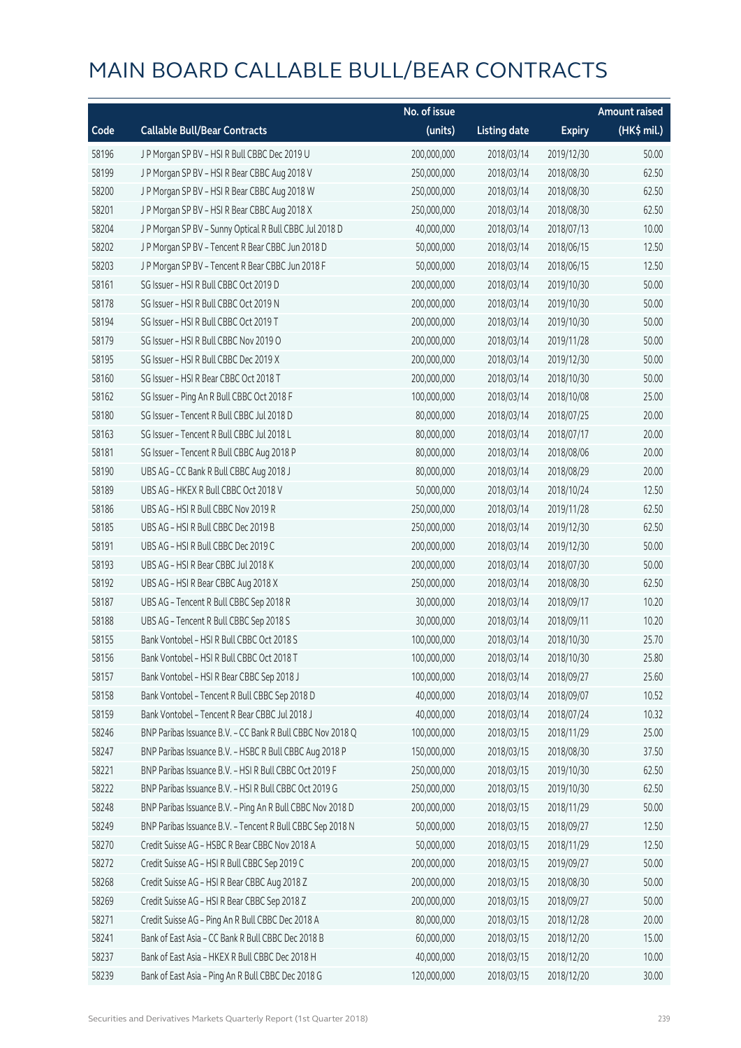# MAIN BOARD CALLABLE BULL/BEAR CONTRACTS

| Code | Callable Bull/Bear Contracts | No. of issue (units) | Listing date | Expiry | Amount raised (HK$ mil.) |
|---|---|---|---|---|---|
| 58196 | J P Morgan SP BV – HSI R Bull CBBC Dec 2019 U | 200,000,000 | 2018/03/14 | 2019/12/30 | 50.00 |
| 58199 | J P Morgan SP BV – HSI R Bear CBBC Aug 2018 V | 250,000,000 | 2018/03/14 | 2018/08/30 | 62.50 |
| 58200 | J P Morgan SP BV – HSI R Bear CBBC Aug 2018 W | 250,000,000 | 2018/03/14 | 2018/08/30 | 62.50 |
| 58201 | J P Morgan SP BV – HSI R Bear CBBC Aug 2018 X | 250,000,000 | 2018/03/14 | 2018/08/30 | 62.50 |
| 58204 | J P Morgan SP BV – Sunny Optical R Bull CBBC Jul 2018 D | 40,000,000 | 2018/03/14 | 2018/07/13 | 10.00 |
| 58202 | J P Morgan SP BV – Tencent R Bear CBBC Jun 2018 D | 50,000,000 | 2018/03/14 | 2018/06/15 | 12.50 |
| 58203 | J P Morgan SP BV – Tencent R Bear CBBC Jun 2018 F | 50,000,000 | 2018/03/14 | 2018/06/15 | 12.50 |
| 58161 | SG Issuer – HSI R Bull CBBC Oct 2019 D | 200,000,000 | 2018/03/14 | 2019/10/30 | 50.00 |
| 58178 | SG Issuer – HSI R Bull CBBC Oct 2019 N | 200,000,000 | 2018/03/14 | 2019/10/30 | 50.00 |
| 58194 | SG Issuer – HSI R Bull CBBC Oct 2019 T | 200,000,000 | 2018/03/14 | 2019/10/30 | 50.00 |
| 58179 | SG Issuer – HSI R Bull CBBC Nov 2019 O | 200,000,000 | 2018/03/14 | 2019/11/28 | 50.00 |
| 58195 | SG Issuer – HSI R Bull CBBC Dec 2019 X | 200,000,000 | 2018/03/14 | 2019/12/30 | 50.00 |
| 58160 | SG Issuer – HSI R Bear CBBC Oct 2018 T | 200,000,000 | 2018/03/14 | 2018/10/30 | 50.00 |
| 58162 | SG Issuer – Ping An R Bull CBBC Oct 2018 F | 100,000,000 | 2018/03/14 | 2018/10/08 | 25.00 |
| 58180 | SG Issuer – Tencent R Bull CBBC Jul 2018 D | 80,000,000 | 2018/03/14 | 2018/07/25 | 20.00 |
| 58163 | SG Issuer – Tencent R Bull CBBC Jul 2018 L | 80,000,000 | 2018/03/14 | 2018/07/17 | 20.00 |
| 58181 | SG Issuer – Tencent R Bull CBBC Aug 2018 P | 80,000,000 | 2018/03/14 | 2018/08/06 | 20.00 |
| 58190 | UBS AG – CC Bank R Bull CBBC Aug 2018 J | 80,000,000 | 2018/03/14 | 2018/08/29 | 20.00 |
| 58189 | UBS AG – HKEX R Bull CBBC Oct 2018 V | 50,000,000 | 2018/03/14 | 2018/10/24 | 12.50 |
| 58186 | UBS AG – HSI R Bull CBBC Nov 2019 R | 250,000,000 | 2018/03/14 | 2019/11/28 | 62.50 |
| 58185 | UBS AG – HSI R Bull CBBC Dec 2019 B | 250,000,000 | 2018/03/14 | 2019/12/30 | 62.50 |
| 58191 | UBS AG – HSI R Bull CBBC Dec 2019 C | 200,000,000 | 2018/03/14 | 2019/12/30 | 50.00 |
| 58193 | UBS AG – HSI R Bear CBBC Jul 2018 K | 200,000,000 | 2018/03/14 | 2018/07/30 | 50.00 |
| 58192 | UBS AG – HSI R Bear CBBC Aug 2018 X | 250,000,000 | 2018/03/14 | 2018/08/30 | 62.50 |
| 58187 | UBS AG – Tencent R Bull CBBC Sep 2018 R | 30,000,000 | 2018/03/14 | 2018/09/17 | 10.20 |
| 58188 | UBS AG – Tencent R Bull CBBC Sep 2018 S | 30,000,000 | 2018/03/14 | 2018/09/11 | 10.20 |
| 58155 | Bank Vontobel – HSI R Bull CBBC Oct 2018 S | 100,000,000 | 2018/03/14 | 2018/10/30 | 25.70 |
| 58156 | Bank Vontobel – HSI R Bull CBBC Oct 2018 T | 100,000,000 | 2018/03/14 | 2018/10/30 | 25.80 |
| 58157 | Bank Vontobel – HSI R Bear CBBC Sep 2018 J | 100,000,000 | 2018/03/14 | 2018/09/27 | 25.60 |
| 58158 | Bank Vontobel – Tencent R Bull CBBC Sep 2018 D | 40,000,000 | 2018/03/14 | 2018/09/07 | 10.52 |
| 58159 | Bank Vontobel – Tencent R Bear CBBC Jul 2018 J | 40,000,000 | 2018/03/14 | 2018/07/24 | 10.32 |
| 58246 | BNP Paribas Issuance B.V. – CC Bank R Bull CBBC Nov 2018 Q | 100,000,000 | 2018/03/15 | 2018/11/29 | 25.00 |
| 58247 | BNP Paribas Issuance B.V. – HSBC R Bull CBBC Aug 2018 P | 150,000,000 | 2018/03/15 | 2018/08/30 | 37.50 |
| 58221 | BNP Paribas Issuance B.V. – HSI R Bull CBBC Oct 2019 F | 250,000,000 | 2018/03/15 | 2019/10/30 | 62.50 |
| 58222 | BNP Paribas Issuance B.V. – HSI R Bull CBBC Oct 2019 G | 250,000,000 | 2018/03/15 | 2019/10/30 | 62.50 |
| 58248 | BNP Paribas Issuance B.V. – Ping An R Bull CBBC Nov 2018 D | 200,000,000 | 2018/03/15 | 2018/11/29 | 50.00 |
| 58249 | BNP Paribas Issuance B.V. – Tencent R Bull CBBC Sep 2018 N | 50,000,000 | 2018/03/15 | 2018/09/27 | 12.50 |
| 58270 | Credit Suisse AG – HSBC R Bear CBBC Nov 2018 A | 50,000,000 | 2018/03/15 | 2018/11/29 | 12.50 |
| 58272 | Credit Suisse AG – HSI R Bull CBBC Sep 2019 C | 200,000,000 | 2018/03/15 | 2019/09/27 | 50.00 |
| 58268 | Credit Suisse AG – HSI R Bear CBBC Aug 2018 Z | 200,000,000 | 2018/03/15 | 2018/08/30 | 50.00 |
| 58269 | Credit Suisse AG – HSI R Bear CBBC Sep 2018 Z | 200,000,000 | 2018/03/15 | 2018/09/27 | 50.00 |
| 58271 | Credit Suisse AG – Ping An R Bull CBBC Dec 2018 A | 80,000,000 | 2018/03/15 | 2018/12/28 | 20.00 |
| 58241 | Bank of East Asia – CC Bank R Bull CBBC Dec 2018 B | 60,000,000 | 2018/03/15 | 2018/12/20 | 15.00 |
| 58237 | Bank of East Asia – HKEX R Bull CBBC Dec 2018 H | 40,000,000 | 2018/03/15 | 2018/12/20 | 10.00 |
| 58239 | Bank of East Asia – Ping An R Bull CBBC Dec 2018 G | 120,000,000 | 2018/03/15 | 2018/12/20 | 30.00 |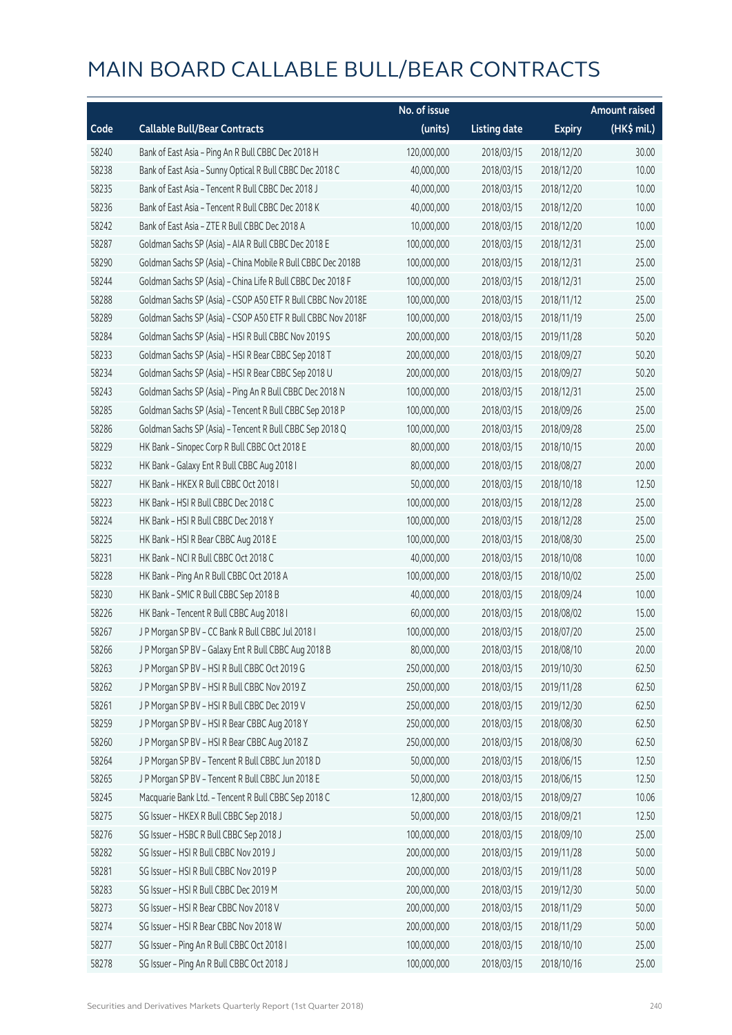# MAIN BOARD CALLABLE BULL/BEAR CONTRACTS

| Code | Callable Bull/Bear Contracts | No. of issue (units) | Listing date | Expiry | Amount raised (HK$ mil.) |
|---|---|---|---|---|---|
| 58240 | Bank of East Asia - Ping An R Bull CBBC Dec 2018 H | 120,000,000 | 2018/03/15 | 2018/12/20 | 30.00 |
| 58238 | Bank of East Asia - Sunny Optical R Bull CBBC Dec 2018 C | 40,000,000 | 2018/03/15 | 2018/12/20 | 10.00 |
| 58235 | Bank of East Asia - Tencent R Bull CBBC Dec 2018 J | 40,000,000 | 2018/03/15 | 2018/12/20 | 10.00 |
| 58236 | Bank of East Asia - Tencent R Bull CBBC Dec 2018 K | 40,000,000 | 2018/03/15 | 2018/12/20 | 10.00 |
| 58242 | Bank of East Asia - ZTE R Bull CBBC Dec 2018 A | 10,000,000 | 2018/03/15 | 2018/12/20 | 10.00 |
| 58287 | Goldman Sachs SP (Asia) - AIA R Bull CBBC Dec 2018 E | 100,000,000 | 2018/03/15 | 2018/12/31 | 25.00 |
| 58290 | Goldman Sachs SP (Asia) - China Mobile R Bull CBBC Dec 2018B | 100,000,000 | 2018/03/15 | 2018/12/31 | 25.00 |
| 58244 | Goldman Sachs SP (Asia) - China Life R Bull CBBC Dec 2018 F | 100,000,000 | 2018/03/15 | 2018/12/31 | 25.00 |
| 58288 | Goldman Sachs SP (Asia) - CSOP A50 ETF R Bull CBBC Nov 2018E | 100,000,000 | 2018/03/15 | 2018/11/12 | 25.00 |
| 58289 | Goldman Sachs SP (Asia) - CSOP A50 ETF R Bull CBBC Nov 2018F | 100,000,000 | 2018/03/15 | 2018/11/19 | 25.00 |
| 58284 | Goldman Sachs SP (Asia) - HSI R Bull CBBC Nov 2019 S | 200,000,000 | 2018/03/15 | 2019/11/28 | 50.20 |
| 58233 | Goldman Sachs SP (Asia) - HSI R Bear CBBC Sep 2018 T | 200,000,000 | 2018/03/15 | 2018/09/27 | 50.20 |
| 58234 | Goldman Sachs SP (Asia) - HSI R Bear CBBC Sep 2018 U | 200,000,000 | 2018/03/15 | 2018/09/27 | 50.20 |
| 58243 | Goldman Sachs SP (Asia) - Ping An R Bull CBBC Dec 2018 N | 100,000,000 | 2018/03/15 | 2018/12/31 | 25.00 |
| 58285 | Goldman Sachs SP (Asia) - Tencent R Bull CBBC Sep 2018 P | 100,000,000 | 2018/03/15 | 2018/09/26 | 25.00 |
| 58286 | Goldman Sachs SP (Asia) - Tencent R Bull CBBC Sep 2018 Q | 100,000,000 | 2018/03/15 | 2018/09/28 | 25.00 |
| 58229 | HK Bank - Sinopec Corp R Bull CBBC Oct 2018 E | 80,000,000 | 2018/03/15 | 2018/10/15 | 20.00 |
| 58232 | HK Bank - Galaxy Ent R Bull CBBC Aug 2018 I | 80,000,000 | 2018/03/15 | 2018/08/27 | 20.00 |
| 58227 | HK Bank - HKEX R Bull CBBC Oct 2018 I | 50,000,000 | 2018/03/15 | 2018/10/18 | 12.50 |
| 58223 | HK Bank - HSI R Bull CBBC Dec 2018 C | 100,000,000 | 2018/03/15 | 2018/12/28 | 25.00 |
| 58224 | HK Bank - HSI R Bull CBBC Dec 2018 Y | 100,000,000 | 2018/03/15 | 2018/12/28 | 25.00 |
| 58225 | HK Bank - HSI R Bear CBBC Aug 2018 E | 100,000,000 | 2018/03/15 | 2018/08/30 | 25.00 |
| 58231 | HK Bank - NCI R Bull CBBC Oct 2018 C | 40,000,000 | 2018/03/15 | 2018/10/08 | 10.00 |
| 58228 | HK Bank - Ping An R Bull CBBC Oct 2018 A | 100,000,000 | 2018/03/15 | 2018/10/02 | 25.00 |
| 58230 | HK Bank - SMIC R Bull CBBC Sep 2018 B | 40,000,000 | 2018/03/15 | 2018/09/24 | 10.00 |
| 58226 | HK Bank - Tencent R Bull CBBC Aug 2018 I | 60,000,000 | 2018/03/15 | 2018/08/02 | 15.00 |
| 58267 | J P Morgan SP BV - CC Bank R Bull CBBC Jul 2018 I | 100,000,000 | 2018/03/15 | 2018/07/20 | 25.00 |
| 58266 | J P Morgan SP BV - Galaxy Ent R Bull CBBC Aug 2018 B | 80,000,000 | 2018/03/15 | 2018/08/10 | 20.00 |
| 58263 | J P Morgan SP BV - HSI R Bull CBBC Oct 2019 G | 250,000,000 | 2018/03/15 | 2019/10/30 | 62.50 |
| 58262 | J P Morgan SP BV - HSI R Bull CBBC Nov 2019 Z | 250,000,000 | 2018/03/15 | 2019/11/28 | 62.50 |
| 58261 | J P Morgan SP BV - HSI R Bull CBBC Dec 2019 V | 250,000,000 | 2018/03/15 | 2019/12/30 | 62.50 |
| 58259 | J P Morgan SP BV - HSI R Bear CBBC Aug 2018 Y | 250,000,000 | 2018/03/15 | 2018/08/30 | 62.50 |
| 58260 | J P Morgan SP BV - HSI R Bear CBBC Aug 2018 Z | 250,000,000 | 2018/03/15 | 2018/08/30 | 62.50 |
| 58264 | J P Morgan SP BV - Tencent R Bull CBBC Jun 2018 D | 50,000,000 | 2018/03/15 | 2018/06/15 | 12.50 |
| 58265 | J P Morgan SP BV - Tencent R Bull CBBC Jun 2018 E | 50,000,000 | 2018/03/15 | 2018/06/15 | 12.50 |
| 58245 | Macquarie Bank Ltd. - Tencent R Bull CBBC Sep 2018 C | 12,800,000 | 2018/03/15 | 2018/09/27 | 10.06 |
| 58275 | SG Issuer - HKEX R Bull CBBC Sep 2018 J | 50,000,000 | 2018/03/15 | 2018/09/21 | 12.50 |
| 58276 | SG Issuer - HSBC R Bull CBBC Sep 2018 J | 100,000,000 | 2018/03/15 | 2018/09/10 | 25.00 |
| 58282 | SG Issuer - HSI R Bull CBBC Nov 2019 J | 200,000,000 | 2018/03/15 | 2019/11/28 | 50.00 |
| 58281 | SG Issuer - HSI R Bull CBBC Nov 2019 P | 200,000,000 | 2018/03/15 | 2019/11/28 | 50.00 |
| 58283 | SG Issuer - HSI R Bull CBBC Dec 2019 M | 200,000,000 | 2018/03/15 | 2019/12/30 | 50.00 |
| 58273 | SG Issuer - HSI R Bear CBBC Nov 2018 V | 200,000,000 | 2018/03/15 | 2018/11/29 | 50.00 |
| 58274 | SG Issuer - HSI R Bear CBBC Nov 2018 W | 200,000,000 | 2018/03/15 | 2018/11/29 | 50.00 |
| 58277 | SG Issuer - Ping An R Bull CBBC Oct 2018 I | 100,000,000 | 2018/03/15 | 2018/10/10 | 25.00 |
| 58278 | SG Issuer - Ping An R Bull CBBC Oct 2018 J | 100,000,000 | 2018/03/15 | 2018/10/16 | 25.00 |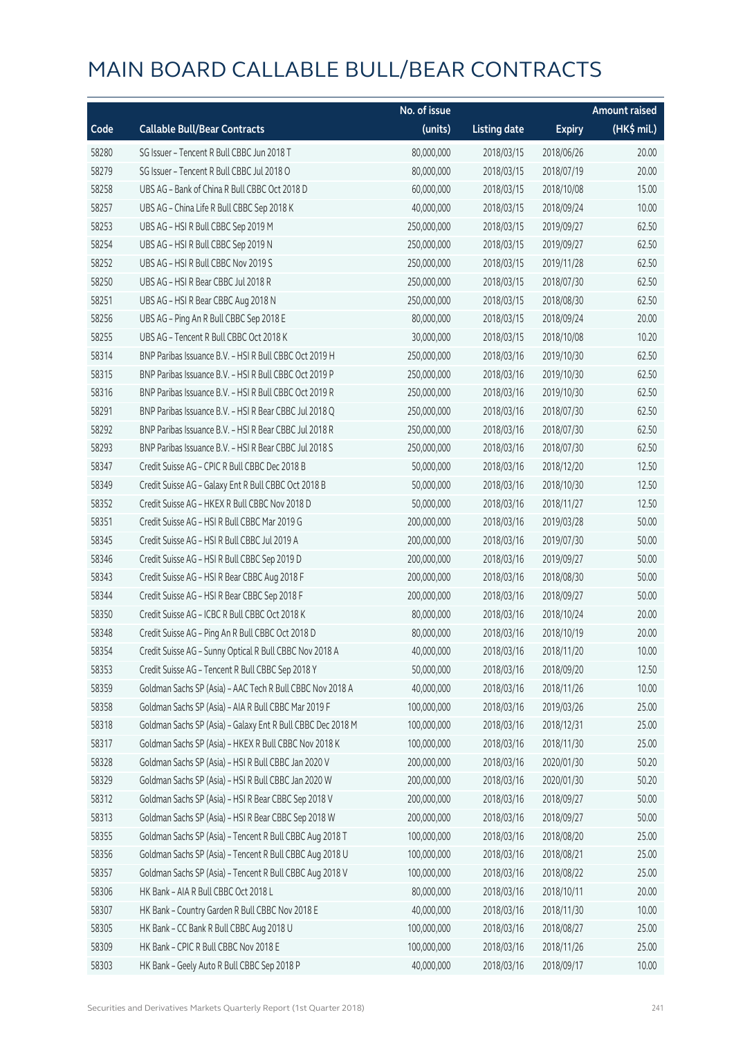# MAIN BOARD CALLABLE BULL/BEAR CONTRACTS

| Code | Callable Bull/Bear Contracts | No. of issue (units) | Listing date | Expiry | Amount raised (HK$ mil.) |
|---|---|---|---|---|---|
| 58280 | SG Issuer – Tencent R Bull CBBC Jun 2018 T | 80,000,000 | 2018/03/15 | 2018/06/26 | 20.00 |
| 58279 | SG Issuer – Tencent R Bull CBBC Jul 2018 O | 80,000,000 | 2018/03/15 | 2018/07/19 | 20.00 |
| 58258 | UBS AG – Bank of China R Bull CBBC Oct 2018 D | 60,000,000 | 2018/03/15 | 2018/10/08 | 15.00 |
| 58257 | UBS AG – China Life R Bull CBBC Sep 2018 K | 40,000,000 | 2018/03/15 | 2018/09/24 | 10.00 |
| 58253 | UBS AG – HSI R Bull CBBC Sep 2019 M | 250,000,000 | 2018/03/15 | 2019/09/27 | 62.50 |
| 58254 | UBS AG – HSI R Bull CBBC Sep 2019 N | 250,000,000 | 2018/03/15 | 2019/09/27 | 62.50 |
| 58252 | UBS AG – HSI R Bull CBBC Nov 2019 S | 250,000,000 | 2018/03/15 | 2019/11/28 | 62.50 |
| 58250 | UBS AG – HSI R Bear CBBC Jul 2018 R | 250,000,000 | 2018/03/15 | 2018/07/30 | 62.50 |
| 58251 | UBS AG – HSI R Bear CBBC Aug 2018 N | 250,000,000 | 2018/03/15 | 2018/08/30 | 62.50 |
| 58256 | UBS AG – Ping An R Bull CBBC Sep 2018 E | 80,000,000 | 2018/03/15 | 2018/09/24 | 20.00 |
| 58255 | UBS AG – Tencent R Bull CBBC Oct 2018 K | 30,000,000 | 2018/03/15 | 2018/10/08 | 10.20 |
| 58314 | BNP Paribas Issuance B.V. – HSI R Bull CBBC Oct 2019 H | 250,000,000 | 2018/03/16 | 2019/10/30 | 62.50 |
| 58315 | BNP Paribas Issuance B.V. – HSI R Bull CBBC Oct 2019 P | 250,000,000 | 2018/03/16 | 2019/10/30 | 62.50 |
| 58316 | BNP Paribas Issuance B.V. – HSI R Bull CBBC Oct 2019 R | 250,000,000 | 2018/03/16 | 2019/10/30 | 62.50 |
| 58291 | BNP Paribas Issuance B.V. – HSI R Bear CBBC Jul 2018 Q | 250,000,000 | 2018/03/16 | 2018/07/30 | 62.50 |
| 58292 | BNP Paribas Issuance B.V. – HSI R Bear CBBC Jul 2018 R | 250,000,000 | 2018/03/16 | 2018/07/30 | 62.50 |
| 58293 | BNP Paribas Issuance B.V. – HSI R Bear CBBC Jul 2018 S | 250,000,000 | 2018/03/16 | 2018/07/30 | 62.50 |
| 58347 | Credit Suisse AG – CPIC R Bull CBBC Dec 2018 B | 50,000,000 | 2018/03/16 | 2018/12/20 | 12.50 |
| 58349 | Credit Suisse AG – Galaxy Ent R Bull CBBC Oct 2018 B | 50,000,000 | 2018/03/16 | 2018/10/30 | 12.50 |
| 58352 | Credit Suisse AG – HKEX R Bull CBBC Nov 2018 D | 50,000,000 | 2018/03/16 | 2018/11/27 | 12.50 |
| 58351 | Credit Suisse AG – HSI R Bull CBBC Mar 2019 G | 200,000,000 | 2018/03/16 | 2019/03/28 | 50.00 |
| 58345 | Credit Suisse AG – HSI R Bull CBBC Jul 2019 A | 200,000,000 | 2018/03/16 | 2019/07/30 | 50.00 |
| 58346 | Credit Suisse AG – HSI R Bull CBBC Sep 2019 D | 200,000,000 | 2018/03/16 | 2019/09/27 | 50.00 |
| 58343 | Credit Suisse AG – HSI R Bear CBBC Aug 2018 F | 200,000,000 | 2018/03/16 | 2018/08/30 | 50.00 |
| 58344 | Credit Suisse AG – HSI R Bear CBBC Sep 2018 F | 200,000,000 | 2018/03/16 | 2018/09/27 | 50.00 |
| 58350 | Credit Suisse AG – ICBC R Bull CBBC Oct 2018 K | 80,000,000 | 2018/03/16 | 2018/10/24 | 20.00 |
| 58348 | Credit Suisse AG – Ping An R Bull CBBC Oct 2018 D | 80,000,000 | 2018/03/16 | 2018/10/19 | 20.00 |
| 58354 | Credit Suisse AG – Sunny Optical R Bull CBBC Nov 2018 A | 40,000,000 | 2018/03/16 | 2018/11/20 | 10.00 |
| 58353 | Credit Suisse AG – Tencent R Bull CBBC Sep 2018 Y | 50,000,000 | 2018/03/16 | 2018/09/20 | 12.50 |
| 58359 | Goldman Sachs SP (Asia) – AAC Tech R Bull CBBC Nov 2018 A | 40,000,000 | 2018/03/16 | 2018/11/26 | 10.00 |
| 58358 | Goldman Sachs SP (Asia) – AIA R Bull CBBC Mar 2019 F | 100,000,000 | 2018/03/16 | 2019/03/26 | 25.00 |
| 58318 | Goldman Sachs SP (Asia) – Galaxy Ent R Bull CBBC Dec 2018 M | 100,000,000 | 2018/03/16 | 2018/12/31 | 25.00 |
| 58317 | Goldman Sachs SP (Asia) – HKEX R Bull CBBC Nov 2018 K | 100,000,000 | 2018/03/16 | 2018/11/30 | 25.00 |
| 58328 | Goldman Sachs SP (Asia) – HSI R Bull CBBC Jan 2020 V | 200,000,000 | 2018/03/16 | 2020/01/30 | 50.20 |
| 58329 | Goldman Sachs SP (Asia) – HSI R Bull CBBC Jan 2020 W | 200,000,000 | 2018/03/16 | 2020/01/30 | 50.20 |
| 58312 | Goldman Sachs SP (Asia) – HSI R Bear CBBC Sep 2018 V | 200,000,000 | 2018/03/16 | 2018/09/27 | 50.00 |
| 58313 | Goldman Sachs SP (Asia) – HSI R Bear CBBC Sep 2018 W | 200,000,000 | 2018/03/16 | 2018/09/27 | 50.00 |
| 58355 | Goldman Sachs SP (Asia) – Tencent R Bull CBBC Aug 2018 T | 100,000,000 | 2018/03/16 | 2018/08/20 | 25.00 |
| 58356 | Goldman Sachs SP (Asia) – Tencent R Bull CBBC Aug 2018 U | 100,000,000 | 2018/03/16 | 2018/08/21 | 25.00 |
| 58357 | Goldman Sachs SP (Asia) – Tencent R Bull CBBC Aug 2018 V | 100,000,000 | 2018/03/16 | 2018/08/22 | 25.00 |
| 58306 | HK Bank – AIA R Bull CBBC Oct 2018 L | 80,000,000 | 2018/03/16 | 2018/10/11 | 20.00 |
| 58307 | HK Bank – Country Garden R Bull CBBC Nov 2018 E | 40,000,000 | 2018/03/16 | 2018/11/30 | 10.00 |
| 58305 | HK Bank – CC Bank R Bull CBBC Aug 2018 U | 100,000,000 | 2018/03/16 | 2018/08/27 | 25.00 |
| 58309 | HK Bank – CPIC R Bull CBBC Nov 2018 E | 100,000,000 | 2018/03/16 | 2018/11/26 | 25.00 |
| 58303 | HK Bank – Geely Auto R Bull CBBC Sep 2018 P | 40,000,000 | 2018/03/16 | 2018/09/17 | 10.00 |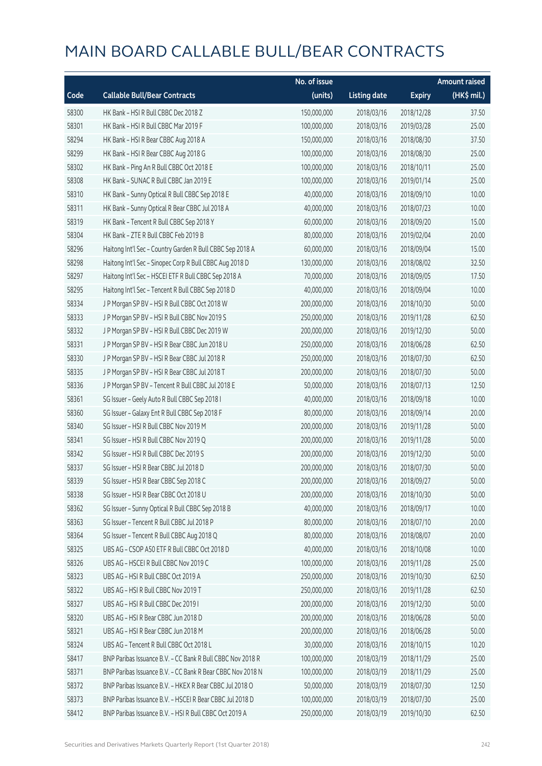# MAIN BOARD CALLABLE BULL/BEAR CONTRACTS

| Code | Callable Bull/Bear Contracts | No. of issue (units) | Listing date | Expiry | Amount raised (HK$ mil.) |
|---|---|---|---|---|---|
| 58300 | HK Bank – HSI R Bull CBBC Dec 2018 Z | 150,000,000 | 2018/03/16 | 2018/12/28 | 37.50 |
| 58301 | HK Bank – HSI R Bull CBBC Mar 2019 F | 100,000,000 | 2018/03/16 | 2019/03/28 | 25.00 |
| 58294 | HK Bank – HSI R Bear CBBC Aug 2018 A | 150,000,000 | 2018/03/16 | 2018/08/30 | 37.50 |
| 58299 | HK Bank – HSI R Bear CBBC Aug 2018 G | 100,000,000 | 2018/03/16 | 2018/08/30 | 25.00 |
| 58302 | HK Bank – Ping An R Bull CBBC Oct 2018 E | 100,000,000 | 2018/03/16 | 2018/10/11 | 25.00 |
| 58308 | HK Bank – SUNAC R Bull CBBC Jan 2019 E | 100,000,000 | 2018/03/16 | 2019/01/14 | 25.00 |
| 58310 | HK Bank – Sunny Optical R Bull CBBC Sep 2018 E | 40,000,000 | 2018/03/16 | 2018/09/10 | 10.00 |
| 58311 | HK Bank – Sunny Optical R Bear CBBC Jul 2018 A | 40,000,000 | 2018/03/16 | 2018/07/23 | 10.00 |
| 58319 | HK Bank – Tencent R Bull CBBC Sep 2018 Y | 60,000,000 | 2018/03/16 | 2018/09/20 | 15.00 |
| 58304 | HK Bank – ZTE R Bull CBBC Feb 2019 B | 80,000,000 | 2018/03/16 | 2019/02/04 | 20.00 |
| 58296 | Haitong Int'l Sec – Country Garden R Bull CBBC Sep 2018 A | 60,000,000 | 2018/03/16 | 2018/09/04 | 15.00 |
| 58298 | Haitong Int'l Sec – Sinopec Corp R Bull CBBC Aug 2018 D | 130,000,000 | 2018/03/16 | 2018/08/02 | 32.50 |
| 58297 | Haitong Int'l Sec – HSCEI ETF R Bull CBBC Sep 2018 A | 70,000,000 | 2018/03/16 | 2018/09/05 | 17.50 |
| 58295 | Haitong Int'l Sec – Tencent R Bull CBBC Sep 2018 D | 40,000,000 | 2018/03/16 | 2018/09/04 | 10.00 |
| 58334 | J P Morgan SP BV – HSI R Bull CBBC Oct 2018 W | 200,000,000 | 2018/03/16 | 2018/10/30 | 50.00 |
| 58333 | J P Morgan SP BV – HSI R Bull CBBC Nov 2019 S | 250,000,000 | 2018/03/16 | 2019/11/28 | 62.50 |
| 58332 | J P Morgan SP BV – HSI R Bull CBBC Dec 2019 W | 200,000,000 | 2018/03/16 | 2019/12/30 | 50.00 |
| 58331 | J P Morgan SP BV – HSI R Bear CBBC Jun 2018 U | 250,000,000 | 2018/03/16 | 2018/06/28 | 62.50 |
| 58330 | J P Morgan SP BV – HSI R Bear CBBC Jul 2018 R | 250,000,000 | 2018/03/16 | 2018/07/30 | 62.50 |
| 58335 | J P Morgan SP BV – HSI R Bear CBBC Jul 2018 T | 200,000,000 | 2018/03/16 | 2018/07/30 | 50.00 |
| 58336 | J P Morgan SP BV – Tencent R Bull CBBC Jul 2018 E | 50,000,000 | 2018/03/16 | 2018/07/13 | 12.50 |
| 58361 | SG Issuer – Geely Auto R Bull CBBC Sep 2018 I | 40,000,000 | 2018/03/16 | 2018/09/18 | 10.00 |
| 58360 | SG Issuer – Galaxy Ent R Bull CBBC Sep 2018 F | 80,000,000 | 2018/03/16 | 2018/09/14 | 20.00 |
| 58340 | SG Issuer – HSI R Bull CBBC Nov 2019 M | 200,000,000 | 2018/03/16 | 2019/11/28 | 50.00 |
| 58341 | SG Issuer – HSI R Bull CBBC Nov 2019 Q | 200,000,000 | 2018/03/16 | 2019/11/28 | 50.00 |
| 58342 | SG Issuer – HSI R Bull CBBC Dec 2019 S | 200,000,000 | 2018/03/16 | 2019/12/30 | 50.00 |
| 58337 | SG Issuer – HSI R Bear CBBC Jul 2018 D | 200,000,000 | 2018/03/16 | 2018/07/30 | 50.00 |
| 58339 | SG Issuer – HSI R Bear CBBC Sep 2018 C | 200,000,000 | 2018/03/16 | 2018/09/27 | 50.00 |
| 58338 | SG Issuer – HSI R Bear CBBC Oct 2018 U | 200,000,000 | 2018/03/16 | 2018/10/30 | 50.00 |
| 58362 | SG Issuer – Sunny Optical R Bull CBBC Sep 2018 B | 40,000,000 | 2018/03/16 | 2018/09/17 | 10.00 |
| 58363 | SG Issuer – Tencent R Bull CBBC Jul 2018 P | 80,000,000 | 2018/03/16 | 2018/07/10 | 20.00 |
| 58364 | SG Issuer – Tencent R Bull CBBC Aug 2018 Q | 80,000,000 | 2018/03/16 | 2018/08/07 | 20.00 |
| 58325 | UBS AG – CSOP A50 ETF R Bull CBBC Oct 2018 D | 40,000,000 | 2018/03/16 | 2018/10/08 | 10.00 |
| 58326 | UBS AG – HSCEI R Bull CBBC Nov 2019 C | 100,000,000 | 2018/03/16 | 2019/11/28 | 25.00 |
| 58323 | UBS AG – HSI R Bull CBBC Oct 2019 A | 250,000,000 | 2018/03/16 | 2019/10/30 | 62.50 |
| 58322 | UBS AG – HSI R Bull CBBC Nov 2019 T | 250,000,000 | 2018/03/16 | 2019/11/28 | 62.50 |
| 58327 | UBS AG – HSI R Bull CBBC Dec 2019 I | 200,000,000 | 2018/03/16 | 2019/12/30 | 50.00 |
| 58320 | UBS AG – HSI R Bear CBBC Jun 2018 D | 200,000,000 | 2018/03/16 | 2018/06/28 | 50.00 |
| 58321 | UBS AG – HSI R Bear CBBC Jun 2018 M | 200,000,000 | 2018/03/16 | 2018/06/28 | 50.00 |
| 58324 | UBS AG – Tencent R Bull CBBC Oct 2018 L | 30,000,000 | 2018/03/16 | 2018/10/15 | 10.20 |
| 58417 | BNP Paribas Issuance B.V. – CC Bank R Bull CBBC Nov 2018 R | 100,000,000 | 2018/03/19 | 2018/11/29 | 25.00 |
| 58371 | BNP Paribas Issuance B.V. – CC Bank R Bear CBBC Nov 2018 N | 100,000,000 | 2018/03/19 | 2018/11/29 | 25.00 |
| 58372 | BNP Paribas Issuance B.V. – HKEX R Bear CBBC Jul 2018 O | 50,000,000 | 2018/03/19 | 2018/07/30 | 12.50 |
| 58373 | BNP Paribas Issuance B.V. – HSCEI R Bear CBBC Jul 2018 D | 100,000,000 | 2018/03/19 | 2018/07/30 | 25.00 |
| 58412 | BNP Paribas Issuance B.V. – HSI R Bull CBBC Oct 2019 A | 250,000,000 | 2018/03/19 | 2019/10/30 | 62.50 |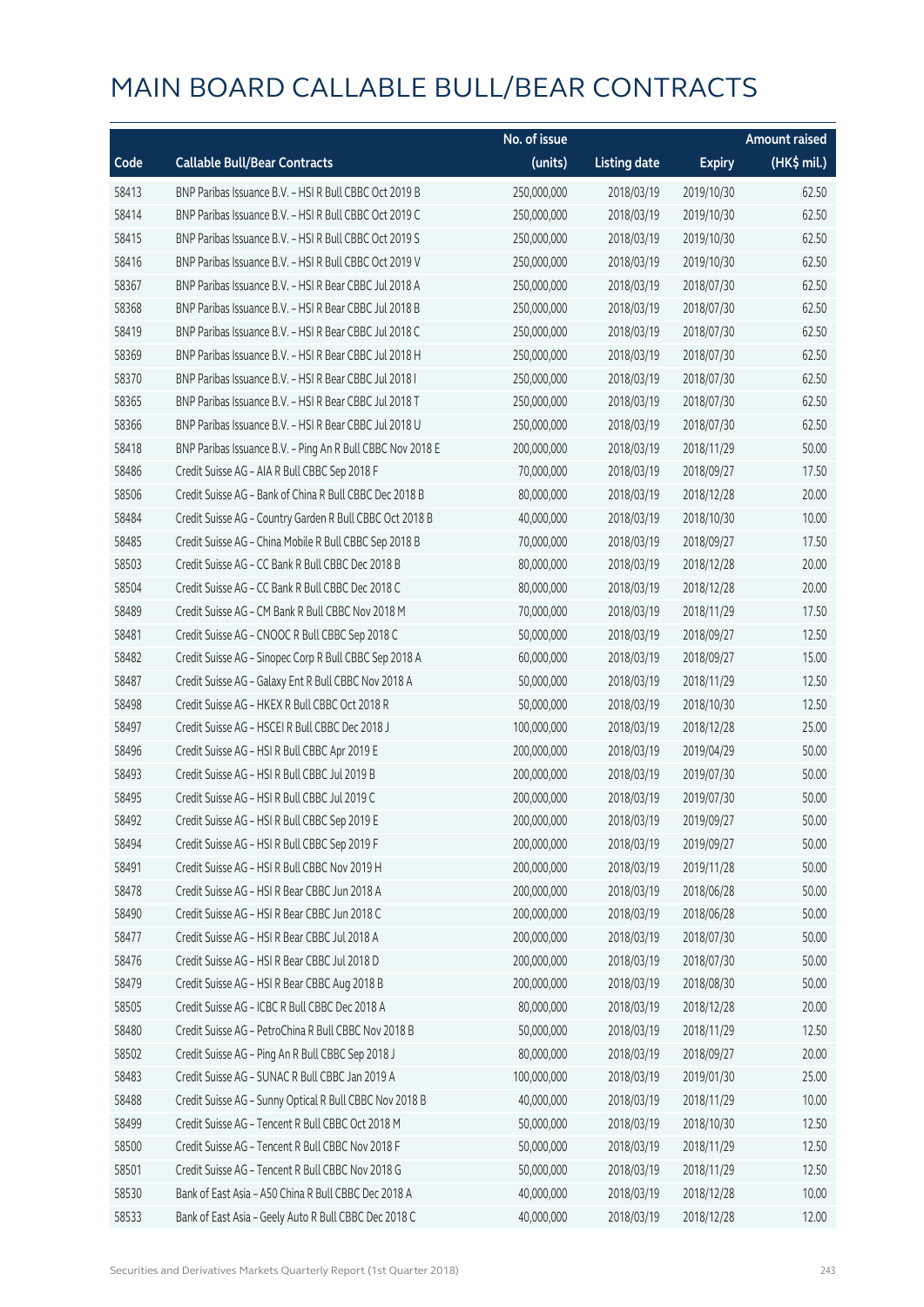# MAIN BOARD CALLABLE BULL/BEAR CONTRACTS

| Code | Callable Bull/Bear Contracts | No. of issue (units) | Listing date | Expiry | Amount raised (HK$ mil.) |
|---|---|---|---|---|---|
| 58413 | BNP Paribas Issuance B.V. – HSI R Bull CBBC Oct 2019 B | 250,000,000 | 2018/03/19 | 2019/10/30 | 62.50 |
| 58414 | BNP Paribas Issuance B.V. – HSI R Bull CBBC Oct 2019 C | 250,000,000 | 2018/03/19 | 2019/10/30 | 62.50 |
| 58415 | BNP Paribas Issuance B.V. – HSI R Bull CBBC Oct 2019 S | 250,000,000 | 2018/03/19 | 2019/10/30 | 62.50 |
| 58416 | BNP Paribas Issuance B.V. – HSI R Bull CBBC Oct 2019 V | 250,000,000 | 2018/03/19 | 2019/10/30 | 62.50 |
| 58367 | BNP Paribas Issuance B.V. – HSI R Bear CBBC Jul 2018 A | 250,000,000 | 2018/03/19 | 2018/07/30 | 62.50 |
| 58368 | BNP Paribas Issuance B.V. – HSI R Bear CBBC Jul 2018 B | 250,000,000 | 2018/03/19 | 2018/07/30 | 62.50 |
| 58419 | BNP Paribas Issuance B.V. – HSI R Bear CBBC Jul 2018 C | 250,000,000 | 2018/03/19 | 2018/07/30 | 62.50 |
| 58369 | BNP Paribas Issuance B.V. – HSI R Bear CBBC Jul 2018 H | 250,000,000 | 2018/03/19 | 2018/07/30 | 62.50 |
| 58370 | BNP Paribas Issuance B.V. – HSI R Bear CBBC Jul 2018 I | 250,000,000 | 2018/03/19 | 2018/07/30 | 62.50 |
| 58365 | BNP Paribas Issuance B.V. – HSI R Bear CBBC Jul 2018 T | 250,000,000 | 2018/03/19 | 2018/07/30 | 62.50 |
| 58366 | BNP Paribas Issuance B.V. – HSI R Bear CBBC Jul 2018 U | 250,000,000 | 2018/03/19 | 2018/07/30 | 62.50 |
| 58418 | BNP Paribas Issuance B.V. – Ping An R Bull CBBC Nov 2018 E | 200,000,000 | 2018/03/19 | 2018/11/29 | 50.00 |
| 58486 | Credit Suisse AG – AIA R Bull CBBC Sep 2018 F | 70,000,000 | 2018/03/19 | 2018/09/27 | 17.50 |
| 58506 | Credit Suisse AG – Bank of China R Bull CBBC Dec 2018 B | 80,000,000 | 2018/03/19 | 2018/12/28 | 20.00 |
| 58484 | Credit Suisse AG – Country Garden R Bull CBBC Oct 2018 B | 40,000,000 | 2018/03/19 | 2018/10/30 | 10.00 |
| 58485 | Credit Suisse AG – China Mobile R Bull CBBC Sep 2018 B | 70,000,000 | 2018/03/19 | 2018/09/27 | 17.50 |
| 58503 | Credit Suisse AG – CC Bank R Bull CBBC Dec 2018 B | 80,000,000 | 2018/03/19 | 2018/12/28 | 20.00 |
| 58504 | Credit Suisse AG – CC Bank R Bull CBBC Dec 2018 C | 80,000,000 | 2018/03/19 | 2018/12/28 | 20.00 |
| 58489 | Credit Suisse AG – CM Bank R Bull CBBC Nov 2018 M | 70,000,000 | 2018/03/19 | 2018/11/29 | 17.50 |
| 58481 | Credit Suisse AG – CNOOC R Bull CBBC Sep 2018 C | 50,000,000 | 2018/03/19 | 2018/09/27 | 12.50 |
| 58482 | Credit Suisse AG – Sinopec Corp R Bull CBBC Sep 2018 A | 60,000,000 | 2018/03/19 | 2018/09/27 | 15.00 |
| 58487 | Credit Suisse AG – Galaxy Ent R Bull CBBC Nov 2018 A | 50,000,000 | 2018/03/19 | 2018/11/29 | 12.50 |
| 58498 | Credit Suisse AG – HKEX R Bull CBBC Oct 2018 R | 50,000,000 | 2018/03/19 | 2018/10/30 | 12.50 |
| 58497 | Credit Suisse AG – HSCEI R Bull CBBC Dec 2018 J | 100,000,000 | 2018/03/19 | 2018/12/28 | 25.00 |
| 58496 | Credit Suisse AG – HSI R Bull CBBC Apr 2019 E | 200,000,000 | 2018/03/19 | 2019/04/29 | 50.00 |
| 58493 | Credit Suisse AG – HSI R Bull CBBC Jul 2019 B | 200,000,000 | 2018/03/19 | 2019/07/30 | 50.00 |
| 58495 | Credit Suisse AG – HSI R Bull CBBC Jul 2019 C | 200,000,000 | 2018/03/19 | 2019/07/30 | 50.00 |
| 58492 | Credit Suisse AG – HSI R Bull CBBC Sep 2019 E | 200,000,000 | 2018/03/19 | 2019/09/27 | 50.00 |
| 58494 | Credit Suisse AG – HSI R Bull CBBC Sep 2019 F | 200,000,000 | 2018/03/19 | 2019/09/27 | 50.00 |
| 58491 | Credit Suisse AG – HSI R Bull CBBC Nov 2019 H | 200,000,000 | 2018/03/19 | 2019/11/28 | 50.00 |
| 58478 | Credit Suisse AG – HSI R Bear CBBC Jun 2018 A | 200,000,000 | 2018/03/19 | 2018/06/28 | 50.00 |
| 58490 | Credit Suisse AG – HSI R Bear CBBC Jun 2018 C | 200,000,000 | 2018/03/19 | 2018/06/28 | 50.00 |
| 58477 | Credit Suisse AG – HSI R Bear CBBC Jul 2018 A | 200,000,000 | 2018/03/19 | 2018/07/30 | 50.00 |
| 58476 | Credit Suisse AG – HSI R Bear CBBC Jul 2018 D | 200,000,000 | 2018/03/19 | 2018/07/30 | 50.00 |
| 58479 | Credit Suisse AG – HSI R Bear CBBC Aug 2018 B | 200,000,000 | 2018/03/19 | 2018/08/30 | 50.00 |
| 58505 | Credit Suisse AG – ICBC R Bull CBBC Dec 2018 A | 80,000,000 | 2018/03/19 | 2018/12/28 | 20.00 |
| 58480 | Credit Suisse AG – PetroChina R Bull CBBC Nov 2018 B | 50,000,000 | 2018/03/19 | 2018/11/29 | 12.50 |
| 58502 | Credit Suisse AG – Ping An R Bull CBBC Sep 2018 J | 80,000,000 | 2018/03/19 | 2018/09/27 | 20.00 |
| 58483 | Credit Suisse AG – SUNAC R Bull CBBC Jan 2019 A | 100,000,000 | 2018/03/19 | 2019/01/30 | 25.00 |
| 58488 | Credit Suisse AG – Sunny Optical R Bull CBBC Nov 2018 B | 40,000,000 | 2018/03/19 | 2018/11/29 | 10.00 |
| 58499 | Credit Suisse AG – Tencent R Bull CBBC Oct 2018 M | 50,000,000 | 2018/03/19 | 2018/10/30 | 12.50 |
| 58500 | Credit Suisse AG – Tencent R Bull CBBC Nov 2018 F | 50,000,000 | 2018/03/19 | 2018/11/29 | 12.50 |
| 58501 | Credit Suisse AG – Tencent R Bull CBBC Nov 2018 G | 50,000,000 | 2018/03/19 | 2018/11/29 | 12.50 |
| 58530 | Bank of East Asia – A50 China R Bull CBBC Dec 2018 A | 40,000,000 | 2018/03/19 | 2018/12/28 | 10.00 |
| 58533 | Bank of East Asia – Geely Auto R Bull CBBC Dec 2018 C | 40,000,000 | 2018/03/19 | 2018/12/28 | 12.00 |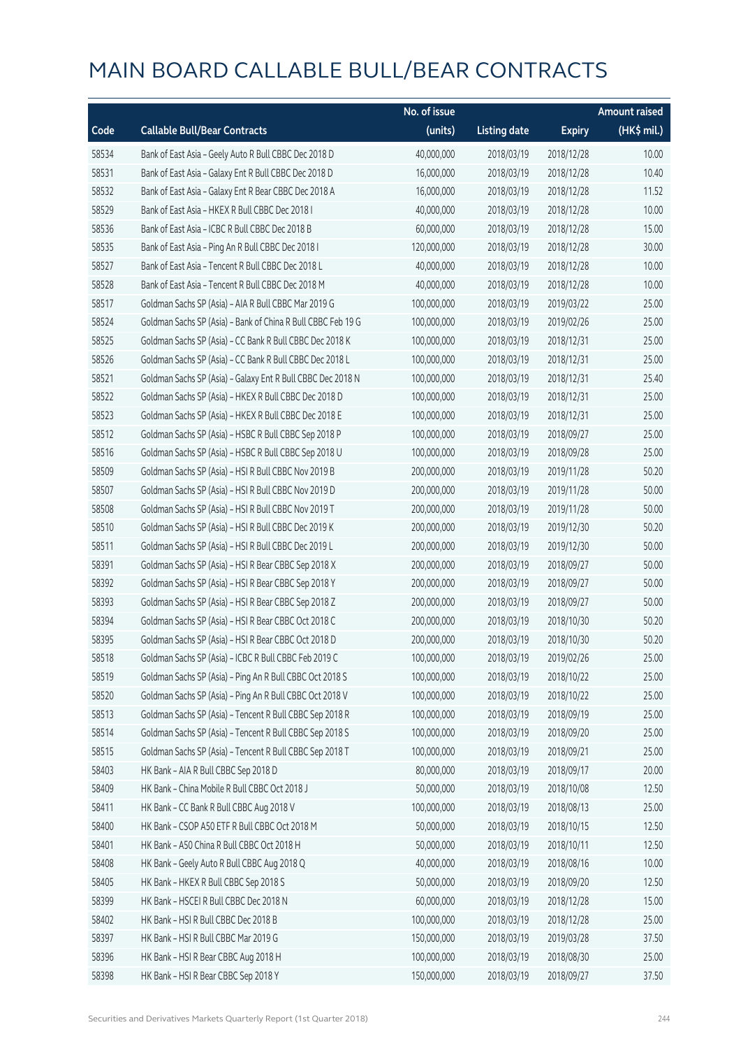# MAIN BOARD CALLABLE BULL/BEAR CONTRACTS

| Code | Callable Bull/Bear Contracts | No. of issue (units) | Listing date | Expiry | Amount raised (HK$ mil.) |
|---|---|---|---|---|---|
| 58534 | Bank of East Asia – Geely Auto R Bull CBBC Dec 2018 D | 40,000,000 | 2018/03/19 | 2018/12/28 | 10.00 |
| 58531 | Bank of East Asia – Galaxy Ent R Bull CBBC Dec 2018 D | 16,000,000 | 2018/03/19 | 2018/12/28 | 10.40 |
| 58532 | Bank of East Asia – Galaxy Ent R Bear CBBC Dec 2018 A | 16,000,000 | 2018/03/19 | 2018/12/28 | 11.52 |
| 58529 | Bank of East Asia – HKEX R Bull CBBC Dec 2018 I | 40,000,000 | 2018/03/19 | 2018/12/28 | 10.00 |
| 58536 | Bank of East Asia – ICBC R Bull CBBC Dec 2018 B | 60,000,000 | 2018/03/19 | 2018/12/28 | 15.00 |
| 58535 | Bank of East Asia – Ping An R Bull CBBC Dec 2018 I | 120,000,000 | 2018/03/19 | 2018/12/28 | 30.00 |
| 58527 | Bank of East Asia – Tencent R Bull CBBC Dec 2018 L | 40,000,000 | 2018/03/19 | 2018/12/28 | 10.00 |
| 58528 | Bank of East Asia – Tencent R Bull CBBC Dec 2018 M | 40,000,000 | 2018/03/19 | 2018/12/28 | 10.00 |
| 58517 | Goldman Sachs SP (Asia) – AIA R Bull CBBC Mar 2019 G | 100,000,000 | 2018/03/19 | 2019/03/22 | 25.00 |
| 58524 | Goldman Sachs SP (Asia) – Bank of China R Bull CBBC Feb 19 G | 100,000,000 | 2018/03/19 | 2019/02/26 | 25.00 |
| 58525 | Goldman Sachs SP (Asia) – CC Bank R Bull CBBC Dec 2018 K | 100,000,000 | 2018/03/19 | 2018/12/31 | 25.00 |
| 58526 | Goldman Sachs SP (Asia) – CC Bank R Bull CBBC Dec 2018 L | 100,000,000 | 2018/03/19 | 2018/12/31 | 25.00 |
| 58521 | Goldman Sachs SP (Asia) – Galaxy Ent R Bull CBBC Dec 2018 N | 100,000,000 | 2018/03/19 | 2018/12/31 | 25.40 |
| 58522 | Goldman Sachs SP (Asia) – HKEX R Bull CBBC Dec 2018 D | 100,000,000 | 2018/03/19 | 2018/12/31 | 25.00 |
| 58523 | Goldman Sachs SP (Asia) – HKEX R Bull CBBC Dec 2018 E | 100,000,000 | 2018/03/19 | 2018/12/31 | 25.00 |
| 58512 | Goldman Sachs SP (Asia) – HSBC R Bull CBBC Sep 2018 P | 100,000,000 | 2018/03/19 | 2018/09/27 | 25.00 |
| 58516 | Goldman Sachs SP (Asia) – HSBC R Bull CBBC Sep 2018 U | 100,000,000 | 2018/03/19 | 2018/09/28 | 25.00 |
| 58509 | Goldman Sachs SP (Asia) – HSI R Bull CBBC Nov 2019 B | 200,000,000 | 2018/03/19 | 2019/11/28 | 50.20 |
| 58507 | Goldman Sachs SP (Asia) – HSI R Bull CBBC Nov 2019 D | 200,000,000 | 2018/03/19 | 2019/11/28 | 50.00 |
| 58508 | Goldman Sachs SP (Asia) – HSI R Bull CBBC Nov 2019 T | 200,000,000 | 2018/03/19 | 2019/11/28 | 50.00 |
| 58510 | Goldman Sachs SP (Asia) – HSI R Bull CBBC Dec 2019 K | 200,000,000 | 2018/03/19 | 2019/12/30 | 50.20 |
| 58511 | Goldman Sachs SP (Asia) – HSI R Bull CBBC Dec 2019 L | 200,000,000 | 2018/03/19 | 2019/12/30 | 50.00 |
| 58391 | Goldman Sachs SP (Asia) – HSI R Bear CBBC Sep 2018 X | 200,000,000 | 2018/03/19 | 2018/09/27 | 50.00 |
| 58392 | Goldman Sachs SP (Asia) – HSI R Bear CBBC Sep 2018 Y | 200,000,000 | 2018/03/19 | 2018/09/27 | 50.00 |
| 58393 | Goldman Sachs SP (Asia) – HSI R Bear CBBC Sep 2018 Z | 200,000,000 | 2018/03/19 | 2018/09/27 | 50.00 |
| 58394 | Goldman Sachs SP (Asia) – HSI R Bear CBBC Oct 2018 C | 200,000,000 | 2018/03/19 | 2018/10/30 | 50.20 |
| 58395 | Goldman Sachs SP (Asia) – HSI R Bear CBBC Oct 2018 D | 200,000,000 | 2018/03/19 | 2018/10/30 | 50.20 |
| 58518 | Goldman Sachs SP (Asia) – ICBC R Bull CBBC Feb 2019 C | 100,000,000 | 2018/03/19 | 2019/02/26 | 25.00 |
| 58519 | Goldman Sachs SP (Asia) – Ping An R Bull CBBC Oct 2018 S | 100,000,000 | 2018/03/19 | 2018/10/22 | 25.00 |
| 58520 | Goldman Sachs SP (Asia) – Ping An R Bull CBBC Oct 2018 V | 100,000,000 | 2018/03/19 | 2018/10/22 | 25.00 |
| 58513 | Goldman Sachs SP (Asia) – Tencent R Bull CBBC Sep 2018 R | 100,000,000 | 2018/03/19 | 2018/09/19 | 25.00 |
| 58514 | Goldman Sachs SP (Asia) – Tencent R Bull CBBC Sep 2018 S | 100,000,000 | 2018/03/19 | 2018/09/20 | 25.00 |
| 58515 | Goldman Sachs SP (Asia) – Tencent R Bull CBBC Sep 2018 T | 100,000,000 | 2018/03/19 | 2018/09/21 | 25.00 |
| 58403 | HK Bank – AIA R Bull CBBC Sep 2018 D | 80,000,000 | 2018/03/19 | 2018/09/17 | 20.00 |
| 58409 | HK Bank – China Mobile R Bull CBBC Oct 2018 J | 50,000,000 | 2018/03/19 | 2018/10/08 | 12.50 |
| 58411 | HK Bank – CC Bank R Bull CBBC Aug 2018 V | 100,000,000 | 2018/03/19 | 2018/08/13 | 25.00 |
| 58400 | HK Bank – CSOP A50 ETF R Bull CBBC Oct 2018 M | 50,000,000 | 2018/03/19 | 2018/10/15 | 12.50 |
| 58401 | HK Bank – A50 China R Bull CBBC Oct 2018 H | 50,000,000 | 2018/03/19 | 2018/10/11 | 12.50 |
| 58408 | HK Bank – Geely Auto R Bull CBBC Aug 2018 Q | 40,000,000 | 2018/03/19 | 2018/08/16 | 10.00 |
| 58405 | HK Bank – HKEX R Bull CBBC Sep 2018 S | 50,000,000 | 2018/03/19 | 2018/09/20 | 12.50 |
| 58399 | HK Bank – HSCEI R Bull CBBC Dec 2018 N | 60,000,000 | 2018/03/19 | 2018/12/28 | 15.00 |
| 58402 | HK Bank – HSI R Bull CBBC Dec 2018 B | 100,000,000 | 2018/03/19 | 2018/12/28 | 25.00 |
| 58397 | HK Bank – HSI R Bull CBBC Mar 2019 G | 150,000,000 | 2018/03/19 | 2019/03/28 | 37.50 |
| 58396 | HK Bank – HSI R Bear CBBC Aug 2018 H | 100,000,000 | 2018/03/19 | 2018/08/30 | 25.00 |
| 58398 | HK Bank – HSI R Bear CBBC Sep 2018 Y | 150,000,000 | 2018/03/19 | 2018/09/27 | 37.50 |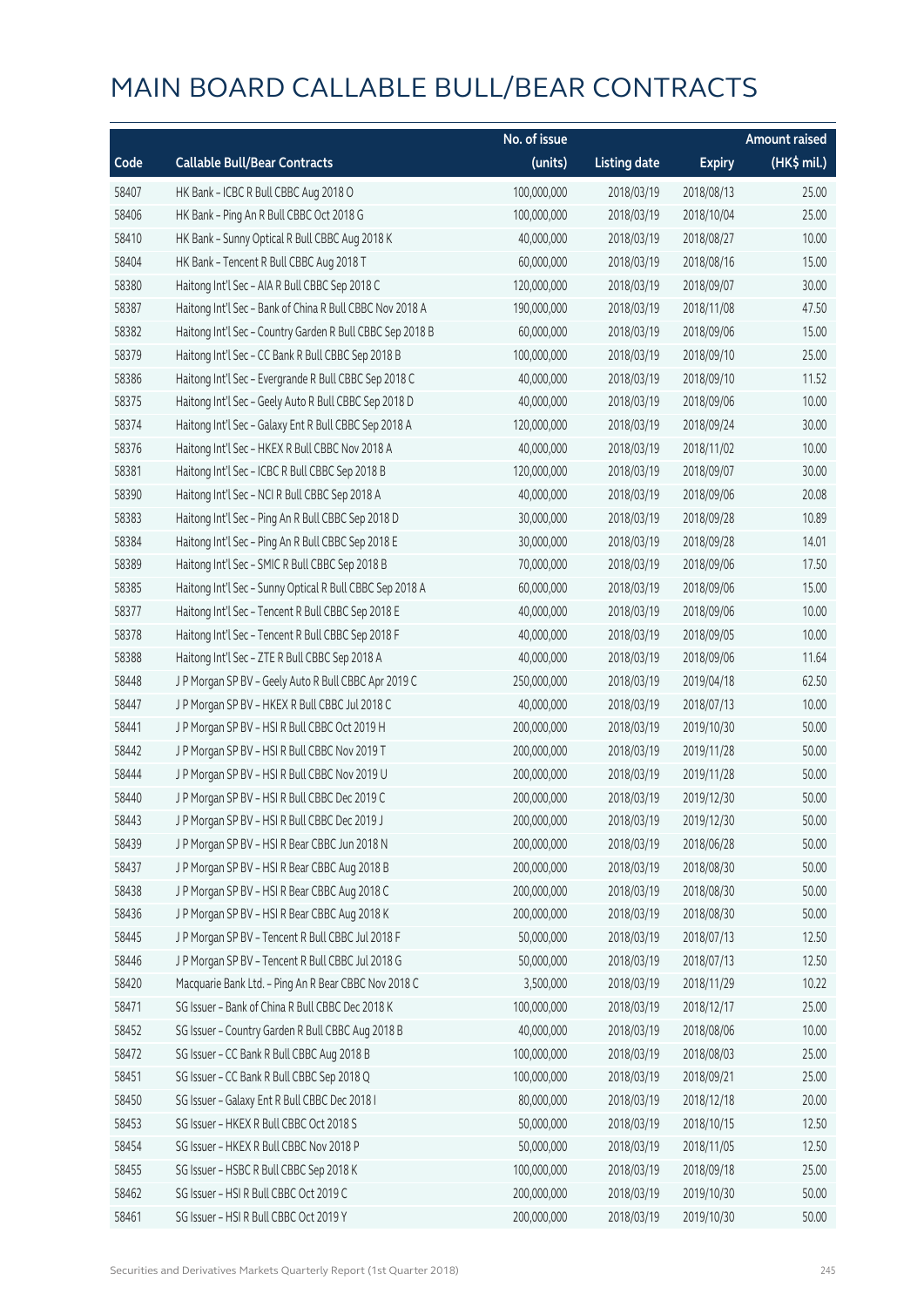# MAIN BOARD CALLABLE BULL/BEAR CONTRACTS

| Code | Callable Bull/Bear Contracts | No. of issue (units) | Listing date | Expiry | Amount raised (HK$ mil.) |
|---|---|---|---|---|---|
| 58407 | HK Bank – ICBC R Bull CBBC Aug 2018 O | 100,000,000 | 2018/03/19 | 2018/08/13 | 25.00 |
| 58406 | HK Bank – Ping An R Bull CBBC Oct 2018 G | 100,000,000 | 2018/03/19 | 2018/10/04 | 25.00 |
| 58410 | HK Bank – Sunny Optical R Bull CBBC Aug 2018 K | 40,000,000 | 2018/03/19 | 2018/08/27 | 10.00 |
| 58404 | HK Bank – Tencent R Bull CBBC Aug 2018 T | 60,000,000 | 2018/03/19 | 2018/08/16 | 15.00 |
| 58380 | Haitong Int'l Sec – AIA R Bull CBBC Sep 2018 C | 120,000,000 | 2018/03/19 | 2018/09/07 | 30.00 |
| 58387 | Haitong Int'l Sec – Bank of China R Bull CBBC Nov 2018 A | 190,000,000 | 2018/03/19 | 2018/11/08 | 47.50 |
| 58382 | Haitong Int'l Sec – Country Garden R Bull CBBC Sep 2018 B | 60,000,000 | 2018/03/19 | 2018/09/06 | 15.00 |
| 58379 | Haitong Int'l Sec – CC Bank R Bull CBBC Sep 2018 B | 100,000,000 | 2018/03/19 | 2018/09/10 | 25.00 |
| 58386 | Haitong Int'l Sec – Evergrande R Bull CBBC Sep 2018 C | 40,000,000 | 2018/03/19 | 2018/09/10 | 11.52 |
| 58375 | Haitong Int'l Sec – Geely Auto R Bull CBBC Sep 2018 D | 40,000,000 | 2018/03/19 | 2018/09/06 | 10.00 |
| 58374 | Haitong Int'l Sec – Galaxy Ent R Bull CBBC Sep 2018 A | 120,000,000 | 2018/03/19 | 2018/09/24 | 30.00 |
| 58376 | Haitong Int'l Sec – HKEX R Bull CBBC Nov 2018 A | 40,000,000 | 2018/03/19 | 2018/11/02 | 10.00 |
| 58381 | Haitong Int'l Sec – ICBC R Bull CBBC Sep 2018 B | 120,000,000 | 2018/03/19 | 2018/09/07 | 30.00 |
| 58390 | Haitong Int'l Sec – NCI R Bull CBBC Sep 2018 A | 40,000,000 | 2018/03/19 | 2018/09/06 | 20.08 |
| 58383 | Haitong Int'l Sec – Ping An R Bull CBBC Sep 2018 D | 30,000,000 | 2018/03/19 | 2018/09/28 | 10.89 |
| 58384 | Haitong Int'l Sec – Ping An R Bull CBBC Sep 2018 E | 30,000,000 | 2018/03/19 | 2018/09/28 | 14.01 |
| 58389 | Haitong Int'l Sec – SMIC R Bull CBBC Sep 2018 B | 70,000,000 | 2018/03/19 | 2018/09/06 | 17.50 |
| 58385 | Haitong Int'l Sec – Sunny Optical R Bull CBBC Sep 2018 A | 60,000,000 | 2018/03/19 | 2018/09/06 | 15.00 |
| 58377 | Haitong Int'l Sec – Tencent R Bull CBBC Sep 2018 E | 40,000,000 | 2018/03/19 | 2018/09/06 | 10.00 |
| 58378 | Haitong Int'l Sec – Tencent R Bull CBBC Sep 2018 F | 40,000,000 | 2018/03/19 | 2018/09/05 | 10.00 |
| 58388 | Haitong Int'l Sec – ZTE R Bull CBBC Sep 2018 A | 40,000,000 | 2018/03/19 | 2018/09/06 | 11.64 |
| 58448 | J P Morgan SP BV – Geely Auto R Bull CBBC Apr 2019 C | 250,000,000 | 2018/03/19 | 2019/04/18 | 62.50 |
| 58447 | J P Morgan SP BV – HKEX R Bull CBBC Jul 2018 C | 40,000,000 | 2018/03/19 | 2018/07/13 | 10.00 |
| 58441 | J P Morgan SP BV – HSI R Bull CBBC Oct 2019 H | 200,000,000 | 2018/03/19 | 2019/10/30 | 50.00 |
| 58442 | J P Morgan SP BV – HSI R Bull CBBC Nov 2019 T | 200,000,000 | 2018/03/19 | 2019/11/28 | 50.00 |
| 58444 | J P Morgan SP BV – HSI R Bull CBBC Nov 2019 U | 200,000,000 | 2018/03/19 | 2019/11/28 | 50.00 |
| 58440 | J P Morgan SP BV – HSI R Bull CBBC Dec 2019 C | 200,000,000 | 2018/03/19 | 2019/12/30 | 50.00 |
| 58443 | J P Morgan SP BV – HSI R Bull CBBC Dec 2019 J | 200,000,000 | 2018/03/19 | 2019/12/30 | 50.00 |
| 58439 | J P Morgan SP BV – HSI R Bear CBBC Jun 2018 N | 200,000,000 | 2018/03/19 | 2018/06/28 | 50.00 |
| 58437 | J P Morgan SP BV – HSI R Bear CBBC Aug 2018 B | 200,000,000 | 2018/03/19 | 2018/08/30 | 50.00 |
| 58438 | J P Morgan SP BV – HSI R Bear CBBC Aug 2018 C | 200,000,000 | 2018/03/19 | 2018/08/30 | 50.00 |
| 58436 | J P Morgan SP BV – HSI R Bear CBBC Aug 2018 K | 200,000,000 | 2018/03/19 | 2018/08/30 | 50.00 |
| 58445 | J P Morgan SP BV – Tencent R Bull CBBC Jul 2018 F | 50,000,000 | 2018/03/19 | 2018/07/13 | 12.50 |
| 58446 | J P Morgan SP BV – Tencent R Bull CBBC Jul 2018 G | 50,000,000 | 2018/03/19 | 2018/07/13 | 12.50 |
| 58420 | Macquarie Bank Ltd. – Ping An R Bear CBBC Nov 2018 C | 3,500,000 | 2018/03/19 | 2018/11/29 | 10.22 |
| 58471 | SG Issuer – Bank of China R Bull CBBC Dec 2018 K | 100,000,000 | 2018/03/19 | 2018/12/17 | 25.00 |
| 58452 | SG Issuer – Country Garden R Bull CBBC Aug 2018 B | 40,000,000 | 2018/03/19 | 2018/08/06 | 10.00 |
| 58472 | SG Issuer – CC Bank R Bull CBBC Aug 2018 B | 100,000,000 | 2018/03/19 | 2018/08/03 | 25.00 |
| 58451 | SG Issuer – CC Bank R Bull CBBC Sep 2018 Q | 100,000,000 | 2018/03/19 | 2018/09/21 | 25.00 |
| 58450 | SG Issuer – Galaxy Ent R Bull CBBC Dec 2018 I | 80,000,000 | 2018/03/19 | 2018/12/18 | 20.00 |
| 58453 | SG Issuer – HKEX R Bull CBBC Oct 2018 S | 50,000,000 | 2018/03/19 | 2018/10/15 | 12.50 |
| 58454 | SG Issuer – HKEX R Bull CBBC Nov 2018 P | 50,000,000 | 2018/03/19 | 2018/11/05 | 12.50 |
| 58455 | SG Issuer – HSBC R Bull CBBC Sep 2018 K | 100,000,000 | 2018/03/19 | 2018/09/18 | 25.00 |
| 58462 | SG Issuer – HSI R Bull CBBC Oct 2019 C | 200,000,000 | 2018/03/19 | 2019/10/30 | 50.00 |
| 58461 | SG Issuer – HSI R Bull CBBC Oct 2019 Y | 200,000,000 | 2018/03/19 | 2019/10/30 | 50.00 |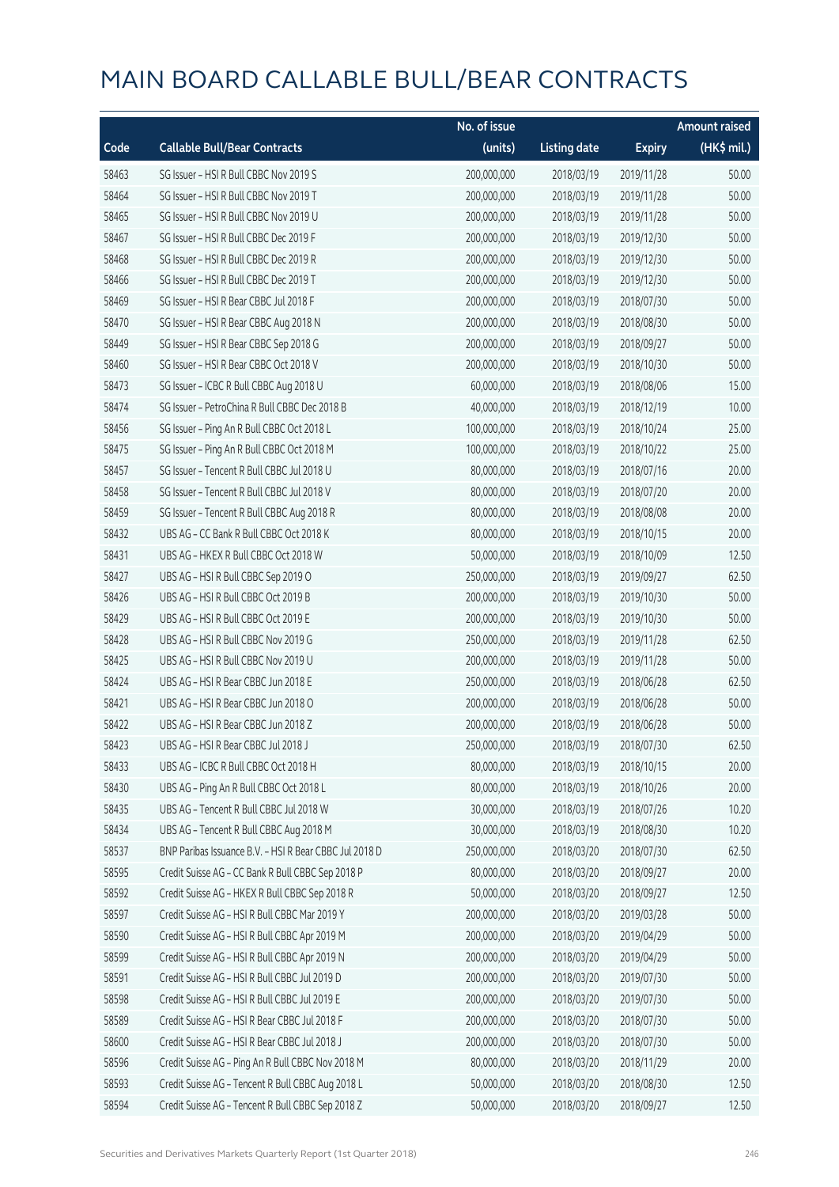# MAIN BOARD CALLABLE BULL/BEAR CONTRACTS

| Code | Callable Bull/Bear Contracts | No. of issue (units) | Listing date | Expiry | Amount raised (HK$ mil.) |
|---|---|---|---|---|---|
| 58463 | SG Issuer – HSI R Bull CBBC Nov 2019 S | 200,000,000 | 2018/03/19 | 2019/11/28 | 50.00 |
| 58464 | SG Issuer – HSI R Bull CBBC Nov 2019 T | 200,000,000 | 2018/03/19 | 2019/11/28 | 50.00 |
| 58465 | SG Issuer – HSI R Bull CBBC Nov 2019 U | 200,000,000 | 2018/03/19 | 2019/11/28 | 50.00 |
| 58467 | SG Issuer – HSI R Bull CBBC Dec 2019 F | 200,000,000 | 2018/03/19 | 2019/12/30 | 50.00 |
| 58468 | SG Issuer – HSI R Bull CBBC Dec 2019 R | 200,000,000 | 2018/03/19 | 2019/12/30 | 50.00 |
| 58466 | SG Issuer – HSI R Bull CBBC Dec 2019 T | 200,000,000 | 2018/03/19 | 2019/12/30 | 50.00 |
| 58469 | SG Issuer – HSI R Bear CBBC Jul 2018 F | 200,000,000 | 2018/03/19 | 2018/07/30 | 50.00 |
| 58470 | SG Issuer – HSI R Bear CBBC Aug 2018 N | 200,000,000 | 2018/03/19 | 2018/08/30 | 50.00 |
| 58449 | SG Issuer – HSI R Bear CBBC Sep 2018 G | 200,000,000 | 2018/03/19 | 2018/09/27 | 50.00 |
| 58460 | SG Issuer – HSI R Bear CBBC Oct 2018 V | 200,000,000 | 2018/03/19 | 2018/10/30 | 50.00 |
| 58473 | SG Issuer – ICBC R Bull CBBC Aug 2018 U | 60,000,000 | 2018/03/19 | 2018/08/06 | 15.00 |
| 58474 | SG Issuer – PetroChina R Bull CBBC Dec 2018 B | 40,000,000 | 2018/03/19 | 2018/12/19 | 10.00 |
| 58456 | SG Issuer – Ping An R Bull CBBC Oct 2018 L | 100,000,000 | 2018/03/19 | 2018/10/24 | 25.00 |
| 58475 | SG Issuer – Ping An R Bull CBBC Oct 2018 M | 100,000,000 | 2018/03/19 | 2018/10/22 | 25.00 |
| 58457 | SG Issuer – Tencent R Bull CBBC Jul 2018 U | 80,000,000 | 2018/03/19 | 2018/07/16 | 20.00 |
| 58458 | SG Issuer – Tencent R Bull CBBC Jul 2018 V | 80,000,000 | 2018/03/19 | 2018/07/20 | 20.00 |
| 58459 | SG Issuer – Tencent R Bull CBBC Aug 2018 R | 80,000,000 | 2018/03/19 | 2018/08/08 | 20.00 |
| 58432 | UBS AG – CC Bank R Bull CBBC Oct 2018 K | 80,000,000 | 2018/03/19 | 2018/10/15 | 20.00 |
| 58431 | UBS AG – HKEX R Bull CBBC Oct 2018 W | 50,000,000 | 2018/03/19 | 2018/10/09 | 12.50 |
| 58427 | UBS AG – HSI R Bull CBBC Sep 2019 O | 250,000,000 | 2018/03/19 | 2019/09/27 | 62.50 |
| 58426 | UBS AG – HSI R Bull CBBC Oct 2019 B | 200,000,000 | 2018/03/19 | 2019/10/30 | 50.00 |
| 58429 | UBS AG – HSI R Bull CBBC Oct 2019 E | 200,000,000 | 2018/03/19 | 2019/10/30 | 50.00 |
| 58428 | UBS AG – HSI R Bull CBBC Nov 2019 G | 250,000,000 | 2018/03/19 | 2019/11/28 | 62.50 |
| 58425 | UBS AG – HSI R Bull CBBC Nov 2019 U | 200,000,000 | 2018/03/19 | 2019/11/28 | 50.00 |
| 58424 | UBS AG – HSI R Bear CBBC Jun 2018 E | 250,000,000 | 2018/03/19 | 2018/06/28 | 62.50 |
| 58421 | UBS AG – HSI R Bear CBBC Jun 2018 O | 200,000,000 | 2018/03/19 | 2018/06/28 | 50.00 |
| 58422 | UBS AG – HSI R Bear CBBC Jun 2018 Z | 200,000,000 | 2018/03/19 | 2018/06/28 | 50.00 |
| 58423 | UBS AG – HSI R Bear CBBC Jul 2018 J | 250,000,000 | 2018/03/19 | 2018/07/30 | 62.50 |
| 58433 | UBS AG – ICBC R Bull CBBC Oct 2018 H | 80,000,000 | 2018/03/19 | 2018/10/15 | 20.00 |
| 58430 | UBS AG – Ping An R Bull CBBC Oct 2018 L | 80,000,000 | 2018/03/19 | 2018/10/26 | 20.00 |
| 58435 | UBS AG – Tencent R Bull CBBC Jul 2018 W | 30,000,000 | 2018/03/19 | 2018/07/26 | 10.20 |
| 58434 | UBS AG – Tencent R Bull CBBC Aug 2018 M | 30,000,000 | 2018/03/19 | 2018/08/30 | 10.20 |
| 58537 | BNP Paribas Issuance B.V. – HSI R Bear CBBC Jul 2018 D | 250,000,000 | 2018/03/20 | 2018/07/30 | 62.50 |
| 58595 | Credit Suisse AG – CC Bank R Bull CBBC Sep 2018 P | 80,000,000 | 2018/03/20 | 2018/09/27 | 20.00 |
| 58592 | Credit Suisse AG – HKEX R Bull CBBC Sep 2018 R | 50,000,000 | 2018/03/20 | 2018/09/27 | 12.50 |
| 58597 | Credit Suisse AG – HSI R Bull CBBC Mar 2019 Y | 200,000,000 | 2018/03/20 | 2019/03/28 | 50.00 |
| 58590 | Credit Suisse AG – HSI R Bull CBBC Apr 2019 M | 200,000,000 | 2018/03/20 | 2019/04/29 | 50.00 |
| 58599 | Credit Suisse AG – HSI R Bull CBBC Apr 2019 N | 200,000,000 | 2018/03/20 | 2019/04/29 | 50.00 |
| 58591 | Credit Suisse AG – HSI R Bull CBBC Jul 2019 D | 200,000,000 | 2018/03/20 | 2019/07/30 | 50.00 |
| 58598 | Credit Suisse AG – HSI R Bull CBBC Jul 2019 E | 200,000,000 | 2018/03/20 | 2019/07/30 | 50.00 |
| 58589 | Credit Suisse AG – HSI R Bear CBBC Jul 2018 F | 200,000,000 | 2018/03/20 | 2018/07/30 | 50.00 |
| 58600 | Credit Suisse AG – HSI R Bear CBBC Jul 2018 J | 200,000,000 | 2018/03/20 | 2018/07/30 | 50.00 |
| 58596 | Credit Suisse AG – Ping An R Bull CBBC Nov 2018 M | 80,000,000 | 2018/03/20 | 2018/11/29 | 20.00 |
| 58593 | Credit Suisse AG – Tencent R Bull CBBC Aug 2018 L | 50,000,000 | 2018/03/20 | 2018/08/30 | 12.50 |
| 58594 | Credit Suisse AG – Tencent R Bull CBBC Sep 2018 Z | 50,000,000 | 2018/03/20 | 2018/09/27 | 12.50 |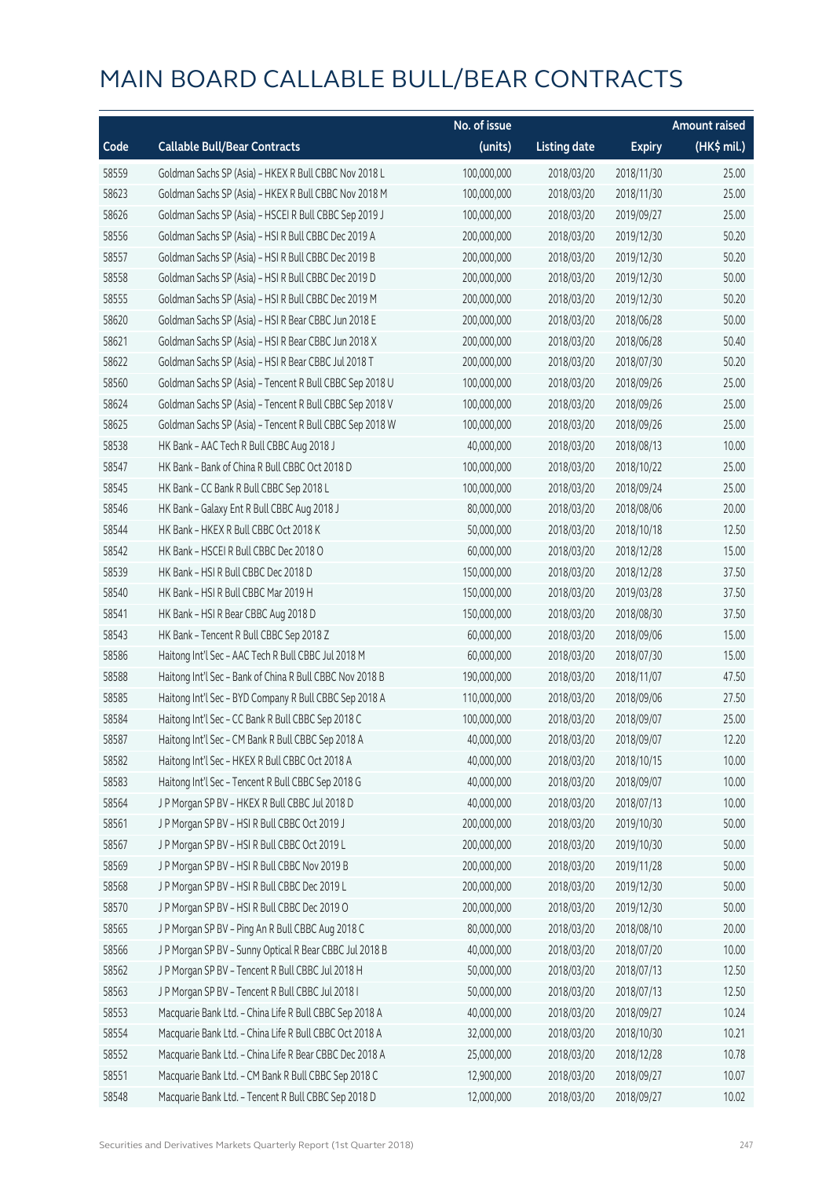# MAIN BOARD CALLABLE BULL/BEAR CONTRACTS

| Code | Callable Bull/Bear Contracts | No. of issue (units) | Listing date | Expiry | Amount raised (HK$ mil.) |
|---|---|---|---|---|---|
| 58559 | Goldman Sachs SP (Asia) - HKEX R Bull CBBC Nov 2018 L | 100,000,000 | 2018/03/20 | 2018/11/30 | 25.00 |
| 58623 | Goldman Sachs SP (Asia) - HKEX R Bull CBBC Nov 2018 M | 100,000,000 | 2018/03/20 | 2018/11/30 | 25.00 |
| 58626 | Goldman Sachs SP (Asia) - HSCEI R Bull CBBC Sep 2019 J | 100,000,000 | 2018/03/20 | 2019/09/27 | 25.00 |
| 58556 | Goldman Sachs SP (Asia) - HSI R Bull CBBC Dec 2019 A | 200,000,000 | 2018/03/20 | 2019/12/30 | 50.20 |
| 58557 | Goldman Sachs SP (Asia) - HSI R Bull CBBC Dec 2019 B | 200,000,000 | 2018/03/20 | 2019/12/30 | 50.20 |
| 58558 | Goldman Sachs SP (Asia) - HSI R Bull CBBC Dec 2019 D | 200,000,000 | 2018/03/20 | 2019/12/30 | 50.00 |
| 58555 | Goldman Sachs SP (Asia) - HSI R Bull CBBC Dec 2019 M | 200,000,000 | 2018/03/20 | 2019/12/30 | 50.20 |
| 58620 | Goldman Sachs SP (Asia) - HSI R Bear CBBC Jun 2018 E | 200,000,000 | 2018/03/20 | 2018/06/28 | 50.00 |
| 58621 | Goldman Sachs SP (Asia) - HSI R Bear CBBC Jun 2018 X | 200,000,000 | 2018/03/20 | 2018/06/28 | 50.40 |
| 58622 | Goldman Sachs SP (Asia) - HSI R Bear CBBC Jul 2018 T | 200,000,000 | 2018/03/20 | 2018/07/30 | 50.20 |
| 58560 | Goldman Sachs SP (Asia) - Tencent R Bull CBBC Sep 2018 U | 100,000,000 | 2018/03/20 | 2018/09/26 | 25.00 |
| 58624 | Goldman Sachs SP (Asia) - Tencent R Bull CBBC Sep 2018 V | 100,000,000 | 2018/03/20 | 2018/09/26 | 25.00 |
| 58625 | Goldman Sachs SP (Asia) - Tencent R Bull CBBC Sep 2018 W | 100,000,000 | 2018/03/20 | 2018/09/26 | 25.00 |
| 58538 | HK Bank - AAC Tech R Bull CBBC Aug 2018 J | 40,000,000 | 2018/03/20 | 2018/08/13 | 10.00 |
| 58547 | HK Bank - Bank of China R Bull CBBC Oct 2018 D | 100,000,000 | 2018/03/20 | 2018/10/22 | 25.00 |
| 58545 | HK Bank - CC Bank R Bull CBBC Sep 2018 L | 100,000,000 | 2018/03/20 | 2018/09/24 | 25.00 |
| 58546 | HK Bank - Galaxy Ent R Bull CBBC Aug 2018 J | 80,000,000 | 2018/03/20 | 2018/08/06 | 20.00 |
| 58544 | HK Bank - HKEX R Bull CBBC Oct 2018 K | 50,000,000 | 2018/03/20 | 2018/10/18 | 12.50 |
| 58542 | HK Bank - HSCEI R Bull CBBC Dec 2018 O | 60,000,000 | 2018/03/20 | 2018/12/28 | 15.00 |
| 58539 | HK Bank - HSI R Bull CBBC Dec 2018 D | 150,000,000 | 2018/03/20 | 2018/12/28 | 37.50 |
| 58540 | HK Bank - HSI R Bull CBBC Mar 2019 H | 150,000,000 | 2018/03/20 | 2019/03/28 | 37.50 |
| 58541 | HK Bank - HSI R Bear CBBC Aug 2018 D | 150,000,000 | 2018/03/20 | 2018/08/30 | 37.50 |
| 58543 | HK Bank - Tencent R Bull CBBC Sep 2018 Z | 60,000,000 | 2018/03/20 | 2018/09/06 | 15.00 |
| 58586 | Haitong Int'l Sec - AAC Tech R Bull CBBC Jul 2018 M | 60,000,000 | 2018/03/20 | 2018/07/30 | 15.00 |
| 58588 | Haitong Int'l Sec - Bank of China R Bull CBBC Nov 2018 B | 190,000,000 | 2018/03/20 | 2018/11/07 | 47.50 |
| 58585 | Haitong Int'l Sec - BYD Company R Bull CBBC Sep 2018 A | 110,000,000 | 2018/03/20 | 2018/09/06 | 27.50 |
| 58584 | Haitong Int'l Sec - CC Bank R Bull CBBC Sep 2018 C | 100,000,000 | 2018/03/20 | 2018/09/07 | 25.00 |
| 58587 | Haitong Int'l Sec - CM Bank R Bull CBBC Sep 2018 A | 40,000,000 | 2018/03/20 | 2018/09/07 | 12.20 |
| 58582 | Haitong Int'l Sec - HKEX R Bull CBBC Oct 2018 A | 40,000,000 | 2018/03/20 | 2018/10/15 | 10.00 |
| 58583 | Haitong Int'l Sec - Tencent R Bull CBBC Sep 2018 G | 40,000,000 | 2018/03/20 | 2018/09/07 | 10.00 |
| 58564 | J P Morgan SP BV - HKEX R Bull CBBC Jul 2018 D | 40,000,000 | 2018/03/20 | 2018/07/13 | 10.00 |
| 58561 | J P Morgan SP BV - HSI R Bull CBBC Oct 2019 J | 200,000,000 | 2018/03/20 | 2019/10/30 | 50.00 |
| 58567 | J P Morgan SP BV - HSI R Bull CBBC Oct 2019 L | 200,000,000 | 2018/03/20 | 2019/10/30 | 50.00 |
| 58569 | J P Morgan SP BV - HSI R Bull CBBC Nov 2019 B | 200,000,000 | 2018/03/20 | 2019/11/28 | 50.00 |
| 58568 | J P Morgan SP BV - HSI R Bull CBBC Dec 2019 L | 200,000,000 | 2018/03/20 | 2019/12/30 | 50.00 |
| 58570 | J P Morgan SP BV - HSI R Bull CBBC Dec 2019 O | 200,000,000 | 2018/03/20 | 2019/12/30 | 50.00 |
| 58565 | J P Morgan SP BV - Ping An R Bull CBBC Aug 2018 C | 80,000,000 | 2018/03/20 | 2018/08/10 | 20.00 |
| 58566 | J P Morgan SP BV - Sunny Optical R Bear CBBC Jul 2018 B | 40,000,000 | 2018/03/20 | 2018/07/20 | 10.00 |
| 58562 | J P Morgan SP BV - Tencent R Bull CBBC Jul 2018 H | 50,000,000 | 2018/03/20 | 2018/07/13 | 12.50 |
| 58563 | J P Morgan SP BV - Tencent R Bull CBBC Jul 2018 I | 50,000,000 | 2018/03/20 | 2018/07/13 | 12.50 |
| 58553 | Macquarie Bank Ltd. - China Life R Bull CBBC Sep 2018 A | 40,000,000 | 2018/03/20 | 2018/09/27 | 10.24 |
| 58554 | Macquarie Bank Ltd. - China Life R Bull CBBC Oct 2018 A | 32,000,000 | 2018/03/20 | 2018/10/30 | 10.21 |
| 58552 | Macquarie Bank Ltd. - China Life R Bear CBBC Dec 2018 A | 25,000,000 | 2018/03/20 | 2018/12/28 | 10.78 |
| 58551 | Macquarie Bank Ltd. - CM Bank R Bull CBBC Sep 2018 C | 12,900,000 | 2018/03/20 | 2018/09/27 | 10.07 |
| 58548 | Macquarie Bank Ltd. - Tencent R Bull CBBC Sep 2018 D | 12,000,000 | 2018/03/20 | 2018/09/27 | 10.02 |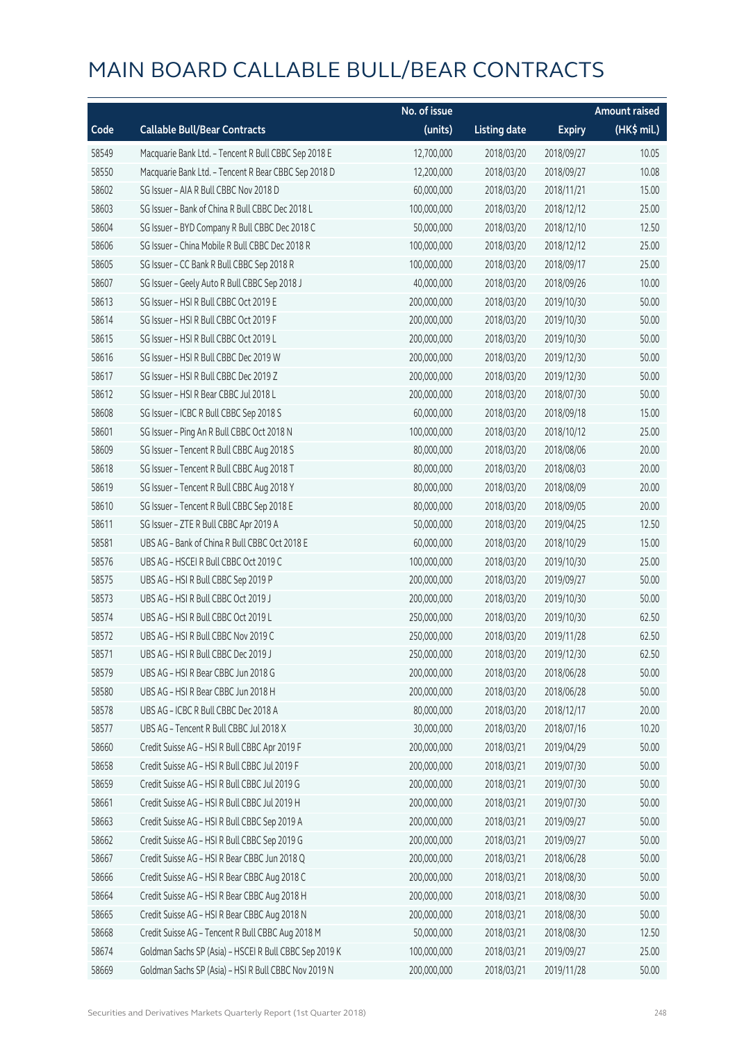# MAIN BOARD CALLABLE BULL/BEAR CONTRACTS

| Code | Callable Bull/Bear Contracts | No. of issue (units) | Listing date | Expiry | Amount raised (HK$ mil.) |
|---|---|---|---|---|---|
| 58549 | Macquarie Bank Ltd. – Tencent R Bull CBBC Sep 2018 E | 12,700,000 | 2018/03/20 | 2018/09/27 | 10.05 |
| 58550 | Macquarie Bank Ltd. – Tencent R Bear CBBC Sep 2018 D | 12,200,000 | 2018/03/20 | 2018/09/27 | 10.08 |
| 58602 | SG Issuer – AIA R Bull CBBC Nov 2018 D | 60,000,000 | 2018/03/20 | 2018/11/21 | 15.00 |
| 58603 | SG Issuer – Bank of China R Bull CBBC Dec 2018 L | 100,000,000 | 2018/03/20 | 2018/12/12 | 25.00 |
| 58604 | SG Issuer – BYD Company R Bull CBBC Dec 2018 C | 50,000,000 | 2018/03/20 | 2018/12/10 | 12.50 |
| 58606 | SG Issuer – China Mobile R Bull CBBC Dec 2018 R | 100,000,000 | 2018/03/20 | 2018/12/12 | 25.00 |
| 58605 | SG Issuer – CC Bank R Bull CBBC Sep 2018 R | 100,000,000 | 2018/03/20 | 2018/09/17 | 25.00 |
| 58607 | SG Issuer – Geely Auto R Bull CBBC Sep 2018 J | 40,000,000 | 2018/03/20 | 2018/09/26 | 10.00 |
| 58613 | SG Issuer – HSI R Bull CBBC Oct 2019 E | 200,000,000 | 2018/03/20 | 2019/10/30 | 50.00 |
| 58614 | SG Issuer – HSI R Bull CBBC Oct 2019 F | 200,000,000 | 2018/03/20 | 2019/10/30 | 50.00 |
| 58615 | SG Issuer – HSI R Bull CBBC Oct 2019 L | 200,000,000 | 2018/03/20 | 2019/10/30 | 50.00 |
| 58616 | SG Issuer – HSI R Bull CBBC Dec 2019 W | 200,000,000 | 2018/03/20 | 2019/12/30 | 50.00 |
| 58617 | SG Issuer – HSI R Bull CBBC Dec 2019 Z | 200,000,000 | 2018/03/20 | 2019/12/30 | 50.00 |
| 58612 | SG Issuer – HSI R Bear CBBC Jul 2018 L | 200,000,000 | 2018/03/20 | 2018/07/30 | 50.00 |
| 58608 | SG Issuer – ICBC R Bull CBBC Sep 2018 S | 60,000,000 | 2018/03/20 | 2018/09/18 | 15.00 |
| 58601 | SG Issuer – Ping An R Bull CBBC Oct 2018 N | 100,000,000 | 2018/03/20 | 2018/10/12 | 25.00 |
| 58609 | SG Issuer – Tencent R Bull CBBC Aug 2018 S | 80,000,000 | 2018/03/20 | 2018/08/06 | 20.00 |
| 58618 | SG Issuer – Tencent R Bull CBBC Aug 2018 T | 80,000,000 | 2018/03/20 | 2018/08/03 | 20.00 |
| 58619 | SG Issuer – Tencent R Bull CBBC Aug 2018 Y | 80,000,000 | 2018/03/20 | 2018/08/09 | 20.00 |
| 58610 | SG Issuer – Tencent R Bull CBBC Sep 2018 E | 80,000,000 | 2018/03/20 | 2018/09/05 | 20.00 |
| 58611 | SG Issuer – ZTE R Bull CBBC Apr 2019 A | 50,000,000 | 2018/03/20 | 2019/04/25 | 12.50 |
| 58581 | UBS AG – Bank of China R Bull CBBC Oct 2018 E | 60,000,000 | 2018/03/20 | 2018/10/29 | 15.00 |
| 58576 | UBS AG – HSCEI R Bull CBBC Oct 2019 C | 100,000,000 | 2018/03/20 | 2019/10/30 | 25.00 |
| 58575 | UBS AG – HSI R Bull CBBC Sep 2019 P | 200,000,000 | 2018/03/20 | 2019/09/27 | 50.00 |
| 58573 | UBS AG – HSI R Bull CBBC Oct 2019 J | 200,000,000 | 2018/03/20 | 2019/10/30 | 50.00 |
| 58574 | UBS AG – HSI R Bull CBBC Oct 2019 L | 250,000,000 | 2018/03/20 | 2019/10/30 | 62.50 |
| 58572 | UBS AG – HSI R Bull CBBC Nov 2019 C | 250,000,000 | 2018/03/20 | 2019/11/28 | 62.50 |
| 58571 | UBS AG – HSI R Bull CBBC Dec 2019 J | 250,000,000 | 2018/03/20 | 2019/12/30 | 62.50 |
| 58579 | UBS AG – HSI R Bear CBBC Jun 2018 G | 200,000,000 | 2018/03/20 | 2018/06/28 | 50.00 |
| 58580 | UBS AG – HSI R Bear CBBC Jun 2018 H | 200,000,000 | 2018/03/20 | 2018/06/28 | 50.00 |
| 58578 | UBS AG – ICBC R Bull CBBC Dec 2018 A | 80,000,000 | 2018/03/20 | 2018/12/17 | 20.00 |
| 58577 | UBS AG – Tencent R Bull CBBC Jul 2018 X | 30,000,000 | 2018/03/20 | 2018/07/16 | 10.20 |
| 58660 | Credit Suisse AG – HSI R Bull CBBC Apr 2019 F | 200,000,000 | 2018/03/21 | 2019/04/29 | 50.00 |
| 58658 | Credit Suisse AG – HSI R Bull CBBC Jul 2019 F | 200,000,000 | 2018/03/21 | 2019/07/30 | 50.00 |
| 58659 | Credit Suisse AG – HSI R Bull CBBC Jul 2019 G | 200,000,000 | 2018/03/21 | 2019/07/30 | 50.00 |
| 58661 | Credit Suisse AG – HSI R Bull CBBC Jul 2019 H | 200,000,000 | 2018/03/21 | 2019/07/30 | 50.00 |
| 58663 | Credit Suisse AG – HSI R Bull CBBC Sep 2019 A | 200,000,000 | 2018/03/21 | 2019/09/27 | 50.00 |
| 58662 | Credit Suisse AG – HSI R Bull CBBC Sep 2019 G | 200,000,000 | 2018/03/21 | 2019/09/27 | 50.00 |
| 58667 | Credit Suisse AG – HSI R Bear CBBC Jun 2018 Q | 200,000,000 | 2018/03/21 | 2018/06/28 | 50.00 |
| 58666 | Credit Suisse AG – HSI R Bear CBBC Aug 2018 C | 200,000,000 | 2018/03/21 | 2018/08/30 | 50.00 |
| 58664 | Credit Suisse AG – HSI R Bear CBBC Aug 2018 H | 200,000,000 | 2018/03/21 | 2018/08/30 | 50.00 |
| 58665 | Credit Suisse AG – HSI R Bear CBBC Aug 2018 N | 200,000,000 | 2018/03/21 | 2018/08/30 | 50.00 |
| 58668 | Credit Suisse AG – Tencent R Bull CBBC Aug 2018 M | 50,000,000 | 2018/03/21 | 2018/08/30 | 12.50 |
| 58674 | Goldman Sachs SP (Asia) – HSCEI R Bull CBBC Sep 2019 K | 100,000,000 | 2018/03/21 | 2019/09/27 | 25.00 |
| 58669 | Goldman Sachs SP (Asia) – HSI R Bull CBBC Nov 2019 N | 200,000,000 | 2018/03/21 | 2019/11/28 | 50.00 |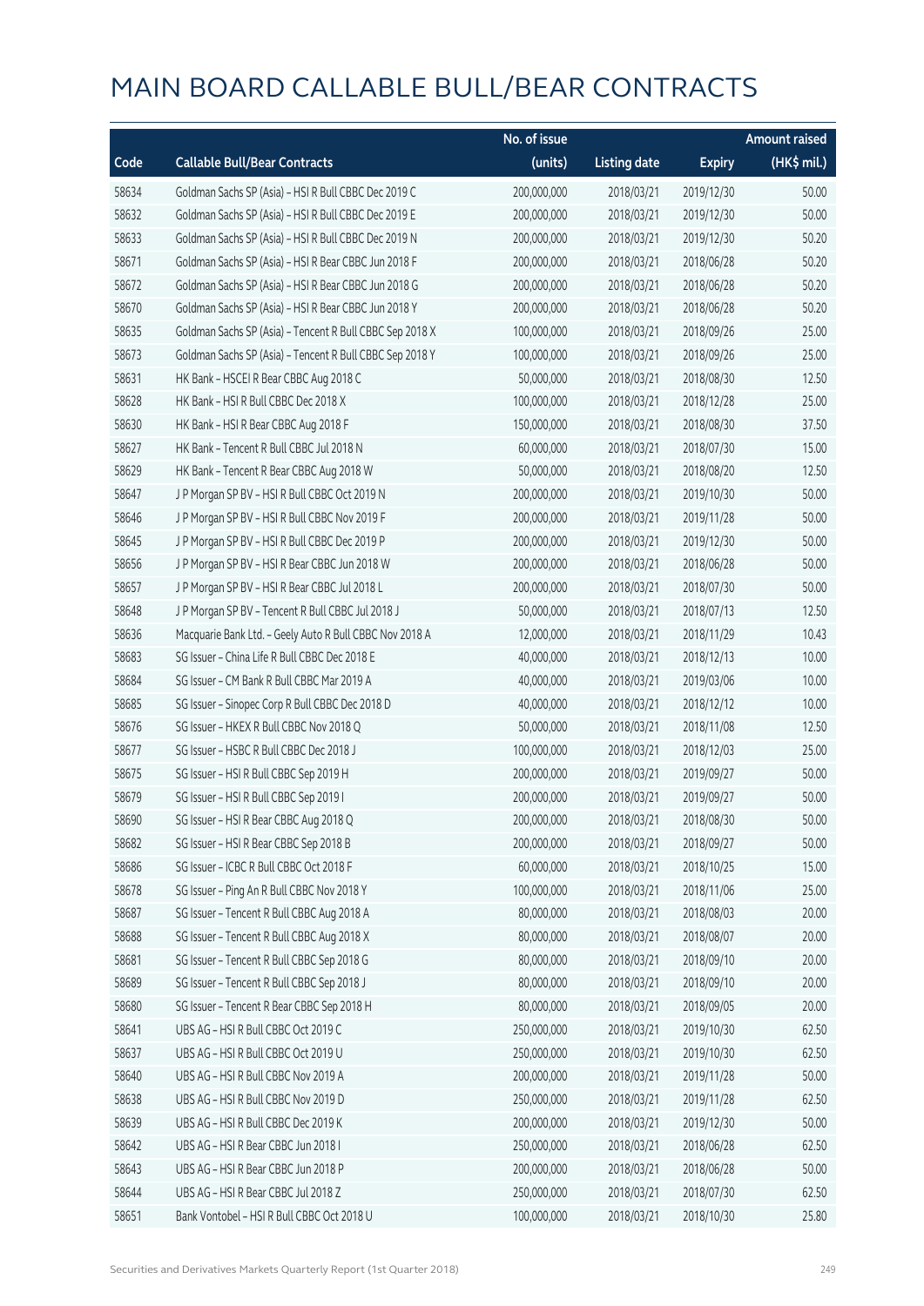# MAIN BOARD CALLABLE BULL/BEAR CONTRACTS

| Code | Callable Bull/Bear Contracts | No. of issue (units) | Listing date | Expiry | Amount raised (HK$ mil.) |
|---|---|---|---|---|---|
| 58634 | Goldman Sachs SP (Asia) - HSI R Bull CBBC Dec 2019 C | 200,000,000 | 2018/03/21 | 2019/12/30 | 50.00 |
| 58632 | Goldman Sachs SP (Asia) - HSI R Bull CBBC Dec 2019 E | 200,000,000 | 2018/03/21 | 2019/12/30 | 50.00 |
| 58633 | Goldman Sachs SP (Asia) - HSI R Bull CBBC Dec 2019 N | 200,000,000 | 2018/03/21 | 2019/12/30 | 50.20 |
| 58671 | Goldman Sachs SP (Asia) - HSI R Bear CBBC Jun 2018 F | 200,000,000 | 2018/03/21 | 2018/06/28 | 50.20 |
| 58672 | Goldman Sachs SP (Asia) - HSI R Bear CBBC Jun 2018 G | 200,000,000 | 2018/03/21 | 2018/06/28 | 50.20 |
| 58670 | Goldman Sachs SP (Asia) - HSI R Bear CBBC Jun 2018 Y | 200,000,000 | 2018/03/21 | 2018/06/28 | 50.20 |
| 58635 | Goldman Sachs SP (Asia) - Tencent R Bull CBBC Sep 2018 X | 100,000,000 | 2018/03/21 | 2018/09/26 | 25.00 |
| 58673 | Goldman Sachs SP (Asia) - Tencent R Bull CBBC Sep 2018 Y | 100,000,000 | 2018/03/21 | 2018/09/26 | 25.00 |
| 58631 | HK Bank - HSCEI R Bear CBBC Aug 2018 C | 50,000,000 | 2018/03/21 | 2018/08/30 | 12.50 |
| 58628 | HK Bank - HSI R Bull CBBC Dec 2018 X | 100,000,000 | 2018/03/21 | 2018/12/28 | 25.00 |
| 58630 | HK Bank - HSI R Bear CBBC Aug 2018 F | 150,000,000 | 2018/03/21 | 2018/08/30 | 37.50 |
| 58627 | HK Bank - Tencent R Bull CBBC Jul 2018 N | 60,000,000 | 2018/03/21 | 2018/07/30 | 15.00 |
| 58629 | HK Bank - Tencent R Bear CBBC Aug 2018 W | 50,000,000 | 2018/03/21 | 2018/08/20 | 12.50 |
| 58647 | J P Morgan SP BV - HSI R Bull CBBC Oct 2019 N | 200,000,000 | 2018/03/21 | 2019/10/30 | 50.00 |
| 58646 | J P Morgan SP BV - HSI R Bull CBBC Nov 2019 F | 200,000,000 | 2018/03/21 | 2019/11/28 | 50.00 |
| 58645 | J P Morgan SP BV - HSI R Bull CBBC Dec 2019 P | 200,000,000 | 2018/03/21 | 2019/12/30 | 50.00 |
| 58656 | J P Morgan SP BV - HSI R Bear CBBC Jun 2018 W | 200,000,000 | 2018/03/21 | 2018/06/28 | 50.00 |
| 58657 | J P Morgan SP BV - HSI R Bear CBBC Jul 2018 L | 200,000,000 | 2018/03/21 | 2018/07/30 | 50.00 |
| 58648 | J P Morgan SP BV - Tencent R Bull CBBC Jul 2018 J | 50,000,000 | 2018/03/21 | 2018/07/13 | 12.50 |
| 58636 | Macquarie Bank Ltd. - Geely Auto R Bull CBBC Nov 2018 A | 12,000,000 | 2018/03/21 | 2018/11/29 | 10.43 |
| 58683 | SG Issuer - China Life R Bull CBBC Dec 2018 E | 40,000,000 | 2018/03/21 | 2018/12/13 | 10.00 |
| 58684 | SG Issuer - CM Bank R Bull CBBC Mar 2019 A | 40,000,000 | 2018/03/21 | 2019/03/06 | 10.00 |
| 58685 | SG Issuer - Sinopec Corp R Bull CBBC Dec 2018 D | 40,000,000 | 2018/03/21 | 2018/12/12 | 10.00 |
| 58676 | SG Issuer - HKEX R Bull CBBC Nov 2018 Q | 50,000,000 | 2018/03/21 | 2018/11/08 | 12.50 |
| 58677 | SG Issuer - HSBC R Bull CBBC Dec 2018 J | 100,000,000 | 2018/03/21 | 2018/12/03 | 25.00 |
| 58675 | SG Issuer - HSI R Bull CBBC Sep 2019 H | 200,000,000 | 2018/03/21 | 2019/09/27 | 50.00 |
| 58679 | SG Issuer - HSI R Bull CBBC Sep 2019 I | 200,000,000 | 2018/03/21 | 2019/09/27 | 50.00 |
| 58690 | SG Issuer - HSI R Bear CBBC Aug 2018 Q | 200,000,000 | 2018/03/21 | 2018/08/30 | 50.00 |
| 58682 | SG Issuer - HSI R Bear CBBC Sep 2018 B | 200,000,000 | 2018/03/21 | 2018/09/27 | 50.00 |
| 58686 | SG Issuer - ICBC R Bull CBBC Oct 2018 F | 60,000,000 | 2018/03/21 | 2018/10/25 | 15.00 |
| 58678 | SG Issuer - Ping An R Bull CBBC Nov 2018 Y | 100,000,000 | 2018/03/21 | 2018/11/06 | 25.00 |
| 58687 | SG Issuer - Tencent R Bull CBBC Aug 2018 A | 80,000,000 | 2018/03/21 | 2018/08/03 | 20.00 |
| 58688 | SG Issuer - Tencent R Bull CBBC Aug 2018 X | 80,000,000 | 2018/03/21 | 2018/08/07 | 20.00 |
| 58681 | SG Issuer - Tencent R Bull CBBC Sep 2018 G | 80,000,000 | 2018/03/21 | 2018/09/10 | 20.00 |
| 58689 | SG Issuer - Tencent R Bull CBBC Sep 2018 J | 80,000,000 | 2018/03/21 | 2018/09/10 | 20.00 |
| 58680 | SG Issuer - Tencent R Bear CBBC Sep 2018 H | 80,000,000 | 2018/03/21 | 2018/09/05 | 20.00 |
| 58641 | UBS AG - HSI R Bull CBBC Oct 2019 C | 250,000,000 | 2018/03/21 | 2019/10/30 | 62.50 |
| 58637 | UBS AG - HSI R Bull CBBC Oct 2019 U | 250,000,000 | 2018/03/21 | 2019/10/30 | 62.50 |
| 58640 | UBS AG - HSI R Bull CBBC Nov 2019 A | 200,000,000 | 2018/03/21 | 2019/11/28 | 50.00 |
| 58638 | UBS AG - HSI R Bull CBBC Nov 2019 D | 250,000,000 | 2018/03/21 | 2019/11/28 | 62.50 |
| 58639 | UBS AG - HSI R Bull CBBC Dec 2019 K | 200,000,000 | 2018/03/21 | 2019/12/30 | 50.00 |
| 58642 | UBS AG - HSI R Bear CBBC Jun 2018 I | 250,000,000 | 2018/03/21 | 2018/06/28 | 62.50 |
| 58643 | UBS AG - HSI R Bear CBBC Jun 2018 P | 200,000,000 | 2018/03/21 | 2018/06/28 | 50.00 |
| 58644 | UBS AG - HSI R Bear CBBC Jul 2018 Z | 250,000,000 | 2018/03/21 | 2018/07/30 | 62.50 |
| 58651 | Bank Vontobel - HSI R Bull CBBC Oct 2018 U | 100,000,000 | 2018/03/21 | 2018/10/30 | 25.80 |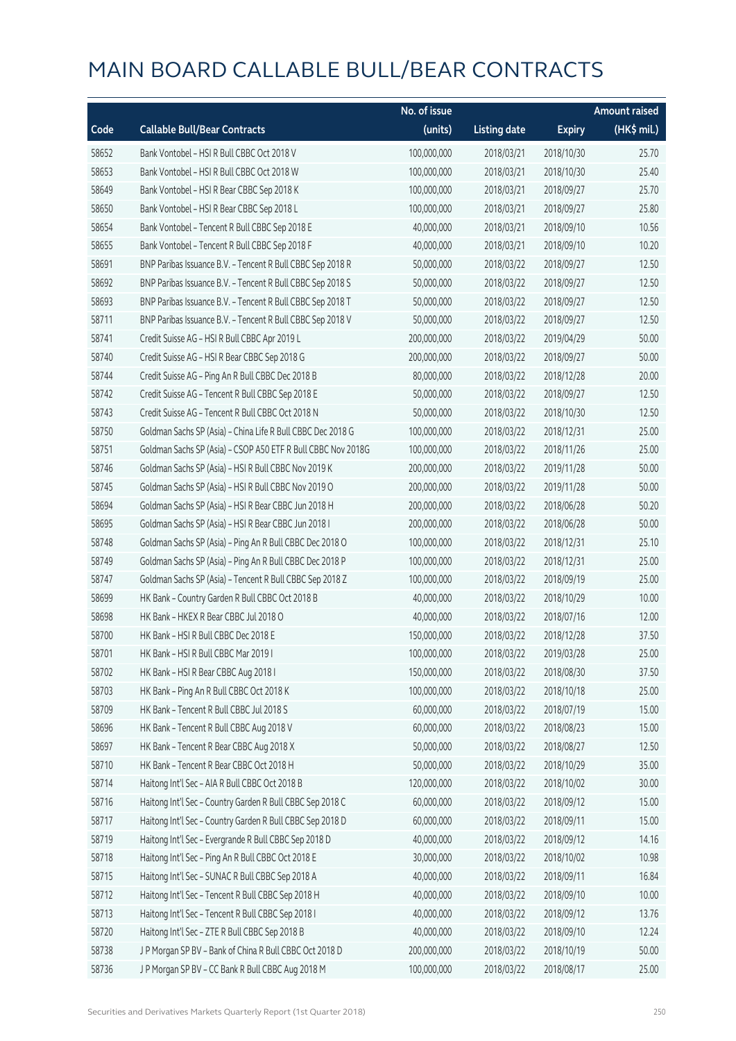# MAIN BOARD CALLABLE BULL/BEAR CONTRACTS

| Code | Callable Bull/Bear Contracts | No. of issue (units) | Listing date | Expiry | Amount raised (HK$ mil.) |
|---|---|---|---|---|---|
| 58652 | Bank Vontobel – HSI R Bull CBBC Oct 2018 V | 100,000,000 | 2018/03/21 | 2018/10/30 | 25.70 |
| 58653 | Bank Vontobel – HSI R Bull CBBC Oct 2018 W | 100,000,000 | 2018/03/21 | 2018/10/30 | 25.40 |
| 58649 | Bank Vontobel – HSI R Bear CBBC Sep 2018 K | 100,000,000 | 2018/03/21 | 2018/09/27 | 25.70 |
| 58650 | Bank Vontobel – HSI R Bear CBBC Sep 2018 L | 100,000,000 | 2018/03/21 | 2018/09/27 | 25.80 |
| 58654 | Bank Vontobel – Tencent R Bull CBBC Sep 2018 E | 40,000,000 | 2018/03/21 | 2018/09/10 | 10.56 |
| 58655 | Bank Vontobel – Tencent R Bull CBBC Sep 2018 F | 40,000,000 | 2018/03/21 | 2018/09/10 | 10.20 |
| 58691 | BNP Paribas Issuance B.V. – Tencent R Bull CBBC Sep 2018 R | 50,000,000 | 2018/03/22 | 2018/09/27 | 12.50 |
| 58692 | BNP Paribas Issuance B.V. – Tencent R Bull CBBC Sep 2018 S | 50,000,000 | 2018/03/22 | 2018/09/27 | 12.50 |
| 58693 | BNP Paribas Issuance B.V. – Tencent R Bull CBBC Sep 2018 T | 50,000,000 | 2018/03/22 | 2018/09/27 | 12.50 |
| 58711 | BNP Paribas Issuance B.V. – Tencent R Bull CBBC Sep 2018 V | 50,000,000 | 2018/03/22 | 2018/09/27 | 12.50 |
| 58741 | Credit Suisse AG – HSI R Bull CBBC Apr 2019 L | 200,000,000 | 2018/03/22 | 2019/04/29 | 50.00 |
| 58740 | Credit Suisse AG – HSI R Bear CBBC Sep 2018 G | 200,000,000 | 2018/03/22 | 2018/09/27 | 50.00 |
| 58744 | Credit Suisse AG – Ping An R Bull CBBC Dec 2018 B | 80,000,000 | 2018/03/22 | 2018/12/28 | 20.00 |
| 58742 | Credit Suisse AG – Tencent R Bull CBBC Sep 2018 E | 50,000,000 | 2018/03/22 | 2018/09/27 | 12.50 |
| 58743 | Credit Suisse AG – Tencent R Bull CBBC Oct 2018 N | 50,000,000 | 2018/03/22 | 2018/10/30 | 12.50 |
| 58750 | Goldman Sachs SP (Asia) – China Life R Bull CBBC Dec 2018 G | 100,000,000 | 2018/03/22 | 2018/12/31 | 25.00 |
| 58751 | Goldman Sachs SP (Asia) – CSOP A50 ETF R Bull CBBC Nov 2018G | 100,000,000 | 2018/03/22 | 2018/11/26 | 25.00 |
| 58746 | Goldman Sachs SP (Asia) – HSI R Bull CBBC Nov 2019 K | 200,000,000 | 2018/03/22 | 2019/11/28 | 50.00 |
| 58745 | Goldman Sachs SP (Asia) – HSI R Bull CBBC Nov 2019 O | 200,000,000 | 2018/03/22 | 2019/11/28 | 50.00 |
| 58694 | Goldman Sachs SP (Asia) – HSI R Bear CBBC Jun 2018 H | 200,000,000 | 2018/03/22 | 2018/06/28 | 50.20 |
| 58695 | Goldman Sachs SP (Asia) – HSI R Bear CBBC Jun 2018 I | 200,000,000 | 2018/03/22 | 2018/06/28 | 50.00 |
| 58748 | Goldman Sachs SP (Asia) – Ping An R Bull CBBC Dec 2018 O | 100,000,000 | 2018/03/22 | 2018/12/31 | 25.10 |
| 58749 | Goldman Sachs SP (Asia) – Ping An R Bull CBBC Dec 2018 P | 100,000,000 | 2018/03/22 | 2018/12/31 | 25.00 |
| 58747 | Goldman Sachs SP (Asia) – Tencent R Bull CBBC Sep 2018 Z | 100,000,000 | 2018/03/22 | 2018/09/19 | 25.00 |
| 58699 | HK Bank – Country Garden R Bull CBBC Oct 2018 B | 40,000,000 | 2018/03/22 | 2018/10/29 | 10.00 |
| 58698 | HK Bank – HKEX R Bear CBBC Jul 2018 O | 40,000,000 | 2018/03/22 | 2018/07/16 | 12.00 |
| 58700 | HK Bank – HSI R Bull CBBC Dec 2018 E | 150,000,000 | 2018/03/22 | 2018/12/28 | 37.50 |
| 58701 | HK Bank – HSI R Bull CBBC Mar 2019 I | 100,000,000 | 2018/03/22 | 2019/03/28 | 25.00 |
| 58702 | HK Bank – HSI R Bear CBBC Aug 2018 I | 150,000,000 | 2018/03/22 | 2018/08/30 | 37.50 |
| 58703 | HK Bank – Ping An R Bull CBBC Oct 2018 K | 100,000,000 | 2018/03/22 | 2018/10/18 | 25.00 |
| 58709 | HK Bank – Tencent R Bull CBBC Jul 2018 S | 60,000,000 | 2018/03/22 | 2018/07/19 | 15.00 |
| 58696 | HK Bank – Tencent R Bull CBBC Aug 2018 V | 60,000,000 | 2018/03/22 | 2018/08/23 | 15.00 |
| 58697 | HK Bank – Tencent R Bear CBBC Aug 2018 X | 50,000,000 | 2018/03/22 | 2018/08/27 | 12.50 |
| 58710 | HK Bank – Tencent R Bear CBBC Oct 2018 H | 50,000,000 | 2018/03/22 | 2018/10/29 | 35.00 |
| 58714 | Haitong Int'l Sec – AIA R Bull CBBC Oct 2018 B | 120,000,000 | 2018/03/22 | 2018/10/02 | 30.00 |
| 58716 | Haitong Int'l Sec – Country Garden R Bull CBBC Sep 2018 C | 60,000,000 | 2018/03/22 | 2018/09/12 | 15.00 |
| 58717 | Haitong Int'l Sec – Country Garden R Bull CBBC Sep 2018 D | 60,000,000 | 2018/03/22 | 2018/09/11 | 15.00 |
| 58719 | Haitong Int'l Sec – Evergrande R Bull CBBC Sep 2018 D | 40,000,000 | 2018/03/22 | 2018/09/12 | 14.16 |
| 58718 | Haitong Int'l Sec – Ping An R Bull CBBC Oct 2018 E | 30,000,000 | 2018/03/22 | 2018/10/02 | 10.98 |
| 58715 | Haitong Int'l Sec – SUNAC R Bull CBBC Sep 2018 A | 40,000,000 | 2018/03/22 | 2018/09/11 | 16.84 |
| 58712 | Haitong Int'l Sec – Tencent R Bull CBBC Sep 2018 H | 40,000,000 | 2018/03/22 | 2018/09/10 | 10.00 |
| 58713 | Haitong Int'l Sec – Tencent R Bull CBBC Sep 2018 I | 40,000,000 | 2018/03/22 | 2018/09/12 | 13.76 |
| 58720 | Haitong Int'l Sec – ZTE R Bull CBBC Sep 2018 B | 40,000,000 | 2018/03/22 | 2018/09/10 | 12.24 |
| 58738 | J P Morgan SP BV – Bank of China R Bull CBBC Oct 2018 D | 200,000,000 | 2018/03/22 | 2018/10/19 | 50.00 |
| 58736 | J P Morgan SP BV – CC Bank R Bull CBBC Aug 2018 M | 100,000,000 | 2018/03/22 | 2018/08/17 | 25.00 |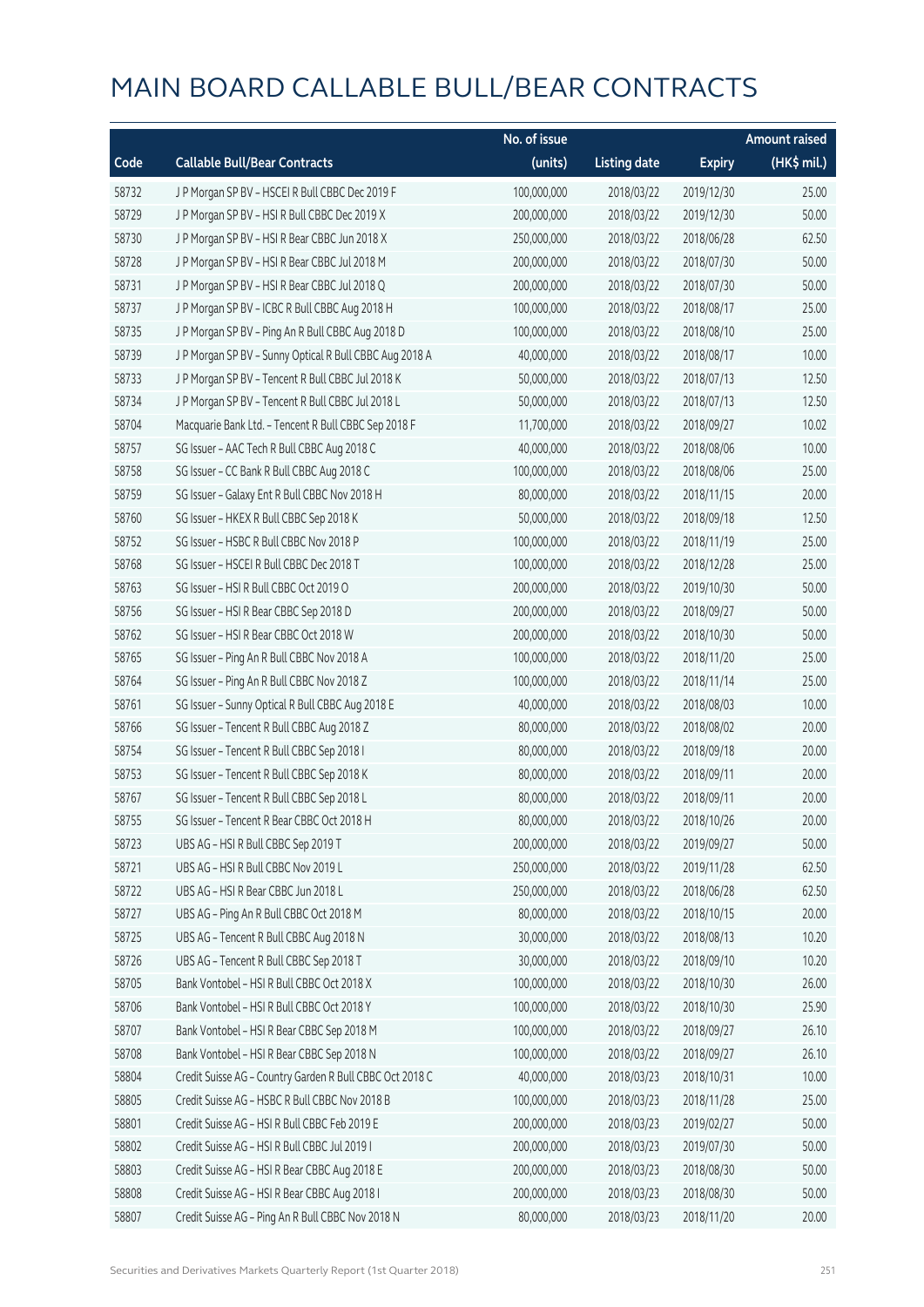# MAIN BOARD CALLABLE BULL/BEAR CONTRACTS

| Code | Callable Bull/Bear Contracts | No. of issue (units) | Listing date | Expiry | Amount raised (HK$ mil.) |
|---|---|---|---|---|---|
| 58732 | J P Morgan SP BV – HSCEI R Bull CBBC Dec 2019 F | 100,000,000 | 2018/03/22 | 2019/12/30 | 25.00 |
| 58729 | J P Morgan SP BV – HSI R Bull CBBC Dec 2019 X | 200,000,000 | 2018/03/22 | 2019/12/30 | 50.00 |
| 58730 | J P Morgan SP BV – HSI R Bear CBBC Jun 2018 X | 250,000,000 | 2018/03/22 | 2018/06/28 | 62.50 |
| 58728 | J P Morgan SP BV – HSI R Bear CBBC Jul 2018 M | 200,000,000 | 2018/03/22 | 2018/07/30 | 50.00 |
| 58731 | J P Morgan SP BV – HSI R Bear CBBC Jul 2018 Q | 200,000,000 | 2018/03/22 | 2018/07/30 | 50.00 |
| 58737 | J P Morgan SP BV – ICBC R Bull CBBC Aug 2018 H | 100,000,000 | 2018/03/22 | 2018/08/17 | 25.00 |
| 58735 | J P Morgan SP BV – Ping An R Bull CBBC Aug 2018 D | 100,000,000 | 2018/03/22 | 2018/08/10 | 25.00 |
| 58739 | J P Morgan SP BV – Sunny Optical R Bull CBBC Aug 2018 A | 40,000,000 | 2018/03/22 | 2018/08/17 | 10.00 |
| 58733 | J P Morgan SP BV – Tencent R Bull CBBC Jul 2018 K | 50,000,000 | 2018/03/22 | 2018/07/13 | 12.50 |
| 58734 | J P Morgan SP BV – Tencent R Bull CBBC Jul 2018 L | 50,000,000 | 2018/03/22 | 2018/07/13 | 12.50 |
| 58704 | Macquarie Bank Ltd. – Tencent R Bull CBBC Sep 2018 F | 11,700,000 | 2018/03/22 | 2018/09/27 | 10.02 |
| 58757 | SG Issuer – AAC Tech R Bull CBBC Aug 2018 C | 40,000,000 | 2018/03/22 | 2018/08/06 | 10.00 |
| 58758 | SG Issuer – CC Bank R Bull CBBC Aug 2018 C | 100,000,000 | 2018/03/22 | 2018/08/06 | 25.00 |
| 58759 | SG Issuer – Galaxy Ent R Bull CBBC Nov 2018 H | 80,000,000 | 2018/03/22 | 2018/11/15 | 20.00 |
| 58760 | SG Issuer – HKEX R Bull CBBC Sep 2018 K | 50,000,000 | 2018/03/22 | 2018/09/18 | 12.50 |
| 58752 | SG Issuer – HSBC R Bull CBBC Nov 2018 P | 100,000,000 | 2018/03/22 | 2018/11/19 | 25.00 |
| 58768 | SG Issuer – HSCEI R Bull CBBC Dec 2018 T | 100,000,000 | 2018/03/22 | 2018/12/28 | 25.00 |
| 58763 | SG Issuer – HSI R Bull CBBC Oct 2019 O | 200,000,000 | 2018/03/22 | 2019/10/30 | 50.00 |
| 58756 | SG Issuer – HSI R Bear CBBC Sep 2018 D | 200,000,000 | 2018/03/22 | 2018/09/27 | 50.00 |
| 58762 | SG Issuer – HSI R Bear CBBC Oct 2018 W | 200,000,000 | 2018/03/22 | 2018/10/30 | 50.00 |
| 58765 | SG Issuer – Ping An R Bull CBBC Nov 2018 A | 100,000,000 | 2018/03/22 | 2018/11/20 | 25.00 |
| 58764 | SG Issuer – Ping An R Bull CBBC Nov 2018 Z | 100,000,000 | 2018/03/22 | 2018/11/14 | 25.00 |
| 58761 | SG Issuer – Sunny Optical R Bull CBBC Aug 2018 E | 40,000,000 | 2018/03/22 | 2018/08/03 | 10.00 |
| 58766 | SG Issuer – Tencent R Bull CBBC Aug 2018 Z | 80,000,000 | 2018/03/22 | 2018/08/02 | 20.00 |
| 58754 | SG Issuer – Tencent R Bull CBBC Sep 2018 I | 80,000,000 | 2018/03/22 | 2018/09/18 | 20.00 |
| 58753 | SG Issuer – Tencent R Bull CBBC Sep 2018 K | 80,000,000 | 2018/03/22 | 2018/09/11 | 20.00 |
| 58767 | SG Issuer – Tencent R Bull CBBC Sep 2018 L | 80,000,000 | 2018/03/22 | 2018/09/11 | 20.00 |
| 58755 | SG Issuer – Tencent R Bear CBBC Oct 2018 H | 80,000,000 | 2018/03/22 | 2018/10/26 | 20.00 |
| 58723 | UBS AG – HSI R Bull CBBC Sep 2019 T | 200,000,000 | 2018/03/22 | 2019/09/27 | 50.00 |
| 58721 | UBS AG – HSI R Bull CBBC Nov 2019 L | 250,000,000 | 2018/03/22 | 2019/11/28 | 62.50 |
| 58722 | UBS AG – HSI R Bear CBBC Jun 2018 L | 250,000,000 | 2018/03/22 | 2018/06/28 | 62.50 |
| 58727 | UBS AG – Ping An R Bull CBBC Oct 2018 M | 80,000,000 | 2018/03/22 | 2018/10/15 | 20.00 |
| 58725 | UBS AG – Tencent R Bull CBBC Aug 2018 N | 30,000,000 | 2018/03/22 | 2018/08/13 | 10.20 |
| 58726 | UBS AG – Tencent R Bull CBBC Sep 2018 T | 30,000,000 | 2018/03/22 | 2018/09/10 | 10.20 |
| 58705 | Bank Vontobel – HSI R Bull CBBC Oct 2018 X | 100,000,000 | 2018/03/22 | 2018/10/30 | 26.00 |
| 58706 | Bank Vontobel – HSI R Bull CBBC Oct 2018 Y | 100,000,000 | 2018/03/22 | 2018/10/30 | 25.90 |
| 58707 | Bank Vontobel – HSI R Bear CBBC Sep 2018 M | 100,000,000 | 2018/03/22 | 2018/09/27 | 26.10 |
| 58708 | Bank Vontobel – HSI R Bear CBBC Sep 2018 N | 100,000,000 | 2018/03/22 | 2018/09/27 | 26.10 |
| 58804 | Credit Suisse AG – Country Garden R Bull CBBC Oct 2018 C | 40,000,000 | 2018/03/23 | 2018/10/31 | 10.00 |
| 58805 | Credit Suisse AG – HSBC R Bull CBBC Nov 2018 B | 100,000,000 | 2018/03/23 | 2018/11/28 | 25.00 |
| 58801 | Credit Suisse AG – HSI R Bull CBBC Feb 2019 E | 200,000,000 | 2018/03/23 | 2019/02/27 | 50.00 |
| 58802 | Credit Suisse AG – HSI R Bull CBBC Jul 2019 I | 200,000,000 | 2018/03/23 | 2019/07/30 | 50.00 |
| 58803 | Credit Suisse AG – HSI R Bear CBBC Aug 2018 E | 200,000,000 | 2018/03/23 | 2018/08/30 | 50.00 |
| 58808 | Credit Suisse AG – HSI R Bear CBBC Aug 2018 I | 200,000,000 | 2018/03/23 | 2018/08/30 | 50.00 |
| 58807 | Credit Suisse AG – Ping An R Bull CBBC Nov 2018 N | 80,000,000 | 2018/03/23 | 2018/11/20 | 20.00 |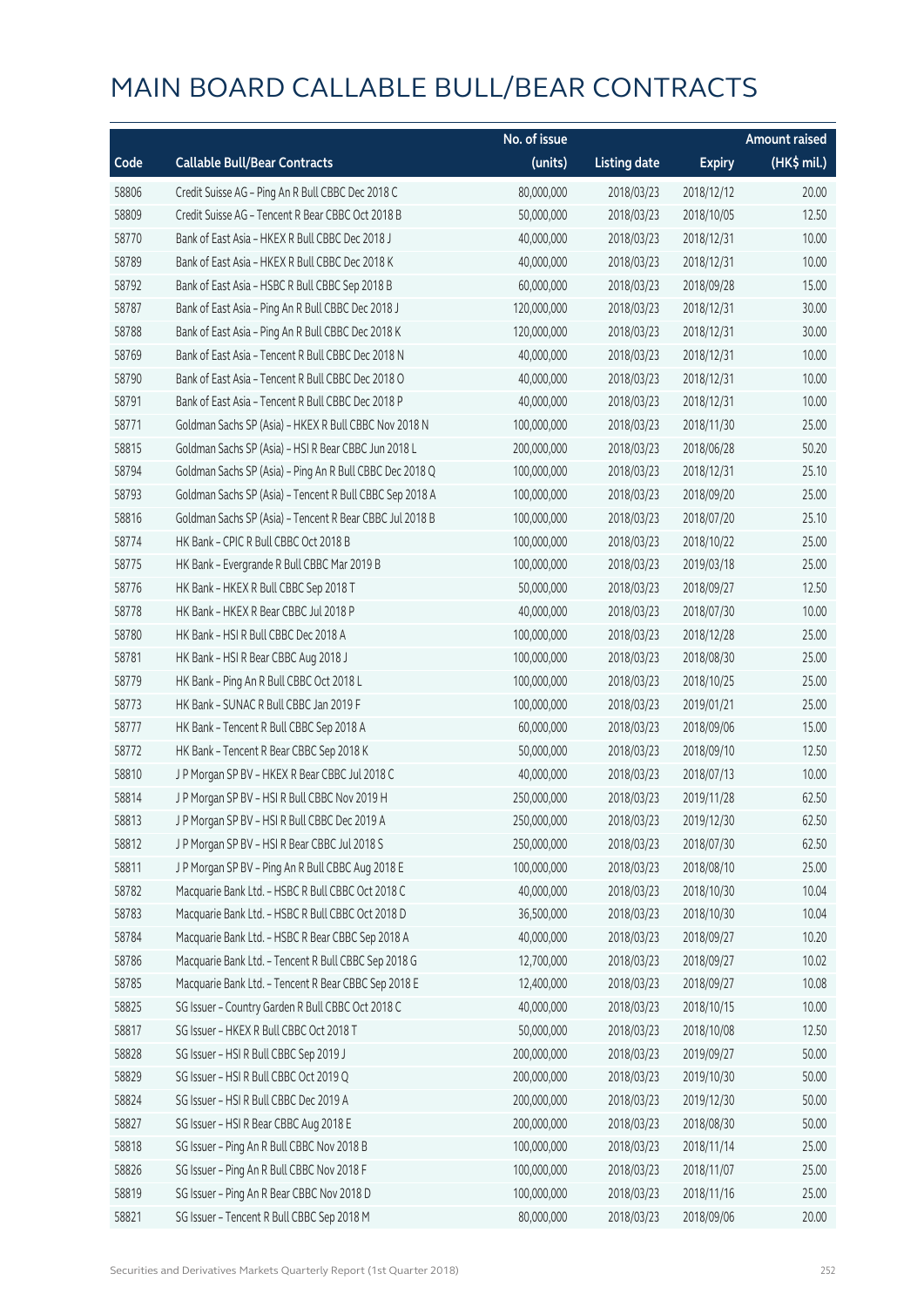# MAIN BOARD CALLABLE BULL/BEAR CONTRACTS

| Code | Callable Bull/Bear Contracts | No. of issue (units) | Listing date | Expiry | Amount raised (HK$ mil.) |
|---|---|---|---|---|---|
| 58806 | Credit Suisse AG – Ping An R Bull CBBC Dec 2018 C | 80,000,000 | 2018/03/23 | 2018/12/12 | 20.00 |
| 58809 | Credit Suisse AG – Tencent R Bear CBBC Oct 2018 B | 50,000,000 | 2018/03/23 | 2018/10/05 | 12.50 |
| 58770 | Bank of East Asia – HKEX R Bull CBBC Dec 2018 J | 40,000,000 | 2018/03/23 | 2018/12/31 | 10.00 |
| 58789 | Bank of East Asia – HKEX R Bull CBBC Dec 2018 K | 40,000,000 | 2018/03/23 | 2018/12/31 | 10.00 |
| 58792 | Bank of East Asia – HSBC R Bull CBBC Sep 2018 B | 60,000,000 | 2018/03/23 | 2018/09/28 | 15.00 |
| 58787 | Bank of East Asia – Ping An R Bull CBBC Dec 2018 J | 120,000,000 | 2018/03/23 | 2018/12/31 | 30.00 |
| 58788 | Bank of East Asia – Ping An R Bull CBBC Dec 2018 K | 120,000,000 | 2018/03/23 | 2018/12/31 | 30.00 |
| 58769 | Bank of East Asia – Tencent R Bull CBBC Dec 2018 N | 40,000,000 | 2018/03/23 | 2018/12/31 | 10.00 |
| 58790 | Bank of East Asia – Tencent R Bull CBBC Dec 2018 O | 40,000,000 | 2018/03/23 | 2018/12/31 | 10.00 |
| 58791 | Bank of East Asia – Tencent R Bull CBBC Dec 2018 P | 40,000,000 | 2018/03/23 | 2018/12/31 | 10.00 |
| 58771 | Goldman Sachs SP (Asia) – HKEX R Bull CBBC Nov 2018 N | 100,000,000 | 2018/03/23 | 2018/11/30 | 25.00 |
| 58815 | Goldman Sachs SP (Asia) – HSI R Bear CBBC Jun 2018 L | 200,000,000 | 2018/03/23 | 2018/06/28 | 50.20 |
| 58794 | Goldman Sachs SP (Asia) – Ping An R Bull CBBC Dec 2018 Q | 100,000,000 | 2018/03/23 | 2018/12/31 | 25.10 |
| 58793 | Goldman Sachs SP (Asia) – Tencent R Bull CBBC Sep 2018 A | 100,000,000 | 2018/03/23 | 2018/09/20 | 25.00 |
| 58816 | Goldman Sachs SP (Asia) – Tencent R Bear CBBC Jul 2018 B | 100,000,000 | 2018/03/23 | 2018/07/20 | 25.10 |
| 58774 | HK Bank – CPIC R Bull CBBC Oct 2018 B | 100,000,000 | 2018/03/23 | 2018/10/22 | 25.00 |
| 58775 | HK Bank – Evergrande R Bull CBBC Mar 2019 B | 100,000,000 | 2018/03/23 | 2019/03/18 | 25.00 |
| 58776 | HK Bank – HKEX R Bull CBBC Sep 2018 T | 50,000,000 | 2018/03/23 | 2018/09/27 | 12.50 |
| 58778 | HK Bank – HKEX R Bear CBBC Jul 2018 P | 40,000,000 | 2018/03/23 | 2018/07/30 | 10.00 |
| 58780 | HK Bank – HSI R Bull CBBC Dec 2018 A | 100,000,000 | 2018/03/23 | 2018/12/28 | 25.00 |
| 58781 | HK Bank – HSI R Bear CBBC Aug 2018 J | 100,000,000 | 2018/03/23 | 2018/08/30 | 25.00 |
| 58779 | HK Bank – Ping An R Bull CBBC Oct 2018 L | 100,000,000 | 2018/03/23 | 2018/10/25 | 25.00 |
| 58773 | HK Bank – SUNAC R Bull CBBC Jan 2019 F | 100,000,000 | 2018/03/23 | 2019/01/21 | 25.00 |
| 58777 | HK Bank – Tencent R Bull CBBC Sep 2018 A | 60,000,000 | 2018/03/23 | 2018/09/06 | 15.00 |
| 58772 | HK Bank – Tencent R Bear CBBC Sep 2018 K | 50,000,000 | 2018/03/23 | 2018/09/10 | 12.50 |
| 58810 | J P Morgan SP BV – HKEX R Bear CBBC Jul 2018 C | 40,000,000 | 2018/03/23 | 2018/07/13 | 10.00 |
| 58814 | J P Morgan SP BV – HSI R Bull CBBC Nov 2019 H | 250,000,000 | 2018/03/23 | 2019/11/28 | 62.50 |
| 58813 | J P Morgan SP BV – HSI R Bull CBBC Dec 2019 A | 250,000,000 | 2018/03/23 | 2019/12/30 | 62.50 |
| 58812 | J P Morgan SP BV – HSI R Bear CBBC Jul 2018 S | 250,000,000 | 2018/03/23 | 2018/07/30 | 62.50 |
| 58811 | J P Morgan SP BV – Ping An R Bull CBBC Aug 2018 E | 100,000,000 | 2018/03/23 | 2018/08/10 | 25.00 |
| 58782 | Macquarie Bank Ltd. – HSBC R Bull CBBC Oct 2018 C | 40,000,000 | 2018/03/23 | 2018/10/30 | 10.04 |
| 58783 | Macquarie Bank Ltd. – HSBC R Bull CBBC Oct 2018 D | 36,500,000 | 2018/03/23 | 2018/10/30 | 10.04 |
| 58784 | Macquarie Bank Ltd. – HSBC R Bear CBBC Sep 2018 A | 40,000,000 | 2018/03/23 | 2018/09/27 | 10.20 |
| 58786 | Macquarie Bank Ltd. – Tencent R Bull CBBC Sep 2018 G | 12,700,000 | 2018/03/23 | 2018/09/27 | 10.02 |
| 58785 | Macquarie Bank Ltd. – Tencent R Bear CBBC Sep 2018 E | 12,400,000 | 2018/03/23 | 2018/09/27 | 10.08 |
| 58825 | SG Issuer – Country Garden R Bull CBBC Oct 2018 C | 40,000,000 | 2018/03/23 | 2018/10/15 | 10.00 |
| 58817 | SG Issuer – HKEX R Bull CBBC Oct 2018 T | 50,000,000 | 2018/03/23 | 2018/10/08 | 12.50 |
| 58828 | SG Issuer – HSI R Bull CBBC Sep 2019 J | 200,000,000 | 2018/03/23 | 2019/09/27 | 50.00 |
| 58829 | SG Issuer – HSI R Bull CBBC Oct 2019 Q | 200,000,000 | 2018/03/23 | 2019/10/30 | 50.00 |
| 58824 | SG Issuer – HSI R Bull CBBC Dec 2019 A | 200,000,000 | 2018/03/23 | 2019/12/30 | 50.00 |
| 58827 | SG Issuer – HSI R Bear CBBC Aug 2018 E | 200,000,000 | 2018/03/23 | 2018/08/30 | 50.00 |
| 58818 | SG Issuer – Ping An R Bull CBBC Nov 2018 B | 100,000,000 | 2018/03/23 | 2018/11/14 | 25.00 |
| 58826 | SG Issuer – Ping An R Bull CBBC Nov 2018 F | 100,000,000 | 2018/03/23 | 2018/11/07 | 25.00 |
| 58819 | SG Issuer – Ping An R Bear CBBC Nov 2018 D | 100,000,000 | 2018/03/23 | 2018/11/16 | 25.00 |
| 58821 | SG Issuer – Tencent R Bull CBBC Sep 2018 M | 80,000,000 | 2018/03/23 | 2018/09/06 | 20.00 |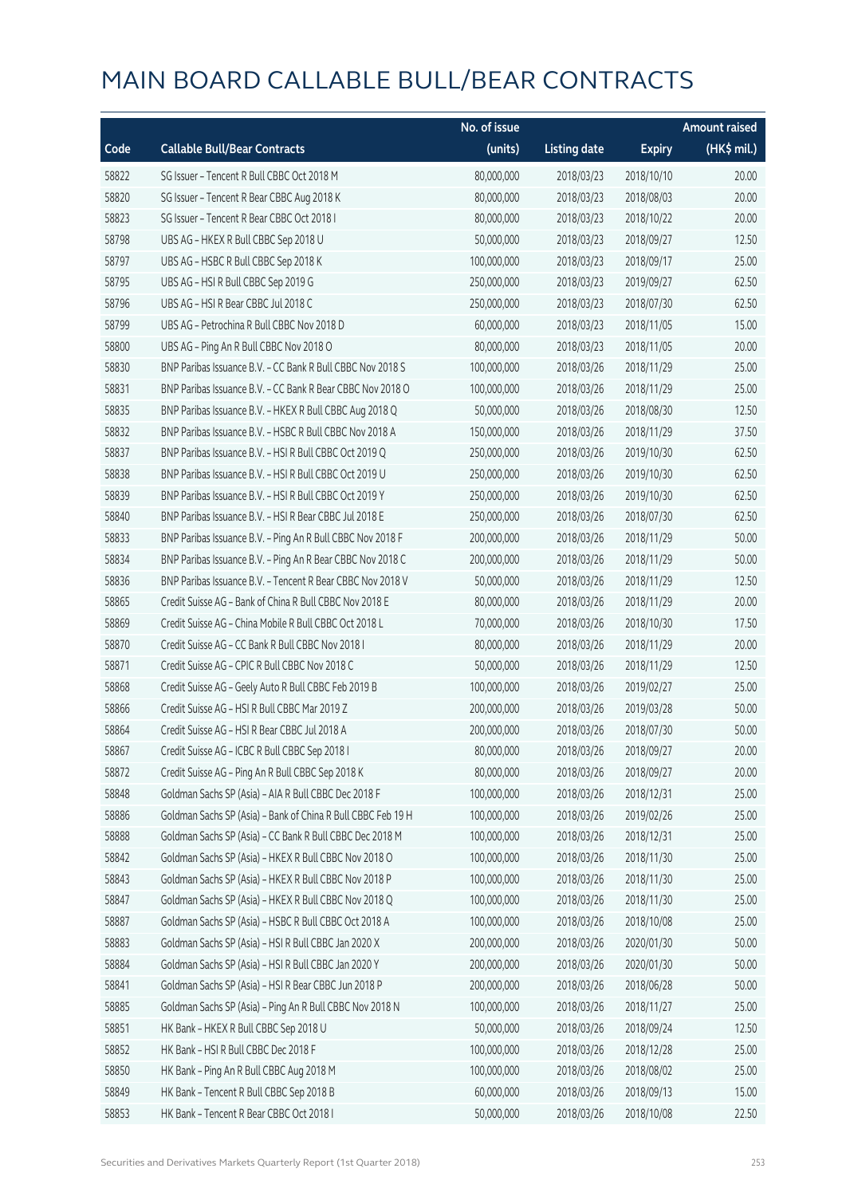# MAIN BOARD CALLABLE BULL/BEAR CONTRACTS

| Code | Callable Bull/Bear Contracts | No. of issue (units) | Listing date | Expiry | Amount raised (HK$ mil.) |
|---|---|---|---|---|---|
| 58822 | SG Issuer – Tencent R Bull CBBC Oct 2018 M | 80,000,000 | 2018/03/23 | 2018/10/10 | 20.00 |
| 58820 | SG Issuer – Tencent R Bear CBBC Aug 2018 K | 80,000,000 | 2018/03/23 | 2018/08/03 | 20.00 |
| 58823 | SG Issuer – Tencent R Bear CBBC Oct 2018 I | 80,000,000 | 2018/03/23 | 2018/10/22 | 20.00 |
| 58798 | UBS AG – HKEX R Bull CBBC Sep 2018 U | 50,000,000 | 2018/03/23 | 2018/09/27 | 12.50 |
| 58797 | UBS AG – HSBC R Bull CBBC Sep 2018 K | 100,000,000 | 2018/03/23 | 2018/09/17 | 25.00 |
| 58795 | UBS AG – HSI R Bull CBBC Sep 2019 G | 250,000,000 | 2018/03/23 | 2019/09/27 | 62.50 |
| 58796 | UBS AG – HSI R Bear CBBC Jul 2018 C | 250,000,000 | 2018/03/23 | 2018/07/30 | 62.50 |
| 58799 | UBS AG – Petrochina R Bull CBBC Nov 2018 D | 60,000,000 | 2018/03/23 | 2018/11/05 | 15.00 |
| 58800 | UBS AG – Ping An R Bull CBBC Nov 2018 O | 80,000,000 | 2018/03/23 | 2018/11/05 | 20.00 |
| 58830 | BNP Paribas Issuance B.V. – CC Bank R Bull CBBC Nov 2018 S | 100,000,000 | 2018/03/26 | 2018/11/29 | 25.00 |
| 58831 | BNP Paribas Issuance B.V. – CC Bank R Bear CBBC Nov 2018 O | 100,000,000 | 2018/03/26 | 2018/11/29 | 25.00 |
| 58835 | BNP Paribas Issuance B.V. – HKEX R Bull CBBC Aug 2018 Q | 50,000,000 | 2018/03/26 | 2018/08/30 | 12.50 |
| 58832 | BNP Paribas Issuance B.V. – HSBC R Bull CBBC Nov 2018 A | 150,000,000 | 2018/03/26 | 2018/11/29 | 37.50 |
| 58837 | BNP Paribas Issuance B.V. – HSI R Bull CBBC Oct 2019 Q | 250,000,000 | 2018/03/26 | 2019/10/30 | 62.50 |
| 58838 | BNP Paribas Issuance B.V. – HSI R Bull CBBC Oct 2019 U | 250,000,000 | 2018/03/26 | 2019/10/30 | 62.50 |
| 58839 | BNP Paribas Issuance B.V. – HSI R Bull CBBC Oct 2019 Y | 250,000,000 | 2018/03/26 | 2019/10/30 | 62.50 |
| 58840 | BNP Paribas Issuance B.V. – HSI R Bear CBBC Jul 2018 E | 250,000,000 | 2018/03/26 | 2018/07/30 | 62.50 |
| 58833 | BNP Paribas Issuance B.V. – Ping An R Bull CBBC Nov 2018 F | 200,000,000 | 2018/03/26 | 2018/11/29 | 50.00 |
| 58834 | BNP Paribas Issuance B.V. – Ping An R Bear CBBC Nov 2018 C | 200,000,000 | 2018/03/26 | 2018/11/29 | 50.00 |
| 58836 | BNP Paribas Issuance B.V. – Tencent R Bear CBBC Nov 2018 V | 50,000,000 | 2018/03/26 | 2018/11/29 | 12.50 |
| 58865 | Credit Suisse AG – Bank of China R Bull CBBC Nov 2018 E | 80,000,000 | 2018/03/26 | 2018/11/29 | 20.00 |
| 58869 | Credit Suisse AG – China Mobile R Bull CBBC Oct 2018 L | 70,000,000 | 2018/03/26 | 2018/10/30 | 17.50 |
| 58870 | Credit Suisse AG – CC Bank R Bull CBBC Nov 2018 I | 80,000,000 | 2018/03/26 | 2018/11/29 | 20.00 |
| 58871 | Credit Suisse AG – CPIC R Bull CBBC Nov 2018 C | 50,000,000 | 2018/03/26 | 2018/11/29 | 12.50 |
| 58868 | Credit Suisse AG – Geely Auto R Bull CBBC Feb 2019 B | 100,000,000 | 2018/03/26 | 2019/02/27 | 25.00 |
| 58866 | Credit Suisse AG – HSI R Bull CBBC Mar 2019 Z | 200,000,000 | 2018/03/26 | 2019/03/28 | 50.00 |
| 58864 | Credit Suisse AG – HSI R Bear CBBC Jul 2018 A | 200,000,000 | 2018/03/26 | 2018/07/30 | 50.00 |
| 58867 | Credit Suisse AG – ICBC R Bull CBBC Sep 2018 I | 80,000,000 | 2018/03/26 | 2018/09/27 | 20.00 |
| 58872 | Credit Suisse AG – Ping An R Bull CBBC Sep 2018 K | 80,000,000 | 2018/03/26 | 2018/09/27 | 20.00 |
| 58848 | Goldman Sachs SP (Asia) – AIA R Bull CBBC Dec 2018 F | 100,000,000 | 2018/03/26 | 2018/12/31 | 25.00 |
| 58886 | Goldman Sachs SP (Asia) – Bank of China R Bull CBBC Feb 19 H | 100,000,000 | 2018/03/26 | 2019/02/26 | 25.00 |
| 58888 | Goldman Sachs SP (Asia) – CC Bank R Bull CBBC Dec 2018 M | 100,000,000 | 2018/03/26 | 2018/12/31 | 25.00 |
| 58842 | Goldman Sachs SP (Asia) – HKEX R Bull CBBC Nov 2018 O | 100,000,000 | 2018/03/26 | 2018/11/30 | 25.00 |
| 58843 | Goldman Sachs SP (Asia) – HKEX R Bull CBBC Nov 2018 P | 100,000,000 | 2018/03/26 | 2018/11/30 | 25.00 |
| 58847 | Goldman Sachs SP (Asia) – HKEX R Bull CBBC Nov 2018 Q | 100,000,000 | 2018/03/26 | 2018/11/30 | 25.00 |
| 58887 | Goldman Sachs SP (Asia) – HSBC R Bull CBBC Oct 2018 A | 100,000,000 | 2018/03/26 | 2018/10/08 | 25.00 |
| 58883 | Goldman Sachs SP (Asia) – HSI R Bull CBBC Jan 2020 X | 200,000,000 | 2018/03/26 | 2020/01/30 | 50.00 |
| 58884 | Goldman Sachs SP (Asia) – HSI R Bull CBBC Jan 2020 Y | 200,000,000 | 2018/03/26 | 2020/01/30 | 50.00 |
| 58841 | Goldman Sachs SP (Asia) – HSI R Bear CBBC Jun 2018 P | 200,000,000 | 2018/03/26 | 2018/06/28 | 50.00 |
| 58885 | Goldman Sachs SP (Asia) – Ping An R Bull CBBC Nov 2018 N | 100,000,000 | 2018/03/26 | 2018/11/27 | 25.00 |
| 58851 | HK Bank – HKEX R Bull CBBC Sep 2018 U | 50,000,000 | 2018/03/26 | 2018/09/24 | 12.50 |
| 58852 | HK Bank – HSI R Bull CBBC Dec 2018 F | 100,000,000 | 2018/03/26 | 2018/12/28 | 25.00 |
| 58850 | HK Bank – Ping An R Bull CBBC Aug 2018 M | 100,000,000 | 2018/03/26 | 2018/08/02 | 25.00 |
| 58849 | HK Bank – Tencent R Bull CBBC Sep 2018 B | 60,000,000 | 2018/03/26 | 2018/09/13 | 15.00 |
| 58853 | HK Bank – Tencent R Bear CBBC Oct 2018 I | 50,000,000 | 2018/03/26 | 2018/10/08 | 22.50 |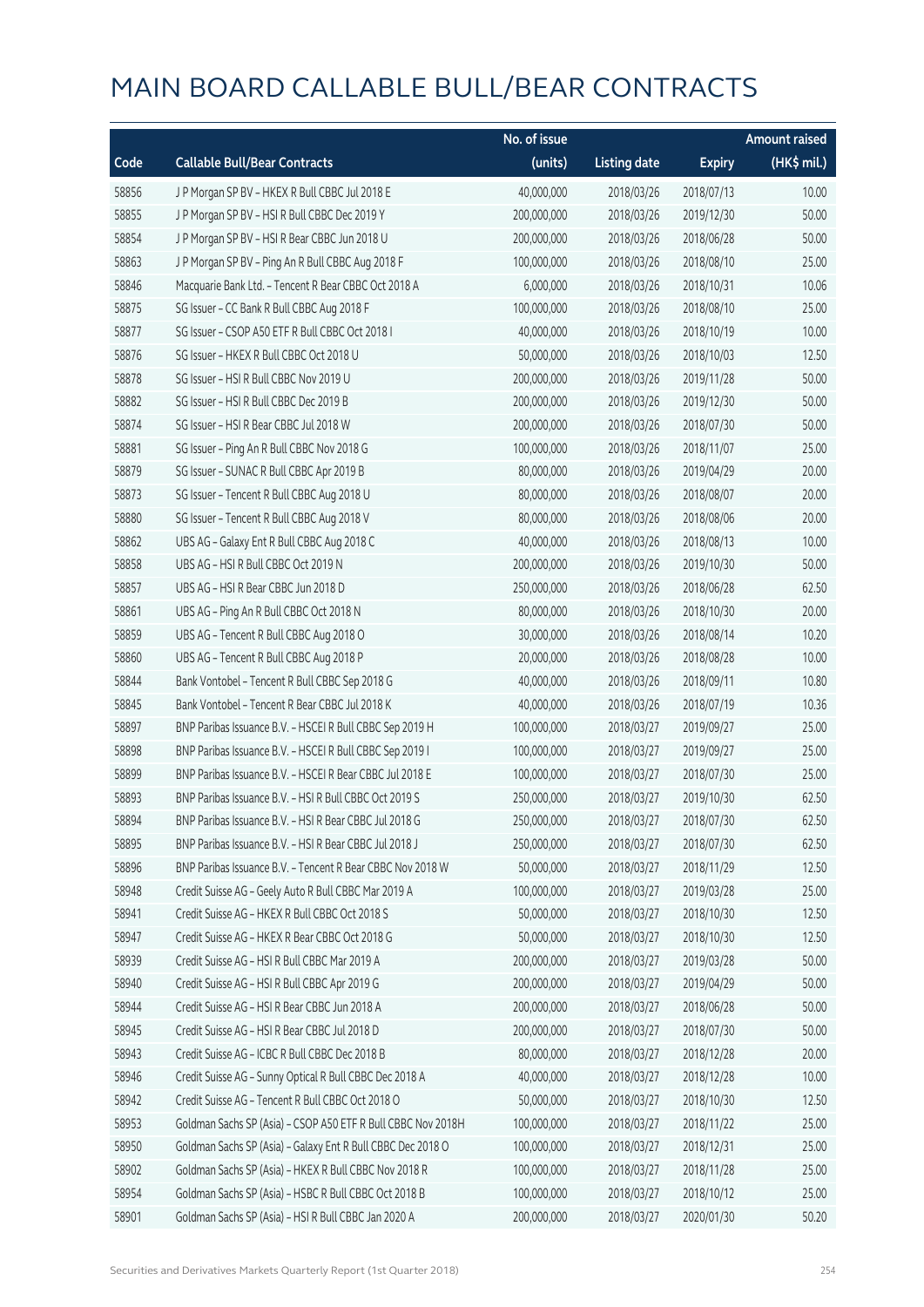# MAIN BOARD CALLABLE BULL/BEAR CONTRACTS

| Code | Callable Bull/Bear Contracts | No. of issue (units) | Listing date | Expiry | Amount raised (HK$ mil.) |
|---|---|---|---|---|---|
| 58856 | J P Morgan SP BV – HKEX R Bull CBBC Jul 2018 E | 40,000,000 | 2018/03/26 | 2018/07/13 | 10.00 |
| 58855 | J P Morgan SP BV – HSI R Bull CBBC Dec 2019 Y | 200,000,000 | 2018/03/26 | 2019/12/30 | 50.00 |
| 58854 | J P Morgan SP BV – HSI R Bear CBBC Jun 2018 U | 200,000,000 | 2018/03/26 | 2018/06/28 | 50.00 |
| 58863 | J P Morgan SP BV – Ping An R Bull CBBC Aug 2018 F | 100,000,000 | 2018/03/26 | 2018/08/10 | 25.00 |
| 58846 | Macquarie Bank Ltd. – Tencent R Bear CBBC Oct 2018 A | 6,000,000 | 2018/03/26 | 2018/10/31 | 10.06 |
| 58875 | SG Issuer – CC Bank R Bull CBBC Aug 2018 F | 100,000,000 | 2018/03/26 | 2018/08/10 | 25.00 |
| 58877 | SG Issuer – CSOP A50 ETF R Bull CBBC Oct 2018 I | 40,000,000 | 2018/03/26 | 2018/10/19 | 10.00 |
| 58876 | SG Issuer – HKEX R Bull CBBC Oct 2018 U | 50,000,000 | 2018/03/26 | 2018/10/03 | 12.50 |
| 58878 | SG Issuer – HSI R Bull CBBC Nov 2019 U | 200,000,000 | 2018/03/26 | 2019/11/28 | 50.00 |
| 58882 | SG Issuer – HSI R Bull CBBC Dec 2019 B | 200,000,000 | 2018/03/26 | 2019/12/30 | 50.00 |
| 58874 | SG Issuer – HSI R Bear CBBC Jul 2018 W | 200,000,000 | 2018/03/26 | 2018/07/30 | 50.00 |
| 58881 | SG Issuer – Ping An R Bull CBBC Nov 2018 G | 100,000,000 | 2018/03/26 | 2018/11/07 | 25.00 |
| 58879 | SG Issuer – SUNAC R Bull CBBC Apr 2019 B | 80,000,000 | 2018/03/26 | 2019/04/29 | 20.00 |
| 58873 | SG Issuer – Tencent R Bull CBBC Aug 2018 U | 80,000,000 | 2018/03/26 | 2018/08/07 | 20.00 |
| 58880 | SG Issuer – Tencent R Bull CBBC Aug 2018 V | 80,000,000 | 2018/03/26 | 2018/08/06 | 20.00 |
| 58862 | UBS AG – Galaxy Ent R Bull CBBC Aug 2018 C | 40,000,000 | 2018/03/26 | 2018/08/13 | 10.00 |
| 58858 | UBS AG – HSI R Bull CBBC Oct 2019 N | 200,000,000 | 2018/03/26 | 2019/10/30 | 50.00 |
| 58857 | UBS AG – HSI R Bear CBBC Jun 2018 D | 250,000,000 | 2018/03/26 | 2018/06/28 | 62.50 |
| 58861 | UBS AG – Ping An R Bull CBBC Oct 2018 N | 80,000,000 | 2018/03/26 | 2018/10/30 | 20.00 |
| 58859 | UBS AG – Tencent R Bull CBBC Aug 2018 O | 30,000,000 | 2018/03/26 | 2018/08/14 | 10.20 |
| 58860 | UBS AG – Tencent R Bull CBBC Aug 2018 P | 20,000,000 | 2018/03/26 | 2018/08/28 | 10.00 |
| 58844 | Bank Vontobel – Tencent R Bull CBBC Sep 2018 G | 40,000,000 | 2018/03/26 | 2018/09/11 | 10.80 |
| 58845 | Bank Vontobel – Tencent R Bear CBBC Jul 2018 K | 40,000,000 | 2018/03/26 | 2018/07/19 | 10.36 |
| 58897 | BNP Paribas Issuance B.V. – HSCEI R Bull CBBC Sep 2019 H | 100,000,000 | 2018/03/27 | 2019/09/27 | 25.00 |
| 58898 | BNP Paribas Issuance B.V. – HSCEI R Bull CBBC Sep 2019 I | 100,000,000 | 2018/03/27 | 2019/09/27 | 25.00 |
| 58899 | BNP Paribas Issuance B.V. – HSCEI R Bear CBBC Jul 2018 E | 100,000,000 | 2018/03/27 | 2018/07/30 | 25.00 |
| 58893 | BNP Paribas Issuance B.V. – HSI R Bull CBBC Oct 2019 S | 250,000,000 | 2018/03/27 | 2019/10/30 | 62.50 |
| 58894 | BNP Paribas Issuance B.V. – HSI R Bear CBBC Jul 2018 G | 250,000,000 | 2018/03/27 | 2018/07/30 | 62.50 |
| 58895 | BNP Paribas Issuance B.V. – HSI R Bear CBBC Jul 2018 J | 250,000,000 | 2018/03/27 | 2018/07/30 | 62.50 |
| 58896 | BNP Paribas Issuance B.V. – Tencent R Bear CBBC Nov 2018 W | 50,000,000 | 2018/03/27 | 2018/11/29 | 12.50 |
| 58948 | Credit Suisse AG – Geely Auto R Bull CBBC Mar 2019 A | 100,000,000 | 2018/03/27 | 2019/03/28 | 25.00 |
| 58941 | Credit Suisse AG – HKEX R Bull CBBC Oct 2018 S | 50,000,000 | 2018/03/27 | 2018/10/30 | 12.50 |
| 58947 | Credit Suisse AG – HKEX R Bear CBBC Oct 2018 G | 50,000,000 | 2018/03/27 | 2018/10/30 | 12.50 |
| 58939 | Credit Suisse AG – HSI R Bull CBBC Mar 2019 A | 200,000,000 | 2018/03/27 | 2019/03/28 | 50.00 |
| 58940 | Credit Suisse AG – HSI R Bull CBBC Apr 2019 G | 200,000,000 | 2018/03/27 | 2019/04/29 | 50.00 |
| 58944 | Credit Suisse AG – HSI R Bear CBBC Jun 2018 A | 200,000,000 | 2018/03/27 | 2018/06/28 | 50.00 |
| 58945 | Credit Suisse AG – HSI R Bear CBBC Jul 2018 D | 200,000,000 | 2018/03/27 | 2018/07/30 | 50.00 |
| 58943 | Credit Suisse AG – ICBC R Bull CBBC Dec 2018 B | 80,000,000 | 2018/03/27 | 2018/12/28 | 20.00 |
| 58946 | Credit Suisse AG – Sunny Optical R Bull CBBC Dec 2018 A | 40,000,000 | 2018/03/27 | 2018/12/28 | 10.00 |
| 58942 | Credit Suisse AG – Tencent R Bull CBBC Oct 2018 O | 50,000,000 | 2018/03/27 | 2018/10/30 | 12.50 |
| 58953 | Goldman Sachs SP (Asia) – CSOP A50 ETF R Bull CBBC Nov 2018H | 100,000,000 | 2018/03/27 | 2018/11/22 | 25.00 |
| 58950 | Goldman Sachs SP (Asia) – Galaxy Ent R Bull CBBC Dec 2018 O | 100,000,000 | 2018/03/27 | 2018/12/31 | 25.00 |
| 58902 | Goldman Sachs SP (Asia) – HKEX R Bull CBBC Nov 2018 R | 100,000,000 | 2018/03/27 | 2018/11/28 | 25.00 |
| 58954 | Goldman Sachs SP (Asia) – HSBC R Bull CBBC Oct 2018 B | 100,000,000 | 2018/03/27 | 2018/10/12 | 25.00 |
| 58901 | Goldman Sachs SP (Asia) – HSI R Bull CBBC Jan 2020 A | 200,000,000 | 2018/03/27 | 2020/01/30 | 50.20 |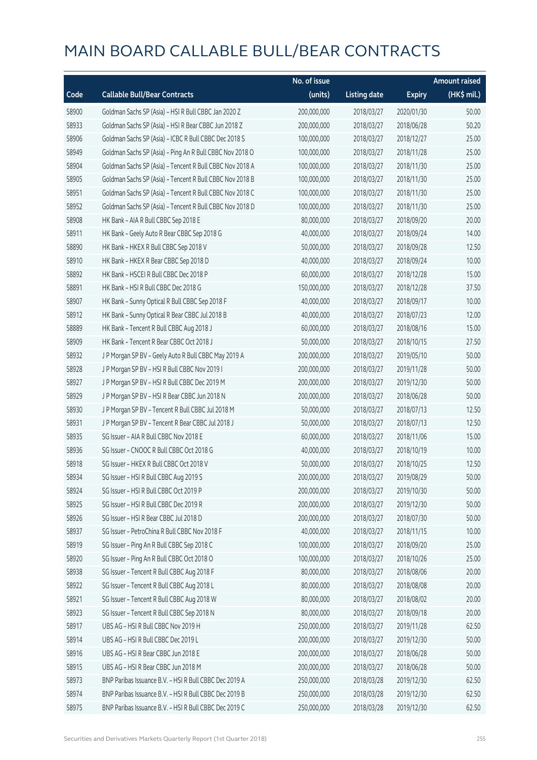# MAIN BOARD CALLABLE BULL/BEAR CONTRACTS

| Code | Callable Bull/Bear Contracts | No. of issue (units) | Listing date | Expiry | Amount raised (HK$ mil.) |
|---|---|---|---|---|---|
| 58900 | Goldman Sachs SP (Asia) – HSI R Bull CBBC Jan 2020 Z | 200,000,000 | 2018/03/27 | 2020/01/30 | 50.00 |
| 58933 | Goldman Sachs SP (Asia) – HSI R Bear CBBC Jun 2018 Z | 200,000,000 | 2018/03/27 | 2018/06/28 | 50.20 |
| 58906 | Goldman Sachs SP (Asia) – ICBC R Bull CBBC Dec 2018 S | 100,000,000 | 2018/03/27 | 2018/12/27 | 25.00 |
| 58949 | Goldman Sachs SP (Asia) – Ping An R Bull CBBC Nov 2018 O | 100,000,000 | 2018/03/27 | 2018/11/28 | 25.00 |
| 58904 | Goldman Sachs SP (Asia) – Tencent R Bull CBBC Nov 2018 A | 100,000,000 | 2018/03/27 | 2018/11/30 | 25.00 |
| 58905 | Goldman Sachs SP (Asia) – Tencent R Bull CBBC Nov 2018 B | 100,000,000 | 2018/03/27 | 2018/11/30 | 25.00 |
| 58951 | Goldman Sachs SP (Asia) – Tencent R Bull CBBC Nov 2018 C | 100,000,000 | 2018/03/27 | 2018/11/30 | 25.00 |
| 58952 | Goldman Sachs SP (Asia) – Tencent R Bull CBBC Nov 2018 D | 100,000,000 | 2018/03/27 | 2018/11/30 | 25.00 |
| 58908 | HK Bank – AIA R Bull CBBC Sep 2018 E | 80,000,000 | 2018/03/27 | 2018/09/20 | 20.00 |
| 58911 | HK Bank – Geely Auto R Bear CBBC Sep 2018 G | 40,000,000 | 2018/03/27 | 2018/09/24 | 14.00 |
| 58890 | HK Bank – HKEX R Bull CBBC Sep 2018 V | 50,000,000 | 2018/03/27 | 2018/09/28 | 12.50 |
| 58910 | HK Bank – HKEX R Bear CBBC Sep 2018 D | 40,000,000 | 2018/03/27 | 2018/09/24 | 10.00 |
| 58892 | HK Bank – HSCEI R Bull CBBC Dec 2018 P | 60,000,000 | 2018/03/27 | 2018/12/28 | 15.00 |
| 58891 | HK Bank – HSI R Bull CBBC Dec 2018 G | 150,000,000 | 2018/03/27 | 2018/12/28 | 37.50 |
| 58907 | HK Bank – Sunny Optical R Bull CBBC Sep 2018 F | 40,000,000 | 2018/03/27 | 2018/09/17 | 10.00 |
| 58912 | HK Bank – Sunny Optical R Bear CBBC Jul 2018 B | 40,000,000 | 2018/03/27 | 2018/07/23 | 12.00 |
| 58889 | HK Bank – Tencent R Bull CBBC Aug 2018 J | 60,000,000 | 2018/03/27 | 2018/08/16 | 15.00 |
| 58909 | HK Bank – Tencent R Bear CBBC Oct 2018 J | 50,000,000 | 2018/03/27 | 2018/10/15 | 27.50 |
| 58932 | J P Morgan SP BV – Geely Auto R Bull CBBC May 2019 A | 200,000,000 | 2018/03/27 | 2019/05/10 | 50.00 |
| 58928 | J P Morgan SP BV – HSI R Bull CBBC Nov 2019 I | 200,000,000 | 2018/03/27 | 2019/11/28 | 50.00 |
| 58927 | J P Morgan SP BV – HSI R Bull CBBC Dec 2019 M | 200,000,000 | 2018/03/27 | 2019/12/30 | 50.00 |
| 58929 | J P Morgan SP BV – HSI R Bear CBBC Jun 2018 N | 200,000,000 | 2018/03/27 | 2018/06/28 | 50.00 |
| 58930 | J P Morgan SP BV – Tencent R Bull CBBC Jul 2018 M | 50,000,000 | 2018/03/27 | 2018/07/13 | 12.50 |
| 58931 | J P Morgan SP BV – Tencent R Bear CBBC Jul 2018 J | 50,000,000 | 2018/03/27 | 2018/07/13 | 12.50 |
| 58935 | SG Issuer – AIA R Bull CBBC Nov 2018 E | 60,000,000 | 2018/03/27 | 2018/11/06 | 15.00 |
| 58936 | SG Issuer – CNOOC R Bull CBBC Oct 2018 G | 40,000,000 | 2018/03/27 | 2018/10/19 | 10.00 |
| 58918 | SG Issuer – HKEX R Bull CBBC Oct 2018 V | 50,000,000 | 2018/03/27 | 2018/10/25 | 12.50 |
| 58934 | SG Issuer – HSI R Bull CBBC Aug 2019 S | 200,000,000 | 2018/03/27 | 2019/08/29 | 50.00 |
| 58924 | SG Issuer – HSI R Bull CBBC Oct 2019 P | 200,000,000 | 2018/03/27 | 2019/10/30 | 50.00 |
| 58925 | SG Issuer – HSI R Bull CBBC Dec 2019 R | 200,000,000 | 2018/03/27 | 2019/12/30 | 50.00 |
| 58926 | SG Issuer – HSI R Bear CBBC Jul 2018 D | 200,000,000 | 2018/03/27 | 2018/07/30 | 50.00 |
| 58937 | SG Issuer – PetroChina R Bull CBBC Nov 2018 F | 40,000,000 | 2018/03/27 | 2018/11/15 | 10.00 |
| 58919 | SG Issuer – Ping An R Bull CBBC Sep 2018 C | 100,000,000 | 2018/03/27 | 2018/09/20 | 25.00 |
| 58920 | SG Issuer – Ping An R Bull CBBC Oct 2018 O | 100,000,000 | 2018/03/27 | 2018/10/26 | 25.00 |
| 58938 | SG Issuer – Tencent R Bull CBBC Aug 2018 F | 80,000,000 | 2018/03/27 | 2018/08/06 | 20.00 |
| 58922 | SG Issuer – Tencent R Bull CBBC Aug 2018 L | 80,000,000 | 2018/03/27 | 2018/08/08 | 20.00 |
| 58921 | SG Issuer – Tencent R Bull CBBC Aug 2018 W | 80,000,000 | 2018/03/27 | 2018/08/02 | 20.00 |
| 58923 | SG Issuer – Tencent R Bull CBBC Sep 2018 N | 80,000,000 | 2018/03/27 | 2018/09/18 | 20.00 |
| 58917 | UBS AG – HSI R Bull CBBC Nov 2019 H | 250,000,000 | 2018/03/27 | 2019/11/28 | 62.50 |
| 58914 | UBS AG – HSI R Bull CBBC Dec 2019 L | 200,000,000 | 2018/03/27 | 2019/12/30 | 50.00 |
| 58916 | UBS AG – HSI R Bear CBBC Jun 2018 E | 200,000,000 | 2018/03/27 | 2018/06/28 | 50.00 |
| 58915 | UBS AG – HSI R Bear CBBC Jun 2018 M | 200,000,000 | 2018/03/27 | 2018/06/28 | 50.00 |
| 58973 | BNP Paribas Issuance B.V. – HSI R Bull CBBC Dec 2019 A | 250,000,000 | 2018/03/28 | 2019/12/30 | 62.50 |
| 58974 | BNP Paribas Issuance B.V. – HSI R Bull CBBC Dec 2019 B | 250,000,000 | 2018/03/28 | 2019/12/30 | 62.50 |
| 58975 | BNP Paribas Issuance B.V. – HSI R Bull CBBC Dec 2019 C | 250,000,000 | 2018/03/28 | 2019/12/30 | 62.50 |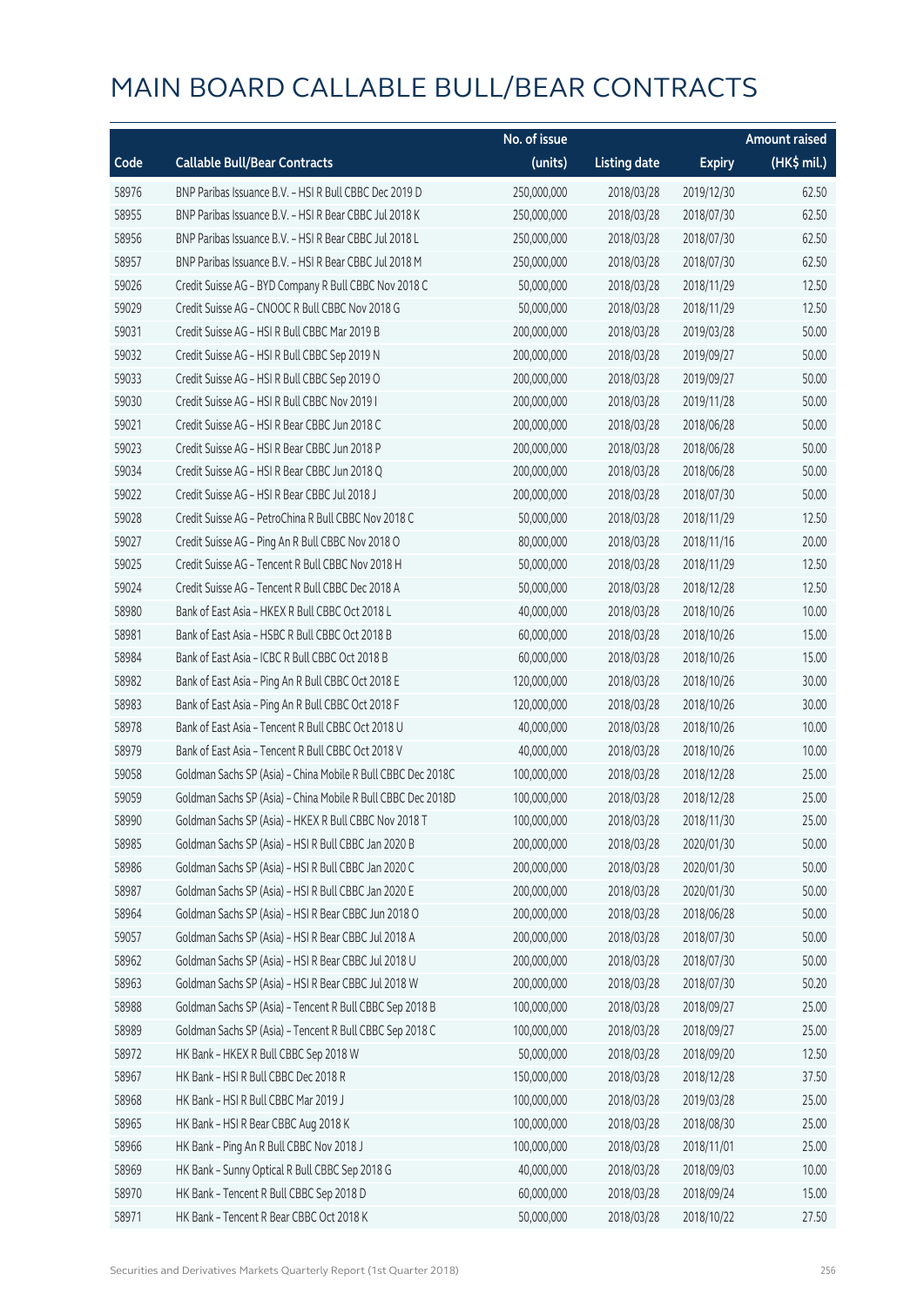# MAIN BOARD CALLABLE BULL/BEAR CONTRACTS

| Code | Callable Bull/Bear Contracts | No. of issue (units) | Listing date | Expiry | Amount raised (HK$ mil.) |
|---|---|---|---|---|---|
| 58976 | BNP Paribas Issuance B.V. – HSI R Bull CBBC Dec 2019 D | 250,000,000 | 2018/03/28 | 2019/12/30 | 62.50 |
| 58955 | BNP Paribas Issuance B.V. – HSI R Bear CBBC Jul 2018 K | 250,000,000 | 2018/03/28 | 2018/07/30 | 62.50 |
| 58956 | BNP Paribas Issuance B.V. – HSI R Bear CBBC Jul 2018 L | 250,000,000 | 2018/03/28 | 2018/07/30 | 62.50 |
| 58957 | BNP Paribas Issuance B.V. – HSI R Bear CBBC Jul 2018 M | 250,000,000 | 2018/03/28 | 2018/07/30 | 62.50 |
| 59026 | Credit Suisse AG – BYD Company R Bull CBBC Nov 2018 C | 50,000,000 | 2018/03/28 | 2018/11/29 | 12.50 |
| 59029 | Credit Suisse AG – CNOOC R Bull CBBC Nov 2018 G | 50,000,000 | 2018/03/28 | 2018/11/29 | 12.50 |
| 59031 | Credit Suisse AG – HSI R Bull CBBC Mar 2019 B | 200,000,000 | 2018/03/28 | 2019/03/28 | 50.00 |
| 59032 | Credit Suisse AG – HSI R Bull CBBC Sep 2019 N | 200,000,000 | 2018/03/28 | 2019/09/27 | 50.00 |
| 59033 | Credit Suisse AG – HSI R Bull CBBC Sep 2019 O | 200,000,000 | 2018/03/28 | 2019/09/27 | 50.00 |
| 59030 | Credit Suisse AG – HSI R Bull CBBC Nov 2019 I | 200,000,000 | 2018/03/28 | 2019/11/28 | 50.00 |
| 59021 | Credit Suisse AG – HSI R Bear CBBC Jun 2018 C | 200,000,000 | 2018/03/28 | 2018/06/28 | 50.00 |
| 59023 | Credit Suisse AG – HSI R Bear CBBC Jun 2018 P | 200,000,000 | 2018/03/28 | 2018/06/28 | 50.00 |
| 59034 | Credit Suisse AG – HSI R Bear CBBC Jun 2018 Q | 200,000,000 | 2018/03/28 | 2018/06/28 | 50.00 |
| 59022 | Credit Suisse AG – HSI R Bear CBBC Jul 2018 J | 200,000,000 | 2018/03/28 | 2018/07/30 | 50.00 |
| 59028 | Credit Suisse AG – PetroChina R Bull CBBC Nov 2018 C | 50,000,000 | 2018/03/28 | 2018/11/29 | 12.50 |
| 59027 | Credit Suisse AG – Ping An R Bull CBBC Nov 2018 O | 80,000,000 | 2018/03/28 | 2018/11/16 | 20.00 |
| 59025 | Credit Suisse AG – Tencent R Bull CBBC Nov 2018 H | 50,000,000 | 2018/03/28 | 2018/11/29 | 12.50 |
| 59024 | Credit Suisse AG – Tencent R Bull CBBC Dec 2018 A | 50,000,000 | 2018/03/28 | 2018/12/28 | 12.50 |
| 58980 | Bank of East Asia – HKEX R Bull CBBC Oct 2018 L | 40,000,000 | 2018/03/28 | 2018/10/26 | 10.00 |
| 58981 | Bank of East Asia – HSBC R Bull CBBC Oct 2018 B | 60,000,000 | 2018/03/28 | 2018/10/26 | 15.00 |
| 58984 | Bank of East Asia – ICBC R Bull CBBC Oct 2018 B | 60,000,000 | 2018/03/28 | 2018/10/26 | 15.00 |
| 58982 | Bank of East Asia – Ping An R Bull CBBC Oct 2018 E | 120,000,000 | 2018/03/28 | 2018/10/26 | 30.00 |
| 58983 | Bank of East Asia – Ping An R Bull CBBC Oct 2018 F | 120,000,000 | 2018/03/28 | 2018/10/26 | 30.00 |
| 58978 | Bank of East Asia – Tencent R Bull CBBC Oct 2018 U | 40,000,000 | 2018/03/28 | 2018/10/26 | 10.00 |
| 58979 | Bank of East Asia – Tencent R Bull CBBC Oct 2018 V | 40,000,000 | 2018/03/28 | 2018/10/26 | 10.00 |
| 59058 | Goldman Sachs SP (Asia) – China Mobile R Bull CBBC Dec 2018C | 100,000,000 | 2018/03/28 | 2018/12/28 | 25.00 |
| 59059 | Goldman Sachs SP (Asia) – China Mobile R Bull CBBC Dec 2018D | 100,000,000 | 2018/03/28 | 2018/12/28 | 25.00 |
| 58990 | Goldman Sachs SP (Asia) – HKEX R Bull CBBC Nov 2018 T | 100,000,000 | 2018/03/28 | 2018/11/30 | 25.00 |
| 58985 | Goldman Sachs SP (Asia) – HSI R Bull CBBC Jan 2020 B | 200,000,000 | 2018/03/28 | 2020/01/30 | 50.00 |
| 58986 | Goldman Sachs SP (Asia) – HSI R Bull CBBC Jan 2020 C | 200,000,000 | 2018/03/28 | 2020/01/30 | 50.00 |
| 58987 | Goldman Sachs SP (Asia) – HSI R Bull CBBC Jan 2020 E | 200,000,000 | 2018/03/28 | 2020/01/30 | 50.00 |
| 58964 | Goldman Sachs SP (Asia) – HSI R Bear CBBC Jun 2018 O | 200,000,000 | 2018/03/28 | 2018/06/28 | 50.00 |
| 59057 | Goldman Sachs SP (Asia) – HSI R Bear CBBC Jul 2018 A | 200,000,000 | 2018/03/28 | 2018/07/30 | 50.00 |
| 58962 | Goldman Sachs SP (Asia) – HSI R Bear CBBC Jul 2018 U | 200,000,000 | 2018/03/28 | 2018/07/30 | 50.00 |
| 58963 | Goldman Sachs SP (Asia) – HSI R Bear CBBC Jul 2018 W | 200,000,000 | 2018/03/28 | 2018/07/30 | 50.20 |
| 58988 | Goldman Sachs SP (Asia) – Tencent R Bull CBBC Sep 2018 B | 100,000,000 | 2018/03/28 | 2018/09/27 | 25.00 |
| 58989 | Goldman Sachs SP (Asia) – Tencent R Bull CBBC Sep 2018 C | 100,000,000 | 2018/03/28 | 2018/09/27 | 25.00 |
| 58972 | HK Bank – HKEX R Bull CBBC Sep 2018 W | 50,000,000 | 2018/03/28 | 2018/09/20 | 12.50 |
| 58967 | HK Bank – HSI R Bull CBBC Dec 2018 R | 150,000,000 | 2018/03/28 | 2018/12/28 | 37.50 |
| 58968 | HK Bank – HSI R Bull CBBC Mar 2019 J | 100,000,000 | 2018/03/28 | 2019/03/28 | 25.00 |
| 58965 | HK Bank – HSI R Bear CBBC Aug 2018 K | 100,000,000 | 2018/03/28 | 2018/08/30 | 25.00 |
| 58966 | HK Bank – Ping An R Bull CBBC Nov 2018 J | 100,000,000 | 2018/03/28 | 2018/11/01 | 25.00 |
| 58969 | HK Bank – Sunny Optical R Bull CBBC Sep 2018 G | 40,000,000 | 2018/03/28 | 2018/09/03 | 10.00 |
| 58970 | HK Bank – Tencent R Bull CBBC Sep 2018 D | 60,000,000 | 2018/03/28 | 2018/09/24 | 15.00 |
| 58971 | HK Bank – Tencent R Bear CBBC Oct 2018 K | 50,000,000 | 2018/03/28 | 2018/10/22 | 27.50 |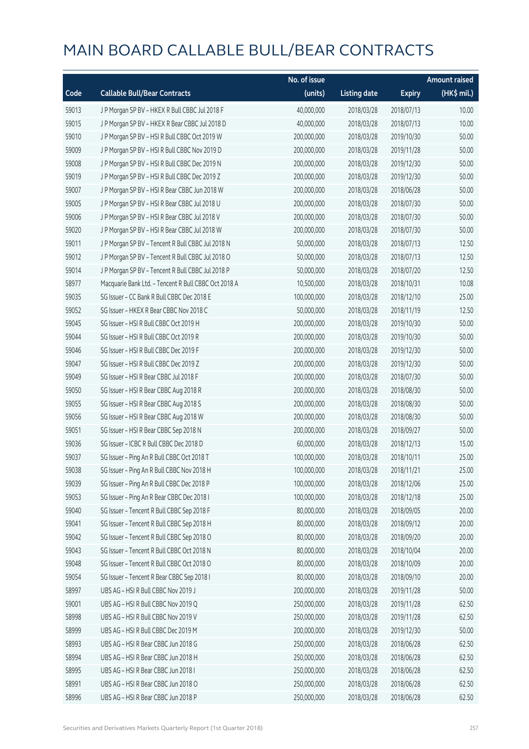# MAIN BOARD CALLABLE BULL/BEAR CONTRACTS

| Code | Callable Bull/Bear Contracts | No. of issue (units) | Listing date | Expiry | Amount raised (HK$ mil.) |
|---|---|---|---|---|---|
| 59013 | J P Morgan SP BV – HKEX R Bull CBBC Jul 2018 F | 40,000,000 | 2018/03/28 | 2018/07/13 | 10.00 |
| 59015 | J P Morgan SP BV – HKEX R Bear CBBC Jul 2018 D | 40,000,000 | 2018/03/28 | 2018/07/13 | 10.00 |
| 59010 | J P Morgan SP BV – HSI R Bull CBBC Oct 2019 W | 200,000,000 | 2018/03/28 | 2019/10/30 | 50.00 |
| 59009 | J P Morgan SP BV – HSI R Bull CBBC Nov 2019 D | 200,000,000 | 2018/03/28 | 2019/11/28 | 50.00 |
| 59008 | J P Morgan SP BV – HSI R Bull CBBC Dec 2019 N | 200,000,000 | 2018/03/28 | 2019/12/30 | 50.00 |
| 59019 | J P Morgan SP BV – HSI R Bull CBBC Dec 2019 Z | 200,000,000 | 2018/03/28 | 2019/12/30 | 50.00 |
| 59007 | J P Morgan SP BV – HSI R Bear CBBC Jun 2018 W | 200,000,000 | 2018/03/28 | 2018/06/28 | 50.00 |
| 59005 | J P Morgan SP BV – HSI R Bear CBBC Jul 2018 U | 200,000,000 | 2018/03/28 | 2018/07/30 | 50.00 |
| 59006 | J P Morgan SP BV – HSI R Bear CBBC Jul 2018 V | 200,000,000 | 2018/03/28 | 2018/07/30 | 50.00 |
| 59020 | J P Morgan SP BV – HSI R Bear CBBC Jul 2018 W | 200,000,000 | 2018/03/28 | 2018/07/30 | 50.00 |
| 59011 | J P Morgan SP BV – Tencent R Bull CBBC Jul 2018 N | 50,000,000 | 2018/03/28 | 2018/07/13 | 12.50 |
| 59012 | J P Morgan SP BV – Tencent R Bull CBBC Jul 2018 O | 50,000,000 | 2018/03/28 | 2018/07/13 | 12.50 |
| 59014 | J P Morgan SP BV – Tencent R Bull CBBC Jul 2018 P | 50,000,000 | 2018/03/28 | 2018/07/20 | 12.50 |
| 58977 | Macquarie Bank Ltd. – Tencent R Bull CBBC Oct 2018 A | 10,500,000 | 2018/03/28 | 2018/10/31 | 10.08 |
| 59035 | SG Issuer – CC Bank R Bull CBBC Dec 2018 E | 100,000,000 | 2018/03/28 | 2018/12/10 | 25.00 |
| 59052 | SG Issuer – HKEX R Bear CBBC Nov 2018 C | 50,000,000 | 2018/03/28 | 2018/11/19 | 12.50 |
| 59045 | SG Issuer – HSI R Bull CBBC Oct 2019 H | 200,000,000 | 2018/03/28 | 2019/10/30 | 50.00 |
| 59044 | SG Issuer – HSI R Bull CBBC Oct 2019 R | 200,000,000 | 2018/03/28 | 2019/10/30 | 50.00 |
| 59046 | SG Issuer – HSI R Bull CBBC Dec 2019 F | 200,000,000 | 2018/03/28 | 2019/12/30 | 50.00 |
| 59047 | SG Issuer – HSI R Bull CBBC Dec 2019 Z | 200,000,000 | 2018/03/28 | 2019/12/30 | 50.00 |
| 59049 | SG Issuer – HSI R Bear CBBC Jul 2018 F | 200,000,000 | 2018/03/28 | 2018/07/30 | 50.00 |
| 59050 | SG Issuer – HSI R Bear CBBC Aug 2018 R | 200,000,000 | 2018/03/28 | 2018/08/30 | 50.00 |
| 59055 | SG Issuer – HSI R Bear CBBC Aug 2018 S | 200,000,000 | 2018/03/28 | 2018/08/30 | 50.00 |
| 59056 | SG Issuer – HSI R Bear CBBC Aug 2018 W | 200,000,000 | 2018/03/28 | 2018/08/30 | 50.00 |
| 59051 | SG Issuer – HSI R Bear CBBC Sep 2018 N | 200,000,000 | 2018/03/28 | 2018/09/27 | 50.00 |
| 59036 | SG Issuer – ICBC R Bull CBBC Dec 2018 D | 60,000,000 | 2018/03/28 | 2018/12/13 | 15.00 |
| 59037 | SG Issuer – Ping An R Bull CBBC Oct 2018 T | 100,000,000 | 2018/03/28 | 2018/10/11 | 25.00 |
| 59038 | SG Issuer – Ping An R Bull CBBC Nov 2018 H | 100,000,000 | 2018/03/28 | 2018/11/21 | 25.00 |
| 59039 | SG Issuer – Ping An R Bull CBBC Dec 2018 P | 100,000,000 | 2018/03/28 | 2018/12/06 | 25.00 |
| 59053 | SG Issuer – Ping An R Bear CBBC Dec 2018 I | 100,000,000 | 2018/03/28 | 2018/12/18 | 25.00 |
| 59040 | SG Issuer – Tencent R Bull CBBC Sep 2018 F | 80,000,000 | 2018/03/28 | 2018/09/05 | 20.00 |
| 59041 | SG Issuer – Tencent R Bull CBBC Sep 2018 H | 80,000,000 | 2018/03/28 | 2018/09/12 | 20.00 |
| 59042 | SG Issuer – Tencent R Bull CBBC Sep 2018 O | 80,000,000 | 2018/03/28 | 2018/09/20 | 20.00 |
| 59043 | SG Issuer – Tencent R Bull CBBC Oct 2018 N | 80,000,000 | 2018/03/28 | 2018/10/04 | 20.00 |
| 59048 | SG Issuer – Tencent R Bull CBBC Oct 2018 O | 80,000,000 | 2018/03/28 | 2018/10/09 | 20.00 |
| 59054 | SG Issuer – Tencent R Bear CBBC Sep 2018 I | 80,000,000 | 2018/03/28 | 2018/09/10 | 20.00 |
| 58997 | UBS AG – HSI R Bull CBBC Nov 2019 J | 200,000,000 | 2018/03/28 | 2019/11/28 | 50.00 |
| 59001 | UBS AG – HSI R Bull CBBC Nov 2019 Q | 250,000,000 | 2018/03/28 | 2019/11/28 | 62.50 |
| 58998 | UBS AG – HSI R Bull CBBC Nov 2019 V | 250,000,000 | 2018/03/28 | 2019/11/28 | 62.50 |
| 58999 | UBS AG – HSI R Bull CBBC Dec 2019 M | 200,000,000 | 2018/03/28 | 2019/12/30 | 50.00 |
| 58993 | UBS AG – HSI R Bear CBBC Jun 2018 G | 250,000,000 | 2018/03/28 | 2018/06/28 | 62.50 |
| 58994 | UBS AG – HSI R Bear CBBC Jun 2018 H | 250,000,000 | 2018/03/28 | 2018/06/28 | 62.50 |
| 58995 | UBS AG – HSI R Bear CBBC Jun 2018 I | 250,000,000 | 2018/03/28 | 2018/06/28 | 62.50 |
| 58991 | UBS AG – HSI R Bear CBBC Jun 2018 O | 250,000,000 | 2018/03/28 | 2018/06/28 | 62.50 |
| 58996 | UBS AG – HSI R Bear CBBC Jun 2018 P | 250,000,000 | 2018/03/28 | 2018/06/28 | 62.50 |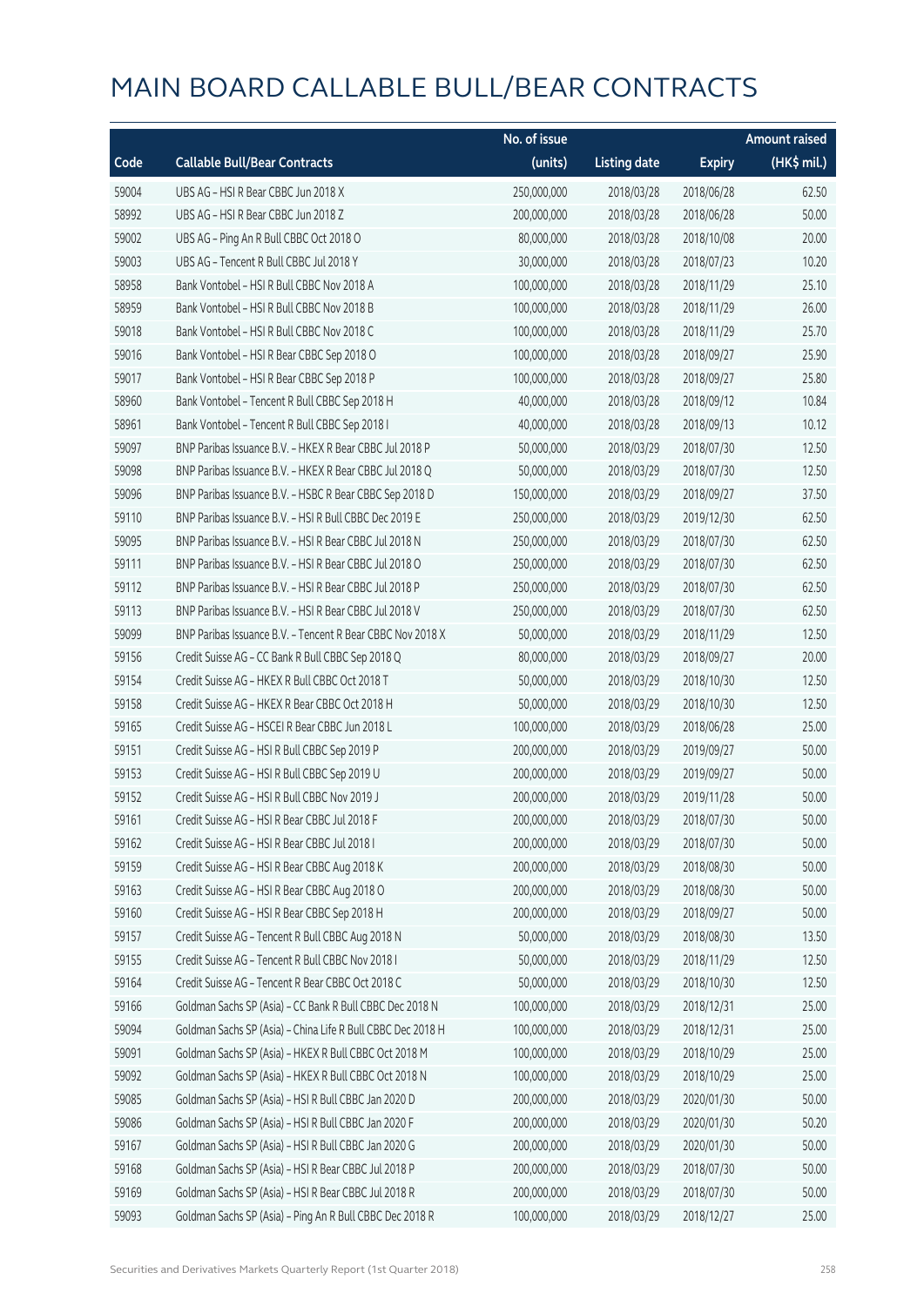# MAIN BOARD CALLABLE BULL/BEAR CONTRACTS

| Code | Callable Bull/Bear Contracts | No. of issue (units) | Listing date | Expiry | Amount raised (HK$ mil.) |
|---|---|---|---|---|---|
| 59004 | UBS AG – HSI R Bear CBBC Jun 2018 X | 250,000,000 | 2018/03/28 | 2018/06/28 | 62.50 |
| 58992 | UBS AG – HSI R Bear CBBC Jun 2018 Z | 200,000,000 | 2018/03/28 | 2018/06/28 | 50.00 |
| 59002 | UBS AG – Ping An R Bull CBBC Oct 2018 O | 80,000,000 | 2018/03/28 | 2018/10/08 | 20.00 |
| 59003 | UBS AG – Tencent R Bull CBBC Jul 2018 Y | 30,000,000 | 2018/03/28 | 2018/07/23 | 10.20 |
| 58958 | Bank Vontobel – HSI R Bull CBBC Nov 2018 A | 100,000,000 | 2018/03/28 | 2018/11/29 | 25.10 |
| 58959 | Bank Vontobel – HSI R Bull CBBC Nov 2018 B | 100,000,000 | 2018/03/28 | 2018/11/29 | 26.00 |
| 59018 | Bank Vontobel – HSI R Bull CBBC Nov 2018 C | 100,000,000 | 2018/03/28 | 2018/11/29 | 25.70 |
| 59016 | Bank Vontobel – HSI R Bear CBBC Sep 2018 O | 100,000,000 | 2018/03/28 | 2018/09/27 | 25.90 |
| 59017 | Bank Vontobel – HSI R Bear CBBC Sep 2018 P | 100,000,000 | 2018/03/28 | 2018/09/27 | 25.80 |
| 58960 | Bank Vontobel – Tencent R Bull CBBC Sep 2018 H | 40,000,000 | 2018/03/28 | 2018/09/12 | 10.84 |
| 58961 | Bank Vontobel – Tencent R Bull CBBC Sep 2018 I | 40,000,000 | 2018/03/28 | 2018/09/13 | 10.12 |
| 59097 | BNP Paribas Issuance B.V. – HKEX R Bear CBBC Jul 2018 P | 50,000,000 | 2018/03/29 | 2018/07/30 | 12.50 |
| 59098 | BNP Paribas Issuance B.V. – HKEX R Bear CBBC Jul 2018 Q | 50,000,000 | 2018/03/29 | 2018/07/30 | 12.50 |
| 59096 | BNP Paribas Issuance B.V. – HSBC R Bear CBBC Sep 2018 D | 150,000,000 | 2018/03/29 | 2018/09/27 | 37.50 |
| 59110 | BNP Paribas Issuance B.V. – HSI R Bull CBBC Dec 2019 E | 250,000,000 | 2018/03/29 | 2019/12/30 | 62.50 |
| 59095 | BNP Paribas Issuance B.V. – HSI R Bear CBBC Jul 2018 N | 250,000,000 | 2018/03/29 | 2018/07/30 | 62.50 |
| 59111 | BNP Paribas Issuance B.V. – HSI R Bear CBBC Jul 2018 O | 250,000,000 | 2018/03/29 | 2018/07/30 | 62.50 |
| 59112 | BNP Paribas Issuance B.V. – HSI R Bear CBBC Jul 2018 P | 250,000,000 | 2018/03/29 | 2018/07/30 | 62.50 |
| 59113 | BNP Paribas Issuance B.V. – HSI R Bear CBBC Jul 2018 V | 250,000,000 | 2018/03/29 | 2018/07/30 | 62.50 |
| 59099 | BNP Paribas Issuance B.V. – Tencent R Bear CBBC Nov 2018 X | 50,000,000 | 2018/03/29 | 2018/11/29 | 12.50 |
| 59156 | Credit Suisse AG – CC Bank R Bull CBBC Sep 2018 Q | 80,000,000 | 2018/03/29 | 2018/09/27 | 20.00 |
| 59154 | Credit Suisse AG – HKEX R Bull CBBC Oct 2018 T | 50,000,000 | 2018/03/29 | 2018/10/30 | 12.50 |
| 59158 | Credit Suisse AG – HKEX R Bear CBBC Oct 2018 H | 50,000,000 | 2018/03/29 | 2018/10/30 | 12.50 |
| 59165 | Credit Suisse AG – HSCEI R Bear CBBC Jun 2018 L | 100,000,000 | 2018/03/29 | 2018/06/28 | 25.00 |
| 59151 | Credit Suisse AG – HSI R Bull CBBC Sep 2019 P | 200,000,000 | 2018/03/29 | 2019/09/27 | 50.00 |
| 59153 | Credit Suisse AG – HSI R Bull CBBC Sep 2019 U | 200,000,000 | 2018/03/29 | 2019/09/27 | 50.00 |
| 59152 | Credit Suisse AG – HSI R Bull CBBC Nov 2019 J | 200,000,000 | 2018/03/29 | 2019/11/28 | 50.00 |
| 59161 | Credit Suisse AG – HSI R Bear CBBC Jul 2018 F | 200,000,000 | 2018/03/29 | 2018/07/30 | 50.00 |
| 59162 | Credit Suisse AG – HSI R Bear CBBC Jul 2018 I | 200,000,000 | 2018/03/29 | 2018/07/30 | 50.00 |
| 59159 | Credit Suisse AG – HSI R Bear CBBC Aug 2018 K | 200,000,000 | 2018/03/29 | 2018/08/30 | 50.00 |
| 59163 | Credit Suisse AG – HSI R Bear CBBC Aug 2018 O | 200,000,000 | 2018/03/29 | 2018/08/30 | 50.00 |
| 59160 | Credit Suisse AG – HSI R Bear CBBC Sep 2018 H | 200,000,000 | 2018/03/29 | 2018/09/27 | 50.00 |
| 59157 | Credit Suisse AG – Tencent R Bull CBBC Aug 2018 N | 50,000,000 | 2018/03/29 | 2018/08/30 | 13.50 |
| 59155 | Credit Suisse AG – Tencent R Bull CBBC Nov 2018 I | 50,000,000 | 2018/03/29 | 2018/11/29 | 12.50 |
| 59164 | Credit Suisse AG – Tencent R Bear CBBC Oct 2018 C | 50,000,000 | 2018/03/29 | 2018/10/30 | 12.50 |
| 59166 | Goldman Sachs SP (Asia) – CC Bank R Bull CBBC Dec 2018 N | 100,000,000 | 2018/03/29 | 2018/12/31 | 25.00 |
| 59094 | Goldman Sachs SP (Asia) – China Life R Bull CBBC Dec 2018 H | 100,000,000 | 2018/03/29 | 2018/12/31 | 25.00 |
| 59091 | Goldman Sachs SP (Asia) – HKEX R Bull CBBC Oct 2018 M | 100,000,000 | 2018/03/29 | 2018/10/29 | 25.00 |
| 59092 | Goldman Sachs SP (Asia) – HKEX R Bull CBBC Oct 2018 N | 100,000,000 | 2018/03/29 | 2018/10/29 | 25.00 |
| 59085 | Goldman Sachs SP (Asia) – HSI R Bull CBBC Jan 2020 D | 200,000,000 | 2018/03/29 | 2020/01/30 | 50.00 |
| 59086 | Goldman Sachs SP (Asia) – HSI R Bull CBBC Jan 2020 F | 200,000,000 | 2018/03/29 | 2020/01/30 | 50.20 |
| 59167 | Goldman Sachs SP (Asia) – HSI R Bull CBBC Jan 2020 G | 200,000,000 | 2018/03/29 | 2020/01/30 | 50.00 |
| 59168 | Goldman Sachs SP (Asia) – HSI R Bear CBBC Jul 2018 P | 200,000,000 | 2018/03/29 | 2018/07/30 | 50.00 |
| 59169 | Goldman Sachs SP (Asia) – HSI R Bear CBBC Jul 2018 R | 200,000,000 | 2018/03/29 | 2018/07/30 | 50.00 |
| 59093 | Goldman Sachs SP (Asia) – Ping An R Bull CBBC Dec 2018 R | 100,000,000 | 2018/03/29 | 2018/12/27 | 25.00 |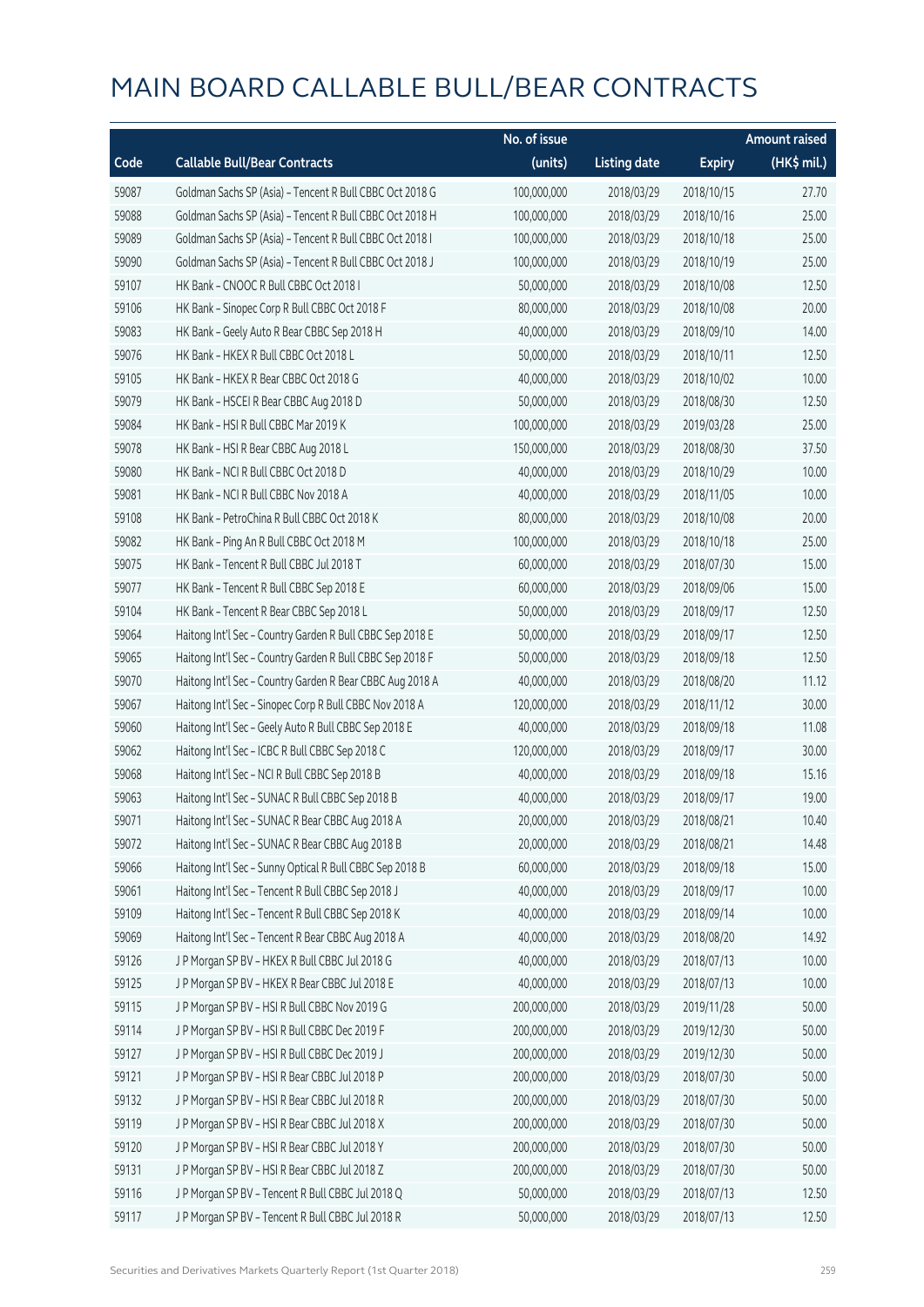# MAIN BOARD CALLABLE BULL/BEAR CONTRACTS

| Code | Callable Bull/Bear Contracts | No. of issue (units) | Listing date | Expiry | Amount raised (HK$ mil.) |
|---|---|---|---|---|---|
| 59087 | Goldman Sachs SP (Asia) - Tencent R Bull CBBC Oct 2018 G | 100,000,000 | 2018/03/29 | 2018/10/15 | 27.70 |
| 59088 | Goldman Sachs SP (Asia) - Tencent R Bull CBBC Oct 2018 H | 100,000,000 | 2018/03/29 | 2018/10/16 | 25.00 |
| 59089 | Goldman Sachs SP (Asia) - Tencent R Bull CBBC Oct 2018 I | 100,000,000 | 2018/03/29 | 2018/10/18 | 25.00 |
| 59090 | Goldman Sachs SP (Asia) - Tencent R Bull CBBC Oct 2018 J | 100,000,000 | 2018/03/29 | 2018/10/19 | 25.00 |
| 59107 | HK Bank - CNOOC R Bull CBBC Oct 2018 I | 50,000,000 | 2018/03/29 | 2018/10/08 | 12.50 |
| 59106 | HK Bank - Sinopec Corp R Bull CBBC Oct 2018 F | 80,000,000 | 2018/03/29 | 2018/10/08 | 20.00 |
| 59083 | HK Bank - Geely Auto R Bear CBBC Sep 2018 H | 40,000,000 | 2018/03/29 | 2018/09/10 | 14.00 |
| 59076 | HK Bank - HKEX R Bull CBBC Oct 2018 L | 50,000,000 | 2018/03/29 | 2018/10/11 | 12.50 |
| 59105 | HK Bank - HKEX R Bear CBBC Oct 2018 G | 40,000,000 | 2018/03/29 | 2018/10/02 | 10.00 |
| 59079 | HK Bank - HSCEI R Bear CBBC Aug 2018 D | 50,000,000 | 2018/03/29 | 2018/08/30 | 12.50 |
| 59084 | HK Bank - HSI R Bull CBBC Mar 2019 K | 100,000,000 | 2018/03/29 | 2019/03/28 | 25.00 |
| 59078 | HK Bank - HSI R Bear CBBC Aug 2018 L | 150,000,000 | 2018/03/29 | 2018/08/30 | 37.50 |
| 59080 | HK Bank - NCI R Bull CBBC Oct 2018 D | 40,000,000 | 2018/03/29 | 2018/10/29 | 10.00 |
| 59081 | HK Bank - NCI R Bull CBBC Nov 2018 A | 40,000,000 | 2018/03/29 | 2018/11/05 | 10.00 |
| 59108 | HK Bank - PetroChina R Bull CBBC Oct 2018 K | 80,000,000 | 2018/03/29 | 2018/10/08 | 20.00 |
| 59082 | HK Bank - Ping An R Bull CBBC Oct 2018 M | 100,000,000 | 2018/03/29 | 2018/10/18 | 25.00 |
| 59075 | HK Bank - Tencent R Bull CBBC Jul 2018 T | 60,000,000 | 2018/03/29 | 2018/07/30 | 15.00 |
| 59077 | HK Bank - Tencent R Bull CBBC Sep 2018 E | 60,000,000 | 2018/03/29 | 2018/09/06 | 15.00 |
| 59104 | HK Bank - Tencent R Bear CBBC Sep 2018 L | 50,000,000 | 2018/03/29 | 2018/09/17 | 12.50 |
| 59064 | Haitong Int'l Sec - Country Garden R Bull CBBC Sep 2018 E | 50,000,000 | 2018/03/29 | 2018/09/17 | 12.50 |
| 59065 | Haitong Int'l Sec - Country Garden R Bull CBBC Sep 2018 F | 50,000,000 | 2018/03/29 | 2018/09/18 | 12.50 |
| 59070 | Haitong Int'l Sec - Country Garden R Bear CBBC Aug 2018 A | 40,000,000 | 2018/03/29 | 2018/08/20 | 11.12 |
| 59067 | Haitong Int'l Sec - Sinopec Corp R Bull CBBC Nov 2018 A | 120,000,000 | 2018/03/29 | 2018/11/12 | 30.00 |
| 59060 | Haitong Int'l Sec - Geely Auto R Bull CBBC Sep 2018 E | 40,000,000 | 2018/03/29 | 2018/09/18 | 11.08 |
| 59062 | Haitong Int'l Sec - ICBC R Bull CBBC Sep 2018 C | 120,000,000 | 2018/03/29 | 2018/09/17 | 30.00 |
| 59068 | Haitong Int'l Sec - NCI R Bull CBBC Sep 2018 B | 40,000,000 | 2018/03/29 | 2018/09/18 | 15.16 |
| 59063 | Haitong Int'l Sec - SUNAC R Bull CBBC Sep 2018 B | 40,000,000 | 2018/03/29 | 2018/09/17 | 19.00 |
| 59071 | Haitong Int'l Sec - SUNAC R Bear CBBC Aug 2018 A | 20,000,000 | 2018/03/29 | 2018/08/21 | 10.40 |
| 59072 | Haitong Int'l Sec - SUNAC R Bear CBBC Aug 2018 B | 20,000,000 | 2018/03/29 | 2018/08/21 | 14.48 |
| 59066 | Haitong Int'l Sec - Sunny Optical R Bull CBBC Sep 2018 B | 60,000,000 | 2018/03/29 | 2018/09/18 | 15.00 |
| 59061 | Haitong Int'l Sec - Tencent R Bull CBBC Sep 2018 J | 40,000,000 | 2018/03/29 | 2018/09/17 | 10.00 |
| 59109 | Haitong Int'l Sec - Tencent R Bull CBBC Sep 2018 K | 40,000,000 | 2018/03/29 | 2018/09/14 | 10.00 |
| 59069 | Haitong Int'l Sec - Tencent R Bear CBBC Aug 2018 A | 40,000,000 | 2018/03/29 | 2018/08/20 | 14.92 |
| 59126 | J P Morgan SP BV - HKEX R Bull CBBC Jul 2018 G | 40,000,000 | 2018/03/29 | 2018/07/13 | 10.00 |
| 59125 | J P Morgan SP BV - HKEX R Bear CBBC Jul 2018 E | 40,000,000 | 2018/03/29 | 2018/07/13 | 10.00 |
| 59115 | J P Morgan SP BV - HSI R Bull CBBC Nov 2019 G | 200,000,000 | 2018/03/29 | 2019/11/28 | 50.00 |
| 59114 | J P Morgan SP BV - HSI R Bull CBBC Dec 2019 F | 200,000,000 | 2018/03/29 | 2019/12/30 | 50.00 |
| 59127 | J P Morgan SP BV - HSI R Bull CBBC Dec 2019 J | 200,000,000 | 2018/03/29 | 2019/12/30 | 50.00 |
| 59121 | J P Morgan SP BV - HSI R Bear CBBC Jul 2018 P | 200,000,000 | 2018/03/29 | 2018/07/30 | 50.00 |
| 59132 | J P Morgan SP BV - HSI R Bear CBBC Jul 2018 R | 200,000,000 | 2018/03/29 | 2018/07/30 | 50.00 |
| 59119 | J P Morgan SP BV - HSI R Bear CBBC Jul 2018 X | 200,000,000 | 2018/03/29 | 2018/07/30 | 50.00 |
| 59120 | J P Morgan SP BV - HSI R Bear CBBC Jul 2018 Y | 200,000,000 | 2018/03/29 | 2018/07/30 | 50.00 |
| 59131 | J P Morgan SP BV - HSI R Bear CBBC Jul 2018 Z | 200,000,000 | 2018/03/29 | 2018/07/30 | 50.00 |
| 59116 | J P Morgan SP BV - Tencent R Bull CBBC Jul 2018 Q | 50,000,000 | 2018/03/29 | 2018/07/13 | 12.50 |
| 59117 | J P Morgan SP BV - Tencent R Bull CBBC Jul 2018 R | 50,000,000 | 2018/03/29 | 2018/07/13 | 12.50 |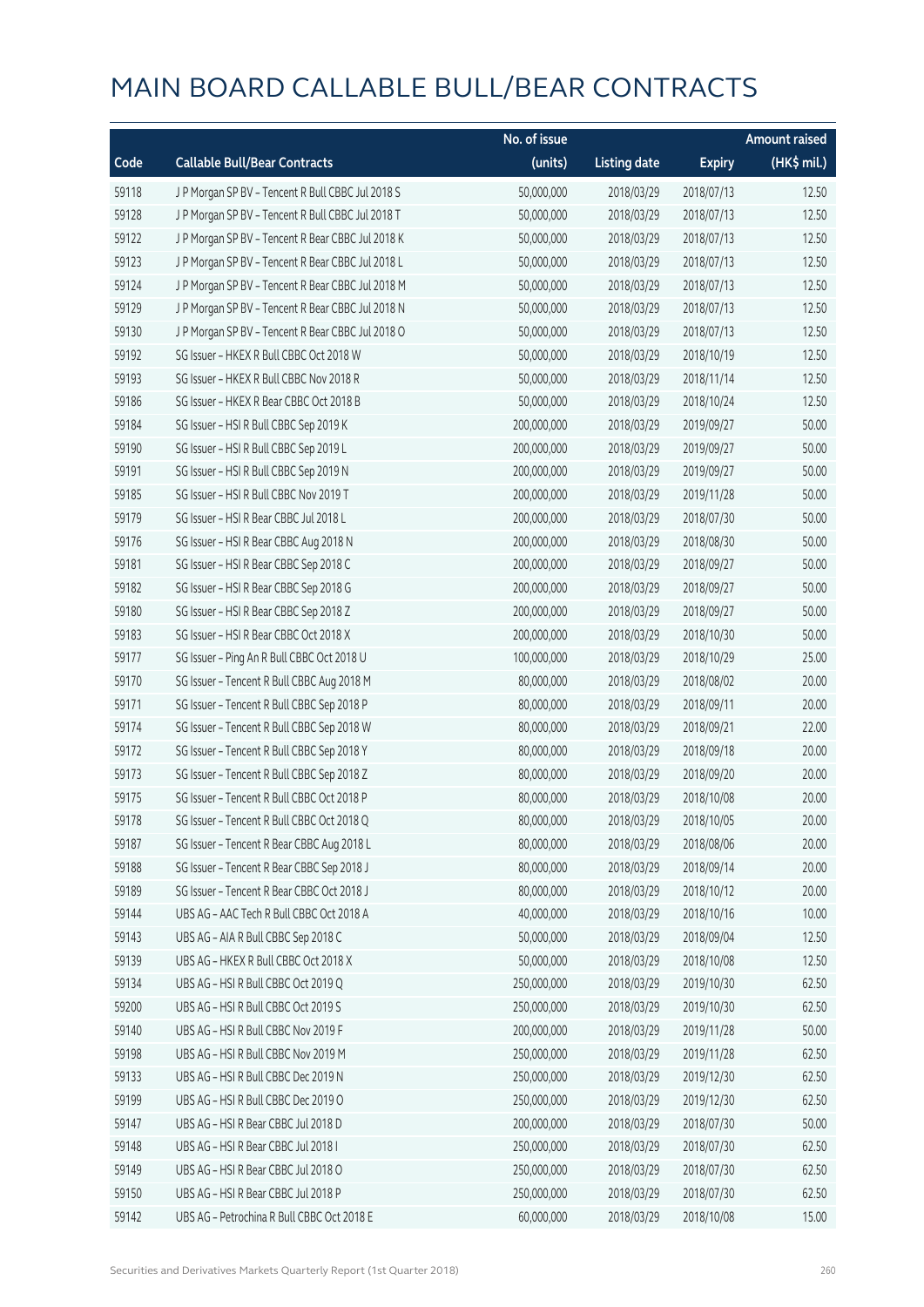# MAIN BOARD CALLABLE BULL/BEAR CONTRACTS

| Code | Callable Bull/Bear Contracts | No. of issue (units) | Listing date | Expiry | Amount raised (HK$ mil.) |
|---|---|---|---|---|---|
| 59118 | J P Morgan SP BV – Tencent R Bull CBBC Jul 2018 S | 50,000,000 | 2018/03/29 | 2018/07/13 | 12.50 |
| 59128 | J P Morgan SP BV – Tencent R Bull CBBC Jul 2018 T | 50,000,000 | 2018/03/29 | 2018/07/13 | 12.50 |
| 59122 | J P Morgan SP BV – Tencent R Bear CBBC Jul 2018 K | 50,000,000 | 2018/03/29 | 2018/07/13 | 12.50 |
| 59123 | J P Morgan SP BV – Tencent R Bear CBBC Jul 2018 L | 50,000,000 | 2018/03/29 | 2018/07/13 | 12.50 |
| 59124 | J P Morgan SP BV – Tencent R Bear CBBC Jul 2018 M | 50,000,000 | 2018/03/29 | 2018/07/13 | 12.50 |
| 59129 | J P Morgan SP BV – Tencent R Bear CBBC Jul 2018 N | 50,000,000 | 2018/03/29 | 2018/07/13 | 12.50 |
| 59130 | J P Morgan SP BV – Tencent R Bear CBBC Jul 2018 O | 50,000,000 | 2018/03/29 | 2018/07/13 | 12.50 |
| 59192 | SG Issuer – HKEX R Bull CBBC Oct 2018 W | 50,000,000 | 2018/03/29 | 2018/10/19 | 12.50 |
| 59193 | SG Issuer – HKEX R Bull CBBC Nov 2018 R | 50,000,000 | 2018/03/29 | 2018/11/14 | 12.50 |
| 59186 | SG Issuer – HKEX R Bear CBBC Oct 2018 B | 50,000,000 | 2018/03/29 | 2018/10/24 | 12.50 |
| 59184 | SG Issuer – HSI R Bull CBBC Sep 2019 K | 200,000,000 | 2018/03/29 | 2019/09/27 | 50.00 |
| 59190 | SG Issuer – HSI R Bull CBBC Sep 2019 L | 200,000,000 | 2018/03/29 | 2019/09/27 | 50.00 |
| 59191 | SG Issuer – HSI R Bull CBBC Sep 2019 N | 200,000,000 | 2018/03/29 | 2019/09/27 | 50.00 |
| 59185 | SG Issuer – HSI R Bull CBBC Nov 2019 T | 200,000,000 | 2018/03/29 | 2019/11/28 | 50.00 |
| 59179 | SG Issuer – HSI R Bear CBBC Jul 2018 L | 200,000,000 | 2018/03/29 | 2018/07/30 | 50.00 |
| 59176 | SG Issuer – HSI R Bear CBBC Aug 2018 N | 200,000,000 | 2018/03/29 | 2018/08/30 | 50.00 |
| 59181 | SG Issuer – HSI R Bear CBBC Sep 2018 C | 200,000,000 | 2018/03/29 | 2018/09/27 | 50.00 |
| 59182 | SG Issuer – HSI R Bear CBBC Sep 2018 G | 200,000,000 | 2018/03/29 | 2018/09/27 | 50.00 |
| 59180 | SG Issuer – HSI R Bear CBBC Sep 2018 Z | 200,000,000 | 2018/03/29 | 2018/09/27 | 50.00 |
| 59183 | SG Issuer – HSI R Bear CBBC Oct 2018 X | 200,000,000 | 2018/03/29 | 2018/10/30 | 50.00 |
| 59177 | SG Issuer – Ping An R Bull CBBC Oct 2018 U | 100,000,000 | 2018/03/29 | 2018/10/29 | 25.00 |
| 59170 | SG Issuer – Tencent R Bull CBBC Aug 2018 M | 80,000,000 | 2018/03/29 | 2018/08/02 | 20.00 |
| 59171 | SG Issuer – Tencent R Bull CBBC Sep 2018 P | 80,000,000 | 2018/03/29 | 2018/09/11 | 20.00 |
| 59174 | SG Issuer – Tencent R Bull CBBC Sep 2018 W | 80,000,000 | 2018/03/29 | 2018/09/21 | 22.00 |
| 59172 | SG Issuer – Tencent R Bull CBBC Sep 2018 Y | 80,000,000 | 2018/03/29 | 2018/09/18 | 20.00 |
| 59173 | SG Issuer – Tencent R Bull CBBC Sep 2018 Z | 80,000,000 | 2018/03/29 | 2018/09/20 | 20.00 |
| 59175 | SG Issuer – Tencent R Bull CBBC Oct 2018 P | 80,000,000 | 2018/03/29 | 2018/10/08 | 20.00 |
| 59178 | SG Issuer – Tencent R Bull CBBC Oct 2018 Q | 80,000,000 | 2018/03/29 | 2018/10/05 | 20.00 |
| 59187 | SG Issuer – Tencent R Bear CBBC Aug 2018 L | 80,000,000 | 2018/03/29 | 2018/08/06 | 20.00 |
| 59188 | SG Issuer – Tencent R Bear CBBC Sep 2018 J | 80,000,000 | 2018/03/29 | 2018/09/14 | 20.00 |
| 59189 | SG Issuer – Tencent R Bear CBBC Oct 2018 J | 80,000,000 | 2018/03/29 | 2018/10/12 | 20.00 |
| 59144 | UBS AG – AAC Tech R Bull CBBC Oct 2018 A | 40,000,000 | 2018/03/29 | 2018/10/16 | 10.00 |
| 59143 | UBS AG – AIA R Bull CBBC Sep 2018 C | 50,000,000 | 2018/03/29 | 2018/09/04 | 12.50 |
| 59139 | UBS AG – HKEX R Bull CBBC Oct 2018 X | 50,000,000 | 2018/03/29 | 2018/10/08 | 12.50 |
| 59134 | UBS AG – HSI R Bull CBBC Oct 2019 Q | 250,000,000 | 2018/03/29 | 2019/10/30 | 62.50 |
| 59200 | UBS AG – HSI R Bull CBBC Oct 2019 S | 250,000,000 | 2018/03/29 | 2019/10/30 | 62.50 |
| 59140 | UBS AG – HSI R Bull CBBC Nov 2019 F | 200,000,000 | 2018/03/29 | 2019/11/28 | 50.00 |
| 59198 | UBS AG – HSI R Bull CBBC Nov 2019 M | 250,000,000 | 2018/03/29 | 2019/11/28 | 62.50 |
| 59133 | UBS AG – HSI R Bull CBBC Dec 2019 N | 250,000,000 | 2018/03/29 | 2019/12/30 | 62.50 |
| 59199 | UBS AG – HSI R Bull CBBC Dec 2019 O | 250,000,000 | 2018/03/29 | 2019/12/30 | 62.50 |
| 59147 | UBS AG – HSI R Bear CBBC Jul 2018 D | 200,000,000 | 2018/03/29 | 2018/07/30 | 50.00 |
| 59148 | UBS AG – HSI R Bear CBBC Jul 2018 I | 250,000,000 | 2018/03/29 | 2018/07/30 | 62.50 |
| 59149 | UBS AG – HSI R Bear CBBC Jul 2018 O | 250,000,000 | 2018/03/29 | 2018/07/30 | 62.50 |
| 59150 | UBS AG – HSI R Bear CBBC Jul 2018 P | 250,000,000 | 2018/03/29 | 2018/07/30 | 62.50 |
| 59142 | UBS AG – Petrochina R Bull CBBC Oct 2018 E | 60,000,000 | 2018/03/29 | 2018/10/08 | 15.00 |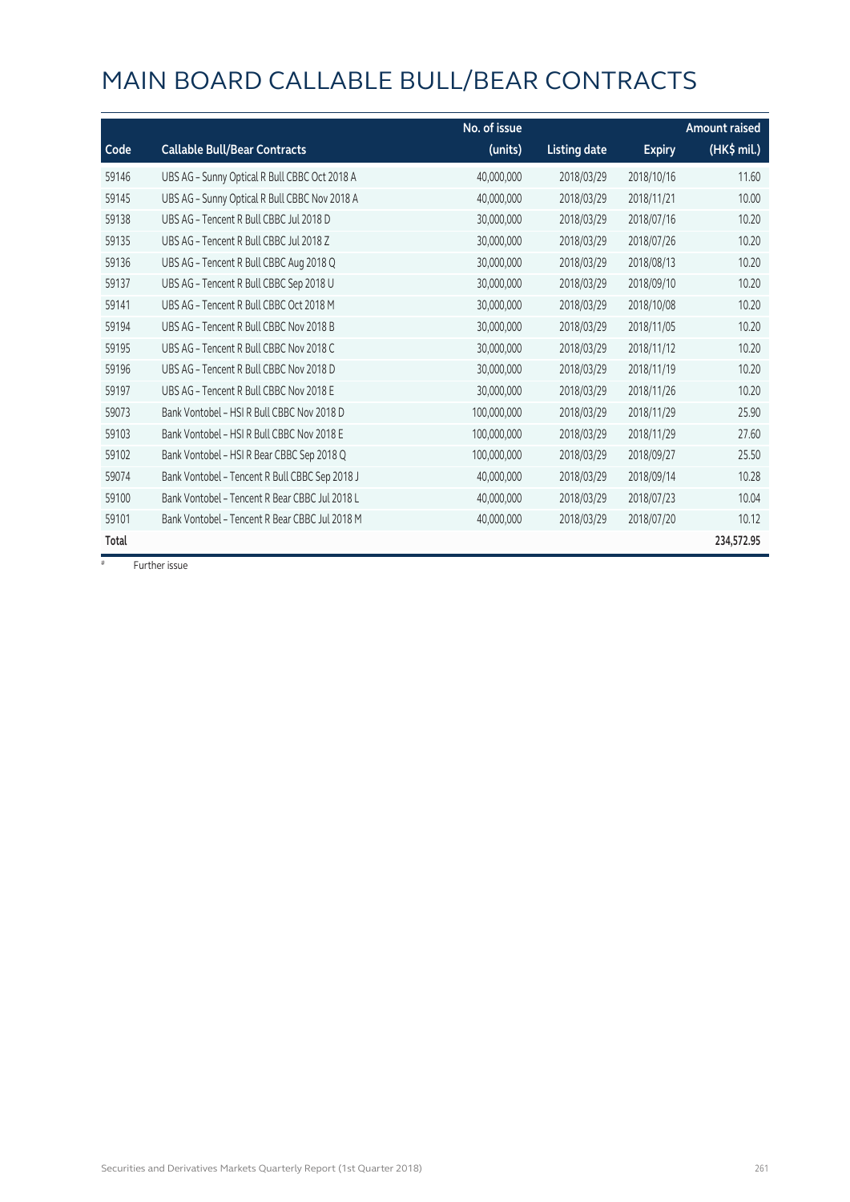# MAIN BOARD CALLABLE BULL/BEAR CONTRACTS

| Code | Callable Bull/Bear Contracts | No. of issue (units) | Listing date | Expiry | Amount raised (HK$ mil.) |
|---|---|---|---|---|---|
| 59146 | UBS AG - Sunny Optical R Bull CBBC Oct 2018 A | 40,000,000 | 2018/03/29 | 2018/10/16 | 11.60 |
| 59145 | UBS AG - Sunny Optical R Bull CBBC Nov 2018 A | 40,000,000 | 2018/03/29 | 2018/11/21 | 10.00 |
| 59138 | UBS AG - Tencent R Bull CBBC Jul 2018 D | 30,000,000 | 2018/03/29 | 2018/07/16 | 10.20 |
| 59135 | UBS AG - Tencent R Bull CBBC Jul 2018 Z | 30,000,000 | 2018/03/29 | 2018/07/26 | 10.20 |
| 59136 | UBS AG - Tencent R Bull CBBC Aug 2018 Q | 30,000,000 | 2018/03/29 | 2018/08/13 | 10.20 |
| 59137 | UBS AG - Tencent R Bull CBBC Sep 2018 U | 30,000,000 | 2018/03/29 | 2018/09/10 | 10.20 |
| 59141 | UBS AG - Tencent R Bull CBBC Oct 2018 M | 30,000,000 | 2018/03/29 | 2018/10/08 | 10.20 |
| 59194 | UBS AG - Tencent R Bull CBBC Nov 2018 B | 30,000,000 | 2018/03/29 | 2018/11/05 | 10.20 |
| 59195 | UBS AG - Tencent R Bull CBBC Nov 2018 C | 30,000,000 | 2018/03/29 | 2018/11/12 | 10.20 |
| 59196 | UBS AG - Tencent R Bull CBBC Nov 2018 D | 30,000,000 | 2018/03/29 | 2018/11/19 | 10.20 |
| 59197 | UBS AG - Tencent R Bull CBBC Nov 2018 E | 30,000,000 | 2018/03/29 | 2018/11/26 | 10.20 |
| 59073 | Bank Vontobel - HSI R Bull CBBC Nov 2018 D | 100,000,000 | 2018/03/29 | 2018/11/29 | 25.90 |
| 59103 | Bank Vontobel - HSI R Bull CBBC Nov 2018 E | 100,000,000 | 2018/03/29 | 2018/11/29 | 27.60 |
| 59102 | Bank Vontobel - HSI R Bear CBBC Sep 2018 Q | 100,000,000 | 2018/03/29 | 2018/09/27 | 25.50 |
| 59074 | Bank Vontobel - Tencent R Bull CBBC Sep 2018 J | 40,000,000 | 2018/03/29 | 2018/09/14 | 10.28 |
| 59100 | Bank Vontobel - Tencent R Bear CBBC Jul 2018 L | 40,000,000 | 2018/03/29 | 2018/07/23 | 10.04 |
| 59101 | Bank Vontobel - Tencent R Bear CBBC Jul 2018 M | 40,000,000 | 2018/03/29 | 2018/07/20 | 10.12 |
| **Total** | | | | | **234,572.95** |

\# Further issue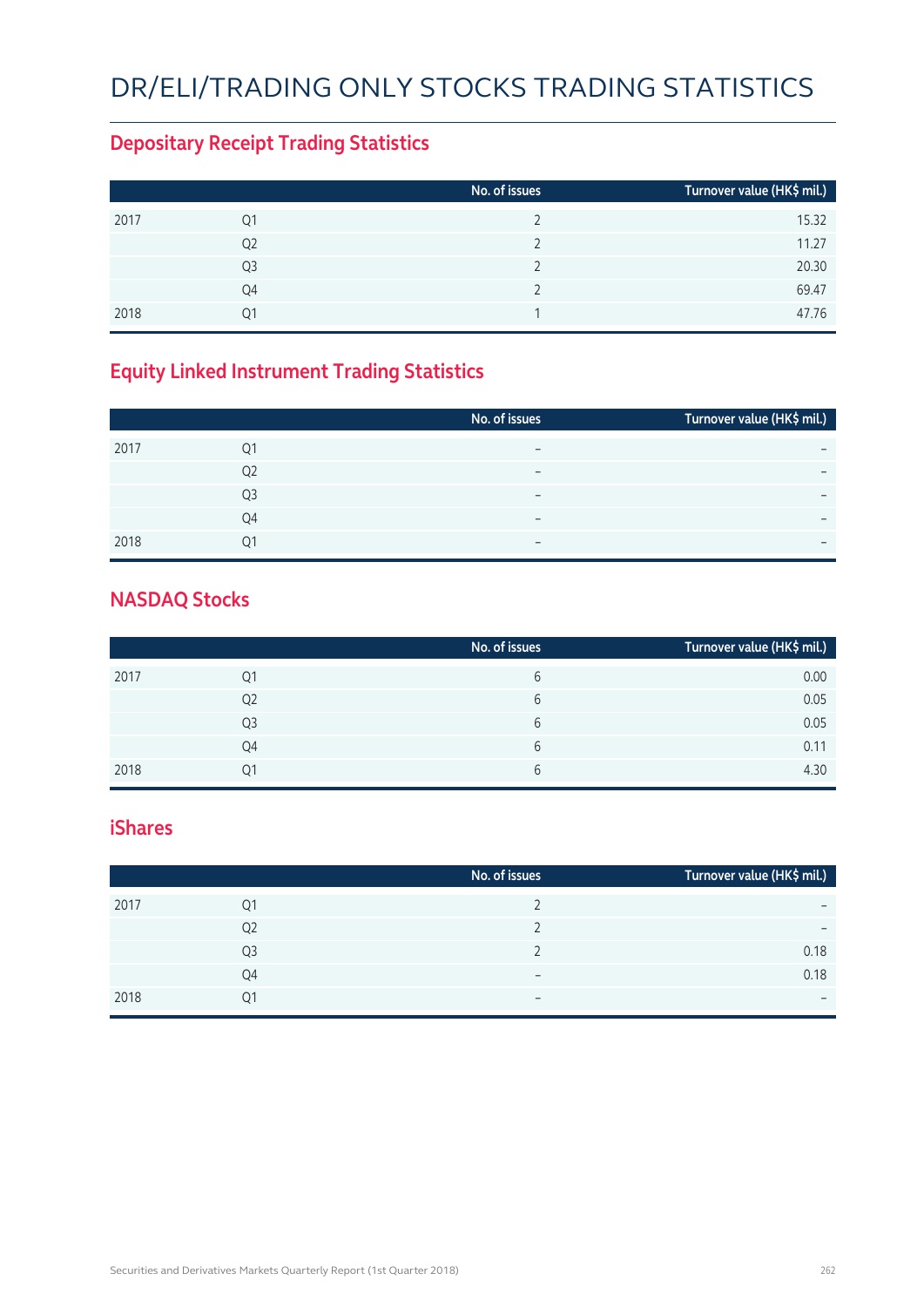# DR/ELI/TRADING ONLY STOCKS TRADING STATISTICS

## Depositary Receipt Trading Statistics

| | | No. of issues | Turnover value (HK$ mil.) |
|---|---|---|---|
| 2017 | Q1 | 2 | 15.32 |
| | Q2 | 2 | 11.27 |
| | Q3 | 2 | 20.30 |
| | Q4 | 2 | 69.47 |
| 2018 | Q1 | 1 | 47.76 |

## Equity Linked Instrument Trading Statistics

| | | No. of issues | Turnover value (HK$ mil.) |
|---|---|---|---|
| 2017 | Q1 | – | – |
| | Q2 | – | – |
| | Q3 | – | – |
| | Q4 | – | – |
| 2018 | Q1 | – | – |

## NASDAQ Stocks

| | | No. of issues | Turnover value (HK$ mil.) |
|---|---|---|---|
| 2017 | Q1 | 6 | 0.00 |
| | Q2 | 6 | 0.05 |
| | Q3 | 6 | 0.05 |
| | Q4 | 6 | 0.11 |
| 2018 | Q1 | 6 | 4.30 |

## iShares

| | | No. of issues | Turnover value (HK$ mil.) |
|---|---|---|---|
| 2017 | Q1 | 2 | – |
| | Q2 | 2 | – |
| | Q3 | 2 | 0.18 |
| | Q4 | – | 0.18 |
| 2018 | Q1 | – | – |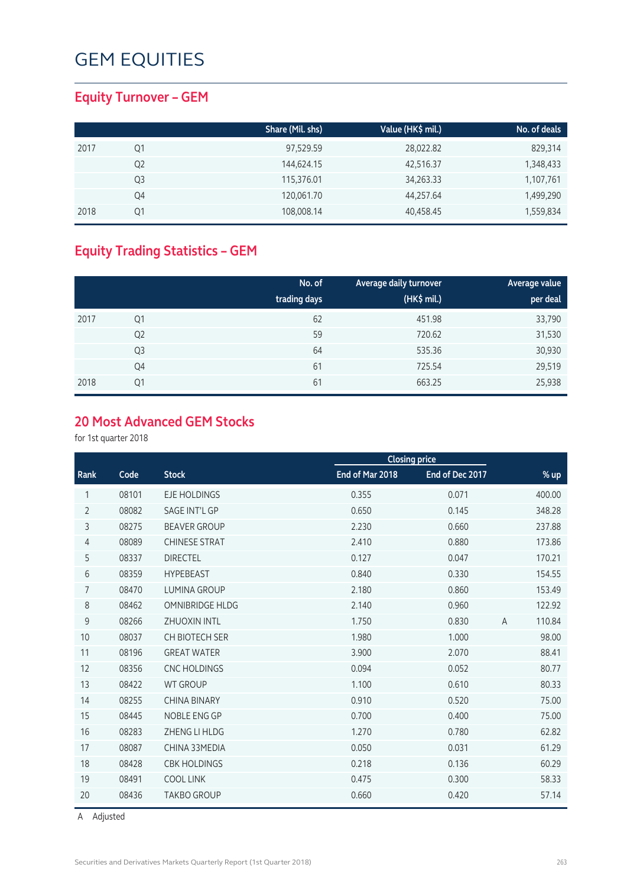# GEM EQUITIES

## Equity Turnover – GEM

| | | Share (Mil. shs) | Value (HK$ mil.) | No. of deals |
|---|---|---|---|---|
| 2017 | Q1 | 97,529.59 | 28,022.82 | 829,314 |
| | Q2 | 144,624.15 | 42,516.37 | 1,348,433 |
| | Q3 | 115,376.01 | 34,263.33 | 1,107,761 |
| | Q4 | 120,061.70 | 44,257.64 | 1,499,290 |
| 2018 | Q1 | 108,008.14 | 40,458.45 | 1,559,834 |

## Equity Trading Statistics – GEM

| | | No. of trading days | Average daily turnover (HK$ mil.) | Average value per deal |
|---|---|---|---|---|
| 2017 | Q1 | 62 | 451.98 | 33,790 |
| | Q2 | 59 | 720.62 | 31,530 |
| | Q3 | 64 | 535.36 | 30,930 |
| | Q4 | 61 | 725.54 | 29,519 |
| 2018 | Q1 | 61 | 663.25 | 25,938 |

## 20 Most Advanced GEM Stocks

for 1st quarter 2018

| | | | Closing price | | | |
|---|---|---|---|---|---|---|
| Rank | Code | Stock | End of Mar 2018 | End of Dec 2017 | | % up |
| 1 | 08101 | EJE HOLDINGS | 0.355 | 0.071 | | 400.00 |
| 2 | 08082 | SAGE INT'L GP | 0.650 | 0.145 | | 348.28 |
| 3 | 08275 | BEAVER GROUP | 2.230 | 0.660 | | 237.88 |
| 4 | 08089 | CHINESE STRAT | 2.410 | 0.880 | | 173.86 |
| 5 | 08337 | DIRECTEL | 0.127 | 0.047 | | 170.21 |
| 6 | 08359 | HYPEBEAST | 0.840 | 0.330 | | 154.55 |
| 7 | 08470 | LUMINA GROUP | 2.180 | 0.860 | | 153.49 |
| 8 | 08462 | OMNIBRIDGE HLDG | 2.140 | 0.960 | | 122.92 |
| 9 | 08266 | ZHUOXIN INTL | 1.750 | 0.830 | A | 110.84 |
| 10 | 08037 | CH BIOTECH SER | 1.980 | 1.000 | | 98.00 |
| 11 | 08196 | GREAT WATER | 3.900 | 2.070 | | 88.41 |
| 12 | 08356 | CNC HOLDINGS | 0.094 | 0.052 | | 80.77 |
| 13 | 08422 | WT GROUP | 1.100 | 0.610 | | 80.33 |
| 14 | 08255 | CHINA BINARY | 0.910 | 0.520 | | 75.00 |
| 15 | 08445 | NOBLE ENG GP | 0.700 | 0.400 | | 75.00 |
| 16 | 08283 | ZHENG LI HLDG | 1.270 | 0.780 | | 62.82 |
| 17 | 08087 | CHINA 33MEDIA | 0.050 | 0.031 | | 61.29 |
| 18 | 08428 | CBK HOLDINGS | 0.218 | 0.136 | | 60.29 |
| 19 | 08491 | COOL LINK | 0.475 | 0.300 | | 58.33 |
| 20 | 08436 | TAKBO GROUP | 0.660 | 0.420 | | 57.14 |

A Adjusted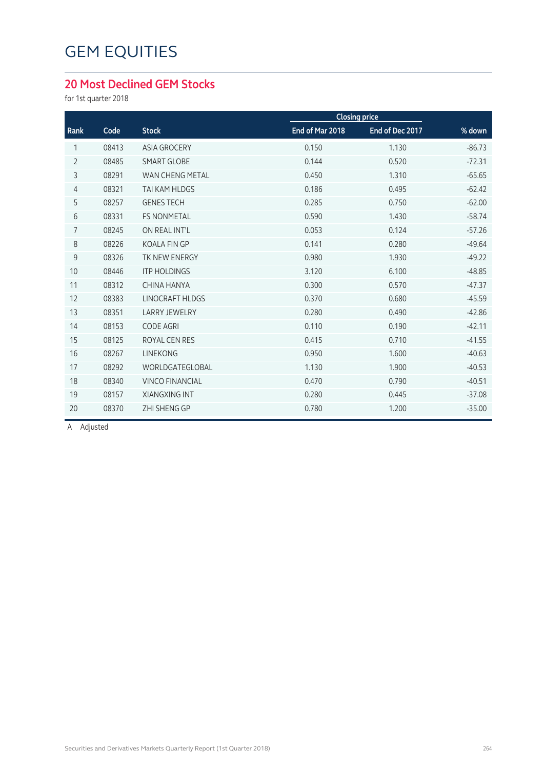# GEM EQUITIES

## 20 Most Declined GEM Stocks

for 1st quarter 2018

| Rank | Code | Stock | Closing price | | % down |
|---|---|---|---|---|---|
| | | | End of Mar 2018 | End of Dec 2017 | |
| 1 | 08413 | ASIA GROCERY | 0.150 | 1.130 | -86.73 |
| 2 | 08485 | SMART GLOBE | 0.144 | 0.520 | -72.31 |
| 3 | 08291 | WAN CHENG METAL | 0.450 | 1.310 | -65.65 |
| 4 | 08321 | TAI KAM HLDGS | 0.186 | 0.495 | -62.42 |
| 5 | 08257 | GENES TECH | 0.285 | 0.750 | -62.00 |
| 6 | 08331 | FS NONMETAL | 0.590 | 1.430 | -58.74 |
| 7 | 08245 | ON REAL INT'L | 0.053 | 0.124 | -57.26 |
| 8 | 08226 | KOALA FIN GP | 0.141 | 0.280 | -49.64 |
| 9 | 08326 | TK NEW ENERGY | 0.980 | 1.930 | -49.22 |
| 10 | 08446 | ITP HOLDINGS | 3.120 | 6.100 | -48.85 |
| 11 | 08312 | CHINA HANYA | 0.300 | 0.570 | -47.37 |
| 12 | 08383 | LINOCRAFT HLDGS | 0.370 | 0.680 | -45.59 |
| 13 | 08351 | LARRY JEWELRY | 0.280 | 0.490 | -42.86 |
| 14 | 08153 | CODE AGRI | 0.110 | 0.190 | -42.11 |
| 15 | 08125 | ROYAL CEN RES | 0.415 | 0.710 | -41.55 |
| 16 | 08267 | LINEKONG | 0.950 | 1.600 | -40.63 |
| 17 | 08292 | WORLDGATEGLOBAL | 1.130 | 1.900 | -40.53 |
| 18 | 08340 | VINCO FINANCIAL | 0.470 | 0.790 | -40.51 |
| 19 | 08157 | XIANGXING INT | 0.280 | 0.445 | -37.08 |
| 20 | 08370 | ZHI SHENG GP | 0.780 | 1.200 | -35.00 |

A Adjusted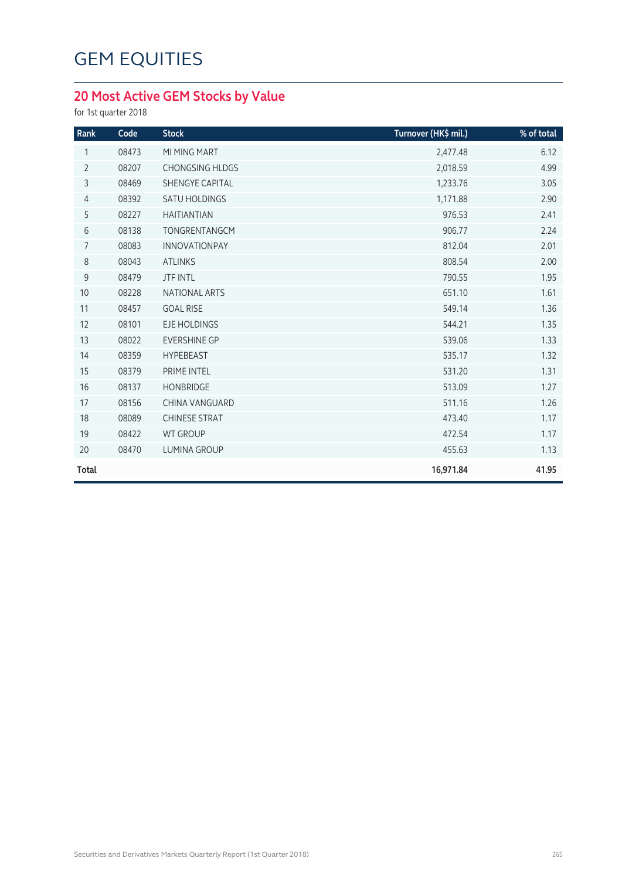# GEM EQUITIES

## 20 Most Active GEM Stocks by Value

for 1st quarter 2018

| Rank | Code | Stock | Turnover (HK$ mil.) | % of total |
|---|---|---|---|---|
| 1 | 08473 | MI MING MART | 2,477.48 | 6.12 |
| 2 | 08207 | CHONGSING HLDGS | 2,018.59 | 4.99 |
| 3 | 08469 | SHENGYE CAPITAL | 1,233.76 | 3.05 |
| 4 | 08392 | SATU HOLDINGS | 1,171.88 | 2.90 |
| 5 | 08227 | HAITIANTIAN | 976.53 | 2.41 |
| 6 | 08138 | TONGRENTANGCM | 906.77 | 2.24 |
| 7 | 08083 | INNOVATIONPAY | 812.04 | 2.01 |
| 8 | 08043 | ATLINKS | 808.54 | 2.00 |
| 9 | 08479 | JTF INTL | 790.55 | 1.95 |
| 10 | 08228 | NATIONAL ARTS | 651.10 | 1.61 |
| 11 | 08457 | GOAL RISE | 549.14 | 1.36 |
| 12 | 08101 | EJE HOLDINGS | 544.21 | 1.35 |
| 13 | 08022 | EVERSHINE GP | 539.06 | 1.33 |
| 14 | 08359 | HYPEBEAST | 535.17 | 1.32 |
| 15 | 08379 | PRIME INTEL | 531.20 | 1.31 |
| 16 | 08137 | HONBRIDGE | 513.09 | 1.27 |
| 17 | 08156 | CHINA VANGUARD | 511.16 | 1.26 |
| 18 | 08089 | CHINESE STRAT | 473.40 | 1.17 |
| 19 | 08422 | WT GROUP | 472.54 | 1.17 |
| 20 | 08470 | LUMINA GROUP | 455.63 | 1.13 |
| **Total** | | | **16,971.84** | **41.95** |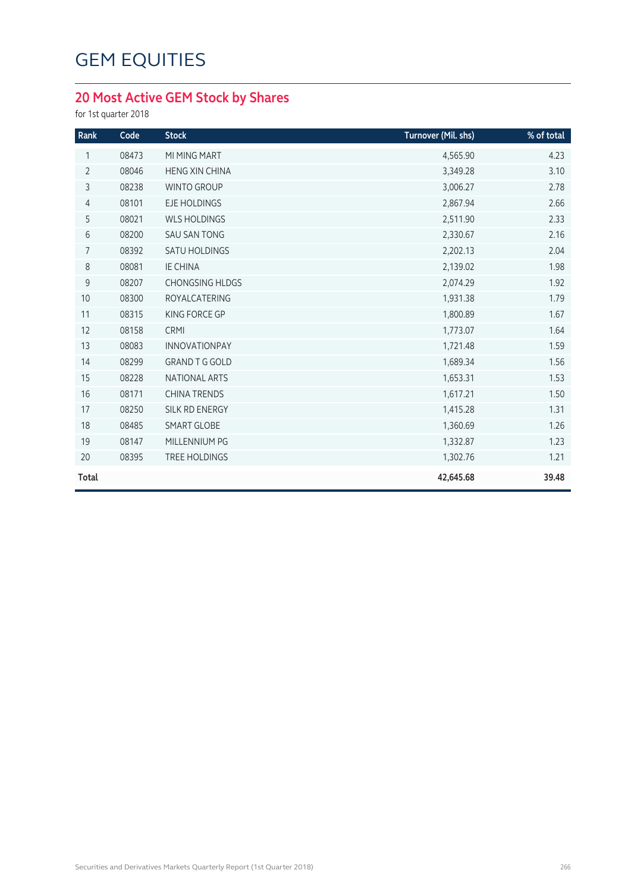# GEM EQUITIES

## 20 Most Active GEM Stock by Shares

for 1st quarter 2018

| Rank | Code | Stock | Turnover (Mil. shs) | % of total |
|---|---|---|---|---|
| 1 | 08473 | MI MING MART | 4,565.90 | 4.23 |
| 2 | 08046 | HENG XIN CHINA | 3,349.28 | 3.10 |
| 3 | 08238 | WINTO GROUP | 3,006.27 | 2.78 |
| 4 | 08101 | EJE HOLDINGS | 2,867.94 | 2.66 |
| 5 | 08021 | WLS HOLDINGS | 2,511.90 | 2.33 |
| 6 | 08200 | SAU SAN TONG | 2,330.67 | 2.16 |
| 7 | 08392 | SATU HOLDINGS | 2,202.13 | 2.04 |
| 8 | 08081 | IE CHINA | 2,139.02 | 1.98 |
| 9 | 08207 | CHONGSING HLDGS | 2,074.29 | 1.92 |
| 10 | 08300 | ROYALCATERING | 1,931.38 | 1.79 |
| 11 | 08315 | KING FORCE GP | 1,800.89 | 1.67 |
| 12 | 08158 | CRMI | 1,773.07 | 1.64 |
| 13 | 08083 | INNOVATIONPAY | 1,721.48 | 1.59 |
| 14 | 08299 | GRAND T G GOLD | 1,689.34 | 1.56 |
| 15 | 08228 | NATIONAL ARTS | 1,653.31 | 1.53 |
| 16 | 08171 | CHINA TRENDS | 1,617.21 | 1.50 |
| 17 | 08250 | SILK RD ENERGY | 1,415.28 | 1.31 |
| 18 | 08485 | SMART GLOBE | 1,360.69 | 1.26 |
| 19 | 08147 | MILLENNIUM PG | 1,332.87 | 1.23 |
| 20 | 08395 | TREE HOLDINGS | 1,302.76 | 1.21 |
| **Total** | | | **42,645.68** | **39.48** |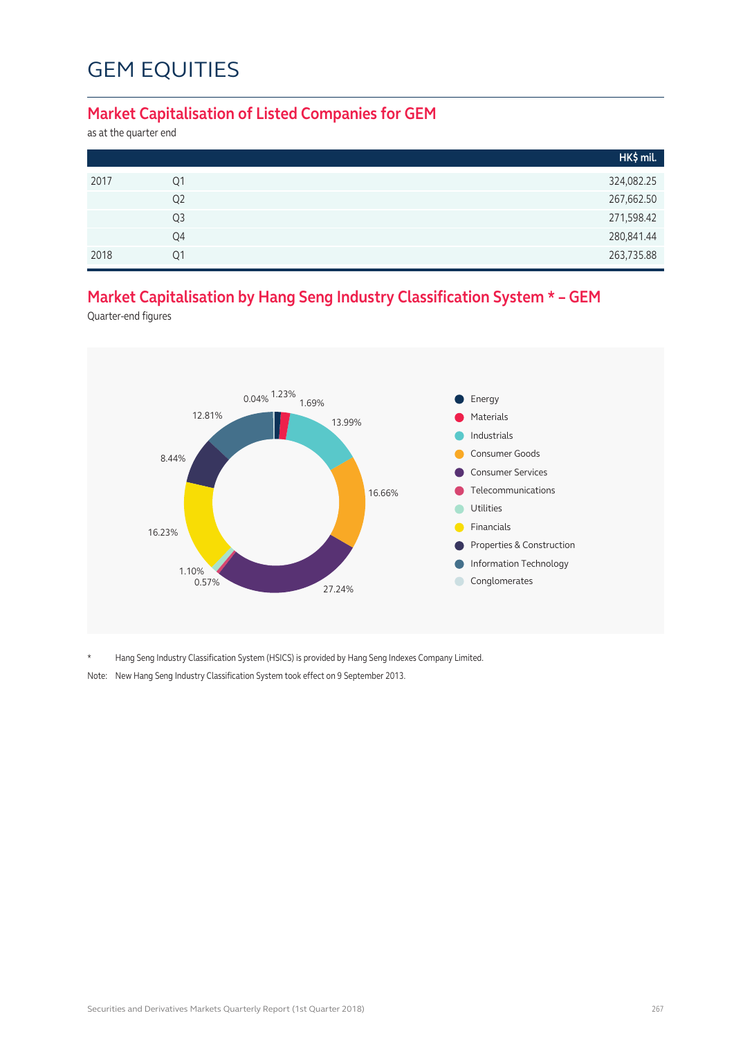# GEM EQUITIES

## Market Capitalisation of Listed Companies for GEM

as at the quarter end

| | | HK$ mil. |
|---|---|---|
| 2017 | Q1 | 324,082.25 |
| | Q2 | 267,662.50 |
| | Q3 | 271,598.42 |
| | Q4 | 280,841.44 |
| 2018 | Q1 | 263,735.88 |

## Market Capitalisation by Hang Seng Industry Classification System * – GEM

Quarter-end figures

| Industry | % |
|---|---|
| Energy | 1.23% |
| Materials | 1.69% |
| Industrials | 13.99% |
| Consumer Goods | 16.66% |
| Consumer Services | 27.24% |
| Telecommunications | 0.57% |
| Utilities | 1.10% |
| Financials | 16.23% |
| Properties & Construction | 8.44% |
| Information Technology | 12.81% |
| Conglomerates | 0.04% |

\* Hang Seng Industry Classification System (HSICS) is provided by Hang Seng Indexes Company Limited.

Note: New Hang Seng Industry Classification System took effect on 9 September 2013.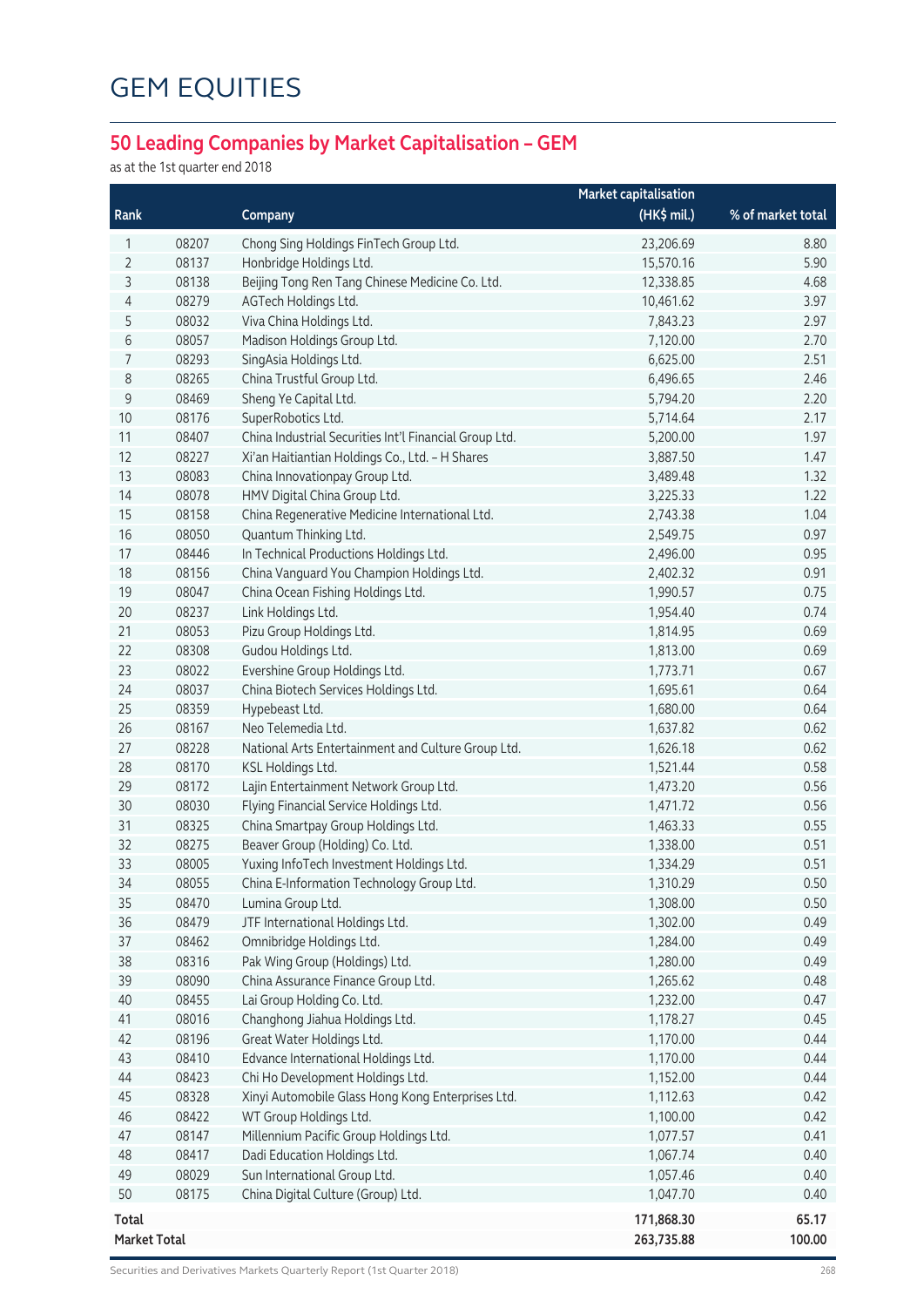# GEM EQUITIES

## 50 Leading Companies by Market Capitalisation – GEM

as at the 1st quarter end 2018

| Rank | | Company | Market capitalisation (HK$ mil.) | % of market total |
|---|---|---|---|---|
| 1 | 08207 | Chong Sing Holdings FinTech Group Ltd. | 23,206.69 | 8.80 |
| 2 | 08137 | Honbridge Holdings Ltd. | 15,570.16 | 5.90 |
| 3 | 08138 | Beijing Tong Ren Tang Chinese Medicine Co. Ltd. | 12,338.85 | 4.68 |
| 4 | 08279 | AGTech Holdings Ltd. | 10,461.62 | 3.97 |
| 5 | 08032 | Viva China Holdings Ltd. | 7,843.23 | 2.97 |
| 6 | 08057 | Madison Holdings Group Ltd. | 7,120.00 | 2.70 |
| 7 | 08293 | SingAsia Holdings Ltd. | 6,625.00 | 2.51 |
| 8 | 08265 | China Trustful Group Ltd. | 6,496.65 | 2.46 |
| 9 | 08469 | Sheng Ye Capital Ltd. | 5,794.20 | 2.20 |
| 10 | 08176 | SuperRobotics Ltd. | 5,714.64 | 2.17 |
| 11 | 08407 | China Industrial Securities Int'l Financial Group Ltd. | 5,200.00 | 1.97 |
| 12 | 08227 | Xi'an Haitiantian Holdings Co., Ltd. – H Shares | 3,887.50 | 1.47 |
| 13 | 08083 | China Innovationpay Group Ltd. | 3,489.48 | 1.32 |
| 14 | 08078 | HMV Digital China Group Ltd. | 3,225.33 | 1.22 |
| 15 | 08158 | China Regenerative Medicine International Ltd. | 2,743.38 | 1.04 |
| 16 | 08050 | Quantum Thinking Ltd. | 2,549.75 | 0.97 |
| 17 | 08446 | In Technical Productions Holdings Ltd. | 2,496.00 | 0.95 |
| 18 | 08156 | China Vanguard You Champion Holdings Ltd. | 2,402.32 | 0.91 |
| 19 | 08047 | China Ocean Fishing Holdings Ltd. | 1,990.57 | 0.75 |
| 20 | 08237 | Link Holdings Ltd. | 1,954.40 | 0.74 |
| 21 | 08053 | Pizu Group Holdings Ltd. | 1,814.95 | 0.69 |
| 22 | 08308 | Gudou Holdings Ltd. | 1,813.00 | 0.69 |
| 23 | 08022 | Evershine Group Holdings Ltd. | 1,773.71 | 0.67 |
| 24 | 08037 | China Biotech Services Holdings Ltd. | 1,695.61 | 0.64 |
| 25 | 08359 | Hypebeast Ltd. | 1,680.00 | 0.64 |
| 26 | 08167 | Neo Telemedia Ltd. | 1,637.82 | 0.62 |
| 27 | 08228 | National Arts Entertainment and Culture Group Ltd. | 1,626.18 | 0.62 |
| 28 | 08170 | KSL Holdings Ltd. | 1,521.44 | 0.58 |
| 29 | 08172 | Lajin Entertainment Network Group Ltd. | 1,473.20 | 0.56 |
| 30 | 08030 | Flying Financial Service Holdings Ltd. | 1,471.72 | 0.56 |
| 31 | 08325 | China Smartpay Group Holdings Ltd. | 1,463.33 | 0.55 |
| 32 | 08275 | Beaver Group (Holding) Co. Ltd. | 1,338.00 | 0.51 |
| 33 | 08005 | Yuxing InfoTech Investment Holdings Ltd. | 1,334.29 | 0.51 |
| 34 | 08055 | China E-Information Technology Group Ltd. | 1,310.29 | 0.50 |
| 35 | 08470 | Lumina Group Ltd. | 1,308.00 | 0.50 |
| 36 | 08479 | JTF International Holdings Ltd. | 1,302.00 | 0.49 |
| 37 | 08462 | Omnibridge Holdings Ltd. | 1,284.00 | 0.49 |
| 38 | 08316 | Pak Wing Group (Holdings) Ltd. | 1,280.00 | 0.49 |
| 39 | 08090 | China Assurance Finance Group Ltd. | 1,265.62 | 0.48 |
| 40 | 08455 | Lai Group Holding Co. Ltd. | 1,232.00 | 0.47 |
| 41 | 08016 | Changhong Jiahua Holdings Ltd. | 1,178.27 | 0.45 |
| 42 | 08196 | Great Water Holdings Ltd. | 1,170.00 | 0.44 |
| 43 | 08410 | Edvance International Holdings Ltd. | 1,170.00 | 0.44 |
| 44 | 08423 | Chi Ho Development Holdings Ltd. | 1,152.00 | 0.44 |
| 45 | 08328 | Xinyi Automobile Glass Hong Kong Enterprises Ltd. | 1,112.63 | 0.42 |
| 46 | 08422 | WT Group Holdings Ltd. | 1,100.00 | 0.42 |
| 47 | 08147 | Millennium Pacific Group Holdings Ltd. | 1,077.57 | 0.41 |
| 48 | 08417 | Dadi Education Holdings Ltd. | 1,067.74 | 0.40 |
| 49 | 08029 | Sun International Group Ltd. | 1,057.46 | 0.40 |
| 50 | 08175 | China Digital Culture (Group) Ltd. | 1,047.70 | 0.40 |
| **Total** | | | **171,868.30** | **65.17** |
| **Market Total** | | | **263,735.88** | **100.00** |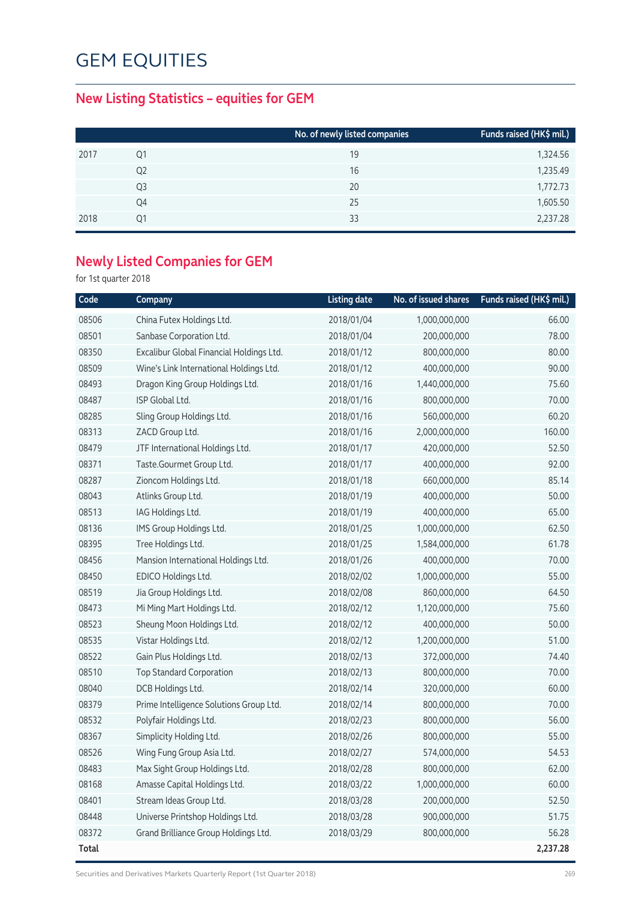# GEM EQUITIES

## New Listing Statistics – equities for GEM

| | | No. of newly listed companies | Funds raised (HK$ mil.) |
|---|---|---|---|
| 2017 | Q1 | 19 | 1,324.56 |
| | Q2 | 16 | 1,235.49 |
| | Q3 | 20 | 1,772.73 |
| | Q4 | 25 | 1,605.50 |
| 2018 | Q1 | 33 | 2,237.28 |

## Newly Listed Companies for GEM

for 1st quarter 2018

| Code | Company | Listing date | No. of issued shares | Funds raised (HK$ mil.) |
|---|---|---|---|---|
| 08506 | China Futex Holdings Ltd. | 2018/01/04 | 1,000,000,000 | 66.00 |
| 08501 | Sanbase Corporation Ltd. | 2018/01/04 | 200,000,000 | 78.00 |
| 08350 | Excalibur Global Financial Holdings Ltd. | 2018/01/12 | 800,000,000 | 80.00 |
| 08509 | Wine's Link International Holdings Ltd. | 2018/01/12 | 400,000,000 | 90.00 |
| 08493 | Dragon King Group Holdings Ltd. | 2018/01/16 | 1,440,000,000 | 75.60 |
| 08487 | ISP Global Ltd. | 2018/01/16 | 800,000,000 | 70.00 |
| 08285 | Sling Group Holdings Ltd. | 2018/01/16 | 560,000,000 | 60.20 |
| 08313 | ZACD Group Ltd. | 2018/01/16 | 2,000,000,000 | 160.00 |
| 08479 | JTF International Holdings Ltd. | 2018/01/17 | 420,000,000 | 52.50 |
| 08371 | Taste.Gourmet Group Ltd. | 2018/01/17 | 400,000,000 | 92.00 |
| 08287 | Zioncom Holdings Ltd. | 2018/01/18 | 660,000,000 | 85.14 |
| 08043 | Atlinks Group Ltd. | 2018/01/19 | 400,000,000 | 50.00 |
| 08513 | IAG Holdings Ltd. | 2018/01/19 | 400,000,000 | 65.00 |
| 08136 | IMS Group Holdings Ltd. | 2018/01/25 | 1,000,000,000 | 62.50 |
| 08395 | Tree Holdings Ltd. | 2018/01/25 | 1,584,000,000 | 61.78 |
| 08456 | Mansion International Holdings Ltd. | 2018/01/26 | 400,000,000 | 70.00 |
| 08450 | EDICO Holdings Ltd. | 2018/02/02 | 1,000,000,000 | 55.00 |
| 08519 | Jia Group Holdings Ltd. | 2018/02/08 | 860,000,000 | 64.50 |
| 08473 | Mi Ming Mart Holdings Ltd. | 2018/02/12 | 1,120,000,000 | 75.60 |
| 08523 | Sheung Moon Holdings Ltd. | 2018/02/12 | 400,000,000 | 50.00 |
| 08535 | Vistar Holdings Ltd. | 2018/02/12 | 1,200,000,000 | 51.00 |
| 08522 | Gain Plus Holdings Ltd. | 2018/02/13 | 372,000,000 | 74.40 |
| 08510 | Top Standard Corporation | 2018/02/13 | 800,000,000 | 70.00 |
| 08040 | DCB Holdings Ltd. | 2018/02/14 | 320,000,000 | 60.00 |
| 08379 | Prime Intelligence Solutions Group Ltd. | 2018/02/14 | 800,000,000 | 70.00 |
| 08532 | Polyfair Holdings Ltd. | 2018/02/23 | 800,000,000 | 56.00 |
| 08367 | Simplicity Holding Ltd. | 2018/02/26 | 800,000,000 | 55.00 |
| 08526 | Wing Fung Group Asia Ltd. | 2018/02/27 | 574,000,000 | 54.53 |
| 08483 | Max Sight Group Holdings Ltd. | 2018/02/28 | 800,000,000 | 62.00 |
| 08168 | Amasse Capital Holdings Ltd. | 2018/03/22 | 1,000,000,000 | 60.00 |
| 08401 | Stream Ideas Group Ltd. | 2018/03/28 | 200,000,000 | 52.50 |
| 08448 | Universe Printshop Holdings Ltd. | 2018/03/28 | 900,000,000 | 51.75 |
| 08372 | Grand Brilliance Group Holdings Ltd. | 2018/03/29 | 800,000,000 | 56.28 |
| **Total** | | | | **2,237.28** |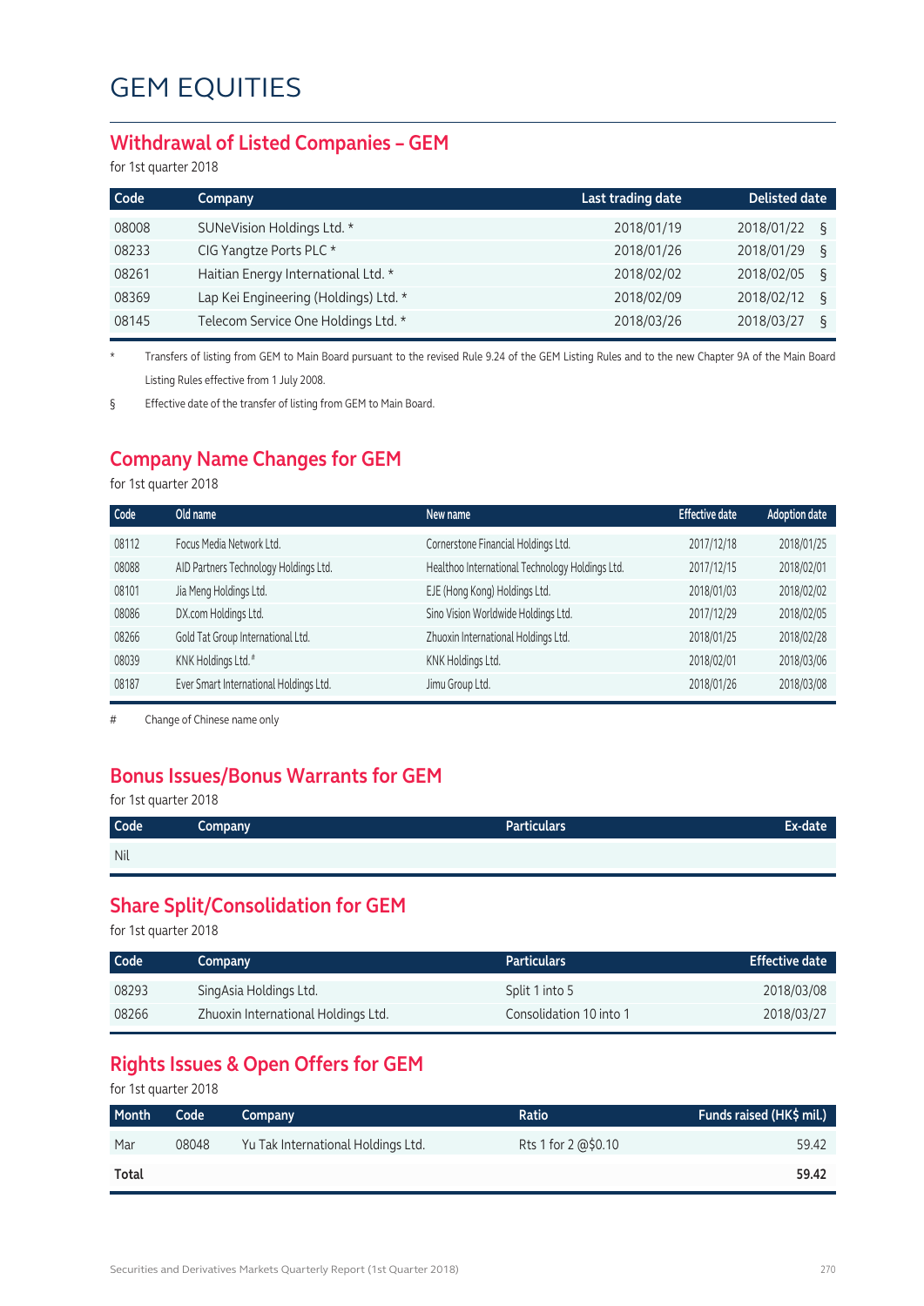# GEM EQUITIES

## Withdrawal of Listed Companies – GEM

for 1st quarter 2018

| Code | Company | Last trading date | Delisted date |
|---|---|---|---|
| 08008 | SUNeVision Holdings Ltd. * | 2018/01/19 | 2018/01/22 § |
| 08233 | CIG Yangtze Ports PLC * | 2018/01/26 | 2018/01/29 § |
| 08261 | Haitian Energy International Ltd. * | 2018/02/02 | 2018/02/05 § |
| 08369 | Lap Kei Engineering (Holdings) Ltd. * | 2018/02/09 | 2018/02/12 § |
| 08145 | Telecom Service One Holdings Ltd. * | 2018/03/26 | 2018/03/27 § |

\* Transfers of listing from GEM to Main Board pursuant to the revised Rule 9.24 of the GEM Listing Rules and to the new Chapter 9A of the Main Board Listing Rules effective from 1 July 2008.

§ Effective date of the transfer of listing from GEM to Main Board.

## Company Name Changes for GEM

for 1st quarter 2018

| Code | Old name | New name | Effective date | Adoption date |
|---|---|---|---|---|
| 08112 | Focus Media Network Ltd. | Cornerstone Financial Holdings Ltd. | 2017/12/18 | 2018/01/25 |
| 08088 | AID Partners Technology Holdings Ltd. | Healthoo International Technology Holdings Ltd. | 2017/12/15 | 2018/02/01 |
| 08101 | Jia Meng Holdings Ltd. | EJE (Hong Kong) Holdings Ltd. | 2018/01/03 | 2018/02/02 |
| 08086 | DX.com Holdings Ltd. | Sino Vision Worldwide Holdings Ltd. | 2017/12/29 | 2018/02/05 |
| 08266 | Gold Tat Group International Ltd. | Zhuoxin International Holdings Ltd. | 2018/01/25 | 2018/02/28 |
| 08039 | KNK Holdings Ltd. # | KNK Holdings Ltd. | 2018/02/01 | 2018/03/06 |
| 08187 | Ever Smart International Holdings Ltd. | Jimu Group Ltd. | 2018/01/26 | 2018/03/08 |

\# Change of Chinese name only

## Bonus Issues/Bonus Warrants for GEM

for 1st quarter 2018

| Code | Company | Particulars | Ex-date |
|---|---|---|---|
| Nil | | | |

## Share Split/Consolidation for GEM

for 1st quarter 2018

| Code | Company | Particulars | Effective date |
|---|---|---|---|
| 08293 | SingAsia Holdings Ltd. | Split 1 into 5 | 2018/03/08 |
| 08266 | Zhuoxin International Holdings Ltd. | Consolidation 10 into 1 | 2018/03/27 |

## Rights Issues & Open Offers for GEM

for 1st quarter 2018

| Month | Code | Company | Ratio | Funds raised (HK$ mil.) |
|---|---|---|---|---|
| Mar | 08048 | Yu Tak International Holdings Ltd. | Rts 1 for 2 @$0.10 | 59.42 |
| **Total** | | | | **59.42** |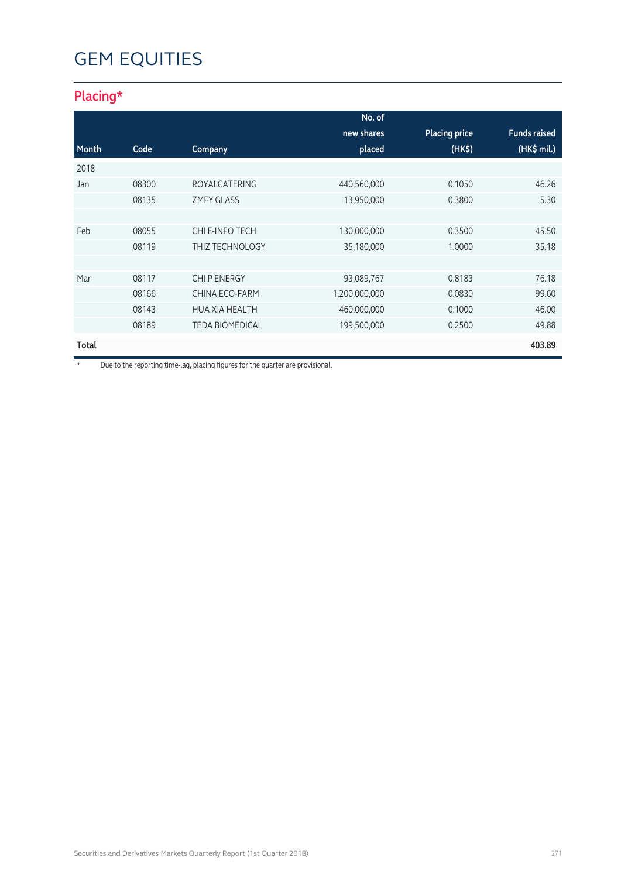# GEM EQUITIES

## Placing*

| Month | Code | Company | No. of new shares placed | Placing price (HK$) | Funds raised (HK$ mil.) |
|---|---|---|---|---|---|
| 2018 | | | | | |
| Jan | 08300 | ROYALCATERING | 440,560,000 | 0.1050 | 46.26 |
| | 08135 | ZMFY GLASS | 13,950,000 | 0.3800 | 5.30 |
| | | | | | |
| Feb | 08055 | CHI E-INFO TECH | 130,000,000 | 0.3500 | 45.50 |
| | 08119 | THIZ TECHNOLOGY | 35,180,000 | 1.0000 | 35.18 |
| | | | | | |
| Mar | 08117 | CHI P ENERGY | 93,089,767 | 0.8183 | 76.18 |
| | 08166 | CHINA ECO-FARM | 1,200,000,000 | 0.0830 | 99.60 |
| | 08143 | HUA XIA HEALTH | 460,000,000 | 0.1000 | 46.00 |
| | 08189 | TEDA BIOMEDICAL | 199,500,000 | 0.2500 | 49.88 |
| **Total** | | | | | **403.89** |

* Due to the reporting time-lag, placing figures for the quarter are provisional.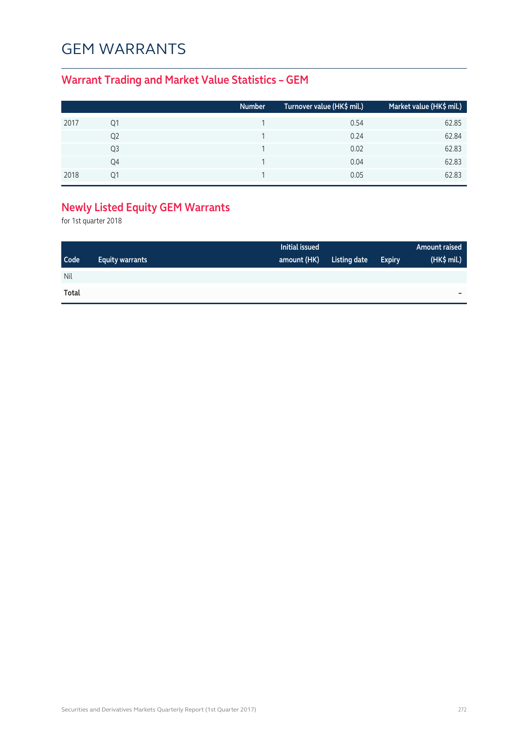# GEM WARRANTS

## Warrant Trading and Market Value Statistics – GEM

| | | Number | Turnover value (HK$ mil.) | Market value (HK$ mil.) |
|---|---|---|---|---|
| 2017 | Q1 | 1 | 0.54 | 62.85 |
| | Q2 | 1 | 0.24 | 62.84 |
| | Q3 | 1 | 0.02 | 62.83 |
| | Q4 | 1 | 0.04 | 62.83 |
| 2018 | Q1 | 1 | 0.05 | 62.83 |

## Newly Listed Equity GEM Warrants

for 1st quarter 2018

| Code | Equity warrants | Initial issued amount (HK) | Listing date | Expiry | Amount raised (HK$ mil.) |
|---|---|---|---|---|---|
| Nil | | | | | |
| **Total** | | | | | – |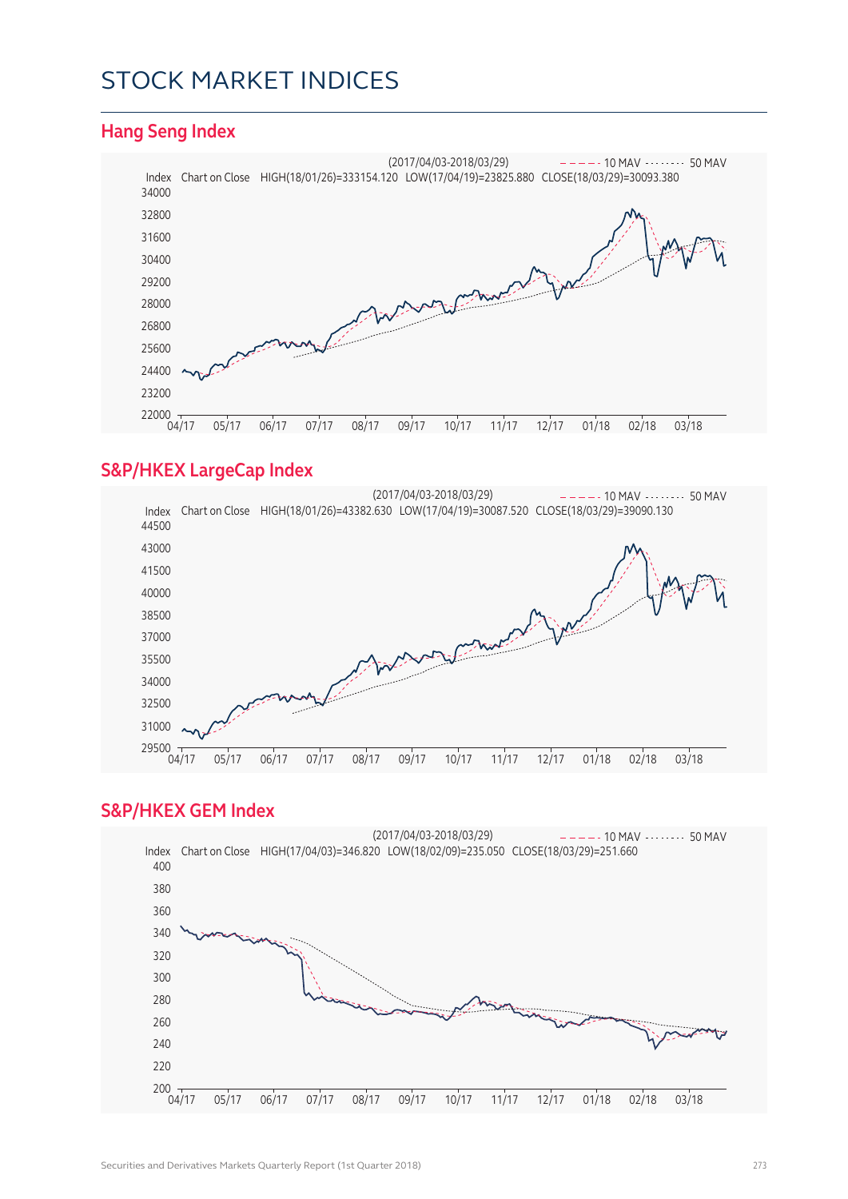# STOCK MARKET INDICES

## Hang Seng Index

(2017/04/03-2018/03/29) 10 MAV 50 MAV

Index Chart on Close HIGH(18/01/26)=333154.120 LOW(17/04/19)=23825.880 CLOSE(18/03/29)=30093.380

## S&P/HKEX LargeCap Index

(2017/04/03-2018/03/29) 10 MAV 50 MAV

Index Chart on Close HIGH(18/01/26)=43382.630 LOW(17/04/19)=30087.520 CLOSE(18/03/29)=39090.130

## S&P/HKEX GEM Index

(2017/04/03-2018/03/29) 10 MAV 50 MAV

Index Chart on Close HIGH(17/04/03)=346.820 LOW(18/02/09)=235.050 CLOSE(18/03/29)=251.660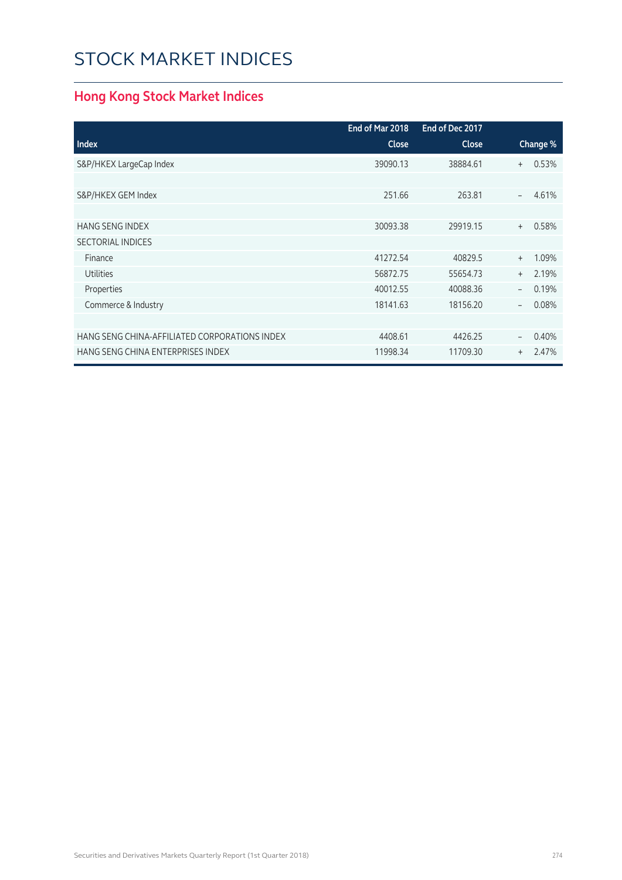# STOCK MARKET INDICES

## Hong Kong Stock Market Indices

| Index | End of Mar 2018 Close | End of Dec 2017 Close | Change % |
|---|---|---|---|
| S&P/HKEX LargeCap Index | 39090.13 | 38884.61 | + 0.53% |
| | | | |
| S&P/HKEX GEM Index | 251.66 | 263.81 | – 4.61% |
| | | | |
| HANG SENG INDEX | 30093.38 | 29919.15 | + 0.58% |
| SECTORIAL INDICES | | | |
| Finance | 41272.54 | 40829.5 | + 1.09% |
| Utilities | 56872.75 | 55654.73 | + 2.19% |
| Properties | 40012.55 | 40088.36 | – 0.19% |
| Commerce & Industry | 18141.63 | 18156.20 | – 0.08% |
| | | | |
| HANG SENG CHINA-AFFILIATED CORPORATIONS INDEX | 4408.61 | 4426.25 | – 0.40% |
| HANG SENG CHINA ENTERPRISES INDEX | 11998.34 | 11709.30 | + 2.47% |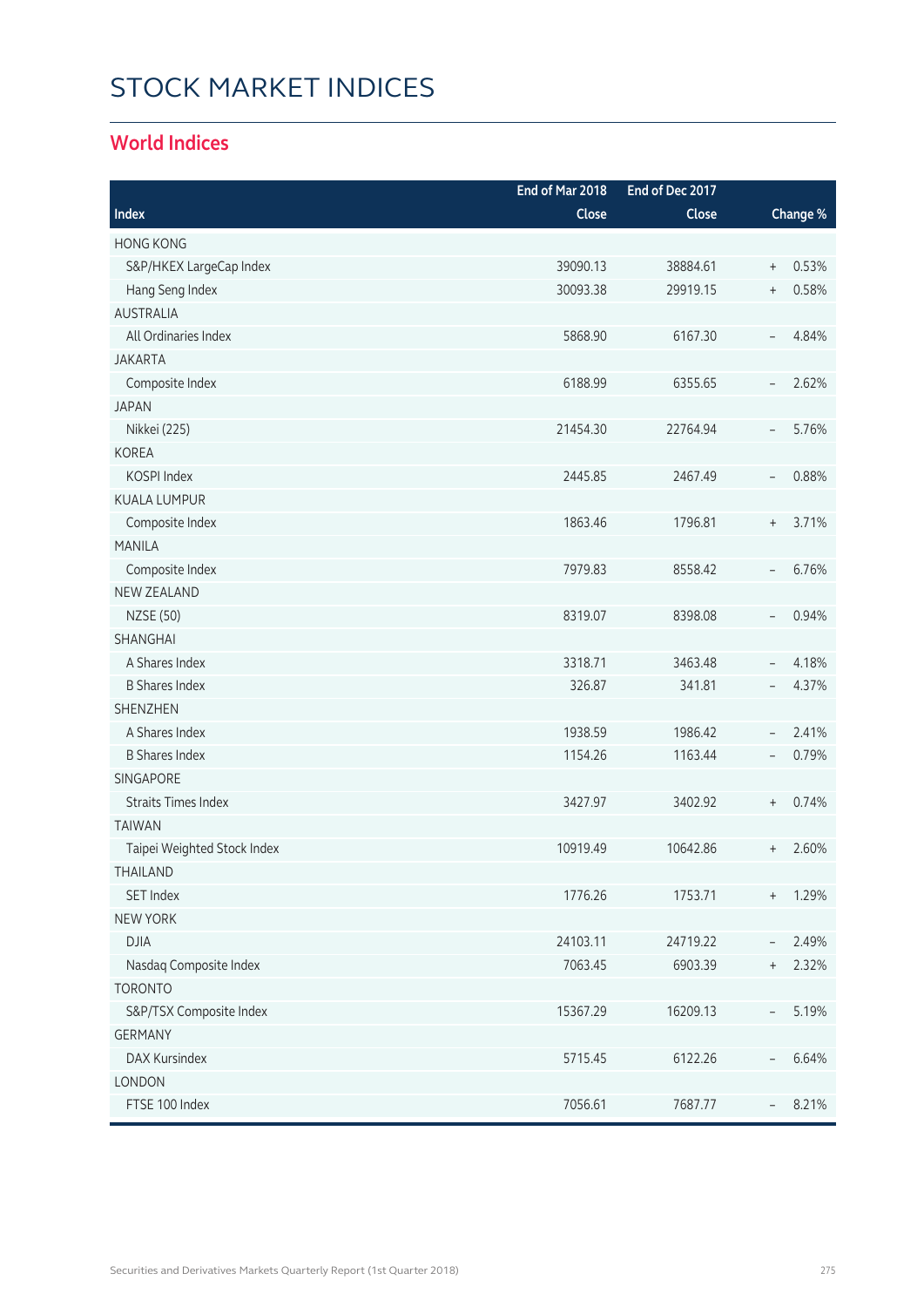# STOCK MARKET INDICES

## World Indices

| Index | End of Mar 2018 Close | End of Dec 2017 Close | Change % |
|---|---|---|---|
| HONG KONG | | | |
| S&P/HKEX LargeCap Index | 39090.13 | 38884.61 | + 0.53% |
| Hang Seng Index | 30093.38 | 29919.15 | + 0.58% |
| AUSTRALIA | | | |
| All Ordinaries Index | 5868.90 | 6167.30 | – 4.84% |
| JAKARTA | | | |
| Composite Index | 6188.99 | 6355.65 | – 2.62% |
| JAPAN | | | |
| Nikkei (225) | 21454.30 | 22764.94 | – 5.76% |
| KOREA | | | |
| KOSPI Index | 2445.85 | 2467.49 | – 0.88% |
| KUALA LUMPUR | | | |
| Composite Index | 1863.46 | 1796.81 | + 3.71% |
| MANILA | | | |
| Composite Index | 7979.83 | 8558.42 | – 6.76% |
| NEW ZEALAND | | | |
| NZSE (50) | 8319.07 | 8398.08 | – 0.94% |
| SHANGHAI | | | |
| A Shares Index | 3318.71 | 3463.48 | – 4.18% |
| B Shares Index | 326.87 | 341.81 | – 4.37% |
| SHENZHEN | | | |
| A Shares Index | 1938.59 | 1986.42 | – 2.41% |
| B Shares Index | 1154.26 | 1163.44 | – 0.79% |
| SINGAPORE | | | |
| Straits Times Index | 3427.97 | 3402.92 | + 0.74% |
| TAIWAN | | | |
| Taipei Weighted Stock Index | 10919.49 | 10642.86 | + 2.60% |
| THAILAND | | | |
| SET Index | 1776.26 | 1753.71 | + 1.29% |
| NEW YORK | | | |
| DJIA | 24103.11 | 24719.22 | – 2.49% |
| Nasdaq Composite Index | 7063.45 | 6903.39 | + 2.32% |
| TORONTO | | | |
| S&P/TSX Composite Index | 15367.29 | 16209.13 | – 5.19% |
| GERMANY | | | |
| DAX Kursindex | 5715.45 | 6122.26 | – 6.64% |
| LONDON | | | |
| FTSE 100 Index | 7056.61 | 7687.77 | – 8.21% |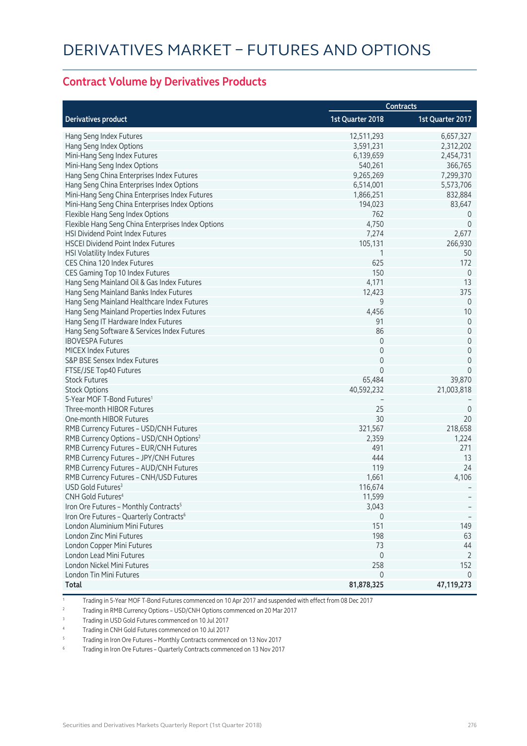# DERIVATIVES MARKET – FUTURES AND OPTIONS

## Contract Volume by Derivatives Products

| Derivatives product | Contracts | |
|---|---|---|
| | 1st Quarter 2018 | 1st Quarter 2017 |
| Hang Seng Index Futures | 12,511,293 | 6,657,327 |
| Hang Seng Index Options | 3,591,231 | 2,312,202 |
| Mini-Hang Seng Index Futures | 6,139,659 | 2,454,731 |
| Mini-Hang Seng Index Options | 540,261 | 366,765 |
| Hang Seng China Enterprises Index Futures | 9,265,269 | 7,299,370 |
| Hang Seng China Enterprises Index Options | 6,514,001 | 5,573,706 |
| Mini-Hang Seng China Enterprises Index Futures | 1,866,251 | 832,884 |
| Mini-Hang Seng China Enterprises Index Options | 194,023 | 83,647 |
| Flexible Hang Seng Index Options | 762 | 0 |
| Flexible Hang Seng China Enterprises Index Options | 4,750 | 0 |
| HSI Dividend Point Index Futures | 7,274 | 2,677 |
| HSCEI Dividend Point Index Futures | 105,131 | 266,930 |
| HSI Volatility Index Futures | 1 | 50 |
| CES China 120 Index Futures | 625 | 172 |
| CES Gaming Top 10 Index Futures | 150 | 0 |
| Hang Seng Mainland Oil & Gas Index Futures | 4,171 | 13 |
| Hang Seng Mainland Banks Index Futures | 12,423 | 375 |
| Hang Seng Mainland Healthcare Index Futures | 9 | 0 |
| Hang Seng Mainland Properties Index Futures | 4,456 | 10 |
| Hang Seng IT Hardware Index Futures | 91 | 0 |
| Hang Seng Software & Services Index Futures | 86 | 0 |
| IBOVESPA Futures | 0 | 0 |
| MICEX Index Futures | 0 | 0 |
| S&P BSE Sensex Index Futures | 0 | 0 |
| FTSE/JSE Top40 Futures | 0 | 0 |
| Stock Futures | 65,484 | 39,870 |
| Stock Options | 40,592,232 | 21,003,818 |
| 5-Year MOF T-Bond Futures[1] | – | – |
| Three-month HIBOR Futures | 25 | 0 |
| One-month HIBOR Futures | 30 | 20 |
| RMB Currency Futures – USD/CNH Futures | 321,567 | 218,658 |
| RMB Currency Options – USD/CNH Options[2] | 2,359 | 1,224 |
| RMB Currency Futures – EUR/CNH Futures | 491 | 271 |
| RMB Currency Futures – JPY/CNH Futures | 444 | 13 |
| RMB Currency Futures – AUD/CNH Futures | 119 | 24 |
| RMB Currency Futures – CNH/USD Futures | 1,661 | 4,106 |
| USD Gold Futures[3] | 116,674 | – |
| CNH Gold Futures[4] | 11,599 | – |
| Iron Ore Futures – Monthly Contracts[5] | 3,043 | – |
| Iron Ore Futures – Quarterly Contracts[6] | 0 | – |
| London Aluminium Mini Futures | 151 | 149 |
| London Zinc Mini Futures | 198 | 63 |
| London Copper Mini Futures | 73 | 44 |
| London Lead Mini Futures | 0 | 2 |
| London Nickel Mini Futures | 258 | 152 |
| London Tin Mini Futures | 0 | 0 |
| **Total** | **81,878,325** | **47,119,273** |

1 Trading in 5-Year MOF T-Bond Futures commenced on 10 Apr 2017 and suspended with effect from 08 Dec 2017

2 Trading in RMB Currency Options – USD/CNH Options commenced on 20 Mar 2017

3 Trading in USD Gold Futures commenced on 10 Jul 2017

4 Trading in CNH Gold Futures commenced on 10 Jul 2017

5 Trading in Iron Ore Futures – Monthly Contracts commenced on 13 Nov 2017

6 Trading in Iron Ore Futures – Quarterly Contracts commenced on 13 Nov 2017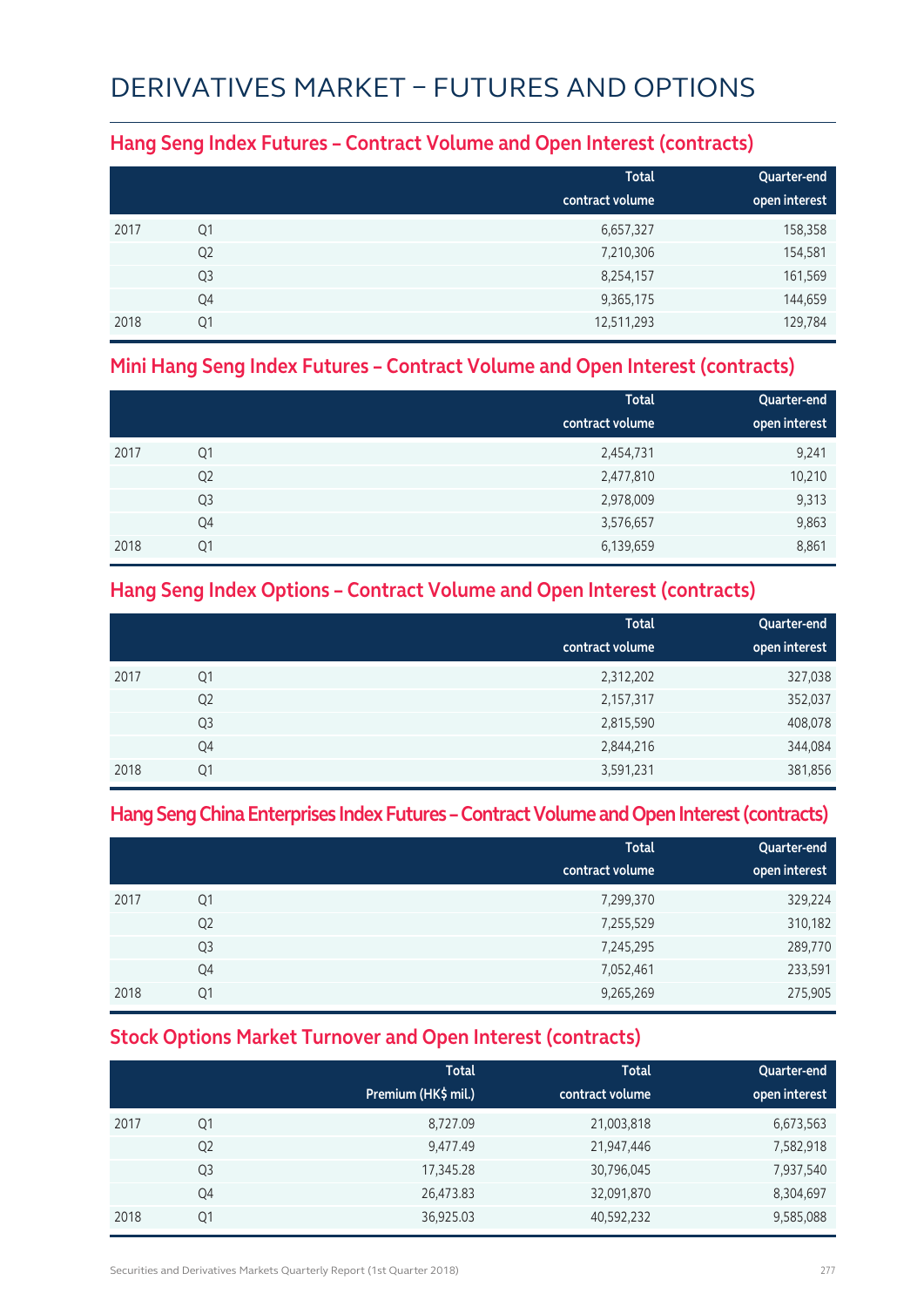# DERIVATIVES MARKET – FUTURES AND OPTIONS

## Hang Seng Index Futures – Contract Volume and Open Interest (contracts)

| | | Total contract volume | Quarter-end open interest |
|---|---|---|---|
| 2017 | Q1 | 6,657,327 | 158,358 |
| | Q2 | 7,210,306 | 154,581 |
| | Q3 | 8,254,157 | 161,569 |
| | Q4 | 9,365,175 | 144,659 |
| 2018 | Q1 | 12,511,293 | 129,784 |

## Mini Hang Seng Index Futures – Contract Volume and Open Interest (contracts)

| | | Total contract volume | Quarter-end open interest |
|---|---|---|---|
| 2017 | Q1 | 2,454,731 | 9,241 |
| | Q2 | 2,477,810 | 10,210 |
| | Q3 | 2,978,009 | 9,313 |
| | Q4 | 3,576,657 | 9,863 |
| 2018 | Q1 | 6,139,659 | 8,861 |

## Hang Seng Index Options – Contract Volume and Open Interest (contracts)

| | | Total contract volume | Quarter-end open interest |
|---|---|---|---|
| 2017 | Q1 | 2,312,202 | 327,038 |
| | Q2 | 2,157,317 | 352,037 |
| | Q3 | 2,815,590 | 408,078 |
| | Q4 | 2,844,216 | 344,084 |
| 2018 | Q1 | 3,591,231 | 381,856 |

## Hang Seng China Enterprises Index Futures – Contract Volume and Open Interest (contracts)

| | | Total contract volume | Quarter-end open interest |
|---|---|---|---|
| 2017 | Q1 | 7,299,370 | 329,224 |
| | Q2 | 7,255,529 | 310,182 |
| | Q3 | 7,245,295 | 289,770 |
| | Q4 | 7,052,461 | 233,591 |
| 2018 | Q1 | 9,265,269 | 275,905 |

## Stock Options Market Turnover and Open Interest (contracts)

| | | Total Premium (HK$ mil.) | Total contract volume | Quarter-end open interest |
|---|---|---|---|---|
| 2017 | Q1 | 8,727.09 | 21,003,818 | 6,673,563 |
| | Q2 | 9,477.49 | 21,947,446 | 7,582,918 |
| | Q3 | 17,345.28 | 30,796,045 | 7,937,540 |
| | Q4 | 26,473.83 | 32,091,870 | 8,304,697 |
| 2018 | Q1 | 36,925.03 | 40,592,232 | 9,585,088 |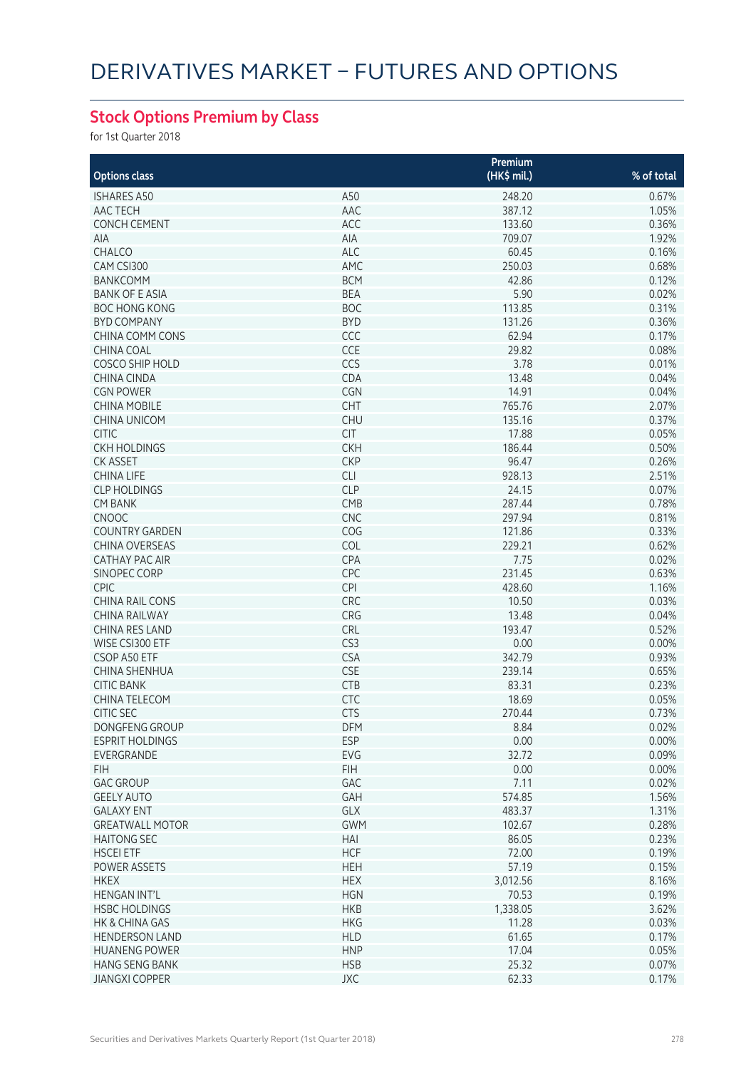# DERIVATIVES MARKET – FUTURES AND OPTIONS

## Stock Options Premium by Class

for 1st Quarter 2018

| Options class | | Premium (HK$ mil.) | % of total |
|---|---|---|---|
| ISHARES A50 | A50 | 248.20 | 0.67% |
| AAC TECH | AAC | 387.12 | 1.05% |
| CONCH CEMENT | ACC | 133.60 | 0.36% |
| AIA | AIA | 709.07 | 1.92% |
| CHALCO | ALC | 60.45 | 0.16% |
| CAM CSI300 | AMC | 250.03 | 0.68% |
| BANKCOMM | BCM | 42.86 | 0.12% |
| BANK OF E ASIA | BEA | 5.90 | 0.02% |
| BOC HONG KONG | BOC | 113.85 | 0.31% |
| BYD COMPANY | BYD | 131.26 | 0.36% |
| CHINA COMM CONS | CCC | 62.94 | 0.17% |
| CHINA COAL | CCE | 29.82 | 0.08% |
| COSCO SHIP HOLD | CCS | 3.78 | 0.01% |
| CHINA CINDA | CDA | 13.48 | 0.04% |
| CGN POWER | CGN | 14.91 | 0.04% |
| CHINA MOBILE | CHT | 765.76 | 2.07% |
| CHINA UNICOM | CHU | 135.16 | 0.37% |
| CITIC | CIT | 17.88 | 0.05% |
| CKH HOLDINGS | CKH | 186.44 | 0.50% |
| CK ASSET | CKP | 96.47 | 0.26% |
| CHINA LIFE | CLI | 928.13 | 2.51% |
| CLP HOLDINGS | CLP | 24.15 | 0.07% |
| CM BANK | CMB | 287.44 | 0.78% |
| CNOOC | CNC | 297.94 | 0.81% |
| COUNTRY GARDEN | COG | 121.86 | 0.33% |
| CHINA OVERSEAS | COL | 229.21 | 0.62% |
| CATHAY PAC AIR | CPA | 7.75 | 0.02% |
| SINOPEC CORP | CPC | 231.45 | 0.63% |
| CPIC | CPI | 428.60 | 1.16% |
| CHINA RAIL CONS | CRC | 10.50 | 0.03% |
| CHINA RAILWAY | CRG | 13.48 | 0.04% |
| CHINA RES LAND | CRL | 193.47 | 0.52% |
| WISE CSI300 ETF | CS3 | 0.00 | 0.00% |
| CSOP A50 ETF | CSA | 342.79 | 0.93% |
| CHINA SHENHUA | CSE | 239.14 | 0.65% |
| CITIC BANK | CTB | 83.31 | 0.23% |
| CHINA TELECOM | CTC | 18.69 | 0.05% |
| CITIC SEC | CTS | 270.44 | 0.73% |
| DONGFENG GROUP | DFM | 8.84 | 0.02% |
| ESPRIT HOLDINGS | ESP | 0.00 | 0.00% |
| EVERGRANDE | EVG | 32.72 | 0.09% |
| FIH | FIH | 0.00 | 0.00% |
| GAC GROUP | GAC | 7.11 | 0.02% |
| GEELY AUTO | GAH | 574.85 | 1.56% |
| GALAXY ENT | GLX | 483.37 | 1.31% |
| GREATWALL MOTOR | GWM | 102.67 | 0.28% |
| HAITONG SEC | HAI | 86.05 | 0.23% |
| HSCEI ETF | HCF | 72.00 | 0.19% |
| POWER ASSETS | HEH | 57.19 | 0.15% |
| HKEX | HEX | 3,012.56 | 8.16% |
| HENGAN INT'L | HGN | 70.53 | 0.19% |
| HSBC HOLDINGS | HKB | 1,338.05 | 3.62% |
| HK & CHINA GAS | HKG | 11.28 | 0.03% |
| HENDERSON LAND | HLD | 61.65 | 0.17% |
| HUANENG POWER | HNP | 17.04 | 0.05% |
| HANG SENG BANK | HSB | 25.32 | 0.07% |
| JIANGXI COPPER | JXC | 62.33 | 0.17% |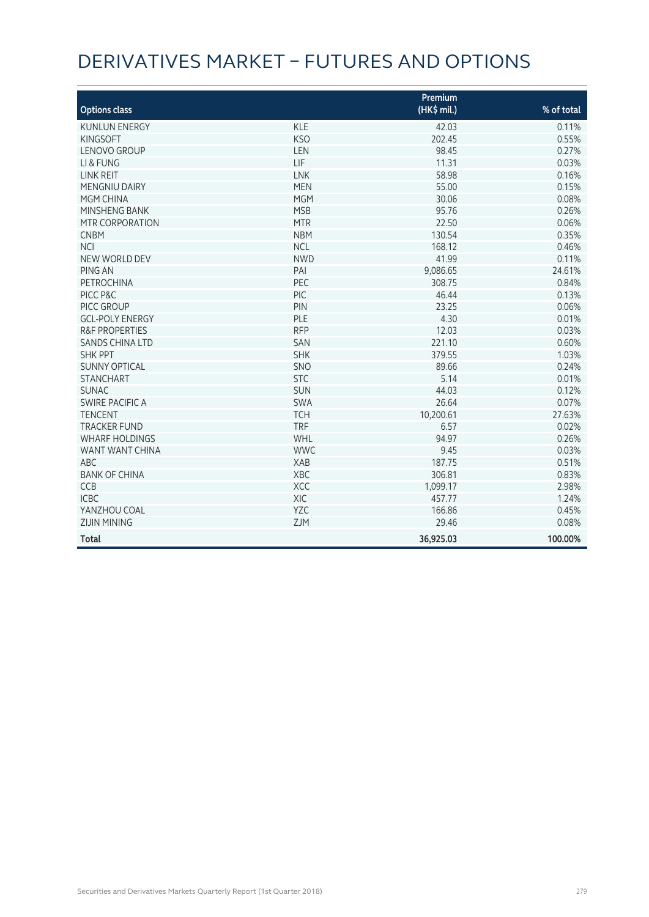# DERIVATIVES MARKET – FUTURES AND OPTIONS

| Options class | | Premium (HK$ mil.) | % of total |
|---|---|---|---|
| KUNLUN ENERGY | KLE | 42.03 | 0.11% |
| KINGSOFT | KSO | 202.45 | 0.55% |
| LENOVO GROUP | LEN | 98.45 | 0.27% |
| LI & FUNG | LIF | 11.31 | 0.03% |
| LINK REIT | LNK | 58.98 | 0.16% |
| MENGNIU DAIRY | MEN | 55.00 | 0.15% |
| MGM CHINA | MGM | 30.06 | 0.08% |
| MINSHENG BANK | MSB | 95.76 | 0.26% |
| MTR CORPORATION | MTR | 22.50 | 0.06% |
| CNBM | NBM | 130.54 | 0.35% |
| NCI | NCL | 168.12 | 0.46% |
| NEW WORLD DEV | NWD | 41.99 | 0.11% |
| PING AN | PAI | 9,086.65 | 24.61% |
| PETROCHINA | PEC | 308.75 | 0.84% |
| PICC P&C | PIC | 46.44 | 0.13% |
| PICC GROUP | PIN | 23.25 | 0.06% |
| GCL-POLY ENERGY | PLE | 4.30 | 0.01% |
| R&F PROPERTIES | RFP | 12.03 | 0.03% |
| SANDS CHINA LTD | SAN | 221.10 | 0.60% |
| SHK PPT | SHK | 379.55 | 1.03% |
| SUNNY OPTICAL | SNO | 89.66 | 0.24% |
| STANCHART | STC | 5.14 | 0.01% |
| SUNAC | SUN | 44.03 | 0.12% |
| SWIRE PACIFIC A | SWA | 26.64 | 0.07% |
| TENCENT | TCH | 10,200.61 | 27.63% |
| TRACKER FUND | TRF | 6.57 | 0.02% |
| WHARF HOLDINGS | WHL | 94.97 | 0.26% |
| WANT WANT CHINA | WWC | 9.45 | 0.03% |
| ABC | XAB | 187.75 | 0.51% |
| BANK OF CHINA | XBC | 306.81 | 0.83% |
| CCB | XCC | 1,099.17 | 2.98% |
| ICBC | XIC | 457.77 | 1.24% |
| YANZHOU COAL | YZC | 166.86 | 0.45% |
| ZIJIN MINING | ZJM | 29.46 | 0.08% |
| **Total** | | **36,925.03** | **100.00%** |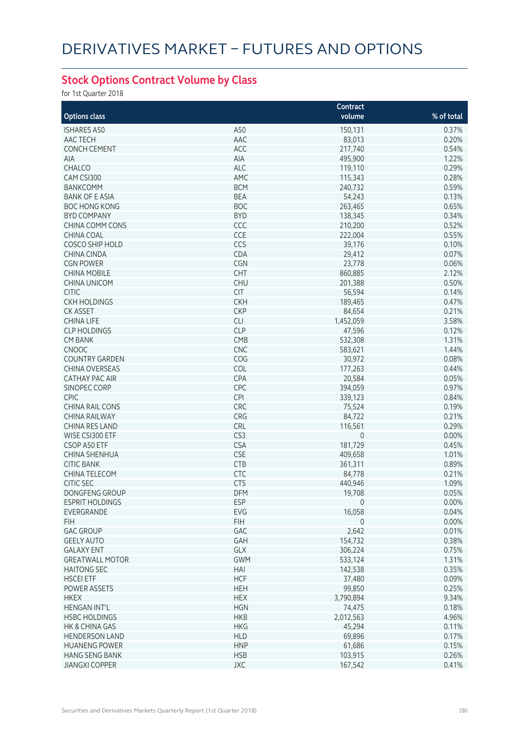# DERIVATIVES MARKET – FUTURES AND OPTIONS

## Stock Options Contract Volume by Class

for 1st Quarter 2018

| Options class | | Contract volume | % of total |
|---|---|---|---|
| ISHARES A50 | A50 | 150,131 | 0.37% |
| AAC TECH | AAC | 83,013 | 0.20% |
| CONCH CEMENT | ACC | 217,740 | 0.54% |
| AIA | AIA | 495,900 | 1.22% |
| CHALCO | ALC | 119,110 | 0.29% |
| CAM CSI300 | AMC | 115,343 | 0.28% |
| BANKCOMM | BCM | 240,732 | 0.59% |
| BANK OF E ASIA | BEA | 54,243 | 0.13% |
| BOC HONG KONG | BOC | 263,465 | 0.65% |
| BYD COMPANY | BYD | 138,345 | 0.34% |
| CHINA COMM CONS | CCC | 210,200 | 0.52% |
| CHINA COAL | CCE | 222,004 | 0.55% |
| COSCO SHIP HOLD | CCS | 39,176 | 0.10% |
| CHINA CINDA | CDA | 29,412 | 0.07% |
| CGN POWER | CGN | 23,778 | 0.06% |
| CHINA MOBILE | CHT | 860,885 | 2.12% |
| CHINA UNICOM | CHU | 201,388 | 0.50% |
| CITIC | CIT | 56,594 | 0.14% |
| CKH HOLDINGS | CKH | 189,465 | 0.47% |
| CK ASSET | CKP | 84,654 | 0.21% |
| CHINA LIFE | CLI | 1,452,059 | 3.58% |
| CLP HOLDINGS | CLP | 47,596 | 0.12% |
| CM BANK | CMB | 532,308 | 1.31% |
| CNOOC | CNC | 583,621 | 1.44% |
| COUNTRY GARDEN | COG | 30,972 | 0.08% |
| CHINA OVERSEAS | COL | 177,263 | 0.44% |
| CATHAY PAC AIR | CPA | 20,584 | 0.05% |
| SINOPEC CORP | CPC | 394,059 | 0.97% |
| CPIC | CPI | 339,123 | 0.84% |
| CHINA RAIL CONS | CRC | 75,524 | 0.19% |
| CHINA RAILWAY | CRG | 84,722 | 0.21% |
| CHINA RES LAND | CRL | 116,561 | 0.29% |
| WISE CSI300 ETF | CS3 | 0 | 0.00% |
| CSOP A50 ETF | CSA | 181,729 | 0.45% |
| CHINA SHENHUA | CSE | 409,658 | 1.01% |
| CITIC BANK | CTB | 361,311 | 0.89% |
| CHINA TELECOM | CTC | 84,778 | 0.21% |
| CITIC SEC | CTS | 440,946 | 1.09% |
| DONGFENG GROUP | DFM | 19,708 | 0.05% |
| ESPRIT HOLDINGS | ESP | 0 | 0.00% |
| EVERGRANDE | EVG | 16,058 | 0.04% |
| FIH | FIH | 0 | 0.00% |
| GAC GROUP | GAC | 2,642 | 0.01% |
| GEELY AUTO | GAH | 154,732 | 0.38% |
| GALAXY ENT | GLX | 306,224 | 0.75% |
| GREATWALL MOTOR | GWM | 533,124 | 1.31% |
| HAITONG SEC | HAI | 142,538 | 0.35% |
| HSCEI ETF | HCF | 37,480 | 0.09% |
| POWER ASSETS | HEH | 99,850 | 0.25% |
| HKEX | HEX | 3,790,894 | 9.34% |
| HENGAN INT'L | HGN | 74,475 | 0.18% |
| HSBC HOLDINGS | HKB | 2,012,563 | 4.96% |
| HK & CHINA GAS | HKG | 45,294 | 0.11% |
| HENDERSON LAND | HLD | 69,896 | 0.17% |
| HUANENG POWER | HNP | 61,686 | 0.15% |
| HANG SENG BANK | HSB | 103,915 | 0.26% |
| JIANGXI COPPER | JXC | 167,542 | 0.41% |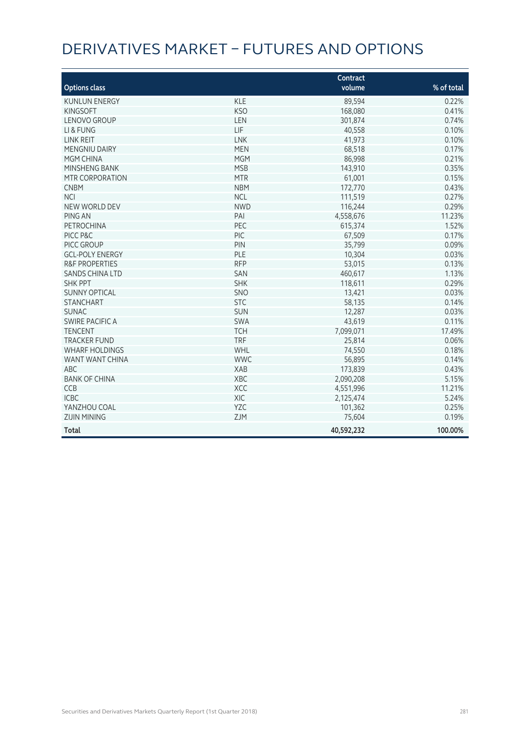# DERIVATIVES MARKET – FUTURES AND OPTIONS

| Options class | | Contract volume | % of total |
|---|---|---|---|
| KUNLUN ENERGY | KLE | 89,594 | 0.22% |
| KINGSOFT | KSO | 168,080 | 0.41% |
| LENOVO GROUP | LEN | 301,874 | 0.74% |
| LI & FUNG | LIF | 40,558 | 0.10% |
| LINK REIT | LNK | 41,973 | 0.10% |
| MENGNIU DAIRY | MEN | 68,518 | 0.17% |
| MGM CHINA | MGM | 86,998 | 0.21% |
| MINSHENG BANK | MSB | 143,910 | 0.35% |
| MTR CORPORATION | MTR | 61,001 | 0.15% |
| CNBM | NBM | 172,770 | 0.43% |
| NCI | NCL | 111,519 | 0.27% |
| NEW WORLD DEV | NWD | 116,244 | 0.29% |
| PING AN | PAI | 4,558,676 | 11.23% |
| PETROCHINA | PEC | 615,374 | 1.52% |
| PICC P&C | PIC | 67,509 | 0.17% |
| PICC GROUP | PIN | 35,799 | 0.09% |
| GCL-POLY ENERGY | PLE | 10,304 | 0.03% |
| R&F PROPERTIES | RFP | 53,015 | 0.13% |
| SANDS CHINA LTD | SAN | 460,617 | 1.13% |
| SHK PPT | SHK | 118,611 | 0.29% |
| SUNNY OPTICAL | SNO | 13,421 | 0.03% |
| STANCHART | STC | 58,135 | 0.14% |
| SUNAC | SUN | 12,287 | 0.03% |
| SWIRE PACIFIC A | SWA | 43,619 | 0.11% |
| TENCENT | TCH | 7,099,071 | 17.49% |
| TRACKER FUND | TRF | 25,814 | 0.06% |
| WHARF HOLDINGS | WHL | 74,550 | 0.18% |
| WANT WANT CHINA | WWC | 56,895 | 0.14% |
| ABC | XAB | 173,839 | 0.43% |
| BANK OF CHINA | XBC | 2,090,208 | 5.15% |
| CCB | XCC | 4,551,996 | 11.21% |
| ICBC | XIC | 2,125,474 | 5.24% |
| YANZHOU COAL | YZC | 101,362 | 0.25% |
| ZIJIN MINING | ZJM | 75,604 | 0.19% |
| **Total** | | **40,592,232** | **100.00%** |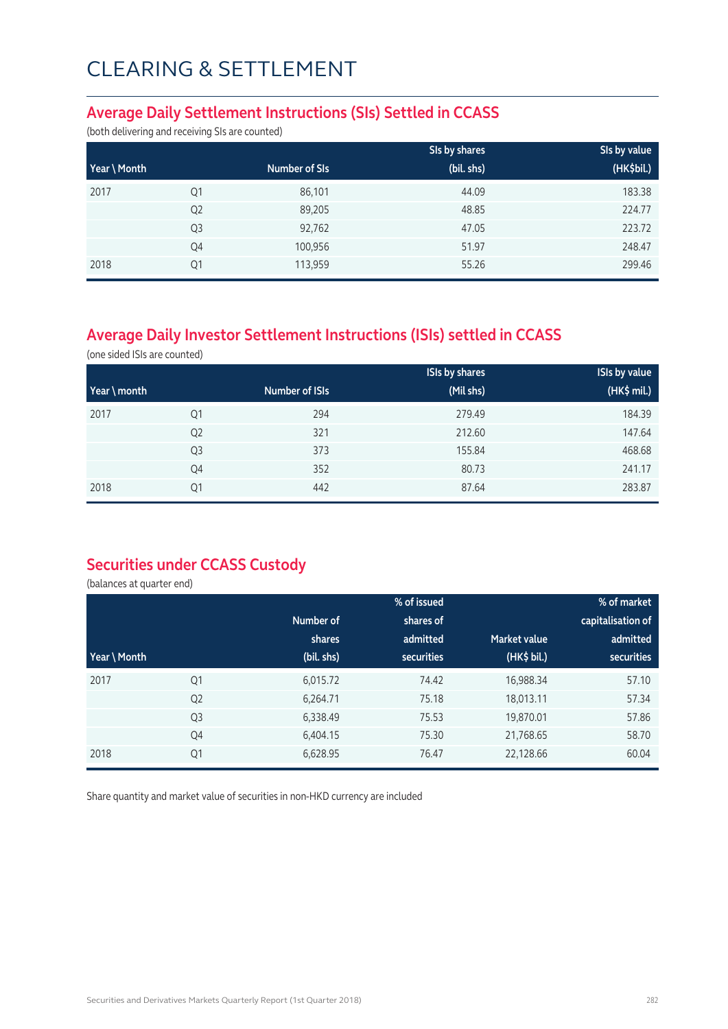# CLEARING & SETTLEMENT

## Average Daily Settlement Instructions (SIs) Settled in CCASS

(both delivering and receiving SIs are counted)

| Year \ Month | | Number of SIs | SIs by shares (bil. shs) | SIs by value (HK$bil.) |
|---|---|---|---|---|
| 2017 | Q1 | 86,101 | 44.09 | 183.38 |
| | Q2 | 89,205 | 48.85 | 224.77 |
| | Q3 | 92,762 | 47.05 | 223.72 |
| | Q4 | 100,956 | 51.97 | 248.47 |
| 2018 | Q1 | 113,959 | 55.26 | 299.46 |

## Average Daily Investor Settlement Instructions (ISIs) settled in CCASS

(one sided ISIs are counted)

| Year \ month | | Number of ISIs | ISIs by shares (Mil shs) | ISIs by value (HK$ mil.) |
|---|---|---|---|---|
| 2017 | Q1 | 294 | 279.49 | 184.39 |
| | Q2 | 321 | 212.60 | 147.64 |
| | Q3 | 373 | 155.84 | 468.68 |
| | Q4 | 352 | 80.73 | 241.17 |
| 2018 | Q1 | 442 | 87.64 | 283.87 |

## Securities under CCASS Custody

(balances at quarter end)

| Year \ Month | | Number of shares (bil. shs) | % of issued shares of admitted securities | Market value (HK$ bil.) | % of market capitalisation of admitted securities |
|---|---|---|---|---|---|
| 2017 | Q1 | 6,015.72 | 74.42 | 16,988.34 | 57.10 |
| | Q2 | 6,264.71 | 75.18 | 18,013.11 | 57.34 |
| | Q3 | 6,338.49 | 75.53 | 19,870.01 | 57.86 |
| | Q4 | 6,404.15 | 75.30 | 21,768.65 | 58.70 |
| 2018 | Q1 | 6,628.95 | 76.47 | 22,128.66 | 60.04 |

Share quantity and market value of securities in non-HKD currency are included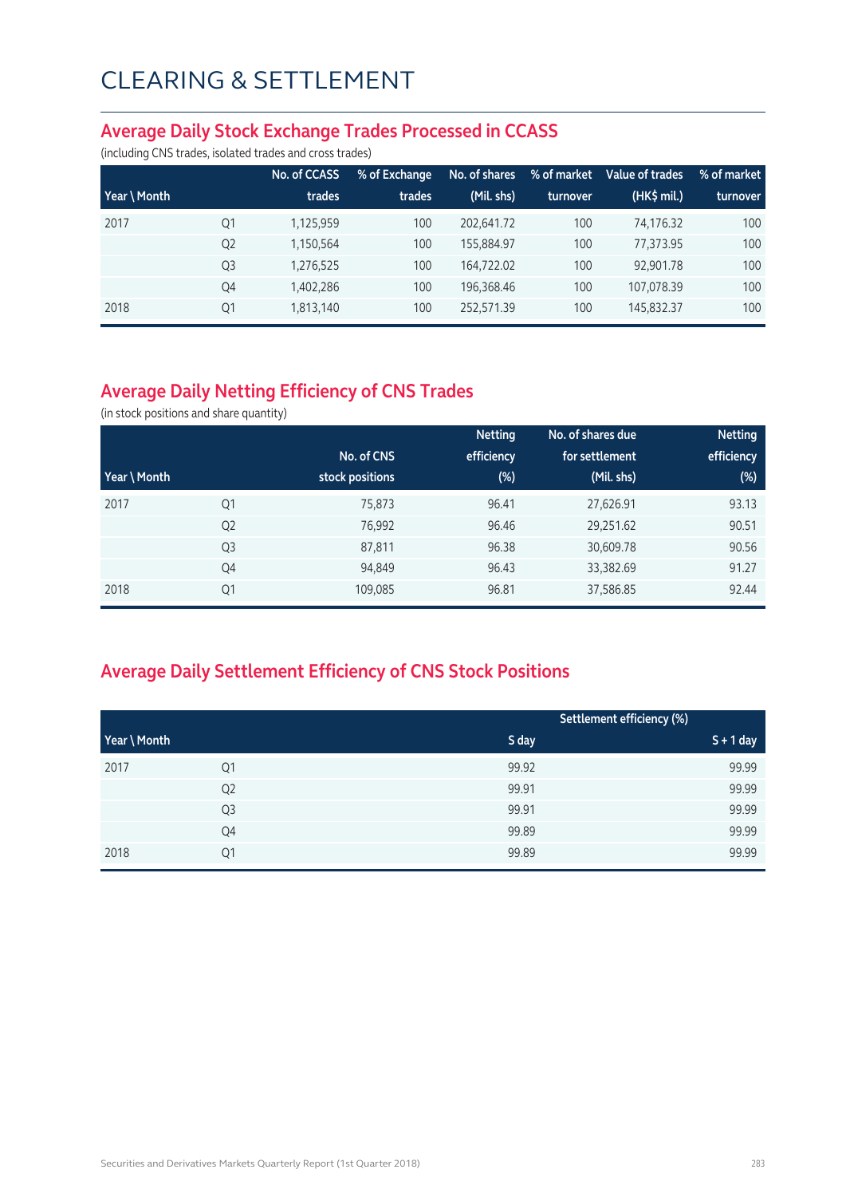# CLEARING & SETTLEMENT

## Average Daily Stock Exchange Trades Processed in CCASS

(including CNS trades, isolated trades and cross trades)

| Year \ Month | | No. of CCASS trades | % of Exchange trades | No. of shares (Mil. shs) | % of market turnover | Value of trades (HK$ mil.) | % of market turnover |
|---|---|---|---|---|---|---|---|
| 2017 | Q1 | 1,125,959 | 100 | 202,641.72 | 100 | 74,176.32 | 100 |
| | Q2 | 1,150,564 | 100 | 155,884.97 | 100 | 77,373.95 | 100 |
| | Q3 | 1,276,525 | 100 | 164,722.02 | 100 | 92,901.78 | 100 |
| | Q4 | 1,402,286 | 100 | 196,368.46 | 100 | 107,078.39 | 100 |
| 2018 | Q1 | 1,813,140 | 100 | 252,571.39 | 100 | 145,832.37 | 100 |

## Average Daily Netting Efficiency of CNS Trades

(in stock positions and share quantity)

| Year \ Month | | No. of CNS stock positions | Netting efficiency (%) | No. of shares due for settlement (Mil. shs) | Netting efficiency (%) |
|---|---|---|---|---|---|
| 2017 | Q1 | 75,873 | 96.41 | 27,626.91 | 93.13 |
| | Q2 | 76,992 | 96.46 | 29,251.62 | 90.51 |
| | Q3 | 87,811 | 96.38 | 30,609.78 | 90.56 |
| | Q4 | 94,849 | 96.43 | 33,382.69 | 91.27 |
| 2018 | Q1 | 109,085 | 96.81 | 37,586.85 | 92.44 |

## Average Daily Settlement Efficiency of CNS Stock Positions

| Year \ Month | | Settlement efficiency (%) | |
|---|---|---|---|
| | | S day | S + 1 day |
| 2017 | Q1 | 99.92 | 99.99 |
| | Q2 | 99.91 | 99.99 |
| | Q3 | 99.91 | 99.99 |
| | Q4 | 99.89 | 99.99 |
| 2018 | Q1 | 99.89 | 99.99 |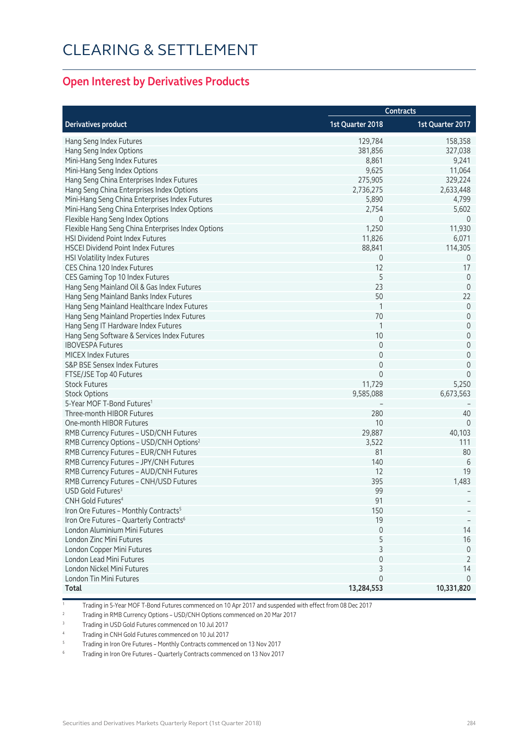# CLEARING & SETTLEMENT

## Open Interest by Derivatives Products

| | Contracts | |
|---|---|---|
| **Derivatives product** | **1st Quarter 2018** | **1st Quarter 2017** |
| Hang Seng Index Futures | 129,784 | 158,358 |
| Hang Seng Index Options | 381,856 | 327,038 |
| Mini-Hang Seng Index Futures | 8,861 | 9,241 |
| Mini-Hang Seng Index Options | 9,625 | 11,064 |
| Hang Seng China Enterprises Index Futures | 275,905 | 329,224 |
| Hang Seng China Enterprises Index Options | 2,736,275 | 2,633,448 |
| Mini-Hang Seng China Enterprises Index Futures | 5,890 | 4,799 |
| Mini-Hang Seng China Enterprises Index Options | 2,754 | 5,602 |
| Flexible Hang Seng Index Options | 0 | 0 |
| Flexible Hang Seng China Enterprises Index Options | 1,250 | 11,930 |
| HSI Dividend Point Index Futures | 11,826 | 6,071 |
| HSCEI Dividend Point Index Futures | 88,841 | 114,305 |
| HSI Volatility Index Futures | 0 | 0 |
| CES China 120 Index Futures | 12 | 17 |
| CES Gaming Top 10 Index Futures | 5 | 0 |
| Hang Seng Mainland Oil & Gas Index Futures | 23 | 0 |
| Hang Seng Mainland Banks Index Futures | 50 | 22 |
| Hang Seng Mainland Healthcare Index Futures | 1 | 0 |
| Hang Seng Mainland Properties Index Futures | 70 | 0 |
| Hang Seng IT Hardware Index Futures | 1 | 0 |
| Hang Seng Software & Services Index Futures | 10 | 0 |
| IBOVESPA Futures | 0 | 0 |
| MICEX Index Futures | 0 | 0 |
| S&P BSE Sensex Index Futures | 0 | 0 |
| FTSE/JSE Top 40 Futures | 0 | 0 |
| Stock Futures | 11,729 | 5,250 |
| Stock Options | 9,585,088 | 6,673,563 |
| 5-Year MOF T-Bond Futures[1] | – | – |
| Three-month HIBOR Futures | 280 | 40 |
| One-month HIBOR Futures | 10 | 0 |
| RMB Currency Futures – USD/CNH Futures | 29,887 | 40,103 |
| RMB Currency Options – USD/CNH Options[2] | 3,522 | 111 |
| RMB Currency Futures – EUR/CNH Futures | 81 | 80 |
| RMB Currency Futures – JPY/CNH Futures | 140 | 6 |
| RMB Currency Futures – AUD/CNH Futures | 12 | 19 |
| RMB Currency Futures – CNH/USD Futures | 395 | 1,483 |
| USD Gold Futures[3] | 99 | – |
| CNH Gold Futures[4] | 91 | – |
| Iron Ore Futures – Monthly Contracts[5] | 150 | – |
| Iron Ore Futures – Quarterly Contracts[6] | 19 | – |
| London Aluminium Mini Futures | 0 | 14 |
| London Zinc Mini Futures | 5 | 16 |
| London Copper Mini Futures | 3 | 0 |
| London Lead Mini Futures | 0 | 2 |
| London Nickel Mini Futures | 3 | 14 |
| London Tin Mini Futures | 0 | 0 |
| **Total** | **13,284,553** | **10,331,820** |

1. Trading in 5-Year MOF T-Bond Futures commenced on 10 Apr 2017 and suspended with effect from 08 Dec 2017
2. Trading in RMB Currency Options – USD/CNH Options commenced on 20 Mar 2017
3. Trading in USD Gold Futures commenced on 10 Jul 2017
4. Trading in CNH Gold Futures commenced on 10 Jul 2017
5. Trading in Iron Ore Futures – Monthly Contracts commenced on 13 Nov 2017
6. Trading in Iron Ore Futures – Quarterly Contracts commenced on 13 Nov 2017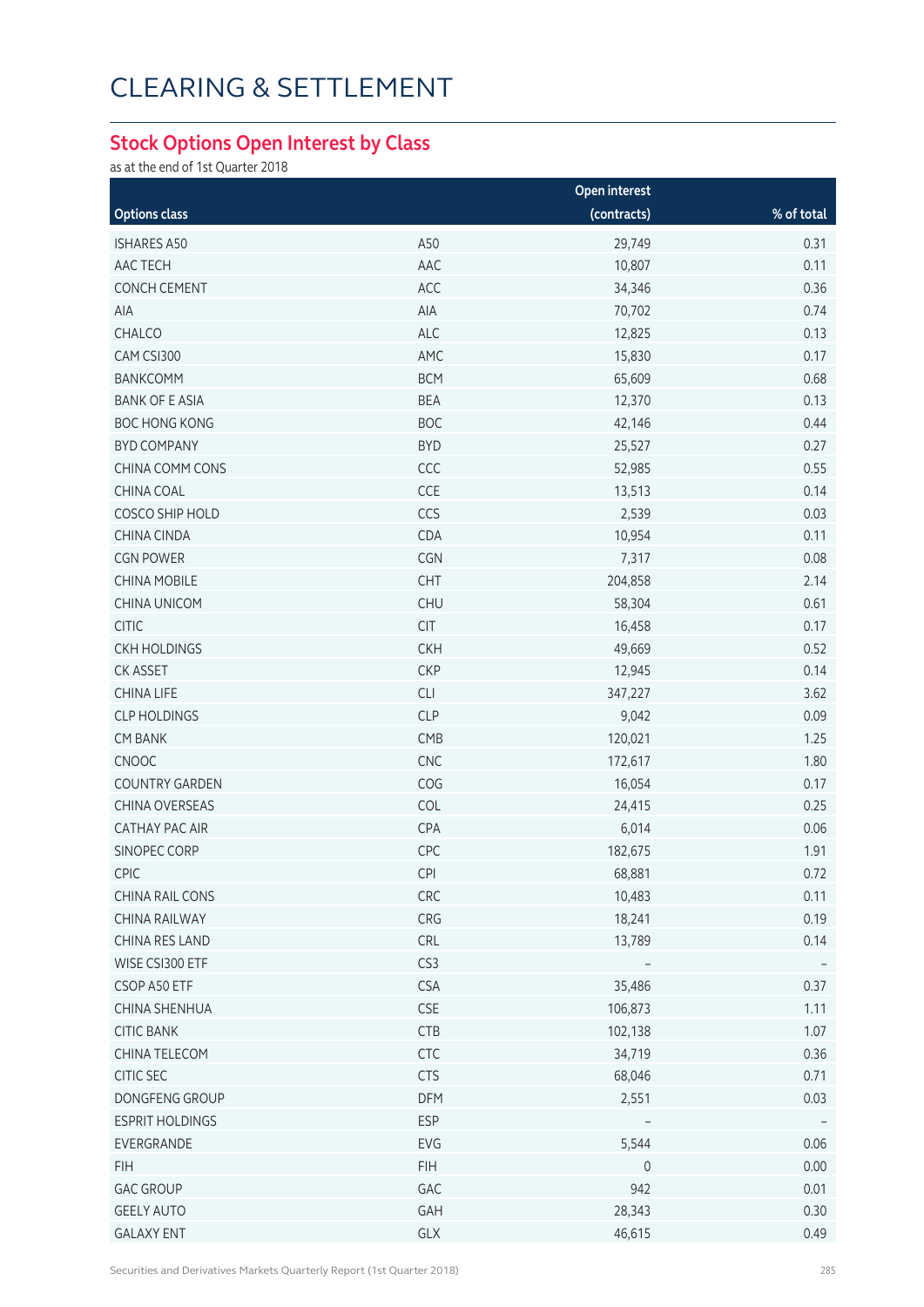# CLEARING & SETTLEMENT

## Stock Options Open Interest by Class

as at the end of 1st Quarter 2018

| Options class | | Open interest (contracts) | % of total |
|---|---|---|---|
| ISHARES A50 | A50 | 29,749 | 0.31 |
| AAC TECH | AAC | 10,807 | 0.11 |
| CONCH CEMENT | ACC | 34,346 | 0.36 |
| AIA | AIA | 70,702 | 0.74 |
| CHALCO | ALC | 12,825 | 0.13 |
| CAM CSI300 | AMC | 15,830 | 0.17 |
| BANKCOMM | BCM | 65,609 | 0.68 |
| BANK OF E ASIA | BEA | 12,370 | 0.13 |
| BOC HONG KONG | BOC | 42,146 | 0.44 |
| BYD COMPANY | BYD | 25,527 | 0.27 |
| CHINA COMM CONS | CCC | 52,985 | 0.55 |
| CHINA COAL | CCE | 13,513 | 0.14 |
| COSCO SHIP HOLD | CCS | 2,539 | 0.03 |
| CHINA CINDA | CDA | 10,954 | 0.11 |
| CGN POWER | CGN | 7,317 | 0.08 |
| CHINA MOBILE | CHT | 204,858 | 2.14 |
| CHINA UNICOM | CHU | 58,304 | 0.61 |
| CITIC | CIT | 16,458 | 0.17 |
| CKH HOLDINGS | CKH | 49,669 | 0.52 |
| CK ASSET | CKP | 12,945 | 0.14 |
| CHINA LIFE | CLI | 347,227 | 3.62 |
| CLP HOLDINGS | CLP | 9,042 | 0.09 |
| CM BANK | CMB | 120,021 | 1.25 |
| CNOOC | CNC | 172,617 | 1.80 |
| COUNTRY GARDEN | COG | 16,054 | 0.17 |
| CHINA OVERSEAS | COL | 24,415 | 0.25 |
| CATHAY PAC AIR | CPA | 6,014 | 0.06 |
| SINOPEC CORP | CPC | 182,675 | 1.91 |
| CPIC | CPI | 68,881 | 0.72 |
| CHINA RAIL CONS | CRC | 10,483 | 0.11 |
| CHINA RAILWAY | CRG | 18,241 | 0.19 |
| CHINA RES LAND | CRL | 13,789 | 0.14 |
| WISE CSI300 ETF | CS3 | – | – |
| CSOP A50 ETF | CSA | 35,486 | 0.37 |
| CHINA SHENHUA | CSE | 106,873 | 1.11 |
| CITIC BANK | CTB | 102,138 | 1.07 |
| CHINA TELECOM | CTC | 34,719 | 0.36 |
| CITIC SEC | CTS | 68,046 | 0.71 |
| DONGFENG GROUP | DFM | 2,551 | 0.03 |
| ESPRIT HOLDINGS | ESP | – | – |
| EVERGRANDE | EVG | 5,544 | 0.06 |
| FIH | FIH | 0 | 0.00 |
| GAC GROUP | GAC | 942 | 0.01 |
| GEELY AUTO | GAH | 28,343 | 0.30 |
| GALAXY ENT | GLX | 46,615 | 0.49 |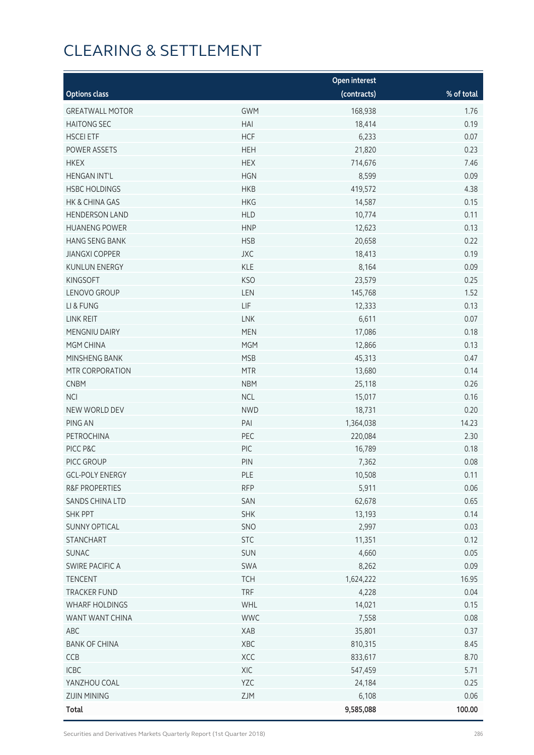# CLEARING & SETTLEMENT

| Options class | | Open interest (contracts) | % of total |
|---|---|---|---|
| GREATWALL MOTOR | GWM | 168,938 | 1.76 |
| HAITONG SEC | HAI | 18,414 | 0.19 |
| HSCEI ETF | HCF | 6,233 | 0.07 |
| POWER ASSETS | HEH | 21,820 | 0.23 |
| HKEX | HEX | 714,676 | 7.46 |
| HENGAN INT'L | HGN | 8,599 | 0.09 |
| HSBC HOLDINGS | HKB | 419,572 | 4.38 |
| HK & CHINA GAS | HKG | 14,587 | 0.15 |
| HENDERSON LAND | HLD | 10,774 | 0.11 |
| HUANENG POWER | HNP | 12,623 | 0.13 |
| HANG SENG BANK | HSB | 20,658 | 0.22 |
| JIANGXI COPPER | JXC | 18,413 | 0.19 |
| KUNLUN ENERGY | KLE | 8,164 | 0.09 |
| KINGSOFT | KSO | 23,579 | 0.25 |
| LENOVO GROUP | LEN | 145,768 | 1.52 |
| LI & FUNG | LIF | 12,333 | 0.13 |
| LINK REIT | LNK | 6,611 | 0.07 |
| MENGNIU DAIRY | MEN | 17,086 | 0.18 |
| MGM CHINA | MGM | 12,866 | 0.13 |
| MINSHENG BANK | MSB | 45,313 | 0.47 |
| MTR CORPORATION | MTR | 13,680 | 0.14 |
| CNBM | NBM | 25,118 | 0.26 |
| NCI | NCL | 15,017 | 0.16 |
| NEW WORLD DEV | NWD | 18,731 | 0.20 |
| PING AN | PAI | 1,364,038 | 14.23 |
| PETROCHINA | PEC | 220,084 | 2.30 |
| PICC P&C | PIC | 16,789 | 0.18 |
| PICC GROUP | PIN | 7,362 | 0.08 |
| GCL-POLY ENERGY | PLE | 10,508 | 0.11 |
| R&F PROPERTIES | RFP | 5,911 | 0.06 |
| SANDS CHINA LTD | SAN | 62,678 | 0.65 |
| SHK PPT | SHK | 13,193 | 0.14 |
| SUNNY OPTICAL | SNO | 2,997 | 0.03 |
| STANCHART | STC | 11,351 | 0.12 |
| SUNAC | SUN | 4,660 | 0.05 |
| SWIRE PACIFIC A | SWA | 8,262 | 0.09 |
| TENCENT | TCH | 1,624,222 | 16.95 |
| TRACKER FUND | TRF | 4,228 | 0.04 |
| WHARF HOLDINGS | WHL | 14,021 | 0.15 |
| WANT WANT CHINA | WWC | 7,558 | 0.08 |
| ABC | XAB | 35,801 | 0.37 |
| BANK OF CHINA | XBC | 810,315 | 8.45 |
| CCB | XCC | 833,617 | 8.70 |
| ICBC | XIC | 547,459 | 5.71 |
| YANZHOU COAL | YZC | 24,184 | 0.25 |
| ZIJIN MINING | ZJM | 6,108 | 0.06 |
| **Total** | | **9,585,088** | **100.00** |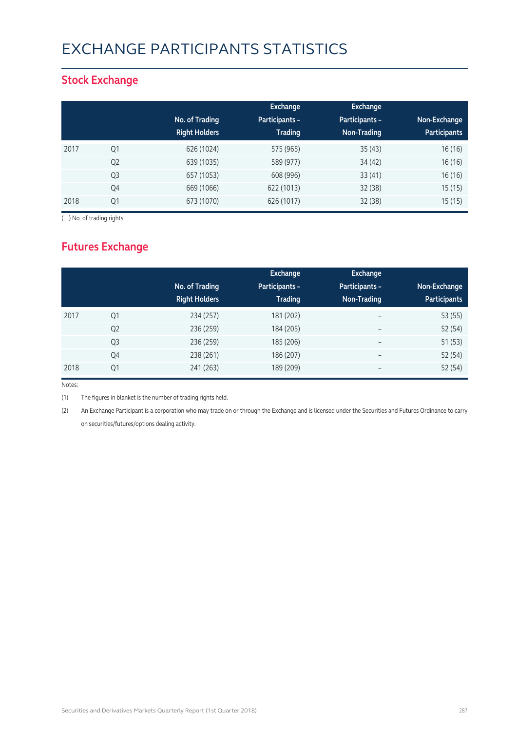# EXCHANGE PARTICIPANTS STATISTICS

## Stock Exchange

| | | No. of Trading Right Holders | Exchange Participants – Trading | Exchange Participants – Non-Trading | Non-Exchange Participants |
|---|---|---|---|---|---|
| 2017 | Q1 | 626 (1024) | 575 (965) | 35 (43) | 16 (16) |
| | Q2 | 639 (1035) | 589 (977) | 34 (42) | 16 (16) |
| | Q3 | 657 (1053) | 608 (996) | 33 (41) | 16 (16) |
| | Q4 | 669 (1066) | 622 (1013) | 32 (38) | 15 (15) |
| 2018 | Q1 | 673 (1070) | 626 (1017) | 32 (38) | 15 (15) |

( ) No. of trading rights

## Futures Exchange

| | | No. of Trading Right Holders | Exchange Participants – Trading | Exchange Participants – Non-Trading | Non-Exchange Participants |
|---|---|---|---|---|---|
| 2017 | Q1 | 234 (257) | 181 (202) | – | 53 (55) |
| | Q2 | 236 (259) | 184 (205) | – | 52 (54) |
| | Q3 | 236 (259) | 185 (206) | – | 51 (53) |
| | Q4 | 238 (261) | 186 (207) | – | 52 (54) |
| 2018 | Q1 | 241 (263) | 189 (209) | – | 52 (54) |

Notes:

(1) The figures in blanket is the number of trading rights held.

(2) An Exchange Participant is a corporation who may trade on or through the Exchange and is licensed under the Securities and Futures Ordinance to carry on securities/futures/options dealing activity.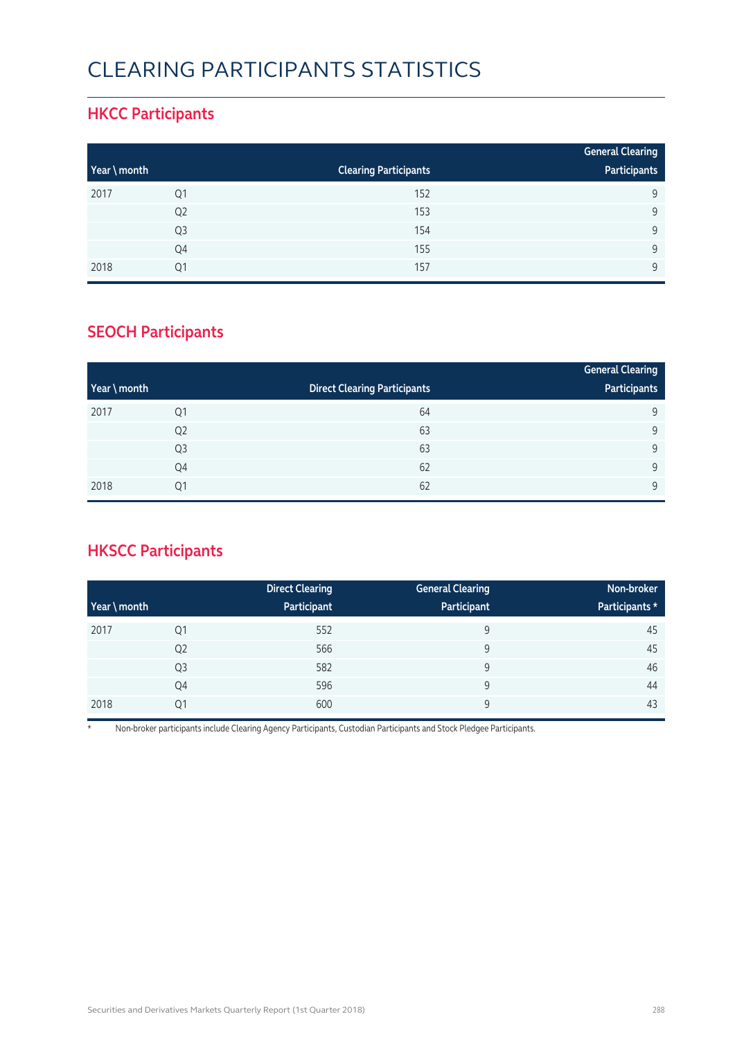# CLEARING PARTICIPANTS STATISTICS

## HKCC Participants

| Year \ month | | Clearing Participants | General Clearing Participants |
|---|---|---|---|
| 2017 | Q1 | 152 | 9 |
| | Q2 | 153 | 9 |
| | Q3 | 154 | 9 |
| | Q4 | 155 | 9 |
| 2018 | Q1 | 157 | 9 |

## SEOCH Participants

| Year \ month | | Direct Clearing Participants | General Clearing Participants |
|---|---|---|---|
| 2017 | Q1 | 64 | 9 |
| | Q2 | 63 | 9 |
| | Q3 | 63 | 9 |
| | Q4 | 62 | 9 |
| 2018 | Q1 | 62 | 9 |

## HKSCC Participants

| Year \ month | | Direct Clearing Participant | General Clearing Participant | Non-broker Participants * |
|---|---|---|---|---|
| 2017 | Q1 | 552 | 9 | 45 |
| | Q2 | 566 | 9 | 45 |
| | Q3 | 582 | 9 | 46 |
| | Q4 | 596 | 9 | 44 |
| 2018 | Q1 | 600 | 9 | 43 |

* Non-broker participants include Clearing Agency Participants, Custodian Participants and Stock Pledgee Participants.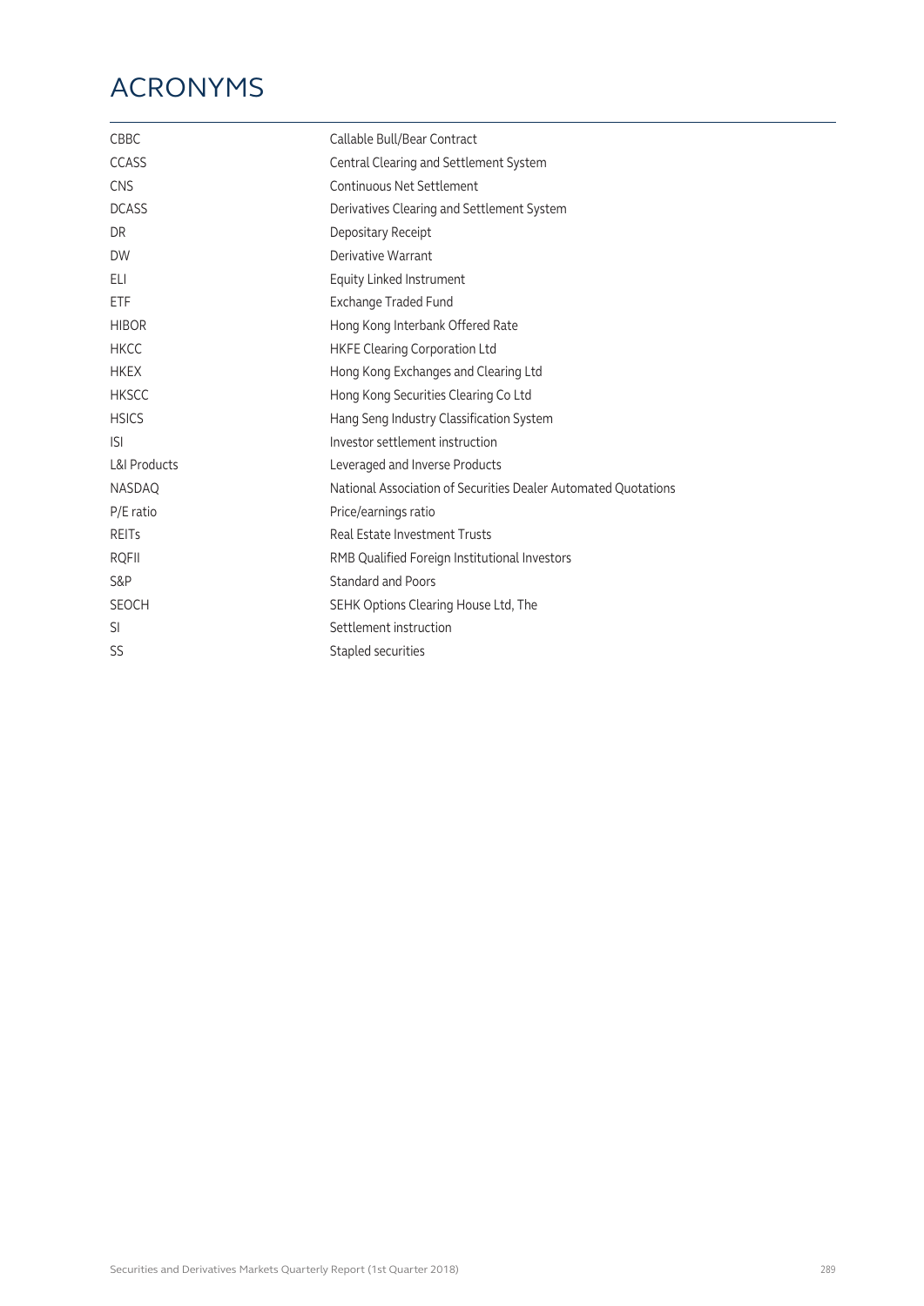# ACRONYMS

| | |
|---|---|
| CBBC | Callable Bull/Bear Contract |
| CCASS | Central Clearing and Settlement System |
| CNS | Continuous Net Settlement |
| DCASS | Derivatives Clearing and Settlement System |
| DR | Depositary Receipt |
| DW | Derivative Warrant |
| ELI | Equity Linked Instrument |
| ETF | Exchange Traded Fund |
| HIBOR | Hong Kong Interbank Offered Rate |
| HKCC | HKFE Clearing Corporation Ltd |
| HKEX | Hong Kong Exchanges and Clearing Ltd |
| HKSCC | Hong Kong Securities Clearing Co Ltd |
| HSICS | Hang Seng Industry Classification System |
| ISI | Investor settlement instruction |
| L&I Products | Leveraged and Inverse Products |
| NASDAQ | National Association of Securities Dealer Automated Quotations |
| P/E ratio | Price/earnings ratio |
| REITs | Real Estate Investment Trusts |
| RQFII | RMB Qualified Foreign Institutional Investors |
| S&P | Standard and Poors |
| SEOCH | SEHK Options Clearing House Ltd, The |
| SI | Settlement instruction |
| SS | Stapled securities |